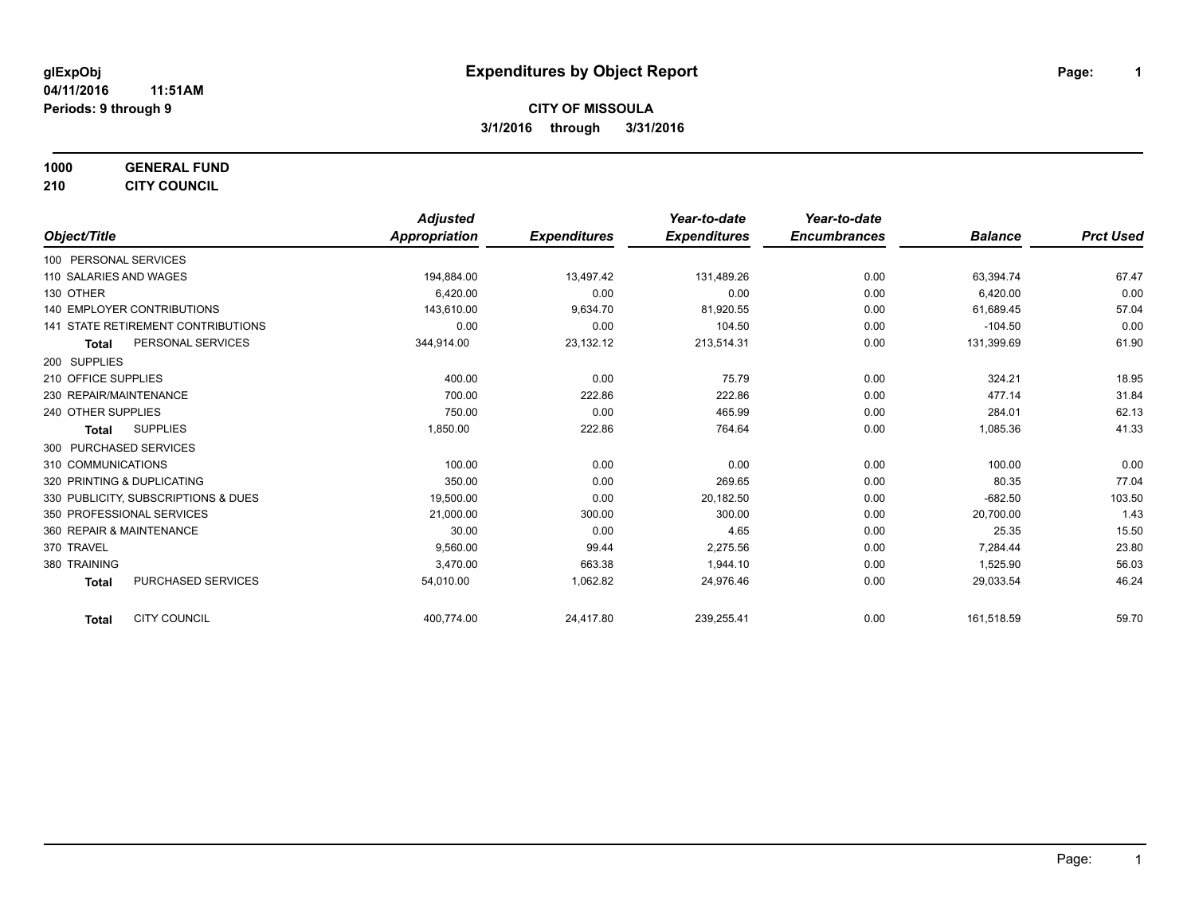glExpObj
04/11/2016 11:51AM
Periods: 9 through 9

# Expenditures by Object Report

**CITY OF MISSOULA**

**3/1/2016 through 3/31/2016**

**1000 GENERAL FUND**

**210 CITY COUNCIL**

| Object/Title | Adjusted Appropriation | Expenditures | Year-to-date Expenditures | Year-to-date Encumbrances | Balance | Prct Used |
|---|---|---|---|---|---|---|
| 100 PERSONAL SERVICES | | | | | | |
| 110 SALARIES AND WAGES | 194,884.00 | 13,497.42 | 131,489.26 | 0.00 | 63,394.74 | 67.47 |
| 130 OTHER | 6,420.00 | 0.00 | 0.00 | 0.00 | 6,420.00 | 0.00 |
| 140 EMPLOYER CONTRIBUTIONS | 143,610.00 | 9,634.70 | 81,920.55 | 0.00 | 61,689.45 | 57.04 |
| 141 STATE RETIREMENT CONTRIBUTIONS | 0.00 | 0.00 | 104.50 | 0.00 | -104.50 | 0.00 |
| **Total** PERSONAL SERVICES | 344,914.00 | 23,132.12 | 213,514.31 | 0.00 | 131,399.69 | 61.90 |
| 200 SUPPLIES | | | | | | |
| 210 OFFICE SUPPLIES | 400.00 | 0.00 | 75.79 | 0.00 | 324.21 | 18.95 |
| 230 REPAIR/MAINTENANCE | 700.00 | 222.86 | 222.86 | 0.00 | 477.14 | 31.84 |
| 240 OTHER SUPPLIES | 750.00 | 0.00 | 465.99 | 0.00 | 284.01 | 62.13 |
| **Total** SUPPLIES | 1,850.00 | 222.86 | 764.64 | 0.00 | 1,085.36 | 41.33 |
| 300 PURCHASED SERVICES | | | | | | |
| 310 COMMUNICATIONS | 100.00 | 0.00 | 0.00 | 0.00 | 100.00 | 0.00 |
| 320 PRINTING & DUPLICATING | 350.00 | 0.00 | 269.65 | 0.00 | 80.35 | 77.04 |
| 330 PUBLICITY, SUBSCRIPTIONS & DUES | 19,500.00 | 0.00 | 20,182.50 | 0.00 | -682.50 | 103.50 |
| 350 PROFESSIONAL SERVICES | 21,000.00 | 300.00 | 300.00 | 0.00 | 20,700.00 | 1.43 |
| 360 REPAIR & MAINTENANCE | 30.00 | 0.00 | 4.65 | 0.00 | 25.35 | 15.50 |
| 370 TRAVEL | 9,560.00 | 99.44 | 2,275.56 | 0.00 | 7,284.44 | 23.80 |
| 380 TRAINING | 3,470.00 | 663.38 | 1,944.10 | 0.00 | 1,525.90 | 56.03 |
| **Total** PURCHASED SERVICES | 54,010.00 | 1,062.82 | 24,976.46 | 0.00 | 29,033.54 | 46.24 |
| **Total** CITY COUNCIL | 400,774.00 | 24,417.80 | 239,255.41 | 0.00 | 161,518.59 | 59.70 |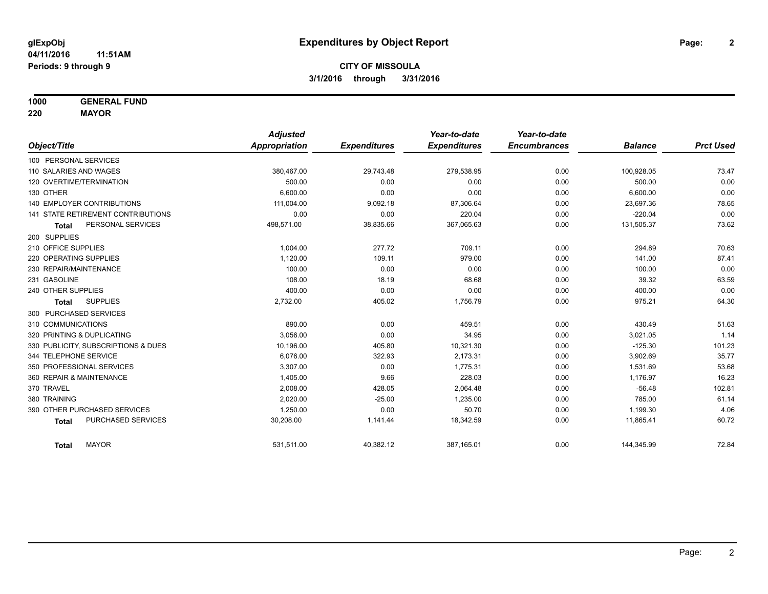**glExpObj**
**04/11/2016 11:51AM**
**Periods: 9 through 9**

# Expenditures by Object Report

**CITY OF MISSOULA**
**3/1/2016 through 3/31/2016**

**1000 GENERAL FUND**
**220 MAYOR**

| Object/Title | Adjusted Appropriation | Expenditures | Year-to-date Expenditures | Year-to-date Encumbrances | Balance | Prct Used |
|---|---|---|---|---|---|---|
| 100 PERSONAL SERVICES | | | | | | |
| 110 SALARIES AND WAGES | 380,467.00 | 29,743.48 | 279,538.95 | 0.00 | 100,928.05 | 73.47 |
| 120 OVERTIME/TERMINATION | 500.00 | 0.00 | 0.00 | 0.00 | 500.00 | 0.00 |
| 130 OTHER | 6,600.00 | 0.00 | 0.00 | 0.00 | 6,600.00 | 0.00 |
| 140 EMPLOYER CONTRIBUTIONS | 111,004.00 | 9,092.18 | 87,306.64 | 0.00 | 23,697.36 | 78.65 |
| 141 STATE RETIREMENT CONTRIBUTIONS | 0.00 | 0.00 | 220.04 | 0.00 | -220.04 | 0.00 |
| **Total** PERSONAL SERVICES | 498,571.00 | 38,835.66 | 367,065.63 | 0.00 | 131,505.37 | 73.62 |
| 200 SUPPLIES | | | | | | |
| 210 OFFICE SUPPLIES | 1,004.00 | 277.72 | 709.11 | 0.00 | 294.89 | 70.63 |
| 220 OPERATING SUPPLIES | 1,120.00 | 109.11 | 979.00 | 0.00 | 141.00 | 87.41 |
| 230 REPAIR/MAINTENANCE | 100.00 | 0.00 | 0.00 | 0.00 | 100.00 | 0.00 |
| 231 GASOLINE | 108.00 | 18.19 | 68.68 | 0.00 | 39.32 | 63.59 |
| 240 OTHER SUPPLIES | 400.00 | 0.00 | 0.00 | 0.00 | 400.00 | 0.00 |
| **Total** SUPPLIES | 2,732.00 | 405.02 | 1,756.79 | 0.00 | 975.21 | 64.30 |
| 300 PURCHASED SERVICES | | | | | | |
| 310 COMMUNICATIONS | 890.00 | 0.00 | 459.51 | 0.00 | 430.49 | 51.63 |
| 320 PRINTING & DUPLICATING | 3,056.00 | 0.00 | 34.95 | 0.00 | 3,021.05 | 1.14 |
| 330 PUBLICITY, SUBSCRIPTIONS & DUES | 10,196.00 | 405.80 | 10,321.30 | 0.00 | -125.30 | 101.23 |
| 344 TELEPHONE SERVICE | 6,076.00 | 322.93 | 2,173.31 | 0.00 | 3,902.69 | 35.77 |
| 350 PROFESSIONAL SERVICES | 3,307.00 | 0.00 | 1,775.31 | 0.00 | 1,531.69 | 53.68 |
| 360 REPAIR & MAINTENANCE | 1,405.00 | 9.66 | 228.03 | 0.00 | 1,176.97 | 16.23 |
| 370 TRAVEL | 2,008.00 | 428.05 | 2,064.48 | 0.00 | -56.48 | 102.81 |
| 380 TRAINING | 2,020.00 | -25.00 | 1,235.00 | 0.00 | 785.00 | 61.14 |
| 390 OTHER PURCHASED SERVICES | 1,250.00 | 0.00 | 50.70 | 0.00 | 1,199.30 | 4.06 |
| **Total** PURCHASED SERVICES | 30,208.00 | 1,141.44 | 18,342.59 | 0.00 | 11,865.41 | 60.72 |
| **Total** MAYOR | 531,511.00 | 40,382.12 | 387,165.01 | 0.00 | 144,345.99 | 72.84 |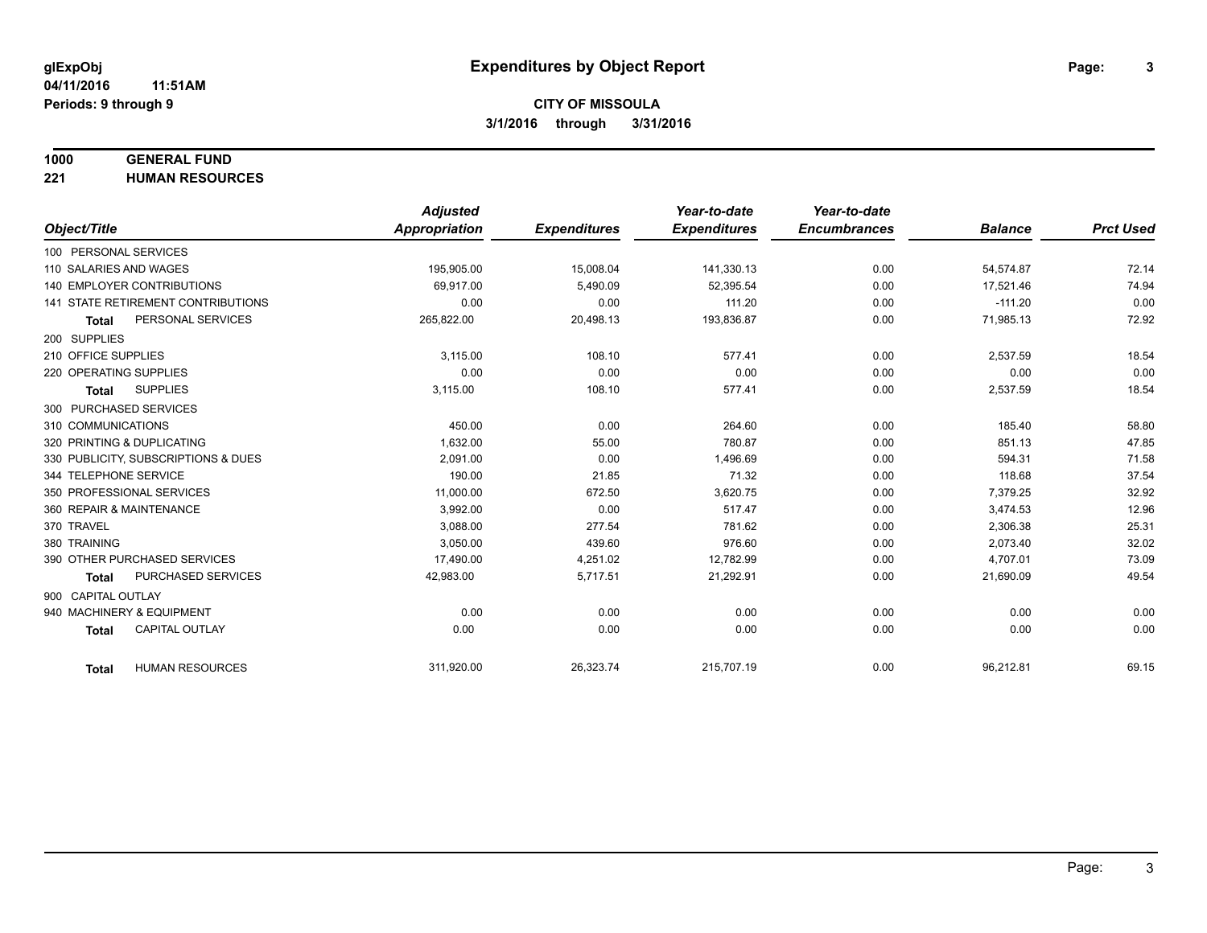**glExpObj** **Expenditures by Object Report**

**04/11/2016 11:51AM**

**Periods: 9 through 9**

**CITY OF MISSOULA**

**3/1/2016 through 3/31/2016**

**1000 GENERAL FUND**

**221 HUMAN RESOURCES**

| Object/Title | Adjusted Appropriation | Expenditures | Year-to-date Expenditures | Year-to-date Encumbrances | Balance | Prct Used |
|---|---|---|---|---|---|---|
| 100 PERSONAL SERVICES | | | | | | |
| 110 SALARIES AND WAGES | 195,905.00 | 15,008.04 | 141,330.13 | 0.00 | 54,574.87 | 72.14 |
| 140 EMPLOYER CONTRIBUTIONS | 69,917.00 | 5,490.09 | 52,395.54 | 0.00 | 17,521.46 | 74.94 |
| 141 STATE RETIREMENT CONTRIBUTIONS | 0.00 | 0.00 | 111.20 | 0.00 | -111.20 | 0.00 |
| **Total** PERSONAL SERVICES | 265,822.00 | 20,498.13 | 193,836.87 | 0.00 | 71,985.13 | 72.92 |
| 200 SUPPLIES | | | | | | |
| 210 OFFICE SUPPLIES | 3,115.00 | 108.10 | 577.41 | 0.00 | 2,537.59 | 18.54 |
| 220 OPERATING SUPPLIES | 0.00 | 0.00 | 0.00 | 0.00 | 0.00 | 0.00 |
| **Total** SUPPLIES | 3,115.00 | 108.10 | 577.41 | 0.00 | 2,537.59 | 18.54 |
| 300 PURCHASED SERVICES | | | | | | |
| 310 COMMUNICATIONS | 450.00 | 0.00 | 264.60 | 0.00 | 185.40 | 58.80 |
| 320 PRINTING & DUPLICATING | 1,632.00 | 55.00 | 780.87 | 0.00 | 851.13 | 47.85 |
| 330 PUBLICITY, SUBSCRIPTIONS & DUES | 2,091.00 | 0.00 | 1,496.69 | 0.00 | 594.31 | 71.58 |
| 344 TELEPHONE SERVICE | 190.00 | 21.85 | 71.32 | 0.00 | 118.68 | 37.54 |
| 350 PROFESSIONAL SERVICES | 11,000.00 | 672.50 | 3,620.75 | 0.00 | 7,379.25 | 32.92 |
| 360 REPAIR & MAINTENANCE | 3,992.00 | 0.00 | 517.47 | 0.00 | 3,474.53 | 12.96 |
| 370 TRAVEL | 3,088.00 | 277.54 | 781.62 | 0.00 | 2,306.38 | 25.31 |
| 380 TRAINING | 3,050.00 | 439.60 | 976.60 | 0.00 | 2,073.40 | 32.02 |
| 390 OTHER PURCHASED SERVICES | 17,490.00 | 4,251.02 | 12,782.99 | 0.00 | 4,707.01 | 73.09 |
| **Total** PURCHASED SERVICES | 42,983.00 | 5,717.51 | 21,292.91 | 0.00 | 21,690.09 | 49.54 |
| 900 CAPITAL OUTLAY | | | | | | |
| 940 MACHINERY & EQUIPMENT | 0.00 | 0.00 | 0.00 | 0.00 | 0.00 | 0.00 |
| **Total** CAPITAL OUTLAY | 0.00 | 0.00 | 0.00 | 0.00 | 0.00 | 0.00 |
| **Total** HUMAN RESOURCES | 311,920.00 | 26,323.74 | 215,707.19 | 0.00 | 96,212.81 | 69.15 |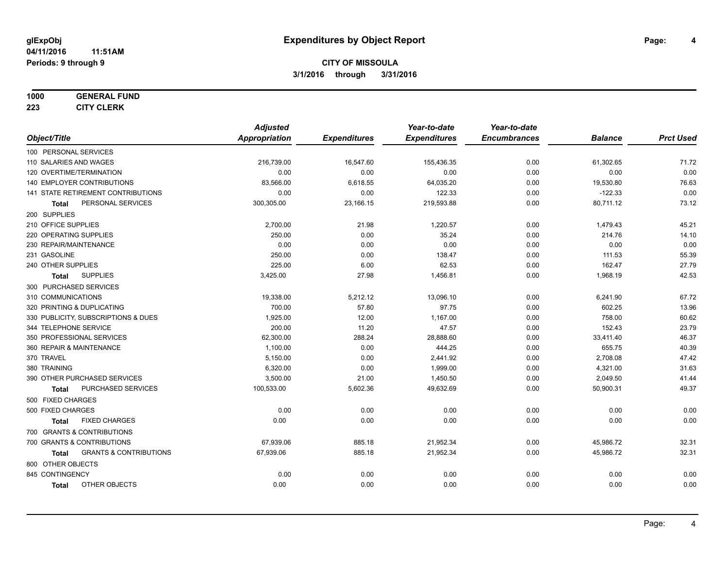# Expenditures by Object Report

glExpObj
04/11/2016 11:51AM
Periods: 9 through 9

**CITY OF MISSOULA**
**3/1/2016 through 3/31/2016**

**1000 GENERAL FUND**
**223 CITY CLERK**

| Object/Title | Adjusted Appropriation | Expenditures | Year-to-date Expenditures | Year-to-date Encumbrances | Balance | Prct Used |
|---|---|---|---|---|---|---|
| 100 PERSONAL SERVICES | | | | | | |
| 110 SALARIES AND WAGES | 216,739.00 | 16,547.60 | 155,436.35 | 0.00 | 61,302.65 | 71.72 |
| 120 OVERTIME/TERMINATION | 0.00 | 0.00 | 0.00 | 0.00 | 0.00 | 0.00 |
| 140 EMPLOYER CONTRIBUTIONS | 83,566.00 | 6,618.55 | 64,035.20 | 0.00 | 19,530.80 | 76.63 |
| 141 STATE RETIREMENT CONTRIBUTIONS | 0.00 | 0.00 | 122.33 | 0.00 | -122.33 | 0.00 |
| **Total** PERSONAL SERVICES | 300,305.00 | 23,166.15 | 219,593.88 | 0.00 | 80,711.12 | 73.12 |
| 200 SUPPLIES | | | | | | |
| 210 OFFICE SUPPLIES | 2,700.00 | 21.98 | 1,220.57 | 0.00 | 1,479.43 | 45.21 |
| 220 OPERATING SUPPLIES | 250.00 | 0.00 | 35.24 | 0.00 | 214.76 | 14.10 |
| 230 REPAIR/MAINTENANCE | 0.00 | 0.00 | 0.00 | 0.00 | 0.00 | 0.00 |
| 231 GASOLINE | 250.00 | 0.00 | 138.47 | 0.00 | 111.53 | 55.39 |
| 240 OTHER SUPPLIES | 225.00 | 6.00 | 62.53 | 0.00 | 162.47 | 27.79 |
| **Total** SUPPLIES | 3,425.00 | 27.98 | 1,456.81 | 0.00 | 1,968.19 | 42.53 |
| 300 PURCHASED SERVICES | | | | | | |
| 310 COMMUNICATIONS | 19,338.00 | 5,212.12 | 13,096.10 | 0.00 | 6,241.90 | 67.72 |
| 320 PRINTING & DUPLICATING | 700.00 | 57.80 | 97.75 | 0.00 | 602.25 | 13.96 |
| 330 PUBLICITY, SUBSCRIPTIONS & DUES | 1,925.00 | 12.00 | 1,167.00 | 0.00 | 758.00 | 60.62 |
| 344 TELEPHONE SERVICE | 200.00 | 11.20 | 47.57 | 0.00 | 152.43 | 23.79 |
| 350 PROFESSIONAL SERVICES | 62,300.00 | 288.24 | 28,888.60 | 0.00 | 33,411.40 | 46.37 |
| 360 REPAIR & MAINTENANCE | 1,100.00 | 0.00 | 444.25 | 0.00 | 655.75 | 40.39 |
| 370 TRAVEL | 5,150.00 | 0.00 | 2,441.92 | 0.00 | 2,708.08 | 47.42 |
| 380 TRAINING | 6,320.00 | 0.00 | 1,999.00 | 0.00 | 4,321.00 | 31.63 |
| 390 OTHER PURCHASED SERVICES | 3,500.00 | 21.00 | 1,450.50 | 0.00 | 2,049.50 | 41.44 |
| **Total** PURCHASED SERVICES | 100,533.00 | 5,602.36 | 49,632.69 | 0.00 | 50,900.31 | 49.37 |
| 500 FIXED CHARGES | | | | | | |
| 500 FIXED CHARGES | 0.00 | 0.00 | 0.00 | 0.00 | 0.00 | 0.00 |
| **Total** FIXED CHARGES | 0.00 | 0.00 | 0.00 | 0.00 | 0.00 | 0.00 |
| 700 GRANTS & CONTRIBUTIONS | | | | | | |
| 700 GRANTS & CONTRIBUTIONS | 67,939.06 | 885.18 | 21,952.34 | 0.00 | 45,986.72 | 32.31 |
| **Total** GRANTS & CONTRIBUTIONS | 67,939.06 | 885.18 | 21,952.34 | 0.00 | 45,986.72 | 32.31 |
| 800 OTHER OBJECTS | | | | | | |
| 845 CONTINGENCY | 0.00 | 0.00 | 0.00 | 0.00 | 0.00 | 0.00 |
| **Total** OTHER OBJECTS | 0.00 | 0.00 | 0.00 | 0.00 | 0.00 | 0.00 |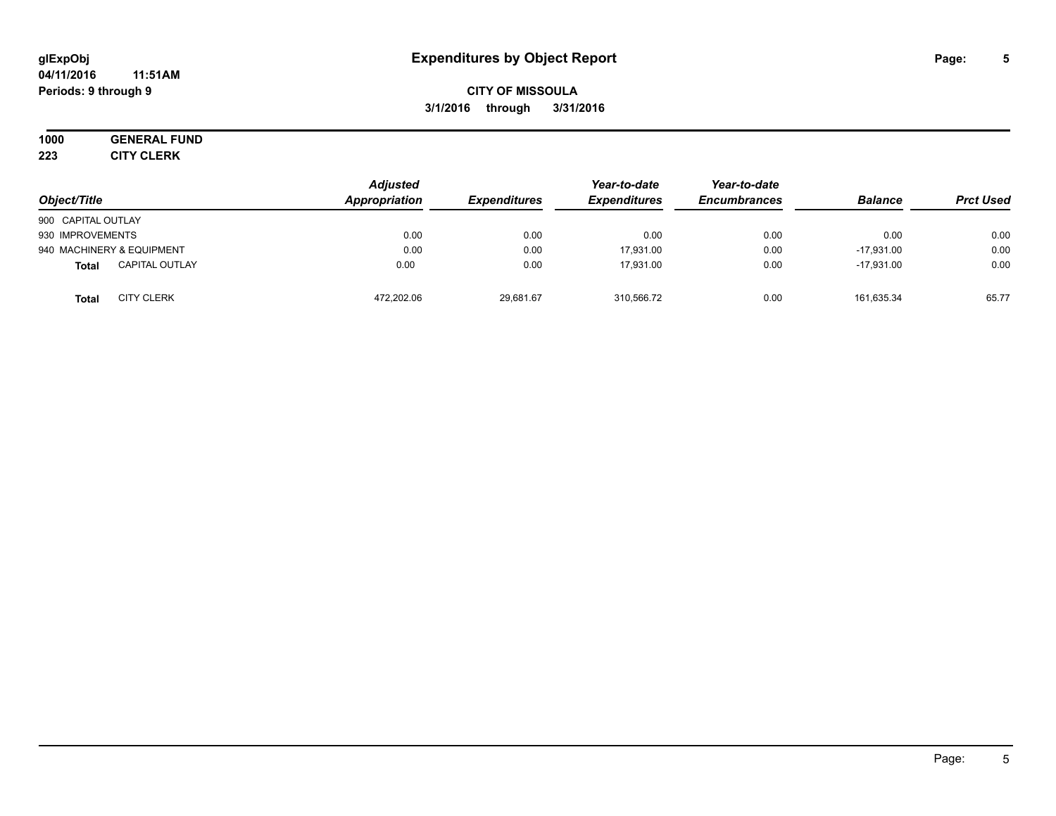# Expenditures by Object Report

glExpObj
04/11/2016 11:51AM
Periods: 9 through 9

**CITY OF MISSOULA**
**3/1/2016 through 3/31/2016**

**1000 GENERAL FUND**
**223 CITY CLERK**

| Object/Title | | *Adjusted Appropriation* | *Expenditures* | *Year-to-date Expenditures* | *Year-to-date Encumbrances* | *Balance* | *Prct Used* |
|---|---|---|---|---|---|---|---|
| 900 CAPITAL OUTLAY | | | | | | | |
| 930 IMPROVEMENTS | | 0.00 | 0.00 | 0.00 | 0.00 | 0.00 | 0.00 |
| 940 MACHINERY & EQUIPMENT | | 0.00 | 0.00 | 17,931.00 | 0.00 | -17,931.00 | 0.00 |
| **Total** | CAPITAL OUTLAY | 0.00 | 0.00 | 17,931.00 | 0.00 | -17,931.00 | 0.00 |
| **Total** | CITY CLERK | 472,202.06 | 29,681.67 | 310,566.72 | 0.00 | 161,635.34 | 65.77 |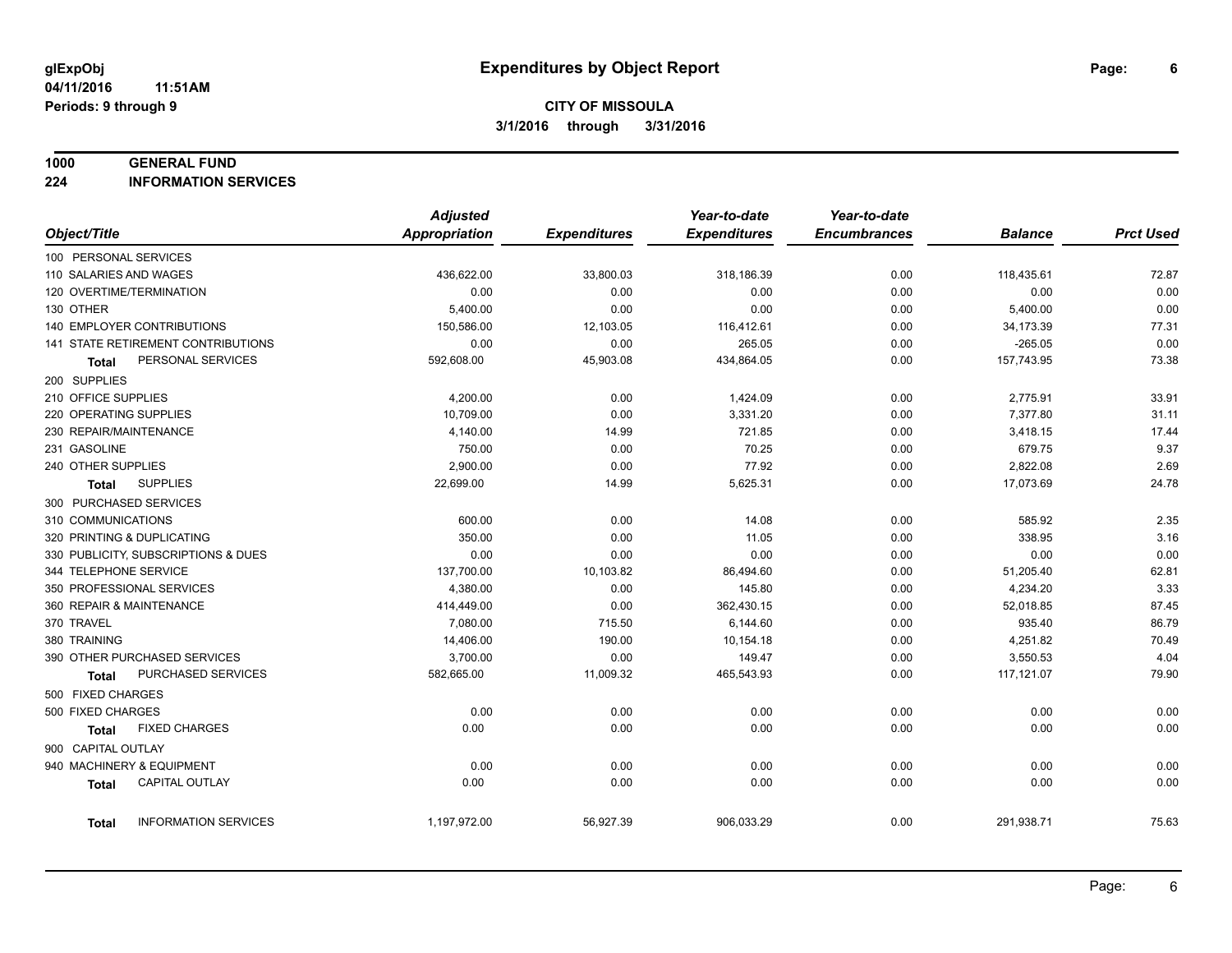# Expenditures by Object Report

glExpObj
04/11/2016 11:51AM
Periods: 9 through 9

**CITY OF MISSOULA**
**3/1/2016 through 3/31/2016**

**1000 GENERAL FUND**
**224 INFORMATION SERVICES**

| Object/Title | Adjusted Appropriation | Expenditures | Year-to-date Expenditures | Year-to-date Encumbrances | Balance | Prct Used |
|---|---|---|---|---|---|---|
| 100 PERSONAL SERVICES | | | | | | |
| 110 SALARIES AND WAGES | 436,622.00 | 33,800.03 | 318,186.39 | 0.00 | 118,435.61 | 72.87 |
| 120 OVERTIME/TERMINATION | 0.00 | 0.00 | 0.00 | 0.00 | 0.00 | 0.00 |
| 130 OTHER | 5,400.00 | 0.00 | 0.00 | 0.00 | 5,400.00 | 0.00 |
| 140 EMPLOYER CONTRIBUTIONS | 150,586.00 | 12,103.05 | 116,412.61 | 0.00 | 34,173.39 | 77.31 |
| 141 STATE RETIREMENT CONTRIBUTIONS | 0.00 | 0.00 | 265.05 | 0.00 | -265.05 | 0.00 |
| **Total** PERSONAL SERVICES | 592,608.00 | 45,903.08 | 434,864.05 | 0.00 | 157,743.95 | 73.38 |
| 200 SUPPLIES | | | | | | |
| 210 OFFICE SUPPLIES | 4,200.00 | 0.00 | 1,424.09 | 0.00 | 2,775.91 | 33.91 |
| 220 OPERATING SUPPLIES | 10,709.00 | 0.00 | 3,331.20 | 0.00 | 7,377.80 | 31.11 |
| 230 REPAIR/MAINTENANCE | 4,140.00 | 14.99 | 721.85 | 0.00 | 3,418.15 | 17.44 |
| 231 GASOLINE | 750.00 | 0.00 | 70.25 | 0.00 | 679.75 | 9.37 |
| 240 OTHER SUPPLIES | 2,900.00 | 0.00 | 77.92 | 0.00 | 2,822.08 | 2.69 |
| **Total** SUPPLIES | 22,699.00 | 14.99 | 5,625.31 | 0.00 | 17,073.69 | 24.78 |
| 300 PURCHASED SERVICES | | | | | | |
| 310 COMMUNICATIONS | 600.00 | 0.00 | 14.08 | 0.00 | 585.92 | 2.35 |
| 320 PRINTING & DUPLICATING | 350.00 | 0.00 | 11.05 | 0.00 | 338.95 | 3.16 |
| 330 PUBLICITY, SUBSCRIPTIONS & DUES | 0.00 | 0.00 | 0.00 | 0.00 | 0.00 | 0.00 |
| 344 TELEPHONE SERVICE | 137,700.00 | 10,103.82 | 86,494.60 | 0.00 | 51,205.40 | 62.81 |
| 350 PROFESSIONAL SERVICES | 4,380.00 | 0.00 | 145.80 | 0.00 | 4,234.20 | 3.33 |
| 360 REPAIR & MAINTENANCE | 414,449.00 | 0.00 | 362,430.15 | 0.00 | 52,018.85 | 87.45 |
| 370 TRAVEL | 7,080.00 | 715.50 | 6,144.60 | 0.00 | 935.40 | 86.79 |
| 380 TRAINING | 14,406.00 | 190.00 | 10,154.18 | 0.00 | 4,251.82 | 70.49 |
| 390 OTHER PURCHASED SERVICES | 3,700.00 | 0.00 | 149.47 | 0.00 | 3,550.53 | 4.04 |
| **Total** PURCHASED SERVICES | 582,665.00 | 11,009.32 | 465,543.93 | 0.00 | 117,121.07 | 79.90 |
| 500 FIXED CHARGES | | | | | | |
| 500 FIXED CHARGES | 0.00 | 0.00 | 0.00 | 0.00 | 0.00 | 0.00 |
| **Total** FIXED CHARGES | 0.00 | 0.00 | 0.00 | 0.00 | 0.00 | 0.00 |
| 900 CAPITAL OUTLAY | | | | | | |
| 940 MACHINERY & EQUIPMENT | 0.00 | 0.00 | 0.00 | 0.00 | 0.00 | 0.00 |
| **Total** CAPITAL OUTLAY | 0.00 | 0.00 | 0.00 | 0.00 | 0.00 | 0.00 |
| **Total** INFORMATION SERVICES | 1,197,972.00 | 56,927.39 | 906,033.29 | 0.00 | 291,938.71 | 75.63 |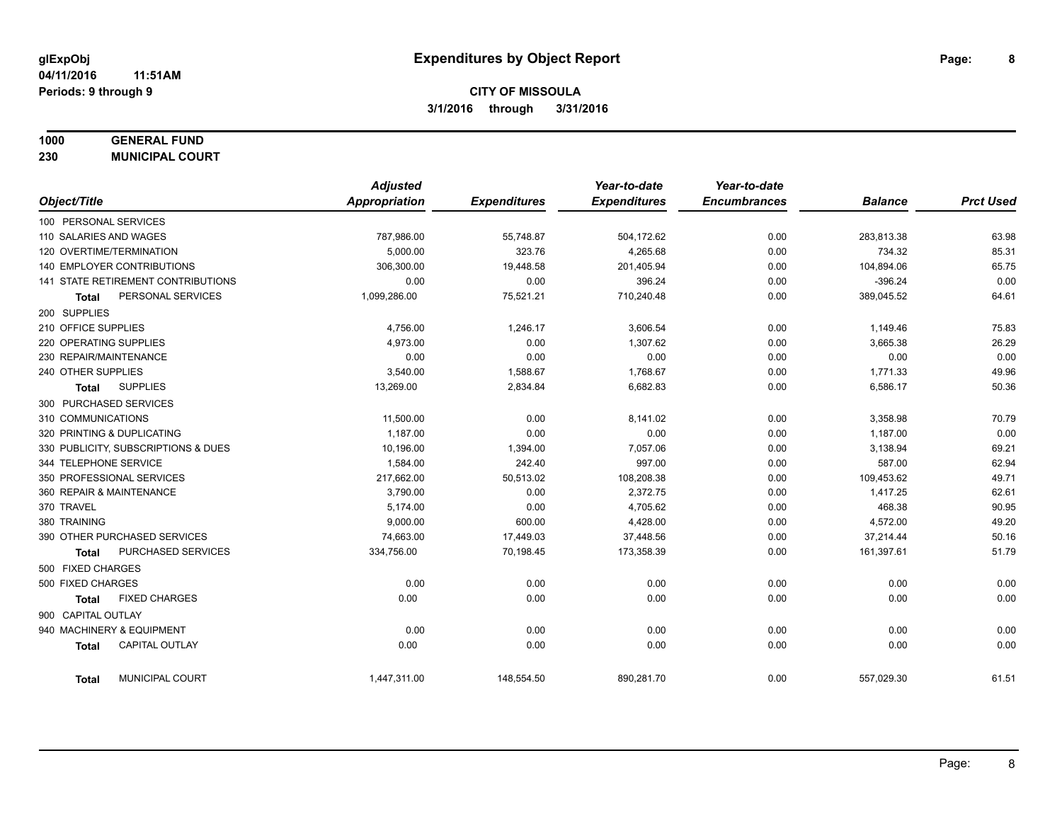**glExpObj**
**04/11/2016 11:51AM**
**Periods: 9 through 9**

# Expenditures by Object Report

**CITY OF MISSOULA**
**3/1/2016 through 3/31/2016**

**1000 GENERAL FUND**
**230 MUNICIPAL COURT**

| Object/Title | Adjusted Appropriation | Expenditures | Year-to-date Expenditures | Year-to-date Encumbrances | Balance | Prct Used |
|---|---|---|---|---|---|---|
| 100 PERSONAL SERVICES | | | | | | |
| 110 SALARIES AND WAGES | 787,986.00 | 55,748.87 | 504,172.62 | 0.00 | 283,813.38 | 63.98 |
| 120 OVERTIME/TERMINATION | 5,000.00 | 323.76 | 4,265.68 | 0.00 | 734.32 | 85.31 |
| 140 EMPLOYER CONTRIBUTIONS | 306,300.00 | 19,448.58 | 201,405.94 | 0.00 | 104,894.06 | 65.75 |
| 141 STATE RETIREMENT CONTRIBUTIONS | 0.00 | 0.00 | 396.24 | 0.00 | -396.24 | 0.00 |
| **Total** PERSONAL SERVICES | 1,099,286.00 | 75,521.21 | 710,240.48 | 0.00 | 389,045.52 | 64.61 |
| 200 SUPPLIES | | | | | | |
| 210 OFFICE SUPPLIES | 4,756.00 | 1,246.17 | 3,606.54 | 0.00 | 1,149.46 | 75.83 |
| 220 OPERATING SUPPLIES | 4,973.00 | 0.00 | 1,307.62 | 0.00 | 3,665.38 | 26.29 |
| 230 REPAIR/MAINTENANCE | 0.00 | 0.00 | 0.00 | 0.00 | 0.00 | 0.00 |
| 240 OTHER SUPPLIES | 3,540.00 | 1,588.67 | 1,768.67 | 0.00 | 1,771.33 | 49.96 |
| **Total** SUPPLIES | 13,269.00 | 2,834.84 | 6,682.83 | 0.00 | 6,586.17 | 50.36 |
| 300 PURCHASED SERVICES | | | | | | |
| 310 COMMUNICATIONS | 11,500.00 | 0.00 | 8,141.02 | 0.00 | 3,358.98 | 70.79 |
| 320 PRINTING & DUPLICATING | 1,187.00 | 0.00 | 0.00 | 0.00 | 1,187.00 | 0.00 |
| 330 PUBLICITY, SUBSCRIPTIONS & DUES | 10,196.00 | 1,394.00 | 7,057.06 | 0.00 | 3,138.94 | 69.21 |
| 344 TELEPHONE SERVICE | 1,584.00 | 242.40 | 997.00 | 0.00 | 587.00 | 62.94 |
| 350 PROFESSIONAL SERVICES | 217,662.00 | 50,513.02 | 108,208.38 | 0.00 | 109,453.62 | 49.71 |
| 360 REPAIR & MAINTENANCE | 3,790.00 | 0.00 | 2,372.75 | 0.00 | 1,417.25 | 62.61 |
| 370 TRAVEL | 5,174.00 | 0.00 | 4,705.62 | 0.00 | 468.38 | 90.95 |
| 380 TRAINING | 9,000.00 | 600.00 | 4,428.00 | 0.00 | 4,572.00 | 49.20 |
| 390 OTHER PURCHASED SERVICES | 74,663.00 | 17,449.03 | 37,448.56 | 0.00 | 37,214.44 | 50.16 |
| **Total** PURCHASED SERVICES | 334,756.00 | 70,198.45 | 173,358.39 | 0.00 | 161,397.61 | 51.79 |
| 500 FIXED CHARGES | | | | | | |
| 500 FIXED CHARGES | 0.00 | 0.00 | 0.00 | 0.00 | 0.00 | 0.00 |
| **Total** FIXED CHARGES | 0.00 | 0.00 | 0.00 | 0.00 | 0.00 | 0.00 |
| 900 CAPITAL OUTLAY | | | | | | |
| 940 MACHINERY & EQUIPMENT | 0.00 | 0.00 | 0.00 | 0.00 | 0.00 | 0.00 |
| **Total** CAPITAL OUTLAY | 0.00 | 0.00 | 0.00 | 0.00 | 0.00 | 0.00 |
| **Total** MUNICIPAL COURT | 1,447,311.00 | 148,554.50 | 890,281.70 | 0.00 | 557,029.30 | 61.51 |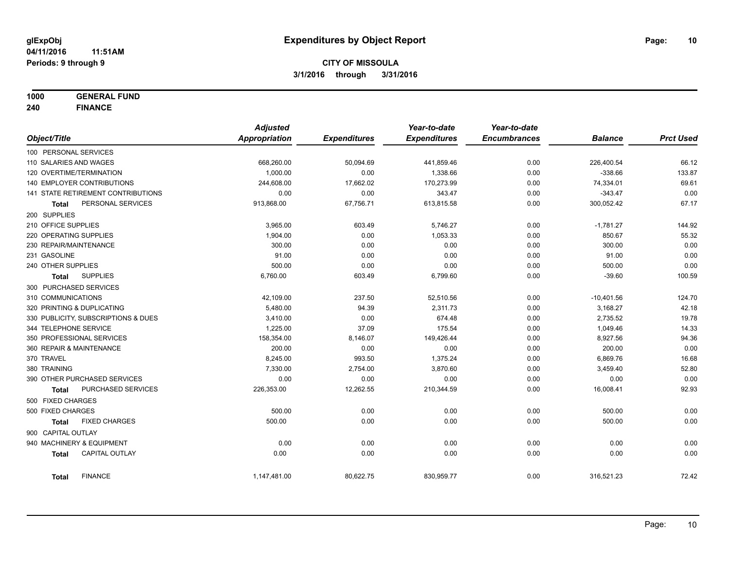# Expenditures by Object Report

glExpObj
04/11/2016 11:51AM
Periods: 9 through 9

**CITY OF MISSOULA**
**3/1/2016 through 3/31/2016**

**1000 GENERAL FUND**
**240 FINANCE**

| Object/Title | Adjusted Appropriation | Expenditures | Year-to-date Expenditures | Year-to-date Encumbrances | Balance | Prct Used |
|---|---|---|---|---|---|---|
| 100 PERSONAL SERVICES | | | | | | |
| 110 SALARIES AND WAGES | 668,260.00 | 50,094.69 | 441,859.46 | 0.00 | 226,400.54 | 66.12 |
| 120 OVERTIME/TERMINATION | 1,000.00 | 0.00 | 1,338.66 | 0.00 | -338.66 | 133.87 |
| 140 EMPLOYER CONTRIBUTIONS | 244,608.00 | 17,662.02 | 170,273.99 | 0.00 | 74,334.01 | 69.61 |
| 141 STATE RETIREMENT CONTRIBUTIONS | 0.00 | 0.00 | 343.47 | 0.00 | -343.47 | 0.00 |
| **Total** PERSONAL SERVICES | 913,868.00 | 67,756.71 | 613,815.58 | 0.00 | 300,052.42 | 67.17 |
| 200 SUPPLIES | | | | | | |
| 210 OFFICE SUPPLIES | 3,965.00 | 603.49 | 5,746.27 | 0.00 | -1,781.27 | 144.92 |
| 220 OPERATING SUPPLIES | 1,904.00 | 0.00 | 1,053.33 | 0.00 | 850.67 | 55.32 |
| 230 REPAIR/MAINTENANCE | 300.00 | 0.00 | 0.00 | 0.00 | 300.00 | 0.00 |
| 231 GASOLINE | 91.00 | 0.00 | 0.00 | 0.00 | 91.00 | 0.00 |
| 240 OTHER SUPPLIES | 500.00 | 0.00 | 0.00 | 0.00 | 500.00 | 0.00 |
| **Total** SUPPLIES | 6,760.00 | 603.49 | 6,799.60 | 0.00 | -39.60 | 100.59 |
| 300 PURCHASED SERVICES | | | | | | |
| 310 COMMUNICATIONS | 42,109.00 | 237.50 | 52,510.56 | 0.00 | -10,401.56 | 124.70 |
| 320 PRINTING & DUPLICATING | 5,480.00 | 94.39 | 2,311.73 | 0.00 | 3,168.27 | 42.18 |
| 330 PUBLICITY, SUBSCRIPTIONS & DUES | 3,410.00 | 0.00 | 674.48 | 0.00 | 2,735.52 | 19.78 |
| 344 TELEPHONE SERVICE | 1,225.00 | 37.09 | 175.54 | 0.00 | 1,049.46 | 14.33 |
| 350 PROFESSIONAL SERVICES | 158,354.00 | 8,146.07 | 149,426.44 | 0.00 | 8,927.56 | 94.36 |
| 360 REPAIR & MAINTENANCE | 200.00 | 0.00 | 0.00 | 0.00 | 200.00 | 0.00 |
| 370 TRAVEL | 8,245.00 | 993.50 | 1,375.24 | 0.00 | 6,869.76 | 16.68 |
| 380 TRAINING | 7,330.00 | 2,754.00 | 3,870.60 | 0.00 | 3,459.40 | 52.80 |
| 390 OTHER PURCHASED SERVICES | 0.00 | 0.00 | 0.00 | 0.00 | 0.00 | 0.00 |
| **Total** PURCHASED SERVICES | 226,353.00 | 12,262.55 | 210,344.59 | 0.00 | 16,008.41 | 92.93 |
| 500 FIXED CHARGES | | | | | | |
| 500 FIXED CHARGES | 500.00 | 0.00 | 0.00 | 0.00 | 500.00 | 0.00 |
| **Total** FIXED CHARGES | 500.00 | 0.00 | 0.00 | 0.00 | 500.00 | 0.00 |
| 900 CAPITAL OUTLAY | | | | | | |
| 940 MACHINERY & EQUIPMENT | 0.00 | 0.00 | 0.00 | 0.00 | 0.00 | 0.00 |
| **Total** CAPITAL OUTLAY | 0.00 | 0.00 | 0.00 | 0.00 | 0.00 | 0.00 |
| **Total** FINANCE | 1,147,481.00 | 80,622.75 | 830,959.77 | 0.00 | 316,521.23 | 72.42 |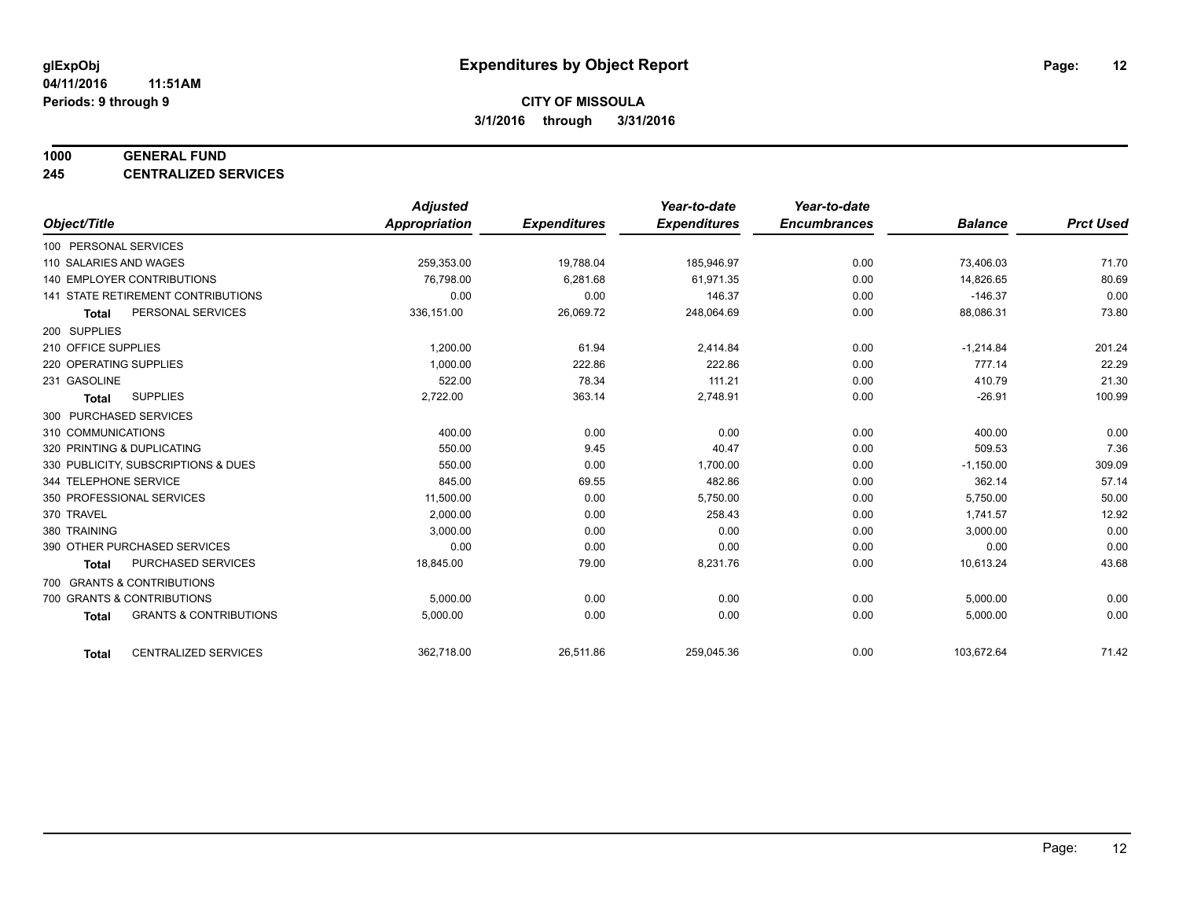**glExpObj** **Expenditures by Object Report**

**04/11/2016 11:51AM**

**Periods: 9 through 9**

**CITY OF MISSOULA**

**3/1/2016 through 3/31/2016**

**1000 GENERAL FUND**

**245 CENTRALIZED SERVICES**

| Object/Title | Adjusted Appropriation | Expenditures | Year-to-date Expenditures | Year-to-date Encumbrances | Balance | Prct Used |
|---|---|---|---|---|---|---|
| 100 PERSONAL SERVICES | | | | | | |
| 110 SALARIES AND WAGES | 259,353.00 | 19,788.04 | 185,946.97 | 0.00 | 73,406.03 | 71.70 |
| 140 EMPLOYER CONTRIBUTIONS | 76,798.00 | 6,281.68 | 61,971.35 | 0.00 | 14,826.65 | 80.69 |
| 141 STATE RETIREMENT CONTRIBUTIONS | 0.00 | 0.00 | 146.37 | 0.00 | -146.37 | 0.00 |
| **Total** PERSONAL SERVICES | 336,151.00 | 26,069.72 | 248,064.69 | 0.00 | 88,086.31 | 73.80 |
| 200 SUPPLIES | | | | | | |
| 210 OFFICE SUPPLIES | 1,200.00 | 61.94 | 2,414.84 | 0.00 | -1,214.84 | 201.24 |
| 220 OPERATING SUPPLIES | 1,000.00 | 222.86 | 222.86 | 0.00 | 777.14 | 22.29 |
| 231 GASOLINE | 522.00 | 78.34 | 111.21 | 0.00 | 410.79 | 21.30 |
| **Total** SUPPLIES | 2,722.00 | 363.14 | 2,748.91 | 0.00 | -26.91 | 100.99 |
| 300 PURCHASED SERVICES | | | | | | |
| 310 COMMUNICATIONS | 400.00 | 0.00 | 0.00 | 0.00 | 400.00 | 0.00 |
| 320 PRINTING & DUPLICATING | 550.00 | 9.45 | 40.47 | 0.00 | 509.53 | 7.36 |
| 330 PUBLICITY, SUBSCRIPTIONS & DUES | 550.00 | 0.00 | 1,700.00 | 0.00 | -1,150.00 | 309.09 |
| 344 TELEPHONE SERVICE | 845.00 | 69.55 | 482.86 | 0.00 | 362.14 | 57.14 |
| 350 PROFESSIONAL SERVICES | 11,500.00 | 0.00 | 5,750.00 | 0.00 | 5,750.00 | 50.00 |
| 370 TRAVEL | 2,000.00 | 0.00 | 258.43 | 0.00 | 1,741.57 | 12.92 |
| 380 TRAINING | 3,000.00 | 0.00 | 0.00 | 0.00 | 3,000.00 | 0.00 |
| 390 OTHER PURCHASED SERVICES | 0.00 | 0.00 | 0.00 | 0.00 | 0.00 | 0.00 |
| **Total** PURCHASED SERVICES | 18,845.00 | 79.00 | 8,231.76 | 0.00 | 10,613.24 | 43.68 |
| 700 GRANTS & CONTRIBUTIONS | | | | | | |
| 700 GRANTS & CONTRIBUTIONS | 5,000.00 | 0.00 | 0.00 | 0.00 | 5,000.00 | 0.00 |
| **Total** GRANTS & CONTRIBUTIONS | 5,000.00 | 0.00 | 0.00 | 0.00 | 5,000.00 | 0.00 |
| **Total** CENTRALIZED SERVICES | 362,718.00 | 26,511.86 | 259,045.36 | 0.00 | 103,672.64 | 71.42 |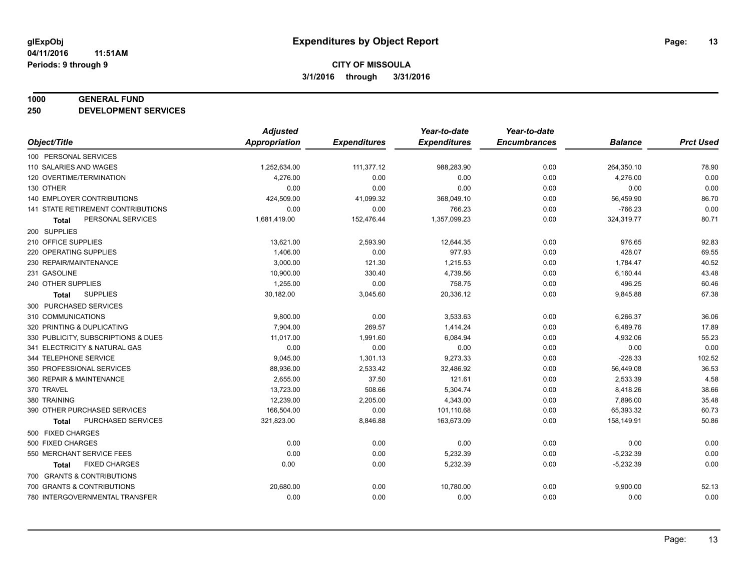glExpObj
04/11/2016 11:51AM
Periods: 9 through 9

# Expenditures by Object Report

**CITY OF MISSOULA**
**3/1/2016 through 3/31/2016**

**1000 GENERAL FUND**
**250 DEVELOPMENT SERVICES**

| Object/Title | Adjusted Appropriation | Expenditures | Year-to-date Expenditures | Year-to-date Encumbrances | Balance | Prct Used |
|---|---|---|---|---|---|---|
| 100 PERSONAL SERVICES | | | | | | |
| 110 SALARIES AND WAGES | 1,252,634.00 | 111,377.12 | 988,283.90 | 0.00 | 264,350.10 | 78.90 |
| 120 OVERTIME/TERMINATION | 4,276.00 | 0.00 | 0.00 | 0.00 | 4,276.00 | 0.00 |
| 130 OTHER | 0.00 | 0.00 | 0.00 | 0.00 | 0.00 | 0.00 |
| 140 EMPLOYER CONTRIBUTIONS | 424,509.00 | 41,099.32 | 368,049.10 | 0.00 | 56,459.90 | 86.70 |
| 141 STATE RETIREMENT CONTRIBUTIONS | 0.00 | 0.00 | 766.23 | 0.00 | -766.23 | 0.00 |
| **Total** PERSONAL SERVICES | 1,681,419.00 | 152,476.44 | 1,357,099.23 | 0.00 | 324,319.77 | 80.71 |
| 200 SUPPLIES | | | | | | |
| 210 OFFICE SUPPLIES | 13,621.00 | 2,593.90 | 12,644.35 | 0.00 | 976.65 | 92.83 |
| 220 OPERATING SUPPLIES | 1,406.00 | 0.00 | 977.93 | 0.00 | 428.07 | 69.55 |
| 230 REPAIR/MAINTENANCE | 3,000.00 | 121.30 | 1,215.53 | 0.00 | 1,784.47 | 40.52 |
| 231 GASOLINE | 10,900.00 | 330.40 | 4,739.56 | 0.00 | 6,160.44 | 43.48 |
| 240 OTHER SUPPLIES | 1,255.00 | 0.00 | 758.75 | 0.00 | 496.25 | 60.46 |
| **Total** SUPPLIES | 30,182.00 | 3,045.60 | 20,336.12 | 0.00 | 9,845.88 | 67.38 |
| 300 PURCHASED SERVICES | | | | | | |
| 310 COMMUNICATIONS | 9,800.00 | 0.00 | 3,533.63 | 0.00 | 6,266.37 | 36.06 |
| 320 PRINTING & DUPLICATING | 7,904.00 | 269.57 | 1,414.24 | 0.00 | 6,489.76 | 17.89 |
| 330 PUBLICITY, SUBSCRIPTIONS & DUES | 11,017.00 | 1,991.60 | 6,084.94 | 0.00 | 4,932.06 | 55.23 |
| 341 ELECTRICITY & NATURAL GAS | 0.00 | 0.00 | 0.00 | 0.00 | 0.00 | 0.00 |
| 344 TELEPHONE SERVICE | 9,045.00 | 1,301.13 | 9,273.33 | 0.00 | -228.33 | 102.52 |
| 350 PROFESSIONAL SERVICES | 88,936.00 | 2,533.42 | 32,486.92 | 0.00 | 56,449.08 | 36.53 |
| 360 REPAIR & MAINTENANCE | 2,655.00 | 37.50 | 121.61 | 0.00 | 2,533.39 | 4.58 |
| 370 TRAVEL | 13,723.00 | 508.66 | 5,304.74 | 0.00 | 8,418.26 | 38.66 |
| 380 TRAINING | 12,239.00 | 2,205.00 | 4,343.00 | 0.00 | 7,896.00 | 35.48 |
| 390 OTHER PURCHASED SERVICES | 166,504.00 | 0.00 | 101,110.68 | 0.00 | 65,393.32 | 60.73 |
| **Total** PURCHASED SERVICES | 321,823.00 | 8,846.88 | 163,673.09 | 0.00 | 158,149.91 | 50.86 |
| 500 FIXED CHARGES | | | | | | |
| 500 FIXED CHARGES | 0.00 | 0.00 | 0.00 | 0.00 | 0.00 | 0.00 |
| 550 MERCHANT SERVICE FEES | 0.00 | 0.00 | 5,232.39 | 0.00 | -5,232.39 | 0.00 |
| **Total** FIXED CHARGES | 0.00 | 0.00 | 5,232.39 | 0.00 | -5,232.39 | 0.00 |
| 700 GRANTS & CONTRIBUTIONS | | | | | | |
| 700 GRANTS & CONTRIBUTIONS | 20,680.00 | 0.00 | 10,780.00 | 0.00 | 9,900.00 | 52.13 |
| 780 INTERGOVERNMENTAL TRANSFER | 0.00 | 0.00 | 0.00 | 0.00 | 0.00 | 0.00 |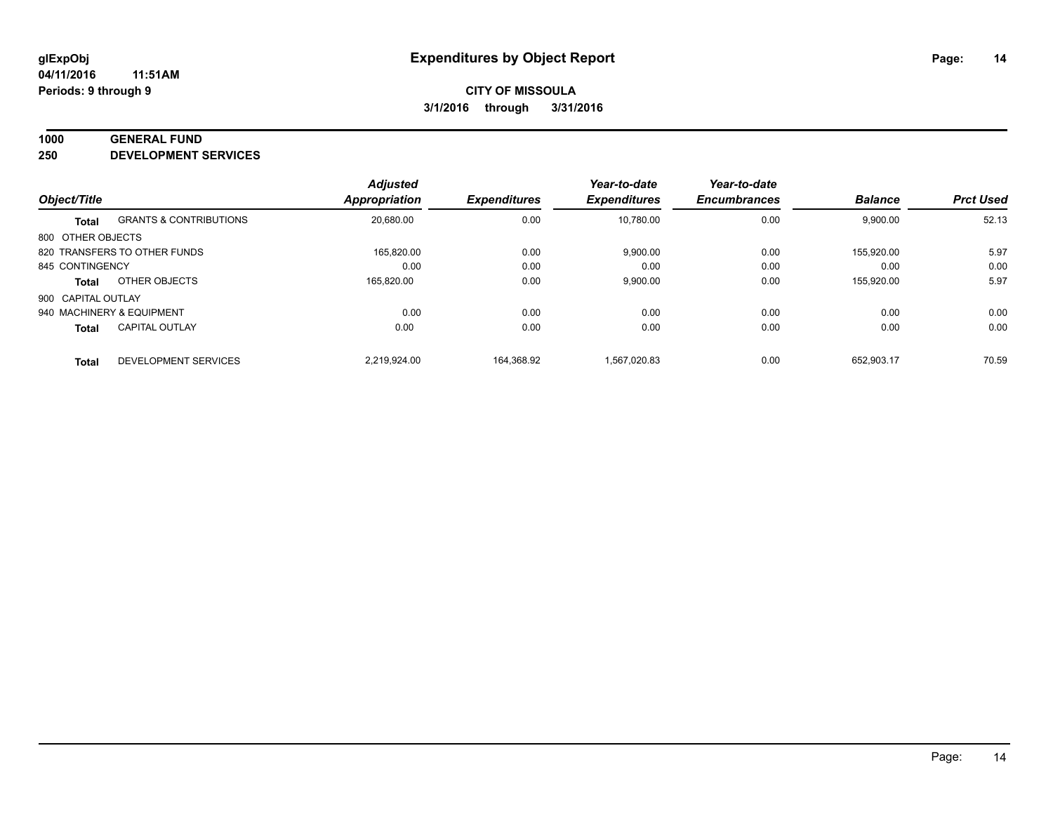**glExpObj** | **Expenditures by Object Report**

**04/11/2016 11:51AM**

**Periods: 9 through 9**

**CITY OF MISSOULA**

**3/1/2016 through 3/31/2016**

**1000 GENERAL FUND**

**250 DEVELOPMENT SERVICES**

| Object/Title | | Adjusted Appropriation | Expenditures | Year-to-date Expenditures | Year-to-date Encumbrances | Balance | Prct Used |
|---|---|---|---|---|---|---|---|
| **Total** | GRANTS & CONTRIBUTIONS | 20,680.00 | 0.00 | 10,780.00 | 0.00 | 9,900.00 | 52.13 |
| 800 OTHER OBJECTS | | | | | | | |
| 820 TRANSFERS TO OTHER FUNDS | | 165,820.00 | 0.00 | 9,900.00 | 0.00 | 155,920.00 | 5.97 |
| 845 CONTINGENCY | | 0.00 | 0.00 | 0.00 | 0.00 | 0.00 | 0.00 |
| **Total** | OTHER OBJECTS | 165,820.00 | 0.00 | 9,900.00 | 0.00 | 155,920.00 | 5.97 |
| 900 CAPITAL OUTLAY | | | | | | | |
| 940 MACHINERY & EQUIPMENT | | 0.00 | 0.00 | 0.00 | 0.00 | 0.00 | 0.00 |
| **Total** | CAPITAL OUTLAY | 0.00 | 0.00 | 0.00 | 0.00 | 0.00 | 0.00 |
| **Total** | DEVELOPMENT SERVICES | 2,219,924.00 | 164,368.92 | 1,567,020.83 | 0.00 | 652,903.17 | 70.59 |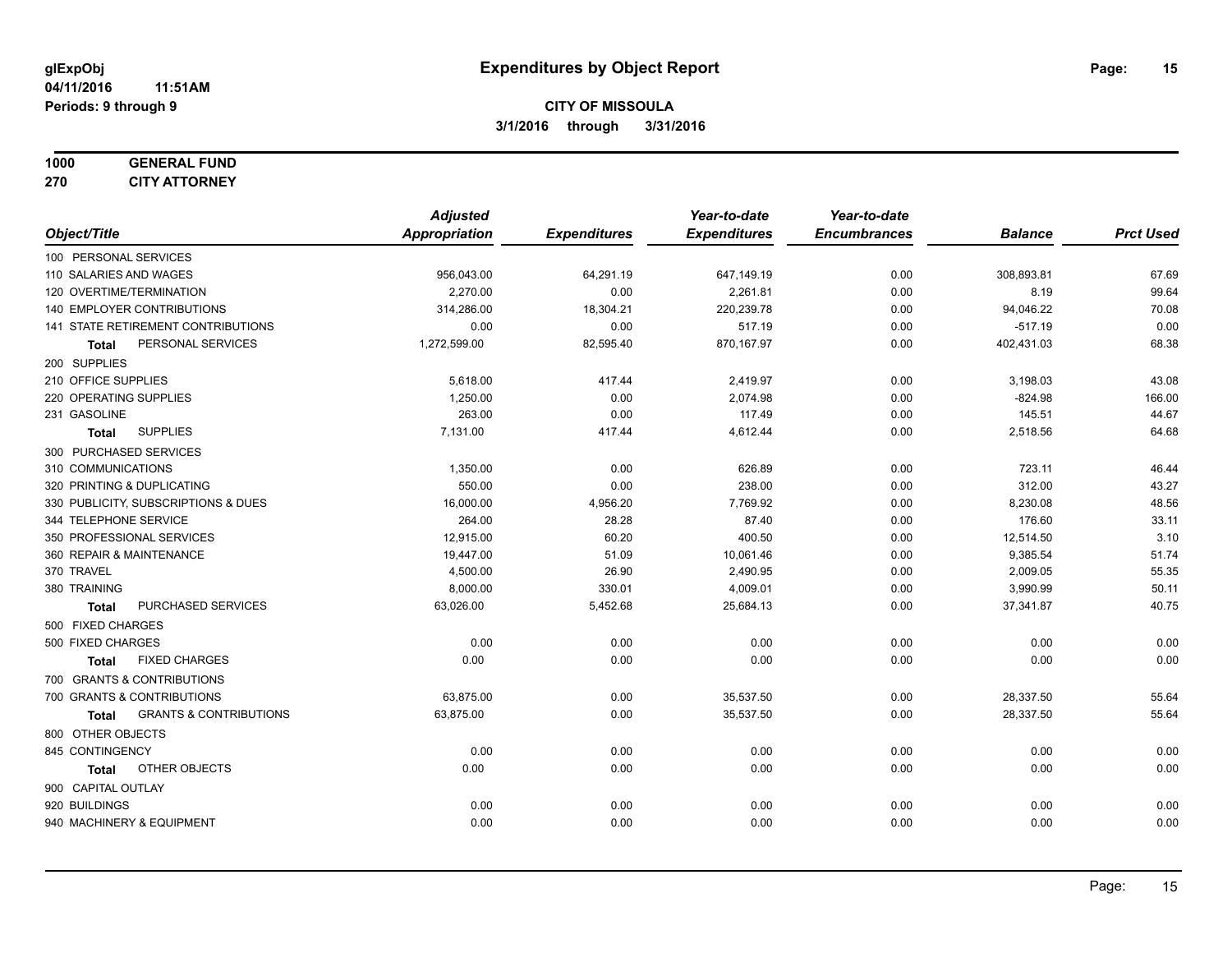# Expenditures by Object Report

glExpObj
04/11/2016 11:51AM
Periods: 9 through 9

**CITY OF MISSOULA**
**3/1/2016 through 3/31/2016**

**1000 GENERAL FUND**
**270 CITY ATTORNEY**

| Object/Title | Adjusted Appropriation | Expenditures | Year-to-date Expenditures | Year-to-date Encumbrances | Balance | Prct Used |
|---|---|---|---|---|---|---|
| 100 PERSONAL SERVICES | | | | | | |
| 110 SALARIES AND WAGES | 956,043.00 | 64,291.19 | 647,149.19 | 0.00 | 308,893.81 | 67.69 |
| 120 OVERTIME/TERMINATION | 2,270.00 | 0.00 | 2,261.81 | 0.00 | 8.19 | 99.64 |
| 140 EMPLOYER CONTRIBUTIONS | 314,286.00 | 18,304.21 | 220,239.78 | 0.00 | 94,046.22 | 70.08 |
| 141 STATE RETIREMENT CONTRIBUTIONS | 0.00 | 0.00 | 517.19 | 0.00 | -517.19 | 0.00 |
| **Total** PERSONAL SERVICES | 1,272,599.00 | 82,595.40 | 870,167.97 | 0.00 | 402,431.03 | 68.38 |
| 200 SUPPLIES | | | | | | |
| 210 OFFICE SUPPLIES | 5,618.00 | 417.44 | 2,419.97 | 0.00 | 3,198.03 | 43.08 |
| 220 OPERATING SUPPLIES | 1,250.00 | 0.00 | 2,074.98 | 0.00 | -824.98 | 166.00 |
| 231 GASOLINE | 263.00 | 0.00 | 117.49 | 0.00 | 145.51 | 44.67 |
| **Total** SUPPLIES | 7,131.00 | 417.44 | 4,612.44 | 0.00 | 2,518.56 | 64.68 |
| 300 PURCHASED SERVICES | | | | | | |
| 310 COMMUNICATIONS | 1,350.00 | 0.00 | 626.89 | 0.00 | 723.11 | 46.44 |
| 320 PRINTING & DUPLICATING | 550.00 | 0.00 | 238.00 | 0.00 | 312.00 | 43.27 |
| 330 PUBLICITY, SUBSCRIPTIONS & DUES | 16,000.00 | 4,956.20 | 7,769.92 | 0.00 | 8,230.08 | 48.56 |
| 344 TELEPHONE SERVICE | 264.00 | 28.28 | 87.40 | 0.00 | 176.60 | 33.11 |
| 350 PROFESSIONAL SERVICES | 12,915.00 | 60.20 | 400.50 | 0.00 | 12,514.50 | 3.10 |
| 360 REPAIR & MAINTENANCE | 19,447.00 | 51.09 | 10,061.46 | 0.00 | 9,385.54 | 51.74 |
| 370 TRAVEL | 4,500.00 | 26.90 | 2,490.95 | 0.00 | 2,009.05 | 55.35 |
| 380 TRAINING | 8,000.00 | 330.01 | 4,009.01 | 0.00 | 3,990.99 | 50.11 |
| **Total** PURCHASED SERVICES | 63,026.00 | 5,452.68 | 25,684.13 | 0.00 | 37,341.87 | 40.75 |
| 500 FIXED CHARGES | | | | | | |
| 500 FIXED CHARGES | 0.00 | 0.00 | 0.00 | 0.00 | 0.00 | 0.00 |
| **Total** FIXED CHARGES | 0.00 | 0.00 | 0.00 | 0.00 | 0.00 | 0.00 |
| 700 GRANTS & CONTRIBUTIONS | | | | | | |
| 700 GRANTS & CONTRIBUTIONS | 63,875.00 | 0.00 | 35,537.50 | 0.00 | 28,337.50 | 55.64 |
| **Total** GRANTS & CONTRIBUTIONS | 63,875.00 | 0.00 | 35,537.50 | 0.00 | 28,337.50 | 55.64 |
| 800 OTHER OBJECTS | | | | | | |
| 845 CONTINGENCY | 0.00 | 0.00 | 0.00 | 0.00 | 0.00 | 0.00 |
| **Total** OTHER OBJECTS | 0.00 | 0.00 | 0.00 | 0.00 | 0.00 | 0.00 |
| 900 CAPITAL OUTLAY | | | | | | |
| 920 BUILDINGS | 0.00 | 0.00 | 0.00 | 0.00 | 0.00 | 0.00 |
| 940 MACHINERY & EQUIPMENT | 0.00 | 0.00 | 0.00 | 0.00 | 0.00 | 0.00 |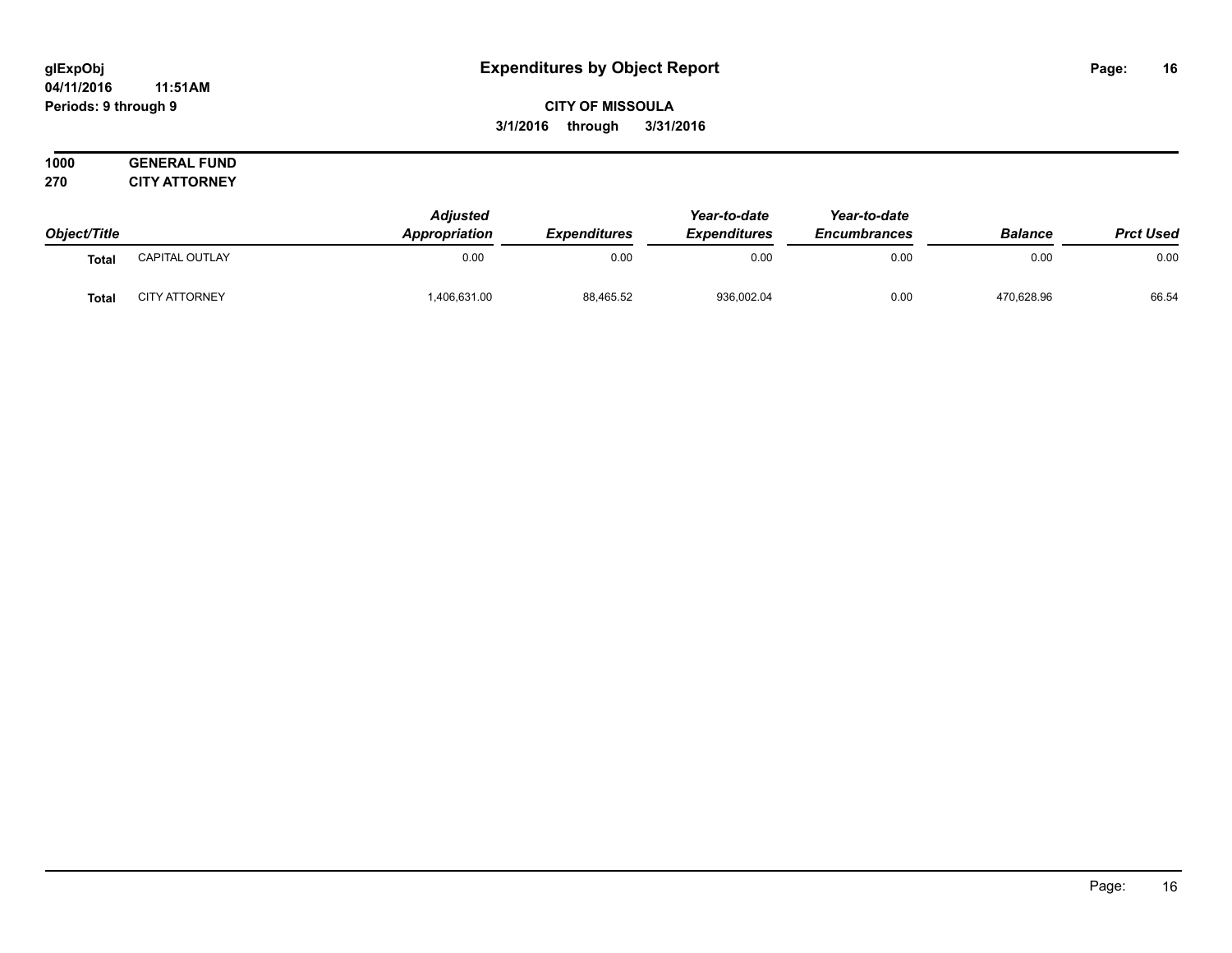**1000 GENERAL FUND**
**270 CITY ATTORNEY**

| Object/Title | | Adjusted Appropriation | Expenditures | Year-to-date Expenditures | Year-to-date Encumbrances | Balance | Prct Used |
|---|---|---|---|---|---|---|---|
| **Total** | CAPITAL OUTLAY | 0.00 | 0.00 | 0.00 | 0.00 | 0.00 | 0.00 |
| **Total** | CITY ATTORNEY | 1,406,631.00 | 88,465.52 | 936,002.04 | 0.00 | 470,628.96 | 66.54 |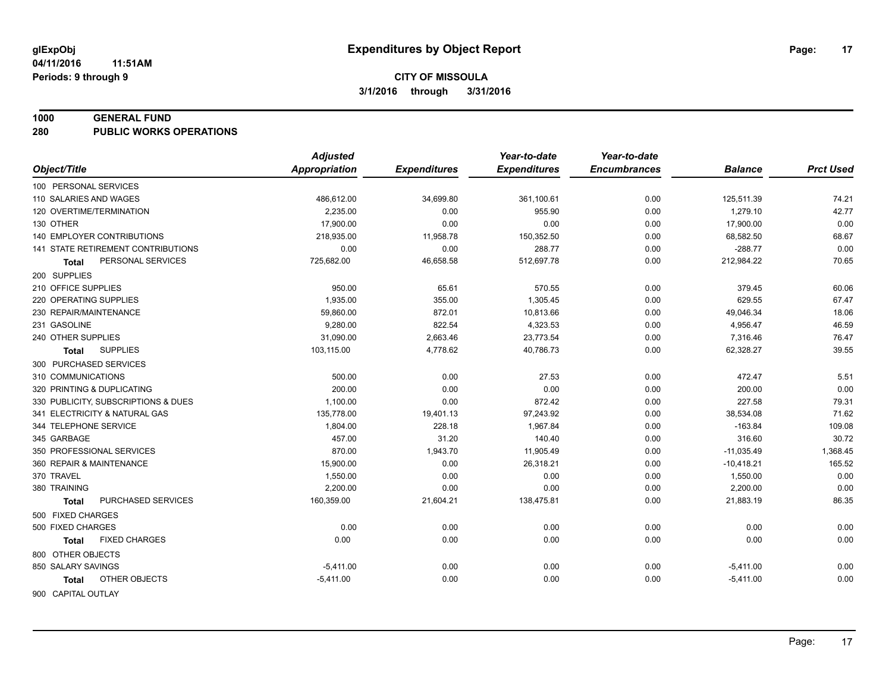**glExpObj** **Expenditures by Object Report**

**04/11/2016 11:51AM**

**Periods: 9 through 9**

**CITY OF MISSOULA**

**3/1/2016 through 3/31/2016**

**1000 GENERAL FUND**

**280 PUBLIC WORKS OPERATIONS**

| Object/Title | Adjusted Appropriation | Expenditures | Year-to-date Expenditures | Year-to-date Encumbrances | Balance | Prct Used |
|---|---|---|---|---|---|---|
| 100 PERSONAL SERVICES | | | | | | |
| 110 SALARIES AND WAGES | 486,612.00 | 34,699.80 | 361,100.61 | 0.00 | 125,511.39 | 74.21 |
| 120 OVERTIME/TERMINATION | 2,235.00 | 0.00 | 955.90 | 0.00 | 1,279.10 | 42.77 |
| 130 OTHER | 17,900.00 | 0.00 | 0.00 | 0.00 | 17,900.00 | 0.00 |
| 140 EMPLOYER CONTRIBUTIONS | 218,935.00 | 11,958.78 | 150,352.50 | 0.00 | 68,582.50 | 68.67 |
| 141 STATE RETIREMENT CONTRIBUTIONS | 0.00 | 0.00 | 288.77 | 0.00 | -288.77 | 0.00 |
| **Total** PERSONAL SERVICES | 725,682.00 | 46,658.58 | 512,697.78 | 0.00 | 212,984.22 | 70.65 |
| 200 SUPPLIES | | | | | | |
| 210 OFFICE SUPPLIES | 950.00 | 65.61 | 570.55 | 0.00 | 379.45 | 60.06 |
| 220 OPERATING SUPPLIES | 1,935.00 | 355.00 | 1,305.45 | 0.00 | 629.55 | 67.47 |
| 230 REPAIR/MAINTENANCE | 59,860.00 | 872.01 | 10,813.66 | 0.00 | 49,046.34 | 18.06 |
| 231 GASOLINE | 9,280.00 | 822.54 | 4,323.53 | 0.00 | 4,956.47 | 46.59 |
| 240 OTHER SUPPLIES | 31,090.00 | 2,663.46 | 23,773.54 | 0.00 | 7,316.46 | 76.47 |
| **Total** SUPPLIES | 103,115.00 | 4,778.62 | 40,786.73 | 0.00 | 62,328.27 | 39.55 |
| 300 PURCHASED SERVICES | | | | | | |
| 310 COMMUNICATIONS | 500.00 | 0.00 | 27.53 | 0.00 | 472.47 | 5.51 |
| 320 PRINTING & DUPLICATING | 200.00 | 0.00 | 0.00 | 0.00 | 200.00 | 0.00 |
| 330 PUBLICITY, SUBSCRIPTIONS & DUES | 1,100.00 | 0.00 | 872.42 | 0.00 | 227.58 | 79.31 |
| 341 ELECTRICITY & NATURAL GAS | 135,778.00 | 19,401.13 | 97,243.92 | 0.00 | 38,534.08 | 71.62 |
| 344 TELEPHONE SERVICE | 1,804.00 | 228.18 | 1,967.84 | 0.00 | -163.84 | 109.08 |
| 345 GARBAGE | 457.00 | 31.20 | 140.40 | 0.00 | 316.60 | 30.72 |
| 350 PROFESSIONAL SERVICES | 870.00 | 1,943.70 | 11,905.49 | 0.00 | -11,035.49 | 1,368.45 |
| 360 REPAIR & MAINTENANCE | 15,900.00 | 0.00 | 26,318.21 | 0.00 | -10,418.21 | 165.52 |
| 370 TRAVEL | 1,550.00 | 0.00 | 0.00 | 0.00 | 1,550.00 | 0.00 |
| 380 TRAINING | 2,200.00 | 0.00 | 0.00 | 0.00 | 2,200.00 | 0.00 |
| **Total** PURCHASED SERVICES | 160,359.00 | 21,604.21 | 138,475.81 | 0.00 | 21,883.19 | 86.35 |
| 500 FIXED CHARGES | | | | | | |
| 500 FIXED CHARGES | 0.00 | 0.00 | 0.00 | 0.00 | 0.00 | 0.00 |
| **Total** FIXED CHARGES | 0.00 | 0.00 | 0.00 | 0.00 | 0.00 | 0.00 |
| 800 OTHER OBJECTS | | | | | | |
| 850 SALARY SAVINGS | -5,411.00 | 0.00 | 0.00 | 0.00 | -5,411.00 | 0.00 |
| **Total** OTHER OBJECTS | -5,411.00 | 0.00 | 0.00 | 0.00 | -5,411.00 | 0.00 |
| 900 CAPITAL OUTLAY | | | | | | |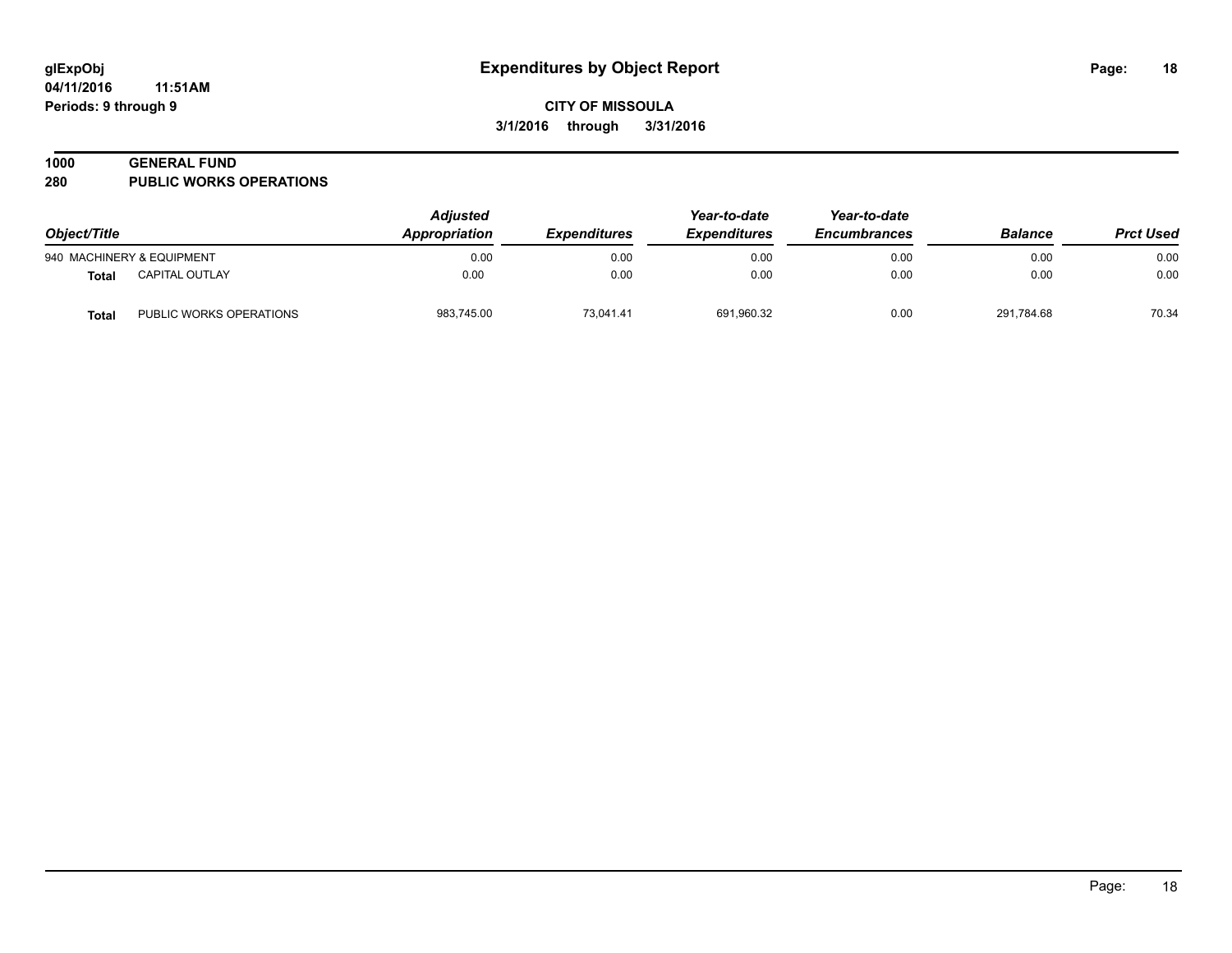# Expenditures by Object Report

glExpObj
04/11/2016 11:51AM
Periods: 9 through 9

**CITY OF MISSOULA**
**3/1/2016 through 3/31/2016**

**1000 GENERAL FUND**
**280 PUBLIC WORKS OPERATIONS**

| Object/Title | | Adjusted Appropriation | Expenditures | Year-to-date Expenditures | Year-to-date Encumbrances | Balance | Prct Used |
|---|---|---|---|---|---|---|---|
| 940 MACHINERY & EQUIPMENT | | 0.00 | 0.00 | 0.00 | 0.00 | 0.00 | 0.00 |
| **Total** | CAPITAL OUTLAY | 0.00 | 0.00 | 0.00 | 0.00 | 0.00 | 0.00 |
| **Total** | PUBLIC WORKS OPERATIONS | 983,745.00 | 73,041.41 | 691,960.32 | 0.00 | 291,784.68 | 70.34 |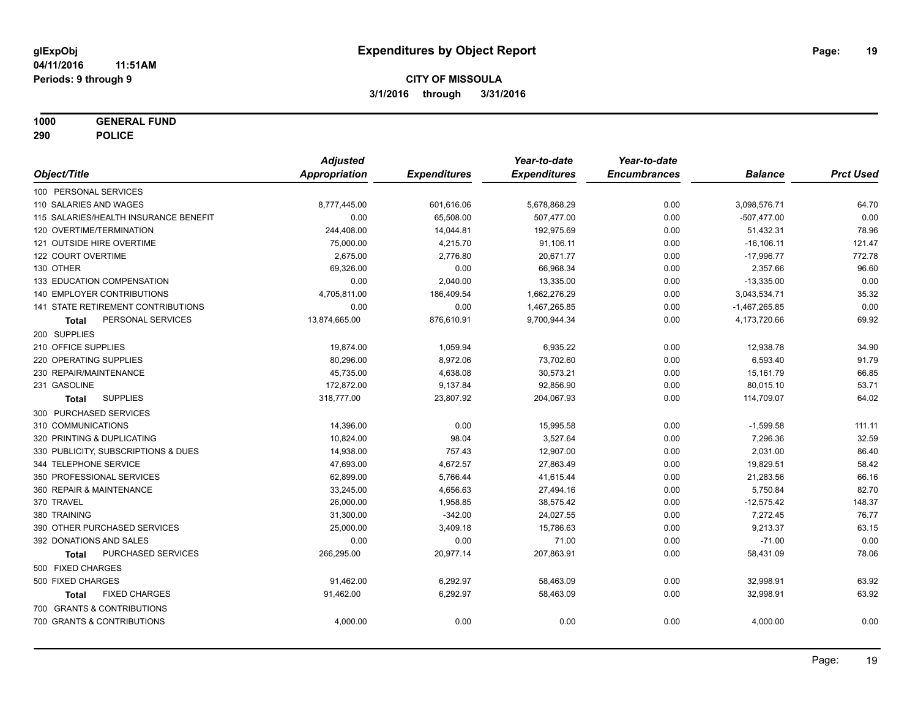**glExpObj**
**04/11/2016 11:51AM**
**Periods: 9 through 9**

# Expenditures by Object Report

**CITY OF MISSOULA**
**3/1/2016 through 3/31/2016**

**1000 GENERAL FUND**
**290 POLICE**

| Object/Title | Adjusted Appropriation | Expenditures | Year-to-date Expenditures | Year-to-date Encumbrances | Balance | Prct Used |
|---|---|---|---|---|---|---|
| 100 PERSONAL SERVICES | | | | | | |
| 110 SALARIES AND WAGES | 8,777,445.00 | 601,616.06 | 5,678,868.29 | 0.00 | 3,098,576.71 | 64.70 |
| 115 SALARIES/HEALTH INSURANCE BENEFIT | 0.00 | 65,508.00 | 507,477.00 | 0.00 | -507,477.00 | 0.00 |
| 120 OVERTIME/TERMINATION | 244,408.00 | 14,044.81 | 192,975.69 | 0.00 | 51,432.31 | 78.96 |
| 121 OUTSIDE HIRE OVERTIME | 75,000.00 | 4,215.70 | 91,106.11 | 0.00 | -16,106.11 | 121.47 |
| 122 COURT OVERTIME | 2,675.00 | 2,776.80 | 20,671.77 | 0.00 | -17,996.77 | 772.78 |
| 130 OTHER | 69,326.00 | 0.00 | 66,968.34 | 0.00 | 2,357.66 | 96.60 |
| 133 EDUCATION COMPENSATION | 0.00 | 2,040.00 | 13,335.00 | 0.00 | -13,335.00 | 0.00 |
| 140 EMPLOYER CONTRIBUTIONS | 4,705,811.00 | 186,409.54 | 1,662,276.29 | 0.00 | 3,043,534.71 | 35.32 |
| 141 STATE RETIREMENT CONTRIBUTIONS | 0.00 | 0.00 | 1,467,265.85 | 0.00 | -1,467,265.85 | 0.00 |
| **Total** PERSONAL SERVICES | 13,874,665.00 | 876,610.91 | 9,700,944.34 | 0.00 | 4,173,720.66 | 69.92 |
| 200 SUPPLIES | | | | | | |
| 210 OFFICE SUPPLIES | 19,874.00 | 1,059.94 | 6,935.22 | 0.00 | 12,938.78 | 34.90 |
| 220 OPERATING SUPPLIES | 80,296.00 | 8,972.06 | 73,702.60 | 0.00 | 6,593.40 | 91.79 |
| 230 REPAIR/MAINTENANCE | 45,735.00 | 4,638.08 | 30,573.21 | 0.00 | 15,161.79 | 66.85 |
| 231 GASOLINE | 172,872.00 | 9,137.84 | 92,856.90 | 0.00 | 80,015.10 | 53.71 |
| **Total** SUPPLIES | 318,777.00 | 23,807.92 | 204,067.93 | 0.00 | 114,709.07 | 64.02 |
| 300 PURCHASED SERVICES | | | | | | |
| 310 COMMUNICATIONS | 14,396.00 | 0.00 | 15,995.58 | 0.00 | -1,599.58 | 111.11 |
| 320 PRINTING & DUPLICATING | 10,824.00 | 98.04 | 3,527.64 | 0.00 | 7,296.36 | 32.59 |
| 330 PUBLICITY, SUBSCRIPTIONS & DUES | 14,938.00 | 757.43 | 12,907.00 | 0.00 | 2,031.00 | 86.40 |
| 344 TELEPHONE SERVICE | 47,693.00 | 4,672.57 | 27,863.49 | 0.00 | 19,829.51 | 58.42 |
| 350 PROFESSIONAL SERVICES | 62,899.00 | 5,766.44 | 41,615.44 | 0.00 | 21,283.56 | 66.16 |
| 360 REPAIR & MAINTENANCE | 33,245.00 | 4,656.63 | 27,494.16 | 0.00 | 5,750.84 | 82.70 |
| 370 TRAVEL | 26,000.00 | 1,958.85 | 38,575.42 | 0.00 | -12,575.42 | 148.37 |
| 380 TRAINING | 31,300.00 | -342.00 | 24,027.55 | 0.00 | 7,272.45 | 76.77 |
| 390 OTHER PURCHASED SERVICES | 25,000.00 | 3,409.18 | 15,786.63 | 0.00 | 9,213.37 | 63.15 |
| 392 DONATIONS AND SALES | 0.00 | 0.00 | 71.00 | 0.00 | -71.00 | 0.00 |
| **Total** PURCHASED SERVICES | 266,295.00 | 20,977.14 | 207,863.91 | 0.00 | 58,431.09 | 78.06 |
| 500 FIXED CHARGES | | | | | | |
| 500 FIXED CHARGES | 91,462.00 | 6,292.97 | 58,463.09 | 0.00 | 32,998.91 | 63.92 |
| **Total** FIXED CHARGES | 91,462.00 | 6,292.97 | 58,463.09 | 0.00 | 32,998.91 | 63.92 |
| 700 GRANTS & CONTRIBUTIONS | | | | | | |
| 700 GRANTS & CONTRIBUTIONS | 4,000.00 | 0.00 | 0.00 | 0.00 | 4,000.00 | 0.00 |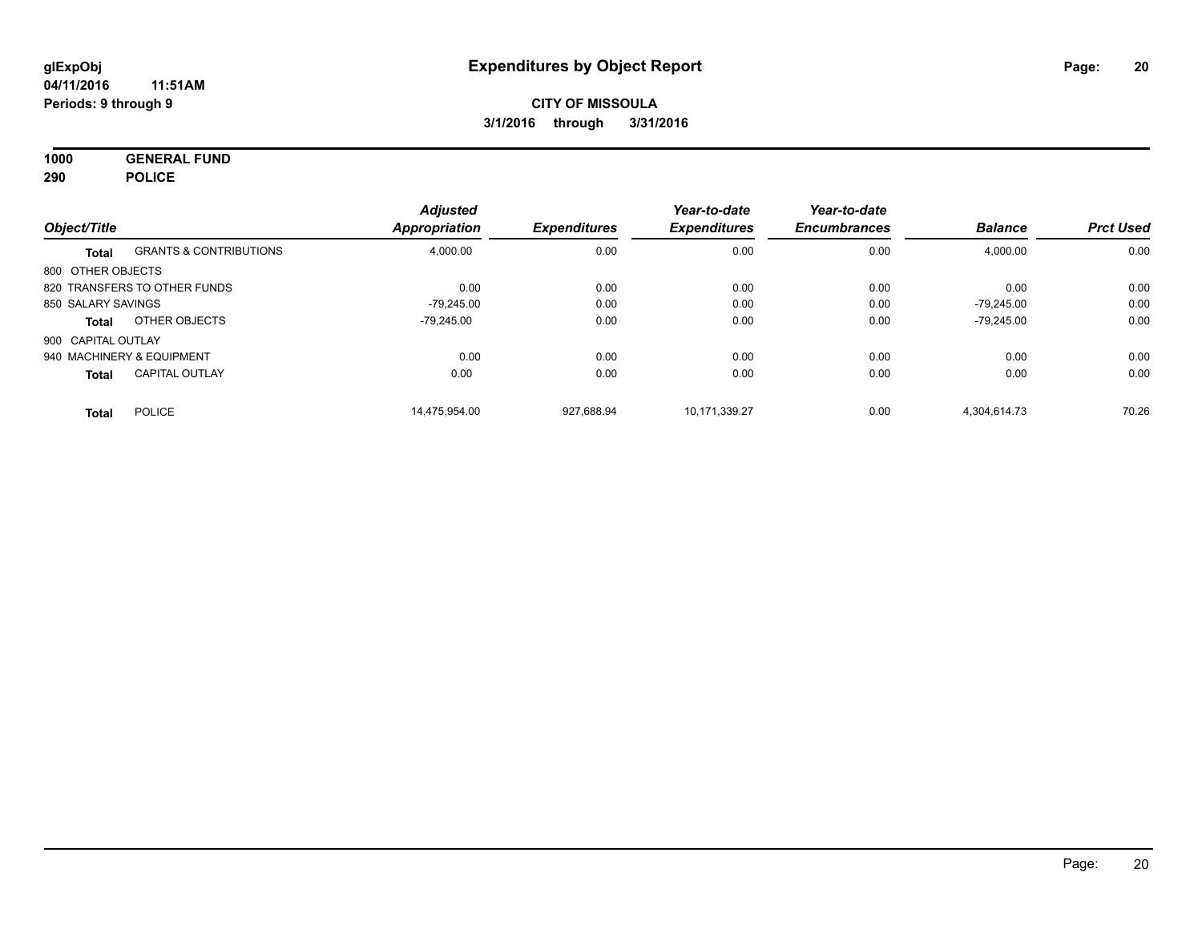**glExpObj**
**04/11/2016 11:51AM**
**Periods: 9 through 9**

# Expenditures by Object Report

**CITY OF MISSOULA**
**3/1/2016 through 3/31/2016**

**1000 GENERAL FUND**
**290 POLICE**

| Object/Title | | Adjusted Appropriation | Expenditures | Year-to-date Expenditures | Year-to-date Encumbrances | Balance | Prct Used |
|---|---|---|---|---|---|---|---|
| **Total** | GRANTS & CONTRIBUTIONS | 4,000.00 | 0.00 | 0.00 | 0.00 | 4,000.00 | 0.00 |
| 800 OTHER OBJECTS | | | | | | | |
| 820 TRANSFERS TO OTHER FUNDS | | 0.00 | 0.00 | 0.00 | 0.00 | 0.00 | 0.00 |
| 850 SALARY SAVINGS | | -79,245.00 | 0.00 | 0.00 | 0.00 | -79,245.00 | 0.00 |
| **Total** | OTHER OBJECTS | -79,245.00 | 0.00 | 0.00 | 0.00 | -79,245.00 | 0.00 |
| 900 CAPITAL OUTLAY | | | | | | | |
| 940 MACHINERY & EQUIPMENT | | 0.00 | 0.00 | 0.00 | 0.00 | 0.00 | 0.00 |
| **Total** | CAPITAL OUTLAY | 0.00 | 0.00 | 0.00 | 0.00 | 0.00 | 0.00 |
| **Total** | POLICE | 14,475,954.00 | 927,688.94 | 10,171,339.27 | 0.00 | 4,304,614.73 | 70.26 |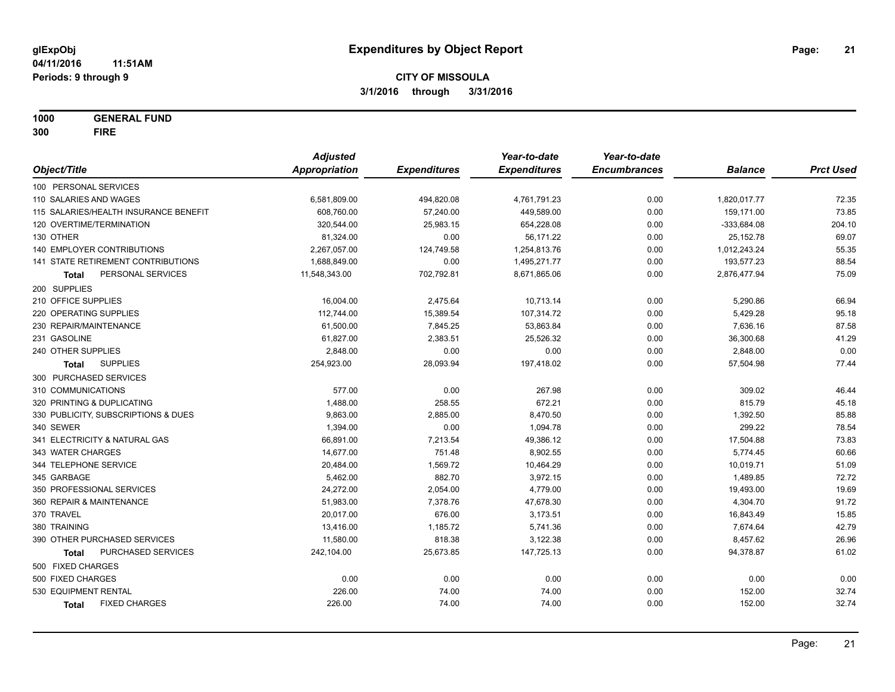# Expenditures by Object Report

glExpObj
04/11/2016 11:51AM
Periods: 9 through 9

**CITY OF MISSOULA**
**3/1/2016 through 3/31/2016**

**1000 GENERAL FUND**
**300 FIRE**

| Object/Title | Adjusted Appropriation | Expenditures | Year-to-date Expenditures | Year-to-date Encumbrances | Balance | Prct Used |
|---|---|---|---|---|---|---|
| 100 PERSONAL SERVICES | | | | | | |
| 110 SALARIES AND WAGES | 6,581,809.00 | 494,820.08 | 4,761,791.23 | 0.00 | 1,820,017.77 | 72.35 |
| 115 SALARIES/HEALTH INSURANCE BENEFIT | 608,760.00 | 57,240.00 | 449,589.00 | 0.00 | 159,171.00 | 73.85 |
| 120 OVERTIME/TERMINATION | 320,544.00 | 25,983.15 | 654,228.08 | 0.00 | -333,684.08 | 204.10 |
| 130 OTHER | 81,324.00 | 0.00 | 56,171.22 | 0.00 | 25,152.78 | 69.07 |
| 140 EMPLOYER CONTRIBUTIONS | 2,267,057.00 | 124,749.58 | 1,254,813.76 | 0.00 | 1,012,243.24 | 55.35 |
| 141 STATE RETIREMENT CONTRIBUTIONS | 1,688,849.00 | 0.00 | 1,495,271.77 | 0.00 | 193,577.23 | 88.54 |
| **Total** PERSONAL SERVICES | 11,548,343.00 | 702,792.81 | 8,671,865.06 | 0.00 | 2,876,477.94 | 75.09 |
| 200 SUPPLIES | | | | | | |
| 210 OFFICE SUPPLIES | 16,004.00 | 2,475.64 | 10,713.14 | 0.00 | 5,290.86 | 66.94 |
| 220 OPERATING SUPPLIES | 112,744.00 | 15,389.54 | 107,314.72 | 0.00 | 5,429.28 | 95.18 |
| 230 REPAIR/MAINTENANCE | 61,500.00 | 7,845.25 | 53,863.84 | 0.00 | 7,636.16 | 87.58 |
| 231 GASOLINE | 61,827.00 | 2,383.51 | 25,526.32 | 0.00 | 36,300.68 | 41.29 |
| 240 OTHER SUPPLIES | 2,848.00 | 0.00 | 0.00 | 0.00 | 2,848.00 | 0.00 |
| **Total** SUPPLIES | 254,923.00 | 28,093.94 | 197,418.02 | 0.00 | 57,504.98 | 77.44 |
| 300 PURCHASED SERVICES | | | | | | |
| 310 COMMUNICATIONS | 577.00 | 0.00 | 267.98 | 0.00 | 309.02 | 46.44 |
| 320 PRINTING & DUPLICATING | 1,488.00 | 258.55 | 672.21 | 0.00 | 815.79 | 45.18 |
| 330 PUBLICITY, SUBSCRIPTIONS & DUES | 9,863.00 | 2,885.00 | 8,470.50 | 0.00 | 1,392.50 | 85.88 |
| 340 SEWER | 1,394.00 | 0.00 | 1,094.78 | 0.00 | 299.22 | 78.54 |
| 341 ELECTRICITY & NATURAL GAS | 66,891.00 | 7,213.54 | 49,386.12 | 0.00 | 17,504.88 | 73.83 |
| 343 WATER CHARGES | 14,677.00 | 751.48 | 8,902.55 | 0.00 | 5,774.45 | 60.66 |
| 344 TELEPHONE SERVICE | 20,484.00 | 1,569.72 | 10,464.29 | 0.00 | 10,019.71 | 51.09 |
| 345 GARBAGE | 5,462.00 | 882.70 | 3,972.15 | 0.00 | 1,489.85 | 72.72 |
| 350 PROFESSIONAL SERVICES | 24,272.00 | 2,054.00 | 4,779.00 | 0.00 | 19,493.00 | 19.69 |
| 360 REPAIR & MAINTENANCE | 51,983.00 | 7,378.76 | 47,678.30 | 0.00 | 4,304.70 | 91.72 |
| 370 TRAVEL | 20,017.00 | 676.00 | 3,173.51 | 0.00 | 16,843.49 | 15.85 |
| 380 TRAINING | 13,416.00 | 1,185.72 | 5,741.36 | 0.00 | 7,674.64 | 42.79 |
| 390 OTHER PURCHASED SERVICES | 11,580.00 | 818.38 | 3,122.38 | 0.00 | 8,457.62 | 26.96 |
| **Total** PURCHASED SERVICES | 242,104.00 | 25,673.85 | 147,725.13 | 0.00 | 94,378.87 | 61.02 |
| 500 FIXED CHARGES | | | | | | |
| 500 FIXED CHARGES | 0.00 | 0.00 | 0.00 | 0.00 | 0.00 | 0.00 |
| 530 EQUIPMENT RENTAL | 226.00 | 74.00 | 74.00 | 0.00 | 152.00 | 32.74 |
| **Total** FIXED CHARGES | 226.00 | 74.00 | 74.00 | 0.00 | 152.00 | 32.74 |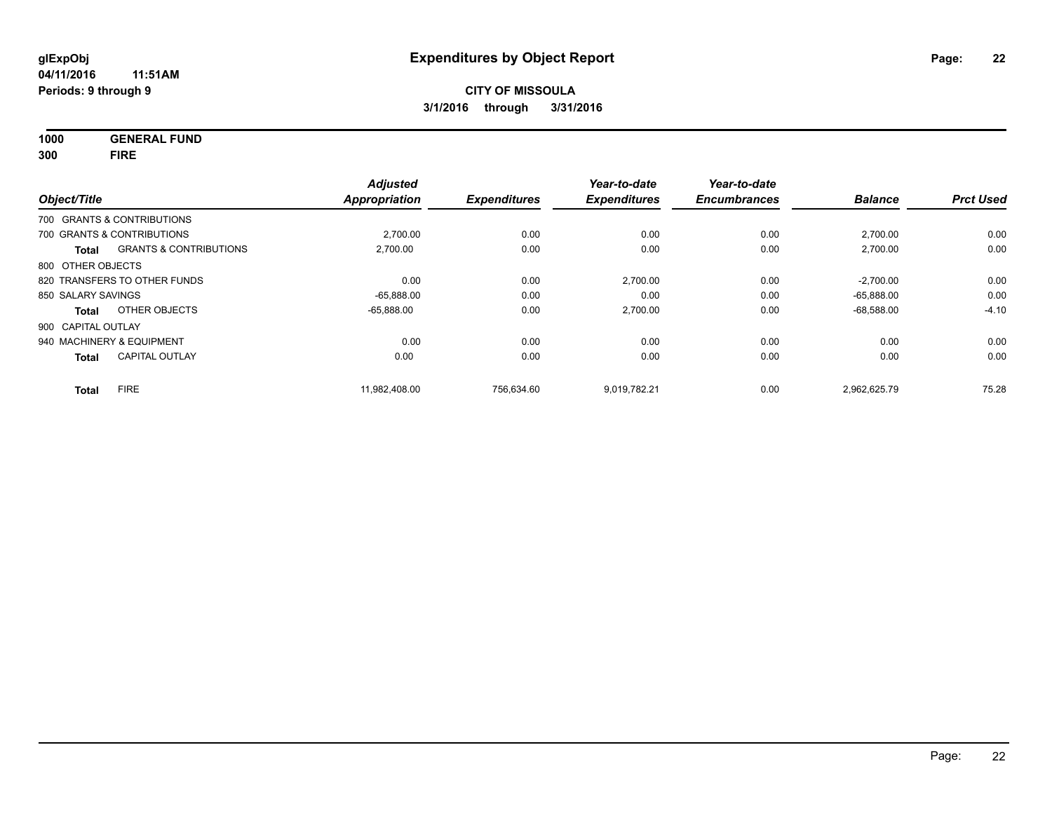# Expenditures by Object Report

glExpObj
04/11/2016 11:51AM
Periods: 9 through 9

**CITY OF MISSOULA**
**3/1/2016 through 3/31/2016**

**1000 GENERAL FUND**
**300 FIRE**

| Object/Title | | Adjusted Appropriation | Expenditures | Year-to-date Expenditures | Year-to-date Encumbrances | Balance | Prct Used |
|---|---|---|---|---|---|---|---|
| 700 GRANTS & CONTRIBUTIONS | | | | | | | |
| 700 GRANTS & CONTRIBUTIONS | | 2,700.00 | 0.00 | 0.00 | 0.00 | 2,700.00 | 0.00 |
| **Total** | GRANTS & CONTRIBUTIONS | 2,700.00 | 0.00 | 0.00 | 0.00 | 2,700.00 | 0.00 |
| 800 OTHER OBJECTS | | | | | | | |
| 820 TRANSFERS TO OTHER FUNDS | | 0.00 | 0.00 | 2,700.00 | 0.00 | -2,700.00 | 0.00 |
| 850 SALARY SAVINGS | | -65,888.00 | 0.00 | 0.00 | 0.00 | -65,888.00 | 0.00 |
| **Total** | OTHER OBJECTS | -65,888.00 | 0.00 | 2,700.00 | 0.00 | -68,588.00 | -4.10 |
| 900 CAPITAL OUTLAY | | | | | | | |
| 940 MACHINERY & EQUIPMENT | | 0.00 | 0.00 | 0.00 | 0.00 | 0.00 | 0.00 |
| **Total** | CAPITAL OUTLAY | 0.00 | 0.00 | 0.00 | 0.00 | 0.00 | 0.00 |
| **Total** | FIRE | 11,982,408.00 | 756,634.60 | 9,019,782.21 | 0.00 | 2,962,625.79 | 75.28 |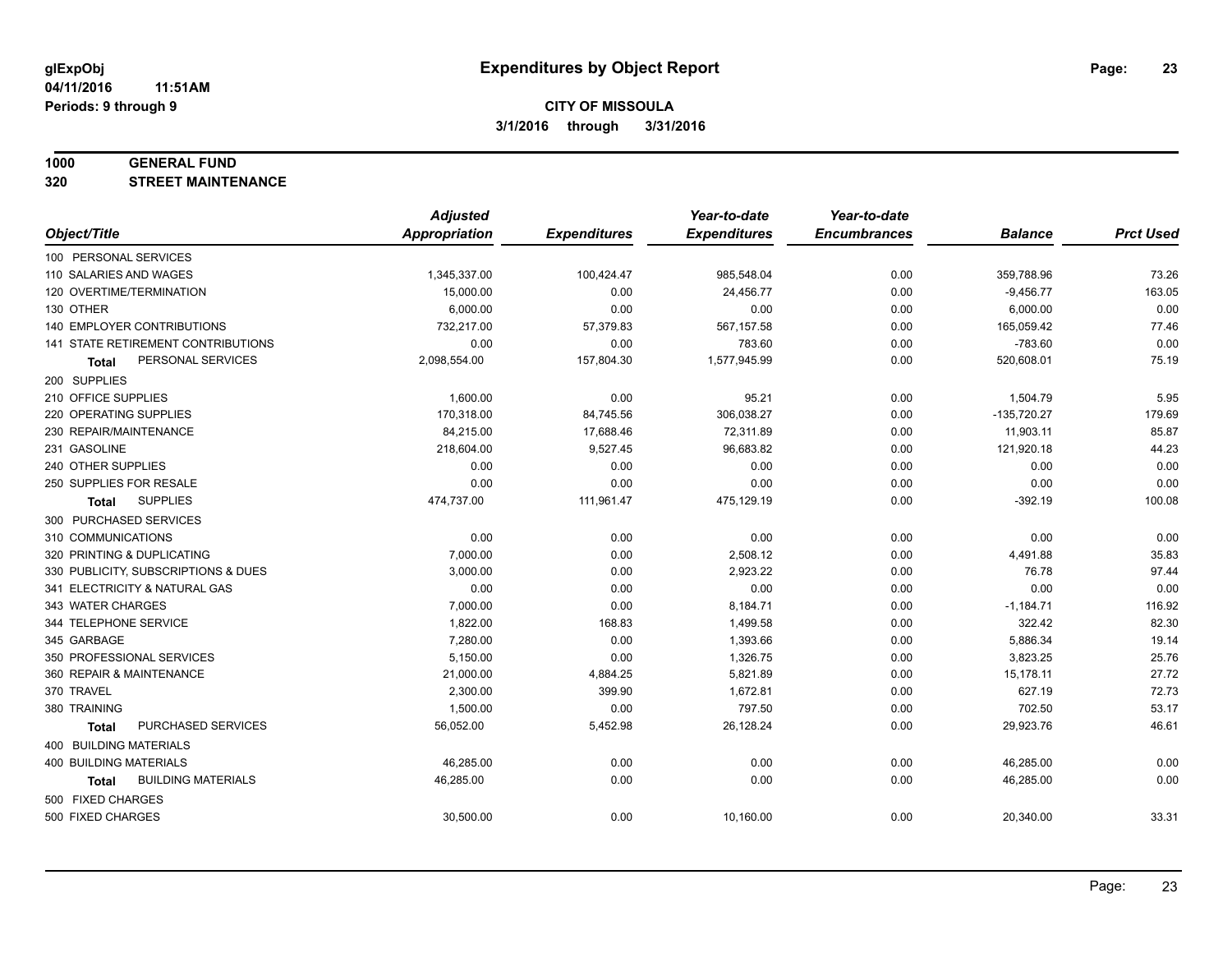glExpObj
04/11/2016 11:51AM
Periods: 9 through 9

# Expenditures by Object Report

**CITY OF MISSOULA**
**3/1/2016 through 3/31/2016**

**1000 GENERAL FUND**
**320 STREET MAINTENANCE**

| Object/Title | Adjusted Appropriation | Expenditures | Year-to-date Expenditures | Year-to-date Encumbrances | Balance | Prct Used |
|---|---|---|---|---|---|---|
| 100 PERSONAL SERVICES | | | | | | |
| 110 SALARIES AND WAGES | 1,345,337.00 | 100,424.47 | 985,548.04 | 0.00 | 359,788.96 | 73.26 |
| 120 OVERTIME/TERMINATION | 15,000.00 | 0.00 | 24,456.77 | 0.00 | -9,456.77 | 163.05 |
| 130 OTHER | 6,000.00 | 0.00 | 0.00 | 0.00 | 6,000.00 | 0.00 |
| 140 EMPLOYER CONTRIBUTIONS | 732,217.00 | 57,379.83 | 567,157.58 | 0.00 | 165,059.42 | 77.46 |
| 141 STATE RETIREMENT CONTRIBUTIONS | 0.00 | 0.00 | 783.60 | 0.00 | -783.60 | 0.00 |
| **Total** PERSONAL SERVICES | 2,098,554.00 | 157,804.30 | 1,577,945.99 | 0.00 | 520,608.01 | 75.19 |
| 200 SUPPLIES | | | | | | |
| 210 OFFICE SUPPLIES | 1,600.00 | 0.00 | 95.21 | 0.00 | 1,504.79 | 5.95 |
| 220 OPERATING SUPPLIES | 170,318.00 | 84,745.56 | 306,038.27 | 0.00 | -135,720.27 | 179.69 |
| 230 REPAIR/MAINTENANCE | 84,215.00 | 17,688.46 | 72,311.89 | 0.00 | 11,903.11 | 85.87 |
| 231 GASOLINE | 218,604.00 | 9,527.45 | 96,683.82 | 0.00 | 121,920.18 | 44.23 |
| 240 OTHER SUPPLIES | 0.00 | 0.00 | 0.00 | 0.00 | 0.00 | 0.00 |
| 250 SUPPLIES FOR RESALE | 0.00 | 0.00 | 0.00 | 0.00 | 0.00 | 0.00 |
| **Total** SUPPLIES | 474,737.00 | 111,961.47 | 475,129.19 | 0.00 | -392.19 | 100.08 |
| 300 PURCHASED SERVICES | | | | | | |
| 310 COMMUNICATIONS | 0.00 | 0.00 | 0.00 | 0.00 | 0.00 | 0.00 |
| 320 PRINTING & DUPLICATING | 7,000.00 | 0.00 | 2,508.12 | 0.00 | 4,491.88 | 35.83 |
| 330 PUBLICITY, SUBSCRIPTIONS & DUES | 3,000.00 | 0.00 | 2,923.22 | 0.00 | 76.78 | 97.44 |
| 341 ELECTRICITY & NATURAL GAS | 0.00 | 0.00 | 0.00 | 0.00 | 0.00 | 0.00 |
| 343 WATER CHARGES | 7,000.00 | 0.00 | 8,184.71 | 0.00 | -1,184.71 | 116.92 |
| 344 TELEPHONE SERVICE | 1,822.00 | 168.83 | 1,499.58 | 0.00 | 322.42 | 82.30 |
| 345 GARBAGE | 7,280.00 | 0.00 | 1,393.66 | 0.00 | 5,886.34 | 19.14 |
| 350 PROFESSIONAL SERVICES | 5,150.00 | 0.00 | 1,326.75 | 0.00 | 3,823.25 | 25.76 |
| 360 REPAIR & MAINTENANCE | 21,000.00 | 4,884.25 | 5,821.89 | 0.00 | 15,178.11 | 27.72 |
| 370 TRAVEL | 2,300.00 | 399.90 | 1,672.81 | 0.00 | 627.19 | 72.73 |
| 380 TRAINING | 1,500.00 | 0.00 | 797.50 | 0.00 | 702.50 | 53.17 |
| **Total** PURCHASED SERVICES | 56,052.00 | 5,452.98 | 26,128.24 | 0.00 | 29,923.76 | 46.61 |
| 400 BUILDING MATERIALS | | | | | | |
| 400 BUILDING MATERIALS | 46,285.00 | 0.00 | 0.00 | 0.00 | 46,285.00 | 0.00 |
| **Total** BUILDING MATERIALS | 46,285.00 | 0.00 | 0.00 | 0.00 | 46,285.00 | 0.00 |
| 500 FIXED CHARGES | | | | | | |
| 500 FIXED CHARGES | 30,500.00 | 0.00 | 10,160.00 | 0.00 | 20,340.00 | 33.31 |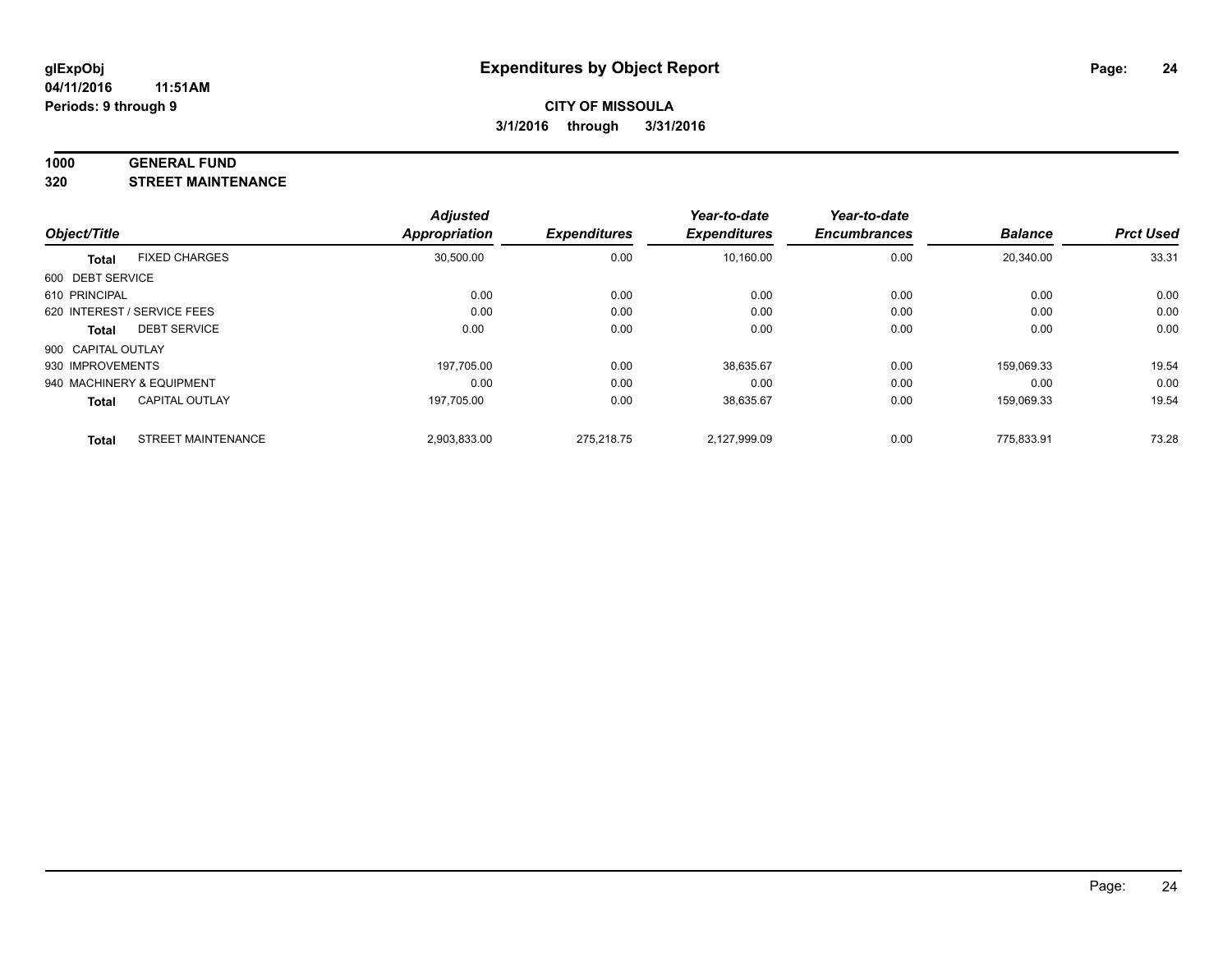# Expenditures by Object Report

glExpObj
04/11/2016 11:51AM
Periods: 9 through 9

**CITY OF MISSOULA**
**3/1/2016 through 3/31/2016**

**1000 GENERAL FUND**
**320 STREET MAINTENANCE**

| Object/Title | | Adjusted Appropriation | Expenditures | Year-to-date Expenditures | Year-to-date Encumbrances | Balance | Prct Used |
|---|---|---|---|---|---|---|---|
| **Total** | FIXED CHARGES | 30,500.00 | 0.00 | 10,160.00 | 0.00 | 20,340.00 | 33.31 |
| 600 DEBT SERVICE | | | | | | | |
| 610 PRINCIPAL | | 0.00 | 0.00 | 0.00 | 0.00 | 0.00 | 0.00 |
| 620 INTEREST / SERVICE FEES | | 0.00 | 0.00 | 0.00 | 0.00 | 0.00 | 0.00 |
| **Total** | DEBT SERVICE | 0.00 | 0.00 | 0.00 | 0.00 | 0.00 | 0.00 |
| 900 CAPITAL OUTLAY | | | | | | | |
| 930 IMPROVEMENTS | | 197,705.00 | 0.00 | 38,635.67 | 0.00 | 159,069.33 | 19.54 |
| 940 MACHINERY & EQUIPMENT | | 0.00 | 0.00 | 0.00 | 0.00 | 0.00 | 0.00 |
| **Total** | CAPITAL OUTLAY | 197,705.00 | 0.00 | 38,635.67 | 0.00 | 159,069.33 | 19.54 |
| **Total** | STREET MAINTENANCE | 2,903,833.00 | 275,218.75 | 2,127,999.09 | 0.00 | 775,833.91 | 73.28 |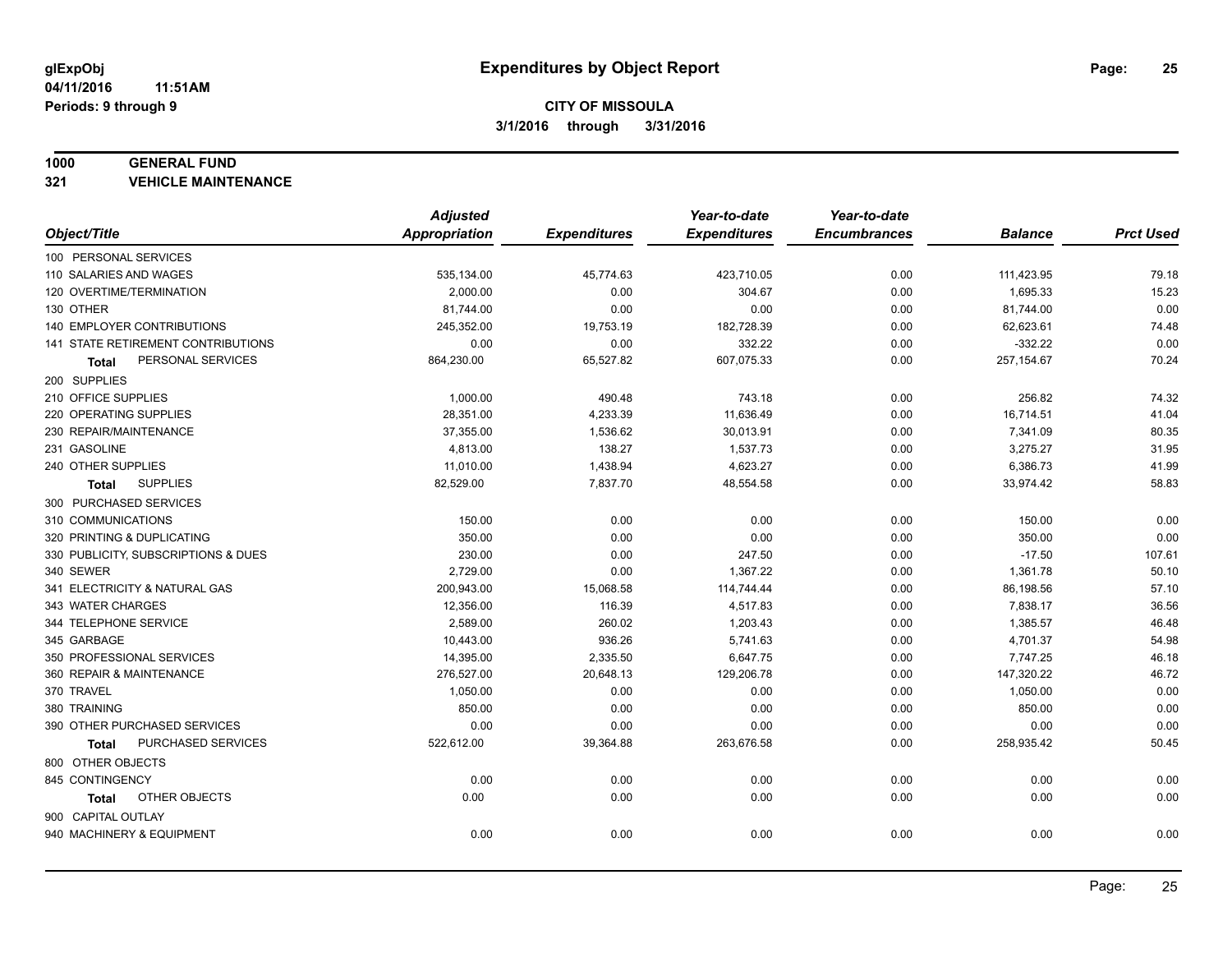**glExpObj**
**04/11/2016 11:51AM**
**Periods: 9 through 9**

# Expenditures by Object Report

**CITY OF MISSOULA**
**3/1/2016 through 3/31/2016**

**1000 GENERAL FUND**
**321 VEHICLE MAINTENANCE**

| Object/Title | Adjusted Appropriation | Expenditures | Year-to-date Expenditures | Year-to-date Encumbrances | Balance | Prct Used |
|---|---|---|---|---|---|---|
| 100 PERSONAL SERVICES | | | | | | |
| 110 SALARIES AND WAGES | 535,134.00 | 45,774.63 | 423,710.05 | 0.00 | 111,423.95 | 79.18 |
| 120 OVERTIME/TERMINATION | 2,000.00 | 0.00 | 304.67 | 0.00 | 1,695.33 | 15.23 |
| 130 OTHER | 81,744.00 | 0.00 | 0.00 | 0.00 | 81,744.00 | 0.00 |
| 140 EMPLOYER CONTRIBUTIONS | 245,352.00 | 19,753.19 | 182,728.39 | 0.00 | 62,623.61 | 74.48 |
| 141 STATE RETIREMENT CONTRIBUTIONS | 0.00 | 0.00 | 332.22 | 0.00 | -332.22 | 0.00 |
| **Total** PERSONAL SERVICES | 864,230.00 | 65,527.82 | 607,075.33 | 0.00 | 257,154.67 | 70.24 |
| 200 SUPPLIES | | | | | | |
| 210 OFFICE SUPPLIES | 1,000.00 | 490.48 | 743.18 | 0.00 | 256.82 | 74.32 |
| 220 OPERATING SUPPLIES | 28,351.00 | 4,233.39 | 11,636.49 | 0.00 | 16,714.51 | 41.04 |
| 230 REPAIR/MAINTENANCE | 37,355.00 | 1,536.62 | 30,013.91 | 0.00 | 7,341.09 | 80.35 |
| 231 GASOLINE | 4,813.00 | 138.27 | 1,537.73 | 0.00 | 3,275.27 | 31.95 |
| 240 OTHER SUPPLIES | 11,010.00 | 1,438.94 | 4,623.27 | 0.00 | 6,386.73 | 41.99 |
| **Total** SUPPLIES | 82,529.00 | 7,837.70 | 48,554.58 | 0.00 | 33,974.42 | 58.83 |
| 300 PURCHASED SERVICES | | | | | | |
| 310 COMMUNICATIONS | 150.00 | 0.00 | 0.00 | 0.00 | 150.00 | 0.00 |
| 320 PRINTING & DUPLICATING | 350.00 | 0.00 | 0.00 | 0.00 | 350.00 | 0.00 |
| 330 PUBLICITY, SUBSCRIPTIONS & DUES | 230.00 | 0.00 | 247.50 | 0.00 | -17.50 | 107.61 |
| 340 SEWER | 2,729.00 | 0.00 | 1,367.22 | 0.00 | 1,361.78 | 50.10 |
| 341 ELECTRICITY & NATURAL GAS | 200,943.00 | 15,068.58 | 114,744.44 | 0.00 | 86,198.56 | 57.10 |
| 343 WATER CHARGES | 12,356.00 | 116.39 | 4,517.83 | 0.00 | 7,838.17 | 36.56 |
| 344 TELEPHONE SERVICE | 2,589.00 | 260.02 | 1,203.43 | 0.00 | 1,385.57 | 46.48 |
| 345 GARBAGE | 10,443.00 | 936.26 | 5,741.63 | 0.00 | 4,701.37 | 54.98 |
| 350 PROFESSIONAL SERVICES | 14,395.00 | 2,335.50 | 6,647.75 | 0.00 | 7,747.25 | 46.18 |
| 360 REPAIR & MAINTENANCE | 276,527.00 | 20,648.13 | 129,206.78 | 0.00 | 147,320.22 | 46.72 |
| 370 TRAVEL | 1,050.00 | 0.00 | 0.00 | 0.00 | 1,050.00 | 0.00 |
| 380 TRAINING | 850.00 | 0.00 | 0.00 | 0.00 | 850.00 | 0.00 |
| 390 OTHER PURCHASED SERVICES | 0.00 | 0.00 | 0.00 | 0.00 | 0.00 | 0.00 |
| **Total** PURCHASED SERVICES | 522,612.00 | 39,364.88 | 263,676.58 | 0.00 | 258,935.42 | 50.45 |
| 800 OTHER OBJECTS | | | | | | |
| 845 CONTINGENCY | 0.00 | 0.00 | 0.00 | 0.00 | 0.00 | 0.00 |
| **Total** OTHER OBJECTS | 0.00 | 0.00 | 0.00 | 0.00 | 0.00 | 0.00 |
| 900 CAPITAL OUTLAY | | | | | | |
| 940 MACHINERY & EQUIPMENT | 0.00 | 0.00 | 0.00 | 0.00 | 0.00 | 0.00 |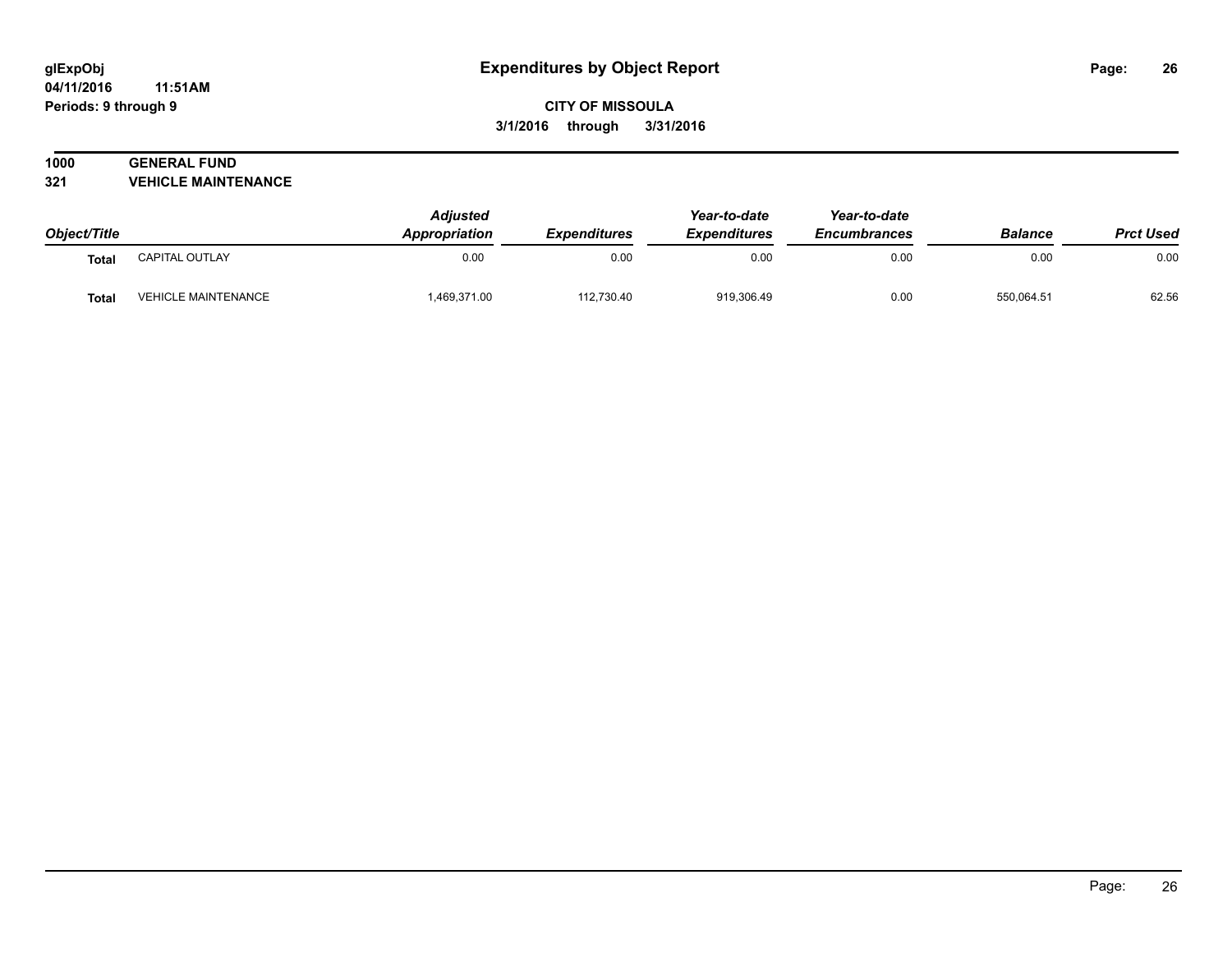**glExpObj** **Expenditures by Object Report**
**04/11/2016 11:51AM**
**Periods: 9 through 9**

**CITY OF MISSOULA**
**3/1/2016 through 3/31/2016**

**1000 GENERAL FUND**
**321 VEHICLE MAINTENANCE**

| Object/Title | | Adjusted Appropriation | Expenditures | Year-to-date Expenditures | Year-to-date Encumbrances | Balance | Prct Used |
|---|---|---|---|---|---|---|---|
| **Total** | CAPITAL OUTLAY | 0.00 | 0.00 | 0.00 | 0.00 | 0.00 | 0.00 |
| **Total** | VEHICLE MAINTENANCE | 1,469,371.00 | 112,730.40 | 919,306.49 | 0.00 | 550,064.51 | 62.56 |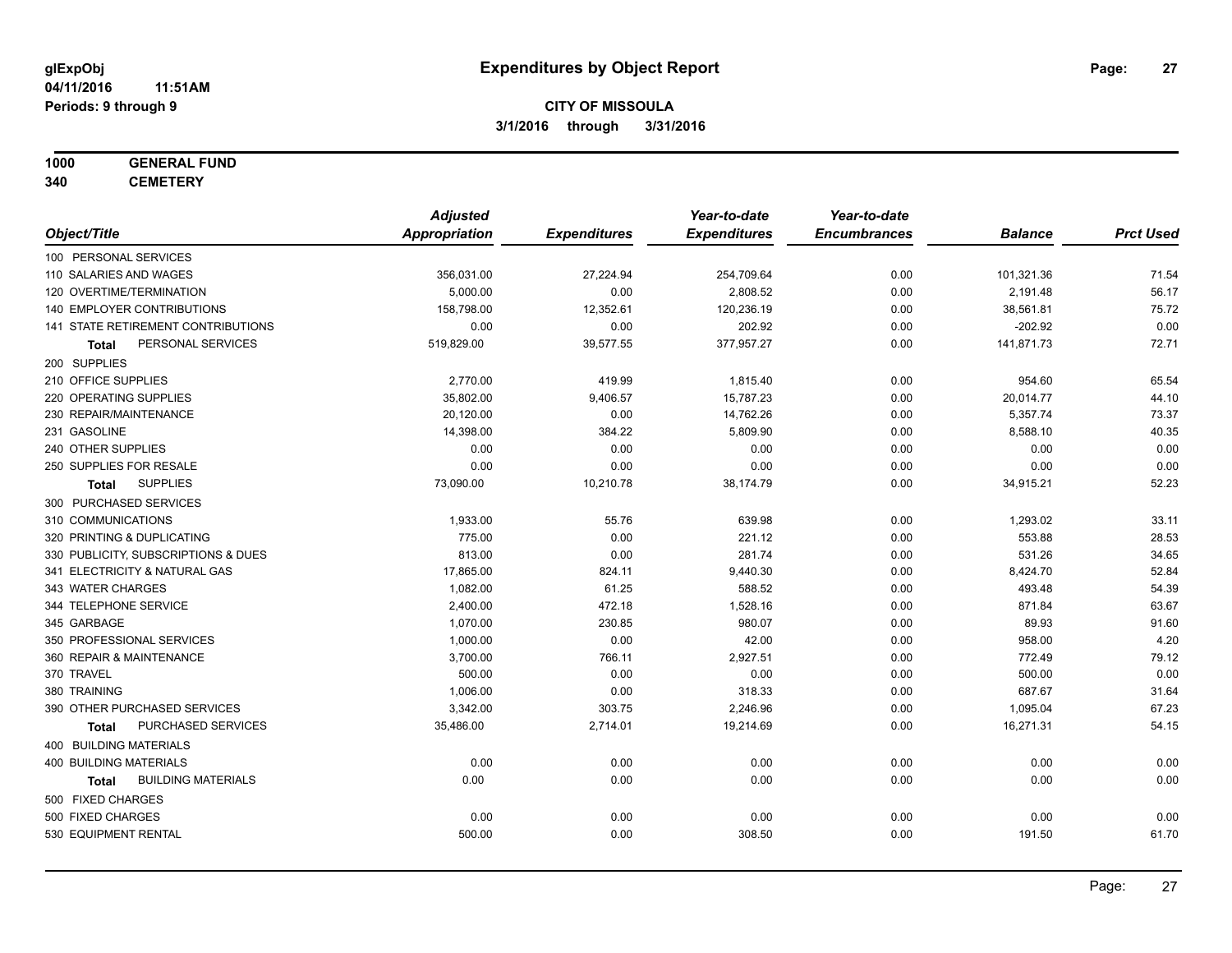**glExpObj**
**04/11/2016 11:51AM**
**Periods: 9 through 9**

# Expenditures by Object Report

**CITY OF MISSOULA**
**3/1/2016 through 3/31/2016**

**1000 GENERAL FUND**
**340 CEMETERY**

| Object/Title | Adjusted Appropriation | Expenditures | Year-to-date Expenditures | Year-to-date Encumbrances | Balance | Prct Used |
|---|---|---|---|---|---|---|
| 100 PERSONAL SERVICES | | | | | | |
| 110 SALARIES AND WAGES | 356,031.00 | 27,224.94 | 254,709.64 | 0.00 | 101,321.36 | 71.54 |
| 120 OVERTIME/TERMINATION | 5,000.00 | 0.00 | 2,808.52 | 0.00 | 2,191.48 | 56.17 |
| 140 EMPLOYER CONTRIBUTIONS | 158,798.00 | 12,352.61 | 120,236.19 | 0.00 | 38,561.81 | 75.72 |
| 141 STATE RETIREMENT CONTRIBUTIONS | 0.00 | 0.00 | 202.92 | 0.00 | -202.92 | 0.00 |
| **Total** PERSONAL SERVICES | 519,829.00 | 39,577.55 | 377,957.27 | 0.00 | 141,871.73 | 72.71 |
| 200 SUPPLIES | | | | | | |
| 210 OFFICE SUPPLIES | 2,770.00 | 419.99 | 1,815.40 | 0.00 | 954.60 | 65.54 |
| 220 OPERATING SUPPLIES | 35,802.00 | 9,406.57 | 15,787.23 | 0.00 | 20,014.77 | 44.10 |
| 230 REPAIR/MAINTENANCE | 20,120.00 | 0.00 | 14,762.26 | 0.00 | 5,357.74 | 73.37 |
| 231 GASOLINE | 14,398.00 | 384.22 | 5,809.90 | 0.00 | 8,588.10 | 40.35 |
| 240 OTHER SUPPLIES | 0.00 | 0.00 | 0.00 | 0.00 | 0.00 | 0.00 |
| 250 SUPPLIES FOR RESALE | 0.00 | 0.00 | 0.00 | 0.00 | 0.00 | 0.00 |
| **Total** SUPPLIES | 73,090.00 | 10,210.78 | 38,174.79 | 0.00 | 34,915.21 | 52.23 |
| 300 PURCHASED SERVICES | | | | | | |
| 310 COMMUNICATIONS | 1,933.00 | 55.76 | 639.98 | 0.00 | 1,293.02 | 33.11 |
| 320 PRINTING & DUPLICATING | 775.00 | 0.00 | 221.12 | 0.00 | 553.88 | 28.53 |
| 330 PUBLICITY, SUBSCRIPTIONS & DUES | 813.00 | 0.00 | 281.74 | 0.00 | 531.26 | 34.65 |
| 341 ELECTRICITY & NATURAL GAS | 17,865.00 | 824.11 | 9,440.30 | 0.00 | 8,424.70 | 52.84 |
| 343 WATER CHARGES | 1,082.00 | 61.25 | 588.52 | 0.00 | 493.48 | 54.39 |
| 344 TELEPHONE SERVICE | 2,400.00 | 472.18 | 1,528.16 | 0.00 | 871.84 | 63.67 |
| 345 GARBAGE | 1,070.00 | 230.85 | 980.07 | 0.00 | 89.93 | 91.60 |
| 350 PROFESSIONAL SERVICES | 1,000.00 | 0.00 | 42.00 | 0.00 | 958.00 | 4.20 |
| 360 REPAIR & MAINTENANCE | 3,700.00 | 766.11 | 2,927.51 | 0.00 | 772.49 | 79.12 |
| 370 TRAVEL | 500.00 | 0.00 | 0.00 | 0.00 | 500.00 | 0.00 |
| 380 TRAINING | 1,006.00 | 0.00 | 318.33 | 0.00 | 687.67 | 31.64 |
| 390 OTHER PURCHASED SERVICES | 3,342.00 | 303.75 | 2,246.96 | 0.00 | 1,095.04 | 67.23 |
| **Total** PURCHASED SERVICES | 35,486.00 | 2,714.01 | 19,214.69 | 0.00 | 16,271.31 | 54.15 |
| 400 BUILDING MATERIALS | | | | | | |
| 400 BUILDING MATERIALS | 0.00 | 0.00 | 0.00 | 0.00 | 0.00 | 0.00 |
| **Total** BUILDING MATERIALS | 0.00 | 0.00 | 0.00 | 0.00 | 0.00 | 0.00 |
| 500 FIXED CHARGES | | | | | | |
| 500 FIXED CHARGES | 0.00 | 0.00 | 0.00 | 0.00 | 0.00 | 0.00 |
| 530 EQUIPMENT RENTAL | 500.00 | 0.00 | 308.50 | 0.00 | 191.50 | 61.70 |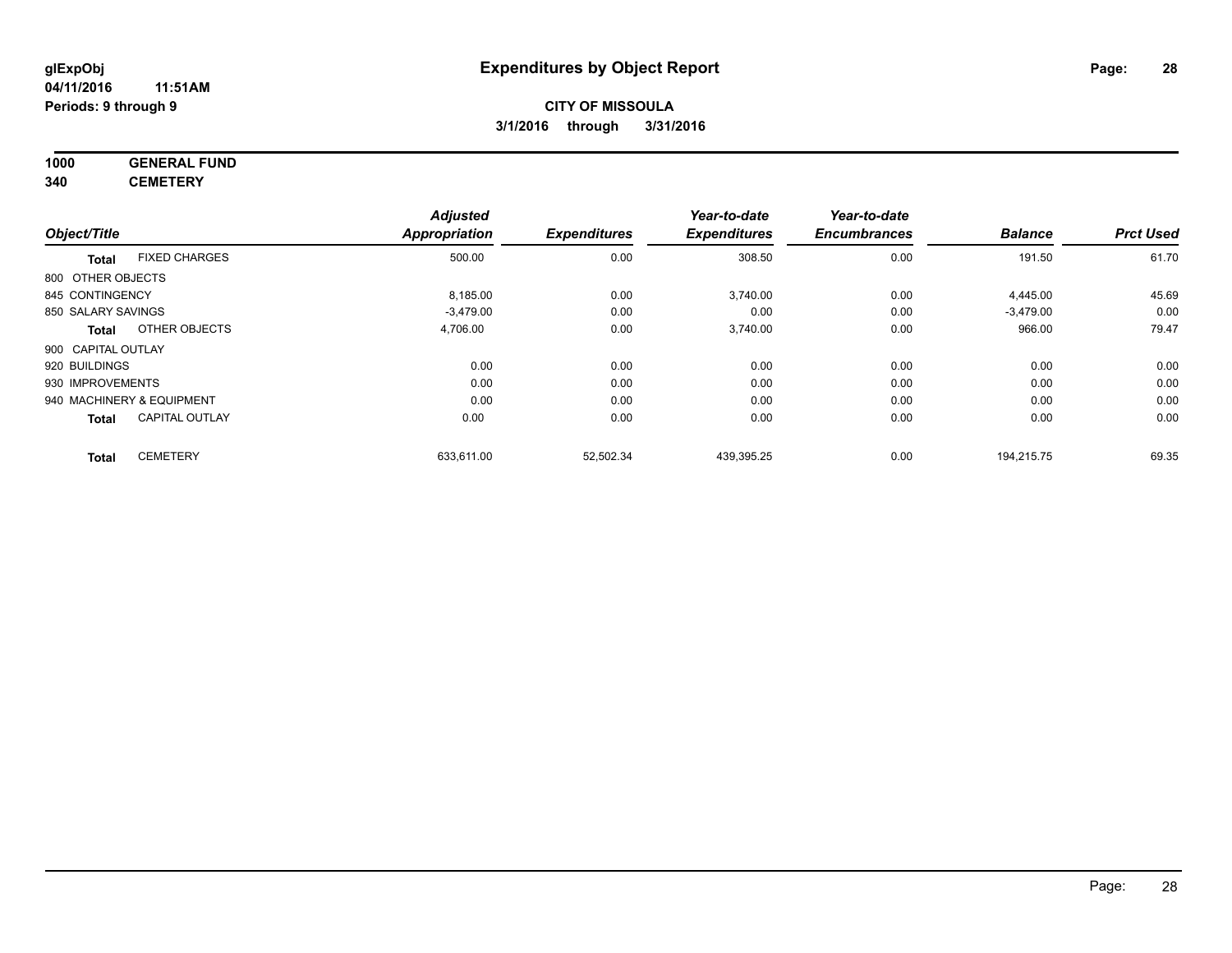**glExpObj**
**04/11/2016 11:51AM**
**Periods: 9 through 9**

# Expenditures by Object Report

**CITY OF MISSOULA**
**3/1/2016 through 3/31/2016**

**1000 GENERAL FUND**
**340 CEMETERY**

| Object/Title | Adjusted Appropriation | Expenditures | Year-to-date Expenditures | Year-to-date Encumbrances | Balance | Prct Used |
|---|---|---|---|---|---|---|
| **Total** FIXED CHARGES | 500.00 | 0.00 | 308.50 | 0.00 | 191.50 | 61.70 |
| 800 OTHER OBJECTS | | | | | | |
| 845 CONTINGENCY | 8,185.00 | 0.00 | 3,740.00 | 0.00 | 4,445.00 | 45.69 |
| 850 SALARY SAVINGS | -3,479.00 | 0.00 | 0.00 | 0.00 | -3,479.00 | 0.00 |
| **Total** OTHER OBJECTS | 4,706.00 | 0.00 | 3,740.00 | 0.00 | 966.00 | 79.47 |
| 900 CAPITAL OUTLAY | | | | | | |
| 920 BUILDINGS | 0.00 | 0.00 | 0.00 | 0.00 | 0.00 | 0.00 |
| 930 IMPROVEMENTS | 0.00 | 0.00 | 0.00 | 0.00 | 0.00 | 0.00 |
| 940 MACHINERY & EQUIPMENT | 0.00 | 0.00 | 0.00 | 0.00 | 0.00 | 0.00 |
| **Total** CAPITAL OUTLAY | 0.00 | 0.00 | 0.00 | 0.00 | 0.00 | 0.00 |
| **Total** CEMETERY | 633,611.00 | 52,502.34 | 439,395.25 | 0.00 | 194,215.75 | 69.35 |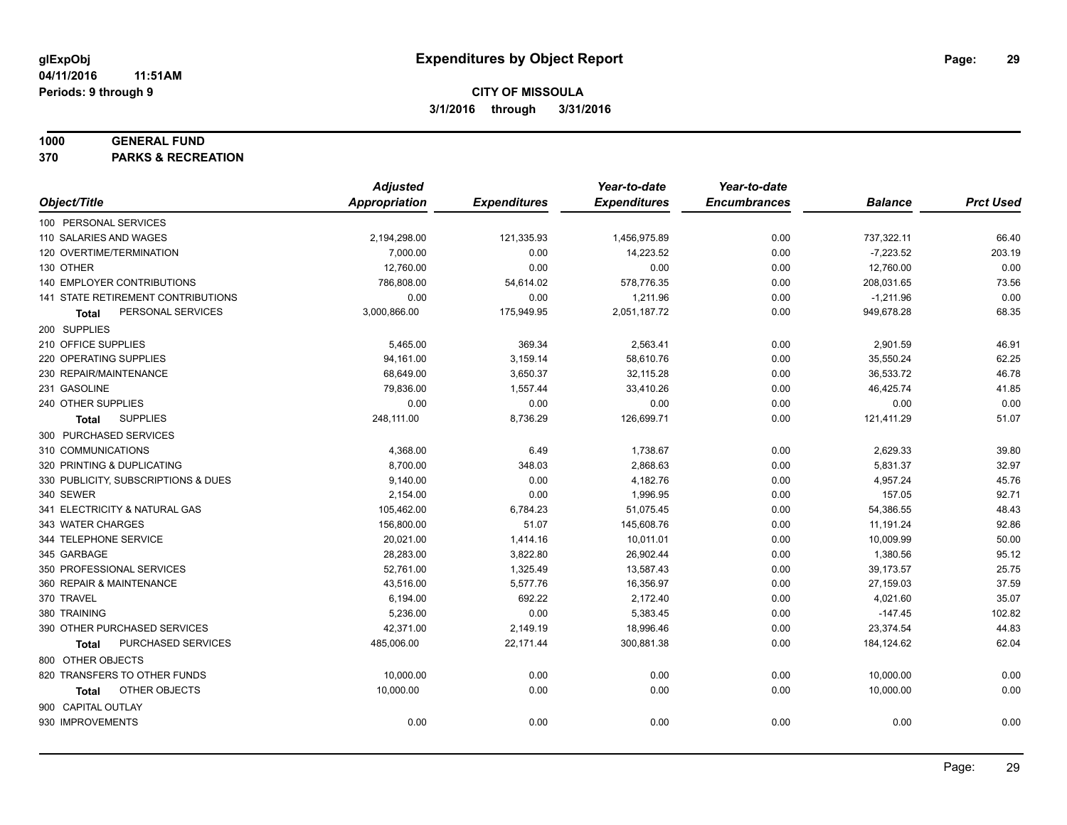glExpObj
04/11/2016 11:51AM
Periods: 9 through 9

# Expenditures by Object Report

**CITY OF MISSOULA**
**3/1/2016 through 3/31/2016**

**1000 GENERAL FUND**
**370 PARKS & RECREATION**

| Object/Title | Adjusted Appropriation | Expenditures | Year-to-date Expenditures | Year-to-date Encumbrances | Balance | Prct Used |
|---|---|---|---|---|---|---|
| 100 PERSONAL SERVICES | | | | | | |
| 110 SALARIES AND WAGES | 2,194,298.00 | 121,335.93 | 1,456,975.89 | 0.00 | 737,322.11 | 66.40 |
| 120 OVERTIME/TERMINATION | 7,000.00 | 0.00 | 14,223.52 | 0.00 | -7,223.52 | 203.19 |
| 130 OTHER | 12,760.00 | 0.00 | 0.00 | 0.00 | 12,760.00 | 0.00 |
| 140 EMPLOYER CONTRIBUTIONS | 786,808.00 | 54,614.02 | 578,776.35 | 0.00 | 208,031.65 | 73.56 |
| 141 STATE RETIREMENT CONTRIBUTIONS | 0.00 | 0.00 | 1,211.96 | 0.00 | -1,211.96 | 0.00 |
| **Total** PERSONAL SERVICES | 3,000,866.00 | 175,949.95 | 2,051,187.72 | 0.00 | 949,678.28 | 68.35 |
| 200 SUPPLIES | | | | | | |
| 210 OFFICE SUPPLIES | 5,465.00 | 369.34 | 2,563.41 | 0.00 | 2,901.59 | 46.91 |
| 220 OPERATING SUPPLIES | 94,161.00 | 3,159.14 | 58,610.76 | 0.00 | 35,550.24 | 62.25 |
| 230 REPAIR/MAINTENANCE | 68,649.00 | 3,650.37 | 32,115.28 | 0.00 | 36,533.72 | 46.78 |
| 231 GASOLINE | 79,836.00 | 1,557.44 | 33,410.26 | 0.00 | 46,425.74 | 41.85 |
| 240 OTHER SUPPLIES | 0.00 | 0.00 | 0.00 | 0.00 | 0.00 | 0.00 |
| **Total** SUPPLIES | 248,111.00 | 8,736.29 | 126,699.71 | 0.00 | 121,411.29 | 51.07 |
| 300 PURCHASED SERVICES | | | | | | |
| 310 COMMUNICATIONS | 4,368.00 | 6.49 | 1,738.67 | 0.00 | 2,629.33 | 39.80 |
| 320 PRINTING & DUPLICATING | 8,700.00 | 348.03 | 2,868.63 | 0.00 | 5,831.37 | 32.97 |
| 330 PUBLICITY, SUBSCRIPTIONS & DUES | 9,140.00 | 0.00 | 4,182.76 | 0.00 | 4,957.24 | 45.76 |
| 340 SEWER | 2,154.00 | 0.00 | 1,996.95 | 0.00 | 157.05 | 92.71 |
| 341 ELECTRICITY & NATURAL GAS | 105,462.00 | 6,784.23 | 51,075.45 | 0.00 | 54,386.55 | 48.43 |
| 343 WATER CHARGES | 156,800.00 | 51.07 | 145,608.76 | 0.00 | 11,191.24 | 92.86 |
| 344 TELEPHONE SERVICE | 20,021.00 | 1,414.16 | 10,011.01 | 0.00 | 10,009.99 | 50.00 |
| 345 GARBAGE | 28,283.00 | 3,822.80 | 26,902.44 | 0.00 | 1,380.56 | 95.12 |
| 350 PROFESSIONAL SERVICES | 52,761.00 | 1,325.49 | 13,587.43 | 0.00 | 39,173.57 | 25.75 |
| 360 REPAIR & MAINTENANCE | 43,516.00 | 5,577.76 | 16,356.97 | 0.00 | 27,159.03 | 37.59 |
| 370 TRAVEL | 6,194.00 | 692.22 | 2,172.40 | 0.00 | 4,021.60 | 35.07 |
| 380 TRAINING | 5,236.00 | 0.00 | 5,383.45 | 0.00 | -147.45 | 102.82 |
| 390 OTHER PURCHASED SERVICES | 42,371.00 | 2,149.19 | 18,996.46 | 0.00 | 23,374.54 | 44.83 |
| **Total** PURCHASED SERVICES | 485,006.00 | 22,171.44 | 300,881.38 | 0.00 | 184,124.62 | 62.04 |
| 800 OTHER OBJECTS | | | | | | |
| 820 TRANSFERS TO OTHER FUNDS | 10,000.00 | 0.00 | 0.00 | 0.00 | 10,000.00 | 0.00 |
| **Total** OTHER OBJECTS | 10,000.00 | 0.00 | 0.00 | 0.00 | 10,000.00 | 0.00 |
| 900 CAPITAL OUTLAY | | | | | | |
| 930 IMPROVEMENTS | 0.00 | 0.00 | 0.00 | 0.00 | 0.00 | 0.00 |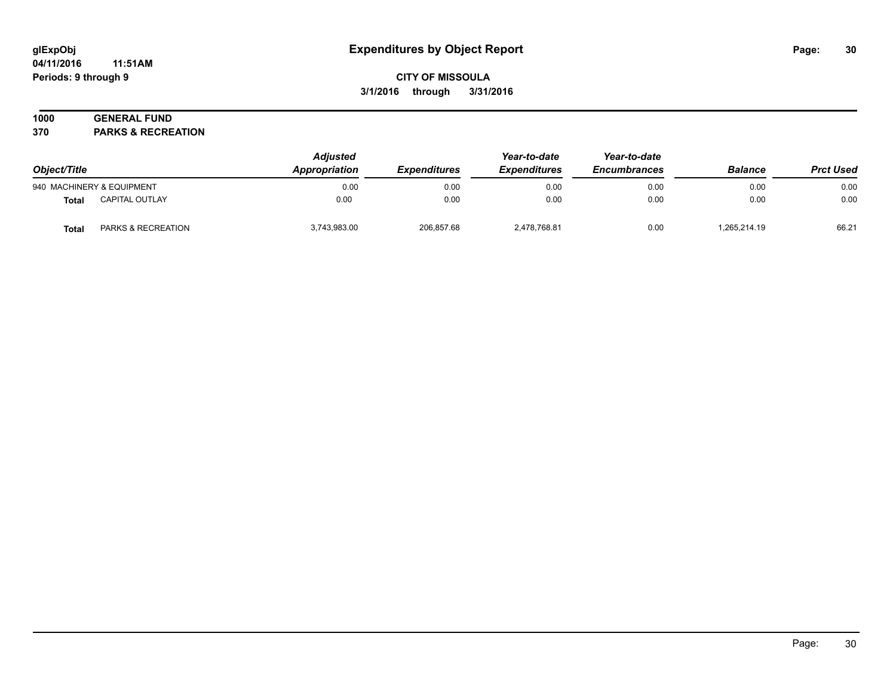**CITY OF MISSOULA**

**3/1/2016 through 3/31/2016**

**1000 GENERAL FUND**

**370 PARKS & RECREATION**

| Object/Title | | Adjusted Appropriation | Expenditures | Year-to-date Expenditures | Year-to-date Encumbrances | Balance | Prct Used |
|---|---|---|---|---|---|---|---|
| 940 MACHINERY & EQUIPMENT | | 0.00 | 0.00 | 0.00 | 0.00 | 0.00 | 0.00 |
| **Total** | CAPITAL OUTLAY | 0.00 | 0.00 | 0.00 | 0.00 | 0.00 | 0.00 |
| **Total** | PARKS & RECREATION | 3,743,983.00 | 206,857.68 | 2,478,768.81 | 0.00 | 1,265,214.19 | 66.21 |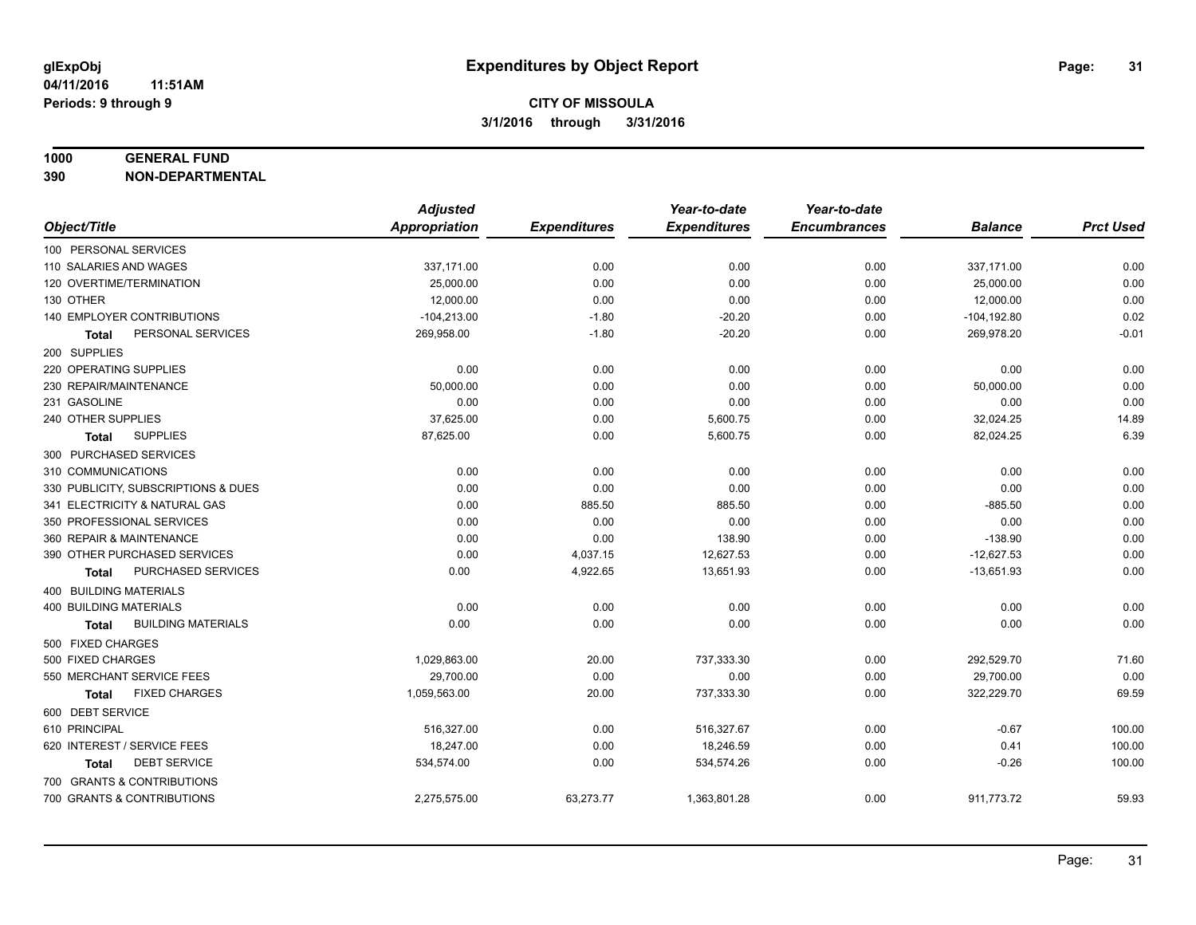# Expenditures by Object Report

glExpObj
04/11/2016 11:51AM
Periods: 9 through 9

**CITY OF MISSOULA**
**3/1/2016 through 3/31/2016**

**1000 GENERAL FUND**
**390 NON-DEPARTMENTAL**

| Object/Title | Adjusted Appropriation | Expenditures | Year-to-date Expenditures | Year-to-date Encumbrances | Balance | Prct Used |
|---|---|---|---|---|---|---|
| 100 PERSONAL SERVICES | | | | | | |
| 110 SALARIES AND WAGES | 337,171.00 | 0.00 | 0.00 | 0.00 | 337,171.00 | 0.00 |
| 120 OVERTIME/TERMINATION | 25,000.00 | 0.00 | 0.00 | 0.00 | 25,000.00 | 0.00 |
| 130 OTHER | 12,000.00 | 0.00 | 0.00 | 0.00 | 12,000.00 | 0.00 |
| 140 EMPLOYER CONTRIBUTIONS | -104,213.00 | -1.80 | -20.20 | 0.00 | -104,192.80 | 0.02 |
| **Total** PERSONAL SERVICES | 269,958.00 | -1.80 | -20.20 | 0.00 | 269,978.20 | -0.01 |
| 200 SUPPLIES | | | | | | |
| 220 OPERATING SUPPLIES | 0.00 | 0.00 | 0.00 | 0.00 | 0.00 | 0.00 |
| 230 REPAIR/MAINTENANCE | 50,000.00 | 0.00 | 0.00 | 0.00 | 50,000.00 | 0.00 |
| 231 GASOLINE | 0.00 | 0.00 | 0.00 | 0.00 | 0.00 | 0.00 |
| 240 OTHER SUPPLIES | 37,625.00 | 0.00 | 5,600.75 | 0.00 | 32,024.25 | 14.89 |
| **Total** SUPPLIES | 87,625.00 | 0.00 | 5,600.75 | 0.00 | 82,024.25 | 6.39 |
| 300 PURCHASED SERVICES | | | | | | |
| 310 COMMUNICATIONS | 0.00 | 0.00 | 0.00 | 0.00 | 0.00 | 0.00 |
| 330 PUBLICITY, SUBSCRIPTIONS & DUES | 0.00 | 0.00 | 0.00 | 0.00 | 0.00 | 0.00 |
| 341 ELECTRICITY & NATURAL GAS | 0.00 | 885.50 | 885.50 | 0.00 | -885.50 | 0.00 |
| 350 PROFESSIONAL SERVICES | 0.00 | 0.00 | 0.00 | 0.00 | 0.00 | 0.00 |
| 360 REPAIR & MAINTENANCE | 0.00 | 0.00 | 138.90 | 0.00 | -138.90 | 0.00 |
| 390 OTHER PURCHASED SERVICES | 0.00 | 4,037.15 | 12,627.53 | 0.00 | -12,627.53 | 0.00 |
| **Total** PURCHASED SERVICES | 0.00 | 4,922.65 | 13,651.93 | 0.00 | -13,651.93 | 0.00 |
| 400 BUILDING MATERIALS | | | | | | |
| 400 BUILDING MATERIALS | 0.00 | 0.00 | 0.00 | 0.00 | 0.00 | 0.00 |
| **Total** BUILDING MATERIALS | 0.00 | 0.00 | 0.00 | 0.00 | 0.00 | 0.00 |
| 500 FIXED CHARGES | | | | | | |
| 500 FIXED CHARGES | 1,029,863.00 | 20.00 | 737,333.30 | 0.00 | 292,529.70 | 71.60 |
| 550 MERCHANT SERVICE FEES | 29,700.00 | 0.00 | 0.00 | 0.00 | 29,700.00 | 0.00 |
| **Total** FIXED CHARGES | 1,059,563.00 | 20.00 | 737,333.30 | 0.00 | 322,229.70 | 69.59 |
| 600 DEBT SERVICE | | | | | | |
| 610 PRINCIPAL | 516,327.00 | 0.00 | 516,327.67 | 0.00 | -0.67 | 100.00 |
| 620 INTEREST / SERVICE FEES | 18,247.00 | 0.00 | 18,246.59 | 0.00 | 0.41 | 100.00 |
| **Total** DEBT SERVICE | 534,574.00 | 0.00 | 534,574.26 | 0.00 | -0.26 | 100.00 |
| 700 GRANTS & CONTRIBUTIONS | | | | | | |
| 700 GRANTS & CONTRIBUTIONS | 2,275,575.00 | 63,273.77 | 1,363,801.28 | 0.00 | 911,773.72 | 59.93 |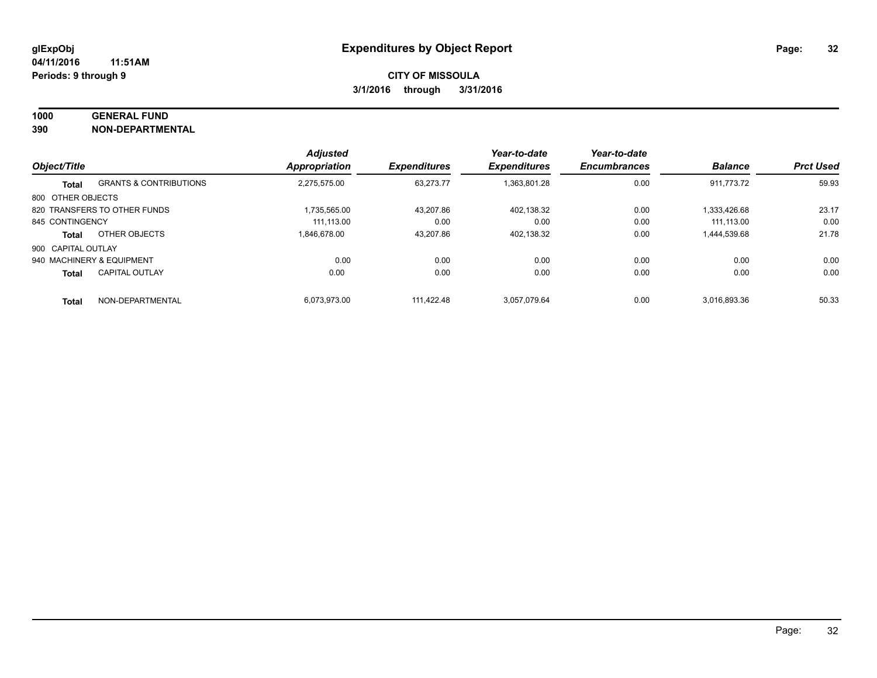# Expenditures by Object Report

glExpObj
04/11/2016 11:51AM
Periods: 9 through 9

**CITY OF MISSOULA**
**3/1/2016 through 3/31/2016**

**1000 GENERAL FUND**
**390 NON-DEPARTMENTAL**

| Object/Title | | Adjusted Appropriation | Expenditures | Year-to-date Expenditures | Year-to-date Encumbrances | Balance | Prct Used |
|---|---|---|---|---|---|---|---|
| **Total** | GRANTS & CONTRIBUTIONS | 2,275,575.00 | 63,273.77 | 1,363,801.28 | 0.00 | 911,773.72 | 59.93 |
| 800 OTHER OBJECTS | | | | | | | |
| 820 TRANSFERS TO OTHER FUNDS | | 1,735,565.00 | 43,207.86 | 402,138.32 | 0.00 | 1,333,426.68 | 23.17 |
| 845 CONTINGENCY | | 111,113.00 | 0.00 | 0.00 | 0.00 | 111,113.00 | 0.00 |
| **Total** | OTHER OBJECTS | 1,846,678.00 | 43,207.86 | 402,138.32 | 0.00 | 1,444,539.68 | 21.78 |
| 900 CAPITAL OUTLAY | | | | | | | |
| 940 MACHINERY & EQUIPMENT | | 0.00 | 0.00 | 0.00 | 0.00 | 0.00 | 0.00 |
| **Total** | CAPITAL OUTLAY | 0.00 | 0.00 | 0.00 | 0.00 | 0.00 | 0.00 |
| **Total** | NON-DEPARTMENTAL | 6,073,973.00 | 111,422.48 | 3,057,079.64 | 0.00 | 3,016,893.36 | 50.33 |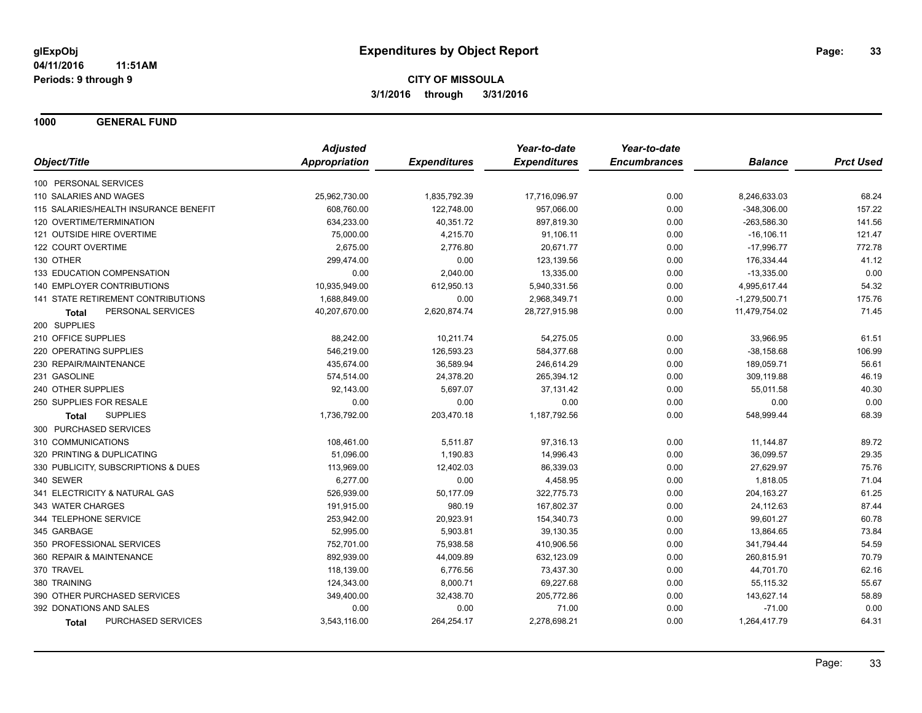glExpObj
04/11/2016 11:51AM
Periods: 9 through 9

# Expenditures by Object Report

**CITY OF MISSOULA**
**3/1/2016 through 3/31/2016**

## 1000 GENERAL FUND

| Object/Title | Adjusted Appropriation | Expenditures | Year-to-date Expenditures | Year-to-date Encumbrances | Balance | Prct Used |
|---|---|---|---|---|---|---|
| 100 PERSONAL SERVICES | | | | | | |
| 110 SALARIES AND WAGES | 25,962,730.00 | 1,835,792.39 | 17,716,096.97 | 0.00 | 8,246,633.03 | 68.24 |
| 115 SALARIES/HEALTH INSURANCE BENEFIT | 608,760.00 | 122,748.00 | 957,066.00 | 0.00 | -348,306.00 | 157.22 |
| 120 OVERTIME/TERMINATION | 634,233.00 | 40,351.72 | 897,819.30 | 0.00 | -263,586.30 | 141.56 |
| 121 OUTSIDE HIRE OVERTIME | 75,000.00 | 4,215.70 | 91,106.11 | 0.00 | -16,106.11 | 121.47 |
| 122 COURT OVERTIME | 2,675.00 | 2,776.80 | 20,671.77 | 0.00 | -17,996.77 | 772.78 |
| 130 OTHER | 299,474.00 | 0.00 | 123,139.56 | 0.00 | 176,334.44 | 41.12 |
| 133 EDUCATION COMPENSATION | 0.00 | 2,040.00 | 13,335.00 | 0.00 | -13,335.00 | 0.00 |
| 140 EMPLOYER CONTRIBUTIONS | 10,935,949.00 | 612,950.13 | 5,940,331.56 | 0.00 | 4,995,617.44 | 54.32 |
| 141 STATE RETIREMENT CONTRIBUTIONS | 1,688,849.00 | 0.00 | 2,968,349.71 | 0.00 | -1,279,500.71 | 175.76 |
| **Total** PERSONAL SERVICES | 40,207,670.00 | 2,620,874.74 | 28,727,915.98 | 0.00 | 11,479,754.02 | 71.45 |
| 200 SUPPLIES | | | | | | |
| 210 OFFICE SUPPLIES | 88,242.00 | 10,211.74 | 54,275.05 | 0.00 | 33,966.95 | 61.51 |
| 220 OPERATING SUPPLIES | 546,219.00 | 126,593.23 | 584,377.68 | 0.00 | -38,158.68 | 106.99 |
| 230 REPAIR/MAINTENANCE | 435,674.00 | 36,589.94 | 246,614.29 | 0.00 | 189,059.71 | 56.61 |
| 231 GASOLINE | 574,514.00 | 24,378.20 | 265,394.12 | 0.00 | 309,119.88 | 46.19 |
| 240 OTHER SUPPLIES | 92,143.00 | 5,697.07 | 37,131.42 | 0.00 | 55,011.58 | 40.30 |
| 250 SUPPLIES FOR RESALE | 0.00 | 0.00 | 0.00 | 0.00 | 0.00 | 0.00 |
| **Total** SUPPLIES | 1,736,792.00 | 203,470.18 | 1,187,792.56 | 0.00 | 548,999.44 | 68.39 |
| 300 PURCHASED SERVICES | | | | | | |
| 310 COMMUNICATIONS | 108,461.00 | 5,511.87 | 97,316.13 | 0.00 | 11,144.87 | 89.72 |
| 320 PRINTING & DUPLICATING | 51,096.00 | 1,190.83 | 14,996.43 | 0.00 | 36,099.57 | 29.35 |
| 330 PUBLICITY, SUBSCRIPTIONS & DUES | 113,969.00 | 12,402.03 | 86,339.03 | 0.00 | 27,629.97 | 75.76 |
| 340 SEWER | 6,277.00 | 0.00 | 4,458.95 | 0.00 | 1,818.05 | 71.04 |
| 341 ELECTRICITY & NATURAL GAS | 526,939.00 | 50,177.09 | 322,775.73 | 0.00 | 204,163.27 | 61.25 |
| 343 WATER CHARGES | 191,915.00 | 980.19 | 167,802.37 | 0.00 | 24,112.63 | 87.44 |
| 344 TELEPHONE SERVICE | 253,942.00 | 20,923.91 | 154,340.73 | 0.00 | 99,601.27 | 60.78 |
| 345 GARBAGE | 52,995.00 | 5,903.81 | 39,130.35 | 0.00 | 13,864.65 | 73.84 |
| 350 PROFESSIONAL SERVICES | 752,701.00 | 75,938.58 | 410,906.56 | 0.00 | 341,794.44 | 54.59 |
| 360 REPAIR & MAINTENANCE | 892,939.00 | 44,009.89 | 632,123.09 | 0.00 | 260,815.91 | 70.79 |
| 370 TRAVEL | 118,139.00 | 6,776.56 | 73,437.30 | 0.00 | 44,701.70 | 62.16 |
| 380 TRAINING | 124,343.00 | 8,000.71 | 69,227.68 | 0.00 | 55,115.32 | 55.67 |
| 390 OTHER PURCHASED SERVICES | 349,400.00 | 32,438.70 | 205,772.86 | 0.00 | 143,627.14 | 58.89 |
| 392 DONATIONS AND SALES | 0.00 | 0.00 | 71.00 | 0.00 | -71.00 | 0.00 |
| **Total** PURCHASED SERVICES | 3,543,116.00 | 264,254.17 | 2,278,698.21 | 0.00 | 1,264,417.79 | 64.31 |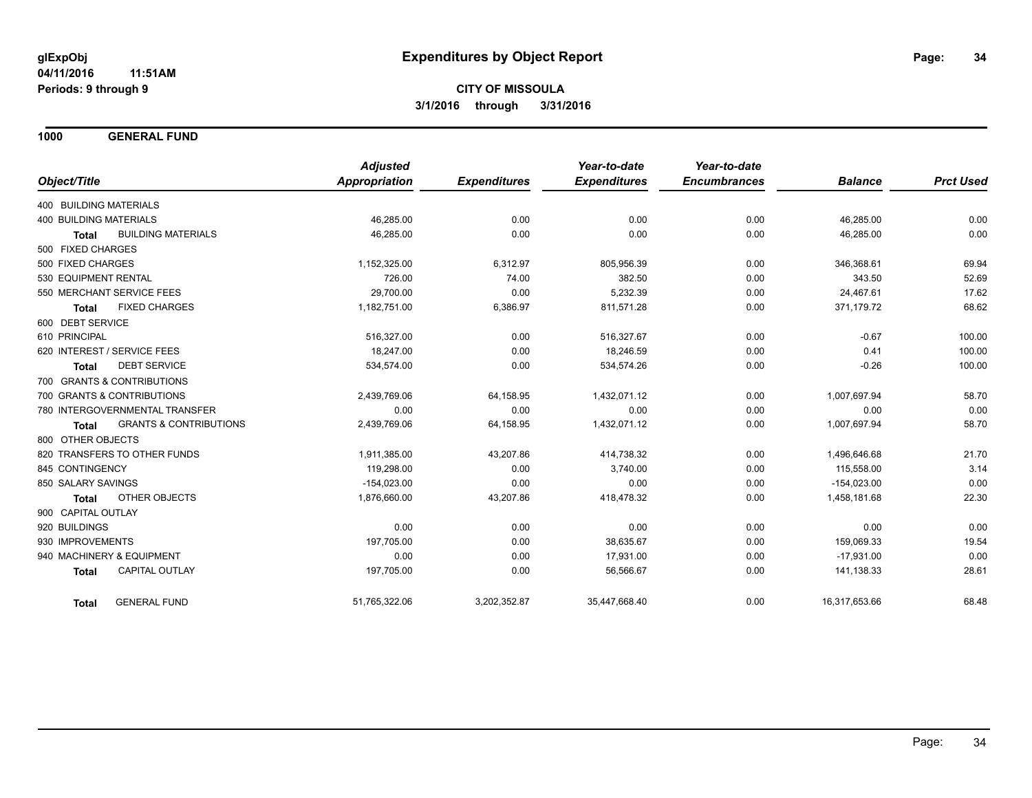glExpObj
04/11/2016 11:51AM
Periods: 9 through 9

# Expenditures by Object Report

**CITY OF MISSOULA**
**3/1/2016 through 3/31/2016**

## 1000 GENERAL FUND

| Object/Title | Adjusted Appropriation | Expenditures | Year-to-date Expenditures | Year-to-date Encumbrances | Balance | Prct Used |
|---|---|---|---|---|---|---|
| 400 BUILDING MATERIALS | | | | | | |
| 400 BUILDING MATERIALS | 46,285.00 | 0.00 | 0.00 | 0.00 | 46,285.00 | 0.00 |
| **Total** BUILDING MATERIALS | 46,285.00 | 0.00 | 0.00 | 0.00 | 46,285.00 | 0.00 |
| 500 FIXED CHARGES | | | | | | |
| 500 FIXED CHARGES | 1,152,325.00 | 6,312.97 | 805,956.39 | 0.00 | 346,368.61 | 69.94 |
| 530 EQUIPMENT RENTAL | 726.00 | 74.00 | 382.50 | 0.00 | 343.50 | 52.69 |
| 550 MERCHANT SERVICE FEES | 29,700.00 | 0.00 | 5,232.39 | 0.00 | 24,467.61 | 17.62 |
| **Total** FIXED CHARGES | 1,182,751.00 | 6,386.97 | 811,571.28 | 0.00 | 371,179.72 | 68.62 |
| 600 DEBT SERVICE | | | | | | |
| 610 PRINCIPAL | 516,327.00 | 0.00 | 516,327.67 | 0.00 | -0.67 | 100.00 |
| 620 INTEREST / SERVICE FEES | 18,247.00 | 0.00 | 18,246.59 | 0.00 | 0.41 | 100.00 |
| **Total** DEBT SERVICE | 534,574.00 | 0.00 | 534,574.26 | 0.00 | -0.26 | 100.00 |
| 700 GRANTS & CONTRIBUTIONS | | | | | | |
| 700 GRANTS & CONTRIBUTIONS | 2,439,769.06 | 64,158.95 | 1,432,071.12 | 0.00 | 1,007,697.94 | 58.70 |
| 780 INTERGOVERNMENTAL TRANSFER | 0.00 | 0.00 | 0.00 | 0.00 | 0.00 | 0.00 |
| **Total** GRANTS & CONTRIBUTIONS | 2,439,769.06 | 64,158.95 | 1,432,071.12 | 0.00 | 1,007,697.94 | 58.70 |
| 800 OTHER OBJECTS | | | | | | |
| 820 TRANSFERS TO OTHER FUNDS | 1,911,385.00 | 43,207.86 | 414,738.32 | 0.00 | 1,496,646.68 | 21.70 |
| 845 CONTINGENCY | 119,298.00 | 0.00 | 3,740.00 | 0.00 | 115,558.00 | 3.14 |
| 850 SALARY SAVINGS | -154,023.00 | 0.00 | 0.00 | 0.00 | -154,023.00 | 0.00 |
| **Total** OTHER OBJECTS | 1,876,660.00 | 43,207.86 | 418,478.32 | 0.00 | 1,458,181.68 | 22.30 |
| 900 CAPITAL OUTLAY | | | | | | |
| 920 BUILDINGS | 0.00 | 0.00 | 0.00 | 0.00 | 0.00 | 0.00 |
| 930 IMPROVEMENTS | 197,705.00 | 0.00 | 38,635.67 | 0.00 | 159,069.33 | 19.54 |
| 940 MACHINERY & EQUIPMENT | 0.00 | 0.00 | 17,931.00 | 0.00 | -17,931.00 | 0.00 |
| **Total** CAPITAL OUTLAY | 197,705.00 | 0.00 | 56,566.67 | 0.00 | 141,138.33 | 28.61 |
| **Total** GENERAL FUND | 51,765,322.06 | 3,202,352.87 | 35,447,668.40 | 0.00 | 16,317,653.66 | 68.48 |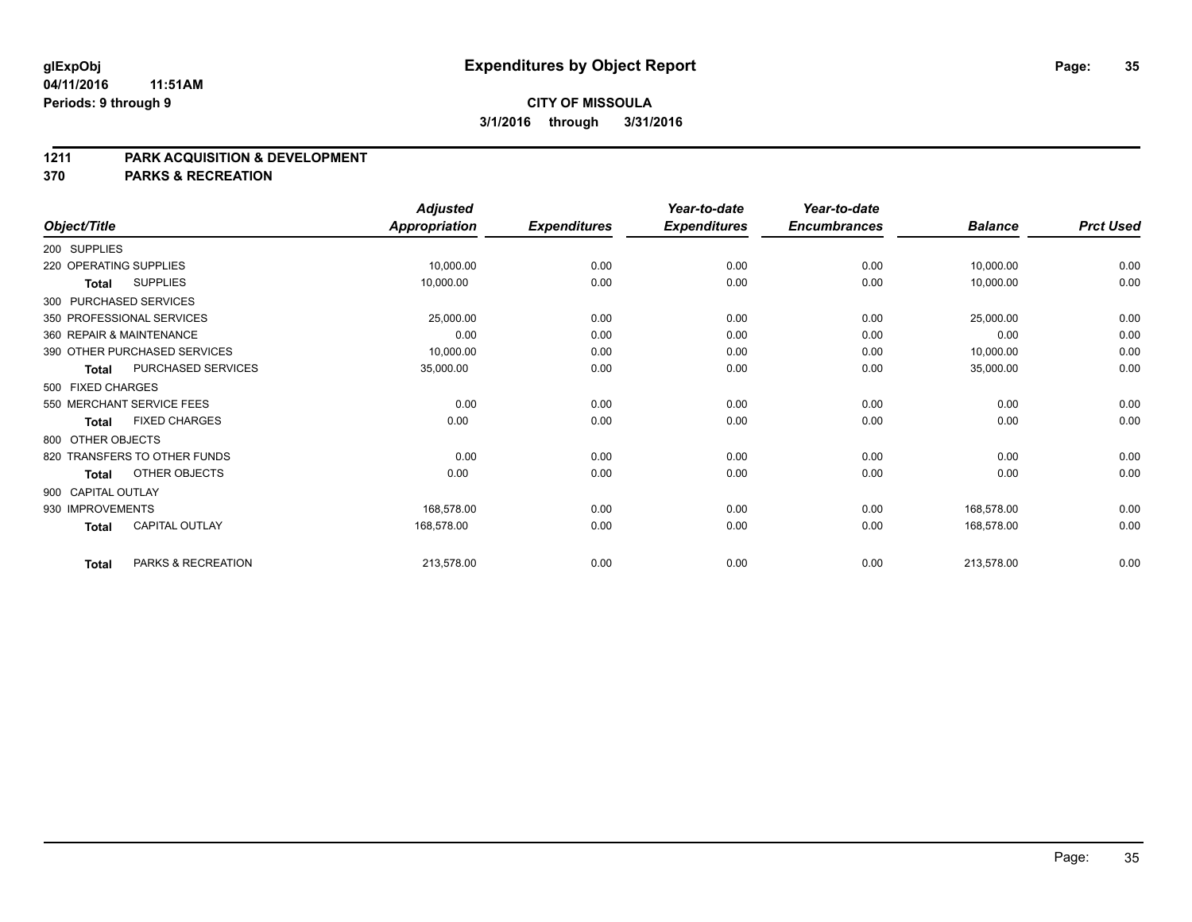**glExpObj**
**04/11/2016 11:51AM**
**Periods: 9 through 9**

# Expenditures by Object Report

**CITY OF MISSOULA**
**3/1/2016 through 3/31/2016**

## 1211 PARK ACQUISITION & DEVELOPMENT
## 370 PARKS & RECREATION

| Object/Title | Adjusted Appropriation | Expenditures | Year-to-date Expenditures | Year-to-date Encumbrances | Balance | Prct Used |
|---|---|---|---|---|---|---|
| 200 SUPPLIES | | | | | | |
| 220 OPERATING SUPPLIES | 10,000.00 | 0.00 | 0.00 | 0.00 | 10,000.00 | 0.00 |
| **Total** SUPPLIES | 10,000.00 | 0.00 | 0.00 | 0.00 | 10,000.00 | 0.00 |
| 300 PURCHASED SERVICES | | | | | | |
| 350 PROFESSIONAL SERVICES | 25,000.00 | 0.00 | 0.00 | 0.00 | 25,000.00 | 0.00 |
| 360 REPAIR & MAINTENANCE | 0.00 | 0.00 | 0.00 | 0.00 | 0.00 | 0.00 |
| 390 OTHER PURCHASED SERVICES | 10,000.00 | 0.00 | 0.00 | 0.00 | 10,000.00 | 0.00 |
| **Total** PURCHASED SERVICES | 35,000.00 | 0.00 | 0.00 | 0.00 | 35,000.00 | 0.00 |
| 500 FIXED CHARGES | | | | | | |
| 550 MERCHANT SERVICE FEES | 0.00 | 0.00 | 0.00 | 0.00 | 0.00 | 0.00 |
| **Total** FIXED CHARGES | 0.00 | 0.00 | 0.00 | 0.00 | 0.00 | 0.00 |
| 800 OTHER OBJECTS | | | | | | |
| 820 TRANSFERS TO OTHER FUNDS | 0.00 | 0.00 | 0.00 | 0.00 | 0.00 | 0.00 |
| **Total** OTHER OBJECTS | 0.00 | 0.00 | 0.00 | 0.00 | 0.00 | 0.00 |
| 900 CAPITAL OUTLAY | | | | | | |
| 930 IMPROVEMENTS | 168,578.00 | 0.00 | 0.00 | 0.00 | 168,578.00 | 0.00 |
| **Total** CAPITAL OUTLAY | 168,578.00 | 0.00 | 0.00 | 0.00 | 168,578.00 | 0.00 |
| **Total** PARKS & RECREATION | 213,578.00 | 0.00 | 0.00 | 0.00 | 213,578.00 | 0.00 |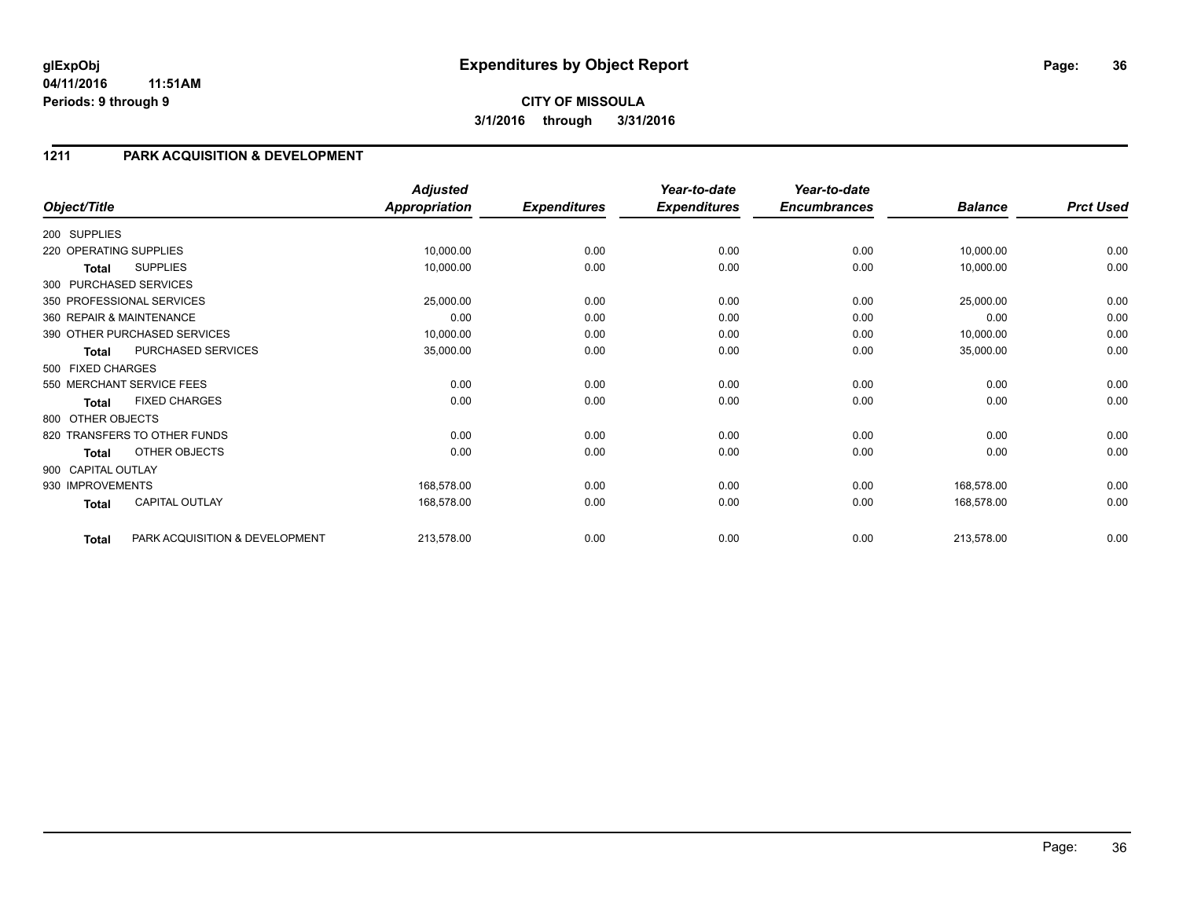**glExpObj** **Expenditures by Object Report**

**04/11/2016 11:51AM**

**Periods: 9 through 9**

**CITY OF MISSOULA**

**3/1/2016 through 3/31/2016**

## 1211 PARK ACQUISITION & DEVELOPMENT

| Object/Title | | *Adjusted Appropriation* | *Expenditures* | *Year-to-date Expenditures* | *Year-to-date Encumbrances* | *Balance* | *Prct Used* |
|---|---|---|---|---|---|---|---|
| 200 SUPPLIES | | | | | | | |
| 220 OPERATING SUPPLIES | | 10,000.00 | 0.00 | 0.00 | 0.00 | 10,000.00 | 0.00 |
| **Total** | SUPPLIES | 10,000.00 | 0.00 | 0.00 | 0.00 | 10,000.00 | 0.00 |
| 300 PURCHASED SERVICES | | | | | | | |
| 350 PROFESSIONAL SERVICES | | 25,000.00 | 0.00 | 0.00 | 0.00 | 25,000.00 | 0.00 |
| 360 REPAIR & MAINTENANCE | | 0.00 | 0.00 | 0.00 | 0.00 | 0.00 | 0.00 |
| 390 OTHER PURCHASED SERVICES | | 10,000.00 | 0.00 | 0.00 | 0.00 | 10,000.00 | 0.00 |
| **Total** | PURCHASED SERVICES | 35,000.00 | 0.00 | 0.00 | 0.00 | 35,000.00 | 0.00 |
| 500 FIXED CHARGES | | | | | | | |
| 550 MERCHANT SERVICE FEES | | 0.00 | 0.00 | 0.00 | 0.00 | 0.00 | 0.00 |
| **Total** | FIXED CHARGES | 0.00 | 0.00 | 0.00 | 0.00 | 0.00 | 0.00 |
| 800 OTHER OBJECTS | | | | | | | |
| 820 TRANSFERS TO OTHER FUNDS | | 0.00 | 0.00 | 0.00 | 0.00 | 0.00 | 0.00 |
| **Total** | OTHER OBJECTS | 0.00 | 0.00 | 0.00 | 0.00 | 0.00 | 0.00 |
| 900 CAPITAL OUTLAY | | | | | | | |
| 930 IMPROVEMENTS | | 168,578.00 | 0.00 | 0.00 | 0.00 | 168,578.00 | 0.00 |
| **Total** | CAPITAL OUTLAY | 168,578.00 | 0.00 | 0.00 | 0.00 | 168,578.00 | 0.00 |
| **Total** | PARK ACQUISITION & DEVELOPMENT | 213,578.00 | 0.00 | 0.00 | 0.00 | 213,578.00 | 0.00 |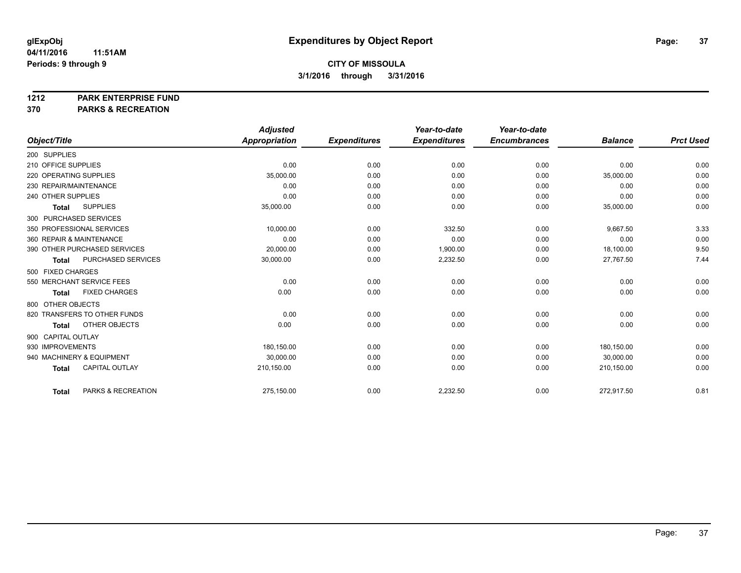glExpObj
04/11/2016 11:51AM
Periods: 9 through 9

# Expenditures by Object Report

**CITY OF MISSOULA**
**3/1/2016 through 3/31/2016**

**1212 PARK ENTERPRISE FUND**
**370 PARKS & RECREATION**

| Object/Title | Adjusted Appropriation | Expenditures | Year-to-date Expenditures | Year-to-date Encumbrances | Balance | Prct Used |
|---|---|---|---|---|---|---|
| 200 SUPPLIES | | | | | | |
| 210 OFFICE SUPPLIES | 0.00 | 0.00 | 0.00 | 0.00 | 0.00 | 0.00 |
| 220 OPERATING SUPPLIES | 35,000.00 | 0.00 | 0.00 | 0.00 | 35,000.00 | 0.00 |
| 230 REPAIR/MAINTENANCE | 0.00 | 0.00 | 0.00 | 0.00 | 0.00 | 0.00 |
| 240 OTHER SUPPLIES | 0.00 | 0.00 | 0.00 | 0.00 | 0.00 | 0.00 |
| **Total** SUPPLIES | 35,000.00 | 0.00 | 0.00 | 0.00 | 35,000.00 | 0.00 |
| 300 PURCHASED SERVICES | | | | | | |
| 350 PROFESSIONAL SERVICES | 10,000.00 | 0.00 | 332.50 | 0.00 | 9,667.50 | 3.33 |
| 360 REPAIR & MAINTENANCE | 0.00 | 0.00 | 0.00 | 0.00 | 0.00 | 0.00 |
| 390 OTHER PURCHASED SERVICES | 20,000.00 | 0.00 | 1,900.00 | 0.00 | 18,100.00 | 9.50 |
| **Total** PURCHASED SERVICES | 30,000.00 | 0.00 | 2,232.50 | 0.00 | 27,767.50 | 7.44 |
| 500 FIXED CHARGES | | | | | | |
| 550 MERCHANT SERVICE FEES | 0.00 | 0.00 | 0.00 | 0.00 | 0.00 | 0.00 |
| **Total** FIXED CHARGES | 0.00 | 0.00 | 0.00 | 0.00 | 0.00 | 0.00 |
| 800 OTHER OBJECTS | | | | | | |
| 820 TRANSFERS TO OTHER FUNDS | 0.00 | 0.00 | 0.00 | 0.00 | 0.00 | 0.00 |
| **Total** OTHER OBJECTS | 0.00 | 0.00 | 0.00 | 0.00 | 0.00 | 0.00 |
| 900 CAPITAL OUTLAY | | | | | | |
| 930 IMPROVEMENTS | 180,150.00 | 0.00 | 0.00 | 0.00 | 180,150.00 | 0.00 |
| 940 MACHINERY & EQUIPMENT | 30,000.00 | 0.00 | 0.00 | 0.00 | 30,000.00 | 0.00 |
| **Total** CAPITAL OUTLAY | 210,150.00 | 0.00 | 0.00 | 0.00 | 210,150.00 | 0.00 |
| **Total** PARKS & RECREATION | 275,150.00 | 0.00 | 2,232.50 | 0.00 | 272,917.50 | 0.81 |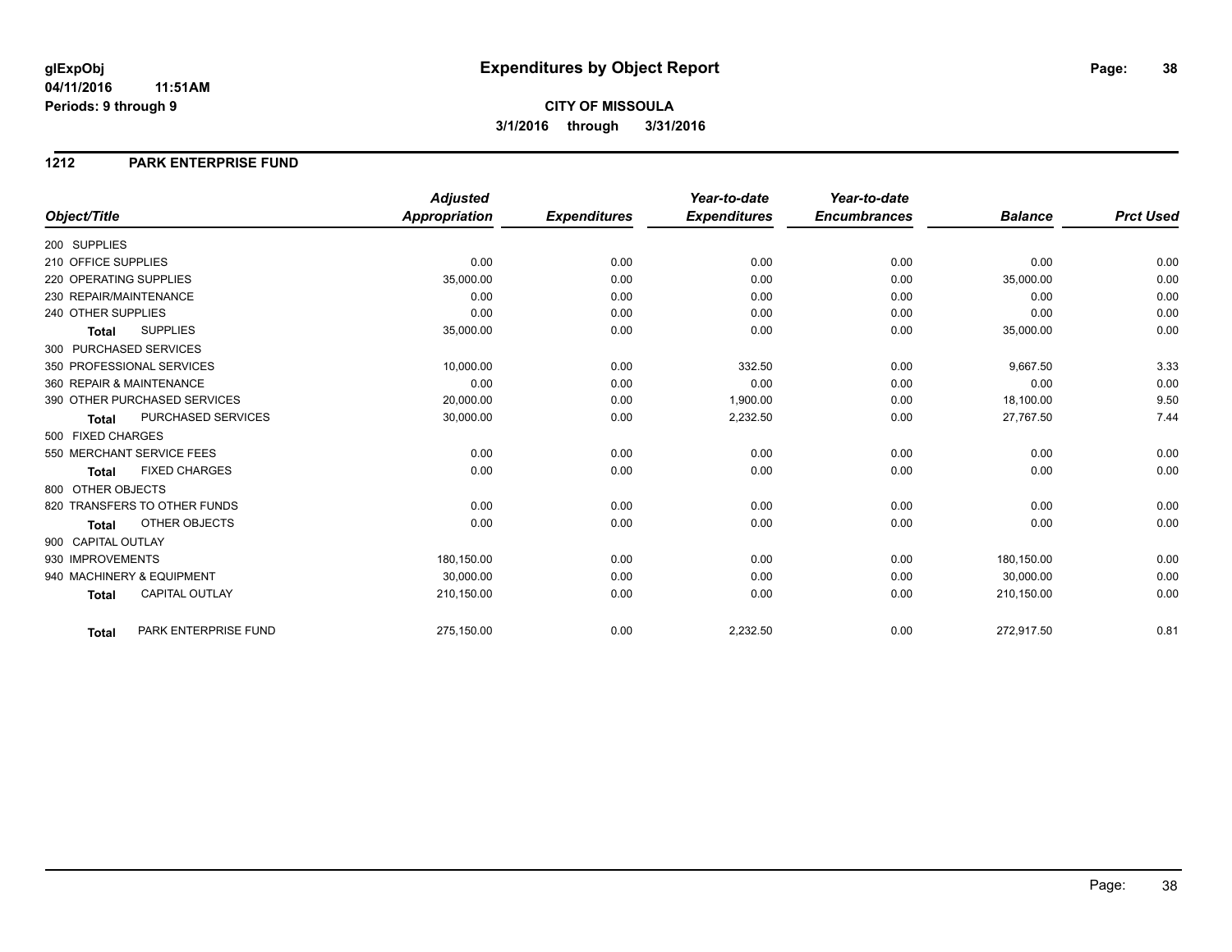# Expenditures by Object Report

glExpObj
04/11/2016 11:51AM
Periods: 9 through 9

**CITY OF MISSOULA**
**3/1/2016 through 3/31/2016**

## 1212 PARK ENTERPRISE FUND

| Object/Title | Adjusted Appropriation | Expenditures | Year-to-date Expenditures | Year-to-date Encumbrances | Balance | Prct Used |
|---|---|---|---|---|---|---|
| 200 SUPPLIES | | | | | | |
| 210 OFFICE SUPPLIES | 0.00 | 0.00 | 0.00 | 0.00 | 0.00 | 0.00 |
| 220 OPERATING SUPPLIES | 35,000.00 | 0.00 | 0.00 | 0.00 | 35,000.00 | 0.00 |
| 230 REPAIR/MAINTENANCE | 0.00 | 0.00 | 0.00 | 0.00 | 0.00 | 0.00 |
| 240 OTHER SUPPLIES | 0.00 | 0.00 | 0.00 | 0.00 | 0.00 | 0.00 |
| **Total** SUPPLIES | 35,000.00 | 0.00 | 0.00 | 0.00 | 35,000.00 | 0.00 |
| 300 PURCHASED SERVICES | | | | | | |
| 350 PROFESSIONAL SERVICES | 10,000.00 | 0.00 | 332.50 | 0.00 | 9,667.50 | 3.33 |
| 360 REPAIR & MAINTENANCE | 0.00 | 0.00 | 0.00 | 0.00 | 0.00 | 0.00 |
| 390 OTHER PURCHASED SERVICES | 20,000.00 | 0.00 | 1,900.00 | 0.00 | 18,100.00 | 9.50 |
| **Total** PURCHASED SERVICES | 30,000.00 | 0.00 | 2,232.50 | 0.00 | 27,767.50 | 7.44 |
| 500 FIXED CHARGES | | | | | | |
| 550 MERCHANT SERVICE FEES | 0.00 | 0.00 | 0.00 | 0.00 | 0.00 | 0.00 |
| **Total** FIXED CHARGES | 0.00 | 0.00 | 0.00 | 0.00 | 0.00 | 0.00 |
| 800 OTHER OBJECTS | | | | | | |
| 820 TRANSFERS TO OTHER FUNDS | 0.00 | 0.00 | 0.00 | 0.00 | 0.00 | 0.00 |
| **Total** OTHER OBJECTS | 0.00 | 0.00 | 0.00 | 0.00 | 0.00 | 0.00 |
| 900 CAPITAL OUTLAY | | | | | | |
| 930 IMPROVEMENTS | 180,150.00 | 0.00 | 0.00 | 0.00 | 180,150.00 | 0.00 |
| 940 MACHINERY & EQUIPMENT | 30,000.00 | 0.00 | 0.00 | 0.00 | 30,000.00 | 0.00 |
| **Total** CAPITAL OUTLAY | 210,150.00 | 0.00 | 0.00 | 0.00 | 210,150.00 | 0.00 |
| **Total** PARK ENTERPRISE FUND | 275,150.00 | 0.00 | 2,232.50 | 0.00 | 272,917.50 | 0.81 |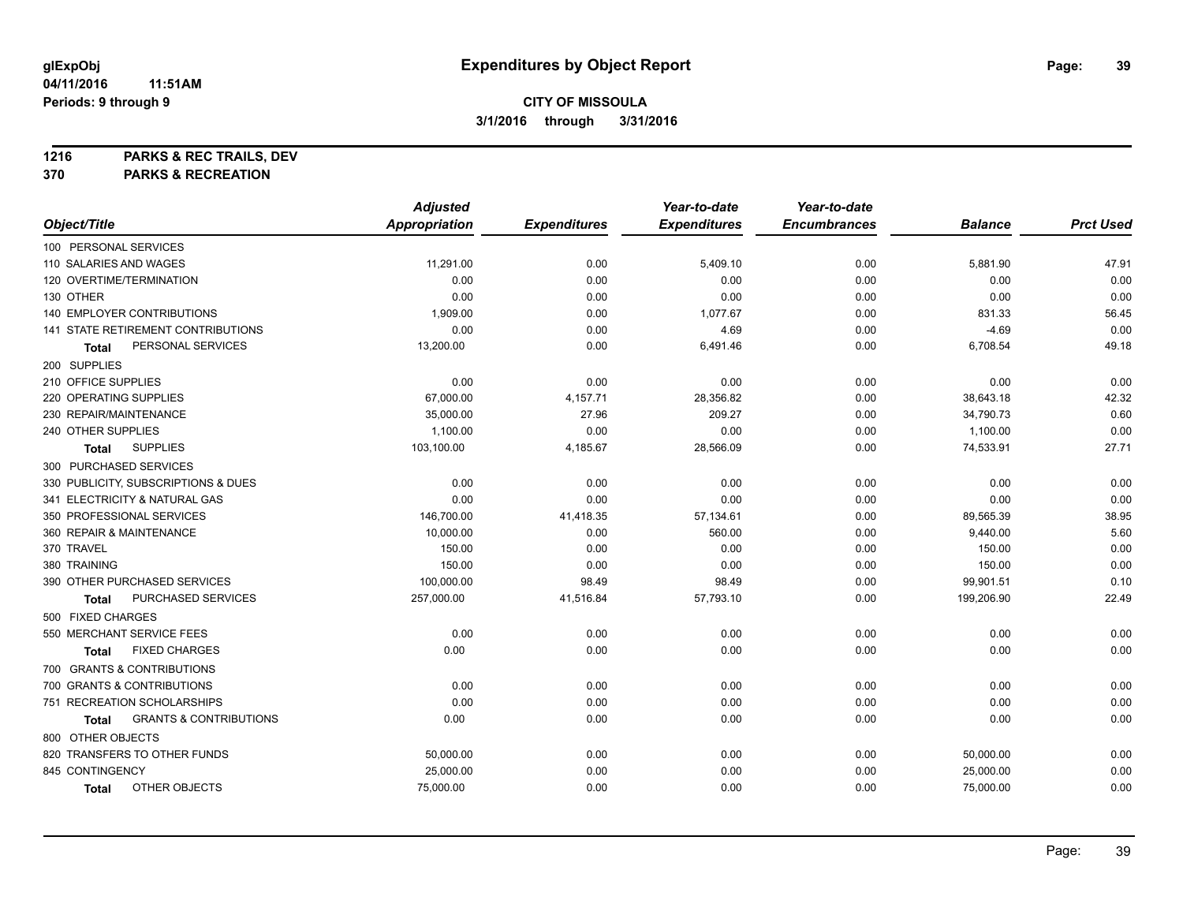**glExpObj**
**04/11/2016 11:51AM**
**Periods: 9 through 9**

# Expenditures by Object Report

**CITY OF MISSOULA**
**3/1/2016 through 3/31/2016**

**1216 PARKS & REC TRAILS, DEV**
**370 PARKS & RECREATION**

| Object/Title | Adjusted Appropriation | Expenditures | Year-to-date Expenditures | Year-to-date Encumbrances | Balance | Prct Used |
|---|---|---|---|---|---|---|
| 100 PERSONAL SERVICES | | | | | | |
| 110 SALARIES AND WAGES | 11,291.00 | 0.00 | 5,409.10 | 0.00 | 5,881.90 | 47.91 |
| 120 OVERTIME/TERMINATION | 0.00 | 0.00 | 0.00 | 0.00 | 0.00 | 0.00 |
| 130 OTHER | 0.00 | 0.00 | 0.00 | 0.00 | 0.00 | 0.00 |
| 140 EMPLOYER CONTRIBUTIONS | 1,909.00 | 0.00 | 1,077.67 | 0.00 | 831.33 | 56.45 |
| 141 STATE RETIREMENT CONTRIBUTIONS | 0.00 | 0.00 | 4.69 | 0.00 | -4.69 | 0.00 |
| **Total** PERSONAL SERVICES | 13,200.00 | 0.00 | 6,491.46 | 0.00 | 6,708.54 | 49.18 |
| 200 SUPPLIES | | | | | | |
| 210 OFFICE SUPPLIES | 0.00 | 0.00 | 0.00 | 0.00 | 0.00 | 0.00 |
| 220 OPERATING SUPPLIES | 67,000.00 | 4,157.71 | 28,356.82 | 0.00 | 38,643.18 | 42.32 |
| 230 REPAIR/MAINTENANCE | 35,000.00 | 27.96 | 209.27 | 0.00 | 34,790.73 | 0.60 |
| 240 OTHER SUPPLIES | 1,100.00 | 0.00 | 0.00 | 0.00 | 1,100.00 | 0.00 |
| **Total** SUPPLIES | 103,100.00 | 4,185.67 | 28,566.09 | 0.00 | 74,533.91 | 27.71 |
| 300 PURCHASED SERVICES | | | | | | |
| 330 PUBLICITY, SUBSCRIPTIONS & DUES | 0.00 | 0.00 | 0.00 | 0.00 | 0.00 | 0.00 |
| 341 ELECTRICITY & NATURAL GAS | 0.00 | 0.00 | 0.00 | 0.00 | 0.00 | 0.00 |
| 350 PROFESSIONAL SERVICES | 146,700.00 | 41,418.35 | 57,134.61 | 0.00 | 89,565.39 | 38.95 |
| 360 REPAIR & MAINTENANCE | 10,000.00 | 0.00 | 560.00 | 0.00 | 9,440.00 | 5.60 |
| 370 TRAVEL | 150.00 | 0.00 | 0.00 | 0.00 | 150.00 | 0.00 |
| 380 TRAINING | 150.00 | 0.00 | 0.00 | 0.00 | 150.00 | 0.00 |
| 390 OTHER PURCHASED SERVICES | 100,000.00 | 98.49 | 98.49 | 0.00 | 99,901.51 | 0.10 |
| **Total** PURCHASED SERVICES | 257,000.00 | 41,516.84 | 57,793.10 | 0.00 | 199,206.90 | 22.49 |
| 500 FIXED CHARGES | | | | | | |
| 550 MERCHANT SERVICE FEES | 0.00 | 0.00 | 0.00 | 0.00 | 0.00 | 0.00 |
| **Total** FIXED CHARGES | 0.00 | 0.00 | 0.00 | 0.00 | 0.00 | 0.00 |
| 700 GRANTS & CONTRIBUTIONS | | | | | | |
| 700 GRANTS & CONTRIBUTIONS | 0.00 | 0.00 | 0.00 | 0.00 | 0.00 | 0.00 |
| 751 RECREATION SCHOLARSHIPS | 0.00 | 0.00 | 0.00 | 0.00 | 0.00 | 0.00 |
| **Total** GRANTS & CONTRIBUTIONS | 0.00 | 0.00 | 0.00 | 0.00 | 0.00 | 0.00 |
| 800 OTHER OBJECTS | | | | | | |
| 820 TRANSFERS TO OTHER FUNDS | 50,000.00 | 0.00 | 0.00 | 0.00 | 50,000.00 | 0.00 |
| 845 CONTINGENCY | 25,000.00 | 0.00 | 0.00 | 0.00 | 25,000.00 | 0.00 |
| **Total** OTHER OBJECTS | 75,000.00 | 0.00 | 0.00 | 0.00 | 75,000.00 | 0.00 |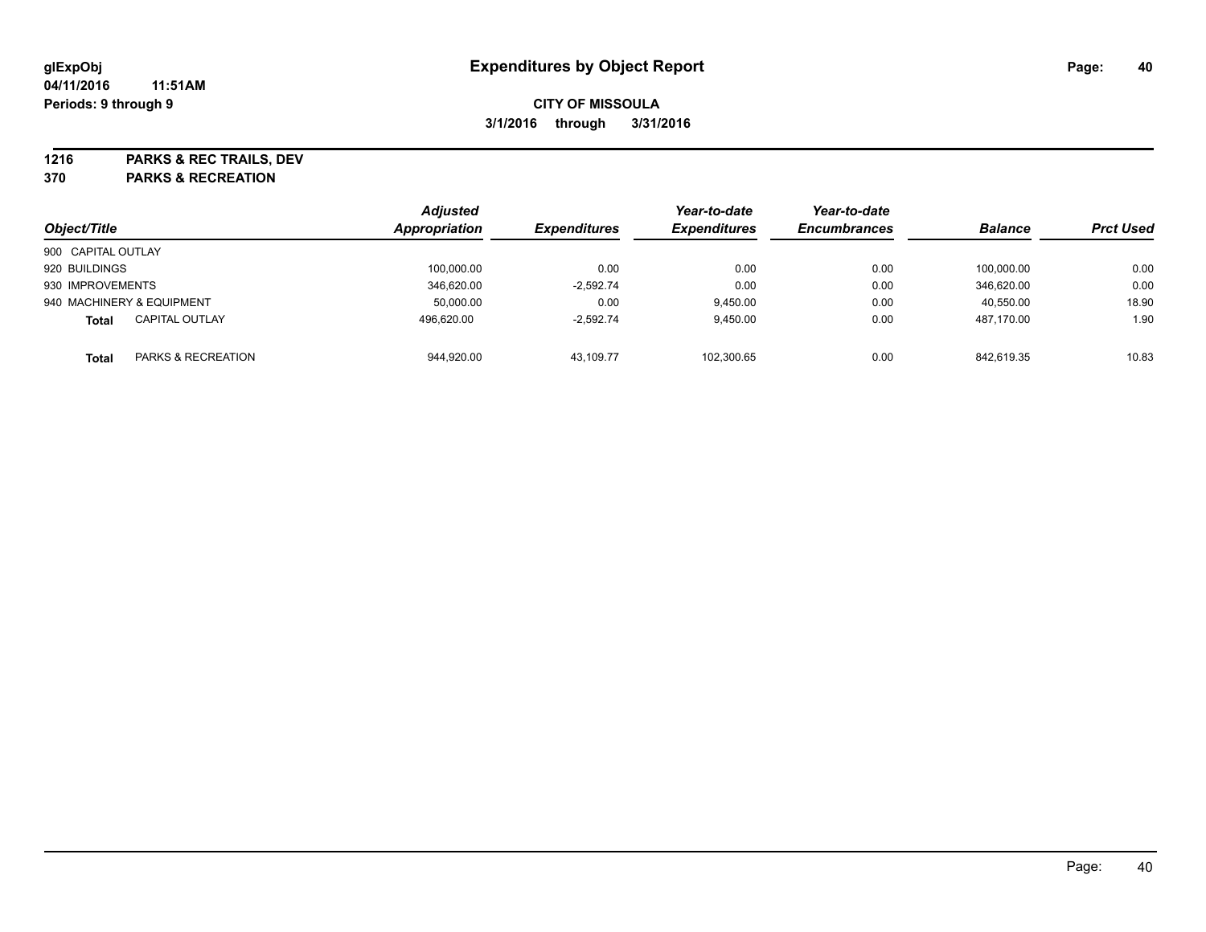# Expenditures by Object Report

glExpObj
04/11/2016 11:51AM
Periods: 9 through 9

**CITY OF MISSOULA**
**3/1/2016 through 3/31/2016**

**1216 PARKS & REC TRAILS, DEV**
**370 PARKS & RECREATION**

| Object/Title | Adjusted Appropriation | Expenditures | Year-to-date Expenditures | Year-to-date Encumbrances | Balance | Prct Used |
|---|---|---|---|---|---|---|
| 900 CAPITAL OUTLAY | | | | | | |
| 920 BUILDINGS | 100,000.00 | 0.00 | 0.00 | 0.00 | 100,000.00 | 0.00 |
| 930 IMPROVEMENTS | 346,620.00 | -2,592.74 | 0.00 | 0.00 | 346,620.00 | 0.00 |
| 940 MACHINERY & EQUIPMENT | 50,000.00 | 0.00 | 9,450.00 | 0.00 | 40,550.00 | 18.90 |
| **Total** CAPITAL OUTLAY | 496,620.00 | -2,592.74 | 9,450.00 | 0.00 | 487,170.00 | 1.90 |
| **Total** PARKS & RECREATION | 944,920.00 | 43,109.77 | 102,300.65 | 0.00 | 842,619.35 | 10.83 |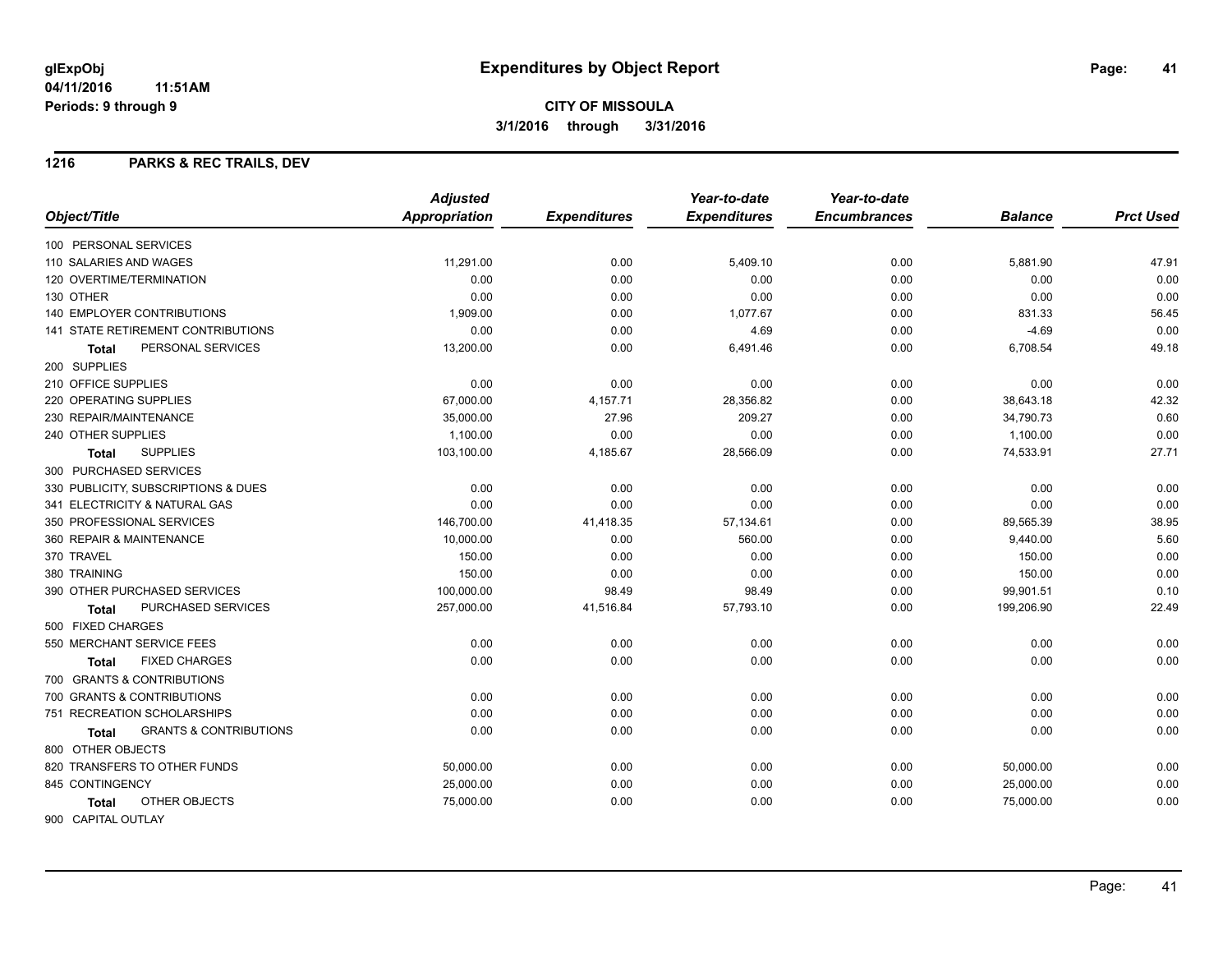# Expenditures by Object Report

glExpObj
04/11/2016 11:51AM
Periods: 9 through 9

**CITY OF MISSOULA**
**3/1/2016 through 3/31/2016**

## 1216 PARKS & REC TRAILS, DEV

| Object/Title | Adjusted Appropriation | Expenditures | Year-to-date Expenditures | Year-to-date Encumbrances | Balance | Prct Used |
|---|---|---|---|---|---|---|
| 100 PERSONAL SERVICES | | | | | | |
| 110 SALARIES AND WAGES | 11,291.00 | 0.00 | 5,409.10 | 0.00 | 5,881.90 | 47.91 |
| 120 OVERTIME/TERMINATION | 0.00 | 0.00 | 0.00 | 0.00 | 0.00 | 0.00 |
| 130 OTHER | 0.00 | 0.00 | 0.00 | 0.00 | 0.00 | 0.00 |
| 140 EMPLOYER CONTRIBUTIONS | 1,909.00 | 0.00 | 1,077.67 | 0.00 | 831.33 | 56.45 |
| 141 STATE RETIREMENT CONTRIBUTIONS | 0.00 | 0.00 | 4.69 | 0.00 | -4.69 | 0.00 |
| **Total** PERSONAL SERVICES | 13,200.00 | 0.00 | 6,491.46 | 0.00 | 6,708.54 | 49.18 |
| 200 SUPPLIES | | | | | | |
| 210 OFFICE SUPPLIES | 0.00 | 0.00 | 0.00 | 0.00 | 0.00 | 0.00 |
| 220 OPERATING SUPPLIES | 67,000.00 | 4,157.71 | 28,356.82 | 0.00 | 38,643.18 | 42.32 |
| 230 REPAIR/MAINTENANCE | 35,000.00 | 27.96 | 209.27 | 0.00 | 34,790.73 | 0.60 |
| 240 OTHER SUPPLIES | 1,100.00 | 0.00 | 0.00 | 0.00 | 1,100.00 | 0.00 |
| **Total** SUPPLIES | 103,100.00 | 4,185.67 | 28,566.09 | 0.00 | 74,533.91 | 27.71 |
| 300 PURCHASED SERVICES | | | | | | |
| 330 PUBLICITY, SUBSCRIPTIONS & DUES | 0.00 | 0.00 | 0.00 | 0.00 | 0.00 | 0.00 |
| 341 ELECTRICITY & NATURAL GAS | 0.00 | 0.00 | 0.00 | 0.00 | 0.00 | 0.00 |
| 350 PROFESSIONAL SERVICES | 146,700.00 | 41,418.35 | 57,134.61 | 0.00 | 89,565.39 | 38.95 |
| 360 REPAIR & MAINTENANCE | 10,000.00 | 0.00 | 560.00 | 0.00 | 9,440.00 | 5.60 |
| 370 TRAVEL | 150.00 | 0.00 | 0.00 | 0.00 | 150.00 | 0.00 |
| 380 TRAINING | 150.00 | 0.00 | 0.00 | 0.00 | 150.00 | 0.00 |
| 390 OTHER PURCHASED SERVICES | 100,000.00 | 98.49 | 98.49 | 0.00 | 99,901.51 | 0.10 |
| **Total** PURCHASED SERVICES | 257,000.00 | 41,516.84 | 57,793.10 | 0.00 | 199,206.90 | 22.49 |
| 500 FIXED CHARGES | | | | | | |
| 550 MERCHANT SERVICE FEES | 0.00 | 0.00 | 0.00 | 0.00 | 0.00 | 0.00 |
| **Total** FIXED CHARGES | 0.00 | 0.00 | 0.00 | 0.00 | 0.00 | 0.00 |
| 700 GRANTS & CONTRIBUTIONS | | | | | | |
| 700 GRANTS & CONTRIBUTIONS | 0.00 | 0.00 | 0.00 | 0.00 | 0.00 | 0.00 |
| 751 RECREATION SCHOLARSHIPS | 0.00 | 0.00 | 0.00 | 0.00 | 0.00 | 0.00 |
| **Total** GRANTS & CONTRIBUTIONS | 0.00 | 0.00 | 0.00 | 0.00 | 0.00 | 0.00 |
| 800 OTHER OBJECTS | | | | | | |
| 820 TRANSFERS TO OTHER FUNDS | 50,000.00 | 0.00 | 0.00 | 0.00 | 50,000.00 | 0.00 |
| 845 CONTINGENCY | 25,000.00 | 0.00 | 0.00 | 0.00 | 25,000.00 | 0.00 |
| **Total** OTHER OBJECTS | 75,000.00 | 0.00 | 0.00 | 0.00 | 75,000.00 | 0.00 |
| 900 CAPITAL OUTLAY | | | | | | |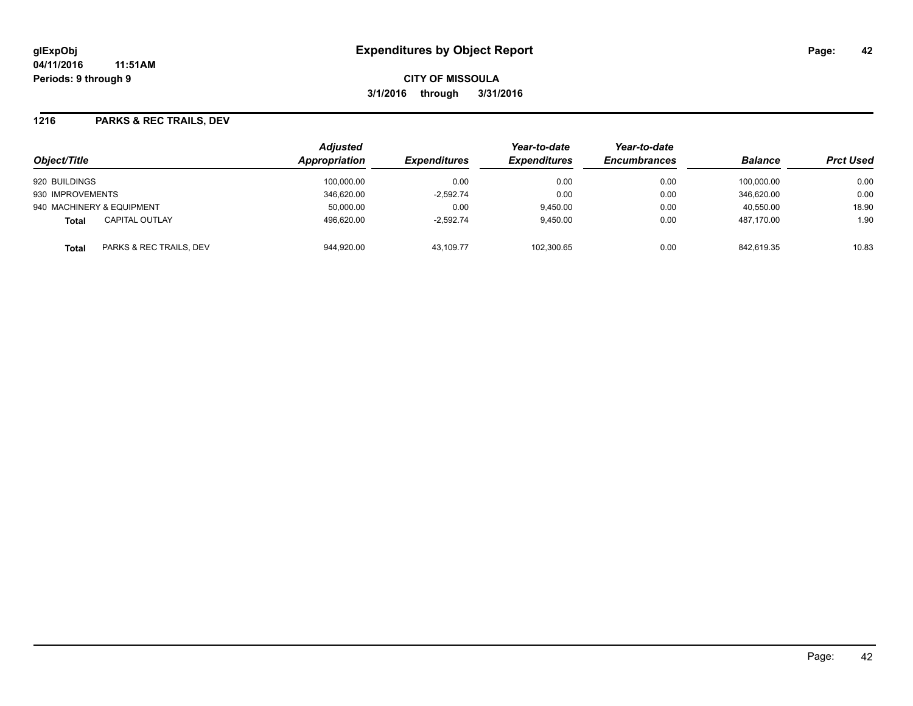# Expenditures by Object Report

glExpObj
04/11/2016 11:51AM
Periods: 9 through 9

**CITY OF MISSOULA**
**3/1/2016 through 3/31/2016**

## 1216 PARKS & REC TRAILS, DEV

| Object/Title | | Adjusted Appropriation | Expenditures | Year-to-date Expenditures | Year-to-date Encumbrances | Balance | Prct Used |
|---|---|---|---|---|---|---|---|
| 920 BUILDINGS | | 100,000.00 | 0.00 | 0.00 | 0.00 | 100,000.00 | 0.00 |
| 930 IMPROVEMENTS | | 346,620.00 | -2,592.74 | 0.00 | 0.00 | 346,620.00 | 0.00 |
| 940 MACHINERY & EQUIPMENT | | 50,000.00 | 0.00 | 9,450.00 | 0.00 | 40,550.00 | 18.90 |
| **Total** | CAPITAL OUTLAY | 496,620.00 | -2,592.74 | 9,450.00 | 0.00 | 487,170.00 | 1.90 |
| **Total** | PARKS & REC TRAILS, DEV | 944,920.00 | 43,109.77 | 102,300.65 | 0.00 | 842,619.35 | 10.83 |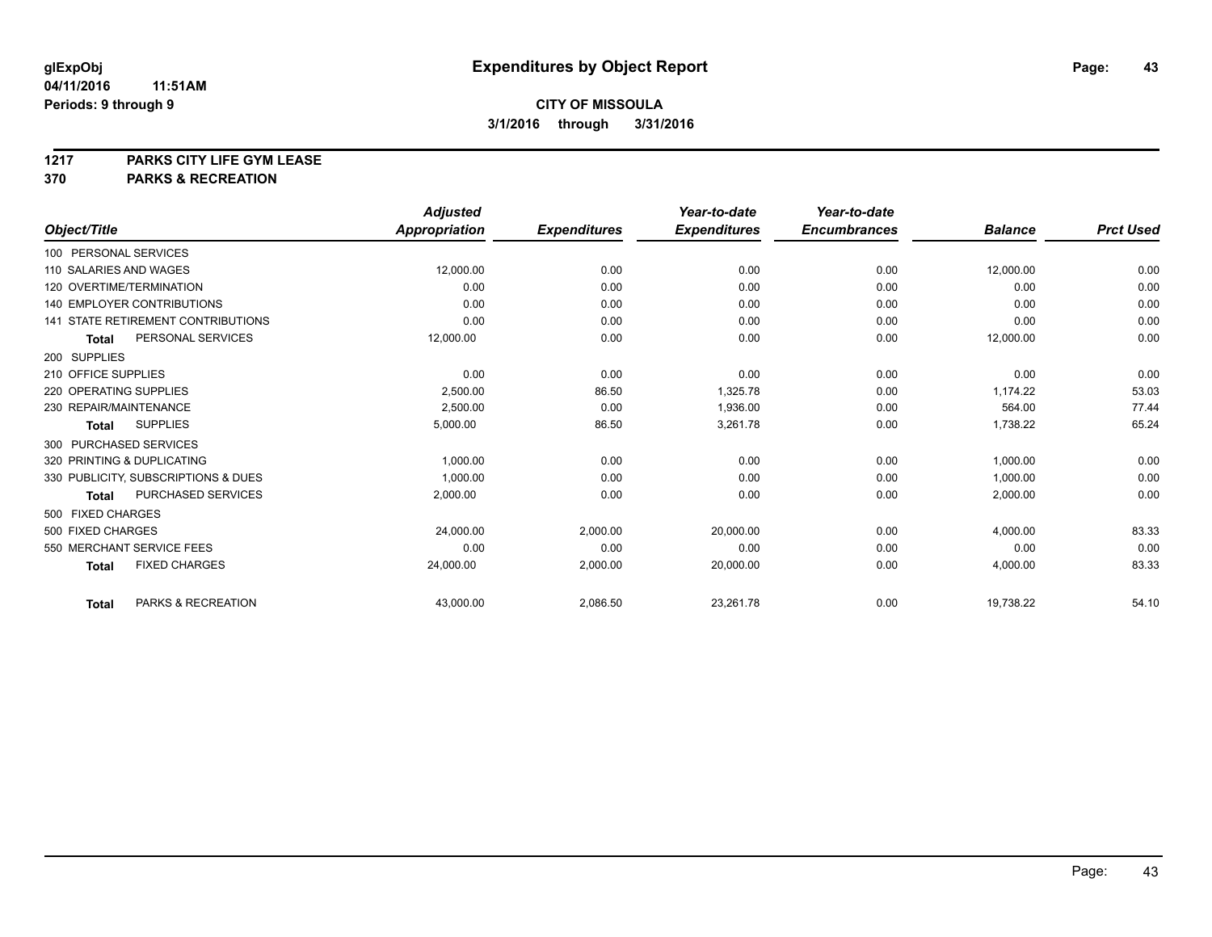# Expenditures by Object Report

glExpObj
04/11/2016 11:51AM
Periods: 9 through 9

**CITY OF MISSOULA**
**3/1/2016 through 3/31/2016**

## 1217 PARKS CITY LIFE GYM LEASE
## 370 PARKS & RECREATION

| Object/Title | Adjusted Appropriation | Expenditures | Year-to-date Expenditures | Year-to-date Encumbrances | Balance | Prct Used |
|---|---|---|---|---|---|---|
| 100 PERSONAL SERVICES | | | | | | |
| 110 SALARIES AND WAGES | 12,000.00 | 0.00 | 0.00 | 0.00 | 12,000.00 | 0.00 |
| 120 OVERTIME/TERMINATION | 0.00 | 0.00 | 0.00 | 0.00 | 0.00 | 0.00 |
| 140 EMPLOYER CONTRIBUTIONS | 0.00 | 0.00 | 0.00 | 0.00 | 0.00 | 0.00 |
| 141 STATE RETIREMENT CONTRIBUTIONS | 0.00 | 0.00 | 0.00 | 0.00 | 0.00 | 0.00 |
| **Total** PERSONAL SERVICES | 12,000.00 | 0.00 | 0.00 | 0.00 | 12,000.00 | 0.00 |
| 200 SUPPLIES | | | | | | |
| 210 OFFICE SUPPLIES | 0.00 | 0.00 | 0.00 | 0.00 | 0.00 | 0.00 |
| 220 OPERATING SUPPLIES | 2,500.00 | 86.50 | 1,325.78 | 0.00 | 1,174.22 | 53.03 |
| 230 REPAIR/MAINTENANCE | 2,500.00 | 0.00 | 1,936.00 | 0.00 | 564.00 | 77.44 |
| **Total** SUPPLIES | 5,000.00 | 86.50 | 3,261.78 | 0.00 | 1,738.22 | 65.24 |
| 300 PURCHASED SERVICES | | | | | | |
| 320 PRINTING & DUPLICATING | 1,000.00 | 0.00 | 0.00 | 0.00 | 1,000.00 | 0.00 |
| 330 PUBLICITY, SUBSCRIPTIONS & DUES | 1,000.00 | 0.00 | 0.00 | 0.00 | 1,000.00 | 0.00 |
| **Total** PURCHASED SERVICES | 2,000.00 | 0.00 | 0.00 | 0.00 | 2,000.00 | 0.00 |
| 500 FIXED CHARGES | | | | | | |
| 500 FIXED CHARGES | 24,000.00 | 2,000.00 | 20,000.00 | 0.00 | 4,000.00 | 83.33 |
| 550 MERCHANT SERVICE FEES | 0.00 | 0.00 | 0.00 | 0.00 | 0.00 | 0.00 |
| **Total** FIXED CHARGES | 24,000.00 | 2,000.00 | 20,000.00 | 0.00 | 4,000.00 | 83.33 |
| **Total** PARKS & RECREATION | 43,000.00 | 2,086.50 | 23,261.78 | 0.00 | 19,738.22 | 54.10 |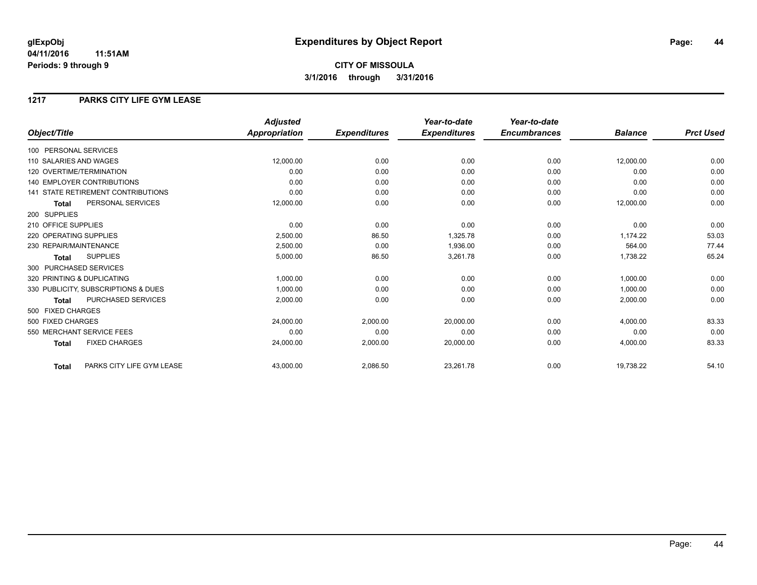# Expenditures by Object Report

**glExpObj**
**04/11/2016 11:51AM**
**Periods: 9 through 9**

**CITY OF MISSOULA**
**3/1/2016 through 3/31/2016**

## 1217 PARKS CITY LIFE GYM LEASE

| Object/Title | Adjusted Appropriation | Expenditures | Year-to-date Expenditures | Year-to-date Encumbrances | Balance | Prct Used |
|---|---|---|---|---|---|---|
| 100 PERSONAL SERVICES | | | | | | |
| 110 SALARIES AND WAGES | 12,000.00 | 0.00 | 0.00 | 0.00 | 12,000.00 | 0.00 |
| 120 OVERTIME/TERMINATION | 0.00 | 0.00 | 0.00 | 0.00 | 0.00 | 0.00 |
| 140 EMPLOYER CONTRIBUTIONS | 0.00 | 0.00 | 0.00 | 0.00 | 0.00 | 0.00 |
| 141 STATE RETIREMENT CONTRIBUTIONS | 0.00 | 0.00 | 0.00 | 0.00 | 0.00 | 0.00 |
| **Total** PERSONAL SERVICES | 12,000.00 | 0.00 | 0.00 | 0.00 | 12,000.00 | 0.00 |
| 200 SUPPLIES | | | | | | |
| 210 OFFICE SUPPLIES | 0.00 | 0.00 | 0.00 | 0.00 | 0.00 | 0.00 |
| 220 OPERATING SUPPLIES | 2,500.00 | 86.50 | 1,325.78 | 0.00 | 1,174.22 | 53.03 |
| 230 REPAIR/MAINTENANCE | 2,500.00 | 0.00 | 1,936.00 | 0.00 | 564.00 | 77.44 |
| **Total** SUPPLIES | 5,000.00 | 86.50 | 3,261.78 | 0.00 | 1,738.22 | 65.24 |
| 300 PURCHASED SERVICES | | | | | | |
| 320 PRINTING & DUPLICATING | 1,000.00 | 0.00 | 0.00 | 0.00 | 1,000.00 | 0.00 |
| 330 PUBLICITY, SUBSCRIPTIONS & DUES | 1,000.00 | 0.00 | 0.00 | 0.00 | 1,000.00 | 0.00 |
| **Total** PURCHASED SERVICES | 2,000.00 | 0.00 | 0.00 | 0.00 | 2,000.00 | 0.00 |
| 500 FIXED CHARGES | | | | | | |
| 500 FIXED CHARGES | 24,000.00 | 2,000.00 | 20,000.00 | 0.00 | 4,000.00 | 83.33 |
| 550 MERCHANT SERVICE FEES | 0.00 | 0.00 | 0.00 | 0.00 | 0.00 | 0.00 |
| **Total** FIXED CHARGES | 24,000.00 | 2,000.00 | 20,000.00 | 0.00 | 4,000.00 | 83.33 |
| **Total** PARKS CITY LIFE GYM LEASE | 43,000.00 | 2,086.50 | 23,261.78 | 0.00 | 19,738.22 | 54.10 |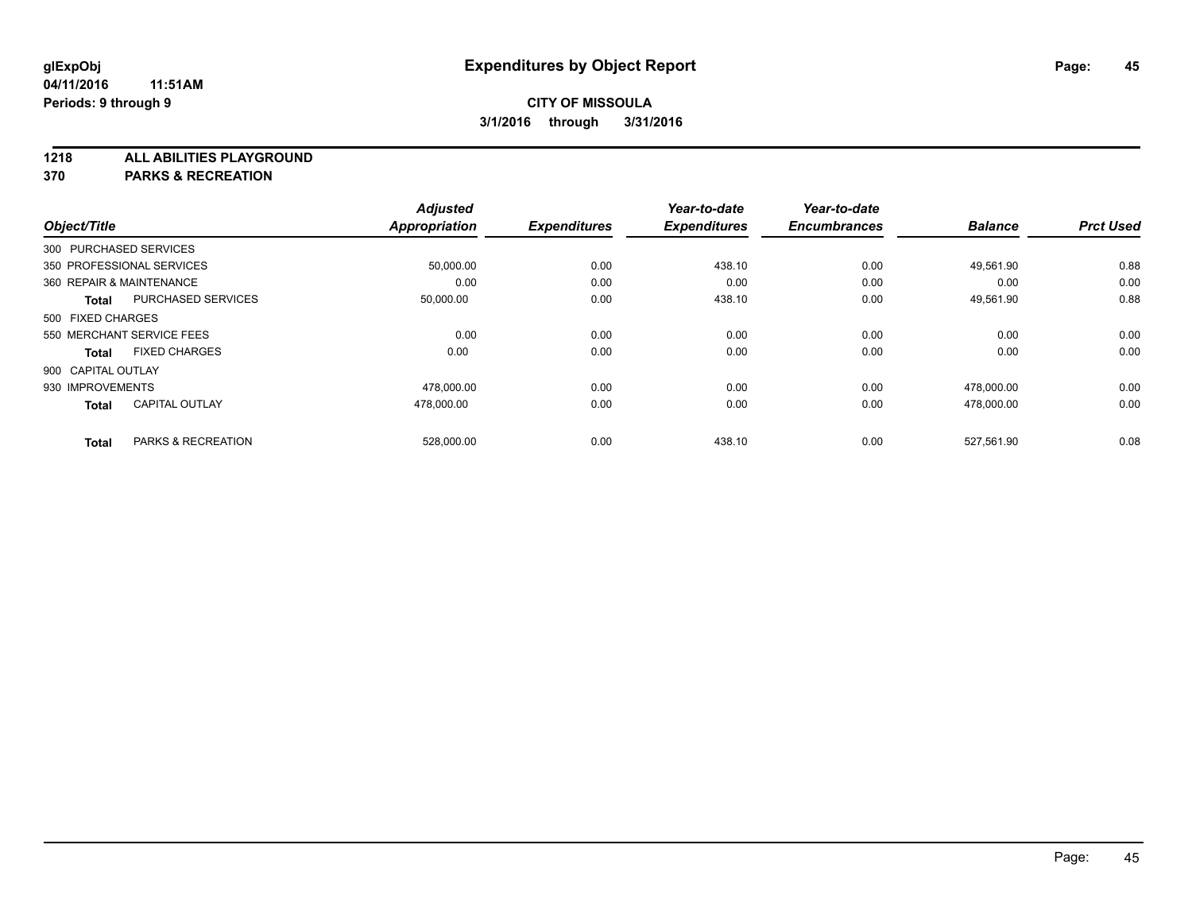# Expenditures by Object Report

glExpObj
04/11/2016 11:51AM
Periods: 9 through 9

**CITY OF MISSOULA**
**3/1/2016 through 3/31/2016**

**1218 ALL ABILITIES PLAYGROUND**
**370 PARKS & RECREATION**

| Object/Title | | Adjusted Appropriation | Expenditures | Year-to-date Expenditures | Year-to-date Encumbrances | Balance | Prct Used |
|---|---|---|---|---|---|---|---|
| 300 PURCHASED SERVICES | | | | | | | |
| 350 PROFESSIONAL SERVICES | | 50,000.00 | 0.00 | 438.10 | 0.00 | 49,561.90 | 0.88 |
| 360 REPAIR & MAINTENANCE | | 0.00 | 0.00 | 0.00 | 0.00 | 0.00 | 0.00 |
| **Total** | PURCHASED SERVICES | 50,000.00 | 0.00 | 438.10 | 0.00 | 49,561.90 | 0.88 |
| 500 FIXED CHARGES | | | | | | | |
| 550 MERCHANT SERVICE FEES | | 0.00 | 0.00 | 0.00 | 0.00 | 0.00 | 0.00 |
| **Total** | FIXED CHARGES | 0.00 | 0.00 | 0.00 | 0.00 | 0.00 | 0.00 |
| 900 CAPITAL OUTLAY | | | | | | | |
| 930 IMPROVEMENTS | | 478,000.00 | 0.00 | 0.00 | 0.00 | 478,000.00 | 0.00 |
| **Total** | CAPITAL OUTLAY | 478,000.00 | 0.00 | 0.00 | 0.00 | 478,000.00 | 0.00 |
| **Total** | PARKS & RECREATION | 528,000.00 | 0.00 | 438.10 | 0.00 | 527,561.90 | 0.08 |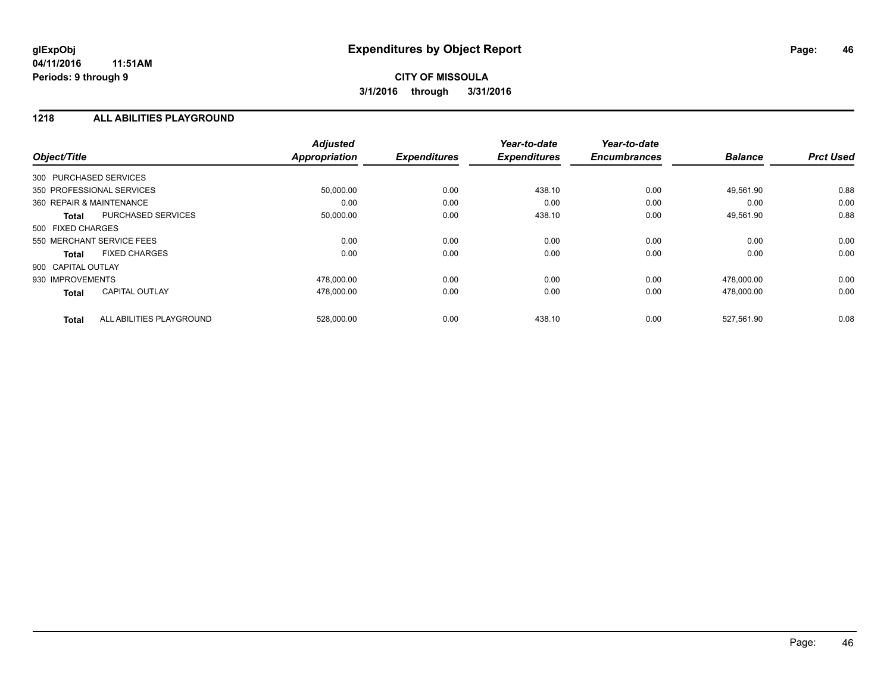# Expenditures by Object Report

glExpObj
04/11/2016 11:51AM
Periods: 9 through 9

**CITY OF MISSOULA**
**3/1/2016 through 3/31/2016**

## 1218 ALL ABILITIES PLAYGROUND

| Object/Title | | Adjusted Appropriation | Expenditures | Year-to-date Expenditures | Year-to-date Encumbrances | Balance | Prct Used |
|---|---|---|---|---|---|---|---|
| 300 PURCHASED SERVICES | | | | | | | |
| 350 PROFESSIONAL SERVICES | | 50,000.00 | 0.00 | 438.10 | 0.00 | 49,561.90 | 0.88 |
| 360 REPAIR & MAINTENANCE | | 0.00 | 0.00 | 0.00 | 0.00 | 0.00 | 0.00 |
| **Total** | PURCHASED SERVICES | 50,000.00 | 0.00 | 438.10 | 0.00 | 49,561.90 | 0.88 |
| 500 FIXED CHARGES | | | | | | | |
| 550 MERCHANT SERVICE FEES | | 0.00 | 0.00 | 0.00 | 0.00 | 0.00 | 0.00 |
| **Total** | FIXED CHARGES | 0.00 | 0.00 | 0.00 | 0.00 | 0.00 | 0.00 |
| 900 CAPITAL OUTLAY | | | | | | | |
| 930 IMPROVEMENTS | | 478,000.00 | 0.00 | 0.00 | 0.00 | 478,000.00 | 0.00 |
| **Total** | CAPITAL OUTLAY | 478,000.00 | 0.00 | 0.00 | 0.00 | 478,000.00 | 0.00 |
| **Total** | ALL ABILITIES PLAYGROUND | 528,000.00 | 0.00 | 438.10 | 0.00 | 527,561.90 | 0.08 |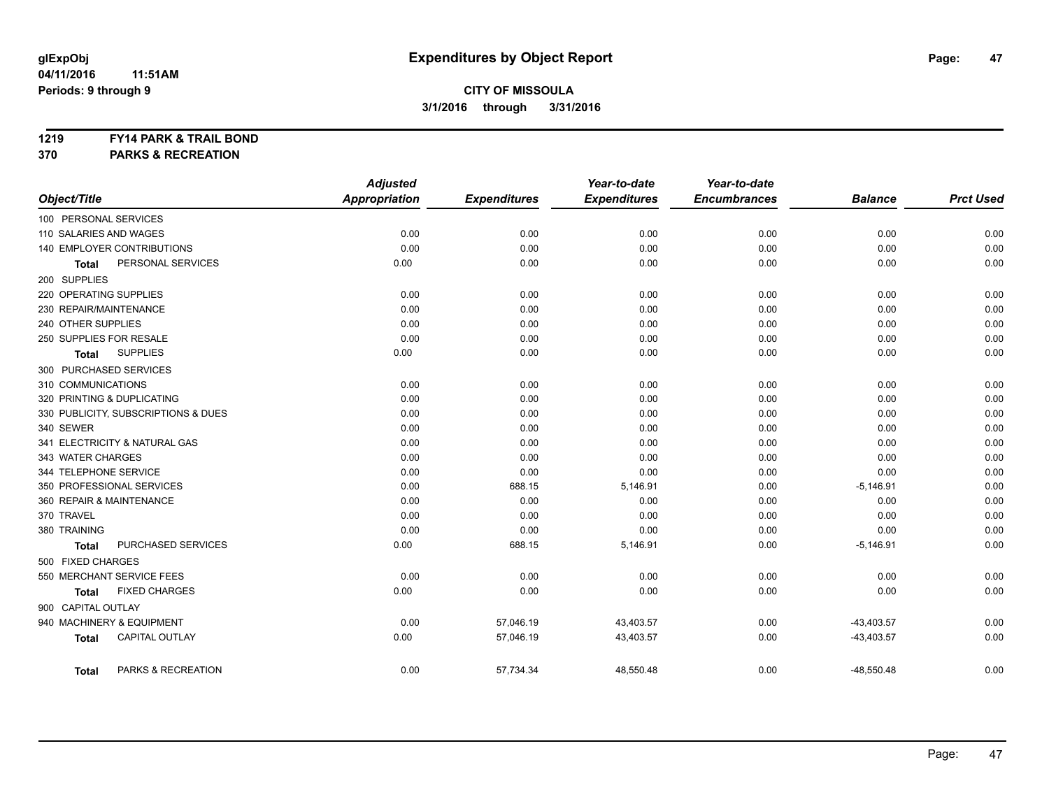**glExpObj** **Expenditures by Object Report**

**04/11/2016 11:51AM**

**Periods: 9 through 9**

**CITY OF MISSOULA**

**3/1/2016 through 3/31/2016**

**1219 FY14 PARK & TRAIL BOND**

**370 PARKS & RECREATION**

| Object/Title | Adjusted Appropriation | Expenditures | Year-to-date Expenditures | Year-to-date Encumbrances | Balance | Prct Used |
|---|---|---|---|---|---|---|
| 100 PERSONAL SERVICES | | | | | | |
| 110 SALARIES AND WAGES | 0.00 | 0.00 | 0.00 | 0.00 | 0.00 | 0.00 |
| 140 EMPLOYER CONTRIBUTIONS | 0.00 | 0.00 | 0.00 | 0.00 | 0.00 | 0.00 |
| **Total** PERSONAL SERVICES | 0.00 | 0.00 | 0.00 | 0.00 | 0.00 | 0.00 |
| 200 SUPPLIES | | | | | | |
| 220 OPERATING SUPPLIES | 0.00 | 0.00 | 0.00 | 0.00 | 0.00 | 0.00 |
| 230 REPAIR/MAINTENANCE | 0.00 | 0.00 | 0.00 | 0.00 | 0.00 | 0.00 |
| 240 OTHER SUPPLIES | 0.00 | 0.00 | 0.00 | 0.00 | 0.00 | 0.00 |
| 250 SUPPLIES FOR RESALE | 0.00 | 0.00 | 0.00 | 0.00 | 0.00 | 0.00 |
| **Total** SUPPLIES | 0.00 | 0.00 | 0.00 | 0.00 | 0.00 | 0.00 |
| 300 PURCHASED SERVICES | | | | | | |
| 310 COMMUNICATIONS | 0.00 | 0.00 | 0.00 | 0.00 | 0.00 | 0.00 |
| 320 PRINTING & DUPLICATING | 0.00 | 0.00 | 0.00 | 0.00 | 0.00 | 0.00 |
| 330 PUBLICITY, SUBSCRIPTIONS & DUES | 0.00 | 0.00 | 0.00 | 0.00 | 0.00 | 0.00 |
| 340 SEWER | 0.00 | 0.00 | 0.00 | 0.00 | 0.00 | 0.00 |
| 341 ELECTRICITY & NATURAL GAS | 0.00 | 0.00 | 0.00 | 0.00 | 0.00 | 0.00 |
| 343 WATER CHARGES | 0.00 | 0.00 | 0.00 | 0.00 | 0.00 | 0.00 |
| 344 TELEPHONE SERVICE | 0.00 | 0.00 | 0.00 | 0.00 | 0.00 | 0.00 |
| 350 PROFESSIONAL SERVICES | 0.00 | 688.15 | 5,146.91 | 0.00 | -5,146.91 | 0.00 |
| 360 REPAIR & MAINTENANCE | 0.00 | 0.00 | 0.00 | 0.00 | 0.00 | 0.00 |
| 370 TRAVEL | 0.00 | 0.00 | 0.00 | 0.00 | 0.00 | 0.00 |
| 380 TRAINING | 0.00 | 0.00 | 0.00 | 0.00 | 0.00 | 0.00 |
| **Total** PURCHASED SERVICES | 0.00 | 688.15 | 5,146.91 | 0.00 | -5,146.91 | 0.00 |
| 500 FIXED CHARGES | | | | | | |
| 550 MERCHANT SERVICE FEES | 0.00 | 0.00 | 0.00 | 0.00 | 0.00 | 0.00 |
| **Total** FIXED CHARGES | 0.00 | 0.00 | 0.00 | 0.00 | 0.00 | 0.00 |
| 900 CAPITAL OUTLAY | | | | | | |
| 940 MACHINERY & EQUIPMENT | 0.00 | 57,046.19 | 43,403.57 | 0.00 | -43,403.57 | 0.00 |
| **Total** CAPITAL OUTLAY | 0.00 | 57,046.19 | 43,403.57 | 0.00 | -43,403.57 | 0.00 |
| **Total** PARKS & RECREATION | 0.00 | 57,734.34 | 48,550.48 | 0.00 | -48,550.48 | 0.00 |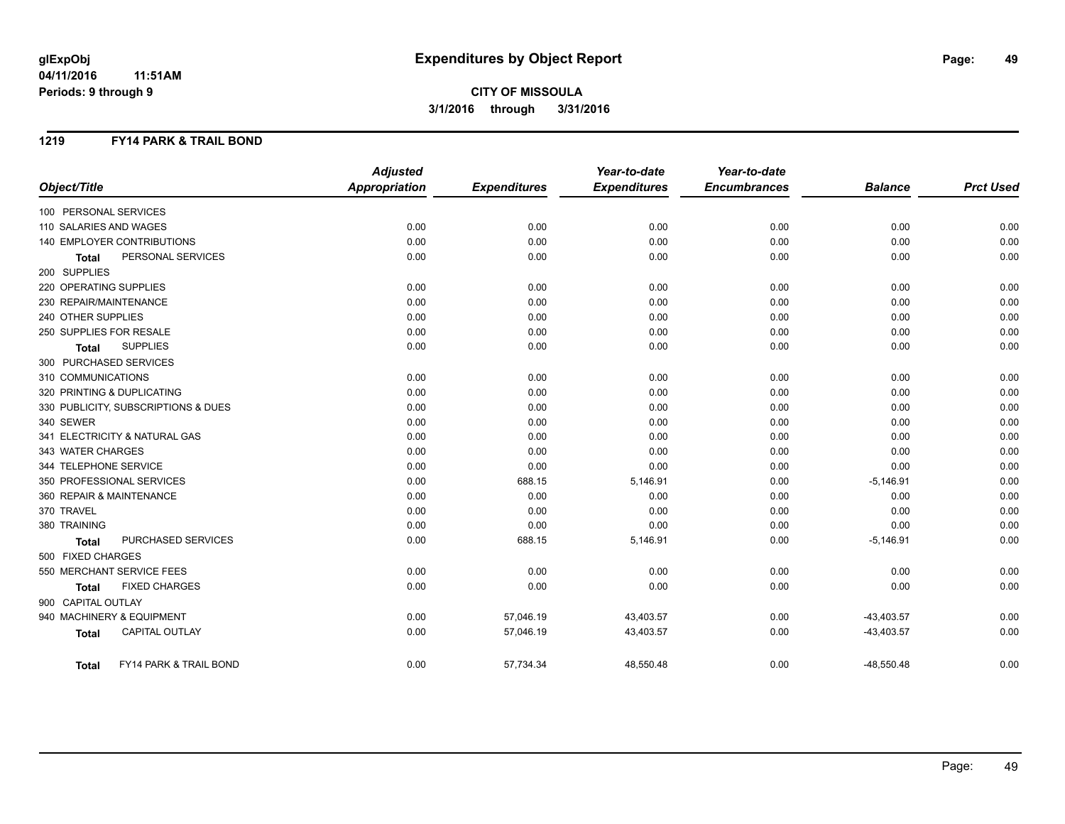**glExpObj** **Expenditures by Object Report**

**04/11/2016 11:51AM**

**Periods: 9 through 9**

**CITY OF MISSOULA**

**3/1/2016 through 3/31/2016**

## 1219 FY14 PARK & TRAIL BOND

| Object/Title | Adjusted Appropriation | Expenditures | Year-to-date Expenditures | Year-to-date Encumbrances | Balance | Prct Used |
|---|---|---|---|---|---|---|
| 100 PERSONAL SERVICES | | | | | | |
| 110 SALARIES AND WAGES | 0.00 | 0.00 | 0.00 | 0.00 | 0.00 | 0.00 |
| 140 EMPLOYER CONTRIBUTIONS | 0.00 | 0.00 | 0.00 | 0.00 | 0.00 | 0.00 |
| **Total** PERSONAL SERVICES | 0.00 | 0.00 | 0.00 | 0.00 | 0.00 | 0.00 |
| 200 SUPPLIES | | | | | | |
| 220 OPERATING SUPPLIES | 0.00 | 0.00 | 0.00 | 0.00 | 0.00 | 0.00 |
| 230 REPAIR/MAINTENANCE | 0.00 | 0.00 | 0.00 | 0.00 | 0.00 | 0.00 |
| 240 OTHER SUPPLIES | 0.00 | 0.00 | 0.00 | 0.00 | 0.00 | 0.00 |
| 250 SUPPLIES FOR RESALE | 0.00 | 0.00 | 0.00 | 0.00 | 0.00 | 0.00 |
| **Total** SUPPLIES | 0.00 | 0.00 | 0.00 | 0.00 | 0.00 | 0.00 |
| 300 PURCHASED SERVICES | | | | | | |
| 310 COMMUNICATIONS | 0.00 | 0.00 | 0.00 | 0.00 | 0.00 | 0.00 |
| 320 PRINTING & DUPLICATING | 0.00 | 0.00 | 0.00 | 0.00 | 0.00 | 0.00 |
| 330 PUBLICITY, SUBSCRIPTIONS & DUES | 0.00 | 0.00 | 0.00 | 0.00 | 0.00 | 0.00 |
| 340 SEWER | 0.00 | 0.00 | 0.00 | 0.00 | 0.00 | 0.00 |
| 341 ELECTRICITY & NATURAL GAS | 0.00 | 0.00 | 0.00 | 0.00 | 0.00 | 0.00 |
| 343 WATER CHARGES | 0.00 | 0.00 | 0.00 | 0.00 | 0.00 | 0.00 |
| 344 TELEPHONE SERVICE | 0.00 | 0.00 | 0.00 | 0.00 | 0.00 | 0.00 |
| 350 PROFESSIONAL SERVICES | 0.00 | 688.15 | 5,146.91 | 0.00 | -5,146.91 | 0.00 |
| 360 REPAIR & MAINTENANCE | 0.00 | 0.00 | 0.00 | 0.00 | 0.00 | 0.00 |
| 370 TRAVEL | 0.00 | 0.00 | 0.00 | 0.00 | 0.00 | 0.00 |
| 380 TRAINING | 0.00 | 0.00 | 0.00 | 0.00 | 0.00 | 0.00 |
| **Total** PURCHASED SERVICES | 0.00 | 688.15 | 5,146.91 | 0.00 | -5,146.91 | 0.00 |
| 500 FIXED CHARGES | | | | | | |
| 550 MERCHANT SERVICE FEES | 0.00 | 0.00 | 0.00 | 0.00 | 0.00 | 0.00 |
| **Total** FIXED CHARGES | 0.00 | 0.00 | 0.00 | 0.00 | 0.00 | 0.00 |
| 900 CAPITAL OUTLAY | | | | | | |
| 940 MACHINERY & EQUIPMENT | 0.00 | 57,046.19 | 43,403.57 | 0.00 | -43,403.57 | 0.00 |
| **Total** CAPITAL OUTLAY | 0.00 | 57,046.19 | 43,403.57 | 0.00 | -43,403.57 | 0.00 |
| **Total** FY14 PARK & TRAIL BOND | 0.00 | 57,734.34 | 48,550.48 | 0.00 | -48,550.48 | 0.00 |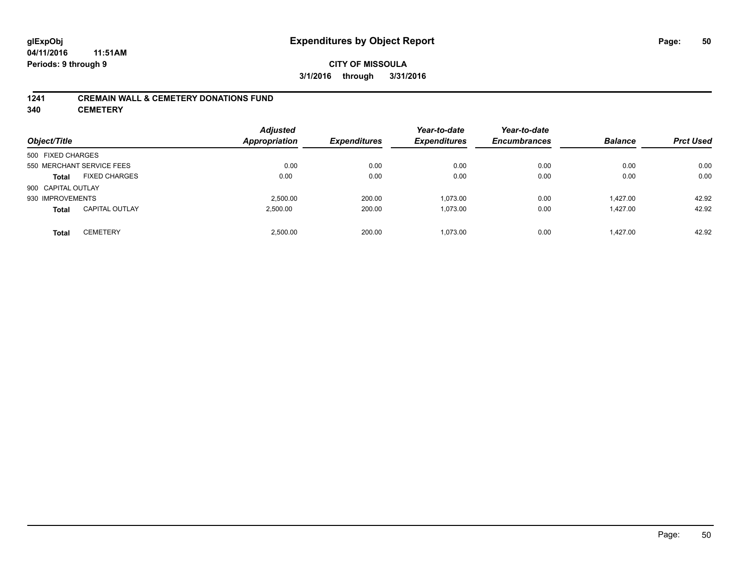# Expenditures by Object Report

glExpObj
04/11/2016 11:51AM
Periods: 9 through 9

**CITY OF MISSOULA**
**3/1/2016 through 3/31/2016**

## 1241 CREMAIN WALL & CEMETERY DONATIONS FUND
## 340 CEMETERY

| Object/Title | | Adjusted Appropriation | Expenditures | Year-to-date Expenditures | Year-to-date Encumbrances | Balance | Prct Used |
|---|---|---|---|---|---|---|---|
| 500 FIXED CHARGES | | | | | | | |
| 550 MERCHANT SERVICE FEES | | 0.00 | 0.00 | 0.00 | 0.00 | 0.00 | 0.00 |
| **Total** | FIXED CHARGES | 0.00 | 0.00 | 0.00 | 0.00 | 0.00 | 0.00 |
| 900 CAPITAL OUTLAY | | | | | | | |
| 930 IMPROVEMENTS | | 2,500.00 | 200.00 | 1,073.00 | 0.00 | 1,427.00 | 42.92 |
| **Total** | CAPITAL OUTLAY | 2,500.00 | 200.00 | 1,073.00 | 0.00 | 1,427.00 | 42.92 |
| **Total** | CEMETERY | 2,500.00 | 200.00 | 1,073.00 | 0.00 | 1,427.00 | 42.92 |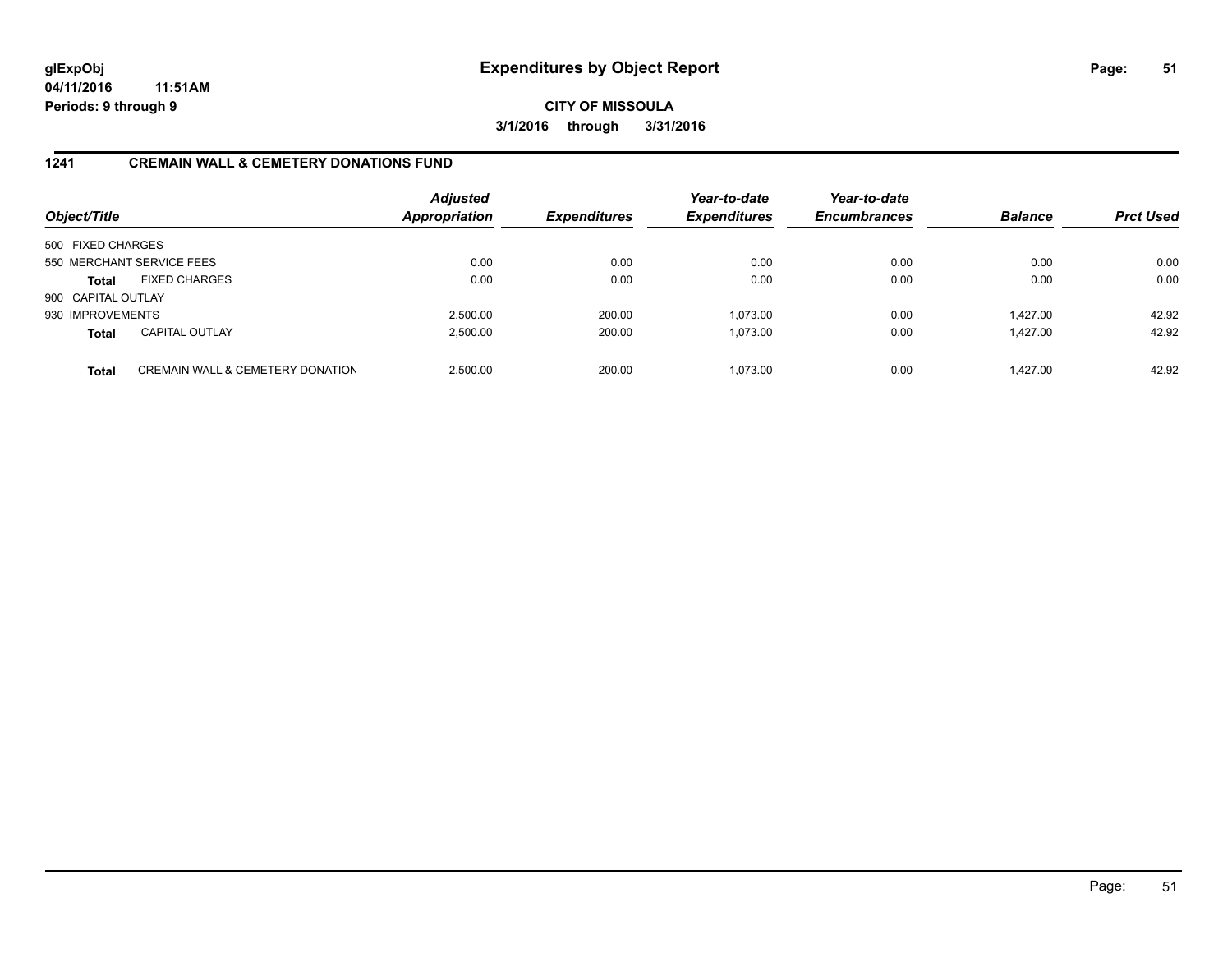# Expenditures by Object Report

glExpObj
04/11/2016 11:51AM
Periods: 9 through 9

**CITY OF MISSOULA**
**3/1/2016 through 3/31/2016**

## 1241 CREMAIN WALL & CEMETERY DONATIONS FUND

| Object/Title | | Adjusted Appropriation | Expenditures | Year-to-date Expenditures | Year-to-date Encumbrances | Balance | Prct Used |
|---|---|---|---|---|---|---|---|
| 500 FIXED CHARGES | | | | | | | |
| 550 MERCHANT SERVICE FEES | | 0.00 | 0.00 | 0.00 | 0.00 | 0.00 | 0.00 |
| **Total** | FIXED CHARGES | 0.00 | 0.00 | 0.00 | 0.00 | 0.00 | 0.00 |
| 900 CAPITAL OUTLAY | | | | | | | |
| 930 IMPROVEMENTS | | 2,500.00 | 200.00 | 1,073.00 | 0.00 | 1,427.00 | 42.92 |
| **Total** | CAPITAL OUTLAY | 2,500.00 | 200.00 | 1,073.00 | 0.00 | 1,427.00 | 42.92 |
| **Total** | CREMAIN WALL & CEMETERY DONATION | 2,500.00 | 200.00 | 1,073.00 | 0.00 | 1,427.00 | 42.92 |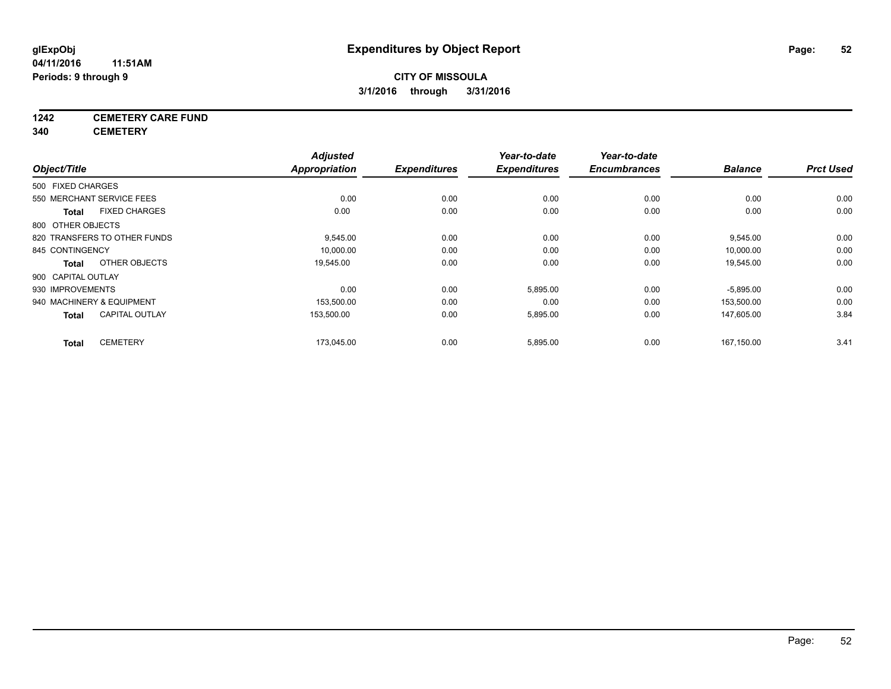# Expenditures by Object Report

glExpObj
04/11/2016 11:51AM
Periods: 9 through 9

**CITY OF MISSOULA**
**3/1/2016 through 3/31/2016**

**1242 CEMETERY CARE FUND**
**340 CEMETERY**

| Object/Title | Adjusted Appropriation | Expenditures | Year-to-date Expenditures | Year-to-date Encumbrances | Balance | Prct Used |
|---|---|---|---|---|---|---|
| 500 FIXED CHARGES | | | | | | |
| 550 MERCHANT SERVICE FEES | 0.00 | 0.00 | 0.00 | 0.00 | 0.00 | 0.00 |
| **Total** FIXED CHARGES | 0.00 | 0.00 | 0.00 | 0.00 | 0.00 | 0.00 |
| 800 OTHER OBJECTS | | | | | | |
| 820 TRANSFERS TO OTHER FUNDS | 9,545.00 | 0.00 | 0.00 | 0.00 | 9,545.00 | 0.00 |
| 845 CONTINGENCY | 10,000.00 | 0.00 | 0.00 | 0.00 | 10,000.00 | 0.00 |
| **Total** OTHER OBJECTS | 19,545.00 | 0.00 | 0.00 | 0.00 | 19,545.00 | 0.00 |
| 900 CAPITAL OUTLAY | | | | | | |
| 930 IMPROVEMENTS | 0.00 | 0.00 | 5,895.00 | 0.00 | -5,895.00 | 0.00 |
| 940 MACHINERY & EQUIPMENT | 153,500.00 | 0.00 | 0.00 | 0.00 | 153,500.00 | 0.00 |
| **Total** CAPITAL OUTLAY | 153,500.00 | 0.00 | 5,895.00 | 0.00 | 147,605.00 | 3.84 |
| **Total** CEMETERY | 173,045.00 | 0.00 | 5,895.00 | 0.00 | 167,150.00 | 3.41 |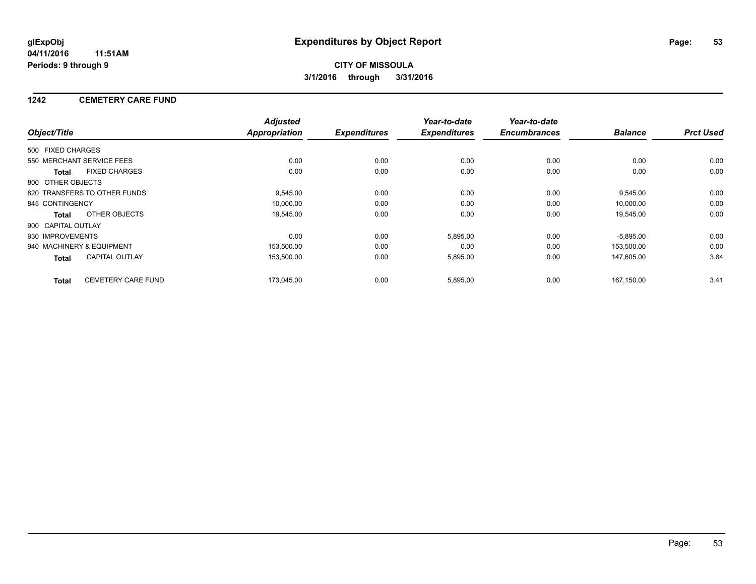**glExpObj**
**04/11/2016 11:51AM**
**Periods: 9 through 9**

# Expenditures by Object Report

**CITY OF MISSOULA**
**3/1/2016 through 3/31/2016**

## 1242 CEMETERY CARE FUND

| Object/Title | | Adjusted Appropriation | Expenditures | Year-to-date Expenditures | Year-to-date Encumbrances | Balance | Prct Used |
|---|---|---|---|---|---|---|---|
| 500 FIXED CHARGES | | | | | | | |
| 550 MERCHANT SERVICE FEES | | 0.00 | 0.00 | 0.00 | 0.00 | 0.00 | 0.00 |
| **Total** | FIXED CHARGES | 0.00 | 0.00 | 0.00 | 0.00 | 0.00 | 0.00 |
| 800 OTHER OBJECTS | | | | | | | |
| 820 TRANSFERS TO OTHER FUNDS | | 9,545.00 | 0.00 | 0.00 | 0.00 | 9,545.00 | 0.00 |
| 845 CONTINGENCY | | 10,000.00 | 0.00 | 0.00 | 0.00 | 10,000.00 | 0.00 |
| **Total** | OTHER OBJECTS | 19,545.00 | 0.00 | 0.00 | 0.00 | 19,545.00 | 0.00 |
| 900 CAPITAL OUTLAY | | | | | | | |
| 930 IMPROVEMENTS | | 0.00 | 0.00 | 5,895.00 | 0.00 | -5,895.00 | 0.00 |
| 940 MACHINERY & EQUIPMENT | | 153,500.00 | 0.00 | 0.00 | 0.00 | 153,500.00 | 0.00 |
| **Total** | CAPITAL OUTLAY | 153,500.00 | 0.00 | 5,895.00 | 0.00 | 147,605.00 | 3.84 |
| **Total** | CEMETERY CARE FUND | 173,045.00 | 0.00 | 5,895.00 | 0.00 | 167,150.00 | 3.41 |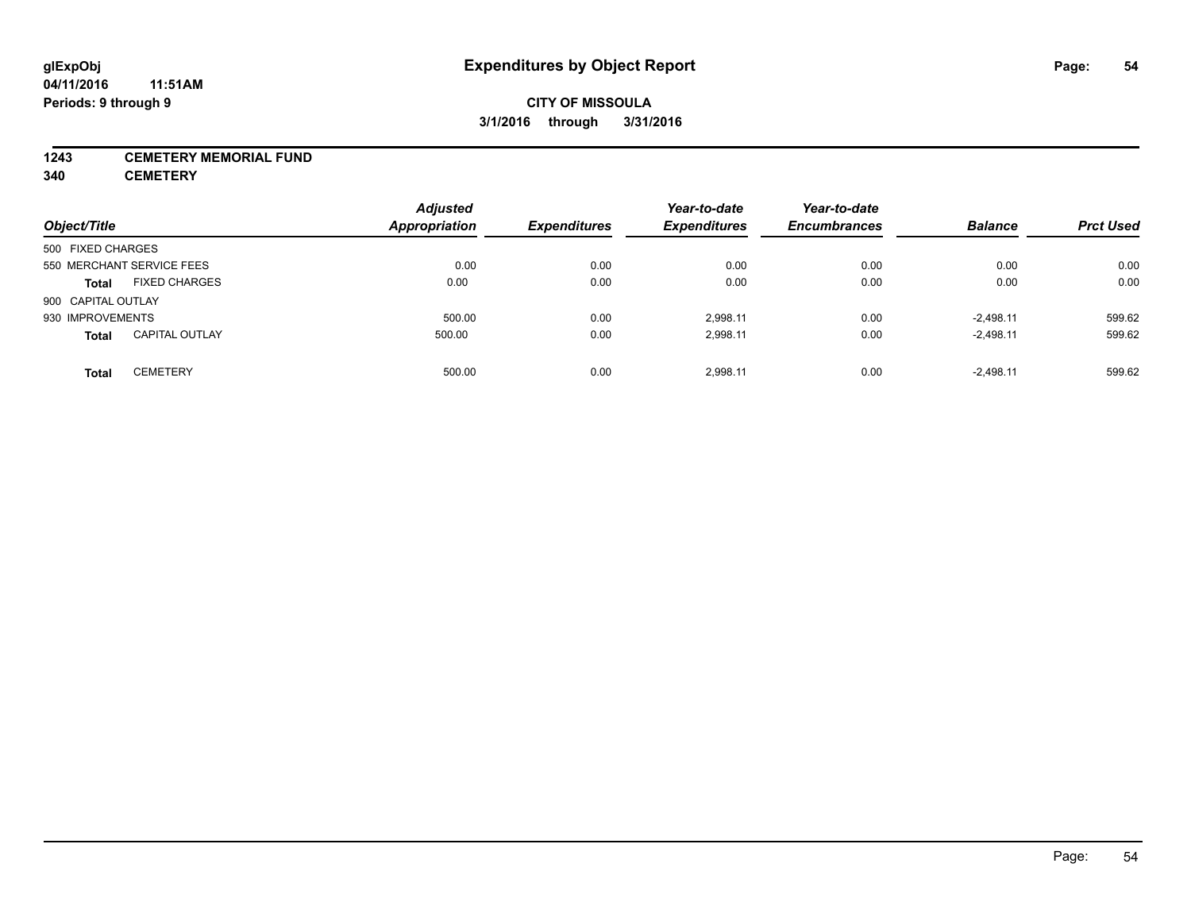**glExpObj** **Expenditures by Object Report**

**04/11/2016 11:51AM**

**Periods: 9 through 9**

**CITY OF MISSOULA**

**3/1/2016 through 3/31/2016**

**1243 CEMETERY MEMORIAL FUND**

**340 CEMETERY**

| Object/Title | | Adjusted Appropriation | Expenditures | Year-to-date Expenditures | Year-to-date Encumbrances | Balance | Prct Used |
|---|---|---|---|---|---|---|---|
| 500 FIXED CHARGES | | | | | | | |
| 550 MERCHANT SERVICE FEES | | 0.00 | 0.00 | 0.00 | 0.00 | 0.00 | 0.00 |
| **Total** | FIXED CHARGES | 0.00 | 0.00 | 0.00 | 0.00 | 0.00 | 0.00 |
| 900 CAPITAL OUTLAY | | | | | | | |
| 930 IMPROVEMENTS | | 500.00 | 0.00 | 2,998.11 | 0.00 | -2,498.11 | 599.62 |
| **Total** | CAPITAL OUTLAY | 500.00 | 0.00 | 2,998.11 | 0.00 | -2,498.11 | 599.62 |
| **Total** | CEMETERY | 500.00 | 0.00 | 2,998.11 | 0.00 | -2,498.11 | 599.62 |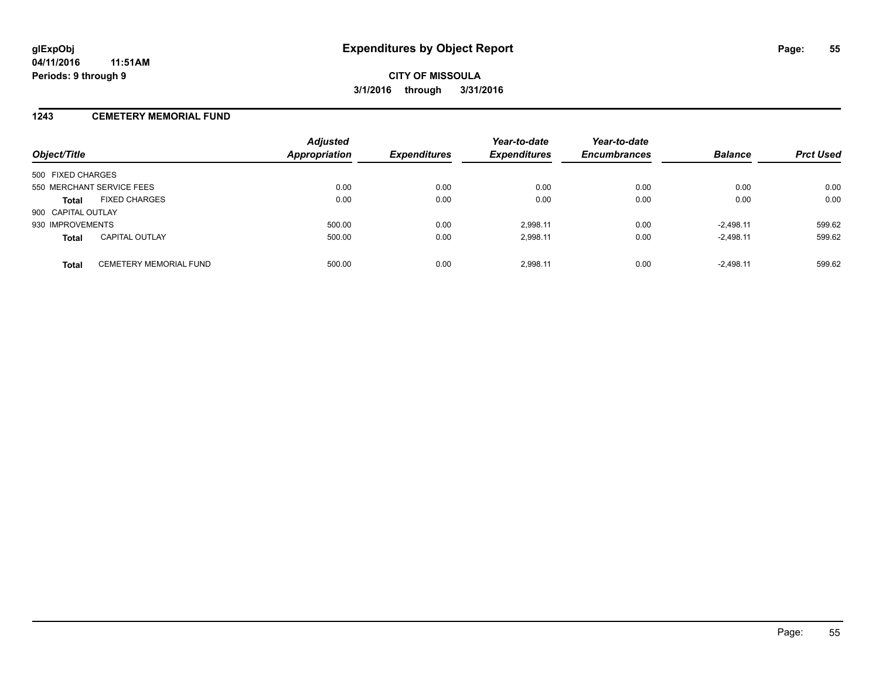**glExpObj**
**04/11/2016 11:51AM**
**Periods: 9 through 9**

# Expenditures by Object Report

**CITY OF MISSOULA**
**3/1/2016 through 3/31/2016**

## 1243 CEMETERY MEMORIAL FUND

| Object/Title | | Adjusted Appropriation | Expenditures | Year-to-date Expenditures | Year-to-date Encumbrances | Balance | Prct Used |
|---|---|---|---|---|---|---|---|
| 500 FIXED CHARGES | | | | | | | |
| 550 MERCHANT SERVICE FEES | | 0.00 | 0.00 | 0.00 | 0.00 | 0.00 | 0.00 |
| **Total** | FIXED CHARGES | 0.00 | 0.00 | 0.00 | 0.00 | 0.00 | 0.00 |
| 900 CAPITAL OUTLAY | | | | | | | |
| 930 IMPROVEMENTS | | 500.00 | 0.00 | 2,998.11 | 0.00 | -2,498.11 | 599.62 |
| **Total** | CAPITAL OUTLAY | 500.00 | 0.00 | 2,998.11 | 0.00 | -2,498.11 | 599.62 |
| **Total** | CEMETERY MEMORIAL FUND | 500.00 | 0.00 | 2,998.11 | 0.00 | -2,498.11 | 599.62 |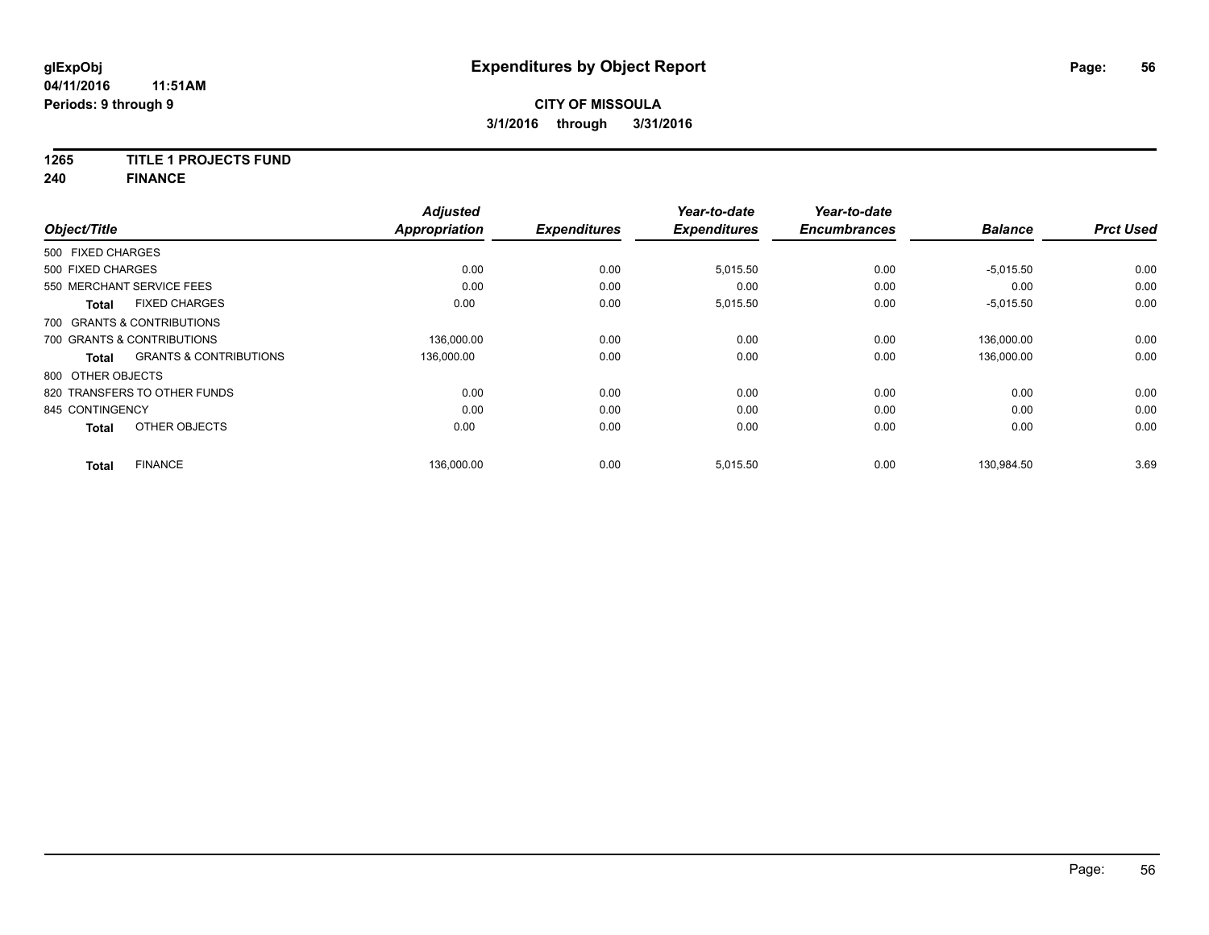**glExpObj**
**04/11/2016 11:51AM**
**Periods: 9 through 9**

# Expenditures by Object Report

**CITY OF MISSOULA**
**3/1/2016 through 3/31/2016**

**1265 TITLE 1 PROJECTS FUND**
**240 FINANCE**

| Object/Title | Adjusted Appropriation | Expenditures | Year-to-date Expenditures | Year-to-date Encumbrances | Balance | Prct Used |
|---|---|---|---|---|---|---|
| 500 FIXED CHARGES | | | | | | |
| 500 FIXED CHARGES | 0.00 | 0.00 | 5,015.50 | 0.00 | -5,015.50 | 0.00 |
| 550 MERCHANT SERVICE FEES | 0.00 | 0.00 | 0.00 | 0.00 | 0.00 | 0.00 |
| **Total** FIXED CHARGES | 0.00 | 0.00 | 5,015.50 | 0.00 | -5,015.50 | 0.00 |
| 700 GRANTS & CONTRIBUTIONS | | | | | | |
| 700 GRANTS & CONTRIBUTIONS | 136,000.00 | 0.00 | 0.00 | 0.00 | 136,000.00 | 0.00 |
| **Total** GRANTS & CONTRIBUTIONS | 136,000.00 | 0.00 | 0.00 | 0.00 | 136,000.00 | 0.00 |
| 800 OTHER OBJECTS | | | | | | |
| 820 TRANSFERS TO OTHER FUNDS | 0.00 | 0.00 | 0.00 | 0.00 | 0.00 | 0.00 |
| 845 CONTINGENCY | 0.00 | 0.00 | 0.00 | 0.00 | 0.00 | 0.00 |
| **Total** OTHER OBJECTS | 0.00 | 0.00 | 0.00 | 0.00 | 0.00 | 0.00 |
| **Total** FINANCE | 136,000.00 | 0.00 | 5,015.50 | 0.00 | 130,984.50 | 3.69 |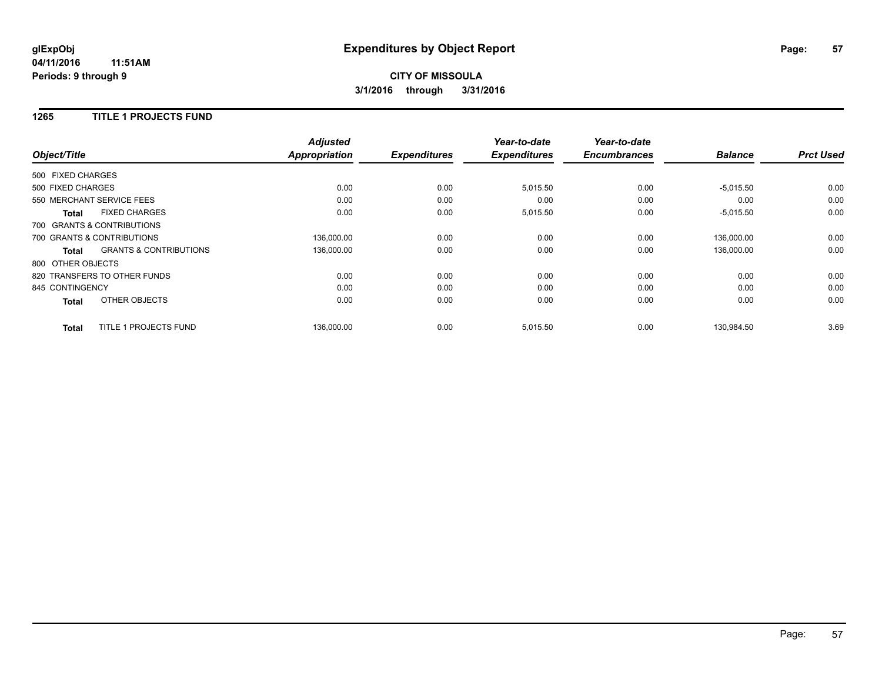# Expenditures by Object Report

glExpObj
04/11/2016 11:51AM
Periods: 9 through 9

**CITY OF MISSOULA**

**3/1/2016 through 3/31/2016**

## 1265 TITLE 1 PROJECTS FUND

| Object/Title | | Adjusted Appropriation | Expenditures | Year-to-date Expenditures | Year-to-date Encumbrances | Balance | Prct Used |
|---|---|---|---|---|---|---|---|
| 500 FIXED CHARGES | | | | | | | |
| 500 FIXED CHARGES | | 0.00 | 0.00 | 5,015.50 | 0.00 | -5,015.50 | 0.00 |
| 550 MERCHANT SERVICE FEES | | 0.00 | 0.00 | 0.00 | 0.00 | 0.00 | 0.00 |
| **Total** | FIXED CHARGES | 0.00 | 0.00 | 5,015.50 | 0.00 | -5,015.50 | 0.00 |
| 700 GRANTS & CONTRIBUTIONS | | | | | | | |
| 700 GRANTS & CONTRIBUTIONS | | 136,000.00 | 0.00 | 0.00 | 0.00 | 136,000.00 | 0.00 |
| **Total** | GRANTS & CONTRIBUTIONS | 136,000.00 | 0.00 | 0.00 | 0.00 | 136,000.00 | 0.00 |
| 800 OTHER OBJECTS | | | | | | | |
| 820 TRANSFERS TO OTHER FUNDS | | 0.00 | 0.00 | 0.00 | 0.00 | 0.00 | 0.00 |
| 845 CONTINGENCY | | 0.00 | 0.00 | 0.00 | 0.00 | 0.00 | 0.00 |
| **Total** | OTHER OBJECTS | 0.00 | 0.00 | 0.00 | 0.00 | 0.00 | 0.00 |
| **Total** | TITLE 1 PROJECTS FUND | 136,000.00 | 0.00 | 5,015.50 | 0.00 | 130,984.50 | 3.69 |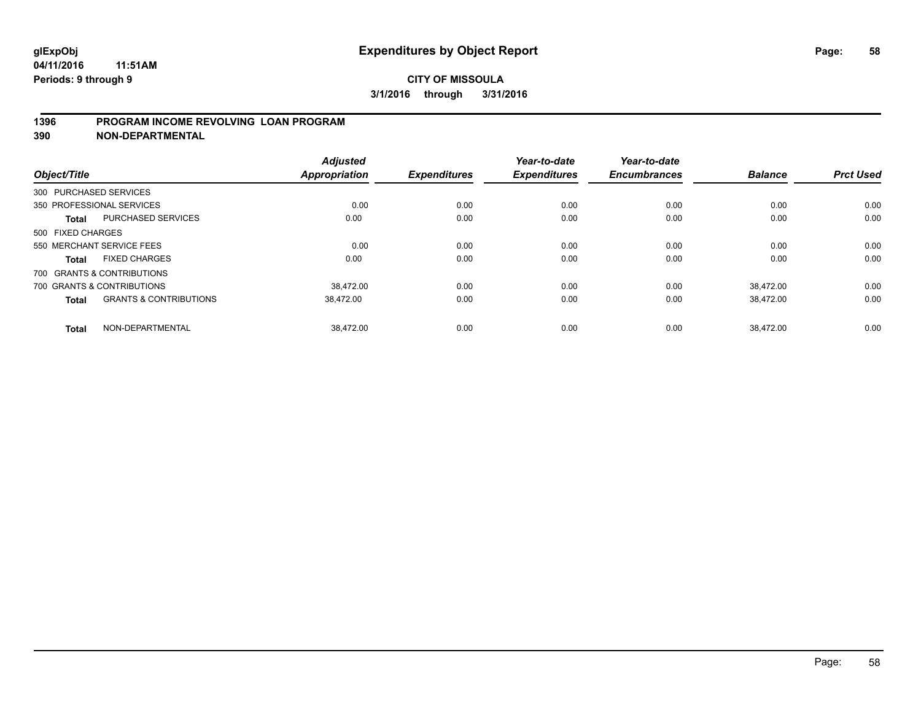# Expenditures by Object Report

**glExpObj**
**04/11/2016 11:51AM**
**Periods: 9 through 9**

**CITY OF MISSOULA**
**3/1/2016 through 3/31/2016**

## 1396 PROGRAM INCOME REVOLVING LOAN PROGRAM
## 390 NON-DEPARTMENTAL

| Object/Title | | Adjusted Appropriation | Expenditures | Year-to-date Expenditures | Year-to-date Encumbrances | Balance | Prct Used |
|---|---|---|---|---|---|---|---|
| 300 PURCHASED SERVICES | | | | | | | |
| 350 PROFESSIONAL SERVICES | | 0.00 | 0.00 | 0.00 | 0.00 | 0.00 | 0.00 |
| **Total** | PURCHASED SERVICES | 0.00 | 0.00 | 0.00 | 0.00 | 0.00 | 0.00 |
| 500 FIXED CHARGES | | | | | | | |
| 550 MERCHANT SERVICE FEES | | 0.00 | 0.00 | 0.00 | 0.00 | 0.00 | 0.00 |
| **Total** | FIXED CHARGES | 0.00 | 0.00 | 0.00 | 0.00 | 0.00 | 0.00 |
| 700 GRANTS & CONTRIBUTIONS | | | | | | | |
| 700 GRANTS & CONTRIBUTIONS | | 38,472.00 | 0.00 | 0.00 | 0.00 | 38,472.00 | 0.00 |
| **Total** | GRANTS & CONTRIBUTIONS | 38,472.00 | 0.00 | 0.00 | 0.00 | 38,472.00 | 0.00 |
| **Total** | NON-DEPARTMENTAL | 38,472.00 | 0.00 | 0.00 | 0.00 | 38,472.00 | 0.00 |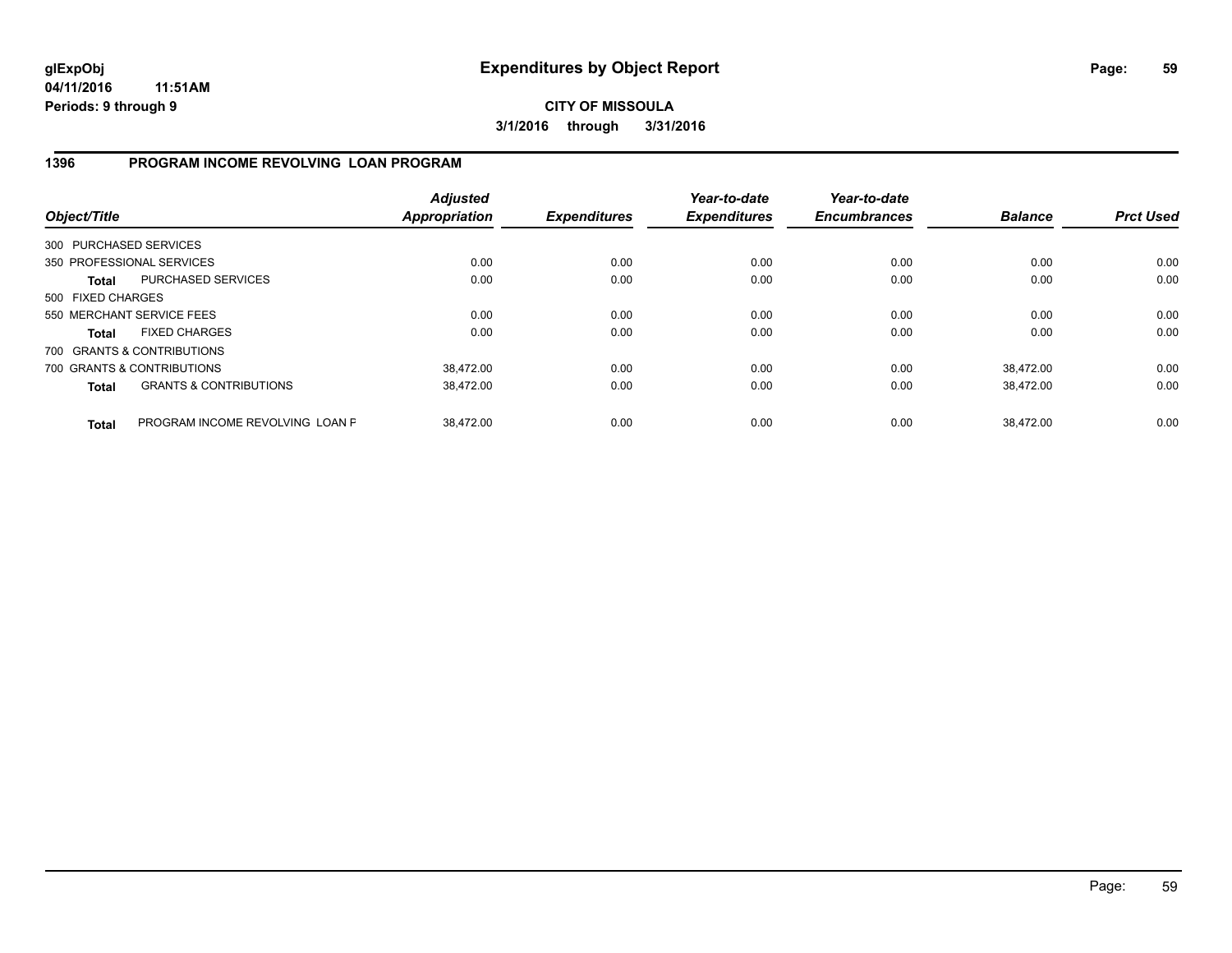# Expenditures by Object Report

glExpObj
04/11/2016 11:51AM
Periods: 9 through 9

**CITY OF MISSOULA**
**3/1/2016 through 3/31/2016**

## 1396 PROGRAM INCOME REVOLVING LOAN PROGRAM

| Object/Title | | Adjusted Appropriation | Expenditures | Year-to-date Expenditures | Year-to-date Encumbrances | Balance | Prct Used |
|---|---|---|---|---|---|---|---|
| 300 PURCHASED SERVICES | | | | | | | |
| 350 PROFESSIONAL SERVICES | | 0.00 | 0.00 | 0.00 | 0.00 | 0.00 | 0.00 |
| **Total** | PURCHASED SERVICES | 0.00 | 0.00 | 0.00 | 0.00 | 0.00 | 0.00 |
| 500 FIXED CHARGES | | | | | | | |
| 550 MERCHANT SERVICE FEES | | 0.00 | 0.00 | 0.00 | 0.00 | 0.00 | 0.00 |
| **Total** | FIXED CHARGES | 0.00 | 0.00 | 0.00 | 0.00 | 0.00 | 0.00 |
| 700 GRANTS & CONTRIBUTIONS | | | | | | | |
| 700 GRANTS & CONTRIBUTIONS | | 38,472.00 | 0.00 | 0.00 | 0.00 | 38,472.00 | 0.00 |
| **Total** | GRANTS & CONTRIBUTIONS | 38,472.00 | 0.00 | 0.00 | 0.00 | 38,472.00 | 0.00 |
| **Total** | PROGRAM INCOME REVOLVING LOAN F | 38,472.00 | 0.00 | 0.00 | 0.00 | 38,472.00 | 0.00 |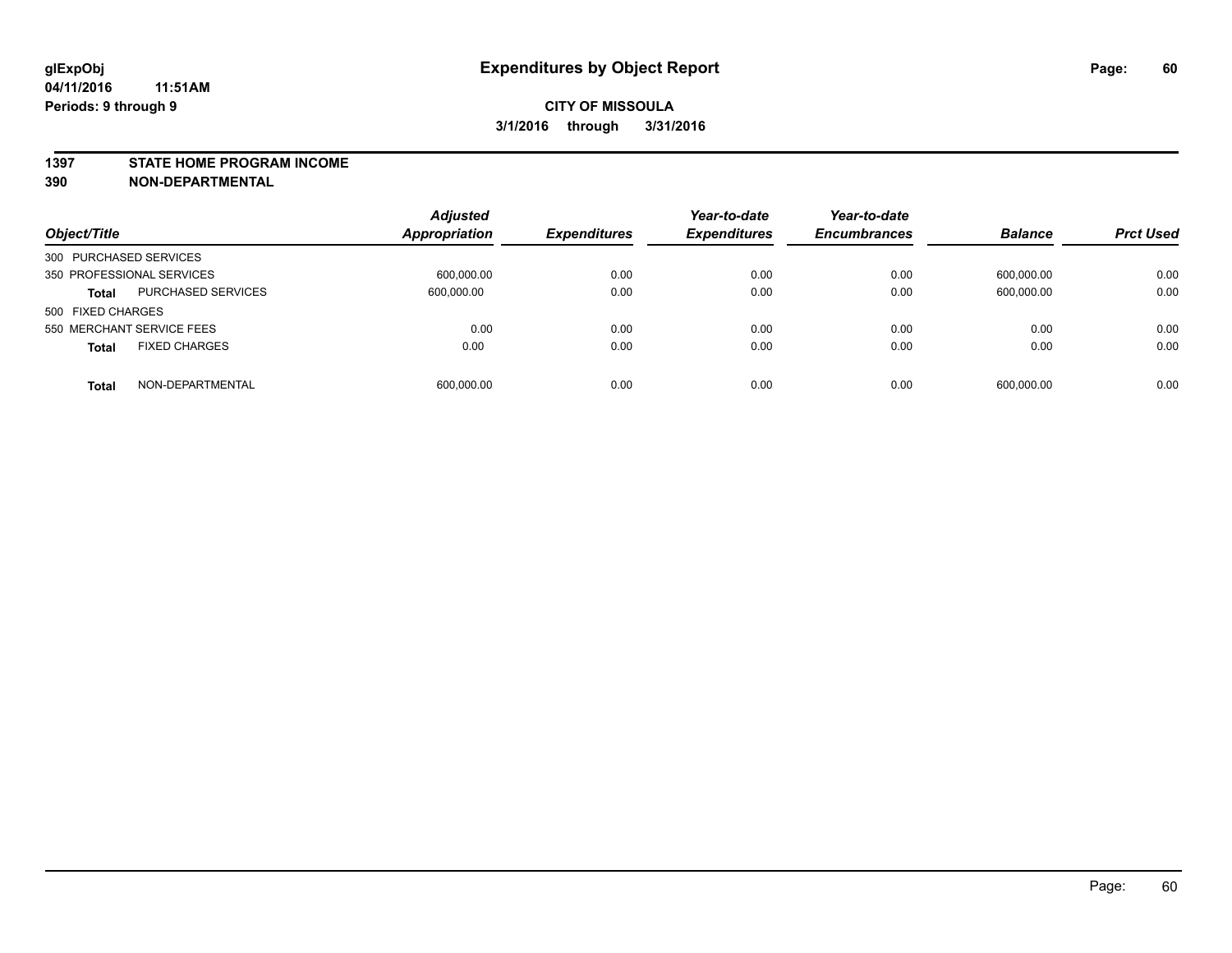# Expenditures by Object Report

glExpObj
04/11/2016 11:51AM
Periods: 9 through 9

**CITY OF MISSOULA**
**3/1/2016 through 3/31/2016**

**1397 STATE HOME PROGRAM INCOME**
**390 NON-DEPARTMENTAL**

| Object/Title | | Adjusted Appropriation | Expenditures | Year-to-date Expenditures | Year-to-date Encumbrances | Balance | Prct Used |
|---|---|---|---|---|---|---|---|
| 300 PURCHASED SERVICES | | | | | | | |
| 350 PROFESSIONAL SERVICES | | 600,000.00 | 0.00 | 0.00 | 0.00 | 600,000.00 | 0.00 |
| **Total** | PURCHASED SERVICES | 600,000.00 | 0.00 | 0.00 | 0.00 | 600,000.00 | 0.00 |
| 500 FIXED CHARGES | | | | | | | |
| 550 MERCHANT SERVICE FEES | | 0.00 | 0.00 | 0.00 | 0.00 | 0.00 | 0.00 |
| **Total** | FIXED CHARGES | 0.00 | 0.00 | 0.00 | 0.00 | 0.00 | 0.00 |
| **Total** | NON-DEPARTMENTAL | 600,000.00 | 0.00 | 0.00 | 0.00 | 600,000.00 | 0.00 |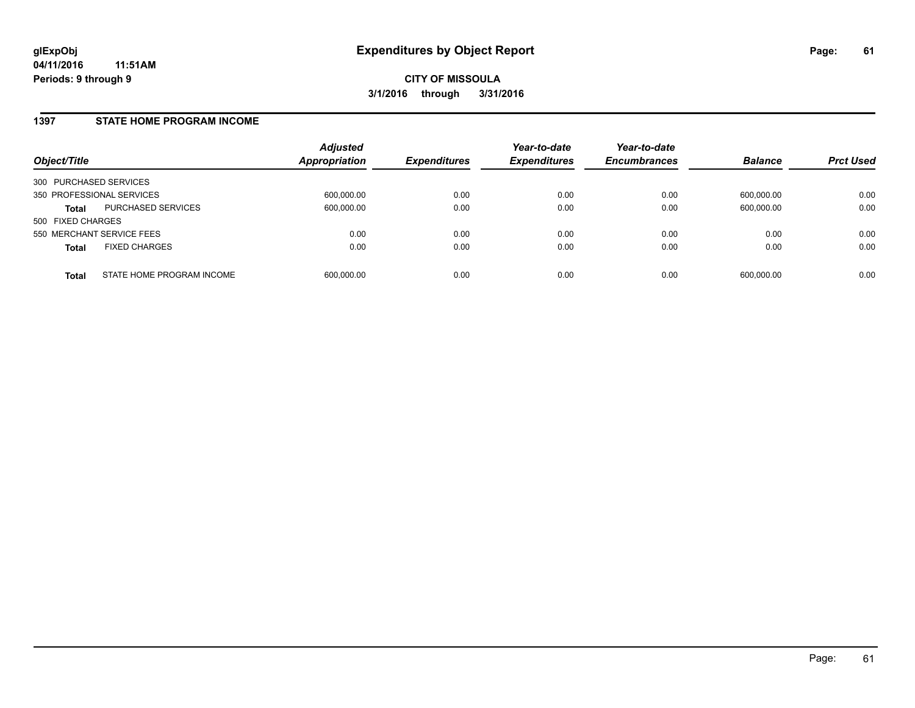# Expenditures by Object Report

glExpObj
04/11/2016 11:51AM
Periods: 9 through 9

**CITY OF MISSOULA**
**3/1/2016 through 3/31/2016**

## 1397 STATE HOME PROGRAM INCOME

| Object/Title | | Adjusted Appropriation | Expenditures | Year-to-date Expenditures | Year-to-date Encumbrances | Balance | Prct Used |
|---|---|---|---|---|---|---|---|
| 300 PURCHASED SERVICES | | | | | | | |
| 350 PROFESSIONAL SERVICES | | 600,000.00 | 0.00 | 0.00 | 0.00 | 600,000.00 | 0.00 |
| **Total** | PURCHASED SERVICES | 600,000.00 | 0.00 | 0.00 | 0.00 | 600,000.00 | 0.00 |
| 500 FIXED CHARGES | | | | | | | |
| 550 MERCHANT SERVICE FEES | | 0.00 | 0.00 | 0.00 | 0.00 | 0.00 | 0.00 |
| **Total** | FIXED CHARGES | 0.00 | 0.00 | 0.00 | 0.00 | 0.00 | 0.00 |
| **Total** | STATE HOME PROGRAM INCOME | 600,000.00 | 0.00 | 0.00 | 0.00 | 600,000.00 | 0.00 |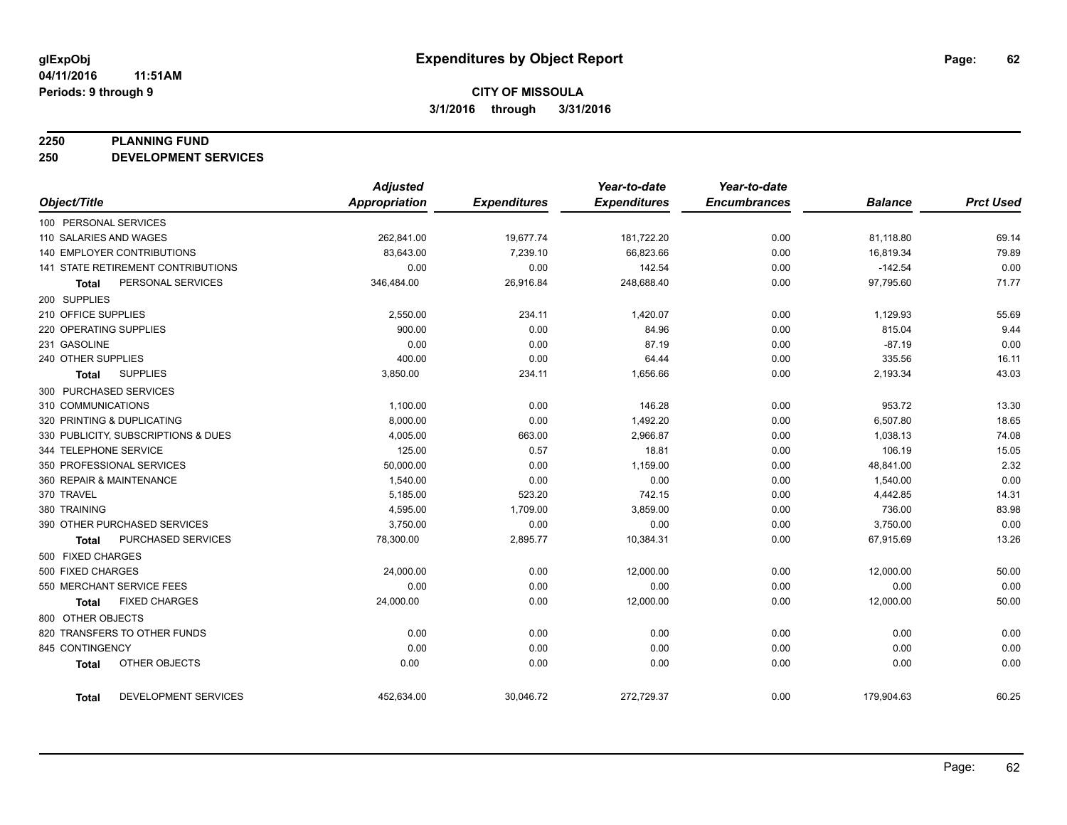**glExpObj**
**04/11/2016 11:51AM**
**Periods: 9 through 9**

# Expenditures by Object Report

**CITY OF MISSOULA**
**3/1/2016 through 3/31/2016**

## 2250 PLANNING FUND
## 250 DEVELOPMENT SERVICES

| Object/Title | Adjusted Appropriation | Expenditures | Year-to-date Expenditures | Year-to-date Encumbrances | Balance | Prct Used |
|---|---|---|---|---|---|---|
| 100 PERSONAL SERVICES | | | | | | |
| 110 SALARIES AND WAGES | 262,841.00 | 19,677.74 | 181,722.20 | 0.00 | 81,118.80 | 69.14 |
| 140 EMPLOYER CONTRIBUTIONS | 83,643.00 | 7,239.10 | 66,823.66 | 0.00 | 16,819.34 | 79.89 |
| 141 STATE RETIREMENT CONTRIBUTIONS | 0.00 | 0.00 | 142.54 | 0.00 | -142.54 | 0.00 |
| **Total** PERSONAL SERVICES | 346,484.00 | 26,916.84 | 248,688.40 | 0.00 | 97,795.60 | 71.77 |
| 200 SUPPLIES | | | | | | |
| 210 OFFICE SUPPLIES | 2,550.00 | 234.11 | 1,420.07 | 0.00 | 1,129.93 | 55.69 |
| 220 OPERATING SUPPLIES | 900.00 | 0.00 | 84.96 | 0.00 | 815.04 | 9.44 |
| 231 GASOLINE | 0.00 | 0.00 | 87.19 | 0.00 | -87.19 | 0.00 |
| 240 OTHER SUPPLIES | 400.00 | 0.00 | 64.44 | 0.00 | 335.56 | 16.11 |
| **Total** SUPPLIES | 3,850.00 | 234.11 | 1,656.66 | 0.00 | 2,193.34 | 43.03 |
| 300 PURCHASED SERVICES | | | | | | |
| 310 COMMUNICATIONS | 1,100.00 | 0.00 | 146.28 | 0.00 | 953.72 | 13.30 |
| 320 PRINTING & DUPLICATING | 8,000.00 | 0.00 | 1,492.20 | 0.00 | 6,507.80 | 18.65 |
| 330 PUBLICITY, SUBSCRIPTIONS & DUES | 4,005.00 | 663.00 | 2,966.87 | 0.00 | 1,038.13 | 74.08 |
| 344 TELEPHONE SERVICE | 125.00 | 0.57 | 18.81 | 0.00 | 106.19 | 15.05 |
| 350 PROFESSIONAL SERVICES | 50,000.00 | 0.00 | 1,159.00 | 0.00 | 48,841.00 | 2.32 |
| 360 REPAIR & MAINTENANCE | 1,540.00 | 0.00 | 0.00 | 0.00 | 1,540.00 | 0.00 |
| 370 TRAVEL | 5,185.00 | 523.20 | 742.15 | 0.00 | 4,442.85 | 14.31 |
| 380 TRAINING | 4,595.00 | 1,709.00 | 3,859.00 | 0.00 | 736.00 | 83.98 |
| 390 OTHER PURCHASED SERVICES | 3,750.00 | 0.00 | 0.00 | 0.00 | 3,750.00 | 0.00 |
| **Total** PURCHASED SERVICES | 78,300.00 | 2,895.77 | 10,384.31 | 0.00 | 67,915.69 | 13.26 |
| 500 FIXED CHARGES | | | | | | |
| 500 FIXED CHARGES | 24,000.00 | 0.00 | 12,000.00 | 0.00 | 12,000.00 | 50.00 |
| 550 MERCHANT SERVICE FEES | 0.00 | 0.00 | 0.00 | 0.00 | 0.00 | 0.00 |
| **Total** FIXED CHARGES | 24,000.00 | 0.00 | 12,000.00 | 0.00 | 12,000.00 | 50.00 |
| 800 OTHER OBJECTS | | | | | | |
| 820 TRANSFERS TO OTHER FUNDS | 0.00 | 0.00 | 0.00 | 0.00 | 0.00 | 0.00 |
| 845 CONTINGENCY | 0.00 | 0.00 | 0.00 | 0.00 | 0.00 | 0.00 |
| **Total** OTHER OBJECTS | 0.00 | 0.00 | 0.00 | 0.00 | 0.00 | 0.00 |
| **Total** DEVELOPMENT SERVICES | 452,634.00 | 30,046.72 | 272,729.37 | 0.00 | 179,904.63 | 60.25 |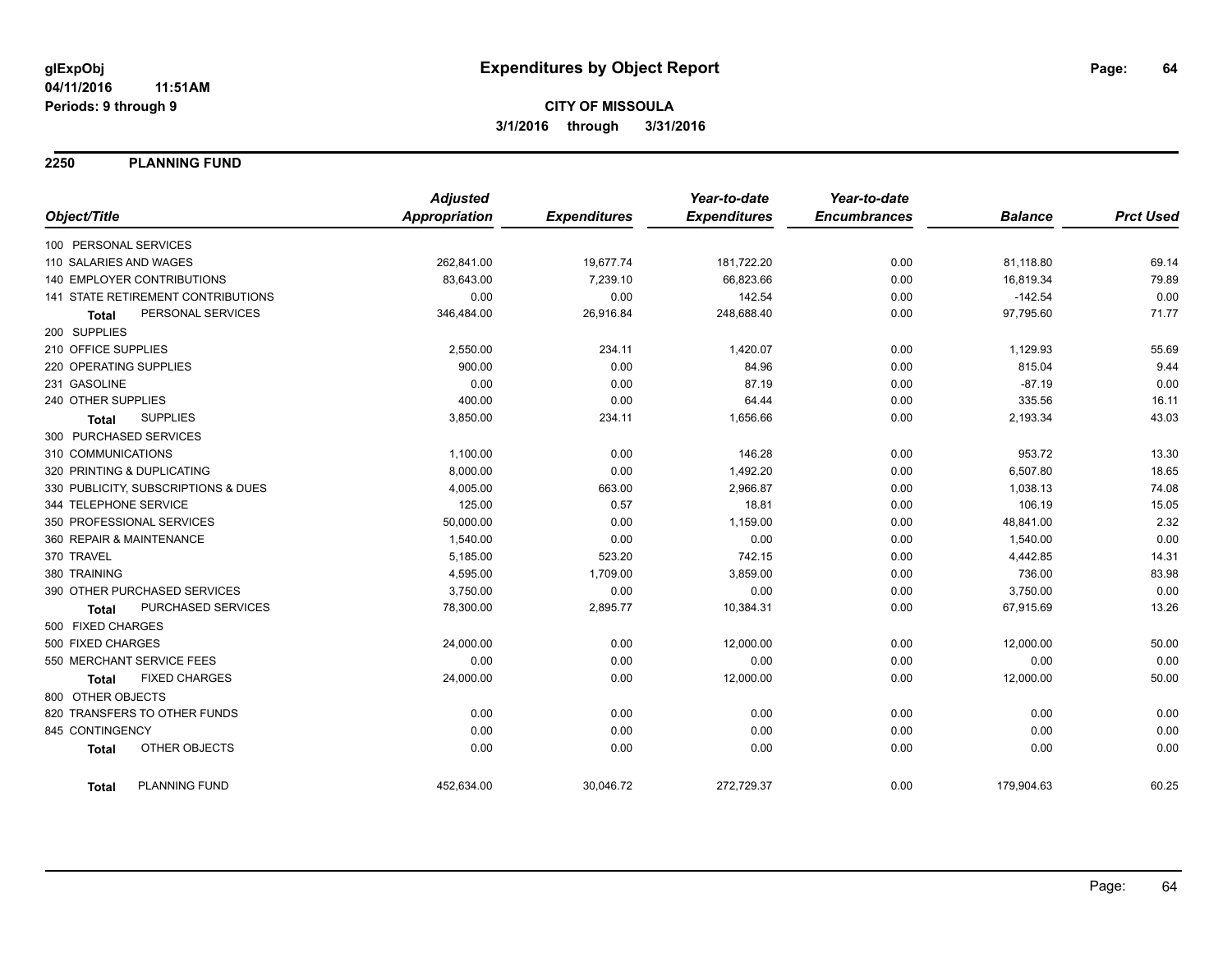glExpObj
04/11/2016 11:51AM
Periods: 9 through 9

# Expenditures by Object Report

**CITY OF MISSOULA**
**3/1/2016 through 3/31/2016**

## 2250 PLANNING FUND

| Object/Title | Adjusted Appropriation | Expenditures | Year-to-date Expenditures | Year-to-date Encumbrances | Balance | Prct Used |
|---|---|---|---|---|---|---|
| 100 PERSONAL SERVICES | | | | | | |
| 110 SALARIES AND WAGES | 262,841.00 | 19,677.74 | 181,722.20 | 0.00 | 81,118.80 | 69.14 |
| 140 EMPLOYER CONTRIBUTIONS | 83,643.00 | 7,239.10 | 66,823.66 | 0.00 | 16,819.34 | 79.89 |
| 141 STATE RETIREMENT CONTRIBUTIONS | 0.00 | 0.00 | 142.54 | 0.00 | -142.54 | 0.00 |
| **Total** PERSONAL SERVICES | 346,484.00 | 26,916.84 | 248,688.40 | 0.00 | 97,795.60 | 71.77 |
| 200 SUPPLIES | | | | | | |
| 210 OFFICE SUPPLIES | 2,550.00 | 234.11 | 1,420.07 | 0.00 | 1,129.93 | 55.69 |
| 220 OPERATING SUPPLIES | 900.00 | 0.00 | 84.96 | 0.00 | 815.04 | 9.44 |
| 231 GASOLINE | 0.00 | 0.00 | 87.19 | 0.00 | -87.19 | 0.00 |
| 240 OTHER SUPPLIES | 400.00 | 0.00 | 64.44 | 0.00 | 335.56 | 16.11 |
| **Total** SUPPLIES | 3,850.00 | 234.11 | 1,656.66 | 0.00 | 2,193.34 | 43.03 |
| 300 PURCHASED SERVICES | | | | | | |
| 310 COMMUNICATIONS | 1,100.00 | 0.00 | 146.28 | 0.00 | 953.72 | 13.30 |
| 320 PRINTING & DUPLICATING | 8,000.00 | 0.00 | 1,492.20 | 0.00 | 6,507.80 | 18.65 |
| 330 PUBLICITY, SUBSCRIPTIONS & DUES | 4,005.00 | 663.00 | 2,966.87 | 0.00 | 1,038.13 | 74.08 |
| 344 TELEPHONE SERVICE | 125.00 | 0.57 | 18.81 | 0.00 | 106.19 | 15.05 |
| 350 PROFESSIONAL SERVICES | 50,000.00 | 0.00 | 1,159.00 | 0.00 | 48,841.00 | 2.32 |
| 360 REPAIR & MAINTENANCE | 1,540.00 | 0.00 | 0.00 | 0.00 | 1,540.00 | 0.00 |
| 370 TRAVEL | 5,185.00 | 523.20 | 742.15 | 0.00 | 4,442.85 | 14.31 |
| 380 TRAINING | 4,595.00 | 1,709.00 | 3,859.00 | 0.00 | 736.00 | 83.98 |
| 390 OTHER PURCHASED SERVICES | 3,750.00 | 0.00 | 0.00 | 0.00 | 3,750.00 | 0.00 |
| **Total** PURCHASED SERVICES | 78,300.00 | 2,895.77 | 10,384.31 | 0.00 | 67,915.69 | 13.26 |
| 500 FIXED CHARGES | | | | | | |
| 500 FIXED CHARGES | 24,000.00 | 0.00 | 12,000.00 | 0.00 | 12,000.00 | 50.00 |
| 550 MERCHANT SERVICE FEES | 0.00 | 0.00 | 0.00 | 0.00 | 0.00 | 0.00 |
| **Total** FIXED CHARGES | 24,000.00 | 0.00 | 12,000.00 | 0.00 | 12,000.00 | 50.00 |
| 800 OTHER OBJECTS | | | | | | |
| 820 TRANSFERS TO OTHER FUNDS | 0.00 | 0.00 | 0.00 | 0.00 | 0.00 | 0.00 |
| 845 CONTINGENCY | 0.00 | 0.00 | 0.00 | 0.00 | 0.00 | 0.00 |
| **Total** OTHER OBJECTS | 0.00 | 0.00 | 0.00 | 0.00 | 0.00 | 0.00 |
| **Total** PLANNING FUND | 452,634.00 | 30,046.72 | 272,729.37 | 0.00 | 179,904.63 | 60.25 |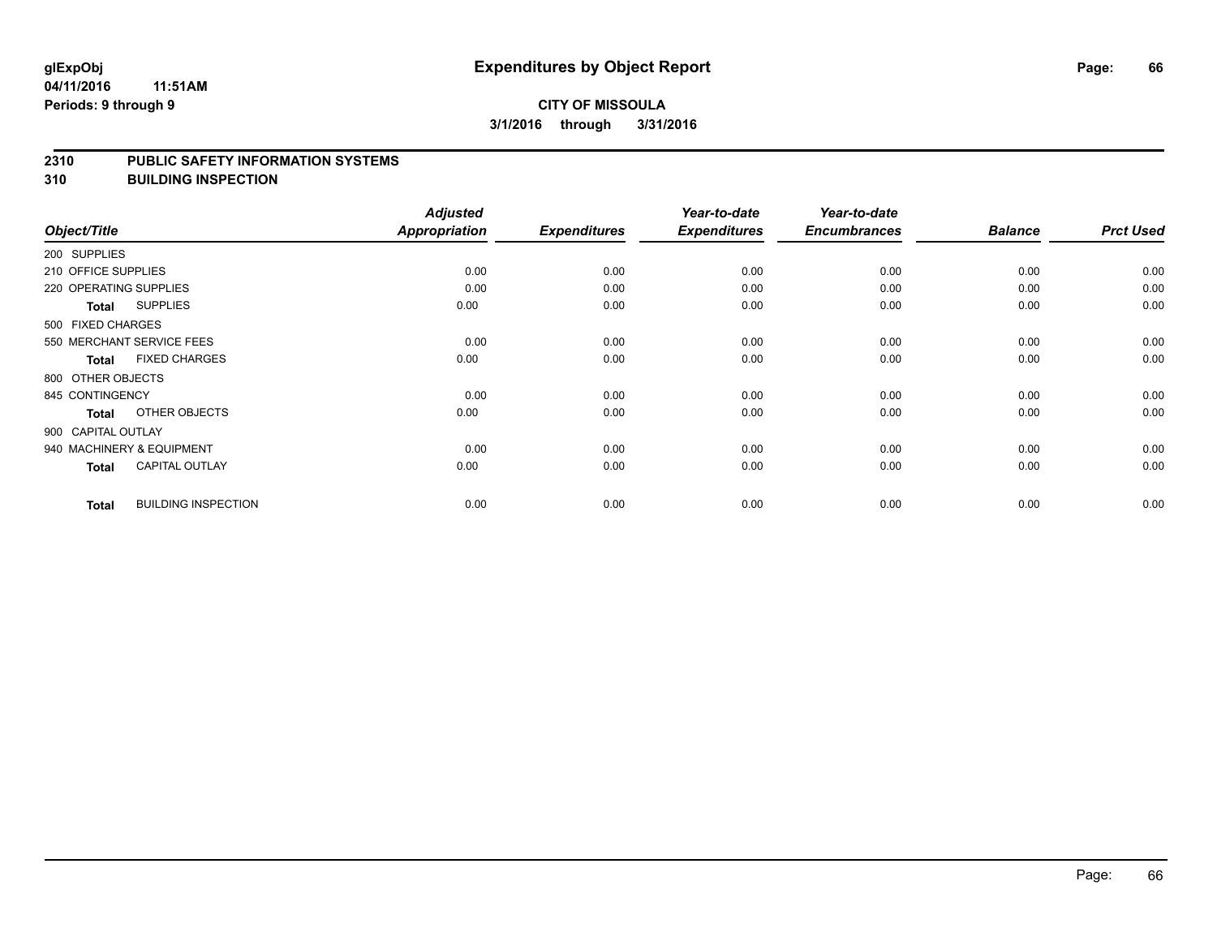**glExpObj** 04/11/2016 11:51AM
**Periods: 9 through 9**

# Expenditures by Object Report

**CITY OF MISSOULA**
**3/1/2016 through 3/31/2016**

## 2310 PUBLIC SAFETY INFORMATION SYSTEMS
## 310 BUILDING INSPECTION

| Object/Title | | *Adjusted Appropriation* | *Expenditures* | *Year-to-date Expenditures* | *Year-to-date Encumbrances* | *Balance* | *Prct Used* |
|---|---|---|---|---|---|---|---|
| 200 SUPPLIES | | | | | | | |
| 210 OFFICE SUPPLIES | | 0.00 | 0.00 | 0.00 | 0.00 | 0.00 | 0.00 |
| 220 OPERATING SUPPLIES | | 0.00 | 0.00 | 0.00 | 0.00 | 0.00 | 0.00 |
| **Total** | SUPPLIES | 0.00 | 0.00 | 0.00 | 0.00 | 0.00 | 0.00 |
| 500 FIXED CHARGES | | | | | | | |
| 550 MERCHANT SERVICE FEES | | 0.00 | 0.00 | 0.00 | 0.00 | 0.00 | 0.00 |
| **Total** | FIXED CHARGES | 0.00 | 0.00 | 0.00 | 0.00 | 0.00 | 0.00 |
| 800 OTHER OBJECTS | | | | | | | |
| 845 CONTINGENCY | | 0.00 | 0.00 | 0.00 | 0.00 | 0.00 | 0.00 |
| **Total** | OTHER OBJECTS | 0.00 | 0.00 | 0.00 | 0.00 | 0.00 | 0.00 |
| 900 CAPITAL OUTLAY | | | | | | | |
| 940 MACHINERY & EQUIPMENT | | 0.00 | 0.00 | 0.00 | 0.00 | 0.00 | 0.00 |
| **Total** | CAPITAL OUTLAY | 0.00 | 0.00 | 0.00 | 0.00 | 0.00 | 0.00 |
| **Total** | BUILDING INSPECTION | 0.00 | 0.00 | 0.00 | 0.00 | 0.00 | 0.00 |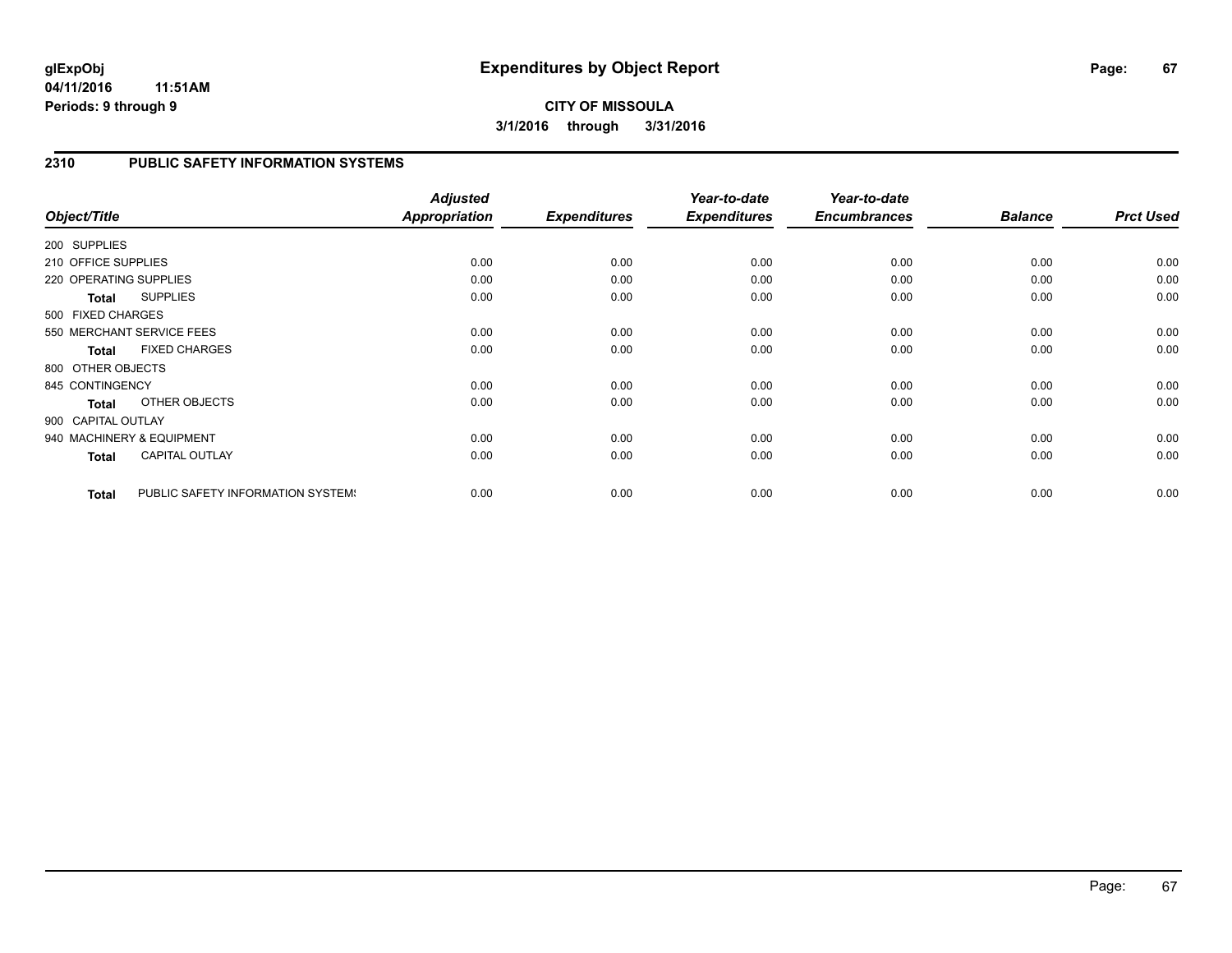**glExpObj**
**04/11/2016 11:51AM**
**Periods: 9 through 9**

# Expenditures by Object Report

**CITY OF MISSOULA**
**3/1/2016 through 3/31/2016**

## 2310 PUBLIC SAFETY INFORMATION SYSTEMS

| Object/Title | | *Adjusted Appropriation* | *Expenditures* | *Year-to-date Expenditures* | *Year-to-date Encumbrances* | *Balance* | *Prct Used* |
|---|---|---|---|---|---|---|---|
| 200 SUPPLIES | | | | | | | |
| 210 OFFICE SUPPLIES | | 0.00 | 0.00 | 0.00 | 0.00 | 0.00 | 0.00 |
| 220 OPERATING SUPPLIES | | 0.00 | 0.00 | 0.00 | 0.00 | 0.00 | 0.00 |
| **Total** | SUPPLIES | 0.00 | 0.00 | 0.00 | 0.00 | 0.00 | 0.00 |
| 500 FIXED CHARGES | | | | | | | |
| 550 MERCHANT SERVICE FEES | | 0.00 | 0.00 | 0.00 | 0.00 | 0.00 | 0.00 |
| **Total** | FIXED CHARGES | 0.00 | 0.00 | 0.00 | 0.00 | 0.00 | 0.00 |
| 800 OTHER OBJECTS | | | | | | | |
| 845 CONTINGENCY | | 0.00 | 0.00 | 0.00 | 0.00 | 0.00 | 0.00 |
| **Total** | OTHER OBJECTS | 0.00 | 0.00 | 0.00 | 0.00 | 0.00 | 0.00 |
| 900 CAPITAL OUTLAY | | | | | | | |
| 940 MACHINERY & EQUIPMENT | | 0.00 | 0.00 | 0.00 | 0.00 | 0.00 | 0.00 |
| **Total** | CAPITAL OUTLAY | 0.00 | 0.00 | 0.00 | 0.00 | 0.00 | 0.00 |
| **Total** | PUBLIC SAFETY INFORMATION SYSTEMS | 0.00 | 0.00 | 0.00 | 0.00 | 0.00 | 0.00 |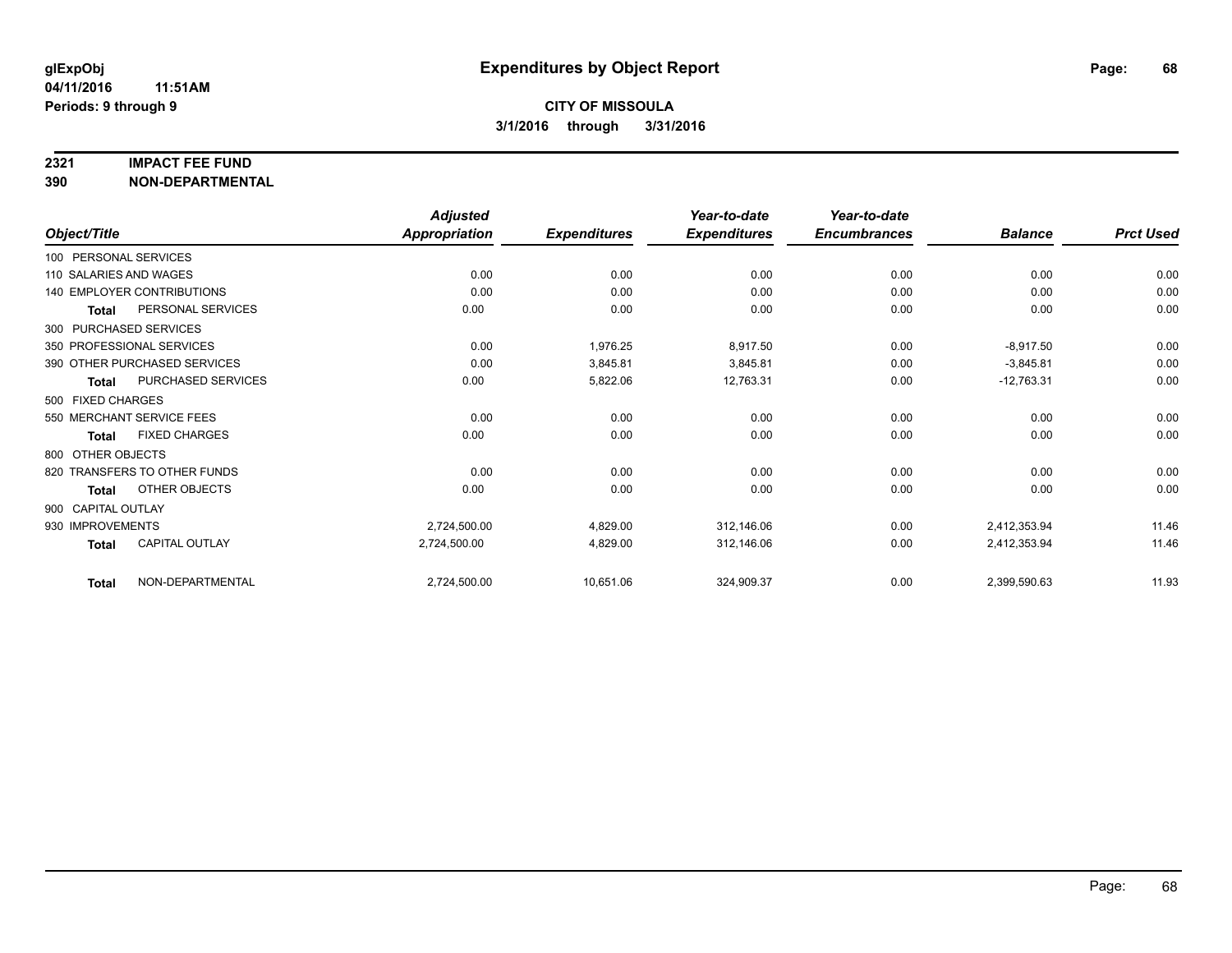**glExpObj**
**04/11/2016 11:51AM**
**Periods: 9 through 9**

# Expenditures by Object Report

**CITY OF MISSOULA**
**3/1/2016 through 3/31/2016**

## 2321 IMPACT FEE FUND
## 390 NON-DEPARTMENTAL

| Object/Title | Adjusted Appropriation | Expenditures | Year-to-date Expenditures | Year-to-date Encumbrances | Balance | Prct Used |
|---|---|---|---|---|---|---|
| 100 PERSONAL SERVICES | | | | | | |
| 110 SALARIES AND WAGES | 0.00 | 0.00 | 0.00 | 0.00 | 0.00 | 0.00 |
| 140 EMPLOYER CONTRIBUTIONS | 0.00 | 0.00 | 0.00 | 0.00 | 0.00 | 0.00 |
| **Total** PERSONAL SERVICES | 0.00 | 0.00 | 0.00 | 0.00 | 0.00 | 0.00 |
| 300 PURCHASED SERVICES | | | | | | |
| 350 PROFESSIONAL SERVICES | 0.00 | 1,976.25 | 8,917.50 | 0.00 | -8,917.50 | 0.00 |
| 390 OTHER PURCHASED SERVICES | 0.00 | 3,845.81 | 3,845.81 | 0.00 | -3,845.81 | 0.00 |
| **Total** PURCHASED SERVICES | 0.00 | 5,822.06 | 12,763.31 | 0.00 | -12,763.31 | 0.00 |
| 500 FIXED CHARGES | | | | | | |
| 550 MERCHANT SERVICE FEES | 0.00 | 0.00 | 0.00 | 0.00 | 0.00 | 0.00 |
| **Total** FIXED CHARGES | 0.00 | 0.00 | 0.00 | 0.00 | 0.00 | 0.00 |
| 800 OTHER OBJECTS | | | | | | |
| 820 TRANSFERS TO OTHER FUNDS | 0.00 | 0.00 | 0.00 | 0.00 | 0.00 | 0.00 |
| **Total** OTHER OBJECTS | 0.00 | 0.00 | 0.00 | 0.00 | 0.00 | 0.00 |
| 900 CAPITAL OUTLAY | | | | | | |
| 930 IMPROVEMENTS | 2,724,500.00 | 4,829.00 | 312,146.06 | 0.00 | 2,412,353.94 | 11.46 |
| **Total** CAPITAL OUTLAY | 2,724,500.00 | 4,829.00 | 312,146.06 | 0.00 | 2,412,353.94 | 11.46 |
| **Total** NON-DEPARTMENTAL | 2,724,500.00 | 10,651.06 | 324,909.37 | 0.00 | 2,399,590.63 | 11.93 |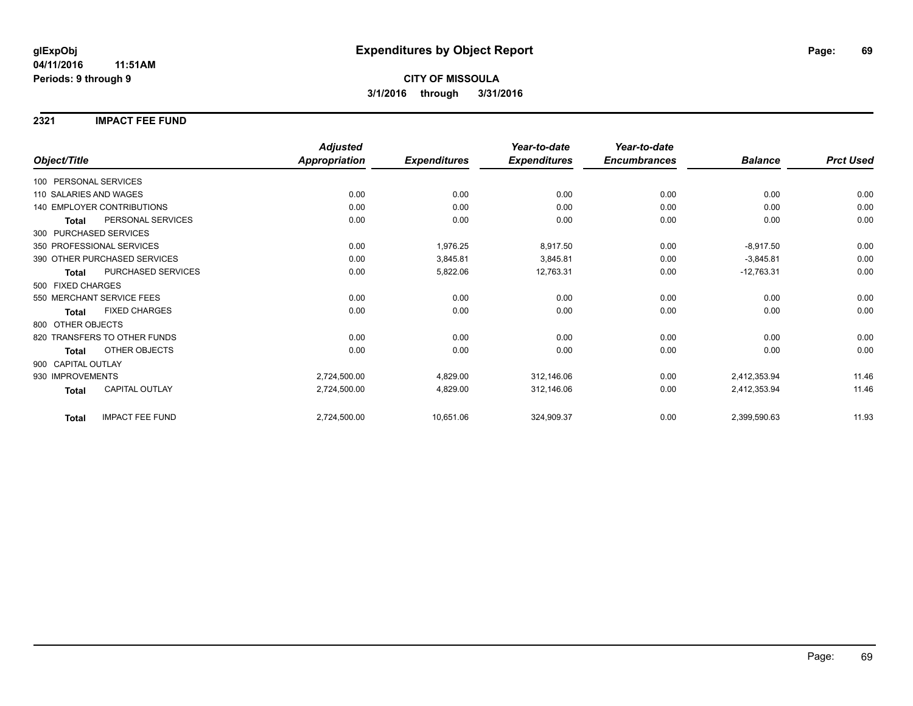**glExpObj** **Expenditures by Object Report**

**04/11/2016 11:51AM**

**Periods: 9 through 9**

**CITY OF MISSOULA**

**3/1/2016 through 3/31/2016**

## 2321 IMPACT FEE FUND

| Object/Title | Adjusted Appropriation | Expenditures | Year-to-date Expenditures | Year-to-date Encumbrances | Balance | Prct Used |
|---|---|---|---|---|---|---|
| 100 PERSONAL SERVICES | | | | | | |
| 110 SALARIES AND WAGES | 0.00 | 0.00 | 0.00 | 0.00 | 0.00 | 0.00 |
| 140 EMPLOYER CONTRIBUTIONS | 0.00 | 0.00 | 0.00 | 0.00 | 0.00 | 0.00 |
| **Total** PERSONAL SERVICES | 0.00 | 0.00 | 0.00 | 0.00 | 0.00 | 0.00 |
| 300 PURCHASED SERVICES | | | | | | |
| 350 PROFESSIONAL SERVICES | 0.00 | 1,976.25 | 8,917.50 | 0.00 | -8,917.50 | 0.00 |
| 390 OTHER PURCHASED SERVICES | 0.00 | 3,845.81 | 3,845.81 | 0.00 | -3,845.81 | 0.00 |
| **Total** PURCHASED SERVICES | 0.00 | 5,822.06 | 12,763.31 | 0.00 | -12,763.31 | 0.00 |
| 500 FIXED CHARGES | | | | | | |
| 550 MERCHANT SERVICE FEES | 0.00 | 0.00 | 0.00 | 0.00 | 0.00 | 0.00 |
| **Total** FIXED CHARGES | 0.00 | 0.00 | 0.00 | 0.00 | 0.00 | 0.00 |
| 800 OTHER OBJECTS | | | | | | |
| 820 TRANSFERS TO OTHER FUNDS | 0.00 | 0.00 | 0.00 | 0.00 | 0.00 | 0.00 |
| **Total** OTHER OBJECTS | 0.00 | 0.00 | 0.00 | 0.00 | 0.00 | 0.00 |
| 900 CAPITAL OUTLAY | | | | | | |
| 930 IMPROVEMENTS | 2,724,500.00 | 4,829.00 | 312,146.06 | 0.00 | 2,412,353.94 | 11.46 |
| **Total** CAPITAL OUTLAY | 2,724,500.00 | 4,829.00 | 312,146.06 | 0.00 | 2,412,353.94 | 11.46 |
| **Total** IMPACT FEE FUND | 2,724,500.00 | 10,651.06 | 324,909.37 | 0.00 | 2,399,590.63 | 11.93 |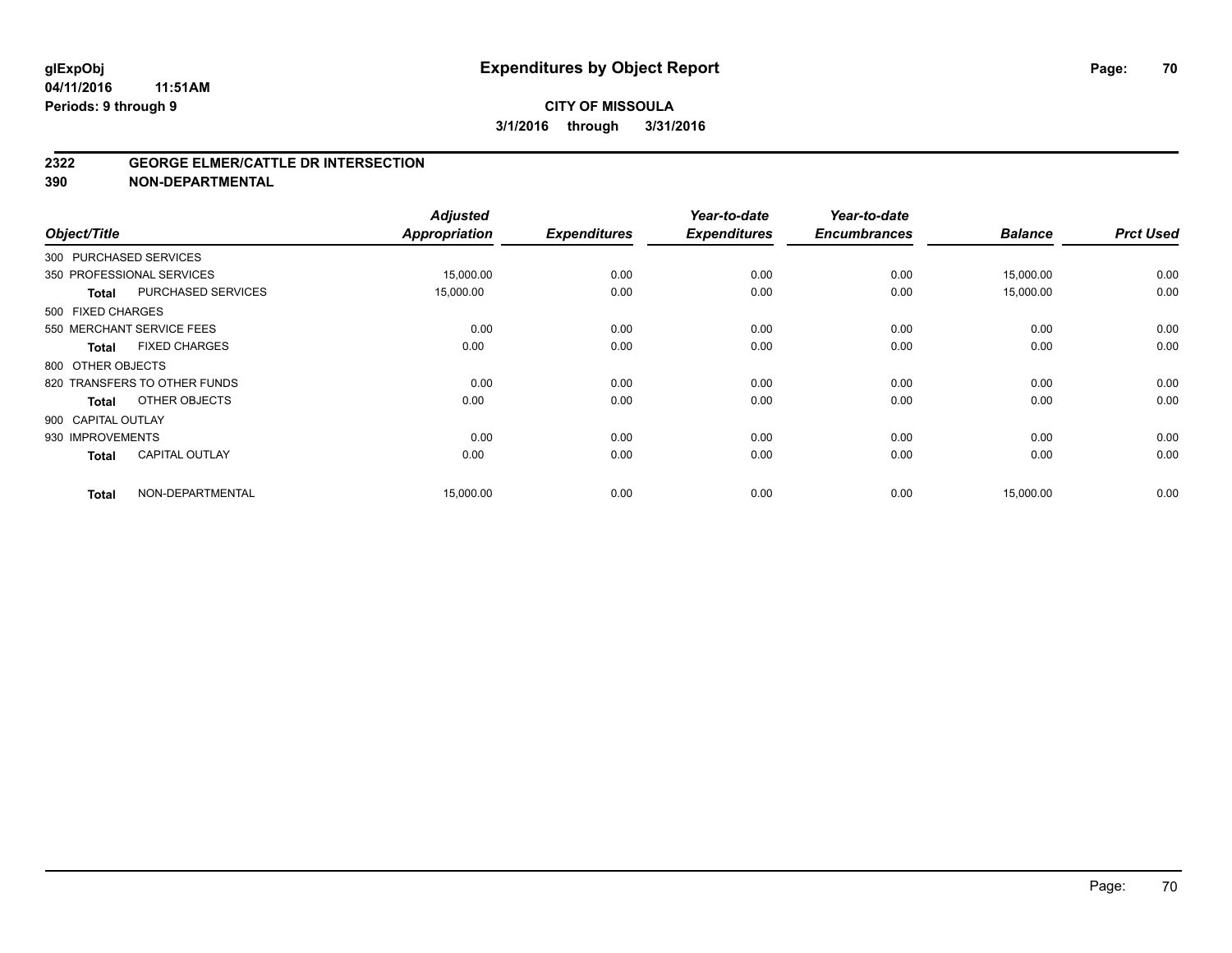**glExpObj**
**04/11/2016 11:51AM**
**Periods: 9 through 9**

# Expenditures by Object Report

**CITY OF MISSOULA**
**3/1/2016 through 3/31/2016**

## 2322 GEORGE ELMER/CATTLE DR INTERSECTION
## 390 NON-DEPARTMENTAL

| Object/Title | | Adjusted Appropriation | Expenditures | Year-to-date Expenditures | Year-to-date Encumbrances | Balance | Prct Used |
|---|---|---|---|---|---|---|---|
| 300 PURCHASED SERVICES | | | | | | | |
| 350 PROFESSIONAL SERVICES | | 15,000.00 | 0.00 | 0.00 | 0.00 | 15,000.00 | 0.00 |
| **Total** | PURCHASED SERVICES | 15,000.00 | 0.00 | 0.00 | 0.00 | 15,000.00 | 0.00 |
| 500 FIXED CHARGES | | | | | | | |
| 550 MERCHANT SERVICE FEES | | 0.00 | 0.00 | 0.00 | 0.00 | 0.00 | 0.00 |
| **Total** | FIXED CHARGES | 0.00 | 0.00 | 0.00 | 0.00 | 0.00 | 0.00 |
| 800 OTHER OBJECTS | | | | | | | |
| 820 TRANSFERS TO OTHER FUNDS | | 0.00 | 0.00 | 0.00 | 0.00 | 0.00 | 0.00 |
| **Total** | OTHER OBJECTS | 0.00 | 0.00 | 0.00 | 0.00 | 0.00 | 0.00 |
| 900 CAPITAL OUTLAY | | | | | | | |
| 930 IMPROVEMENTS | | 0.00 | 0.00 | 0.00 | 0.00 | 0.00 | 0.00 |
| **Total** | CAPITAL OUTLAY | 0.00 | 0.00 | 0.00 | 0.00 | 0.00 | 0.00 |
| **Total** | NON-DEPARTMENTAL | 15,000.00 | 0.00 | 0.00 | 0.00 | 15,000.00 | 0.00 |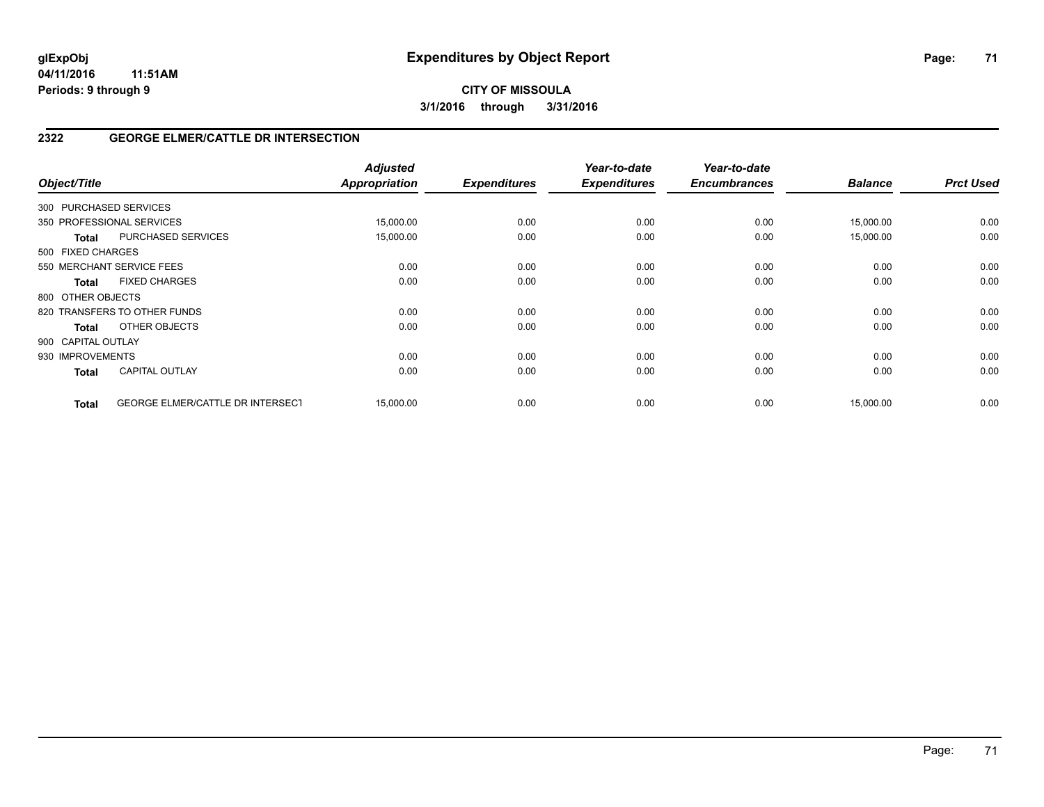# Expenditures by Object Report

glExpObj
04/11/2016 11:51AM
Periods: 9 through 9

**CITY OF MISSOULA**
**3/1/2016 through 3/31/2016**

## 2322 GEORGE ELMER/CATTLE DR INTERSECTION

| Object/Title | | Adjusted Appropriation | Expenditures | Year-to-date Expenditures | Year-to-date Encumbrances | Balance | Prct Used |
|---|---|---|---|---|---|---|---|
| 300 PURCHASED SERVICES | | | | | | | |
| 350 PROFESSIONAL SERVICES | | 15,000.00 | 0.00 | 0.00 | 0.00 | 15,000.00 | 0.00 |
| **Total** | PURCHASED SERVICES | 15,000.00 | 0.00 | 0.00 | 0.00 | 15,000.00 | 0.00 |
| 500 FIXED CHARGES | | | | | | | |
| 550 MERCHANT SERVICE FEES | | 0.00 | 0.00 | 0.00 | 0.00 | 0.00 | 0.00 |
| **Total** | FIXED CHARGES | 0.00 | 0.00 | 0.00 | 0.00 | 0.00 | 0.00 |
| 800 OTHER OBJECTS | | | | | | | |
| 820 TRANSFERS TO OTHER FUNDS | | 0.00 | 0.00 | 0.00 | 0.00 | 0.00 | 0.00 |
| **Total** | OTHER OBJECTS | 0.00 | 0.00 | 0.00 | 0.00 | 0.00 | 0.00 |
| 900 CAPITAL OUTLAY | | | | | | | |
| 930 IMPROVEMENTS | | 0.00 | 0.00 | 0.00 | 0.00 | 0.00 | 0.00 |
| **Total** | CAPITAL OUTLAY | 0.00 | 0.00 | 0.00 | 0.00 | 0.00 | 0.00 |
| **Total** | GEORGE ELMER/CATTLE DR INTERSECT | 15,000.00 | 0.00 | 0.00 | 0.00 | 15,000.00 | 0.00 |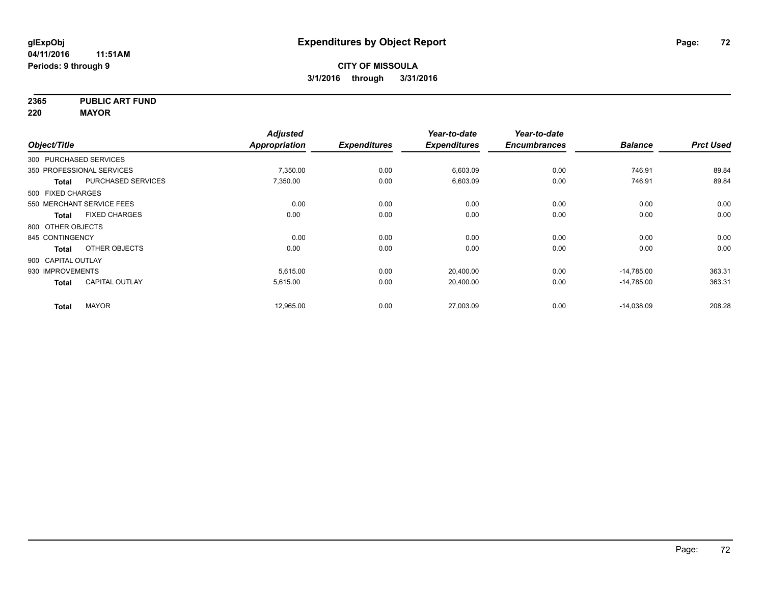**glExpObj**
**04/11/2016 11:51AM**
**Periods: 9 through 9**

# Expenditures by Object Report

**CITY OF MISSOULA**
**3/1/2016 through 3/31/2016**

**2365 PUBLIC ART FUND**
**220 MAYOR**

| Object/Title | | Adjusted Appropriation | Expenditures | Year-to-date Expenditures | Year-to-date Encumbrances | Balance | Prct Used |
|---|---|---|---|---|---|---|---|
| 300 PURCHASED SERVICES | | | | | | | |
| 350 PROFESSIONAL SERVICES | | 7,350.00 | 0.00 | 6,603.09 | 0.00 | 746.91 | 89.84 |
| **Total** | PURCHASED SERVICES | 7,350.00 | 0.00 | 6,603.09 | 0.00 | 746.91 | 89.84 |
| 500 FIXED CHARGES | | | | | | | |
| 550 MERCHANT SERVICE FEES | | 0.00 | 0.00 | 0.00 | 0.00 | 0.00 | 0.00 |
| **Total** | FIXED CHARGES | 0.00 | 0.00 | 0.00 | 0.00 | 0.00 | 0.00 |
| 800 OTHER OBJECTS | | | | | | | |
| 845 CONTINGENCY | | 0.00 | 0.00 | 0.00 | 0.00 | 0.00 | 0.00 |
| **Total** | OTHER OBJECTS | 0.00 | 0.00 | 0.00 | 0.00 | 0.00 | 0.00 |
| 900 CAPITAL OUTLAY | | | | | | | |
| 930 IMPROVEMENTS | | 5,615.00 | 0.00 | 20,400.00 | 0.00 | -14,785.00 | 363.31 |
| **Total** | CAPITAL OUTLAY | 5,615.00 | 0.00 | 20,400.00 | 0.00 | -14,785.00 | 363.31 |
| **Total** | MAYOR | 12,965.00 | 0.00 | 27,003.09 | 0.00 | -14,038.09 | 208.28 |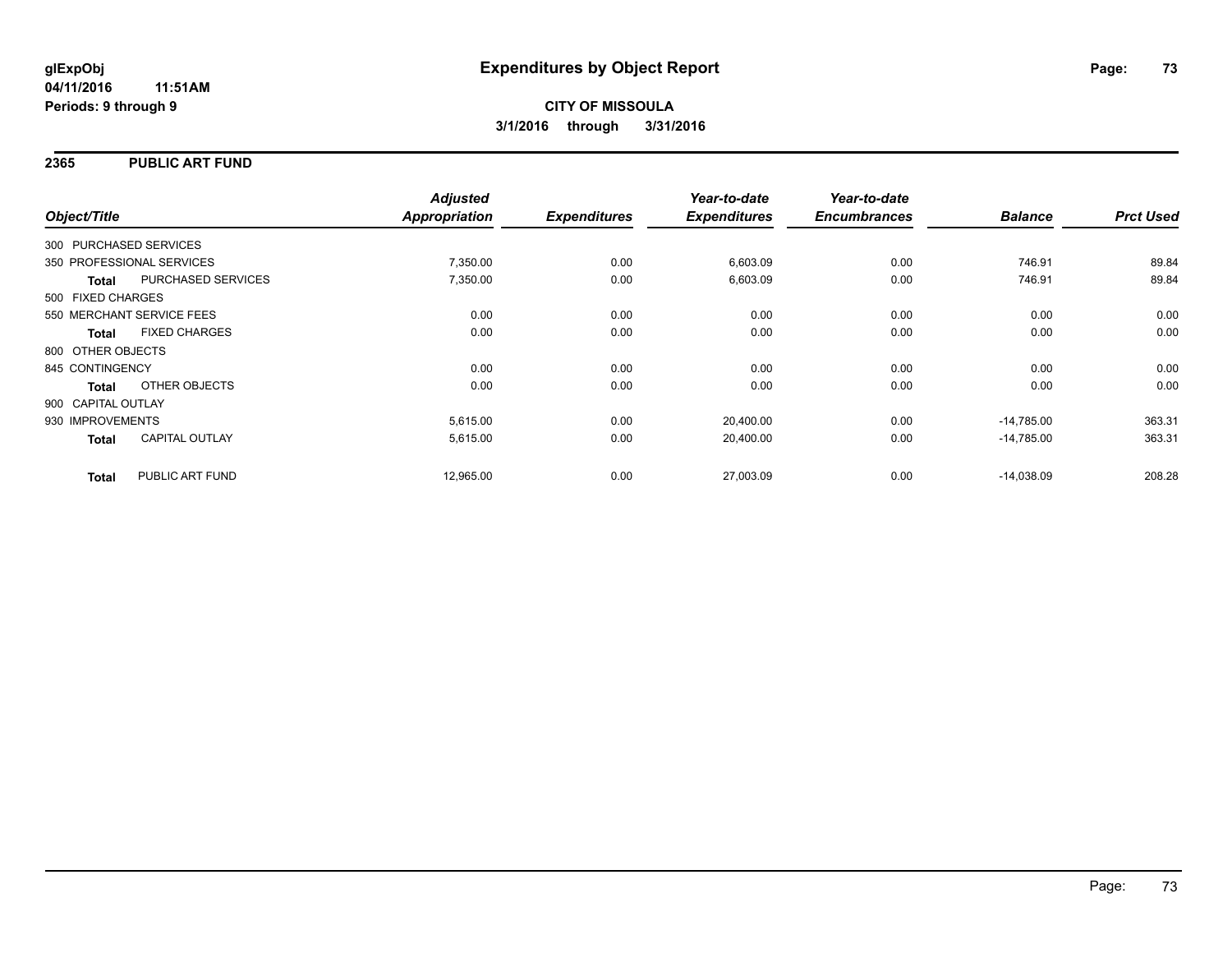# Expenditures by Object Report

glExpObj
04/11/2016 11:51AM
Periods: 9 through 9

**CITY OF MISSOULA**
**3/1/2016 through 3/31/2016**

## 2365 PUBLIC ART FUND

| Object/Title | | Adjusted Appropriation | Expenditures | Year-to-date Expenditures | Year-to-date Encumbrances | Balance | Prct Used |
|---|---|---|---|---|---|---|---|
| 300 PURCHASED SERVICES | | | | | | | |
| 350 PROFESSIONAL SERVICES | | 7,350.00 | 0.00 | 6,603.09 | 0.00 | 746.91 | 89.84 |
| **Total** | PURCHASED SERVICES | 7,350.00 | 0.00 | 6,603.09 | 0.00 | 746.91 | 89.84 |
| 500 FIXED CHARGES | | | | | | | |
| 550 MERCHANT SERVICE FEES | | 0.00 | 0.00 | 0.00 | 0.00 | 0.00 | 0.00 |
| **Total** | FIXED CHARGES | 0.00 | 0.00 | 0.00 | 0.00 | 0.00 | 0.00 |
| 800 OTHER OBJECTS | | | | | | | |
| 845 CONTINGENCY | | 0.00 | 0.00 | 0.00 | 0.00 | 0.00 | 0.00 |
| **Total** | OTHER OBJECTS | 0.00 | 0.00 | 0.00 | 0.00 | 0.00 | 0.00 |
| 900 CAPITAL OUTLAY | | | | | | | |
| 930 IMPROVEMENTS | | 5,615.00 | 0.00 | 20,400.00 | 0.00 | -14,785.00 | 363.31 |
| **Total** | CAPITAL OUTLAY | 5,615.00 | 0.00 | 20,400.00 | 0.00 | -14,785.00 | 363.31 |
| **Total** | PUBLIC ART FUND | 12,965.00 | 0.00 | 27,003.09 | 0.00 | -14,038.09 | 208.28 |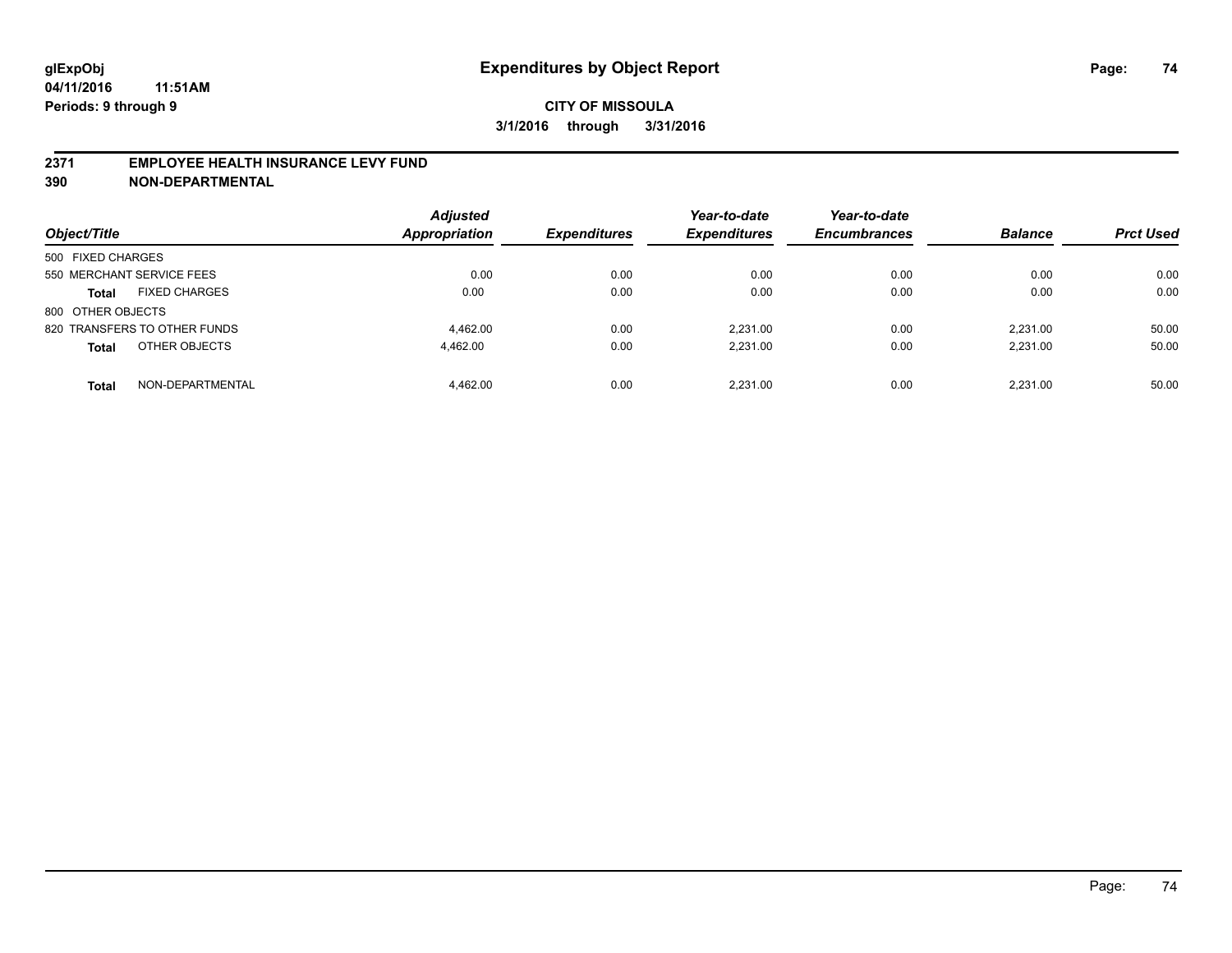# Expenditures by Object Report

glExpObj
04/11/2016 11:51AM
Periods: 9 through 9

**CITY OF MISSOULA**
**3/1/2016 through 3/31/2016**

## 2371 EMPLOYEE HEALTH INSURANCE LEVY FUND
## 390 NON-DEPARTMENTAL

| Object/Title | Adjusted Appropriation | Expenditures | Year-to-date Expenditures | Year-to-date Encumbrances | Balance | Prct Used |
|---|---|---|---|---|---|---|
| 500 FIXED CHARGES | | | | | | |
| 550 MERCHANT SERVICE FEES | 0.00 | 0.00 | 0.00 | 0.00 | 0.00 | 0.00 |
| **Total** FIXED CHARGES | 0.00 | 0.00 | 0.00 | 0.00 | 0.00 | 0.00 |
| 800 OTHER OBJECTS | | | | | | |
| 820 TRANSFERS TO OTHER FUNDS | 4,462.00 | 0.00 | 2,231.00 | 0.00 | 2,231.00 | 50.00 |
| **Total** OTHER OBJECTS | 4,462.00 | 0.00 | 2,231.00 | 0.00 | 2,231.00 | 50.00 |
| **Total** NON-DEPARTMENTAL | 4,462.00 | 0.00 | 2,231.00 | 0.00 | 2,231.00 | 50.00 |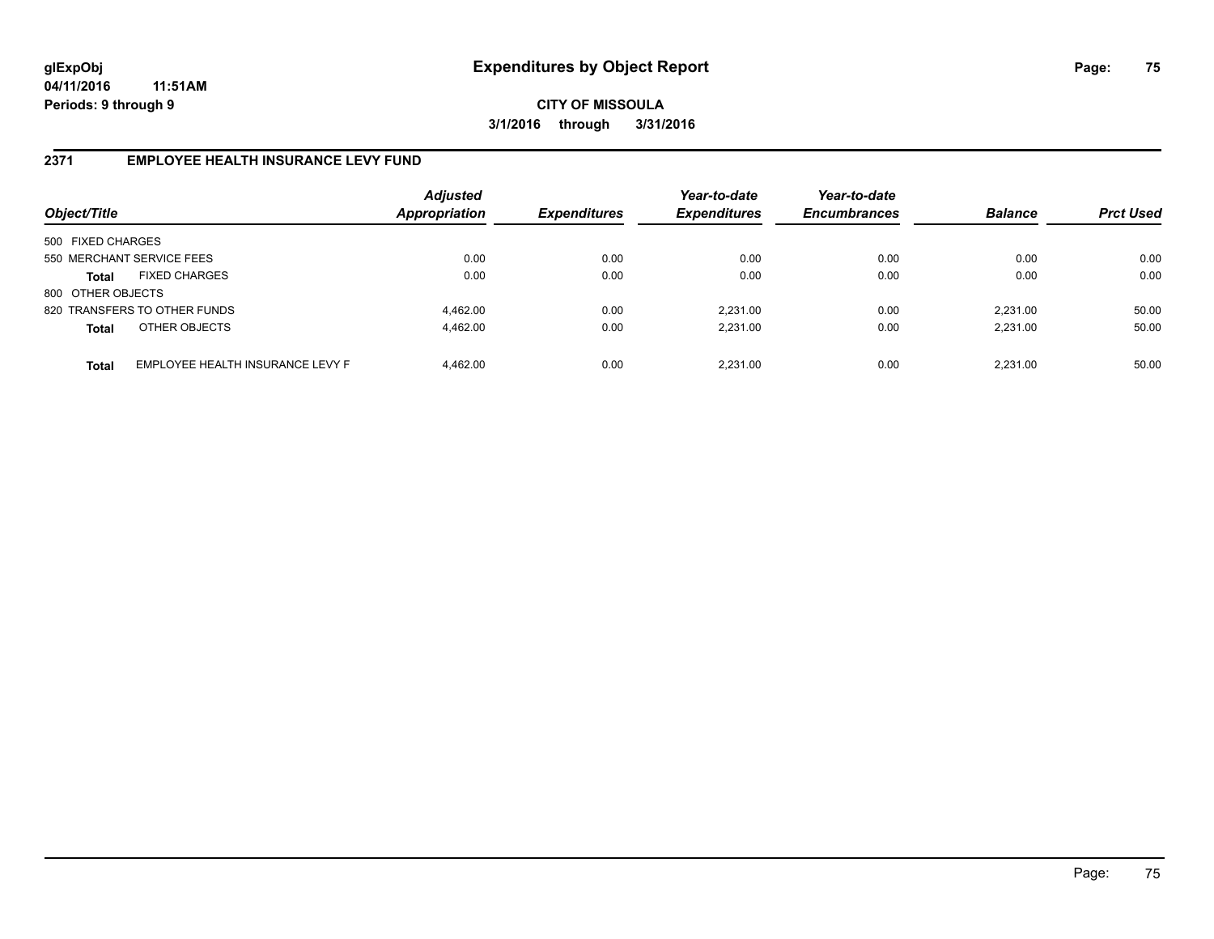# Expenditures by Object Report

glExpObj
04/11/2016 11:51AM
Periods: 9 through 9

**CITY OF MISSOULA**
**3/1/2016 through 3/31/2016**

## 2371 EMPLOYEE HEALTH INSURANCE LEVY FUND

| Object/Title | | *Adjusted Appropriation* | *Expenditures* | *Year-to-date Expenditures* | *Year-to-date Encumbrances* | *Balance* | *Prct Used* |
|---|---|---|---|---|---|---|---|
| 500 FIXED CHARGES | | | | | | | |
| 550 MERCHANT SERVICE FEES | | 0.00 | 0.00 | 0.00 | 0.00 | 0.00 | 0.00 |
| **Total** | FIXED CHARGES | 0.00 | 0.00 | 0.00 | 0.00 | 0.00 | 0.00 |
| 800 OTHER OBJECTS | | | | | | | |
| 820 TRANSFERS TO OTHER FUNDS | | 4,462.00 | 0.00 | 2,231.00 | 0.00 | 2,231.00 | 50.00 |
| **Total** | OTHER OBJECTS | 4,462.00 | 0.00 | 2,231.00 | 0.00 | 2,231.00 | 50.00 |
| **Total** | EMPLOYEE HEALTH INSURANCE LEVY F | 4,462.00 | 0.00 | 2,231.00 | 0.00 | 2,231.00 | 50.00 |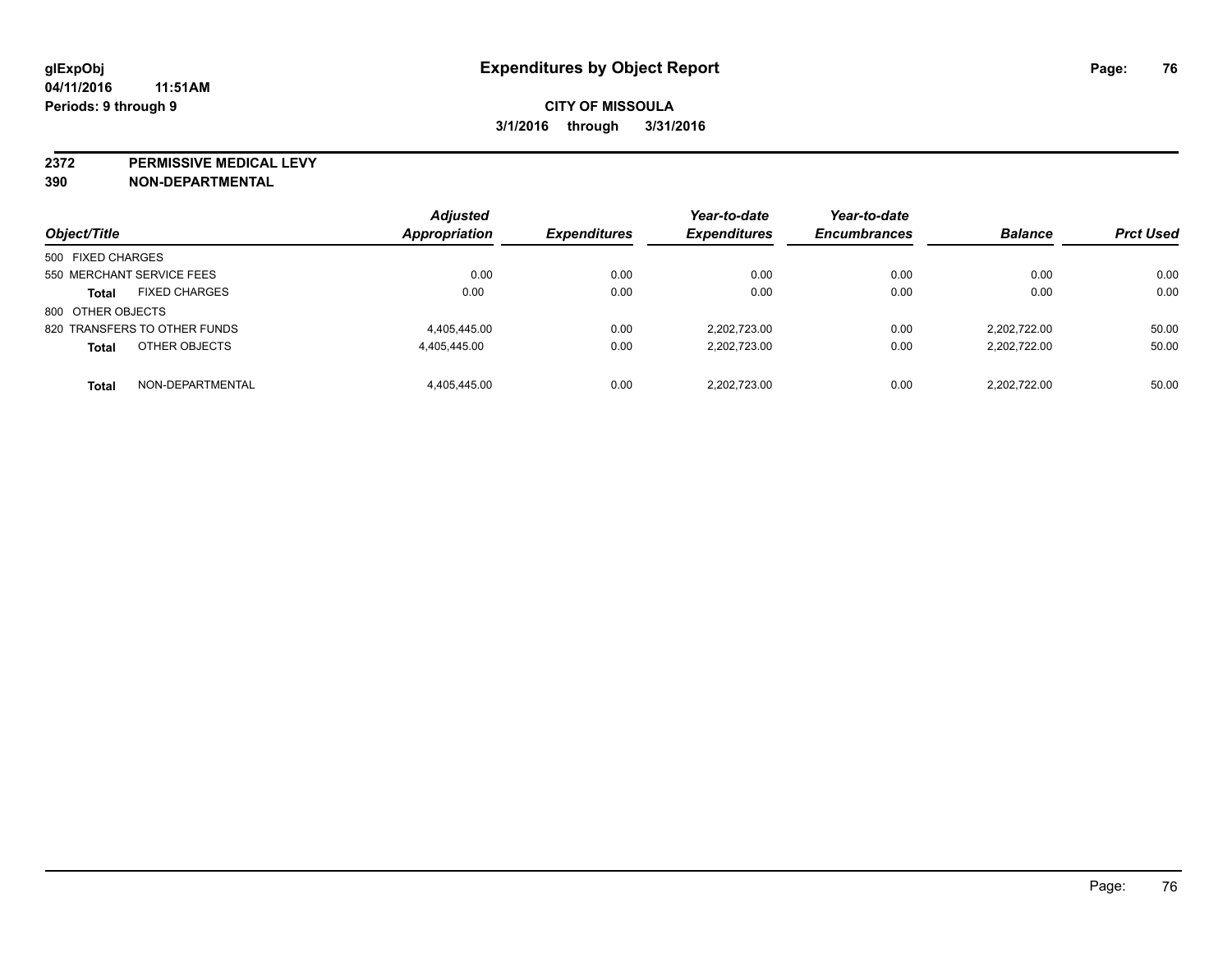**glExpObj**
**04/11/2016 11:51AM**
**Periods: 9 through 9**

# Expenditures by Object Report

**CITY OF MISSOULA**
**3/1/2016 through 3/31/2016**

**2372 PERMISSIVE MEDICAL LEVY**
**390 NON-DEPARTMENTAL**

| Object/Title | Adjusted Appropriation | Expenditures | Year-to-date Expenditures | Year-to-date Encumbrances | Balance | Prct Used |
|---|---|---|---|---|---|---|
| 500 FIXED CHARGES | | | | | | |
| 550 MERCHANT SERVICE FEES | 0.00 | 0.00 | 0.00 | 0.00 | 0.00 | 0.00 |
| **Total** FIXED CHARGES | 0.00 | 0.00 | 0.00 | 0.00 | 0.00 | 0.00 |
| 800 OTHER OBJECTS | | | | | | |
| 820 TRANSFERS TO OTHER FUNDS | 4,405,445.00 | 0.00 | 2,202,723.00 | 0.00 | 2,202,722.00 | 50.00 |
| **Total** OTHER OBJECTS | 4,405,445.00 | 0.00 | 2,202,723.00 | 0.00 | 2,202,722.00 | 50.00 |
| **Total** NON-DEPARTMENTAL | 4,405,445.00 | 0.00 | 2,202,723.00 | 0.00 | 2,202,722.00 | 50.00 |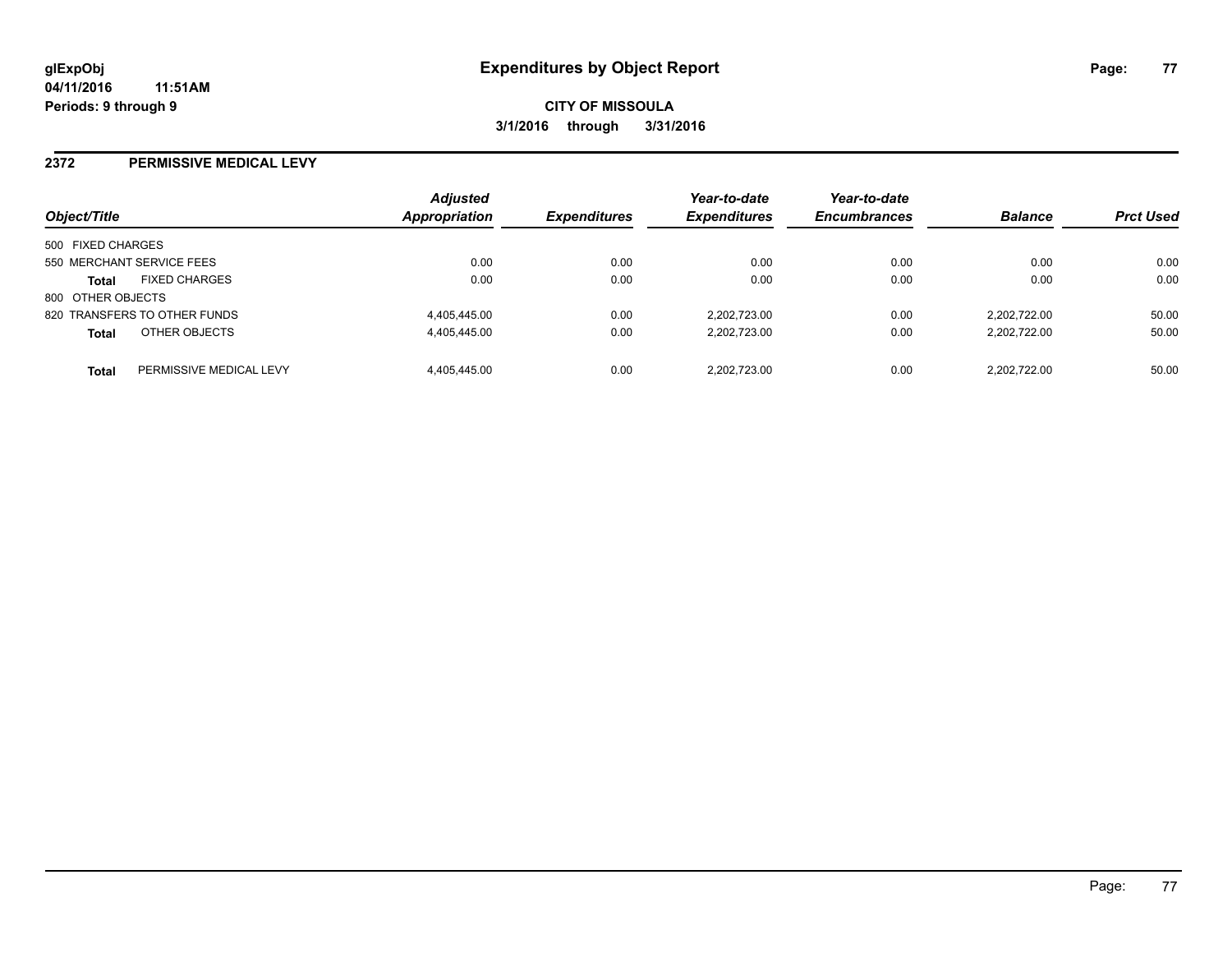**glExpObj**
**04/11/2016 11:51AM**
**Periods: 9 through 9**

# Expenditures by Object Report

**CITY OF MISSOULA**
**3/1/2016 through 3/31/2016**

## 2372 PERMISSIVE MEDICAL LEVY

| Object/Title | | Adjusted Appropriation | Expenditures | Year-to-date Expenditures | Year-to-date Encumbrances | Balance | Prct Used |
|---|---|---|---|---|---|---|---|
| 500 FIXED CHARGES | | | | | | | |
| 550 MERCHANT SERVICE FEES | | 0.00 | 0.00 | 0.00 | 0.00 | 0.00 | 0.00 |
| **Total** | FIXED CHARGES | 0.00 | 0.00 | 0.00 | 0.00 | 0.00 | 0.00 |
| 800 OTHER OBJECTS | | | | | | | |
| 820 TRANSFERS TO OTHER FUNDS | | 4,405,445.00 | 0.00 | 2,202,723.00 | 0.00 | 2,202,722.00 | 50.00 |
| **Total** | OTHER OBJECTS | 4,405,445.00 | 0.00 | 2,202,723.00 | 0.00 | 2,202,722.00 | 50.00 |
| **Total** | PERMISSIVE MEDICAL LEVY | 4,405,445.00 | 0.00 | 2,202,723.00 | 0.00 | 2,202,722.00 | 50.00 |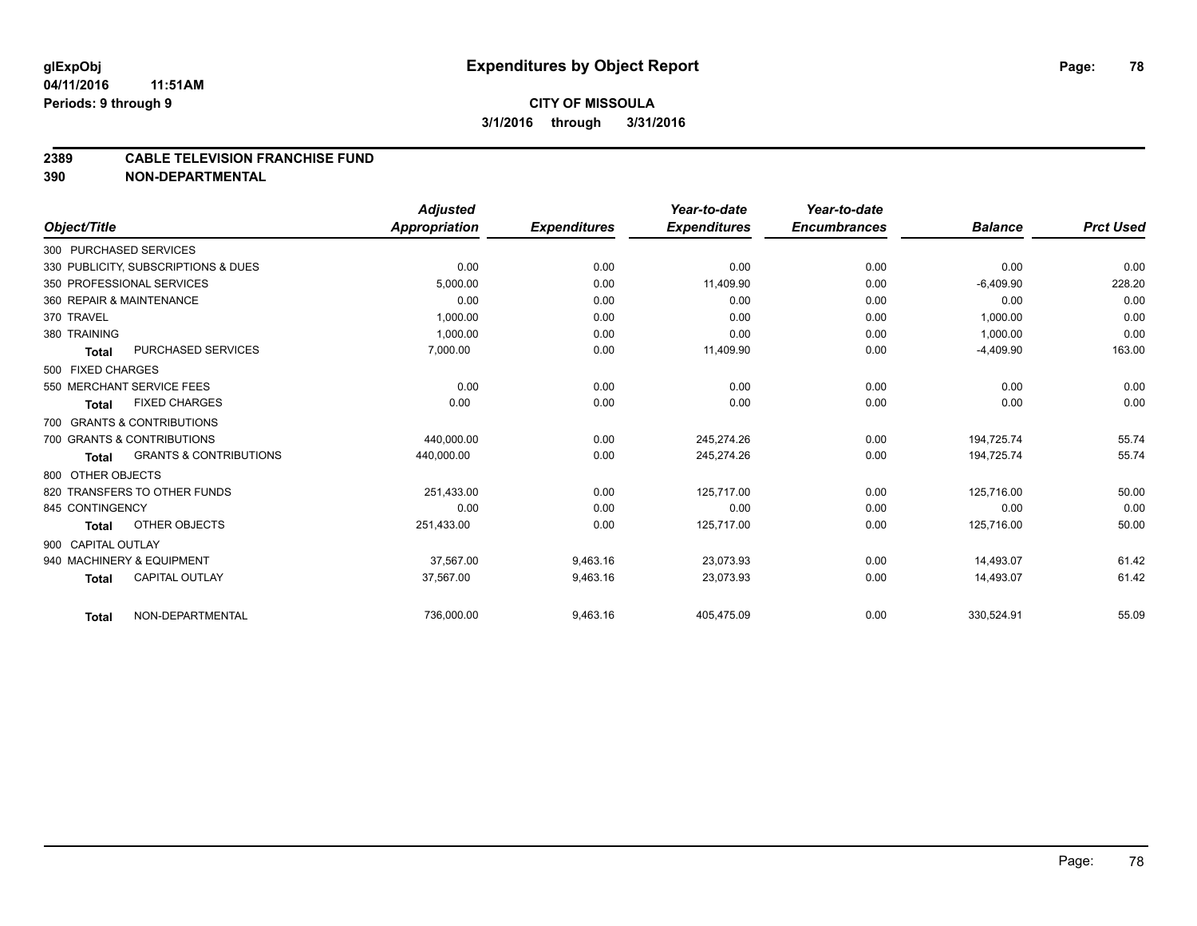**glExpObj**
**04/11/2016 11:51AM**
**Periods: 9 through 9**

# Expenditures by Object Report

**CITY OF MISSOULA**
**3/1/2016 through 3/31/2016**

## 2389 CABLE TELEVISION FRANCHISE FUND
## 390 NON-DEPARTMENTAL

| Object/Title | Adjusted Appropriation | Expenditures | Year-to-date Expenditures | Year-to-date Encumbrances | Balance | Prct Used |
|---|---|---|---|---|---|---|
| 300 PURCHASED SERVICES | | | | | | |
| 330 PUBLICITY, SUBSCRIPTIONS & DUES | 0.00 | 0.00 | 0.00 | 0.00 | 0.00 | 0.00 |
| 350 PROFESSIONAL SERVICES | 5,000.00 | 0.00 | 11,409.90 | 0.00 | -6,409.90 | 228.20 |
| 360 REPAIR & MAINTENANCE | 0.00 | 0.00 | 0.00 | 0.00 | 0.00 | 0.00 |
| 370 TRAVEL | 1,000.00 | 0.00 | 0.00 | 0.00 | 1,000.00 | 0.00 |
| 380 TRAINING | 1,000.00 | 0.00 | 0.00 | 0.00 | 1,000.00 | 0.00 |
| **Total** PURCHASED SERVICES | 7,000.00 | 0.00 | 11,409.90 | 0.00 | -4,409.90 | 163.00 |
| 500 FIXED CHARGES | | | | | | |
| 550 MERCHANT SERVICE FEES | 0.00 | 0.00 | 0.00 | 0.00 | 0.00 | 0.00 |
| **Total** FIXED CHARGES | 0.00 | 0.00 | 0.00 | 0.00 | 0.00 | 0.00 |
| 700 GRANTS & CONTRIBUTIONS | | | | | | |
| 700 GRANTS & CONTRIBUTIONS | 440,000.00 | 0.00 | 245,274.26 | 0.00 | 194,725.74 | 55.74 |
| **Total** GRANTS & CONTRIBUTIONS | 440,000.00 | 0.00 | 245,274.26 | 0.00 | 194,725.74 | 55.74 |
| 800 OTHER OBJECTS | | | | | | |
| 820 TRANSFERS TO OTHER FUNDS | 251,433.00 | 0.00 | 125,717.00 | 0.00 | 125,716.00 | 50.00 |
| 845 CONTINGENCY | 0.00 | 0.00 | 0.00 | 0.00 | 0.00 | 0.00 |
| **Total** OTHER OBJECTS | 251,433.00 | 0.00 | 125,717.00 | 0.00 | 125,716.00 | 50.00 |
| 900 CAPITAL OUTLAY | | | | | | |
| 940 MACHINERY & EQUIPMENT | 37,567.00 | 9,463.16 | 23,073.93 | 0.00 | 14,493.07 | 61.42 |
| **Total** CAPITAL OUTLAY | 37,567.00 | 9,463.16 | 23,073.93 | 0.00 | 14,493.07 | 61.42 |
| **Total** NON-DEPARTMENTAL | 736,000.00 | 9,463.16 | 405,475.09 | 0.00 | 330,524.91 | 55.09 |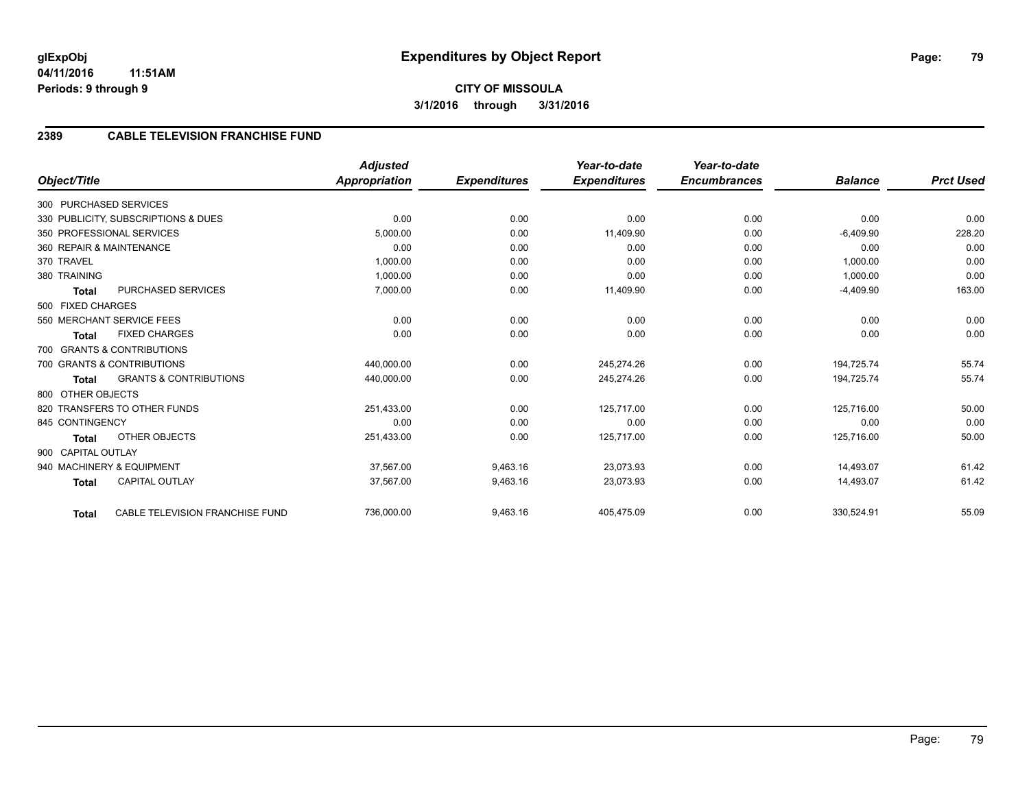glExpObj
04/11/2016 11:51AM
Periods: 9 through 9

# Expenditures by Object Report

**CITY OF MISSOULA**
**3/1/2016 through 3/31/2016**

## 2389 CABLE TELEVISION FRANCHISE FUND

| Object/Title | Adjusted Appropriation | Expenditures | Year-to-date Expenditures | Year-to-date Encumbrances | Balance | Prct Used |
|---|---|---|---|---|---|---|
| 300 PURCHASED SERVICES | | | | | | |
| 330 PUBLICITY, SUBSCRIPTIONS & DUES | 0.00 | 0.00 | 0.00 | 0.00 | 0.00 | 0.00 |
| 350 PROFESSIONAL SERVICES | 5,000.00 | 0.00 | 11,409.90 | 0.00 | -6,409.90 | 228.20 |
| 360 REPAIR & MAINTENANCE | 0.00 | 0.00 | 0.00 | 0.00 | 0.00 | 0.00 |
| 370 TRAVEL | 1,000.00 | 0.00 | 0.00 | 0.00 | 1,000.00 | 0.00 |
| 380 TRAINING | 1,000.00 | 0.00 | 0.00 | 0.00 | 1,000.00 | 0.00 |
| **Total** PURCHASED SERVICES | 7,000.00 | 0.00 | 11,409.90 | 0.00 | -4,409.90 | 163.00 |
| 500 FIXED CHARGES | | | | | | |
| 550 MERCHANT SERVICE FEES | 0.00 | 0.00 | 0.00 | 0.00 | 0.00 | 0.00 |
| **Total** FIXED CHARGES | 0.00 | 0.00 | 0.00 | 0.00 | 0.00 | 0.00 |
| 700 GRANTS & CONTRIBUTIONS | | | | | | |
| 700 GRANTS & CONTRIBUTIONS | 440,000.00 | 0.00 | 245,274.26 | 0.00 | 194,725.74 | 55.74 |
| **Total** GRANTS & CONTRIBUTIONS | 440,000.00 | 0.00 | 245,274.26 | 0.00 | 194,725.74 | 55.74 |
| 800 OTHER OBJECTS | | | | | | |
| 820 TRANSFERS TO OTHER FUNDS | 251,433.00 | 0.00 | 125,717.00 | 0.00 | 125,716.00 | 50.00 |
| 845 CONTINGENCY | 0.00 | 0.00 | 0.00 | 0.00 | 0.00 | 0.00 |
| **Total** OTHER OBJECTS | 251,433.00 | 0.00 | 125,717.00 | 0.00 | 125,716.00 | 50.00 |
| 900 CAPITAL OUTLAY | | | | | | |
| 940 MACHINERY & EQUIPMENT | 37,567.00 | 9,463.16 | 23,073.93 | 0.00 | 14,493.07 | 61.42 |
| **Total** CAPITAL OUTLAY | 37,567.00 | 9,463.16 | 23,073.93 | 0.00 | 14,493.07 | 61.42 |
| **Total** CABLE TELEVISION FRANCHISE FUND | 736,000.00 | 9,463.16 | 405,475.09 | 0.00 | 330,524.91 | 55.09 |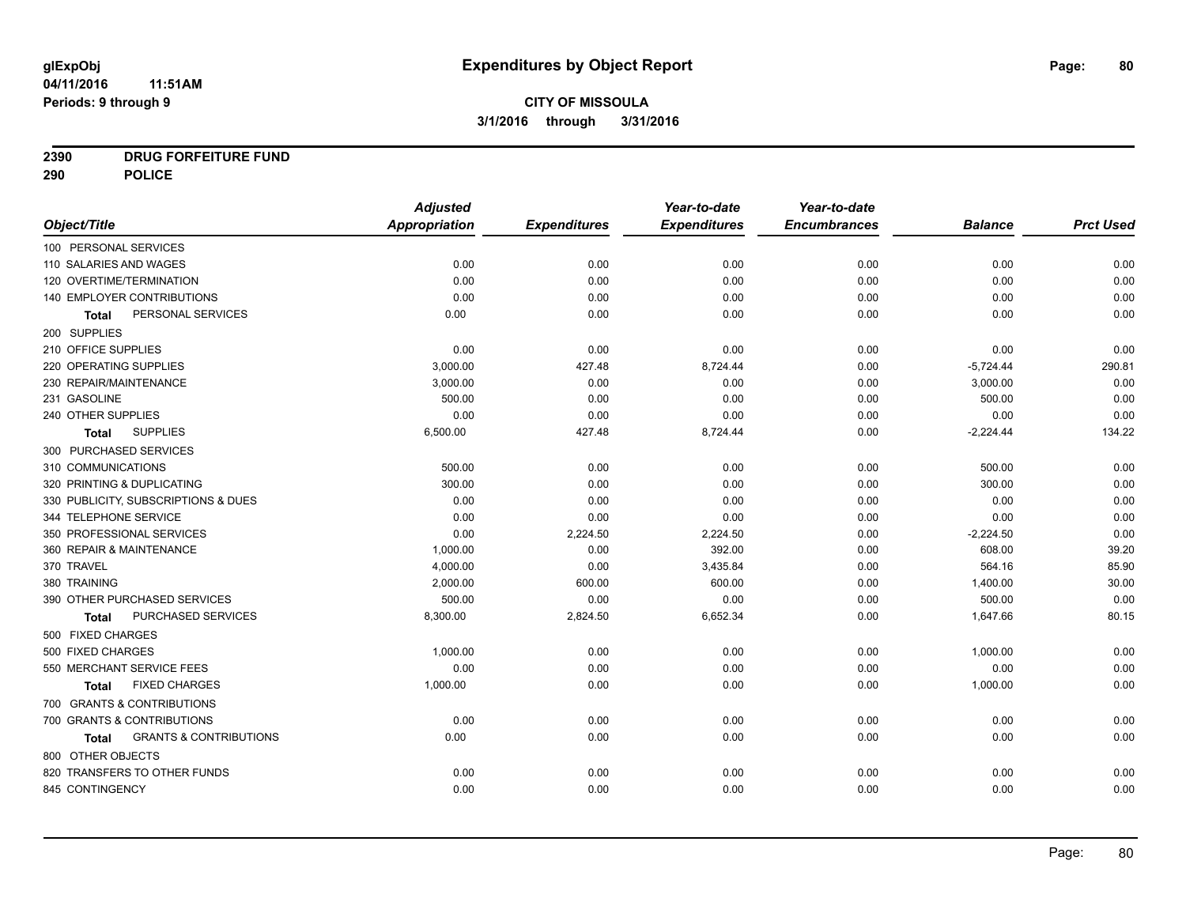**glExpObj**
**04/11/2016 11:51AM**
**Periods: 9 through 9**

# Expenditures by Object Report

**CITY OF MISSOULA**
**3/1/2016 through 3/31/2016**

**2390 DRUG FORFEITURE FUND**
**290 POLICE**

| Object/Title | Adjusted Appropriation | Expenditures | Year-to-date Expenditures | Year-to-date Encumbrances | Balance | Prct Used |
|---|---|---|---|---|---|---|
| 100 PERSONAL SERVICES | | | | | | |
| 110 SALARIES AND WAGES | 0.00 | 0.00 | 0.00 | 0.00 | 0.00 | 0.00 |
| 120 OVERTIME/TERMINATION | 0.00 | 0.00 | 0.00 | 0.00 | 0.00 | 0.00 |
| 140 EMPLOYER CONTRIBUTIONS | 0.00 | 0.00 | 0.00 | 0.00 | 0.00 | 0.00 |
| **Total** PERSONAL SERVICES | 0.00 | 0.00 | 0.00 | 0.00 | 0.00 | 0.00 |
| 200 SUPPLIES | | | | | | |
| 210 OFFICE SUPPLIES | 0.00 | 0.00 | 0.00 | 0.00 | 0.00 | 0.00 |
| 220 OPERATING SUPPLIES | 3,000.00 | 427.48 | 8,724.44 | 0.00 | -5,724.44 | 290.81 |
| 230 REPAIR/MAINTENANCE | 3,000.00 | 0.00 | 0.00 | 0.00 | 3,000.00 | 0.00 |
| 231 GASOLINE | 500.00 | 0.00 | 0.00 | 0.00 | 500.00 | 0.00 |
| 240 OTHER SUPPLIES | 0.00 | 0.00 | 0.00 | 0.00 | 0.00 | 0.00 |
| **Total** SUPPLIES | 6,500.00 | 427.48 | 8,724.44 | 0.00 | -2,224.44 | 134.22 |
| 300 PURCHASED SERVICES | | | | | | |
| 310 COMMUNICATIONS | 500.00 | 0.00 | 0.00 | 0.00 | 500.00 | 0.00 |
| 320 PRINTING & DUPLICATING | 300.00 | 0.00 | 0.00 | 0.00 | 300.00 | 0.00 |
| 330 PUBLICITY, SUBSCRIPTIONS & DUES | 0.00 | 0.00 | 0.00 | 0.00 | 0.00 | 0.00 |
| 344 TELEPHONE SERVICE | 0.00 | 0.00 | 0.00 | 0.00 | 0.00 | 0.00 |
| 350 PROFESSIONAL SERVICES | 0.00 | 2,224.50 | 2,224.50 | 0.00 | -2,224.50 | 0.00 |
| 360 REPAIR & MAINTENANCE | 1,000.00 | 0.00 | 392.00 | 0.00 | 608.00 | 39.20 |
| 370 TRAVEL | 4,000.00 | 0.00 | 3,435.84 | 0.00 | 564.16 | 85.90 |
| 380 TRAINING | 2,000.00 | 600.00 | 600.00 | 0.00 | 1,400.00 | 30.00 |
| 390 OTHER PURCHASED SERVICES | 500.00 | 0.00 | 0.00 | 0.00 | 500.00 | 0.00 |
| **Total** PURCHASED SERVICES | 8,300.00 | 2,824.50 | 6,652.34 | 0.00 | 1,647.66 | 80.15 |
| 500 FIXED CHARGES | | | | | | |
| 500 FIXED CHARGES | 1,000.00 | 0.00 | 0.00 | 0.00 | 1,000.00 | 0.00 |
| 550 MERCHANT SERVICE FEES | 0.00 | 0.00 | 0.00 | 0.00 | 0.00 | 0.00 |
| **Total** FIXED CHARGES | 1,000.00 | 0.00 | 0.00 | 0.00 | 1,000.00 | 0.00 |
| 700 GRANTS & CONTRIBUTIONS | | | | | | |
| 700 GRANTS & CONTRIBUTIONS | 0.00 | 0.00 | 0.00 | 0.00 | 0.00 | 0.00 |
| **Total** GRANTS & CONTRIBUTIONS | 0.00 | 0.00 | 0.00 | 0.00 | 0.00 | 0.00 |
| 800 OTHER OBJECTS | | | | | | |
| 820 TRANSFERS TO OTHER FUNDS | 0.00 | 0.00 | 0.00 | 0.00 | 0.00 | 0.00 |
| 845 CONTINGENCY | 0.00 | 0.00 | 0.00 | 0.00 | 0.00 | 0.00 |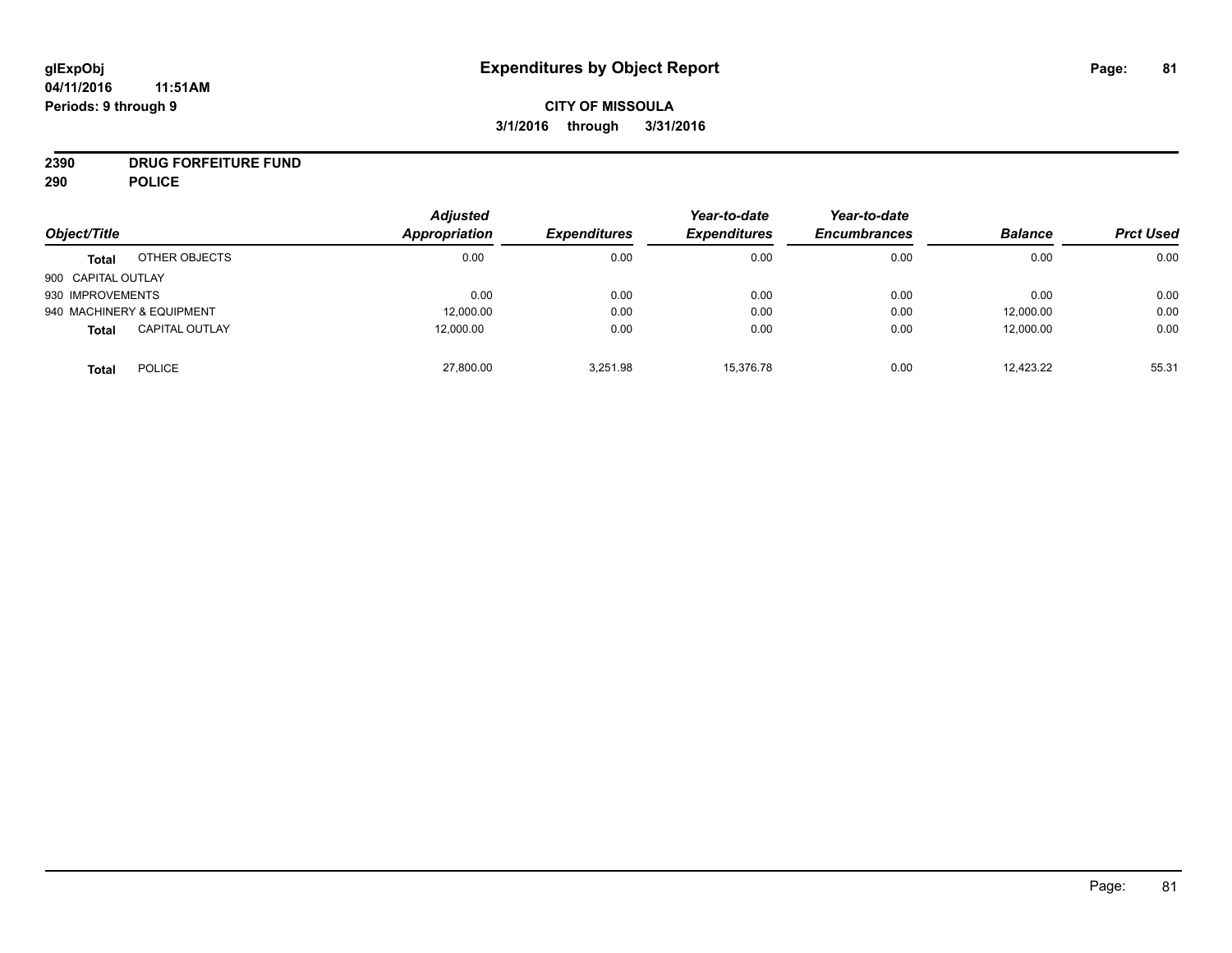# Expenditures by Object Report

glExpObj
04/11/2016 11:51AM
Periods: 9 through 9

**CITY OF MISSOULA**
**3/1/2016 through 3/31/2016**

**2390 DRUG FORFEITURE FUND**
**290 POLICE**

| Object/Title | | Adjusted Appropriation | Expenditures | Year-to-date Expenditures | Year-to-date Encumbrances | Balance | Prct Used |
|---|---|---|---|---|---|---|---|
| **Total** | OTHER OBJECTS | 0.00 | 0.00 | 0.00 | 0.00 | 0.00 | 0.00 |
| 900 CAPITAL OUTLAY | | | | | | | |
| 930 IMPROVEMENTS | | 0.00 | 0.00 | 0.00 | 0.00 | 0.00 | 0.00 |
| 940 MACHINERY & EQUIPMENT | | 12,000.00 | 0.00 | 0.00 | 0.00 | 12,000.00 | 0.00 |
| **Total** | CAPITAL OUTLAY | 12,000.00 | 0.00 | 0.00 | 0.00 | 12,000.00 | 0.00 |
| **Total** | POLICE | 27,800.00 | 3,251.98 | 15,376.78 | 0.00 | 12,423.22 | 55.31 |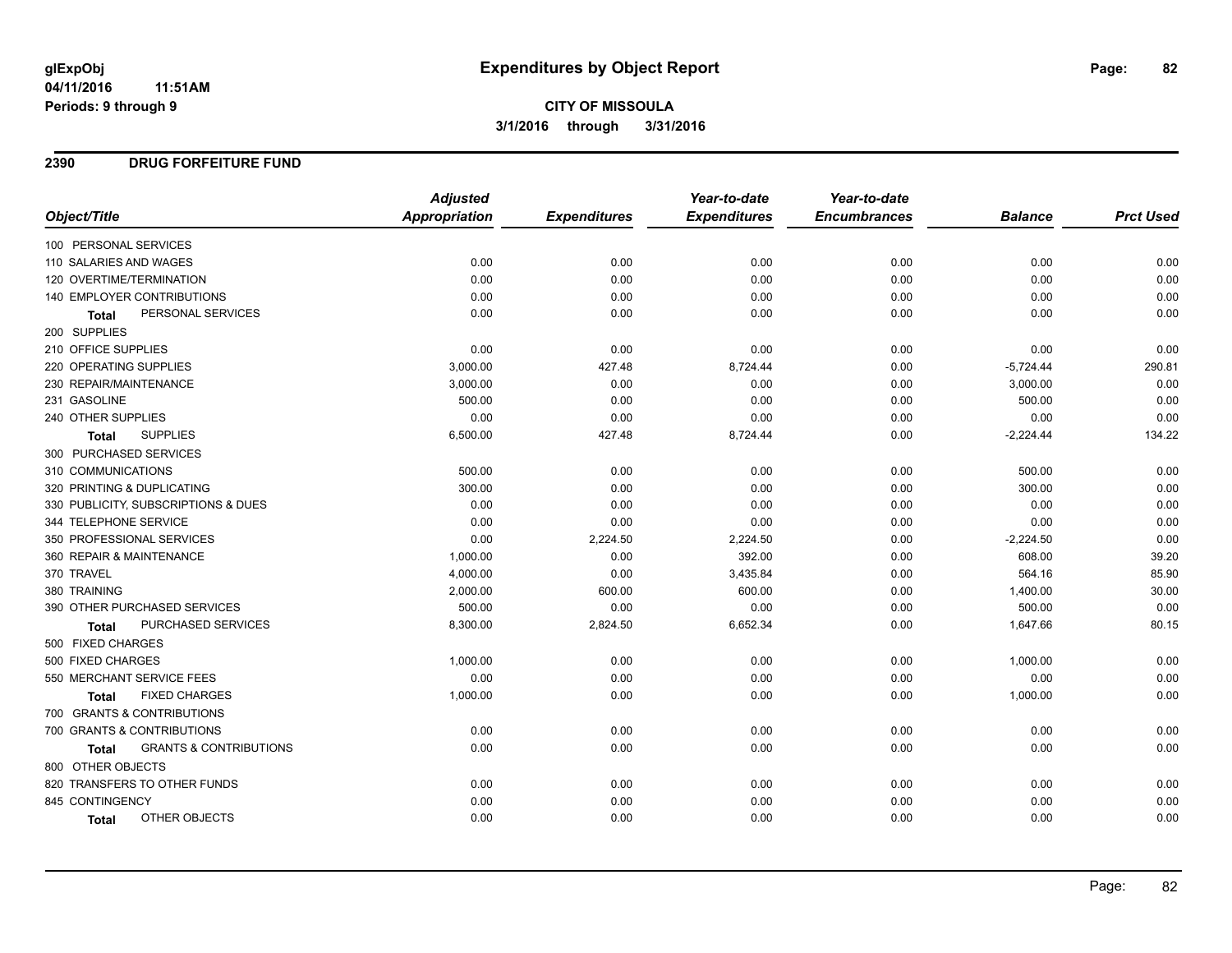# Expenditures by Object Report

glExpObj
04/11/2016 11:51AM
Periods: 9 through 9

**CITY OF MISSOULA**
**3/1/2016 through 3/31/2016**

## 2390 DRUG FORFEITURE FUND

| Object/Title | Adjusted Appropriation | Expenditures | Year-to-date Expenditures | Year-to-date Encumbrances | Balance | Prct Used |
|---|---|---|---|---|---|---|
| 100 PERSONAL SERVICES | | | | | | |
| 110 SALARIES AND WAGES | 0.00 | 0.00 | 0.00 | 0.00 | 0.00 | 0.00 |
| 120 OVERTIME/TERMINATION | 0.00 | 0.00 | 0.00 | 0.00 | 0.00 | 0.00 |
| 140 EMPLOYER CONTRIBUTIONS | 0.00 | 0.00 | 0.00 | 0.00 | 0.00 | 0.00 |
| **Total** PERSONAL SERVICES | 0.00 | 0.00 | 0.00 | 0.00 | 0.00 | 0.00 |
| 200 SUPPLIES | | | | | | |
| 210 OFFICE SUPPLIES | 0.00 | 0.00 | 0.00 | 0.00 | 0.00 | 0.00 |
| 220 OPERATING SUPPLIES | 3,000.00 | 427.48 | 8,724.44 | 0.00 | -5,724.44 | 290.81 |
| 230 REPAIR/MAINTENANCE | 3,000.00 | 0.00 | 0.00 | 0.00 | 3,000.00 | 0.00 |
| 231 GASOLINE | 500.00 | 0.00 | 0.00 | 0.00 | 500.00 | 0.00 |
| 240 OTHER SUPPLIES | 0.00 | 0.00 | 0.00 | 0.00 | 0.00 | 0.00 |
| **Total** SUPPLIES | 6,500.00 | 427.48 | 8,724.44 | 0.00 | -2,224.44 | 134.22 |
| 300 PURCHASED SERVICES | | | | | | |
| 310 COMMUNICATIONS | 500.00 | 0.00 | 0.00 | 0.00 | 500.00 | 0.00 |
| 320 PRINTING & DUPLICATING | 300.00 | 0.00 | 0.00 | 0.00 | 300.00 | 0.00 |
| 330 PUBLICITY, SUBSCRIPTIONS & DUES | 0.00 | 0.00 | 0.00 | 0.00 | 0.00 | 0.00 |
| 344 TELEPHONE SERVICE | 0.00 | 0.00 | 0.00 | 0.00 | 0.00 | 0.00 |
| 350 PROFESSIONAL SERVICES | 0.00 | 2,224.50 | 2,224.50 | 0.00 | -2,224.50 | 0.00 |
| 360 REPAIR & MAINTENANCE | 1,000.00 | 0.00 | 392.00 | 0.00 | 608.00 | 39.20 |
| 370 TRAVEL | 4,000.00 | 0.00 | 3,435.84 | 0.00 | 564.16 | 85.90 |
| 380 TRAINING | 2,000.00 | 600.00 | 600.00 | 0.00 | 1,400.00 | 30.00 |
| 390 OTHER PURCHASED SERVICES | 500.00 | 0.00 | 0.00 | 0.00 | 500.00 | 0.00 |
| **Total** PURCHASED SERVICES | 8,300.00 | 2,824.50 | 6,652.34 | 0.00 | 1,647.66 | 80.15 |
| 500 FIXED CHARGES | | | | | | |
| 500 FIXED CHARGES | 1,000.00 | 0.00 | 0.00 | 0.00 | 1,000.00 | 0.00 |
| 550 MERCHANT SERVICE FEES | 0.00 | 0.00 | 0.00 | 0.00 | 0.00 | 0.00 |
| **Total** FIXED CHARGES | 1,000.00 | 0.00 | 0.00 | 0.00 | 1,000.00 | 0.00 |
| 700 GRANTS & CONTRIBUTIONS | | | | | | |
| 700 GRANTS & CONTRIBUTIONS | 0.00 | 0.00 | 0.00 | 0.00 | 0.00 | 0.00 |
| **Total** GRANTS & CONTRIBUTIONS | 0.00 | 0.00 | 0.00 | 0.00 | 0.00 | 0.00 |
| 800 OTHER OBJECTS | | | | | | |
| 820 TRANSFERS TO OTHER FUNDS | 0.00 | 0.00 | 0.00 | 0.00 | 0.00 | 0.00 |
| 845 CONTINGENCY | 0.00 | 0.00 | 0.00 | 0.00 | 0.00 | 0.00 |
| **Total** OTHER OBJECTS | 0.00 | 0.00 | 0.00 | 0.00 | 0.00 | 0.00 |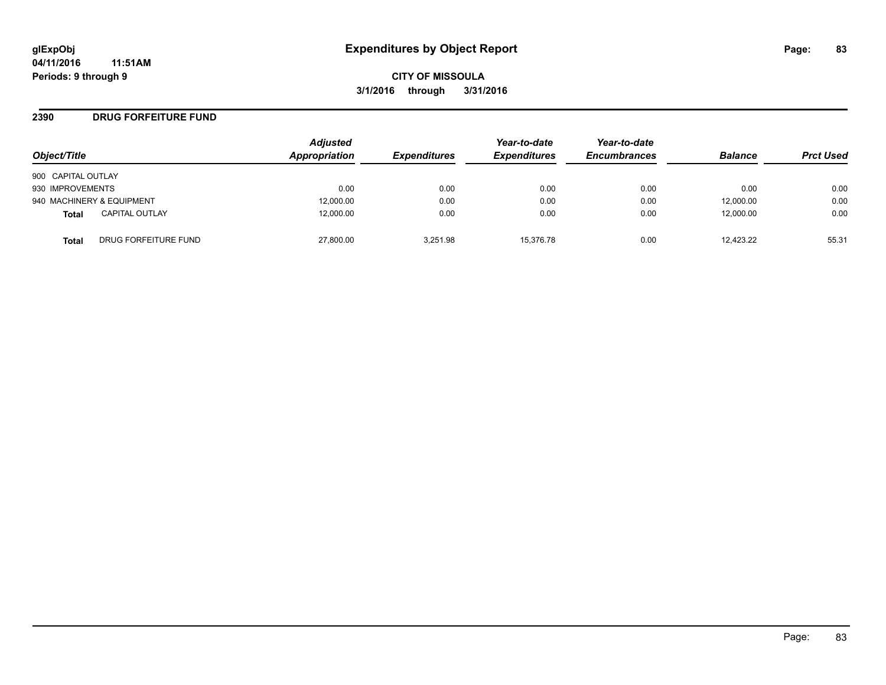**glExpObj** **Expenditures by Object Report**
**04/11/2016 11:51AM**
**Periods: 9 through 9**

**CITY OF MISSOULA**
**3/1/2016 through 3/31/2016**

## 2390 DRUG FORFEITURE FUND

| Object/Title | Adjusted Appropriation | Expenditures | Year-to-date Expenditures | Year-to-date Encumbrances | Balance | Prct Used |
|---|---|---|---|---|---|---|
| 900 CAPITAL OUTLAY | | | | | | |
| 930 IMPROVEMENTS | 0.00 | 0.00 | 0.00 | 0.00 | 0.00 | 0.00 |
| 940 MACHINERY & EQUIPMENT | 12,000.00 | 0.00 | 0.00 | 0.00 | 12,000.00 | 0.00 |
| **Total** CAPITAL OUTLAY | 12,000.00 | 0.00 | 0.00 | 0.00 | 12,000.00 | 0.00 |
| **Total** DRUG FORFEITURE FUND | 27,800.00 | 3,251.98 | 15,376.78 | 0.00 | 12,423.22 | 55.31 |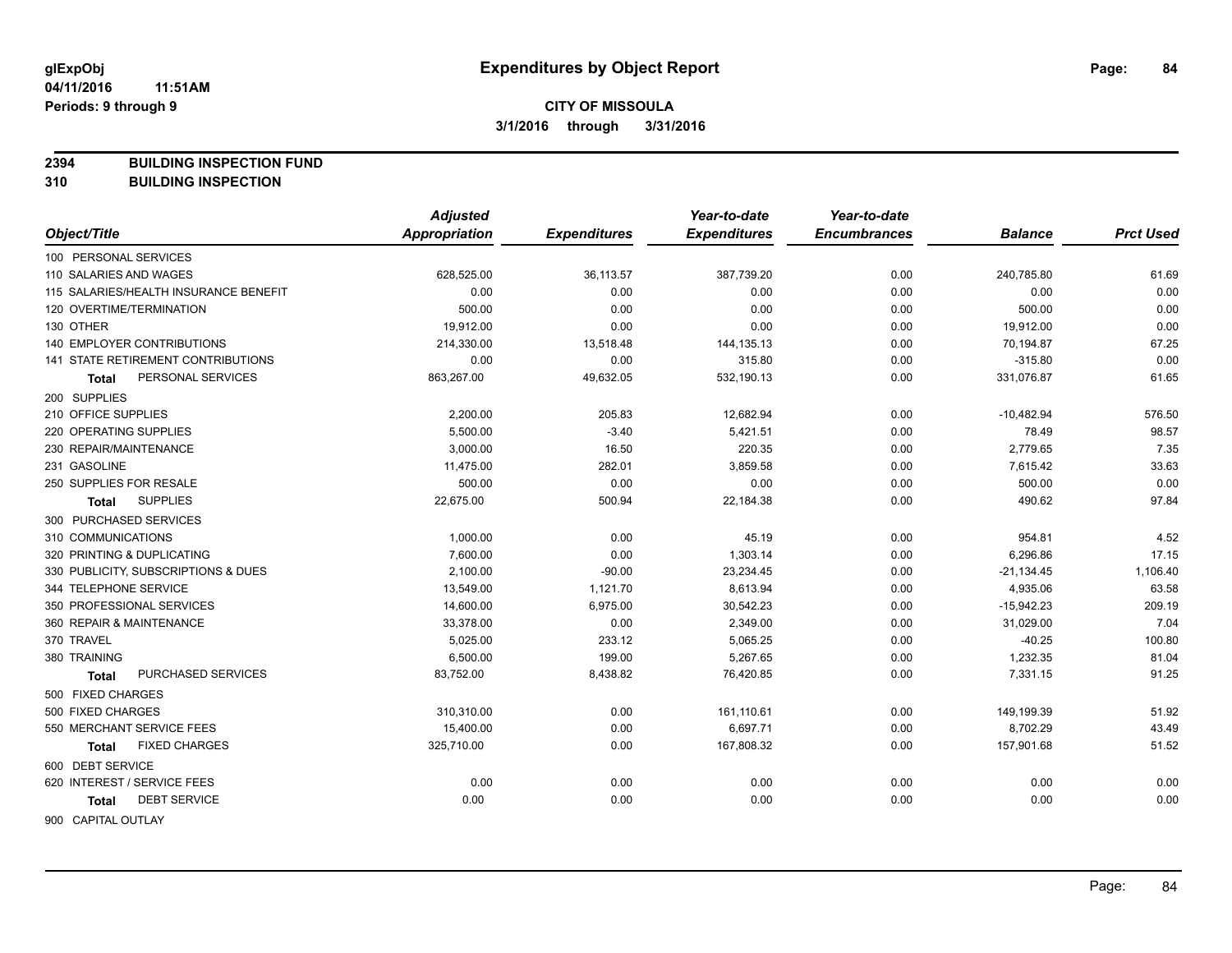**glExpObj**
**04/11/2016 11:51AM**
**Periods: 9 through 9**

# Expenditures by Object Report

**CITY OF MISSOULA**
**3/1/2016 through 3/31/2016**

**2394 BUILDING INSPECTION FUND**
**310 BUILDING INSPECTION**

| Object/Title | Adjusted Appropriation | Expenditures | Year-to-date Expenditures | Year-to-date Encumbrances | Balance | Prct Used |
|---|---|---|---|---|---|---|
| 100 PERSONAL SERVICES | | | | | | |
| 110 SALARIES AND WAGES | 628,525.00 | 36,113.57 | 387,739.20 | 0.00 | 240,785.80 | 61.69 |
| 115 SALARIES/HEALTH INSURANCE BENEFIT | 0.00 | 0.00 | 0.00 | 0.00 | 0.00 | 0.00 |
| 120 OVERTIME/TERMINATION | 500.00 | 0.00 | 0.00 | 0.00 | 500.00 | 0.00 |
| 130 OTHER | 19,912.00 | 0.00 | 0.00 | 0.00 | 19,912.00 | 0.00 |
| 140 EMPLOYER CONTRIBUTIONS | 214,330.00 | 13,518.48 | 144,135.13 | 0.00 | 70,194.87 | 67.25 |
| 141 STATE RETIREMENT CONTRIBUTIONS | 0.00 | 0.00 | 315.80 | 0.00 | -315.80 | 0.00 |
| **Total** PERSONAL SERVICES | 863,267.00 | 49,632.05 | 532,190.13 | 0.00 | 331,076.87 | 61.65 |
| 200 SUPPLIES | | | | | | |
| 210 OFFICE SUPPLIES | 2,200.00 | 205.83 | 12,682.94 | 0.00 | -10,482.94 | 576.50 |
| 220 OPERATING SUPPLIES | 5,500.00 | -3.40 | 5,421.51 | 0.00 | 78.49 | 98.57 |
| 230 REPAIR/MAINTENANCE | 3,000.00 | 16.50 | 220.35 | 0.00 | 2,779.65 | 7.35 |
| 231 GASOLINE | 11,475.00 | 282.01 | 3,859.58 | 0.00 | 7,615.42 | 33.63 |
| 250 SUPPLIES FOR RESALE | 500.00 | 0.00 | 0.00 | 0.00 | 500.00 | 0.00 |
| **Total** SUPPLIES | 22,675.00 | 500.94 | 22,184.38 | 0.00 | 490.62 | 97.84 |
| 300 PURCHASED SERVICES | | | | | | |
| 310 COMMUNICATIONS | 1,000.00 | 0.00 | 45.19 | 0.00 | 954.81 | 4.52 |
| 320 PRINTING & DUPLICATING | 7,600.00 | 0.00 | 1,303.14 | 0.00 | 6,296.86 | 17.15 |
| 330 PUBLICITY, SUBSCRIPTIONS & DUES | 2,100.00 | -90.00 | 23,234.45 | 0.00 | -21,134.45 | 1,106.40 |
| 344 TELEPHONE SERVICE | 13,549.00 | 1,121.70 | 8,613.94 | 0.00 | 4,935.06 | 63.58 |
| 350 PROFESSIONAL SERVICES | 14,600.00 | 6,975.00 | 30,542.23 | 0.00 | -15,942.23 | 209.19 |
| 360 REPAIR & MAINTENANCE | 33,378.00 | 0.00 | 2,349.00 | 0.00 | 31,029.00 | 7.04 |
| 370 TRAVEL | 5,025.00 | 233.12 | 5,065.25 | 0.00 | -40.25 | 100.80 |
| 380 TRAINING | 6,500.00 | 199.00 | 5,267.65 | 0.00 | 1,232.35 | 81.04 |
| **Total** PURCHASED SERVICES | 83,752.00 | 8,438.82 | 76,420.85 | 0.00 | 7,331.15 | 91.25 |
| 500 FIXED CHARGES | | | | | | |
| 500 FIXED CHARGES | 310,310.00 | 0.00 | 161,110.61 | 0.00 | 149,199.39 | 51.92 |
| 550 MERCHANT SERVICE FEES | 15,400.00 | 0.00 | 6,697.71 | 0.00 | 8,702.29 | 43.49 |
| **Total** FIXED CHARGES | 325,710.00 | 0.00 | 167,808.32 | 0.00 | 157,901.68 | 51.52 |
| 600 DEBT SERVICE | | | | | | |
| 620 INTEREST / SERVICE FEES | 0.00 | 0.00 | 0.00 | 0.00 | 0.00 | 0.00 |
| **Total** DEBT SERVICE | 0.00 | 0.00 | 0.00 | 0.00 | 0.00 | 0.00 |
| 900 CAPITAL OUTLAY | | | | | | |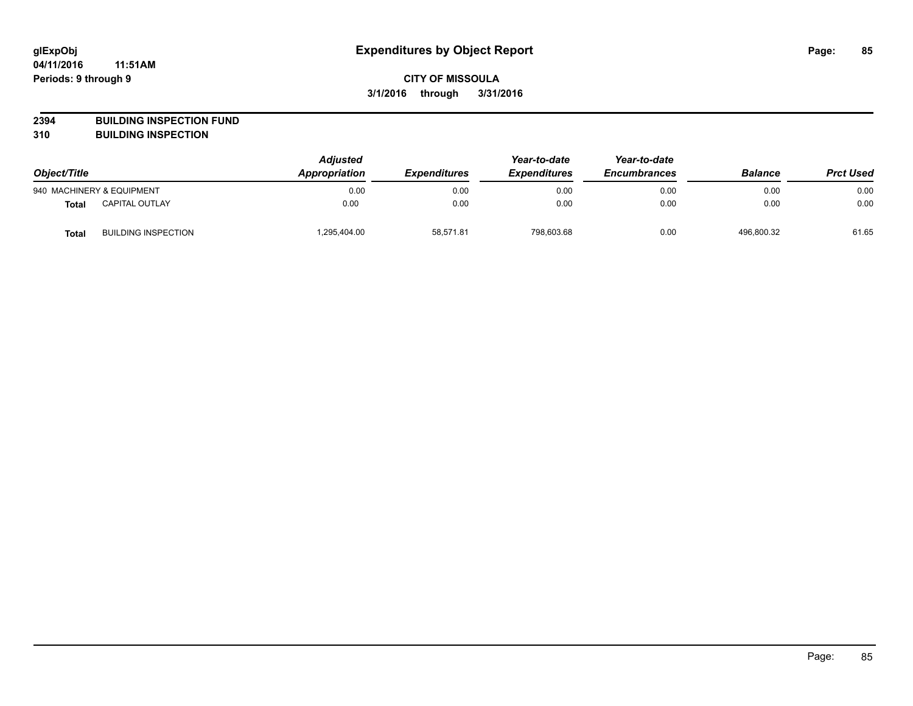# Expenditures by Object Report

**CITY OF MISSOULA**

**3/1/2016 through 3/31/2016**

glExpObj
04/11/2016 11:51AM
Periods: 9 through 9

**2394 BUILDING INSPECTION FUND**
**310 BUILDING INSPECTION**

| Object/Title | | Adjusted Appropriation | Expenditures | Year-to-date Expenditures | Year-to-date Encumbrances | Balance | Prct Used |
|---|---|---|---|---|---|---|---|
| 940 MACHINERY & EQUIPMENT | | 0.00 | 0.00 | 0.00 | 0.00 | 0.00 | 0.00 |
| **Total** | CAPITAL OUTLAY | 0.00 | 0.00 | 0.00 | 0.00 | 0.00 | 0.00 |
| **Total** | BUILDING INSPECTION | 1,295,404.00 | 58,571.81 | 798,603.68 | 0.00 | 496,800.32 | 61.65 |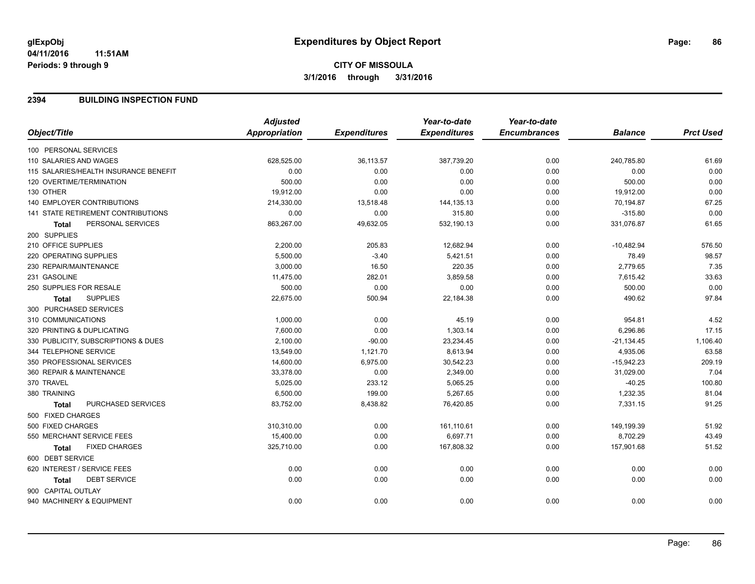# Expenditures by Object Report

glExpObj
04/11/2016 11:51AM
Periods: 9 through 9

**CITY OF MISSOULA**
**3/1/2016 through 3/31/2016**

## 2394 BUILDING INSPECTION FUND

| Object/Title | Adjusted Appropriation | Expenditures | Year-to-date Expenditures | Year-to-date Encumbrances | Balance | Prct Used |
|---|---|---|---|---|---|---|
| 100 PERSONAL SERVICES | | | | | | |
| 110 SALARIES AND WAGES | 628,525.00 | 36,113.57 | 387,739.20 | 0.00 | 240,785.80 | 61.69 |
| 115 SALARIES/HEALTH INSURANCE BENEFIT | 0.00 | 0.00 | 0.00 | 0.00 | 0.00 | 0.00 |
| 120 OVERTIME/TERMINATION | 500.00 | 0.00 | 0.00 | 0.00 | 500.00 | 0.00 |
| 130 OTHER | 19,912.00 | 0.00 | 0.00 | 0.00 | 19,912.00 | 0.00 |
| 140 EMPLOYER CONTRIBUTIONS | 214,330.00 | 13,518.48 | 144,135.13 | 0.00 | 70,194.87 | 67.25 |
| 141 STATE RETIREMENT CONTRIBUTIONS | 0.00 | 0.00 | 315.80 | 0.00 | -315.80 | 0.00 |
| **Total** PERSONAL SERVICES | 863,267.00 | 49,632.05 | 532,190.13 | 0.00 | 331,076.87 | 61.65 |
| 200 SUPPLIES | | | | | | |
| 210 OFFICE SUPPLIES | 2,200.00 | 205.83 | 12,682.94 | 0.00 | -10,482.94 | 576.50 |
| 220 OPERATING SUPPLIES | 5,500.00 | -3.40 | 5,421.51 | 0.00 | 78.49 | 98.57 |
| 230 REPAIR/MAINTENANCE | 3,000.00 | 16.50 | 220.35 | 0.00 | 2,779.65 | 7.35 |
| 231 GASOLINE | 11,475.00 | 282.01 | 3,859.58 | 0.00 | 7,615.42 | 33.63 |
| 250 SUPPLIES FOR RESALE | 500.00 | 0.00 | 0.00 | 0.00 | 500.00 | 0.00 |
| **Total** SUPPLIES | 22,675.00 | 500.94 | 22,184.38 | 0.00 | 490.62 | 97.84 |
| 300 PURCHASED SERVICES | | | | | | |
| 310 COMMUNICATIONS | 1,000.00 | 0.00 | 45.19 | 0.00 | 954.81 | 4.52 |
| 320 PRINTING & DUPLICATING | 7,600.00 | 0.00 | 1,303.14 | 0.00 | 6,296.86 | 17.15 |
| 330 PUBLICITY, SUBSCRIPTIONS & DUES | 2,100.00 | -90.00 | 23,234.45 | 0.00 | -21,134.45 | 1,106.40 |
| 344 TELEPHONE SERVICE | 13,549.00 | 1,121.70 | 8,613.94 | 0.00 | 4,935.06 | 63.58 |
| 350 PROFESSIONAL SERVICES | 14,600.00 | 6,975.00 | 30,542.23 | 0.00 | -15,942.23 | 209.19 |
| 360 REPAIR & MAINTENANCE | 33,378.00 | 0.00 | 2,349.00 | 0.00 | 31,029.00 | 7.04 |
| 370 TRAVEL | 5,025.00 | 233.12 | 5,065.25 | 0.00 | -40.25 | 100.80 |
| 380 TRAINING | 6,500.00 | 199.00 | 5,267.65 | 0.00 | 1,232.35 | 81.04 |
| **Total** PURCHASED SERVICES | 83,752.00 | 8,438.82 | 76,420.85 | 0.00 | 7,331.15 | 91.25 |
| 500 FIXED CHARGES | | | | | | |
| 500 FIXED CHARGES | 310,310.00 | 0.00 | 161,110.61 | 0.00 | 149,199.39 | 51.92 |
| 550 MERCHANT SERVICE FEES | 15,400.00 | 0.00 | 6,697.71 | 0.00 | 8,702.29 | 43.49 |
| **Total** FIXED CHARGES | 325,710.00 | 0.00 | 167,808.32 | 0.00 | 157,901.68 | 51.52 |
| 600 DEBT SERVICE | | | | | | |
| 620 INTEREST / SERVICE FEES | 0.00 | 0.00 | 0.00 | 0.00 | 0.00 | 0.00 |
| **Total** DEBT SERVICE | 0.00 | 0.00 | 0.00 | 0.00 | 0.00 | 0.00 |
| 900 CAPITAL OUTLAY | | | | | | |
| 940 MACHINERY & EQUIPMENT | 0.00 | 0.00 | 0.00 | 0.00 | 0.00 | 0.00 |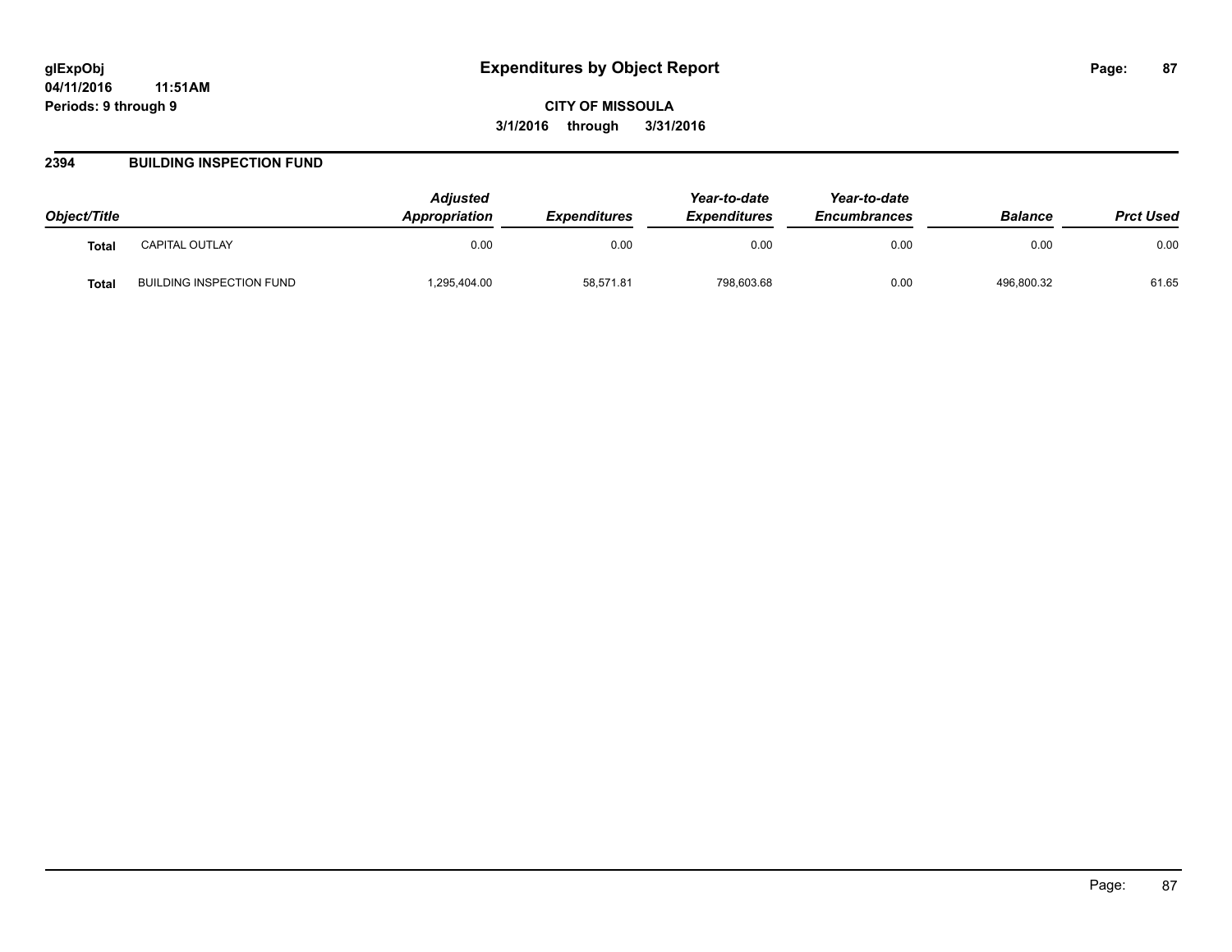# Expenditures by Object Report

glExpObj
04/11/2016 11:51AM
Periods: 9 through 9

**CITY OF MISSOULA**
**3/1/2016 through 3/31/2016**

## 2394 BUILDING INSPECTION FUND

| Object/Title | | Adjusted Appropriation | Expenditures | Year-to-date Expenditures | Year-to-date Encumbrances | Balance | Prct Used |
|---|---|---|---|---|---|---|---|
| **Total** | CAPITAL OUTLAY | 0.00 | 0.00 | 0.00 | 0.00 | 0.00 | 0.00 |
| **Total** | BUILDING INSPECTION FUND | 1,295,404.00 | 58,571.81 | 798,603.68 | 0.00 | 496,800.32 | 61.65 |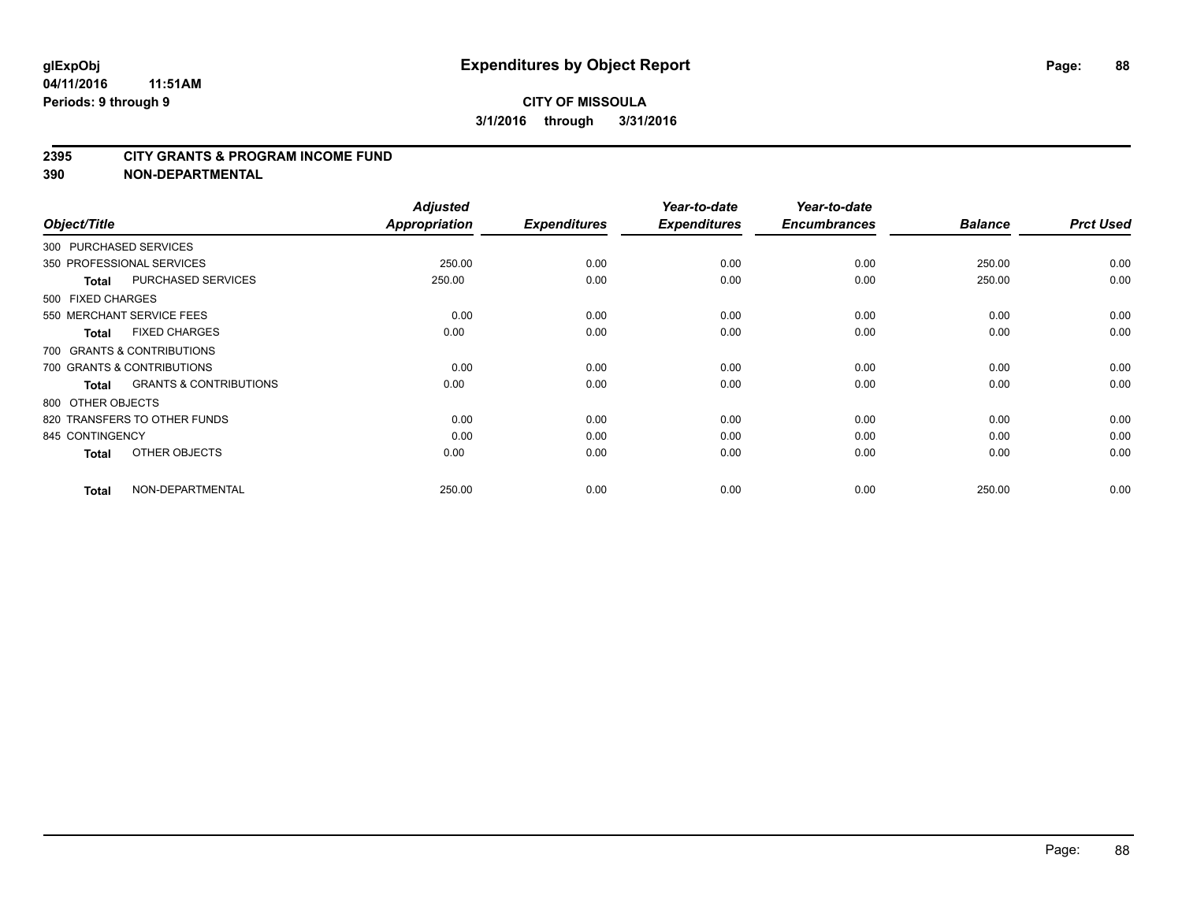**glExpObj** **Expenditures by Object Report**

**04/11/2016 11:51AM**

**Periods: 9 through 9**

**CITY OF MISSOULA**

**3/1/2016 through 3/31/2016**

## 2395 CITY GRANTS & PROGRAM INCOME FUND

## 390 NON-DEPARTMENTAL

| Object/Title | Adjusted Appropriation | Expenditures | Year-to-date Expenditures | Year-to-date Encumbrances | Balance | Prct Used |
|---|---|---|---|---|---|---|
| 300 PURCHASED SERVICES | | | | | | |
| 350 PROFESSIONAL SERVICES | 250.00 | 0.00 | 0.00 | 0.00 | 250.00 | 0.00 |
| **Total** PURCHASED SERVICES | 250.00 | 0.00 | 0.00 | 0.00 | 250.00 | 0.00 |
| 500 FIXED CHARGES | | | | | | |
| 550 MERCHANT SERVICE FEES | 0.00 | 0.00 | 0.00 | 0.00 | 0.00 | 0.00 |
| **Total** FIXED CHARGES | 0.00 | 0.00 | 0.00 | 0.00 | 0.00 | 0.00 |
| 700 GRANTS & CONTRIBUTIONS | | | | | | |
| 700 GRANTS & CONTRIBUTIONS | 0.00 | 0.00 | 0.00 | 0.00 | 0.00 | 0.00 |
| **Total** GRANTS & CONTRIBUTIONS | 0.00 | 0.00 | 0.00 | 0.00 | 0.00 | 0.00 |
| 800 OTHER OBJECTS | | | | | | |
| 820 TRANSFERS TO OTHER FUNDS | 0.00 | 0.00 | 0.00 | 0.00 | 0.00 | 0.00 |
| 845 CONTINGENCY | 0.00 | 0.00 | 0.00 | 0.00 | 0.00 | 0.00 |
| **Total** OTHER OBJECTS | 0.00 | 0.00 | 0.00 | 0.00 | 0.00 | 0.00 |
| **Total** NON-DEPARTMENTAL | 250.00 | 0.00 | 0.00 | 0.00 | 250.00 | 0.00 |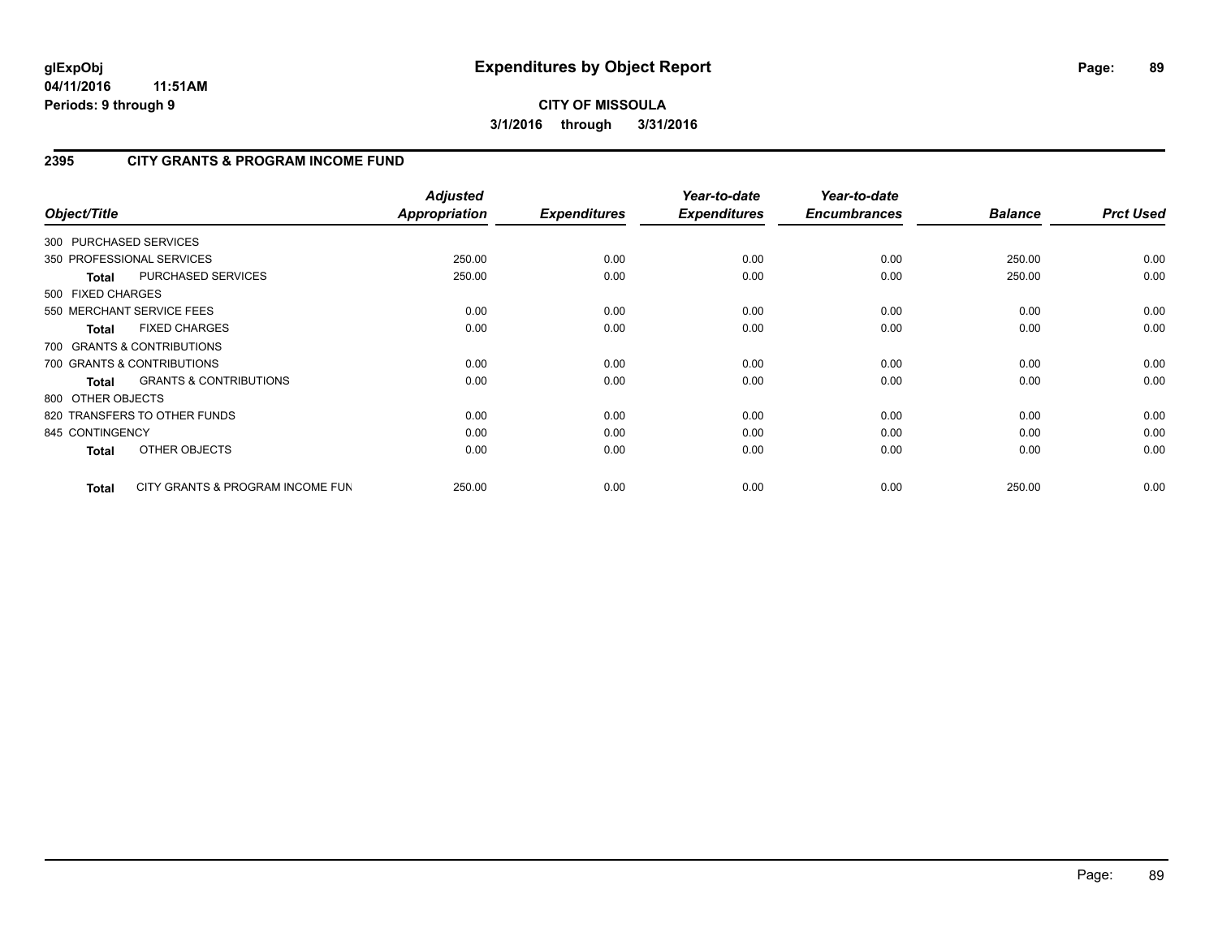**glExpObj** **Expenditures by Object Report**
**04/11/2016 11:51AM**
**Periods: 9 through 9**

**CITY OF MISSOULA**
**3/1/2016 through 3/31/2016**

## 2395 CITY GRANTS & PROGRAM INCOME FUND

| Object/Title | | *Adjusted Appropriation* | *Expenditures* | *Year-to-date Expenditures* | *Year-to-date Encumbrances* | *Balance* | *Prct Used* |
|---|---|---|---|---|---|---|---|
| 300 PURCHASED SERVICES | | | | | | | |
| 350 PROFESSIONAL SERVICES | | 250.00 | 0.00 | 0.00 | 0.00 | 250.00 | 0.00 |
| **Total** | PURCHASED SERVICES | 250.00 | 0.00 | 0.00 | 0.00 | 250.00 | 0.00 |
| 500 FIXED CHARGES | | | | | | | |
| 550 MERCHANT SERVICE FEES | | 0.00 | 0.00 | 0.00 | 0.00 | 0.00 | 0.00 |
| **Total** | FIXED CHARGES | 0.00 | 0.00 | 0.00 | 0.00 | 0.00 | 0.00 |
| 700 GRANTS & CONTRIBUTIONS | | | | | | | |
| 700 GRANTS & CONTRIBUTIONS | | 0.00 | 0.00 | 0.00 | 0.00 | 0.00 | 0.00 |
| **Total** | GRANTS & CONTRIBUTIONS | 0.00 | 0.00 | 0.00 | 0.00 | 0.00 | 0.00 |
| 800 OTHER OBJECTS | | | | | | | |
| 820 TRANSFERS TO OTHER FUNDS | | 0.00 | 0.00 | 0.00 | 0.00 | 0.00 | 0.00 |
| 845 CONTINGENCY | | 0.00 | 0.00 | 0.00 | 0.00 | 0.00 | 0.00 |
| **Total** | OTHER OBJECTS | 0.00 | 0.00 | 0.00 | 0.00 | 0.00 | 0.00 |
| **Total** | CITY GRANTS & PROGRAM INCOME FUN | 250.00 | 0.00 | 0.00 | 0.00 | 250.00 | 0.00 |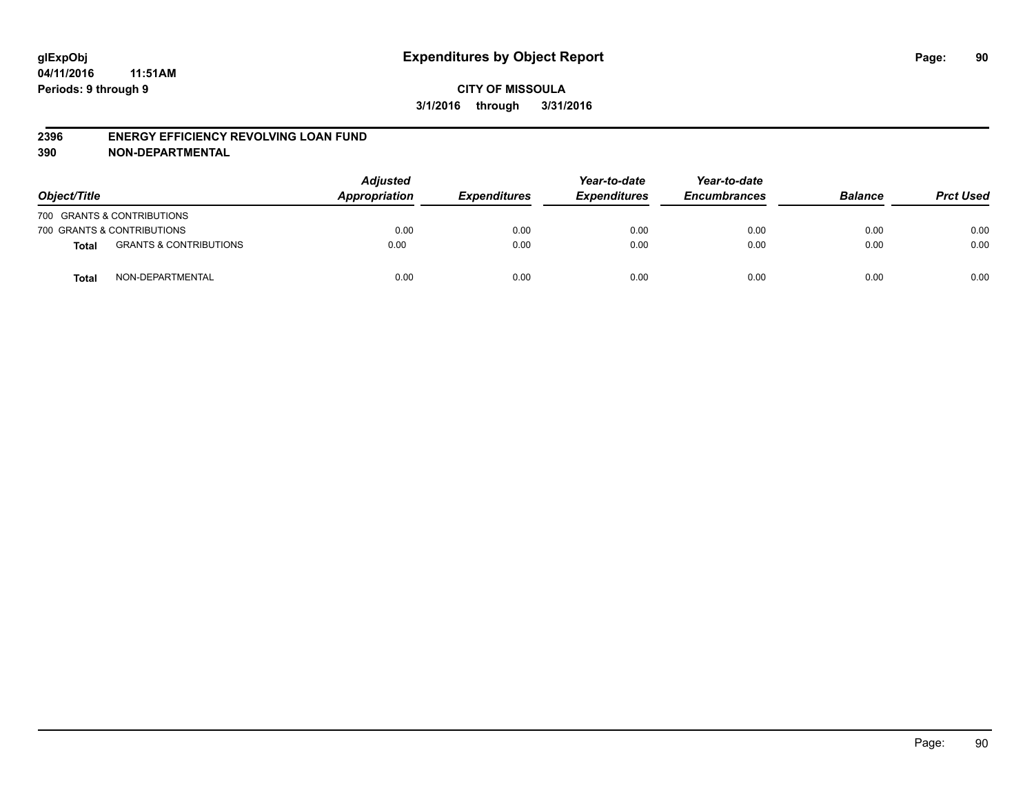glExpObj
04/11/2016 11:51AM
Periods: 9 through 9

# Expenditures by Object Report

**CITY OF MISSOULA**
**3/1/2016 through 3/31/2016**

## 2396 ENERGY EFFICIENCY REVOLVING LOAN FUND
## 390 NON-DEPARTMENTAL

| Object/Title | | Adjusted Appropriation | Expenditures | Year-to-date Expenditures | Year-to-date Encumbrances | Balance | Prct Used |
|---|---|---|---|---|---|---|---|
| 700 GRANTS & CONTRIBUTIONS | | | | | | | |
| 700 GRANTS & CONTRIBUTIONS | | 0.00 | 0.00 | 0.00 | 0.00 | 0.00 | 0.00 |
| **Total** | GRANTS & CONTRIBUTIONS | 0.00 | 0.00 | 0.00 | 0.00 | 0.00 | 0.00 |
| **Total** | NON-DEPARTMENTAL | 0.00 | 0.00 | 0.00 | 0.00 | 0.00 | 0.00 |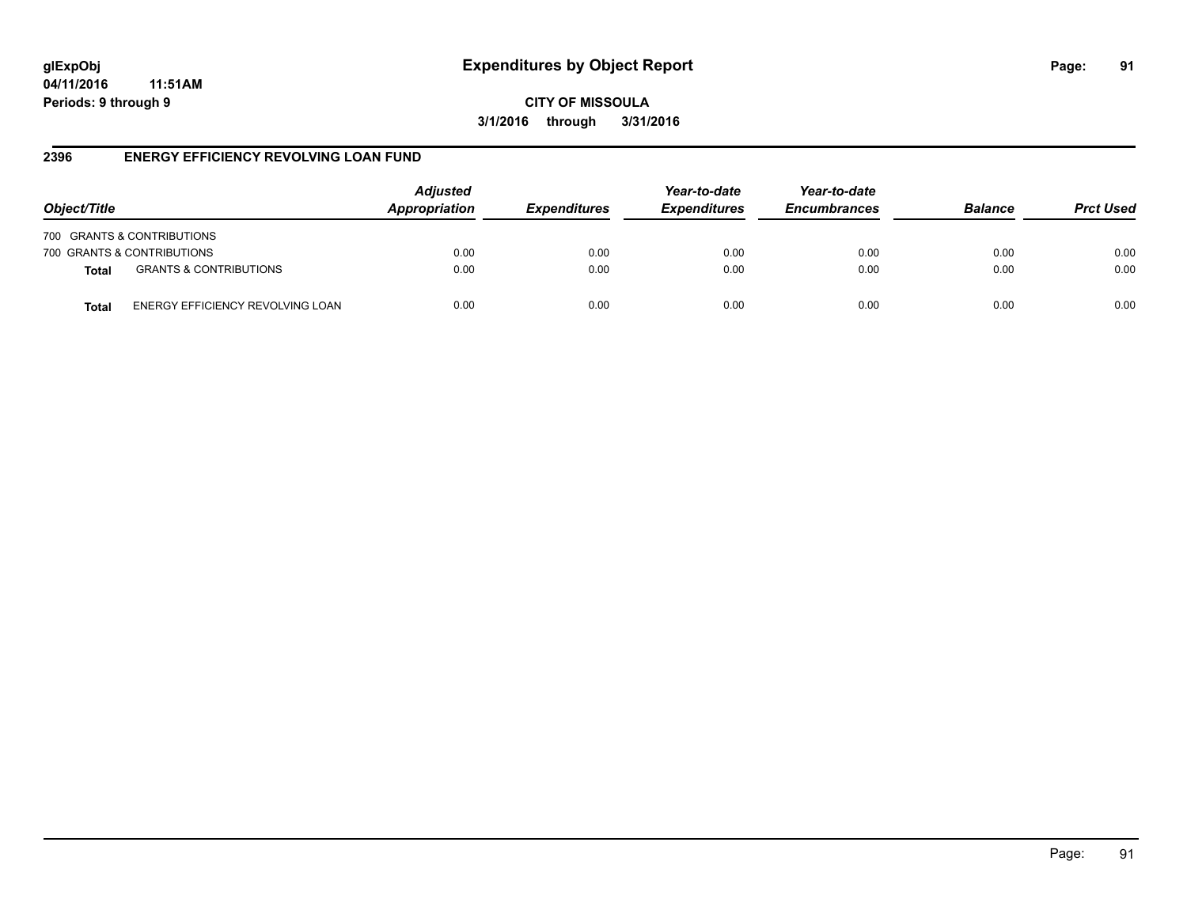**CITY OF MISSOULA**

**3/1/2016 through 3/31/2016**

## 2396 ENERGY EFFICIENCY REVOLVING LOAN FUND

| Object/Title | | Adjusted Appropriation | Expenditures | Year-to-date Expenditures | Year-to-date Encumbrances | Balance | Prct Used |
|---|---|---|---|---|---|---|---|
| 700 GRANTS & CONTRIBUTIONS | | | | | | | |
| 700 GRANTS & CONTRIBUTIONS | | 0.00 | 0.00 | 0.00 | 0.00 | 0.00 | 0.00 |
| **Total** | GRANTS & CONTRIBUTIONS | 0.00 | 0.00 | 0.00 | 0.00 | 0.00 | 0.00 |
| **Total** | ENERGY EFFICIENCY REVOLVING LOAN | 0.00 | 0.00 | 0.00 | 0.00 | 0.00 | 0.00 |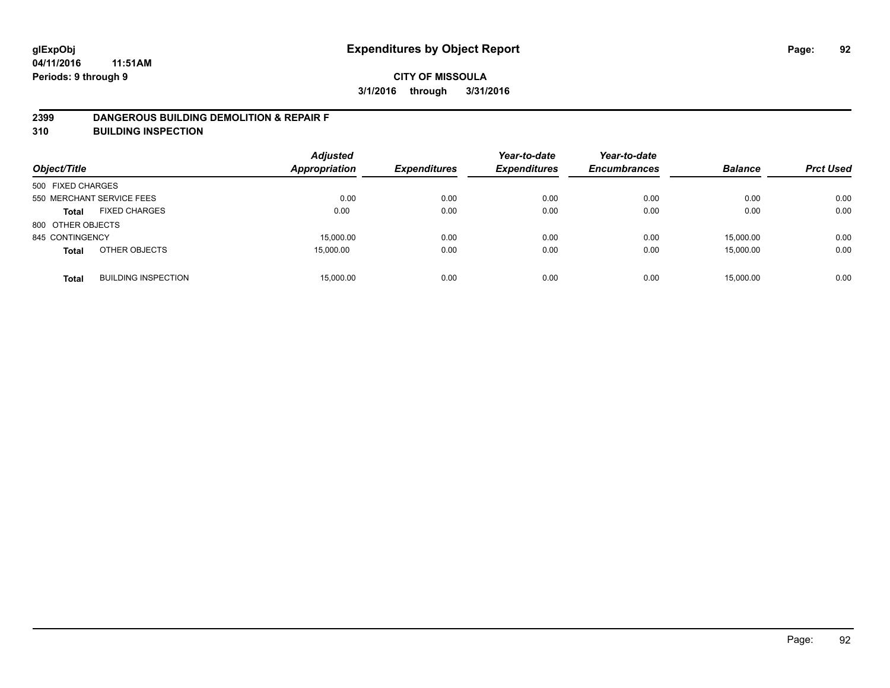**glExpObj** **Expenditures by Object Report**
**04/11/2016 11:51AM**
**Periods: 9 through 9**

**CITY OF MISSOULA**
**3/1/2016 through 3/31/2016**

## 2399 DANGEROUS BUILDING DEMOLITION & REPAIR F
## 310 BUILDING INSPECTION

| Object/Title | | Adjusted Appropriation | Expenditures | Year-to-date Expenditures | Year-to-date Encumbrances | Balance | Prct Used |
|---|---|---|---|---|---|---|---|
| 500 FIXED CHARGES | | | | | | | |
| 550 MERCHANT SERVICE FEES | | 0.00 | 0.00 | 0.00 | 0.00 | 0.00 | 0.00 |
| **Total** | FIXED CHARGES | 0.00 | 0.00 | 0.00 | 0.00 | 0.00 | 0.00 |
| 800 OTHER OBJECTS | | | | | | | |
| 845 CONTINGENCY | | 15,000.00 | 0.00 | 0.00 | 0.00 | 15,000.00 | 0.00 |
| **Total** | OTHER OBJECTS | 15,000.00 | 0.00 | 0.00 | 0.00 | 15,000.00 | 0.00 |
| **Total** | BUILDING INSPECTION | 15,000.00 | 0.00 | 0.00 | 0.00 | 15,000.00 | 0.00 |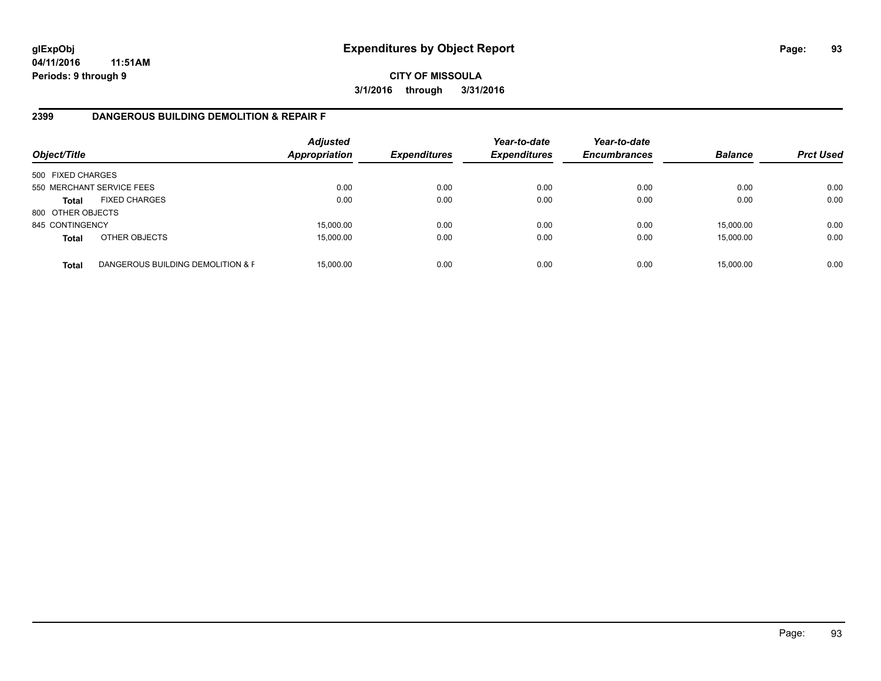# Expenditures by Object Report

**CITY OF MISSOULA**

**3/1/2016 through 3/31/2016**

glExpObj
04/11/2016 11:51AM
Periods: 9 through 9

## 2399 DANGEROUS BUILDING DEMOLITION & REPAIR F

| Object/Title | | Adjusted Appropriation | Expenditures | Year-to-date Expenditures | Year-to-date Encumbrances | Balance | Prct Used |
|---|---|---|---|---|---|---|---|
| 500 FIXED CHARGES | | | | | | | |
| 550 MERCHANT SERVICE FEES | | 0.00 | 0.00 | 0.00 | 0.00 | 0.00 | 0.00 |
| **Total** | FIXED CHARGES | 0.00 | 0.00 | 0.00 | 0.00 | 0.00 | 0.00 |
| 800 OTHER OBJECTS | | | | | | | |
| 845 CONTINGENCY | | 15,000.00 | 0.00 | 0.00 | 0.00 | 15,000.00 | 0.00 |
| **Total** | OTHER OBJECTS | 15,000.00 | 0.00 | 0.00 | 0.00 | 15,000.00 | 0.00 |
| **Total** | DANGEROUS BUILDING DEMOLITION & F | 15,000.00 | 0.00 | 0.00 | 0.00 | 15,000.00 | 0.00 |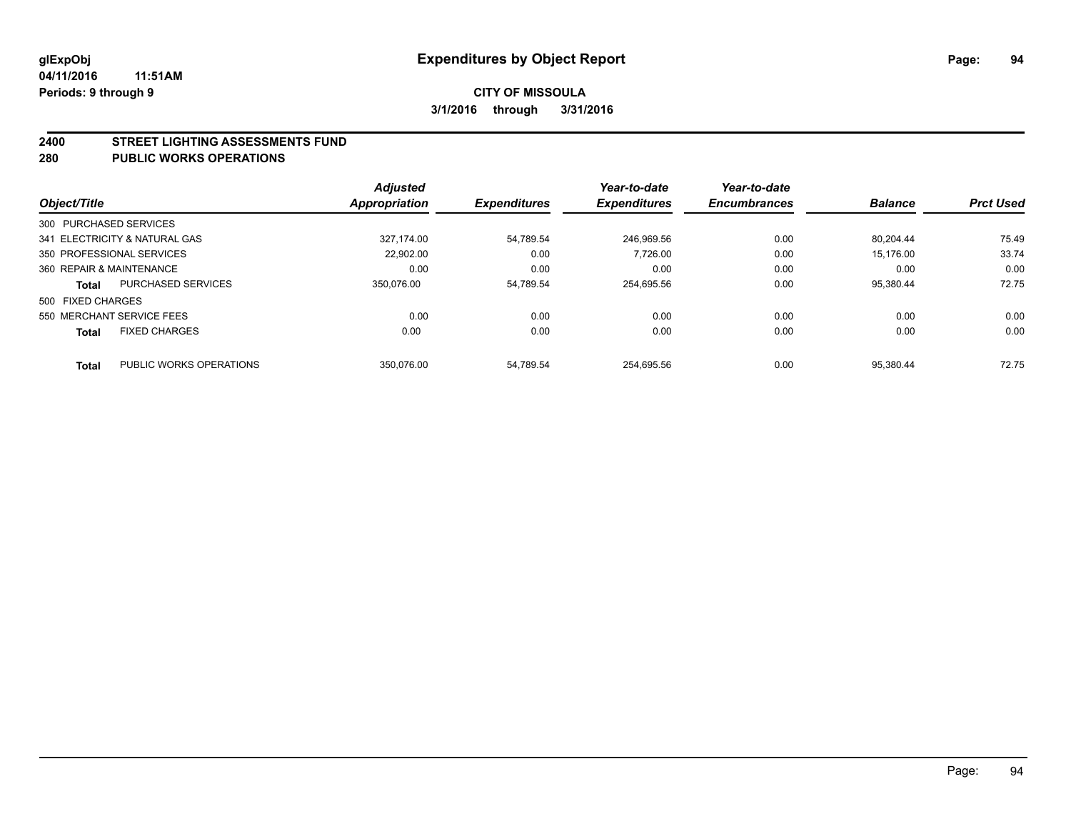**glExpObj** **Expenditures by Object Report**

**04/11/2016 11:51AM**

**Periods: 9 through 9**

**CITY OF MISSOULA**

**3/1/2016 through 3/31/2016**

## 2400 STREET LIGHTING ASSESSMENTS FUND
## 280 PUBLIC WORKS OPERATIONS

| Object/Title | | Adjusted Appropriation | Expenditures | Year-to-date Expenditures | Year-to-date Encumbrances | Balance | Prct Used |
|---|---|---|---|---|---|---|---|
| 300 PURCHASED SERVICES | | | | | | | |
| 341 ELECTRICITY & NATURAL GAS | | 327,174.00 | 54,789.54 | 246,969.56 | 0.00 | 80,204.44 | 75.49 |
| 350 PROFESSIONAL SERVICES | | 22,902.00 | 0.00 | 7,726.00 | 0.00 | 15,176.00 | 33.74 |
| 360 REPAIR & MAINTENANCE | | 0.00 | 0.00 | 0.00 | 0.00 | 0.00 | 0.00 |
| **Total** | PURCHASED SERVICES | 350,076.00 | 54,789.54 | 254,695.56 | 0.00 | 95,380.44 | 72.75 |
| 500 FIXED CHARGES | | | | | | | |
| 550 MERCHANT SERVICE FEES | | 0.00 | 0.00 | 0.00 | 0.00 | 0.00 | 0.00 |
| **Total** | FIXED CHARGES | 0.00 | 0.00 | 0.00 | 0.00 | 0.00 | 0.00 |
| **Total** | PUBLIC WORKS OPERATIONS | 350,076.00 | 54,789.54 | 254,695.56 | 0.00 | 95,380.44 | 72.75 |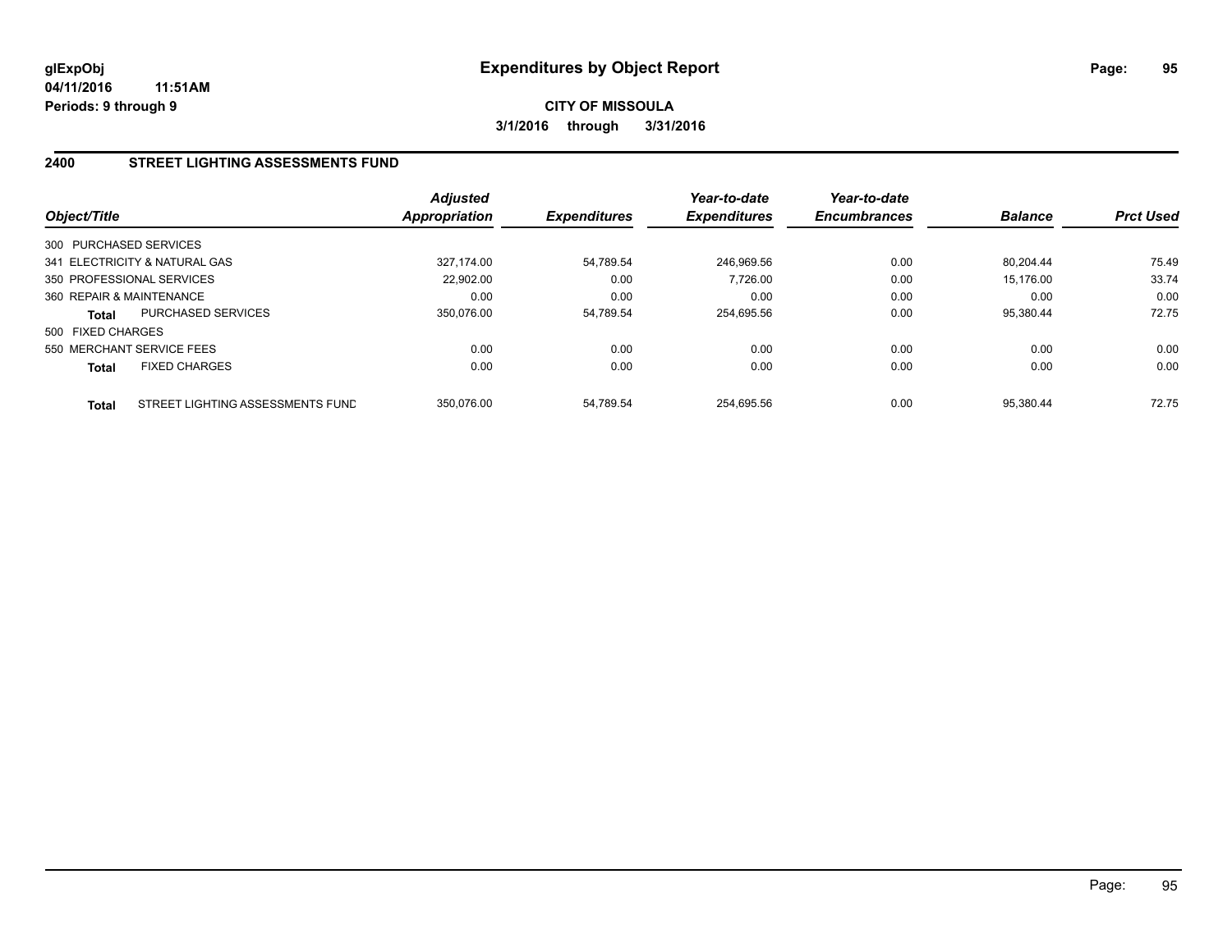**glExpObj** **Expenditures by Object Report**

**04/11/2016 11:51AM**

**Periods: 9 through 9**

**CITY OF MISSOULA**

**3/1/2016 through 3/31/2016**

## 2400 STREET LIGHTING ASSESSMENTS FUND

| Object/Title | | Adjusted Appropriation | Expenditures | Year-to-date Expenditures | Year-to-date Encumbrances | Balance | Prct Used |
|---|---|---|---|---|---|---|---|
| 300 PURCHASED SERVICES | | | | | | | |
| 341 ELECTRICITY & NATURAL GAS | | 327,174.00 | 54,789.54 | 246,969.56 | 0.00 | 80,204.44 | 75.49 |
| 350 PROFESSIONAL SERVICES | | 22,902.00 | 0.00 | 7,726.00 | 0.00 | 15,176.00 | 33.74 |
| 360 REPAIR & MAINTENANCE | | 0.00 | 0.00 | 0.00 | 0.00 | 0.00 | 0.00 |
| **Total** | PURCHASED SERVICES | 350,076.00 | 54,789.54 | 254,695.56 | 0.00 | 95,380.44 | 72.75 |
| 500 FIXED CHARGES | | | | | | | |
| 550 MERCHANT SERVICE FEES | | 0.00 | 0.00 | 0.00 | 0.00 | 0.00 | 0.00 |
| **Total** | FIXED CHARGES | 0.00 | 0.00 | 0.00 | 0.00 | 0.00 | 0.00 |
| **Total** | STREET LIGHTING ASSESSMENTS FUND | 350,076.00 | 54,789.54 | 254,695.56 | 0.00 | 95,380.44 | 72.75 |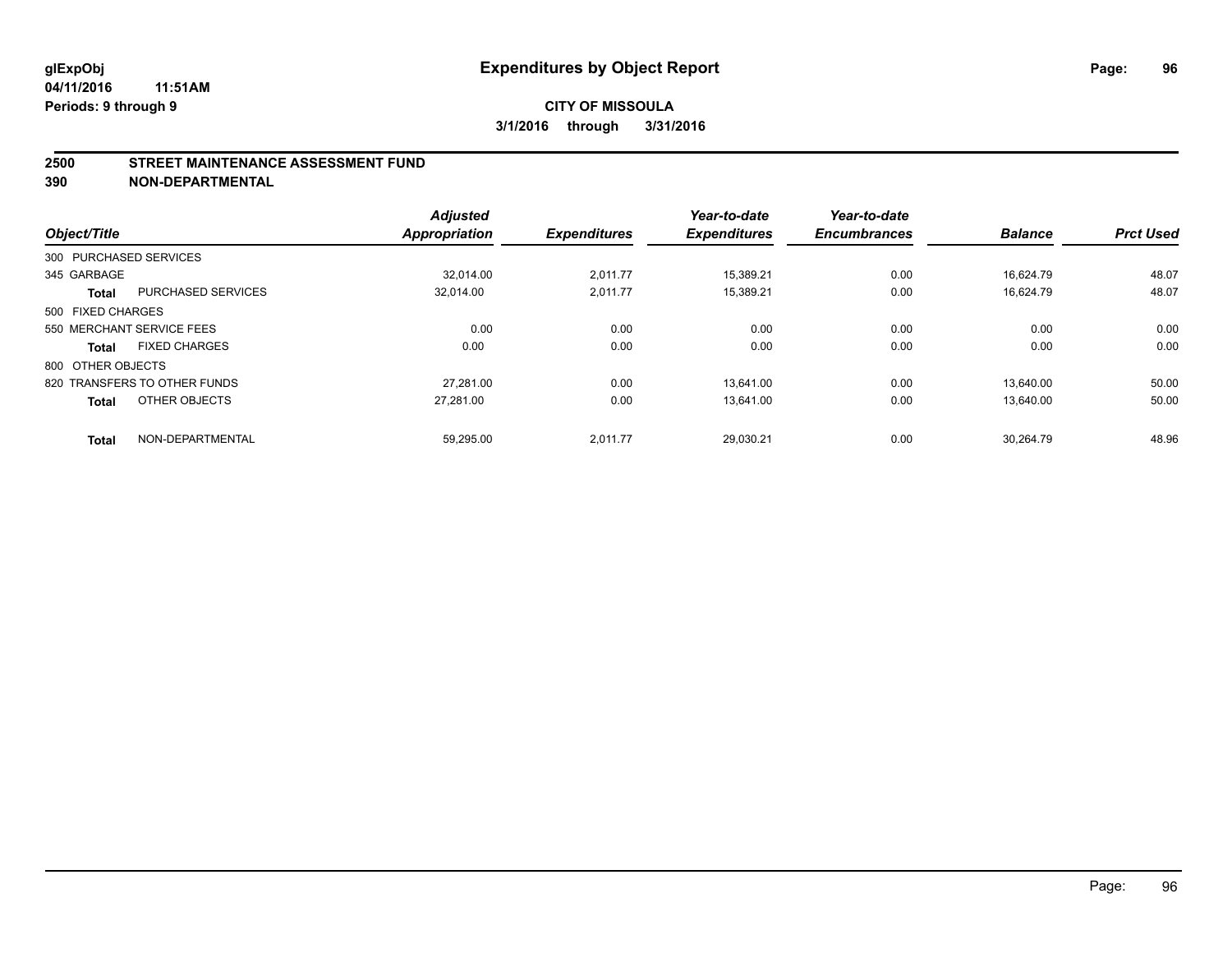# Expenditures by Object Report

glExpObj
04/11/2016 11:51AM
Periods: 9 through 9

**CITY OF MISSOULA**
**3/1/2016 through 3/31/2016**

## 2500 STREET MAINTENANCE ASSESSMENT FUND
## 390 NON-DEPARTMENTAL

| Object/Title | | Adjusted Appropriation | Expenditures | Year-to-date Expenditures | Year-to-date Encumbrances | Balance | Prct Used |
|---|---|---|---|---|---|---|---|
| 300 PURCHASED SERVICES | | | | | | | |
| 345 GARBAGE | | 32,014.00 | 2,011.77 | 15,389.21 | 0.00 | 16,624.79 | 48.07 |
| **Total** | PURCHASED SERVICES | 32,014.00 | 2,011.77 | 15,389.21 | 0.00 | 16,624.79 | 48.07 |
| 500 FIXED CHARGES | | | | | | | |
| 550 MERCHANT SERVICE FEES | | 0.00 | 0.00 | 0.00 | 0.00 | 0.00 | 0.00 |
| **Total** | FIXED CHARGES | 0.00 | 0.00 | 0.00 | 0.00 | 0.00 | 0.00 |
| 800 OTHER OBJECTS | | | | | | | |
| 820 TRANSFERS TO OTHER FUNDS | | 27,281.00 | 0.00 | 13,641.00 | 0.00 | 13,640.00 | 50.00 |
| **Total** | OTHER OBJECTS | 27,281.00 | 0.00 | 13,641.00 | 0.00 | 13,640.00 | 50.00 |
| **Total** | NON-DEPARTMENTAL | 59,295.00 | 2,011.77 | 29,030.21 | 0.00 | 30,264.79 | 48.96 |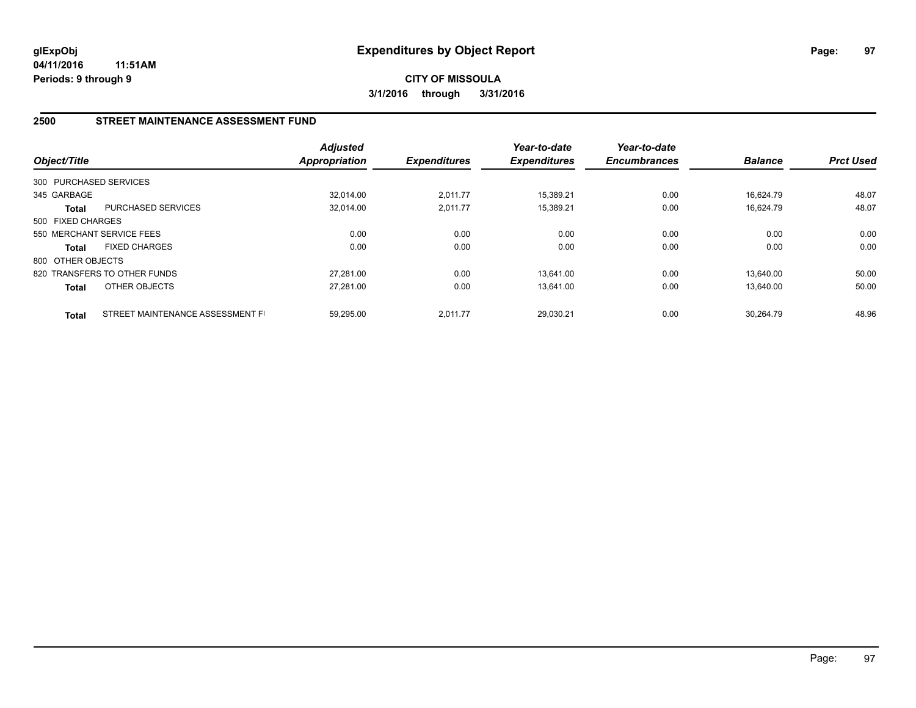**glExpObj** 
**04/11/2016 11:51AM**
**Periods: 9 through 9**

# Expenditures by Object Report

**CITY OF MISSOULA**
**3/1/2016 through 3/31/2016**

## 2500 STREET MAINTENANCE ASSESSMENT FUND

| Object/Title | | Adjusted Appropriation | Expenditures | Year-to-date Expenditures | Year-to-date Encumbrances | Balance | Prct Used |
|---|---|---|---|---|---|---|---|
| 300 PURCHASED SERVICES | | | | | | | |
| 345 GARBAGE | | 32,014.00 | 2,011.77 | 15,389.21 | 0.00 | 16,624.79 | 48.07 |
| **Total** | PURCHASED SERVICES | 32,014.00 | 2,011.77 | 15,389.21 | 0.00 | 16,624.79 | 48.07 |
| 500 FIXED CHARGES | | | | | | | |
| 550 MERCHANT SERVICE FEES | | 0.00 | 0.00 | 0.00 | 0.00 | 0.00 | 0.00 |
| **Total** | FIXED CHARGES | 0.00 | 0.00 | 0.00 | 0.00 | 0.00 | 0.00 |
| 800 OTHER OBJECTS | | | | | | | |
| 820 TRANSFERS TO OTHER FUNDS | | 27,281.00 | 0.00 | 13,641.00 | 0.00 | 13,640.00 | 50.00 |
| **Total** | OTHER OBJECTS | 27,281.00 | 0.00 | 13,641.00 | 0.00 | 13,640.00 | 50.00 |
| **Total** | STREET MAINTENANCE ASSESSMENT FI | 59,295.00 | 2,011.77 | 29,030.21 | 0.00 | 30,264.79 | 48.96 |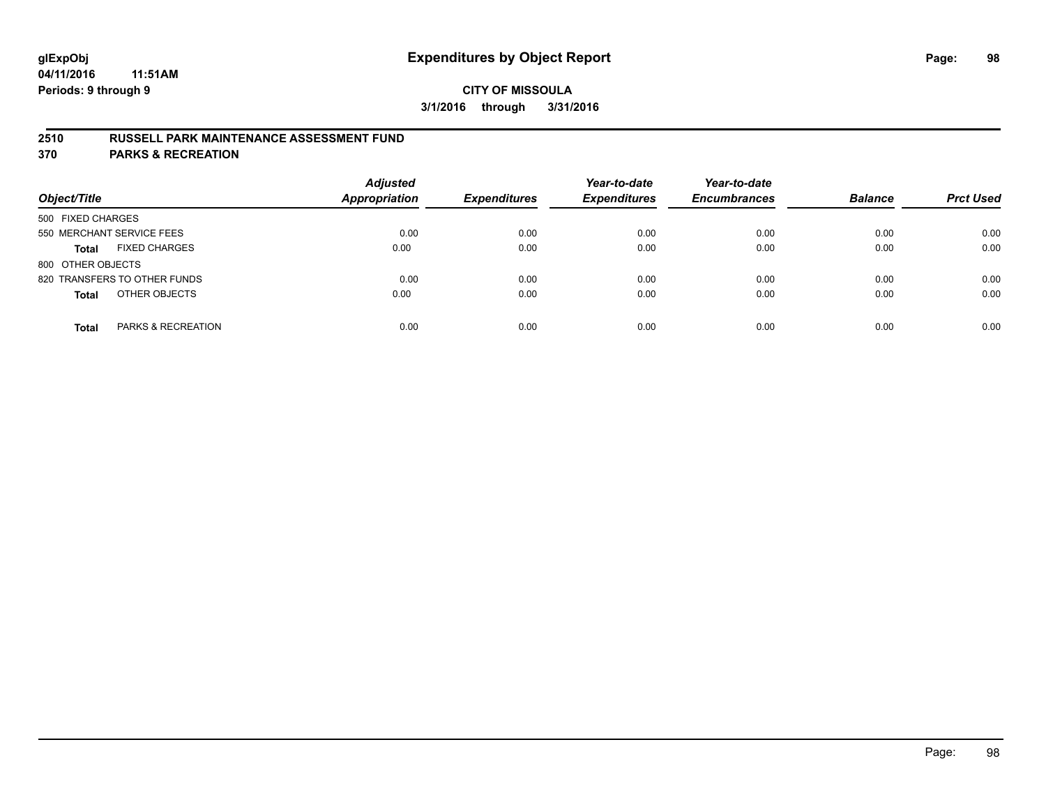# Expenditures by Object Report

glExpObj
04/11/2016 11:51AM
Periods: 9 through 9

**CITY OF MISSOULA**
**3/1/2016 through 3/31/2016**

## 2510 RUSSELL PARK MAINTENANCE ASSESSMENT FUND
## 370 PARKS & RECREATION

| Object/Title | Adjusted Appropriation | Expenditures | Year-to-date Expenditures | Year-to-date Encumbrances | Balance | Prct Used |
|---|---|---|---|---|---|---|
| 500 FIXED CHARGES | | | | | | |
| 550 MERCHANT SERVICE FEES | 0.00 | 0.00 | 0.00 | 0.00 | 0.00 | 0.00 |
| **Total** FIXED CHARGES | 0.00 | 0.00 | 0.00 | 0.00 | 0.00 | 0.00 |
| 800 OTHER OBJECTS | | | | | | |
| 820 TRANSFERS TO OTHER FUNDS | 0.00 | 0.00 | 0.00 | 0.00 | 0.00 | 0.00 |
| **Total** OTHER OBJECTS | 0.00 | 0.00 | 0.00 | 0.00 | 0.00 | 0.00 |
| **Total** PARKS & RECREATION | 0.00 | 0.00 | 0.00 | 0.00 | 0.00 | 0.00 |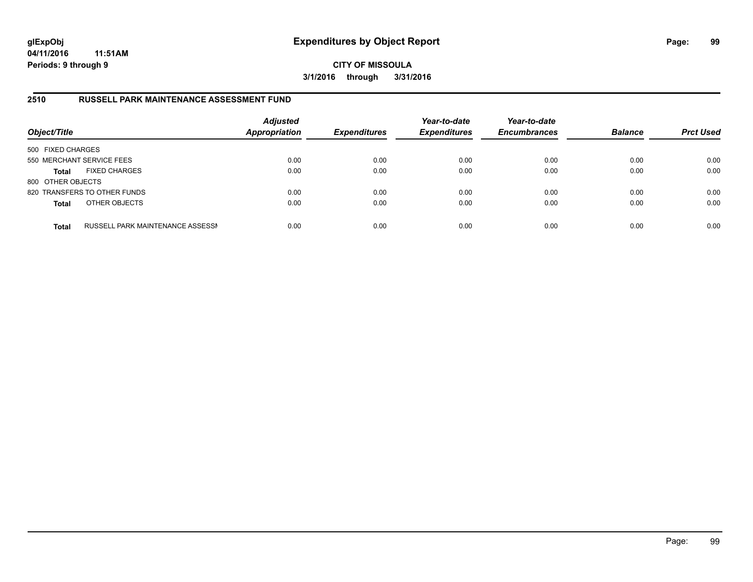**glExpObj** **Expenditures by Object Report**

**04/11/2016 11:51AM**

**Periods: 9 through 9**

**CITY OF MISSOULA**

**3/1/2016 through 3/31/2016**

## 2510 RUSSELL PARK MAINTENANCE ASSESSMENT FUND

| Object/Title | | Adjusted Appropriation | Expenditures | Year-to-date Expenditures | Year-to-date Encumbrances | Balance | Prct Used |
|---|---|---|---|---|---|---|---|
| 500 FIXED CHARGES | | | | | | | |
| 550 MERCHANT SERVICE FEES | | 0.00 | 0.00 | 0.00 | 0.00 | 0.00 | 0.00 |
| **Total** | FIXED CHARGES | 0.00 | 0.00 | 0.00 | 0.00 | 0.00 | 0.00 |
| 800 OTHER OBJECTS | | | | | | | |
| 820 TRANSFERS TO OTHER FUNDS | | 0.00 | 0.00 | 0.00 | 0.00 | 0.00 | 0.00 |
| **Total** | OTHER OBJECTS | 0.00 | 0.00 | 0.00 | 0.00 | 0.00 | 0.00 |
| **Total** | RUSSELL PARK MAINTENANCE ASSESSI | 0.00 | 0.00 | 0.00 | 0.00 | 0.00 | 0.00 |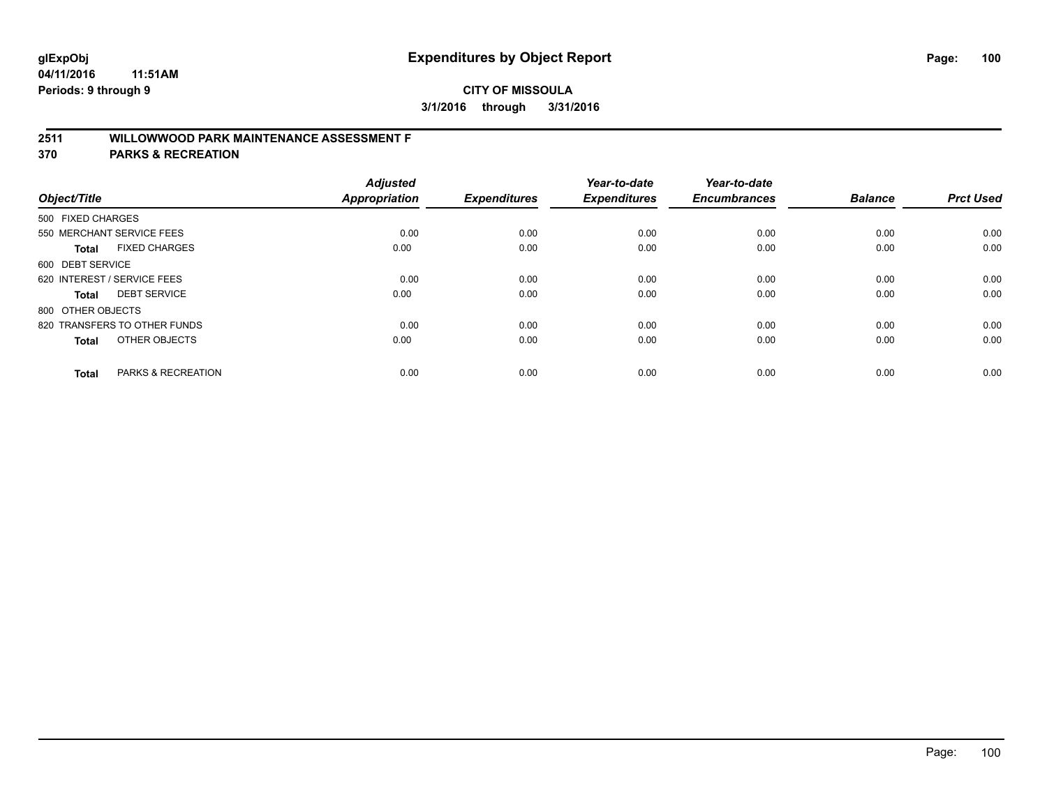# Expenditures by Object Report

glExpObj
04/11/2016 11:51AM
Periods: 9 through 9

**CITY OF MISSOULA**
**3/1/2016 through 3/31/2016**

## 2511 WILLOWWOOD PARK MAINTENANCE ASSESSMENT F
## 370 PARKS & RECREATION

| Object/Title | Adjusted Appropriation | Expenditures | Year-to-date Expenditures | Year-to-date Encumbrances | Balance | Prct Used |
|---|---|---|---|---|---|---|
| 500 FIXED CHARGES | | | | | | |
| 550 MERCHANT SERVICE FEES | 0.00 | 0.00 | 0.00 | 0.00 | 0.00 | 0.00 |
| **Total** FIXED CHARGES | 0.00 | 0.00 | 0.00 | 0.00 | 0.00 | 0.00 |
| 600 DEBT SERVICE | | | | | | |
| 620 INTEREST / SERVICE FEES | 0.00 | 0.00 | 0.00 | 0.00 | 0.00 | 0.00 |
| **Total** DEBT SERVICE | 0.00 | 0.00 | 0.00 | 0.00 | 0.00 | 0.00 |
| 800 OTHER OBJECTS | | | | | | |
| 820 TRANSFERS TO OTHER FUNDS | 0.00 | 0.00 | 0.00 | 0.00 | 0.00 | 0.00 |
| **Total** OTHER OBJECTS | 0.00 | 0.00 | 0.00 | 0.00 | 0.00 | 0.00 |
| **Total** PARKS & RECREATION | 0.00 | 0.00 | 0.00 | 0.00 | 0.00 | 0.00 |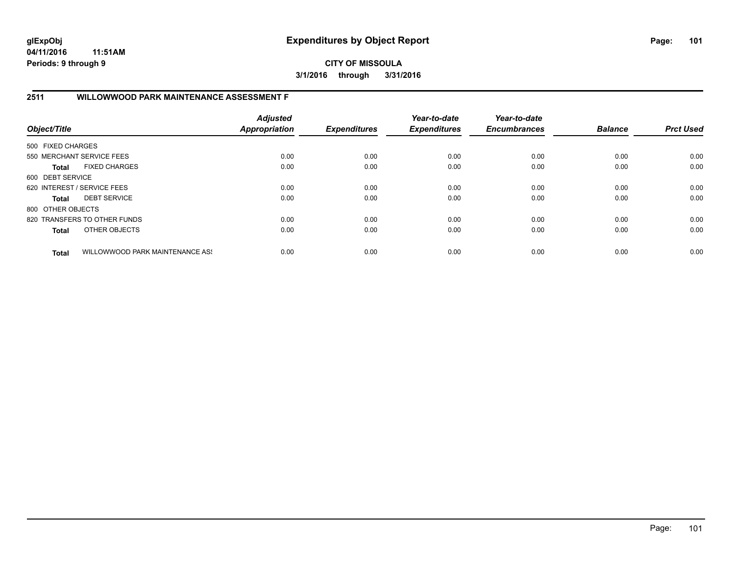**glExpObj**
**04/11/2016 11:51AM**
**Periods: 9 through 9**

# Expenditures by Object Report

**CITY OF MISSOULA**
**3/1/2016 through 3/31/2016**

## 2511 WILLOWWOOD PARK MAINTENANCE ASSESSMENT F

| Object/Title | | *Adjusted Appropriation* | *Expenditures* | *Year-to-date Expenditures* | *Year-to-date Encumbrances* | *Balance* | *Prct Used* |
|---|---|---|---|---|---|---|---|
| 500 FIXED CHARGES | | | | | | | |
| 550 MERCHANT SERVICE FEES | | 0.00 | 0.00 | 0.00 | 0.00 | 0.00 | 0.00 |
| **Total** | FIXED CHARGES | 0.00 | 0.00 | 0.00 | 0.00 | 0.00 | 0.00 |
| 600 DEBT SERVICE | | | | | | | |
| 620 INTEREST / SERVICE FEES | | 0.00 | 0.00 | 0.00 | 0.00 | 0.00 | 0.00 |
| **Total** | DEBT SERVICE | 0.00 | 0.00 | 0.00 | 0.00 | 0.00 | 0.00 |
| 800 OTHER OBJECTS | | | | | | | |
| 820 TRANSFERS TO OTHER FUNDS | | 0.00 | 0.00 | 0.00 | 0.00 | 0.00 | 0.00 |
| **Total** | OTHER OBJECTS | 0.00 | 0.00 | 0.00 | 0.00 | 0.00 | 0.00 |
| **Total** | WILLOWWOOD PARK MAINTENANCE ASS | 0.00 | 0.00 | 0.00 | 0.00 | 0.00 | 0.00 |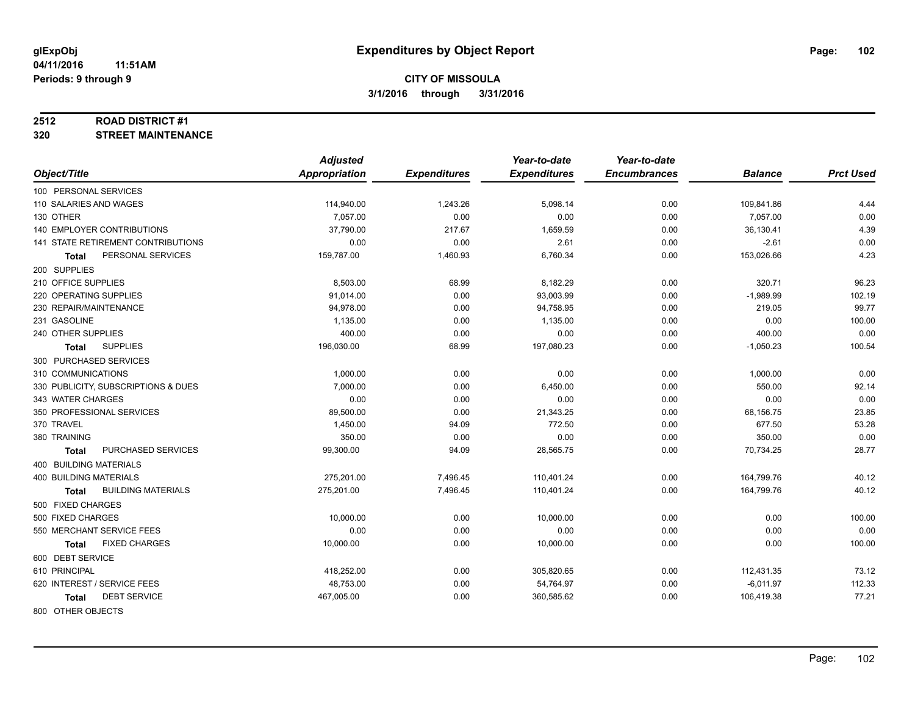glExpObj
04/11/2016 11:51AM
Periods: 9 through 9

# Expenditures by Object Report

**CITY OF MISSOULA**
**3/1/2016 through 3/31/2016**

**2512 ROAD DISTRICT #1**
**320 STREET MAINTENANCE**

| Object/Title | Adjusted Appropriation | Expenditures | Year-to-date Expenditures | Year-to-date Encumbrances | Balance | Prct Used |
|---|---|---|---|---|---|---|
| 100 PERSONAL SERVICES | | | | | | |
| 110 SALARIES AND WAGES | 114,940.00 | 1,243.26 | 5,098.14 | 0.00 | 109,841.86 | 4.44 |
| 130 OTHER | 7,057.00 | 0.00 | 0.00 | 0.00 | 7,057.00 | 0.00 |
| 140 EMPLOYER CONTRIBUTIONS | 37,790.00 | 217.67 | 1,659.59 | 0.00 | 36,130.41 | 4.39 |
| 141 STATE RETIREMENT CONTRIBUTIONS | 0.00 | 0.00 | 2.61 | 0.00 | -2.61 | 0.00 |
| **Total** PERSONAL SERVICES | 159,787.00 | 1,460.93 | 6,760.34 | 0.00 | 153,026.66 | 4.23 |
| 200 SUPPLIES | | | | | | |
| 210 OFFICE SUPPLIES | 8,503.00 | 68.99 | 8,182.29 | 0.00 | 320.71 | 96.23 |
| 220 OPERATING SUPPLIES | 91,014.00 | 0.00 | 93,003.99 | 0.00 | -1,989.99 | 102.19 |
| 230 REPAIR/MAINTENANCE | 94,978.00 | 0.00 | 94,758.95 | 0.00 | 219.05 | 99.77 |
| 231 GASOLINE | 1,135.00 | 0.00 | 1,135.00 | 0.00 | 0.00 | 100.00 |
| 240 OTHER SUPPLIES | 400.00 | 0.00 | 0.00 | 0.00 | 400.00 | 0.00 |
| **Total** SUPPLIES | 196,030.00 | 68.99 | 197,080.23 | 0.00 | -1,050.23 | 100.54 |
| 300 PURCHASED SERVICES | | | | | | |
| 310 COMMUNICATIONS | 1,000.00 | 0.00 | 0.00 | 0.00 | 1,000.00 | 0.00 |
| 330 PUBLICITY, SUBSCRIPTIONS & DUES | 7,000.00 | 0.00 | 6,450.00 | 0.00 | 550.00 | 92.14 |
| 343 WATER CHARGES | 0.00 | 0.00 | 0.00 | 0.00 | 0.00 | 0.00 |
| 350 PROFESSIONAL SERVICES | 89,500.00 | 0.00 | 21,343.25 | 0.00 | 68,156.75 | 23.85 |
| 370 TRAVEL | 1,450.00 | 94.09 | 772.50 | 0.00 | 677.50 | 53.28 |
| 380 TRAINING | 350.00 | 0.00 | 0.00 | 0.00 | 350.00 | 0.00 |
| **Total** PURCHASED SERVICES | 99,300.00 | 94.09 | 28,565.75 | 0.00 | 70,734.25 | 28.77 |
| 400 BUILDING MATERIALS | | | | | | |
| 400 BUILDING MATERIALS | 275,201.00 | 7,496.45 | 110,401.24 | 0.00 | 164,799.76 | 40.12 |
| **Total** BUILDING MATERIALS | 275,201.00 | 7,496.45 | 110,401.24 | 0.00 | 164,799.76 | 40.12 |
| 500 FIXED CHARGES | | | | | | |
| 500 FIXED CHARGES | 10,000.00 | 0.00 | 10,000.00 | 0.00 | 0.00 | 100.00 |
| 550 MERCHANT SERVICE FEES | 0.00 | 0.00 | 0.00 | 0.00 | 0.00 | 0.00 |
| **Total** FIXED CHARGES | 10,000.00 | 0.00 | 10,000.00 | 0.00 | 0.00 | 100.00 |
| 600 DEBT SERVICE | | | | | | |
| 610 PRINCIPAL | 418,252.00 | 0.00 | 305,820.65 | 0.00 | 112,431.35 | 73.12 |
| 620 INTEREST / SERVICE FEES | 48,753.00 | 0.00 | 54,764.97 | 0.00 | -6,011.97 | 112.33 |
| **Total** DEBT SERVICE | 467,005.00 | 0.00 | 360,585.62 | 0.00 | 106,419.38 | 77.21 |
| 800 OTHER OBJECTS | | | | | | |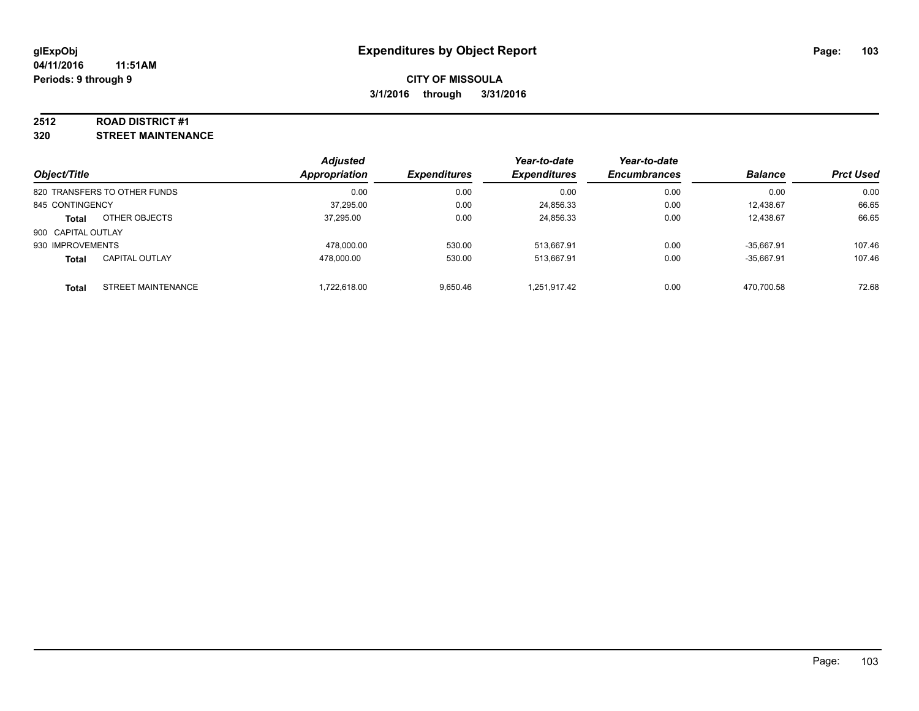**glExpObj** **Expenditures by Object Report**
**04/11/2016 11:51AM**
**Periods: 9 through 9**

**CITY OF MISSOULA**
**3/1/2016 through 3/31/2016**

**2512 ROAD DISTRICT #1**
**320 STREET MAINTENANCE**

| Object/Title | | Adjusted Appropriation | Expenditures | Year-to-date Expenditures | Year-to-date Encumbrances | Balance | Prct Used |
|---|---|---|---|---|---|---|---|
| 820 TRANSFERS TO OTHER FUNDS | | 0.00 | 0.00 | 0.00 | 0.00 | 0.00 | 0.00 |
| 845 CONTINGENCY | | 37,295.00 | 0.00 | 24,856.33 | 0.00 | 12,438.67 | 66.65 |
| **Total** | OTHER OBJECTS | 37,295.00 | 0.00 | 24,856.33 | 0.00 | 12,438.67 | 66.65 |
| 900 CAPITAL OUTLAY | | | | | | | |
| 930 IMPROVEMENTS | | 478,000.00 | 530.00 | 513,667.91 | 0.00 | -35,667.91 | 107.46 |
| **Total** | CAPITAL OUTLAY | 478,000.00 | 530.00 | 513,667.91 | 0.00 | -35,667.91 | 107.46 |
| **Total** | STREET MAINTENANCE | 1,722,618.00 | 9,650.46 | 1,251,917.42 | 0.00 | 470,700.58 | 72.68 |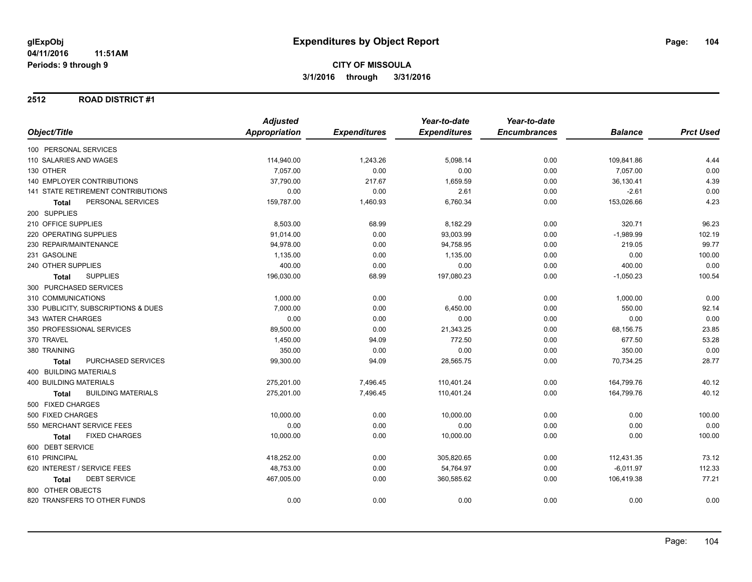**glExpObj** **Expenditures by Object Report**

**04/11/2016 11:51AM**

**Periods: 9 through 9**

**CITY OF MISSOULA**

**3/1/2016 through 3/31/2016**

## 2512 ROAD DISTRICT #1

| Object/Title | Adjusted Appropriation | Expenditures | Year-to-date Expenditures | Year-to-date Encumbrances | Balance | Prct Used |
|---|---|---|---|---|---|---|
| 100 PERSONAL SERVICES | | | | | | |
| 110 SALARIES AND WAGES | 114,940.00 | 1,243.26 | 5,098.14 | 0.00 | 109,841.86 | 4.44 |
| 130 OTHER | 7,057.00 | 0.00 | 0.00 | 0.00 | 7,057.00 | 0.00 |
| 140 EMPLOYER CONTRIBUTIONS | 37,790.00 | 217.67 | 1,659.59 | 0.00 | 36,130.41 | 4.39 |
| 141 STATE RETIREMENT CONTRIBUTIONS | 0.00 | 0.00 | 2.61 | 0.00 | -2.61 | 0.00 |
| **Total** PERSONAL SERVICES | 159,787.00 | 1,460.93 | 6,760.34 | 0.00 | 153,026.66 | 4.23 |
| 200 SUPPLIES | | | | | | |
| 210 OFFICE SUPPLIES | 8,503.00 | 68.99 | 8,182.29 | 0.00 | 320.71 | 96.23 |
| 220 OPERATING SUPPLIES | 91,014.00 | 0.00 | 93,003.99 | 0.00 | -1,989.99 | 102.19 |
| 230 REPAIR/MAINTENANCE | 94,978.00 | 0.00 | 94,758.95 | 0.00 | 219.05 | 99.77 |
| 231 GASOLINE | 1,135.00 | 0.00 | 1,135.00 | 0.00 | 0.00 | 100.00 |
| 240 OTHER SUPPLIES | 400.00 | 0.00 | 0.00 | 0.00 | 400.00 | 0.00 |
| **Total** SUPPLIES | 196,030.00 | 68.99 | 197,080.23 | 0.00 | -1,050.23 | 100.54 |
| 300 PURCHASED SERVICES | | | | | | |
| 310 COMMUNICATIONS | 1,000.00 | 0.00 | 0.00 | 0.00 | 1,000.00 | 0.00 |
| 330 PUBLICITY, SUBSCRIPTIONS & DUES | 7,000.00 | 0.00 | 6,450.00 | 0.00 | 550.00 | 92.14 |
| 343 WATER CHARGES | 0.00 | 0.00 | 0.00 | 0.00 | 0.00 | 0.00 |
| 350 PROFESSIONAL SERVICES | 89,500.00 | 0.00 | 21,343.25 | 0.00 | 68,156.75 | 23.85 |
| 370 TRAVEL | 1,450.00 | 94.09 | 772.50 | 0.00 | 677.50 | 53.28 |
| 380 TRAINING | 350.00 | 0.00 | 0.00 | 0.00 | 350.00 | 0.00 |
| **Total** PURCHASED SERVICES | 99,300.00 | 94.09 | 28,565.75 | 0.00 | 70,734.25 | 28.77 |
| 400 BUILDING MATERIALS | | | | | | |
| 400 BUILDING MATERIALS | 275,201.00 | 7,496.45 | 110,401.24 | 0.00 | 164,799.76 | 40.12 |
| **Total** BUILDING MATERIALS | 275,201.00 | 7,496.45 | 110,401.24 | 0.00 | 164,799.76 | 40.12 |
| 500 FIXED CHARGES | | | | | | |
| 500 FIXED CHARGES | 10,000.00 | 0.00 | 10,000.00 | 0.00 | 0.00 | 100.00 |
| 550 MERCHANT SERVICE FEES | 0.00 | 0.00 | 0.00 | 0.00 | 0.00 | 0.00 |
| **Total** FIXED CHARGES | 10,000.00 | 0.00 | 10,000.00 | 0.00 | 0.00 | 100.00 |
| 600 DEBT SERVICE | | | | | | |
| 610 PRINCIPAL | 418,252.00 | 0.00 | 305,820.65 | 0.00 | 112,431.35 | 73.12 |
| 620 INTEREST / SERVICE FEES | 48,753.00 | 0.00 | 54,764.97 | 0.00 | -6,011.97 | 112.33 |
| **Total** DEBT SERVICE | 467,005.00 | 0.00 | 360,585.62 | 0.00 | 106,419.38 | 77.21 |
| 800 OTHER OBJECTS | | | | | | |
| 820 TRANSFERS TO OTHER FUNDS | 0.00 | 0.00 | 0.00 | 0.00 | 0.00 | 0.00 |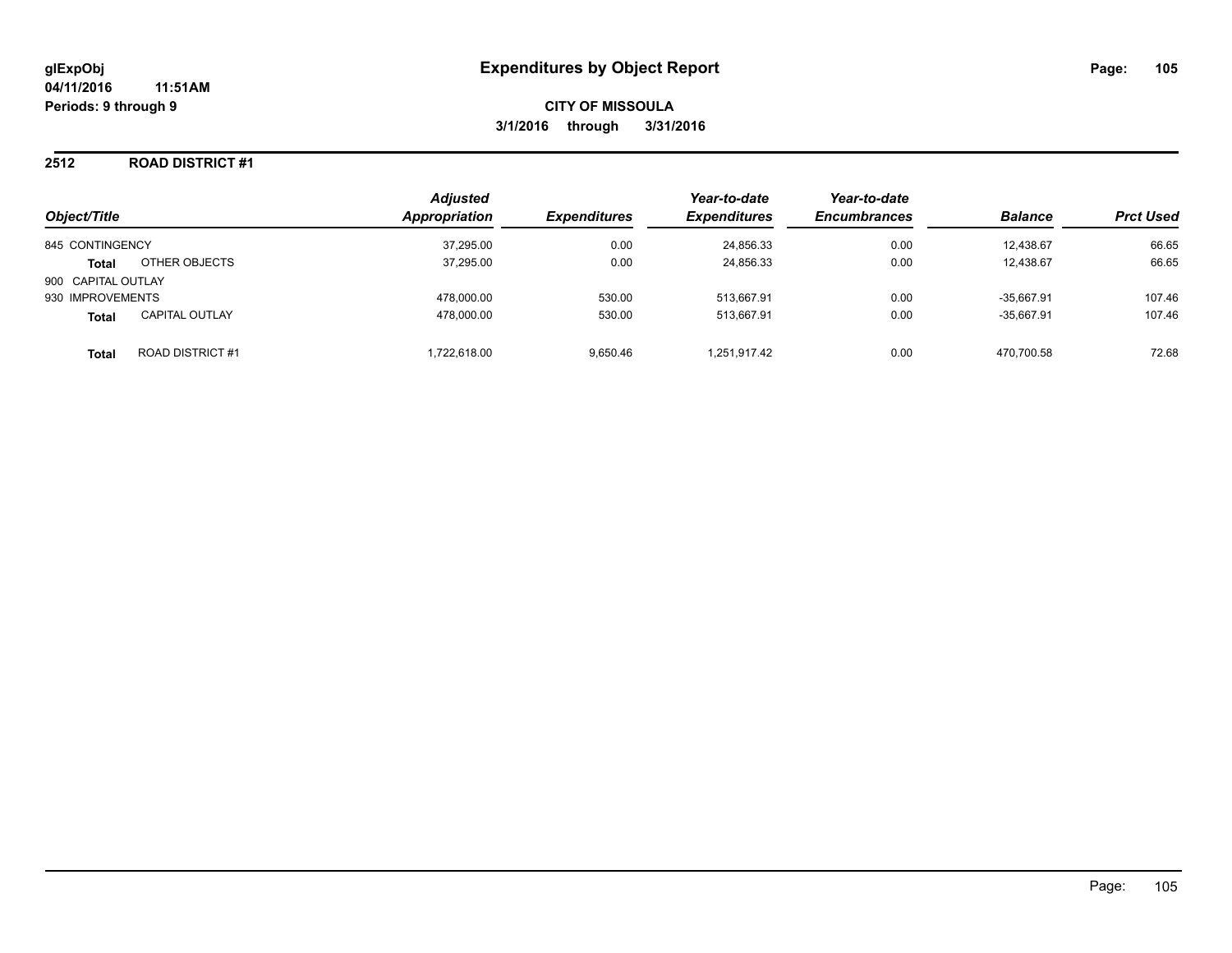**glExpObj** **Expenditures by Object Report**

**04/11/2016 11:51AM**

**Periods: 9 through 9**

**CITY OF MISSOULA**

**3/1/2016 through 3/31/2016**

## 2512 ROAD DISTRICT #1

| Object/Title | | Adjusted Appropriation | Expenditures | Year-to-date Expenditures | Year-to-date Encumbrances | Balance | Prct Used |
|---|---|---|---|---|---|---|---|
| 845 CONTINGENCY | | 37,295.00 | 0.00 | 24,856.33 | 0.00 | 12,438.67 | 66.65 |
| **Total** | OTHER OBJECTS | 37,295.00 | 0.00 | 24,856.33 | 0.00 | 12,438.67 | 66.65 |
| 900 CAPITAL OUTLAY | | | | | | | |
| 930 IMPROVEMENTS | | 478,000.00 | 530.00 | 513,667.91 | 0.00 | -35,667.91 | 107.46 |
| **Total** | CAPITAL OUTLAY | 478,000.00 | 530.00 | 513,667.91 | 0.00 | -35,667.91 | 107.46 |
| **Total** | ROAD DISTRICT #1 | 1,722,618.00 | 9,650.46 | 1,251,917.42 | 0.00 | 470,700.58 | 72.68 |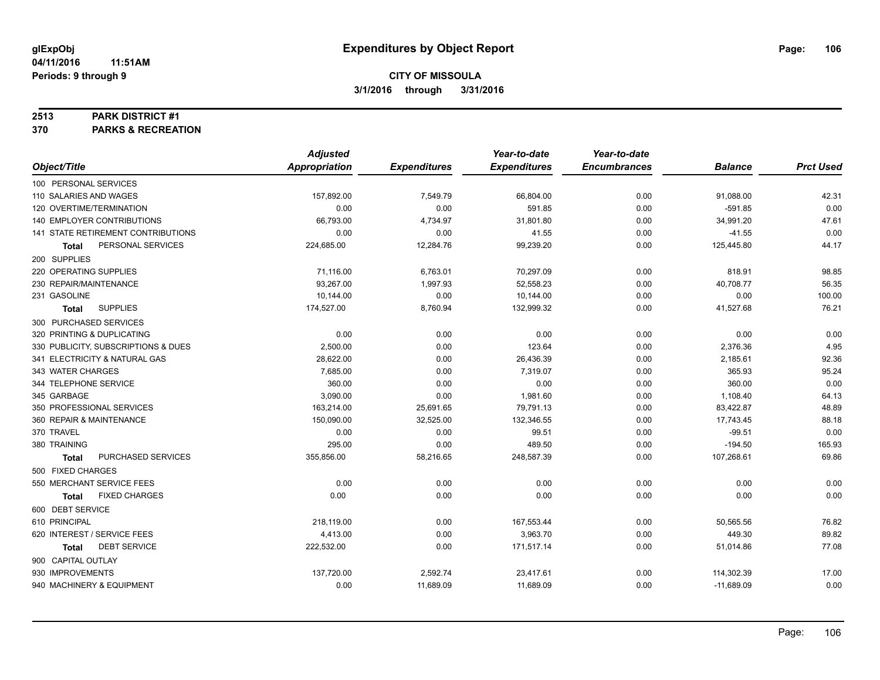glExpObj
04/11/2016 11:51AM
Periods: 9 through 9

# Expenditures by Object Report

**CITY OF MISSOULA**
**3/1/2016 through 3/31/2016**

**2513 PARK DISTRICT #1**
**370 PARKS & RECREATION**

| Object/Title | Adjusted Appropriation | Expenditures | Year-to-date Expenditures | Year-to-date Encumbrances | Balance | Prct Used |
|---|---|---|---|---|---|---|
| 100 PERSONAL SERVICES | | | | | | |
| 110 SALARIES AND WAGES | 157,892.00 | 7,549.79 | 66,804.00 | 0.00 | 91,088.00 | 42.31 |
| 120 OVERTIME/TERMINATION | 0.00 | 0.00 | 591.85 | 0.00 | -591.85 | 0.00 |
| 140 EMPLOYER CONTRIBUTIONS | 66,793.00 | 4,734.97 | 31,801.80 | 0.00 | 34,991.20 | 47.61 |
| 141 STATE RETIREMENT CONTRIBUTIONS | 0.00 | 0.00 | 41.55 | 0.00 | -41.55 | 0.00 |
| **Total** PERSONAL SERVICES | 224,685.00 | 12,284.76 | 99,239.20 | 0.00 | 125,445.80 | 44.17 |
| 200 SUPPLIES | | | | | | |
| 220 OPERATING SUPPLIES | 71,116.00 | 6,763.01 | 70,297.09 | 0.00 | 818.91 | 98.85 |
| 230 REPAIR/MAINTENANCE | 93,267.00 | 1,997.93 | 52,558.23 | 0.00 | 40,708.77 | 56.35 |
| 231 GASOLINE | 10,144.00 | 0.00 | 10,144.00 | 0.00 | 0.00 | 100.00 |
| **Total** SUPPLIES | 174,527.00 | 8,760.94 | 132,999.32 | 0.00 | 41,527.68 | 76.21 |
| 300 PURCHASED SERVICES | | | | | | |
| 320 PRINTING & DUPLICATING | 0.00 | 0.00 | 0.00 | 0.00 | 0.00 | 0.00 |
| 330 PUBLICITY, SUBSCRIPTIONS & DUES | 2,500.00 | 0.00 | 123.64 | 0.00 | 2,376.36 | 4.95 |
| 341 ELECTRICITY & NATURAL GAS | 28,622.00 | 0.00 | 26,436.39 | 0.00 | 2,185.61 | 92.36 |
| 343 WATER CHARGES | 7,685.00 | 0.00 | 7,319.07 | 0.00 | 365.93 | 95.24 |
| 344 TELEPHONE SERVICE | 360.00 | 0.00 | 0.00 | 0.00 | 360.00 | 0.00 |
| 345 GARBAGE | 3,090.00 | 0.00 | 1,981.60 | 0.00 | 1,108.40 | 64.13 |
| 350 PROFESSIONAL SERVICES | 163,214.00 | 25,691.65 | 79,791.13 | 0.00 | 83,422.87 | 48.89 |
| 360 REPAIR & MAINTENANCE | 150,090.00 | 32,525.00 | 132,346.55 | 0.00 | 17,743.45 | 88.18 |
| 370 TRAVEL | 0.00 | 0.00 | 99.51 | 0.00 | -99.51 | 0.00 |
| 380 TRAINING | 295.00 | 0.00 | 489.50 | 0.00 | -194.50 | 165.93 |
| **Total** PURCHASED SERVICES | 355,856.00 | 58,216.65 | 248,587.39 | 0.00 | 107,268.61 | 69.86 |
| 500 FIXED CHARGES | | | | | | |
| 550 MERCHANT SERVICE FEES | 0.00 | 0.00 | 0.00 | 0.00 | 0.00 | 0.00 |
| **Total** FIXED CHARGES | 0.00 | 0.00 | 0.00 | 0.00 | 0.00 | 0.00 |
| 600 DEBT SERVICE | | | | | | |
| 610 PRINCIPAL | 218,119.00 | 0.00 | 167,553.44 | 0.00 | 50,565.56 | 76.82 |
| 620 INTEREST / SERVICE FEES | 4,413.00 | 0.00 | 3,963.70 | 0.00 | 449.30 | 89.82 |
| **Total** DEBT SERVICE | 222,532.00 | 0.00 | 171,517.14 | 0.00 | 51,014.86 | 77.08 |
| 900 CAPITAL OUTLAY | | | | | | |
| 930 IMPROVEMENTS | 137,720.00 | 2,592.74 | 23,417.61 | 0.00 | 114,302.39 | 17.00 |
| 940 MACHINERY & EQUIPMENT | 0.00 | 11,689.09 | 11,689.09 | 0.00 | -11,689.09 | 0.00 |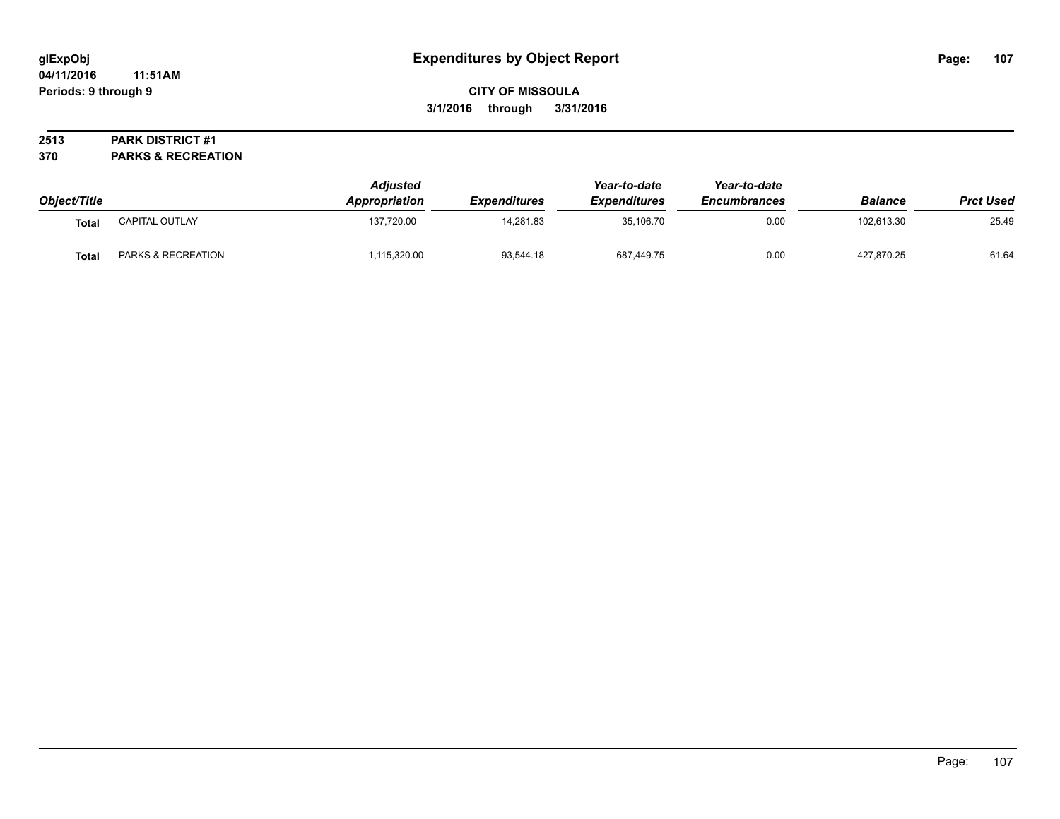# Expenditures by Object Report

glExpObj
04/11/2016 11:51AM
Periods: 9 through 9

**CITY OF MISSOULA**
**3/1/2016 through 3/31/2016**

**2513 PARK DISTRICT #1**
**370 PARKS & RECREATION**

| Object/Title | | Adjusted Appropriation | Expenditures | Year-to-date Expenditures | Year-to-date Encumbrances | Balance | Prct Used |
|---|---|---|---|---|---|---|---|
| **Total** | CAPITAL OUTLAY | 137,720.00 | 14,281.83 | 35,106.70 | 0.00 | 102,613.30 | 25.49 |
| **Total** | PARKS & RECREATION | 1,115,320.00 | 93,544.18 | 687,449.75 | 0.00 | 427,870.25 | 61.64 |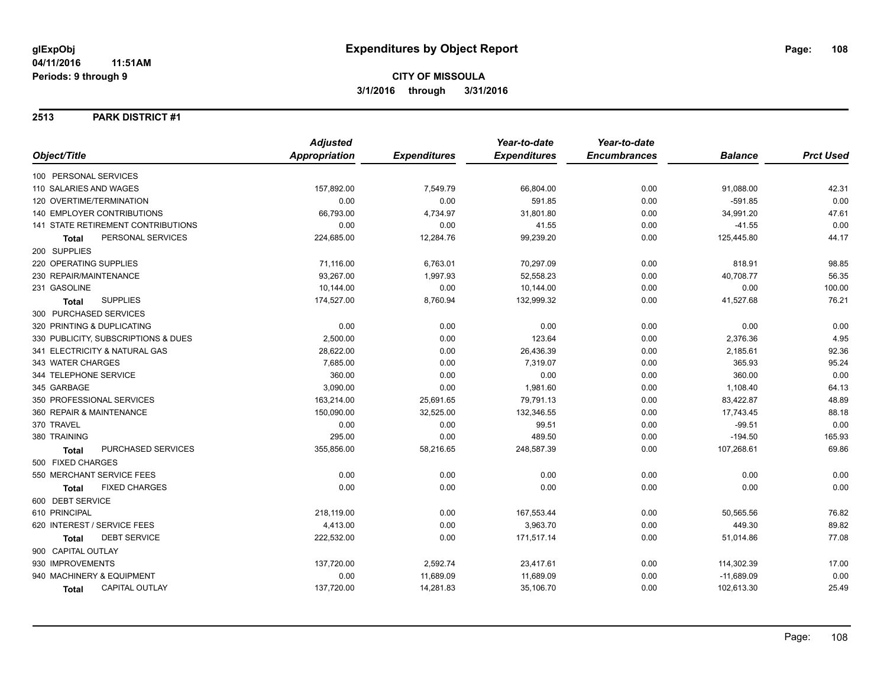# Expenditures by Object Report

glExpObj
04/11/2016 11:51AM
Periods: 9 through 9

**CITY OF MISSOULA**
**3/1/2016 through 3/31/2016**

**2513 PARK DISTRICT #1**

| Object/Title | Adjusted Appropriation | Expenditures | Year-to-date Expenditures | Year-to-date Encumbrances | Balance | Prct Used |
|---|---|---|---|---|---|---|
| 100 PERSONAL SERVICES | | | | | | |
| 110 SALARIES AND WAGES | 157,892.00 | 7,549.79 | 66,804.00 | 0.00 | 91,088.00 | 42.31 |
| 120 OVERTIME/TERMINATION | 0.00 | 0.00 | 591.85 | 0.00 | -591.85 | 0.00 |
| 140 EMPLOYER CONTRIBUTIONS | 66,793.00 | 4,734.97 | 31,801.80 | 0.00 | 34,991.20 | 47.61 |
| 141 STATE RETIREMENT CONTRIBUTIONS | 0.00 | 0.00 | 41.55 | 0.00 | -41.55 | 0.00 |
| **Total** PERSONAL SERVICES | 224,685.00 | 12,284.76 | 99,239.20 | 0.00 | 125,445.80 | 44.17 |
| 200 SUPPLIES | | | | | | |
| 220 OPERATING SUPPLIES | 71,116.00 | 6,763.01 | 70,297.09 | 0.00 | 818.91 | 98.85 |
| 230 REPAIR/MAINTENANCE | 93,267.00 | 1,997.93 | 52,558.23 | 0.00 | 40,708.77 | 56.35 |
| 231 GASOLINE | 10,144.00 | 0.00 | 10,144.00 | 0.00 | 0.00 | 100.00 |
| **Total** SUPPLIES | 174,527.00 | 8,760.94 | 132,999.32 | 0.00 | 41,527.68 | 76.21 |
| 300 PURCHASED SERVICES | | | | | | |
| 320 PRINTING & DUPLICATING | 0.00 | 0.00 | 0.00 | 0.00 | 0.00 | 0.00 |
| 330 PUBLICITY, SUBSCRIPTIONS & DUES | 2,500.00 | 0.00 | 123.64 | 0.00 | 2,376.36 | 4.95 |
| 341 ELECTRICITY & NATURAL GAS | 28,622.00 | 0.00 | 26,436.39 | 0.00 | 2,185.61 | 92.36 |
| 343 WATER CHARGES | 7,685.00 | 0.00 | 7,319.07 | 0.00 | 365.93 | 95.24 |
| 344 TELEPHONE SERVICE | 360.00 | 0.00 | 0.00 | 0.00 | 360.00 | 0.00 |
| 345 GARBAGE | 3,090.00 | 0.00 | 1,981.60 | 0.00 | 1,108.40 | 64.13 |
| 350 PROFESSIONAL SERVICES | 163,214.00 | 25,691.65 | 79,791.13 | 0.00 | 83,422.87 | 48.89 |
| 360 REPAIR & MAINTENANCE | 150,090.00 | 32,525.00 | 132,346.55 | 0.00 | 17,743.45 | 88.18 |
| 370 TRAVEL | 0.00 | 0.00 | 99.51 | 0.00 | -99.51 | 0.00 |
| 380 TRAINING | 295.00 | 0.00 | 489.50 | 0.00 | -194.50 | 165.93 |
| **Total** PURCHASED SERVICES | 355,856.00 | 58,216.65 | 248,587.39 | 0.00 | 107,268.61 | 69.86 |
| 500 FIXED CHARGES | | | | | | |
| 550 MERCHANT SERVICE FEES | 0.00 | 0.00 | 0.00 | 0.00 | 0.00 | 0.00 |
| **Total** FIXED CHARGES | 0.00 | 0.00 | 0.00 | 0.00 | 0.00 | 0.00 |
| 600 DEBT SERVICE | | | | | | |
| 610 PRINCIPAL | 218,119.00 | 0.00 | 167,553.44 | 0.00 | 50,565.56 | 76.82 |
| 620 INTEREST / SERVICE FEES | 4,413.00 | 0.00 | 3,963.70 | 0.00 | 449.30 | 89.82 |
| **Total** DEBT SERVICE | 222,532.00 | 0.00 | 171,517.14 | 0.00 | 51,014.86 | 77.08 |
| 900 CAPITAL OUTLAY | | | | | | |
| 930 IMPROVEMENTS | 137,720.00 | 2,592.74 | 23,417.61 | 0.00 | 114,302.39 | 17.00 |
| 940 MACHINERY & EQUIPMENT | 0.00 | 11,689.09 | 11,689.09 | 0.00 | -11,689.09 | 0.00 |
| **Total** CAPITAL OUTLAY | 137,720.00 | 14,281.83 | 35,106.70 | 0.00 | 102,613.30 | 25.49 |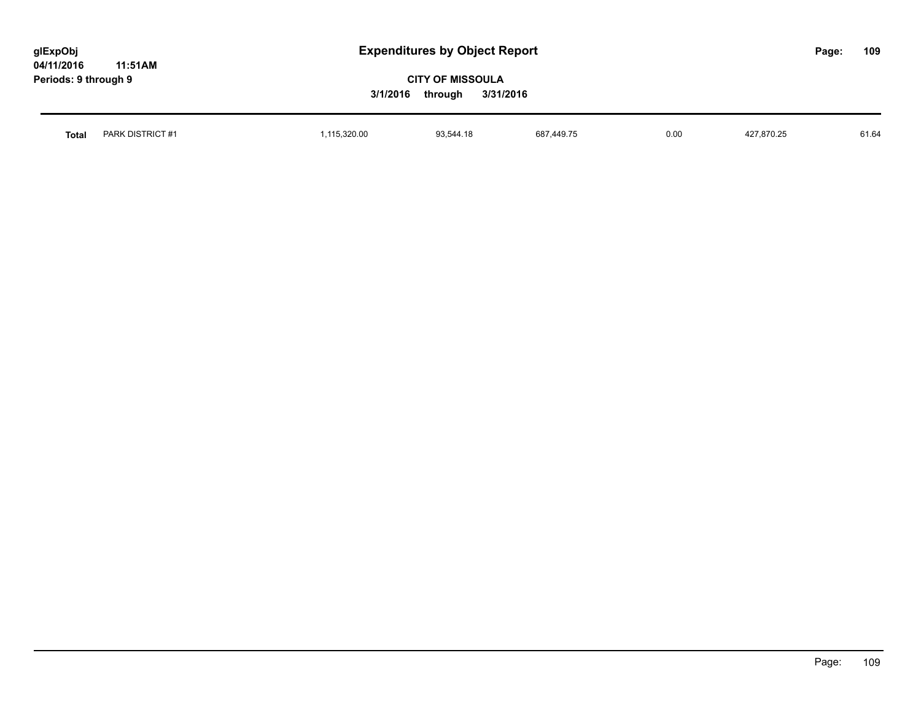| Total | PARK DISTRICT #1 | 1,115,320.00 | 93,544.18 | 687,449.75 | 0.00 | 427,870.25 | 61.64 |
|---|---|---|---|---|---|---|---|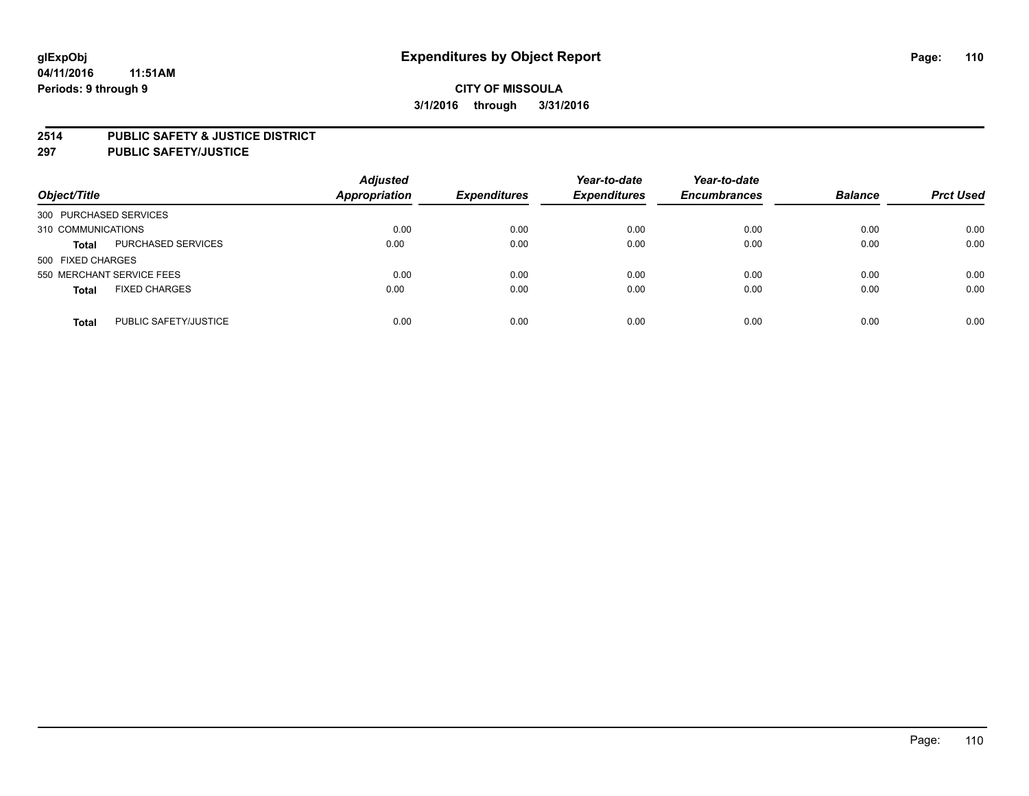glExpObj
04/11/2016 11:51AM
Periods: 9 through 9

# Expenditures by Object Report

**CITY OF MISSOULA**
**3/1/2016 through 3/31/2016**

**2514 PUBLIC SAFETY & JUSTICE DISTRICT**
**297 PUBLIC SAFETY/JUSTICE**

| Object/Title | | Adjusted Appropriation | Expenditures | Year-to-date Expenditures | Year-to-date Encumbrances | Balance | Prct Used |
|---|---|---|---|---|---|---|---|
| 300 PURCHASED SERVICES | | | | | | | |
| 310 COMMUNICATIONS | | 0.00 | 0.00 | 0.00 | 0.00 | 0.00 | 0.00 |
| **Total** | PURCHASED SERVICES | 0.00 | 0.00 | 0.00 | 0.00 | 0.00 | 0.00 |
| 500 FIXED CHARGES | | | | | | | |
| 550 MERCHANT SERVICE FEES | | 0.00 | 0.00 | 0.00 | 0.00 | 0.00 | 0.00 |
| **Total** | FIXED CHARGES | 0.00 | 0.00 | 0.00 | 0.00 | 0.00 | 0.00 |
| **Total** | PUBLIC SAFETY/JUSTICE | 0.00 | 0.00 | 0.00 | 0.00 | 0.00 | 0.00 |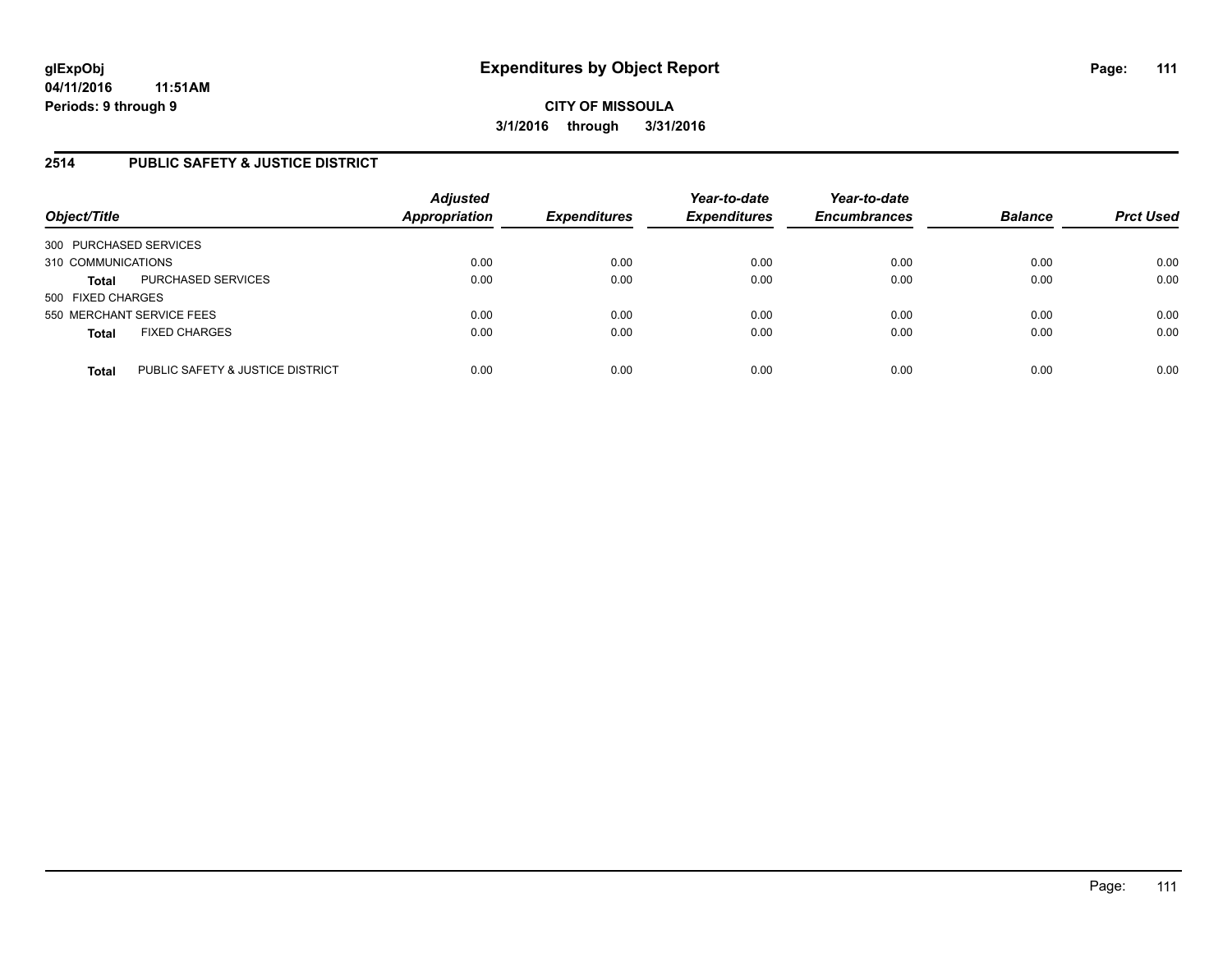# Expenditures by Object Report

glExpObj
04/11/2016 11:51AM
Periods: 9 through 9

**CITY OF MISSOULA**
**3/1/2016 through 3/31/2016**

## 2514 PUBLIC SAFETY & JUSTICE DISTRICT

| Object/Title | | Adjusted Appropriation | Expenditures | Year-to-date Expenditures | Year-to-date Encumbrances | Balance | Prct Used |
|---|---|---|---|---|---|---|---|
| 300 PURCHASED SERVICES | | | | | | | |
| 310 COMMUNICATIONS | | 0.00 | 0.00 | 0.00 | 0.00 | 0.00 | 0.00 |
| **Total** | PURCHASED SERVICES | 0.00 | 0.00 | 0.00 | 0.00 | 0.00 | 0.00 |
| 500 FIXED CHARGES | | | | | | | |
| 550 MERCHANT SERVICE FEES | | 0.00 | 0.00 | 0.00 | 0.00 | 0.00 | 0.00 |
| **Total** | FIXED CHARGES | 0.00 | 0.00 | 0.00 | 0.00 | 0.00 | 0.00 |
| **Total** | PUBLIC SAFETY & JUSTICE DISTRICT | 0.00 | 0.00 | 0.00 | 0.00 | 0.00 | 0.00 |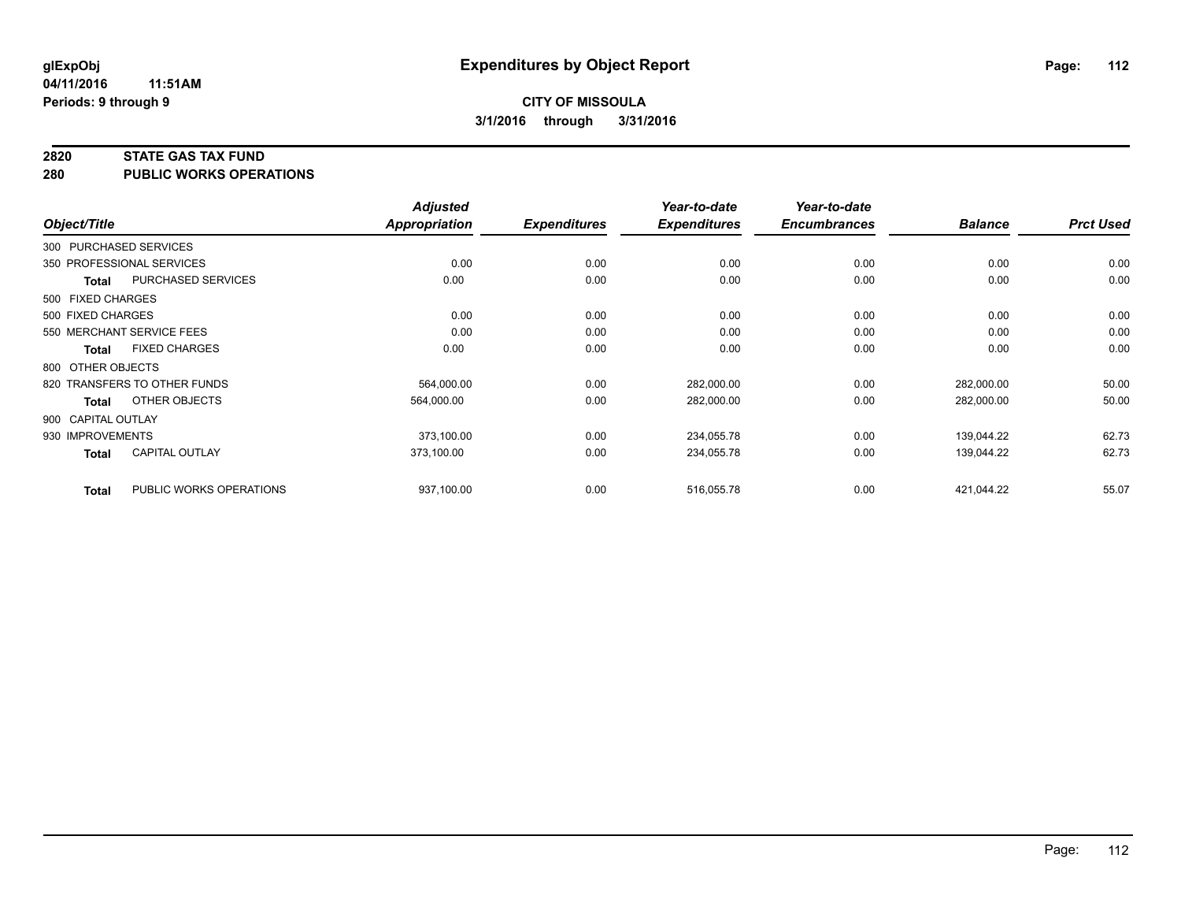glExpObj
04/11/2016 11:51AM
Periods: 9 through 9

# Expenditures by Object Report

**CITY OF MISSOULA**

**3/1/2016 through 3/31/2016**

**2820 STATE GAS TAX FUND**

**280 PUBLIC WORKS OPERATIONS**

| Object/Title | | Adjusted Appropriation | Expenditures | Year-to-date Expenditures | Year-to-date Encumbrances | Balance | Prct Used |
|---|---|---|---|---|---|---|---|
| 300 PURCHASED SERVICES | | | | | | | |
| 350 PROFESSIONAL SERVICES | | 0.00 | 0.00 | 0.00 | 0.00 | 0.00 | 0.00 |
| **Total** | PURCHASED SERVICES | 0.00 | 0.00 | 0.00 | 0.00 | 0.00 | 0.00 |
| 500 FIXED CHARGES | | | | | | | |
| 500 FIXED CHARGES | | 0.00 | 0.00 | 0.00 | 0.00 | 0.00 | 0.00 |
| 550 MERCHANT SERVICE FEES | | 0.00 | 0.00 | 0.00 | 0.00 | 0.00 | 0.00 |
| **Total** | FIXED CHARGES | 0.00 | 0.00 | 0.00 | 0.00 | 0.00 | 0.00 |
| 800 OTHER OBJECTS | | | | | | | |
| 820 TRANSFERS TO OTHER FUNDS | | 564,000.00 | 0.00 | 282,000.00 | 0.00 | 282,000.00 | 50.00 |
| **Total** | OTHER OBJECTS | 564,000.00 | 0.00 | 282,000.00 | 0.00 | 282,000.00 | 50.00 |
| 900 CAPITAL OUTLAY | | | | | | | |
| 930 IMPROVEMENTS | | 373,100.00 | 0.00 | 234,055.78 | 0.00 | 139,044.22 | 62.73 |
| **Total** | CAPITAL OUTLAY | 373,100.00 | 0.00 | 234,055.78 | 0.00 | 139,044.22 | 62.73 |
| **Total** | PUBLIC WORKS OPERATIONS | 937,100.00 | 0.00 | 516,055.78 | 0.00 | 421,044.22 | 55.07 |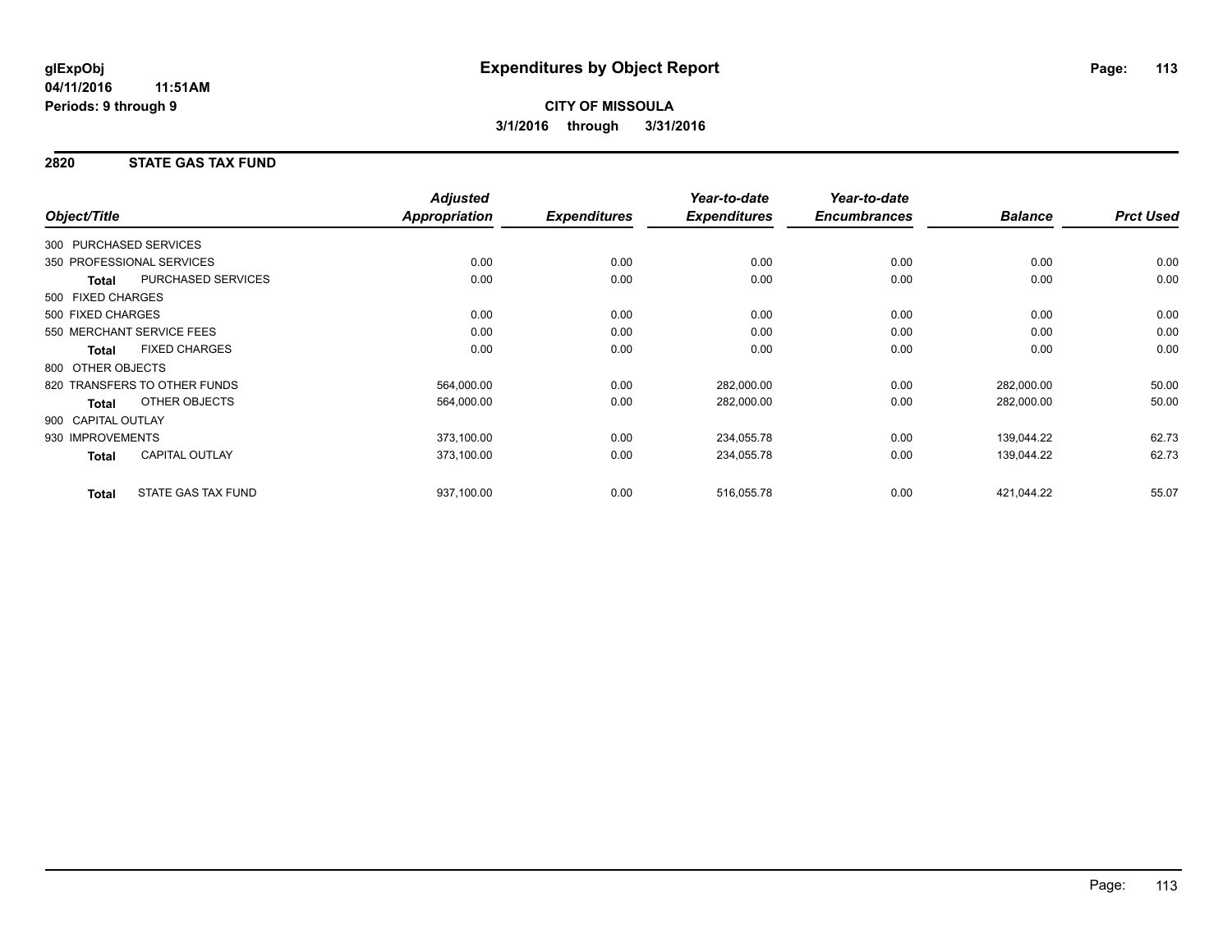**glExpObj** 
**04/11/2016 11:51AM**
**Periods: 9 through 9**

# Expenditures by Object Report

**CITY OF MISSOULA**
**3/1/2016 through 3/31/2016**

## 2820 STATE GAS TAX FUND

| Object/Title | | Adjusted Appropriation | Expenditures | Year-to-date Expenditures | Year-to-date Encumbrances | Balance | Prct Used |
|---|---|---|---|---|---|---|---|
| 300 PURCHASED SERVICES | | | | | | | |
| 350 PROFESSIONAL SERVICES | | 0.00 | 0.00 | 0.00 | 0.00 | 0.00 | 0.00 |
| **Total** | PURCHASED SERVICES | 0.00 | 0.00 | 0.00 | 0.00 | 0.00 | 0.00 |
| 500 FIXED CHARGES | | | | | | | |
| 500 FIXED CHARGES | | 0.00 | 0.00 | 0.00 | 0.00 | 0.00 | 0.00 |
| 550 MERCHANT SERVICE FEES | | 0.00 | 0.00 | 0.00 | 0.00 | 0.00 | 0.00 |
| **Total** | FIXED CHARGES | 0.00 | 0.00 | 0.00 | 0.00 | 0.00 | 0.00 |
| 800 OTHER OBJECTS | | | | | | | |
| 820 TRANSFERS TO OTHER FUNDS | | 564,000.00 | 0.00 | 282,000.00 | 0.00 | 282,000.00 | 50.00 |
| **Total** | OTHER OBJECTS | 564,000.00 | 0.00 | 282,000.00 | 0.00 | 282,000.00 | 50.00 |
| 900 CAPITAL OUTLAY | | | | | | | |
| 930 IMPROVEMENTS | | 373,100.00 | 0.00 | 234,055.78 | 0.00 | 139,044.22 | 62.73 |
| **Total** | CAPITAL OUTLAY | 373,100.00 | 0.00 | 234,055.78 | 0.00 | 139,044.22 | 62.73 |
| **Total** | STATE GAS TAX FUND | 937,100.00 | 0.00 | 516,055.78 | 0.00 | 421,044.22 | 55.07 |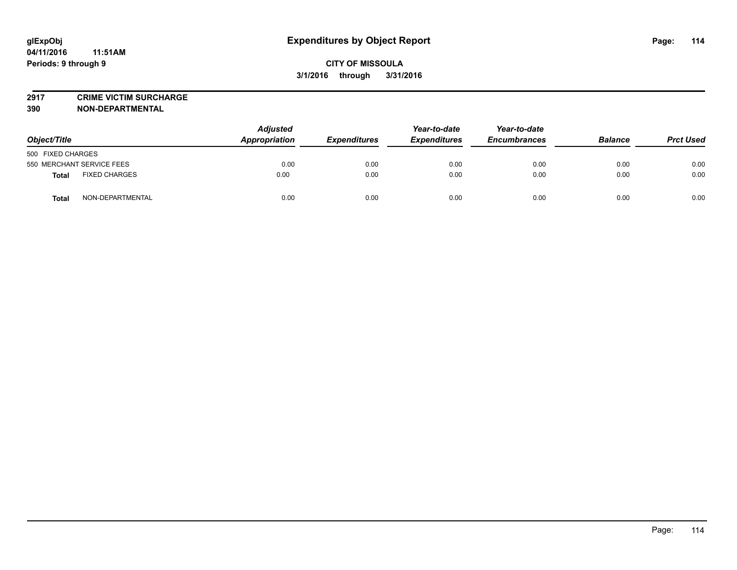# Expenditures by Object Report

glExpObj
04/11/2016 11:51AM
Periods: 9 through 9

**CITY OF MISSOULA**
**3/1/2016 through 3/31/2016**

**2917 CRIME VICTIM SURCHARGE**
**390 NON-DEPARTMENTAL**

| Object/Title | | Adjusted Appropriation | Expenditures | Year-to-date Expenditures | Year-to-date Encumbrances | Balance | Prct Used |
|---|---|---|---|---|---|---|---|
| 500 FIXED CHARGES | | | | | | | |
| 550 MERCHANT SERVICE FEES | | 0.00 | 0.00 | 0.00 | 0.00 | 0.00 | 0.00 |
| **Total** | FIXED CHARGES | 0.00 | 0.00 | 0.00 | 0.00 | 0.00 | 0.00 |
| **Total** | NON-DEPARTMENTAL | 0.00 | 0.00 | 0.00 | 0.00 | 0.00 | 0.00 |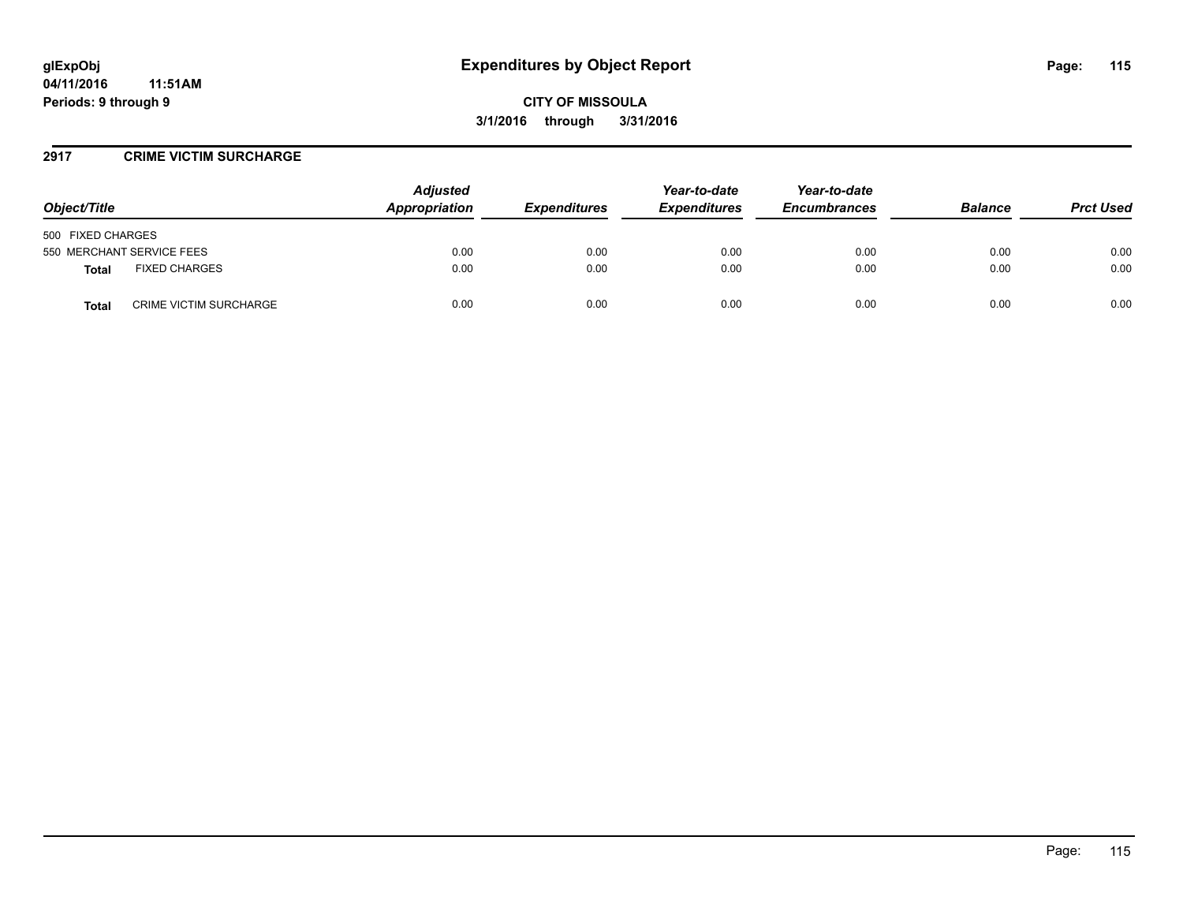# Expenditures by Object Report

glExpObj
04/11/2016 11:51AM
Periods: 9 through 9

**CITY OF MISSOULA**

**3/1/2016 through 3/31/2016**

## 2917 CRIME VICTIM SURCHARGE

| Object/Title | Adjusted Appropriation | Expenditures | Year-to-date Expenditures | Year-to-date Encumbrances | Balance | Prct Used |
|---|---|---|---|---|---|---|
| 500 FIXED CHARGES | | | | | | |
| 550 MERCHANT SERVICE FEES | 0.00 | 0.00 | 0.00 | 0.00 | 0.00 | 0.00 |
| **Total** FIXED CHARGES | 0.00 | 0.00 | 0.00 | 0.00 | 0.00 | 0.00 |
| **Total** CRIME VICTIM SURCHARGE | 0.00 | 0.00 | 0.00 | 0.00 | 0.00 | 0.00 |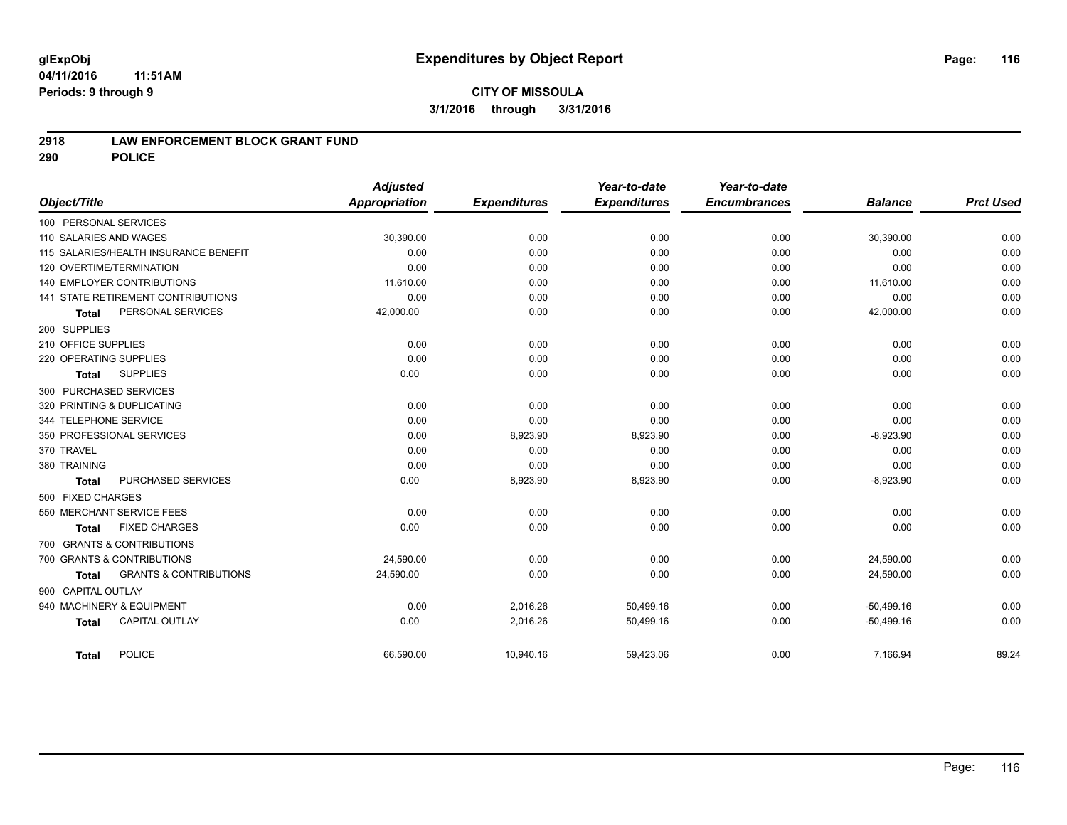glExpObj
04/11/2016 11:51AM
Periods: 9 through 9

# Expenditures by Object Report

**CITY OF MISSOULA**
**3/1/2016 through 3/31/2016**

## 2918 LAW ENFORCEMENT BLOCK GRANT FUND
## 290 POLICE

| Object/Title | Adjusted Appropriation | Expenditures | Year-to-date Expenditures | Year-to-date Encumbrances | Balance | Prct Used |
|---|---|---|---|---|---|---|
| 100 PERSONAL SERVICES | | | | | | |
| 110 SALARIES AND WAGES | 30,390.00 | 0.00 | 0.00 | 0.00 | 30,390.00 | 0.00 |
| 115 SALARIES/HEALTH INSURANCE BENEFIT | 0.00 | 0.00 | 0.00 | 0.00 | 0.00 | 0.00 |
| 120 OVERTIME/TERMINATION | 0.00 | 0.00 | 0.00 | 0.00 | 0.00 | 0.00 |
| 140 EMPLOYER CONTRIBUTIONS | 11,610.00 | 0.00 | 0.00 | 0.00 | 11,610.00 | 0.00 |
| 141 STATE RETIREMENT CONTRIBUTIONS | 0.00 | 0.00 | 0.00 | 0.00 | 0.00 | 0.00 |
| **Total** PERSONAL SERVICES | 42,000.00 | 0.00 | 0.00 | 0.00 | 42,000.00 | 0.00 |
| 200 SUPPLIES | | | | | | |
| 210 OFFICE SUPPLIES | 0.00 | 0.00 | 0.00 | 0.00 | 0.00 | 0.00 |
| 220 OPERATING SUPPLIES | 0.00 | 0.00 | 0.00 | 0.00 | 0.00 | 0.00 |
| **Total** SUPPLIES | 0.00 | 0.00 | 0.00 | 0.00 | 0.00 | 0.00 |
| 300 PURCHASED SERVICES | | | | | | |
| 320 PRINTING & DUPLICATING | 0.00 | 0.00 | 0.00 | 0.00 | 0.00 | 0.00 |
| 344 TELEPHONE SERVICE | 0.00 | 0.00 | 0.00 | 0.00 | 0.00 | 0.00 |
| 350 PROFESSIONAL SERVICES | 0.00 | 8,923.90 | 8,923.90 | 0.00 | -8,923.90 | 0.00 |
| 370 TRAVEL | 0.00 | 0.00 | 0.00 | 0.00 | 0.00 | 0.00 |
| 380 TRAINING | 0.00 | 0.00 | 0.00 | 0.00 | 0.00 | 0.00 |
| **Total** PURCHASED SERVICES | 0.00 | 8,923.90 | 8,923.90 | 0.00 | -8,923.90 | 0.00 |
| 500 FIXED CHARGES | | | | | | |
| 550 MERCHANT SERVICE FEES | 0.00 | 0.00 | 0.00 | 0.00 | 0.00 | 0.00 |
| **Total** FIXED CHARGES | 0.00 | 0.00 | 0.00 | 0.00 | 0.00 | 0.00 |
| 700 GRANTS & CONTRIBUTIONS | | | | | | |
| 700 GRANTS & CONTRIBUTIONS | 24,590.00 | 0.00 | 0.00 | 0.00 | 24,590.00 | 0.00 |
| **Total** GRANTS & CONTRIBUTIONS | 24,590.00 | 0.00 | 0.00 | 0.00 | 24,590.00 | 0.00 |
| 900 CAPITAL OUTLAY | | | | | | |
| 940 MACHINERY & EQUIPMENT | 0.00 | 2,016.26 | 50,499.16 | 0.00 | -50,499.16 | 0.00 |
| **Total** CAPITAL OUTLAY | 0.00 | 2,016.26 | 50,499.16 | 0.00 | -50,499.16 | 0.00 |
| **Total** POLICE | 66,590.00 | 10,940.16 | 59,423.06 | 0.00 | 7,166.94 | 89.24 |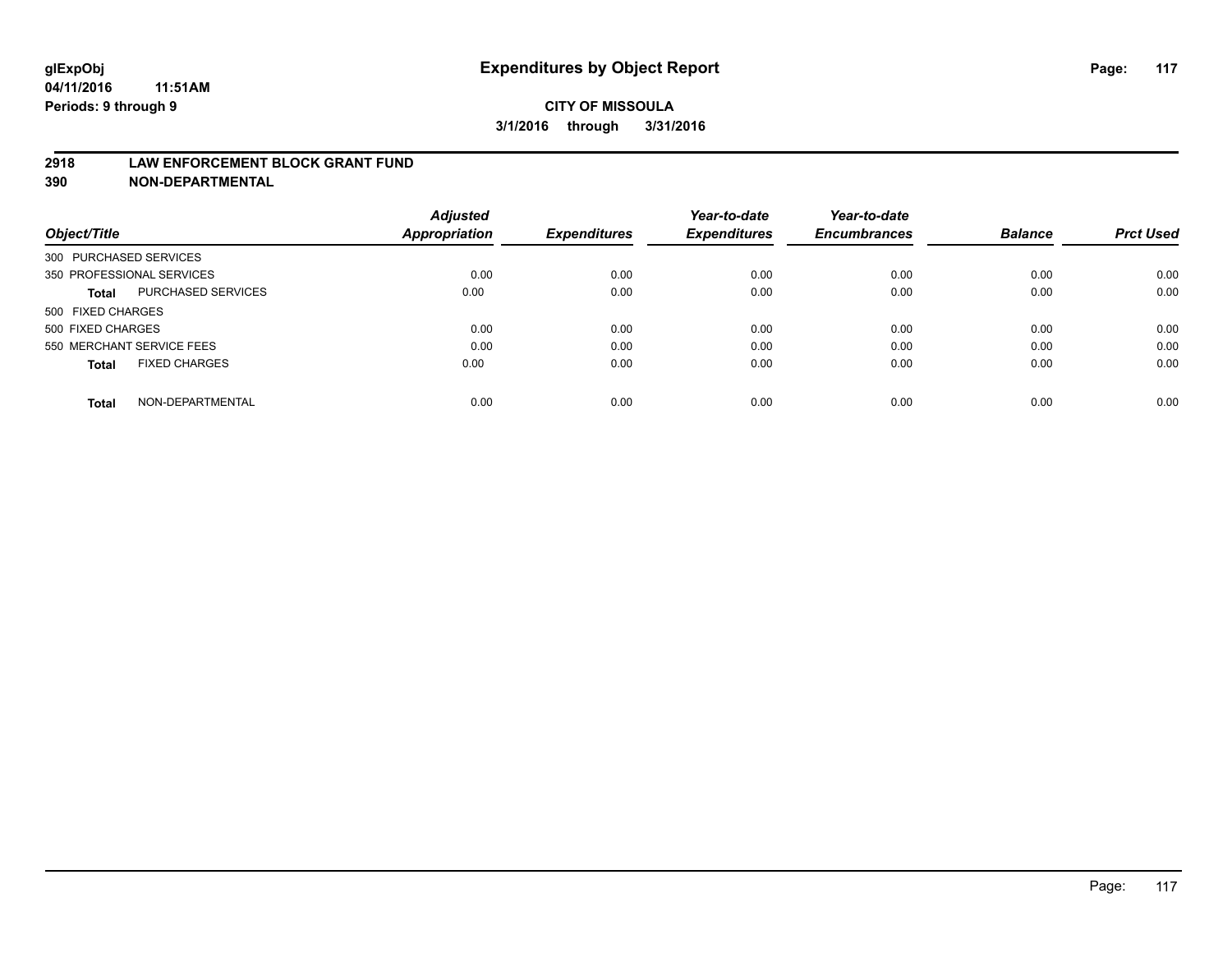# Expenditures by Object Report

glExpObj
04/11/2016 11:51AM
Periods: 9 through 9

**CITY OF MISSOULA**
**3/1/2016 through 3/31/2016**

**2918 LAW ENFORCEMENT BLOCK GRANT FUND**
**390 NON-DEPARTMENTAL**

| Object/Title | | Adjusted Appropriation | Expenditures | Year-to-date Expenditures | Year-to-date Encumbrances | Balance | Prct Used |
|---|---|---|---|---|---|---|---|
| 300 PURCHASED SERVICES | | | | | | | |
| 350 PROFESSIONAL SERVICES | | 0.00 | 0.00 | 0.00 | 0.00 | 0.00 | 0.00 |
| **Total** | PURCHASED SERVICES | 0.00 | 0.00 | 0.00 | 0.00 | 0.00 | 0.00 |
| 500 FIXED CHARGES | | | | | | | |
| 500 FIXED CHARGES | | 0.00 | 0.00 | 0.00 | 0.00 | 0.00 | 0.00 |
| 550 MERCHANT SERVICE FEES | | 0.00 | 0.00 | 0.00 | 0.00 | 0.00 | 0.00 |
| **Total** | FIXED CHARGES | 0.00 | 0.00 | 0.00 | 0.00 | 0.00 | 0.00 |
| **Total** | NON-DEPARTMENTAL | 0.00 | 0.00 | 0.00 | 0.00 | 0.00 | 0.00 |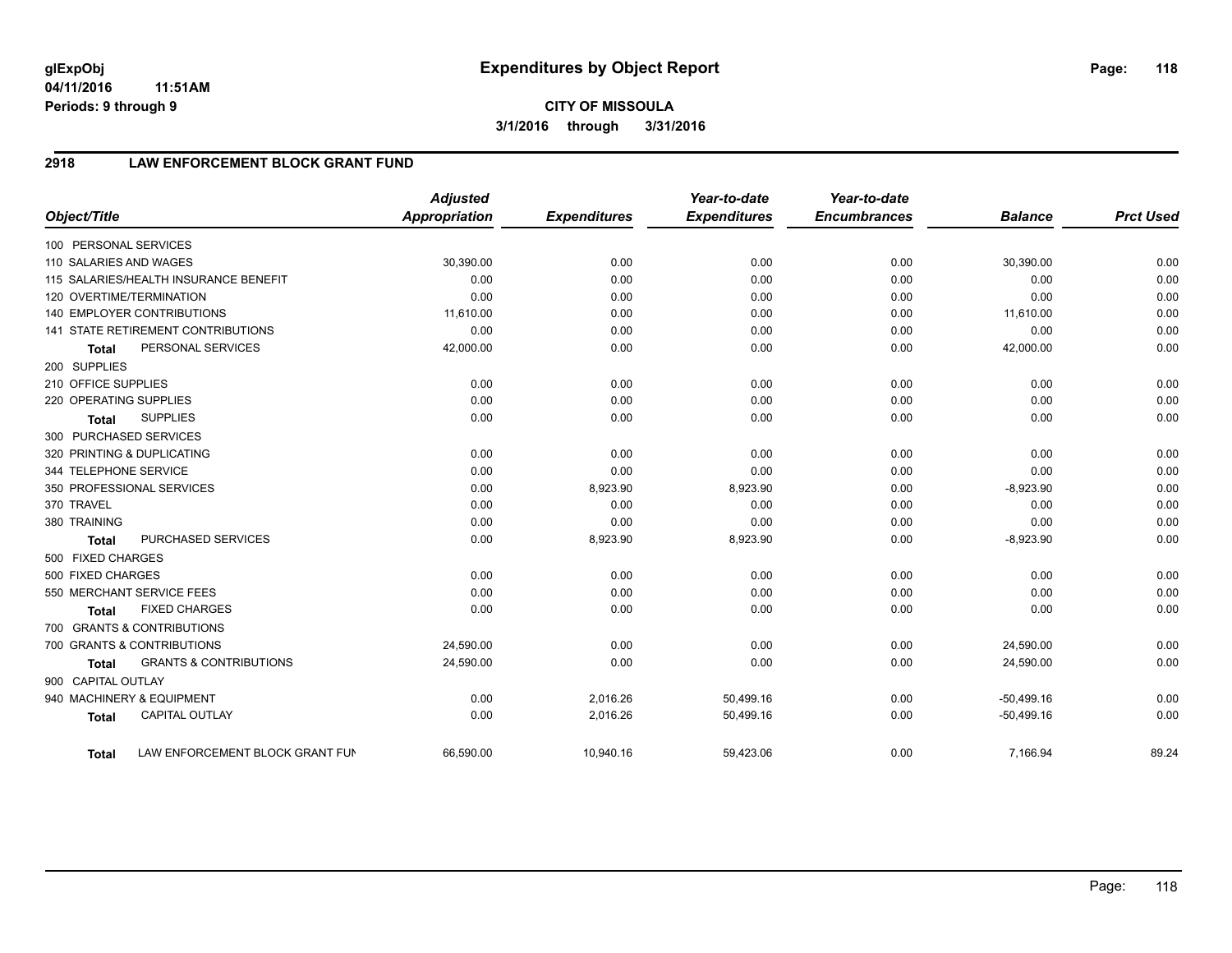# Expenditures by Object Report

glExpObj
04/11/2016 11:51AM
Periods: 9 through 9

**CITY OF MISSOULA**
**3/1/2016 through 3/31/2016**

## 2918 LAW ENFORCEMENT BLOCK GRANT FUND

| Object/Title | Adjusted Appropriation | Expenditures | Year-to-date Expenditures | Year-to-date Encumbrances | Balance | Prct Used |
|---|---|---|---|---|---|---|
| 100 PERSONAL SERVICES | | | | | | |
| 110 SALARIES AND WAGES | 30,390.00 | 0.00 | 0.00 | 0.00 | 30,390.00 | 0.00 |
| 115 SALARIES/HEALTH INSURANCE BENEFIT | 0.00 | 0.00 | 0.00 | 0.00 | 0.00 | 0.00 |
| 120 OVERTIME/TERMINATION | 0.00 | 0.00 | 0.00 | 0.00 | 0.00 | 0.00 |
| 140 EMPLOYER CONTRIBUTIONS | 11,610.00 | 0.00 | 0.00 | 0.00 | 11,610.00 | 0.00 |
| 141 STATE RETIREMENT CONTRIBUTIONS | 0.00 | 0.00 | 0.00 | 0.00 | 0.00 | 0.00 |
| **Total** PERSONAL SERVICES | 42,000.00 | 0.00 | 0.00 | 0.00 | 42,000.00 | 0.00 |
| 200 SUPPLIES | | | | | | |
| 210 OFFICE SUPPLIES | 0.00 | 0.00 | 0.00 | 0.00 | 0.00 | 0.00 |
| 220 OPERATING SUPPLIES | 0.00 | 0.00 | 0.00 | 0.00 | 0.00 | 0.00 |
| **Total** SUPPLIES | 0.00 | 0.00 | 0.00 | 0.00 | 0.00 | 0.00 |
| 300 PURCHASED SERVICES | | | | | | |
| 320 PRINTING & DUPLICATING | 0.00 | 0.00 | 0.00 | 0.00 | 0.00 | 0.00 |
| 344 TELEPHONE SERVICE | 0.00 | 0.00 | 0.00 | 0.00 | 0.00 | 0.00 |
| 350 PROFESSIONAL SERVICES | 0.00 | 8,923.90 | 8,923.90 | 0.00 | -8,923.90 | 0.00 |
| 370 TRAVEL | 0.00 | 0.00 | 0.00 | 0.00 | 0.00 | 0.00 |
| 380 TRAINING | 0.00 | 0.00 | 0.00 | 0.00 | 0.00 | 0.00 |
| **Total** PURCHASED SERVICES | 0.00 | 8,923.90 | 8,923.90 | 0.00 | -8,923.90 | 0.00 |
| 500 FIXED CHARGES | | | | | | |
| 500 FIXED CHARGES | 0.00 | 0.00 | 0.00 | 0.00 | 0.00 | 0.00 |
| 550 MERCHANT SERVICE FEES | 0.00 | 0.00 | 0.00 | 0.00 | 0.00 | 0.00 |
| **Total** FIXED CHARGES | 0.00 | 0.00 | 0.00 | 0.00 | 0.00 | 0.00 |
| 700 GRANTS & CONTRIBUTIONS | | | | | | |
| 700 GRANTS & CONTRIBUTIONS | 24,590.00 | 0.00 | 0.00 | 0.00 | 24,590.00 | 0.00 |
| **Total** GRANTS & CONTRIBUTIONS | 24,590.00 | 0.00 | 0.00 | 0.00 | 24,590.00 | 0.00 |
| 900 CAPITAL OUTLAY | | | | | | |
| 940 MACHINERY & EQUIPMENT | 0.00 | 2,016.26 | 50,499.16 | 0.00 | -50,499.16 | 0.00 |
| **Total** CAPITAL OUTLAY | 0.00 | 2,016.26 | 50,499.16 | 0.00 | -50,499.16 | 0.00 |
| **Total** LAW ENFORCEMENT BLOCK GRANT FUN | 66,590.00 | 10,940.16 | 59,423.06 | 0.00 | 7,166.94 | 89.24 |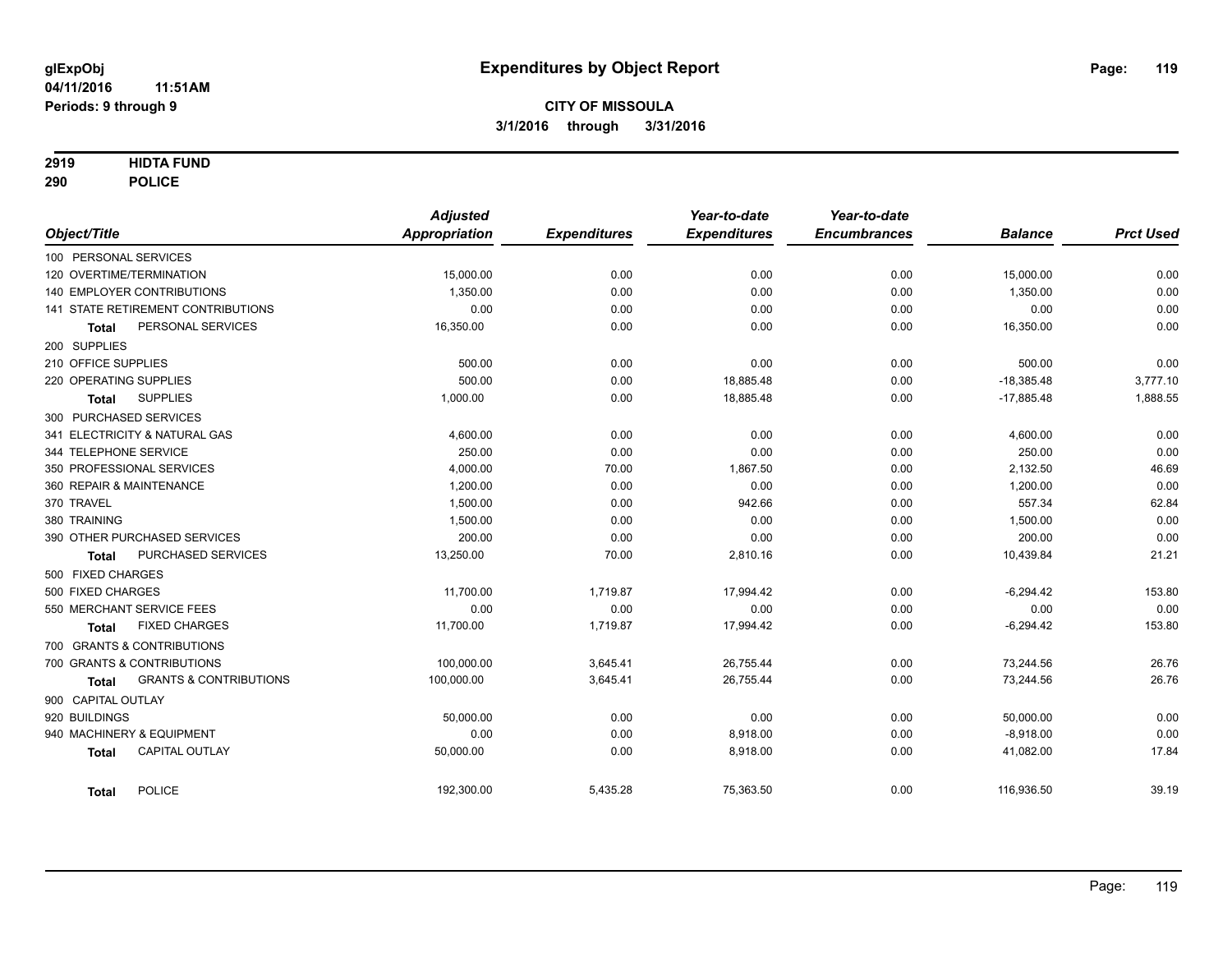# Expenditures by Object Report

glExpObj
04/11/2016 11:51AM
Periods: 9 through 9

**CITY OF MISSOULA**
**3/1/2016 through 3/31/2016**

**2919 HIDTA FUND**
**290 POLICE**

| Object/Title | Adjusted Appropriation | Expenditures | Year-to-date Expenditures | Year-to-date Encumbrances | Balance | Prct Used |
|---|---|---|---|---|---|---|
| 100 PERSONAL SERVICES | | | | | | |
| 120 OVERTIME/TERMINATION | 15,000.00 | 0.00 | 0.00 | 0.00 | 15,000.00 | 0.00 |
| 140 EMPLOYER CONTRIBUTIONS | 1,350.00 | 0.00 | 0.00 | 0.00 | 1,350.00 | 0.00 |
| 141 STATE RETIREMENT CONTRIBUTIONS | 0.00 | 0.00 | 0.00 | 0.00 | 0.00 | 0.00 |
| **Total** PERSONAL SERVICES | 16,350.00 | 0.00 | 0.00 | 0.00 | 16,350.00 | 0.00 |
| 200 SUPPLIES | | | | | | |
| 210 OFFICE SUPPLIES | 500.00 | 0.00 | 0.00 | 0.00 | 500.00 | 0.00 |
| 220 OPERATING SUPPLIES | 500.00 | 0.00 | 18,885.48 | 0.00 | -18,385.48 | 3,777.10 |
| **Total** SUPPLIES | 1,000.00 | 0.00 | 18,885.48 | 0.00 | -17,885.48 | 1,888.55 |
| 300 PURCHASED SERVICES | | | | | | |
| 341 ELECTRICITY & NATURAL GAS | 4,600.00 | 0.00 | 0.00 | 0.00 | 4,600.00 | 0.00 |
| 344 TELEPHONE SERVICE | 250.00 | 0.00 | 0.00 | 0.00 | 250.00 | 0.00 |
| 350 PROFESSIONAL SERVICES | 4,000.00 | 70.00 | 1,867.50 | 0.00 | 2,132.50 | 46.69 |
| 360 REPAIR & MAINTENANCE | 1,200.00 | 0.00 | 0.00 | 0.00 | 1,200.00 | 0.00 |
| 370 TRAVEL | 1,500.00 | 0.00 | 942.66 | 0.00 | 557.34 | 62.84 |
| 380 TRAINING | 1,500.00 | 0.00 | 0.00 | 0.00 | 1,500.00 | 0.00 |
| 390 OTHER PURCHASED SERVICES | 200.00 | 0.00 | 0.00 | 0.00 | 200.00 | 0.00 |
| **Total** PURCHASED SERVICES | 13,250.00 | 70.00 | 2,810.16 | 0.00 | 10,439.84 | 21.21 |
| 500 FIXED CHARGES | | | | | | |
| 500 FIXED CHARGES | 11,700.00 | 1,719.87 | 17,994.42 | 0.00 | -6,294.42 | 153.80 |
| 550 MERCHANT SERVICE FEES | 0.00 | 0.00 | 0.00 | 0.00 | 0.00 | 0.00 |
| **Total** FIXED CHARGES | 11,700.00 | 1,719.87 | 17,994.42 | 0.00 | -6,294.42 | 153.80 |
| 700 GRANTS & CONTRIBUTIONS | | | | | | |
| 700 GRANTS & CONTRIBUTIONS | 100,000.00 | 3,645.41 | 26,755.44 | 0.00 | 73,244.56 | 26.76 |
| **Total** GRANTS & CONTRIBUTIONS | 100,000.00 | 3,645.41 | 26,755.44 | 0.00 | 73,244.56 | 26.76 |
| 900 CAPITAL OUTLAY | | | | | | |
| 920 BUILDINGS | 50,000.00 | 0.00 | 0.00 | 0.00 | 50,000.00 | 0.00 |
| 940 MACHINERY & EQUIPMENT | 0.00 | 0.00 | 8,918.00 | 0.00 | -8,918.00 | 0.00 |
| **Total** CAPITAL OUTLAY | 50,000.00 | 0.00 | 8,918.00 | 0.00 | 41,082.00 | 17.84 |
| **Total** POLICE | 192,300.00 | 5,435.28 | 75,363.50 | 0.00 | 116,936.50 | 39.19 |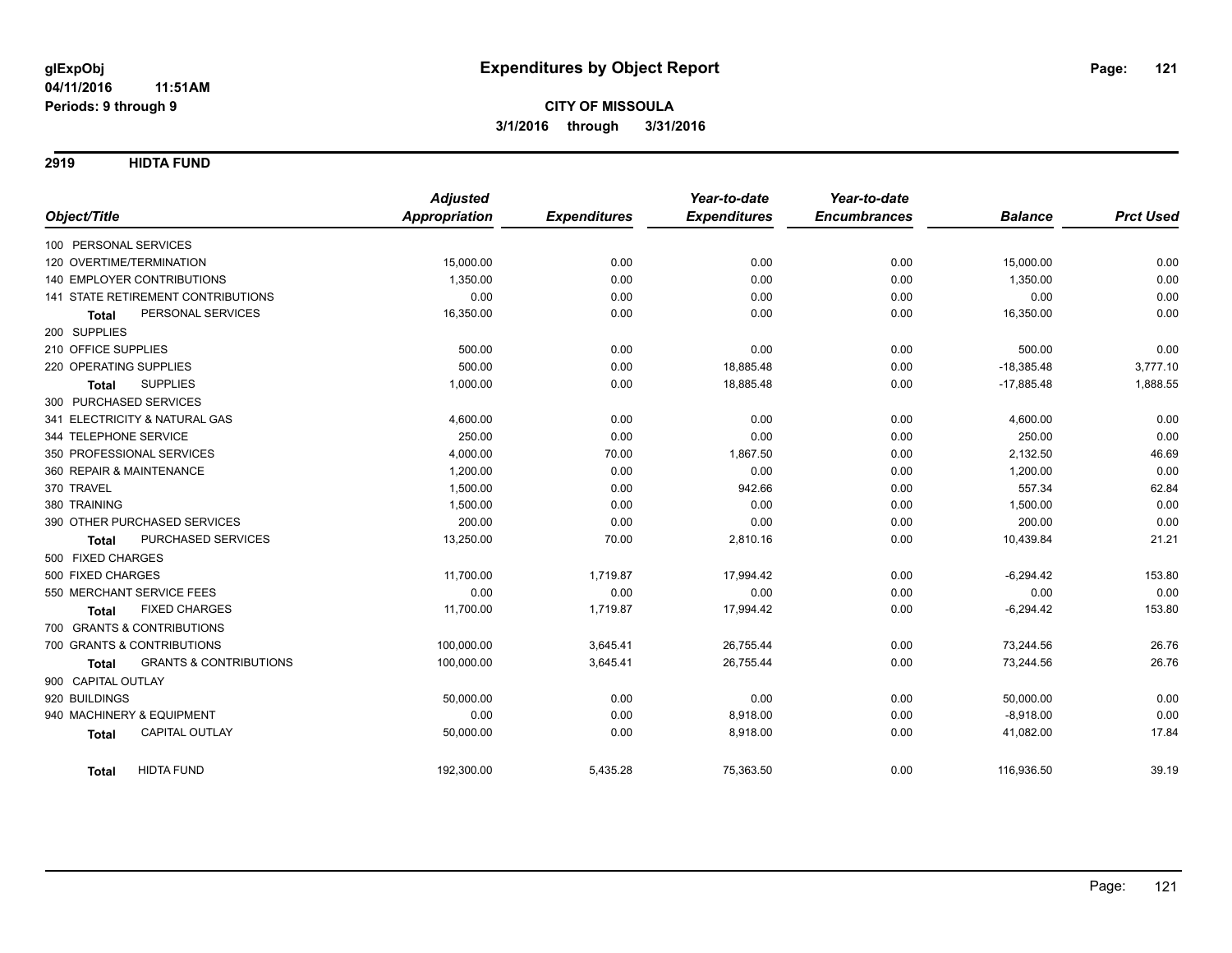**glExpObj**
**04/11/2016 11:51AM**
**Periods: 9 through 9**

# Expenditures by Object Report

**CITY OF MISSOULA**
**3/1/2016 through 3/31/2016**

## 2919 HIDTA FUND

| Object/Title | Adjusted Appropriation | Expenditures | Year-to-date Expenditures | Year-to-date Encumbrances | Balance | Prct Used |
|---|---|---|---|---|---|---|
| 100 PERSONAL SERVICES | | | | | | |
| 120 OVERTIME/TERMINATION | 15,000.00 | 0.00 | 0.00 | 0.00 | 15,000.00 | 0.00 |
| 140 EMPLOYER CONTRIBUTIONS | 1,350.00 | 0.00 | 0.00 | 0.00 | 1,350.00 | 0.00 |
| 141 STATE RETIREMENT CONTRIBUTIONS | 0.00 | 0.00 | 0.00 | 0.00 | 0.00 | 0.00 |
| **Total** PERSONAL SERVICES | 16,350.00 | 0.00 | 0.00 | 0.00 | 16,350.00 | 0.00 |
| 200 SUPPLIES | | | | | | |
| 210 OFFICE SUPPLIES | 500.00 | 0.00 | 0.00 | 0.00 | 500.00 | 0.00 |
| 220 OPERATING SUPPLIES | 500.00 | 0.00 | 18,885.48 | 0.00 | -18,385.48 | 3,777.10 |
| **Total** SUPPLIES | 1,000.00 | 0.00 | 18,885.48 | 0.00 | -17,885.48 | 1,888.55 |
| 300 PURCHASED SERVICES | | | | | | |
| 341 ELECTRICITY & NATURAL GAS | 4,600.00 | 0.00 | 0.00 | 0.00 | 4,600.00 | 0.00 |
| 344 TELEPHONE SERVICE | 250.00 | 0.00 | 0.00 | 0.00 | 250.00 | 0.00 |
| 350 PROFESSIONAL SERVICES | 4,000.00 | 70.00 | 1,867.50 | 0.00 | 2,132.50 | 46.69 |
| 360 REPAIR & MAINTENANCE | 1,200.00 | 0.00 | 0.00 | 0.00 | 1,200.00 | 0.00 |
| 370 TRAVEL | 1,500.00 | 0.00 | 942.66 | 0.00 | 557.34 | 62.84 |
| 380 TRAINING | 1,500.00 | 0.00 | 0.00 | 0.00 | 1,500.00 | 0.00 |
| 390 OTHER PURCHASED SERVICES | 200.00 | 0.00 | 0.00 | 0.00 | 200.00 | 0.00 |
| **Total** PURCHASED SERVICES | 13,250.00 | 70.00 | 2,810.16 | 0.00 | 10,439.84 | 21.21 |
| 500 FIXED CHARGES | | | | | | |
| 500 FIXED CHARGES | 11,700.00 | 1,719.87 | 17,994.42 | 0.00 | -6,294.42 | 153.80 |
| 550 MERCHANT SERVICE FEES | 0.00 | 0.00 | 0.00 | 0.00 | 0.00 | 0.00 |
| **Total** FIXED CHARGES | 11,700.00 | 1,719.87 | 17,994.42 | 0.00 | -6,294.42 | 153.80 |
| 700 GRANTS & CONTRIBUTIONS | | | | | | |
| 700 GRANTS & CONTRIBUTIONS | 100,000.00 | 3,645.41 | 26,755.44 | 0.00 | 73,244.56 | 26.76 |
| **Total** GRANTS & CONTRIBUTIONS | 100,000.00 | 3,645.41 | 26,755.44 | 0.00 | 73,244.56 | 26.76 |
| 900 CAPITAL OUTLAY | | | | | | |
| 920 BUILDINGS | 50,000.00 | 0.00 | 0.00 | 0.00 | 50,000.00 | 0.00 |
| 940 MACHINERY & EQUIPMENT | 0.00 | 0.00 | 8,918.00 | 0.00 | -8,918.00 | 0.00 |
| **Total** CAPITAL OUTLAY | 50,000.00 | 0.00 | 8,918.00 | 0.00 | 41,082.00 | 17.84 |
| **Total** HIDTA FUND | 192,300.00 | 5,435.28 | 75,363.50 | 0.00 | 116,936.50 | 39.19 |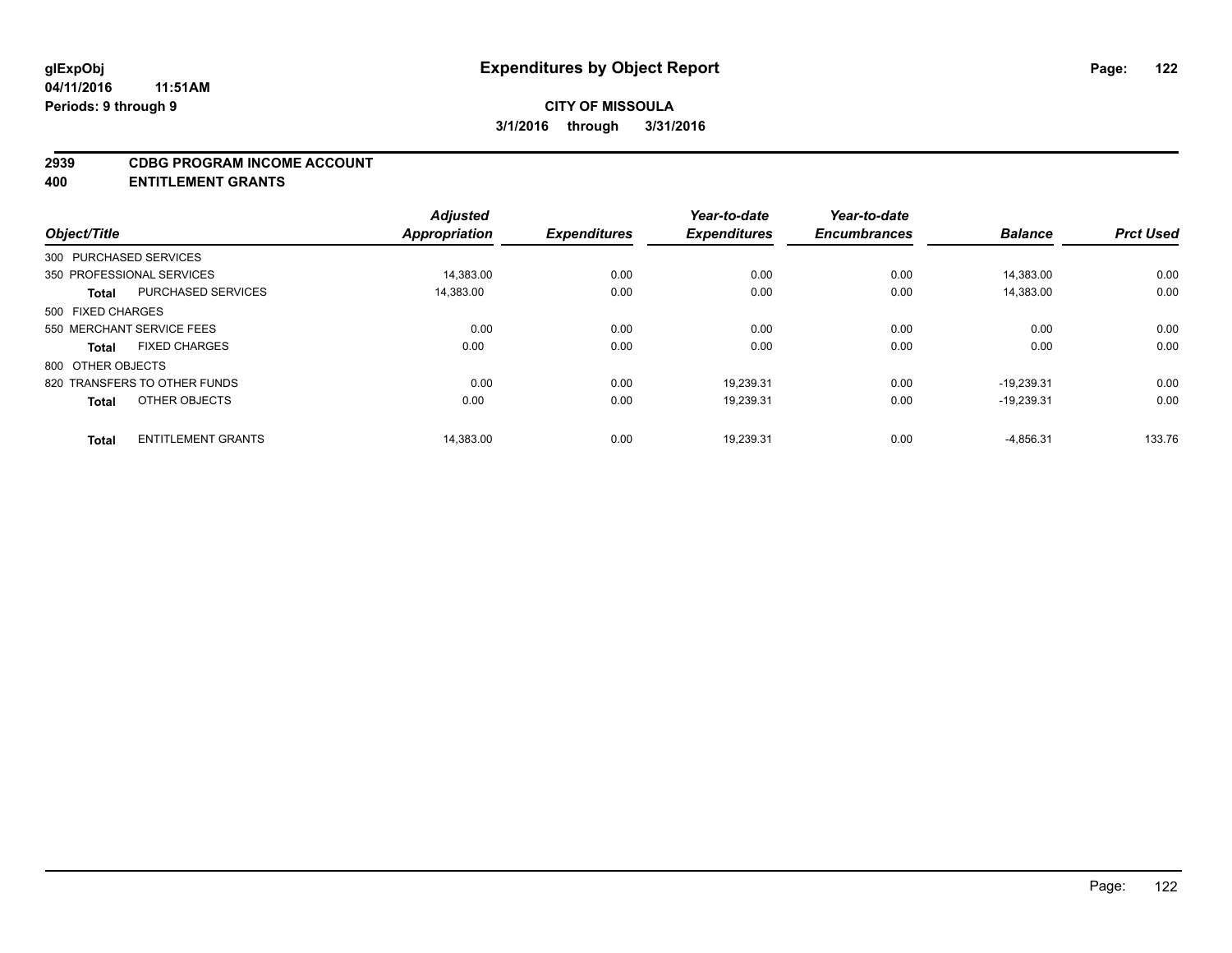# Expenditures by Object Report

glExpObj
04/11/2016 11:51AM
Periods: 9 through 9

**CITY OF MISSOULA**
**3/1/2016 through 3/31/2016**

## 2939 CDBG PROGRAM INCOME ACCOUNT
## 400 ENTITLEMENT GRANTS

| Object/Title | | Adjusted Appropriation | Expenditures | Year-to-date Expenditures | Year-to-date Encumbrances | Balance | Prct Used |
|---|---|---|---|---|---|---|---|
| 300 PURCHASED SERVICES | | | | | | | |
| 350 PROFESSIONAL SERVICES | | 14,383.00 | 0.00 | 0.00 | 0.00 | 14,383.00 | 0.00 |
| **Total** | PURCHASED SERVICES | 14,383.00 | 0.00 | 0.00 | 0.00 | 14,383.00 | 0.00 |
| 500 FIXED CHARGES | | | | | | | |
| 550 MERCHANT SERVICE FEES | | 0.00 | 0.00 | 0.00 | 0.00 | 0.00 | 0.00 |
| **Total** | FIXED CHARGES | 0.00 | 0.00 | 0.00 | 0.00 | 0.00 | 0.00 |
| 800 OTHER OBJECTS | | | | | | | |
| 820 TRANSFERS TO OTHER FUNDS | | 0.00 | 0.00 | 19,239.31 | 0.00 | -19,239.31 | 0.00 |
| **Total** | OTHER OBJECTS | 0.00 | 0.00 | 19,239.31 | 0.00 | -19,239.31 | 0.00 |
| **Total** | ENTITLEMENT GRANTS | 14,383.00 | 0.00 | 19,239.31 | 0.00 | -4,856.31 | 133.76 |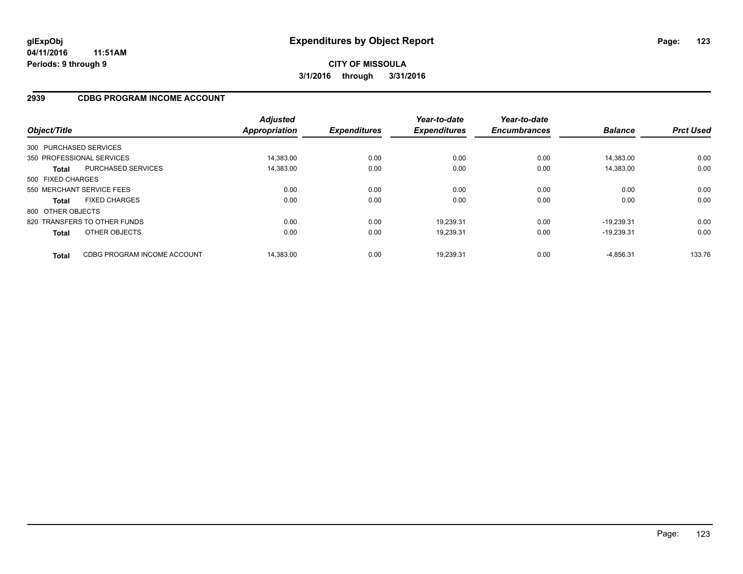# Expenditures by Object Report

glExpObj
04/11/2016 11:51AM
Periods: 9 through 9

**CITY OF MISSOULA**
**3/1/2016 through 3/31/2016**

## 2939 CDBG PROGRAM INCOME ACCOUNT

| Object/Title | | Adjusted Appropriation | Expenditures | Year-to-date Expenditures | Year-to-date Encumbrances | Balance | Prct Used |
|---|---|---|---|---|---|---|---|
| 300 PURCHASED SERVICES | | | | | | | |
| 350 PROFESSIONAL SERVICES | | 14,383.00 | 0.00 | 0.00 | 0.00 | 14,383.00 | 0.00 |
| **Total** | PURCHASED SERVICES | 14,383.00 | 0.00 | 0.00 | 0.00 | 14,383.00 | 0.00 |
| 500 FIXED CHARGES | | | | | | | |
| 550 MERCHANT SERVICE FEES | | 0.00 | 0.00 | 0.00 | 0.00 | 0.00 | 0.00 |
| **Total** | FIXED CHARGES | 0.00 | 0.00 | 0.00 | 0.00 | 0.00 | 0.00 |
| 800 OTHER OBJECTS | | | | | | | |
| 820 TRANSFERS TO OTHER FUNDS | | 0.00 | 0.00 | 19,239.31 | 0.00 | -19,239.31 | 0.00 |
| **Total** | OTHER OBJECTS | 0.00 | 0.00 | 19,239.31 | 0.00 | -19,239.31 | 0.00 |
| **Total** | CDBG PROGRAM INCOME ACCOUNT | 14,383.00 | 0.00 | 19,239.31 | 0.00 | -4,856.31 | 133.76 |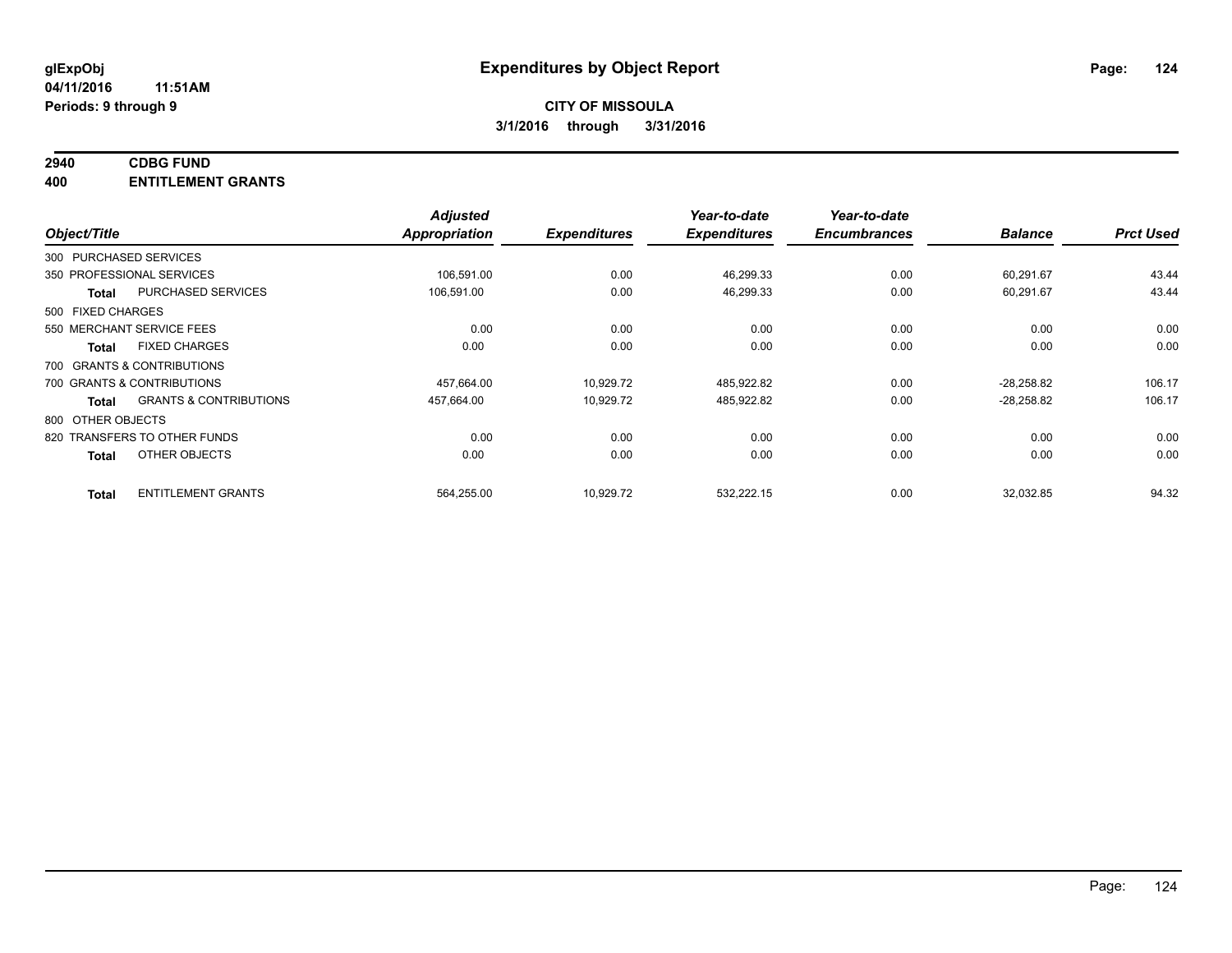# Expenditures by Object Report

glExpObj
04/11/2016 11:51AM
Periods: 9 through 9

**CITY OF MISSOULA**
**3/1/2016 through 3/31/2016**

## 2940 CDBG FUND
## 400 ENTITLEMENT GRANTS

| Object/Title | | Adjusted Appropriation | Expenditures | Year-to-date Expenditures | Year-to-date Encumbrances | Balance | Prct Used |
|---|---|---|---|---|---|---|---|
| 300 PURCHASED SERVICES | | | | | | | |
| 350 PROFESSIONAL SERVICES | | 106,591.00 | 0.00 | 46,299.33 | 0.00 | 60,291.67 | 43.44 |
| **Total** | PURCHASED SERVICES | 106,591.00 | 0.00 | 46,299.33 | 0.00 | 60,291.67 | 43.44 |
| 500 FIXED CHARGES | | | | | | | |
| 550 MERCHANT SERVICE FEES | | 0.00 | 0.00 | 0.00 | 0.00 | 0.00 | 0.00 |
| **Total** | FIXED CHARGES | 0.00 | 0.00 | 0.00 | 0.00 | 0.00 | 0.00 |
| 700 GRANTS & CONTRIBUTIONS | | | | | | | |
| 700 GRANTS & CONTRIBUTIONS | | 457,664.00 | 10,929.72 | 485,922.82 | 0.00 | -28,258.82 | 106.17 |
| **Total** | GRANTS & CONTRIBUTIONS | 457,664.00 | 10,929.72 | 485,922.82 | 0.00 | -28,258.82 | 106.17 |
| 800 OTHER OBJECTS | | | | | | | |
| 820 TRANSFERS TO OTHER FUNDS | | 0.00 | 0.00 | 0.00 | 0.00 | 0.00 | 0.00 |
| **Total** | OTHER OBJECTS | 0.00 | 0.00 | 0.00 | 0.00 | 0.00 | 0.00 |
| **Total** | ENTITLEMENT GRANTS | 564,255.00 | 10,929.72 | 532,222.15 | 0.00 | 32,032.85 | 94.32 |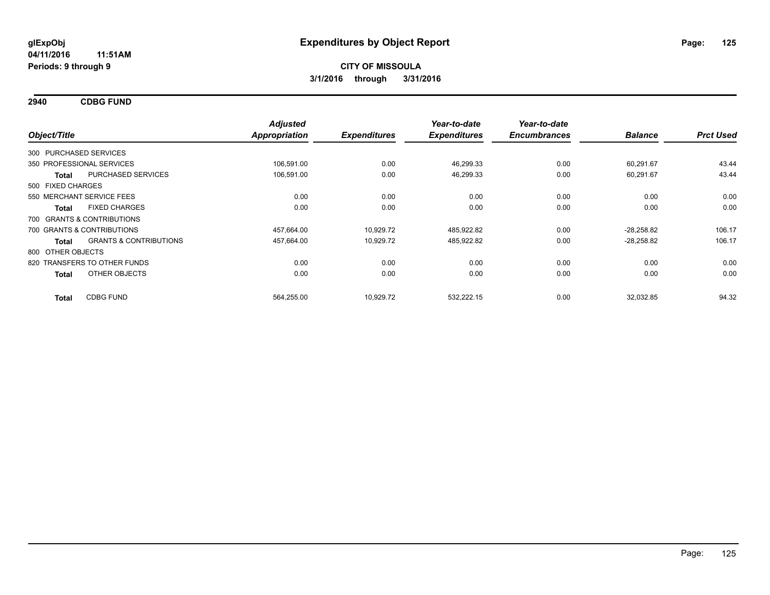**glExpObj**
**04/11/2016 11:51AM**
**Periods: 9 through 9**

# Expenditures by Object Report

**CITY OF MISSOULA**
**3/1/2016 through 3/31/2016**

## 2940 CDBG FUND

| Object/Title | Adjusted Appropriation | Expenditures | Year-to-date Expenditures | Year-to-date Encumbrances | Balance | Prct Used |
|---|---|---|---|---|---|---|
| 300 PURCHASED SERVICES | | | | | | |
| 350 PROFESSIONAL SERVICES | 106,591.00 | 0.00 | 46,299.33 | 0.00 | 60,291.67 | 43.44 |
| **Total** PURCHASED SERVICES | 106,591.00 | 0.00 | 46,299.33 | 0.00 | 60,291.67 | 43.44 |
| 500 FIXED CHARGES | | | | | | |
| 550 MERCHANT SERVICE FEES | 0.00 | 0.00 | 0.00 | 0.00 | 0.00 | 0.00 |
| **Total** FIXED CHARGES | 0.00 | 0.00 | 0.00 | 0.00 | 0.00 | 0.00 |
| 700 GRANTS & CONTRIBUTIONS | | | | | | |
| 700 GRANTS & CONTRIBUTIONS | 457,664.00 | 10,929.72 | 485,922.82 | 0.00 | -28,258.82 | 106.17 |
| **Total** GRANTS & CONTRIBUTIONS | 457,664.00 | 10,929.72 | 485,922.82 | 0.00 | -28,258.82 | 106.17 |
| 800 OTHER OBJECTS | | | | | | |
| 820 TRANSFERS TO OTHER FUNDS | 0.00 | 0.00 | 0.00 | 0.00 | 0.00 | 0.00 |
| **Total** OTHER OBJECTS | 0.00 | 0.00 | 0.00 | 0.00 | 0.00 | 0.00 |
| **Total** CDBG FUND | 564,255.00 | 10,929.72 | 532,222.15 | 0.00 | 32,032.85 | 94.32 |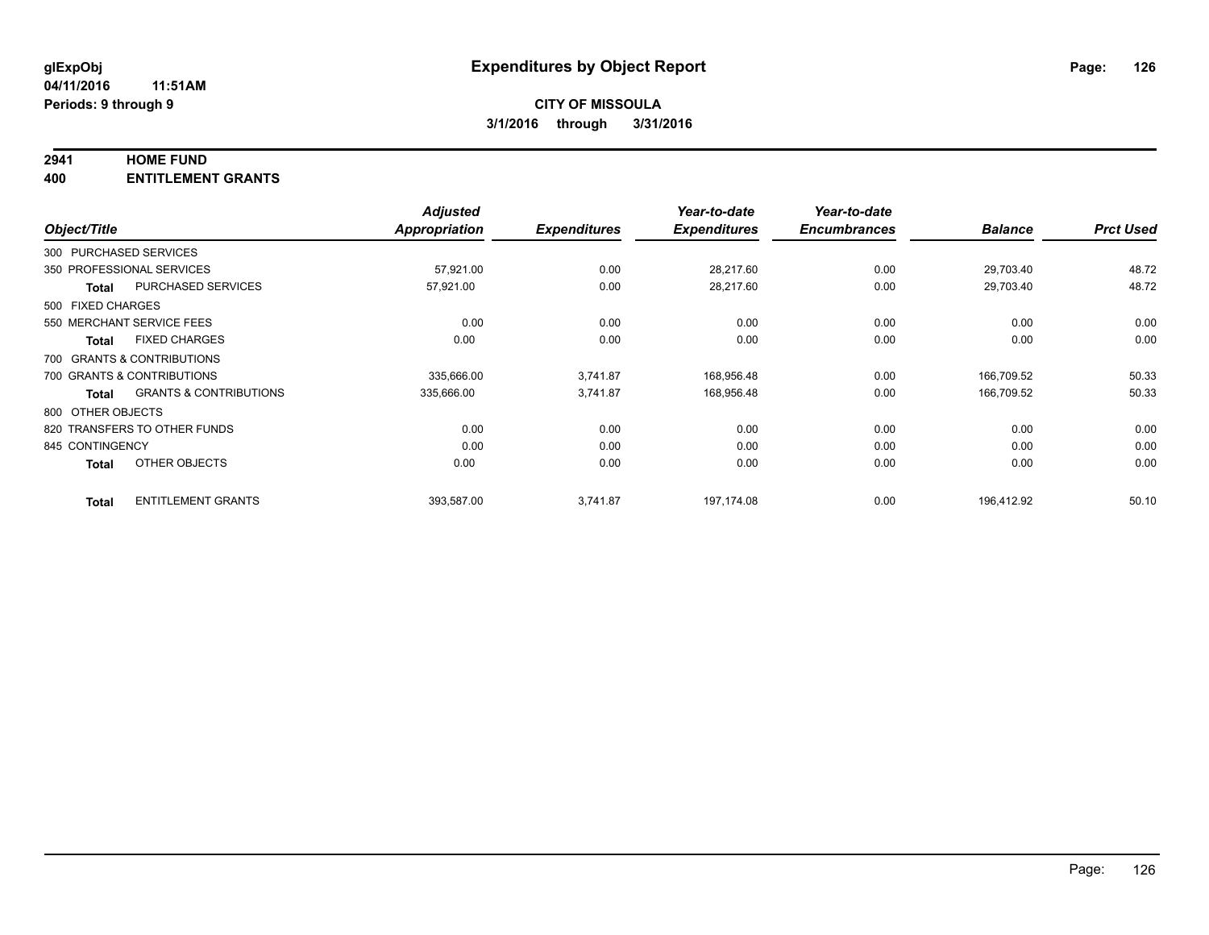**glExpObj**
**04/11/2016 11:51AM**
**Periods: 9 through 9**

# Expenditures by Object Report

**CITY OF MISSOULA**
**3/1/2016 through 3/31/2016**

**2941 HOME FUND**
**400 ENTITLEMENT GRANTS**

| Object/Title | | Adjusted Appropriation | Expenditures | Year-to-date Expenditures | Year-to-date Encumbrances | Balance | Prct Used |
|---|---|---|---|---|---|---|---|
| 300 PURCHASED SERVICES | | | | | | | |
| 350 PROFESSIONAL SERVICES | | 57,921.00 | 0.00 | 28,217.60 | 0.00 | 29,703.40 | 48.72 |
| **Total** | PURCHASED SERVICES | 57,921.00 | 0.00 | 28,217.60 | 0.00 | 29,703.40 | 48.72 |
| 500 FIXED CHARGES | | | | | | | |
| 550 MERCHANT SERVICE FEES | | 0.00 | 0.00 | 0.00 | 0.00 | 0.00 | 0.00 |
| **Total** | FIXED CHARGES | 0.00 | 0.00 | 0.00 | 0.00 | 0.00 | 0.00 |
| 700 GRANTS & CONTRIBUTIONS | | | | | | | |
| 700 GRANTS & CONTRIBUTIONS | | 335,666.00 | 3,741.87 | 168,956.48 | 0.00 | 166,709.52 | 50.33 |
| **Total** | GRANTS & CONTRIBUTIONS | 335,666.00 | 3,741.87 | 168,956.48 | 0.00 | 166,709.52 | 50.33 |
| 800 OTHER OBJECTS | | | | | | | |
| 820 TRANSFERS TO OTHER FUNDS | | 0.00 | 0.00 | 0.00 | 0.00 | 0.00 | 0.00 |
| 845 CONTINGENCY | | 0.00 | 0.00 | 0.00 | 0.00 | 0.00 | 0.00 |
| **Total** | OTHER OBJECTS | 0.00 | 0.00 | 0.00 | 0.00 | 0.00 | 0.00 |
| **Total** | ENTITLEMENT GRANTS | 393,587.00 | 3,741.87 | 197,174.08 | 0.00 | 196,412.92 | 50.10 |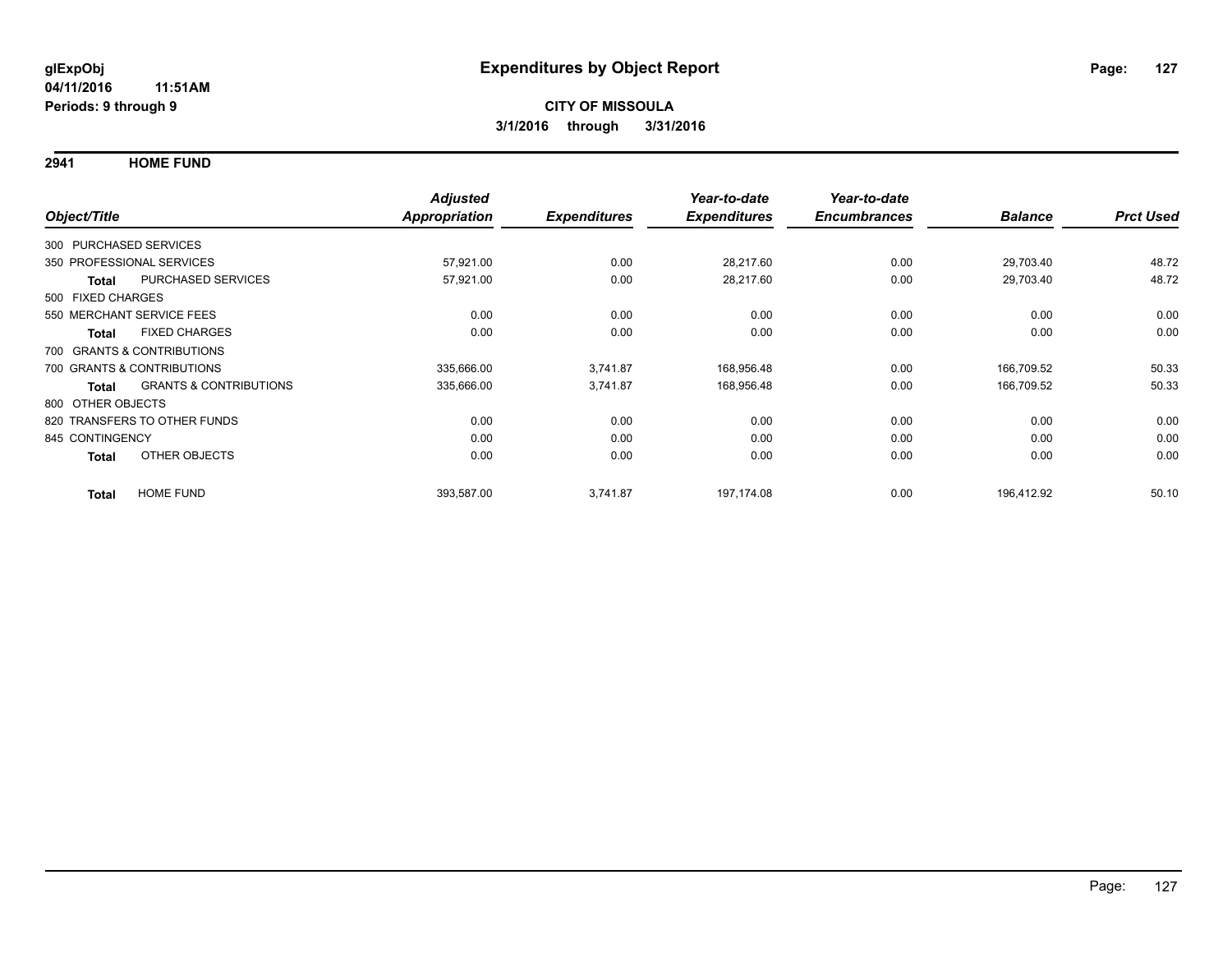**glExpObj**
**04/11/2016 11:51AM**
**Periods: 9 through 9**

# Expenditures by Object Report

**CITY OF MISSOULA**
**3/1/2016 through 3/31/2016**

## 2941 HOME FUND

| Object/Title | | Adjusted Appropriation | Expenditures | Year-to-date Expenditures | Year-to-date Encumbrances | Balance | Prct Used |
|---|---|---|---|---|---|---|---|
| 300 PURCHASED SERVICES | | | | | | | |
| 350 PROFESSIONAL SERVICES | | 57,921.00 | 0.00 | 28,217.60 | 0.00 | 29,703.40 | 48.72 |
| **Total** | PURCHASED SERVICES | 57,921.00 | 0.00 | 28,217.60 | 0.00 | 29,703.40 | 48.72 |
| 500 FIXED CHARGES | | | | | | | |
| 550 MERCHANT SERVICE FEES | | 0.00 | 0.00 | 0.00 | 0.00 | 0.00 | 0.00 |
| **Total** | FIXED CHARGES | 0.00 | 0.00 | 0.00 | 0.00 | 0.00 | 0.00 |
| 700 GRANTS & CONTRIBUTIONS | | | | | | | |
| 700 GRANTS & CONTRIBUTIONS | | 335,666.00 | 3,741.87 | 168,956.48 | 0.00 | 166,709.52 | 50.33 |
| **Total** | GRANTS & CONTRIBUTIONS | 335,666.00 | 3,741.87 | 168,956.48 | 0.00 | 166,709.52 | 50.33 |
| 800 OTHER OBJECTS | | | | | | | |
| 820 TRANSFERS TO OTHER FUNDS | | 0.00 | 0.00 | 0.00 | 0.00 | 0.00 | 0.00 |
| 845 CONTINGENCY | | 0.00 | 0.00 | 0.00 | 0.00 | 0.00 | 0.00 |
| **Total** | OTHER OBJECTS | 0.00 | 0.00 | 0.00 | 0.00 | 0.00 | 0.00 |
| **Total** | HOME FUND | 393,587.00 | 3,741.87 | 197,174.08 | 0.00 | 196,412.92 | 50.10 |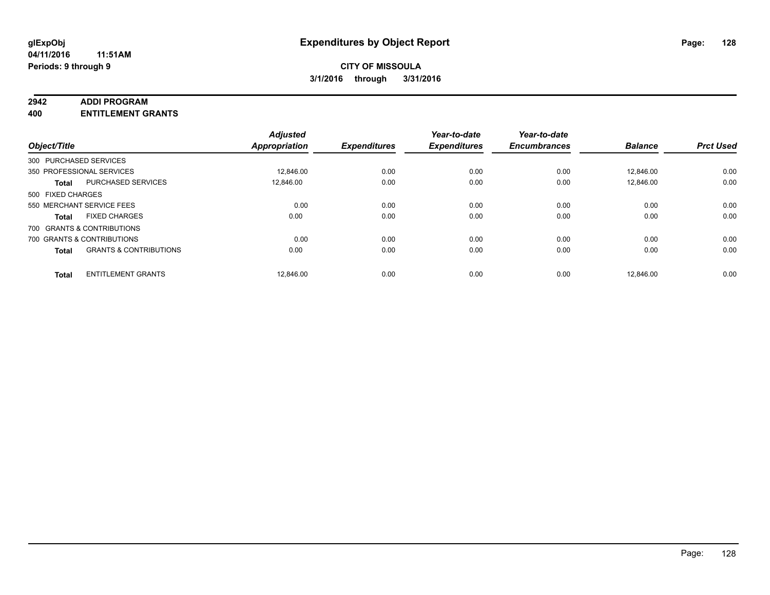**glExpObj** **Expenditures by Object Report**

**04/11/2016 11:51AM**

**Periods: 9 through 9**

**CITY OF MISSOULA**

**3/1/2016 through 3/31/2016**

**2942 ADDI PROGRAM**

**400 ENTITLEMENT GRANTS**

| Object/Title | | Adjusted Appropriation | Expenditures | Year-to-date Expenditures | Year-to-date Encumbrances | Balance | Prct Used |
|---|---|---|---|---|---|---|---|
| 300 PURCHASED SERVICES | | | | | | | |
| 350 PROFESSIONAL SERVICES | | 12,846.00 | 0.00 | 0.00 | 0.00 | 12,846.00 | 0.00 |
| **Total** | PURCHASED SERVICES | 12,846.00 | 0.00 | 0.00 | 0.00 | 12,846.00 | 0.00 |
| 500 FIXED CHARGES | | | | | | | |
| 550 MERCHANT SERVICE FEES | | 0.00 | 0.00 | 0.00 | 0.00 | 0.00 | 0.00 |
| **Total** | FIXED CHARGES | 0.00 | 0.00 | 0.00 | 0.00 | 0.00 | 0.00 |
| 700 GRANTS & CONTRIBUTIONS | | | | | | | |
| 700 GRANTS & CONTRIBUTIONS | | 0.00 | 0.00 | 0.00 | 0.00 | 0.00 | 0.00 |
| **Total** | GRANTS & CONTRIBUTIONS | 0.00 | 0.00 | 0.00 | 0.00 | 0.00 | 0.00 |
| **Total** | ENTITLEMENT GRANTS | 12,846.00 | 0.00 | 0.00 | 0.00 | 12,846.00 | 0.00 |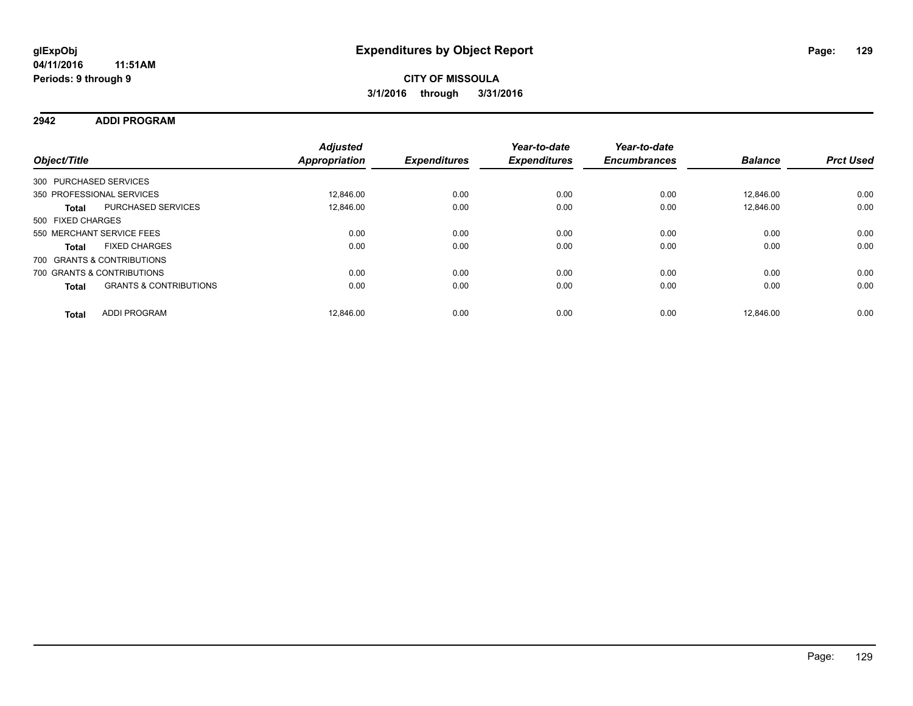**glExpObj**
**04/11/2016 11:51AM**
**Periods: 9 through 9**

# Expenditures by Object Report

**CITY OF MISSOULA**
**3/1/2016 through 3/31/2016**

## 2942 ADDI PROGRAM

| Object/Title | | Adjusted Appropriation | Expenditures | Year-to-date Expenditures | Year-to-date Encumbrances | Balance | Prct Used |
|---|---|---|---|---|---|---|---|
| 300 PURCHASED SERVICES | | | | | | | |
| 350 PROFESSIONAL SERVICES | | 12,846.00 | 0.00 | 0.00 | 0.00 | 12,846.00 | 0.00 |
| **Total** | PURCHASED SERVICES | 12,846.00 | 0.00 | 0.00 | 0.00 | 12,846.00 | 0.00 |
| 500 FIXED CHARGES | | | | | | | |
| 550 MERCHANT SERVICE FEES | | 0.00 | 0.00 | 0.00 | 0.00 | 0.00 | 0.00 |
| **Total** | FIXED CHARGES | 0.00 | 0.00 | 0.00 | 0.00 | 0.00 | 0.00 |
| 700 GRANTS & CONTRIBUTIONS | | | | | | | |
| 700 GRANTS & CONTRIBUTIONS | | 0.00 | 0.00 | 0.00 | 0.00 | 0.00 | 0.00 |
| **Total** | GRANTS & CONTRIBUTIONS | 0.00 | 0.00 | 0.00 | 0.00 | 0.00 | 0.00 |
| **Total** | ADDI PROGRAM | 12,846.00 | 0.00 | 0.00 | 0.00 | 12,846.00 | 0.00 |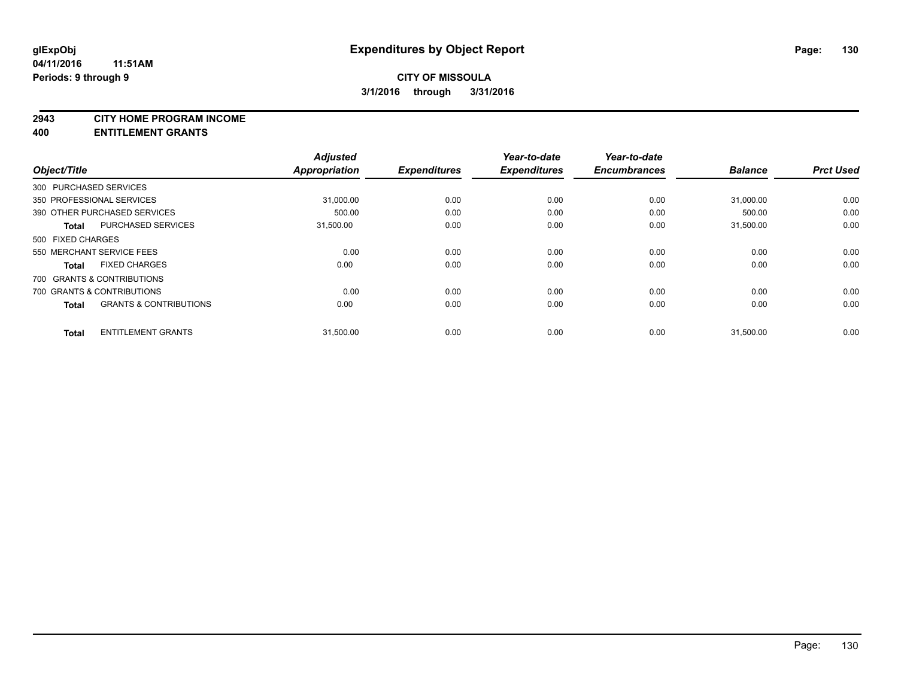# Expenditures by Object Report

**glExpObj**
**04/11/2016 11:51AM**
**Periods: 9 through 9**

**CITY OF MISSOULA**
**3/1/2016 through 3/31/2016**

## 2943 CITY HOME PROGRAM INCOME
## 400 ENTITLEMENT GRANTS

| Object/Title | Adjusted Appropriation | Expenditures | Year-to-date Expenditures | Year-to-date Encumbrances | Balance | Prct Used |
|---|---|---|---|---|---|---|
| 300 PURCHASED SERVICES | | | | | | |
| 350 PROFESSIONAL SERVICES | 31,000.00 | 0.00 | 0.00 | 0.00 | 31,000.00 | 0.00 |
| 390 OTHER PURCHASED SERVICES | 500.00 | 0.00 | 0.00 | 0.00 | 500.00 | 0.00 |
| **Total** PURCHASED SERVICES | 31,500.00 | 0.00 | 0.00 | 0.00 | 31,500.00 | 0.00 |
| 500 FIXED CHARGES | | | | | | |
| 550 MERCHANT SERVICE FEES | 0.00 | 0.00 | 0.00 | 0.00 | 0.00 | 0.00 |
| **Total** FIXED CHARGES | 0.00 | 0.00 | 0.00 | 0.00 | 0.00 | 0.00 |
| 700 GRANTS & CONTRIBUTIONS | | | | | | |
| 700 GRANTS & CONTRIBUTIONS | 0.00 | 0.00 | 0.00 | 0.00 | 0.00 | 0.00 |
| **Total** GRANTS & CONTRIBUTIONS | 0.00 | 0.00 | 0.00 | 0.00 | 0.00 | 0.00 |
| **Total** ENTITLEMENT GRANTS | 31,500.00 | 0.00 | 0.00 | 0.00 | 31,500.00 | 0.00 |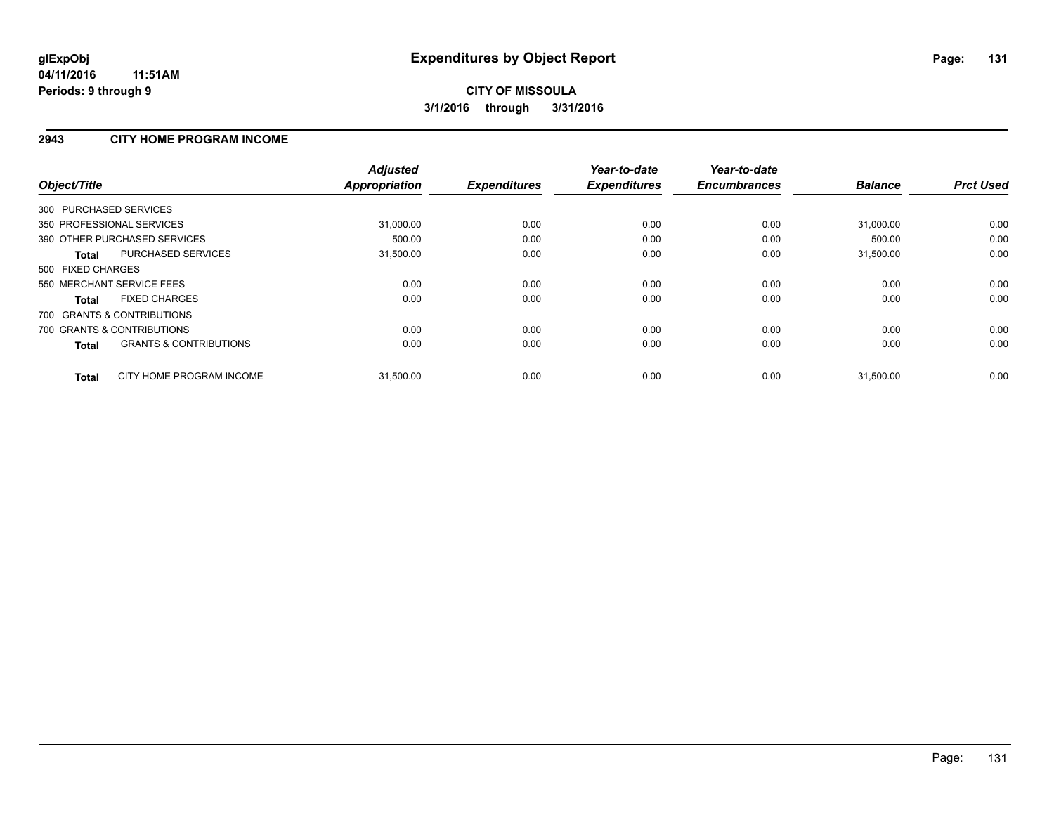# Expenditures by Object Report

glExpObj
04/11/2016 11:51AM
Periods: 9 through 9

**CITY OF MISSOULA**
**3/1/2016 through 3/31/2016**

## 2943 CITY HOME PROGRAM INCOME

| Object/Title | | Adjusted Appropriation | Expenditures | Year-to-date Expenditures | Year-to-date Encumbrances | Balance | Prct Used |
|---|---|---|---|---|---|---|---|
| 300 PURCHASED SERVICES | | | | | | | |
| 350 PROFESSIONAL SERVICES | | 31,000.00 | 0.00 | 0.00 | 0.00 | 31,000.00 | 0.00 |
| 390 OTHER PURCHASED SERVICES | | 500.00 | 0.00 | 0.00 | 0.00 | 500.00 | 0.00 |
| **Total** | PURCHASED SERVICES | 31,500.00 | 0.00 | 0.00 | 0.00 | 31,500.00 | 0.00 |
| 500 FIXED CHARGES | | | | | | | |
| 550 MERCHANT SERVICE FEES | | 0.00 | 0.00 | 0.00 | 0.00 | 0.00 | 0.00 |
| **Total** | FIXED CHARGES | 0.00 | 0.00 | 0.00 | 0.00 | 0.00 | 0.00 |
| 700 GRANTS & CONTRIBUTIONS | | | | | | | |
| 700 GRANTS & CONTRIBUTIONS | | 0.00 | 0.00 | 0.00 | 0.00 | 0.00 | 0.00 |
| **Total** | GRANTS & CONTRIBUTIONS | 0.00 | 0.00 | 0.00 | 0.00 | 0.00 | 0.00 |
| **Total** | CITY HOME PROGRAM INCOME | 31,500.00 | 0.00 | 0.00 | 0.00 | 31,500.00 | 0.00 |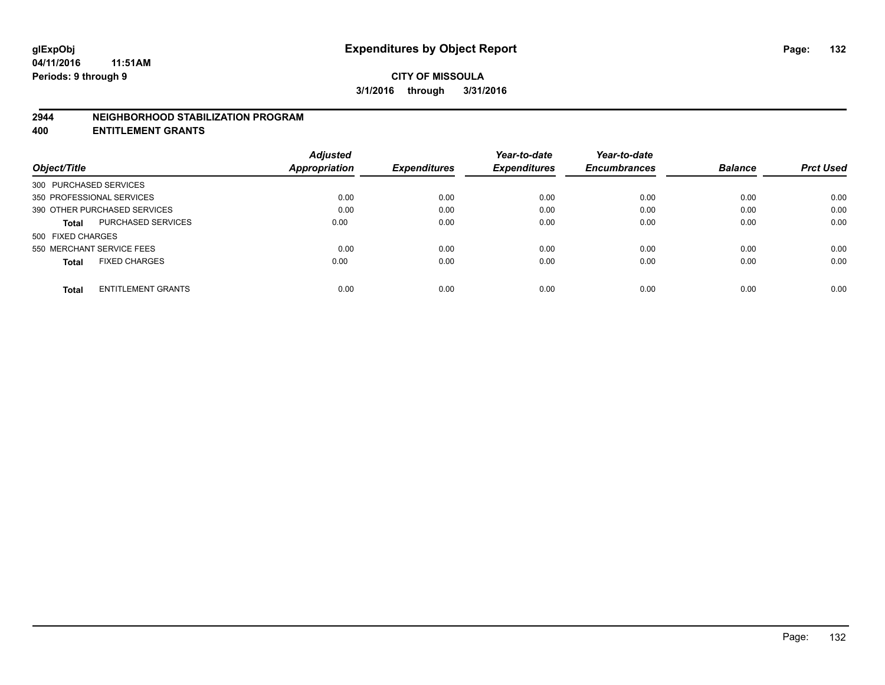**glExpObj**
**04/11/2016 11:51AM**
**Periods: 9 through 9**

# Expenditures by Object Report

**CITY OF MISSOULA**
**3/1/2016 through 3/31/2016**

## 2944 NEIGHBORHOOD STABILIZATION PROGRAM
## 400 ENTITLEMENT GRANTS

| Object/Title | | Adjusted Appropriation | Expenditures | Year-to-date Expenditures | Year-to-date Encumbrances | Balance | Prct Used |
|---|---|---|---|---|---|---|---|
| 300 PURCHASED SERVICES | | | | | | | |
| 350 PROFESSIONAL SERVICES | | 0.00 | 0.00 | 0.00 | 0.00 | 0.00 | 0.00 |
| 390 OTHER PURCHASED SERVICES | | 0.00 | 0.00 | 0.00 | 0.00 | 0.00 | 0.00 |
| **Total** | PURCHASED SERVICES | 0.00 | 0.00 | 0.00 | 0.00 | 0.00 | 0.00 |
| 500 FIXED CHARGES | | | | | | | |
| 550 MERCHANT SERVICE FEES | | 0.00 | 0.00 | 0.00 | 0.00 | 0.00 | 0.00 |
| **Total** | FIXED CHARGES | 0.00 | 0.00 | 0.00 | 0.00 | 0.00 | 0.00 |
| **Total** | ENTITLEMENT GRANTS | 0.00 | 0.00 | 0.00 | 0.00 | 0.00 | 0.00 |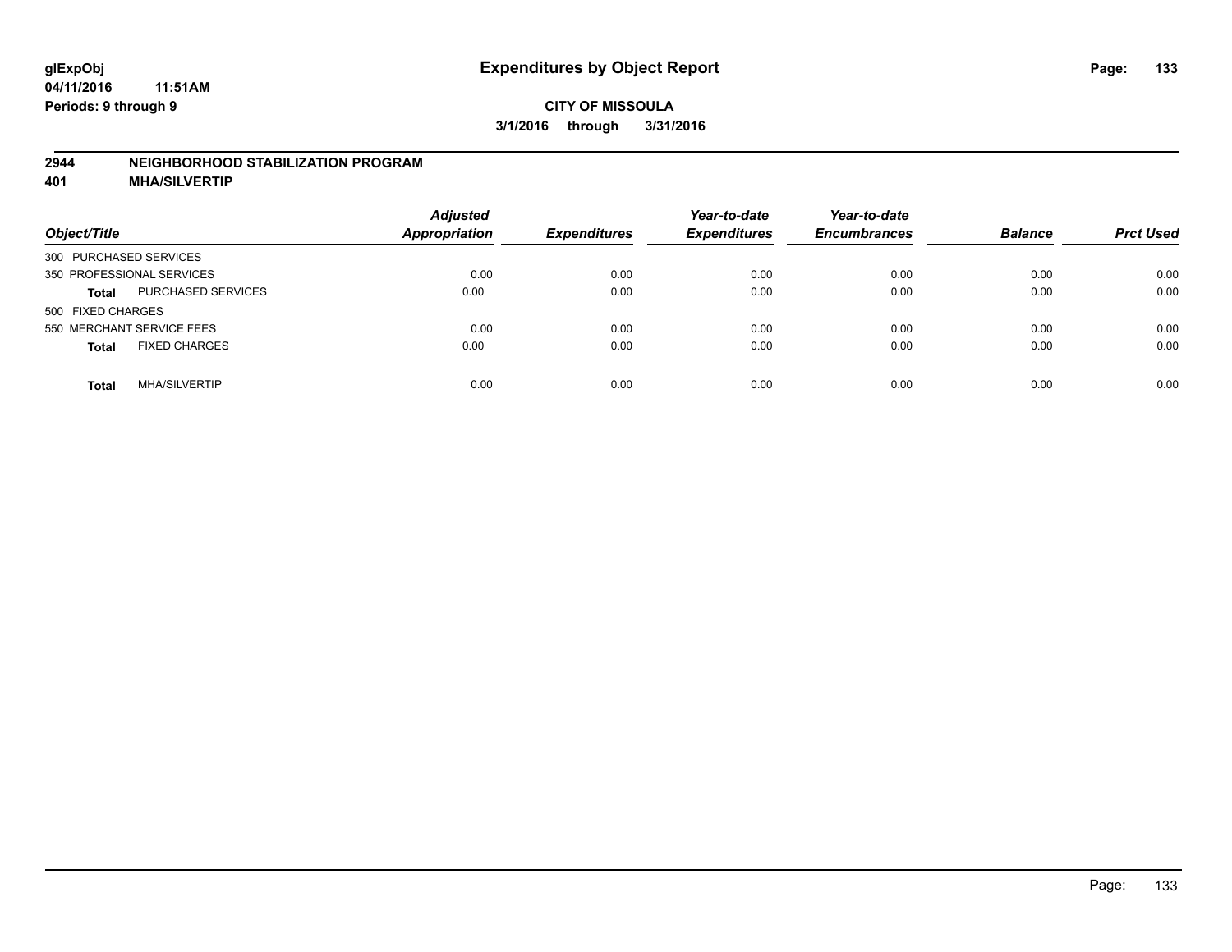glExpObj
04/11/2016 11:51AM
Periods: 9 through 9

# Expenditures by Object Report

**CITY OF MISSOULA**
**3/1/2016 through 3/31/2016**

## 2944 NEIGHBORHOOD STABILIZATION PROGRAM
## 401 MHA/SILVERTIP

| Object/Title | | Adjusted Appropriation | Expenditures | Year-to-date Expenditures | Year-to-date Encumbrances | Balance | Prct Used |
|---|---|---|---|---|---|---|---|
| 300 PURCHASED SERVICES | | | | | | | |
| 350 PROFESSIONAL SERVICES | | 0.00 | 0.00 | 0.00 | 0.00 | 0.00 | 0.00 |
| **Total** | PURCHASED SERVICES | 0.00 | 0.00 | 0.00 | 0.00 | 0.00 | 0.00 |
| 500 FIXED CHARGES | | | | | | | |
| 550 MERCHANT SERVICE FEES | | 0.00 | 0.00 | 0.00 | 0.00 | 0.00 | 0.00 |
| **Total** | FIXED CHARGES | 0.00 | 0.00 | 0.00 | 0.00 | 0.00 | 0.00 |
| **Total** | MHA/SILVERTIP | 0.00 | 0.00 | 0.00 | 0.00 | 0.00 | 0.00 |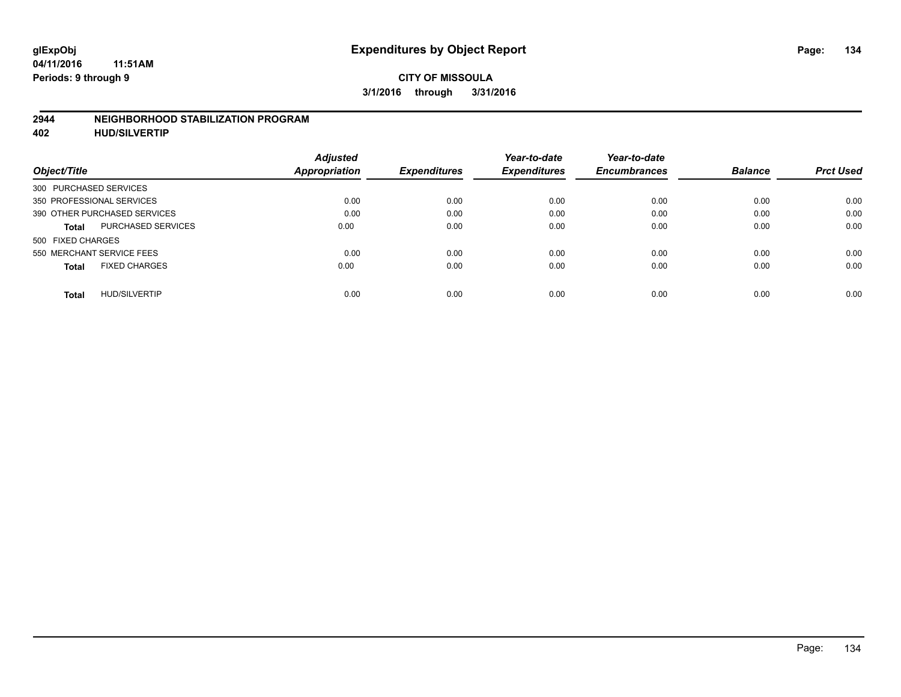# Expenditures by Object Report

glExpObj
04/11/2016 11:51AM
Periods: 9 through 9

**CITY OF MISSOULA**

**3/1/2016 through 3/31/2016**

## 2944 NEIGHBORHOOD STABILIZATION PROGRAM
## 402 HUD/SILVERTIP

| Object/Title | Adjusted Appropriation | Expenditures | Year-to-date Expenditures | Year-to-date Encumbrances | Balance | Prct Used |
|---|---|---|---|---|---|---|
| 300 PURCHASED SERVICES | | | | | | |
| 350 PROFESSIONAL SERVICES | 0.00 | 0.00 | 0.00 | 0.00 | 0.00 | 0.00 |
| 390 OTHER PURCHASED SERVICES | 0.00 | 0.00 | 0.00 | 0.00 | 0.00 | 0.00 |
| **Total** PURCHASED SERVICES | 0.00 | 0.00 | 0.00 | 0.00 | 0.00 | 0.00 |
| 500 FIXED CHARGES | | | | | | |
| 550 MERCHANT SERVICE FEES | 0.00 | 0.00 | 0.00 | 0.00 | 0.00 | 0.00 |
| **Total** FIXED CHARGES | 0.00 | 0.00 | 0.00 | 0.00 | 0.00 | 0.00 |
| **Total** HUD/SILVERTIP | 0.00 | 0.00 | 0.00 | 0.00 | 0.00 | 0.00 |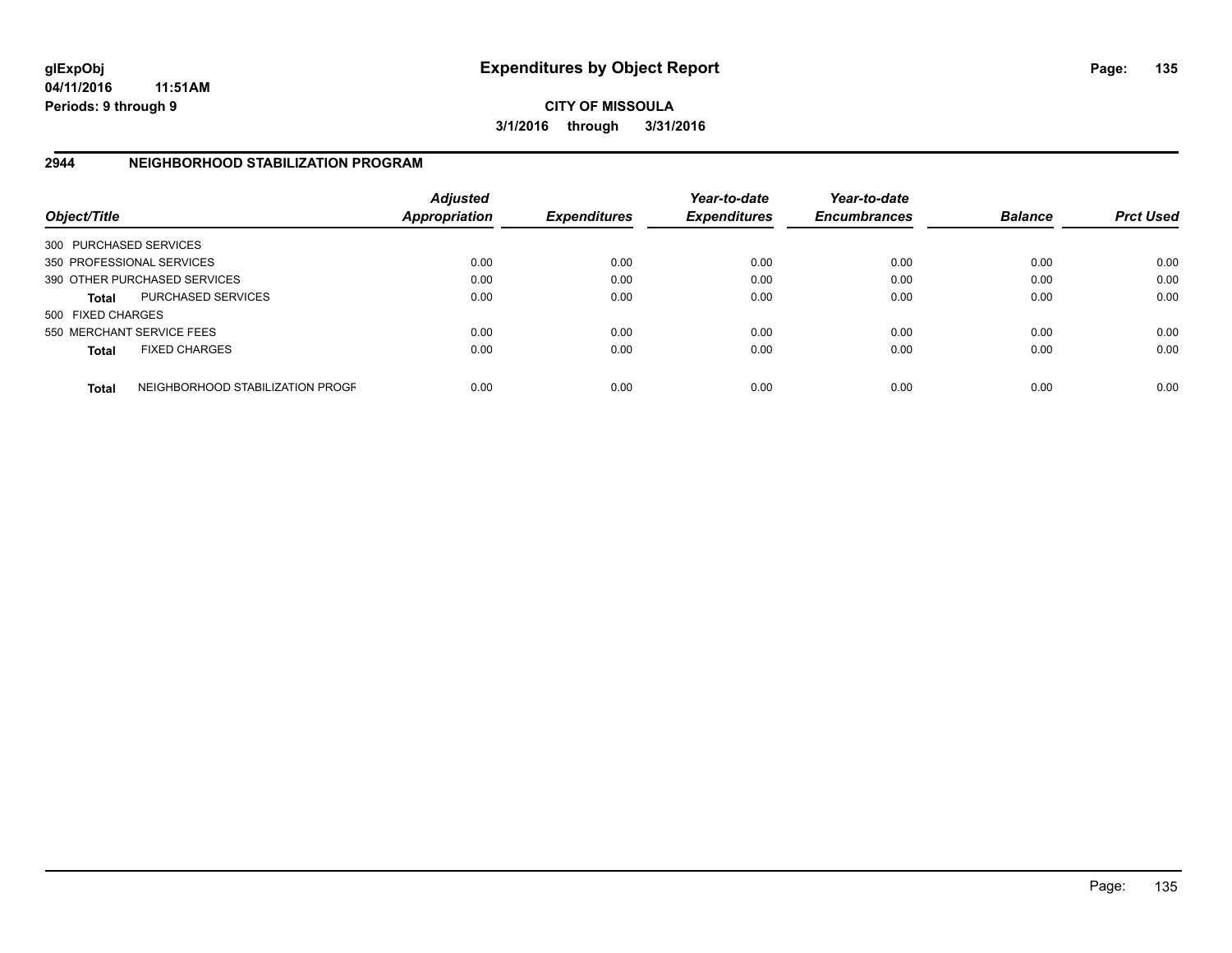**glExpObj** **Expenditures by Object Report**
**04/11/2016 11:51AM**
**Periods: 9 through 9**

**CITY OF MISSOULA**
**3/1/2016 through 3/31/2016**

## 2944 NEIGHBORHOOD STABILIZATION PROGRAM

| Object/Title | | Adjusted Appropriation | Expenditures | Year-to-date Expenditures | Year-to-date Encumbrances | Balance | Prct Used |
|---|---|---|---|---|---|---|---|
| 300 PURCHASED SERVICES | | | | | | | |
| 350 PROFESSIONAL SERVICES | | 0.00 | 0.00 | 0.00 | 0.00 | 0.00 | 0.00 |
| 390 OTHER PURCHASED SERVICES | | 0.00 | 0.00 | 0.00 | 0.00 | 0.00 | 0.00 |
| **Total** | PURCHASED SERVICES | 0.00 | 0.00 | 0.00 | 0.00 | 0.00 | 0.00 |
| 500 FIXED CHARGES | | | | | | | |
| 550 MERCHANT SERVICE FEES | | 0.00 | 0.00 | 0.00 | 0.00 | 0.00 | 0.00 |
| **Total** | FIXED CHARGES | 0.00 | 0.00 | 0.00 | 0.00 | 0.00 | 0.00 |
| **Total** | NEIGHBORHOOD STABILIZATION PROGF | 0.00 | 0.00 | 0.00 | 0.00 | 0.00 | 0.00 |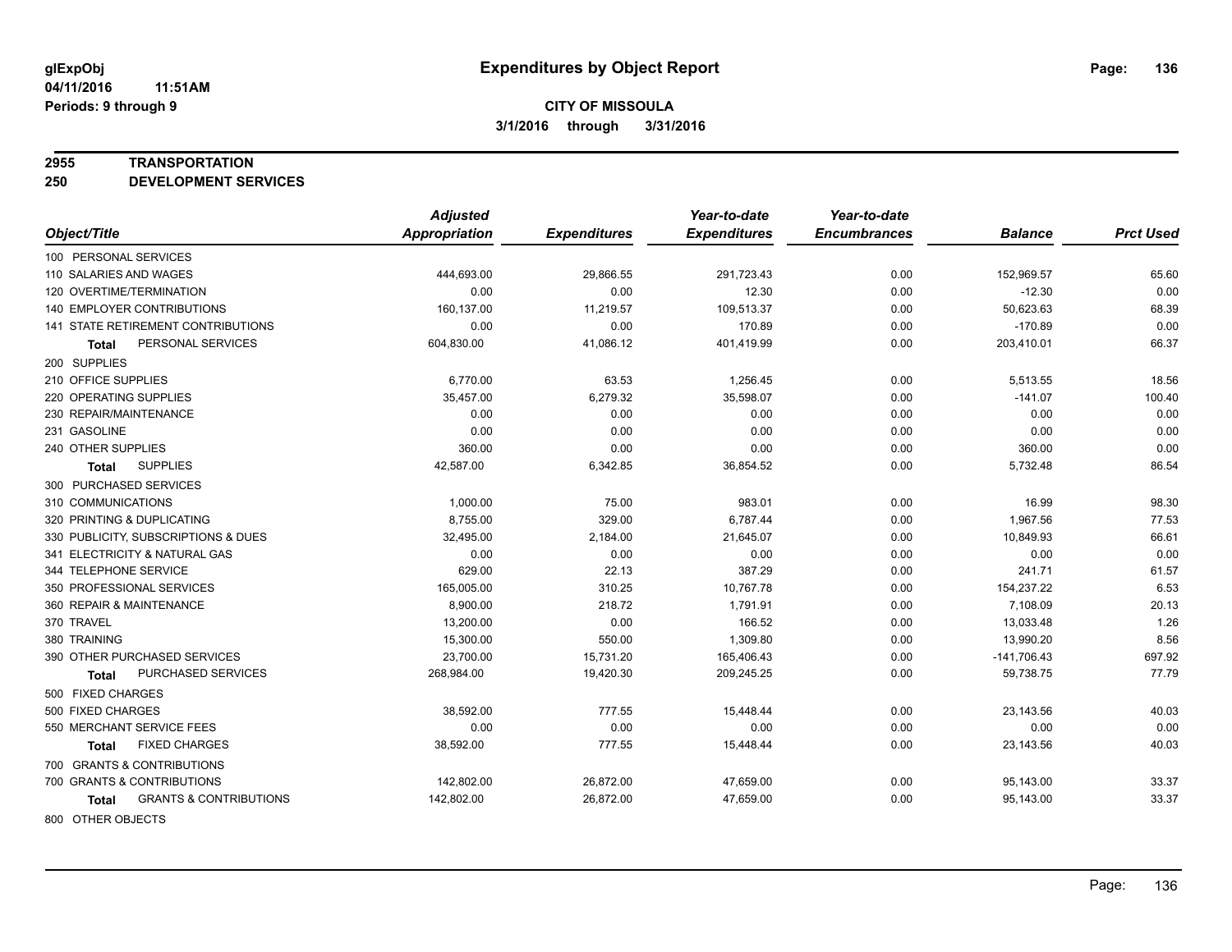**glExpObj**
**04/11/2016 11:51AM**
**Periods: 9 through 9**

# Expenditures by Object Report

**CITY OF MISSOULA**
**3/1/2016 through 3/31/2016**

**2955 TRANSPORTATION**
**250 DEVELOPMENT SERVICES**

| Object/Title | Adjusted Appropriation | Expenditures | Year-to-date Expenditures | Year-to-date Encumbrances | Balance | Prct Used |
|---|---|---|---|---|---|---|
| 100 PERSONAL SERVICES | | | | | | |
| 110 SALARIES AND WAGES | 444,693.00 | 29,866.55 | 291,723.43 | 0.00 | 152,969.57 | 65.60 |
| 120 OVERTIME/TERMINATION | 0.00 | 0.00 | 12.30 | 0.00 | -12.30 | 0.00 |
| 140 EMPLOYER CONTRIBUTIONS | 160,137.00 | 11,219.57 | 109,513.37 | 0.00 | 50,623.63 | 68.39 |
| 141 STATE RETIREMENT CONTRIBUTIONS | 0.00 | 0.00 | 170.89 | 0.00 | -170.89 | 0.00 |
| **Total** PERSONAL SERVICES | 604,830.00 | 41,086.12 | 401,419.99 | 0.00 | 203,410.01 | 66.37 |
| 200 SUPPLIES | | | | | | |
| 210 OFFICE SUPPLIES | 6,770.00 | 63.53 | 1,256.45 | 0.00 | 5,513.55 | 18.56 |
| 220 OPERATING SUPPLIES | 35,457.00 | 6,279.32 | 35,598.07 | 0.00 | -141.07 | 100.40 |
| 230 REPAIR/MAINTENANCE | 0.00 | 0.00 | 0.00 | 0.00 | 0.00 | 0.00 |
| 231 GASOLINE | 0.00 | 0.00 | 0.00 | 0.00 | 0.00 | 0.00 |
| 240 OTHER SUPPLIES | 360.00 | 0.00 | 0.00 | 0.00 | 360.00 | 0.00 |
| **Total** SUPPLIES | 42,587.00 | 6,342.85 | 36,854.52 | 0.00 | 5,732.48 | 86.54 |
| 300 PURCHASED SERVICES | | | | | | |
| 310 COMMUNICATIONS | 1,000.00 | 75.00 | 983.01 | 0.00 | 16.99 | 98.30 |
| 320 PRINTING & DUPLICATING | 8,755.00 | 329.00 | 6,787.44 | 0.00 | 1,967.56 | 77.53 |
| 330 PUBLICITY, SUBSCRIPTIONS & DUES | 32,495.00 | 2,184.00 | 21,645.07 | 0.00 | 10,849.93 | 66.61 |
| 341 ELECTRICITY & NATURAL GAS | 0.00 | 0.00 | 0.00 | 0.00 | 0.00 | 0.00 |
| 344 TELEPHONE SERVICE | 629.00 | 22.13 | 387.29 | 0.00 | 241.71 | 61.57 |
| 350 PROFESSIONAL SERVICES | 165,005.00 | 310.25 | 10,767.78 | 0.00 | 154,237.22 | 6.53 |
| 360 REPAIR & MAINTENANCE | 8,900.00 | 218.72 | 1,791.91 | 0.00 | 7,108.09 | 20.13 |
| 370 TRAVEL | 13,200.00 | 0.00 | 166.52 | 0.00 | 13,033.48 | 1.26 |
| 380 TRAINING | 15,300.00 | 550.00 | 1,309.80 | 0.00 | 13,990.20 | 8.56 |
| 390 OTHER PURCHASED SERVICES | 23,700.00 | 15,731.20 | 165,406.43 | 0.00 | -141,706.43 | 697.92 |
| **Total** PURCHASED SERVICES | 268,984.00 | 19,420.30 | 209,245.25 | 0.00 | 59,738.75 | 77.79 |
| 500 FIXED CHARGES | | | | | | |
| 500 FIXED CHARGES | 38,592.00 | 777.55 | 15,448.44 | 0.00 | 23,143.56 | 40.03 |
| 550 MERCHANT SERVICE FEES | 0.00 | 0.00 | 0.00 | 0.00 | 0.00 | 0.00 |
| **Total** FIXED CHARGES | 38,592.00 | 777.55 | 15,448.44 | 0.00 | 23,143.56 | 40.03 |
| 700 GRANTS & CONTRIBUTIONS | | | | | | |
| 700 GRANTS & CONTRIBUTIONS | 142,802.00 | 26,872.00 | 47,659.00 | 0.00 | 95,143.00 | 33.37 |
| **Total** GRANTS & CONTRIBUTIONS | 142,802.00 | 26,872.00 | 47,659.00 | 0.00 | 95,143.00 | 33.37 |
| 800 OTHER OBJECTS | | | | | | |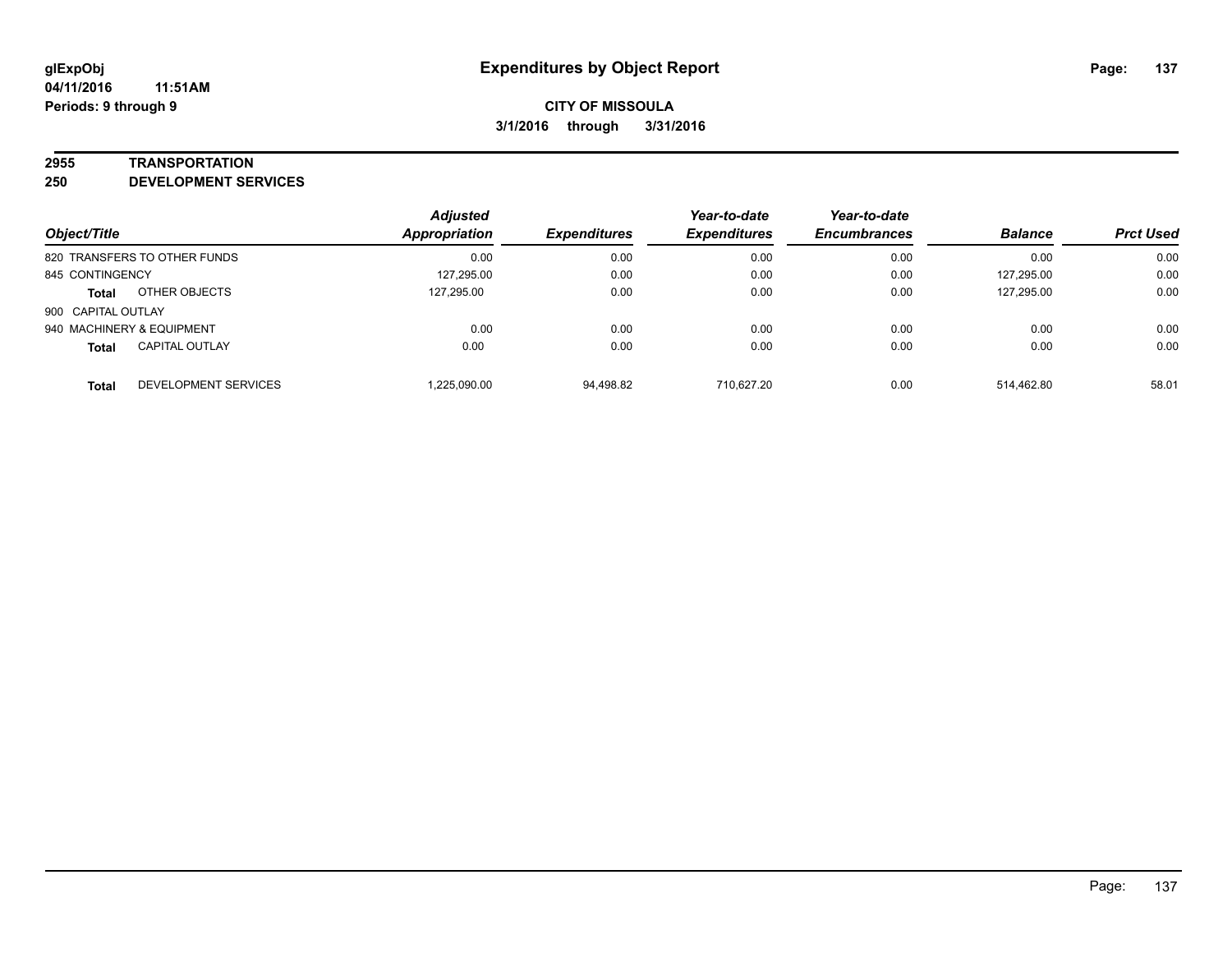**glExpObj** **Expenditures by Object Report**

**04/11/2016 11:51AM**

**Periods: 9 through 9**

**CITY OF MISSOULA**

**3/1/2016 through 3/31/2016**

**2955 TRANSPORTATION**

**250 DEVELOPMENT SERVICES**

| Object/Title | | Adjusted Appropriation | Expenditures | Year-to-date Expenditures | Year-to-date Encumbrances | Balance | Prct Used |
|---|---|---|---|---|---|---|---|
| 820 TRANSFERS TO OTHER FUNDS | | 0.00 | 0.00 | 0.00 | 0.00 | 0.00 | 0.00 |
| 845 CONTINGENCY | | 127,295.00 | 0.00 | 0.00 | 0.00 | 127,295.00 | 0.00 |
| **Total** | OTHER OBJECTS | 127,295.00 | 0.00 | 0.00 | 0.00 | 127,295.00 | 0.00 |
| 900 CAPITAL OUTLAY | | | | | | | |
| 940 MACHINERY & EQUIPMENT | | 0.00 | 0.00 | 0.00 | 0.00 | 0.00 | 0.00 |
| **Total** | CAPITAL OUTLAY | 0.00 | 0.00 | 0.00 | 0.00 | 0.00 | 0.00 |
| **Total** | DEVELOPMENT SERVICES | 1,225,090.00 | 94,498.82 | 710,627.20 | 0.00 | 514,462.80 | 58.01 |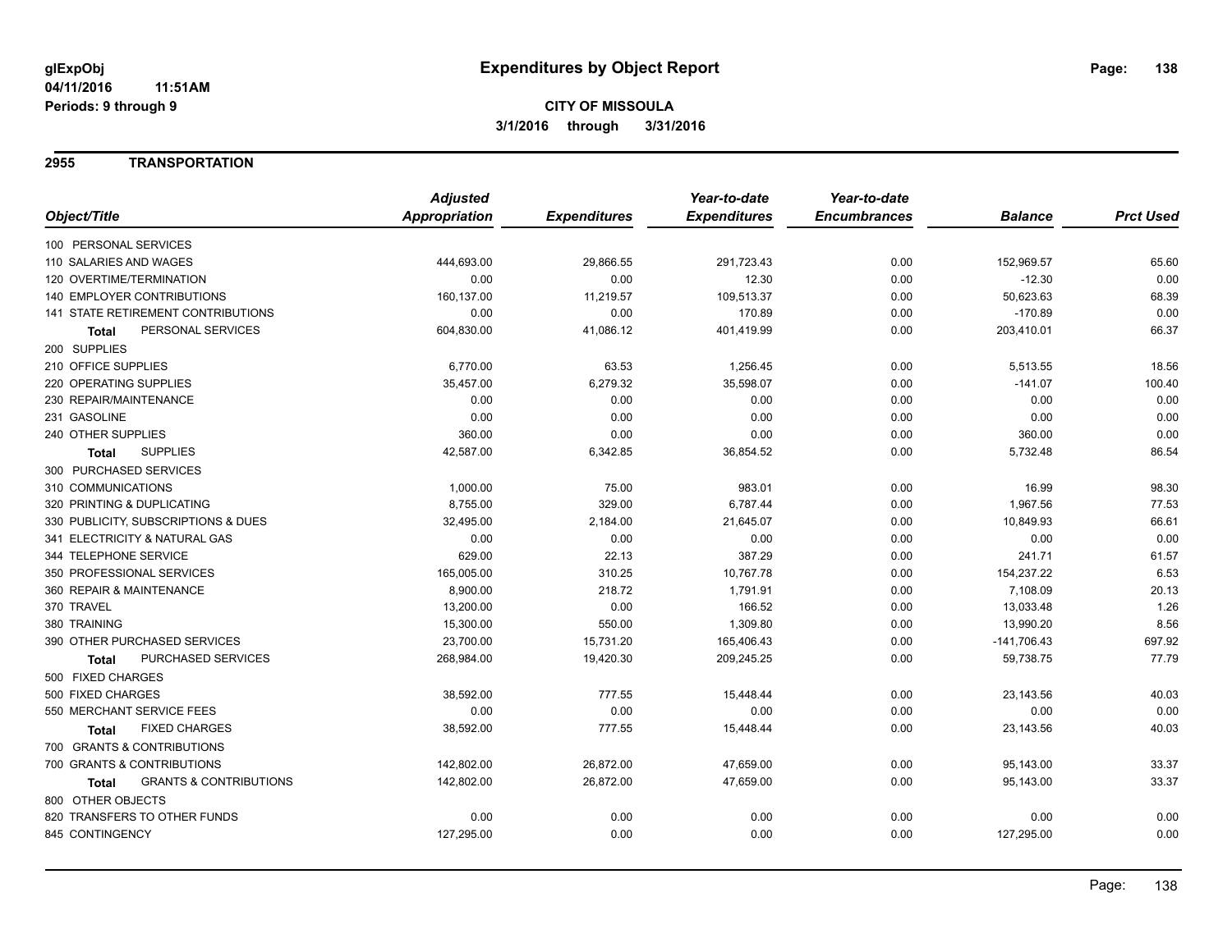**glExpObj** 04/11/2016 11:51AM
**Periods: 9 through 9**

# Expenditures by Object Report

**CITY OF MISSOULA**
**3/1/2016 through 3/31/2016**

## 2955 TRANSPORTATION

| Object/Title | Adjusted Appropriation | Expenditures | Year-to-date Expenditures | Year-to-date Encumbrances | Balance | Prct Used |
|---|---|---|---|---|---|---|
| 100 PERSONAL SERVICES | | | | | | |
| 110 SALARIES AND WAGES | 444,693.00 | 29,866.55 | 291,723.43 | 0.00 | 152,969.57 | 65.60 |
| 120 OVERTIME/TERMINATION | 0.00 | 0.00 | 12.30 | 0.00 | -12.30 | 0.00 |
| 140 EMPLOYER CONTRIBUTIONS | 160,137.00 | 11,219.57 | 109,513.37 | 0.00 | 50,623.63 | 68.39 |
| 141 STATE RETIREMENT CONTRIBUTIONS | 0.00 | 0.00 | 170.89 | 0.00 | -170.89 | 0.00 |
| **Total** PERSONAL SERVICES | 604,830.00 | 41,086.12 | 401,419.99 | 0.00 | 203,410.01 | 66.37 |
| 200 SUPPLIES | | | | | | |
| 210 OFFICE SUPPLIES | 6,770.00 | 63.53 | 1,256.45 | 0.00 | 5,513.55 | 18.56 |
| 220 OPERATING SUPPLIES | 35,457.00 | 6,279.32 | 35,598.07 | 0.00 | -141.07 | 100.40 |
| 230 REPAIR/MAINTENANCE | 0.00 | 0.00 | 0.00 | 0.00 | 0.00 | 0.00 |
| 231 GASOLINE | 0.00 | 0.00 | 0.00 | 0.00 | 0.00 | 0.00 |
| 240 OTHER SUPPLIES | 360.00 | 0.00 | 0.00 | 0.00 | 360.00 | 0.00 |
| **Total** SUPPLIES | 42,587.00 | 6,342.85 | 36,854.52 | 0.00 | 5,732.48 | 86.54 |
| 300 PURCHASED SERVICES | | | | | | |
| 310 COMMUNICATIONS | 1,000.00 | 75.00 | 983.01 | 0.00 | 16.99 | 98.30 |
| 320 PRINTING & DUPLICATING | 8,755.00 | 329.00 | 6,787.44 | 0.00 | 1,967.56 | 77.53 |
| 330 PUBLICITY, SUBSCRIPTIONS & DUES | 32,495.00 | 2,184.00 | 21,645.07 | 0.00 | 10,849.93 | 66.61 |
| 341 ELECTRICITY & NATURAL GAS | 0.00 | 0.00 | 0.00 | 0.00 | 0.00 | 0.00 |
| 344 TELEPHONE SERVICE | 629.00 | 22.13 | 387.29 | 0.00 | 241.71 | 61.57 |
| 350 PROFESSIONAL SERVICES | 165,005.00 | 310.25 | 10,767.78 | 0.00 | 154,237.22 | 6.53 |
| 360 REPAIR & MAINTENANCE | 8,900.00 | 218.72 | 1,791.91 | 0.00 | 7,108.09 | 20.13 |
| 370 TRAVEL | 13,200.00 | 0.00 | 166.52 | 0.00 | 13,033.48 | 1.26 |
| 380 TRAINING | 15,300.00 | 550.00 | 1,309.80 | 0.00 | 13,990.20 | 8.56 |
| 390 OTHER PURCHASED SERVICES | 23,700.00 | 15,731.20 | 165,406.43 | 0.00 | -141,706.43 | 697.92 |
| **Total** PURCHASED SERVICES | 268,984.00 | 19,420.30 | 209,245.25 | 0.00 | 59,738.75 | 77.79 |
| 500 FIXED CHARGES | | | | | | |
| 500 FIXED CHARGES | 38,592.00 | 777.55 | 15,448.44 | 0.00 | 23,143.56 | 40.03 |
| 550 MERCHANT SERVICE FEES | 0.00 | 0.00 | 0.00 | 0.00 | 0.00 | 0.00 |
| **Total** FIXED CHARGES | 38,592.00 | 777.55 | 15,448.44 | 0.00 | 23,143.56 | 40.03 |
| 700 GRANTS & CONTRIBUTIONS | | | | | | |
| 700 GRANTS & CONTRIBUTIONS | 142,802.00 | 26,872.00 | 47,659.00 | 0.00 | 95,143.00 | 33.37 |
| **Total** GRANTS & CONTRIBUTIONS | 142,802.00 | 26,872.00 | 47,659.00 | 0.00 | 95,143.00 | 33.37 |
| 800 OTHER OBJECTS | | | | | | |
| 820 TRANSFERS TO OTHER FUNDS | 0.00 | 0.00 | 0.00 | 0.00 | 0.00 | 0.00 |
| 845 CONTINGENCY | 127,295.00 | 0.00 | 0.00 | 0.00 | 127,295.00 | 0.00 |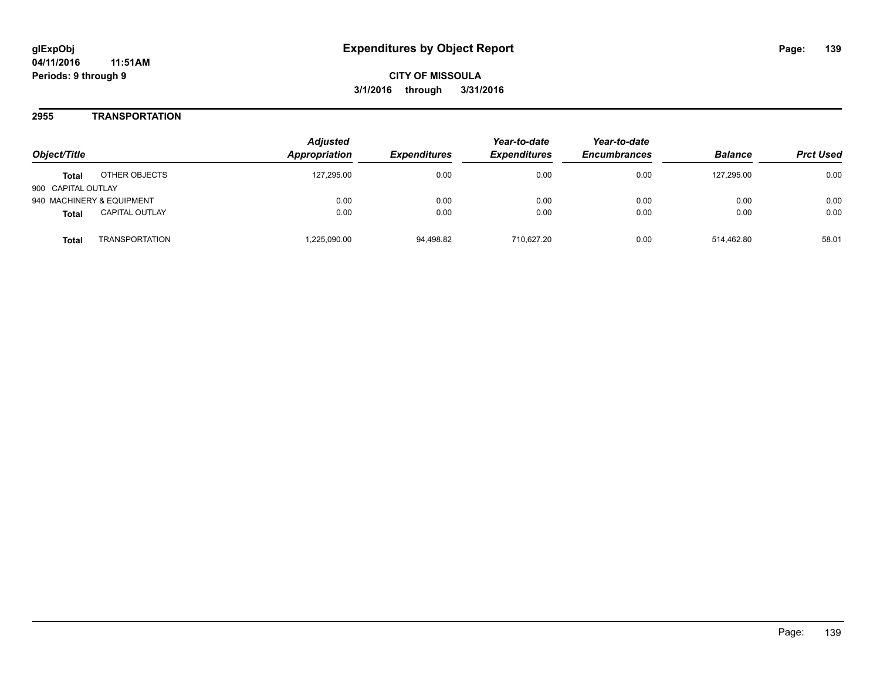**glExpObj**
**04/11/2016 11:51AM**
**Periods: 9 through 9**

# Expenditures by Object Report

**CITY OF MISSOULA**
**3/1/2016 through 3/31/2016**

## 2955 TRANSPORTATION

| Object/Title | | *Adjusted Appropriation* | *Expenditures* | *Year-to-date Expenditures* | *Year-to-date Encumbrances* | *Balance* | *Prct Used* |
|---|---|---|---|---|---|---|---|
| **Total** | OTHER OBJECTS | 127,295.00 | 0.00 | 0.00 | 0.00 | 127,295.00 | 0.00 |
| 900 CAPITAL OUTLAY | | | | | | | |
| 940 MACHINERY & EQUIPMENT | | 0.00 | 0.00 | 0.00 | 0.00 | 0.00 | 0.00 |
| **Total** | CAPITAL OUTLAY | 0.00 | 0.00 | 0.00 | 0.00 | 0.00 | 0.00 |
| **Total** | TRANSPORTATION | 1,225,090.00 | 94,498.82 | 710,627.20 | 0.00 | 514,462.80 | 58.01 |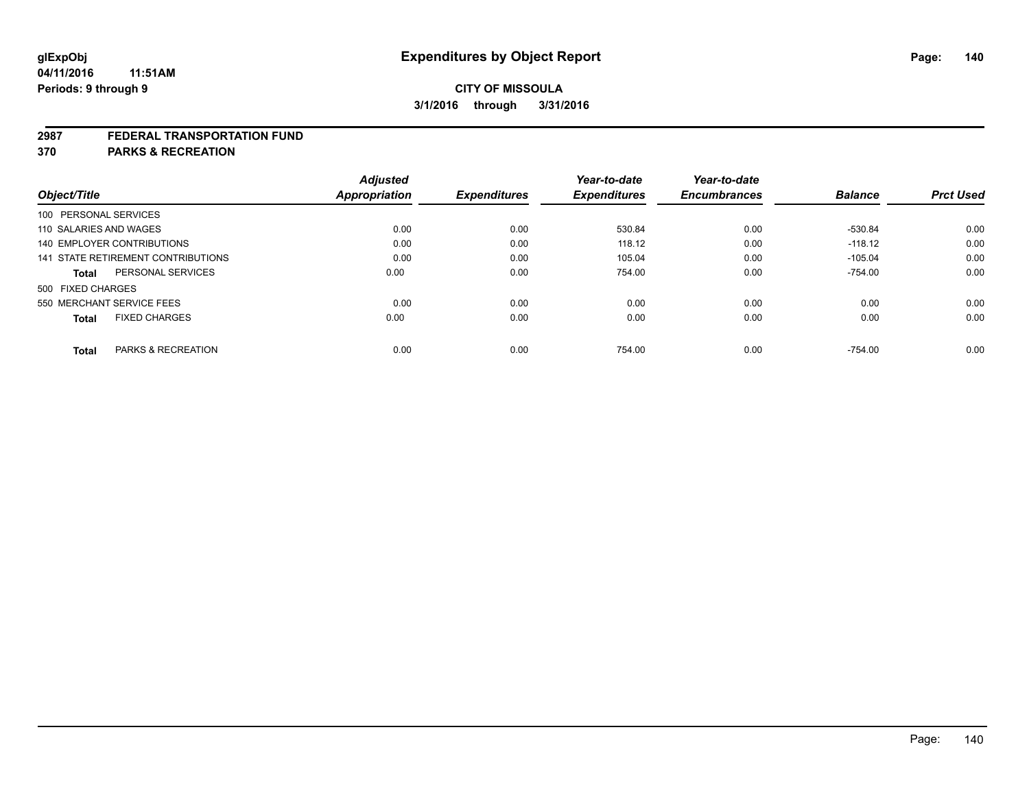**glExpObj**
**04/11/2016 11:51AM**
**Periods: 9 through 9**

# Expenditures by Object Report

**CITY OF MISSOULA**
**3/1/2016 through 3/31/2016**

## 2987 FEDERAL TRANSPORTATION FUND
## 370 PARKS & RECREATION

| Object/Title | Adjusted Appropriation | Expenditures | Year-to-date Expenditures | Year-to-date Encumbrances | Balance | Prct Used |
|---|---|---|---|---|---|---|
| 100 PERSONAL SERVICES | | | | | | |
| 110 SALARIES AND WAGES | 0.00 | 0.00 | 530.84 | 0.00 | -530.84 | 0.00 |
| 140 EMPLOYER CONTRIBUTIONS | 0.00 | 0.00 | 118.12 | 0.00 | -118.12 | 0.00 |
| 141 STATE RETIREMENT CONTRIBUTIONS | 0.00 | 0.00 | 105.04 | 0.00 | -105.04 | 0.00 |
| **Total** PERSONAL SERVICES | 0.00 | 0.00 | 754.00 | 0.00 | -754.00 | 0.00 |
| 500 FIXED CHARGES | | | | | | |
| 550 MERCHANT SERVICE FEES | 0.00 | 0.00 | 0.00 | 0.00 | 0.00 | 0.00 |
| **Total** FIXED CHARGES | 0.00 | 0.00 | 0.00 | 0.00 | 0.00 | 0.00 |
| **Total** PARKS & RECREATION | 0.00 | 0.00 | 754.00 | 0.00 | -754.00 | 0.00 |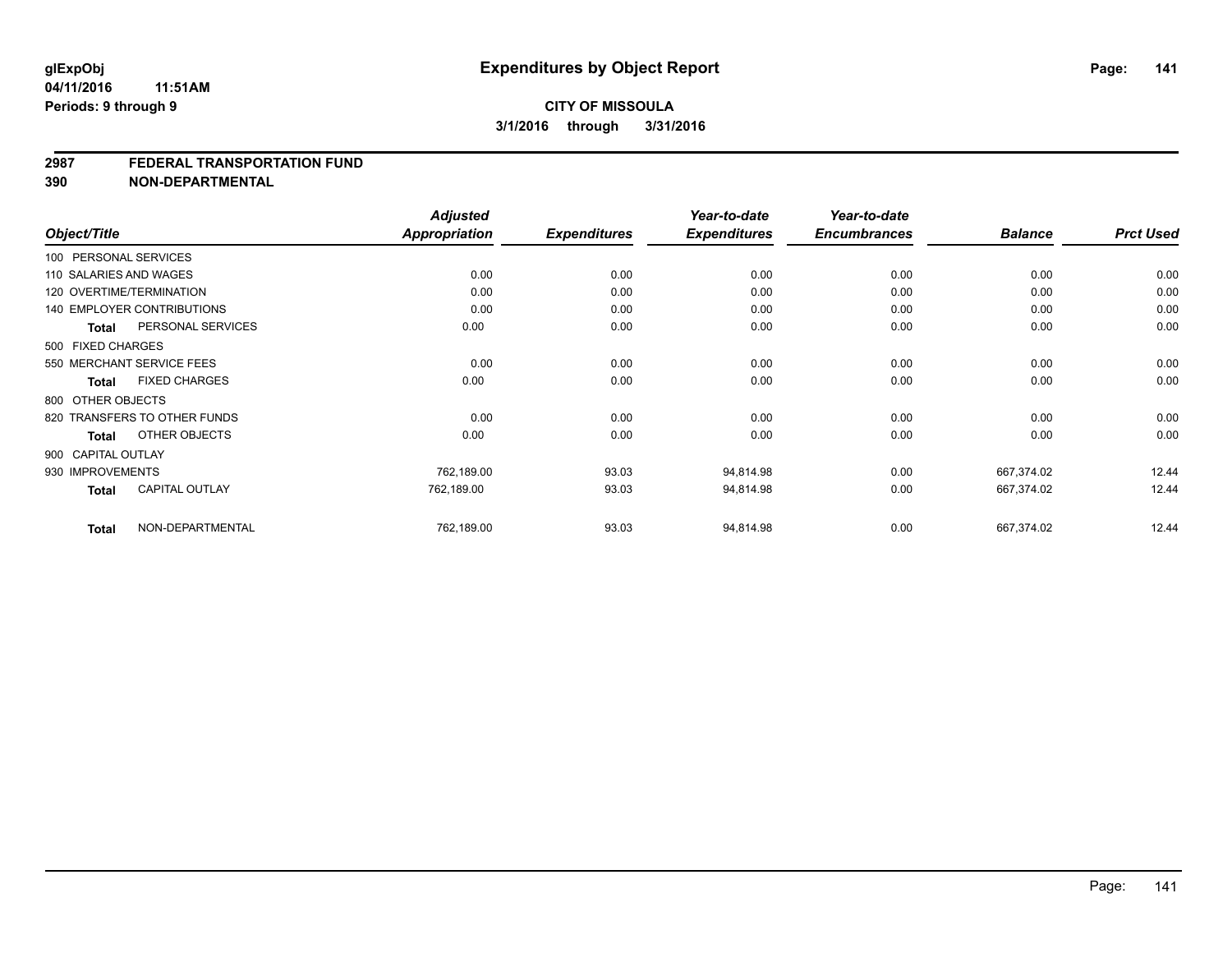# Expenditures by Object Report

glExpObj
04/11/2016 11:51AM
Periods: 9 through 9

**CITY OF MISSOULA**
**3/1/2016 through 3/31/2016**

## 2987 FEDERAL TRANSPORTATION FUND
## 390 NON-DEPARTMENTAL

| Object/Title | Adjusted Appropriation | Expenditures | Year-to-date Expenditures | Year-to-date Encumbrances | Balance | Prct Used |
|---|---|---|---|---|---|---|
| 100 PERSONAL SERVICES | | | | | | |
| 110 SALARIES AND WAGES | 0.00 | 0.00 | 0.00 | 0.00 | 0.00 | 0.00 |
| 120 OVERTIME/TERMINATION | 0.00 | 0.00 | 0.00 | 0.00 | 0.00 | 0.00 |
| 140 EMPLOYER CONTRIBUTIONS | 0.00 | 0.00 | 0.00 | 0.00 | 0.00 | 0.00 |
| **Total** PERSONAL SERVICES | 0.00 | 0.00 | 0.00 | 0.00 | 0.00 | 0.00 |
| 500 FIXED CHARGES | | | | | | |
| 550 MERCHANT SERVICE FEES | 0.00 | 0.00 | 0.00 | 0.00 | 0.00 | 0.00 |
| **Total** FIXED CHARGES | 0.00 | 0.00 | 0.00 | 0.00 | 0.00 | 0.00 |
| 800 OTHER OBJECTS | | | | | | |
| 820 TRANSFERS TO OTHER FUNDS | 0.00 | 0.00 | 0.00 | 0.00 | 0.00 | 0.00 |
| **Total** OTHER OBJECTS | 0.00 | 0.00 | 0.00 | 0.00 | 0.00 | 0.00 |
| 900 CAPITAL OUTLAY | | | | | | |
| 930 IMPROVEMENTS | 762,189.00 | 93.03 | 94,814.98 | 0.00 | 667,374.02 | 12.44 |
| **Total** CAPITAL OUTLAY | 762,189.00 | 93.03 | 94,814.98 | 0.00 | 667,374.02 | 12.44 |
| **Total** NON-DEPARTMENTAL | 762,189.00 | 93.03 | 94,814.98 | 0.00 | 667,374.02 | 12.44 |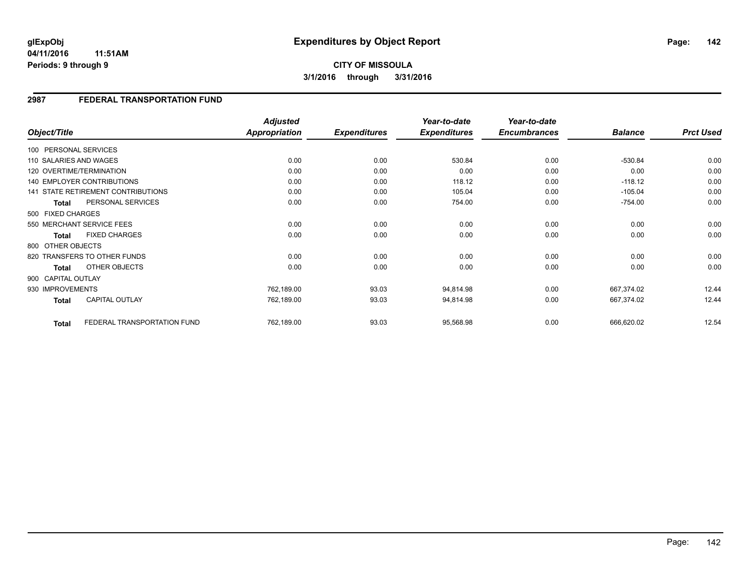**glExpObj** **Expenditures by Object Report**

**04/11/2016 11:51AM**

**Periods: 9 through 9**

**CITY OF MISSOULA**

**3/1/2016 through 3/31/2016**

## 2987 FEDERAL TRANSPORTATION FUND

| Object/Title | | *Adjusted Appropriation* | *Expenditures* | *Year-to-date Expenditures* | *Year-to-date Encumbrances* | *Balance* | *Prct Used* |
|---|---|---|---|---|---|---|---|
| 100 PERSONAL SERVICES | | | | | | | |
| 110 SALARIES AND WAGES | | 0.00 | 0.00 | 530.84 | 0.00 | -530.84 | 0.00 |
| 120 OVERTIME/TERMINATION | | 0.00 | 0.00 | 0.00 | 0.00 | 0.00 | 0.00 |
| 140 EMPLOYER CONTRIBUTIONS | | 0.00 | 0.00 | 118.12 | 0.00 | -118.12 | 0.00 |
| 141 STATE RETIREMENT CONTRIBUTIONS | | 0.00 | 0.00 | 105.04 | 0.00 | -105.04 | 0.00 |
| **Total** | PERSONAL SERVICES | 0.00 | 0.00 | 754.00 | 0.00 | -754.00 | 0.00 |
| 500 FIXED CHARGES | | | | | | | |
| 550 MERCHANT SERVICE FEES | | 0.00 | 0.00 | 0.00 | 0.00 | 0.00 | 0.00 |
| **Total** | FIXED CHARGES | 0.00 | 0.00 | 0.00 | 0.00 | 0.00 | 0.00 |
| 800 OTHER OBJECTS | | | | | | | |
| 820 TRANSFERS TO OTHER FUNDS | | 0.00 | 0.00 | 0.00 | 0.00 | 0.00 | 0.00 |
| **Total** | OTHER OBJECTS | 0.00 | 0.00 | 0.00 | 0.00 | 0.00 | 0.00 |
| 900 CAPITAL OUTLAY | | | | | | | |
| 930 IMPROVEMENTS | | 762,189.00 | 93.03 | 94,814.98 | 0.00 | 667,374.02 | 12.44 |
| **Total** | CAPITAL OUTLAY | 762,189.00 | 93.03 | 94,814.98 | 0.00 | 667,374.02 | 12.44 |
| **Total** | FEDERAL TRANSPORTATION FUND | 762,189.00 | 93.03 | 95,568.98 | 0.00 | 666,620.02 | 12.54 |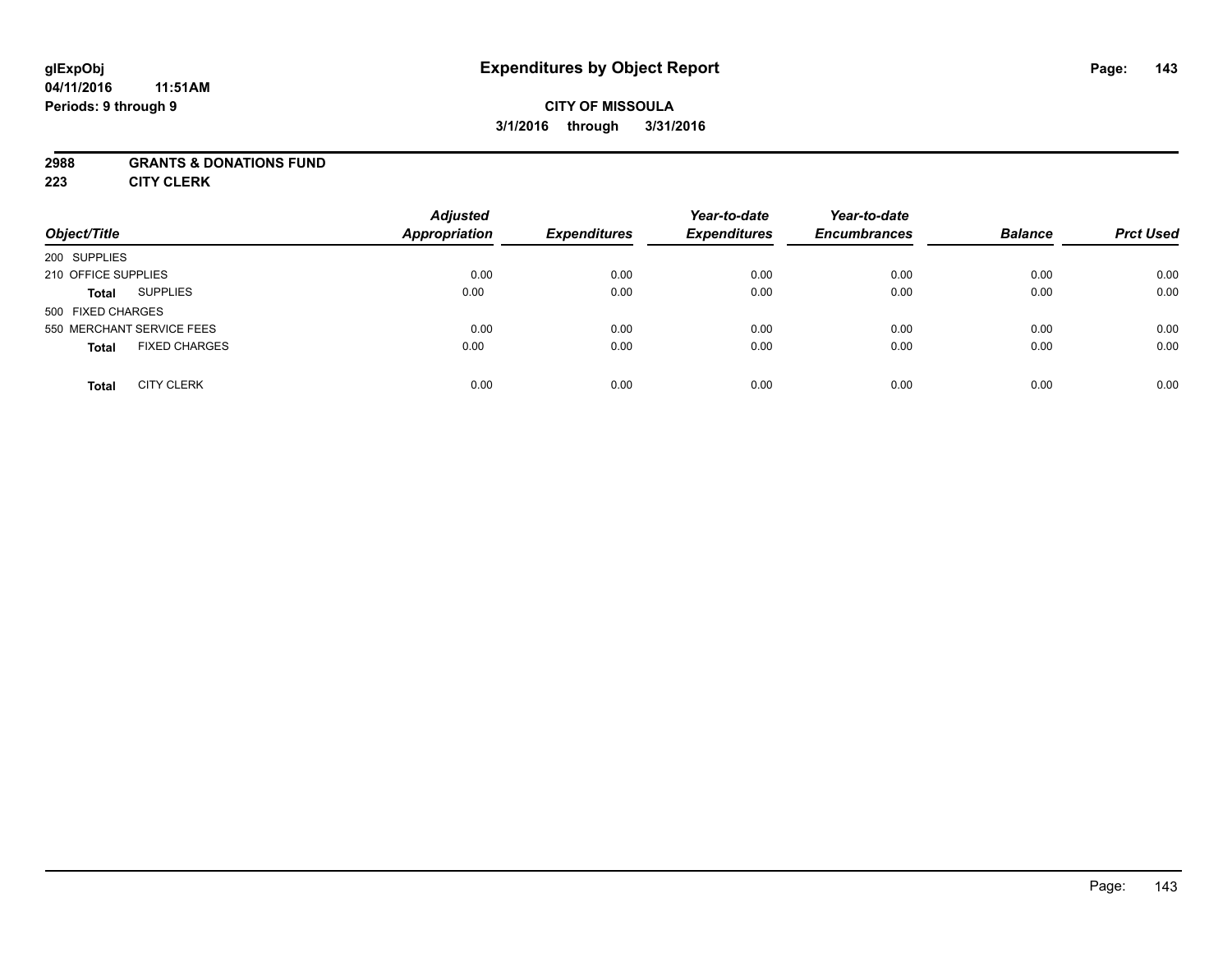glExpObj
04/11/2016 11:51AM
Periods: 9 through 9

# Expenditures by Object Report

**CITY OF MISSOULA**

**3/1/2016 through 3/31/2016**

**2988 GRANTS & DONATIONS FUND**
**223 CITY CLERK**

| Object/Title | | Adjusted Appropriation | Expenditures | Year-to-date Expenditures | Year-to-date Encumbrances | Balance | Prct Used |
|---|---|---|---|---|---|---|---|
| 200 SUPPLIES | | | | | | | |
| 210 OFFICE SUPPLIES | | 0.00 | 0.00 | 0.00 | 0.00 | 0.00 | 0.00 |
| **Total** | SUPPLIES | 0.00 | 0.00 | 0.00 | 0.00 | 0.00 | 0.00 |
| 500 FIXED CHARGES | | | | | | | |
| 550 MERCHANT SERVICE FEES | | 0.00 | 0.00 | 0.00 | 0.00 | 0.00 | 0.00 |
| **Total** | FIXED CHARGES | 0.00 | 0.00 | 0.00 | 0.00 | 0.00 | 0.00 |
| **Total** | CITY CLERK | 0.00 | 0.00 | 0.00 | 0.00 | 0.00 | 0.00 |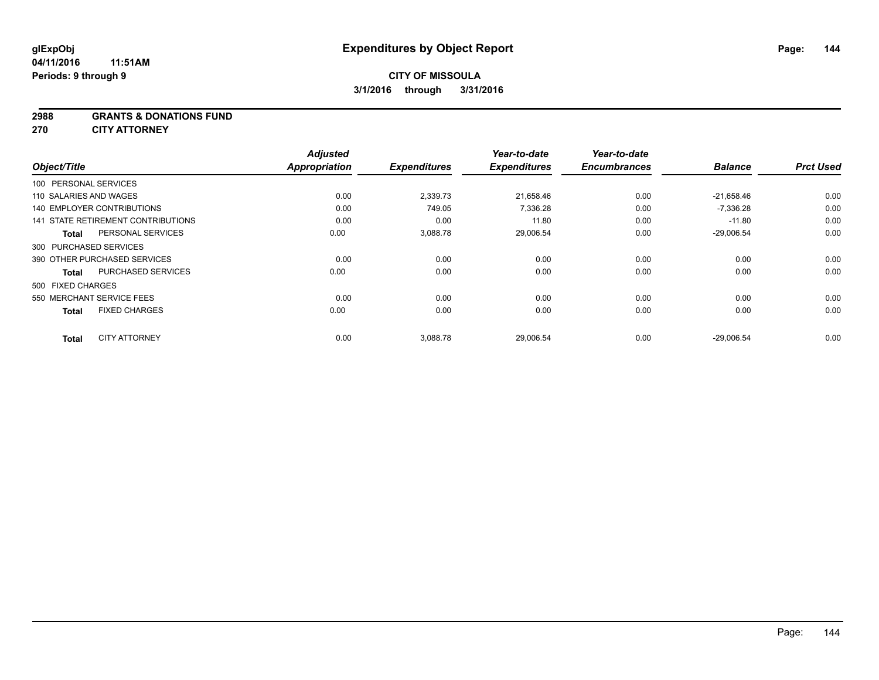# Expenditures by Object Report

glExpObj
04/11/2016 11:51AM
Periods: 9 through 9

**CITY OF MISSOULA**
**3/1/2016 through 3/31/2016**

**2988 GRANTS & DONATIONS FUND**
**270 CITY ATTORNEY**

| Object/Title | Adjusted Appropriation | Expenditures | Year-to-date Expenditures | Year-to-date Encumbrances | Balance | Prct Used |
|---|---|---|---|---|---|---|
| 100 PERSONAL SERVICES | | | | | | |
| 110 SALARIES AND WAGES | 0.00 | 2,339.73 | 21,658.46 | 0.00 | -21,658.46 | 0.00 |
| 140 EMPLOYER CONTRIBUTIONS | 0.00 | 749.05 | 7,336.28 | 0.00 | -7,336.28 | 0.00 |
| 141 STATE RETIREMENT CONTRIBUTIONS | 0.00 | 0.00 | 11.80 | 0.00 | -11.80 | 0.00 |
| **Total** PERSONAL SERVICES | 0.00 | 3,088.78 | 29,006.54 | 0.00 | -29,006.54 | 0.00 |
| 300 PURCHASED SERVICES | | | | | | |
| 390 OTHER PURCHASED SERVICES | 0.00 | 0.00 | 0.00 | 0.00 | 0.00 | 0.00 |
| **Total** PURCHASED SERVICES | 0.00 | 0.00 | 0.00 | 0.00 | 0.00 | 0.00 |
| 500 FIXED CHARGES | | | | | | |
| 550 MERCHANT SERVICE FEES | 0.00 | 0.00 | 0.00 | 0.00 | 0.00 | 0.00 |
| **Total** FIXED CHARGES | 0.00 | 0.00 | 0.00 | 0.00 | 0.00 | 0.00 |
| **Total** CITY ATTORNEY | 0.00 | 3,088.78 | 29,006.54 | 0.00 | -29,006.54 | 0.00 |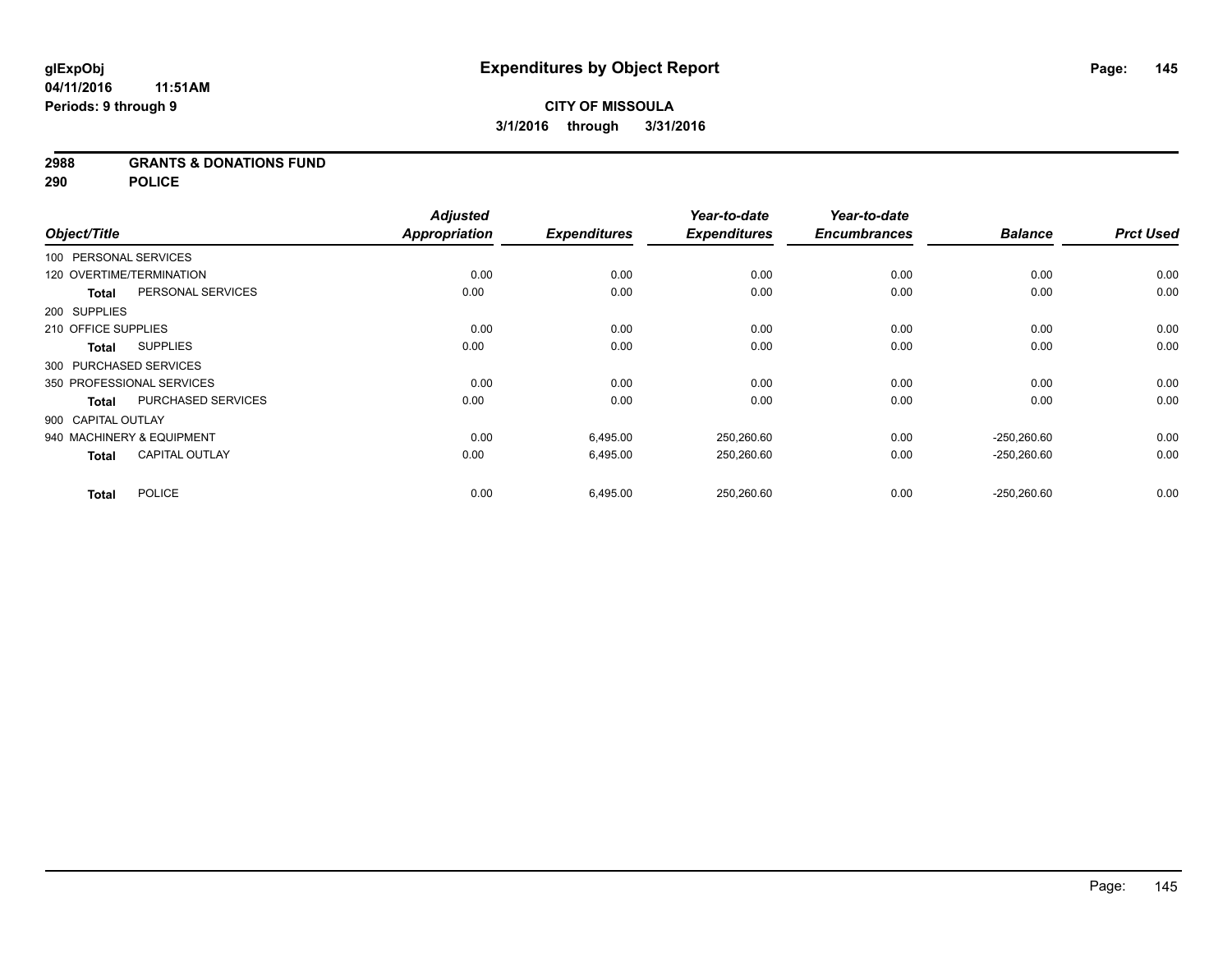**glExpObj**
**04/11/2016 11:51AM**
**Periods: 9 through 9**

# Expenditures by Object Report

**CITY OF MISSOULA**
**3/1/2016 through 3/31/2016**

**2988 GRANTS & DONATIONS FUND**
**290 POLICE**

| Object/Title | | Adjusted Appropriation | Expenditures | Year-to-date Expenditures | Year-to-date Encumbrances | Balance | Prct Used |
|---|---|---|---|---|---|---|---|
| 100 PERSONAL SERVICES | | | | | | | |
| 120 OVERTIME/TERMINATION | | 0.00 | 0.00 | 0.00 | 0.00 | 0.00 | 0.00 |
| **Total** | PERSONAL SERVICES | 0.00 | 0.00 | 0.00 | 0.00 | 0.00 | 0.00 |
| 200 SUPPLIES | | | | | | | |
| 210 OFFICE SUPPLIES | | 0.00 | 0.00 | 0.00 | 0.00 | 0.00 | 0.00 |
| **Total** | SUPPLIES | 0.00 | 0.00 | 0.00 | 0.00 | 0.00 | 0.00 |
| 300 PURCHASED SERVICES | | | | | | | |
| 350 PROFESSIONAL SERVICES | | 0.00 | 0.00 | 0.00 | 0.00 | 0.00 | 0.00 |
| **Total** | PURCHASED SERVICES | 0.00 | 0.00 | 0.00 | 0.00 | 0.00 | 0.00 |
| 900 CAPITAL OUTLAY | | | | | | | |
| 940 MACHINERY & EQUIPMENT | | 0.00 | 6,495.00 | 250,260.60 | 0.00 | -250,260.60 | 0.00 |
| **Total** | CAPITAL OUTLAY | 0.00 | 6,495.00 | 250,260.60 | 0.00 | -250,260.60 | 0.00 |
| **Total** | POLICE | 0.00 | 6,495.00 | 250,260.60 | 0.00 | -250,260.60 | 0.00 |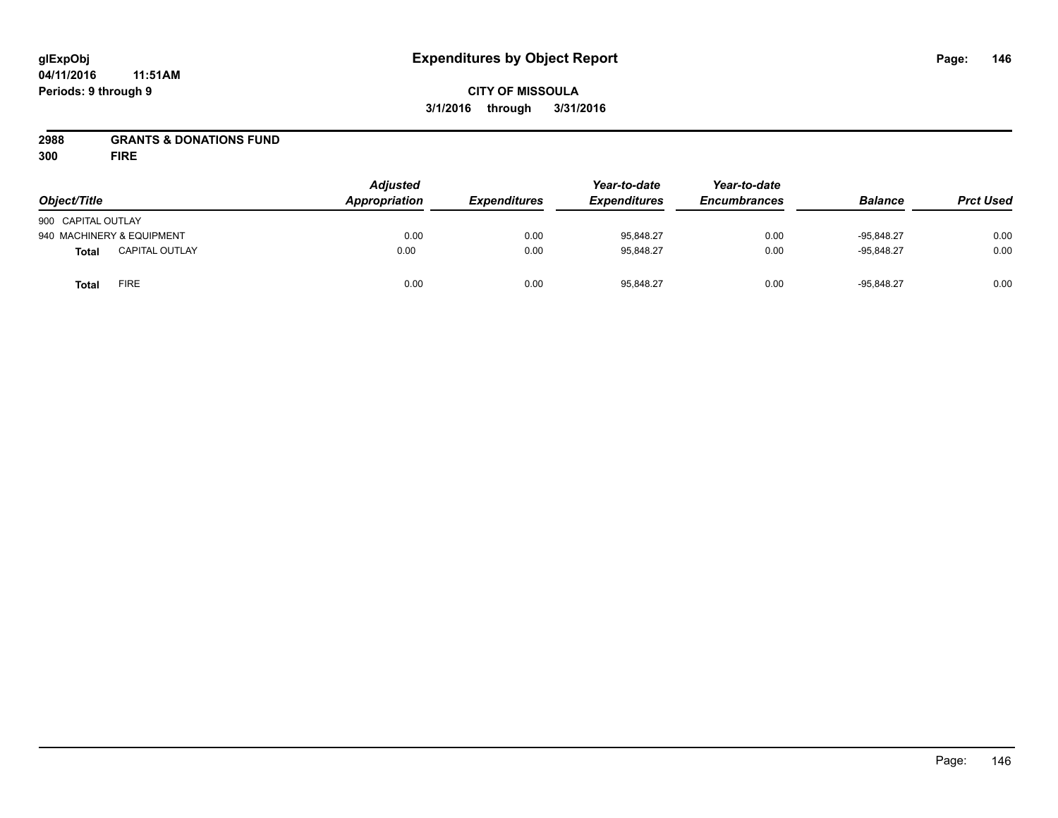# Expenditures by Object Report

glExpObj
04/11/2016 11:51AM
Periods: 9 through 9

**CITY OF MISSOULA**
**3/1/2016 through 3/31/2016**

**2988 GRANTS & DONATIONS FUND**
**300 FIRE**

| Object/Title | | Adjusted Appropriation | Expenditures | Year-to-date Expenditures | Year-to-date Encumbrances | Balance | Prct Used |
|---|---|---|---|---|---|---|---|
| 900 CAPITAL OUTLAY | | | | | | | |
| 940 MACHINERY & EQUIPMENT | | 0.00 | 0.00 | 95,848.27 | 0.00 | -95,848.27 | 0.00 |
| **Total** | CAPITAL OUTLAY | 0.00 | 0.00 | 95,848.27 | 0.00 | -95,848.27 | 0.00 |
| **Total** | FIRE | 0.00 | 0.00 | 95,848.27 | 0.00 | -95,848.27 | 0.00 |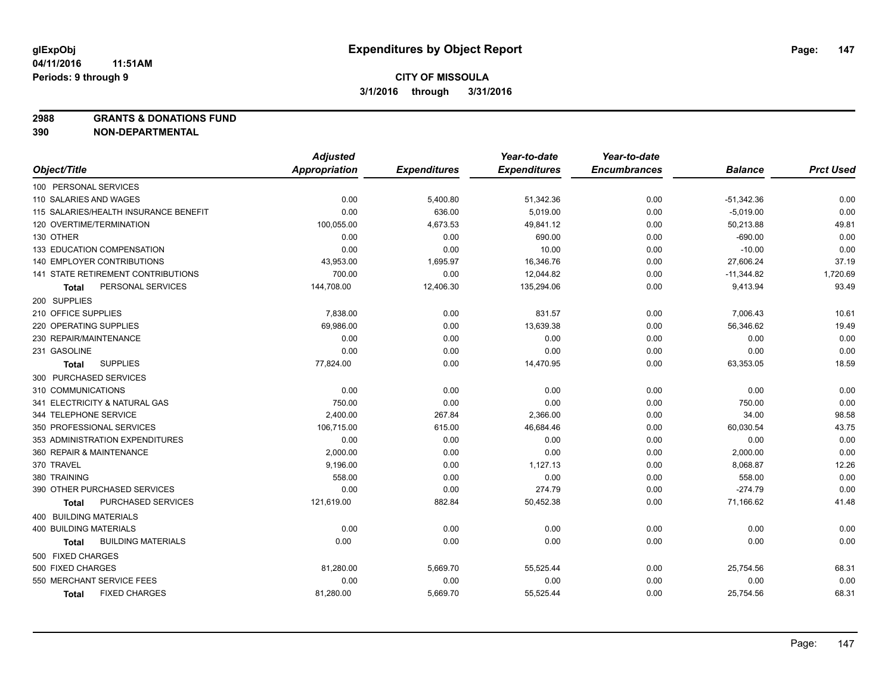**CITY OF MISSOULA**

**3/1/2016 through 3/31/2016**

**2988 GRANTS & DONATIONS FUND**

**390 NON-DEPARTMENTAL**

| Object/Title | Adjusted Appropriation | Expenditures | Year-to-date Expenditures | Year-to-date Encumbrances | Balance | Prct Used |
|---|---|---|---|---|---|---|
| 100 PERSONAL SERVICES | | | | | | |
| 110 SALARIES AND WAGES | 0.00 | 5,400.80 | 51,342.36 | 0.00 | -51,342.36 | 0.00 |
| 115 SALARIES/HEALTH INSURANCE BENEFIT | 0.00 | 636.00 | 5,019.00 | 0.00 | -5,019.00 | 0.00 |
| 120 OVERTIME/TERMINATION | 100,055.00 | 4,673.53 | 49,841.12 | 0.00 | 50,213.88 | 49.81 |
| 130 OTHER | 0.00 | 0.00 | 690.00 | 0.00 | -690.00 | 0.00 |
| 133 EDUCATION COMPENSATION | 0.00 | 0.00 | 10.00 | 0.00 | -10.00 | 0.00 |
| 140 EMPLOYER CONTRIBUTIONS | 43,953.00 | 1,695.97 | 16,346.76 | 0.00 | 27,606.24 | 37.19 |
| 141 STATE RETIREMENT CONTRIBUTIONS | 700.00 | 0.00 | 12,044.82 | 0.00 | -11,344.82 | 1,720.69 |
| **Total** PERSONAL SERVICES | 144,708.00 | 12,406.30 | 135,294.06 | 0.00 | 9,413.94 | 93.49 |
| 200 SUPPLIES | | | | | | |
| 210 OFFICE SUPPLIES | 7,838.00 | 0.00 | 831.57 | 0.00 | 7,006.43 | 10.61 |
| 220 OPERATING SUPPLIES | 69,986.00 | 0.00 | 13,639.38 | 0.00 | 56,346.62 | 19.49 |
| 230 REPAIR/MAINTENANCE | 0.00 | 0.00 | 0.00 | 0.00 | 0.00 | 0.00 |
| 231 GASOLINE | 0.00 | 0.00 | 0.00 | 0.00 | 0.00 | 0.00 |
| **Total** SUPPLIES | 77,824.00 | 0.00 | 14,470.95 | 0.00 | 63,353.05 | 18.59 |
| 300 PURCHASED SERVICES | | | | | | |
| 310 COMMUNICATIONS | 0.00 | 0.00 | 0.00 | 0.00 | 0.00 | 0.00 |
| 341 ELECTRICITY & NATURAL GAS | 750.00 | 0.00 | 0.00 | 0.00 | 750.00 | 0.00 |
| 344 TELEPHONE SERVICE | 2,400.00 | 267.84 | 2,366.00 | 0.00 | 34.00 | 98.58 |
| 350 PROFESSIONAL SERVICES | 106,715.00 | 615.00 | 46,684.46 | 0.00 | 60,030.54 | 43.75 |
| 353 ADMINISTRATION EXPENDITURES | 0.00 | 0.00 | 0.00 | 0.00 | 0.00 | 0.00 |
| 360 REPAIR & MAINTENANCE | 2,000.00 | 0.00 | 0.00 | 0.00 | 2,000.00 | 0.00 |
| 370 TRAVEL | 9,196.00 | 0.00 | 1,127.13 | 0.00 | 8,068.87 | 12.26 |
| 380 TRAINING | 558.00 | 0.00 | 0.00 | 0.00 | 558.00 | 0.00 |
| 390 OTHER PURCHASED SERVICES | 0.00 | 0.00 | 274.79 | 0.00 | -274.79 | 0.00 |
| **Total** PURCHASED SERVICES | 121,619.00 | 882.84 | 50,452.38 | 0.00 | 71,166.62 | 41.48 |
| 400 BUILDING MATERIALS | | | | | | |
| 400 BUILDING MATERIALS | 0.00 | 0.00 | 0.00 | 0.00 | 0.00 | 0.00 |
| **Total** BUILDING MATERIALS | 0.00 | 0.00 | 0.00 | 0.00 | 0.00 | 0.00 |
| 500 FIXED CHARGES | | | | | | |
| 500 FIXED CHARGES | 81,280.00 | 5,669.70 | 55,525.44 | 0.00 | 25,754.56 | 68.31 |
| 550 MERCHANT SERVICE FEES | 0.00 | 0.00 | 0.00 | 0.00 | 0.00 | 0.00 |
| **Total** FIXED CHARGES | 81,280.00 | 5,669.70 | 55,525.44 | 0.00 | 25,754.56 | 68.31 |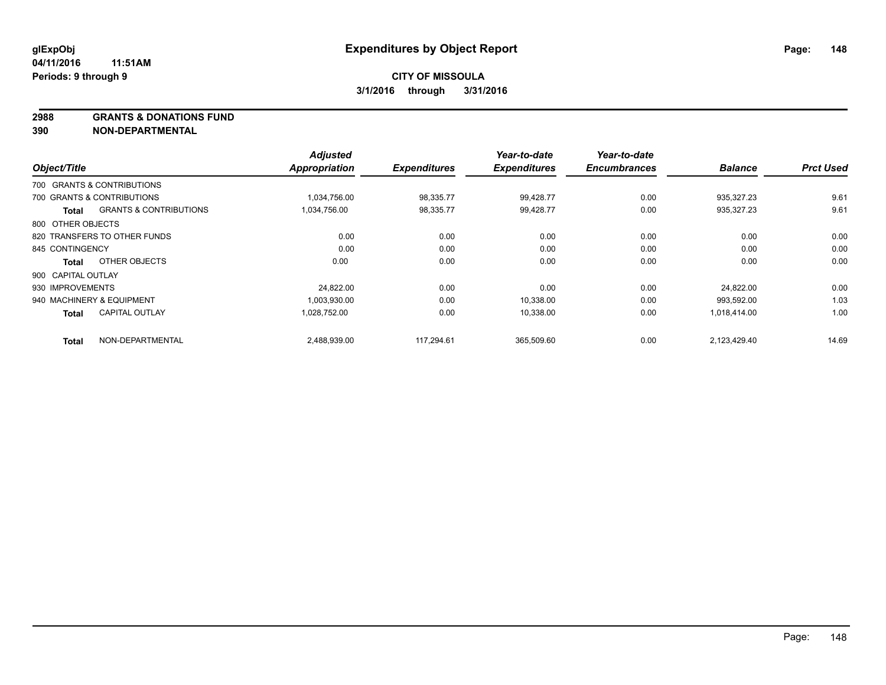# Expenditures by Object Report

glExpObj
04/11/2016 11:51AM
Periods: 9 through 9

**CITY OF MISSOULA**
**3/1/2016 through 3/31/2016**

**2988 GRANTS & DONATIONS FUND**
**390 NON-DEPARTMENTAL**

| Object/Title | Adjusted Appropriation | Expenditures | Year-to-date Expenditures | Year-to-date Encumbrances | Balance | Prct Used |
|---|---|---|---|---|---|---|
| 700 GRANTS & CONTRIBUTIONS | | | | | | |
| 700 GRANTS & CONTRIBUTIONS | 1,034,756.00 | 98,335.77 | 99,428.77 | 0.00 | 935,327.23 | 9.61 |
| **Total** GRANTS & CONTRIBUTIONS | 1,034,756.00 | 98,335.77 | 99,428.77 | 0.00 | 935,327.23 | 9.61 |
| 800 OTHER OBJECTS | | | | | | |
| 820 TRANSFERS TO OTHER FUNDS | 0.00 | 0.00 | 0.00 | 0.00 | 0.00 | 0.00 |
| 845 CONTINGENCY | 0.00 | 0.00 | 0.00 | 0.00 | 0.00 | 0.00 |
| **Total** OTHER OBJECTS | 0.00 | 0.00 | 0.00 | 0.00 | 0.00 | 0.00 |
| 900 CAPITAL OUTLAY | | | | | | |
| 930 IMPROVEMENTS | 24,822.00 | 0.00 | 0.00 | 0.00 | 24,822.00 | 0.00 |
| 940 MACHINERY & EQUIPMENT | 1,003,930.00 | 0.00 | 10,338.00 | 0.00 | 993,592.00 | 1.03 |
| **Total** CAPITAL OUTLAY | 1,028,752.00 | 0.00 | 10,338.00 | 0.00 | 1,018,414.00 | 1.00 |
| **Total** NON-DEPARTMENTAL | 2,488,939.00 | 117,294.61 | 365,509.60 | 0.00 | 2,123,429.40 | 14.69 |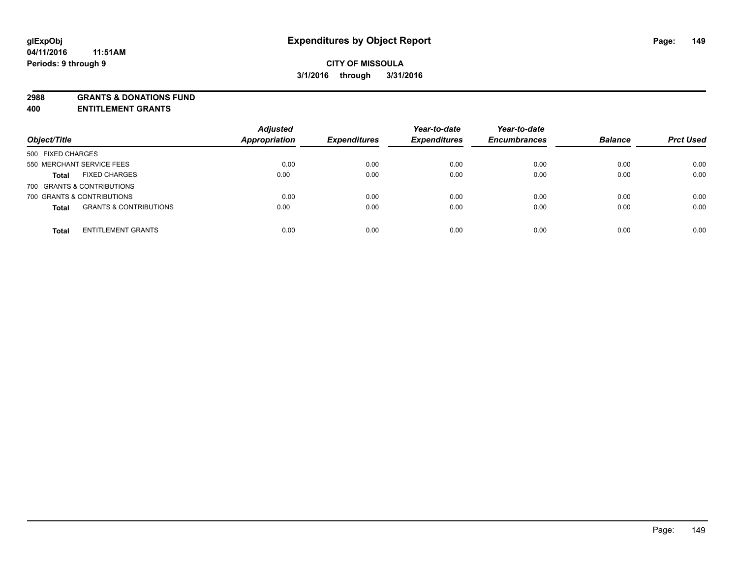**glExpObj**
**04/11/2016 11:51AM**
**Periods: 9 through 9**

# Expenditures by Object Report

**CITY OF MISSOULA**
**3/1/2016 through 3/31/2016**

**2988 GRANTS & DONATIONS FUND**
**400 ENTITLEMENT GRANTS**

| Object/Title | Adjusted Appropriation | Expenditures | Year-to-date Expenditures | Year-to-date Encumbrances | Balance | Prct Used |
|---|---|---|---|---|---|---|
| 500 FIXED CHARGES | | | | | | |
| 550 MERCHANT SERVICE FEES | 0.00 | 0.00 | 0.00 | 0.00 | 0.00 | 0.00 |
| **Total** FIXED CHARGES | 0.00 | 0.00 | 0.00 | 0.00 | 0.00 | 0.00 |
| 700 GRANTS & CONTRIBUTIONS | | | | | | |
| 700 GRANTS & CONTRIBUTIONS | 0.00 | 0.00 | 0.00 | 0.00 | 0.00 | 0.00 |
| **Total** GRANTS & CONTRIBUTIONS | 0.00 | 0.00 | 0.00 | 0.00 | 0.00 | 0.00 |
| **Total** ENTITLEMENT GRANTS | 0.00 | 0.00 | 0.00 | 0.00 | 0.00 | 0.00 |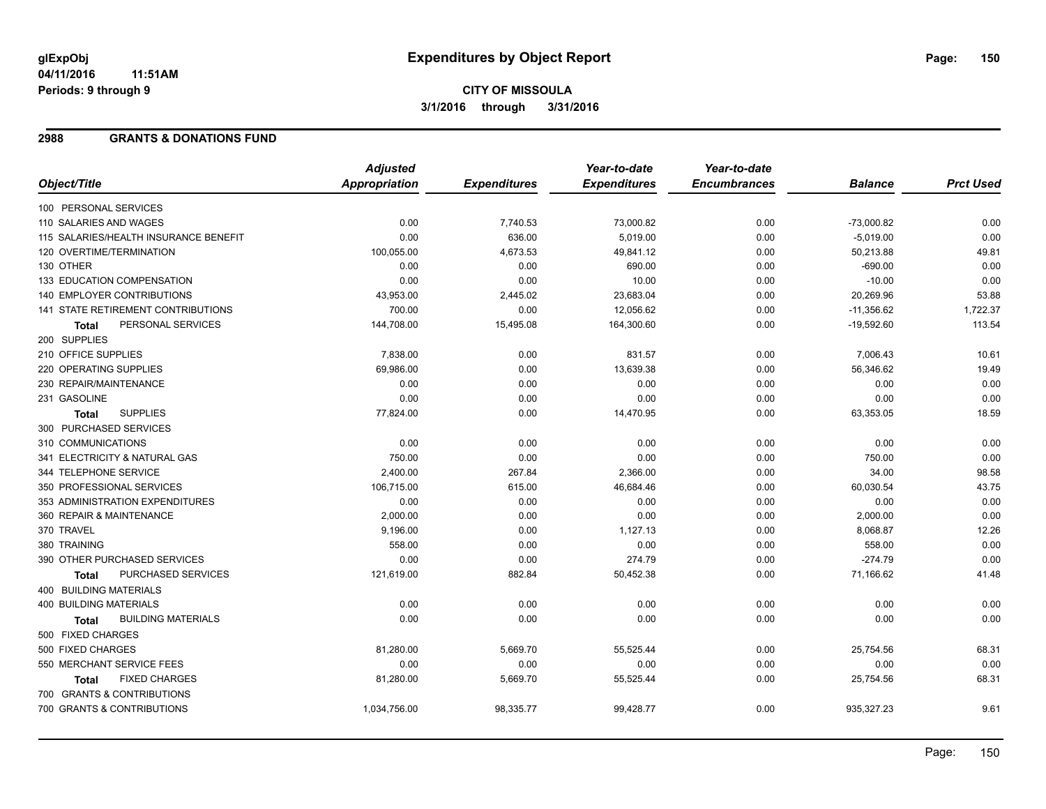**glExpObj**
**04/11/2016 11:51AM**
**Periods: 9 through 9**

# Expenditures by Object Report

**CITY OF MISSOULA**
**3/1/2016 through 3/31/2016**

## 2988 GRANTS & DONATIONS FUND

| Object/Title | Adjusted Appropriation | Expenditures | Year-to-date Expenditures | Year-to-date Encumbrances | Balance | Prct Used |
|---|---|---|---|---|---|---|
| 100 PERSONAL SERVICES | | | | | | |
| 110 SALARIES AND WAGES | 0.00 | 7,740.53 | 73,000.82 | 0.00 | -73,000.82 | 0.00 |
| 115 SALARIES/HEALTH INSURANCE BENEFIT | 0.00 | 636.00 | 5,019.00 | 0.00 | -5,019.00 | 0.00 |
| 120 OVERTIME/TERMINATION | 100,055.00 | 4,673.53 | 49,841.12 | 0.00 | 50,213.88 | 49.81 |
| 130 OTHER | 0.00 | 0.00 | 690.00 | 0.00 | -690.00 | 0.00 |
| 133 EDUCATION COMPENSATION | 0.00 | 0.00 | 10.00 | 0.00 | -10.00 | 0.00 |
| 140 EMPLOYER CONTRIBUTIONS | 43,953.00 | 2,445.02 | 23,683.04 | 0.00 | 20,269.96 | 53.88 |
| 141 STATE RETIREMENT CONTRIBUTIONS | 700.00 | 0.00 | 12,056.62 | 0.00 | -11,356.62 | 1,722.37 |
| **Total** PERSONAL SERVICES | 144,708.00 | 15,495.08 | 164,300.60 | 0.00 | -19,592.60 | 113.54 |
| 200 SUPPLIES | | | | | | |
| 210 OFFICE SUPPLIES | 7,838.00 | 0.00 | 831.57 | 0.00 | 7,006.43 | 10.61 |
| 220 OPERATING SUPPLIES | 69,986.00 | 0.00 | 13,639.38 | 0.00 | 56,346.62 | 19.49 |
| 230 REPAIR/MAINTENANCE | 0.00 | 0.00 | 0.00 | 0.00 | 0.00 | 0.00 |
| 231 GASOLINE | 0.00 | 0.00 | 0.00 | 0.00 | 0.00 | 0.00 |
| **Total** SUPPLIES | 77,824.00 | 0.00 | 14,470.95 | 0.00 | 63,353.05 | 18.59 |
| 300 PURCHASED SERVICES | | | | | | |
| 310 COMMUNICATIONS | 0.00 | 0.00 | 0.00 | 0.00 | 0.00 | 0.00 |
| 341 ELECTRICITY & NATURAL GAS | 750.00 | 0.00 | 0.00 | 0.00 | 750.00 | 0.00 |
| 344 TELEPHONE SERVICE | 2,400.00 | 267.84 | 2,366.00 | 0.00 | 34.00 | 98.58 |
| 350 PROFESSIONAL SERVICES | 106,715.00 | 615.00 | 46,684.46 | 0.00 | 60,030.54 | 43.75 |
| 353 ADMINISTRATION EXPENDITURES | 0.00 | 0.00 | 0.00 | 0.00 | 0.00 | 0.00 |
| 360 REPAIR & MAINTENANCE | 2,000.00 | 0.00 | 0.00 | 0.00 | 2,000.00 | 0.00 |
| 370 TRAVEL | 9,196.00 | 0.00 | 1,127.13 | 0.00 | 8,068.87 | 12.26 |
| 380 TRAINING | 558.00 | 0.00 | 0.00 | 0.00 | 558.00 | 0.00 |
| 390 OTHER PURCHASED SERVICES | 0.00 | 0.00 | 274.79 | 0.00 | -274.79 | 0.00 |
| **Total** PURCHASED SERVICES | 121,619.00 | 882.84 | 50,452.38 | 0.00 | 71,166.62 | 41.48 |
| 400 BUILDING MATERIALS | | | | | | |
| 400 BUILDING MATERIALS | 0.00 | 0.00 | 0.00 | 0.00 | 0.00 | 0.00 |
| **Total** BUILDING MATERIALS | 0.00 | 0.00 | 0.00 | 0.00 | 0.00 | 0.00 |
| 500 FIXED CHARGES | | | | | | |
| 500 FIXED CHARGES | 81,280.00 | 5,669.70 | 55,525.44 | 0.00 | 25,754.56 | 68.31 |
| 550 MERCHANT SERVICE FEES | 0.00 | 0.00 | 0.00 | 0.00 | 0.00 | 0.00 |
| **Total** FIXED CHARGES | 81,280.00 | 5,669.70 | 55,525.44 | 0.00 | 25,754.56 | 68.31 |
| 700 GRANTS & CONTRIBUTIONS | | | | | | |
| 700 GRANTS & CONTRIBUTIONS | 1,034,756.00 | 98,335.77 | 99,428.77 | 0.00 | 935,327.23 | 9.61 |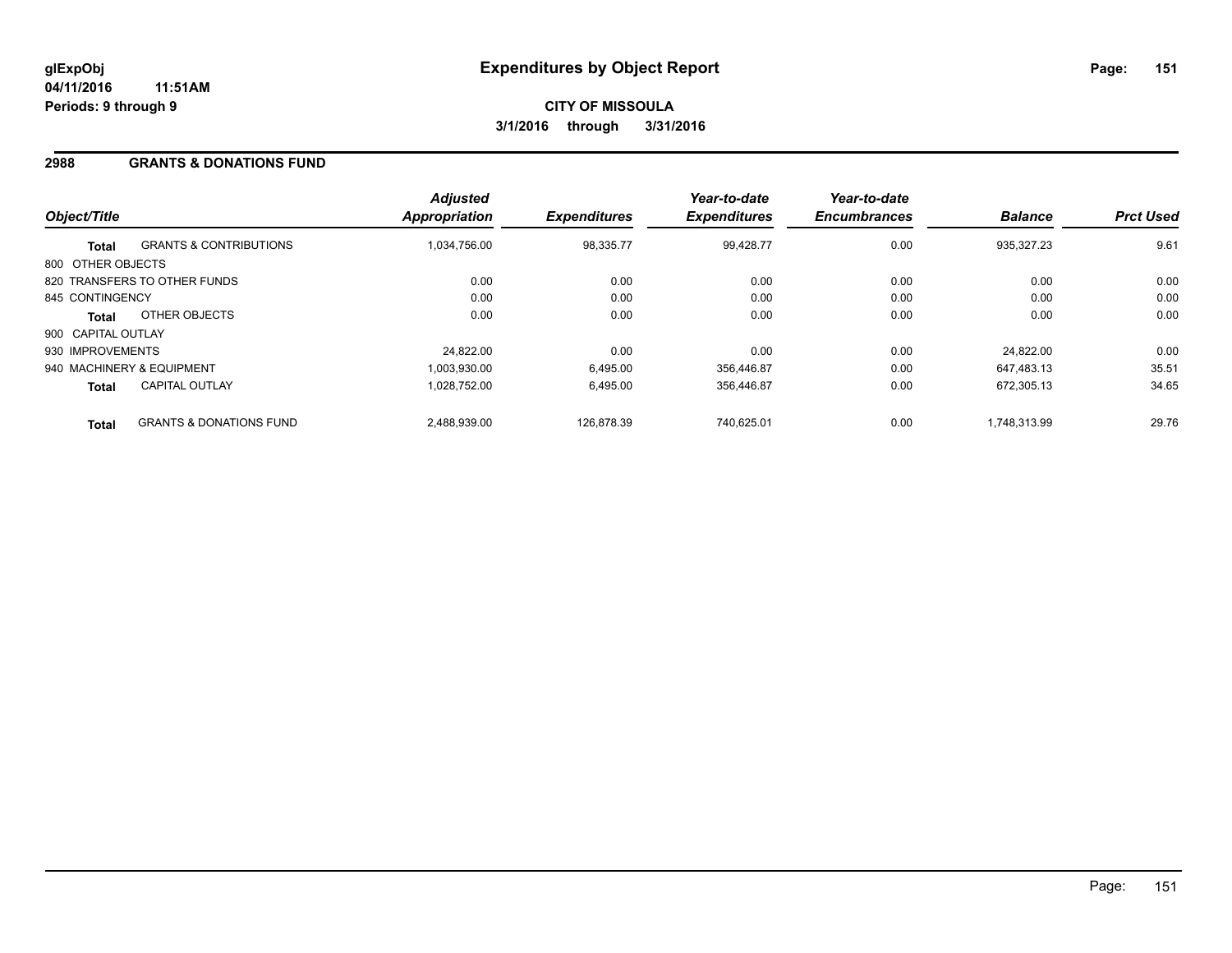**glExpObj** 04/11/2016 11:51AM
**Periods: 9 through 9**

# Expenditures by Object Report

**CITY OF MISSOULA**
**3/1/2016 through 3/31/2016**

## 2988 GRANTS & DONATIONS FUND

| Object/Title | | Adjusted Appropriation | Expenditures | Year-to-date Expenditures | Year-to-date Encumbrances | Balance | Prct Used |
|---|---|---|---|---|---|---|---|
| **Total** | GRANTS & CONTRIBUTIONS | 1,034,756.00 | 98,335.77 | 99,428.77 | 0.00 | 935,327.23 | 9.61 |
| 800 OTHER OBJECTS | | | | | | | |
| 820 TRANSFERS TO OTHER FUNDS | | 0.00 | 0.00 | 0.00 | 0.00 | 0.00 | 0.00 |
| 845 CONTINGENCY | | 0.00 | 0.00 | 0.00 | 0.00 | 0.00 | 0.00 |
| **Total** | OTHER OBJECTS | 0.00 | 0.00 | 0.00 | 0.00 | 0.00 | 0.00 |
| 900 CAPITAL OUTLAY | | | | | | | |
| 930 IMPROVEMENTS | | 24,822.00 | 0.00 | 0.00 | 0.00 | 24,822.00 | 0.00 |
| 940 MACHINERY & EQUIPMENT | | 1,003,930.00 | 6,495.00 | 356,446.87 | 0.00 | 647,483.13 | 35.51 |
| **Total** | CAPITAL OUTLAY | 1,028,752.00 | 6,495.00 | 356,446.87 | 0.00 | 672,305.13 | 34.65 |
| **Total** | GRANTS & DONATIONS FUND | 2,488,939.00 | 126,878.39 | 740,625.01 | 0.00 | 1,748,313.99 | 29.76 |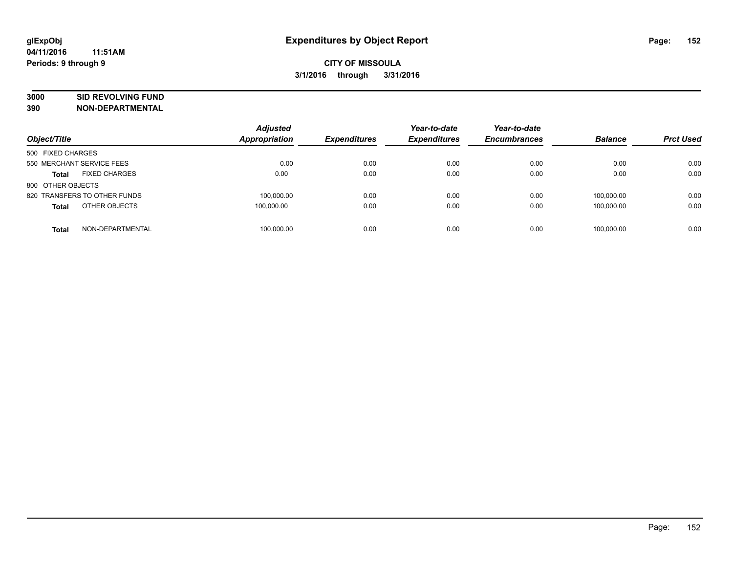# Expenditures by Object Report

glExpObj
04/11/2016 11:51AM
Periods: 9 through 9

**CITY OF MISSOULA**
**3/1/2016 through 3/31/2016**

**3000 SID REVOLVING FUND**
**390 NON-DEPARTMENTAL**

| Object/Title | Adjusted Appropriation | Expenditures | Year-to-date Expenditures | Year-to-date Encumbrances | Balance | Prct Used |
|---|---|---|---|---|---|---|
| 500 FIXED CHARGES | | | | | | |
| 550 MERCHANT SERVICE FEES | 0.00 | 0.00 | 0.00 | 0.00 | 0.00 | 0.00 |
| **Total** FIXED CHARGES | 0.00 | 0.00 | 0.00 | 0.00 | 0.00 | 0.00 |
| 800 OTHER OBJECTS | | | | | | |
| 820 TRANSFERS TO OTHER FUNDS | 100,000.00 | 0.00 | 0.00 | 0.00 | 100,000.00 | 0.00 |
| **Total** OTHER OBJECTS | 100,000.00 | 0.00 | 0.00 | 0.00 | 100,000.00 | 0.00 |
| **Total** NON-DEPARTMENTAL | 100,000.00 | 0.00 | 0.00 | 0.00 | 100,000.00 | 0.00 |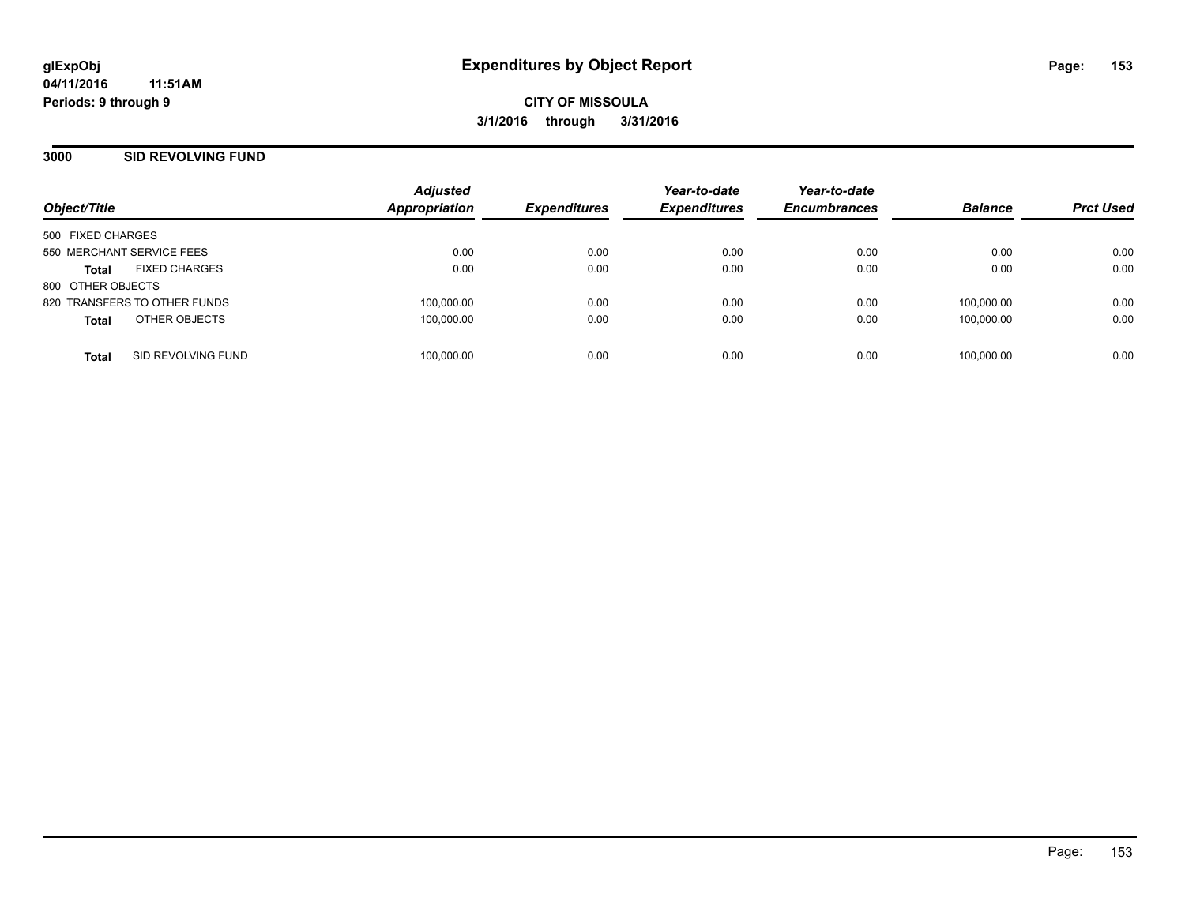# Expenditures by Object Report

glExpObj
04/11/2016 11:51AM
Periods: 9 through 9

**CITY OF MISSOULA**
**3/1/2016 through 3/31/2016**

## 3000 SID REVOLVING FUND

| Object/Title | Adjusted Appropriation | Expenditures | Year-to-date Expenditures | Year-to-date Encumbrances | Balance | Prct Used |
|---|---|---|---|---|---|---|
| 500 FIXED CHARGES | | | | | | |
| 550 MERCHANT SERVICE FEES | 0.00 | 0.00 | 0.00 | 0.00 | 0.00 | 0.00 |
| **Total** FIXED CHARGES | 0.00 | 0.00 | 0.00 | 0.00 | 0.00 | 0.00 |
| 800 OTHER OBJECTS | | | | | | |
| 820 TRANSFERS TO OTHER FUNDS | 100,000.00 | 0.00 | 0.00 | 0.00 | 100,000.00 | 0.00 |
| **Total** OTHER OBJECTS | 100,000.00 | 0.00 | 0.00 | 0.00 | 100,000.00 | 0.00 |
| **Total** SID REVOLVING FUND | 100,000.00 | 0.00 | 0.00 | 0.00 | 100,000.00 | 0.00 |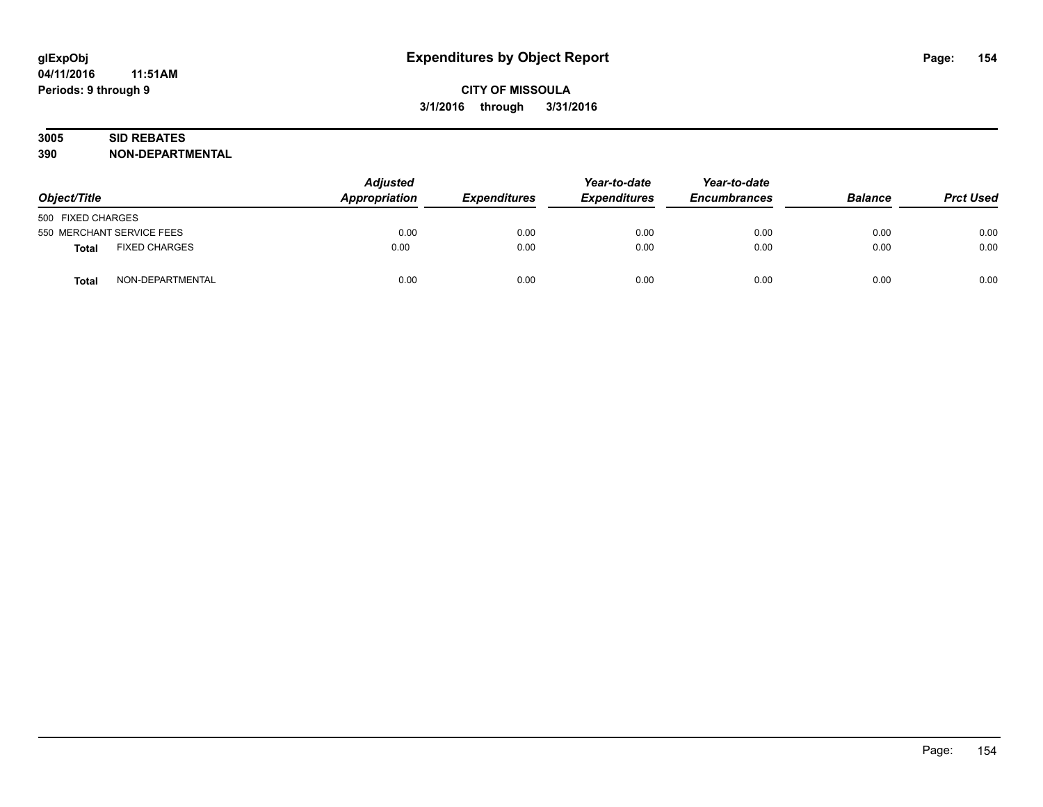# Expenditures by Object Report

glExpObj
04/11/2016 11:51AM
Periods: 9 through 9

**CITY OF MISSOULA**
**3/1/2016 through 3/31/2016**

**3005 SID REBATES**
**390 NON-DEPARTMENTAL**

| Object/Title | | Adjusted Appropriation | Expenditures | Year-to-date Expenditures | Year-to-date Encumbrances | Balance | Prct Used |
|---|---|---|---|---|---|---|---|
| 500 FIXED CHARGES | | | | | | | |
| 550 MERCHANT SERVICE FEES | | 0.00 | 0.00 | 0.00 | 0.00 | 0.00 | 0.00 |
| **Total** | FIXED CHARGES | 0.00 | 0.00 | 0.00 | 0.00 | 0.00 | 0.00 |
| **Total** | NON-DEPARTMENTAL | 0.00 | 0.00 | 0.00 | 0.00 | 0.00 | 0.00 |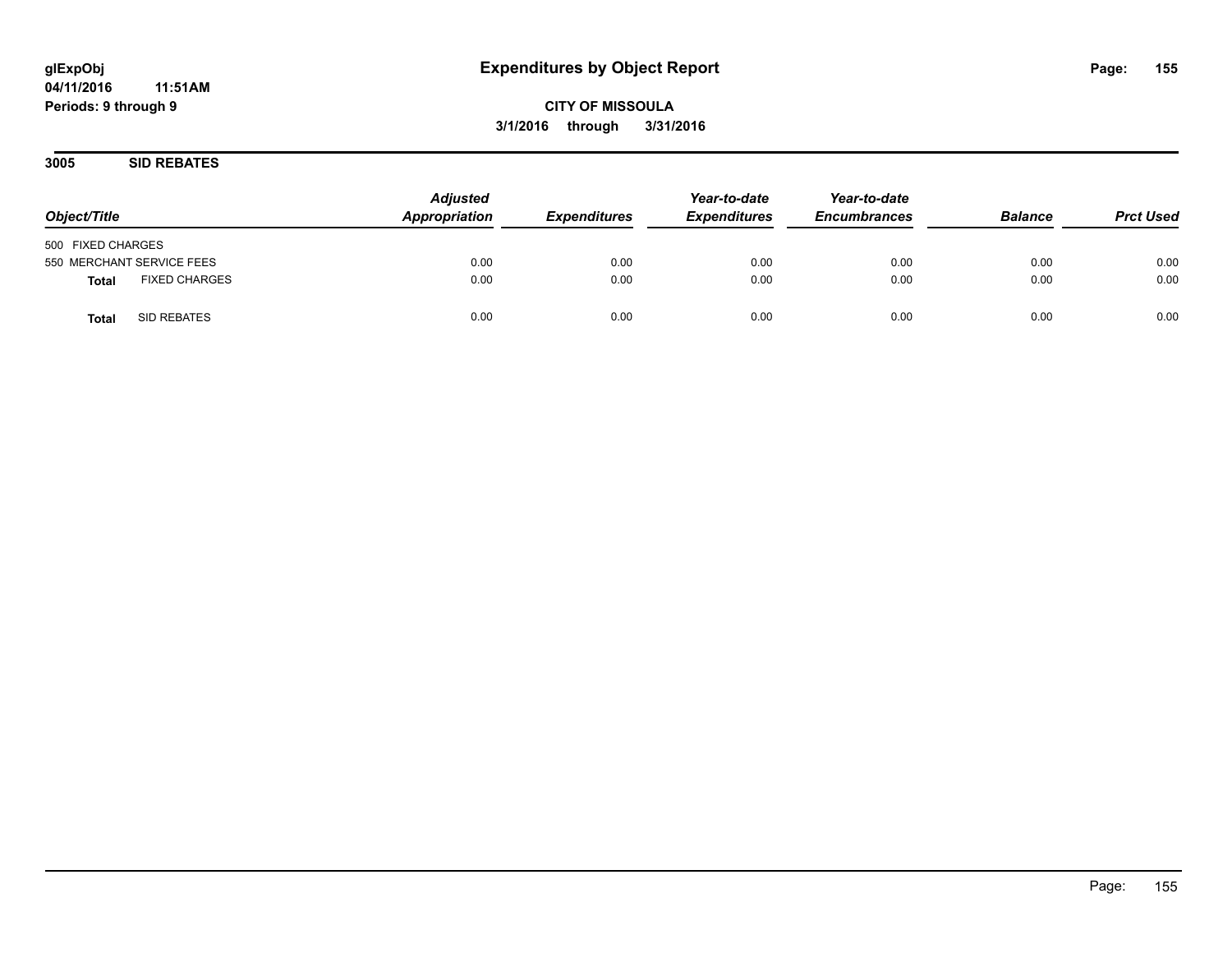**glExpObj**
**04/11/2016 11:51AM**
**Periods: 9 through 9**

# Expenditures by Object Report

**CITY OF MISSOULA**
**3/1/2016 through 3/31/2016**

## 3005 SID REBATES

| Object/Title | Adjusted Appropriation | Expenditures | Year-to-date Expenditures | Year-to-date Encumbrances | Balance | Prct Used |
|---|---|---|---|---|---|---|
| 500 FIXED CHARGES | | | | | | |
| 550 MERCHANT SERVICE FEES | 0.00 | 0.00 | 0.00 | 0.00 | 0.00 | 0.00 |
| **Total** FIXED CHARGES | 0.00 | 0.00 | 0.00 | 0.00 | 0.00 | 0.00 |
| **Total** SID REBATES | 0.00 | 0.00 | 0.00 | 0.00 | 0.00 | 0.00 |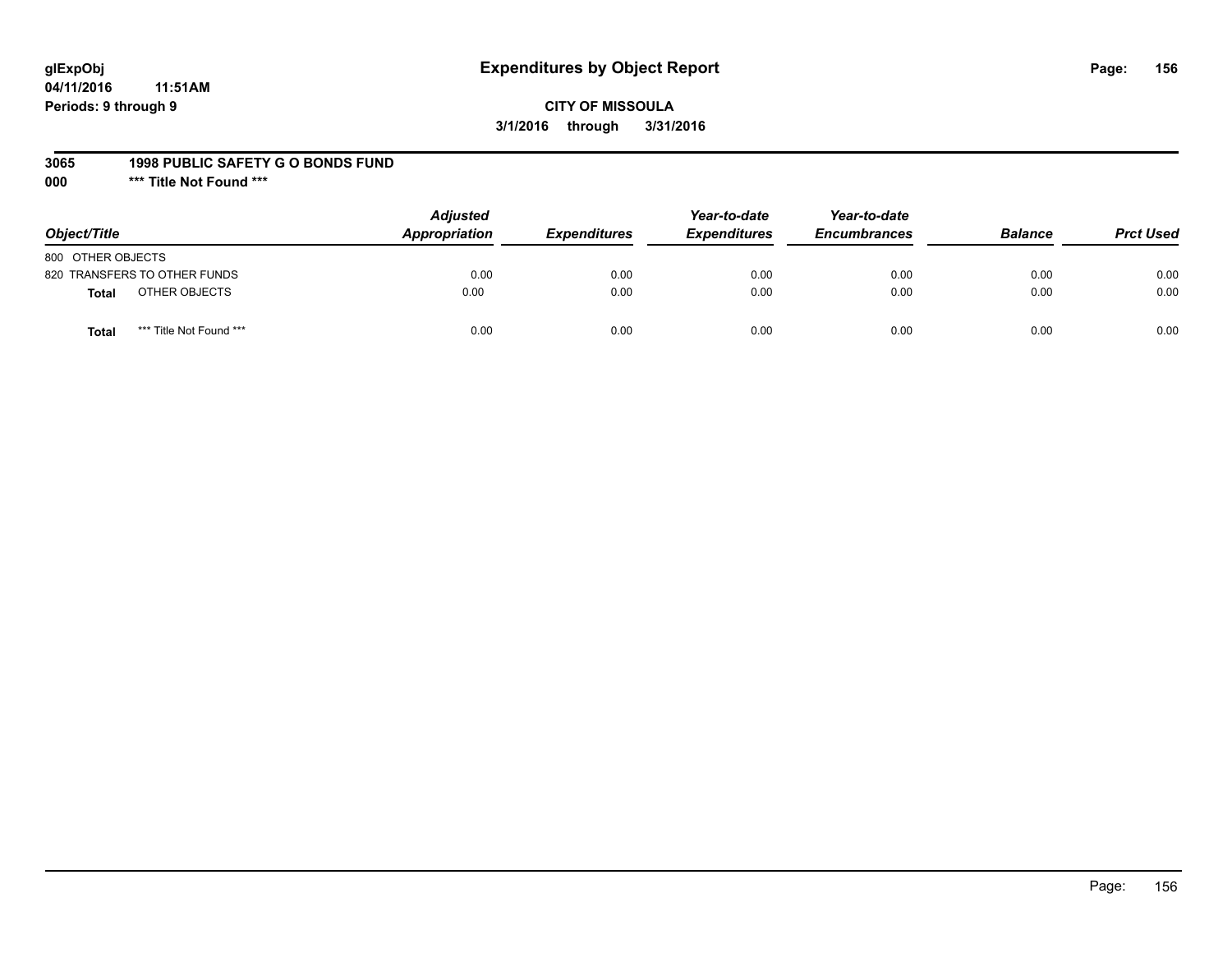# Expenditures by Object Report

glExpObj
04/11/2016 11:51AM
Periods: 9 through 9

**CITY OF MISSOULA**
**3/1/2016 through 3/31/2016**

**3065 1998 PUBLIC SAFETY G O BONDS FUND**
**000 \*\*\* Title Not Found \*\*\***

| Object/Title | Adjusted Appropriation | Expenditures | Year-to-date Expenditures | Year-to-date Encumbrances | Balance | Prct Used |
|---|---|---|---|---|---|---|
| 800 OTHER OBJECTS | | | | | | |
| 820 TRANSFERS TO OTHER FUNDS | 0.00 | 0.00 | 0.00 | 0.00 | 0.00 | 0.00 |
| **Total** OTHER OBJECTS | 0.00 | 0.00 | 0.00 | 0.00 | 0.00 | 0.00 |
| **Total** *** Title Not Found *** | 0.00 | 0.00 | 0.00 | 0.00 | 0.00 | 0.00 |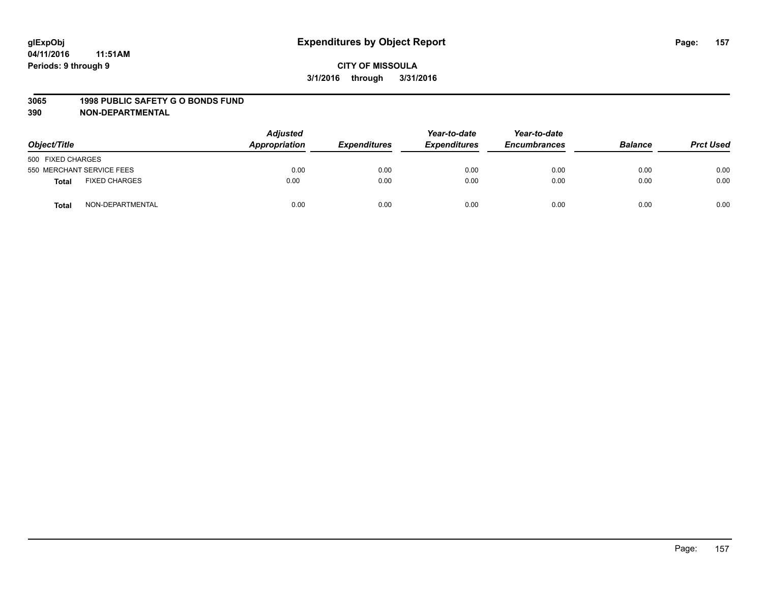**glExpObj** **Expenditures by Object Report**

**04/11/2016 11:51AM**

**Periods: 9 through 9**

**CITY OF MISSOULA**

**3/1/2016 through 3/31/2016**

**3065 1998 PUBLIC SAFETY G O BONDS FUND**

**390 NON-DEPARTMENTAL**

| Object/Title | | Adjusted Appropriation | Expenditures | Year-to-date Expenditures | Year-to-date Encumbrances | Balance | Prct Used |
|---|---|---|---|---|---|---|---|
| 500 FIXED CHARGES | | | | | | | |
| 550 MERCHANT SERVICE FEES | | 0.00 | 0.00 | 0.00 | 0.00 | 0.00 | 0.00 |
| **Total** | FIXED CHARGES | 0.00 | 0.00 | 0.00 | 0.00 | 0.00 | 0.00 |
| **Total** | NON-DEPARTMENTAL | 0.00 | 0.00 | 0.00 | 0.00 | 0.00 | 0.00 |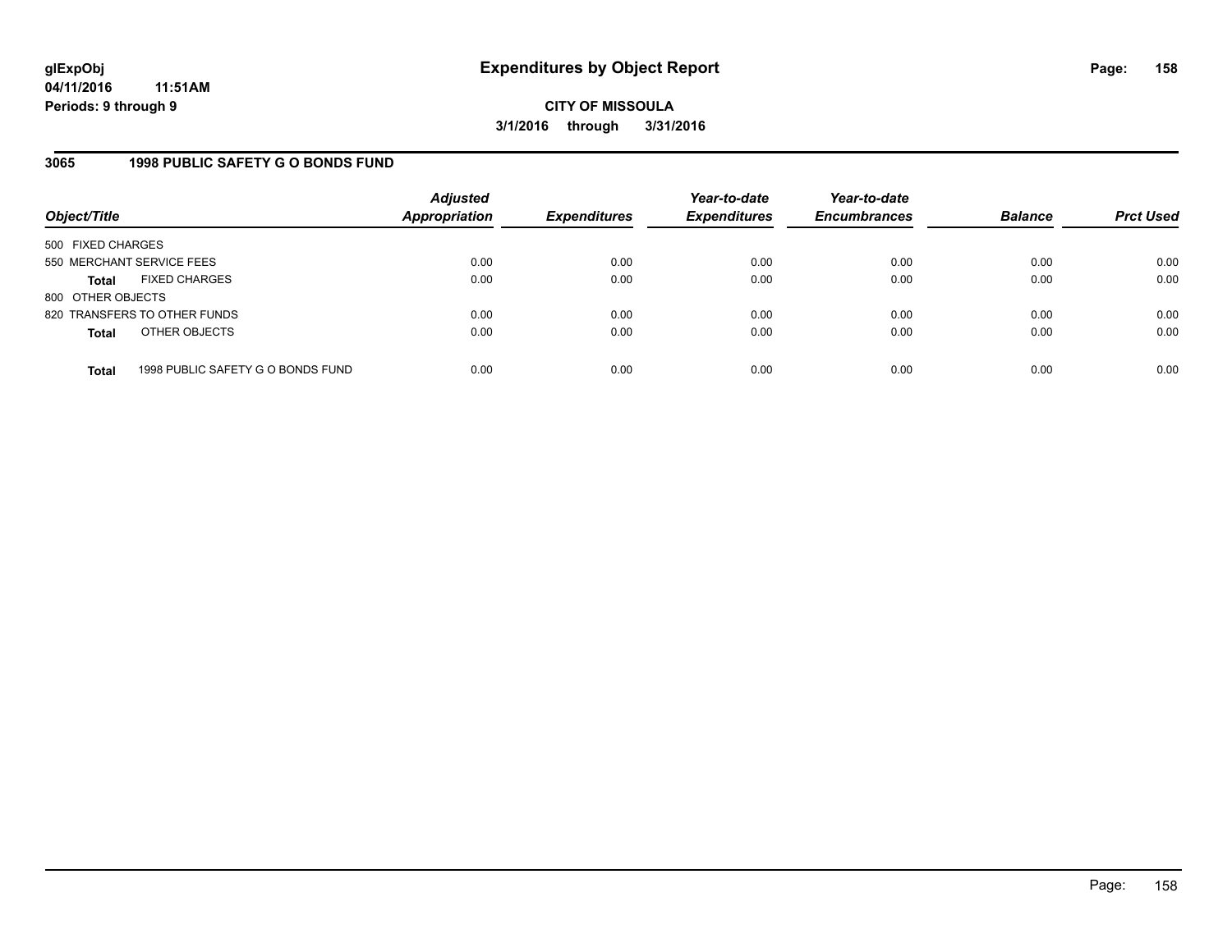**glExpObj**
**04/11/2016 11:51AM**
**Periods: 9 through 9**

# Expenditures by Object Report

**CITY OF MISSOULA**
**3/1/2016 through 3/31/2016**

## 3065 1998 PUBLIC SAFETY G O BONDS FUND

| Object/Title | Adjusted Appropriation | Expenditures | Year-to-date Expenditures | Year-to-date Encumbrances | Balance | Prct Used |
|---|---|---|---|---|---|---|
| 500 FIXED CHARGES | | | | | | |
| 550 MERCHANT SERVICE FEES | 0.00 | 0.00 | 0.00 | 0.00 | 0.00 | 0.00 |
| **Total** FIXED CHARGES | 0.00 | 0.00 | 0.00 | 0.00 | 0.00 | 0.00 |
| 800 OTHER OBJECTS | | | | | | |
| 820 TRANSFERS TO OTHER FUNDS | 0.00 | 0.00 | 0.00 | 0.00 | 0.00 | 0.00 |
| **Total** OTHER OBJECTS | 0.00 | 0.00 | 0.00 | 0.00 | 0.00 | 0.00 |
| **Total** 1998 PUBLIC SAFETY G O BONDS FUND | 0.00 | 0.00 | 0.00 | 0.00 | 0.00 | 0.00 |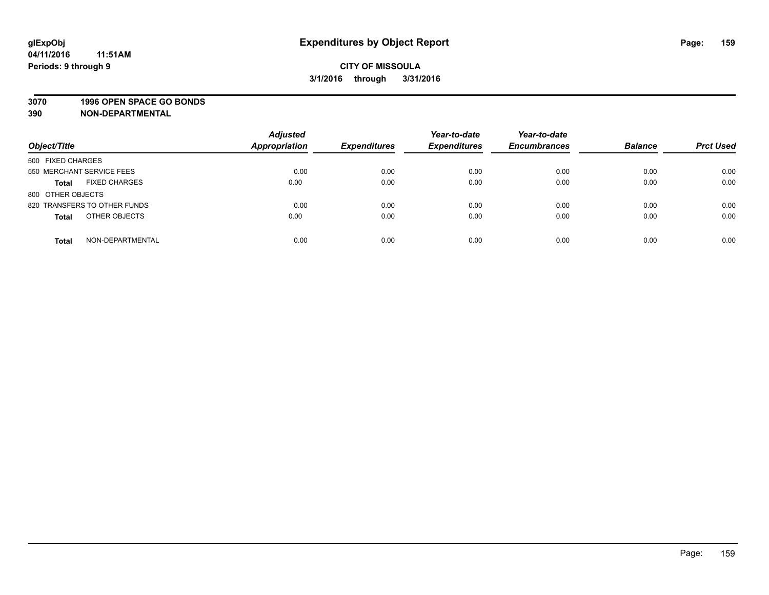# Expenditures by Object Report

glExpObj
04/11/2016 11:51AM
Periods: 9 through 9

**CITY OF MISSOULA**
**3/1/2016 through 3/31/2016**

**3070 1996 OPEN SPACE GO BONDS**
**390 NON-DEPARTMENTAL**

| Object/Title | Adjusted Appropriation | Expenditures | Year-to-date Expenditures | Year-to-date Encumbrances | Balance | Prct Used |
|---|---|---|---|---|---|---|
| 500 FIXED CHARGES | | | | | | |
| 550 MERCHANT SERVICE FEES | 0.00 | 0.00 | 0.00 | 0.00 | 0.00 | 0.00 |
| **Total** FIXED CHARGES | 0.00 | 0.00 | 0.00 | 0.00 | 0.00 | 0.00 |
| 800 OTHER OBJECTS | | | | | | |
| 820 TRANSFERS TO OTHER FUNDS | 0.00 | 0.00 | 0.00 | 0.00 | 0.00 | 0.00 |
| **Total** OTHER OBJECTS | 0.00 | 0.00 | 0.00 | 0.00 | 0.00 | 0.00 |
| **Total** NON-DEPARTMENTAL | 0.00 | 0.00 | 0.00 | 0.00 | 0.00 | 0.00 |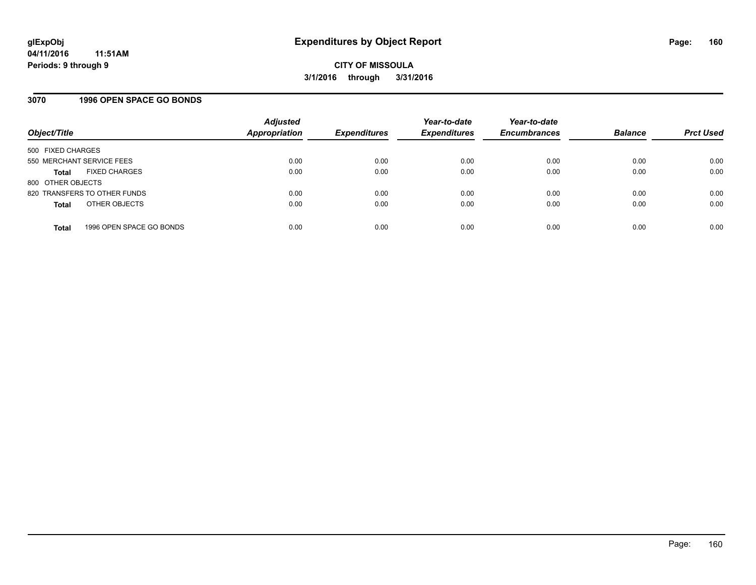# Expenditures by Object Report

**glExpObj**
**04/11/2016 11:51AM**
**Periods: 9 through 9**

**CITY OF MISSOULA**
**3/1/2016 through 3/31/2016**

## 3070 1996 OPEN SPACE GO BONDS

| Object/Title | | Adjusted Appropriation | Expenditures | Year-to-date Expenditures | Year-to-date Encumbrances | Balance | Prct Used |
|---|---|---|---|---|---|---|---|
| 500 FIXED CHARGES | | | | | | | |
| 550 MERCHANT SERVICE FEES | | 0.00 | 0.00 | 0.00 | 0.00 | 0.00 | 0.00 |
| **Total** | FIXED CHARGES | 0.00 | 0.00 | 0.00 | 0.00 | 0.00 | 0.00 |
| 800 OTHER OBJECTS | | | | | | | |
| 820 TRANSFERS TO OTHER FUNDS | | 0.00 | 0.00 | 0.00 | 0.00 | 0.00 | 0.00 |
| **Total** | OTHER OBJECTS | 0.00 | 0.00 | 0.00 | 0.00 | 0.00 | 0.00 |
| **Total** | 1996 OPEN SPACE GO BONDS | 0.00 | 0.00 | 0.00 | 0.00 | 0.00 | 0.00 |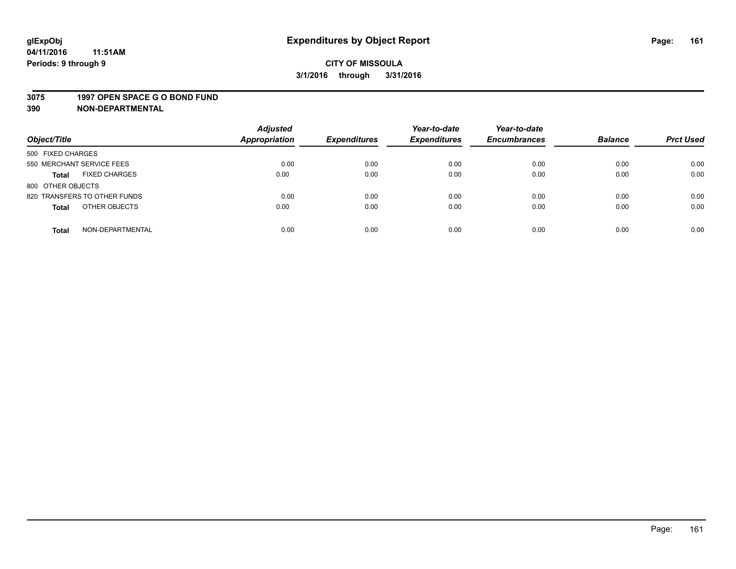# Expenditures by Object Report

glExpObj
04/11/2016 11:51AM
Periods: 9 through 9

**CITY OF MISSOULA**
**3/1/2016 through 3/31/2016**

**3075 1997 OPEN SPACE G O BOND FUND**
**390 NON-DEPARTMENTAL**

| Object/Title | Adjusted Appropriation | Expenditures | Year-to-date Expenditures | Year-to-date Encumbrances | Balance | Prct Used |
|---|---|---|---|---|---|---|
| 500 FIXED CHARGES | | | | | | |
| 550 MERCHANT SERVICE FEES | 0.00 | 0.00 | 0.00 | 0.00 | 0.00 | 0.00 |
| **Total** FIXED CHARGES | 0.00 | 0.00 | 0.00 | 0.00 | 0.00 | 0.00 |
| 800 OTHER OBJECTS | | | | | | |
| 820 TRANSFERS TO OTHER FUNDS | 0.00 | 0.00 | 0.00 | 0.00 | 0.00 | 0.00 |
| **Total** OTHER OBJECTS | 0.00 | 0.00 | 0.00 | 0.00 | 0.00 | 0.00 |
| **Total** NON-DEPARTMENTAL | 0.00 | 0.00 | 0.00 | 0.00 | 0.00 | 0.00 |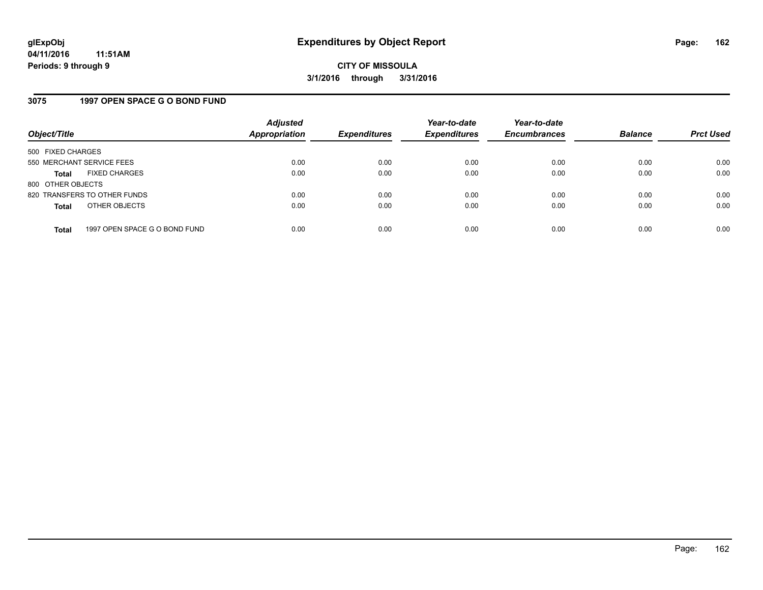# Expenditures by Object Report

glExpObj
04/11/2016 11:51AM
Periods: 9 through 9

**CITY OF MISSOULA**
**3/1/2016 through 3/31/2016**

## 3075 1997 OPEN SPACE G O BOND FUND

| Object/Title | | Adjusted Appropriation | Expenditures | Year-to-date Expenditures | Year-to-date Encumbrances | Balance | Prct Used |
|---|---|---|---|---|---|---|---|
| 500 FIXED CHARGES | | | | | | | |
| 550 MERCHANT SERVICE FEES | | 0.00 | 0.00 | 0.00 | 0.00 | 0.00 | 0.00 |
| **Total** | FIXED CHARGES | 0.00 | 0.00 | 0.00 | 0.00 | 0.00 | 0.00 |
| 800 OTHER OBJECTS | | | | | | | |
| 820 TRANSFERS TO OTHER FUNDS | | 0.00 | 0.00 | 0.00 | 0.00 | 0.00 | 0.00 |
| **Total** | OTHER OBJECTS | 0.00 | 0.00 | 0.00 | 0.00 | 0.00 | 0.00 |
| **Total** | 1997 OPEN SPACE G O BOND FUND | 0.00 | 0.00 | 0.00 | 0.00 | 0.00 | 0.00 |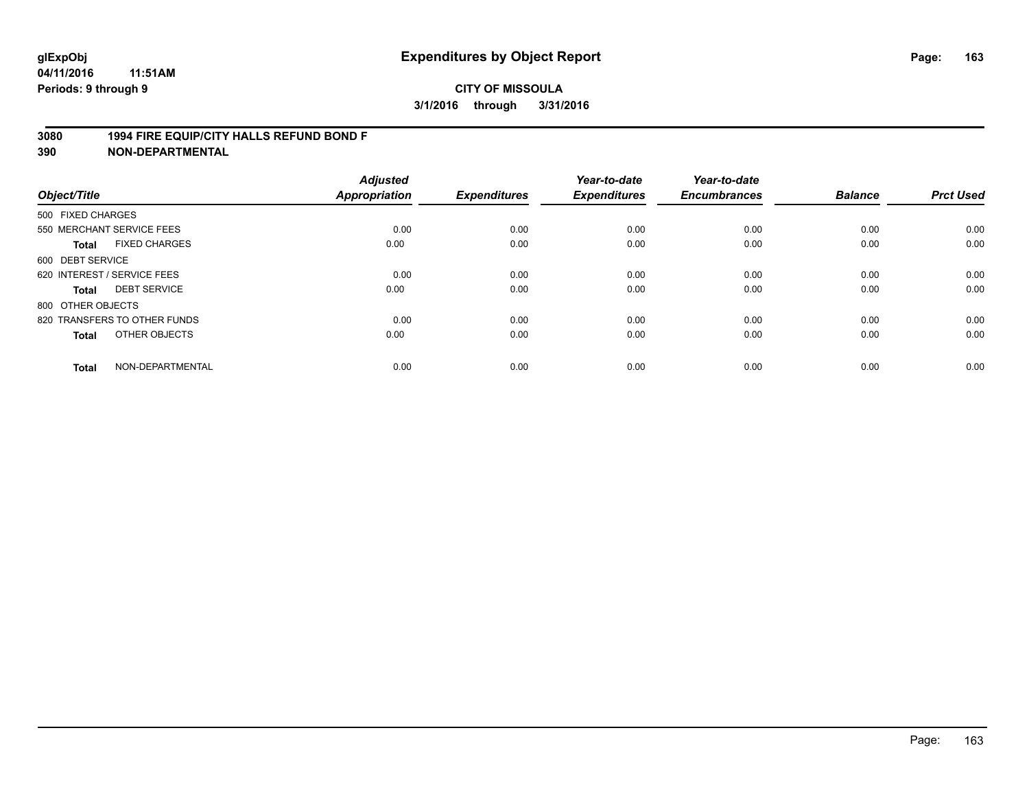**glExpObj**
**04/11/2016 11:51AM**
**Periods: 9 through 9**

# Expenditures by Object Report

**CITY OF MISSOULA**
**3/1/2016 through 3/31/2016**

**3080 1994 FIRE EQUIP/CITY HALLS REFUND BOND F**
**390 NON-DEPARTMENTAL**

| Object/Title | | Adjusted Appropriation | Expenditures | Year-to-date Expenditures | Year-to-date Encumbrances | Balance | Prct Used |
|---|---|---|---|---|---|---|---|
| 500 FIXED CHARGES | | | | | | | |
| 550 MERCHANT SERVICE FEES | | 0.00 | 0.00 | 0.00 | 0.00 | 0.00 | 0.00 |
| **Total** | FIXED CHARGES | 0.00 | 0.00 | 0.00 | 0.00 | 0.00 | 0.00 |
| 600 DEBT SERVICE | | | | | | | |
| 620 INTEREST / SERVICE FEES | | 0.00 | 0.00 | 0.00 | 0.00 | 0.00 | 0.00 |
| **Total** | DEBT SERVICE | 0.00 | 0.00 | 0.00 | 0.00 | 0.00 | 0.00 |
| 800 OTHER OBJECTS | | | | | | | |
| 820 TRANSFERS TO OTHER FUNDS | | 0.00 | 0.00 | 0.00 | 0.00 | 0.00 | 0.00 |
| **Total** | OTHER OBJECTS | 0.00 | 0.00 | 0.00 | 0.00 | 0.00 | 0.00 |
| **Total** | NON-DEPARTMENTAL | 0.00 | 0.00 | 0.00 | 0.00 | 0.00 | 0.00 |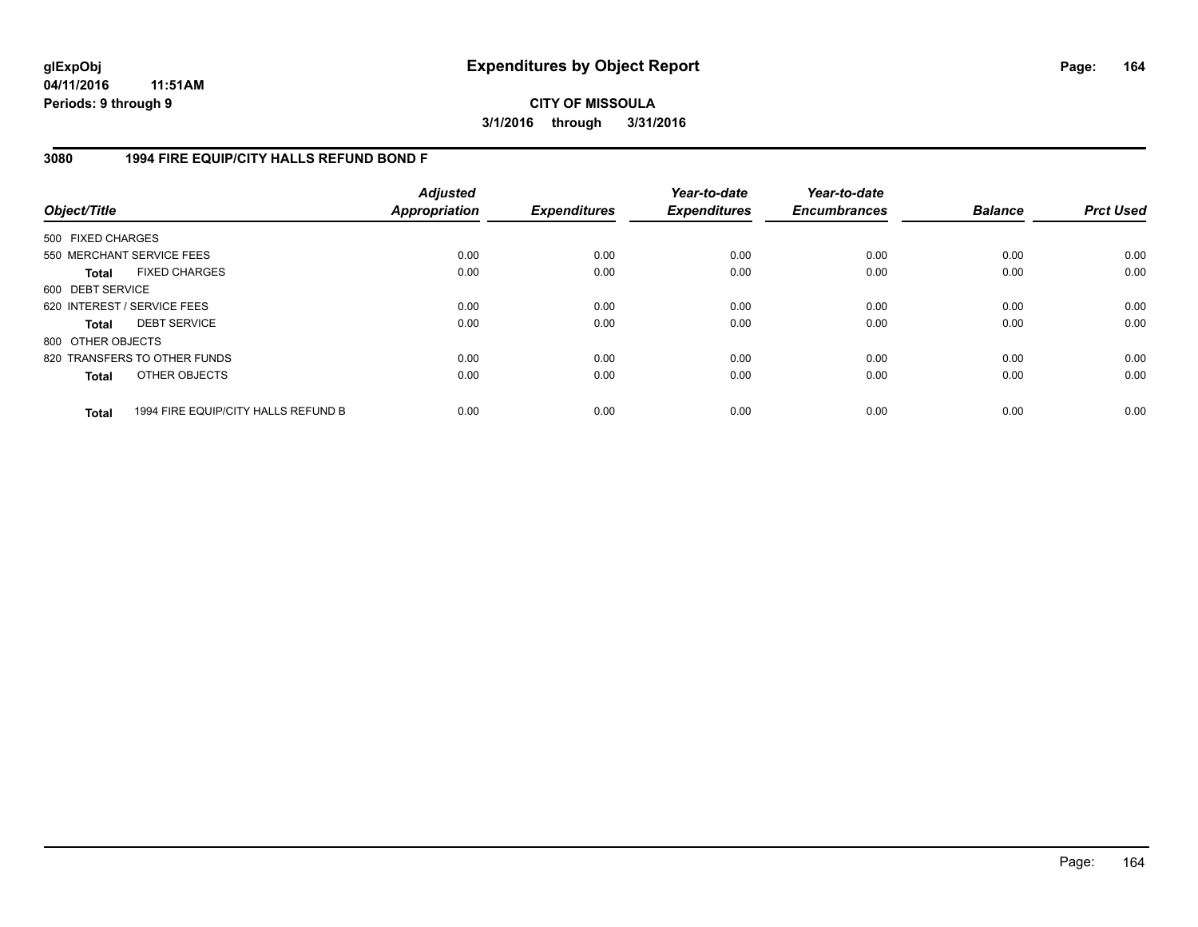**glExpObj**
**04/11/2016 11:51AM**
**Periods: 9 through 9**

# Expenditures by Object Report

**CITY OF MISSOULA**
**3/1/2016 through 3/31/2016**

## 3080 1994 FIRE EQUIP/CITY HALLS REFUND BOND F

| Object/Title | | Adjusted Appropriation | Expenditures | Year-to-date Expenditures | Year-to-date Encumbrances | Balance | Prct Used |
|---|---|---|---|---|---|---|---|
| 500 FIXED CHARGES | | | | | | | |
| 550 MERCHANT SERVICE FEES | | 0.00 | 0.00 | 0.00 | 0.00 | 0.00 | 0.00 |
| **Total** | FIXED CHARGES | 0.00 | 0.00 | 0.00 | 0.00 | 0.00 | 0.00 |
| 600 DEBT SERVICE | | | | | | | |
| 620 INTEREST / SERVICE FEES | | 0.00 | 0.00 | 0.00 | 0.00 | 0.00 | 0.00 |
| **Total** | DEBT SERVICE | 0.00 | 0.00 | 0.00 | 0.00 | 0.00 | 0.00 |
| 800 OTHER OBJECTS | | | | | | | |
| 820 TRANSFERS TO OTHER FUNDS | | 0.00 | 0.00 | 0.00 | 0.00 | 0.00 | 0.00 |
| **Total** | OTHER OBJECTS | 0.00 | 0.00 | 0.00 | 0.00 | 0.00 | 0.00 |
| **Total** | 1994 FIRE EQUIP/CITY HALLS REFUND B | 0.00 | 0.00 | 0.00 | 0.00 | 0.00 | 0.00 |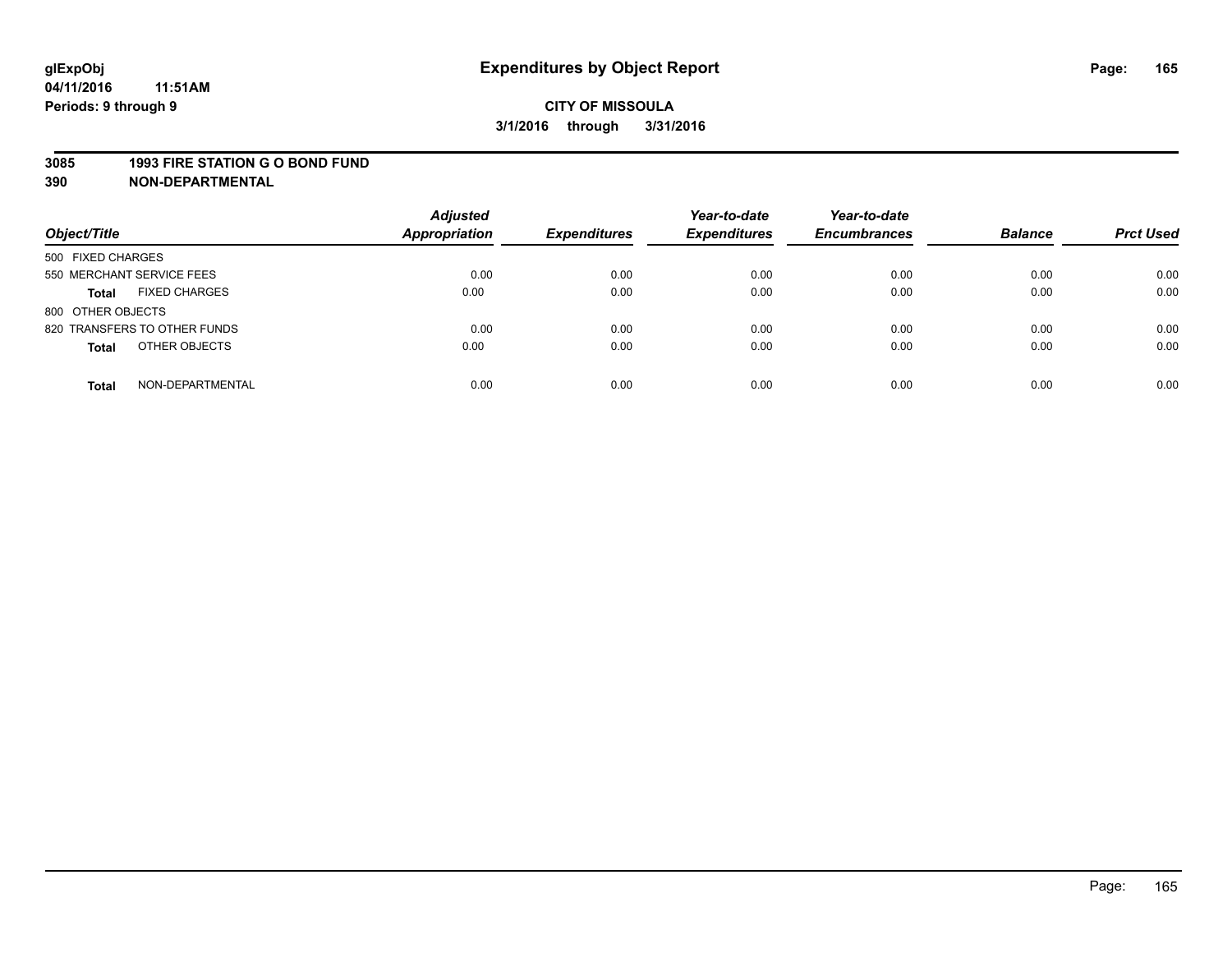**glExpObj**
**04/11/2016 11:51AM**
**Periods: 9 through 9**

# Expenditures by Object Report

**CITY OF MISSOULA**
**3/1/2016 through 3/31/2016**

## 3085 1993 FIRE STATION G O BOND FUND
## 390 NON-DEPARTMENTAL

| Object/Title | | Adjusted Appropriation | Expenditures | Year-to-date Expenditures | Year-to-date Encumbrances | Balance | Prct Used |
|---|---|---|---|---|---|---|---|
| 500 FIXED CHARGES | | | | | | | |
| 550 MERCHANT SERVICE FEES | | 0.00 | 0.00 | 0.00 | 0.00 | 0.00 | 0.00 |
| **Total** | FIXED CHARGES | 0.00 | 0.00 | 0.00 | 0.00 | 0.00 | 0.00 |
| 800 OTHER OBJECTS | | | | | | | |
| 820 TRANSFERS TO OTHER FUNDS | | 0.00 | 0.00 | 0.00 | 0.00 | 0.00 | 0.00 |
| **Total** | OTHER OBJECTS | 0.00 | 0.00 | 0.00 | 0.00 | 0.00 | 0.00 |
| **Total** | NON-DEPARTMENTAL | 0.00 | 0.00 | 0.00 | 0.00 | 0.00 | 0.00 |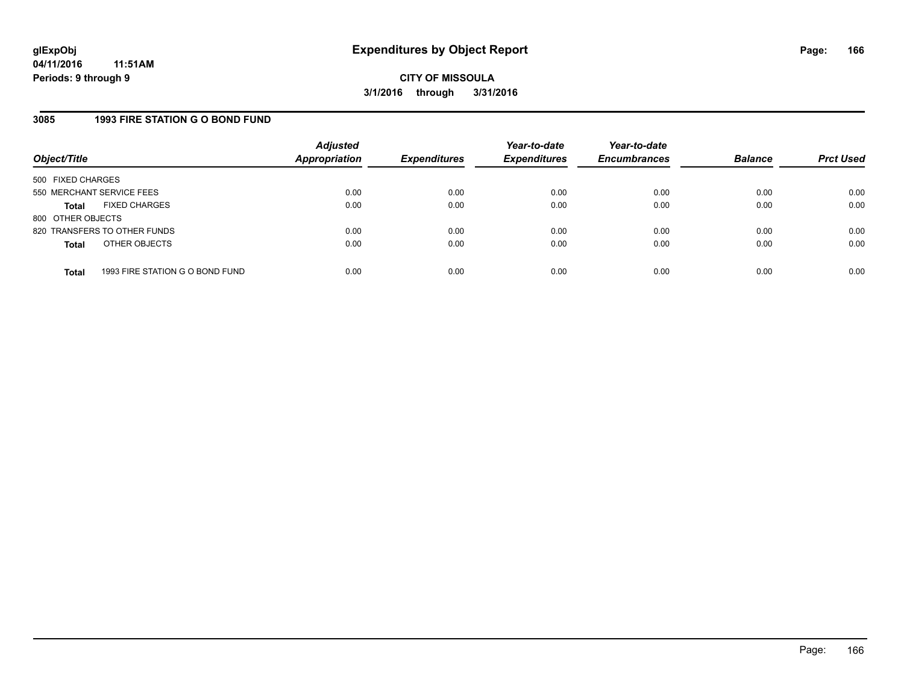# Expenditures by Object Report

glExpObj
04/11/2016 11:51AM
Periods: 9 through 9

**CITY OF MISSOULA**
**3/1/2016 through 3/31/2016**

## 3085 1993 FIRE STATION G O BOND FUND

| Object/Title | Adjusted Appropriation | Expenditures | Year-to-date Expenditures | Year-to-date Encumbrances | Balance | Prct Used |
|---|---|---|---|---|---|---|
| 500 FIXED CHARGES | | | | | | |
| 550 MERCHANT SERVICE FEES | 0.00 | 0.00 | 0.00 | 0.00 | 0.00 | 0.00 |
| **Total** FIXED CHARGES | 0.00 | 0.00 | 0.00 | 0.00 | 0.00 | 0.00 |
| 800 OTHER OBJECTS | | | | | | |
| 820 TRANSFERS TO OTHER FUNDS | 0.00 | 0.00 | 0.00 | 0.00 | 0.00 | 0.00 |
| **Total** OTHER OBJECTS | 0.00 | 0.00 | 0.00 | 0.00 | 0.00 | 0.00 |
| **Total** 1993 FIRE STATION G O BOND FUND | 0.00 | 0.00 | 0.00 | 0.00 | 0.00 | 0.00 |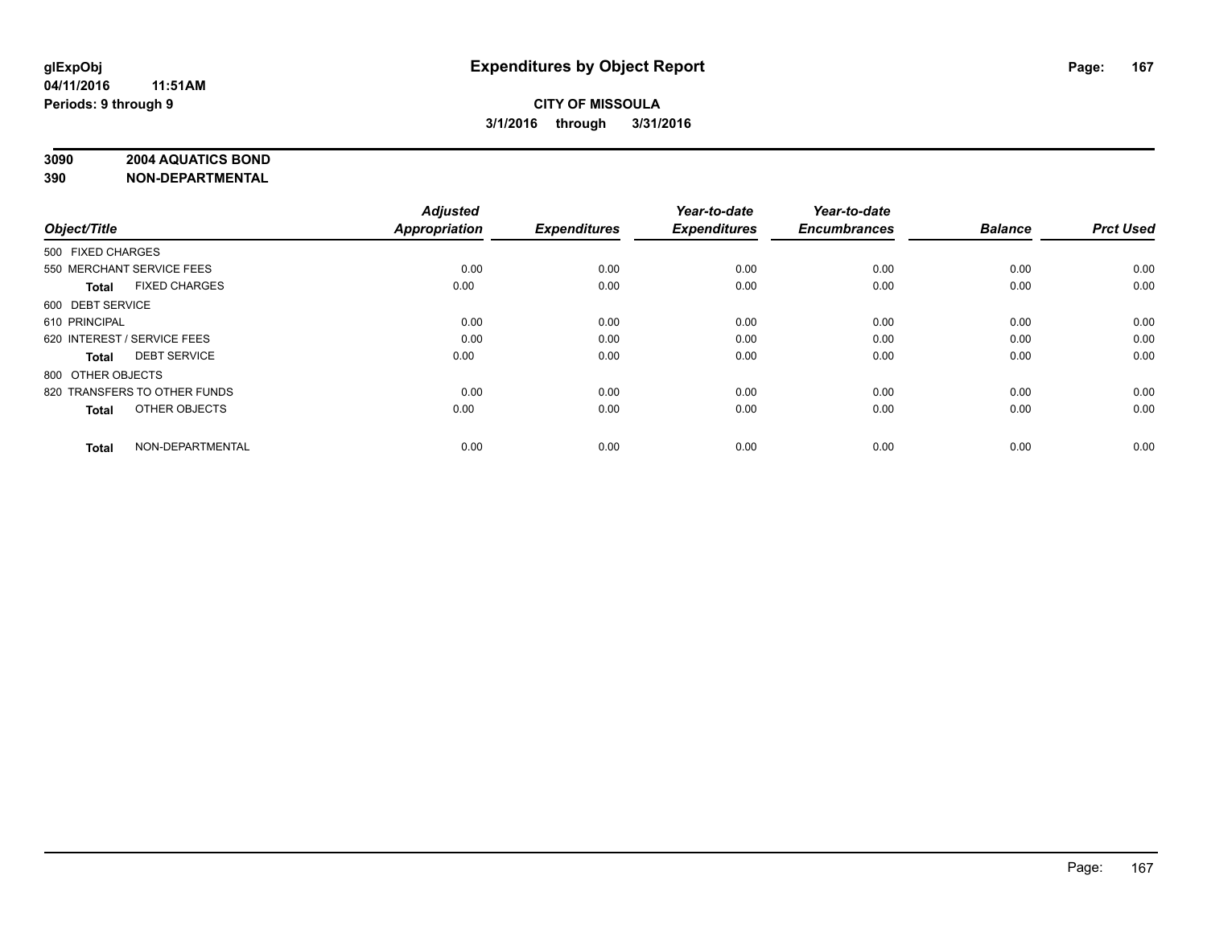# Expenditures by Object Report

**glExpObj**
**04/11/2016 11:51AM**
**Periods: 9 through 9**

**CITY OF MISSOULA**
**3/1/2016 through 3/31/2016**

**3090 2004 AQUATICS BOND**
**390 NON-DEPARTMENTAL**

| Object/Title | Adjusted Appropriation | Expenditures | Year-to-date Expenditures | Year-to-date Encumbrances | Balance | Prct Used |
|---|---|---|---|---|---|---|
| 500 FIXED CHARGES | | | | | | |
| 550 MERCHANT SERVICE FEES | 0.00 | 0.00 | 0.00 | 0.00 | 0.00 | 0.00 |
| **Total** FIXED CHARGES | 0.00 | 0.00 | 0.00 | 0.00 | 0.00 | 0.00 |
| 600 DEBT SERVICE | | | | | | |
| 610 PRINCIPAL | 0.00 | 0.00 | 0.00 | 0.00 | 0.00 | 0.00 |
| 620 INTEREST / SERVICE FEES | 0.00 | 0.00 | 0.00 | 0.00 | 0.00 | 0.00 |
| **Total** DEBT SERVICE | 0.00 | 0.00 | 0.00 | 0.00 | 0.00 | 0.00 |
| 800 OTHER OBJECTS | | | | | | |
| 820 TRANSFERS TO OTHER FUNDS | 0.00 | 0.00 | 0.00 | 0.00 | 0.00 | 0.00 |
| **Total** OTHER OBJECTS | 0.00 | 0.00 | 0.00 | 0.00 | 0.00 | 0.00 |
| **Total** NON-DEPARTMENTAL | 0.00 | 0.00 | 0.00 | 0.00 | 0.00 | 0.00 |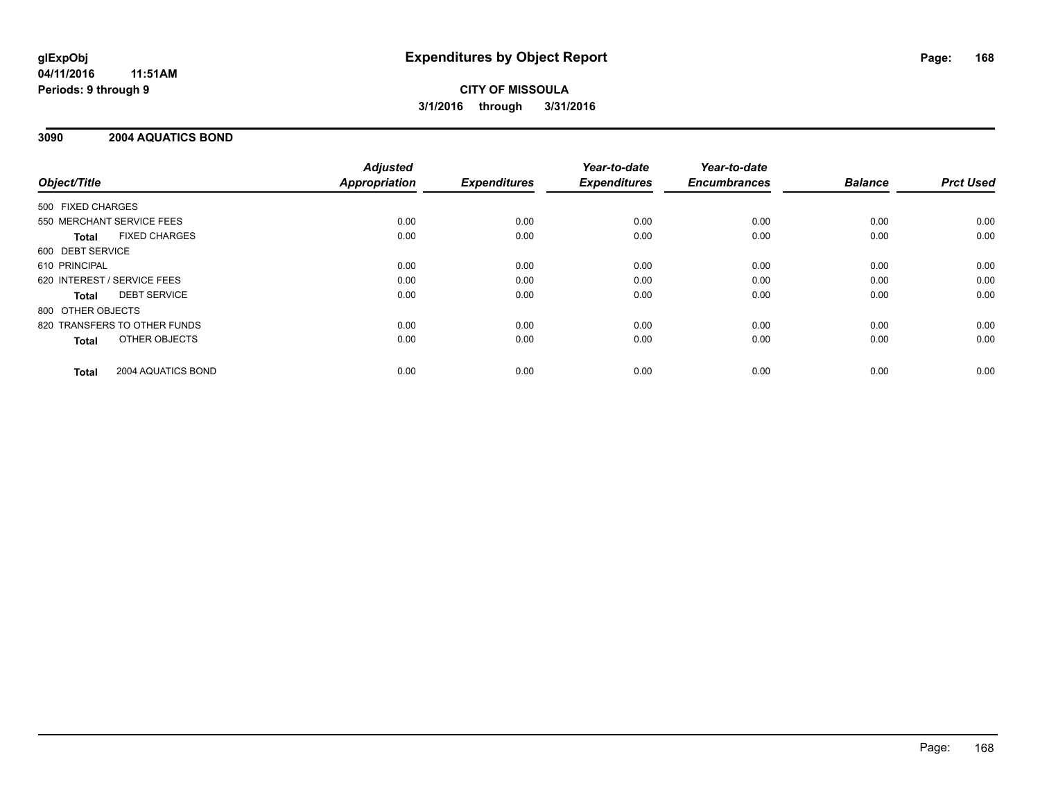**glExpObj** **Expenditures by Object Report**

**04/11/2016 11:51AM**

**Periods: 9 through 9**

**CITY OF MISSOULA**

**3/1/2016 through 3/31/2016**

## 3090 2004 AQUATICS BOND

| Object/Title | Adjusted Appropriation | Expenditures | Year-to-date Expenditures | Year-to-date Encumbrances | Balance | Prct Used |
|---|---|---|---|---|---|---|
| 500 FIXED CHARGES | | | | | | |
| 550 MERCHANT SERVICE FEES | 0.00 | 0.00 | 0.00 | 0.00 | 0.00 | 0.00 |
| **Total** FIXED CHARGES | 0.00 | 0.00 | 0.00 | 0.00 | 0.00 | 0.00 |
| 600 DEBT SERVICE | | | | | | |
| 610 PRINCIPAL | 0.00 | 0.00 | 0.00 | 0.00 | 0.00 | 0.00 |
| 620 INTEREST / SERVICE FEES | 0.00 | 0.00 | 0.00 | 0.00 | 0.00 | 0.00 |
| **Total** DEBT SERVICE | 0.00 | 0.00 | 0.00 | 0.00 | 0.00 | 0.00 |
| 800 OTHER OBJECTS | | | | | | |
| 820 TRANSFERS TO OTHER FUNDS | 0.00 | 0.00 | 0.00 | 0.00 | 0.00 | 0.00 |
| **Total** OTHER OBJECTS | 0.00 | 0.00 | 0.00 | 0.00 | 0.00 | 0.00 |
| **Total** 2004 AQUATICS BOND | 0.00 | 0.00 | 0.00 | 0.00 | 0.00 | 0.00 |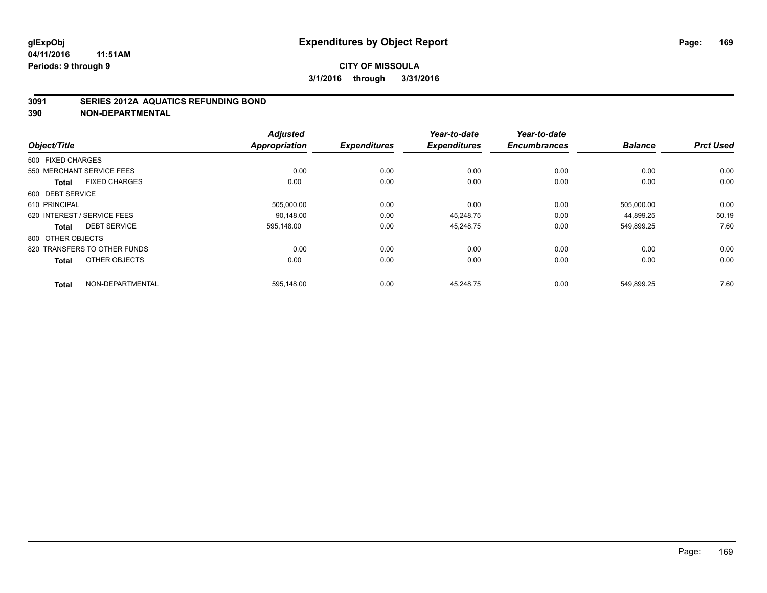**glExpObj**
**04/11/2016 11:51AM**
**Periods: 9 through 9**

# Expenditures by Object Report

**CITY OF MISSOULA**
**3/1/2016 through 3/31/2016**

## 3091 SERIES 2012A AQUATICS REFUNDING BOND
## 390 NON-DEPARTMENTAL

| Object/Title | Adjusted Appropriation | Expenditures | Year-to-date Expenditures | Year-to-date Encumbrances | Balance | Prct Used |
|---|---|---|---|---|---|---|
| 500 FIXED CHARGES | | | | | | |
| 550 MERCHANT SERVICE FEES | 0.00 | 0.00 | 0.00 | 0.00 | 0.00 | 0.00 |
| **Total** FIXED CHARGES | 0.00 | 0.00 | 0.00 | 0.00 | 0.00 | 0.00 |
| 600 DEBT SERVICE | | | | | | |
| 610 PRINCIPAL | 505,000.00 | 0.00 | 0.00 | 0.00 | 505,000.00 | 0.00 |
| 620 INTEREST / SERVICE FEES | 90,148.00 | 0.00 | 45,248.75 | 0.00 | 44,899.25 | 50.19 |
| **Total** DEBT SERVICE | 595,148.00 | 0.00 | 45,248.75 | 0.00 | 549,899.25 | 7.60 |
| 800 OTHER OBJECTS | | | | | | |
| 820 TRANSFERS TO OTHER FUNDS | 0.00 | 0.00 | 0.00 | 0.00 | 0.00 | 0.00 |
| **Total** OTHER OBJECTS | 0.00 | 0.00 | 0.00 | 0.00 | 0.00 | 0.00 |
| **Total** NON-DEPARTMENTAL | 595,148.00 | 0.00 | 45,248.75 | 0.00 | 549,899.25 | 7.60 |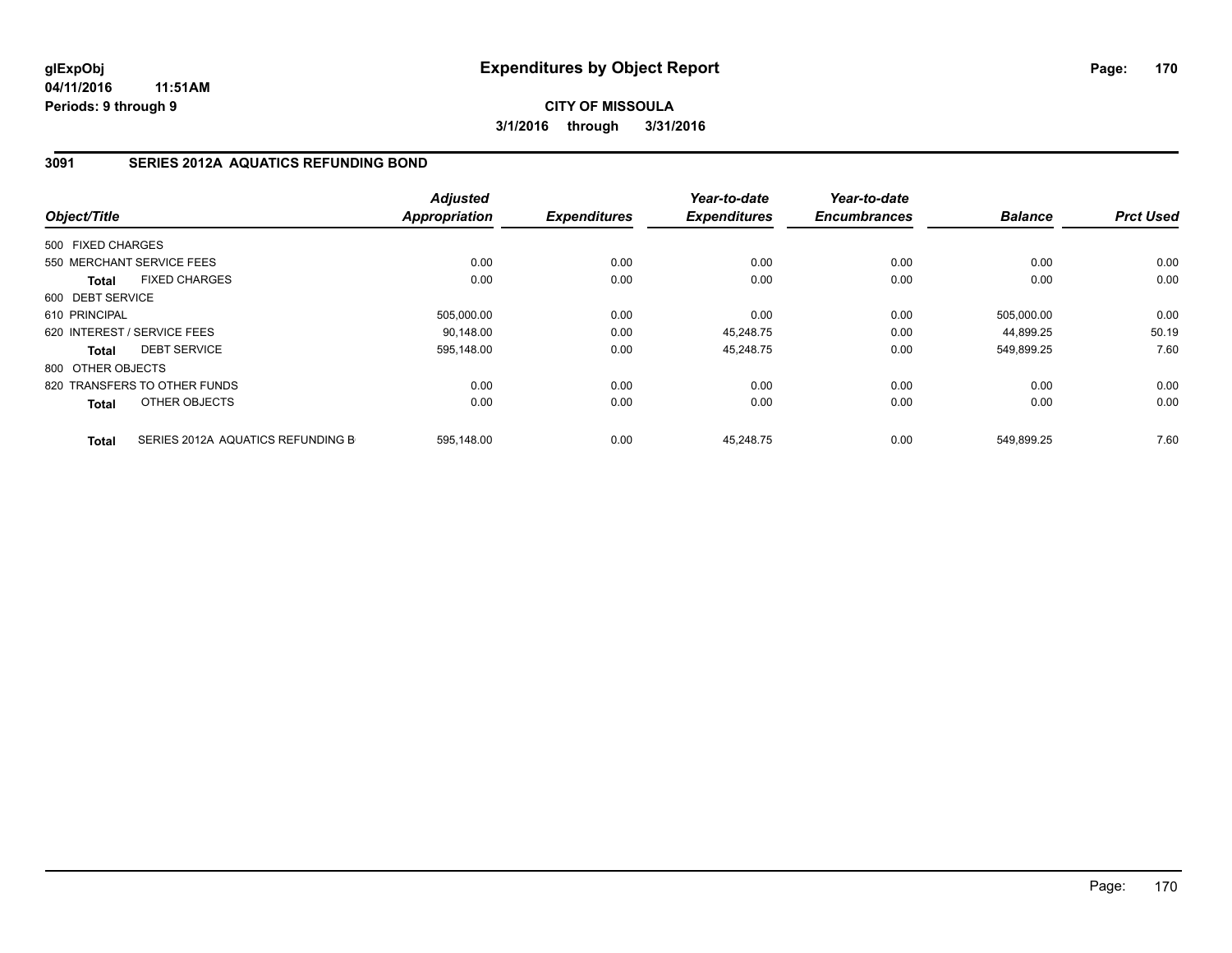# Expenditures by Object Report

glExpObj
04/11/2016 11:51AM
Periods: 9 through 9

**CITY OF MISSOULA**
**3/1/2016 through 3/31/2016**

## 3091 SERIES 2012A AQUATICS REFUNDING BOND

| Object/Title | Adjusted Appropriation | Expenditures | Year-to-date Expenditures | Year-to-date Encumbrances | Balance | Prct Used |
|---|---|---|---|---|---|---|
| 500 FIXED CHARGES | | | | | | |
| 550 MERCHANT SERVICE FEES | 0.00 | 0.00 | 0.00 | 0.00 | 0.00 | 0.00 |
| **Total** FIXED CHARGES | 0.00 | 0.00 | 0.00 | 0.00 | 0.00 | 0.00 |
| 600 DEBT SERVICE | | | | | | |
| 610 PRINCIPAL | 505,000.00 | 0.00 | 0.00 | 0.00 | 505,000.00 | 0.00 |
| 620 INTEREST / SERVICE FEES | 90,148.00 | 0.00 | 45,248.75 | 0.00 | 44,899.25 | 50.19 |
| **Total** DEBT SERVICE | 595,148.00 | 0.00 | 45,248.75 | 0.00 | 549,899.25 | 7.60 |
| 800 OTHER OBJECTS | | | | | | |
| 820 TRANSFERS TO OTHER FUNDS | 0.00 | 0.00 | 0.00 | 0.00 | 0.00 | 0.00 |
| **Total** OTHER OBJECTS | 0.00 | 0.00 | 0.00 | 0.00 | 0.00 | 0.00 |
| **Total** SERIES 2012A AQUATICS REFUNDING B | 595,148.00 | 0.00 | 45,248.75 | 0.00 | 549,899.25 | 7.60 |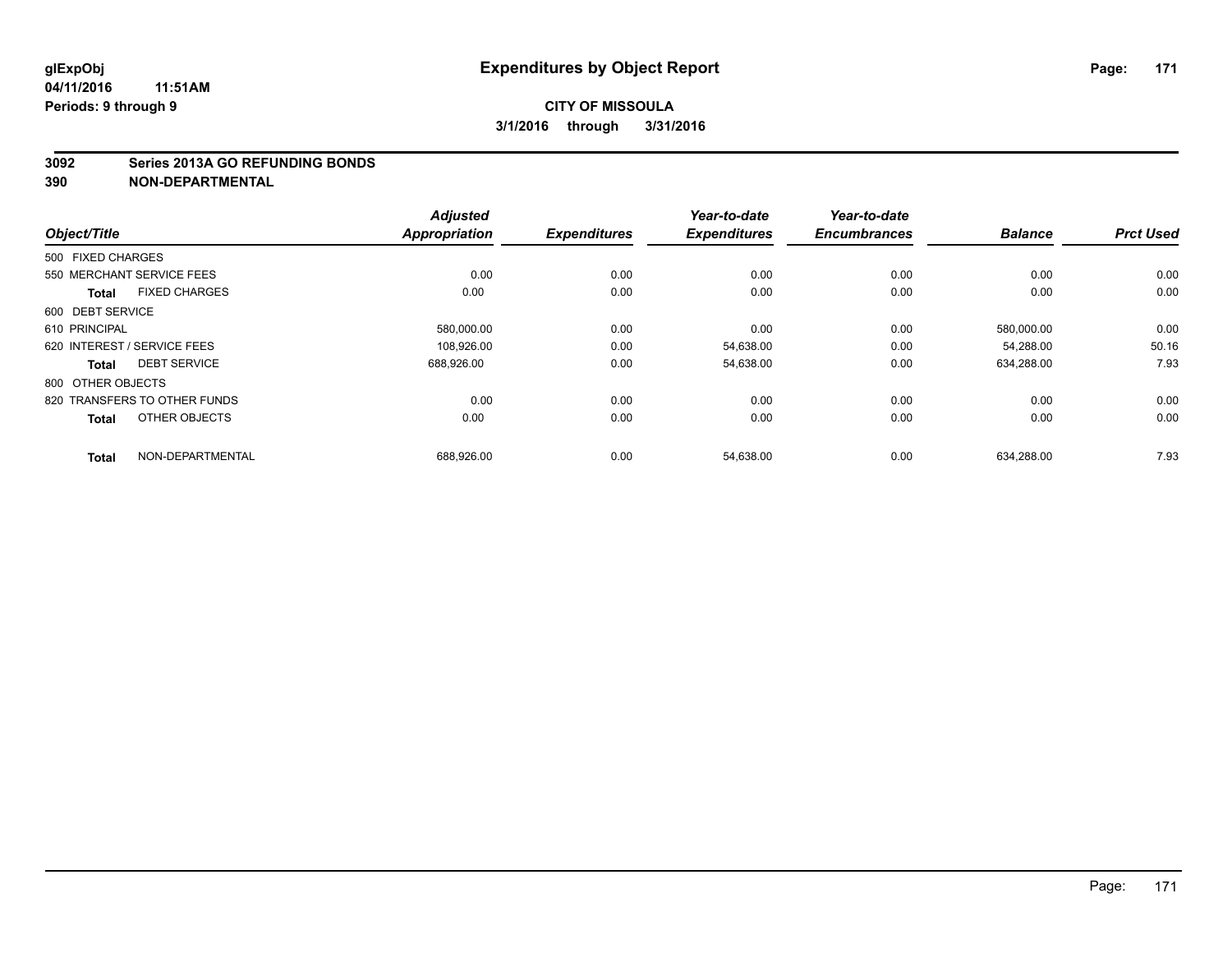**glExpObj**
**04/11/2016 11:51AM**
**Periods: 9 through 9**

# Expenditures by Object Report

**CITY OF MISSOULA**
**3/1/2016 through 3/31/2016**

**3092 Series 2013A GO REFUNDING BONDS**
**390 NON-DEPARTMENTAL**

| Object/Title | Adjusted Appropriation | Expenditures | Year-to-date Expenditures | Year-to-date Encumbrances | Balance | Prct Used |
|---|---|---|---|---|---|---|
| 500 FIXED CHARGES | | | | | | |
| 550 MERCHANT SERVICE FEES | 0.00 | 0.00 | 0.00 | 0.00 | 0.00 | 0.00 |
| **Total** FIXED CHARGES | 0.00 | 0.00 | 0.00 | 0.00 | 0.00 | 0.00 |
| 600 DEBT SERVICE | | | | | | |
| 610 PRINCIPAL | 580,000.00 | 0.00 | 0.00 | 0.00 | 580,000.00 | 0.00 |
| 620 INTEREST / SERVICE FEES | 108,926.00 | 0.00 | 54,638.00 | 0.00 | 54,288.00 | 50.16 |
| **Total** DEBT SERVICE | 688,926.00 | 0.00 | 54,638.00 | 0.00 | 634,288.00 | 7.93 |
| 800 OTHER OBJECTS | | | | | | |
| 820 TRANSFERS TO OTHER FUNDS | 0.00 | 0.00 | 0.00 | 0.00 | 0.00 | 0.00 |
| **Total** OTHER OBJECTS | 0.00 | 0.00 | 0.00 | 0.00 | 0.00 | 0.00 |
| **Total** NON-DEPARTMENTAL | 688,926.00 | 0.00 | 54,638.00 | 0.00 | 634,288.00 | 7.93 |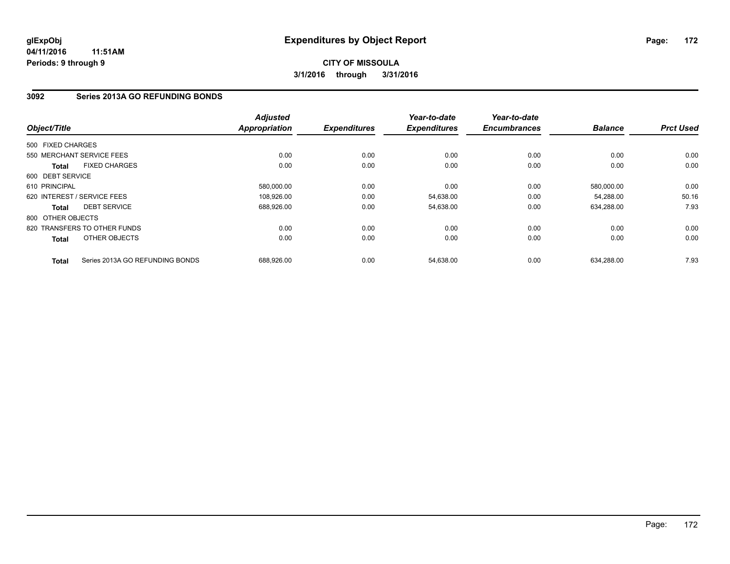**glExpObj**
**04/11/2016 11:51AM**
**Periods: 9 through 9**

# Expenditures by Object Report

**CITY OF MISSOULA**
**3/1/2016 through 3/31/2016**

## 3092 Series 2013A GO REFUNDING BONDS

| Object/Title | Adjusted Appropriation | Expenditures | Year-to-date Expenditures | Year-to-date Encumbrances | Balance | Prct Used |
|---|---|---|---|---|---|---|
| 500 FIXED CHARGES | | | | | | |
| 550 MERCHANT SERVICE FEES | 0.00 | 0.00 | 0.00 | 0.00 | 0.00 | 0.00 |
| **Total** FIXED CHARGES | 0.00 | 0.00 | 0.00 | 0.00 | 0.00 | 0.00 |
| 600 DEBT SERVICE | | | | | | |
| 610 PRINCIPAL | 580,000.00 | 0.00 | 0.00 | 0.00 | 580,000.00 | 0.00 |
| 620 INTEREST / SERVICE FEES | 108,926.00 | 0.00 | 54,638.00 | 0.00 | 54,288.00 | 50.16 |
| **Total** DEBT SERVICE | 688,926.00 | 0.00 | 54,638.00 | 0.00 | 634,288.00 | 7.93 |
| 800 OTHER OBJECTS | | | | | | |
| 820 TRANSFERS TO OTHER FUNDS | 0.00 | 0.00 | 0.00 | 0.00 | 0.00 | 0.00 |
| **Total** OTHER OBJECTS | 0.00 | 0.00 | 0.00 | 0.00 | 0.00 | 0.00 |
| **Total** Series 2013A GO REFUNDING BONDS | 688,926.00 | 0.00 | 54,638.00 | 0.00 | 634,288.00 | 7.93 |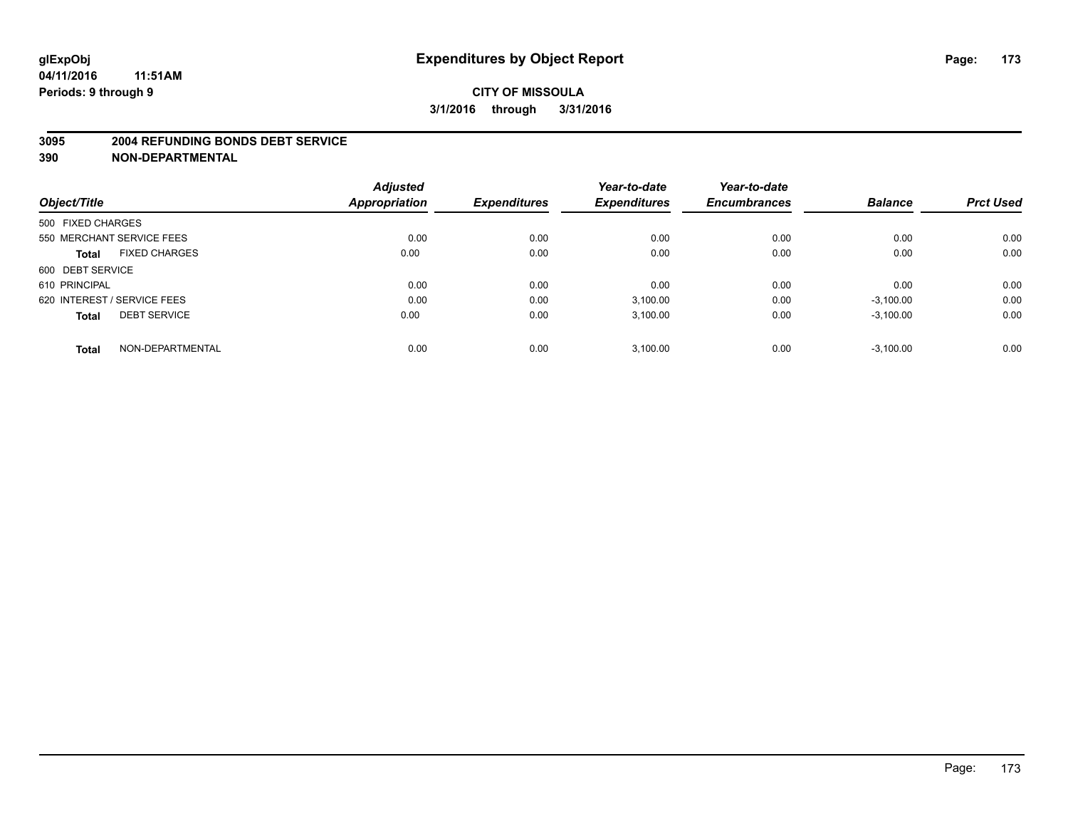**glExpObj** **Expenditures by Object Report**

**04/11/2016 11:51AM**

**Periods: 9 through 9**

**CITY OF MISSOULA**

**3/1/2016 through 3/31/2016**

**3095 2004 REFUNDING BONDS DEBT SERVICE**

**390 NON-DEPARTMENTAL**

| Object/Title | | Adjusted Appropriation | Expenditures | Year-to-date Expenditures | Year-to-date Encumbrances | Balance | Prct Used |
|---|---|---|---|---|---|---|---|
| 500 FIXED CHARGES | | | | | | | |
| 550 MERCHANT SERVICE FEES | | 0.00 | 0.00 | 0.00 | 0.00 | 0.00 | 0.00 |
| **Total** | FIXED CHARGES | 0.00 | 0.00 | 0.00 | 0.00 | 0.00 | 0.00 |
| 600 DEBT SERVICE | | | | | | | |
| 610 PRINCIPAL | | 0.00 | 0.00 | 0.00 | 0.00 | 0.00 | 0.00 |
| 620 INTEREST / SERVICE FEES | | 0.00 | 0.00 | 3,100.00 | 0.00 | -3,100.00 | 0.00 |
| **Total** | DEBT SERVICE | 0.00 | 0.00 | 3,100.00 | 0.00 | -3,100.00 | 0.00 |
| **Total** | NON-DEPARTMENTAL | 0.00 | 0.00 | 3,100.00 | 0.00 | -3,100.00 | 0.00 |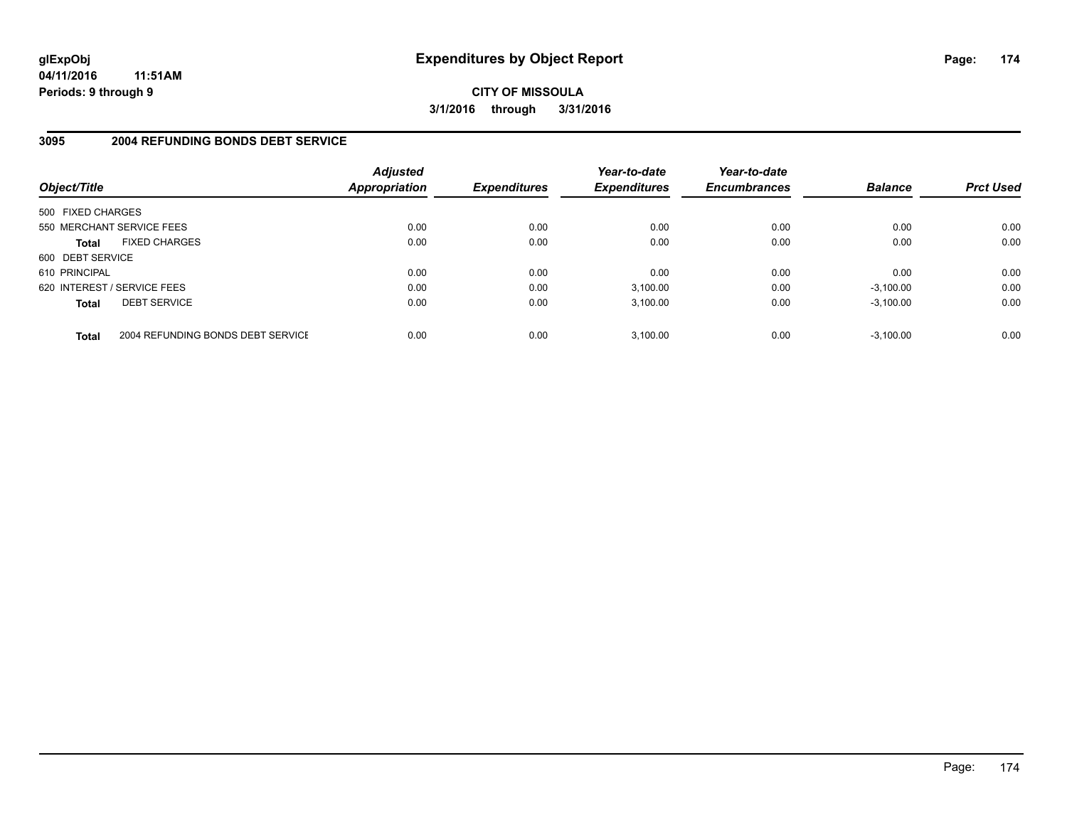**glExpObj**
**04/11/2016 11:51AM**
**Periods: 9 through 9**

# Expenditures by Object Report

**CITY OF MISSOULA**
**3/1/2016 through 3/31/2016**

## 3095 2004 REFUNDING BONDS DEBT SERVICE

| Object/Title | Adjusted Appropriation | Expenditures | Year-to-date Expenditures | Year-to-date Encumbrances | Balance | Prct Used |
|---|---|---|---|---|---|---|
| 500 FIXED CHARGES | | | | | | |
| 550 MERCHANT SERVICE FEES | 0.00 | 0.00 | 0.00 | 0.00 | 0.00 | 0.00 |
| **Total** FIXED CHARGES | 0.00 | 0.00 | 0.00 | 0.00 | 0.00 | 0.00 |
| 600 DEBT SERVICE | | | | | | |
| 610 PRINCIPAL | 0.00 | 0.00 | 0.00 | 0.00 | 0.00 | 0.00 |
| 620 INTEREST / SERVICE FEES | 0.00 | 0.00 | 3,100.00 | 0.00 | -3,100.00 | 0.00 |
| **Total** DEBT SERVICE | 0.00 | 0.00 | 3,100.00 | 0.00 | -3,100.00 | 0.00 |
| **Total** 2004 REFUNDING BONDS DEBT SERVICE | 0.00 | 0.00 | 3,100.00 | 0.00 | -3,100.00 | 0.00 |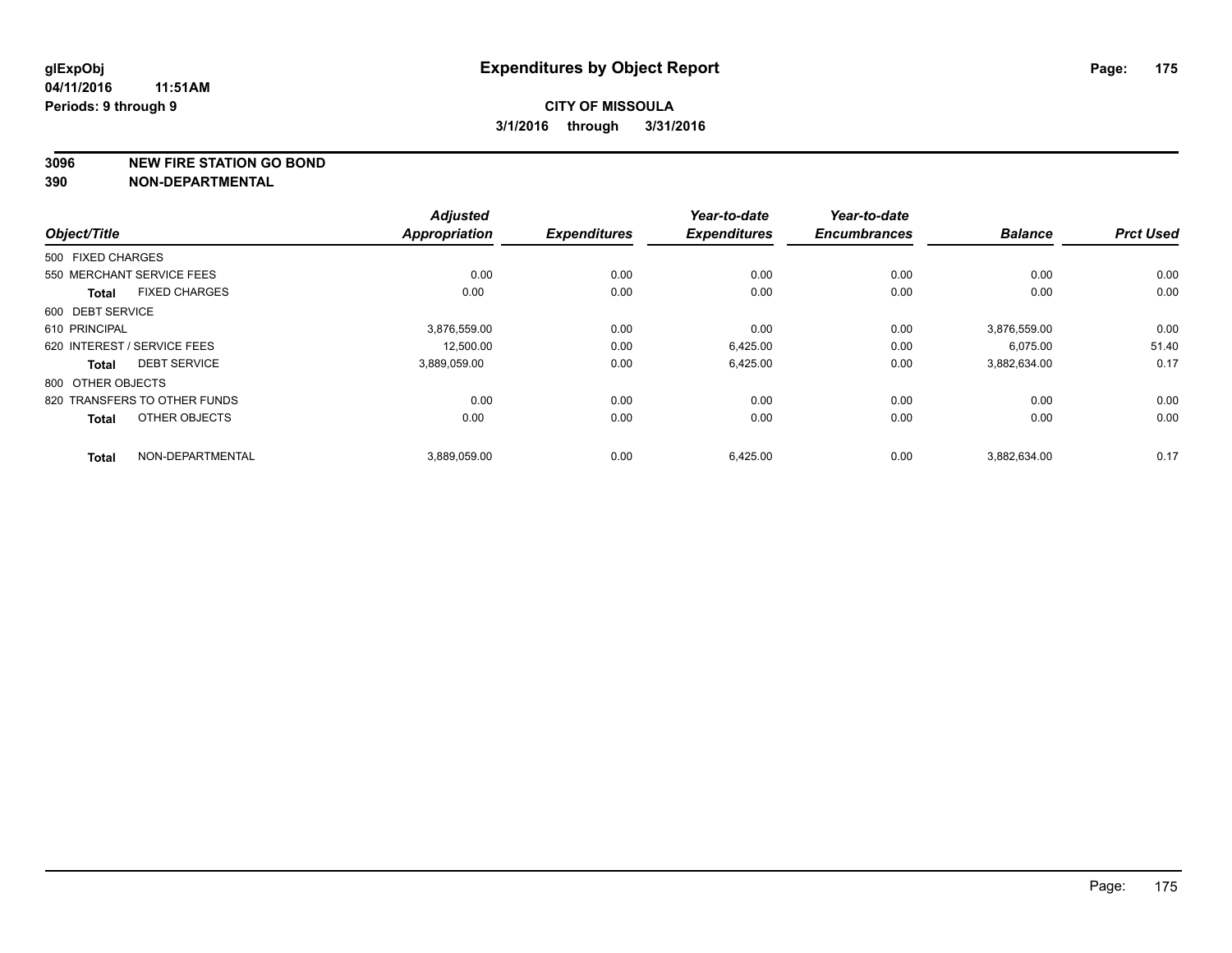**glExpObj** **Expenditures by Object Report**

**04/11/2016 11:51AM**

**Periods: 9 through 9**

**CITY OF MISSOULA**

**3/1/2016 through 3/31/2016**

**3096 NEW FIRE STATION GO BOND**

**390 NON-DEPARTMENTAL**

| Object/Title | Adjusted Appropriation | Expenditures | Year-to-date Expenditures | Year-to-date Encumbrances | Balance | Prct Used |
|---|---|---|---|---|---|---|
| 500 FIXED CHARGES | | | | | | |
| 550 MERCHANT SERVICE FEES | 0.00 | 0.00 | 0.00 | 0.00 | 0.00 | 0.00 |
| **Total** FIXED CHARGES | 0.00 | 0.00 | 0.00 | 0.00 | 0.00 | 0.00 |
| 600 DEBT SERVICE | | | | | | |
| 610 PRINCIPAL | 3,876,559.00 | 0.00 | 0.00 | 0.00 | 3,876,559.00 | 0.00 |
| 620 INTEREST / SERVICE FEES | 12,500.00 | 0.00 | 6,425.00 | 0.00 | 6,075.00 | 51.40 |
| **Total** DEBT SERVICE | 3,889,059.00 | 0.00 | 6,425.00 | 0.00 | 3,882,634.00 | 0.17 |
| 800 OTHER OBJECTS | | | | | | |
| 820 TRANSFERS TO OTHER FUNDS | 0.00 | 0.00 | 0.00 | 0.00 | 0.00 | 0.00 |
| **Total** OTHER OBJECTS | 0.00 | 0.00 | 0.00 | 0.00 | 0.00 | 0.00 |
| **Total** NON-DEPARTMENTAL | 3,889,059.00 | 0.00 | 6,425.00 | 0.00 | 3,882,634.00 | 0.17 |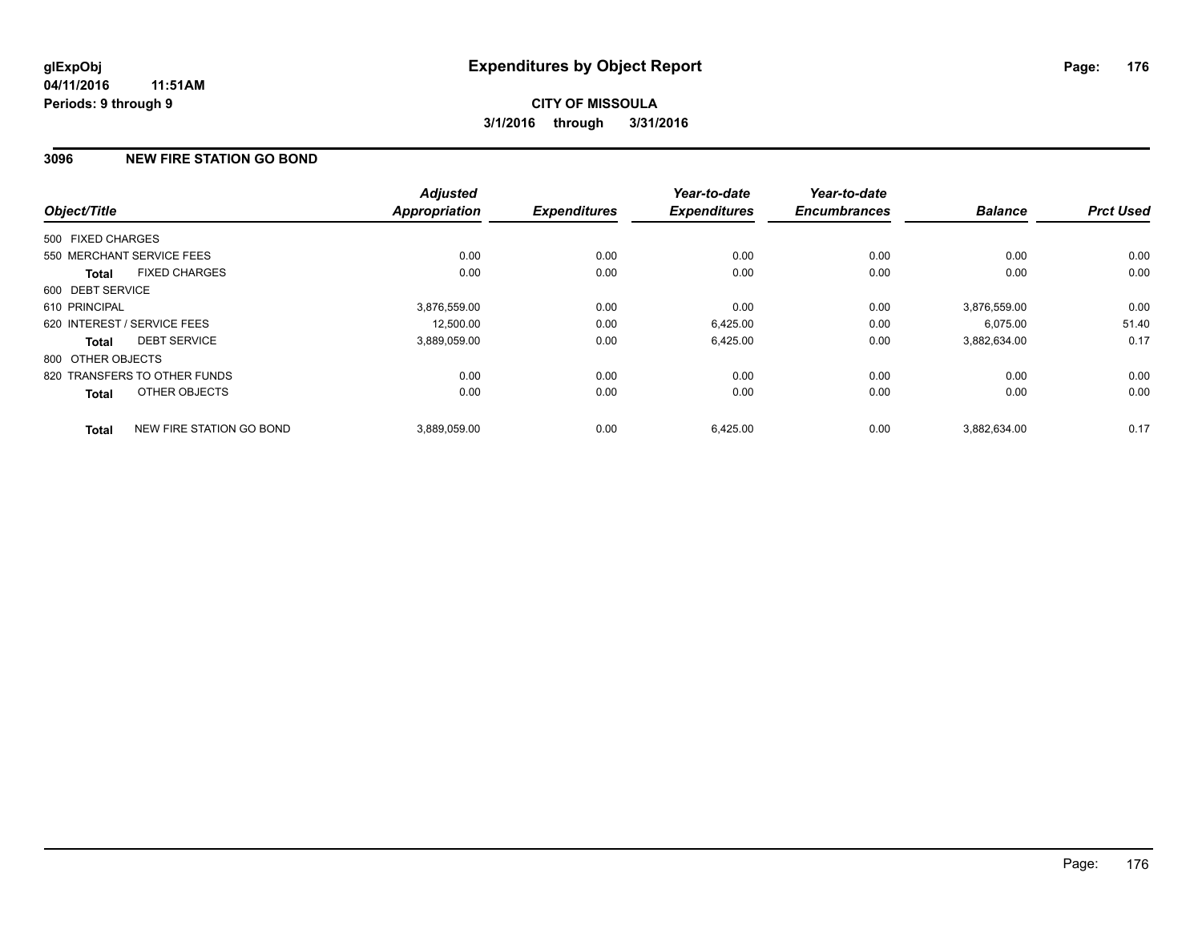**glExpObj** **Expenditures by Object Report**

**04/11/2016 11:51AM**

**Periods: 9 through 9**

**CITY OF MISSOULA**

**3/1/2016 through 3/31/2016**

## 3096 NEW FIRE STATION GO BOND

| Object/Title | Adjusted Appropriation | Expenditures | Year-to-date Expenditures | Year-to-date Encumbrances | Balance | Prct Used |
|---|---|---|---|---|---|---|
| 500 FIXED CHARGES | | | | | | |
| 550 MERCHANT SERVICE FEES | 0.00 | 0.00 | 0.00 | 0.00 | 0.00 | 0.00 |
| **Total** FIXED CHARGES | 0.00 | 0.00 | 0.00 | 0.00 | 0.00 | 0.00 |
| 600 DEBT SERVICE | | | | | | |
| 610 PRINCIPAL | 3,876,559.00 | 0.00 | 0.00 | 0.00 | 3,876,559.00 | 0.00 |
| 620 INTEREST / SERVICE FEES | 12,500.00 | 0.00 | 6,425.00 | 0.00 | 6,075.00 | 51.40 |
| **Total** DEBT SERVICE | 3,889,059.00 | 0.00 | 6,425.00 | 0.00 | 3,882,634.00 | 0.17 |
| 800 OTHER OBJECTS | | | | | | |
| 820 TRANSFERS TO OTHER FUNDS | 0.00 | 0.00 | 0.00 | 0.00 | 0.00 | 0.00 |
| **Total** OTHER OBJECTS | 0.00 | 0.00 | 0.00 | 0.00 | 0.00 | 0.00 |
| **Total** NEW FIRE STATION GO BOND | 3,889,059.00 | 0.00 | 6,425.00 | 0.00 | 3,882,634.00 | 0.17 |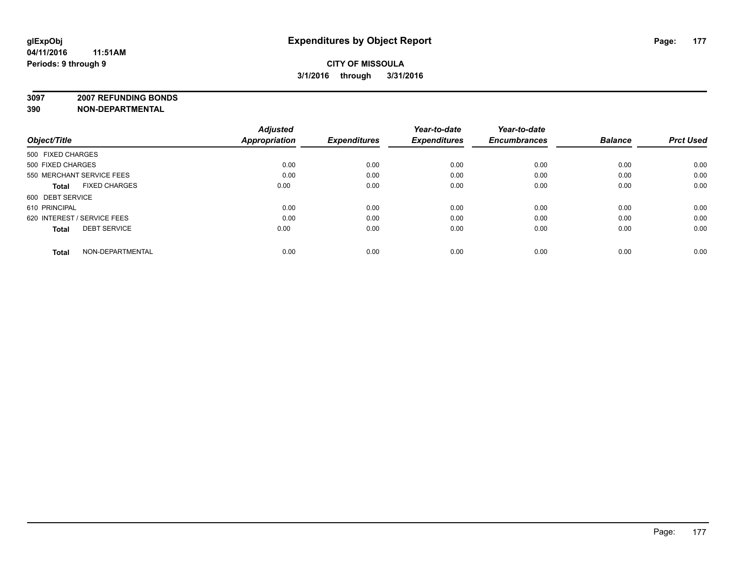glExpObj
04/11/2016 11:51AM
Periods: 9 through 9

# Expenditures by Object Report

**CITY OF MISSOULA**
**3/1/2016 through 3/31/2016**

**3097 2007 REFUNDING BONDS**
**390 NON-DEPARTMENTAL**

| Object/Title | Adjusted Appropriation | Expenditures | Year-to-date Expenditures | Year-to-date Encumbrances | Balance | Prct Used |
|---|---|---|---|---|---|---|
| 500 FIXED CHARGES | | | | | | |
| 500 FIXED CHARGES | 0.00 | 0.00 | 0.00 | 0.00 | 0.00 | 0.00 |
| 550 MERCHANT SERVICE FEES | 0.00 | 0.00 | 0.00 | 0.00 | 0.00 | 0.00 |
| **Total** FIXED CHARGES | 0.00 | 0.00 | 0.00 | 0.00 | 0.00 | 0.00 |
| 600 DEBT SERVICE | | | | | | |
| 610 PRINCIPAL | 0.00 | 0.00 | 0.00 | 0.00 | 0.00 | 0.00 |
| 620 INTEREST / SERVICE FEES | 0.00 | 0.00 | 0.00 | 0.00 | 0.00 | 0.00 |
| **Total** DEBT SERVICE | 0.00 | 0.00 | 0.00 | 0.00 | 0.00 | 0.00 |
| **Total** NON-DEPARTMENTAL | 0.00 | 0.00 | 0.00 | 0.00 | 0.00 | 0.00 |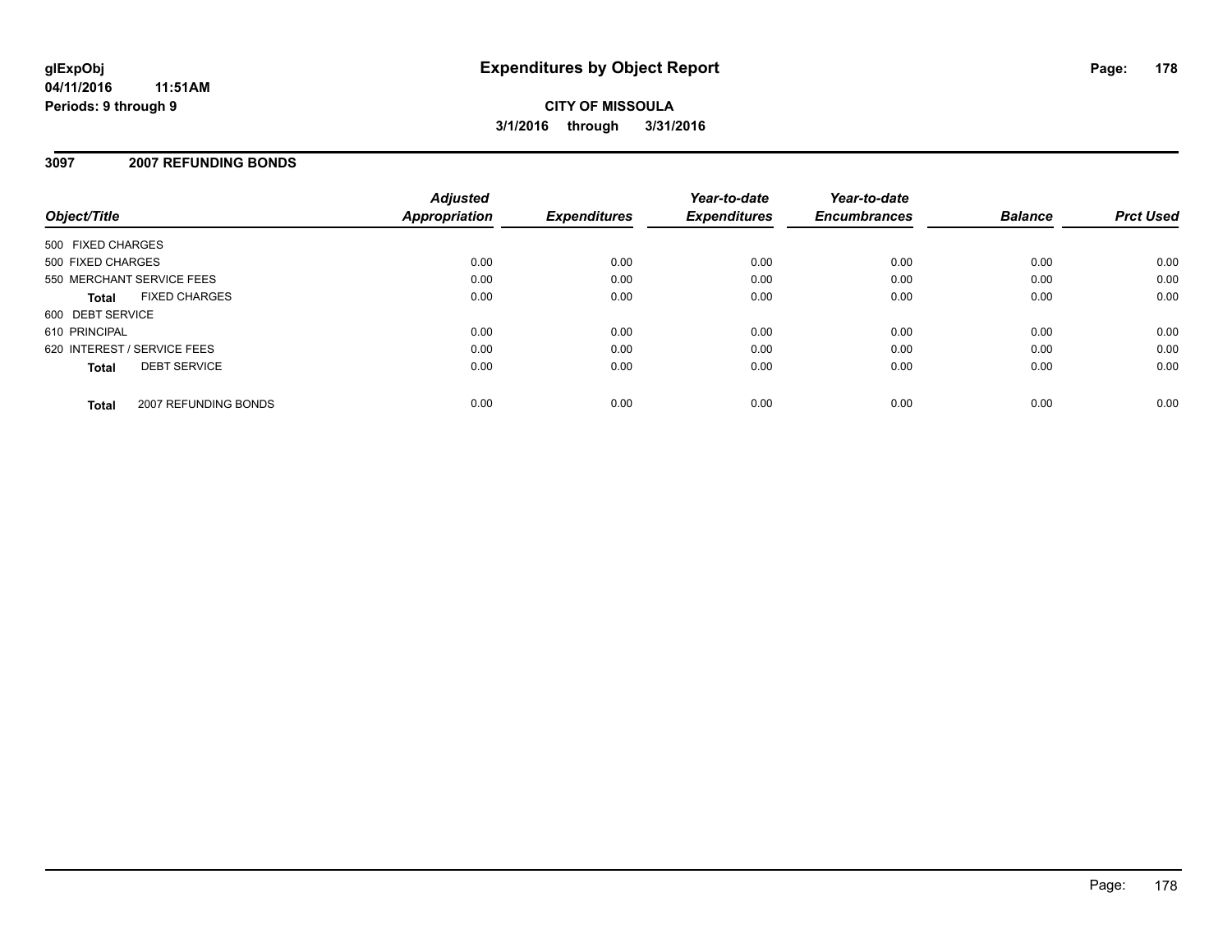glExpObj
04/11/2016 11:51AM
Periods: 9 through 9

# Expenditures by Object Report

**CITY OF MISSOULA**
**3/1/2016 through 3/31/2016**

## 3097 2007 REFUNDING BONDS

| Object/Title | | Adjusted Appropriation | Expenditures | Year-to-date Expenditures | Year-to-date Encumbrances | Balance | Prct Used |
|---|---|---|---|---|---|---|---|
| 500 FIXED CHARGES | | | | | | | |
| 500 FIXED CHARGES | | 0.00 | 0.00 | 0.00 | 0.00 | 0.00 | 0.00 |
| 550 MERCHANT SERVICE FEES | | 0.00 | 0.00 | 0.00 | 0.00 | 0.00 | 0.00 |
| **Total** | FIXED CHARGES | 0.00 | 0.00 | 0.00 | 0.00 | 0.00 | 0.00 |
| 600 DEBT SERVICE | | | | | | | |
| 610 PRINCIPAL | | 0.00 | 0.00 | 0.00 | 0.00 | 0.00 | 0.00 |
| 620 INTEREST / SERVICE FEES | | 0.00 | 0.00 | 0.00 | 0.00 | 0.00 | 0.00 |
| **Total** | DEBT SERVICE | 0.00 | 0.00 | 0.00 | 0.00 | 0.00 | 0.00 |
| **Total** | 2007 REFUNDING BONDS | 0.00 | 0.00 | 0.00 | 0.00 | 0.00 | 0.00 |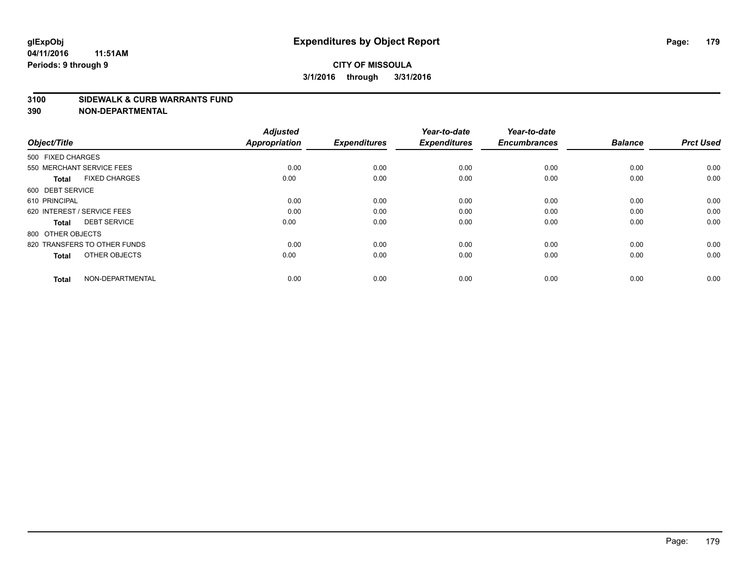**glExpObj** 04/11/2016 11:51AM
**Periods: 9 through 9**

# Expenditures by Object Report

**CITY OF MISSOULA**
**3/1/2016 through 3/31/2016**

## 3100 SIDEWALK & CURB WARRANTS FUND
## 390 NON-DEPARTMENTAL

| Object/Title | Adjusted Appropriation | Expenditures | Year-to-date Expenditures | Year-to-date Encumbrances | Balance | Prct Used |
|---|---|---|---|---|---|---|
| 500 FIXED CHARGES | | | | | | |
| 550 MERCHANT SERVICE FEES | 0.00 | 0.00 | 0.00 | 0.00 | 0.00 | 0.00 |
| **Total** FIXED CHARGES | 0.00 | 0.00 | 0.00 | 0.00 | 0.00 | 0.00 |
| 600 DEBT SERVICE | | | | | | |
| 610 PRINCIPAL | 0.00 | 0.00 | 0.00 | 0.00 | 0.00 | 0.00 |
| 620 INTEREST / SERVICE FEES | 0.00 | 0.00 | 0.00 | 0.00 | 0.00 | 0.00 |
| **Total** DEBT SERVICE | 0.00 | 0.00 | 0.00 | 0.00 | 0.00 | 0.00 |
| 800 OTHER OBJECTS | | | | | | |
| 820 TRANSFERS TO OTHER FUNDS | 0.00 | 0.00 | 0.00 | 0.00 | 0.00 | 0.00 |
| **Total** OTHER OBJECTS | 0.00 | 0.00 | 0.00 | 0.00 | 0.00 | 0.00 |
| **Total** NON-DEPARTMENTAL | 0.00 | 0.00 | 0.00 | 0.00 | 0.00 | 0.00 |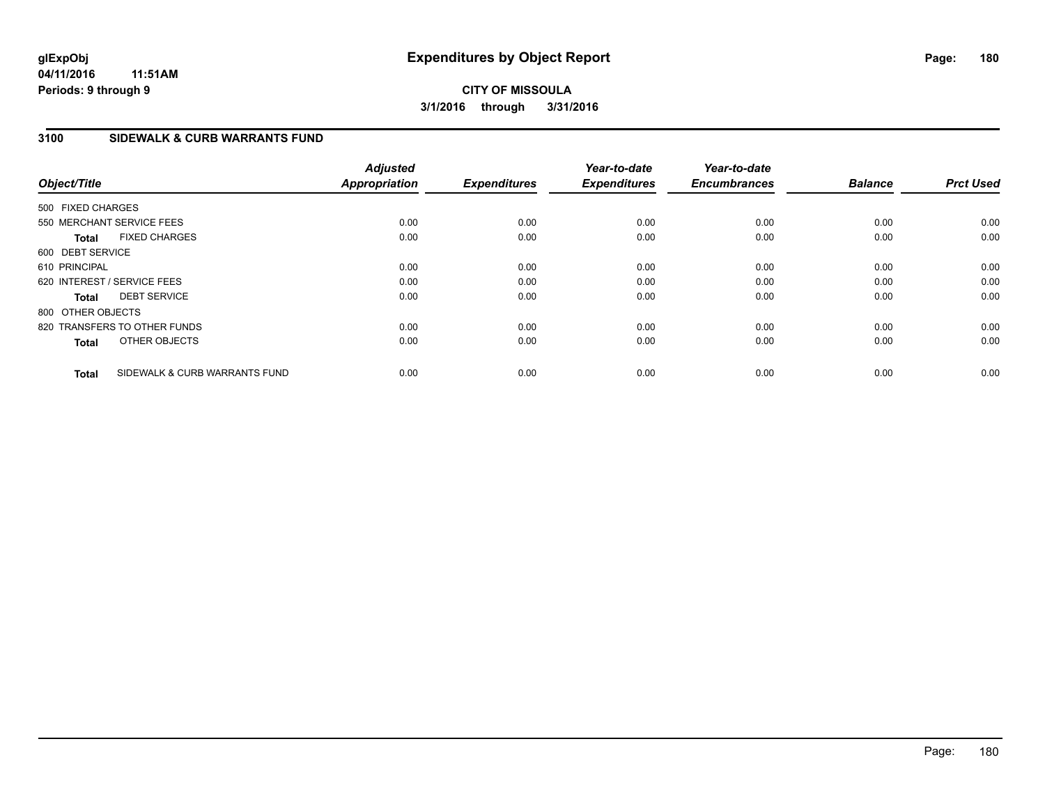# Expenditures by Object Report

glExpObj
04/11/2016 11:51AM
Periods: 9 through 9

**CITY OF MISSOULA**
**3/1/2016 through 3/31/2016**

## 3100 SIDEWALK & CURB WARRANTS FUND

| Object/Title | | Adjusted Appropriation | Expenditures | Year-to-date Expenditures | Year-to-date Encumbrances | Balance | Prct Used |
|---|---|---|---|---|---|---|---|
| 500 FIXED CHARGES | | | | | | | |
| 550 MERCHANT SERVICE FEES | | 0.00 | 0.00 | 0.00 | 0.00 | 0.00 | 0.00 |
| **Total** | FIXED CHARGES | 0.00 | 0.00 | 0.00 | 0.00 | 0.00 | 0.00 |
| 600 DEBT SERVICE | | | | | | | |
| 610 PRINCIPAL | | 0.00 | 0.00 | 0.00 | 0.00 | 0.00 | 0.00 |
| 620 INTEREST / SERVICE FEES | | 0.00 | 0.00 | 0.00 | 0.00 | 0.00 | 0.00 |
| **Total** | DEBT SERVICE | 0.00 | 0.00 | 0.00 | 0.00 | 0.00 | 0.00 |
| 800 OTHER OBJECTS | | | | | | | |
| 820 TRANSFERS TO OTHER FUNDS | | 0.00 | 0.00 | 0.00 | 0.00 | 0.00 | 0.00 |
| **Total** | OTHER OBJECTS | 0.00 | 0.00 | 0.00 | 0.00 | 0.00 | 0.00 |
| **Total** | SIDEWALK & CURB WARRANTS FUND | 0.00 | 0.00 | 0.00 | 0.00 | 0.00 | 0.00 |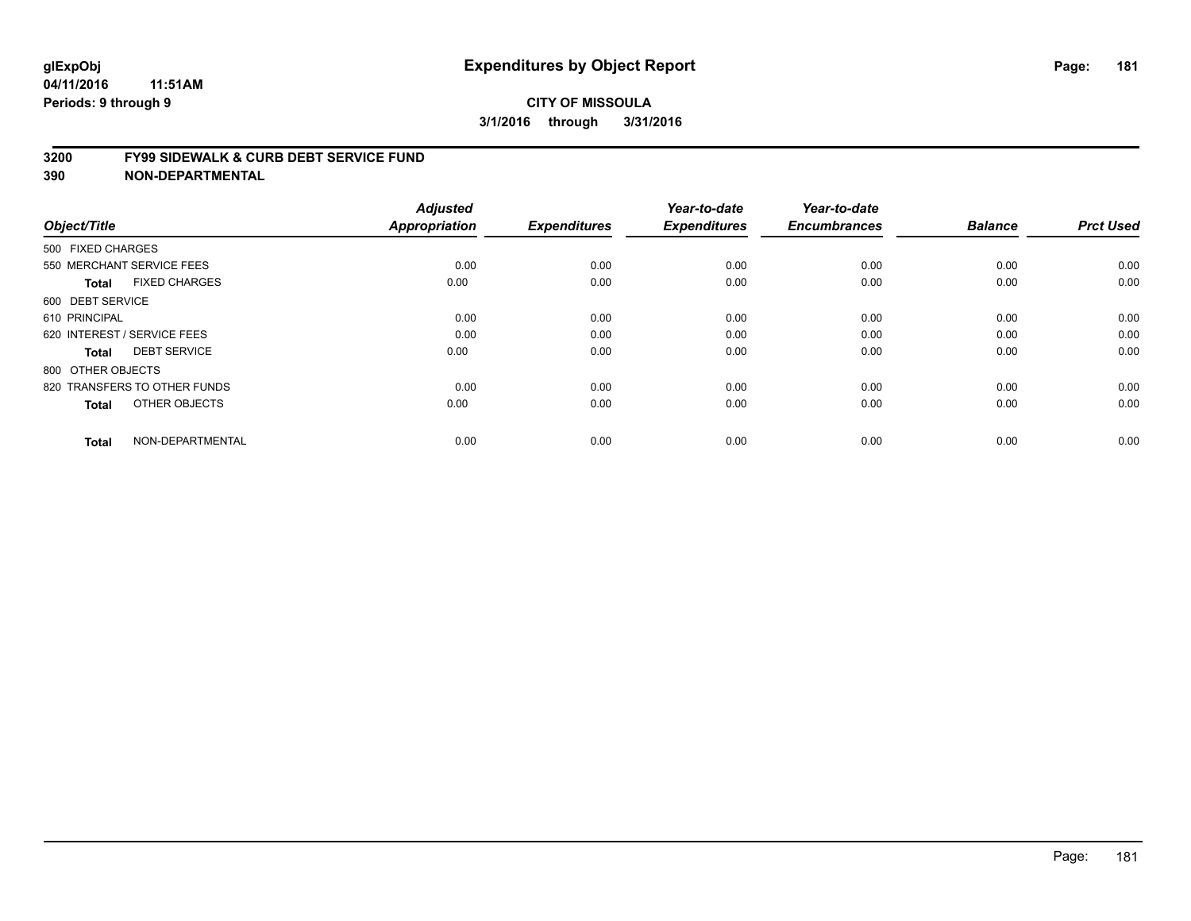**glExpObj** **Expenditures by Object Report**

**04/11/2016 11:51AM**

**Periods: 9 through 9**

**CITY OF MISSOULA**

**3/1/2016 through 3/31/2016**

## 3200 FY99 SIDEWALK & CURB DEBT SERVICE FUND

## 390 NON-DEPARTMENTAL

| Object/Title | Adjusted Appropriation | Expenditures | Year-to-date Expenditures | Year-to-date Encumbrances | Balance | Prct Used |
|---|---|---|---|---|---|---|
| 500 FIXED CHARGES | | | | | | |
| 550 MERCHANT SERVICE FEES | 0.00 | 0.00 | 0.00 | 0.00 | 0.00 | 0.00 |
| **Total** FIXED CHARGES | 0.00 | 0.00 | 0.00 | 0.00 | 0.00 | 0.00 |
| 600 DEBT SERVICE | | | | | | |
| 610 PRINCIPAL | 0.00 | 0.00 | 0.00 | 0.00 | 0.00 | 0.00 |
| 620 INTEREST / SERVICE FEES | 0.00 | 0.00 | 0.00 | 0.00 | 0.00 | 0.00 |
| **Total** DEBT SERVICE | 0.00 | 0.00 | 0.00 | 0.00 | 0.00 | 0.00 |
| 800 OTHER OBJECTS | | | | | | |
| 820 TRANSFERS TO OTHER FUNDS | 0.00 | 0.00 | 0.00 | 0.00 | 0.00 | 0.00 |
| **Total** OTHER OBJECTS | 0.00 | 0.00 | 0.00 | 0.00 | 0.00 | 0.00 |
| **Total** NON-DEPARTMENTAL | 0.00 | 0.00 | 0.00 | 0.00 | 0.00 | 0.00 |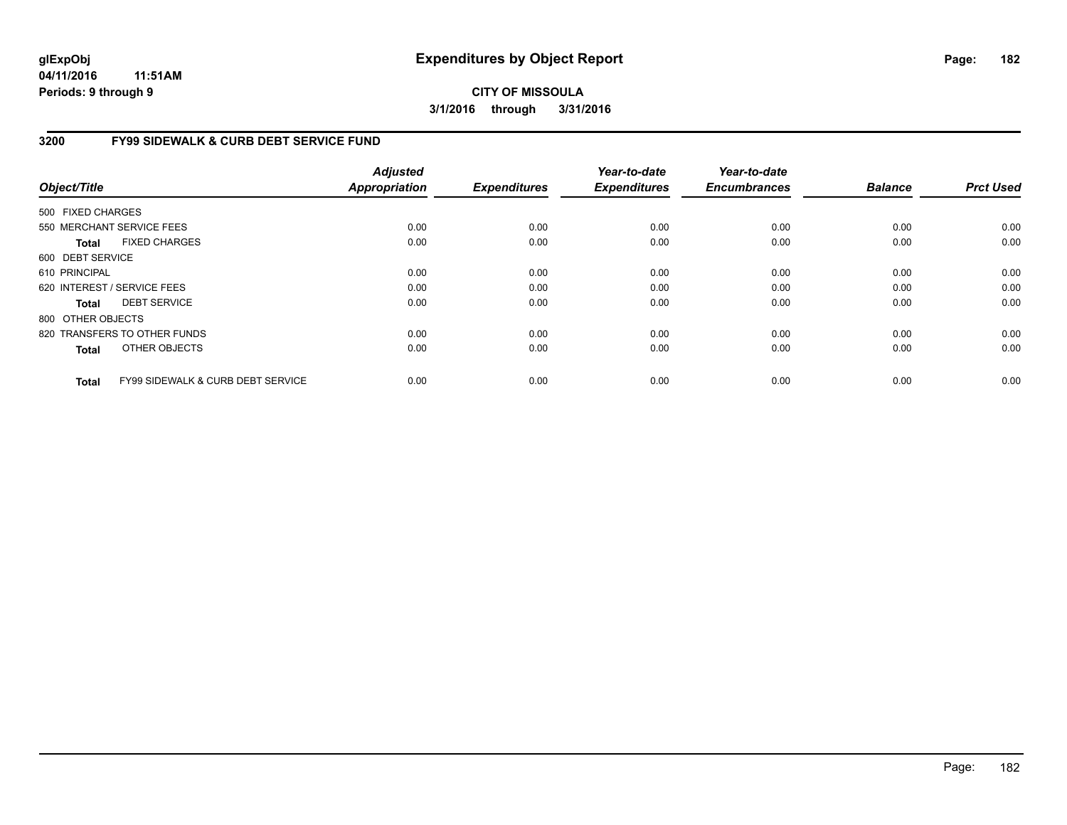**glExpObj**
**04/11/2016 11:51AM**
**Periods: 9 through 9**

# Expenditures by Object Report

**CITY OF MISSOULA**
**3/1/2016 through 3/31/2016**

## 3200 FY99 SIDEWALK & CURB DEBT SERVICE FUND

| Object/Title | Adjusted Appropriation | Expenditures | Year-to-date Expenditures | Year-to-date Encumbrances | Balance | Prct Used |
|---|---|---|---|---|---|---|
| 500 FIXED CHARGES | | | | | | |
| 550 MERCHANT SERVICE FEES | 0.00 | 0.00 | 0.00 | 0.00 | 0.00 | 0.00 |
| **Total** FIXED CHARGES | 0.00 | 0.00 | 0.00 | 0.00 | 0.00 | 0.00 |
| 600 DEBT SERVICE | | | | | | |
| 610 PRINCIPAL | 0.00 | 0.00 | 0.00 | 0.00 | 0.00 | 0.00 |
| 620 INTEREST / SERVICE FEES | 0.00 | 0.00 | 0.00 | 0.00 | 0.00 | 0.00 |
| **Total** DEBT SERVICE | 0.00 | 0.00 | 0.00 | 0.00 | 0.00 | 0.00 |
| 800 OTHER OBJECTS | | | | | | |
| 820 TRANSFERS TO OTHER FUNDS | 0.00 | 0.00 | 0.00 | 0.00 | 0.00 | 0.00 |
| **Total** OTHER OBJECTS | 0.00 | 0.00 | 0.00 | 0.00 | 0.00 | 0.00 |
| **Total** FY99 SIDEWALK & CURB DEBT SERVICE | 0.00 | 0.00 | 0.00 | 0.00 | 0.00 | 0.00 |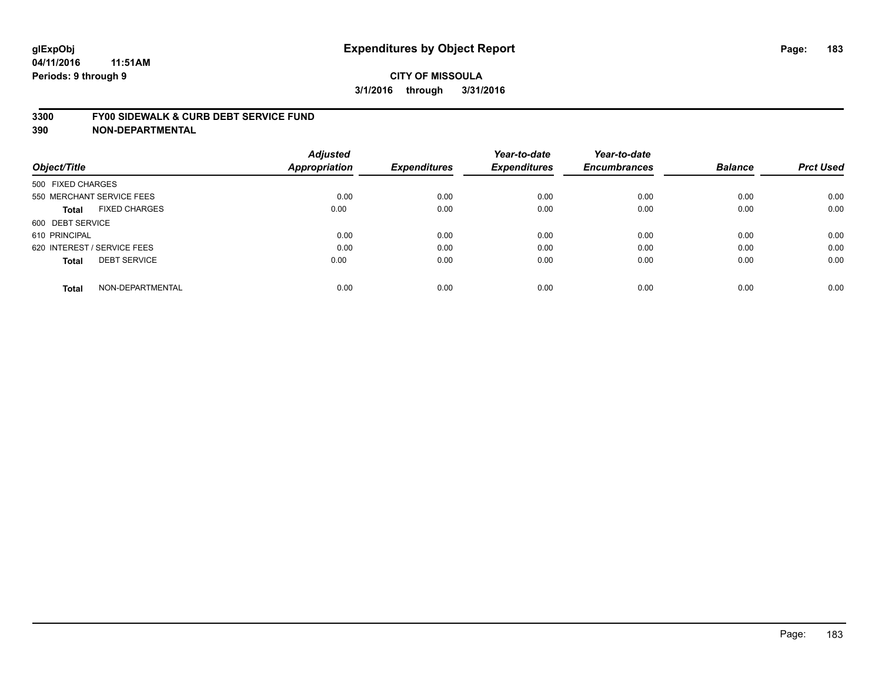**glExpObj** **Expenditures by Object Report**

**04/11/2016 11:51AM**

**Periods: 9 through 9**

**CITY OF MISSOULA**

**3/1/2016 through 3/31/2016**

## 3300 FY00 SIDEWALK & CURB DEBT SERVICE FUND
## 390 NON-DEPARTMENTAL

| Object/Title | Adjusted Appropriation | Expenditures | Year-to-date Expenditures | Year-to-date Encumbrances | Balance | Prct Used |
|---|---|---|---|---|---|---|
| 500 FIXED CHARGES | | | | | | |
| 550 MERCHANT SERVICE FEES | 0.00 | 0.00 | 0.00 | 0.00 | 0.00 | 0.00 |
| **Total** FIXED CHARGES | 0.00 | 0.00 | 0.00 | 0.00 | 0.00 | 0.00 |
| 600 DEBT SERVICE | | | | | | |
| 610 PRINCIPAL | 0.00 | 0.00 | 0.00 | 0.00 | 0.00 | 0.00 |
| 620 INTEREST / SERVICE FEES | 0.00 | 0.00 | 0.00 | 0.00 | 0.00 | 0.00 |
| **Total** DEBT SERVICE | 0.00 | 0.00 | 0.00 | 0.00 | 0.00 | 0.00 |
| **Total** NON-DEPARTMENTAL | 0.00 | 0.00 | 0.00 | 0.00 | 0.00 | 0.00 |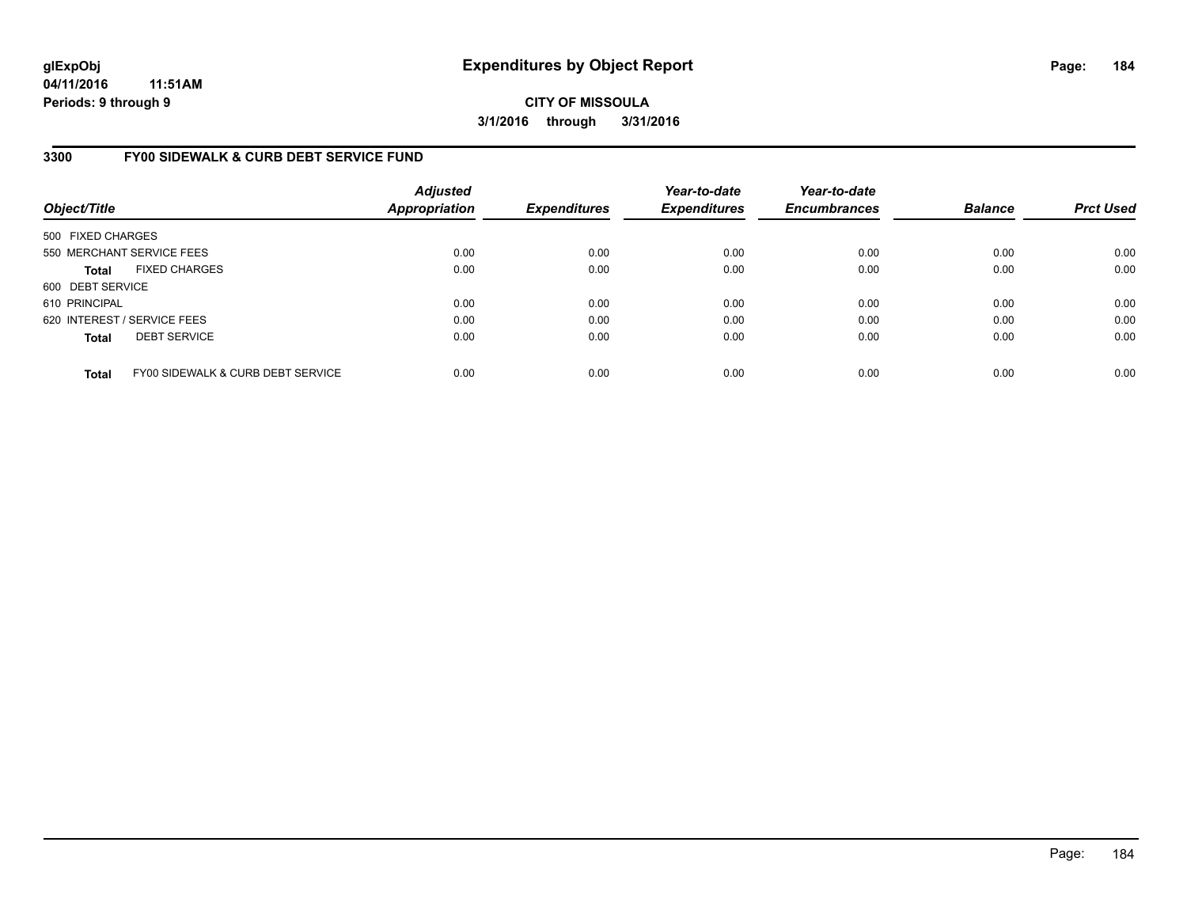**glExpObj** **Expenditures by Object Report**
**04/11/2016 11:51AM**
**Periods: 9 through 9**

**CITY OF MISSOULA**
**3/1/2016 through 3/31/2016**

## 3300 FY00 SIDEWALK & CURB DEBT SERVICE FUND

| Object/Title | | Adjusted Appropriation | Expenditures | Year-to-date Expenditures | Year-to-date Encumbrances | Balance | Prct Used |
|---|---|---|---|---|---|---|---|
| 500 FIXED CHARGES | | | | | | | |
| 550 MERCHANT SERVICE FEES | | 0.00 | 0.00 | 0.00 | 0.00 | 0.00 | 0.00 |
| **Total** | FIXED CHARGES | 0.00 | 0.00 | 0.00 | 0.00 | 0.00 | 0.00 |
| 600 DEBT SERVICE | | | | | | | |
| 610 PRINCIPAL | | 0.00 | 0.00 | 0.00 | 0.00 | 0.00 | 0.00 |
| 620 INTEREST / SERVICE FEES | | 0.00 | 0.00 | 0.00 | 0.00 | 0.00 | 0.00 |
| **Total** | DEBT SERVICE | 0.00 | 0.00 | 0.00 | 0.00 | 0.00 | 0.00 |
| **Total** | FY00 SIDEWALK & CURB DEBT SERVICE | 0.00 | 0.00 | 0.00 | 0.00 | 0.00 | 0.00 |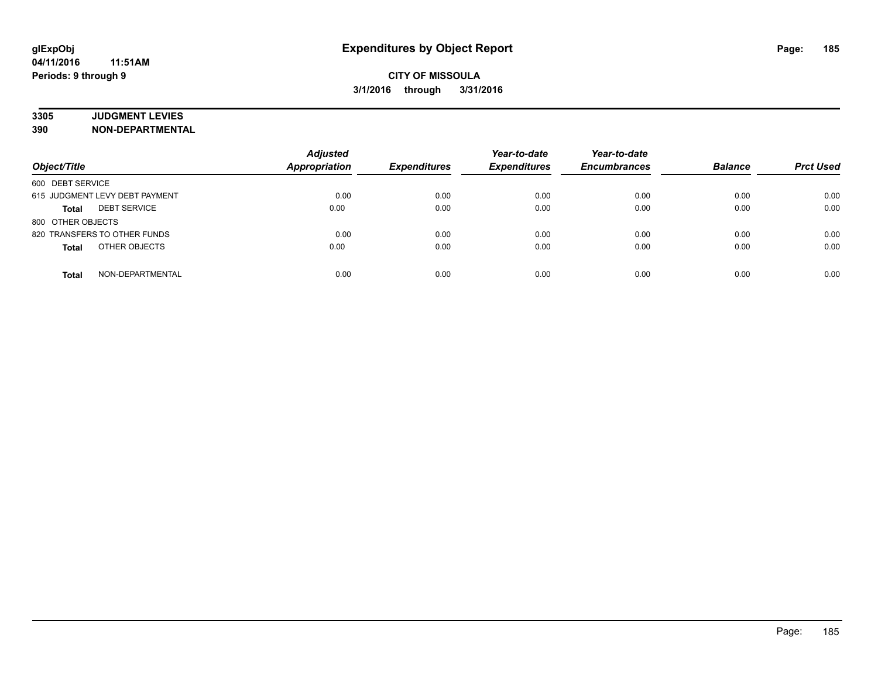glExpObj
04/11/2016 11:51AM
Periods: 9 through 9

# Expenditures by Object Report

**CITY OF MISSOULA**
**3/1/2016 through 3/31/2016**

**3305 JUDGMENT LEVIES**
**390 NON-DEPARTMENTAL**

| Object/Title | Adjusted Appropriation | Expenditures | Year-to-date Expenditures | Year-to-date Encumbrances | Balance | Prct Used |
|---|---|---|---|---|---|---|
| 600 DEBT SERVICE | | | | | | |
| 615 JUDGMENT LEVY DEBT PAYMENT | 0.00 | 0.00 | 0.00 | 0.00 | 0.00 | 0.00 |
| **Total** DEBT SERVICE | 0.00 | 0.00 | 0.00 | 0.00 | 0.00 | 0.00 |
| 800 OTHER OBJECTS | | | | | | |
| 820 TRANSFERS TO OTHER FUNDS | 0.00 | 0.00 | 0.00 | 0.00 | 0.00 | 0.00 |
| **Total** OTHER OBJECTS | 0.00 | 0.00 | 0.00 | 0.00 | 0.00 | 0.00 |
| **Total** NON-DEPARTMENTAL | 0.00 | 0.00 | 0.00 | 0.00 | 0.00 | 0.00 |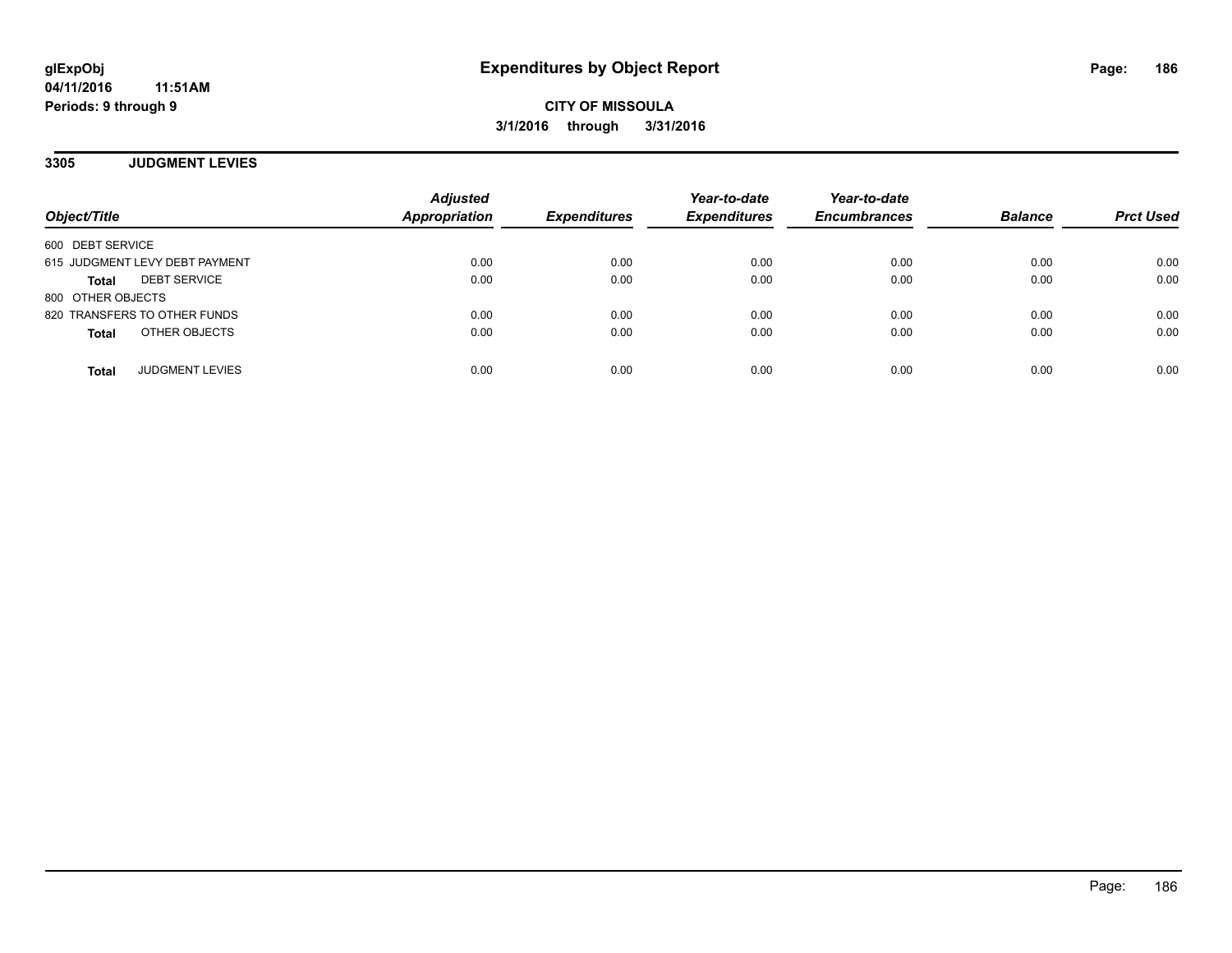glExpObj
04/11/2016 11:51AM
Periods: 9 through 9

# Expenditures by Object Report

**CITY OF MISSOULA**
**3/1/2016 through 3/31/2016**

## 3305 JUDGMENT LEVIES

| Object/Title | Adjusted Appropriation | Expenditures | Year-to-date Expenditures | Year-to-date Encumbrances | Balance | Prct Used |
|---|---|---|---|---|---|---|
| 600 DEBT SERVICE | | | | | | |
| 615 JUDGMENT LEVY DEBT PAYMENT | 0.00 | 0.00 | 0.00 | 0.00 | 0.00 | 0.00 |
| **Total** DEBT SERVICE | 0.00 | 0.00 | 0.00 | 0.00 | 0.00 | 0.00 |
| 800 OTHER OBJECTS | | | | | | |
| 820 TRANSFERS TO OTHER FUNDS | 0.00 | 0.00 | 0.00 | 0.00 | 0.00 | 0.00 |
| **Total** OTHER OBJECTS | 0.00 | 0.00 | 0.00 | 0.00 | 0.00 | 0.00 |
| **Total** JUDGMENT LEVIES | 0.00 | 0.00 | 0.00 | 0.00 | 0.00 | 0.00 |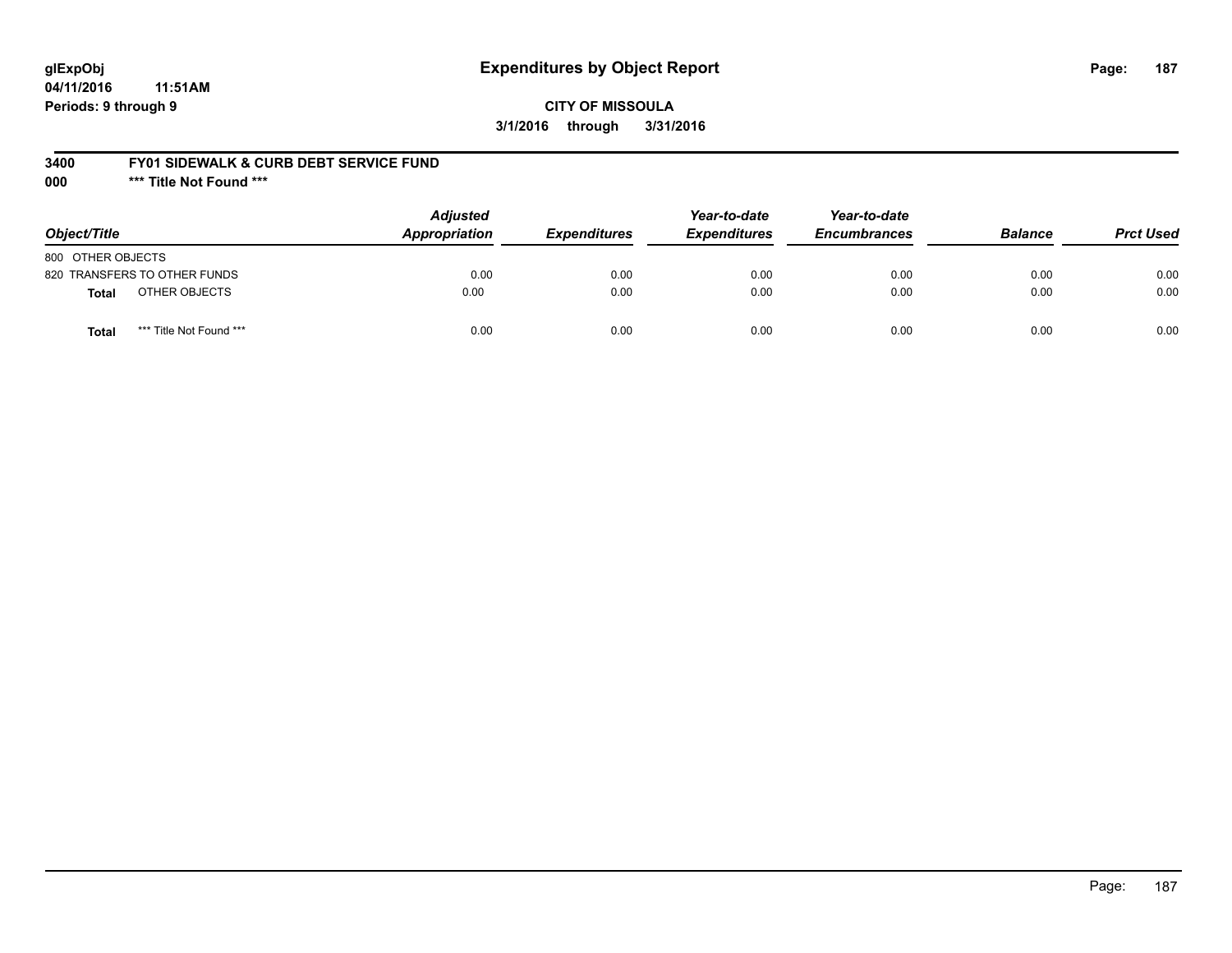# Expenditures by Object Report

glExpObj
04/11/2016 11:51AM
Periods: 9 through 9

**CITY OF MISSOULA**
**3/1/2016 through 3/31/2016**

**3400 FY01 SIDEWALK & CURB DEBT SERVICE FUND**
**000 *** Title Not Found *****

| Object/Title | Adjusted Appropriation | Expenditures | Year-to-date Expenditures | Year-to-date Encumbrances | Balance | Prct Used |
|---|---|---|---|---|---|---|
| 800 OTHER OBJECTS | | | | | | |
| 820 TRANSFERS TO OTHER FUNDS | 0.00 | 0.00 | 0.00 | 0.00 | 0.00 | 0.00 |
| **Total** OTHER OBJECTS | 0.00 | 0.00 | 0.00 | 0.00 | 0.00 | 0.00 |
| **Total** *** Title Not Found *** | 0.00 | 0.00 | 0.00 | 0.00 | 0.00 | 0.00 |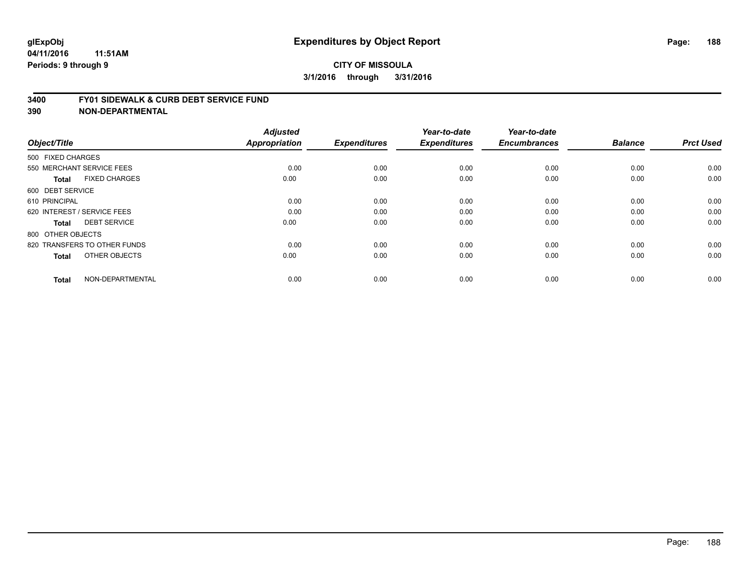**glExpObj** **Expenditures by Object Report**

**04/11/2016 11:51AM**

**Periods: 9 through 9**

**CITY OF MISSOULA**

**3/1/2016 through 3/31/2016**

**3400 FY01 SIDEWALK & CURB DEBT SERVICE FUND**

**390 NON-DEPARTMENTAL**

| Object/Title | | Adjusted Appropriation | Expenditures | Year-to-date Expenditures | Year-to-date Encumbrances | Balance | Prct Used |
|---|---|---|---|---|---|---|---|
| 500 FIXED CHARGES | | | | | | | |
| 550 MERCHANT SERVICE FEES | | 0.00 | 0.00 | 0.00 | 0.00 | 0.00 | 0.00 |
| **Total** | FIXED CHARGES | 0.00 | 0.00 | 0.00 | 0.00 | 0.00 | 0.00 |
| 600 DEBT SERVICE | | | | | | | |
| 610 PRINCIPAL | | 0.00 | 0.00 | 0.00 | 0.00 | 0.00 | 0.00 |
| 620 INTEREST / SERVICE FEES | | 0.00 | 0.00 | 0.00 | 0.00 | 0.00 | 0.00 |
| **Total** | DEBT SERVICE | 0.00 | 0.00 | 0.00 | 0.00 | 0.00 | 0.00 |
| 800 OTHER OBJECTS | | | | | | | |
| 820 TRANSFERS TO OTHER FUNDS | | 0.00 | 0.00 | 0.00 | 0.00 | 0.00 | 0.00 |
| **Total** | OTHER OBJECTS | 0.00 | 0.00 | 0.00 | 0.00 | 0.00 | 0.00 |
| **Total** | NON-DEPARTMENTAL | 0.00 | 0.00 | 0.00 | 0.00 | 0.00 | 0.00 |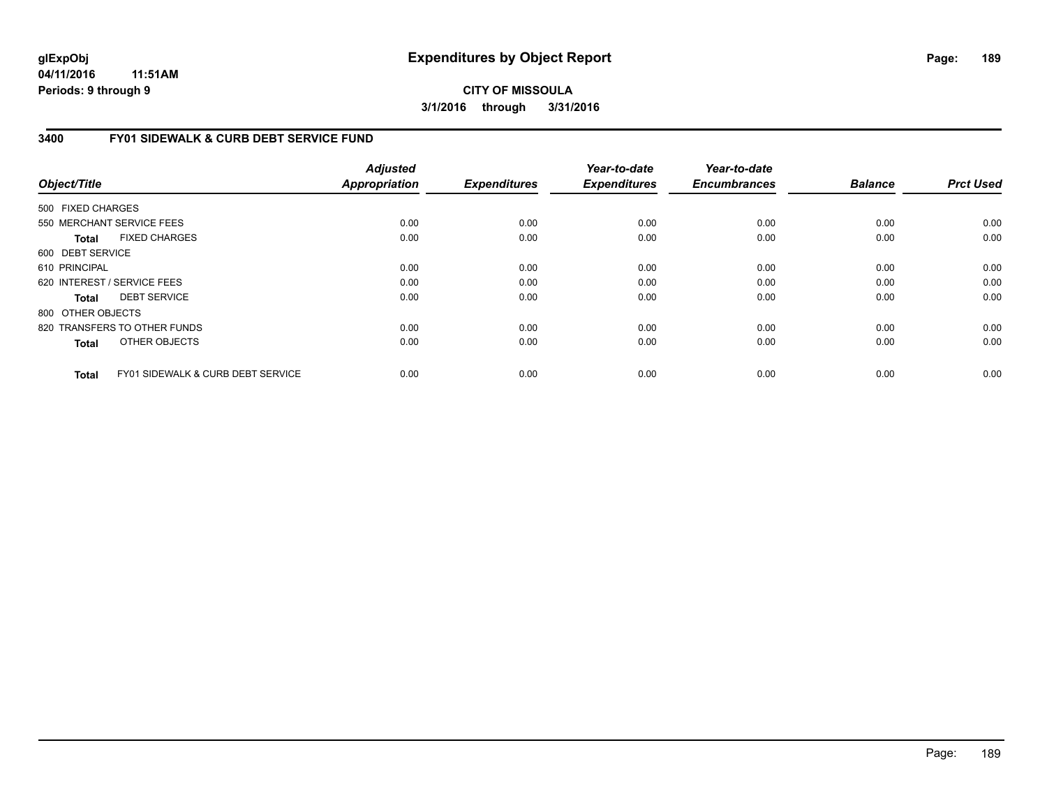**glExpObj**
**04/11/2016 11:51AM**
**Periods: 9 through 9**

# Expenditures by Object Report

**CITY OF MISSOULA**
**3/1/2016 through 3/31/2016**

## 3400 FY01 SIDEWALK & CURB DEBT SERVICE FUND

| Object/Title | Adjusted Appropriation | Expenditures | Year-to-date Expenditures | Year-to-date Encumbrances | Balance | Prct Used |
|---|---|---|---|---|---|---|
| 500 FIXED CHARGES | | | | | | |
| 550 MERCHANT SERVICE FEES | 0.00 | 0.00 | 0.00 | 0.00 | 0.00 | 0.00 |
| **Total** FIXED CHARGES | 0.00 | 0.00 | 0.00 | 0.00 | 0.00 | 0.00 |
| 600 DEBT SERVICE | | | | | | |
| 610 PRINCIPAL | 0.00 | 0.00 | 0.00 | 0.00 | 0.00 | 0.00 |
| 620 INTEREST / SERVICE FEES | 0.00 | 0.00 | 0.00 | 0.00 | 0.00 | 0.00 |
| **Total** DEBT SERVICE | 0.00 | 0.00 | 0.00 | 0.00 | 0.00 | 0.00 |
| 800 OTHER OBJECTS | | | | | | |
| 820 TRANSFERS TO OTHER FUNDS | 0.00 | 0.00 | 0.00 | 0.00 | 0.00 | 0.00 |
| **Total** OTHER OBJECTS | 0.00 | 0.00 | 0.00 | 0.00 | 0.00 | 0.00 |
| **Total** FY01 SIDEWALK & CURB DEBT SERVICE | 0.00 | 0.00 | 0.00 | 0.00 | 0.00 | 0.00 |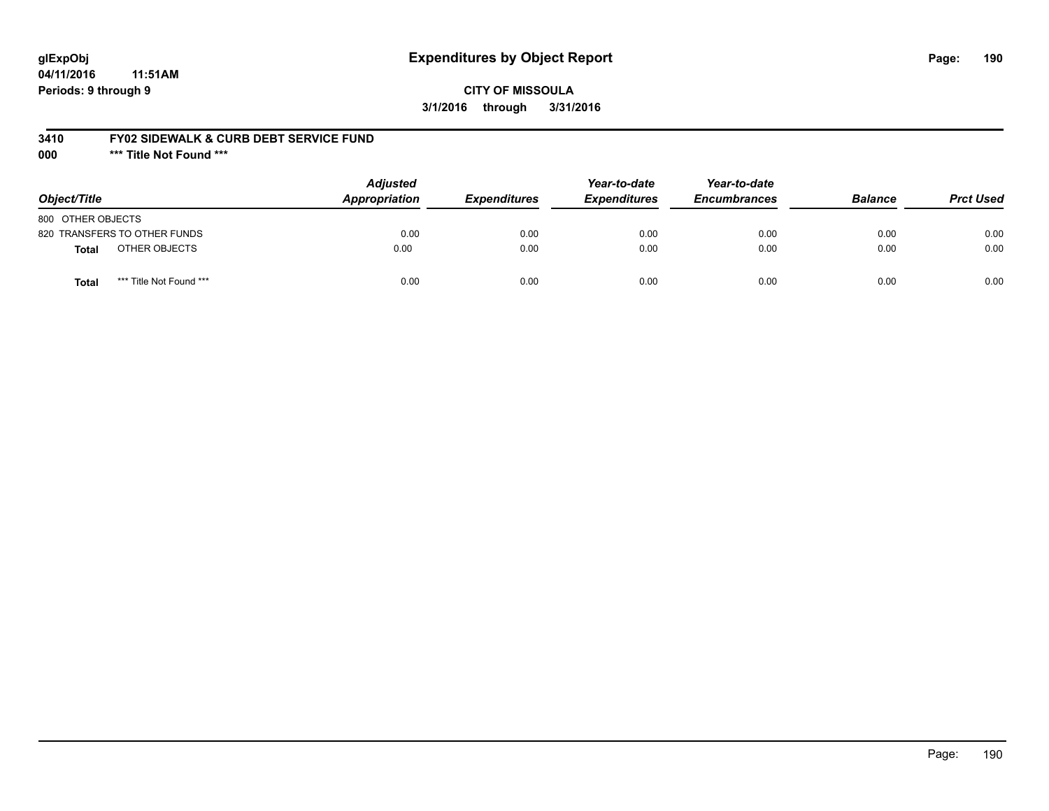**glExpObj** **Expenditures by Object Report**
**04/11/2016 11:51AM**
**Periods: 9 through 9**

**CITY OF MISSOULA**
**3/1/2016 through 3/31/2016**

**3410 FY02 SIDEWALK & CURB DEBT SERVICE FUND**
**000 \*\*\* Title Not Found \*\*\***

| Object/Title | | Adjusted Appropriation | Expenditures | Year-to-date Expenditures | Year-to-date Encumbrances | Balance | Prct Used |
|---|---|---|---|---|---|---|---|
| 800 OTHER OBJECTS | | | | | | | |
| 820 TRANSFERS TO OTHER FUNDS | | 0.00 | 0.00 | 0.00 | 0.00 | 0.00 | 0.00 |
| **Total** | OTHER OBJECTS | 0.00 | 0.00 | 0.00 | 0.00 | 0.00 | 0.00 |
| **Total** | *** Title Not Found *** | 0.00 | 0.00 | 0.00 | 0.00 | 0.00 | 0.00 |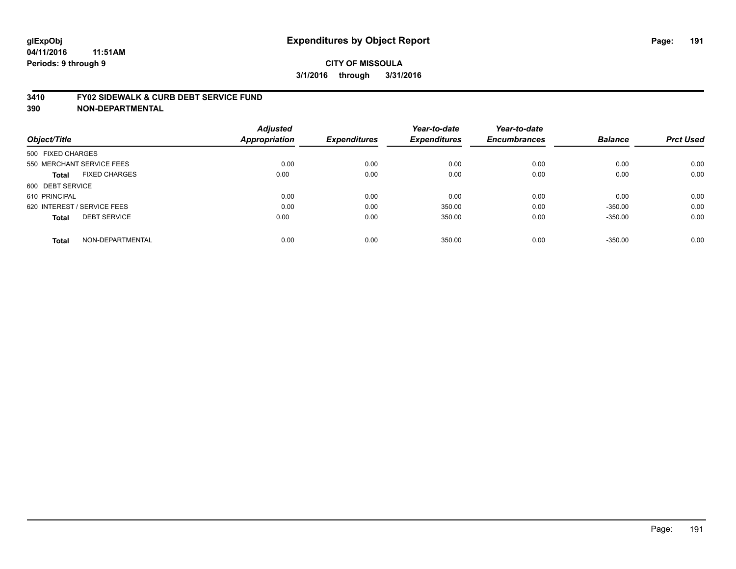glExpObj
04/11/2016 11:51AM
Periods: 9 through 9

# Expenditures by Object Report

**CITY OF MISSOULA**
**3/1/2016 through 3/31/2016**

## 3410 FY02 SIDEWALK & CURB DEBT SERVICE FUND
## 390 NON-DEPARTMENTAL

| Object/Title | | Adjusted Appropriation | Expenditures | Year-to-date Expenditures | Year-to-date Encumbrances | Balance | Prct Used |
|---|---|---|---|---|---|---|---|
| 500 FIXED CHARGES | | | | | | | |
| 550 MERCHANT SERVICE FEES | | 0.00 | 0.00 | 0.00 | 0.00 | 0.00 | 0.00 |
| **Total** | FIXED CHARGES | 0.00 | 0.00 | 0.00 | 0.00 | 0.00 | 0.00 |
| 600 DEBT SERVICE | | | | | | | |
| 610 PRINCIPAL | | 0.00 | 0.00 | 0.00 | 0.00 | 0.00 | 0.00 |
| 620 INTEREST / SERVICE FEES | | 0.00 | 0.00 | 350.00 | 0.00 | -350.00 | 0.00 |
| **Total** | DEBT SERVICE | 0.00 | 0.00 | 350.00 | 0.00 | -350.00 | 0.00 |
| **Total** | NON-DEPARTMENTAL | 0.00 | 0.00 | 350.00 | 0.00 | -350.00 | 0.00 |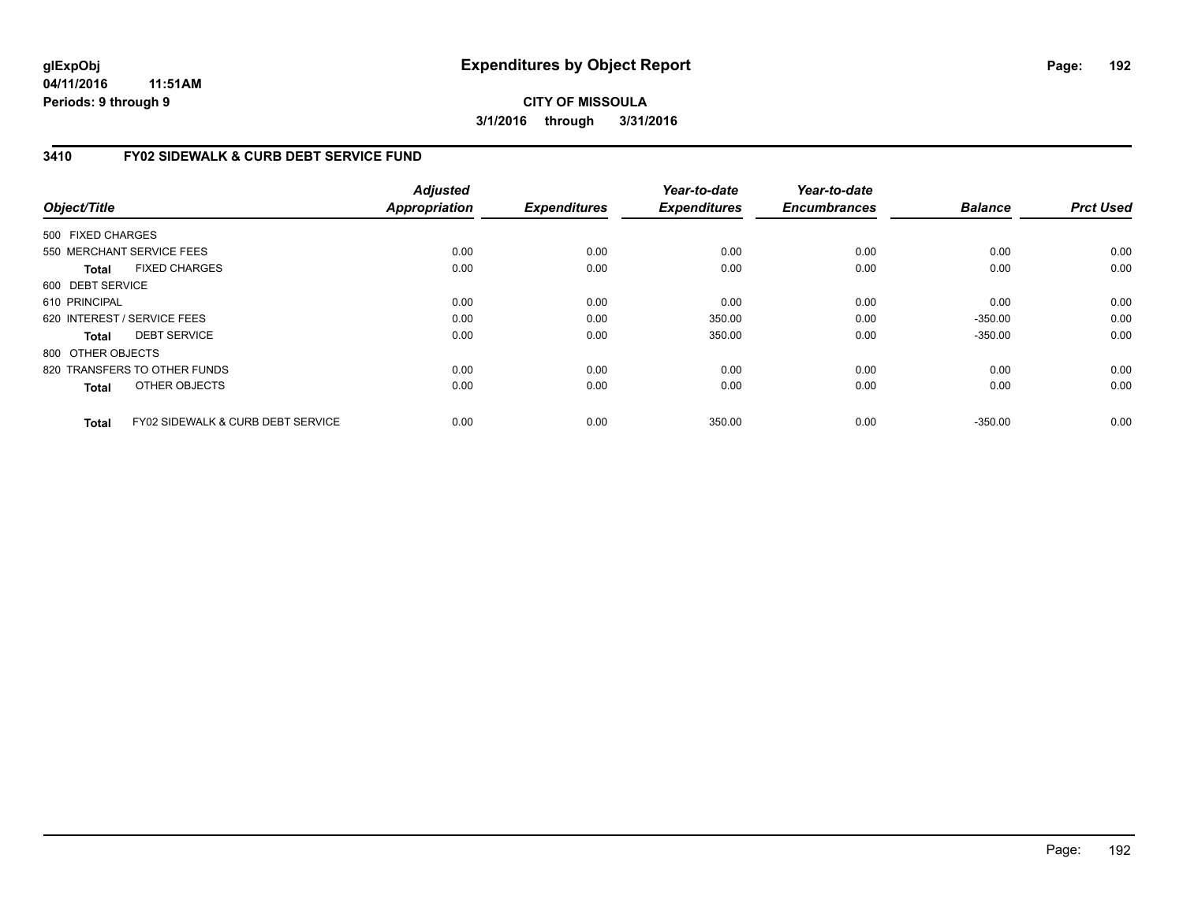# Expenditures by Object Report

glExpObj
04/11/2016 11:51AM
Periods: 9 through 9

**CITY OF MISSOULA**
**3/1/2016 through 3/31/2016**

## 3410 FY02 SIDEWALK & CURB DEBT SERVICE FUND

| Object/Title | Adjusted Appropriation | Expenditures | Year-to-date Expenditures | Year-to-date Encumbrances | Balance | Prct Used |
|---|---|---|---|---|---|---|
| 500 FIXED CHARGES | | | | | | |
| 550 MERCHANT SERVICE FEES | 0.00 | 0.00 | 0.00 | 0.00 | 0.00 | 0.00 |
| **Total** FIXED CHARGES | 0.00 | 0.00 | 0.00 | 0.00 | 0.00 | 0.00 |
| 600 DEBT SERVICE | | | | | | |
| 610 PRINCIPAL | 0.00 | 0.00 | 0.00 | 0.00 | 0.00 | 0.00 |
| 620 INTEREST / SERVICE FEES | 0.00 | 0.00 | 350.00 | 0.00 | -350.00 | 0.00 |
| **Total** DEBT SERVICE | 0.00 | 0.00 | 350.00 | 0.00 | -350.00 | 0.00 |
| 800 OTHER OBJECTS | | | | | | |
| 820 TRANSFERS TO OTHER FUNDS | 0.00 | 0.00 | 0.00 | 0.00 | 0.00 | 0.00 |
| **Total** OTHER OBJECTS | 0.00 | 0.00 | 0.00 | 0.00 | 0.00 | 0.00 |
| **Total** FY02 SIDEWALK & CURB DEBT SERVICE | 0.00 | 0.00 | 350.00 | 0.00 | -350.00 | 0.00 |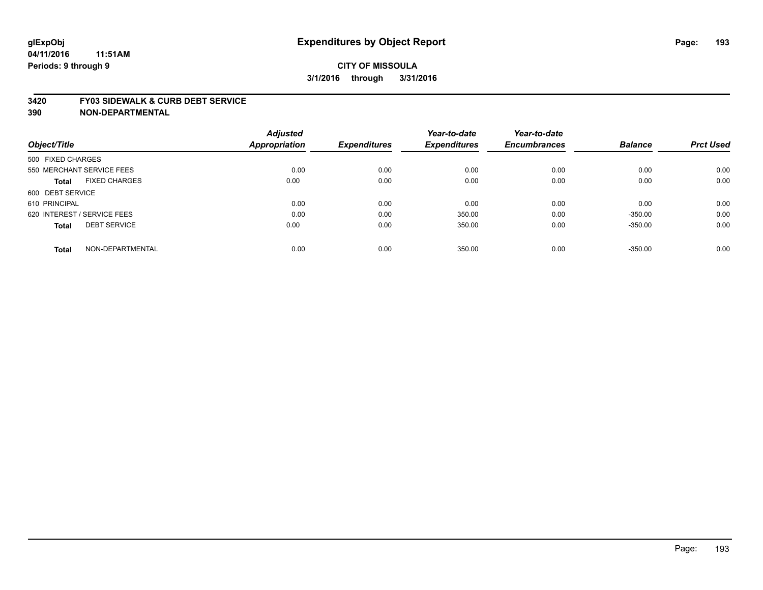**glExpObj** **Expenditures by Object Report**

**04/11/2016 11:51AM**

**Periods: 9 through 9**

**CITY OF MISSOULA**

**3/1/2016 through 3/31/2016**

## 3420 FY03 SIDEWALK & CURB DEBT SERVICE

## 390 NON-DEPARTMENTAL

| Object/Title | Adjusted Appropriation | Expenditures | Year-to-date Expenditures | Year-to-date Encumbrances | Balance | Prct Used |
|---|---|---|---|---|---|---|
| 500 FIXED CHARGES | | | | | | |
| 550 MERCHANT SERVICE FEES | 0.00 | 0.00 | 0.00 | 0.00 | 0.00 | 0.00 |
| **Total** FIXED CHARGES | 0.00 | 0.00 | 0.00 | 0.00 | 0.00 | 0.00 |
| 600 DEBT SERVICE | | | | | | |
| 610 PRINCIPAL | 0.00 | 0.00 | 0.00 | 0.00 | 0.00 | 0.00 |
| 620 INTEREST / SERVICE FEES | 0.00 | 0.00 | 350.00 | 0.00 | -350.00 | 0.00 |
| **Total** DEBT SERVICE | 0.00 | 0.00 | 350.00 | 0.00 | -350.00 | 0.00 |
| **Total** NON-DEPARTMENTAL | 0.00 | 0.00 | 350.00 | 0.00 | -350.00 | 0.00 |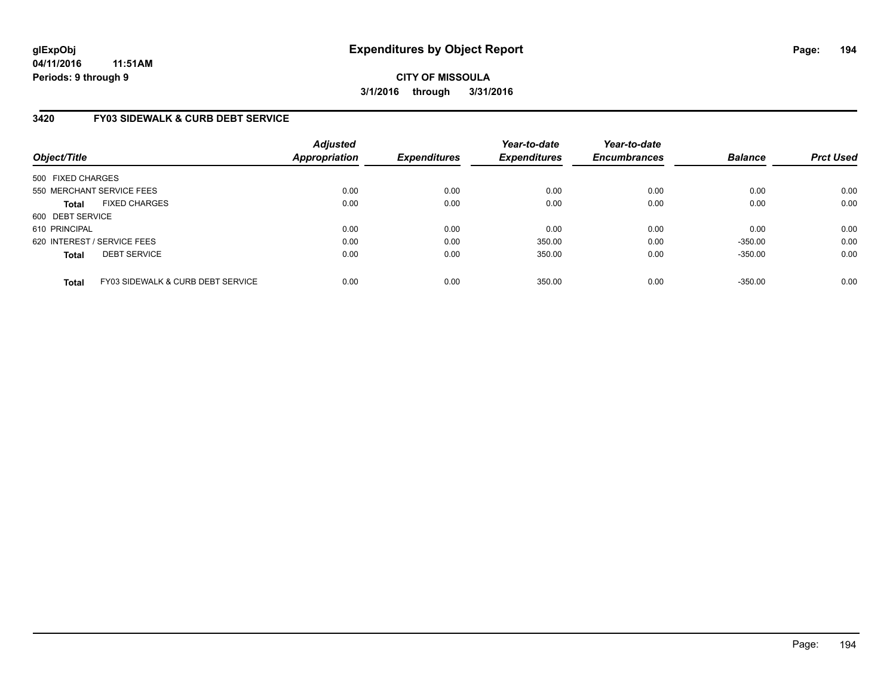**glExpObj**
**04/11/2016 11:51AM**
**Periods: 9 through 9**

# Expenditures by Object Report

**CITY OF MISSOULA**
**3/1/2016 through 3/31/2016**

## 3420 FY03 SIDEWALK & CURB DEBT SERVICE

| Object/Title | Adjusted Appropriation | Expenditures | Year-to-date Expenditures | Year-to-date Encumbrances | Balance | Prct Used |
|---|---|---|---|---|---|---|
| 500 FIXED CHARGES | | | | | | |
| 550 MERCHANT SERVICE FEES | 0.00 | 0.00 | 0.00 | 0.00 | 0.00 | 0.00 |
| **Total** FIXED CHARGES | 0.00 | 0.00 | 0.00 | 0.00 | 0.00 | 0.00 |
| 600 DEBT SERVICE | | | | | | |
| 610 PRINCIPAL | 0.00 | 0.00 | 0.00 | 0.00 | 0.00 | 0.00 |
| 620 INTEREST / SERVICE FEES | 0.00 | 0.00 | 350.00 | 0.00 | -350.00 | 0.00 |
| **Total** DEBT SERVICE | 0.00 | 0.00 | 350.00 | 0.00 | -350.00 | 0.00 |
| **Total** FY03 SIDEWALK & CURB DEBT SERVICE | 0.00 | 0.00 | 350.00 | 0.00 | -350.00 | 0.00 |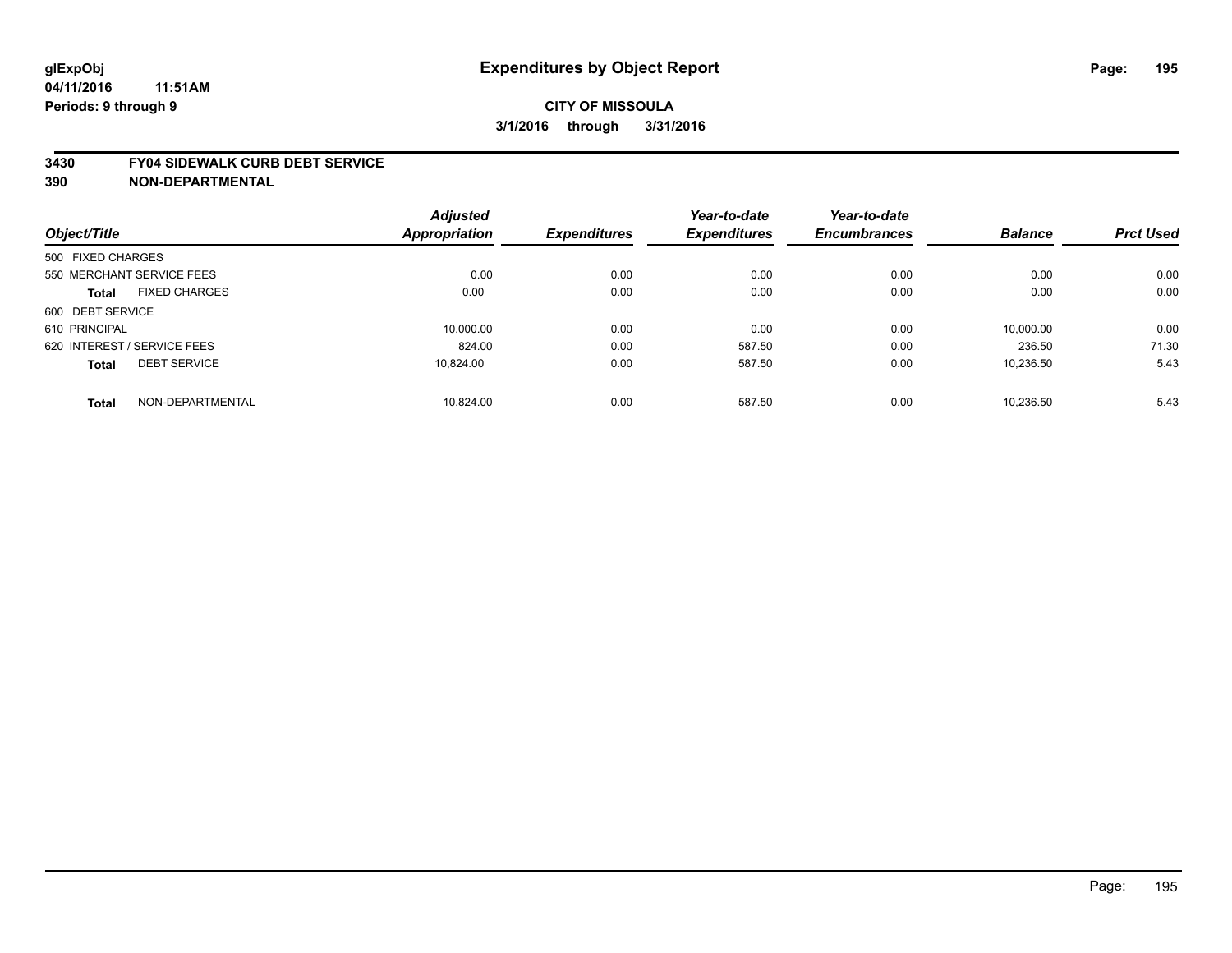glExpObj
04/11/2016 11:51AM
Periods: 9 through 9

# Expenditures by Object Report

**CITY OF MISSOULA**
**3/1/2016 through 3/31/2016**

**3430 FY04 SIDEWALK CURB DEBT SERVICE**
**390 NON-DEPARTMENTAL**

| Object/Title | | Adjusted Appropriation | Expenditures | Year-to-date Expenditures | Year-to-date Encumbrances | Balance | Prct Used |
|---|---|---|---|---|---|---|---|
| 500 FIXED CHARGES | | | | | | | |
| 550 MERCHANT SERVICE FEES | | 0.00 | 0.00 | 0.00 | 0.00 | 0.00 | 0.00 |
| **Total** | FIXED CHARGES | 0.00 | 0.00 | 0.00 | 0.00 | 0.00 | 0.00 |
| 600 DEBT SERVICE | | | | | | | |
| 610 PRINCIPAL | | 10,000.00 | 0.00 | 0.00 | 0.00 | 10,000.00 | 0.00 |
| 620 INTEREST / SERVICE FEES | | 824.00 | 0.00 | 587.50 | 0.00 | 236.50 | 71.30 |
| **Total** | DEBT SERVICE | 10,824.00 | 0.00 | 587.50 | 0.00 | 10,236.50 | 5.43 |
| **Total** | NON-DEPARTMENTAL | 10,824.00 | 0.00 | 587.50 | 0.00 | 10,236.50 | 5.43 |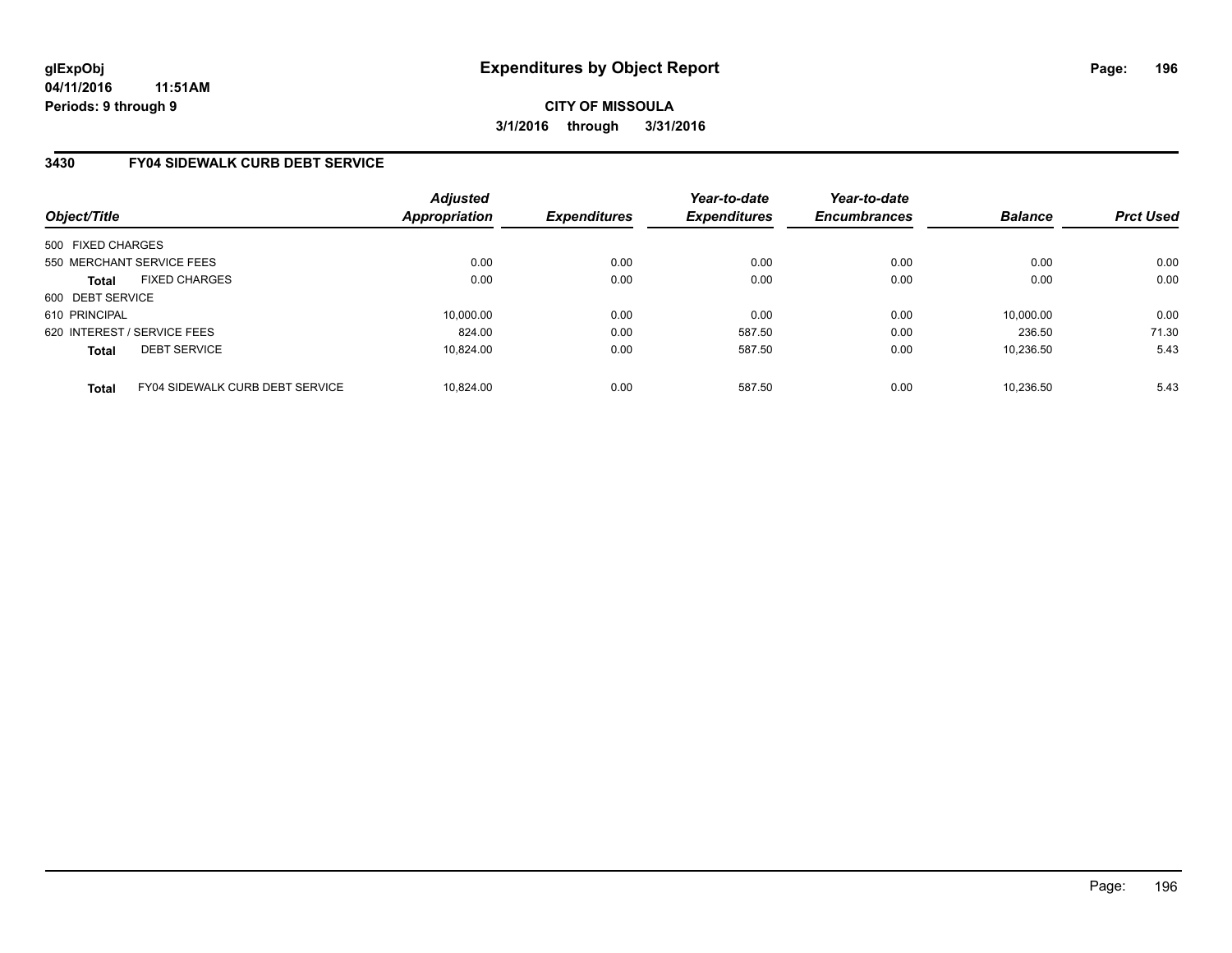glExpObj
04/11/2016 11:51AM
Periods: 9 through 9

# Expenditures by Object Report

**CITY OF MISSOULA**
**3/1/2016 through 3/31/2016**

## 3430 FY04 SIDEWALK CURB DEBT SERVICE

| Object/Title | | Adjusted Appropriation | Expenditures | Year-to-date Expenditures | Year-to-date Encumbrances | Balance | Prct Used |
|---|---|---|---|---|---|---|---|
| 500 FIXED CHARGES | | | | | | | |
| 550 MERCHANT SERVICE FEES | | 0.00 | 0.00 | 0.00 | 0.00 | 0.00 | 0.00 |
| **Total** | FIXED CHARGES | 0.00 | 0.00 | 0.00 | 0.00 | 0.00 | 0.00 |
| 600 DEBT SERVICE | | | | | | | |
| 610 PRINCIPAL | | 10,000.00 | 0.00 | 0.00 | 0.00 | 10,000.00 | 0.00 |
| 620 INTEREST / SERVICE FEES | | 824.00 | 0.00 | 587.50 | 0.00 | 236.50 | 71.30 |
| **Total** | DEBT SERVICE | 10,824.00 | 0.00 | 587.50 | 0.00 | 10,236.50 | 5.43 |
| **Total** | FY04 SIDEWALK CURB DEBT SERVICE | 10,824.00 | 0.00 | 587.50 | 0.00 | 10,236.50 | 5.43 |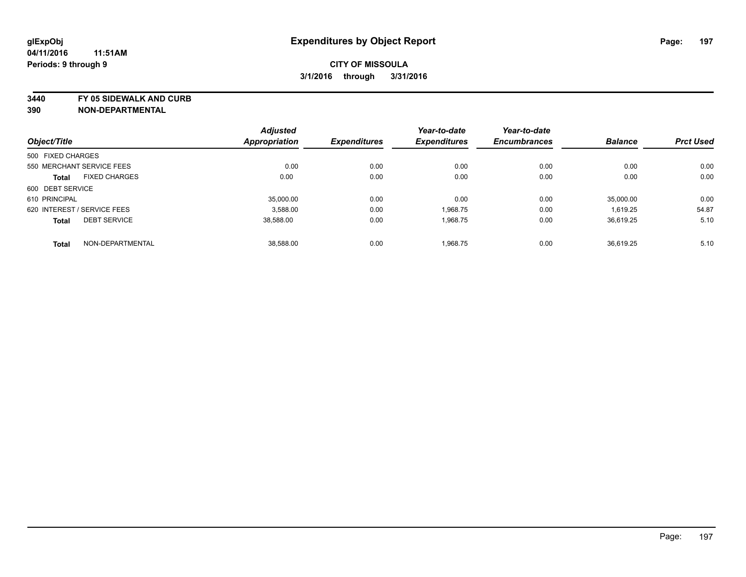glExpObj
04/11/2016 11:51AM
Periods: 9 through 9

# Expenditures by Object Report

**CITY OF MISSOULA**
**3/1/2016 through 3/31/2016**

**3440 FY 05 SIDEWALK AND CURB**
**390 NON-DEPARTMENTAL**

| Object/Title | | Adjusted Appropriation | Expenditures | Year-to-date Expenditures | Year-to-date Encumbrances | Balance | Prct Used |
|---|---|---|---|---|---|---|---|
| 500 FIXED CHARGES | | | | | | | |
| 550 MERCHANT SERVICE FEES | | 0.00 | 0.00 | 0.00 | 0.00 | 0.00 | 0.00 |
| **Total** | FIXED CHARGES | 0.00 | 0.00 | 0.00 | 0.00 | 0.00 | 0.00 |
| 600 DEBT SERVICE | | | | | | | |
| 610 PRINCIPAL | | 35,000.00 | 0.00 | 0.00 | 0.00 | 35,000.00 | 0.00 |
| 620 INTEREST / SERVICE FEES | | 3,588.00 | 0.00 | 1,968.75 | 0.00 | 1,619.25 | 54.87 |
| **Total** | DEBT SERVICE | 38,588.00 | 0.00 | 1,968.75 | 0.00 | 36,619.25 | 5.10 |
| **Total** | NON-DEPARTMENTAL | 38,588.00 | 0.00 | 1,968.75 | 0.00 | 36,619.25 | 5.10 |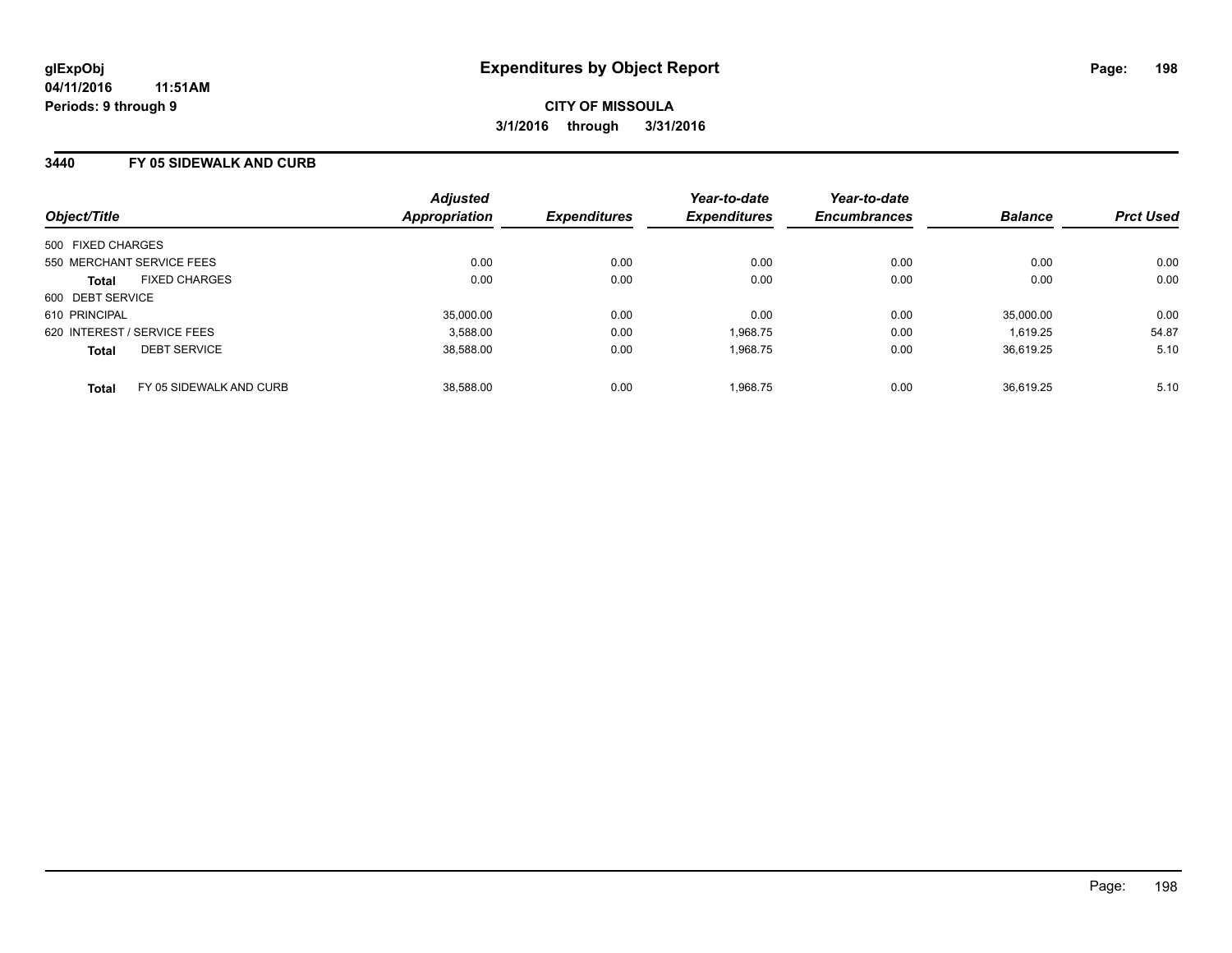**glExpObj** 
**04/11/2016 11:51AM** 
**Periods: 9 through 9**

# Expenditures by Object Report

**CITY OF MISSOULA**
**3/1/2016 through 3/31/2016**

## 3440 FY 05 SIDEWALK AND CURB

| Object/Title | Adjusted Appropriation | Expenditures | Year-to-date Expenditures | Year-to-date Encumbrances | Balance | Prct Used |
|---|---|---|---|---|---|---|
| 500 FIXED CHARGES | | | | | | |
| 550 MERCHANT SERVICE FEES | 0.00 | 0.00 | 0.00 | 0.00 | 0.00 | 0.00 |
| **Total** FIXED CHARGES | 0.00 | 0.00 | 0.00 | 0.00 | 0.00 | 0.00 |
| 600 DEBT SERVICE | | | | | | |
| 610 PRINCIPAL | 35,000.00 | 0.00 | 0.00 | 0.00 | 35,000.00 | 0.00 |
| 620 INTEREST / SERVICE FEES | 3,588.00 | 0.00 | 1,968.75 | 0.00 | 1,619.25 | 54.87 |
| **Total** DEBT SERVICE | 38,588.00 | 0.00 | 1,968.75 | 0.00 | 36,619.25 | 5.10 |
| **Total** FY 05 SIDEWALK AND CURB | 38,588.00 | 0.00 | 1,968.75 | 0.00 | 36,619.25 | 5.10 |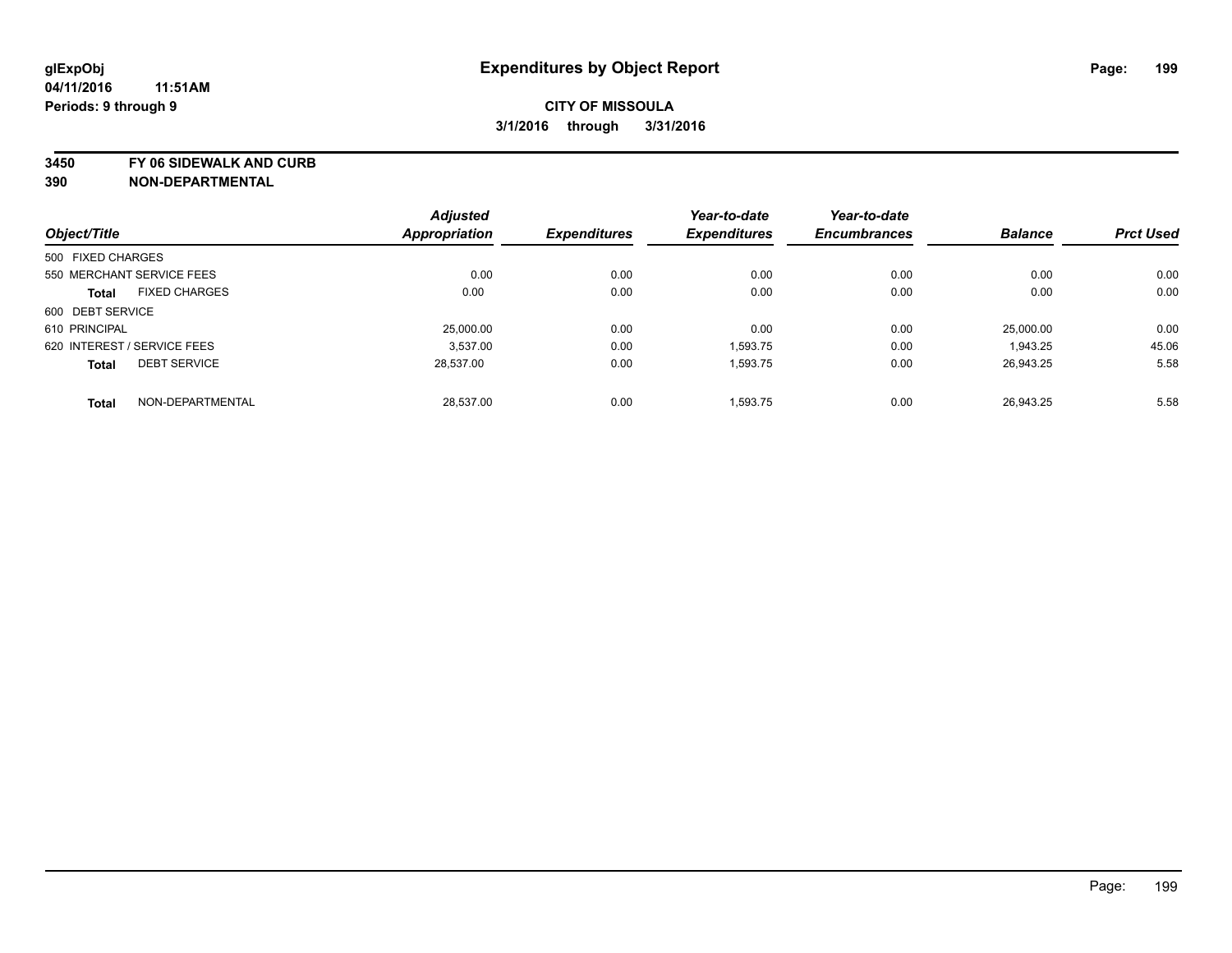**glExpObj**
**04/11/2016 11:51AM**
**Periods: 9 through 9**

# Expenditures by Object Report

**CITY OF MISSOULA**
**3/1/2016 through 3/31/2016**

**3450 FY 06 SIDEWALK AND CURB**
**390 NON-DEPARTMENTAL**

| Object/Title | Adjusted Appropriation | Expenditures | Year-to-date Expenditures | Year-to-date Encumbrances | Balance | Prct Used |
|---|---|---|---|---|---|---|
| 500 FIXED CHARGES | | | | | | |
| 550 MERCHANT SERVICE FEES | 0.00 | 0.00 | 0.00 | 0.00 | 0.00 | 0.00 |
| **Total** FIXED CHARGES | 0.00 | 0.00 | 0.00 | 0.00 | 0.00 | 0.00 |
| 600 DEBT SERVICE | | | | | | |
| 610 PRINCIPAL | 25,000.00 | 0.00 | 0.00 | 0.00 | 25,000.00 | 0.00 |
| 620 INTEREST / SERVICE FEES | 3,537.00 | 0.00 | 1,593.75 | 0.00 | 1,943.25 | 45.06 |
| **Total** DEBT SERVICE | 28,537.00 | 0.00 | 1,593.75 | 0.00 | 26,943.25 | 5.58 |
| **Total** NON-DEPARTMENTAL | 28,537.00 | 0.00 | 1,593.75 | 0.00 | 26,943.25 | 5.58 |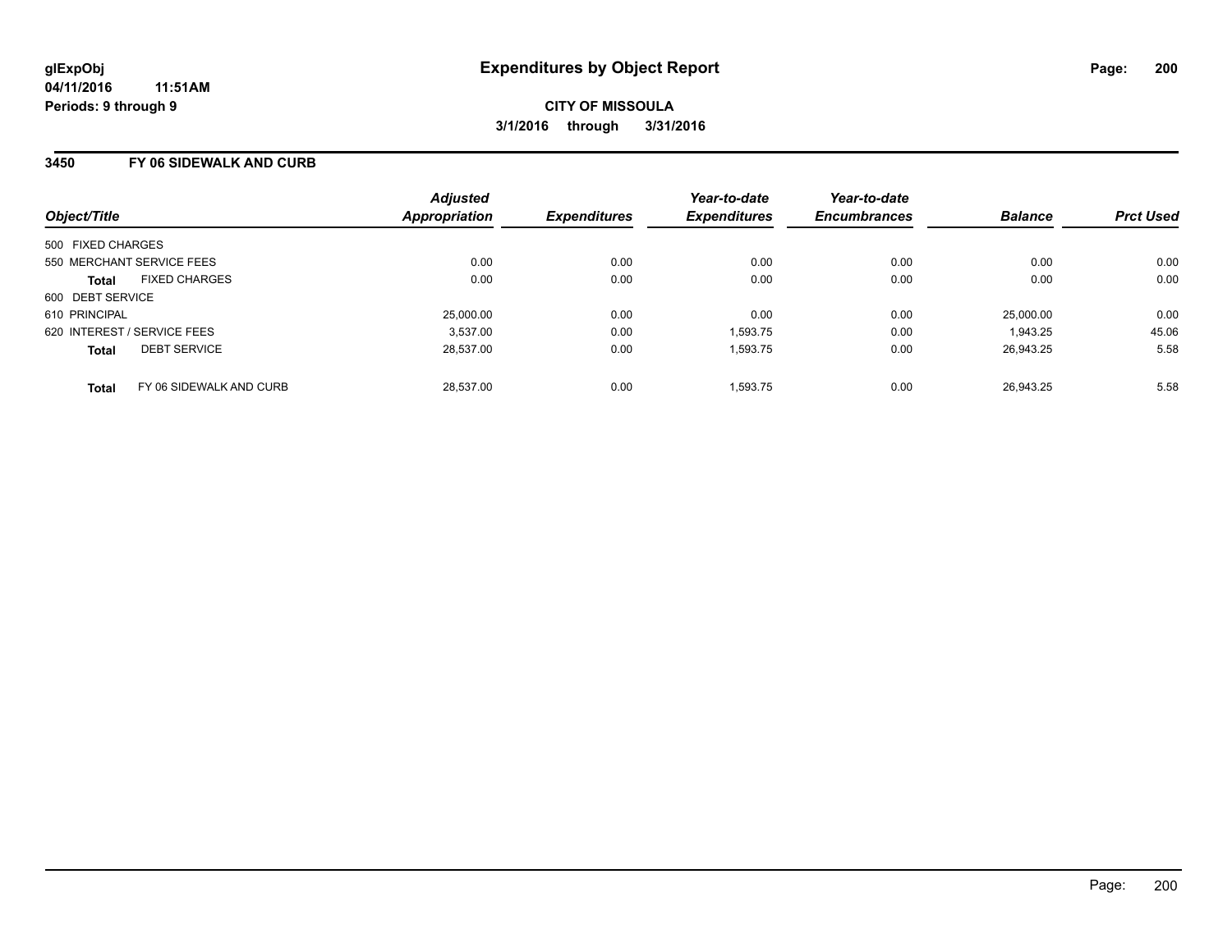**glExpObj** **Expenditures by Object Report**
**04/11/2016 11:51AM**
**Periods: 9 through 9**

**CITY OF MISSOULA**
**3/1/2016 through 3/31/2016**

## 3450 FY 06 SIDEWALK AND CURB

| Object/Title | | Adjusted Appropriation | Expenditures | Year-to-date Expenditures | Year-to-date Encumbrances | Balance | Prct Used |
|---|---|---|---|---|---|---|---|
| 500 FIXED CHARGES | | | | | | | |
| 550 MERCHANT SERVICE FEES | | 0.00 | 0.00 | 0.00 | 0.00 | 0.00 | 0.00 |
| **Total** | FIXED CHARGES | 0.00 | 0.00 | 0.00 | 0.00 | 0.00 | 0.00 |
| 600 DEBT SERVICE | | | | | | | |
| 610 PRINCIPAL | | 25,000.00 | 0.00 | 0.00 | 0.00 | 25,000.00 | 0.00 |
| 620 INTEREST / SERVICE FEES | | 3,537.00 | 0.00 | 1,593.75 | 0.00 | 1,943.25 | 45.06 |
| **Total** | DEBT SERVICE | 28,537.00 | 0.00 | 1,593.75 | 0.00 | 26,943.25 | 5.58 |
| **Total** | FY 06 SIDEWALK AND CURB | 28,537.00 | 0.00 | 1,593.75 | 0.00 | 26,943.25 | 5.58 |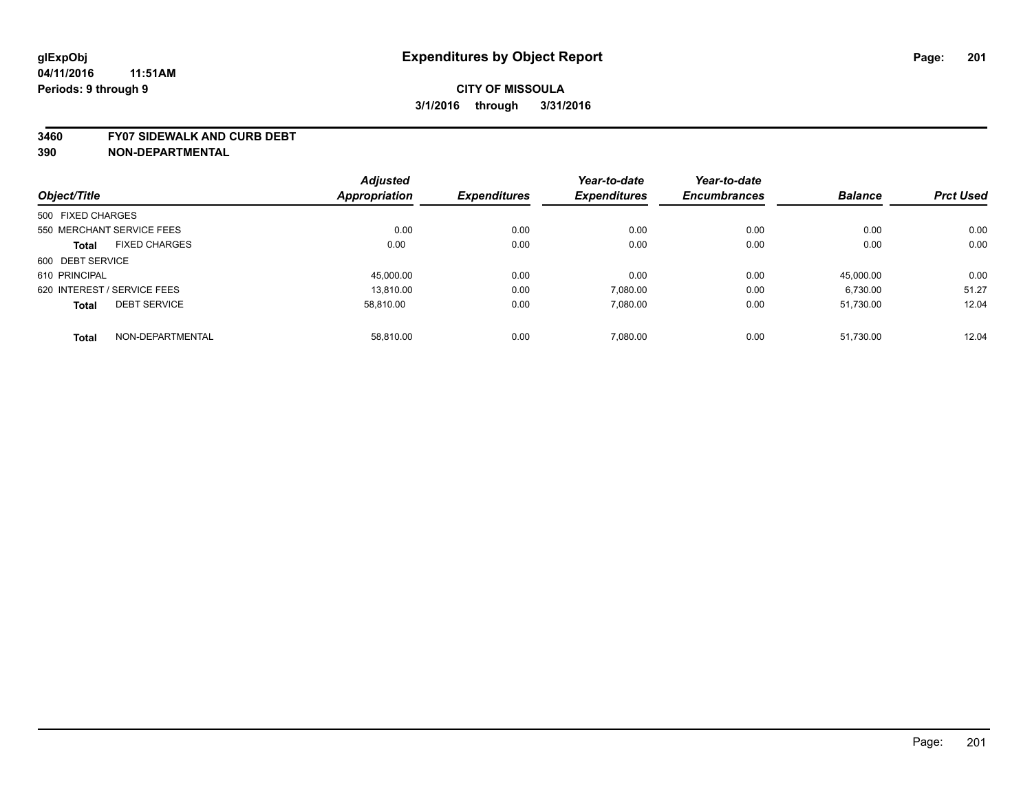**glExpObj** **Expenditures by Object Report**

**04/11/2016 11:51AM**

**Periods: 9 through 9**

**CITY OF MISSOULA**

**3/1/2016 through 3/31/2016**

**3460 FY07 SIDEWALK AND CURB DEBT**

**390 NON-DEPARTMENTAL**

| Object/Title | Adjusted Appropriation | Expenditures | Year-to-date Expenditures | Year-to-date Encumbrances | Balance | Prct Used |
|---|---|---|---|---|---|---|
| 500 FIXED CHARGES | | | | | | |
| 550 MERCHANT SERVICE FEES | 0.00 | 0.00 | 0.00 | 0.00 | 0.00 | 0.00 |
| **Total** FIXED CHARGES | 0.00 | 0.00 | 0.00 | 0.00 | 0.00 | 0.00 |
| 600 DEBT SERVICE | | | | | | |
| 610 PRINCIPAL | 45,000.00 | 0.00 | 0.00 | 0.00 | 45,000.00 | 0.00 |
| 620 INTEREST / SERVICE FEES | 13,810.00 | 0.00 | 7,080.00 | 0.00 | 6,730.00 | 51.27 |
| **Total** DEBT SERVICE | 58,810.00 | 0.00 | 7,080.00 | 0.00 | 51,730.00 | 12.04 |
| **Total** NON-DEPARTMENTAL | 58,810.00 | 0.00 | 7,080.00 | 0.00 | 51,730.00 | 12.04 |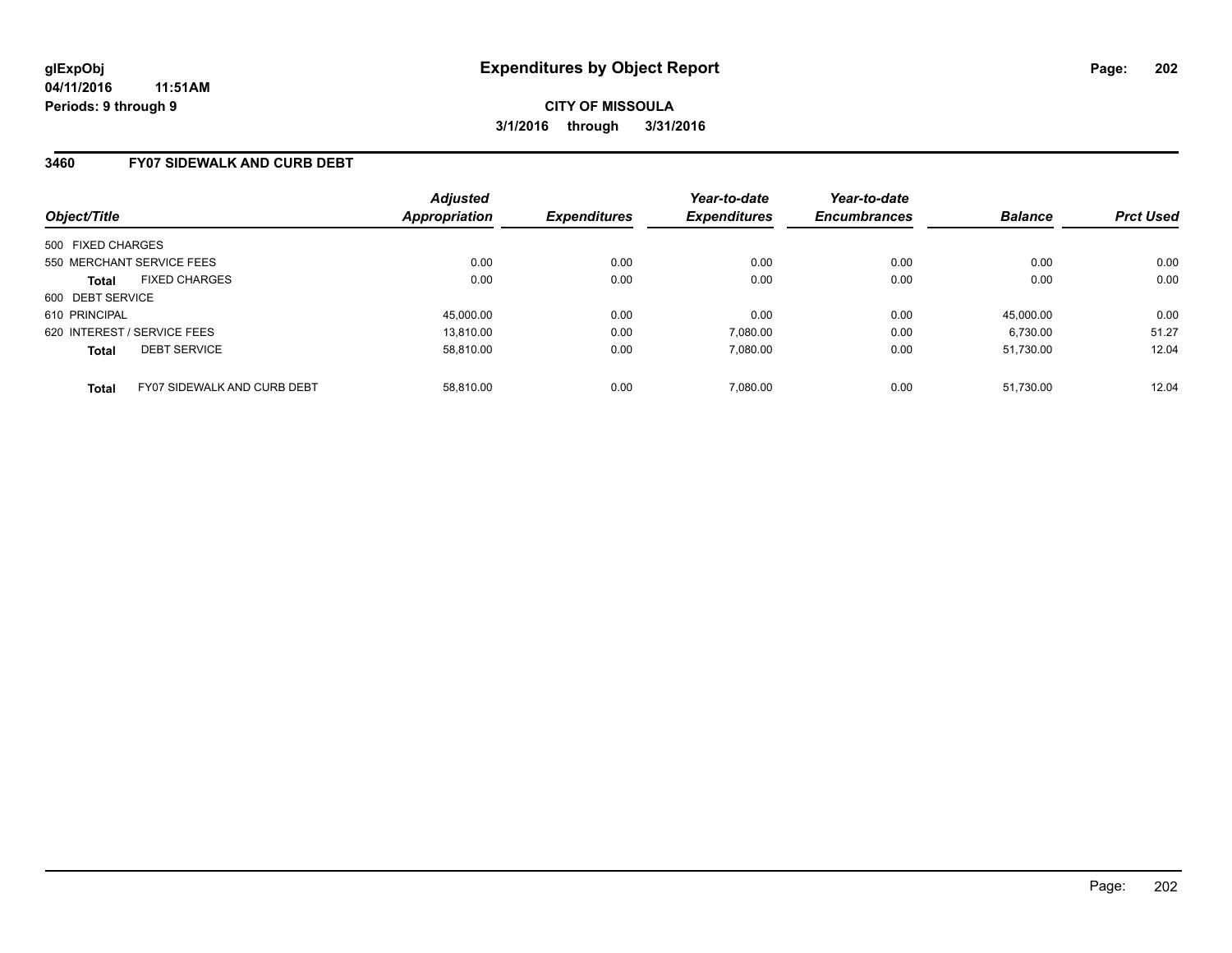# Expenditures by Object Report

**CITY OF MISSOULA**

**3/1/2016 through 3/31/2016**

glExpObj
04/11/2016 11:51AM
Periods: 9 through 9

## 3460 FY07 SIDEWALK AND CURB DEBT

| Object/Title | | Adjusted Appropriation | Expenditures | Year-to-date Expenditures | Year-to-date Encumbrances | Balance | Prct Used |
|---|---|---|---|---|---|---|---|
| 500 FIXED CHARGES | | | | | | | |
| 550 MERCHANT SERVICE FEES | | 0.00 | 0.00 | 0.00 | 0.00 | 0.00 | 0.00 |
| **Total** | FIXED CHARGES | 0.00 | 0.00 | 0.00 | 0.00 | 0.00 | 0.00 |
| 600 DEBT SERVICE | | | | | | | |
| 610 PRINCIPAL | | 45,000.00 | 0.00 | 0.00 | 0.00 | 45,000.00 | 0.00 |
| 620 INTEREST / SERVICE FEES | | 13,810.00 | 0.00 | 7,080.00 | 0.00 | 6,730.00 | 51.27 |
| **Total** | DEBT SERVICE | 58,810.00 | 0.00 | 7,080.00 | 0.00 | 51,730.00 | 12.04 |
| **Total** | FY07 SIDEWALK AND CURB DEBT | 58,810.00 | 0.00 | 7,080.00 | 0.00 | 51,730.00 | 12.04 |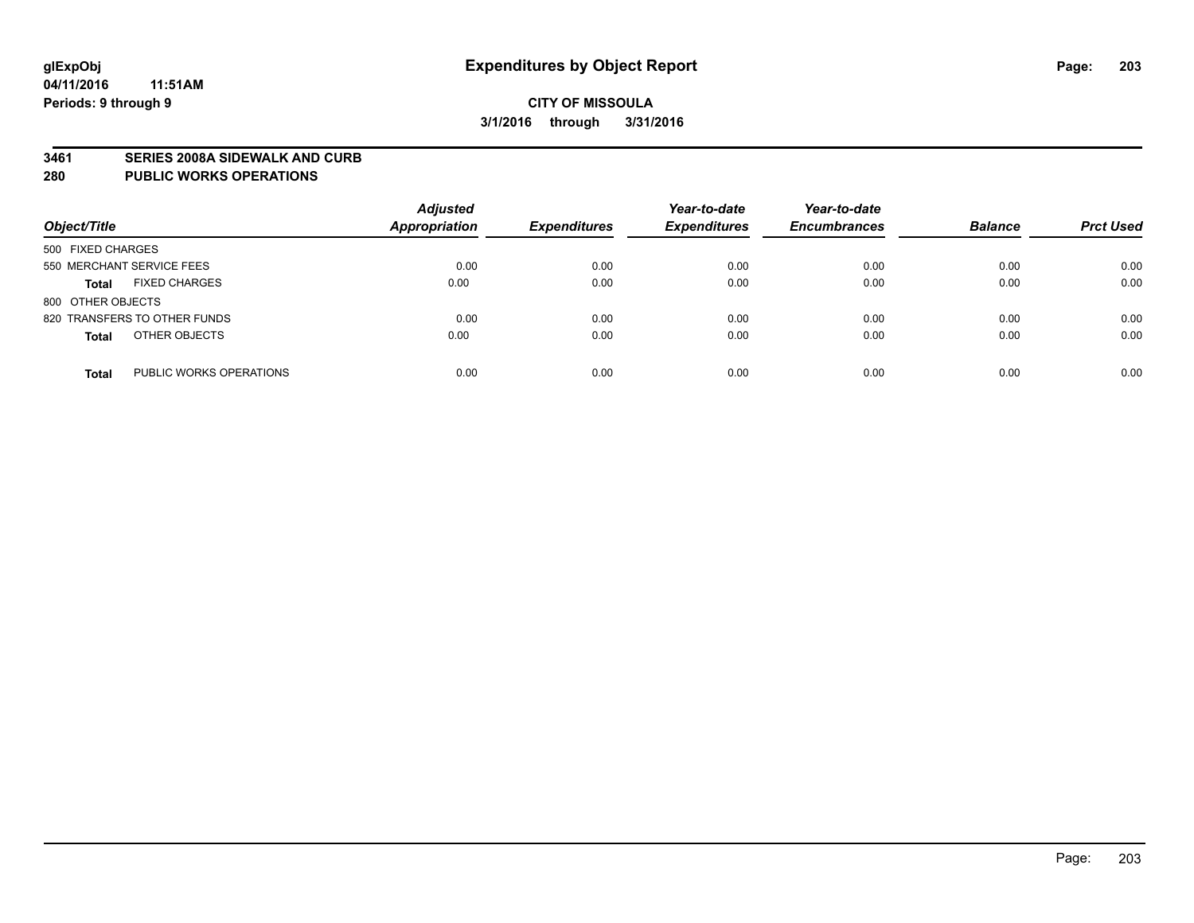# Expenditures by Object Report

glExpObj
04/11/2016 11:51AM
Periods: 9 through 9

**CITY OF MISSOULA**
**3/1/2016 through 3/31/2016**

## 3461 SERIES 2008A SIDEWALK AND CURB
## 280 PUBLIC WORKS OPERATIONS

| Object/Title | | Adjusted Appropriation | Expenditures | Year-to-date Expenditures | Year-to-date Encumbrances | Balance | Prct Used |
|---|---|---|---|---|---|---|---|
| 500 FIXED CHARGES | | | | | | | |
| 550 MERCHANT SERVICE FEES | | 0.00 | 0.00 | 0.00 | 0.00 | 0.00 | 0.00 |
| **Total** | FIXED CHARGES | 0.00 | 0.00 | 0.00 | 0.00 | 0.00 | 0.00 |
| 800 OTHER OBJECTS | | | | | | | |
| 820 TRANSFERS TO OTHER FUNDS | | 0.00 | 0.00 | 0.00 | 0.00 | 0.00 | 0.00 |
| **Total** | OTHER OBJECTS | 0.00 | 0.00 | 0.00 | 0.00 | 0.00 | 0.00 |
| **Total** | PUBLIC WORKS OPERATIONS | 0.00 | 0.00 | 0.00 | 0.00 | 0.00 | 0.00 |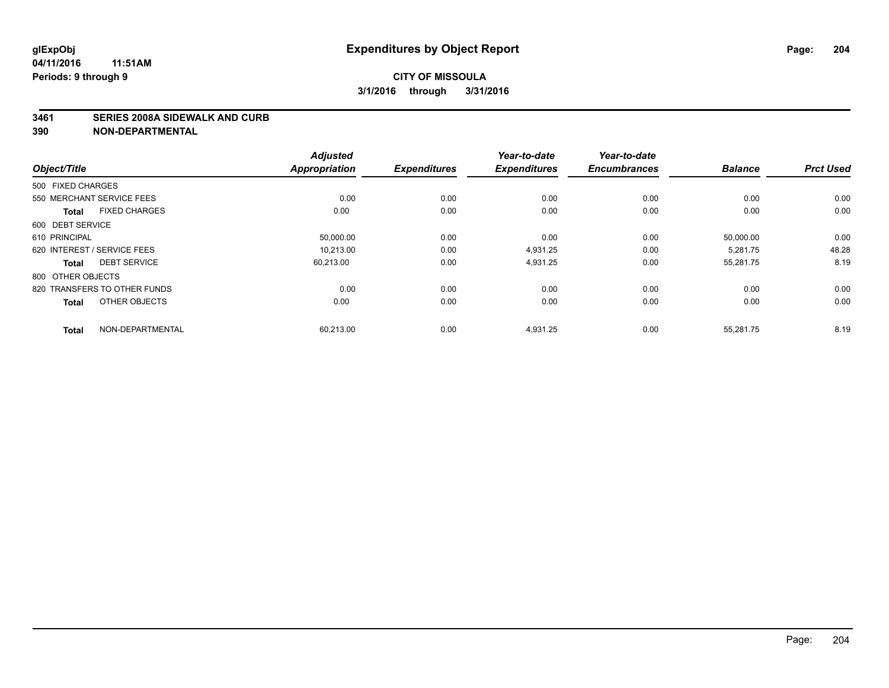# Expenditures by Object Report

glExpObj
04/11/2016 11:51AM
Periods: 9 through 9

**CITY OF MISSOULA**
**3/1/2016 through 3/31/2016**

**3461 SERIES 2008A SIDEWALK AND CURB**
**390 NON-DEPARTMENTAL**

| Object/Title | | Adjusted Appropriation | Expenditures | Year-to-date Expenditures | Year-to-date Encumbrances | Balance | Prct Used |
|---|---|---|---|---|---|---|---|
| 500 FIXED CHARGES | | | | | | | |
| 550 MERCHANT SERVICE FEES | | 0.00 | 0.00 | 0.00 | 0.00 | 0.00 | 0.00 |
| **Total** | FIXED CHARGES | 0.00 | 0.00 | 0.00 | 0.00 | 0.00 | 0.00 |
| 600 DEBT SERVICE | | | | | | | |
| 610 PRINCIPAL | | 50,000.00 | 0.00 | 0.00 | 0.00 | 50,000.00 | 0.00 |
| 620 INTEREST / SERVICE FEES | | 10,213.00 | 0.00 | 4,931.25 | 0.00 | 5,281.75 | 48.28 |
| **Total** | DEBT SERVICE | 60,213.00 | 0.00 | 4,931.25 | 0.00 | 55,281.75 | 8.19 |
| 800 OTHER OBJECTS | | | | | | | |
| 820 TRANSFERS TO OTHER FUNDS | | 0.00 | 0.00 | 0.00 | 0.00 | 0.00 | 0.00 |
| **Total** | OTHER OBJECTS | 0.00 | 0.00 | 0.00 | 0.00 | 0.00 | 0.00 |
| **Total** | NON-DEPARTMENTAL | 60,213.00 | 0.00 | 4,931.25 | 0.00 | 55,281.75 | 8.19 |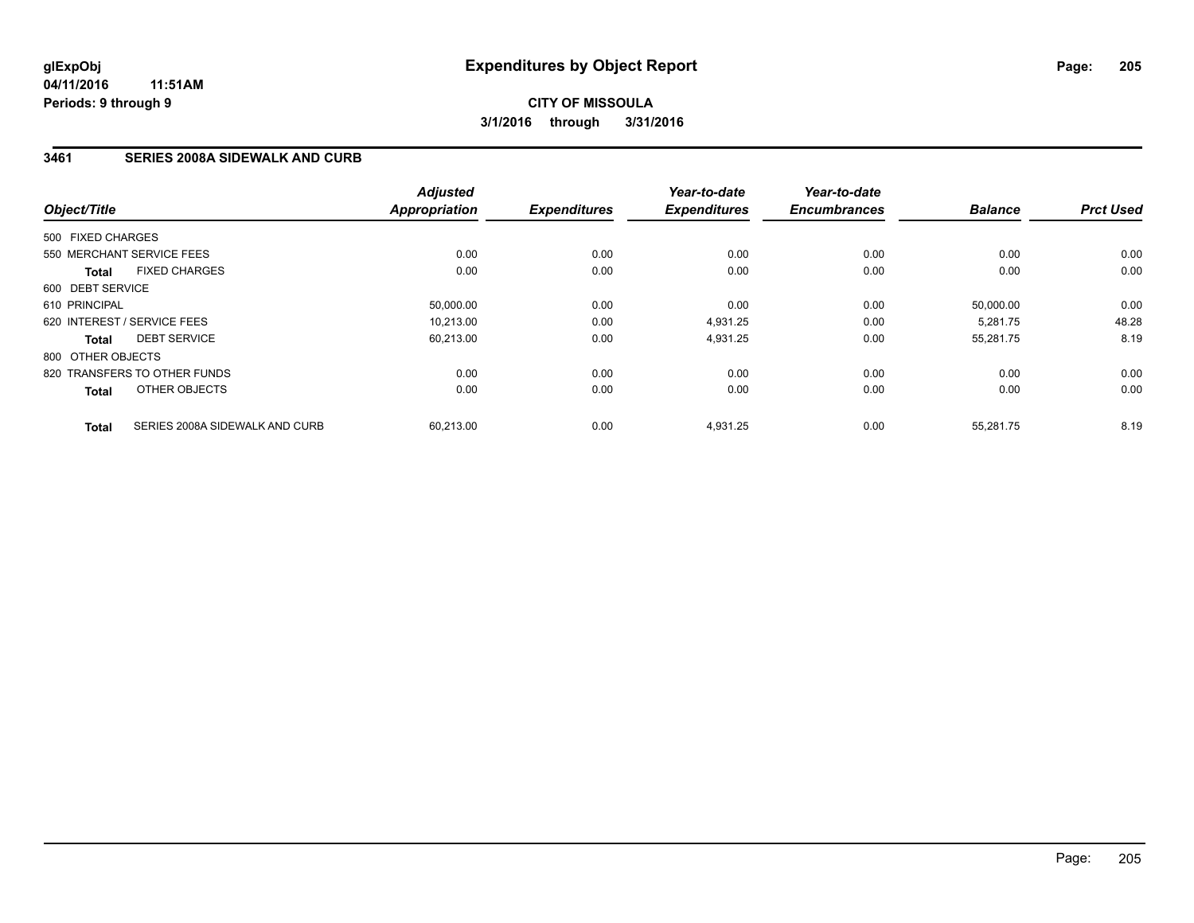**glExpObj**
**04/11/2016 11:51AM**
**Periods: 9 through 9**

# Expenditures by Object Report

**CITY OF MISSOULA**
**3/1/2016 through 3/31/2016**

## 3461 SERIES 2008A SIDEWALK AND CURB

| Object/Title | Adjusted Appropriation | Expenditures | Year-to-date Expenditures | Year-to-date Encumbrances | Balance | Prct Used |
|---|---|---|---|---|---|---|
| 500 FIXED CHARGES | | | | | | |
| 550 MERCHANT SERVICE FEES | 0.00 | 0.00 | 0.00 | 0.00 | 0.00 | 0.00 |
| **Total** FIXED CHARGES | 0.00 | 0.00 | 0.00 | 0.00 | 0.00 | 0.00 |
| 600 DEBT SERVICE | | | | | | |
| 610 PRINCIPAL | 50,000.00 | 0.00 | 0.00 | 0.00 | 50,000.00 | 0.00 |
| 620 INTEREST / SERVICE FEES | 10,213.00 | 0.00 | 4,931.25 | 0.00 | 5,281.75 | 48.28 |
| **Total** DEBT SERVICE | 60,213.00 | 0.00 | 4,931.25 | 0.00 | 55,281.75 | 8.19 |
| 800 OTHER OBJECTS | | | | | | |
| 820 TRANSFERS TO OTHER FUNDS | 0.00 | 0.00 | 0.00 | 0.00 | 0.00 | 0.00 |
| **Total** OTHER OBJECTS | 0.00 | 0.00 | 0.00 | 0.00 | 0.00 | 0.00 |
| **Total** SERIES 2008A SIDEWALK AND CURB | 60,213.00 | 0.00 | 4,931.25 | 0.00 | 55,281.75 | 8.19 |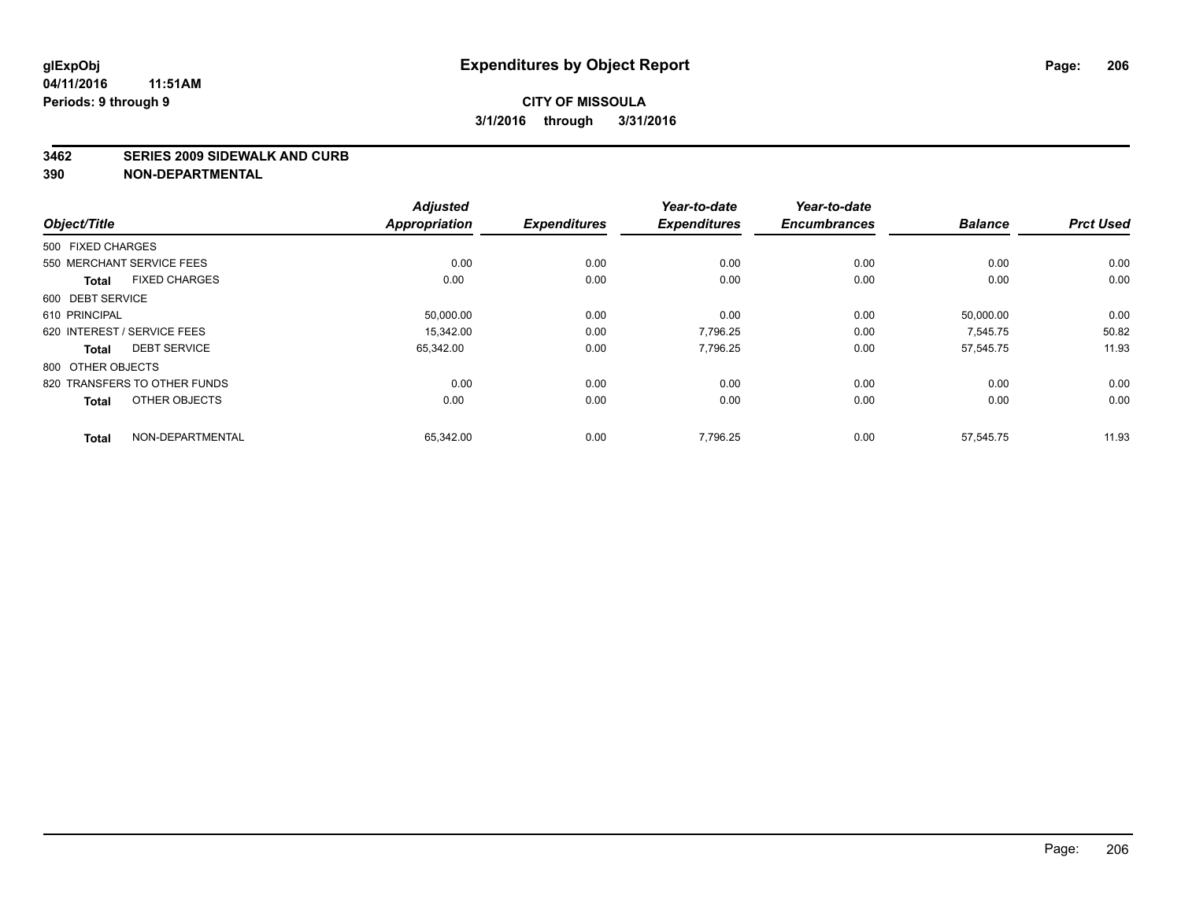**glExpObj**
**04/11/2016 11:51AM**
**Periods: 9 through 9**

# Expenditures by Object Report

**CITY OF MISSOULA**
**3/1/2016 through 3/31/2016**

## 3462 SERIES 2009 SIDEWALK AND CURB
## 390 NON-DEPARTMENTAL

| Object/Title | Adjusted Appropriation | Expenditures | Year-to-date Expenditures | Year-to-date Encumbrances | Balance | Prct Used |
|---|---|---|---|---|---|---|
| 500 FIXED CHARGES | | | | | | |
| 550 MERCHANT SERVICE FEES | 0.00 | 0.00 | 0.00 | 0.00 | 0.00 | 0.00 |
| **Total** FIXED CHARGES | 0.00 | 0.00 | 0.00 | 0.00 | 0.00 | 0.00 |
| 600 DEBT SERVICE | | | | | | |
| 610 PRINCIPAL | 50,000.00 | 0.00 | 0.00 | 0.00 | 50,000.00 | 0.00 |
| 620 INTEREST / SERVICE FEES | 15,342.00 | 0.00 | 7,796.25 | 0.00 | 7,545.75 | 50.82 |
| **Total** DEBT SERVICE | 65,342.00 | 0.00 | 7,796.25 | 0.00 | 57,545.75 | 11.93 |
| 800 OTHER OBJECTS | | | | | | |
| 820 TRANSFERS TO OTHER FUNDS | 0.00 | 0.00 | 0.00 | 0.00 | 0.00 | 0.00 |
| **Total** OTHER OBJECTS | 0.00 | 0.00 | 0.00 | 0.00 | 0.00 | 0.00 |
| **Total** NON-DEPARTMENTAL | 65,342.00 | 0.00 | 7,796.25 | 0.00 | 57,545.75 | 11.93 |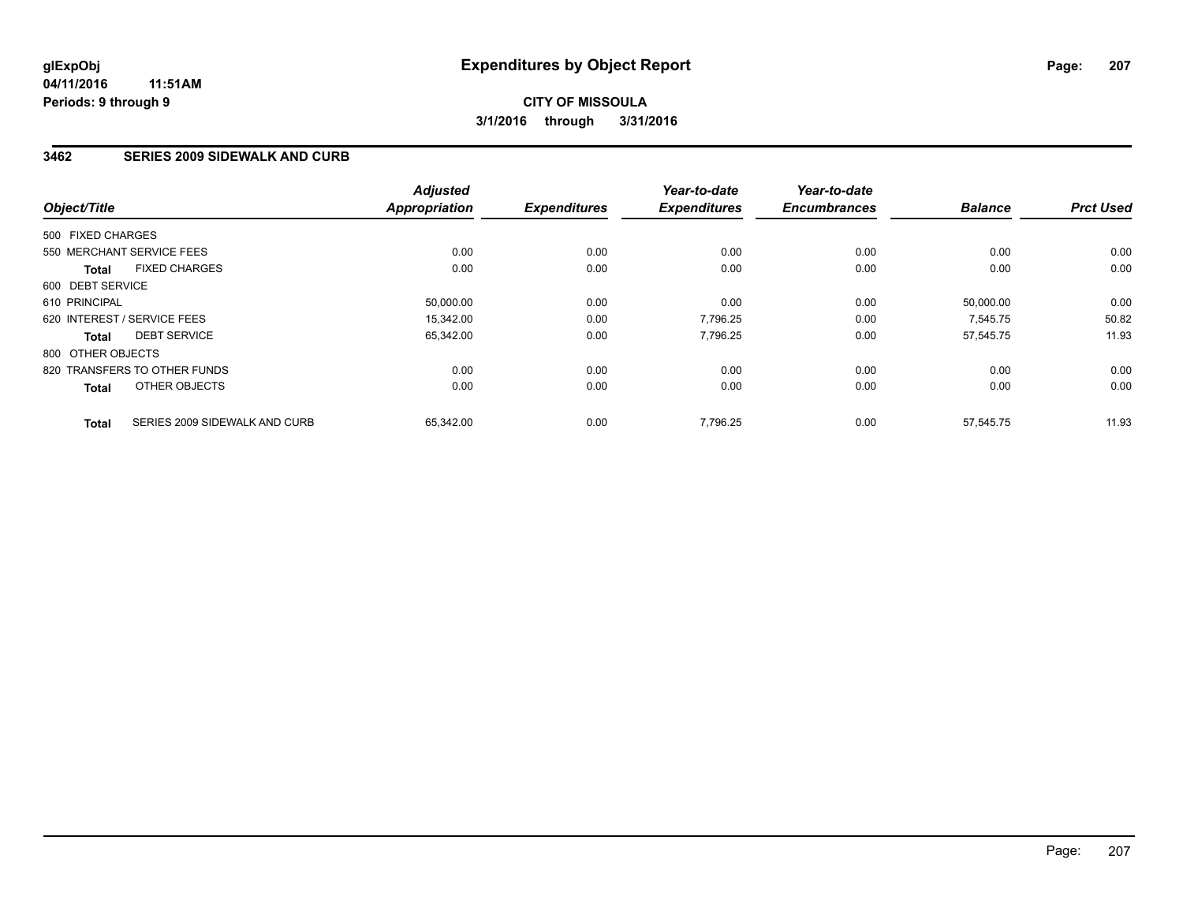glExpObj
04/11/2016 11:51AM
Periods: 9 through 9

# Expenditures by Object Report

**CITY OF MISSOULA**
**3/1/2016 through 3/31/2016**

## 3462 SERIES 2009 SIDEWALK AND CURB

| Object/Title | | Adjusted Appropriation | Expenditures | Year-to-date Expenditures | Year-to-date Encumbrances | Balance | Prct Used |
|---|---|---|---|---|---|---|---|
| 500 FIXED CHARGES | | | | | | | |
| 550 MERCHANT SERVICE FEES | | 0.00 | 0.00 | 0.00 | 0.00 | 0.00 | 0.00 |
| **Total** | FIXED CHARGES | 0.00 | 0.00 | 0.00 | 0.00 | 0.00 | 0.00 |
| 600 DEBT SERVICE | | | | | | | |
| 610 PRINCIPAL | | 50,000.00 | 0.00 | 0.00 | 0.00 | 50,000.00 | 0.00 |
| 620 INTEREST / SERVICE FEES | | 15,342.00 | 0.00 | 7,796.25 | 0.00 | 7,545.75 | 50.82 |
| **Total** | DEBT SERVICE | 65,342.00 | 0.00 | 7,796.25 | 0.00 | 57,545.75 | 11.93 |
| 800 OTHER OBJECTS | | | | | | | |
| 820 TRANSFERS TO OTHER FUNDS | | 0.00 | 0.00 | 0.00 | 0.00 | 0.00 | 0.00 |
| **Total** | OTHER OBJECTS | 0.00 | 0.00 | 0.00 | 0.00 | 0.00 | 0.00 |
| **Total** | SERIES 2009 SIDEWALK AND CURB | 65,342.00 | 0.00 | 7,796.25 | 0.00 | 57,545.75 | 11.93 |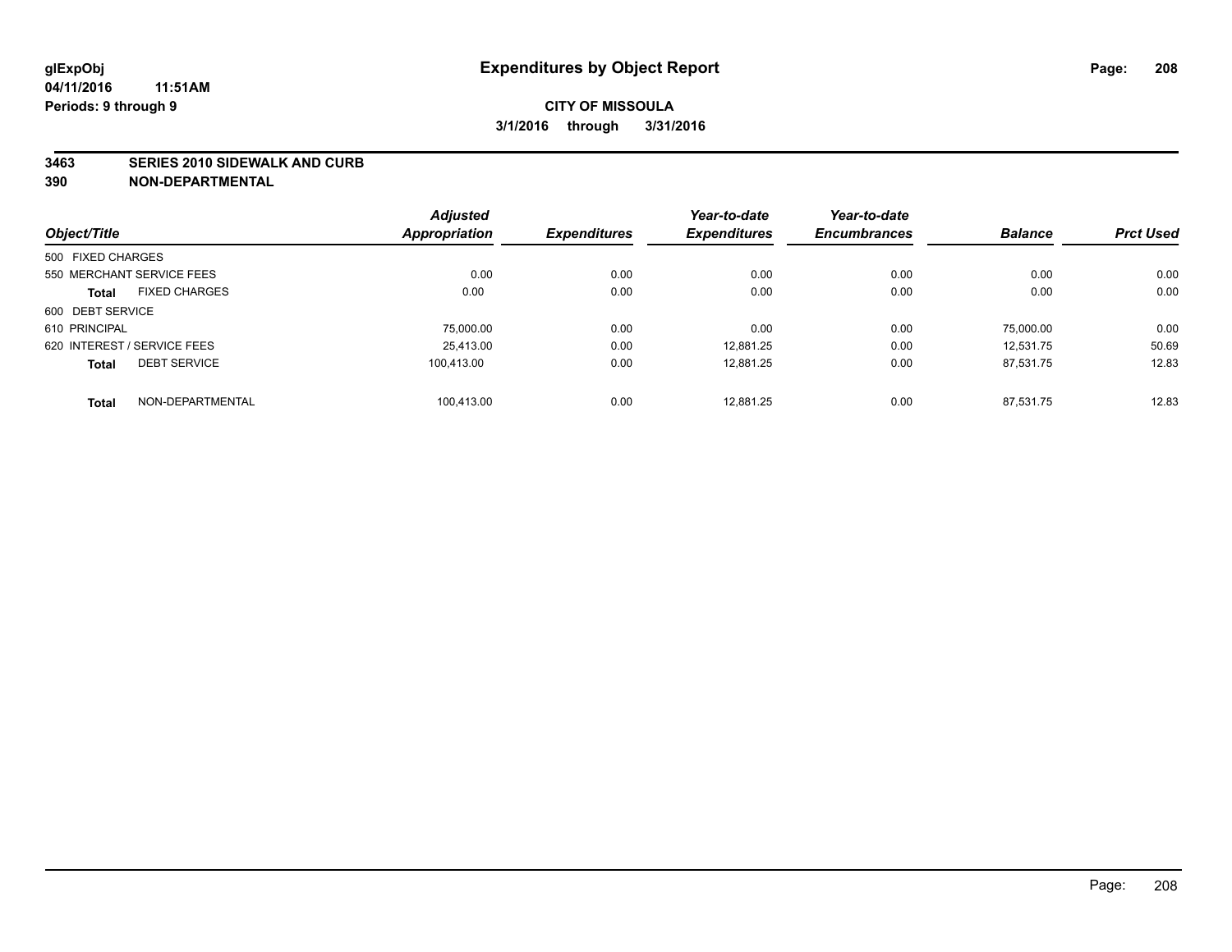# Expenditures by Object Report

glExpObj
04/11/2016 11:51AM
Periods: 9 through 9

**CITY OF MISSOULA**
**3/1/2016 through 3/31/2016**

**3463 SERIES 2010 SIDEWALK AND CURB**
**390 NON-DEPARTMENTAL**

| Object/Title | Adjusted Appropriation | Expenditures | Year-to-date Expenditures | Year-to-date Encumbrances | Balance | Prct Used |
|---|---|---|---|---|---|---|
| 500 FIXED CHARGES | | | | | | |
| 550 MERCHANT SERVICE FEES | 0.00 | 0.00 | 0.00 | 0.00 | 0.00 | 0.00 |
| **Total** FIXED CHARGES | 0.00 | 0.00 | 0.00 | 0.00 | 0.00 | 0.00 |
| 600 DEBT SERVICE | | | | | | |
| 610 PRINCIPAL | 75,000.00 | 0.00 | 0.00 | 0.00 | 75,000.00 | 0.00 |
| 620 INTEREST / SERVICE FEES | 25,413.00 | 0.00 | 12,881.25 | 0.00 | 12,531.75 | 50.69 |
| **Total** DEBT SERVICE | 100,413.00 | 0.00 | 12,881.25 | 0.00 | 87,531.75 | 12.83 |
| **Total** NON-DEPARTMENTAL | 100,413.00 | 0.00 | 12,881.25 | 0.00 | 87,531.75 | 12.83 |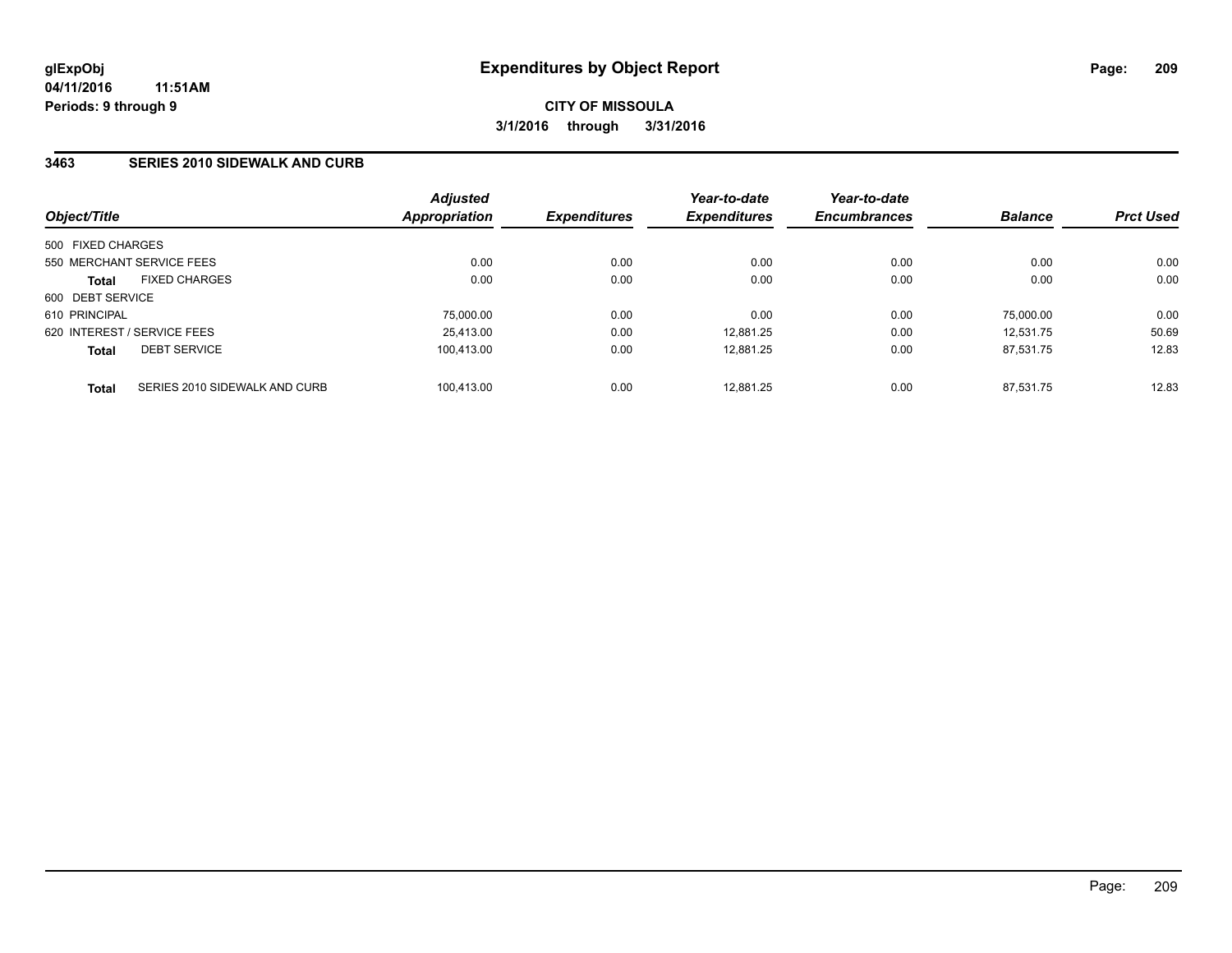# Expenditures by Object Report

glExpObj
04/11/2016 11:51AM
Periods: 9 through 9

**CITY OF MISSOULA**
**3/1/2016 through 3/31/2016**

## 3463 SERIES 2010 SIDEWALK AND CURB

| Object/Title | Adjusted Appropriation | Expenditures | Year-to-date Expenditures | Year-to-date Encumbrances | Balance | Prct Used |
|---|---|---|---|---|---|---|
| 500 FIXED CHARGES | | | | | | |
| 550 MERCHANT SERVICE FEES | 0.00 | 0.00 | 0.00 | 0.00 | 0.00 | 0.00 |
| **Total** FIXED CHARGES | 0.00 | 0.00 | 0.00 | 0.00 | 0.00 | 0.00 |
| 600 DEBT SERVICE | | | | | | |
| 610 PRINCIPAL | 75,000.00 | 0.00 | 0.00 | 0.00 | 75,000.00 | 0.00 |
| 620 INTEREST / SERVICE FEES | 25,413.00 | 0.00 | 12,881.25 | 0.00 | 12,531.75 | 50.69 |
| **Total** DEBT SERVICE | 100,413.00 | 0.00 | 12,881.25 | 0.00 | 87,531.75 | 12.83 |
| **Total** SERIES 2010 SIDEWALK AND CURB | 100,413.00 | 0.00 | 12,881.25 | 0.00 | 87,531.75 | 12.83 |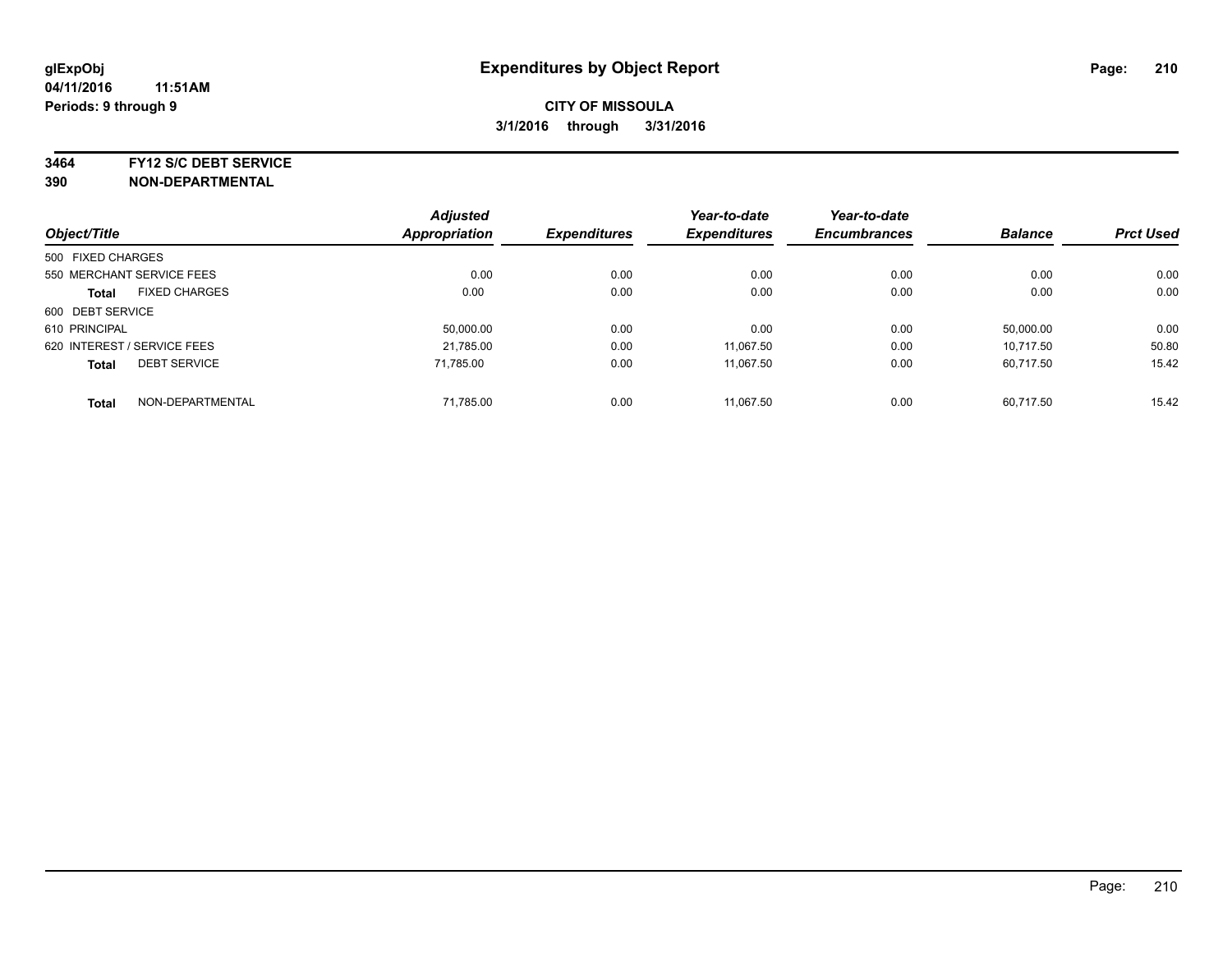**glExpObj**
**04/11/2016 11:51AM**
**Periods: 9 through 9**

# Expenditures by Object Report

**CITY OF MISSOULA**
**3/1/2016 through 3/31/2016**

**3464 FY12 S/C DEBT SERVICE**
**390 NON-DEPARTMENTAL**

| Object/Title | Adjusted Appropriation | Expenditures | Year-to-date Expenditures | Year-to-date Encumbrances | Balance | Prct Used |
|---|---|---|---|---|---|---|
| 500 FIXED CHARGES | | | | | | |
| 550 MERCHANT SERVICE FEES | 0.00 | 0.00 | 0.00 | 0.00 | 0.00 | 0.00 |
| **Total** FIXED CHARGES | 0.00 | 0.00 | 0.00 | 0.00 | 0.00 | 0.00 |
| 600 DEBT SERVICE | | | | | | |
| 610 PRINCIPAL | 50,000.00 | 0.00 | 0.00 | 0.00 | 50,000.00 | 0.00 |
| 620 INTEREST / SERVICE FEES | 21,785.00 | 0.00 | 11,067.50 | 0.00 | 10,717.50 | 50.80 |
| **Total** DEBT SERVICE | 71,785.00 | 0.00 | 11,067.50 | 0.00 | 60,717.50 | 15.42 |
| **Total** NON-DEPARTMENTAL | 71,785.00 | 0.00 | 11,067.50 | 0.00 | 60,717.50 | 15.42 |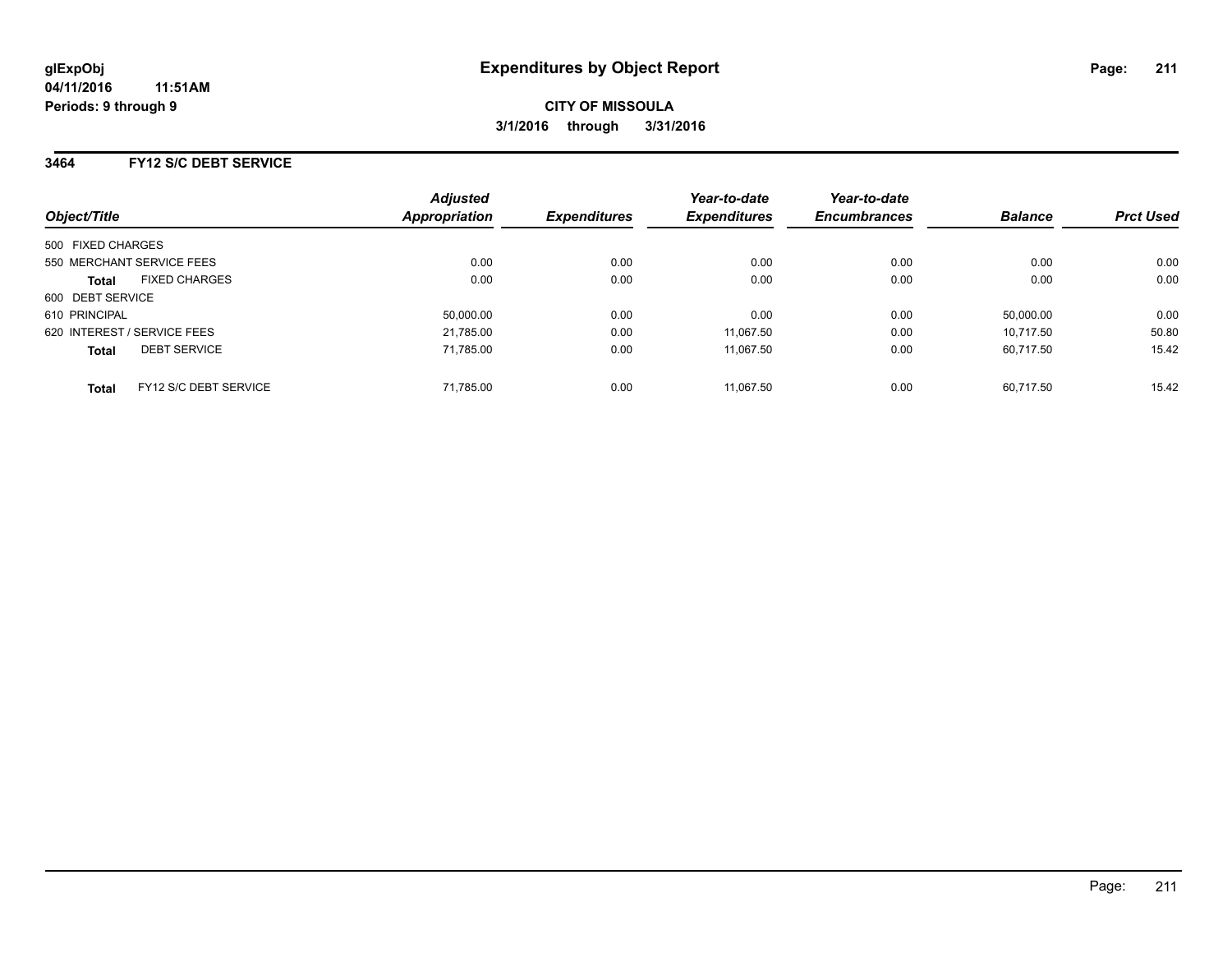**glExpObj**
**04/11/2016 11:51AM**
**Periods: 9 through 9**

# Expenditures by Object Report

**CITY OF MISSOULA**
**3/1/2016 through 3/31/2016**

## 3464 FY12 S/C DEBT SERVICE

| Object/Title | Adjusted Appropriation | Expenditures | Year-to-date Expenditures | Year-to-date Encumbrances | Balance | Prct Used |
|---|---|---|---|---|---|---|
| 500 FIXED CHARGES | | | | | | |
| 550 MERCHANT SERVICE FEES | 0.00 | 0.00 | 0.00 | 0.00 | 0.00 | 0.00 |
| **Total** FIXED CHARGES | 0.00 | 0.00 | 0.00 | 0.00 | 0.00 | 0.00 |
| 600 DEBT SERVICE | | | | | | |
| 610 PRINCIPAL | 50,000.00 | 0.00 | 0.00 | 0.00 | 50,000.00 | 0.00 |
| 620 INTEREST / SERVICE FEES | 21,785.00 | 0.00 | 11,067.50 | 0.00 | 10,717.50 | 50.80 |
| **Total** DEBT SERVICE | 71,785.00 | 0.00 | 11,067.50 | 0.00 | 60,717.50 | 15.42 |
| **Total** FY12 S/C DEBT SERVICE | 71,785.00 | 0.00 | 11,067.50 | 0.00 | 60,717.50 | 15.42 |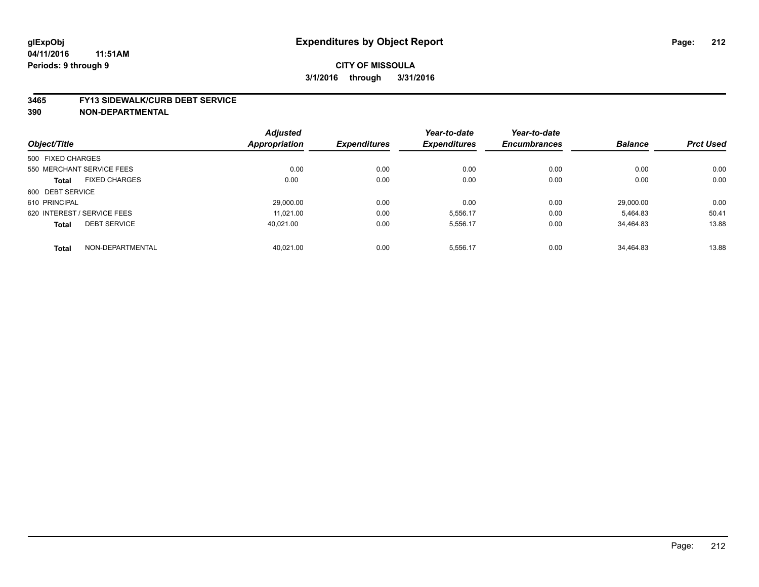**glExpObj**
**04/11/2016 11:51AM**
**Periods: 9 through 9**

# Expenditures by Object Report

**CITY OF MISSOULA**
**3/1/2016 through 3/31/2016**

**3465 FY13 SIDEWALK/CURB DEBT SERVICE**
**390 NON-DEPARTMENTAL**

| Object/Title | Adjusted Appropriation | Expenditures | Year-to-date Expenditures | Year-to-date Encumbrances | Balance | Prct Used |
|---|---|---|---|---|---|---|
| 500 FIXED CHARGES | | | | | | |
| 550 MERCHANT SERVICE FEES | 0.00 | 0.00 | 0.00 | 0.00 | 0.00 | 0.00 |
| **Total** FIXED CHARGES | 0.00 | 0.00 | 0.00 | 0.00 | 0.00 | 0.00 |
| 600 DEBT SERVICE | | | | | | |
| 610 PRINCIPAL | 29,000.00 | 0.00 | 0.00 | 0.00 | 29,000.00 | 0.00 |
| 620 INTEREST / SERVICE FEES | 11,021.00 | 0.00 | 5,556.17 | 0.00 | 5,464.83 | 50.41 |
| **Total** DEBT SERVICE | 40,021.00 | 0.00 | 5,556.17 | 0.00 | 34,464.83 | 13.88 |
| **Total** NON-DEPARTMENTAL | 40,021.00 | 0.00 | 5,556.17 | 0.00 | 34,464.83 | 13.88 |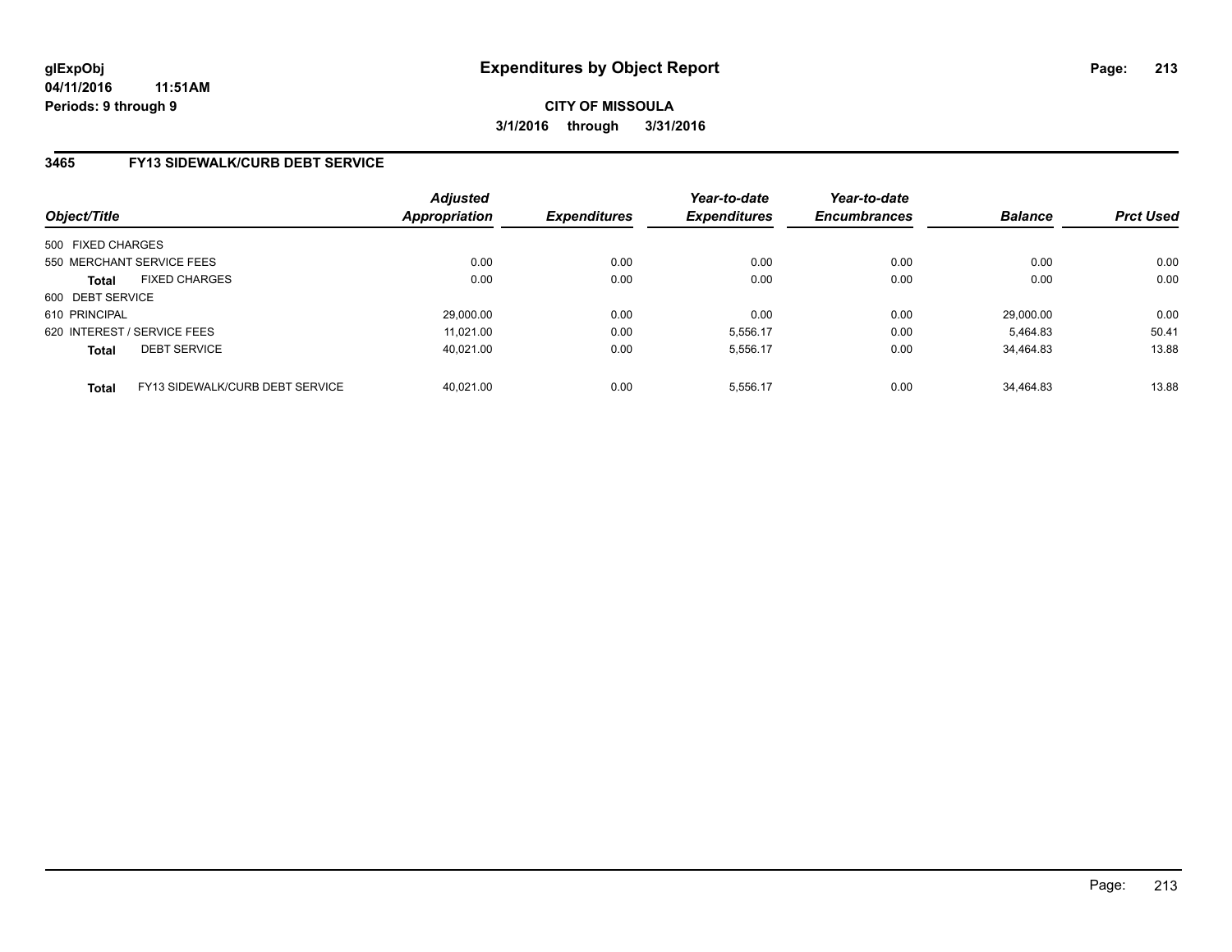# Expenditures by Object Report

glExpObj
04/11/2016 11:51AM
Periods: 9 through 9

**CITY OF MISSOULA**
**3/1/2016 through 3/31/2016**

## 3465 FY13 SIDEWALK/CURB DEBT SERVICE

| Object/Title | | Adjusted Appropriation | Expenditures | Year-to-date Expenditures | Year-to-date Encumbrances | Balance | Prct Used |
|---|---|---|---|---|---|---|---|
| 500 FIXED CHARGES | | | | | | | |
| 550 MERCHANT SERVICE FEES | | 0.00 | 0.00 | 0.00 | 0.00 | 0.00 | 0.00 |
| **Total** | FIXED CHARGES | 0.00 | 0.00 | 0.00 | 0.00 | 0.00 | 0.00 |
| 600 DEBT SERVICE | | | | | | | |
| 610 PRINCIPAL | | 29,000.00 | 0.00 | 0.00 | 0.00 | 29,000.00 | 0.00 |
| 620 INTEREST / SERVICE FEES | | 11,021.00 | 0.00 | 5,556.17 | 0.00 | 5,464.83 | 50.41 |
| **Total** | DEBT SERVICE | 40,021.00 | 0.00 | 5,556.17 | 0.00 | 34,464.83 | 13.88 |
| **Total** | FY13 SIDEWALK/CURB DEBT SERVICE | 40,021.00 | 0.00 | 5,556.17 | 0.00 | 34,464.83 | 13.88 |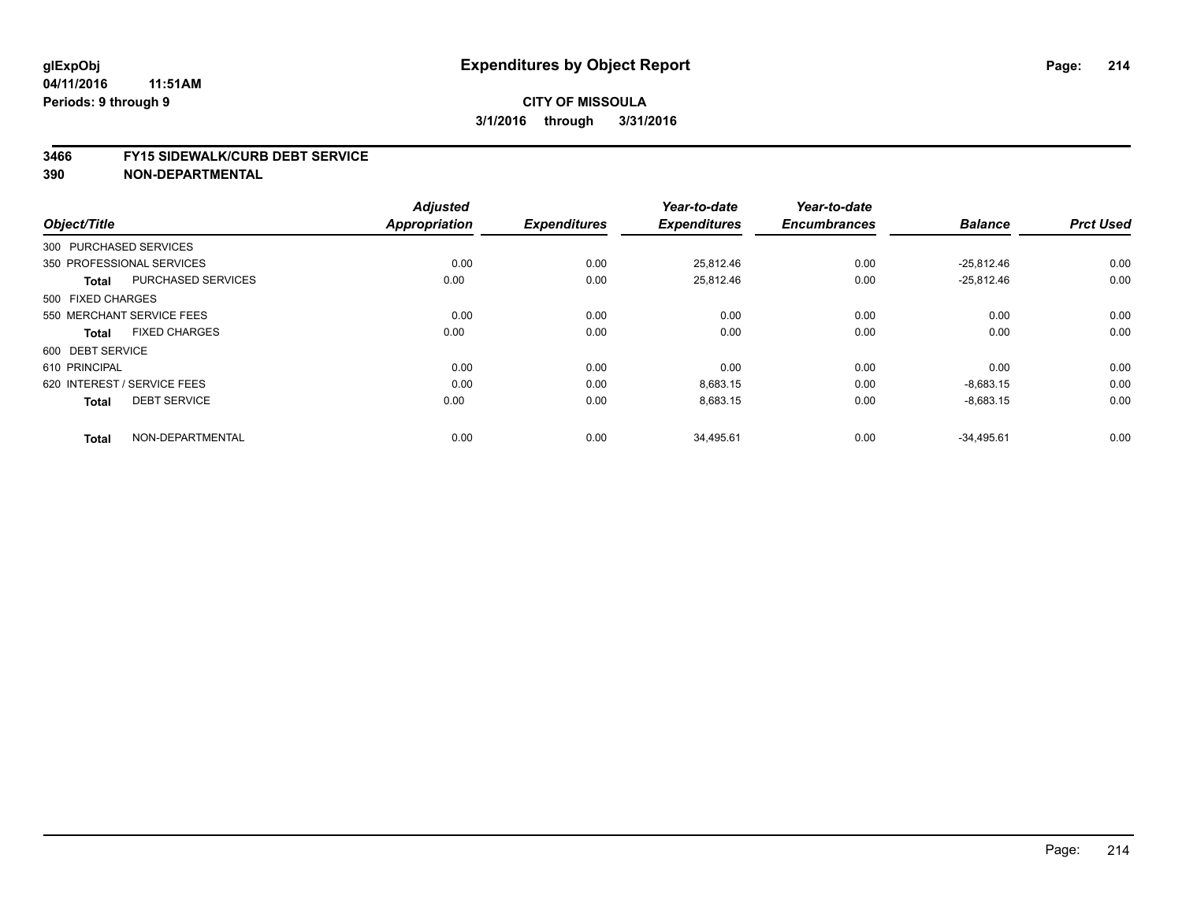**glExpObj**
**04/11/2016 11:51AM**
**Periods: 9 through 9**

# Expenditures by Object Report

**CITY OF MISSOULA**
**3/1/2016 through 3/31/2016**

**3466 FY15 SIDEWALK/CURB DEBT SERVICE**
**390 NON-DEPARTMENTAL**

| Object/Title | | Adjusted Appropriation | Expenditures | Year-to-date Expenditures | Year-to-date Encumbrances | Balance | Prct Used |
|---|---|---|---|---|---|---|---|
| 300 PURCHASED SERVICES | | | | | | | |
| 350 PROFESSIONAL SERVICES | | 0.00 | 0.00 | 25,812.46 | 0.00 | -25,812.46 | 0.00 |
| **Total** | PURCHASED SERVICES | 0.00 | 0.00 | 25,812.46 | 0.00 | -25,812.46 | 0.00 |
| 500 FIXED CHARGES | | | | | | | |
| 550 MERCHANT SERVICE FEES | | 0.00 | 0.00 | 0.00 | 0.00 | 0.00 | 0.00 |
| **Total** | FIXED CHARGES | 0.00 | 0.00 | 0.00 | 0.00 | 0.00 | 0.00 |
| 600 DEBT SERVICE | | | | | | | |
| 610 PRINCIPAL | | 0.00 | 0.00 | 0.00 | 0.00 | 0.00 | 0.00 |
| 620 INTEREST / SERVICE FEES | | 0.00 | 0.00 | 8,683.15 | 0.00 | -8,683.15 | 0.00 |
| **Total** | DEBT SERVICE | 0.00 | 0.00 | 8,683.15 | 0.00 | -8,683.15 | 0.00 |
| **Total** | NON-DEPARTMENTAL | 0.00 | 0.00 | 34,495.61 | 0.00 | -34,495.61 | 0.00 |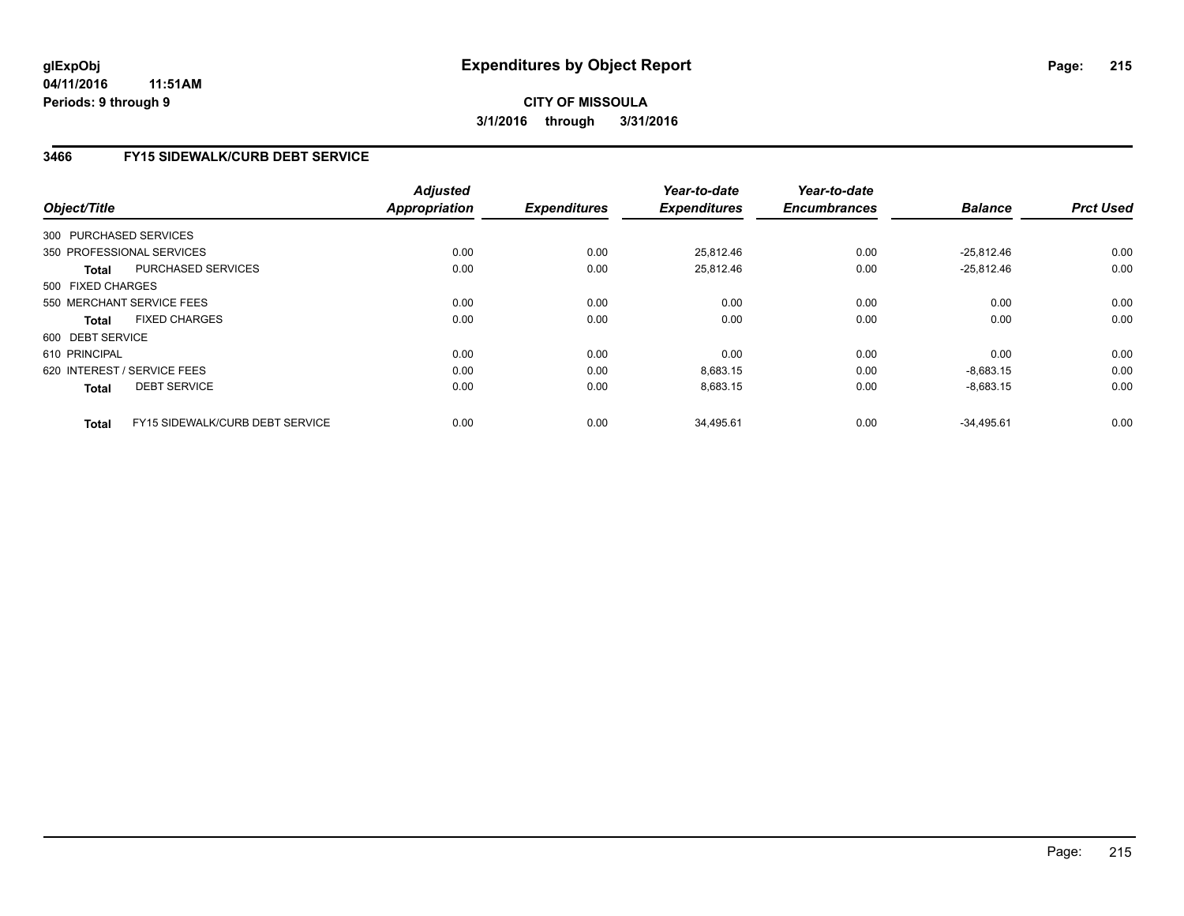glExpObj
04/11/2016 11:51AM
Periods: 9 through 9

# Expenditures by Object Report

**CITY OF MISSOULA**
**3/1/2016 through 3/31/2016**

## 3466 FY15 SIDEWALK/CURB DEBT SERVICE

| Object/Title | | Adjusted Appropriation | Expenditures | Year-to-date Expenditures | Year-to-date Encumbrances | Balance | Prct Used |
|---|---|---|---|---|---|---|---|
| 300 PURCHASED SERVICES | | | | | | | |
| 350 PROFESSIONAL SERVICES | | 0.00 | 0.00 | 25,812.46 | 0.00 | -25,812.46 | 0.00 |
| **Total** | PURCHASED SERVICES | 0.00 | 0.00 | 25,812.46 | 0.00 | -25,812.46 | 0.00 |
| 500 FIXED CHARGES | | | | | | | |
| 550 MERCHANT SERVICE FEES | | 0.00 | 0.00 | 0.00 | 0.00 | 0.00 | 0.00 |
| **Total** | FIXED CHARGES | 0.00 | 0.00 | 0.00 | 0.00 | 0.00 | 0.00 |
| 600 DEBT SERVICE | | | | | | | |
| 610 PRINCIPAL | | 0.00 | 0.00 | 0.00 | 0.00 | 0.00 | 0.00 |
| 620 INTEREST / SERVICE FEES | | 0.00 | 0.00 | 8,683.15 | 0.00 | -8,683.15 | 0.00 |
| **Total** | DEBT SERVICE | 0.00 | 0.00 | 8,683.15 | 0.00 | -8,683.15 | 0.00 |
| **Total** | FY15 SIDEWALK/CURB DEBT SERVICE | 0.00 | 0.00 | 34,495.61 | 0.00 | -34,495.61 | 0.00 |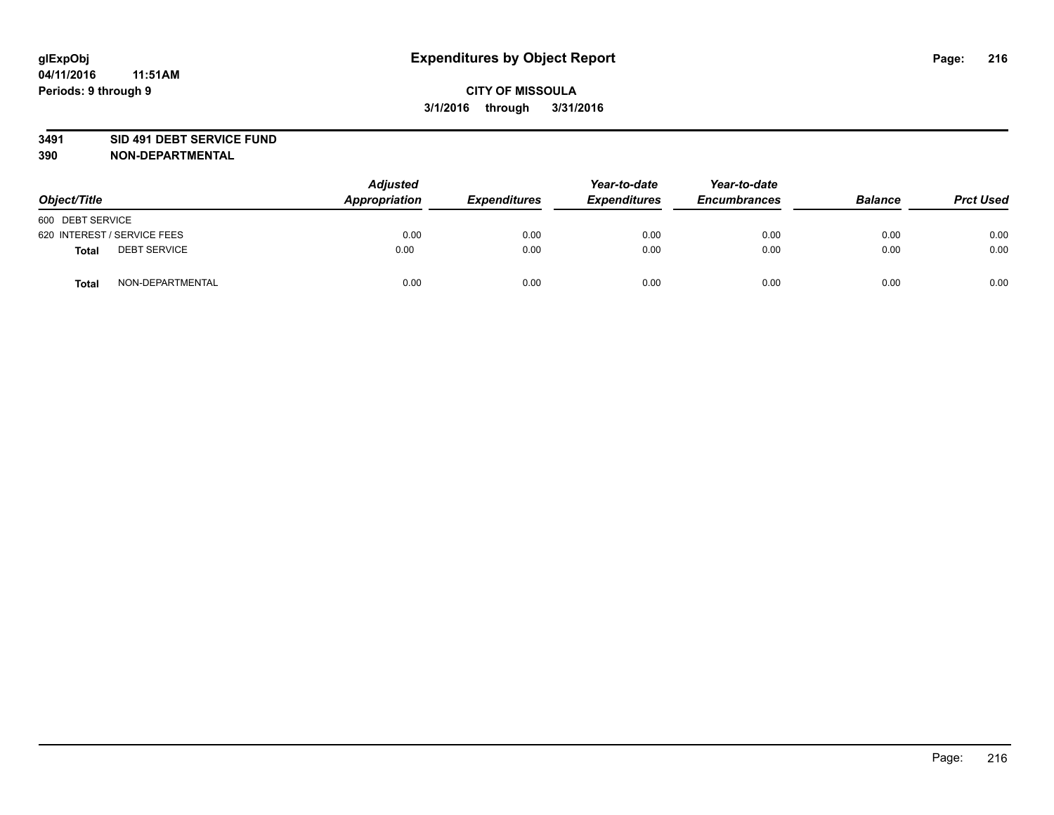# Expenditures by Object Report

glExpObj
04/11/2016 11:51AM
Periods: 9 through 9

**CITY OF MISSOULA**
**3/1/2016 through 3/31/2016**

**3491 SID 491 DEBT SERVICE FUND**
**390 NON-DEPARTMENTAL**

| Object/Title | Adjusted Appropriation | Expenditures | Year-to-date Expenditures | Year-to-date Encumbrances | Balance | Prct Used |
|---|---|---|---|---|---|---|
| 600 DEBT SERVICE | | | | | | |
| 620 INTEREST / SERVICE FEES | 0.00 | 0.00 | 0.00 | 0.00 | 0.00 | 0.00 |
| **Total** DEBT SERVICE | 0.00 | 0.00 | 0.00 | 0.00 | 0.00 | 0.00 |
| **Total** NON-DEPARTMENTAL | 0.00 | 0.00 | 0.00 | 0.00 | 0.00 | 0.00 |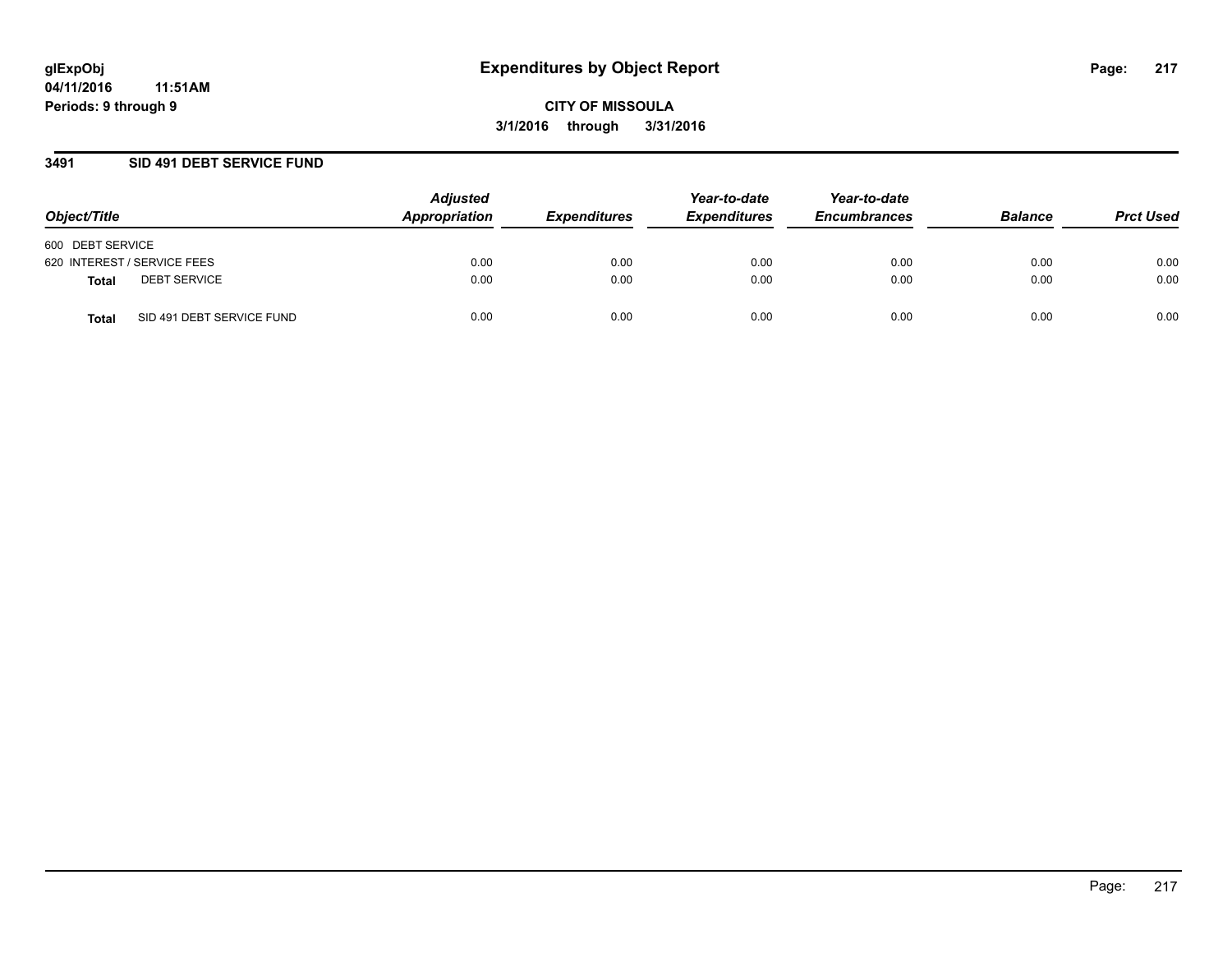**glExpObj**
**04/11/2016 11:51AM**
**Periods: 9 through 9**

# Expenditures by Object Report

**CITY OF MISSOULA**
**3/1/2016 through 3/31/2016**

## 3491 SID 491 DEBT SERVICE FUND

| Object/Title | Adjusted Appropriation | Expenditures | Year-to-date Expenditures | Year-to-date Encumbrances | Balance | Prct Used |
|---|---|---|---|---|---|---|
| 600 DEBT SERVICE | | | | | | |
| 620 INTEREST / SERVICE FEES | 0.00 | 0.00 | 0.00 | 0.00 | 0.00 | 0.00 |
| **Total** DEBT SERVICE | 0.00 | 0.00 | 0.00 | 0.00 | 0.00 | 0.00 |
| **Total** SID 491 DEBT SERVICE FUND | 0.00 | 0.00 | 0.00 | 0.00 | 0.00 | 0.00 |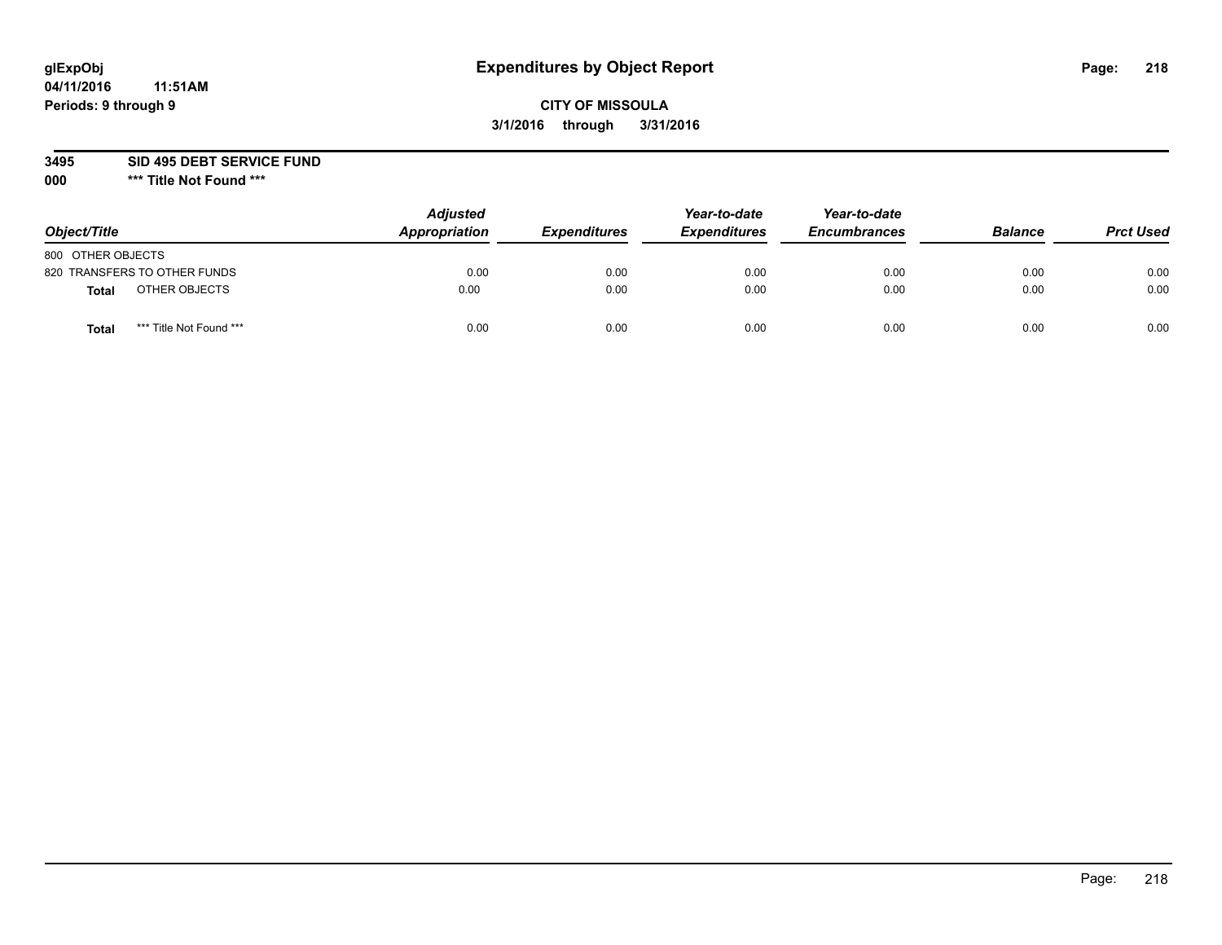# Expenditures by Object Report

glExpObj
04/11/2016 11:51AM
Periods: 9 through 9

**CITY OF MISSOULA**
**3/1/2016 through 3/31/2016**

**3495 SID 495 DEBT SERVICE FUND**
**000 *** Title Not Found *****

| Object/Title | Adjusted Appropriation | Expenditures | Year-to-date Expenditures | Year-to-date Encumbrances | Balance | Prct Used |
|---|---|---|---|---|---|---|
| 800 OTHER OBJECTS | | | | | | |
| 820 TRANSFERS TO OTHER FUNDS | 0.00 | 0.00 | 0.00 | 0.00 | 0.00 | 0.00 |
| **Total** OTHER OBJECTS | 0.00 | 0.00 | 0.00 | 0.00 | 0.00 | 0.00 |
| **Total** *** Title Not Found *** | 0.00 | 0.00 | 0.00 | 0.00 | 0.00 | 0.00 |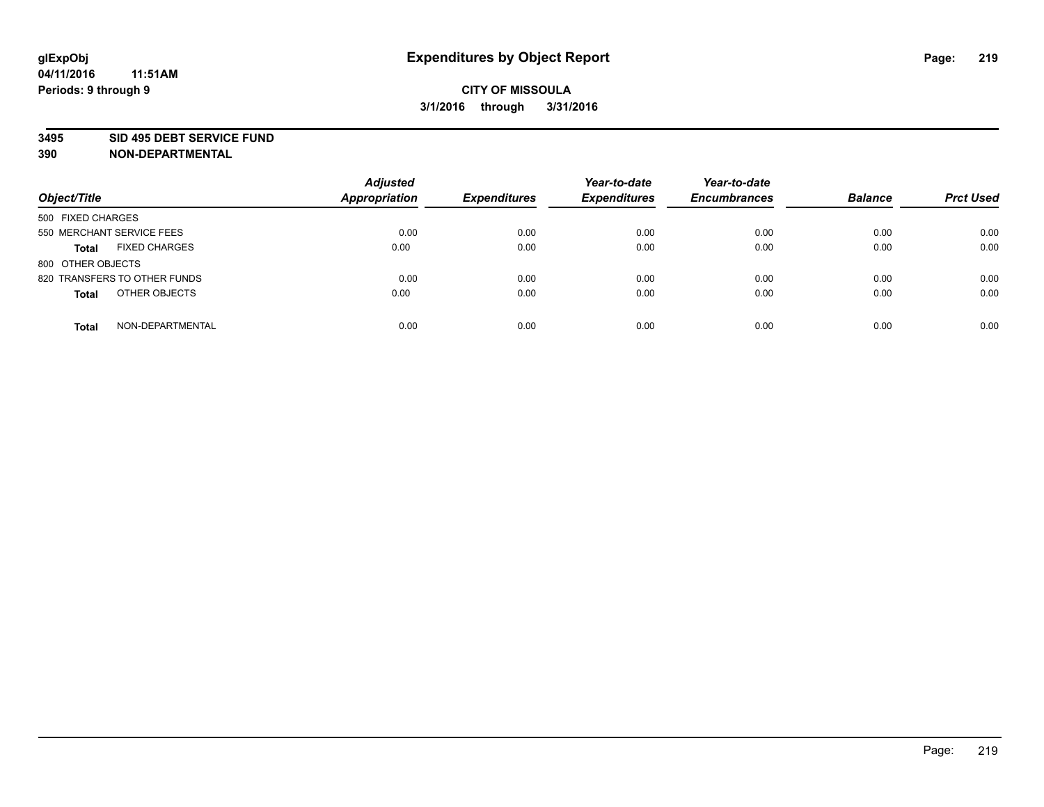**glExpObj**
**04/11/2016 11:51AM**
**Periods: 9 through 9**

# Expenditures by Object Report

**CITY OF MISSOULA**
**3/1/2016 through 3/31/2016**

**3495 SID 495 DEBT SERVICE FUND**
**390 NON-DEPARTMENTAL**

| Object/Title | Adjusted Appropriation | Expenditures | Year-to-date Expenditures | Year-to-date Encumbrances | Balance | Prct Used |
|---|---|---|---|---|---|---|
| 500 FIXED CHARGES | | | | | | |
| 550 MERCHANT SERVICE FEES | 0.00 | 0.00 | 0.00 | 0.00 | 0.00 | 0.00 |
| **Total** FIXED CHARGES | 0.00 | 0.00 | 0.00 | 0.00 | 0.00 | 0.00 |
| 800 OTHER OBJECTS | | | | | | |
| 820 TRANSFERS TO OTHER FUNDS | 0.00 | 0.00 | 0.00 | 0.00 | 0.00 | 0.00 |
| **Total** OTHER OBJECTS | 0.00 | 0.00 | 0.00 | 0.00 | 0.00 | 0.00 |
| **Total** NON-DEPARTMENTAL | 0.00 | 0.00 | 0.00 | 0.00 | 0.00 | 0.00 |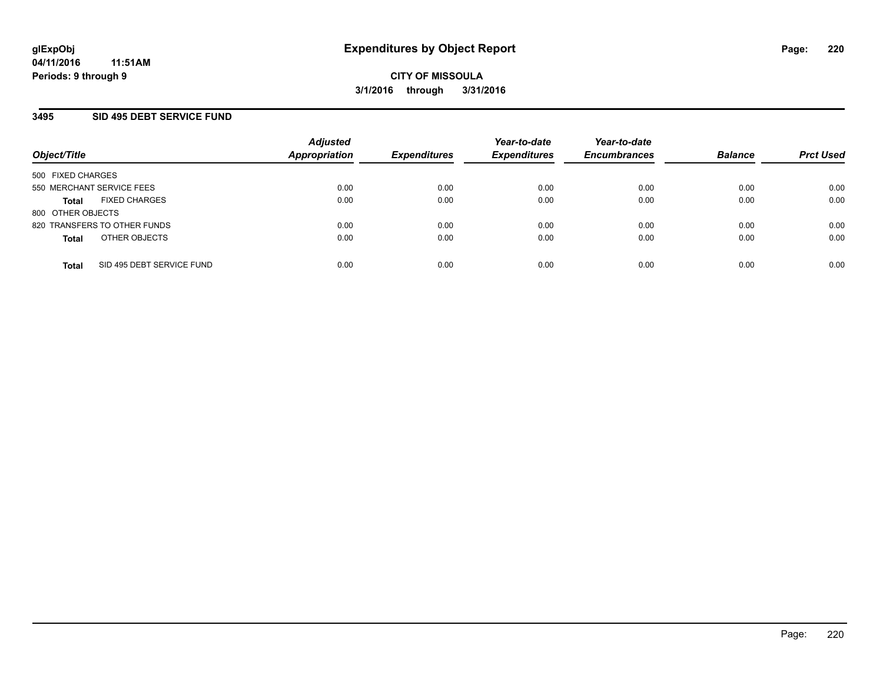**glExpObj** **Expenditures by Object Report**

**04/11/2016 11:51AM**

**Periods: 9 through 9**

**CITY OF MISSOULA**

**3/1/2016 through 3/31/2016**

## 3495 SID 495 DEBT SERVICE FUND

| Object/Title | Adjusted Appropriation | Expenditures | Year-to-date Expenditures | Year-to-date Encumbrances | Balance | Prct Used |
|---|---|---|---|---|---|---|
| 500 FIXED CHARGES | | | | | | |
| 550 MERCHANT SERVICE FEES | 0.00 | 0.00 | 0.00 | 0.00 | 0.00 | 0.00 |
| **Total** FIXED CHARGES | 0.00 | 0.00 | 0.00 | 0.00 | 0.00 | 0.00 |
| 800 OTHER OBJECTS | | | | | | |
| 820 TRANSFERS TO OTHER FUNDS | 0.00 | 0.00 | 0.00 | 0.00 | 0.00 | 0.00 |
| **Total** OTHER OBJECTS | 0.00 | 0.00 | 0.00 | 0.00 | 0.00 | 0.00 |
| **Total** SID 495 DEBT SERVICE FUND | 0.00 | 0.00 | 0.00 | 0.00 | 0.00 | 0.00 |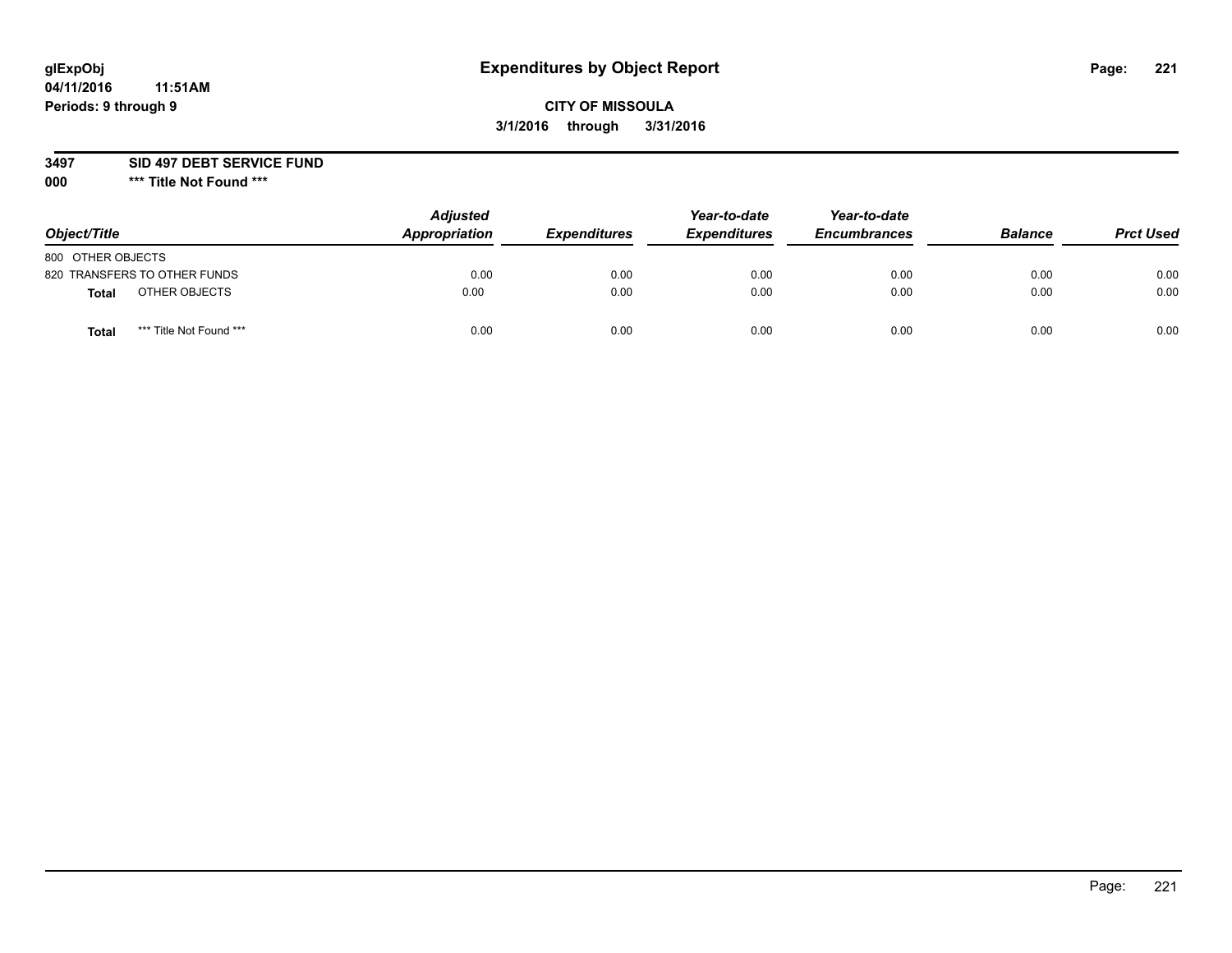glExpObj
04/11/2016 11:51AM
Periods: 9 through 9

# Expenditures by Object Report

**CITY OF MISSOULA**
**3/1/2016 through 3/31/2016**

**3497 SID 497 DEBT SERVICE FUND**
**000 \*\*\* Title Not Found \*\*\***

| Object/Title | Adjusted Appropriation | Expenditures | Year-to-date Expenditures | Year-to-date Encumbrances | Balance | Prct Used |
|---|---|---|---|---|---|---|
| 800 OTHER OBJECTS | | | | | | |
| 820 TRANSFERS TO OTHER FUNDS | 0.00 | 0.00 | 0.00 | 0.00 | 0.00 | 0.00 |
| **Total** OTHER OBJECTS | 0.00 | 0.00 | 0.00 | 0.00 | 0.00 | 0.00 |
| **Total** *** Title Not Found *** | 0.00 | 0.00 | 0.00 | 0.00 | 0.00 | 0.00 |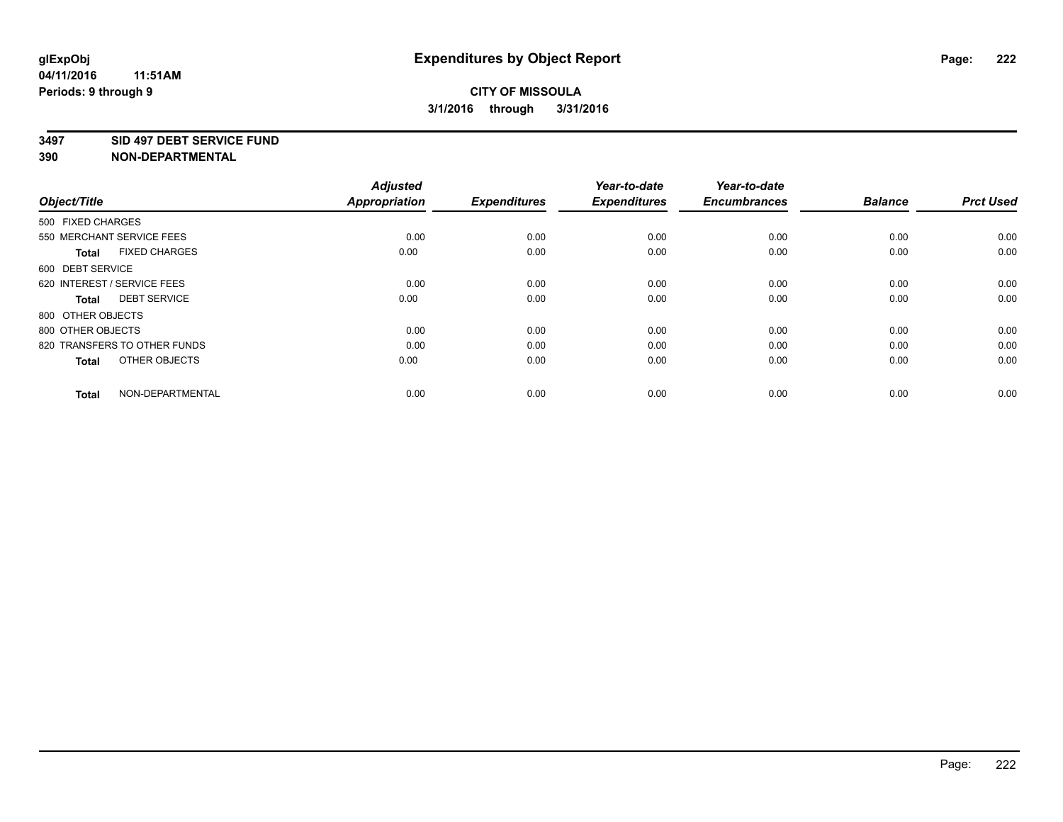**glExpObj**
**04/11/2016 11:51AM**
**Periods: 9 through 9**

# Expenditures by Object Report

**CITY OF MISSOULA**
**3/1/2016 through 3/31/2016**

**3497 SID 497 DEBT SERVICE FUND**
**390 NON-DEPARTMENTAL**

| Object/Title | Adjusted Appropriation | Expenditures | Year-to-date Expenditures | Year-to-date Encumbrances | Balance | Prct Used |
|---|---|---|---|---|---|---|
| 500 FIXED CHARGES | | | | | | |
| 550 MERCHANT SERVICE FEES | 0.00 | 0.00 | 0.00 | 0.00 | 0.00 | 0.00 |
| **Total** FIXED CHARGES | 0.00 | 0.00 | 0.00 | 0.00 | 0.00 | 0.00 |
| 600 DEBT SERVICE | | | | | | |
| 620 INTEREST / SERVICE FEES | 0.00 | 0.00 | 0.00 | 0.00 | 0.00 | 0.00 |
| **Total** DEBT SERVICE | 0.00 | 0.00 | 0.00 | 0.00 | 0.00 | 0.00 |
| 800 OTHER OBJECTS | | | | | | |
| 800 OTHER OBJECTS | 0.00 | 0.00 | 0.00 | 0.00 | 0.00 | 0.00 |
| 820 TRANSFERS TO OTHER FUNDS | 0.00 | 0.00 | 0.00 | 0.00 | 0.00 | 0.00 |
| **Total** OTHER OBJECTS | 0.00 | 0.00 | 0.00 | 0.00 | 0.00 | 0.00 |
| **Total** NON-DEPARTMENTAL | 0.00 | 0.00 | 0.00 | 0.00 | 0.00 | 0.00 |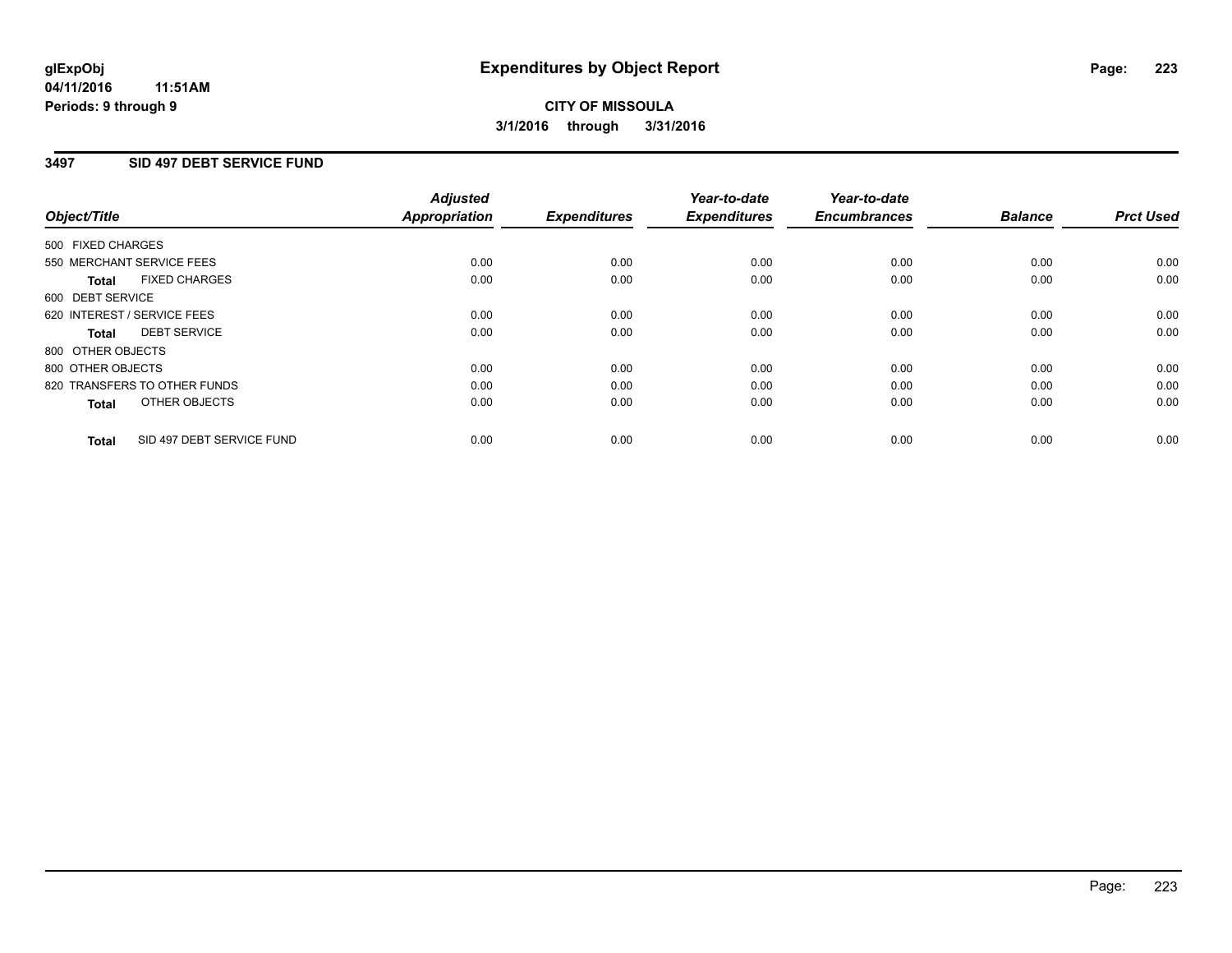**glExpObj**
**04/11/2016 11:51AM**
**Periods: 9 through 9**

# Expenditures by Object Report

**CITY OF MISSOULA**
**3/1/2016 through 3/31/2016**

## 3497 SID 497 DEBT SERVICE FUND

| Object/Title | Adjusted Appropriation | Expenditures | Year-to-date Expenditures | Year-to-date Encumbrances | Balance | Prct Used |
|---|---|---|---|---|---|---|
| 500 FIXED CHARGES | | | | | | |
| 550 MERCHANT SERVICE FEES | 0.00 | 0.00 | 0.00 | 0.00 | 0.00 | 0.00 |
| **Total** FIXED CHARGES | 0.00 | 0.00 | 0.00 | 0.00 | 0.00 | 0.00 |
| 600 DEBT SERVICE | | | | | | |
| 620 INTEREST / SERVICE FEES | 0.00 | 0.00 | 0.00 | 0.00 | 0.00 | 0.00 |
| **Total** DEBT SERVICE | 0.00 | 0.00 | 0.00 | 0.00 | 0.00 | 0.00 |
| 800 OTHER OBJECTS | | | | | | |
| 800 OTHER OBJECTS | 0.00 | 0.00 | 0.00 | 0.00 | 0.00 | 0.00 |
| 820 TRANSFERS TO OTHER FUNDS | 0.00 | 0.00 | 0.00 | 0.00 | 0.00 | 0.00 |
| **Total** OTHER OBJECTS | 0.00 | 0.00 | 0.00 | 0.00 | 0.00 | 0.00 |
| **Total** SID 497 DEBT SERVICE FUND | 0.00 | 0.00 | 0.00 | 0.00 | 0.00 | 0.00 |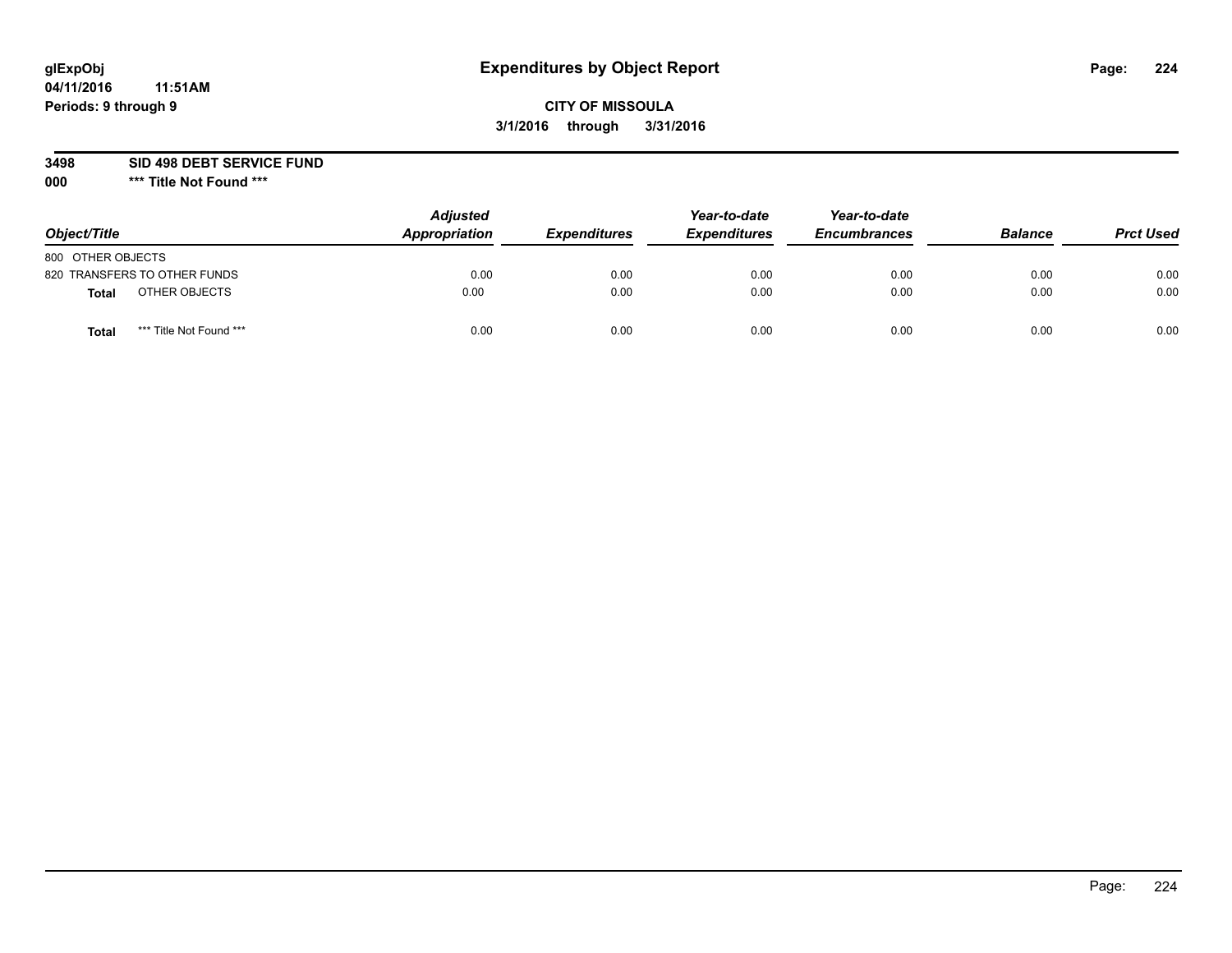# Expenditures by Object Report

glExpObj
04/11/2016 11:51AM
Periods: 9 through 9

**CITY OF MISSOULA**
**3/1/2016 through 3/31/2016**

**3498 SID 498 DEBT SERVICE FUND**
**000 *** Title Not Found *****

| Object/Title | Adjusted Appropriation | Expenditures | Year-to-date Expenditures | Year-to-date Encumbrances | Balance | Prct Used |
|---|---|---|---|---|---|---|
| 800 OTHER OBJECTS | | | | | | |
| 820 TRANSFERS TO OTHER FUNDS | 0.00 | 0.00 | 0.00 | 0.00 | 0.00 | 0.00 |
| **Total** OTHER OBJECTS | 0.00 | 0.00 | 0.00 | 0.00 | 0.00 | 0.00 |
| **Total** *** Title Not Found *** | 0.00 | 0.00 | 0.00 | 0.00 | 0.00 | 0.00 |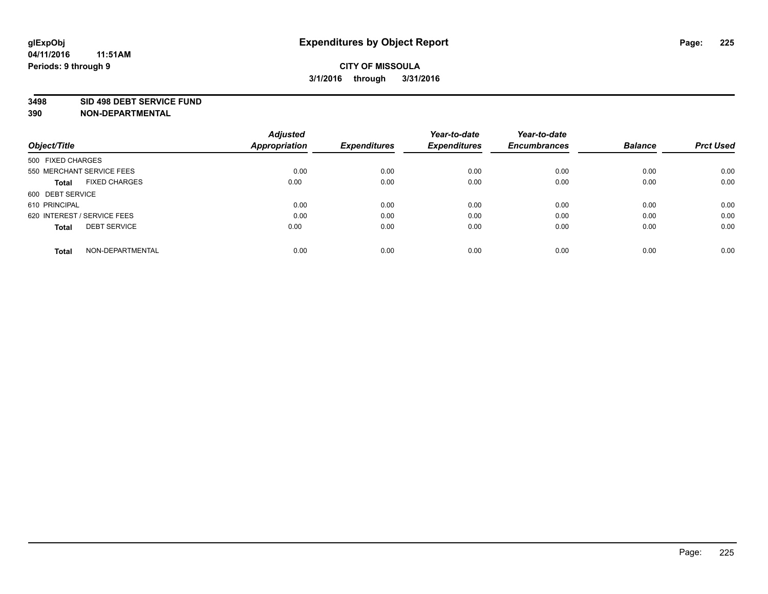**glExpObj**
**04/11/2016 11:51AM**
**Periods: 9 through 9**

# Expenditures by Object Report

**CITY OF MISSOULA**
**3/1/2016 through 3/31/2016**

**3498 SID 498 DEBT SERVICE FUND**
**390 NON-DEPARTMENTAL**

| Object/Title | Adjusted Appropriation | Expenditures | Year-to-date Expenditures | Year-to-date Encumbrances | Balance | Prct Used |
|---|---|---|---|---|---|---|
| 500 FIXED CHARGES | | | | | | |
| 550 MERCHANT SERVICE FEES | 0.00 | 0.00 | 0.00 | 0.00 | 0.00 | 0.00 |
| **Total** FIXED CHARGES | 0.00 | 0.00 | 0.00 | 0.00 | 0.00 | 0.00 |
| 600 DEBT SERVICE | | | | | | |
| 610 PRINCIPAL | 0.00 | 0.00 | 0.00 | 0.00 | 0.00 | 0.00 |
| 620 INTEREST / SERVICE FEES | 0.00 | 0.00 | 0.00 | 0.00 | 0.00 | 0.00 |
| **Total** DEBT SERVICE | 0.00 | 0.00 | 0.00 | 0.00 | 0.00 | 0.00 |
| **Total** NON-DEPARTMENTAL | 0.00 | 0.00 | 0.00 | 0.00 | 0.00 | 0.00 |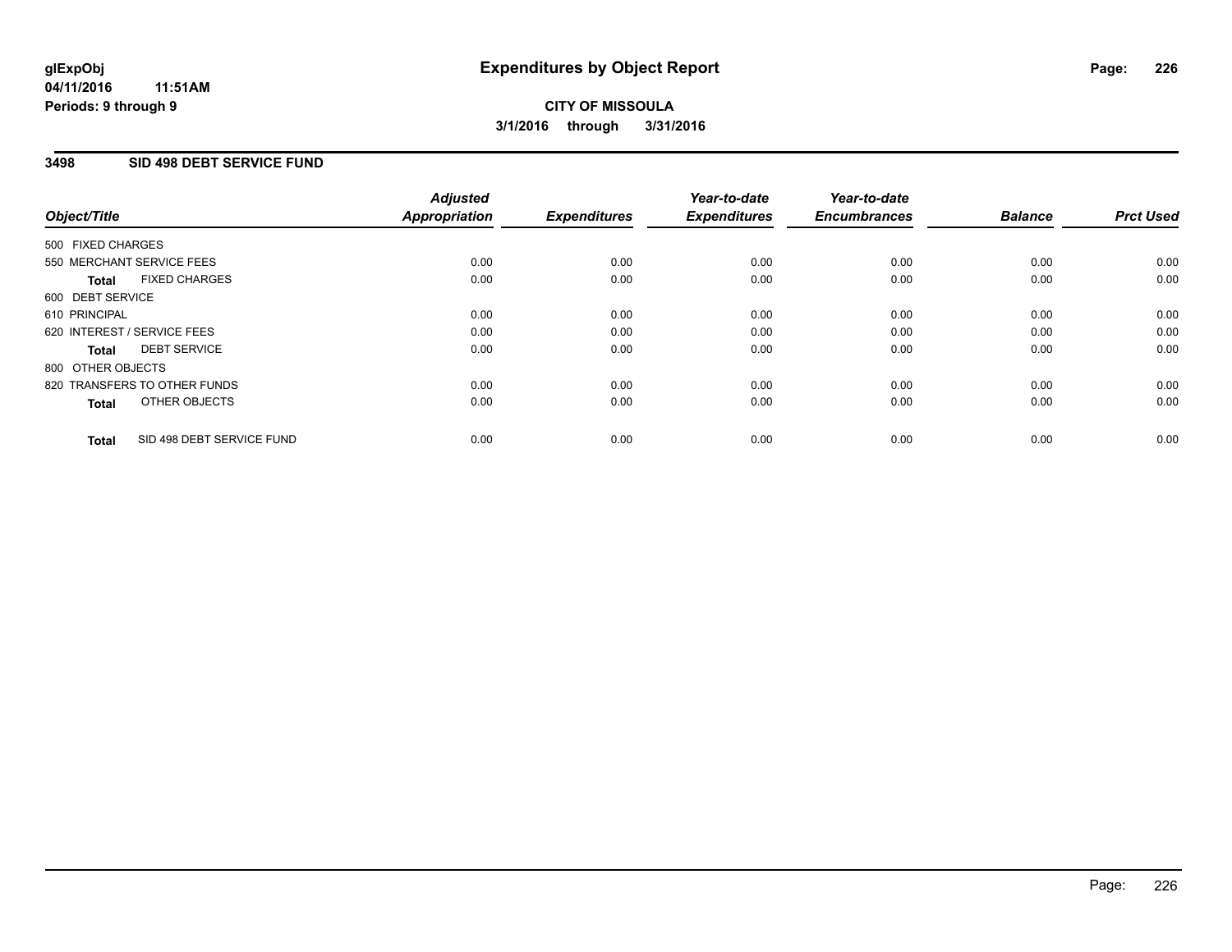**glExpObj**
**04/11/2016 11:51AM**
**Periods: 9 through 9**

# Expenditures by Object Report

**CITY OF MISSOULA**
**3/1/2016 through 3/31/2016**

## 3498 SID 498 DEBT SERVICE FUND

| Object/Title | Adjusted Appropriation | Expenditures | Year-to-date Expenditures | Year-to-date Encumbrances | Balance | Prct Used |
|---|---|---|---|---|---|---|
| 500 FIXED CHARGES | | | | | | |
| 550 MERCHANT SERVICE FEES | 0.00 | 0.00 | 0.00 | 0.00 | 0.00 | 0.00 |
| **Total** FIXED CHARGES | 0.00 | 0.00 | 0.00 | 0.00 | 0.00 | 0.00 |
| 600 DEBT SERVICE | | | | | | |
| 610 PRINCIPAL | 0.00 | 0.00 | 0.00 | 0.00 | 0.00 | 0.00 |
| 620 INTEREST / SERVICE FEES | 0.00 | 0.00 | 0.00 | 0.00 | 0.00 | 0.00 |
| **Total** DEBT SERVICE | 0.00 | 0.00 | 0.00 | 0.00 | 0.00 | 0.00 |
| 800 OTHER OBJECTS | | | | | | |
| 820 TRANSFERS TO OTHER FUNDS | 0.00 | 0.00 | 0.00 | 0.00 | 0.00 | 0.00 |
| **Total** OTHER OBJECTS | 0.00 | 0.00 | 0.00 | 0.00 | 0.00 | 0.00 |
| **Total** SID 498 DEBT SERVICE FUND | 0.00 | 0.00 | 0.00 | 0.00 | 0.00 | 0.00 |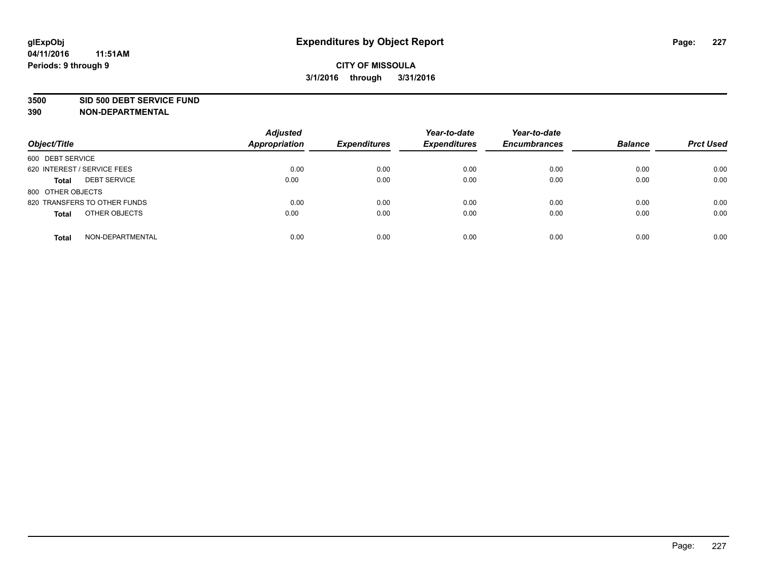glExpObj
04/11/2016 11:51AM
Periods: 9 through 9

# Expenditures by Object Report

**CITY OF MISSOULA**
**3/1/2016 through 3/31/2016**

**3500 SID 500 DEBT SERVICE FUND**
**390 NON-DEPARTMENTAL**

| Object/Title | Adjusted Appropriation | Expenditures | Year-to-date Expenditures | Year-to-date Encumbrances | Balance | Prct Used |
|---|---|---|---|---|---|---|
| 600 DEBT SERVICE | | | | | | |
| 620 INTEREST / SERVICE FEES | 0.00 | 0.00 | 0.00 | 0.00 | 0.00 | 0.00 |
| **Total** DEBT SERVICE | 0.00 | 0.00 | 0.00 | 0.00 | 0.00 | 0.00 |
| 800 OTHER OBJECTS | | | | | | |
| 820 TRANSFERS TO OTHER FUNDS | 0.00 | 0.00 | 0.00 | 0.00 | 0.00 | 0.00 |
| **Total** OTHER OBJECTS | 0.00 | 0.00 | 0.00 | 0.00 | 0.00 | 0.00 |
| **Total** NON-DEPARTMENTAL | 0.00 | 0.00 | 0.00 | 0.00 | 0.00 | 0.00 |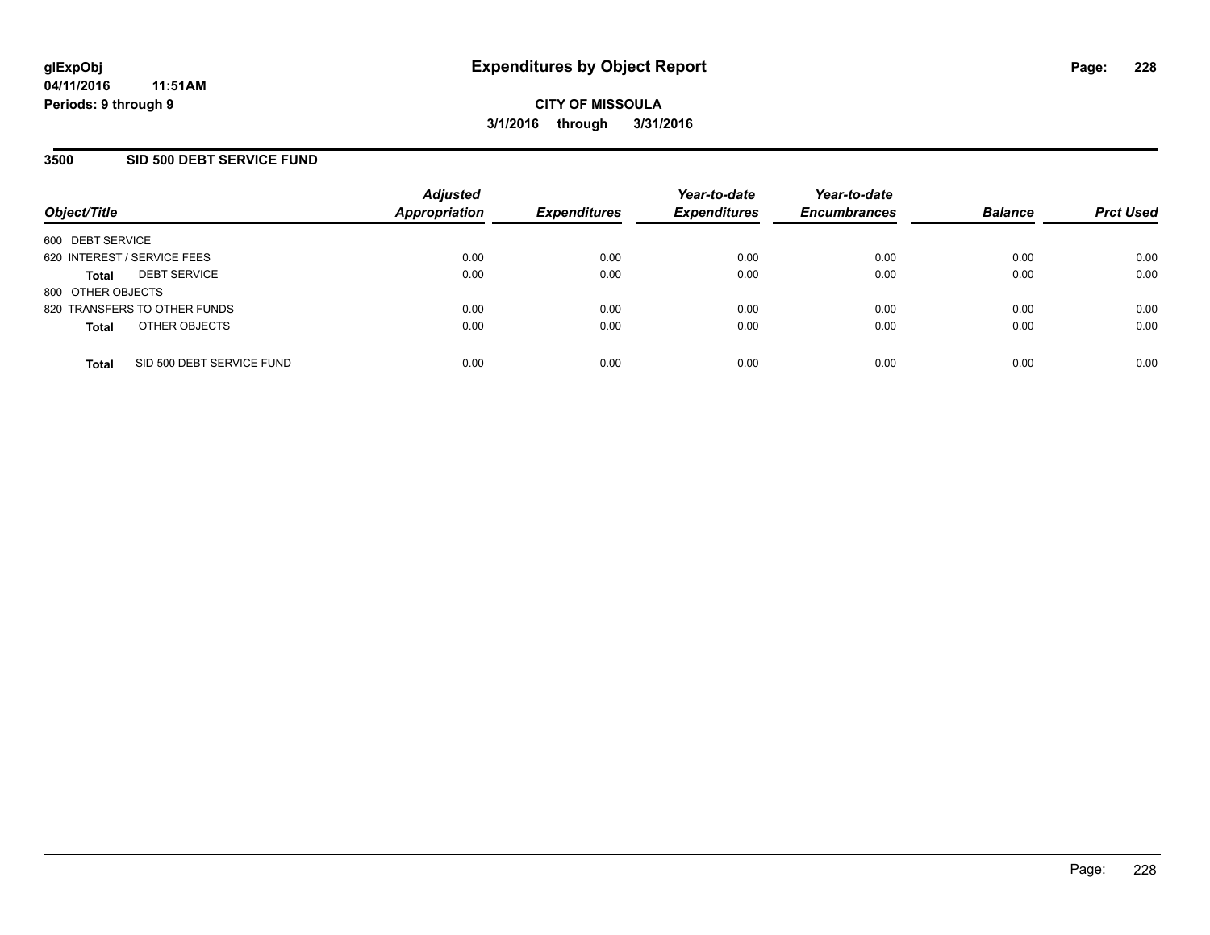glExpObj
04/11/2016 11:51AM
Periods: 9 through 9

# Expenditures by Object Report

**CITY OF MISSOULA**
**3/1/2016 through 3/31/2016**

## 3500 SID 500 DEBT SERVICE FUND

| Object/Title | Adjusted Appropriation | Expenditures | Year-to-date Expenditures | Year-to-date Encumbrances | Balance | Prct Used |
|---|---|---|---|---|---|---|
| 600 DEBT SERVICE | | | | | | |
| 620 INTEREST / SERVICE FEES | 0.00 | 0.00 | 0.00 | 0.00 | 0.00 | 0.00 |
| **Total** DEBT SERVICE | 0.00 | 0.00 | 0.00 | 0.00 | 0.00 | 0.00 |
| 800 OTHER OBJECTS | | | | | | |
| 820 TRANSFERS TO OTHER FUNDS | 0.00 | 0.00 | 0.00 | 0.00 | 0.00 | 0.00 |
| **Total** OTHER OBJECTS | 0.00 | 0.00 | 0.00 | 0.00 | 0.00 | 0.00 |
| **Total** SID 500 DEBT SERVICE FUND | 0.00 | 0.00 | 0.00 | 0.00 | 0.00 | 0.00 |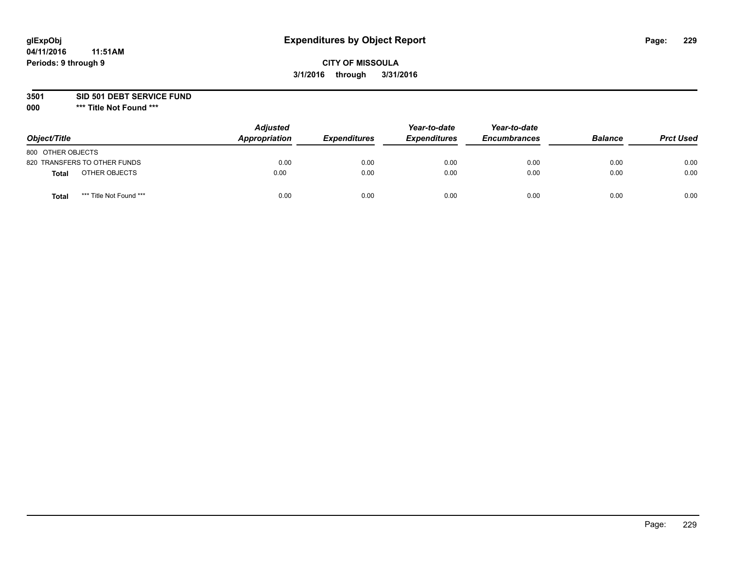# Expenditures by Object Report

glExpObj
04/11/2016 11:51AM
Periods: 9 through 9

**CITY OF MISSOULA**
**3/1/2016 through 3/31/2016**

**3501 SID 501 DEBT SERVICE FUND**
**000 *** Title Not Found *****

| Object/Title | Adjusted Appropriation | Expenditures | Year-to-date Expenditures | Year-to-date Encumbrances | Balance | Prct Used |
|---|---|---|---|---|---|---|
| 800 OTHER OBJECTS | | | | | | |
| 820 TRANSFERS TO OTHER FUNDS | 0.00 | 0.00 | 0.00 | 0.00 | 0.00 | 0.00 |
| **Total** OTHER OBJECTS | 0.00 | 0.00 | 0.00 | 0.00 | 0.00 | 0.00 |
| **Total** *** Title Not Found *** | 0.00 | 0.00 | 0.00 | 0.00 | 0.00 | 0.00 |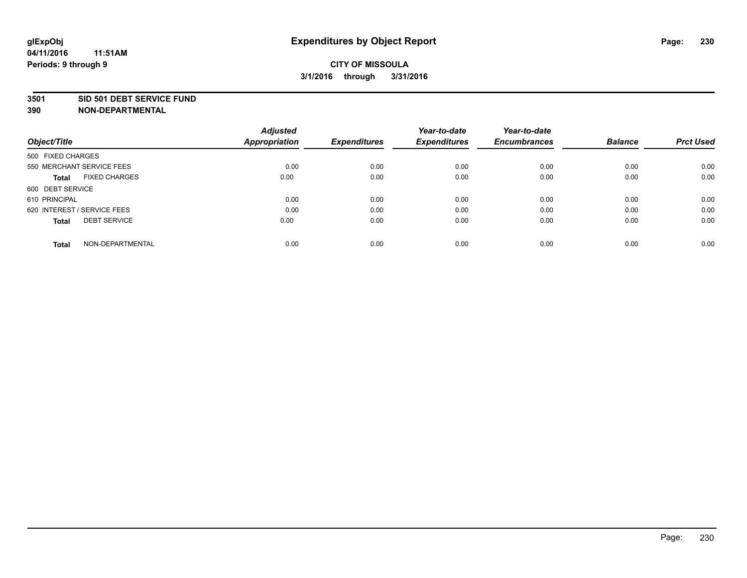# Expenditures by Object Report

glExpObj
04/11/2016 11:51AM
Periods: 9 through 9

**CITY OF MISSOULA**
**3/1/2016 through 3/31/2016**

**3501 SID 501 DEBT SERVICE FUND**
**390 NON-DEPARTMENTAL**

| Object/Title | Adjusted Appropriation | Expenditures | Year-to-date Expenditures | Year-to-date Encumbrances | Balance | Prct Used |
|---|---|---|---|---|---|---|
| 500 FIXED CHARGES | | | | | | |
| 550 MERCHANT SERVICE FEES | 0.00 | 0.00 | 0.00 | 0.00 | 0.00 | 0.00 |
| **Total** FIXED CHARGES | 0.00 | 0.00 | 0.00 | 0.00 | 0.00 | 0.00 |
| 600 DEBT SERVICE | | | | | | |
| 610 PRINCIPAL | 0.00 | 0.00 | 0.00 | 0.00 | 0.00 | 0.00 |
| 620 INTEREST / SERVICE FEES | 0.00 | 0.00 | 0.00 | 0.00 | 0.00 | 0.00 |
| **Total** DEBT SERVICE | 0.00 | 0.00 | 0.00 | 0.00 | 0.00 | 0.00 |
| **Total** NON-DEPARTMENTAL | 0.00 | 0.00 | 0.00 | 0.00 | 0.00 | 0.00 |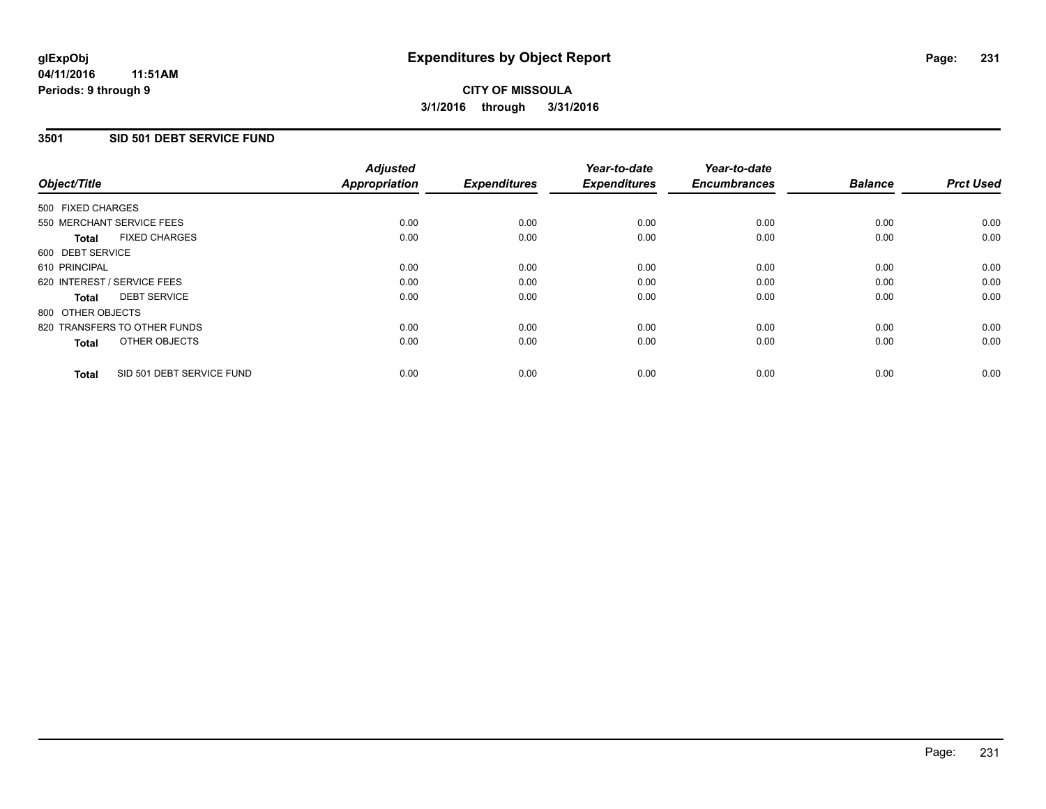glExpObj
04/11/2016 11:51AM
Periods: 9 through 9

# Expenditures by Object Report

**CITY OF MISSOULA**
**3/1/2016 through 3/31/2016**

## 3501 SID 501 DEBT SERVICE FUND

| Object/Title | Adjusted Appropriation | Expenditures | Year-to-date Expenditures | Year-to-date Encumbrances | Balance | Prct Used |
|---|---|---|---|---|---|---|
| 500 FIXED CHARGES | | | | | | |
| 550 MERCHANT SERVICE FEES | 0.00 | 0.00 | 0.00 | 0.00 | 0.00 | 0.00 |
| **Total** FIXED CHARGES | 0.00 | 0.00 | 0.00 | 0.00 | 0.00 | 0.00 |
| 600 DEBT SERVICE | | | | | | |
| 610 PRINCIPAL | 0.00 | 0.00 | 0.00 | 0.00 | 0.00 | 0.00 |
| 620 INTEREST / SERVICE FEES | 0.00 | 0.00 | 0.00 | 0.00 | 0.00 | 0.00 |
| **Total** DEBT SERVICE | 0.00 | 0.00 | 0.00 | 0.00 | 0.00 | 0.00 |
| 800 OTHER OBJECTS | | | | | | |
| 820 TRANSFERS TO OTHER FUNDS | 0.00 | 0.00 | 0.00 | 0.00 | 0.00 | 0.00 |
| **Total** OTHER OBJECTS | 0.00 | 0.00 | 0.00 | 0.00 | 0.00 | 0.00 |
| **Total** SID 501 DEBT SERVICE FUND | 0.00 | 0.00 | 0.00 | 0.00 | 0.00 | 0.00 |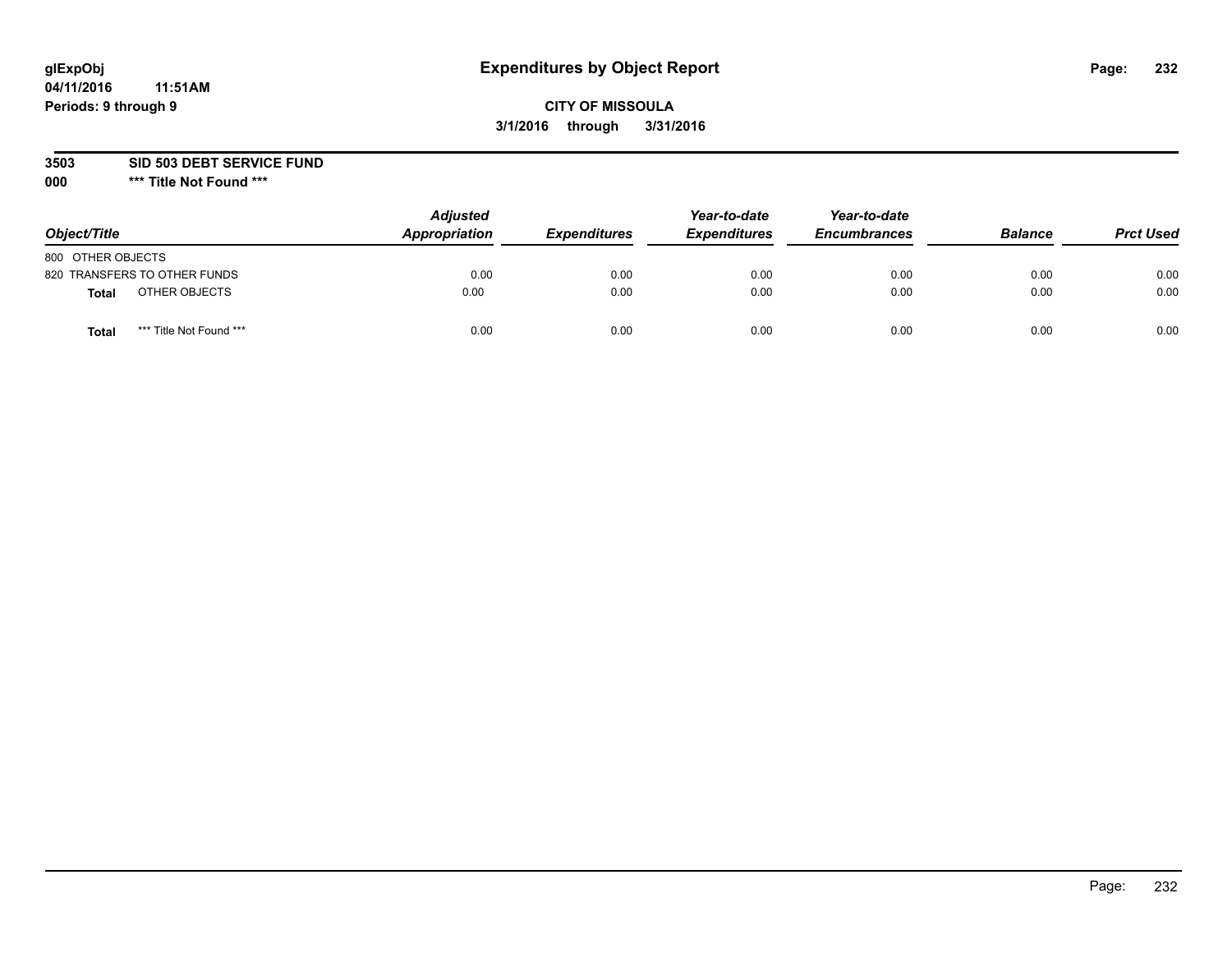**glExpObj** **Expenditures by Object Report**
**04/11/2016 11:51AM**
**Periods: 9 through 9**

**CITY OF MISSOULA**
**3/1/2016 through 3/31/2016**

**3503 SID 503 DEBT SERVICE FUND**
**000 *** Title Not Found *****

| Object/Title | | Adjusted Appropriation | Expenditures | Year-to-date Expenditures | Year-to-date Encumbrances | Balance | Prct Used |
|---|---|---|---|---|---|---|---|
| 800 OTHER OBJECTS | | | | | | | |
| 820 TRANSFERS TO OTHER FUNDS | | 0.00 | 0.00 | 0.00 | 0.00 | 0.00 | 0.00 |
| **Total** | OTHER OBJECTS | 0.00 | 0.00 | 0.00 | 0.00 | 0.00 | 0.00 |
| **Total** | *** Title Not Found *** | 0.00 | 0.00 | 0.00 | 0.00 | 0.00 | 0.00 |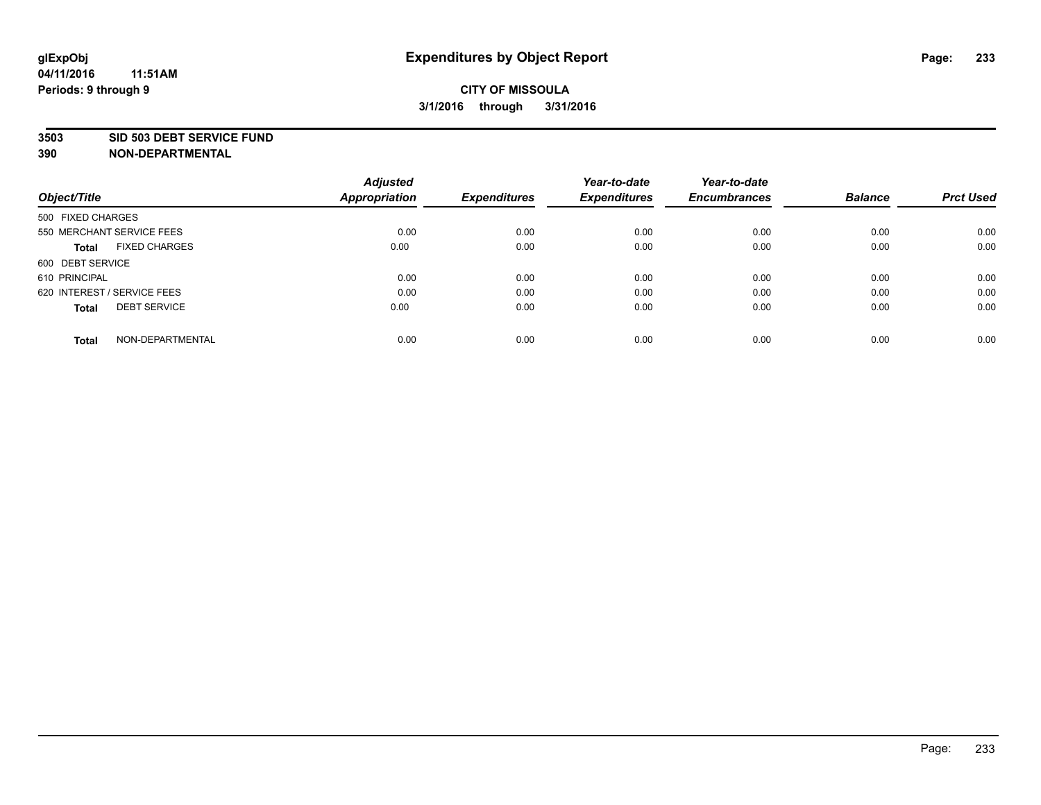**glExpObj** **Expenditures by Object Report**

**04/11/2016 11:51AM**

**Periods: 9 through 9**

**CITY OF MISSOULA**

**3/1/2016 through 3/31/2016**

**3503 SID 503 DEBT SERVICE FUND**

**390 NON-DEPARTMENTAL**

| Object/Title | | Adjusted Appropriation | Expenditures | Year-to-date Expenditures | Year-to-date Encumbrances | Balance | Prct Used |
|---|---|---|---|---|---|---|---|
| 500 FIXED CHARGES | | | | | | | |
| 550 MERCHANT SERVICE FEES | | 0.00 | 0.00 | 0.00 | 0.00 | 0.00 | 0.00 |
| **Total** | FIXED CHARGES | 0.00 | 0.00 | 0.00 | 0.00 | 0.00 | 0.00 |
| 600 DEBT SERVICE | | | | | | | |
| 610 PRINCIPAL | | 0.00 | 0.00 | 0.00 | 0.00 | 0.00 | 0.00 |
| 620 INTEREST / SERVICE FEES | | 0.00 | 0.00 | 0.00 | 0.00 | 0.00 | 0.00 |
| **Total** | DEBT SERVICE | 0.00 | 0.00 | 0.00 | 0.00 | 0.00 | 0.00 |
| **Total** | NON-DEPARTMENTAL | 0.00 | 0.00 | 0.00 | 0.00 | 0.00 | 0.00 |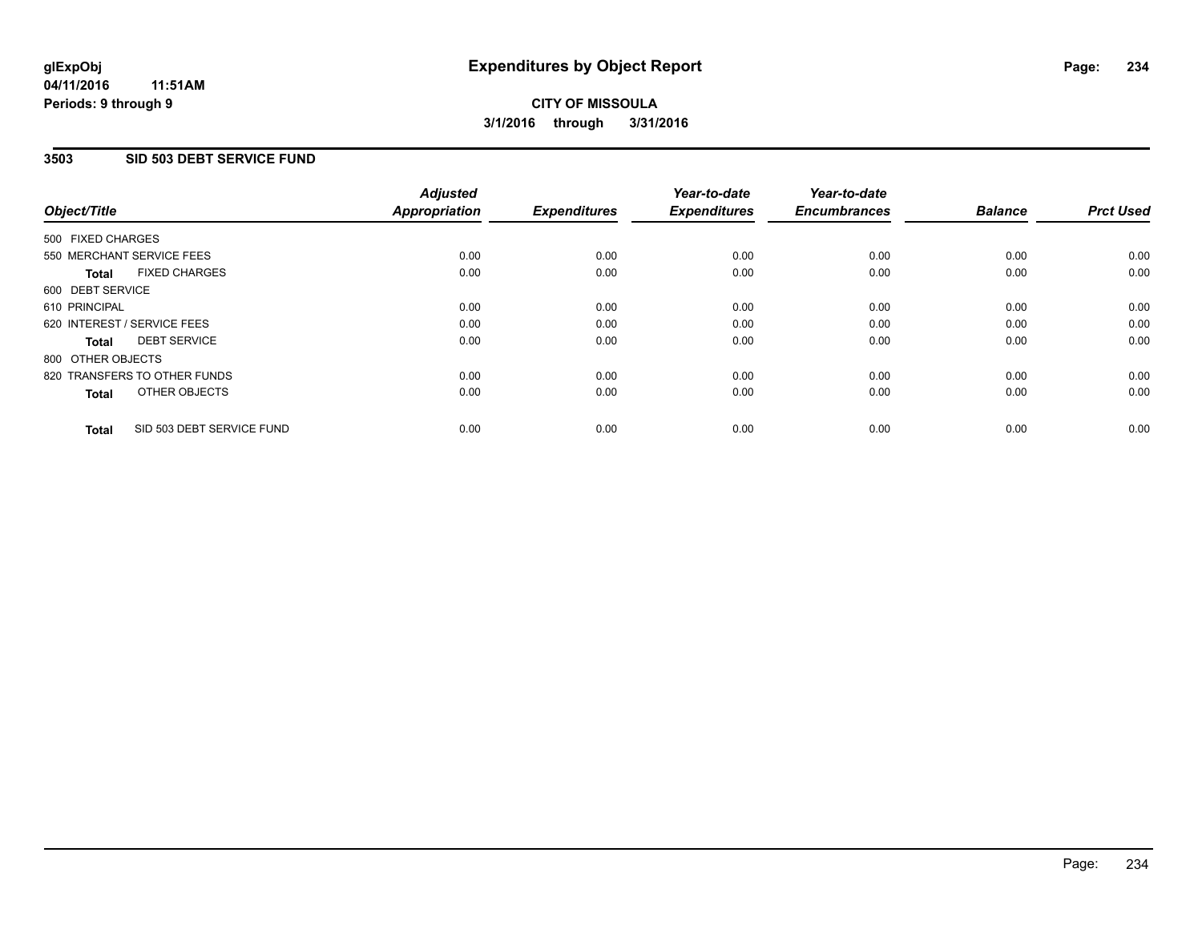glExpObj
04/11/2016 11:51AM
Periods: 9 through 9

# Expenditures by Object Report

**CITY OF MISSOULA**
**3/1/2016 through 3/31/2016**

## 3503 SID 503 DEBT SERVICE FUND

| Object/Title | Adjusted Appropriation | Expenditures | Year-to-date Expenditures | Year-to-date Encumbrances | Balance | Prct Used |
|---|---|---|---|---|---|---|
| 500 FIXED CHARGES | | | | | | |
| 550 MERCHANT SERVICE FEES | 0.00 | 0.00 | 0.00 | 0.00 | 0.00 | 0.00 |
| **Total** FIXED CHARGES | 0.00 | 0.00 | 0.00 | 0.00 | 0.00 | 0.00 |
| 600 DEBT SERVICE | | | | | | |
| 610 PRINCIPAL | 0.00 | 0.00 | 0.00 | 0.00 | 0.00 | 0.00 |
| 620 INTEREST / SERVICE FEES | 0.00 | 0.00 | 0.00 | 0.00 | 0.00 | 0.00 |
| **Total** DEBT SERVICE | 0.00 | 0.00 | 0.00 | 0.00 | 0.00 | 0.00 |
| 800 OTHER OBJECTS | | | | | | |
| 820 TRANSFERS TO OTHER FUNDS | 0.00 | 0.00 | 0.00 | 0.00 | 0.00 | 0.00 |
| **Total** OTHER OBJECTS | 0.00 | 0.00 | 0.00 | 0.00 | 0.00 | 0.00 |
| **Total** SID 503 DEBT SERVICE FUND | 0.00 | 0.00 | 0.00 | 0.00 | 0.00 | 0.00 |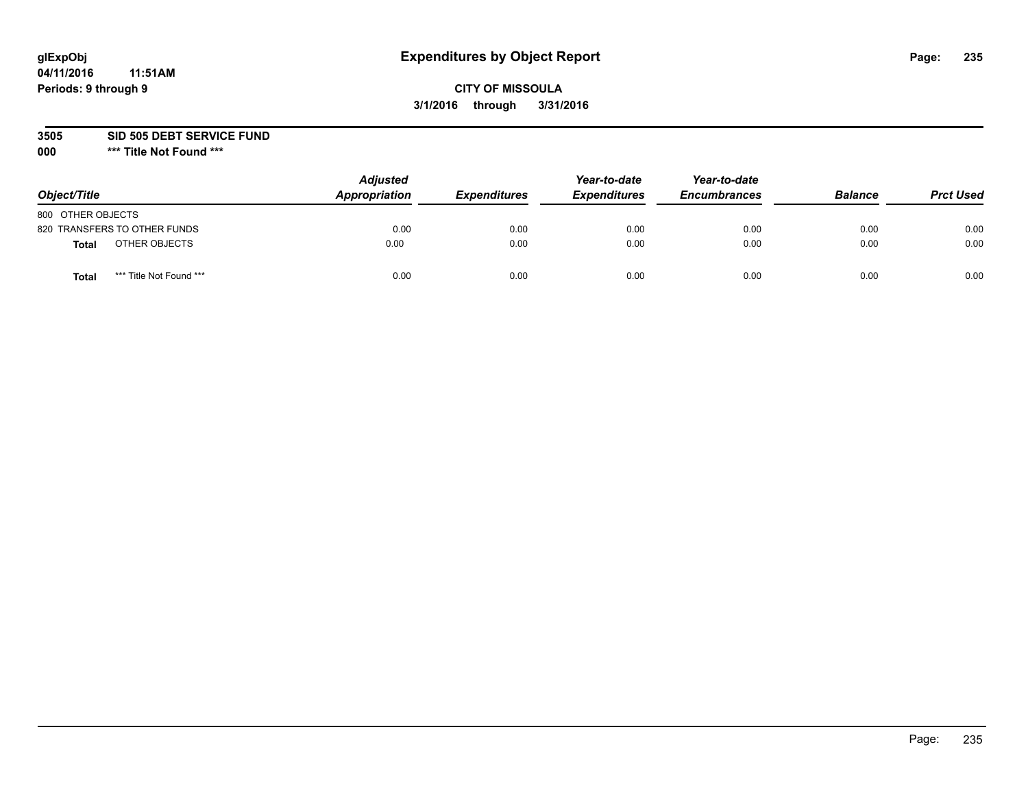glExpObj
04/11/2016 11:51AM
Periods: 9 through 9

# Expenditures by Object Report

**CITY OF MISSOULA**

**3/1/2016 through 3/31/2016**

**3505 SID 505 DEBT SERVICE FUND**

**000 \*** Title Not Found \*****

| Object/Title | | Adjusted Appropriation | Expenditures | Year-to-date Expenditures | Year-to-date Encumbrances | Balance | Prct Used |
|---|---|---|---|---|---|---|---|
| 800 OTHER OBJECTS | | | | | | | |
| 820 TRANSFERS TO OTHER FUNDS | | 0.00 | 0.00 | 0.00 | 0.00 | 0.00 | 0.00 |
| **Total** | OTHER OBJECTS | 0.00 | 0.00 | 0.00 | 0.00 | 0.00 | 0.00 |
| **Total** | *** Title Not Found *** | 0.00 | 0.00 | 0.00 | 0.00 | 0.00 | 0.00 |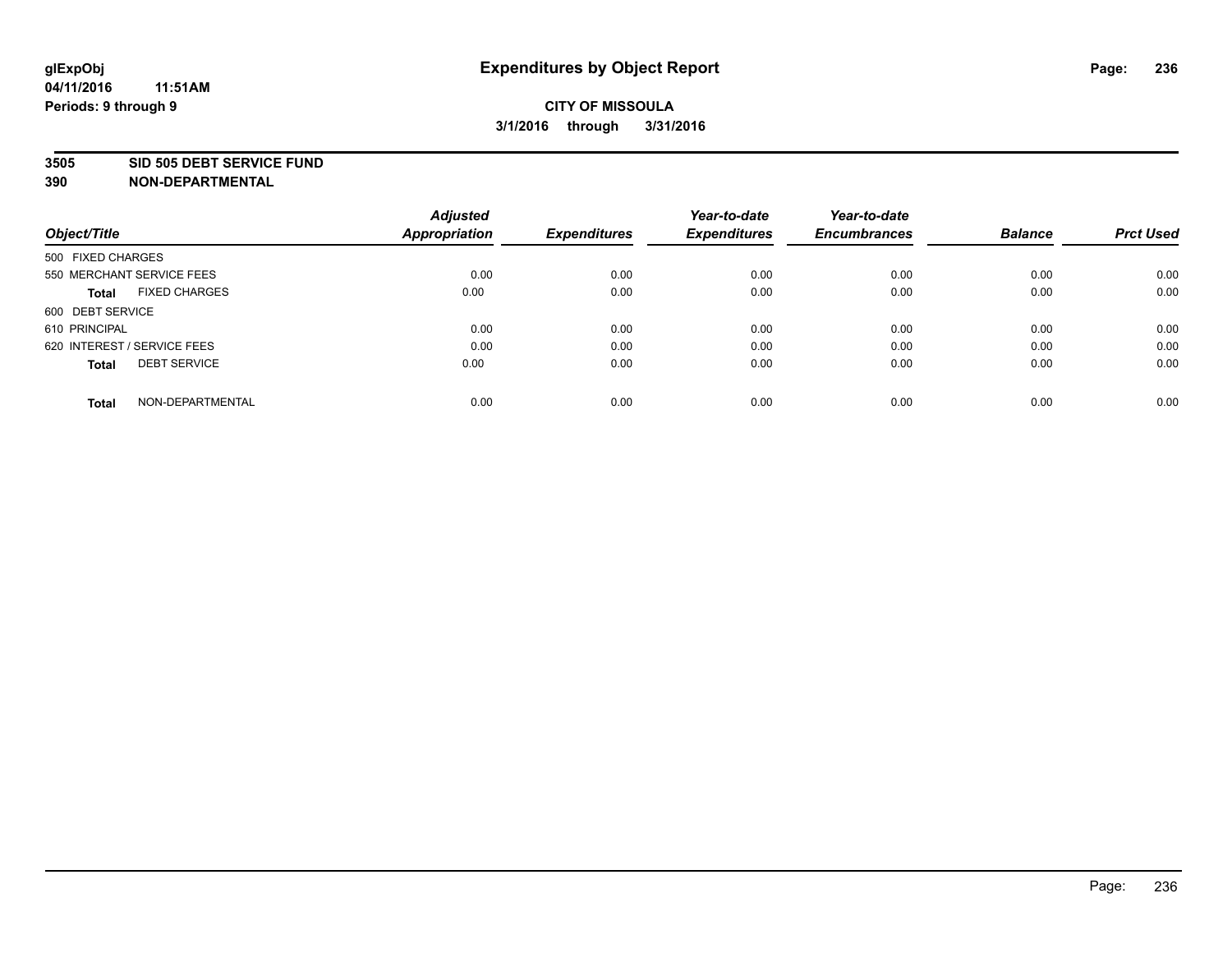glExpObj
04/11/2016 11:51AM
Periods: 9 through 9

# Expenditures by Object Report

**CITY OF MISSOULA**

**3/1/2016 through 3/31/2016**

**3505 SID 505 DEBT SERVICE FUND**
**390 NON-DEPARTMENTAL**

| Object/Title | Adjusted Appropriation | Expenditures | Year-to-date Expenditures | Year-to-date Encumbrances | Balance | Prct Used |
|---|---|---|---|---|---|---|
| 500 FIXED CHARGES | | | | | | |
| 550 MERCHANT SERVICE FEES | 0.00 | 0.00 | 0.00 | 0.00 | 0.00 | 0.00 |
| **Total** FIXED CHARGES | 0.00 | 0.00 | 0.00 | 0.00 | 0.00 | 0.00 |
| 600 DEBT SERVICE | | | | | | |
| 610 PRINCIPAL | 0.00 | 0.00 | 0.00 | 0.00 | 0.00 | 0.00 |
| 620 INTEREST / SERVICE FEES | 0.00 | 0.00 | 0.00 | 0.00 | 0.00 | 0.00 |
| **Total** DEBT SERVICE | 0.00 | 0.00 | 0.00 | 0.00 | 0.00 | 0.00 |
| **Total** NON-DEPARTMENTAL | 0.00 | 0.00 | 0.00 | 0.00 | 0.00 | 0.00 |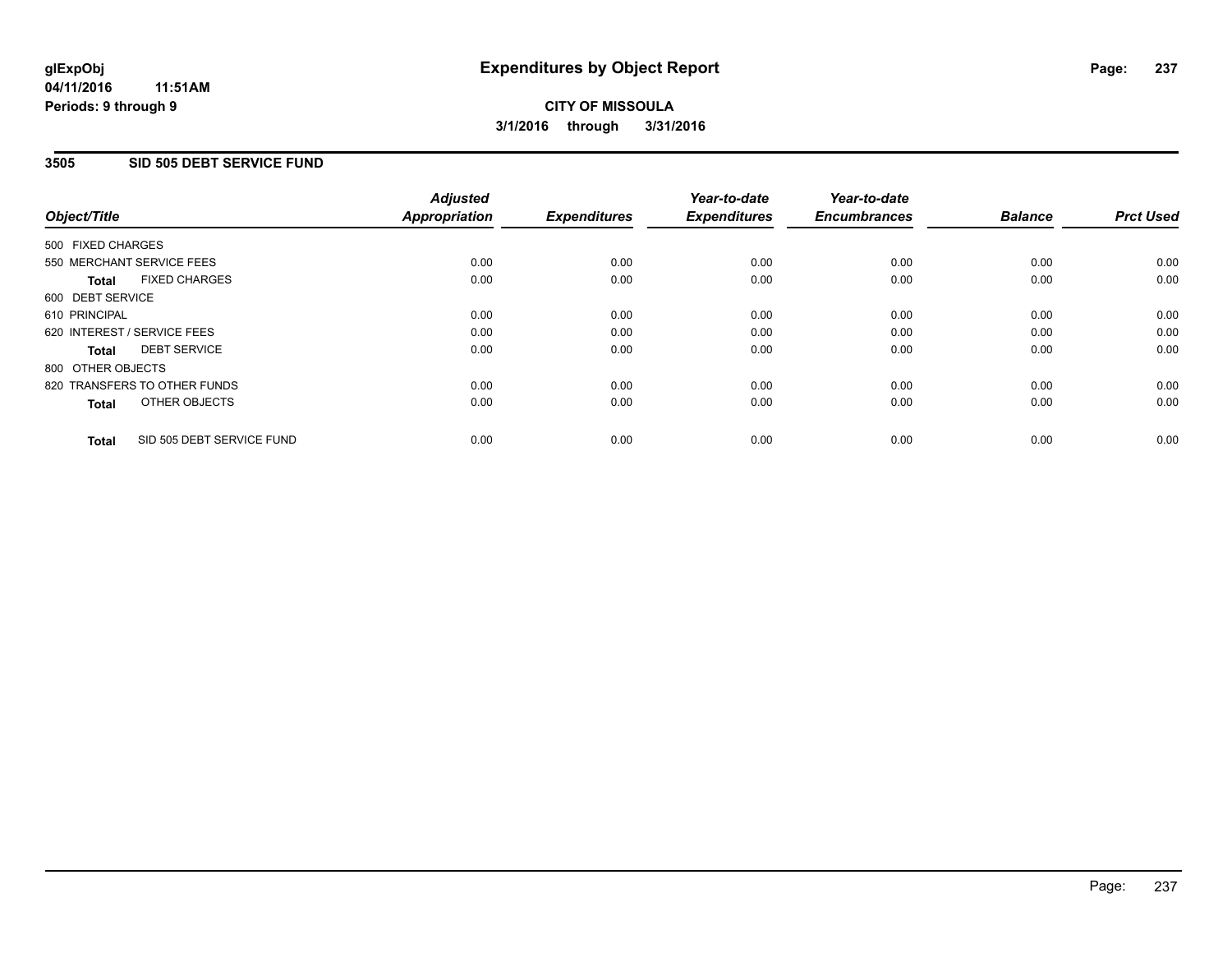**glExpObj**
**04/11/2016 11:51AM**
**Periods: 9 through 9**

# Expenditures by Object Report

**CITY OF MISSOULA**
**3/1/2016 through 3/31/2016**

## 3505 SID 505 DEBT SERVICE FUND

| Object/Title | Adjusted Appropriation | Expenditures | Year-to-date Expenditures | Year-to-date Encumbrances | Balance | Prct Used |
|---|---|---|---|---|---|---|
| 500 FIXED CHARGES | | | | | | |
| 550 MERCHANT SERVICE FEES | 0.00 | 0.00 | 0.00 | 0.00 | 0.00 | 0.00 |
| **Total** FIXED CHARGES | 0.00 | 0.00 | 0.00 | 0.00 | 0.00 | 0.00 |
| 600 DEBT SERVICE | | | | | | |
| 610 PRINCIPAL | 0.00 | 0.00 | 0.00 | 0.00 | 0.00 | 0.00 |
| 620 INTEREST / SERVICE FEES | 0.00 | 0.00 | 0.00 | 0.00 | 0.00 | 0.00 |
| **Total** DEBT SERVICE | 0.00 | 0.00 | 0.00 | 0.00 | 0.00 | 0.00 |
| 800 OTHER OBJECTS | | | | | | |
| 820 TRANSFERS TO OTHER FUNDS | 0.00 | 0.00 | 0.00 | 0.00 | 0.00 | 0.00 |
| **Total** OTHER OBJECTS | 0.00 | 0.00 | 0.00 | 0.00 | 0.00 | 0.00 |
| **Total** SID 505 DEBT SERVICE FUND | 0.00 | 0.00 | 0.00 | 0.00 | 0.00 | 0.00 |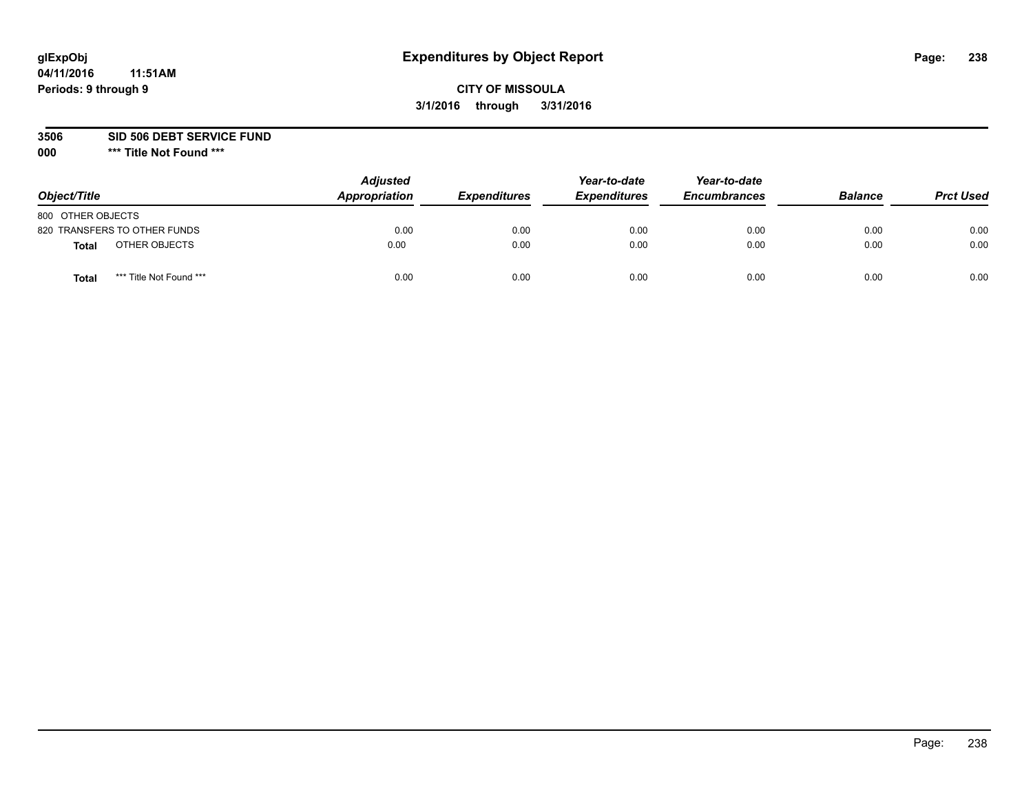**glExpObj**
**04/11/2016 11:51AM**
**Periods: 9 through 9**

# Expenditures by Object Report

**CITY OF MISSOULA**
**3/1/2016 through 3/31/2016**

**3506 SID 506 DEBT SERVICE FUND**
**000 *** Title Not Found *****

| Object/Title | Adjusted Appropriation | Expenditures | Year-to-date Expenditures | Year-to-date Encumbrances | Balance | Prct Used |
|---|---|---|---|---|---|---|
| 800 OTHER OBJECTS | | | | | | |
| 820 TRANSFERS TO OTHER FUNDS | 0.00 | 0.00 | 0.00 | 0.00 | 0.00 | 0.00 |
| **Total** OTHER OBJECTS | 0.00 | 0.00 | 0.00 | 0.00 | 0.00 | 0.00 |
| **Total** *** Title Not Found *** | 0.00 | 0.00 | 0.00 | 0.00 | 0.00 | 0.00 |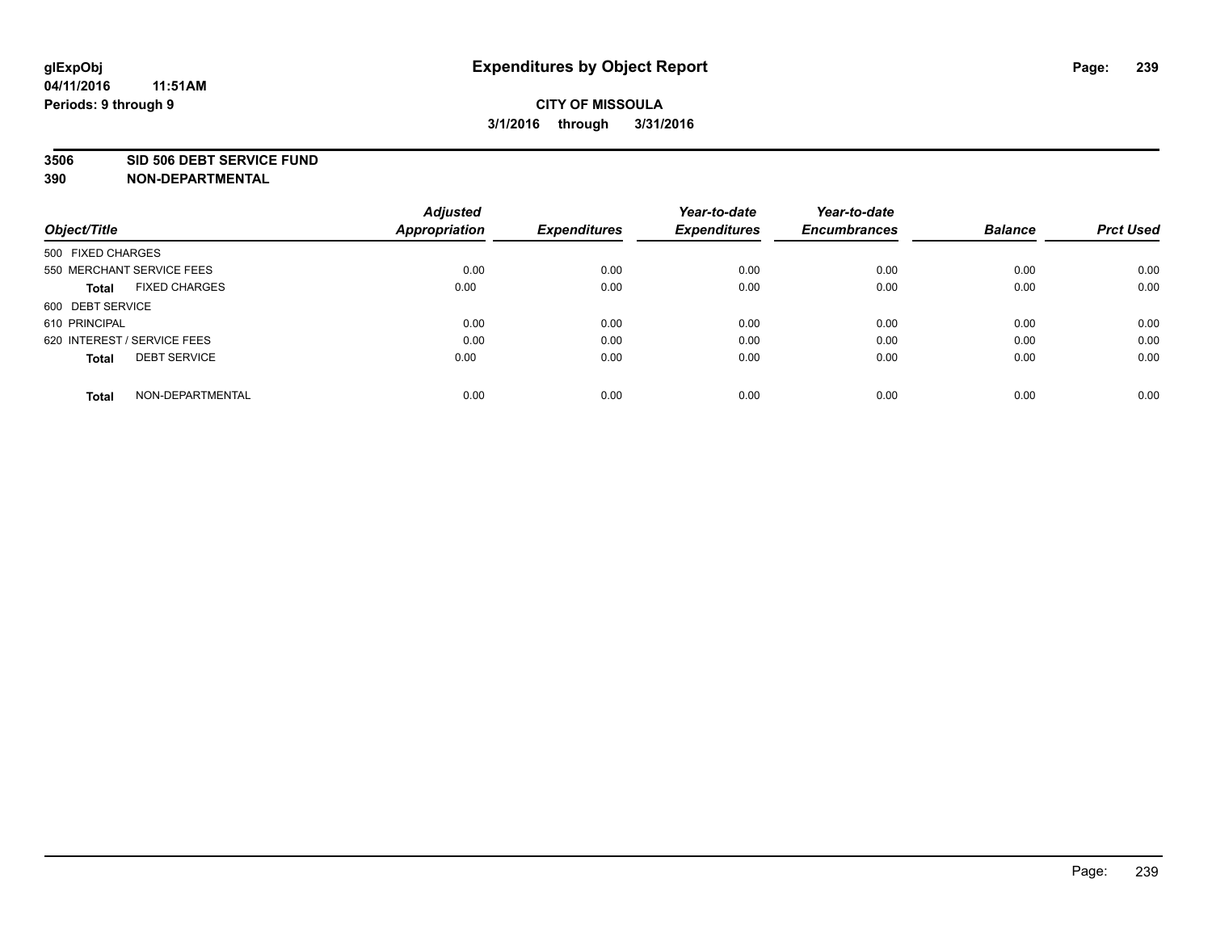**glExpObj**
**04/11/2016 11:51AM**
**Periods: 9 through 9**

# Expenditures by Object Report

**CITY OF MISSOULA**
**3/1/2016 through 3/31/2016**

**3506 SID 506 DEBT SERVICE FUND**
**390 NON-DEPARTMENTAL**

| Object/Title | Adjusted Appropriation | Expenditures | Year-to-date Expenditures | Year-to-date Encumbrances | Balance | Prct Used |
|---|---|---|---|---|---|---|
| 500 FIXED CHARGES | | | | | | |
| 550 MERCHANT SERVICE FEES | 0.00 | 0.00 | 0.00 | 0.00 | 0.00 | 0.00 |
| **Total** FIXED CHARGES | 0.00 | 0.00 | 0.00 | 0.00 | 0.00 | 0.00 |
| 600 DEBT SERVICE | | | | | | |
| 610 PRINCIPAL | 0.00 | 0.00 | 0.00 | 0.00 | 0.00 | 0.00 |
| 620 INTEREST / SERVICE FEES | 0.00 | 0.00 | 0.00 | 0.00 | 0.00 | 0.00 |
| **Total** DEBT SERVICE | 0.00 | 0.00 | 0.00 | 0.00 | 0.00 | 0.00 |
| **Total** NON-DEPARTMENTAL | 0.00 | 0.00 | 0.00 | 0.00 | 0.00 | 0.00 |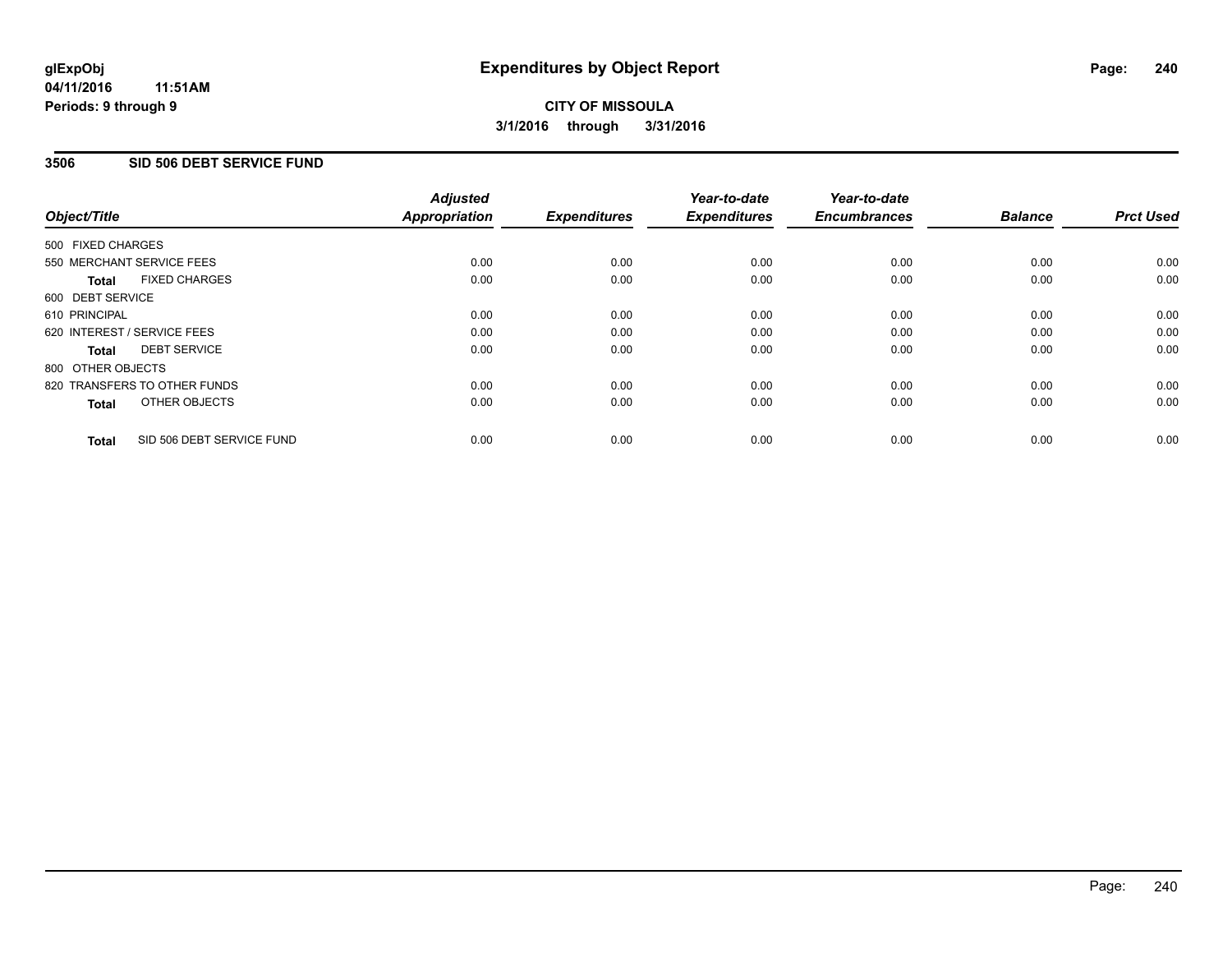**glExpObj**
**04/11/2016 11:51AM**
**Periods: 9 through 9**

# Expenditures by Object Report

**CITY OF MISSOULA**
**3/1/2016 through 3/31/2016**

## 3506 SID 506 DEBT SERVICE FUND

| Object/Title | Adjusted Appropriation | Expenditures | Year-to-date Expenditures | Year-to-date Encumbrances | Balance | Prct Used |
|---|---|---|---|---|---|---|
| 500 FIXED CHARGES | | | | | | |
| 550 MERCHANT SERVICE FEES | 0.00 | 0.00 | 0.00 | 0.00 | 0.00 | 0.00 |
| **Total** FIXED CHARGES | 0.00 | 0.00 | 0.00 | 0.00 | 0.00 | 0.00 |
| 600 DEBT SERVICE | | | | | | |
| 610 PRINCIPAL | 0.00 | 0.00 | 0.00 | 0.00 | 0.00 | 0.00 |
| 620 INTEREST / SERVICE FEES | 0.00 | 0.00 | 0.00 | 0.00 | 0.00 | 0.00 |
| **Total** DEBT SERVICE | 0.00 | 0.00 | 0.00 | 0.00 | 0.00 | 0.00 |
| 800 OTHER OBJECTS | | | | | | |
| 820 TRANSFERS TO OTHER FUNDS | 0.00 | 0.00 | 0.00 | 0.00 | 0.00 | 0.00 |
| **Total** OTHER OBJECTS | 0.00 | 0.00 | 0.00 | 0.00 | 0.00 | 0.00 |
| **Total** SID 506 DEBT SERVICE FUND | 0.00 | 0.00 | 0.00 | 0.00 | 0.00 | 0.00 |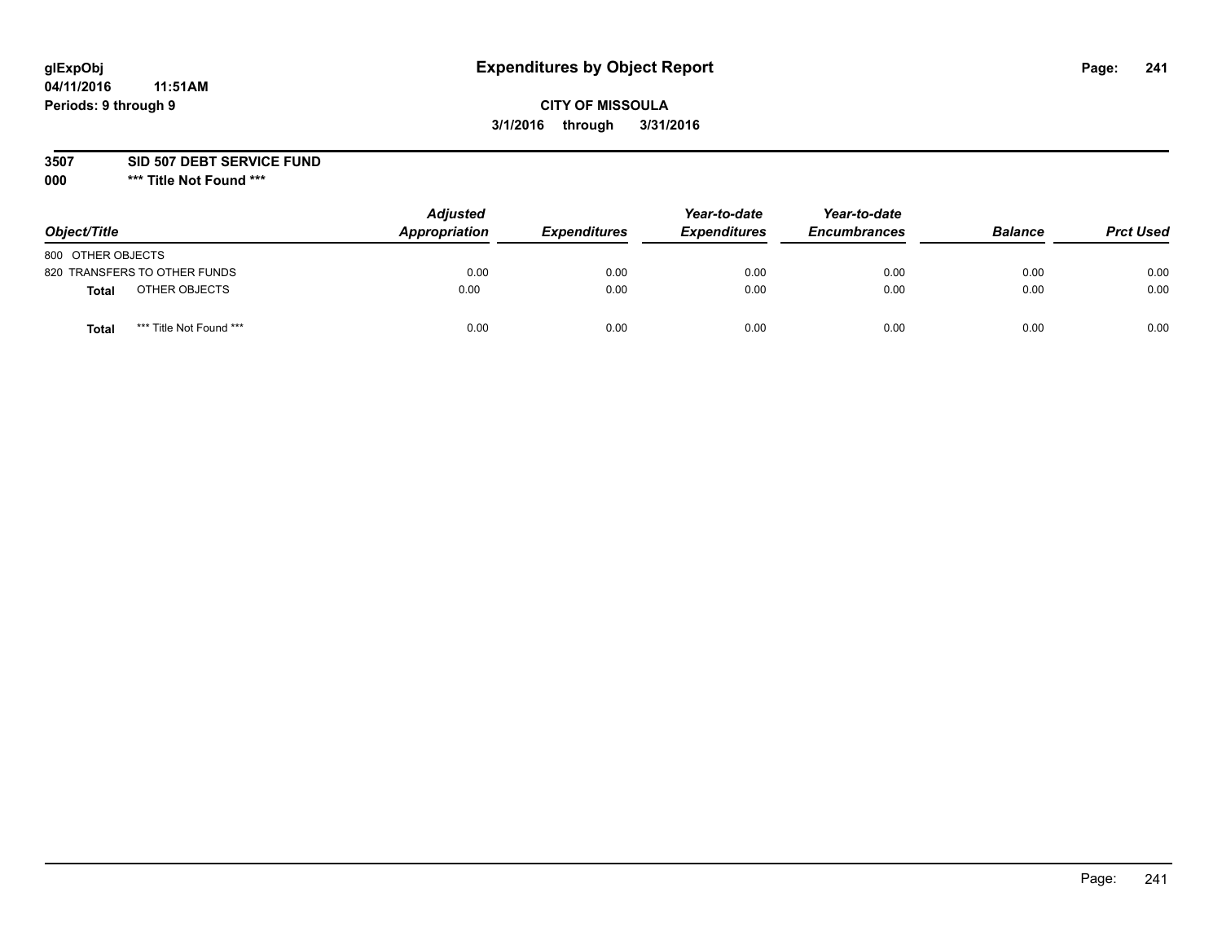# Expenditures by Object Report

glExpObj
04/11/2016 11:51AM
Periods: 9 through 9

**CITY OF MISSOULA**
**3/1/2016 through 3/31/2016**

**3507 SID 507 DEBT SERVICE FUND**
**000 \*\*\* Title Not Found \*\*\***

| Object/Title | Adjusted Appropriation | Expenditures | Year-to-date Expenditures | Year-to-date Encumbrances | Balance | Prct Used |
|---|---|---|---|---|---|---|
| 800 OTHER OBJECTS | | | | | | |
| 820 TRANSFERS TO OTHER FUNDS | 0.00 | 0.00 | 0.00 | 0.00 | 0.00 | 0.00 |
| **Total** OTHER OBJECTS | 0.00 | 0.00 | 0.00 | 0.00 | 0.00 | 0.00 |
| **Total** *** Title Not Found *** | 0.00 | 0.00 | 0.00 | 0.00 | 0.00 | 0.00 |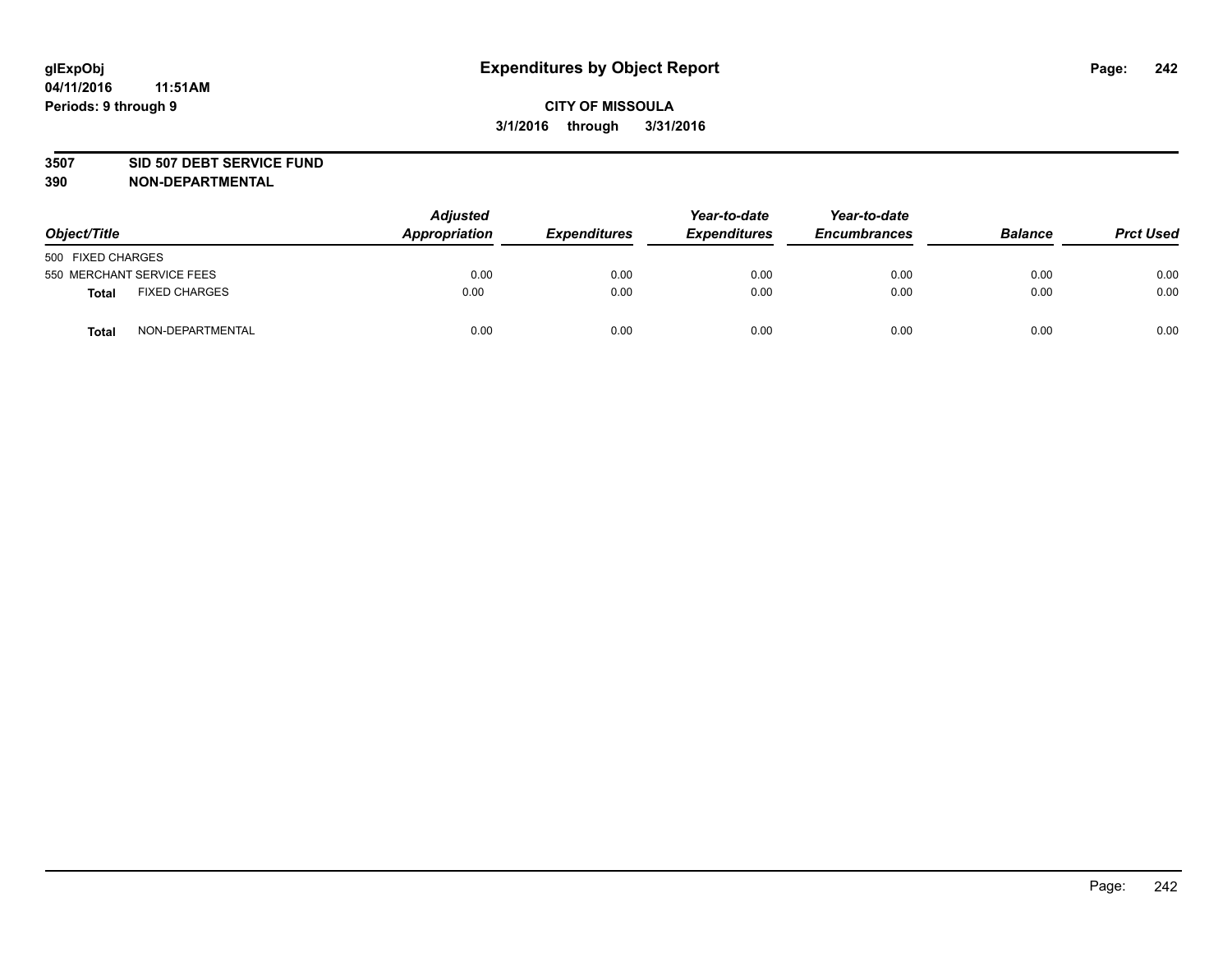glExpObj
04/11/2016 11:51AM
Periods: 9 through 9

# Expenditures by Object Report

**CITY OF MISSOULA**
**3/1/2016 through 3/31/2016**

**3507 SID 507 DEBT SERVICE FUND**
**390 NON-DEPARTMENTAL**

| Object/Title | | Adjusted Appropriation | Expenditures | Year-to-date Expenditures | Year-to-date Encumbrances | Balance | Prct Used |
|---|---|---|---|---|---|---|---|
| 500 FIXED CHARGES | | | | | | | |
| 550 MERCHANT SERVICE FEES | | 0.00 | 0.00 | 0.00 | 0.00 | 0.00 | 0.00 |
| **Total** | FIXED CHARGES | 0.00 | 0.00 | 0.00 | 0.00 | 0.00 | 0.00 |
| **Total** | NON-DEPARTMENTAL | 0.00 | 0.00 | 0.00 | 0.00 | 0.00 | 0.00 |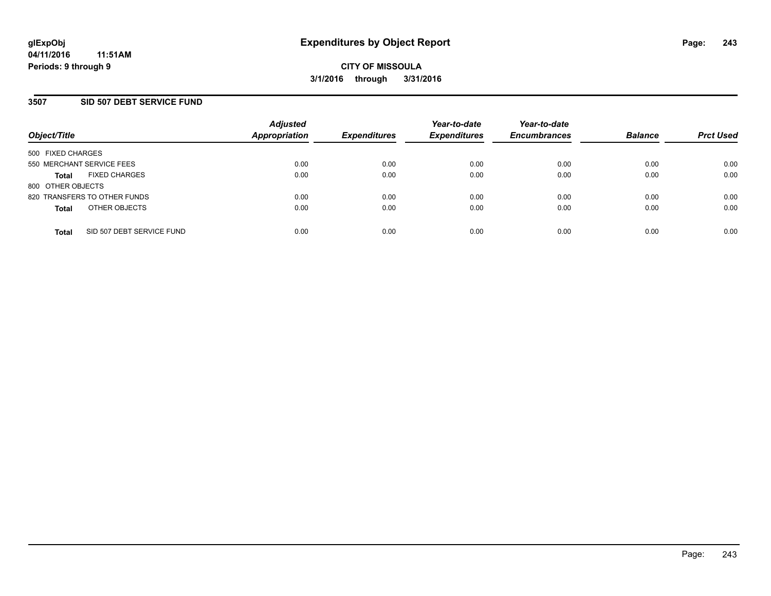# Expenditures by Object Report

glExpObj
04/11/2016 11:51AM
Periods: 9 through 9

**CITY OF MISSOULA**
**3/1/2016 through 3/31/2016**

## 3507 SID 507 DEBT SERVICE FUND

| Object/Title | Adjusted Appropriation | Expenditures | Year-to-date Expenditures | Year-to-date Encumbrances | Balance | Prct Used |
|---|---|---|---|---|---|---|
| 500 FIXED CHARGES | | | | | | |
| 550 MERCHANT SERVICE FEES | 0.00 | 0.00 | 0.00 | 0.00 | 0.00 | 0.00 |
| **Total** FIXED CHARGES | 0.00 | 0.00 | 0.00 | 0.00 | 0.00 | 0.00 |
| 800 OTHER OBJECTS | | | | | | |
| 820 TRANSFERS TO OTHER FUNDS | 0.00 | 0.00 | 0.00 | 0.00 | 0.00 | 0.00 |
| **Total** OTHER OBJECTS | 0.00 | 0.00 | 0.00 | 0.00 | 0.00 | 0.00 |
| **Total** SID 507 DEBT SERVICE FUND | 0.00 | 0.00 | 0.00 | 0.00 | 0.00 | 0.00 |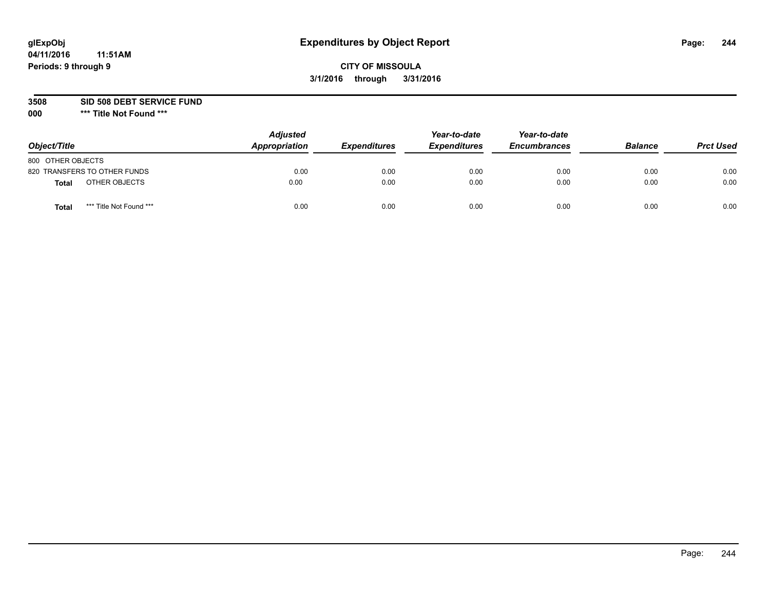# Expenditures by Object Report

glExpObj
04/11/2016 11:51AM
Periods: 9 through 9

**CITY OF MISSOULA**
**3/1/2016 through 3/31/2016**

**3508 SID 508 DEBT SERVICE FUND**
**000 \*\*\* Title Not Found \*\*\***

| Object/Title | Adjusted Appropriation | Expenditures | Year-to-date Expenditures | Year-to-date Encumbrances | Balance | Prct Used |
|---|---|---|---|---|---|---|
| 800 OTHER OBJECTS | | | | | | |
| 820 TRANSFERS TO OTHER FUNDS | 0.00 | 0.00 | 0.00 | 0.00 | 0.00 | 0.00 |
| **Total** OTHER OBJECTS | 0.00 | 0.00 | 0.00 | 0.00 | 0.00 | 0.00 |
| **Total** *** Title Not Found *** | 0.00 | 0.00 | 0.00 | 0.00 | 0.00 | 0.00 |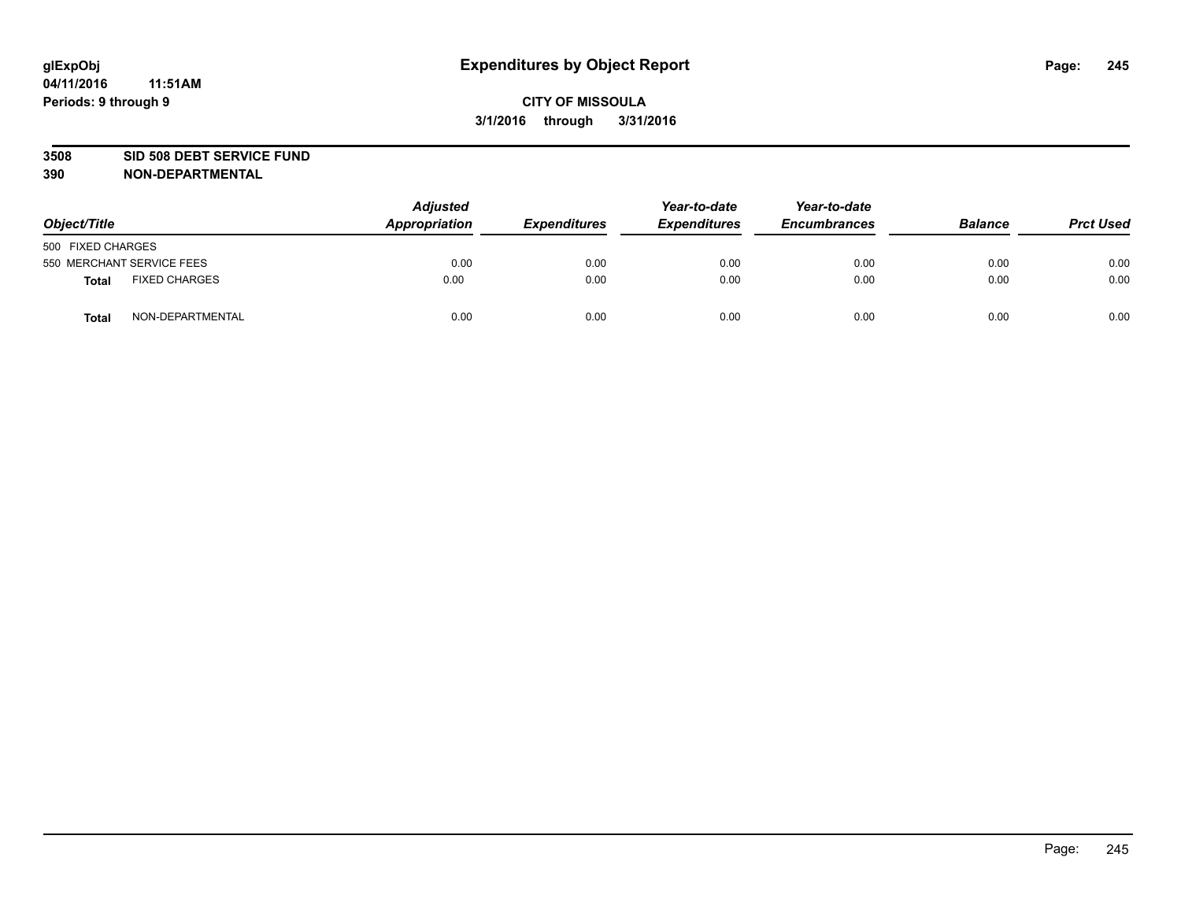**glExpObj** **Expenditures by Object Report**

**04/11/2016 11:51AM**

**Periods: 9 through 9**

**CITY OF MISSOULA**

**3/1/2016 through 3/31/2016**

**3508 SID 508 DEBT SERVICE FUND**

**390 NON-DEPARTMENTAL**

| Object/Title | Adjusted Appropriation | Expenditures | Year-to-date Expenditures | Year-to-date Encumbrances | Balance | Prct Used |
|---|---|---|---|---|---|---|
| 500 FIXED CHARGES | | | | | | |
| 550 MERCHANT SERVICE FEES | 0.00 | 0.00 | 0.00 | 0.00 | 0.00 | 0.00 |
| **Total** FIXED CHARGES | 0.00 | 0.00 | 0.00 | 0.00 | 0.00 | 0.00 |
| **Total** NON-DEPARTMENTAL | 0.00 | 0.00 | 0.00 | 0.00 | 0.00 | 0.00 |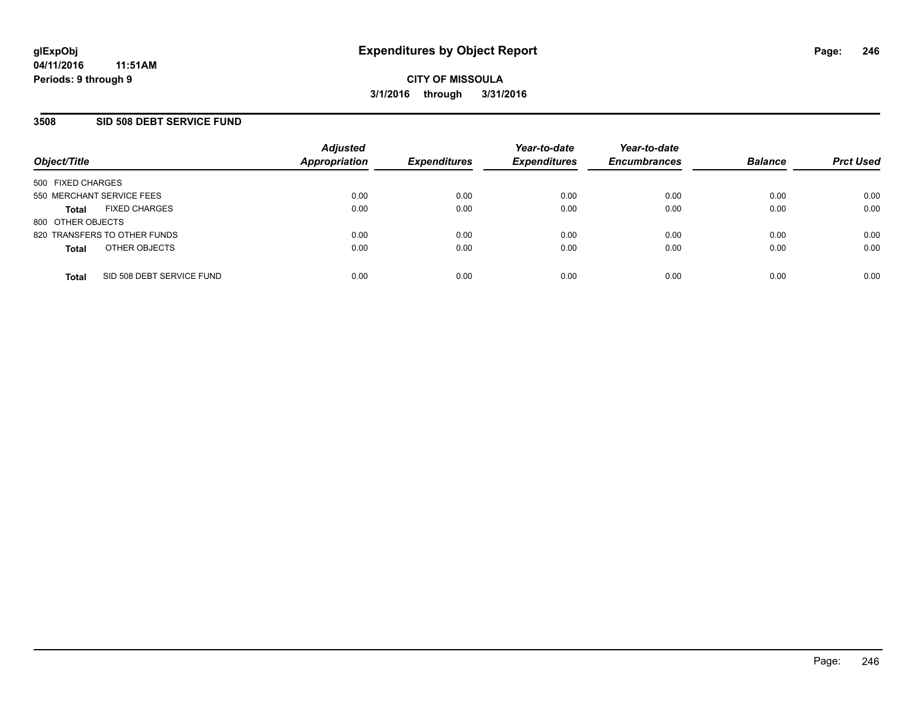**glExpObj** **04/11/2016 11:51AM** **Periods: 9 through 9**

# Expenditures by Object Report

**CITY OF MISSOULA**

**3/1/2016 through 3/31/2016**

## 3508 SID 508 DEBT SERVICE FUND

| Object/Title | Adjusted Appropriation | Expenditures | Year-to-date Expenditures | Year-to-date Encumbrances | Balance | Prct Used |
|---|---|---|---|---|---|---|
| 500 FIXED CHARGES | | | | | | |
| 550 MERCHANT SERVICE FEES | 0.00 | 0.00 | 0.00 | 0.00 | 0.00 | 0.00 |
| **Total** FIXED CHARGES | 0.00 | 0.00 | 0.00 | 0.00 | 0.00 | 0.00 |
| 800 OTHER OBJECTS | | | | | | |
| 820 TRANSFERS TO OTHER FUNDS | 0.00 | 0.00 | 0.00 | 0.00 | 0.00 | 0.00 |
| **Total** OTHER OBJECTS | 0.00 | 0.00 | 0.00 | 0.00 | 0.00 | 0.00 |
| **Total** SID 508 DEBT SERVICE FUND | 0.00 | 0.00 | 0.00 | 0.00 | 0.00 | 0.00 |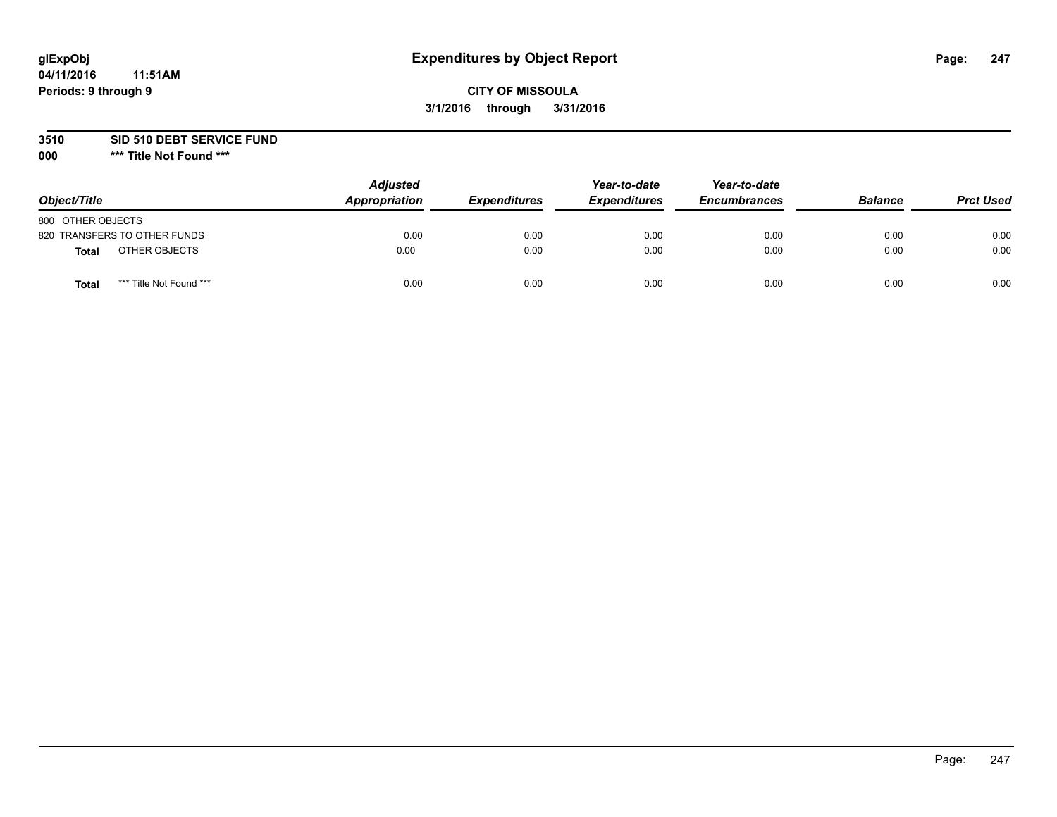# Expenditures by Object Report

glExpObj
04/11/2016 11:51AM
Periods: 9 through 9

**CITY OF MISSOULA**
**3/1/2016 through 3/31/2016**

**3510 SID 510 DEBT SERVICE FUND**
**000 \*\*\* Title Not Found \*\*\***

| Object/Title | Adjusted Appropriation | Expenditures | Year-to-date Expenditures | Year-to-date Encumbrances | Balance | Prct Used |
|---|---|---|---|---|---|---|
| 800 OTHER OBJECTS | | | | | | |
| 820 TRANSFERS TO OTHER FUNDS | 0.00 | 0.00 | 0.00 | 0.00 | 0.00 | 0.00 |
| **Total** OTHER OBJECTS | 0.00 | 0.00 | 0.00 | 0.00 | 0.00 | 0.00 |
| **Total** *** Title Not Found *** | 0.00 | 0.00 | 0.00 | 0.00 | 0.00 | 0.00 |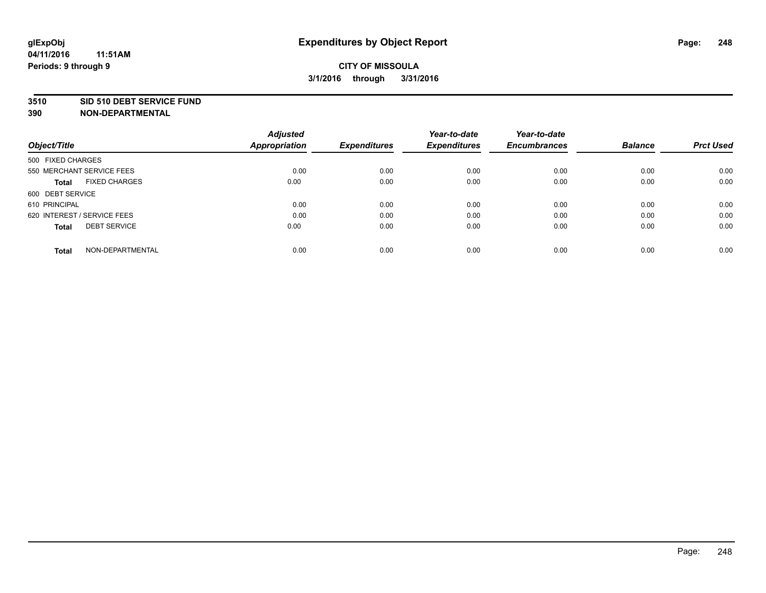# Expenditures by Object Report

glExpObj
04/11/2016 11:51AM
Periods: 9 through 9

**CITY OF MISSOULA**
**3/1/2016 through 3/31/2016**

**3510 SID 510 DEBT SERVICE FUND**
**390 NON-DEPARTMENTAL**

| Object/Title | Adjusted Appropriation | Expenditures | Year-to-date Expenditures | Year-to-date Encumbrances | Balance | Prct Used |
|---|---|---|---|---|---|---|
| 500 FIXED CHARGES | | | | | | |
| 550 MERCHANT SERVICE FEES | 0.00 | 0.00 | 0.00 | 0.00 | 0.00 | 0.00 |
| **Total** FIXED CHARGES | 0.00 | 0.00 | 0.00 | 0.00 | 0.00 | 0.00 |
| 600 DEBT SERVICE | | | | | | |
| 610 PRINCIPAL | 0.00 | 0.00 | 0.00 | 0.00 | 0.00 | 0.00 |
| 620 INTEREST / SERVICE FEES | 0.00 | 0.00 | 0.00 | 0.00 | 0.00 | 0.00 |
| **Total** DEBT SERVICE | 0.00 | 0.00 | 0.00 | 0.00 | 0.00 | 0.00 |
| **Total** NON-DEPARTMENTAL | 0.00 | 0.00 | 0.00 | 0.00 | 0.00 | 0.00 |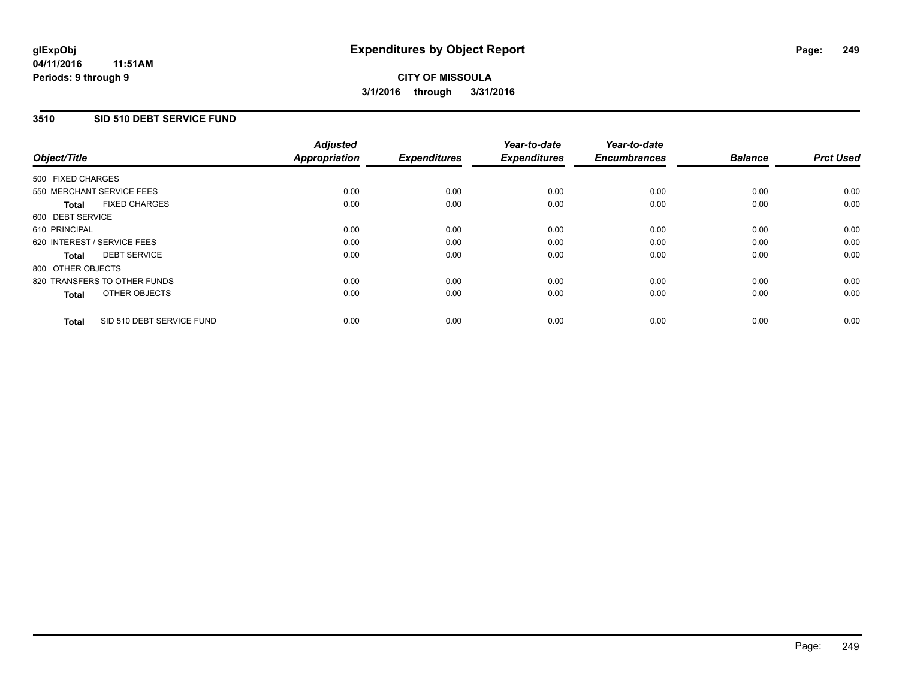# Expenditures by Object Report

glExpObj
04/11/2016 11:51AM
Periods: 9 through 9

**CITY OF MISSOULA**
**3/1/2016 through 3/31/2016**

## 3510 SID 510 DEBT SERVICE FUND

| Object/Title | Adjusted Appropriation | Expenditures | Year-to-date Expenditures | Year-to-date Encumbrances | Balance | Prct Used |
|---|---|---|---|---|---|---|
| 500 FIXED CHARGES | | | | | | |
| 550 MERCHANT SERVICE FEES | 0.00 | 0.00 | 0.00 | 0.00 | 0.00 | 0.00 |
| **Total** FIXED CHARGES | 0.00 | 0.00 | 0.00 | 0.00 | 0.00 | 0.00 |
| 600 DEBT SERVICE | | | | | | |
| 610 PRINCIPAL | 0.00 | 0.00 | 0.00 | 0.00 | 0.00 | 0.00 |
| 620 INTEREST / SERVICE FEES | 0.00 | 0.00 | 0.00 | 0.00 | 0.00 | 0.00 |
| **Total** DEBT SERVICE | 0.00 | 0.00 | 0.00 | 0.00 | 0.00 | 0.00 |
| 800 OTHER OBJECTS | | | | | | |
| 820 TRANSFERS TO OTHER FUNDS | 0.00 | 0.00 | 0.00 | 0.00 | 0.00 | 0.00 |
| **Total** OTHER OBJECTS | 0.00 | 0.00 | 0.00 | 0.00 | 0.00 | 0.00 |
| **Total** SID 510 DEBT SERVICE FUND | 0.00 | 0.00 | 0.00 | 0.00 | 0.00 | 0.00 |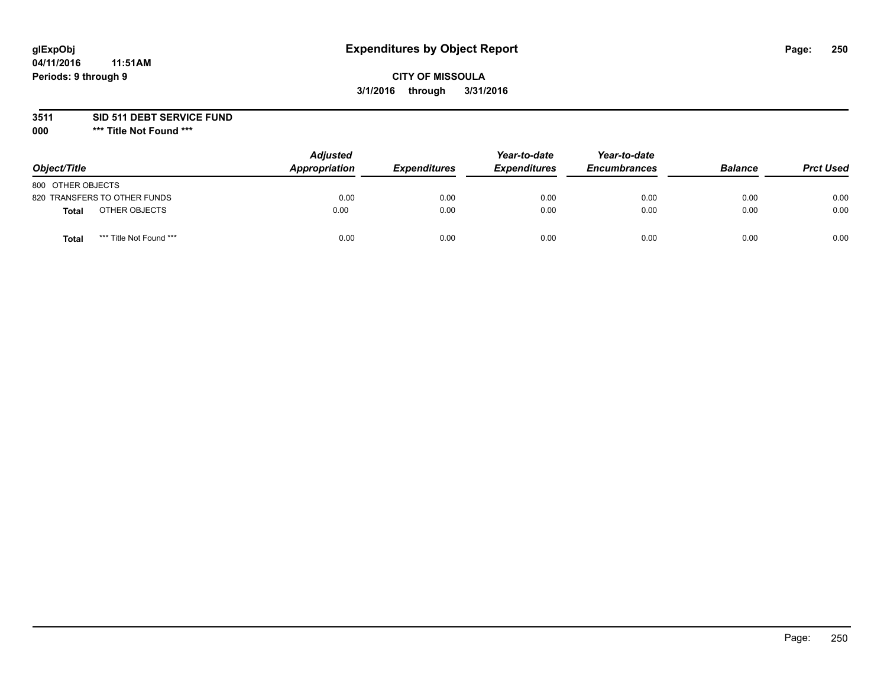# Expenditures by Object Report

glExpObj
04/11/2016 11:51AM
Periods: 9 through 9

**CITY OF MISSOULA**
**3/1/2016 through 3/31/2016**

**3511 SID 511 DEBT SERVICE FUND**
**000 \*\*\* Title Not Found \*\*\***

| Object/Title | Adjusted Appropriation | Expenditures | Year-to-date Expenditures | Year-to-date Encumbrances | Balance | Prct Used |
|---|---|---|---|---|---|---|
| 800 OTHER OBJECTS | | | | | | |
| 820 TRANSFERS TO OTHER FUNDS | 0.00 | 0.00 | 0.00 | 0.00 | 0.00 | 0.00 |
| **Total** OTHER OBJECTS | 0.00 | 0.00 | 0.00 | 0.00 | 0.00 | 0.00 |
| **Total** *** Title Not Found *** | 0.00 | 0.00 | 0.00 | 0.00 | 0.00 | 0.00 |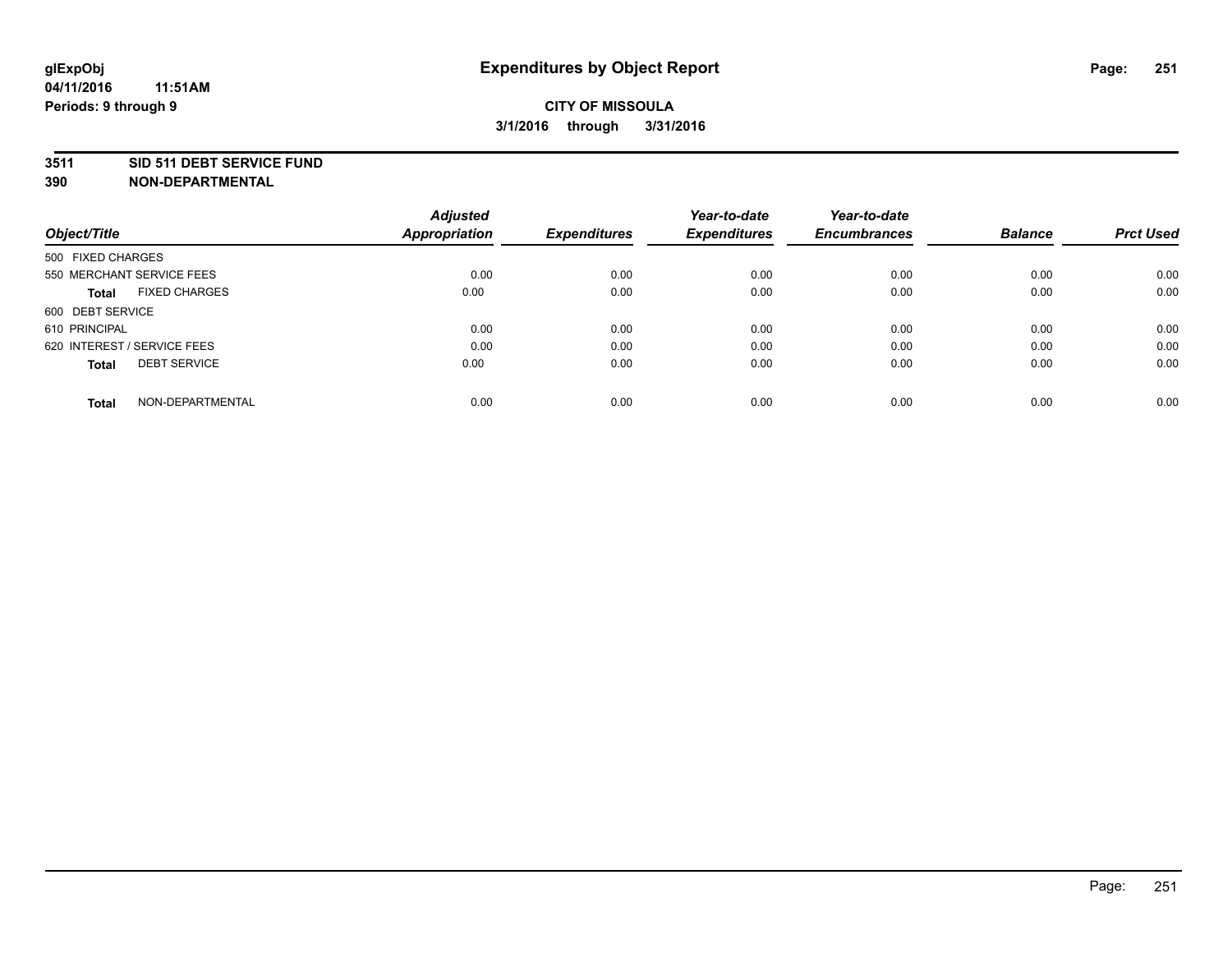**glExpObj** **Expenditures by Object Report**

**04/11/2016 11:51AM**

**Periods: 9 through 9**

**CITY OF MISSOULA**

**3/1/2016 through 3/31/2016**

**3511 SID 511 DEBT SERVICE FUND**

**390 NON-DEPARTMENTAL**

| Object/Title | Adjusted Appropriation | Expenditures | Year-to-date Expenditures | Year-to-date Encumbrances | Balance | Prct Used |
|---|---|---|---|---|---|---|
| 500 FIXED CHARGES | | | | | | |
| 550 MERCHANT SERVICE FEES | 0.00 | 0.00 | 0.00 | 0.00 | 0.00 | 0.00 |
| **Total** FIXED CHARGES | 0.00 | 0.00 | 0.00 | 0.00 | 0.00 | 0.00 |
| 600 DEBT SERVICE | | | | | | |
| 610 PRINCIPAL | 0.00 | 0.00 | 0.00 | 0.00 | 0.00 | 0.00 |
| 620 INTEREST / SERVICE FEES | 0.00 | 0.00 | 0.00 | 0.00 | 0.00 | 0.00 |
| **Total** DEBT SERVICE | 0.00 | 0.00 | 0.00 | 0.00 | 0.00 | 0.00 |
| **Total** NON-DEPARTMENTAL | 0.00 | 0.00 | 0.00 | 0.00 | 0.00 | 0.00 |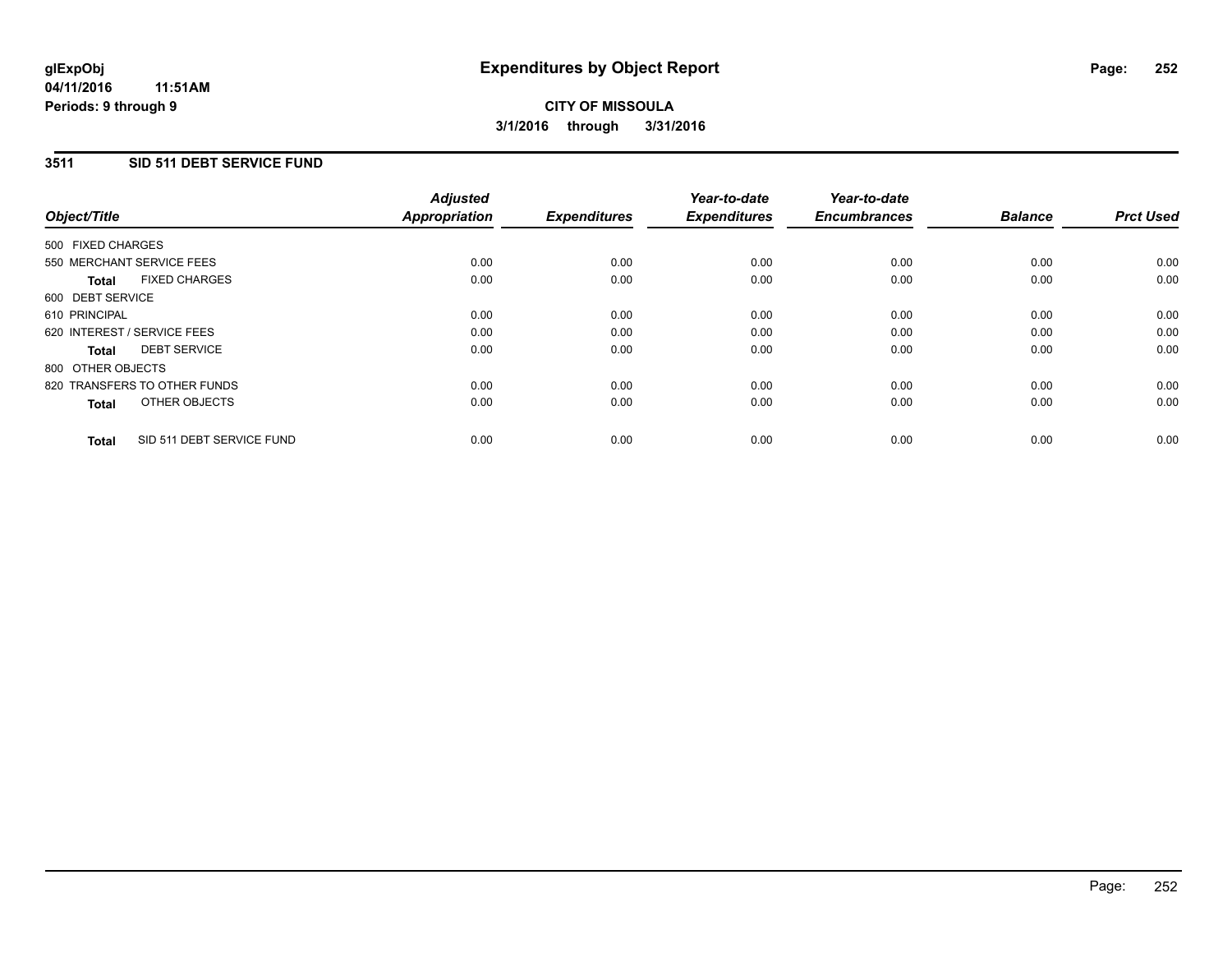**glExpObj**
**04/11/2016 11:51AM**
**Periods: 9 through 9**

# Expenditures by Object Report

**CITY OF MISSOULA**
**3/1/2016 through 3/31/2016**

## 3511 SID 511 DEBT SERVICE FUND

| Object/Title | | Adjusted Appropriation | Expenditures | Year-to-date Expenditures | Year-to-date Encumbrances | Balance | Prct Used |
|---|---|---|---|---|---|---|---|
| 500 FIXED CHARGES | | | | | | | |
| 550 MERCHANT SERVICE FEES | | 0.00 | 0.00 | 0.00 | 0.00 | 0.00 | 0.00 |
| **Total** | FIXED CHARGES | 0.00 | 0.00 | 0.00 | 0.00 | 0.00 | 0.00 |
| 600 DEBT SERVICE | | | | | | | |
| 610 PRINCIPAL | | 0.00 | 0.00 | 0.00 | 0.00 | 0.00 | 0.00 |
| 620 INTEREST / SERVICE FEES | | 0.00 | 0.00 | 0.00 | 0.00 | 0.00 | 0.00 |
| **Total** | DEBT SERVICE | 0.00 | 0.00 | 0.00 | 0.00 | 0.00 | 0.00 |
| 800 OTHER OBJECTS | | | | | | | |
| 820 TRANSFERS TO OTHER FUNDS | | 0.00 | 0.00 | 0.00 | 0.00 | 0.00 | 0.00 |
| **Total** | OTHER OBJECTS | 0.00 | 0.00 | 0.00 | 0.00 | 0.00 | 0.00 |
| **Total** | SID 511 DEBT SERVICE FUND | 0.00 | 0.00 | 0.00 | 0.00 | 0.00 | 0.00 |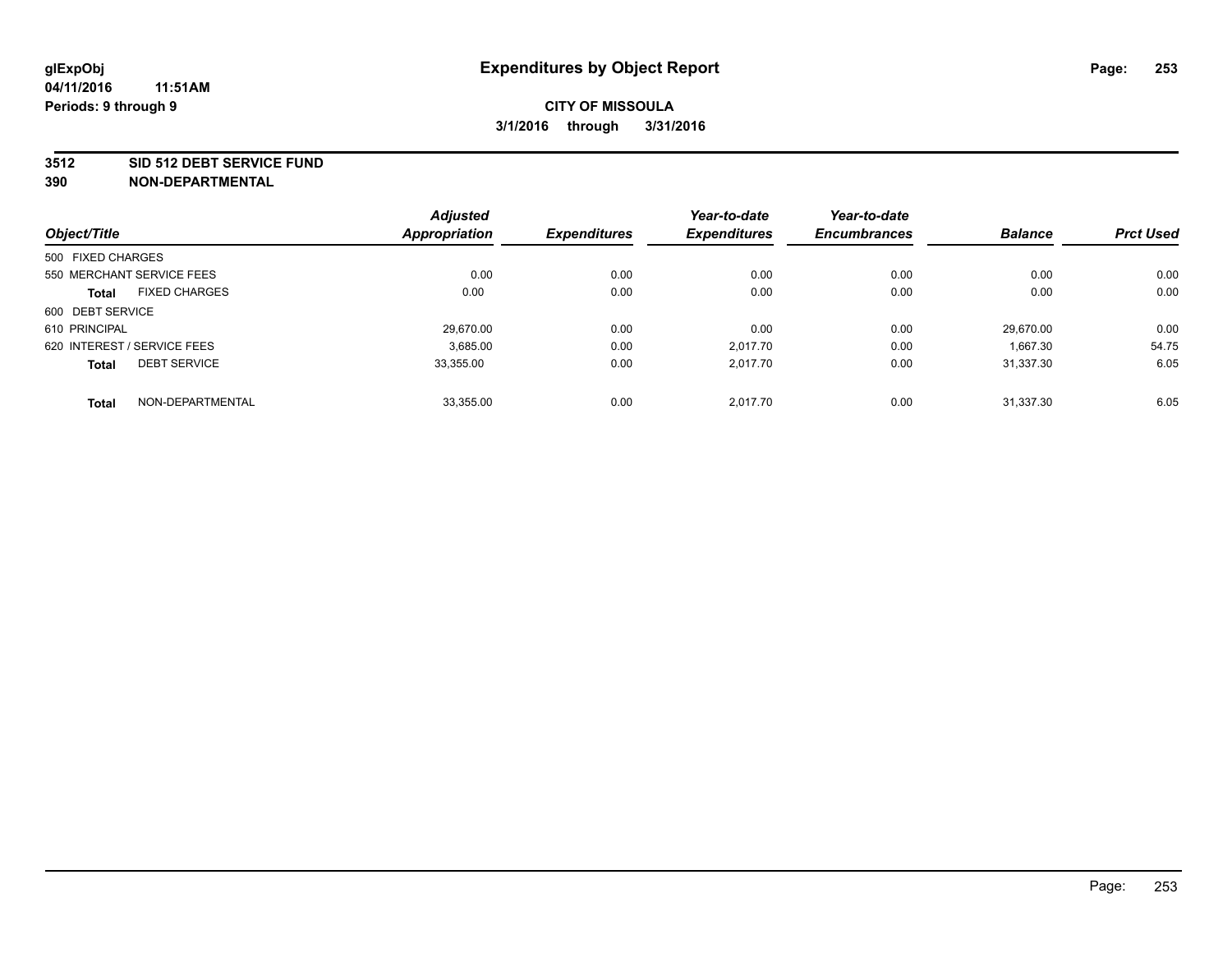# Expenditures by Object Report

glExpObj
04/11/2016 11:51AM
Periods: 9 through 9

**CITY OF MISSOULA**
**3/1/2016 through 3/31/2016**

## 3512 SID 512 DEBT SERVICE FUND
## 390 NON-DEPARTMENTAL

| Object/Title | Adjusted Appropriation | Expenditures | Year-to-date Expenditures | Year-to-date Encumbrances | Balance | Prct Used |
|---|---|---|---|---|---|---|
| 500 FIXED CHARGES | | | | | | |
| 550 MERCHANT SERVICE FEES | 0.00 | 0.00 | 0.00 | 0.00 | 0.00 | 0.00 |
| **Total** FIXED CHARGES | 0.00 | 0.00 | 0.00 | 0.00 | 0.00 | 0.00 |
| 600 DEBT SERVICE | | | | | | |
| 610 PRINCIPAL | 29,670.00 | 0.00 | 0.00 | 0.00 | 29,670.00 | 0.00 |
| 620 INTEREST / SERVICE FEES | 3,685.00 | 0.00 | 2,017.70 | 0.00 | 1,667.30 | 54.75 |
| **Total** DEBT SERVICE | 33,355.00 | 0.00 | 2,017.70 | 0.00 | 31,337.30 | 6.05 |
| **Total** NON-DEPARTMENTAL | 33,355.00 | 0.00 | 2,017.70 | 0.00 | 31,337.30 | 6.05 |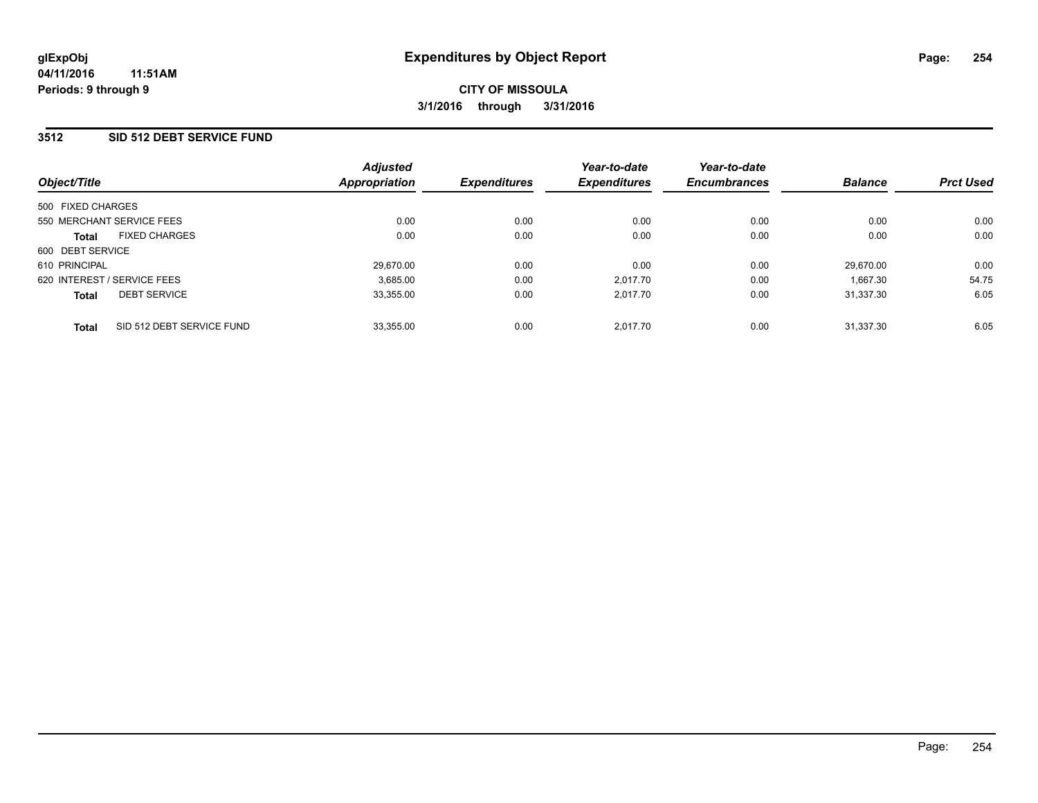glExpObj
04/11/2016 11:51AM
Periods: 9 through 9

# Expenditures by Object Report

**CITY OF MISSOULA**
**3/1/2016 through 3/31/2016**

## 3512 SID 512 DEBT SERVICE FUND

| Object/Title | | Adjusted Appropriation | Expenditures | Year-to-date Expenditures | Year-to-date Encumbrances | Balance | Prct Used |
|---|---|---|---|---|---|---|---|
| 500 FIXED CHARGES | | | | | | | |
| 550 MERCHANT SERVICE FEES | | 0.00 | 0.00 | 0.00 | 0.00 | 0.00 | 0.00 |
| **Total** | FIXED CHARGES | 0.00 | 0.00 | 0.00 | 0.00 | 0.00 | 0.00 |
| 600 DEBT SERVICE | | | | | | | |
| 610 PRINCIPAL | | 29,670.00 | 0.00 | 0.00 | 0.00 | 29,670.00 | 0.00 |
| 620 INTEREST / SERVICE FEES | | 3,685.00 | 0.00 | 2,017.70 | 0.00 | 1,667.30 | 54.75 |
| **Total** | DEBT SERVICE | 33,355.00 | 0.00 | 2,017.70 | 0.00 | 31,337.30 | 6.05 |
| **Total** | SID 512 DEBT SERVICE FUND | 33,355.00 | 0.00 | 2,017.70 | 0.00 | 31,337.30 | 6.05 |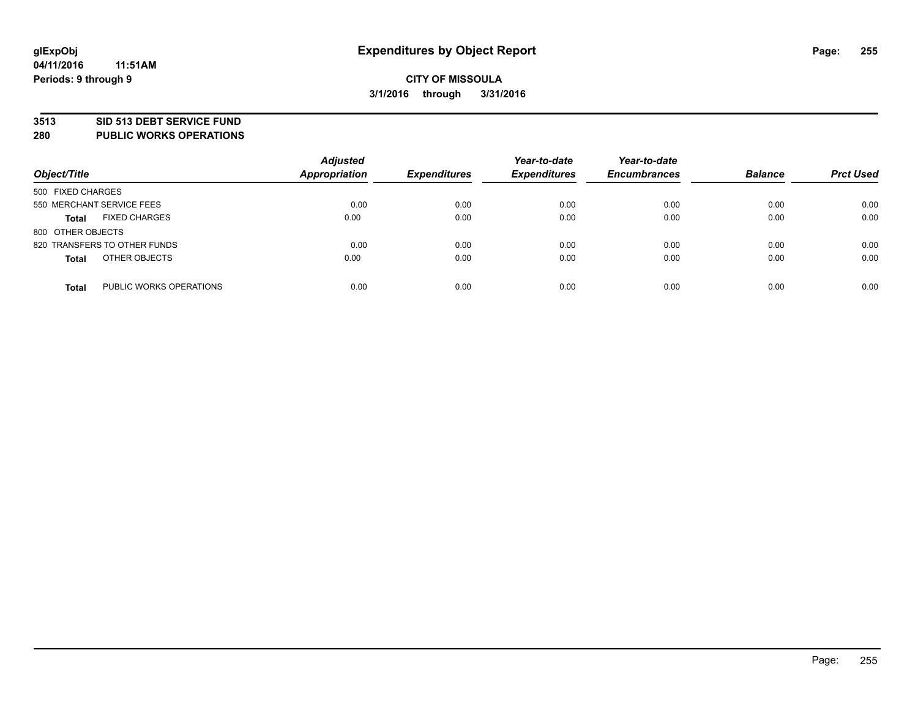**glExpObj**
**04/11/2016 11:51AM**
**Periods: 9 through 9**

# Expenditures by Object Report

**CITY OF MISSOULA**
**3/1/2016 through 3/31/2016**

## 3513 SID 513 DEBT SERVICE FUND
## 280 PUBLIC WORKS OPERATIONS

| Object/Title | Adjusted Appropriation | Expenditures | Year-to-date Expenditures | Year-to-date Encumbrances | Balance | Prct Used |
|---|---|---|---|---|---|---|
| 500 FIXED CHARGES | | | | | | |
| 550 MERCHANT SERVICE FEES | 0.00 | 0.00 | 0.00 | 0.00 | 0.00 | 0.00 |
| **Total** FIXED CHARGES | 0.00 | 0.00 | 0.00 | 0.00 | 0.00 | 0.00 |
| 800 OTHER OBJECTS | | | | | | |
| 820 TRANSFERS TO OTHER FUNDS | 0.00 | 0.00 | 0.00 | 0.00 | 0.00 | 0.00 |
| **Total** OTHER OBJECTS | 0.00 | 0.00 | 0.00 | 0.00 | 0.00 | 0.00 |
| **Total** PUBLIC WORKS OPERATIONS | 0.00 | 0.00 | 0.00 | 0.00 | 0.00 | 0.00 |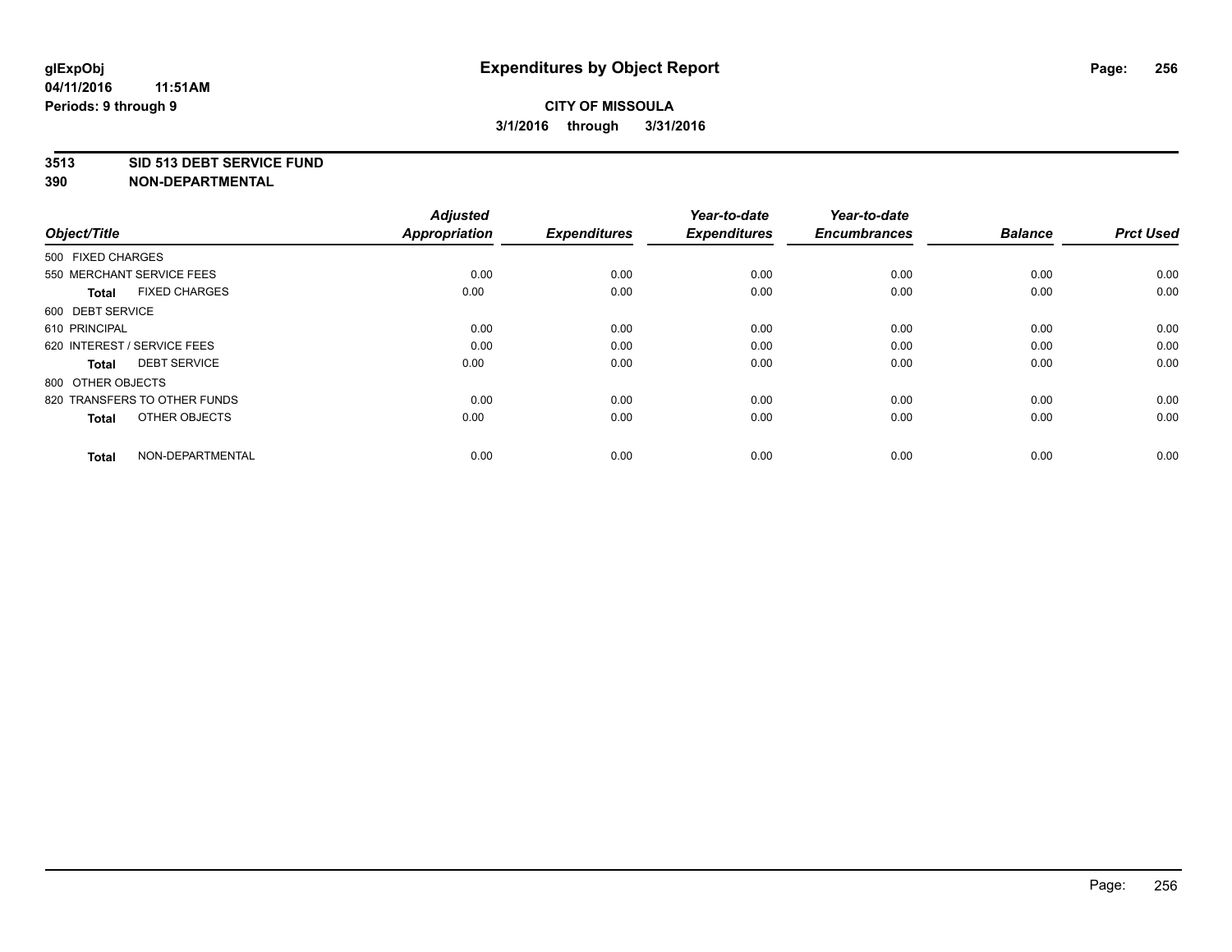# Expenditures by Object Report

glExpObj
04/11/2016 11:51AM
Periods: 9 through 9

**CITY OF MISSOULA**
**3/1/2016 through 3/31/2016**

**3513 SID 513 DEBT SERVICE FUND**
**390 NON-DEPARTMENTAL**

| Object/Title | Adjusted Appropriation | Expenditures | Year-to-date Expenditures | Year-to-date Encumbrances | Balance | Prct Used |
|---|---|---|---|---|---|---|
| 500 FIXED CHARGES | | | | | | |
| 550 MERCHANT SERVICE FEES | 0.00 | 0.00 | 0.00 | 0.00 | 0.00 | 0.00 |
| **Total** FIXED CHARGES | 0.00 | 0.00 | 0.00 | 0.00 | 0.00 | 0.00 |
| 600 DEBT SERVICE | | | | | | |
| 610 PRINCIPAL | 0.00 | 0.00 | 0.00 | 0.00 | 0.00 | 0.00 |
| 620 INTEREST / SERVICE FEES | 0.00 | 0.00 | 0.00 | 0.00 | 0.00 | 0.00 |
| **Total** DEBT SERVICE | 0.00 | 0.00 | 0.00 | 0.00 | 0.00 | 0.00 |
| 800 OTHER OBJECTS | | | | | | |
| 820 TRANSFERS TO OTHER FUNDS | 0.00 | 0.00 | 0.00 | 0.00 | 0.00 | 0.00 |
| **Total** OTHER OBJECTS | 0.00 | 0.00 | 0.00 | 0.00 | 0.00 | 0.00 |
| **Total** NON-DEPARTMENTAL | 0.00 | 0.00 | 0.00 | 0.00 | 0.00 | 0.00 |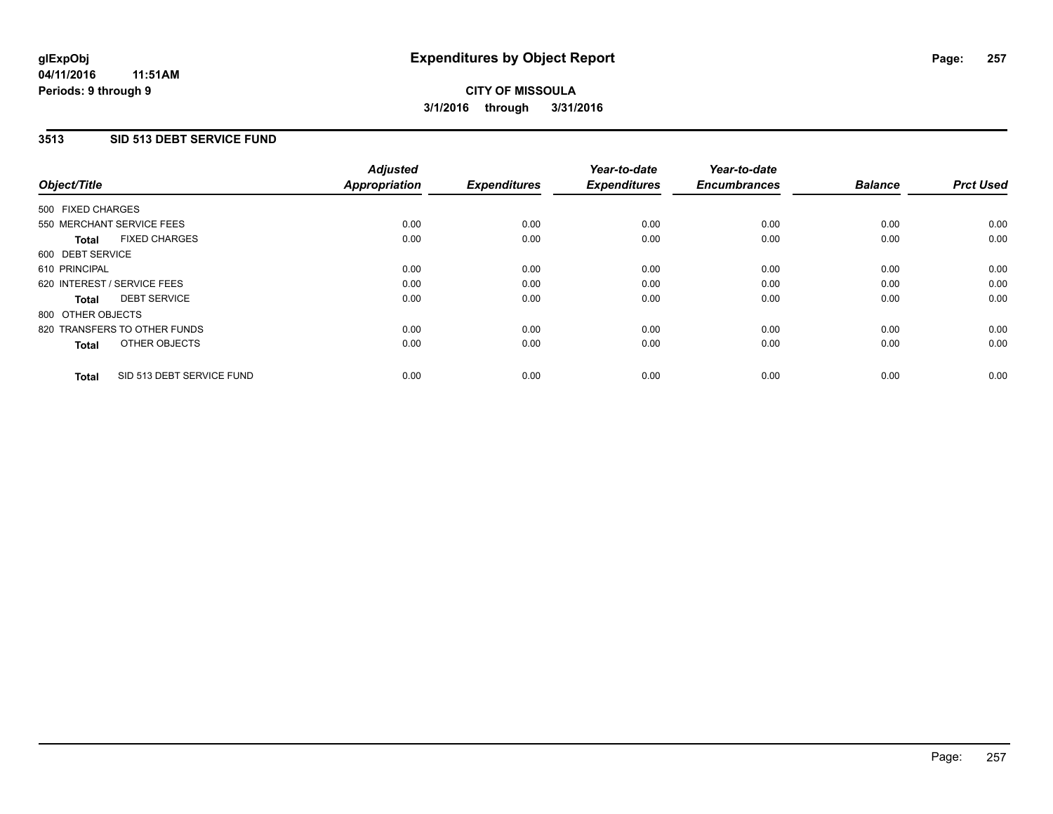**glExpObj**
**04/11/2016 11:51AM**
**Periods: 9 through 9**

# Expenditures by Object Report

**CITY OF MISSOULA**
**3/1/2016 through 3/31/2016**

## 3513 SID 513 DEBT SERVICE FUND

| Object/Title | Adjusted Appropriation | Expenditures | Year-to-date Expenditures | Year-to-date Encumbrances | Balance | Prct Used |
|---|---|---|---|---|---|---|
| 500 FIXED CHARGES | | | | | | |
| 550 MERCHANT SERVICE FEES | 0.00 | 0.00 | 0.00 | 0.00 | 0.00 | 0.00 |
| **Total** FIXED CHARGES | 0.00 | 0.00 | 0.00 | 0.00 | 0.00 | 0.00 |
| 600 DEBT SERVICE | | | | | | |
| 610 PRINCIPAL | 0.00 | 0.00 | 0.00 | 0.00 | 0.00 | 0.00 |
| 620 INTEREST / SERVICE FEES | 0.00 | 0.00 | 0.00 | 0.00 | 0.00 | 0.00 |
| **Total** DEBT SERVICE | 0.00 | 0.00 | 0.00 | 0.00 | 0.00 | 0.00 |
| 800 OTHER OBJECTS | | | | | | |
| 820 TRANSFERS TO OTHER FUNDS | 0.00 | 0.00 | 0.00 | 0.00 | 0.00 | 0.00 |
| **Total** OTHER OBJECTS | 0.00 | 0.00 | 0.00 | 0.00 | 0.00 | 0.00 |
| **Total** SID 513 DEBT SERVICE FUND | 0.00 | 0.00 | 0.00 | 0.00 | 0.00 | 0.00 |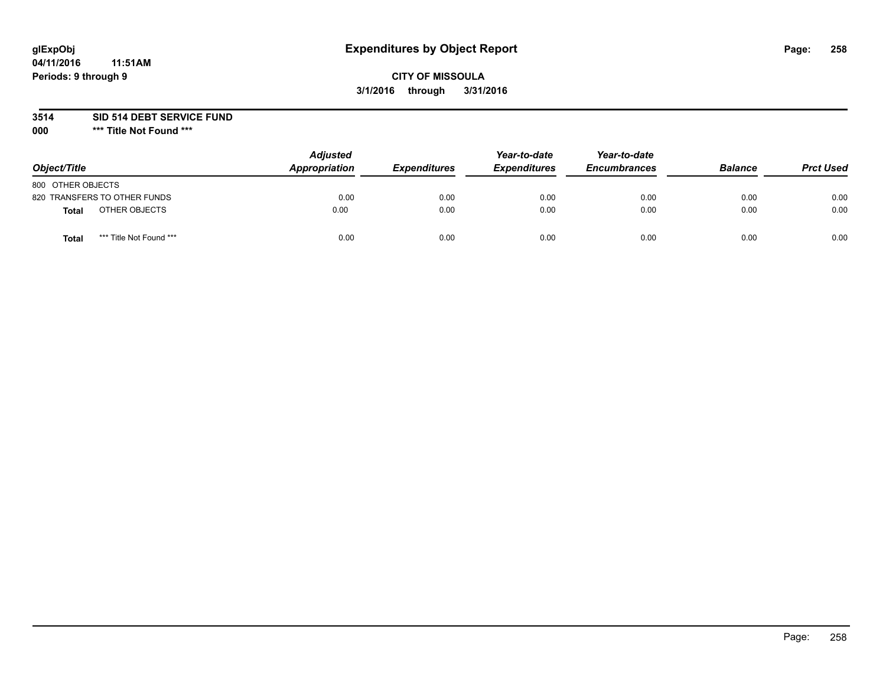# Expenditures by Object Report

glExpObj
04/11/2016 11:51AM
Periods: 9 through 9

**CITY OF MISSOULA**
**3/1/2016 through 3/31/2016**

**3514 SID 514 DEBT SERVICE FUND**
**000 \*\*\* Title Not Found \*\*\***

| Object/Title | Adjusted Appropriation | Expenditures | Year-to-date Expenditures | Year-to-date Encumbrances | Balance | Prct Used |
|---|---|---|---|---|---|---|
| 800 OTHER OBJECTS | | | | | | |
| 820 TRANSFERS TO OTHER FUNDS | 0.00 | 0.00 | 0.00 | 0.00 | 0.00 | 0.00 |
| **Total** OTHER OBJECTS | 0.00 | 0.00 | 0.00 | 0.00 | 0.00 | 0.00 |
| **Total** *** Title Not Found *** | 0.00 | 0.00 | 0.00 | 0.00 | 0.00 | 0.00 |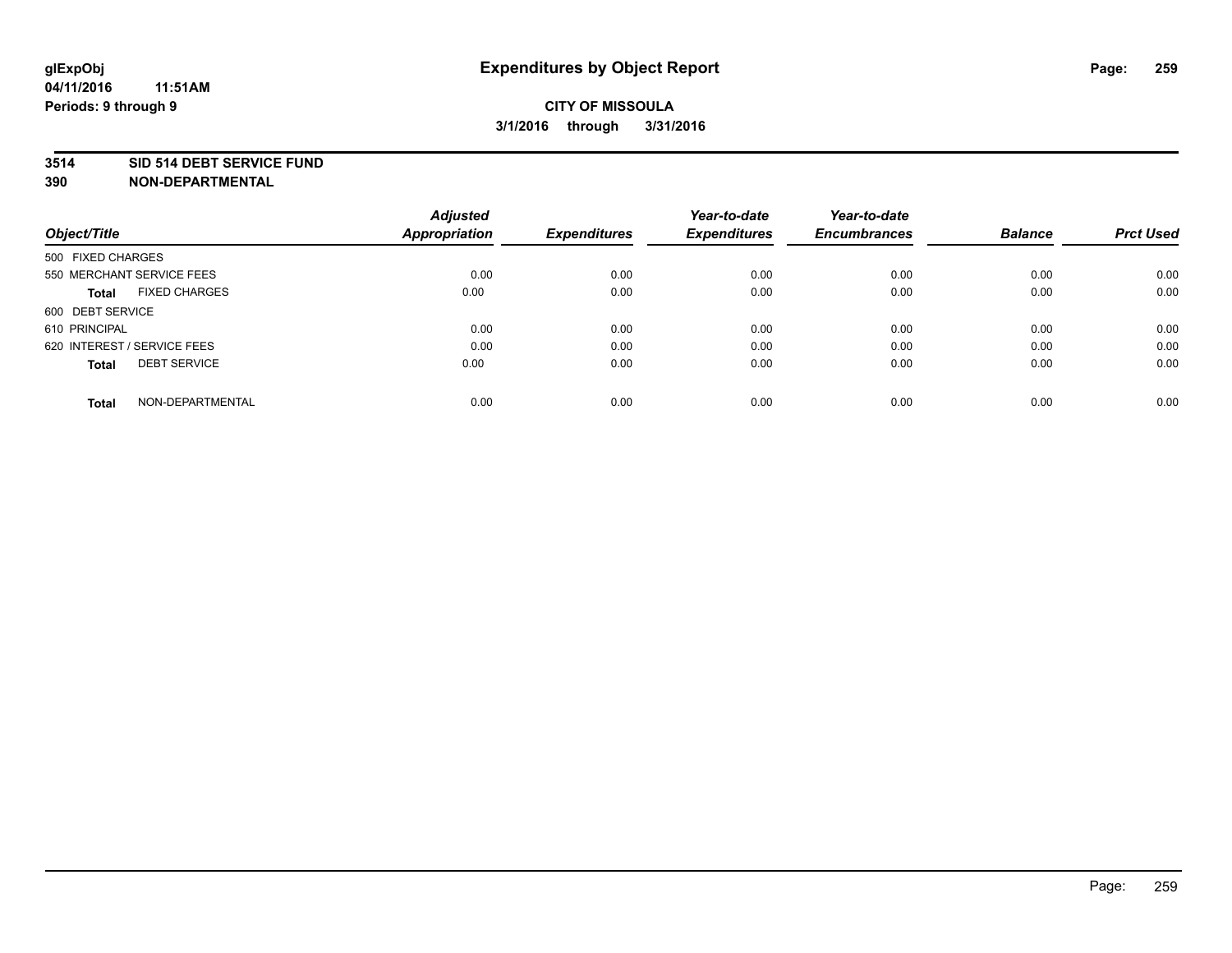# Expenditures by Object Report

glExpObj
04/11/2016 11:51AM
Periods: 9 through 9

**CITY OF MISSOULA**
**3/1/2016 through 3/31/2016**

**3514 SID 514 DEBT SERVICE FUND**
**390 NON-DEPARTMENTAL**

| Object/Title | Adjusted Appropriation | Expenditures | Year-to-date Expenditures | Year-to-date Encumbrances | Balance | Prct Used |
|---|---|---|---|---|---|---|
| 500 FIXED CHARGES | | | | | | |
| 550 MERCHANT SERVICE FEES | 0.00 | 0.00 | 0.00 | 0.00 | 0.00 | 0.00 |
| **Total** FIXED CHARGES | 0.00 | 0.00 | 0.00 | 0.00 | 0.00 | 0.00 |
| 600 DEBT SERVICE | | | | | | |
| 610 PRINCIPAL | 0.00 | 0.00 | 0.00 | 0.00 | 0.00 | 0.00 |
| 620 INTEREST / SERVICE FEES | 0.00 | 0.00 | 0.00 | 0.00 | 0.00 | 0.00 |
| **Total** DEBT SERVICE | 0.00 | 0.00 | 0.00 | 0.00 | 0.00 | 0.00 |
| **Total** NON-DEPARTMENTAL | 0.00 | 0.00 | 0.00 | 0.00 | 0.00 | 0.00 |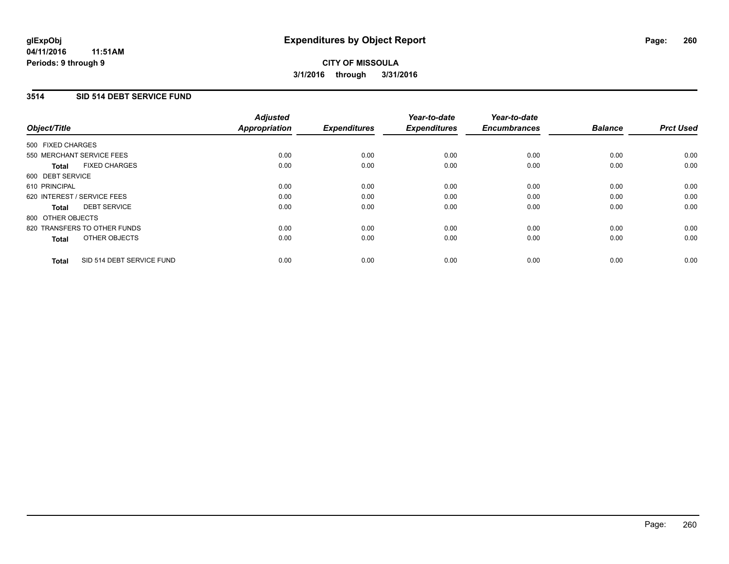**glExpObj** 
**04/11/2016 11:51AM** 
**Periods: 9 through 9**

# Expenditures by Object Report

**CITY OF MISSOULA**

**3/1/2016 through 3/31/2016**

## 3514 SID 514 DEBT SERVICE FUND

| Object/Title | Adjusted Appropriation | Expenditures | Year-to-date Expenditures | Year-to-date Encumbrances | Balance | Prct Used |
|---|---|---|---|---|---|---|
| 500 FIXED CHARGES | | | | | | |
| 550 MERCHANT SERVICE FEES | 0.00 | 0.00 | 0.00 | 0.00 | 0.00 | 0.00 |
| **Total** FIXED CHARGES | 0.00 | 0.00 | 0.00 | 0.00 | 0.00 | 0.00 |
| 600 DEBT SERVICE | | | | | | |
| 610 PRINCIPAL | 0.00 | 0.00 | 0.00 | 0.00 | 0.00 | 0.00 |
| 620 INTEREST / SERVICE FEES | 0.00 | 0.00 | 0.00 | 0.00 | 0.00 | 0.00 |
| **Total** DEBT SERVICE | 0.00 | 0.00 | 0.00 | 0.00 | 0.00 | 0.00 |
| 800 OTHER OBJECTS | | | | | | |
| 820 TRANSFERS TO OTHER FUNDS | 0.00 | 0.00 | 0.00 | 0.00 | 0.00 | 0.00 |
| **Total** OTHER OBJECTS | 0.00 | 0.00 | 0.00 | 0.00 | 0.00 | 0.00 |
| **Total** SID 514 DEBT SERVICE FUND | 0.00 | 0.00 | 0.00 | 0.00 | 0.00 | 0.00 |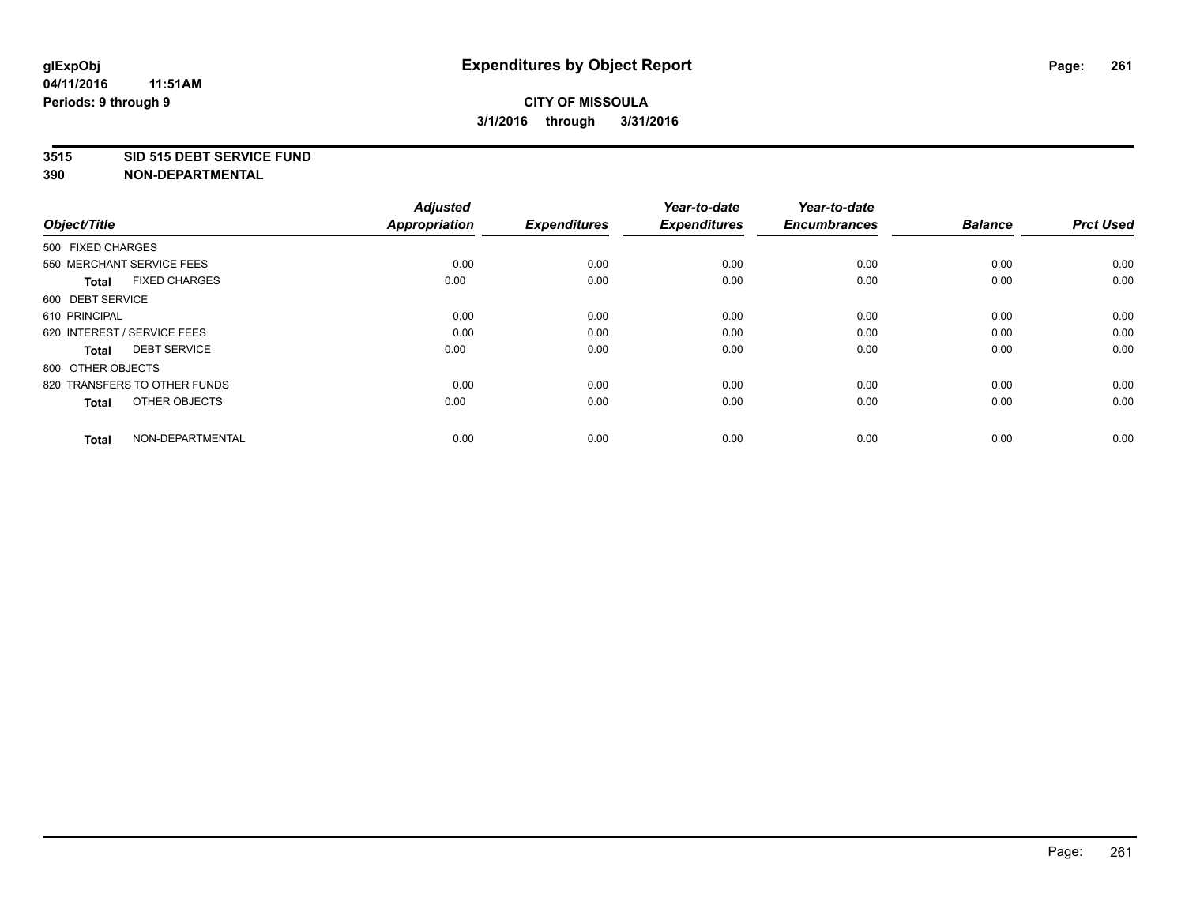glExpObj
04/11/2016 11:51AM
Periods: 9 through 9

# Expenditures by Object Report

**CITY OF MISSOULA**

**3/1/2016 through 3/31/2016**

**3515 SID 515 DEBT SERVICE FUND**
**390 NON-DEPARTMENTAL**

| Object/Title | | Adjusted Appropriation | Expenditures | Year-to-date Expenditures | Year-to-date Encumbrances | Balance | Prct Used |
|---|---|---|---|---|---|---|---|
| 500 FIXED CHARGES | | | | | | | |
| 550 MERCHANT SERVICE FEES | | 0.00 | 0.00 | 0.00 | 0.00 | 0.00 | 0.00 |
| **Total** | FIXED CHARGES | 0.00 | 0.00 | 0.00 | 0.00 | 0.00 | 0.00 |
| 600 DEBT SERVICE | | | | | | | |
| 610 PRINCIPAL | | 0.00 | 0.00 | 0.00 | 0.00 | 0.00 | 0.00 |
| 620 INTEREST / SERVICE FEES | | 0.00 | 0.00 | 0.00 | 0.00 | 0.00 | 0.00 |
| **Total** | DEBT SERVICE | 0.00 | 0.00 | 0.00 | 0.00 | 0.00 | 0.00 |
| 800 OTHER OBJECTS | | | | | | | |
| 820 TRANSFERS TO OTHER FUNDS | | 0.00 | 0.00 | 0.00 | 0.00 | 0.00 | 0.00 |
| **Total** | OTHER OBJECTS | 0.00 | 0.00 | 0.00 | 0.00 | 0.00 | 0.00 |
| **Total** | NON-DEPARTMENTAL | 0.00 | 0.00 | 0.00 | 0.00 | 0.00 | 0.00 |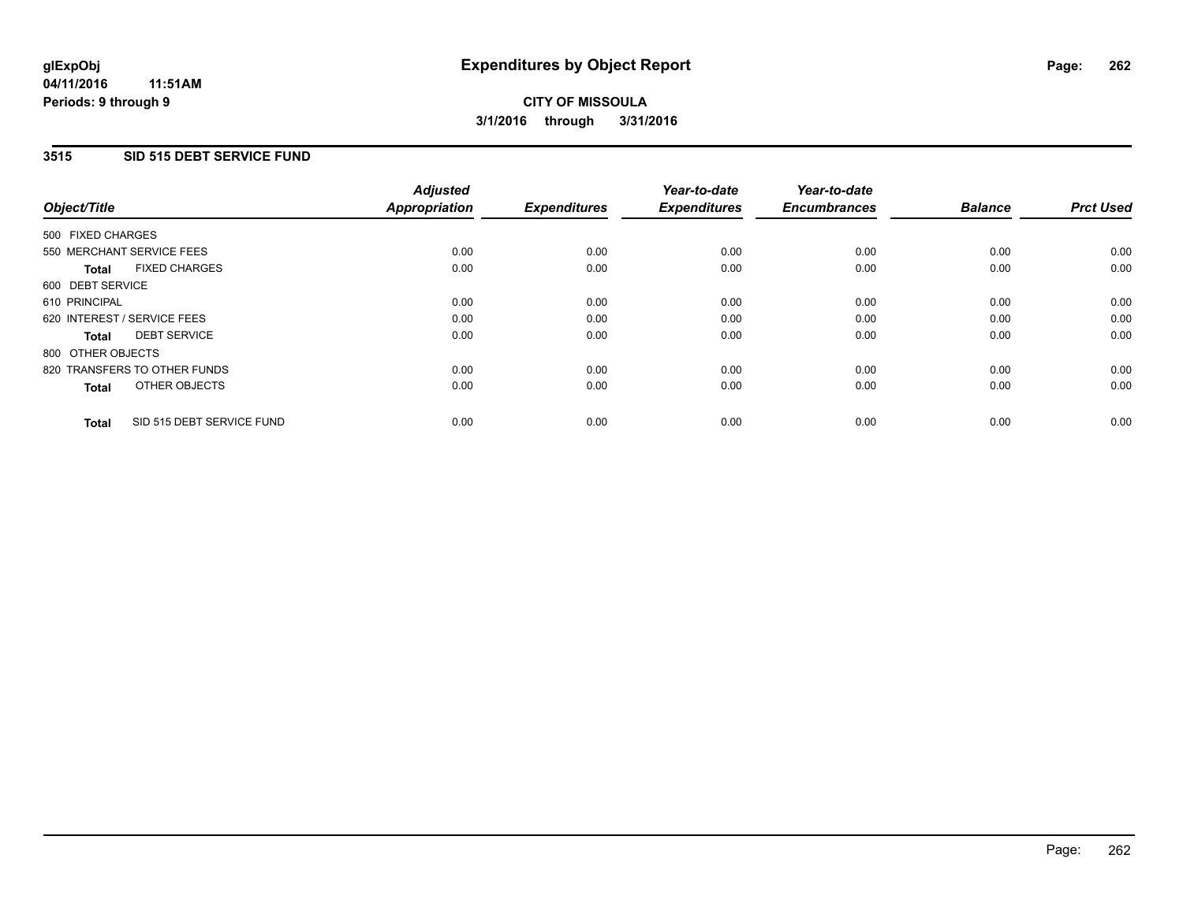**glExpObj**
**04/11/2016 11:51AM**
**Periods: 9 through 9**

# Expenditures by Object Report

**CITY OF MISSOULA**
**3/1/2016 through 3/31/2016**

## 3515 SID 515 DEBT SERVICE FUND

| Object/Title | Adjusted Appropriation | Expenditures | Year-to-date Expenditures | Year-to-date Encumbrances | Balance | Prct Used |
|---|---|---|---|---|---|---|
| 500 FIXED CHARGES | | | | | | |
| 550 MERCHANT SERVICE FEES | 0.00 | 0.00 | 0.00 | 0.00 | 0.00 | 0.00 |
| **Total** FIXED CHARGES | 0.00 | 0.00 | 0.00 | 0.00 | 0.00 | 0.00 |
| 600 DEBT SERVICE | | | | | | |
| 610 PRINCIPAL | 0.00 | 0.00 | 0.00 | 0.00 | 0.00 | 0.00 |
| 620 INTEREST / SERVICE FEES | 0.00 | 0.00 | 0.00 | 0.00 | 0.00 | 0.00 |
| **Total** DEBT SERVICE | 0.00 | 0.00 | 0.00 | 0.00 | 0.00 | 0.00 |
| 800 OTHER OBJECTS | | | | | | |
| 820 TRANSFERS TO OTHER FUNDS | 0.00 | 0.00 | 0.00 | 0.00 | 0.00 | 0.00 |
| **Total** OTHER OBJECTS | 0.00 | 0.00 | 0.00 | 0.00 | 0.00 | 0.00 |
| **Total** SID 515 DEBT SERVICE FUND | 0.00 | 0.00 | 0.00 | 0.00 | 0.00 | 0.00 |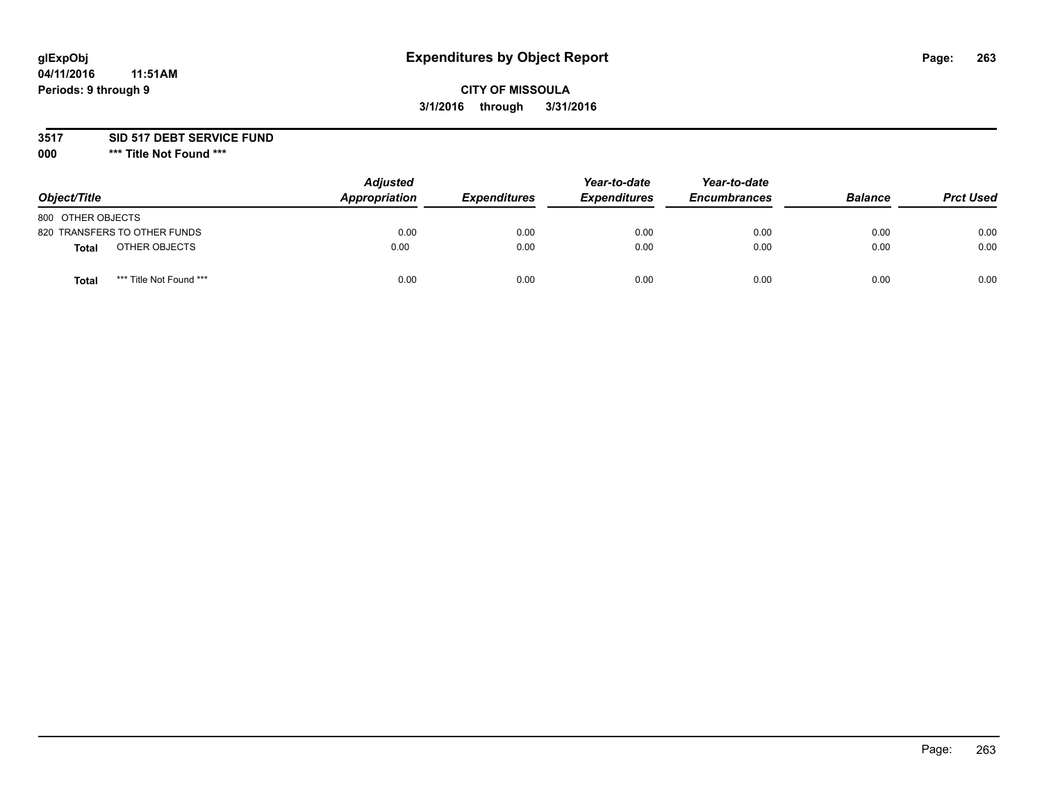# Expenditures by Object Report

glExpObj
04/11/2016 11:51AM
Periods: 9 through 9

**CITY OF MISSOULA**
**3/1/2016 through 3/31/2016**

**3517 SID 517 DEBT SERVICE FUND**
**000 *** Title Not Found *****

| Object/Title | Adjusted Appropriation | Expenditures | Year-to-date Expenditures | Year-to-date Encumbrances | Balance | Prct Used |
|---|---|---|---|---|---|---|
| 800 OTHER OBJECTS | | | | | | |
| 820 TRANSFERS TO OTHER FUNDS | 0.00 | 0.00 | 0.00 | 0.00 | 0.00 | 0.00 |
| **Total** OTHER OBJECTS | 0.00 | 0.00 | 0.00 | 0.00 | 0.00 | 0.00 |
| **Total** *** Title Not Found *** | 0.00 | 0.00 | 0.00 | 0.00 | 0.00 | 0.00 |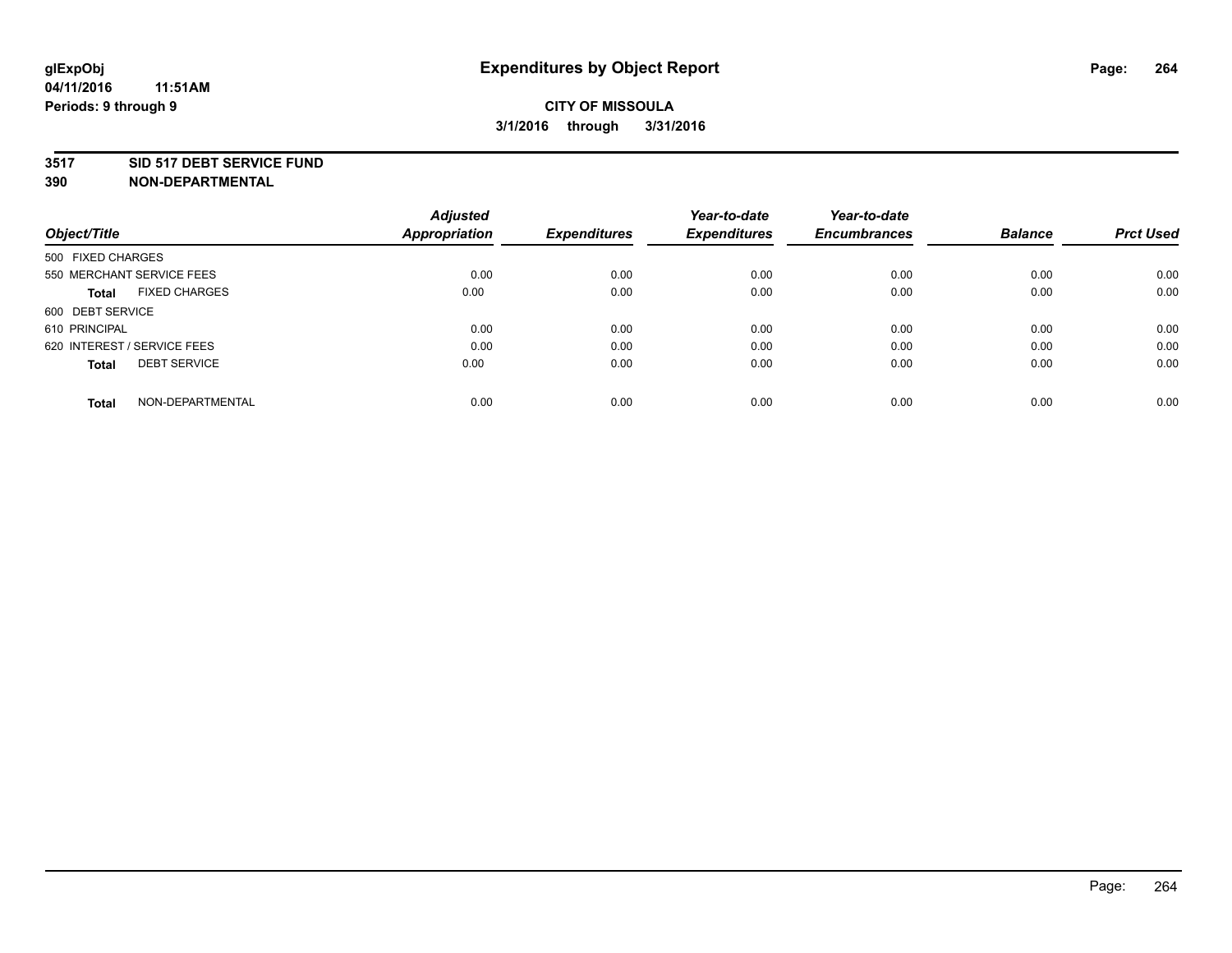# Expenditures by Object Report

glExpObj
04/11/2016 11:51AM
Periods: 9 through 9

**CITY OF MISSOULA**
**3/1/2016 through 3/31/2016**

**3517 SID 517 DEBT SERVICE FUND**
**390 NON-DEPARTMENTAL**

| Object/Title | Adjusted Appropriation | Expenditures | Year-to-date Expenditures | Year-to-date Encumbrances | Balance | Prct Used |
|---|---|---|---|---|---|---|
| 500 FIXED CHARGES | | | | | | |
| 550 MERCHANT SERVICE FEES | 0.00 | 0.00 | 0.00 | 0.00 | 0.00 | 0.00 |
| **Total** FIXED CHARGES | 0.00 | 0.00 | 0.00 | 0.00 | 0.00 | 0.00 |
| 600 DEBT SERVICE | | | | | | |
| 610 PRINCIPAL | 0.00 | 0.00 | 0.00 | 0.00 | 0.00 | 0.00 |
| 620 INTEREST / SERVICE FEES | 0.00 | 0.00 | 0.00 | 0.00 | 0.00 | 0.00 |
| **Total** DEBT SERVICE | 0.00 | 0.00 | 0.00 | 0.00 | 0.00 | 0.00 |
| **Total** NON-DEPARTMENTAL | 0.00 | 0.00 | 0.00 | 0.00 | 0.00 | 0.00 |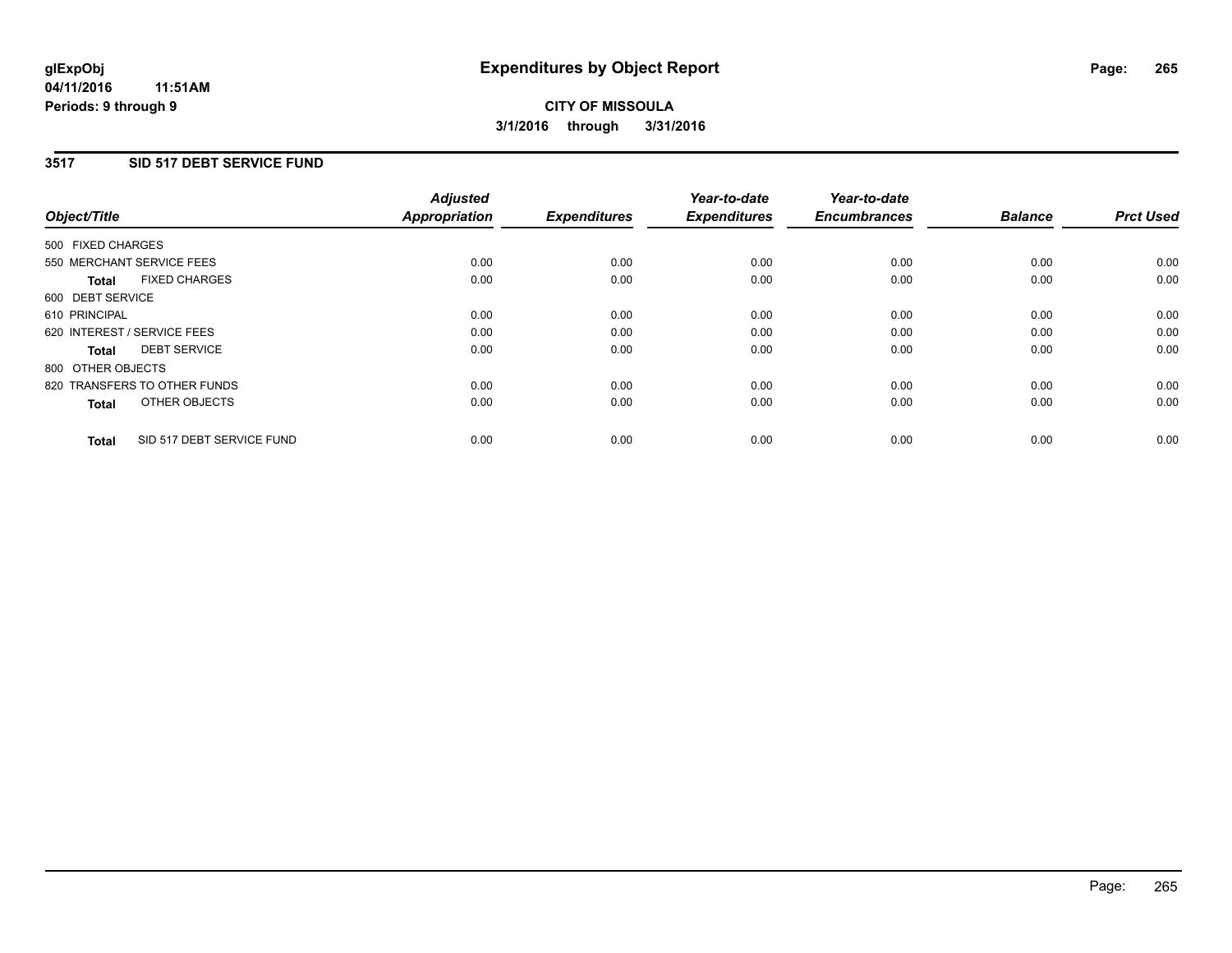**glExpObj**
**04/11/2016 11:51AM**
**Periods: 9 through 9**

# Expenditures by Object Report

**CITY OF MISSOULA**
**3/1/2016 through 3/31/2016**

## 3517 SID 517 DEBT SERVICE FUND

| Object/Title | Adjusted Appropriation | Expenditures | Year-to-date Expenditures | Year-to-date Encumbrances | Balance | Prct Used |
|---|---|---|---|---|---|---|
| 500 FIXED CHARGES | | | | | | |
| 550 MERCHANT SERVICE FEES | 0.00 | 0.00 | 0.00 | 0.00 | 0.00 | 0.00 |
| **Total** FIXED CHARGES | 0.00 | 0.00 | 0.00 | 0.00 | 0.00 | 0.00 |
| 600 DEBT SERVICE | | | | | | |
| 610 PRINCIPAL | 0.00 | 0.00 | 0.00 | 0.00 | 0.00 | 0.00 |
| 620 INTEREST / SERVICE FEES | 0.00 | 0.00 | 0.00 | 0.00 | 0.00 | 0.00 |
| **Total** DEBT SERVICE | 0.00 | 0.00 | 0.00 | 0.00 | 0.00 | 0.00 |
| 800 OTHER OBJECTS | | | | | | |
| 820 TRANSFERS TO OTHER FUNDS | 0.00 | 0.00 | 0.00 | 0.00 | 0.00 | 0.00 |
| **Total** OTHER OBJECTS | 0.00 | 0.00 | 0.00 | 0.00 | 0.00 | 0.00 |
| **Total** SID 517 DEBT SERVICE FUND | 0.00 | 0.00 | 0.00 | 0.00 | 0.00 | 0.00 |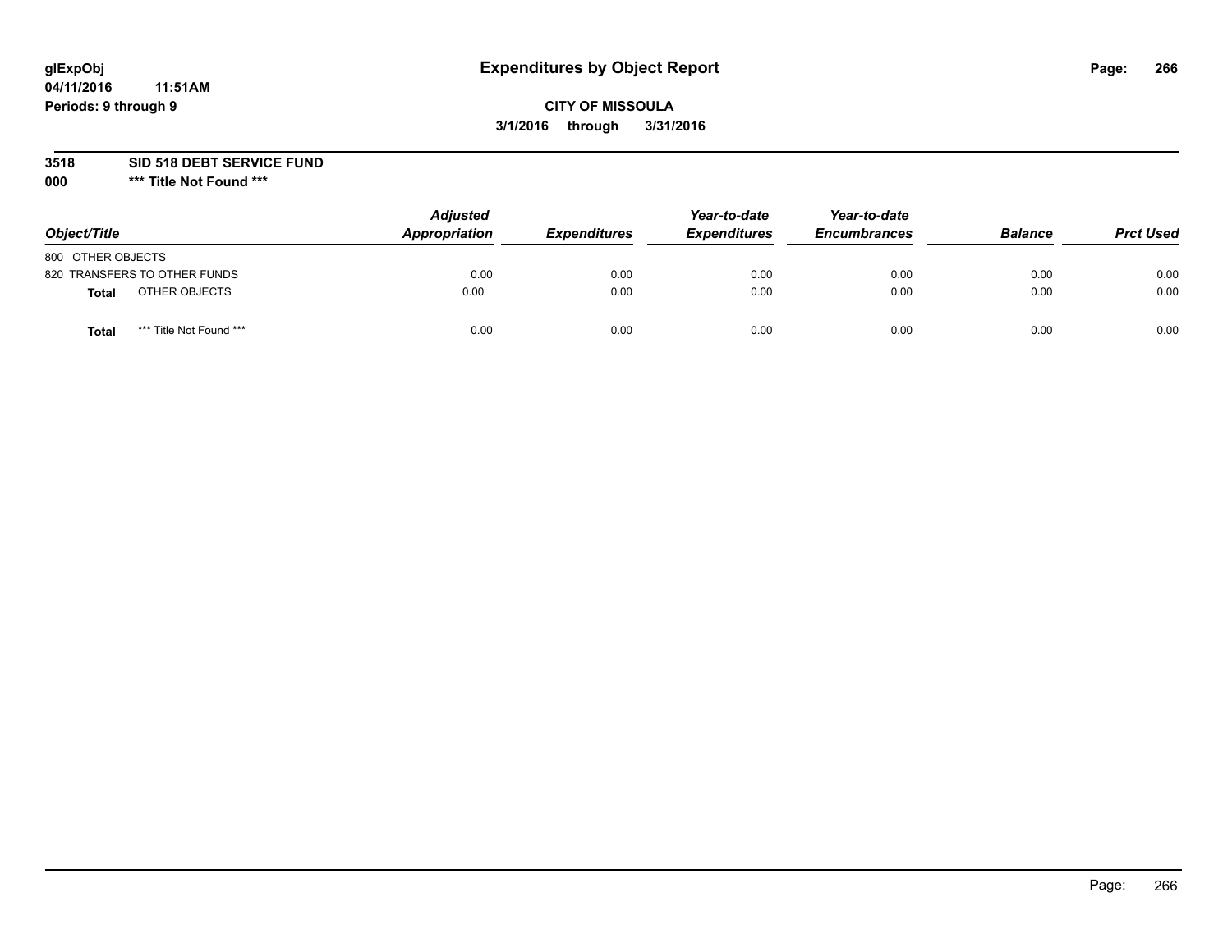# Expenditures by Object Report

glExpObj
04/11/2016 11:51AM
Periods: 9 through 9

**CITY OF MISSOULA**
**3/1/2016 through 3/31/2016**

**3518 SID 518 DEBT SERVICE FUND**
**000 \*\*\* Title Not Found \*\*\***

| Object/Title | Adjusted Appropriation | Expenditures | Year-to-date Expenditures | Year-to-date Encumbrances | Balance | Prct Used |
|---|---|---|---|---|---|---|
| 800 OTHER OBJECTS | | | | | | |
| 820 TRANSFERS TO OTHER FUNDS | 0.00 | 0.00 | 0.00 | 0.00 | 0.00 | 0.00 |
| **Total** OTHER OBJECTS | 0.00 | 0.00 | 0.00 | 0.00 | 0.00 | 0.00 |
| **Total** *** Title Not Found *** | 0.00 | 0.00 | 0.00 | 0.00 | 0.00 | 0.00 |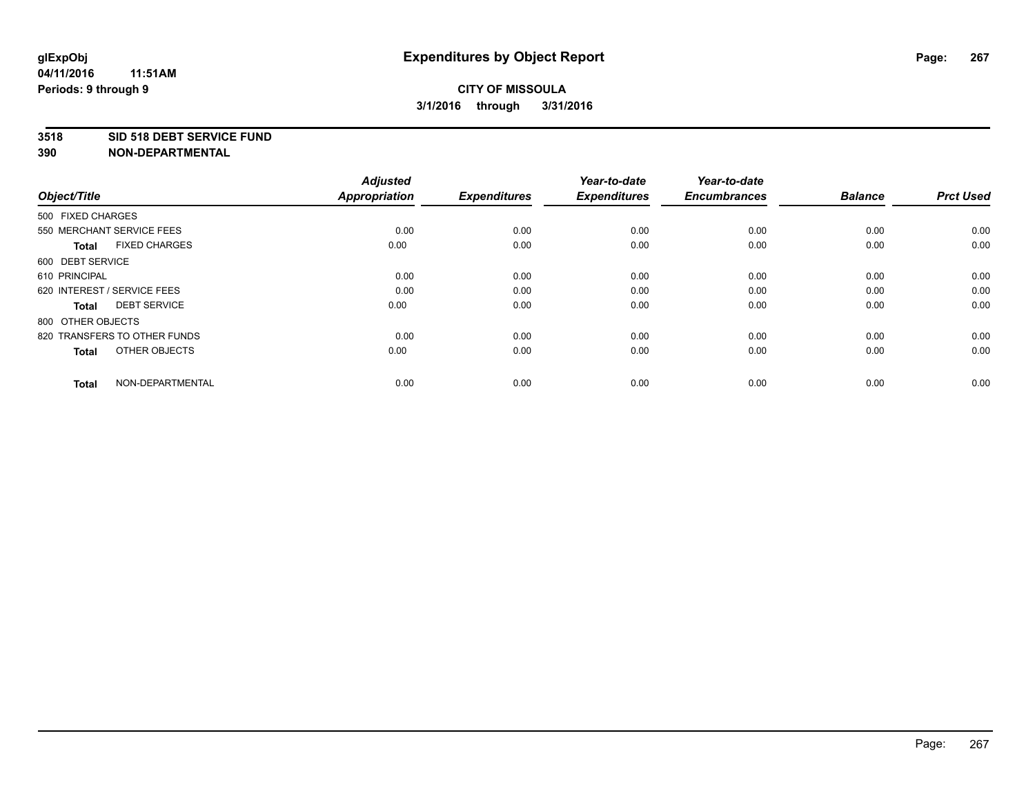**glExpObj**
**04/11/2016 11:51AM**
**Periods: 9 through 9**

# Expenditures by Object Report

**CITY OF MISSOULA**
**3/1/2016 through 3/31/2016**

**3518 SID 518 DEBT SERVICE FUND**
**390 NON-DEPARTMENTAL**

| Object/Title | Adjusted Appropriation | Expenditures | Year-to-date Expenditures | Year-to-date Encumbrances | Balance | Prct Used |
|---|---|---|---|---|---|---|
| 500 FIXED CHARGES | | | | | | |
| 550 MERCHANT SERVICE FEES | 0.00 | 0.00 | 0.00 | 0.00 | 0.00 | 0.00 |
| **Total** FIXED CHARGES | 0.00 | 0.00 | 0.00 | 0.00 | 0.00 | 0.00 |
| 600 DEBT SERVICE | | | | | | |
| 610 PRINCIPAL | 0.00 | 0.00 | 0.00 | 0.00 | 0.00 | 0.00 |
| 620 INTEREST / SERVICE FEES | 0.00 | 0.00 | 0.00 | 0.00 | 0.00 | 0.00 |
| **Total** DEBT SERVICE | 0.00 | 0.00 | 0.00 | 0.00 | 0.00 | 0.00 |
| 800 OTHER OBJECTS | | | | | | |
| 820 TRANSFERS TO OTHER FUNDS | 0.00 | 0.00 | 0.00 | 0.00 | 0.00 | 0.00 |
| **Total** OTHER OBJECTS | 0.00 | 0.00 | 0.00 | 0.00 | 0.00 | 0.00 |
| **Total** NON-DEPARTMENTAL | 0.00 | 0.00 | 0.00 | 0.00 | 0.00 | 0.00 |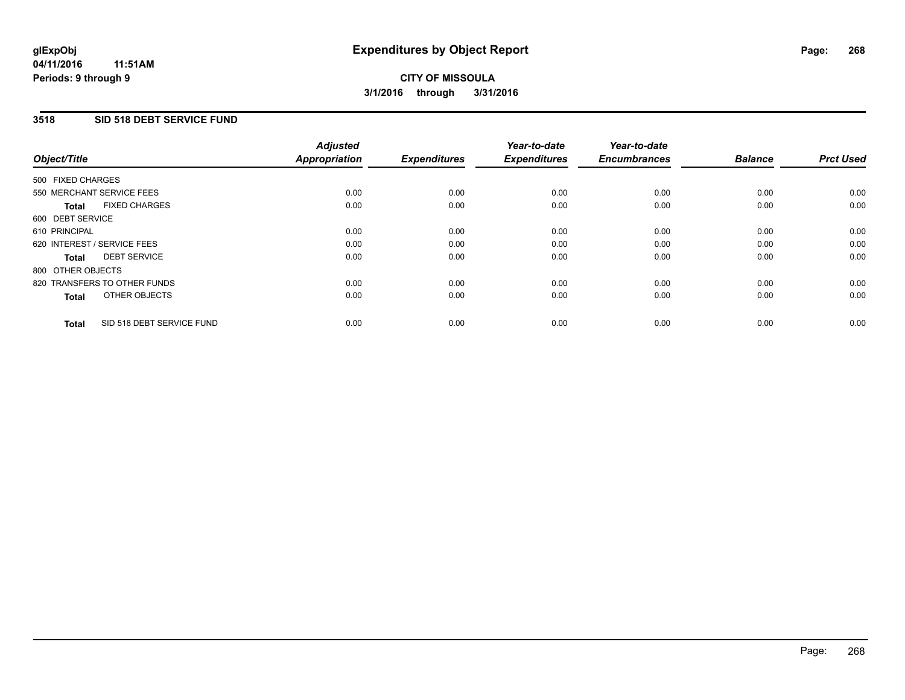**glExpObj**
**04/11/2016 11:51AM**
**Periods: 9 through 9**

# Expenditures by Object Report

**CITY OF MISSOULA**
**3/1/2016 through 3/31/2016**

## 3518 SID 518 DEBT SERVICE FUND

| Object/Title | Adjusted Appropriation | Expenditures | Year-to-date Expenditures | Year-to-date Encumbrances | Balance | Prct Used |
|---|---|---|---|---|---|---|
| 500 FIXED CHARGES | | | | | | |
| 550 MERCHANT SERVICE FEES | 0.00 | 0.00 | 0.00 | 0.00 | 0.00 | 0.00 |
| **Total** FIXED CHARGES | 0.00 | 0.00 | 0.00 | 0.00 | 0.00 | 0.00 |
| 600 DEBT SERVICE | | | | | | |
| 610 PRINCIPAL | 0.00 | 0.00 | 0.00 | 0.00 | 0.00 | 0.00 |
| 620 INTEREST / SERVICE FEES | 0.00 | 0.00 | 0.00 | 0.00 | 0.00 | 0.00 |
| **Total** DEBT SERVICE | 0.00 | 0.00 | 0.00 | 0.00 | 0.00 | 0.00 |
| 800 OTHER OBJECTS | | | | | | |
| 820 TRANSFERS TO OTHER FUNDS | 0.00 | 0.00 | 0.00 | 0.00 | 0.00 | 0.00 |
| **Total** OTHER OBJECTS | 0.00 | 0.00 | 0.00 | 0.00 | 0.00 | 0.00 |
| **Total** SID 518 DEBT SERVICE FUND | 0.00 | 0.00 | 0.00 | 0.00 | 0.00 | 0.00 |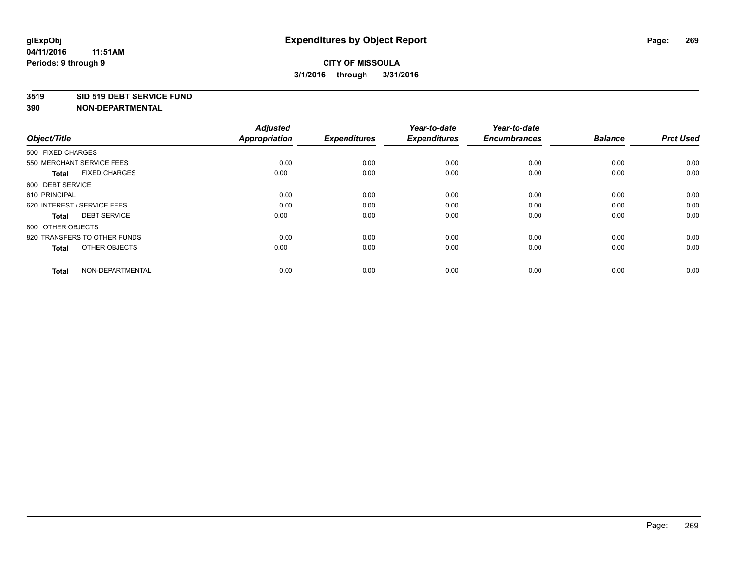**glExpObj** **Expenditures by Object Report**

**04/11/2016 11:51AM**

**Periods: 9 through 9**

**CITY OF MISSOULA**

**3/1/2016 through 3/31/2016**

**3519 SID 519 DEBT SERVICE FUND**

**390 NON-DEPARTMENTAL**

| Object/Title | Adjusted Appropriation | Expenditures | Year-to-date Expenditures | Year-to-date Encumbrances | Balance | Prct Used |
|---|---|---|---|---|---|---|
| 500 FIXED CHARGES | | | | | | |
| 550 MERCHANT SERVICE FEES | 0.00 | 0.00 | 0.00 | 0.00 | 0.00 | 0.00 |
| **Total** FIXED CHARGES | 0.00 | 0.00 | 0.00 | 0.00 | 0.00 | 0.00 |
| 600 DEBT SERVICE | | | | | | |
| 610 PRINCIPAL | 0.00 | 0.00 | 0.00 | 0.00 | 0.00 | 0.00 |
| 620 INTEREST / SERVICE FEES | 0.00 | 0.00 | 0.00 | 0.00 | 0.00 | 0.00 |
| **Total** DEBT SERVICE | 0.00 | 0.00 | 0.00 | 0.00 | 0.00 | 0.00 |
| 800 OTHER OBJECTS | | | | | | |
| 820 TRANSFERS TO OTHER FUNDS | 0.00 | 0.00 | 0.00 | 0.00 | 0.00 | 0.00 |
| **Total** OTHER OBJECTS | 0.00 | 0.00 | 0.00 | 0.00 | 0.00 | 0.00 |
| **Total** NON-DEPARTMENTAL | 0.00 | 0.00 | 0.00 | 0.00 | 0.00 | 0.00 |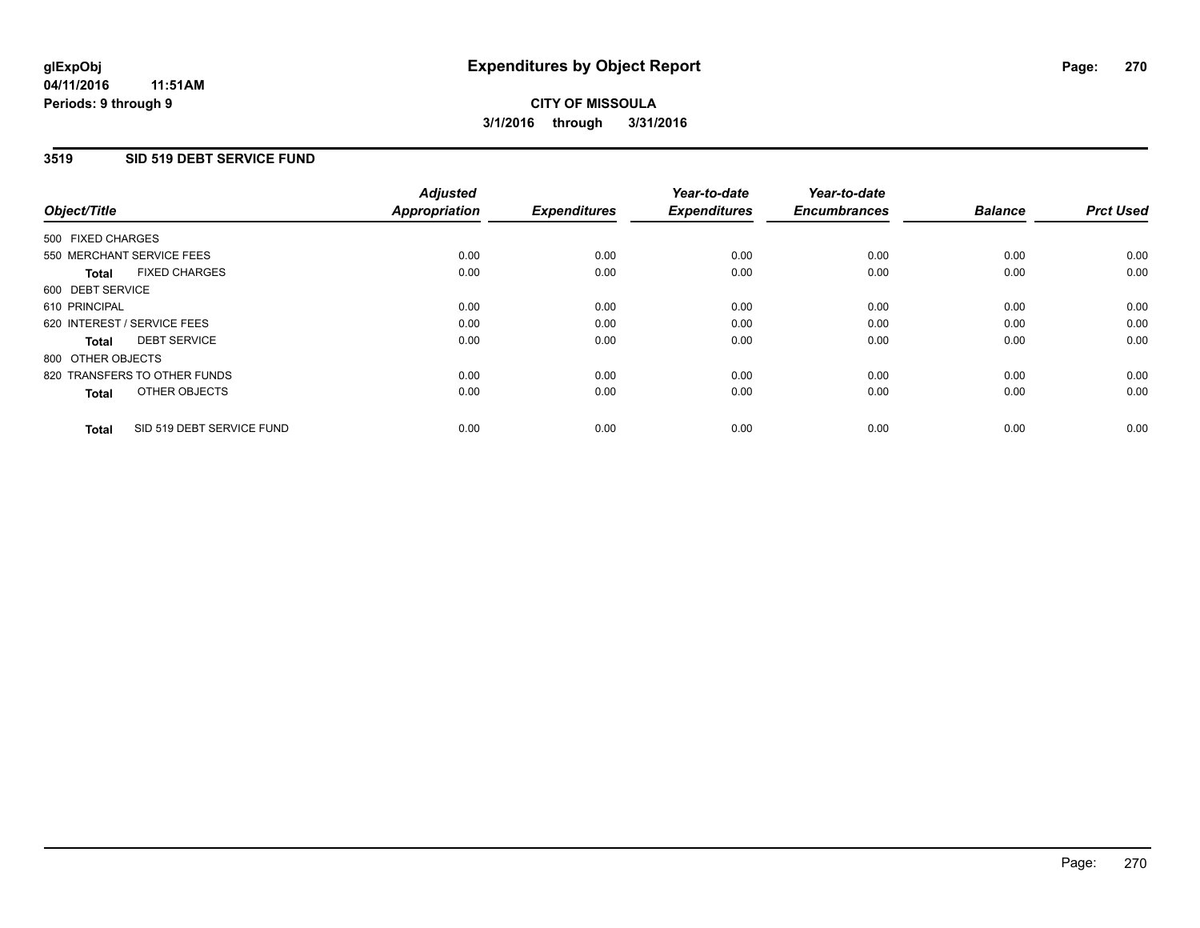# Expenditures by Object Report

glExpObj
04/11/2016 11:51AM
Periods: 9 through 9

**CITY OF MISSOULA**
**3/1/2016 through 3/31/2016**

## 3519 SID 519 DEBT SERVICE FUND

| Object/Title | Adjusted Appropriation | Expenditures | Year-to-date Expenditures | Year-to-date Encumbrances | Balance | Prct Used |
|---|---|---|---|---|---|---|
| 500 FIXED CHARGES | | | | | | |
| 550 MERCHANT SERVICE FEES | 0.00 | 0.00 | 0.00 | 0.00 | 0.00 | 0.00 |
| **Total** FIXED CHARGES | 0.00 | 0.00 | 0.00 | 0.00 | 0.00 | 0.00 |
| 600 DEBT SERVICE | | | | | | |
| 610 PRINCIPAL | 0.00 | 0.00 | 0.00 | 0.00 | 0.00 | 0.00 |
| 620 INTEREST / SERVICE FEES | 0.00 | 0.00 | 0.00 | 0.00 | 0.00 | 0.00 |
| **Total** DEBT SERVICE | 0.00 | 0.00 | 0.00 | 0.00 | 0.00 | 0.00 |
| 800 OTHER OBJECTS | | | | | | |
| 820 TRANSFERS TO OTHER FUNDS | 0.00 | 0.00 | 0.00 | 0.00 | 0.00 | 0.00 |
| **Total** OTHER OBJECTS | 0.00 | 0.00 | 0.00 | 0.00 | 0.00 | 0.00 |
| **Total** SID 519 DEBT SERVICE FUND | 0.00 | 0.00 | 0.00 | 0.00 | 0.00 | 0.00 |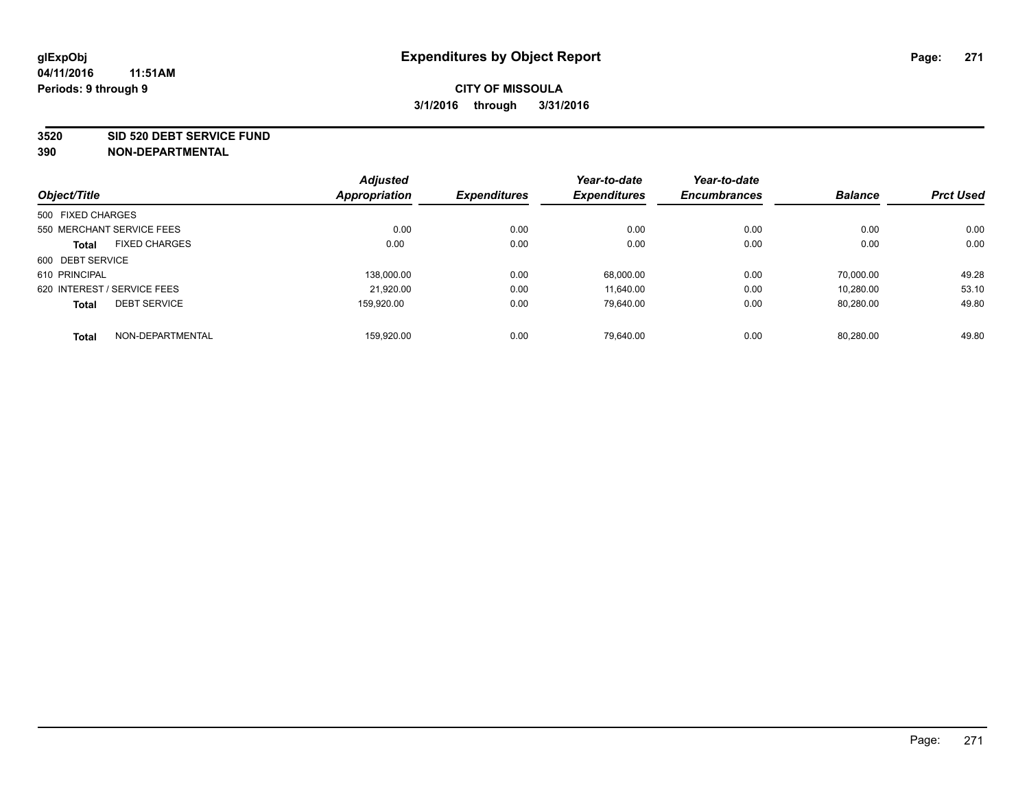**glExpObj**
**04/11/2016 11:51AM**
**Periods: 9 through 9**

# Expenditures by Object Report

**CITY OF MISSOULA**
**3/1/2016 through 3/31/2016**

**3520 SID 520 DEBT SERVICE FUND**
**390 NON-DEPARTMENTAL**

| Object/Title | Adjusted Appropriation | Expenditures | Year-to-date Expenditures | Year-to-date Encumbrances | Balance | Prct Used |
|---|---|---|---|---|---|---|
| 500 FIXED CHARGES | | | | | | |
| 550 MERCHANT SERVICE FEES | 0.00 | 0.00 | 0.00 | 0.00 | 0.00 | 0.00 |
| **Total** FIXED CHARGES | 0.00 | 0.00 | 0.00 | 0.00 | 0.00 | 0.00 |
| 600 DEBT SERVICE | | | | | | |
| 610 PRINCIPAL | 138,000.00 | 0.00 | 68,000.00 | 0.00 | 70,000.00 | 49.28 |
| 620 INTEREST / SERVICE FEES | 21,920.00 | 0.00 | 11,640.00 | 0.00 | 10,280.00 | 53.10 |
| **Total** DEBT SERVICE | 159,920.00 | 0.00 | 79,640.00 | 0.00 | 80,280.00 | 49.80 |
| **Total** NON-DEPARTMENTAL | 159,920.00 | 0.00 | 79,640.00 | 0.00 | 80,280.00 | 49.80 |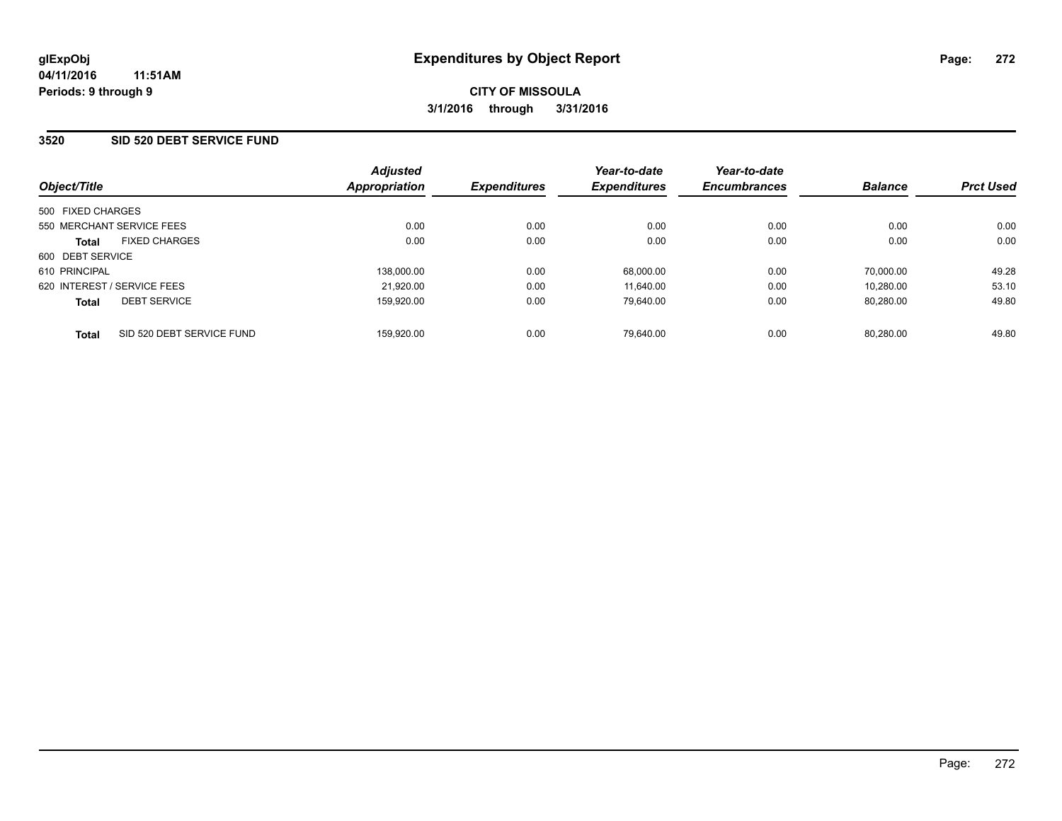glExpObj
04/11/2016 11:51AM
Periods: 9 through 9

# Expenditures by Object Report

CITY OF MISSOULA
3/1/2016 through 3/31/2016

## 3520 SID 520 DEBT SERVICE FUND

| Object/Title | | Adjusted Appropriation | Expenditures | Year-to-date Expenditures | Year-to-date Encumbrances | Balance | Prct Used |
|---|---|---|---|---|---|---|---|
| 500 FIXED CHARGES | | | | | | | |
| 550 MERCHANT SERVICE FEES | | 0.00 | 0.00 | 0.00 | 0.00 | 0.00 | 0.00 |
| **Total** | FIXED CHARGES | 0.00 | 0.00 | 0.00 | 0.00 | 0.00 | 0.00 |
| 600 DEBT SERVICE | | | | | | | |
| 610 PRINCIPAL | | 138,000.00 | 0.00 | 68,000.00 | 0.00 | 70,000.00 | 49.28 |
| 620 INTEREST / SERVICE FEES | | 21,920.00 | 0.00 | 11,640.00 | 0.00 | 10,280.00 | 53.10 |
| **Total** | DEBT SERVICE | 159,920.00 | 0.00 | 79,640.00 | 0.00 | 80,280.00 | 49.80 |
| **Total** | SID 520 DEBT SERVICE FUND | 159,920.00 | 0.00 | 79,640.00 | 0.00 | 80,280.00 | 49.80 |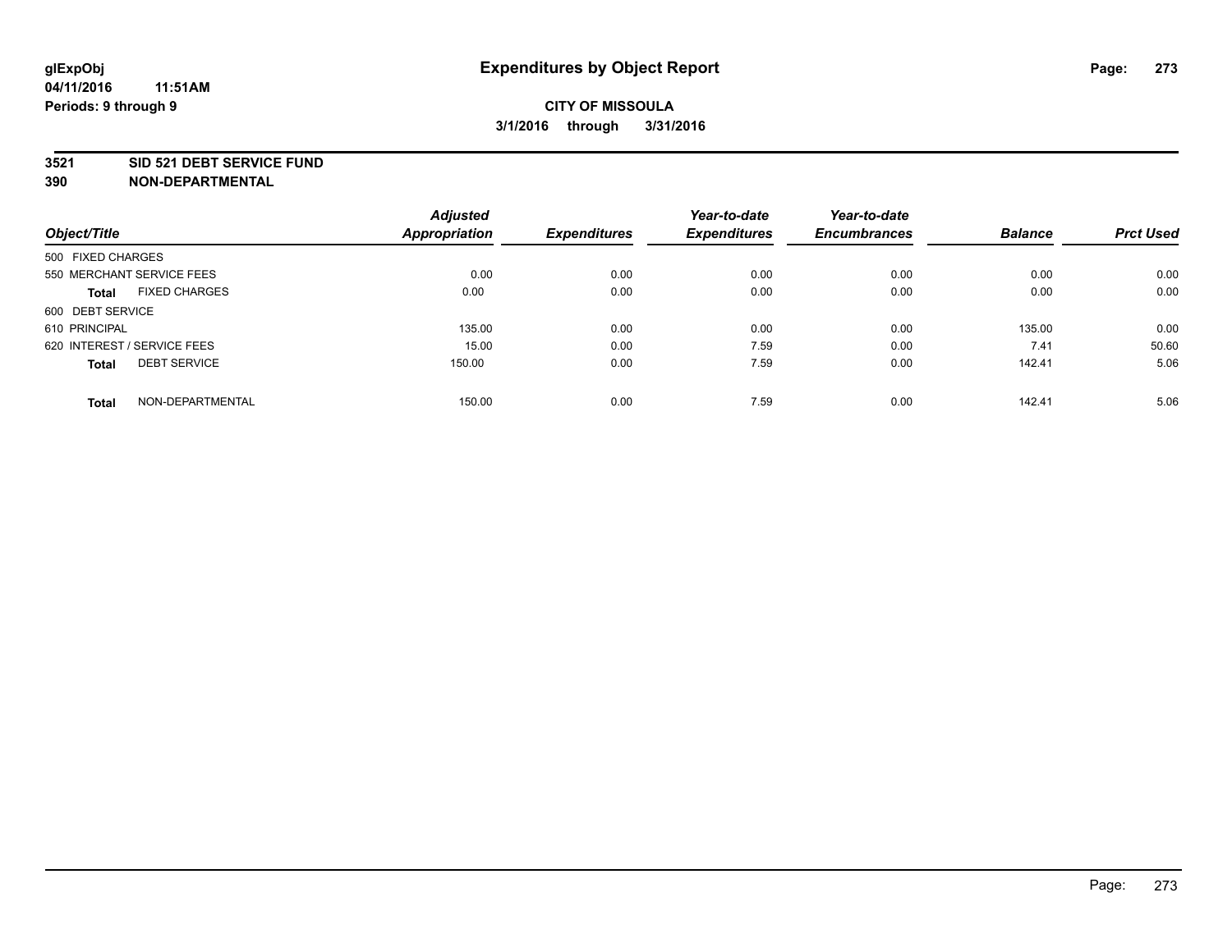glExpObj
04/11/2016 11:51AM
Periods: 9 through 9

# Expenditures by Object Report

**CITY OF MISSOULA**
**3/1/2016 through 3/31/2016**

**3521 SID 521 DEBT SERVICE FUND**
**390 NON-DEPARTMENTAL**

| Object/Title | Adjusted Appropriation | Expenditures | Year-to-date Expenditures | Year-to-date Encumbrances | Balance | Prct Used |
|---|---|---|---|---|---|---|
| 500 FIXED CHARGES | | | | | | |
| 550 MERCHANT SERVICE FEES | 0.00 | 0.00 | 0.00 | 0.00 | 0.00 | 0.00 |
| **Total** FIXED CHARGES | 0.00 | 0.00 | 0.00 | 0.00 | 0.00 | 0.00 |
| 600 DEBT SERVICE | | | | | | |
| 610 PRINCIPAL | 135.00 | 0.00 | 0.00 | 0.00 | 135.00 | 0.00 |
| 620 INTEREST / SERVICE FEES | 15.00 | 0.00 | 7.59 | 0.00 | 7.41 | 50.60 |
| **Total** DEBT SERVICE | 150.00 | 0.00 | 7.59 | 0.00 | 142.41 | 5.06 |
| **Total** NON-DEPARTMENTAL | 150.00 | 0.00 | 7.59 | 0.00 | 142.41 | 5.06 |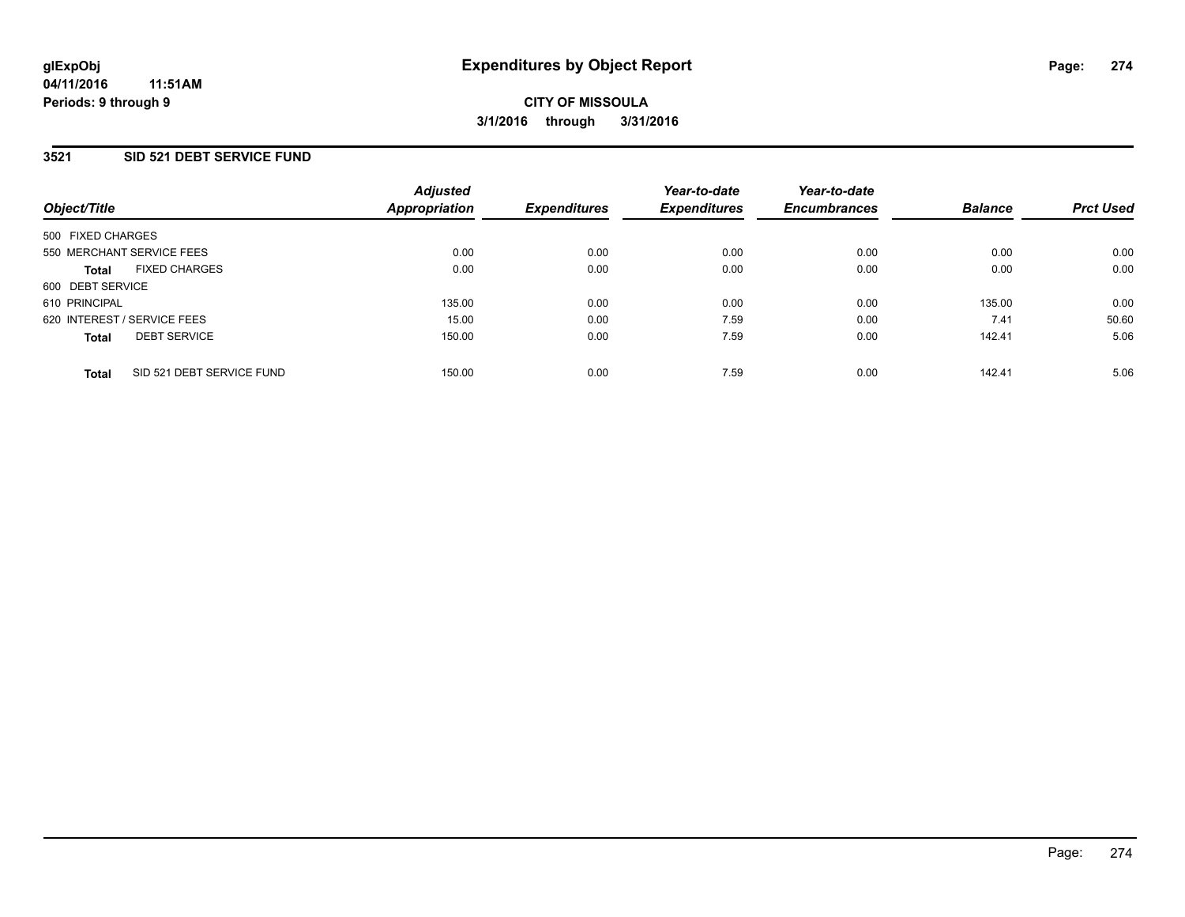**glExpObj**
**04/11/2016 11:51AM**
**Periods: 9 through 9**

# Expenditures by Object Report

**CITY OF MISSOULA**
**3/1/2016 through 3/31/2016**

## 3521 SID 521 DEBT SERVICE FUND

| Object/Title | Adjusted Appropriation | Expenditures | Year-to-date Expenditures | Year-to-date Encumbrances | Balance | Prct Used |
|---|---|---|---|---|---|---|
| 500 FIXED CHARGES | | | | | | |
| 550 MERCHANT SERVICE FEES | 0.00 | 0.00 | 0.00 | 0.00 | 0.00 | 0.00 |
| **Total** FIXED CHARGES | 0.00 | 0.00 | 0.00 | 0.00 | 0.00 | 0.00 |
| 600 DEBT SERVICE | | | | | | |
| 610 PRINCIPAL | 135.00 | 0.00 | 0.00 | 0.00 | 135.00 | 0.00 |
| 620 INTEREST / SERVICE FEES | 15.00 | 0.00 | 7.59 | 0.00 | 7.41 | 50.60 |
| **Total** DEBT SERVICE | 150.00 | 0.00 | 7.59 | 0.00 | 142.41 | 5.06 |
| **Total** SID 521 DEBT SERVICE FUND | 150.00 | 0.00 | 7.59 | 0.00 | 142.41 | 5.06 |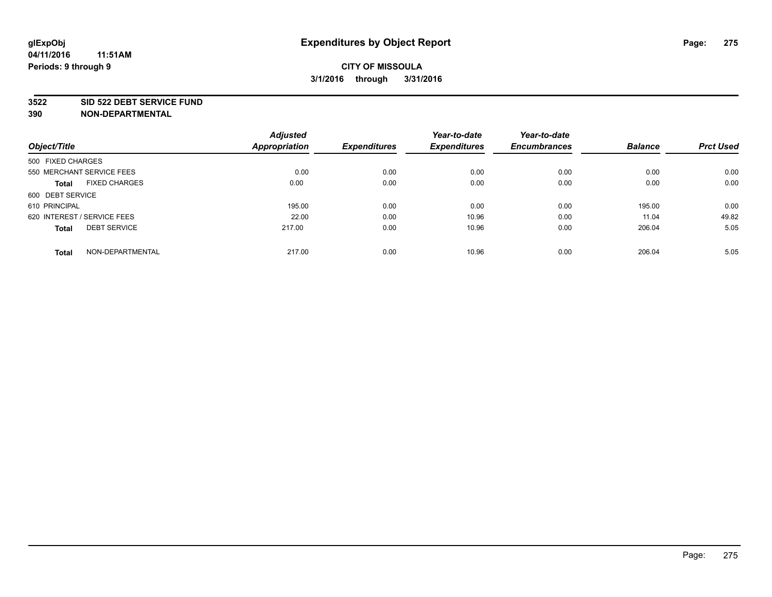glExpObj
04/11/2016 11:51AM
Periods: 9 through 9

# Expenditures by Object Report

**CITY OF MISSOULA**

**3/1/2016 through 3/31/2016**

**3522 SID 522 DEBT SERVICE FUND**
**390 NON-DEPARTMENTAL**

| Object/Title | | Adjusted Appropriation | Expenditures | Year-to-date Expenditures | Year-to-date Encumbrances | Balance | Prct Used |
|---|---|---|---|---|---|---|---|
| 500 FIXED CHARGES | | | | | | | |
| 550 MERCHANT SERVICE FEES | | 0.00 | 0.00 | 0.00 | 0.00 | 0.00 | 0.00 |
| **Total** | FIXED CHARGES | 0.00 | 0.00 | 0.00 | 0.00 | 0.00 | 0.00 |
| 600 DEBT SERVICE | | | | | | | |
| 610 PRINCIPAL | | 195.00 | 0.00 | 0.00 | 0.00 | 195.00 | 0.00 |
| 620 INTEREST / SERVICE FEES | | 22.00 | 0.00 | 10.96 | 0.00 | 11.04 | 49.82 |
| **Total** | DEBT SERVICE | 217.00 | 0.00 | 10.96 | 0.00 | 206.04 | 5.05 |
| **Total** | NON-DEPARTMENTAL | 217.00 | 0.00 | 10.96 | 0.00 | 206.04 | 5.05 |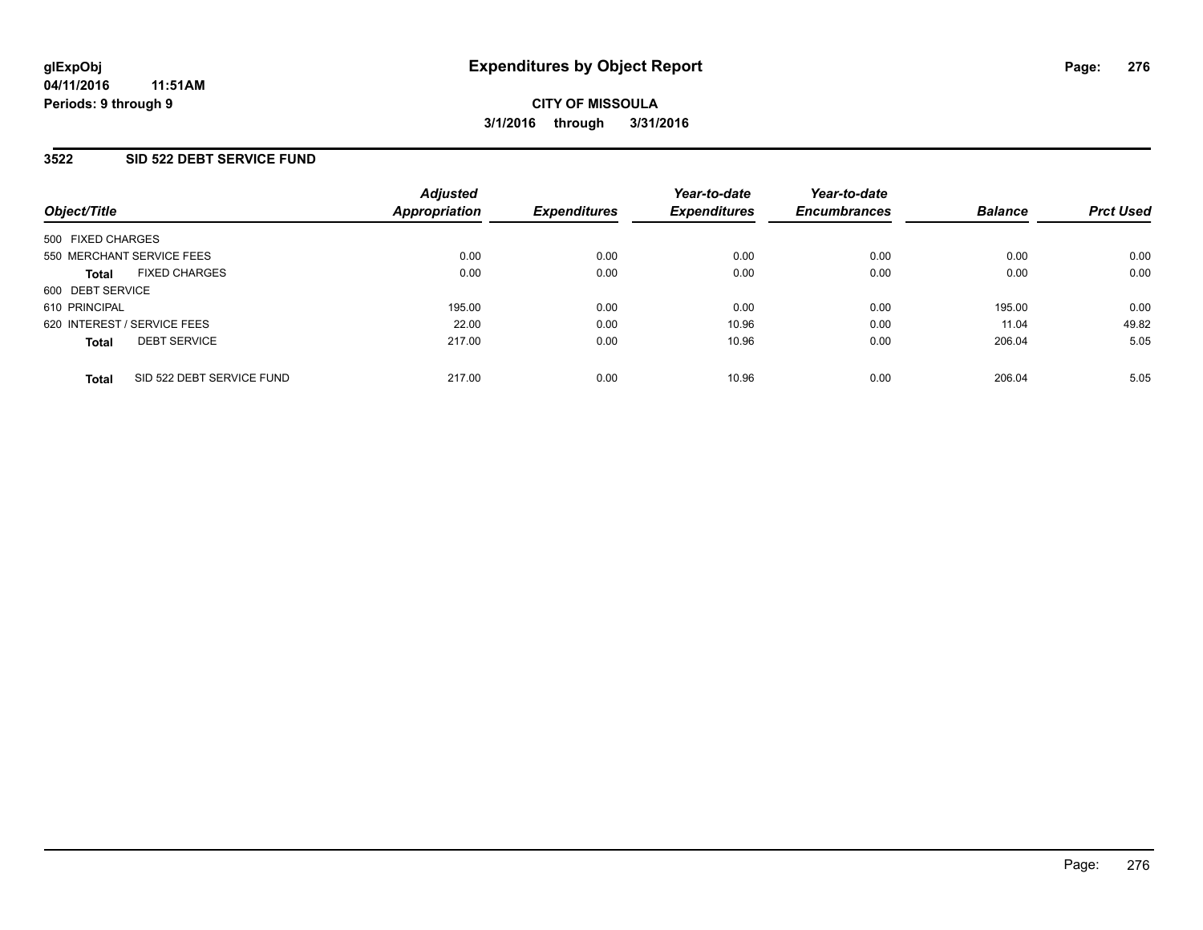glExpObj
04/11/2016 11:51AM
Periods: 9 through 9

# Expenditures by Object Report

**CITY OF MISSOULA**
**3/1/2016 through 3/31/2016**

## 3522 SID 522 DEBT SERVICE FUND

| Object/Title | | Adjusted Appropriation | Expenditures | Year-to-date Expenditures | Year-to-date Encumbrances | Balance | Prct Used |
|---|---|---|---|---|---|---|---|
| 500 FIXED CHARGES | | | | | | | |
| 550 MERCHANT SERVICE FEES | | 0.00 | 0.00 | 0.00 | 0.00 | 0.00 | 0.00 |
| **Total** | FIXED CHARGES | 0.00 | 0.00 | 0.00 | 0.00 | 0.00 | 0.00 |
| 600 DEBT SERVICE | | | | | | | |
| 610 PRINCIPAL | | 195.00 | 0.00 | 0.00 | 0.00 | 195.00 | 0.00 |
| 620 INTEREST / SERVICE FEES | | 22.00 | 0.00 | 10.96 | 0.00 | 11.04 | 49.82 |
| **Total** | DEBT SERVICE | 217.00 | 0.00 | 10.96 | 0.00 | 206.04 | 5.05 |
| **Total** | SID 522 DEBT SERVICE FUND | 217.00 | 0.00 | 10.96 | 0.00 | 206.04 | 5.05 |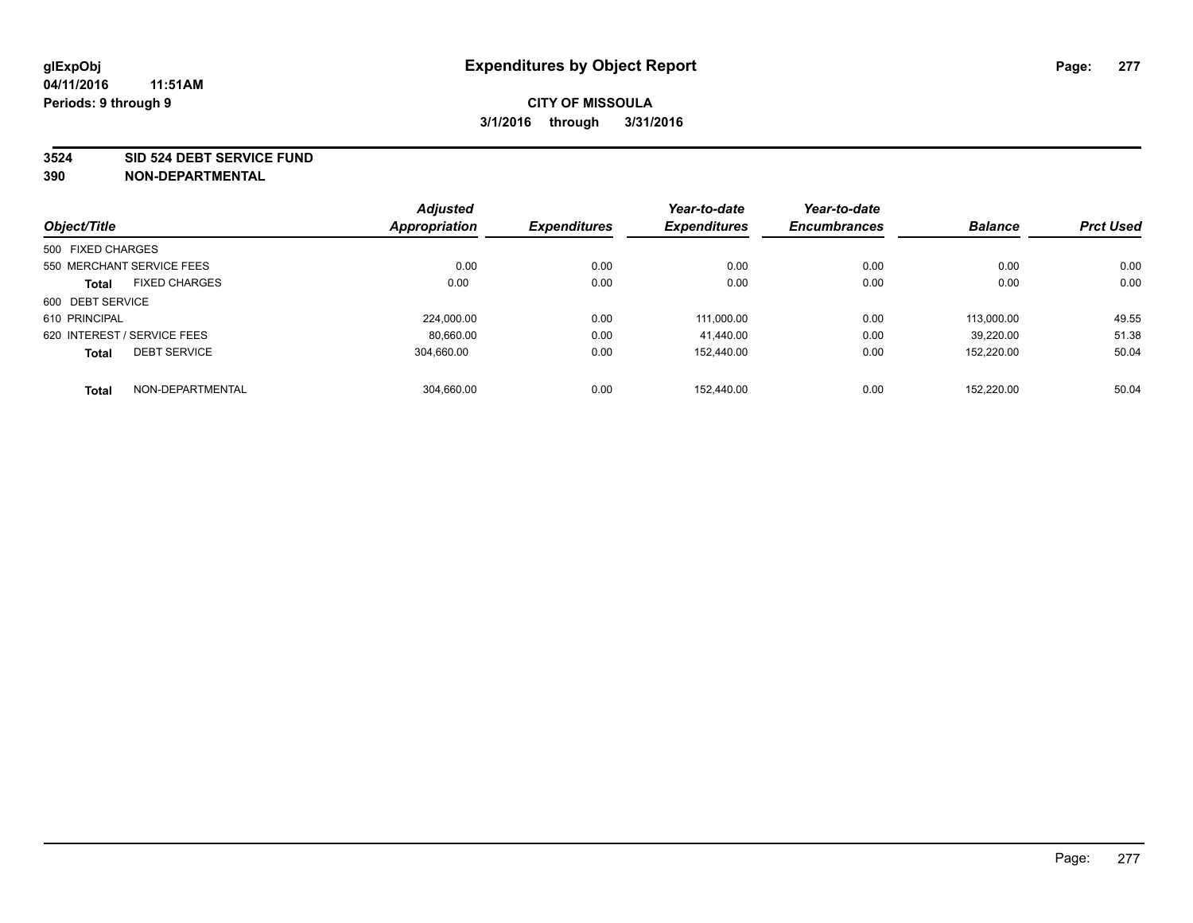glExpObj
04/11/2016 11:51AM
Periods: 9 through 9

# Expenditures by Object Report

**CITY OF MISSOULA**
**3/1/2016 through 3/31/2016**

**3524 SID 524 DEBT SERVICE FUND**
**390 NON-DEPARTMENTAL**

| Object/Title | | Adjusted Appropriation | Expenditures | Year-to-date Expenditures | Year-to-date Encumbrances | Balance | Prct Used |
|---|---|---|---|---|---|---|---|
| 500 FIXED CHARGES | | | | | | | |
| 550 MERCHANT SERVICE FEES | | 0.00 | 0.00 | 0.00 | 0.00 | 0.00 | 0.00 |
| **Total** | FIXED CHARGES | 0.00 | 0.00 | 0.00 | 0.00 | 0.00 | 0.00 |
| 600 DEBT SERVICE | | | | | | | |
| 610 PRINCIPAL | | 224,000.00 | 0.00 | 111,000.00 | 0.00 | 113,000.00 | 49.55 |
| 620 INTEREST / SERVICE FEES | | 80,660.00 | 0.00 | 41,440.00 | 0.00 | 39,220.00 | 51.38 |
| **Total** | DEBT SERVICE | 304,660.00 | 0.00 | 152,440.00 | 0.00 | 152,220.00 | 50.04 |
| **Total** | NON-DEPARTMENTAL | 304,660.00 | 0.00 | 152,440.00 | 0.00 | 152,220.00 | 50.04 |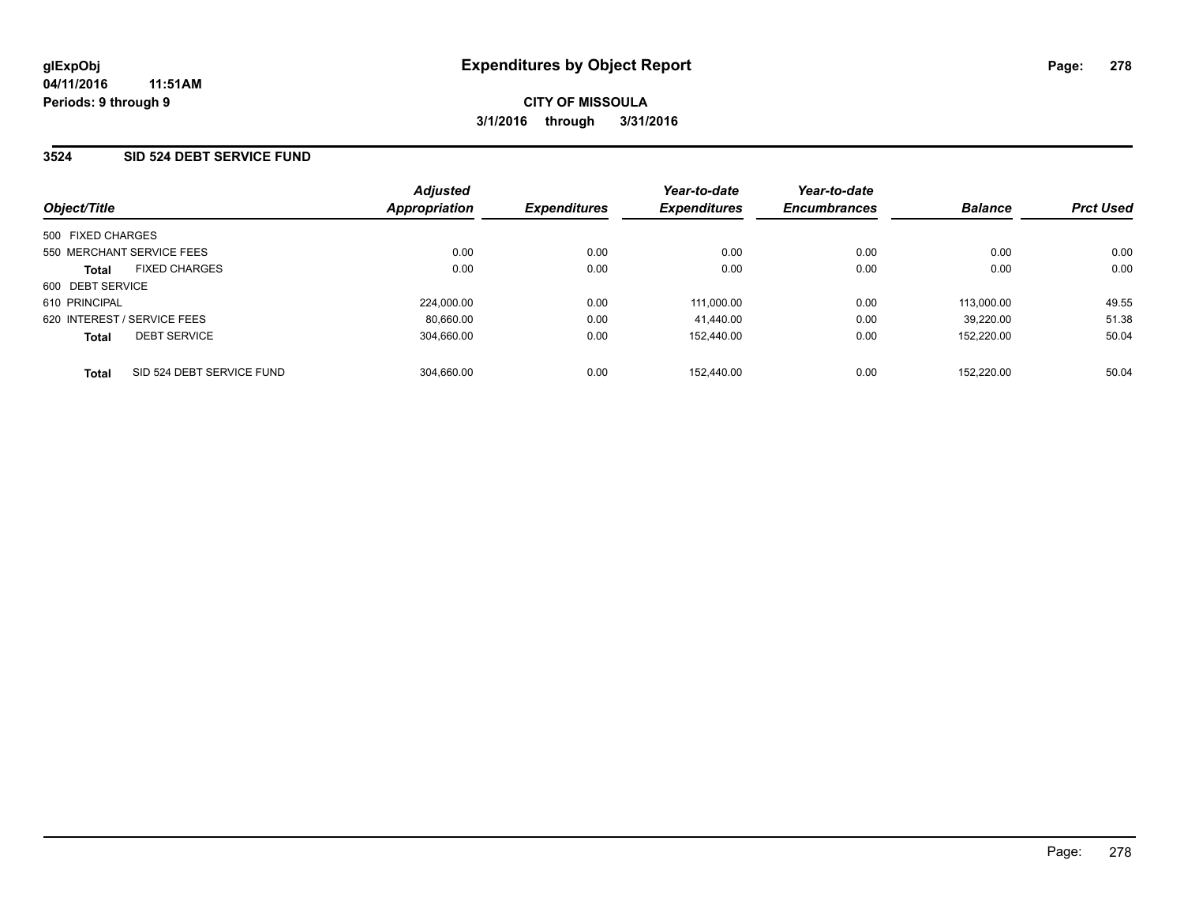**glExpObj**
**04/11/2016 11:51AM**
**Periods: 9 through 9**

# Expenditures by Object Report

**CITY OF MISSOULA**
**3/1/2016 through 3/31/2016**

## 3524 SID 524 DEBT SERVICE FUND

| Object/Title | Adjusted Appropriation | Expenditures | Year-to-date Expenditures | Year-to-date Encumbrances | Balance | Prct Used |
|---|---|---|---|---|---|---|
| 500 FIXED CHARGES | | | | | | |
| 550 MERCHANT SERVICE FEES | 0.00 | 0.00 | 0.00 | 0.00 | 0.00 | 0.00 |
| **Total** FIXED CHARGES | 0.00 | 0.00 | 0.00 | 0.00 | 0.00 | 0.00 |
| 600 DEBT SERVICE | | | | | | |
| 610 PRINCIPAL | 224,000.00 | 0.00 | 111,000.00 | 0.00 | 113,000.00 | 49.55 |
| 620 INTEREST / SERVICE FEES | 80,660.00 | 0.00 | 41,440.00 | 0.00 | 39,220.00 | 51.38 |
| **Total** DEBT SERVICE | 304,660.00 | 0.00 | 152,440.00 | 0.00 | 152,220.00 | 50.04 |
| **Total** SID 524 DEBT SERVICE FUND | 304,660.00 | 0.00 | 152,440.00 | 0.00 | 152,220.00 | 50.04 |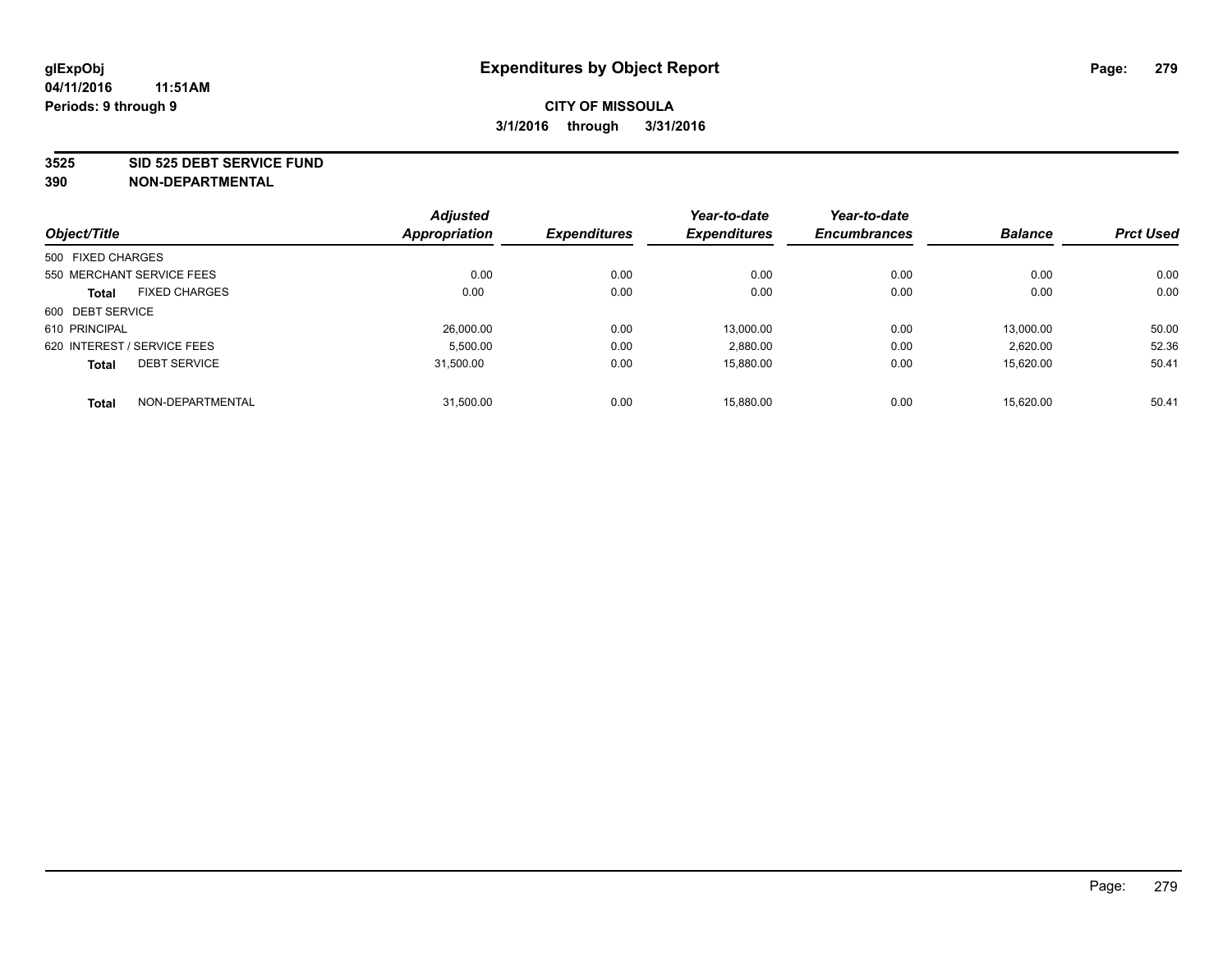**glExpObj**
**04/11/2016 11:51AM**
**Periods: 9 through 9**

# Expenditures by Object Report

**CITY OF MISSOULA**
**3/1/2016 through 3/31/2016**

**3525 SID 525 DEBT SERVICE FUND**
**390 NON-DEPARTMENTAL**

| Object/Title | Adjusted Appropriation | Expenditures | Year-to-date Expenditures | Year-to-date Encumbrances | Balance | Prct Used |
|---|---|---|---|---|---|---|
| 500 FIXED CHARGES | | | | | | |
| 550 MERCHANT SERVICE FEES | 0.00 | 0.00 | 0.00 | 0.00 | 0.00 | 0.00 |
| **Total** FIXED CHARGES | 0.00 | 0.00 | 0.00 | 0.00 | 0.00 | 0.00 |
| 600 DEBT SERVICE | | | | | | |
| 610 PRINCIPAL | 26,000.00 | 0.00 | 13,000.00 | 0.00 | 13,000.00 | 50.00 |
| 620 INTEREST / SERVICE FEES | 5,500.00 | 0.00 | 2,880.00 | 0.00 | 2,620.00 | 52.36 |
| **Total** DEBT SERVICE | 31,500.00 | 0.00 | 15,880.00 | 0.00 | 15,620.00 | 50.41 |
| **Total** NON-DEPARTMENTAL | 31,500.00 | 0.00 | 15,880.00 | 0.00 | 15,620.00 | 50.41 |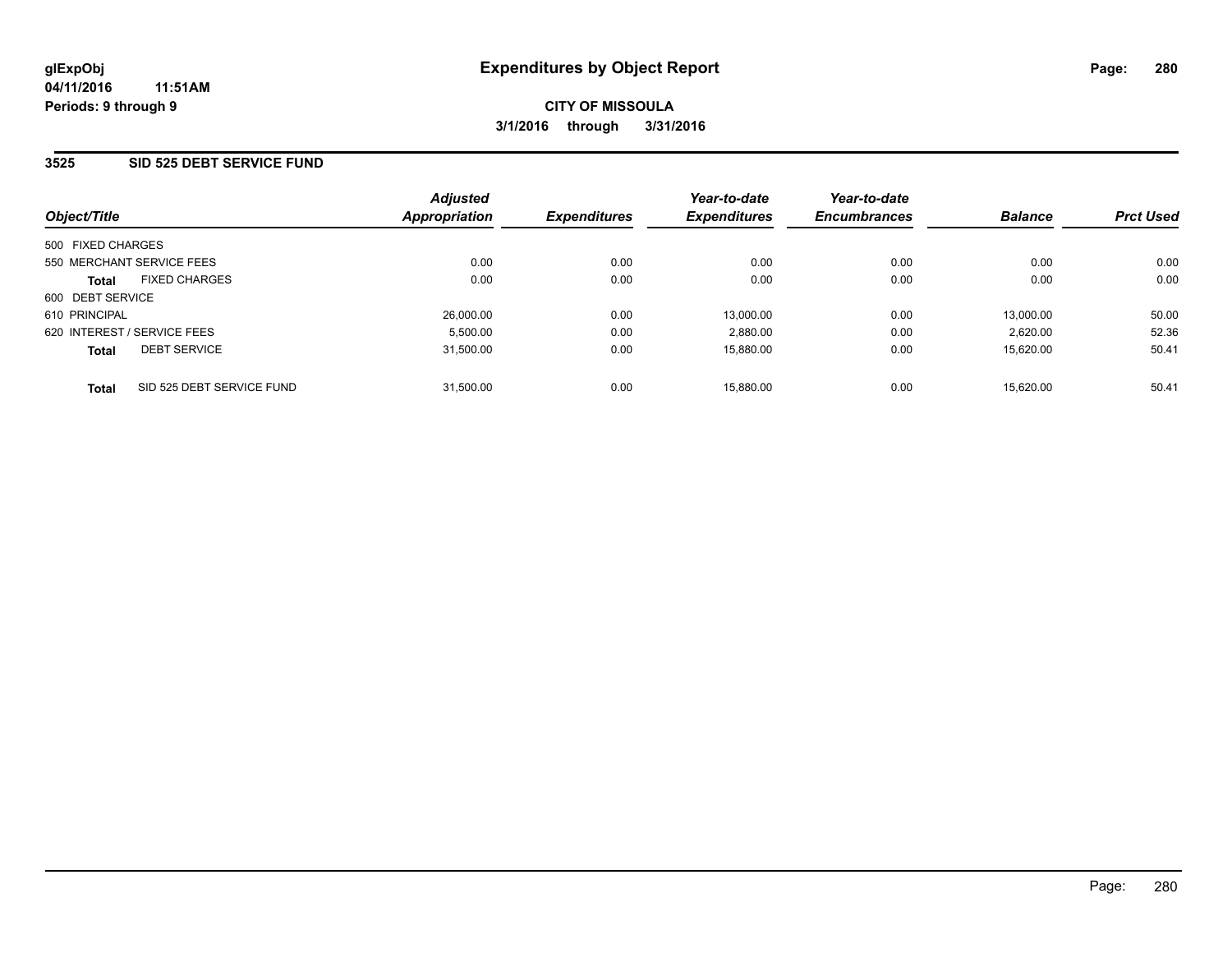# Expenditures by Object Report

glExpObj
04/11/2016 11:51AM
Periods: 9 through 9

**CITY OF MISSOULA**
**3/1/2016 through 3/31/2016**

## 3525 SID 525 DEBT SERVICE FUND

| Object/Title | | Adjusted Appropriation | Expenditures | Year-to-date Expenditures | Year-to-date Encumbrances | Balance | Prct Used |
|---|---|---|---|---|---|---|---|
| 500 FIXED CHARGES | | | | | | | |
| 550 MERCHANT SERVICE FEES | | 0.00 | 0.00 | 0.00 | 0.00 | 0.00 | 0.00 |
| **Total** | FIXED CHARGES | 0.00 | 0.00 | 0.00 | 0.00 | 0.00 | 0.00 |
| 600 DEBT SERVICE | | | | | | | |
| 610 PRINCIPAL | | 26,000.00 | 0.00 | 13,000.00 | 0.00 | 13,000.00 | 50.00 |
| 620 INTEREST / SERVICE FEES | | 5,500.00 | 0.00 | 2,880.00 | 0.00 | 2,620.00 | 52.36 |
| **Total** | DEBT SERVICE | 31,500.00 | 0.00 | 15,880.00 | 0.00 | 15,620.00 | 50.41 |
| **Total** | SID 525 DEBT SERVICE FUND | 31,500.00 | 0.00 | 15,880.00 | 0.00 | 15,620.00 | 50.41 |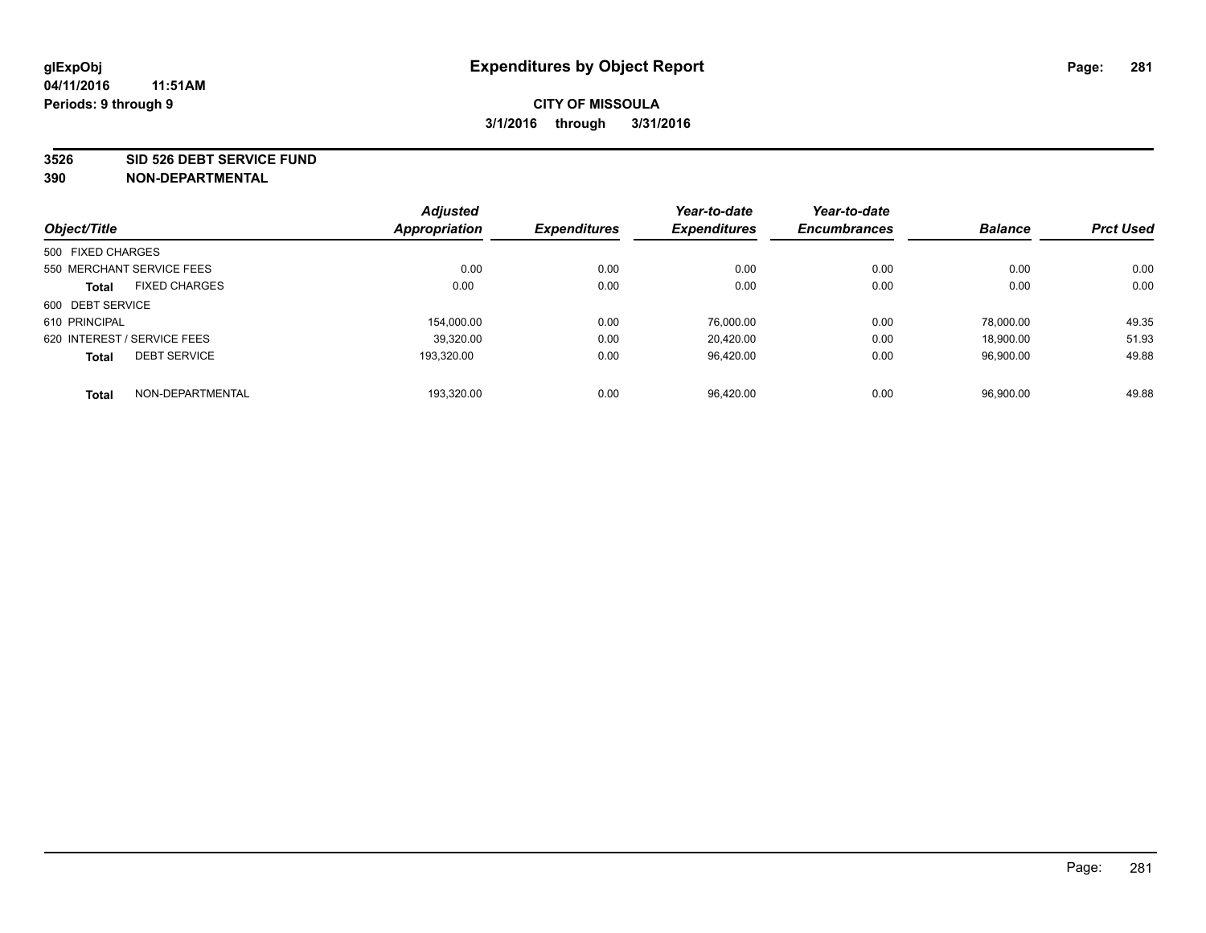**glExpObj**
**04/11/2016 11:51AM**
**Periods: 9 through 9**

# Expenditures by Object Report

**CITY OF MISSOULA**
**3/1/2016 through 3/31/2016**

**3526 SID 526 DEBT SERVICE FUND**
**390 NON-DEPARTMENTAL**

| Object/Title | Adjusted Appropriation | Expenditures | Year-to-date Expenditures | Year-to-date Encumbrances | Balance | Prct Used |
|---|---|---|---|---|---|---|
| 500 FIXED CHARGES | | | | | | |
| 550 MERCHANT SERVICE FEES | 0.00 | 0.00 | 0.00 | 0.00 | 0.00 | 0.00 |
| **Total** FIXED CHARGES | 0.00 | 0.00 | 0.00 | 0.00 | 0.00 | 0.00 |
| 600 DEBT SERVICE | | | | | | |
| 610 PRINCIPAL | 154,000.00 | 0.00 | 76,000.00 | 0.00 | 78,000.00 | 49.35 |
| 620 INTEREST / SERVICE FEES | 39,320.00 | 0.00 | 20,420.00 | 0.00 | 18,900.00 | 51.93 |
| **Total** DEBT SERVICE | 193,320.00 | 0.00 | 96,420.00 | 0.00 | 96,900.00 | 49.88 |
| **Total** NON-DEPARTMENTAL | 193,320.00 | 0.00 | 96,420.00 | 0.00 | 96,900.00 | 49.88 |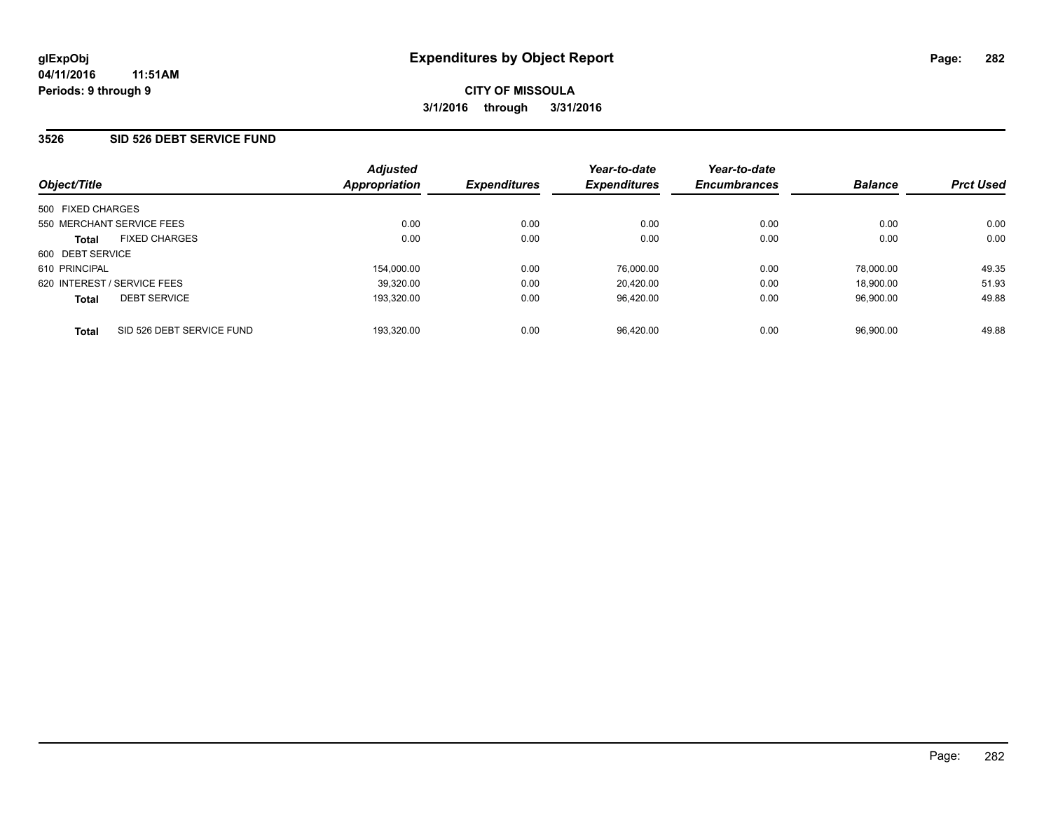**glExpObj**
**04/11/2016 11:51AM**
**Periods: 9 through 9**

# Expenditures by Object Report

**CITY OF MISSOULA**
**3/1/2016 through 3/31/2016**

## 3526 SID 526 DEBT SERVICE FUND

| Object/Title | Adjusted Appropriation | Expenditures | Year-to-date Expenditures | Year-to-date Encumbrances | Balance | Prct Used |
|---|---|---|---|---|---|---|
| 500 FIXED CHARGES | | | | | | |
| 550 MERCHANT SERVICE FEES | 0.00 | 0.00 | 0.00 | 0.00 | 0.00 | 0.00 |
| **Total** FIXED CHARGES | 0.00 | 0.00 | 0.00 | 0.00 | 0.00 | 0.00 |
| 600 DEBT SERVICE | | | | | | |
| 610 PRINCIPAL | 154,000.00 | 0.00 | 76,000.00 | 0.00 | 78,000.00 | 49.35 |
| 620 INTEREST / SERVICE FEES | 39,320.00 | 0.00 | 20,420.00 | 0.00 | 18,900.00 | 51.93 |
| **Total** DEBT SERVICE | 193,320.00 | 0.00 | 96,420.00 | 0.00 | 96,900.00 | 49.88 |
| **Total** SID 526 DEBT SERVICE FUND | 193,320.00 | 0.00 | 96,420.00 | 0.00 | 96,900.00 | 49.88 |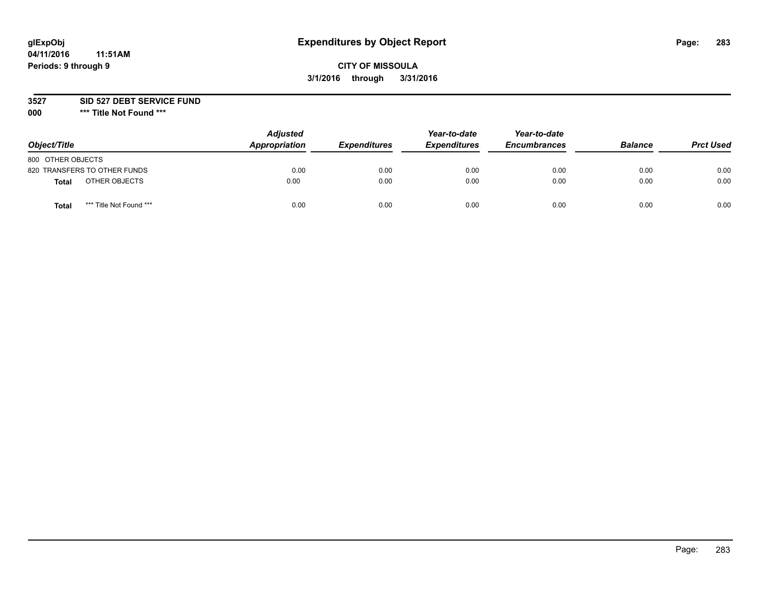# Expenditures by Object Report

glExpObj
04/11/2016 11:51AM
Periods: 9 through 9

**CITY OF MISSOULA**
**3/1/2016 through 3/31/2016**

**3527 SID 527 DEBT SERVICE FUND**
**000 *** Title Not Found *****

| Object/Title | | Adjusted Appropriation | Expenditures | Year-to-date Expenditures | Year-to-date Encumbrances | Balance | Prct Used |
|---|---|---|---|---|---|---|---|
| 800 OTHER OBJECTS | | | | | | | |
| 820 TRANSFERS TO OTHER FUNDS | | 0.00 | 0.00 | 0.00 | 0.00 | 0.00 | 0.00 |
| **Total** | OTHER OBJECTS | 0.00 | 0.00 | 0.00 | 0.00 | 0.00 | 0.00 |
| **Total** | *** Title Not Found *** | 0.00 | 0.00 | 0.00 | 0.00 | 0.00 | 0.00 |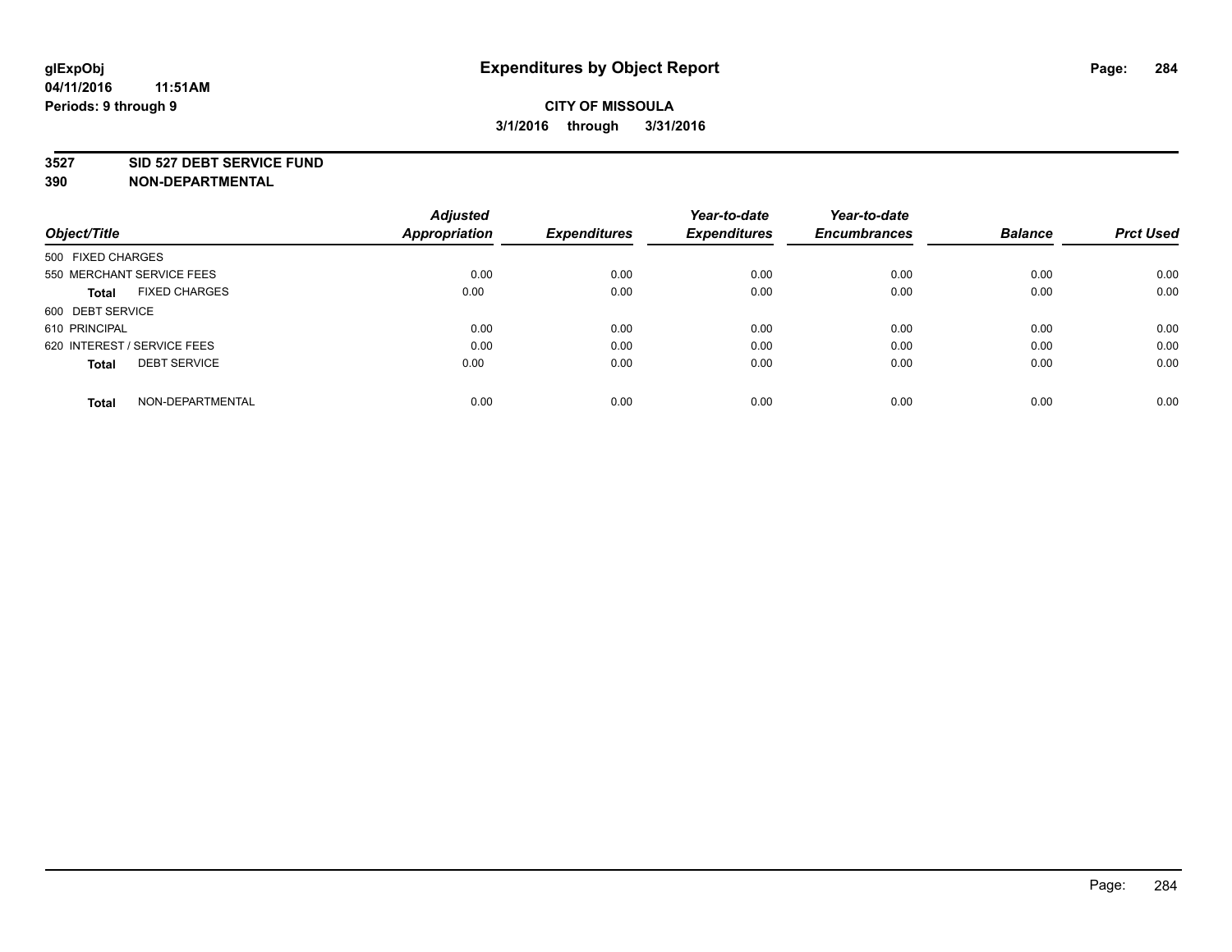glExpObj
04/11/2016 11:51AM
Periods: 9 through 9

# Expenditures by Object Report

**CITY OF MISSOULA**
**3/1/2016 through 3/31/2016**

**3527 SID 527 DEBT SERVICE FUND**
**390 NON-DEPARTMENTAL**

| Object/Title | Adjusted Appropriation | Expenditures | Year-to-date Expenditures | Year-to-date Encumbrances | Balance | Prct Used |
|---|---|---|---|---|---|---|
| 500 FIXED CHARGES | | | | | | |
| 550 MERCHANT SERVICE FEES | 0.00 | 0.00 | 0.00 | 0.00 | 0.00 | 0.00 |
| **Total** FIXED CHARGES | 0.00 | 0.00 | 0.00 | 0.00 | 0.00 | 0.00 |
| 600 DEBT SERVICE | | | | | | |
| 610 PRINCIPAL | 0.00 | 0.00 | 0.00 | 0.00 | 0.00 | 0.00 |
| 620 INTEREST / SERVICE FEES | 0.00 | 0.00 | 0.00 | 0.00 | 0.00 | 0.00 |
| **Total** DEBT SERVICE | 0.00 | 0.00 | 0.00 | 0.00 | 0.00 | 0.00 |
| **Total** NON-DEPARTMENTAL | 0.00 | 0.00 | 0.00 | 0.00 | 0.00 | 0.00 |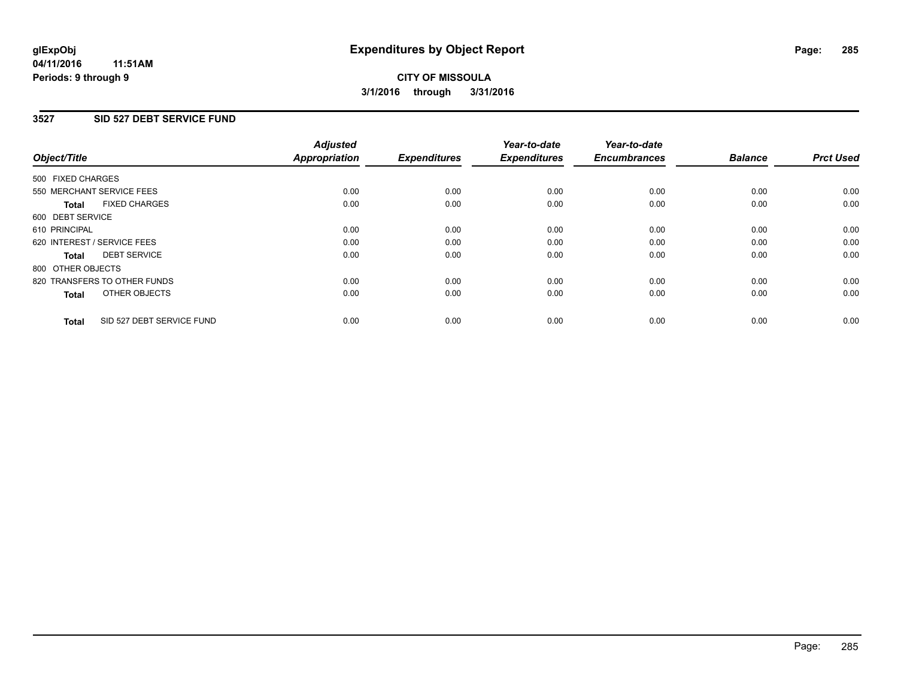# Expenditures by Object Report

glExpObj
04/11/2016 11:51AM
Periods: 9 through 9

**CITY OF MISSOULA**
**3/1/2016 through 3/31/2016**

## 3527 SID 527 DEBT SERVICE FUND

| Object/Title | Adjusted Appropriation | Expenditures | Year-to-date Expenditures | Year-to-date Encumbrances | Balance | Prct Used |
|---|---|---|---|---|---|---|
| 500 FIXED CHARGES | | | | | | |
| 550 MERCHANT SERVICE FEES | 0.00 | 0.00 | 0.00 | 0.00 | 0.00 | 0.00 |
| **Total** FIXED CHARGES | 0.00 | 0.00 | 0.00 | 0.00 | 0.00 | 0.00 |
| 600 DEBT SERVICE | | | | | | |
| 610 PRINCIPAL | 0.00 | 0.00 | 0.00 | 0.00 | 0.00 | 0.00 |
| 620 INTEREST / SERVICE FEES | 0.00 | 0.00 | 0.00 | 0.00 | 0.00 | 0.00 |
| **Total** DEBT SERVICE | 0.00 | 0.00 | 0.00 | 0.00 | 0.00 | 0.00 |
| 800 OTHER OBJECTS | | | | | | |
| 820 TRANSFERS TO OTHER FUNDS | 0.00 | 0.00 | 0.00 | 0.00 | 0.00 | 0.00 |
| **Total** OTHER OBJECTS | 0.00 | 0.00 | 0.00 | 0.00 | 0.00 | 0.00 |
| **Total** SID 527 DEBT SERVICE FUND | 0.00 | 0.00 | 0.00 | 0.00 | 0.00 | 0.00 |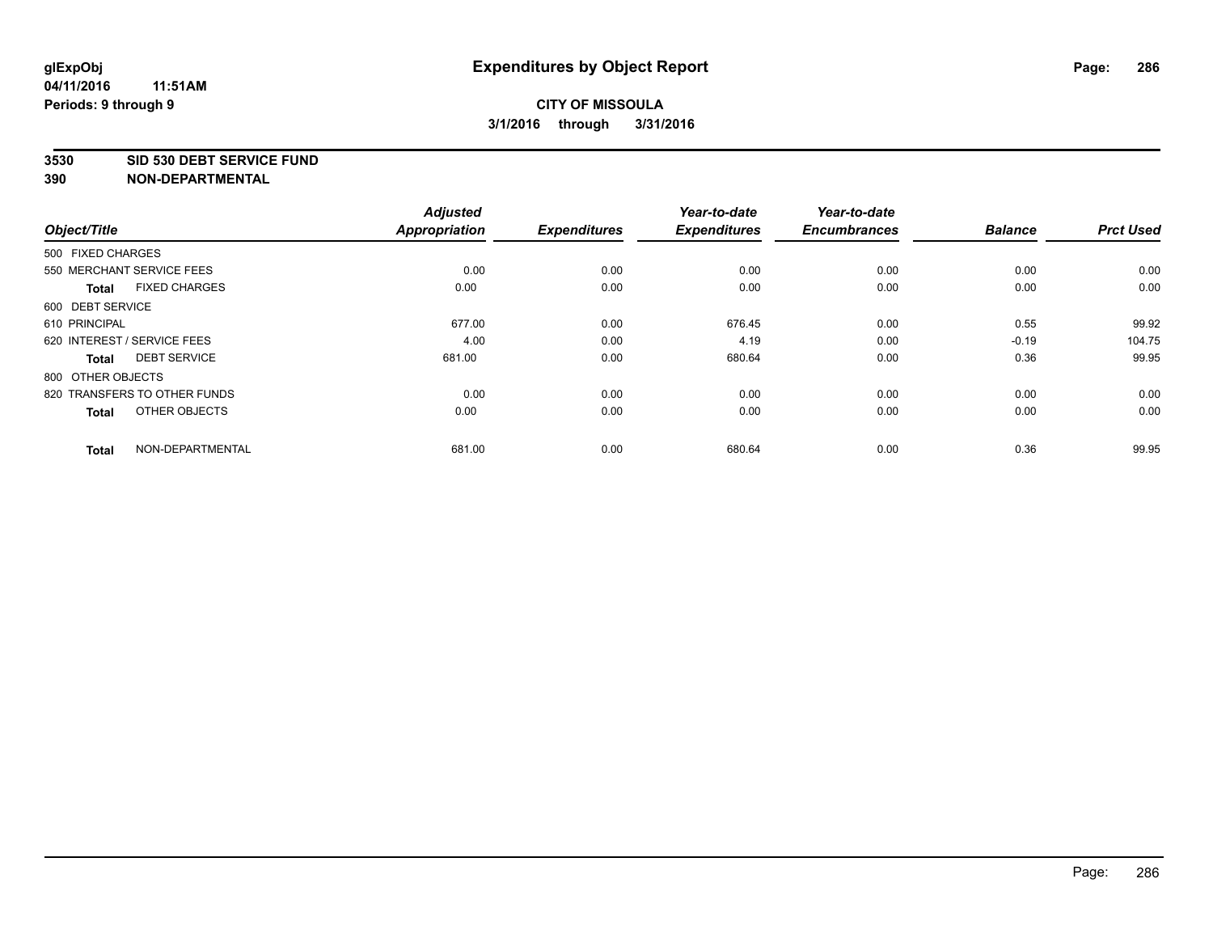# Expenditures by Object Report

glExpObj
04/11/2016 11:51AM
Periods: 9 through 9

**CITY OF MISSOULA**
**3/1/2016 through 3/31/2016**

**3530 SID 530 DEBT SERVICE FUND**
**390 NON-DEPARTMENTAL**

| Object/Title | Adjusted Appropriation | Expenditures | Year-to-date Expenditures | Year-to-date Encumbrances | Balance | Prct Used |
|---|---|---|---|---|---|---|
| 500 FIXED CHARGES | | | | | | |
| 550 MERCHANT SERVICE FEES | 0.00 | 0.00 | 0.00 | 0.00 | 0.00 | 0.00 |
| **Total** FIXED CHARGES | 0.00 | 0.00 | 0.00 | 0.00 | 0.00 | 0.00 |
| 600 DEBT SERVICE | | | | | | |
| 610 PRINCIPAL | 677.00 | 0.00 | 676.45 | 0.00 | 0.55 | 99.92 |
| 620 INTEREST / SERVICE FEES | 4.00 | 0.00 | 4.19 | 0.00 | -0.19 | 104.75 |
| **Total** DEBT SERVICE | 681.00 | 0.00 | 680.64 | 0.00 | 0.36 | 99.95 |
| 800 OTHER OBJECTS | | | | | | |
| 820 TRANSFERS TO OTHER FUNDS | 0.00 | 0.00 | 0.00 | 0.00 | 0.00 | 0.00 |
| **Total** OTHER OBJECTS | 0.00 | 0.00 | 0.00 | 0.00 | 0.00 | 0.00 |
| **Total** NON-DEPARTMENTAL | 681.00 | 0.00 | 680.64 | 0.00 | 0.36 | 99.95 |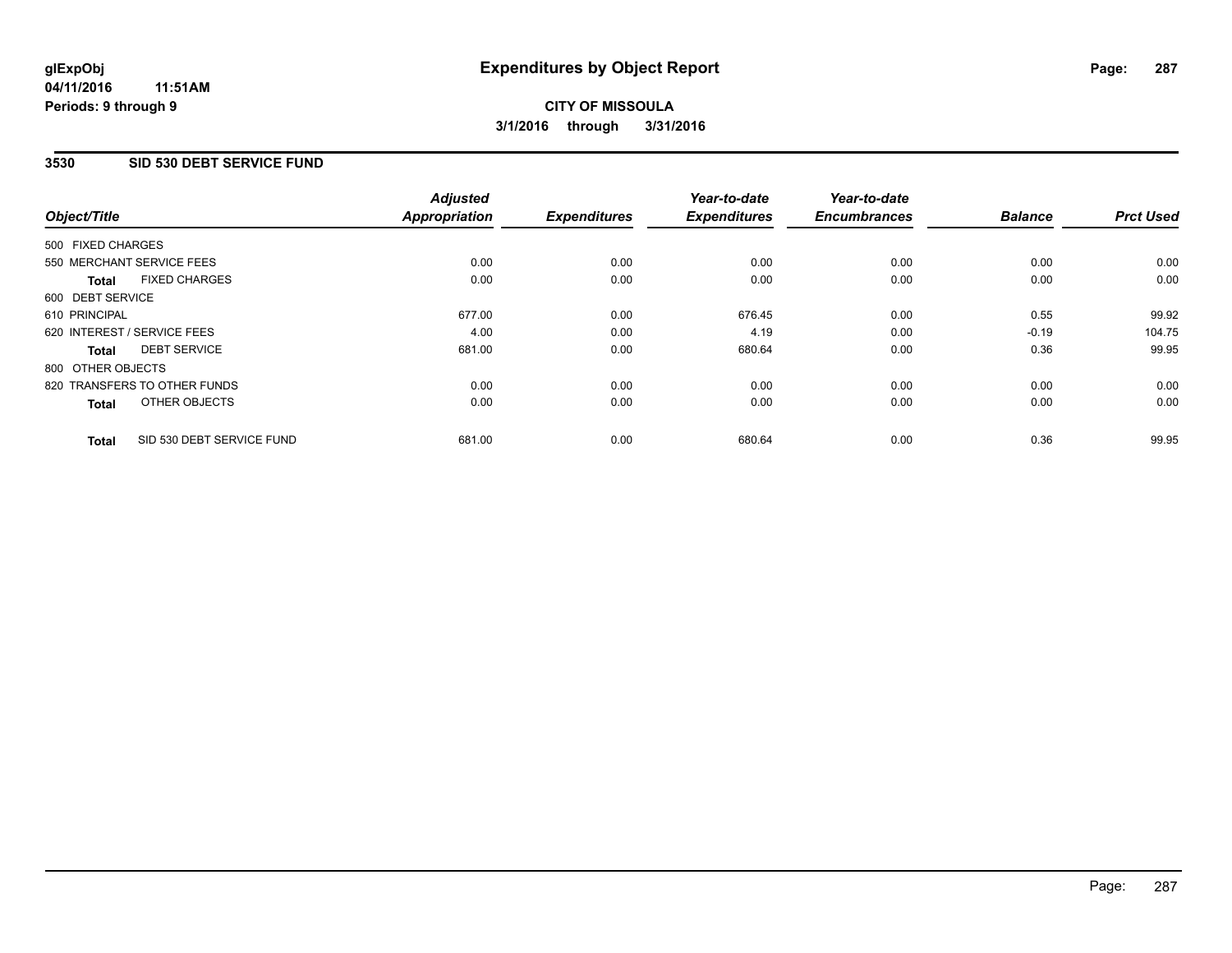# Expenditures by Object Report

glExpObj
04/11/2016 11:51AM
Periods: 9 through 9

**CITY OF MISSOULA**
**3/1/2016 through 3/31/2016**

## 3530 SID 530 DEBT SERVICE FUND

| Object/Title | Adjusted Appropriation | Expenditures | Year-to-date Expenditures | Year-to-date Encumbrances | Balance | Prct Used |
|---|---|---|---|---|---|---|
| 500 FIXED CHARGES | | | | | | |
| 550 MERCHANT SERVICE FEES | 0.00 | 0.00 | 0.00 | 0.00 | 0.00 | 0.00 |
| **Total** FIXED CHARGES | 0.00 | 0.00 | 0.00 | 0.00 | 0.00 | 0.00 |
| 600 DEBT SERVICE | | | | | | |
| 610 PRINCIPAL | 677.00 | 0.00 | 676.45 | 0.00 | 0.55 | 99.92 |
| 620 INTEREST / SERVICE FEES | 4.00 | 0.00 | 4.19 | 0.00 | -0.19 | 104.75 |
| **Total** DEBT SERVICE | 681.00 | 0.00 | 680.64 | 0.00 | 0.36 | 99.95 |
| 800 OTHER OBJECTS | | | | | | |
| 820 TRANSFERS TO OTHER FUNDS | 0.00 | 0.00 | 0.00 | 0.00 | 0.00 | 0.00 |
| **Total** OTHER OBJECTS | 0.00 | 0.00 | 0.00 | 0.00 | 0.00 | 0.00 |
| **Total** SID 530 DEBT SERVICE FUND | 681.00 | 0.00 | 680.64 | 0.00 | 0.36 | 99.95 |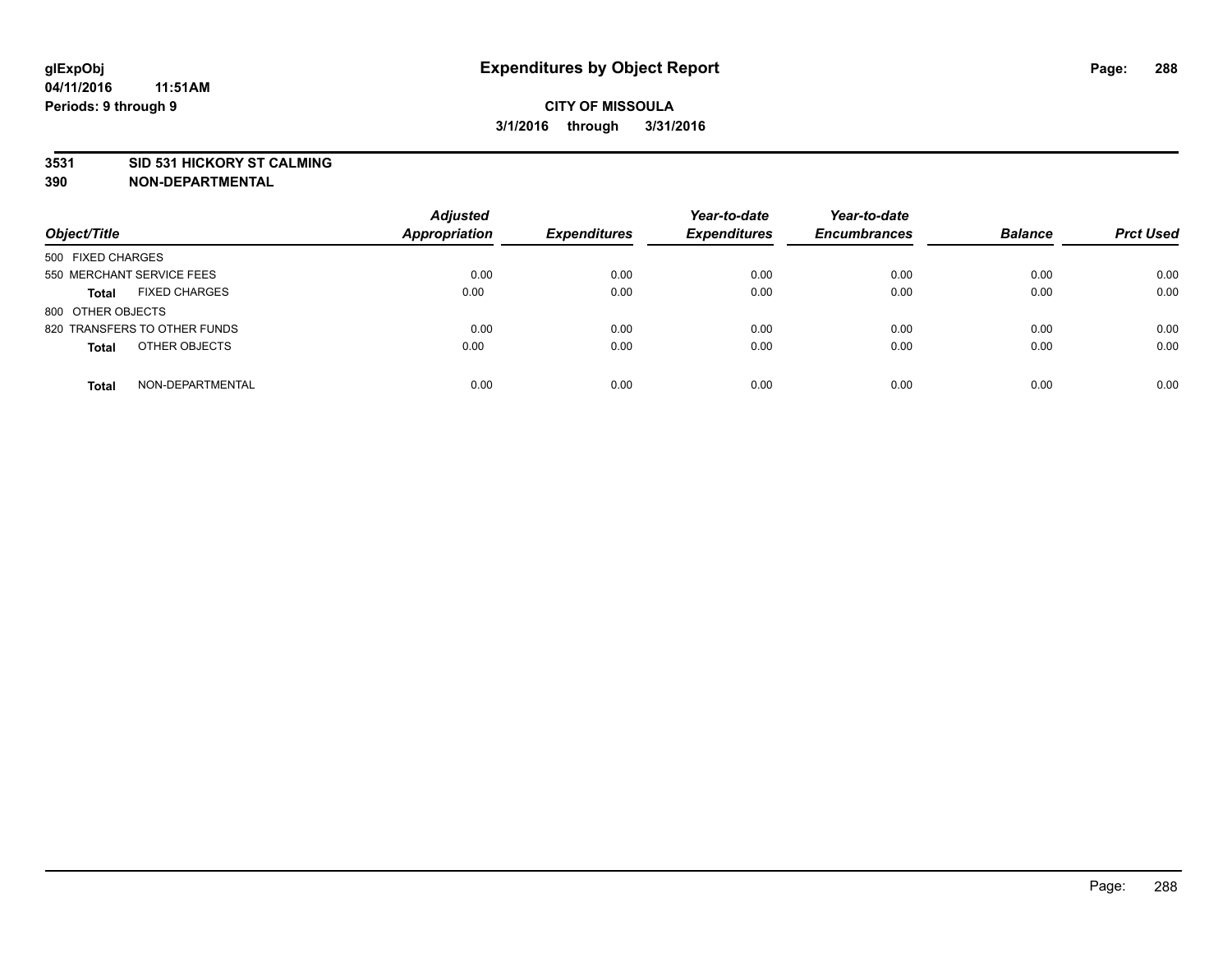**glExpObj** **Expenditures by Object Report**
**04/11/2016 11:51AM**
**Periods: 9 through 9**

**CITY OF MISSOULA**
**3/1/2016 through 3/31/2016**

**3531 SID 531 HICKORY ST CALMING**
**390 NON-DEPARTMENTAL**

| Object/Title | Adjusted Appropriation | Expenditures | Year-to-date Expenditures | Year-to-date Encumbrances | Balance | Prct Used |
|---|---|---|---|---|---|---|
| 500 FIXED CHARGES | | | | | | |
| 550 MERCHANT SERVICE FEES | 0.00 | 0.00 | 0.00 | 0.00 | 0.00 | 0.00 |
| **Total** FIXED CHARGES | 0.00 | 0.00 | 0.00 | 0.00 | 0.00 | 0.00 |
| 800 OTHER OBJECTS | | | | | | |
| 820 TRANSFERS TO OTHER FUNDS | 0.00 | 0.00 | 0.00 | 0.00 | 0.00 | 0.00 |
| **Total** OTHER OBJECTS | 0.00 | 0.00 | 0.00 | 0.00 | 0.00 | 0.00 |
| **Total** NON-DEPARTMENTAL | 0.00 | 0.00 | 0.00 | 0.00 | 0.00 | 0.00 |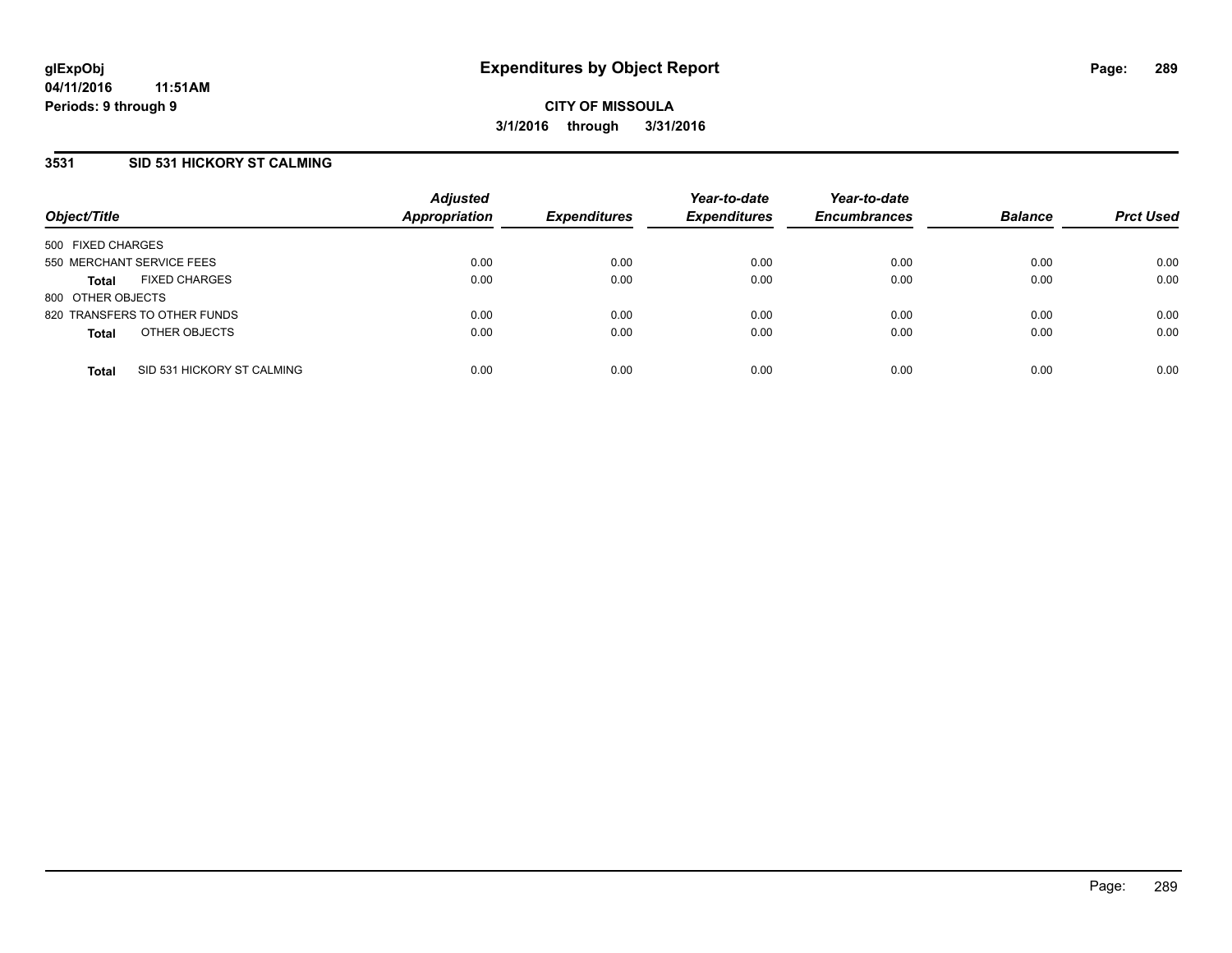# Expenditures by Object Report

glExpObj
04/11/2016 11:51AM
Periods: 9 through 9

**CITY OF MISSOULA**
**3/1/2016 through 3/31/2016**

## 3531 SID 531 HICKORY ST CALMING

| Object/Title | Adjusted Appropriation | Expenditures | Year-to-date Expenditures | Year-to-date Encumbrances | Balance | Prct Used |
|---|---|---|---|---|---|---|
| 500 FIXED CHARGES | | | | | | |
| 550 MERCHANT SERVICE FEES | 0.00 | 0.00 | 0.00 | 0.00 | 0.00 | 0.00 |
| **Total** FIXED CHARGES | 0.00 | 0.00 | 0.00 | 0.00 | 0.00 | 0.00 |
| 800 OTHER OBJECTS | | | | | | |
| 820 TRANSFERS TO OTHER FUNDS | 0.00 | 0.00 | 0.00 | 0.00 | 0.00 | 0.00 |
| **Total** OTHER OBJECTS | 0.00 | 0.00 | 0.00 | 0.00 | 0.00 | 0.00 |
| **Total** SID 531 HICKORY ST CALMING | 0.00 | 0.00 | 0.00 | 0.00 | 0.00 | 0.00 |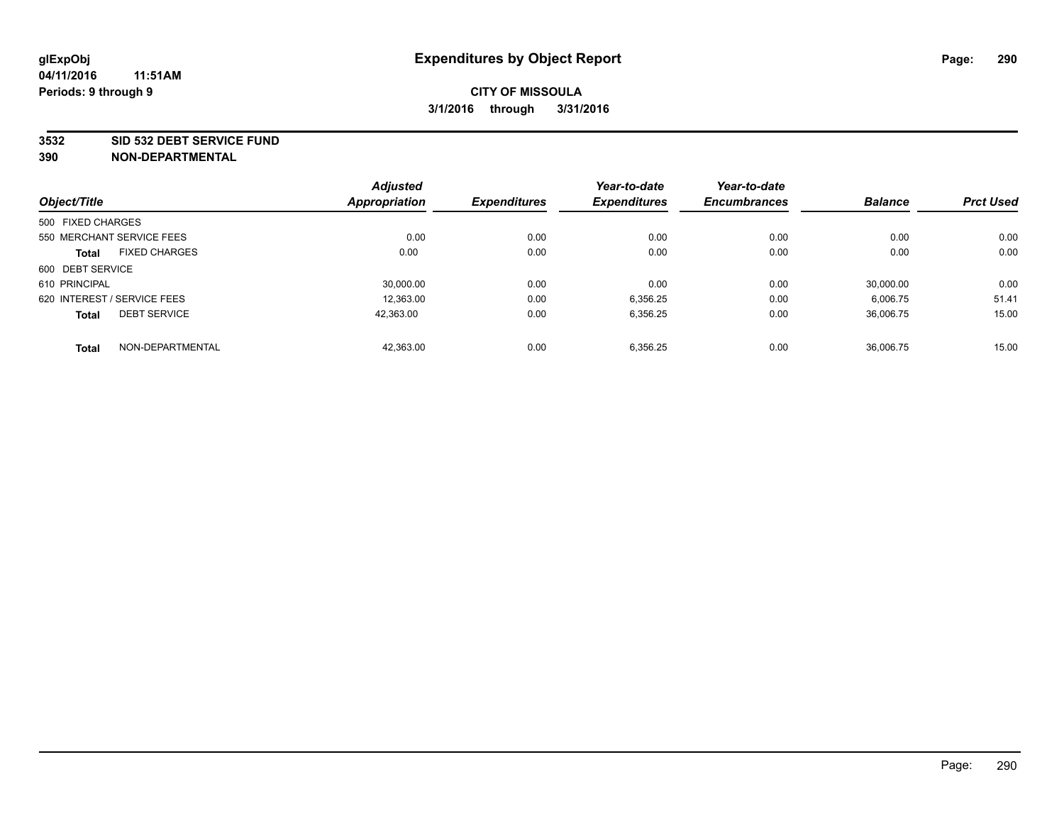# Expenditures by Object Report

glExpObj
04/11/2016 11:51AM
Periods: 9 through 9

**CITY OF MISSOULA**
**3/1/2016 through 3/31/2016**

## 3532 SID 532 DEBT SERVICE FUND
## 390 NON-DEPARTMENTAL

| Object/Title | Adjusted Appropriation | Expenditures | Year-to-date Expenditures | Year-to-date Encumbrances | Balance | Prct Used |
|---|---|---|---|---|---|---|
| 500 FIXED CHARGES | | | | | | |
| 550 MERCHANT SERVICE FEES | 0.00 | 0.00 | 0.00 | 0.00 | 0.00 | 0.00 |
| **Total** FIXED CHARGES | 0.00 | 0.00 | 0.00 | 0.00 | 0.00 | 0.00 |
| 600 DEBT SERVICE | | | | | | |
| 610 PRINCIPAL | 30,000.00 | 0.00 | 0.00 | 0.00 | 30,000.00 | 0.00 |
| 620 INTEREST / SERVICE FEES | 12,363.00 | 0.00 | 6,356.25 | 0.00 | 6,006.75 | 51.41 |
| **Total** DEBT SERVICE | 42,363.00 | 0.00 | 6,356.25 | 0.00 | 36,006.75 | 15.00 |
| **Total** NON-DEPARTMENTAL | 42,363.00 | 0.00 | 6,356.25 | 0.00 | 36,006.75 | 15.00 |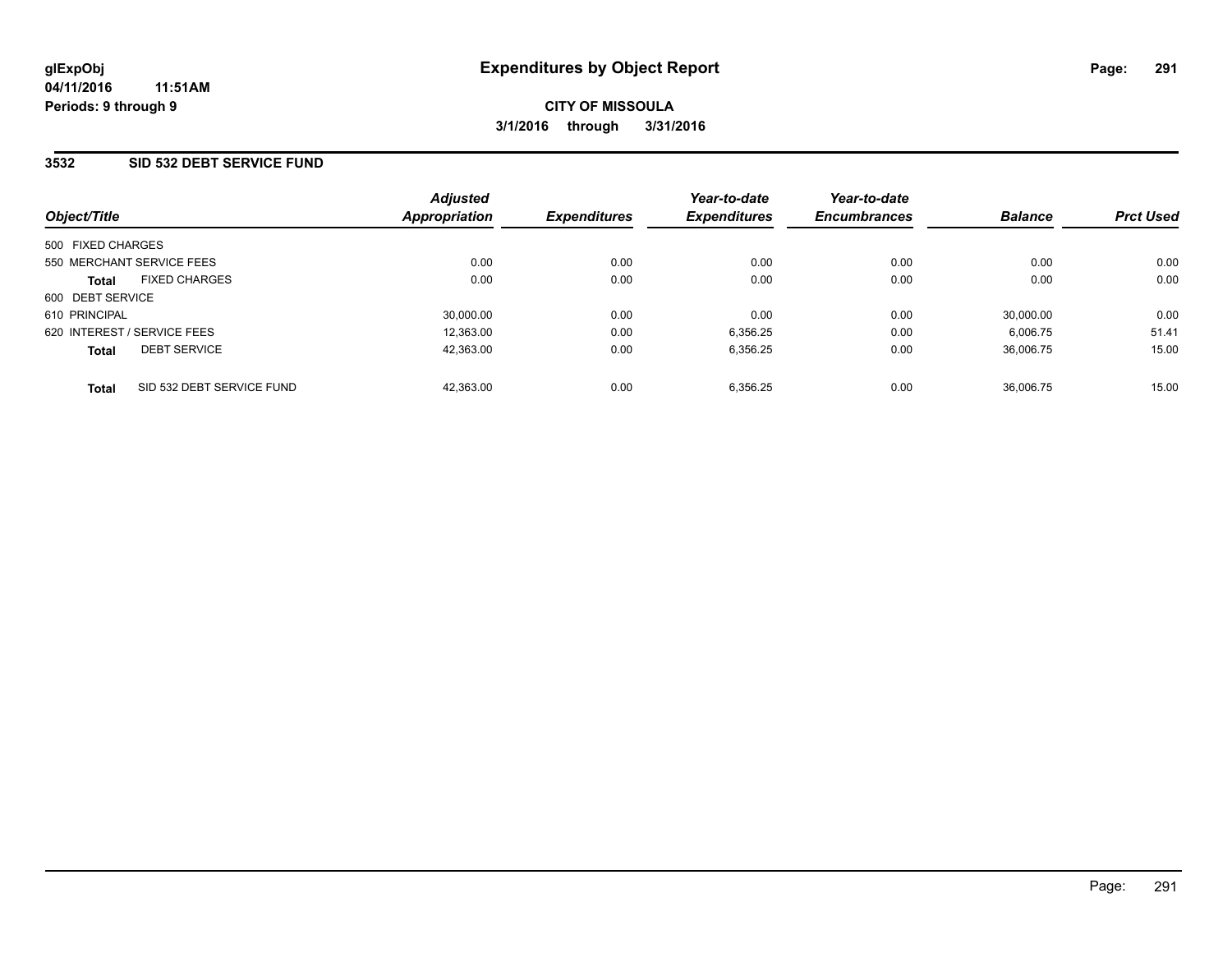# Expenditures by Object Report

glExpObj
04/11/2016 11:51AM
Periods: 9 through 9

**CITY OF MISSOULA**
**3/1/2016 through 3/31/2016**

## 3532 SID 532 DEBT SERVICE FUND

| Object/Title | Adjusted Appropriation | Expenditures | Year-to-date Expenditures | Year-to-date Encumbrances | Balance | Prct Used |
|---|---|---|---|---|---|---|
| 500 FIXED CHARGES | | | | | | |
| 550 MERCHANT SERVICE FEES | 0.00 | 0.00 | 0.00 | 0.00 | 0.00 | 0.00 |
| **Total** FIXED CHARGES | 0.00 | 0.00 | 0.00 | 0.00 | 0.00 | 0.00 |
| 600 DEBT SERVICE | | | | | | |
| 610 PRINCIPAL | 30,000.00 | 0.00 | 0.00 | 0.00 | 30,000.00 | 0.00 |
| 620 INTEREST / SERVICE FEES | 12,363.00 | 0.00 | 6,356.25 | 0.00 | 6,006.75 | 51.41 |
| **Total** DEBT SERVICE | 42,363.00 | 0.00 | 6,356.25 | 0.00 | 36,006.75 | 15.00 |
| **Total** SID 532 DEBT SERVICE FUND | 42,363.00 | 0.00 | 6,356.25 | 0.00 | 36,006.75 | 15.00 |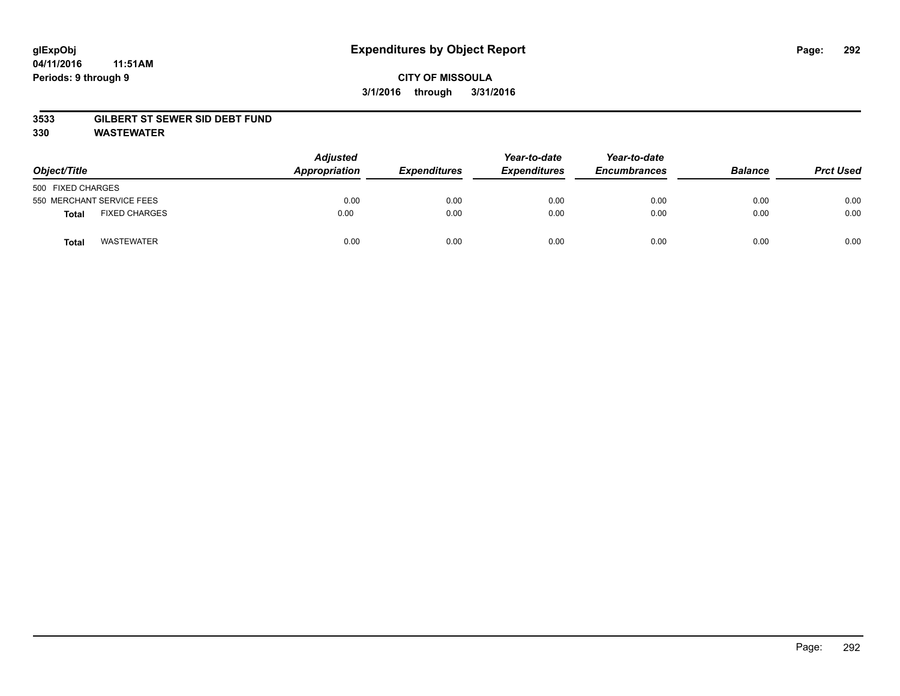# Expenditures by Object Report

glExpObj
04/11/2016 11:51AM
Periods: 9 through 9

**CITY OF MISSOULA**
**3/1/2016 through 3/31/2016**

**3533 GILBERT ST SEWER SID DEBT FUND**
**330 WASTEWATER**

| Object/Title | | Adjusted Appropriation | Expenditures | Year-to-date Expenditures | Year-to-date Encumbrances | Balance | Prct Used |
|---|---|---|---|---|---|---|---|
| 500 FIXED CHARGES | | | | | | | |
| 550 MERCHANT SERVICE FEES | | 0.00 | 0.00 | 0.00 | 0.00 | 0.00 | 0.00 |
| **Total** | FIXED CHARGES | 0.00 | 0.00 | 0.00 | 0.00 | 0.00 | 0.00 |
| **Total** | WASTEWATER | 0.00 | 0.00 | 0.00 | 0.00 | 0.00 | 0.00 |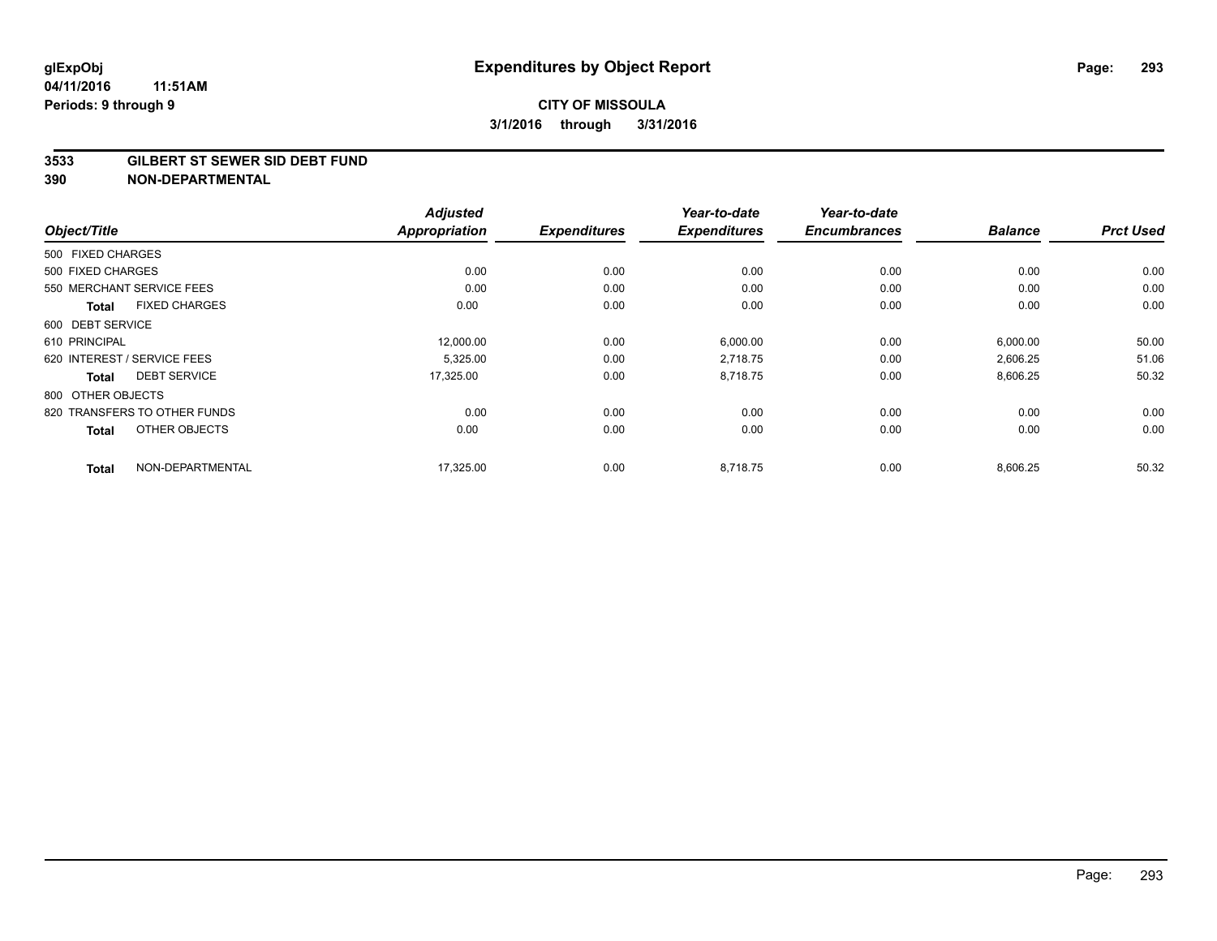glExpObj
04/11/2016 11:51AM
Periods: 9 through 9

# Expenditures by Object Report

**CITY OF MISSOULA**
**3/1/2016 through 3/31/2016**

**3533 GILBERT ST SEWER SID DEBT FUND**
**390 NON-DEPARTMENTAL**

| Object/Title | Adjusted Appropriation | Expenditures | Year-to-date Expenditures | Year-to-date Encumbrances | Balance | Prct Used |
|---|---|---|---|---|---|---|
| 500 FIXED CHARGES | | | | | | |
| 500 FIXED CHARGES | 0.00 | 0.00 | 0.00 | 0.00 | 0.00 | 0.00 |
| 550 MERCHANT SERVICE FEES | 0.00 | 0.00 | 0.00 | 0.00 | 0.00 | 0.00 |
| **Total** FIXED CHARGES | 0.00 | 0.00 | 0.00 | 0.00 | 0.00 | 0.00 |
| 600 DEBT SERVICE | | | | | | |
| 610 PRINCIPAL | 12,000.00 | 0.00 | 6,000.00 | 0.00 | 6,000.00 | 50.00 |
| 620 INTEREST / SERVICE FEES | 5,325.00 | 0.00 | 2,718.75 | 0.00 | 2,606.25 | 51.06 |
| **Total** DEBT SERVICE | 17,325.00 | 0.00 | 8,718.75 | 0.00 | 8,606.25 | 50.32 |
| 800 OTHER OBJECTS | | | | | | |
| 820 TRANSFERS TO OTHER FUNDS | 0.00 | 0.00 | 0.00 | 0.00 | 0.00 | 0.00 |
| **Total** OTHER OBJECTS | 0.00 | 0.00 | 0.00 | 0.00 | 0.00 | 0.00 |
| **Total** NON-DEPARTMENTAL | 17,325.00 | 0.00 | 8,718.75 | 0.00 | 8,606.25 | 50.32 |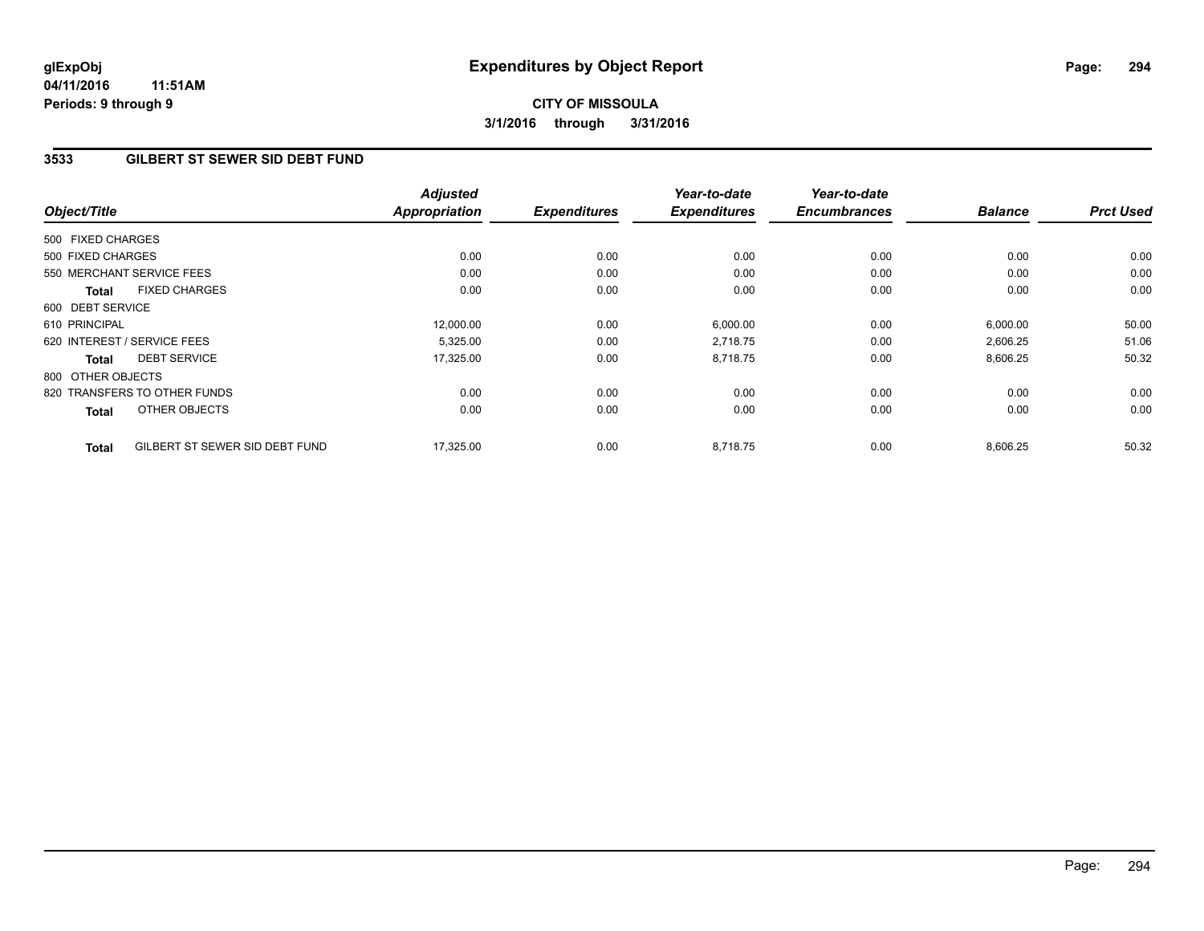**glExpObj** 04/11/2016 11:51AM
**Periods: 9 through 9**

# Expenditures by Object Report

**CITY OF MISSOULA**
**3/1/2016 through 3/31/2016**

## 3533 GILBERT ST SEWER SID DEBT FUND

| Object/Title | | Adjusted Appropriation | Expenditures | Year-to-date Expenditures | Year-to-date Encumbrances | Balance | Prct Used |
|---|---|---|---|---|---|---|---|
| 500 FIXED CHARGES | | | | | | | |
| 500 FIXED CHARGES | | 0.00 | 0.00 | 0.00 | 0.00 | 0.00 | 0.00 |
| 550 MERCHANT SERVICE FEES | | 0.00 | 0.00 | 0.00 | 0.00 | 0.00 | 0.00 |
| **Total** | FIXED CHARGES | 0.00 | 0.00 | 0.00 | 0.00 | 0.00 | 0.00 |
| 600 DEBT SERVICE | | | | | | | |
| 610 PRINCIPAL | | 12,000.00 | 0.00 | 6,000.00 | 0.00 | 6,000.00 | 50.00 |
| 620 INTEREST / SERVICE FEES | | 5,325.00 | 0.00 | 2,718.75 | 0.00 | 2,606.25 | 51.06 |
| **Total** | DEBT SERVICE | 17,325.00 | 0.00 | 8,718.75 | 0.00 | 8,606.25 | 50.32 |
| 800 OTHER OBJECTS | | | | | | | |
| 820 TRANSFERS TO OTHER FUNDS | | 0.00 | 0.00 | 0.00 | 0.00 | 0.00 | 0.00 |
| **Total** | OTHER OBJECTS | 0.00 | 0.00 | 0.00 | 0.00 | 0.00 | 0.00 |
| **Total** | GILBERT ST SEWER SID DEBT FUND | 17,325.00 | 0.00 | 8,718.75 | 0.00 | 8,606.25 | 50.32 |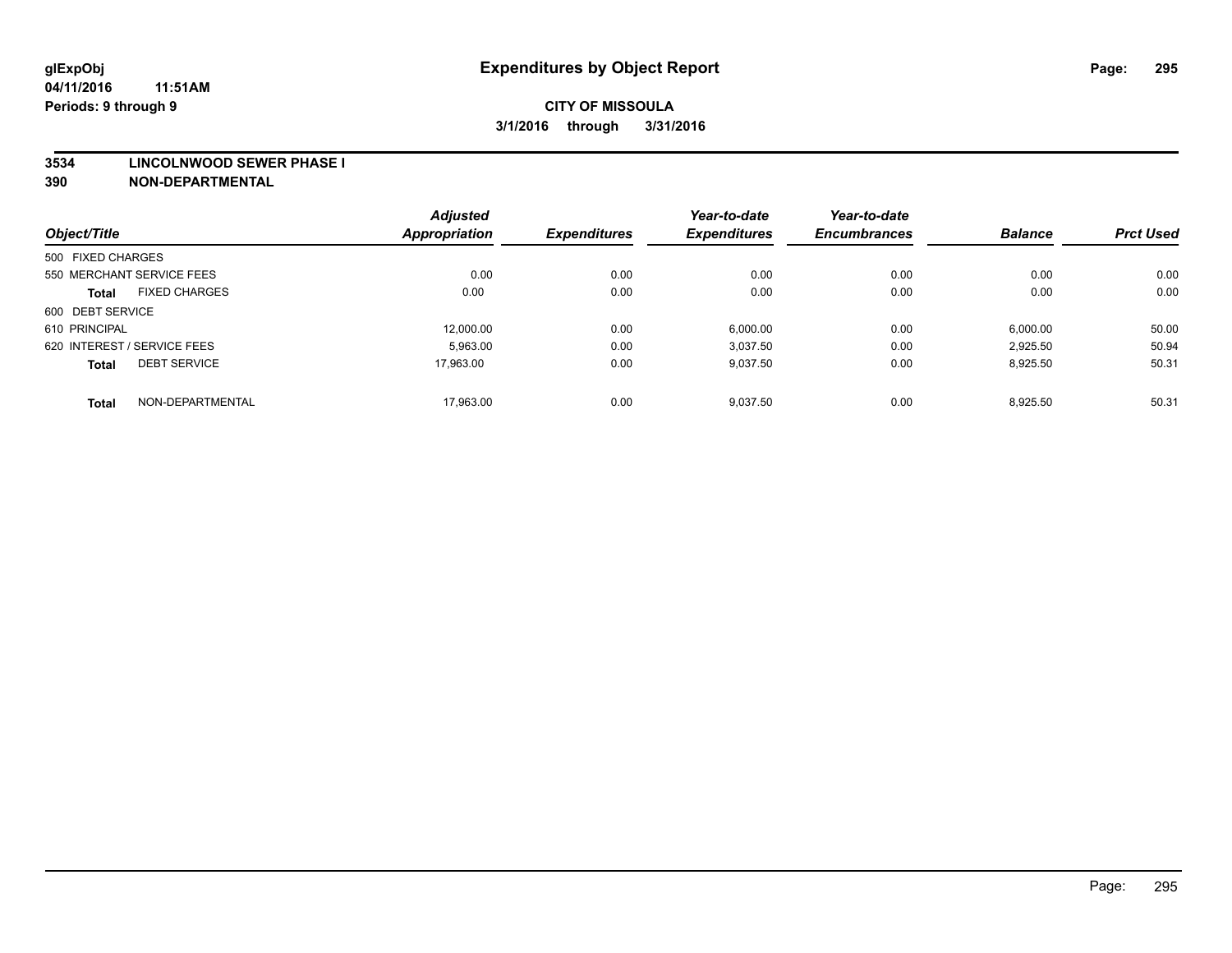glExpObj
04/11/2016 11:51AM
Periods: 9 through 9

# Expenditures by Object Report

**CITY OF MISSOULA**
**3/1/2016 through 3/31/2016**

**3534 LINCOLNWOOD SEWER PHASE I**
**390 NON-DEPARTMENTAL**

| Object/Title | Adjusted Appropriation | Expenditures | Year-to-date Expenditures | Year-to-date Encumbrances | Balance | Prct Used |
|---|---|---|---|---|---|---|
| 500 FIXED CHARGES | | | | | | |
| 550 MERCHANT SERVICE FEES | 0.00 | 0.00 | 0.00 | 0.00 | 0.00 | 0.00 |
| **Total** FIXED CHARGES | 0.00 | 0.00 | 0.00 | 0.00 | 0.00 | 0.00 |
| 600 DEBT SERVICE | | | | | | |
| 610 PRINCIPAL | 12,000.00 | 0.00 | 6,000.00 | 0.00 | 6,000.00 | 50.00 |
| 620 INTEREST / SERVICE FEES | 5,963.00 | 0.00 | 3,037.50 | 0.00 | 2,925.50 | 50.94 |
| **Total** DEBT SERVICE | 17,963.00 | 0.00 | 9,037.50 | 0.00 | 8,925.50 | 50.31 |
| **Total** NON-DEPARTMENTAL | 17,963.00 | 0.00 | 9,037.50 | 0.00 | 8,925.50 | 50.31 |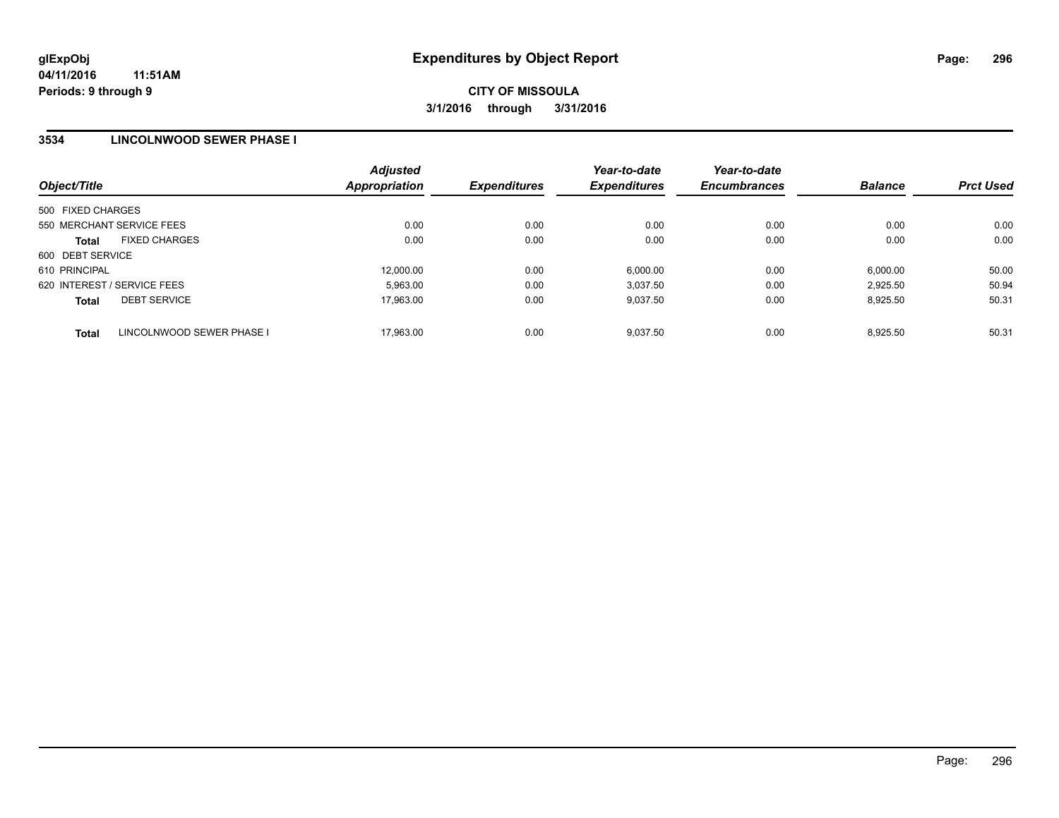glExpObj
04/11/2016 11:51AM
Periods: 9 through 9

# Expenditures by Object Report

**CITY OF MISSOULA**

**3/1/2016 through 3/31/2016**

## 3534 LINCOLNWOOD SEWER PHASE I

| Object/Title | Adjusted Appropriation | Expenditures | Year-to-date Expenditures | Year-to-date Encumbrances | Balance | Prct Used |
|---|---|---|---|---|---|---|
| 500 FIXED CHARGES | | | | | | |
| 550 MERCHANT SERVICE FEES | 0.00 | 0.00 | 0.00 | 0.00 | 0.00 | 0.00 |
| **Total** FIXED CHARGES | 0.00 | 0.00 | 0.00 | 0.00 | 0.00 | 0.00 |
| 600 DEBT SERVICE | | | | | | |
| 610 PRINCIPAL | 12,000.00 | 0.00 | 6,000.00 | 0.00 | 6,000.00 | 50.00 |
| 620 INTEREST / SERVICE FEES | 5,963.00 | 0.00 | 3,037.50 | 0.00 | 2,925.50 | 50.94 |
| **Total** DEBT SERVICE | 17,963.00 | 0.00 | 9,037.50 | 0.00 | 8,925.50 | 50.31 |
| **Total** LINCOLNWOOD SEWER PHASE I | 17,963.00 | 0.00 | 9,037.50 | 0.00 | 8,925.50 | 50.31 |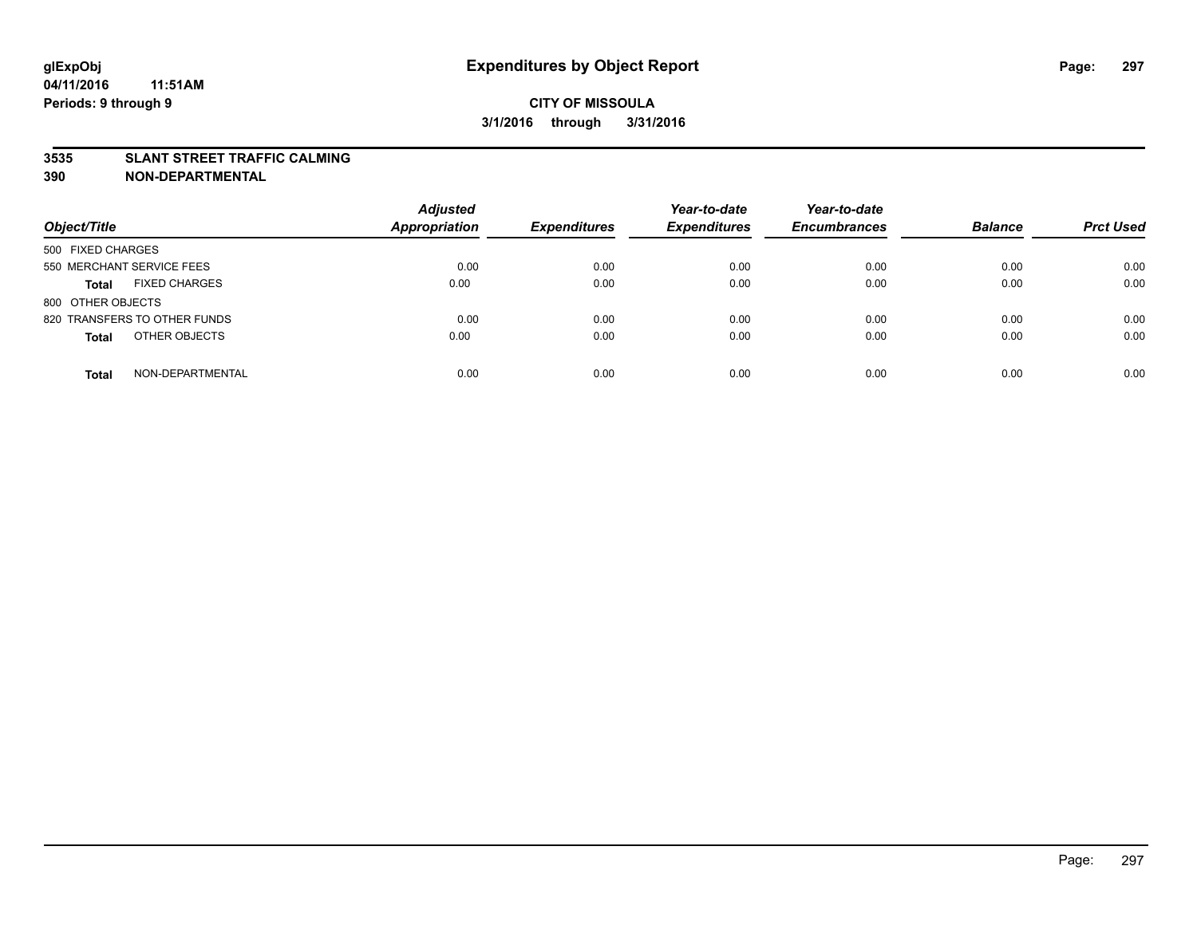# Expenditures by Object Report

glExpObj
04/11/2016 11:51AM
Periods: 9 through 9

**CITY OF MISSOULA**
**3/1/2016 through 3/31/2016**

**3535 SLANT STREET TRAFFIC CALMING**
**390 NON-DEPARTMENTAL**

| Object/Title | Adjusted Appropriation | Expenditures | Year-to-date Expenditures | Year-to-date Encumbrances | Balance | Prct Used |
|---|---|---|---|---|---|---|
| 500 FIXED CHARGES | | | | | | |
| 550 MERCHANT SERVICE FEES | 0.00 | 0.00 | 0.00 | 0.00 | 0.00 | 0.00 |
| **Total** FIXED CHARGES | 0.00 | 0.00 | 0.00 | 0.00 | 0.00 | 0.00 |
| 800 OTHER OBJECTS | | | | | | |
| 820 TRANSFERS TO OTHER FUNDS | 0.00 | 0.00 | 0.00 | 0.00 | 0.00 | 0.00 |
| **Total** OTHER OBJECTS | 0.00 | 0.00 | 0.00 | 0.00 | 0.00 | 0.00 |
| **Total** NON-DEPARTMENTAL | 0.00 | 0.00 | 0.00 | 0.00 | 0.00 | 0.00 |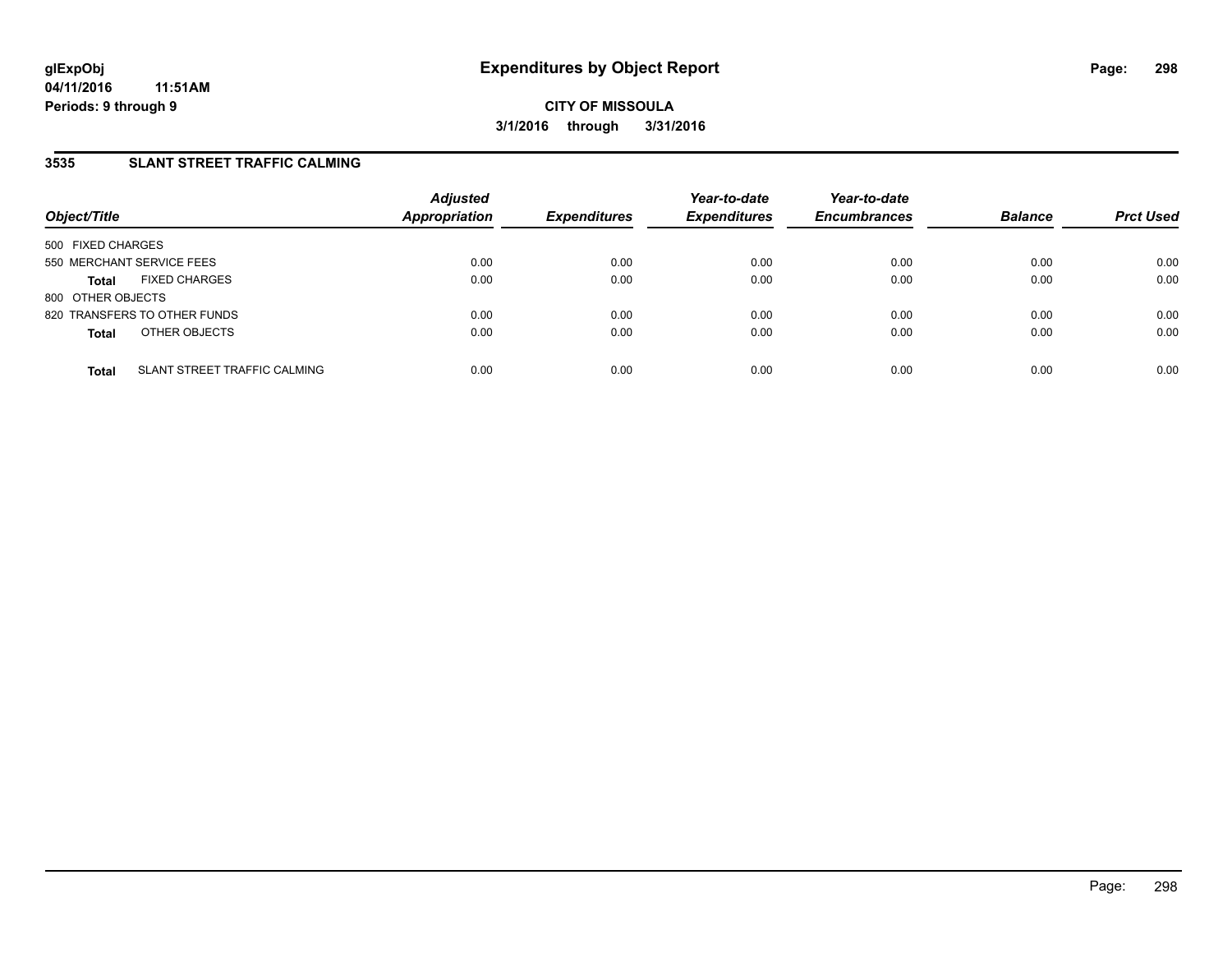**glExpObj**
**04/11/2016 11:51AM**
**Periods: 9 through 9**

# Expenditures by Object Report

**CITY OF MISSOULA**
**3/1/2016 through 3/31/2016**

## 3535 SLANT STREET TRAFFIC CALMING

| Object/Title | | Adjusted Appropriation | Expenditures | Year-to-date Expenditures | Year-to-date Encumbrances | Balance | Prct Used |
|---|---|---|---|---|---|---|---|
| 500 FIXED CHARGES | | | | | | | |
| 550 MERCHANT SERVICE FEES | | 0.00 | 0.00 | 0.00 | 0.00 | 0.00 | 0.00 |
| **Total** | FIXED CHARGES | 0.00 | 0.00 | 0.00 | 0.00 | 0.00 | 0.00 |
| 800 OTHER OBJECTS | | | | | | | |
| 820 TRANSFERS TO OTHER FUNDS | | 0.00 | 0.00 | 0.00 | 0.00 | 0.00 | 0.00 |
| **Total** | OTHER OBJECTS | 0.00 | 0.00 | 0.00 | 0.00 | 0.00 | 0.00 |
| **Total** | SLANT STREET TRAFFIC CALMING | 0.00 | 0.00 | 0.00 | 0.00 | 0.00 | 0.00 |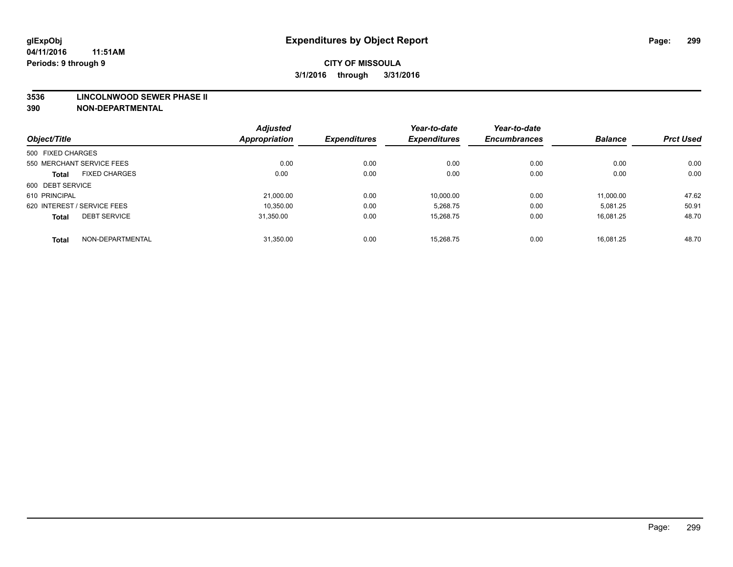**glExpObj**
**04/11/2016 11:51AM**
**Periods: 9 through 9**

# Expenditures by Object Report

**CITY OF MISSOULA**
**3/1/2016 through 3/31/2016**

**3536 LINCOLNWOOD SEWER PHASE II**
**390 NON-DEPARTMENTAL**

| Object/Title | Adjusted Appropriation | Expenditures | Year-to-date Expenditures | Year-to-date Encumbrances | Balance | Prct Used |
|---|---|---|---|---|---|---|
| 500 FIXED CHARGES | | | | | | |
| 550 MERCHANT SERVICE FEES | 0.00 | 0.00 | 0.00 | 0.00 | 0.00 | 0.00 |
| **Total** FIXED CHARGES | 0.00 | 0.00 | 0.00 | 0.00 | 0.00 | 0.00 |
| 600 DEBT SERVICE | | | | | | |
| 610 PRINCIPAL | 21,000.00 | 0.00 | 10,000.00 | 0.00 | 11,000.00 | 47.62 |
| 620 INTEREST / SERVICE FEES | 10,350.00 | 0.00 | 5,268.75 | 0.00 | 5,081.25 | 50.91 |
| **Total** DEBT SERVICE | 31,350.00 | 0.00 | 15,268.75 | 0.00 | 16,081.25 | 48.70 |
| **Total** NON-DEPARTMENTAL | 31,350.00 | 0.00 | 15,268.75 | 0.00 | 16,081.25 | 48.70 |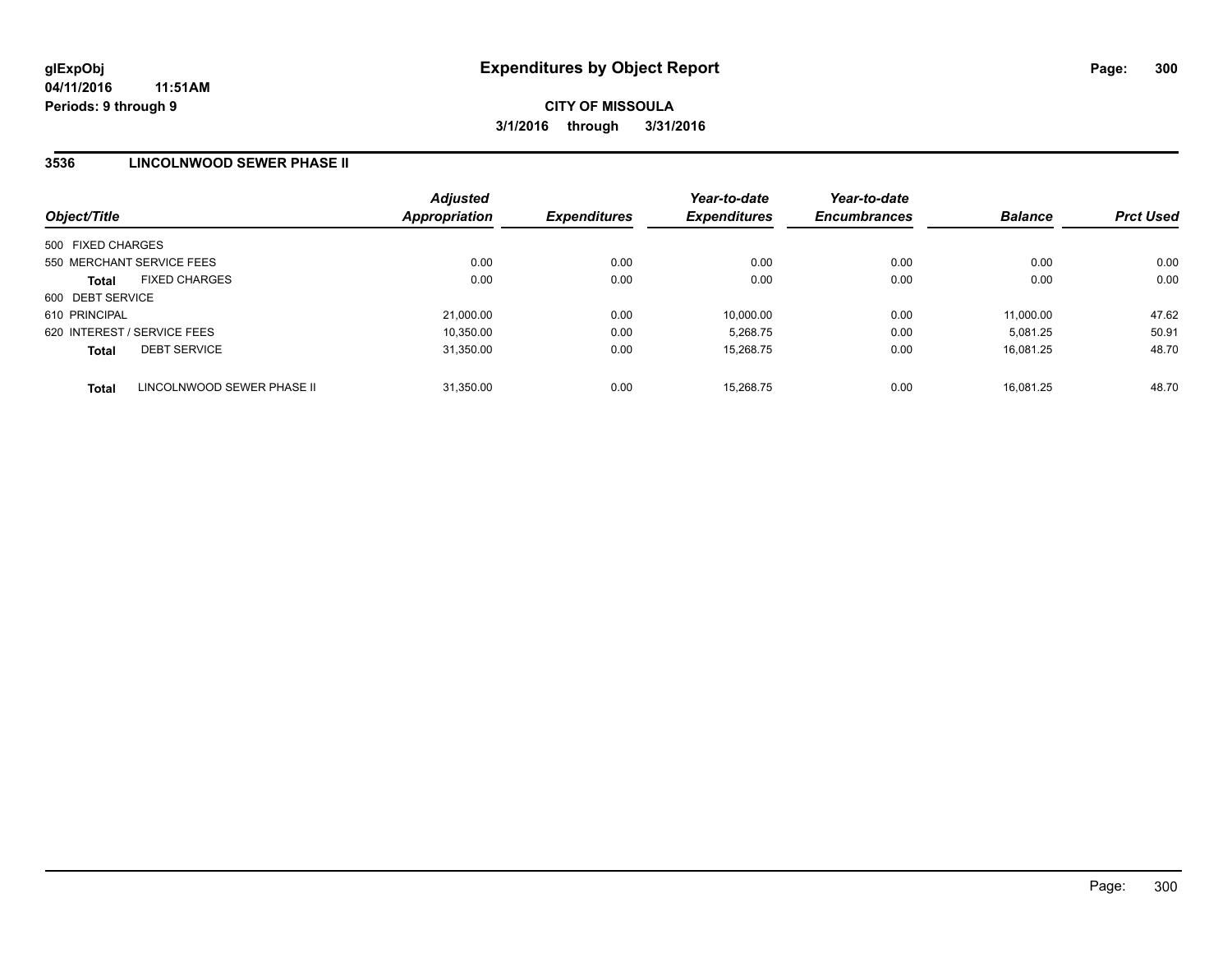# Expenditures by Object Report

glExpObj
04/11/2016 11:51AM
Periods: 9 through 9

**CITY OF MISSOULA**
**3/1/2016 through 3/31/2016**

## 3536 LINCOLNWOOD SEWER PHASE II

| Object/Title | Adjusted Appropriation | Expenditures | Year-to-date Expenditures | Year-to-date Encumbrances | Balance | Prct Used |
|---|---|---|---|---|---|---|
| 500 FIXED CHARGES | | | | | | |
| 550 MERCHANT SERVICE FEES | 0.00 | 0.00 | 0.00 | 0.00 | 0.00 | 0.00 |
| **Total** FIXED CHARGES | 0.00 | 0.00 | 0.00 | 0.00 | 0.00 | 0.00 |
| 600 DEBT SERVICE | | | | | | |
| 610 PRINCIPAL | 21,000.00 | 0.00 | 10,000.00 | 0.00 | 11,000.00 | 47.62 |
| 620 INTEREST / SERVICE FEES | 10,350.00 | 0.00 | 5,268.75 | 0.00 | 5,081.25 | 50.91 |
| **Total** DEBT SERVICE | 31,350.00 | 0.00 | 15,268.75 | 0.00 | 16,081.25 | 48.70 |
| **Total** LINCOLNWOOD SEWER PHASE II | 31,350.00 | 0.00 | 15,268.75 | 0.00 | 16,081.25 | 48.70 |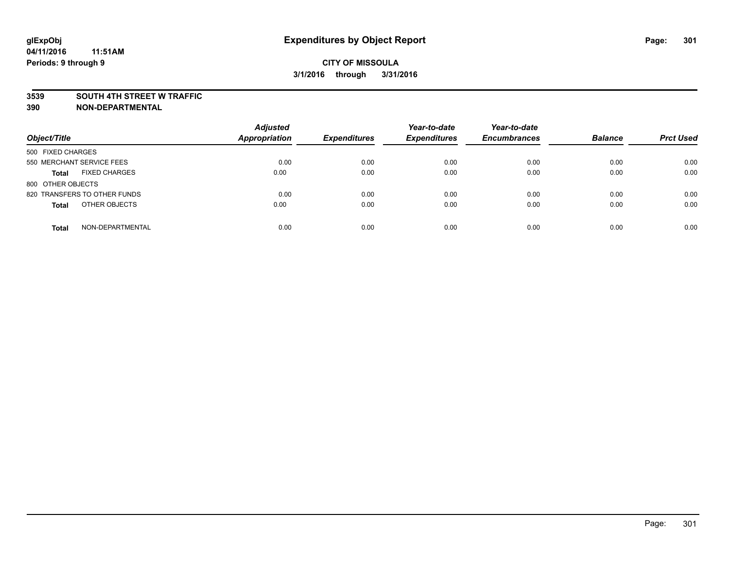# Expenditures by Object Report

glExpObj
04/11/2016 11:51AM
Periods: 9 through 9

**CITY OF MISSOULA**
**3/1/2016 through 3/31/2016**

**3539 SOUTH 4TH STREET W TRAFFIC**
**390 NON-DEPARTMENTAL**

| Object/Title | Adjusted Appropriation | Expenditures | Year-to-date Expenditures | Year-to-date Encumbrances | Balance | Prct Used |
|---|---|---|---|---|---|---|
| 500 FIXED CHARGES | | | | | | |
| 550 MERCHANT SERVICE FEES | 0.00 | 0.00 | 0.00 | 0.00 | 0.00 | 0.00 |
| **Total** FIXED CHARGES | 0.00 | 0.00 | 0.00 | 0.00 | 0.00 | 0.00 |
| 800 OTHER OBJECTS | | | | | | |
| 820 TRANSFERS TO OTHER FUNDS | 0.00 | 0.00 | 0.00 | 0.00 | 0.00 | 0.00 |
| **Total** OTHER OBJECTS | 0.00 | 0.00 | 0.00 | 0.00 | 0.00 | 0.00 |
| **Total** NON-DEPARTMENTAL | 0.00 | 0.00 | 0.00 | 0.00 | 0.00 | 0.00 |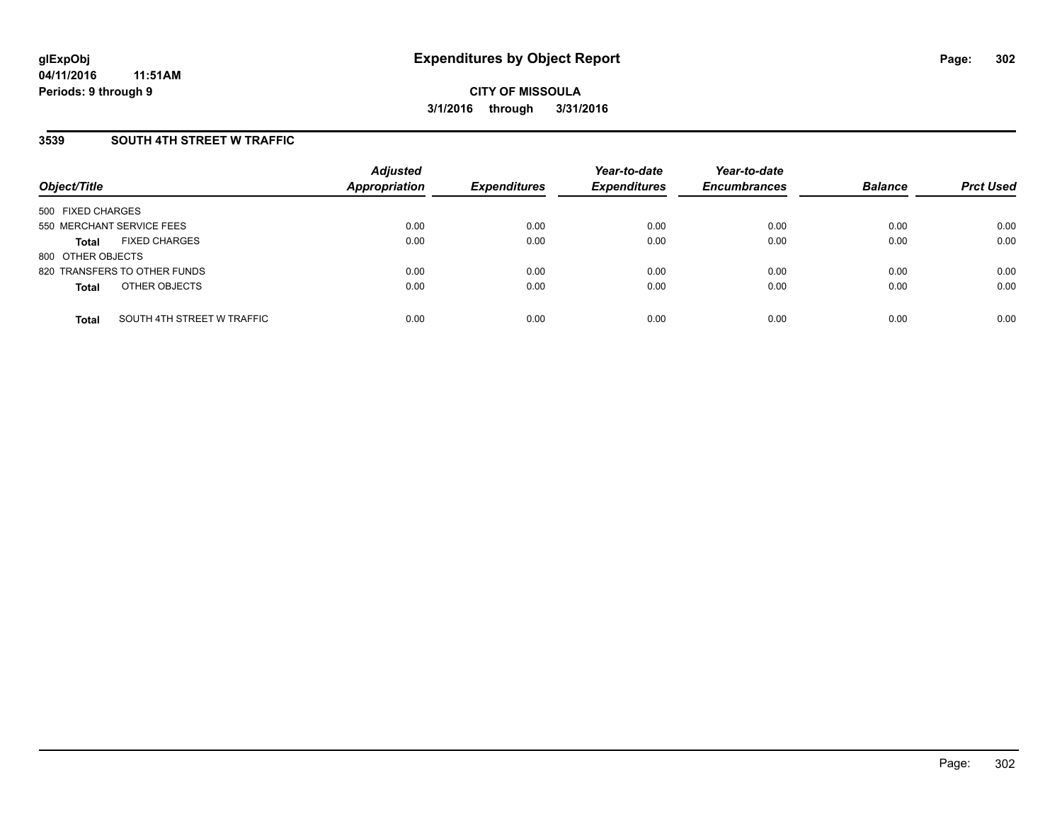**glExpObj**
**04/11/2016 11:51AM**
**Periods: 9 through 9**

# Expenditures by Object Report

**CITY OF MISSOULA**
**3/1/2016 through 3/31/2016**

## 3539 SOUTH 4TH STREET W TRAFFIC

| Object/Title | Adjusted Appropriation | Expenditures | Year-to-date Expenditures | Year-to-date Encumbrances | Balance | Prct Used |
|---|---|---|---|---|---|---|
| 500 FIXED CHARGES | | | | | | |
| 550 MERCHANT SERVICE FEES | 0.00 | 0.00 | 0.00 | 0.00 | 0.00 | 0.00 |
| **Total** FIXED CHARGES | 0.00 | 0.00 | 0.00 | 0.00 | 0.00 | 0.00 |
| 800 OTHER OBJECTS | | | | | | |
| 820 TRANSFERS TO OTHER FUNDS | 0.00 | 0.00 | 0.00 | 0.00 | 0.00 | 0.00 |
| **Total** OTHER OBJECTS | 0.00 | 0.00 | 0.00 | 0.00 | 0.00 | 0.00 |
| **Total** SOUTH 4TH STREET W TRAFFIC | 0.00 | 0.00 | 0.00 | 0.00 | 0.00 | 0.00 |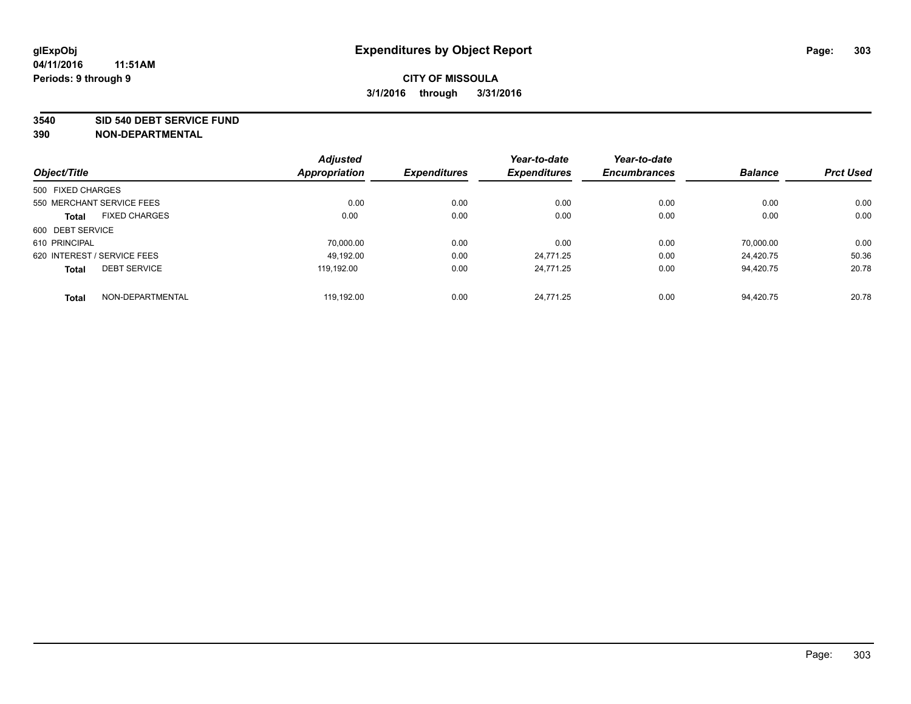**glExpObj**
**04/11/2016 11:51AM**
**Periods: 9 through 9**

# Expenditures by Object Report

**CITY OF MISSOULA**
**3/1/2016 through 3/31/2016**

**3540 SID 540 DEBT SERVICE FUND**
**390 NON-DEPARTMENTAL**

| Object/Title | Adjusted Appropriation | Expenditures | Year-to-date Expenditures | Year-to-date Encumbrances | Balance | Prct Used |
|---|---|---|---|---|---|---|
| 500 FIXED CHARGES | | | | | | |
| 550 MERCHANT SERVICE FEES | 0.00 | 0.00 | 0.00 | 0.00 | 0.00 | 0.00 |
| **Total** FIXED CHARGES | 0.00 | 0.00 | 0.00 | 0.00 | 0.00 | 0.00 |
| 600 DEBT SERVICE | | | | | | |
| 610 PRINCIPAL | 70,000.00 | 0.00 | 0.00 | 0.00 | 70,000.00 | 0.00 |
| 620 INTEREST / SERVICE FEES | 49,192.00 | 0.00 | 24,771.25 | 0.00 | 24,420.75 | 50.36 |
| **Total** DEBT SERVICE | 119,192.00 | 0.00 | 24,771.25 | 0.00 | 94,420.75 | 20.78 |
| **Total** NON-DEPARTMENTAL | 119,192.00 | 0.00 | 24,771.25 | 0.00 | 94,420.75 | 20.78 |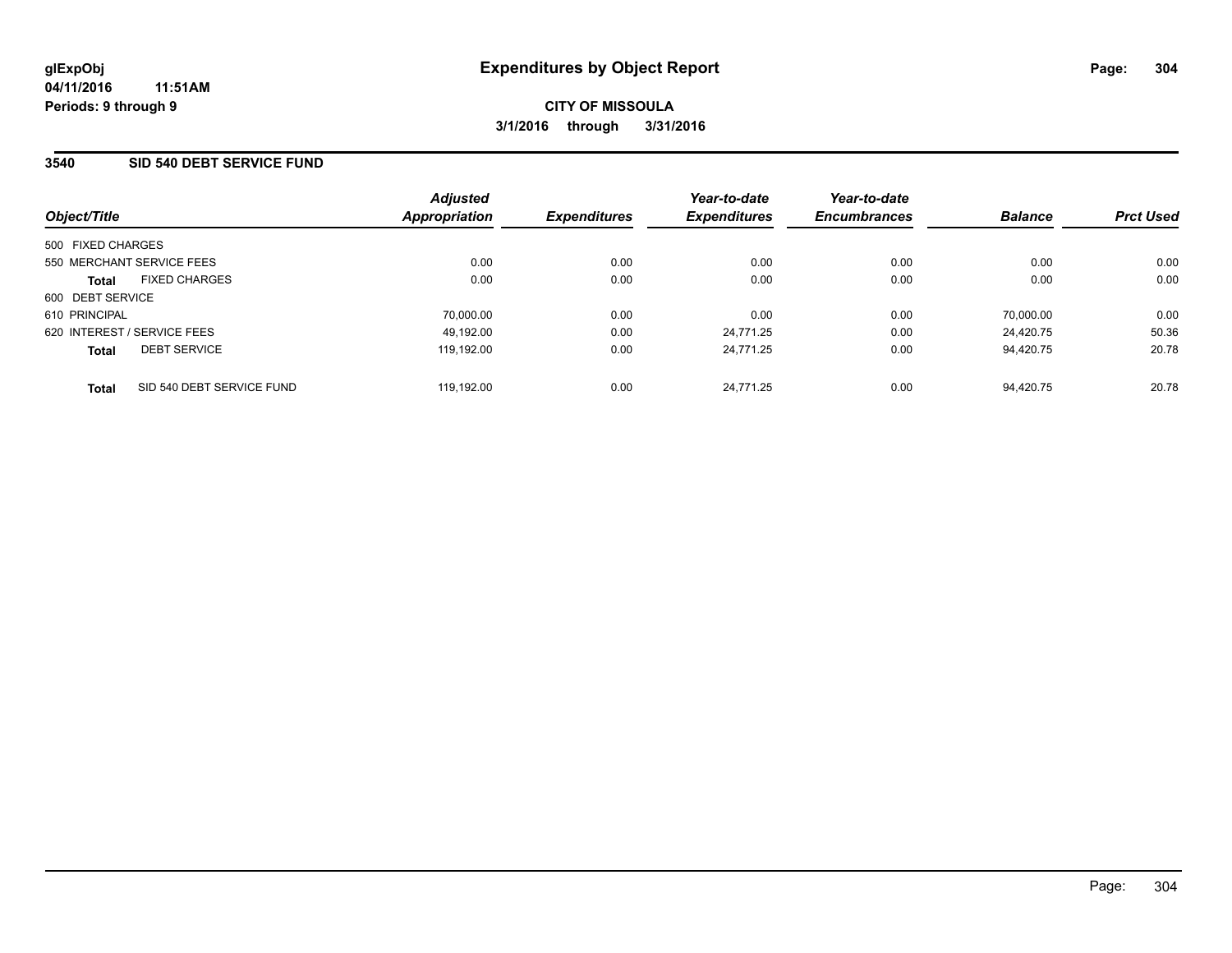glExpObj
04/11/2016 11:51AM
Periods: 9 through 9

# Expenditures by Object Report

**CITY OF MISSOULA**
**3/1/2016 through 3/31/2016**

## 3540 SID 540 DEBT SERVICE FUND

| Object/Title | | Adjusted Appropriation | Expenditures | Year-to-date Expenditures | Year-to-date Encumbrances | Balance | Prct Used |
|---|---|---|---|---|---|---|---|
| 500 FIXED CHARGES | | | | | | | |
| 550 MERCHANT SERVICE FEES | | 0.00 | 0.00 | 0.00 | 0.00 | 0.00 | 0.00 |
| **Total** | FIXED CHARGES | 0.00 | 0.00 | 0.00 | 0.00 | 0.00 | 0.00 |
| 600 DEBT SERVICE | | | | | | | |
| 610 PRINCIPAL | | 70,000.00 | 0.00 | 0.00 | 0.00 | 70,000.00 | 0.00 |
| 620 INTEREST / SERVICE FEES | | 49,192.00 | 0.00 | 24,771.25 | 0.00 | 24,420.75 | 50.36 |
| **Total** | DEBT SERVICE | 119,192.00 | 0.00 | 24,771.25 | 0.00 | 94,420.75 | 20.78 |
| **Total** | SID 540 DEBT SERVICE FUND | 119,192.00 | 0.00 | 24,771.25 | 0.00 | 94,420.75 | 20.78 |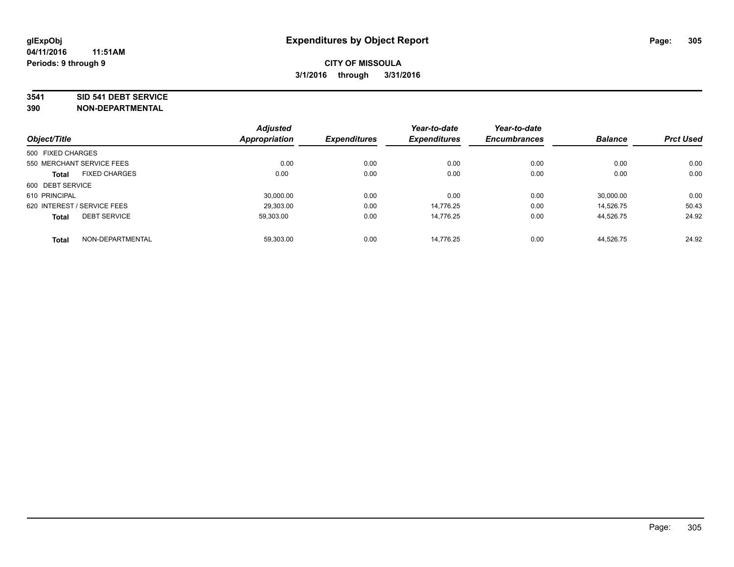**glExpObj**
**04/11/2016 11:51AM**
**Periods: 9 through 9**

# Expenditures by Object Report

**CITY OF MISSOULA**
**3/1/2016 through 3/31/2016**

**3541 SID 541 DEBT SERVICE**
**390 NON-DEPARTMENTAL**

| Object/Title | Adjusted Appropriation | Expenditures | Year-to-date Expenditures | Year-to-date Encumbrances | Balance | Prct Used |
|---|---|---|---|---|---|---|
| 500 FIXED CHARGES | | | | | | |
| 550 MERCHANT SERVICE FEES | 0.00 | 0.00 | 0.00 | 0.00 | 0.00 | 0.00 |
| **Total** FIXED CHARGES | 0.00 | 0.00 | 0.00 | 0.00 | 0.00 | 0.00 |
| 600 DEBT SERVICE | | | | | | |
| 610 PRINCIPAL | 30,000.00 | 0.00 | 0.00 | 0.00 | 30,000.00 | 0.00 |
| 620 INTEREST / SERVICE FEES | 29,303.00 | 0.00 | 14,776.25 | 0.00 | 14,526.75 | 50.43 |
| **Total** DEBT SERVICE | 59,303.00 | 0.00 | 14,776.25 | 0.00 | 44,526.75 | 24.92 |
| **Total** NON-DEPARTMENTAL | 59,303.00 | 0.00 | 14,776.25 | 0.00 | 44,526.75 | 24.92 |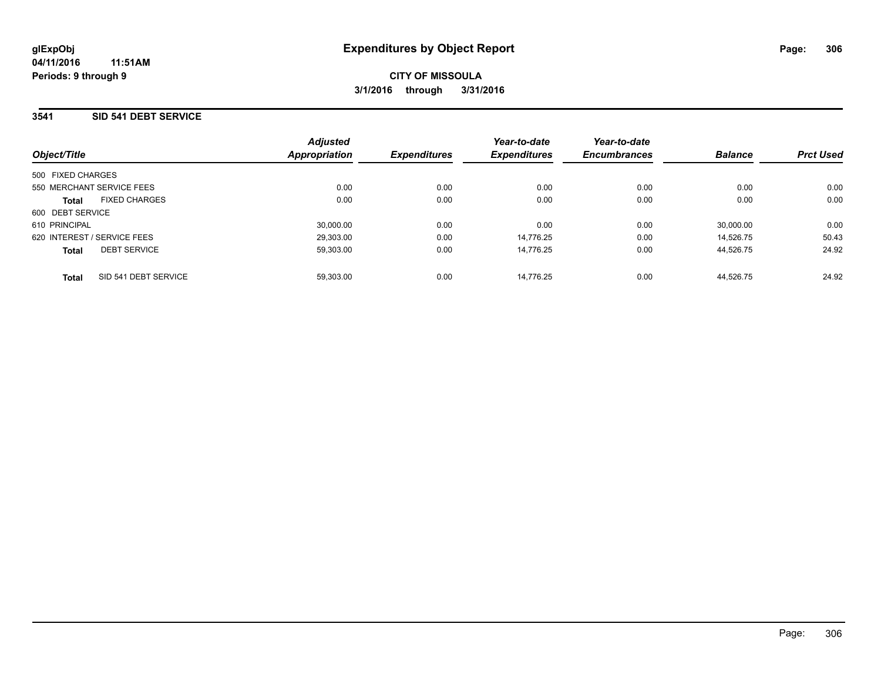# Expenditures by Object Report

glExpObj
04/11/2016 11:51AM
Periods: 9 through 9

**CITY OF MISSOULA**
**3/1/2016 through 3/31/2016**

## 3541 SID 541 DEBT SERVICE

| Object/Title | Adjusted Appropriation | Expenditures | Year-to-date Expenditures | Year-to-date Encumbrances | Balance | Prct Used |
|---|---|---|---|---|---|---|
| 500 FIXED CHARGES | | | | | | |
| 550 MERCHANT SERVICE FEES | 0.00 | 0.00 | 0.00 | 0.00 | 0.00 | 0.00 |
| **Total** FIXED CHARGES | 0.00 | 0.00 | 0.00 | 0.00 | 0.00 | 0.00 |
| 600 DEBT SERVICE | | | | | | |
| 610 PRINCIPAL | 30,000.00 | 0.00 | 0.00 | 0.00 | 30,000.00 | 0.00 |
| 620 INTEREST / SERVICE FEES | 29,303.00 | 0.00 | 14,776.25 | 0.00 | 14,526.75 | 50.43 |
| **Total** DEBT SERVICE | 59,303.00 | 0.00 | 14,776.25 | 0.00 | 44,526.75 | 24.92 |
| **Total** SID 541 DEBT SERVICE | 59,303.00 | 0.00 | 14,776.25 | 0.00 | 44,526.75 | 24.92 |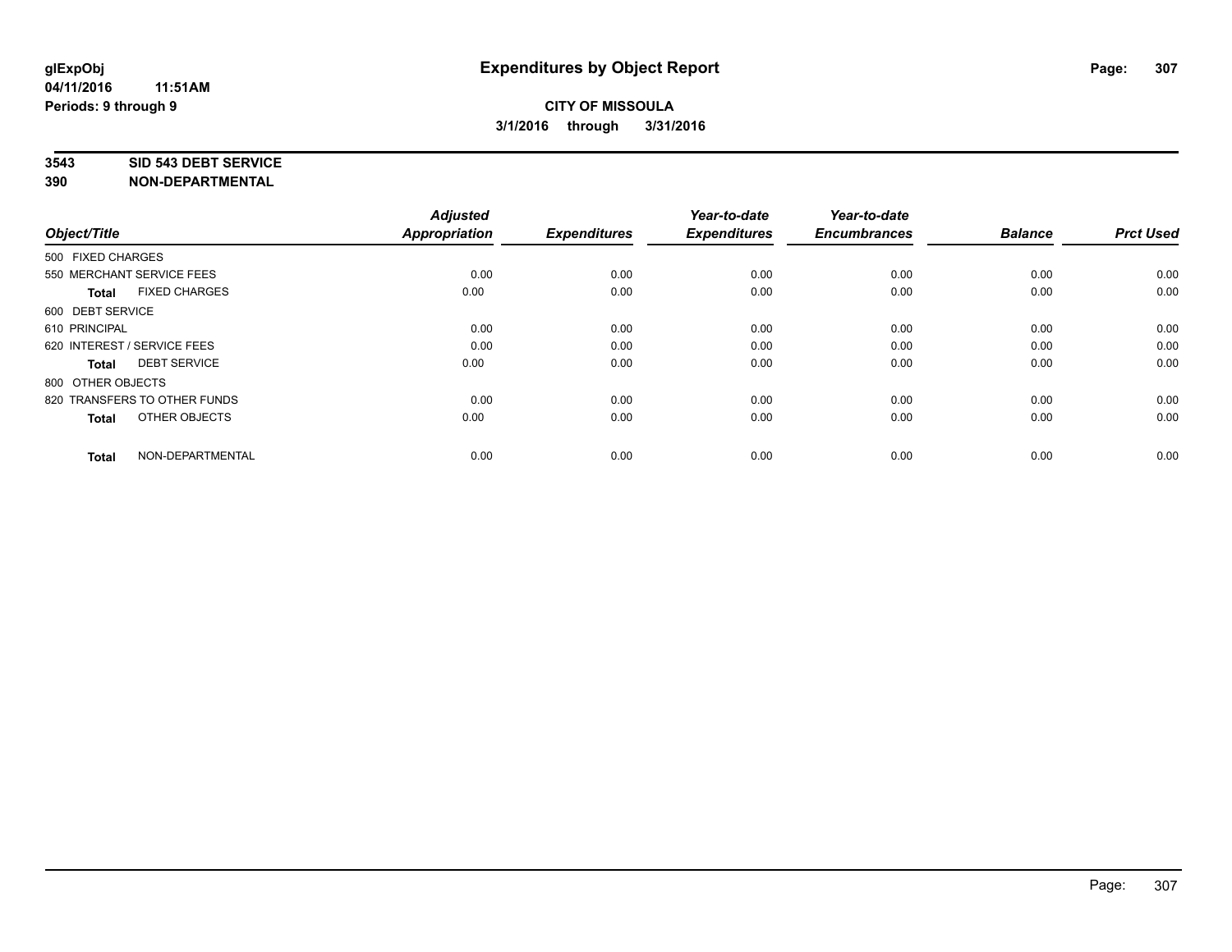# Expenditures by Object Report

**glExpObj**
**04/11/2016 11:51AM**
**Periods: 9 through 9**

**CITY OF MISSOULA**
**3/1/2016 through 3/31/2016**

**3543 SID 543 DEBT SERVICE**
**390 NON-DEPARTMENTAL**

| Object/Title | Adjusted Appropriation | Expenditures | Year-to-date Expenditures | Year-to-date Encumbrances | Balance | Prct Used |
|---|---|---|---|---|---|---|
| 500 FIXED CHARGES | | | | | | |
| 550 MERCHANT SERVICE FEES | 0.00 | 0.00 | 0.00 | 0.00 | 0.00 | 0.00 |
| **Total** FIXED CHARGES | 0.00 | 0.00 | 0.00 | 0.00 | 0.00 | 0.00 |
| 600 DEBT SERVICE | | | | | | |
| 610 PRINCIPAL | 0.00 | 0.00 | 0.00 | 0.00 | 0.00 | 0.00 |
| 620 INTEREST / SERVICE FEES | 0.00 | 0.00 | 0.00 | 0.00 | 0.00 | 0.00 |
| **Total** DEBT SERVICE | 0.00 | 0.00 | 0.00 | 0.00 | 0.00 | 0.00 |
| 800 OTHER OBJECTS | | | | | | |
| 820 TRANSFERS TO OTHER FUNDS | 0.00 | 0.00 | 0.00 | 0.00 | 0.00 | 0.00 |
| **Total** OTHER OBJECTS | 0.00 | 0.00 | 0.00 | 0.00 | 0.00 | 0.00 |
| **Total** NON-DEPARTMENTAL | 0.00 | 0.00 | 0.00 | 0.00 | 0.00 | 0.00 |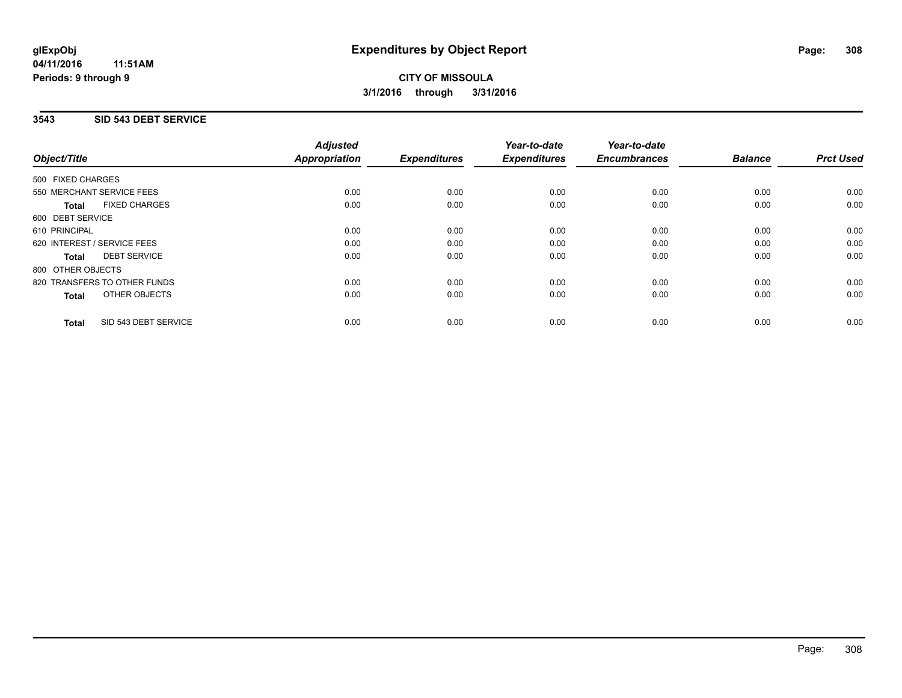**glExpObj**
**04/11/2016 11:51AM**
**Periods: 9 through 9**

# Expenditures by Object Report

**CITY OF MISSOULA**
**3/1/2016 through 3/31/2016**

## 3543 SID 543 DEBT SERVICE

| Object/Title | Adjusted Appropriation | Expenditures | Year-to-date Expenditures | Year-to-date Encumbrances | Balance | Prct Used |
|---|---|---|---|---|---|---|
| 500 FIXED CHARGES | | | | | | |
| 550 MERCHANT SERVICE FEES | 0.00 | 0.00 | 0.00 | 0.00 | 0.00 | 0.00 |
| **Total** FIXED CHARGES | 0.00 | 0.00 | 0.00 | 0.00 | 0.00 | 0.00 |
| 600 DEBT SERVICE | | | | | | |
| 610 PRINCIPAL | 0.00 | 0.00 | 0.00 | 0.00 | 0.00 | 0.00 |
| 620 INTEREST / SERVICE FEES | 0.00 | 0.00 | 0.00 | 0.00 | 0.00 | 0.00 |
| **Total** DEBT SERVICE | 0.00 | 0.00 | 0.00 | 0.00 | 0.00 | 0.00 |
| 800 OTHER OBJECTS | | | | | | |
| 820 TRANSFERS TO OTHER FUNDS | 0.00 | 0.00 | 0.00 | 0.00 | 0.00 | 0.00 |
| **Total** OTHER OBJECTS | 0.00 | 0.00 | 0.00 | 0.00 | 0.00 | 0.00 |
| **Total** SID 543 DEBT SERVICE | 0.00 | 0.00 | 0.00 | 0.00 | 0.00 | 0.00 |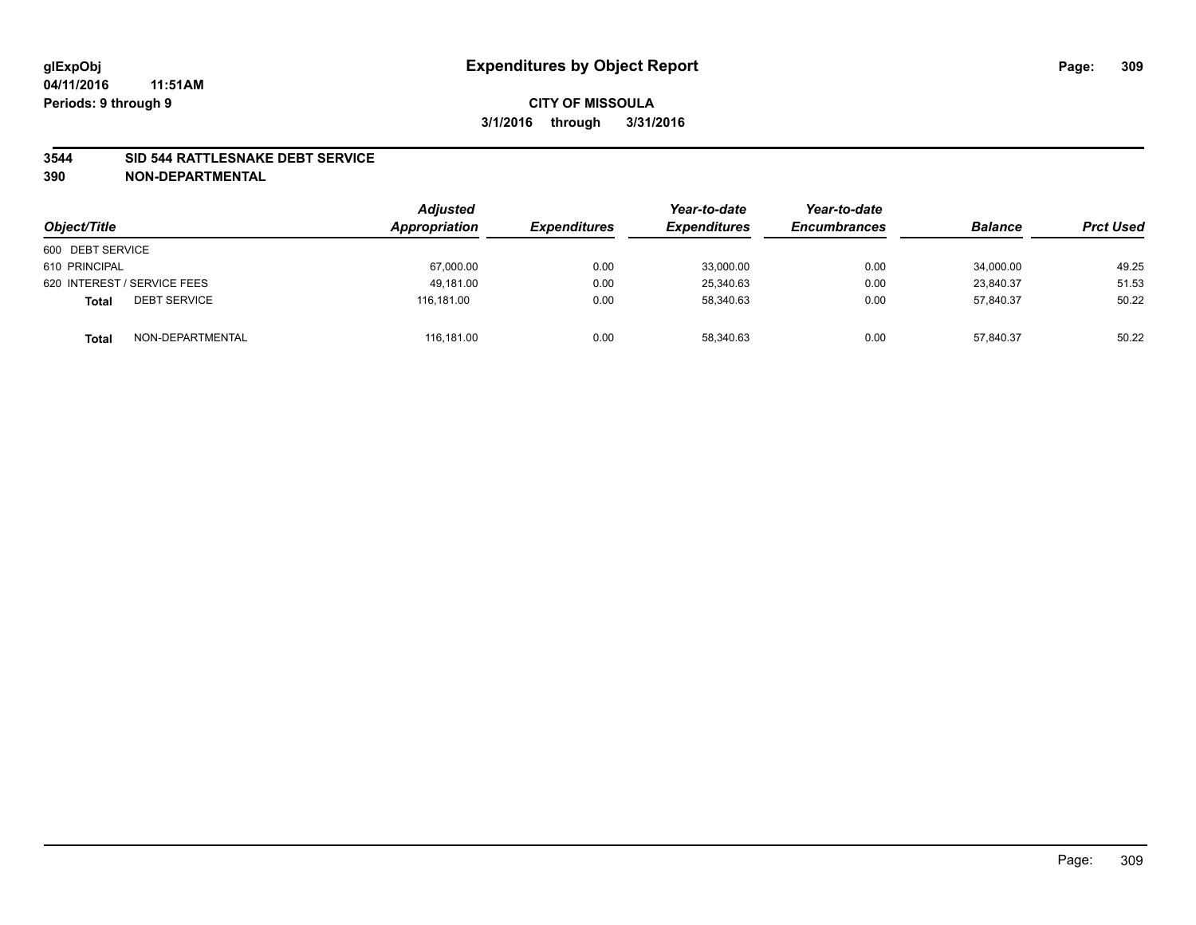**glExpObj**
**04/11/2016 11:51AM**
**Periods: 9 through 9**

# Expenditures by Object Report

**CITY OF MISSOULA**
**3/1/2016 through 3/31/2016**

## 3544 SID 544 RATTLESNAKE DEBT SERVICE
## 390 NON-DEPARTMENTAL

| Object/Title | | Adjusted Appropriation | Expenditures | Year-to-date Expenditures | Year-to-date Encumbrances | Balance | Prct Used |
|---|---|---|---|---|---|---|---|
| 600 DEBT SERVICE | | | | | | | |
| 610 PRINCIPAL | | 67,000.00 | 0.00 | 33,000.00 | 0.00 | 34,000.00 | 49.25 |
| 620 INTEREST / SERVICE FEES | | 49,181.00 | 0.00 | 25,340.63 | 0.00 | 23,840.37 | 51.53 |
| **Total** | DEBT SERVICE | 116,181.00 | 0.00 | 58,340.63 | 0.00 | 57,840.37 | 50.22 |
| **Total** | NON-DEPARTMENTAL | 116,181.00 | 0.00 | 58,340.63 | 0.00 | 57,840.37 | 50.22 |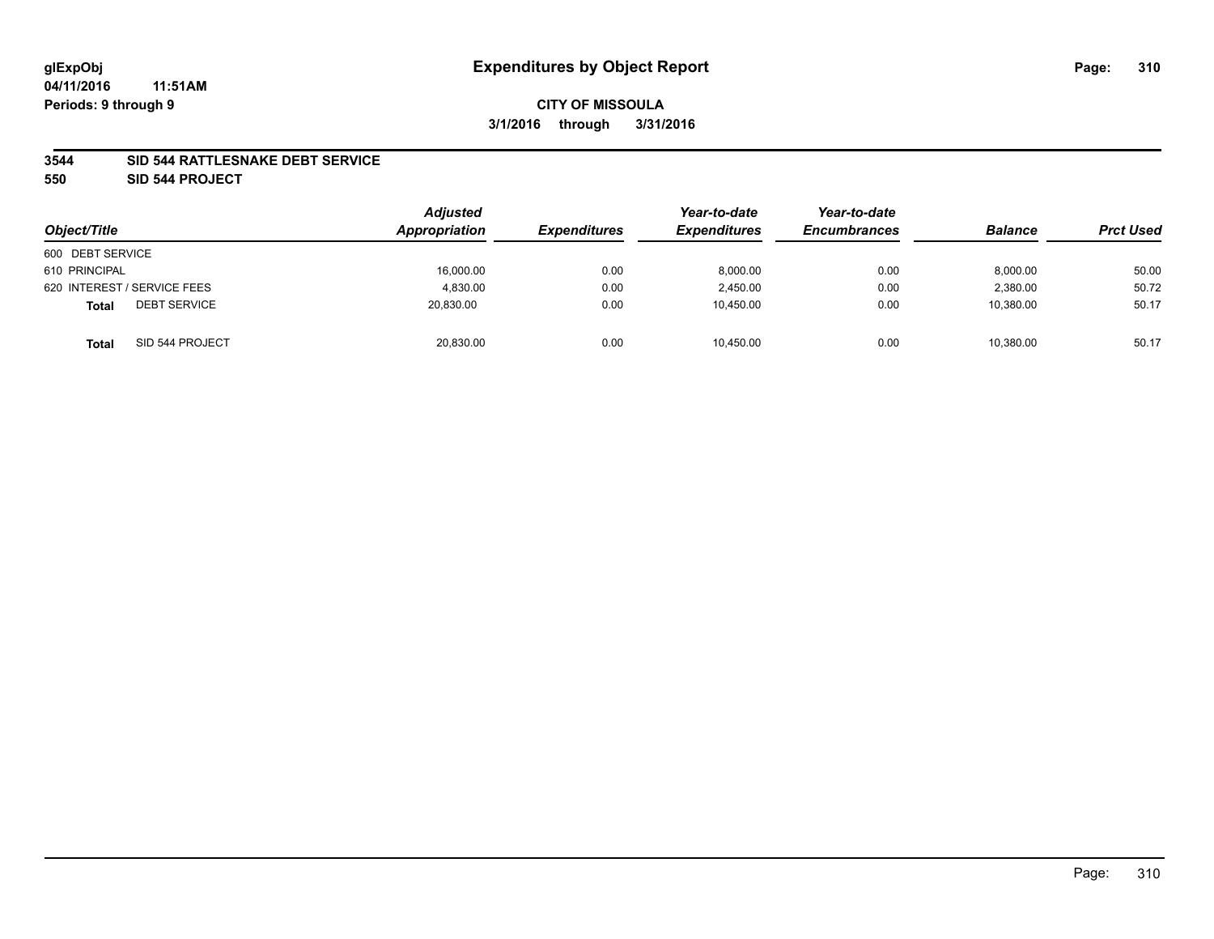**glExpObj**
**04/11/2016 11:51AM**
**Periods: 9 through 9**

# Expenditures by Object Report

**CITY OF MISSOULA**
**3/1/2016 through 3/31/2016**

**3544 SID 544 RATTLESNAKE DEBT SERVICE**
**550 SID 544 PROJECT**

| Object/Title | Adjusted Appropriation | Expenditures | Year-to-date Expenditures | Year-to-date Encumbrances | Balance | Prct Used |
|---|---|---|---|---|---|---|
| 600 DEBT SERVICE | | | | | | |
| 610 PRINCIPAL | 16,000.00 | 0.00 | 8,000.00 | 0.00 | 8,000.00 | 50.00 |
| 620 INTEREST / SERVICE FEES | 4,830.00 | 0.00 | 2,450.00 | 0.00 | 2,380.00 | 50.72 |
| **Total** DEBT SERVICE | 20,830.00 | 0.00 | 10,450.00 | 0.00 | 10,380.00 | 50.17 |
| **Total** SID 544 PROJECT | 20,830.00 | 0.00 | 10,450.00 | 0.00 | 10,380.00 | 50.17 |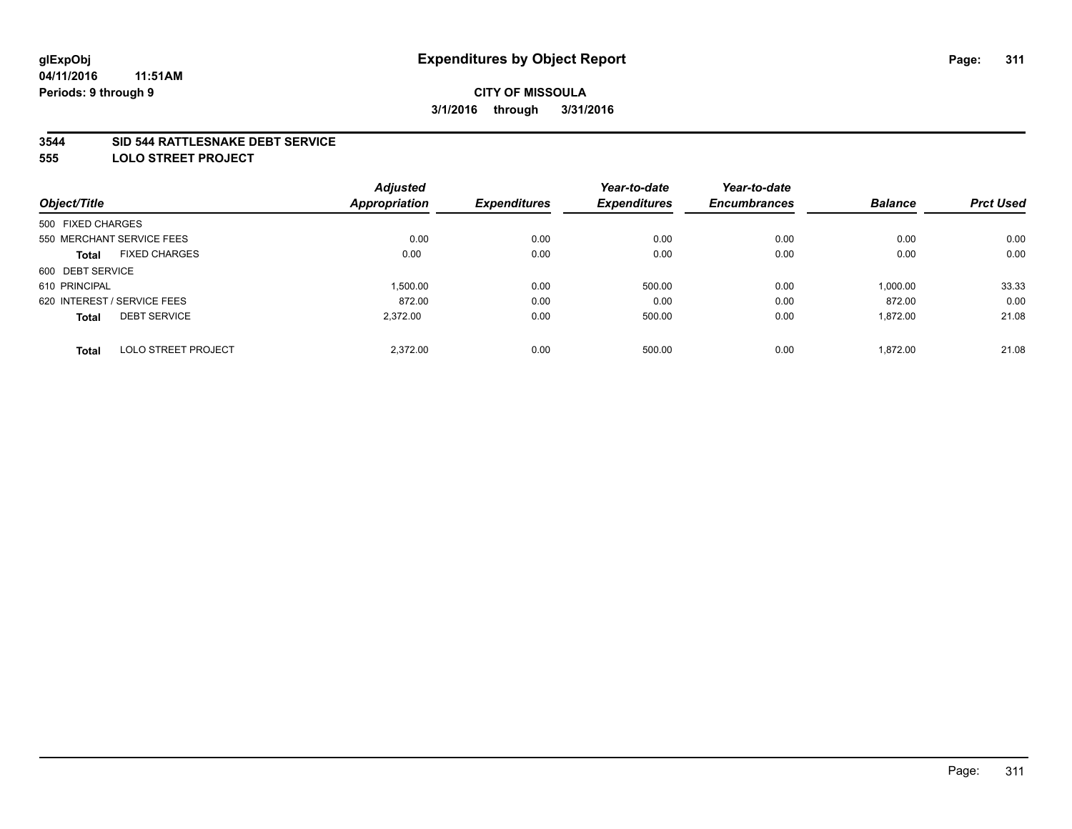# Expenditures by Object Report

glExpObj
04/11/2016 11:51AM
Periods: 9 through 9

**CITY OF MISSOULA**
**3/1/2016 through 3/31/2016**

**3544 SID 544 RATTLESNAKE DEBT SERVICE**
**555 LOLO STREET PROJECT**

| Object/Title | Adjusted Appropriation | Expenditures | Year-to-date Expenditures | Year-to-date Encumbrances | Balance | Prct Used |
|---|---|---|---|---|---|---|
| 500 FIXED CHARGES | | | | | | |
| 550 MERCHANT SERVICE FEES | 0.00 | 0.00 | 0.00 | 0.00 | 0.00 | 0.00 |
| **Total** FIXED CHARGES | 0.00 | 0.00 | 0.00 | 0.00 | 0.00 | 0.00 |
| 600 DEBT SERVICE | | | | | | |
| 610 PRINCIPAL | 1,500.00 | 0.00 | 500.00 | 0.00 | 1,000.00 | 33.33 |
| 620 INTEREST / SERVICE FEES | 872.00 | 0.00 | 0.00 | 0.00 | 872.00 | 0.00 |
| **Total** DEBT SERVICE | 2,372.00 | 0.00 | 500.00 | 0.00 | 1,872.00 | 21.08 |
| **Total** LOLO STREET PROJECT | 2,372.00 | 0.00 | 500.00 | 0.00 | 1,872.00 | 21.08 |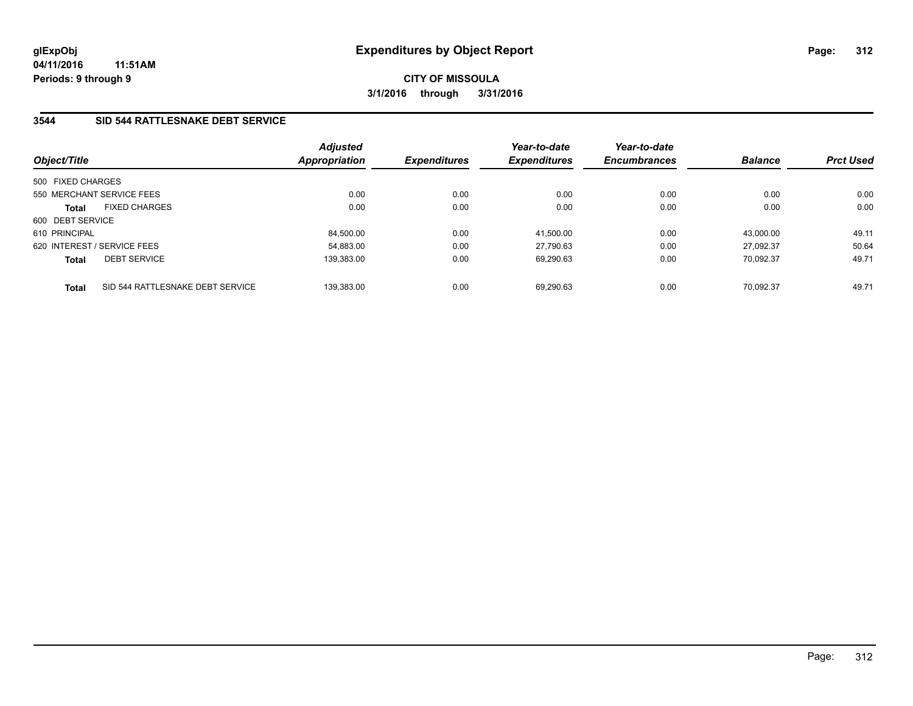glExpObj
04/11/2016 11:51AM
Periods: 9 through 9

# Expenditures by Object Report

**CITY OF MISSOULA**
**3/1/2016 through 3/31/2016**

## 3544 SID 544 RATTLESNAKE DEBT SERVICE

| Object/Title | Adjusted Appropriation | Expenditures | Year-to-date Expenditures | Year-to-date Encumbrances | Balance | Prct Used |
|---|---|---|---|---|---|---|
| 500 FIXED CHARGES | | | | | | |
| 550 MERCHANT SERVICE FEES | 0.00 | 0.00 | 0.00 | 0.00 | 0.00 | 0.00 |
| **Total** FIXED CHARGES | 0.00 | 0.00 | 0.00 | 0.00 | 0.00 | 0.00 |
| 600 DEBT SERVICE | | | | | | |
| 610 PRINCIPAL | 84,500.00 | 0.00 | 41,500.00 | 0.00 | 43,000.00 | 49.11 |
| 620 INTEREST / SERVICE FEES | 54,883.00 | 0.00 | 27,790.63 | 0.00 | 27,092.37 | 50.64 |
| **Total** DEBT SERVICE | 139,383.00 | 0.00 | 69,290.63 | 0.00 | 70,092.37 | 49.71 |
| **Total** SID 544 RATTLESNAKE DEBT SERVICE | 139,383.00 | 0.00 | 69,290.63 | 0.00 | 70,092.37 | 49.71 |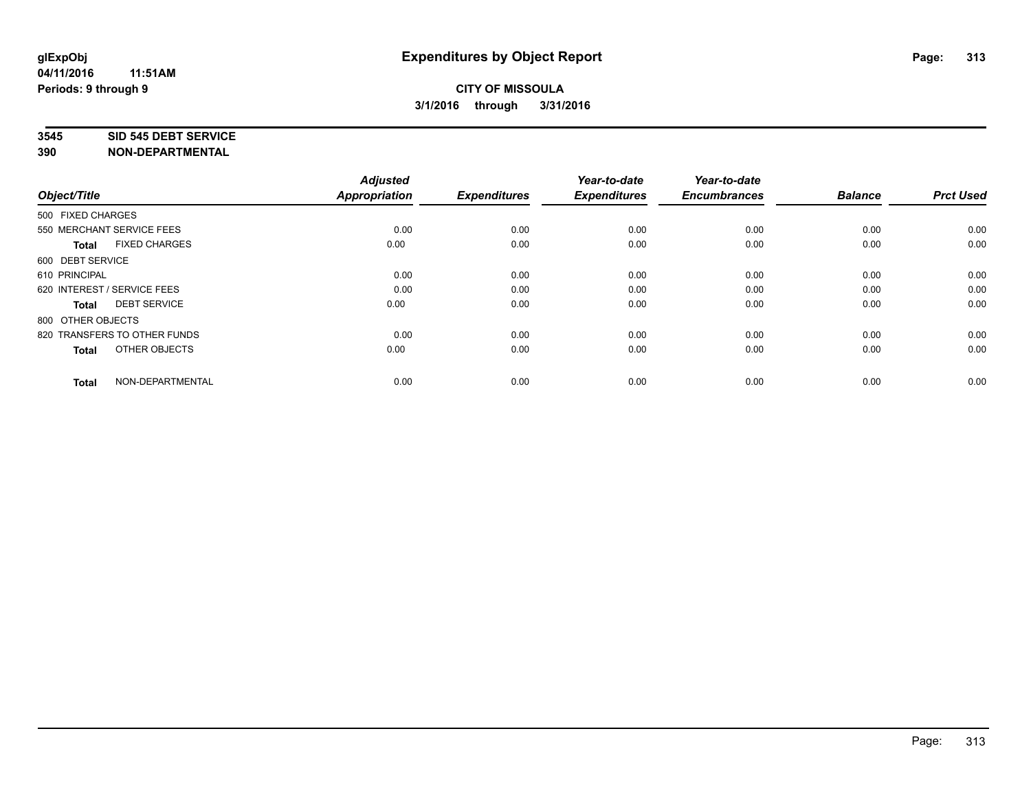**glExpObj** **Expenditures by Object Report**

**04/11/2016 11:51AM**

**Periods: 9 through 9**

**CITY OF MISSOULA**

**3/1/2016 through 3/31/2016**

**3545 SID 545 DEBT SERVICE**

**390 NON-DEPARTMENTAL**

| Object/Title | Adjusted Appropriation | Expenditures | Year-to-date Expenditures | Year-to-date Encumbrances | Balance | Prct Used |
|---|---|---|---|---|---|---|
| 500 FIXED CHARGES | | | | | | |
| 550 MERCHANT SERVICE FEES | 0.00 | 0.00 | 0.00 | 0.00 | 0.00 | 0.00 |
| **Total** FIXED CHARGES | 0.00 | 0.00 | 0.00 | 0.00 | 0.00 | 0.00 |
| 600 DEBT SERVICE | | | | | | |
| 610 PRINCIPAL | 0.00 | 0.00 | 0.00 | 0.00 | 0.00 | 0.00 |
| 620 INTEREST / SERVICE FEES | 0.00 | 0.00 | 0.00 | 0.00 | 0.00 | 0.00 |
| **Total** DEBT SERVICE | 0.00 | 0.00 | 0.00 | 0.00 | 0.00 | 0.00 |
| 800 OTHER OBJECTS | | | | | | |
| 820 TRANSFERS TO OTHER FUNDS | 0.00 | 0.00 | 0.00 | 0.00 | 0.00 | 0.00 |
| **Total** OTHER OBJECTS | 0.00 | 0.00 | 0.00 | 0.00 | 0.00 | 0.00 |
| **Total** NON-DEPARTMENTAL | 0.00 | 0.00 | 0.00 | 0.00 | 0.00 | 0.00 |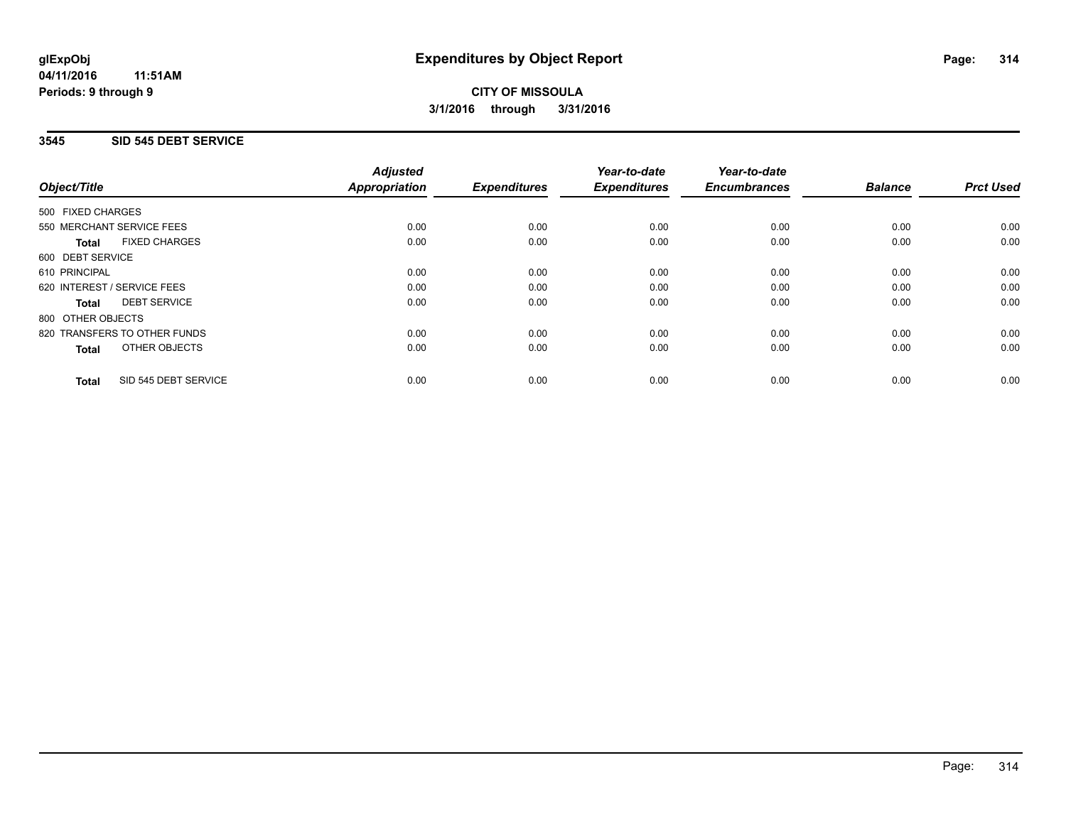**glExpObj**
**04/11/2016 11:51AM**
**Periods: 9 through 9**

# Expenditures by Object Report

**CITY OF MISSOULA**
**3/1/2016 through 3/31/2016**

## 3545 SID 545 DEBT SERVICE

| Object/Title | Adjusted Appropriation | Expenditures | Year-to-date Expenditures | Year-to-date Encumbrances | Balance | Prct Used |
|---|---|---|---|---|---|---|
| 500 FIXED CHARGES | | | | | | |
| 550 MERCHANT SERVICE FEES | 0.00 | 0.00 | 0.00 | 0.00 | 0.00 | 0.00 |
| **Total** FIXED CHARGES | 0.00 | 0.00 | 0.00 | 0.00 | 0.00 | 0.00 |
| 600 DEBT SERVICE | | | | | | |
| 610 PRINCIPAL | 0.00 | 0.00 | 0.00 | 0.00 | 0.00 | 0.00 |
| 620 INTEREST / SERVICE FEES | 0.00 | 0.00 | 0.00 | 0.00 | 0.00 | 0.00 |
| **Total** DEBT SERVICE | 0.00 | 0.00 | 0.00 | 0.00 | 0.00 | 0.00 |
| 800 OTHER OBJECTS | | | | | | |
| 820 TRANSFERS TO OTHER FUNDS | 0.00 | 0.00 | 0.00 | 0.00 | 0.00 | 0.00 |
| **Total** OTHER OBJECTS | 0.00 | 0.00 | 0.00 | 0.00 | 0.00 | 0.00 |
| **Total** SID 545 DEBT SERVICE | 0.00 | 0.00 | 0.00 | 0.00 | 0.00 | 0.00 |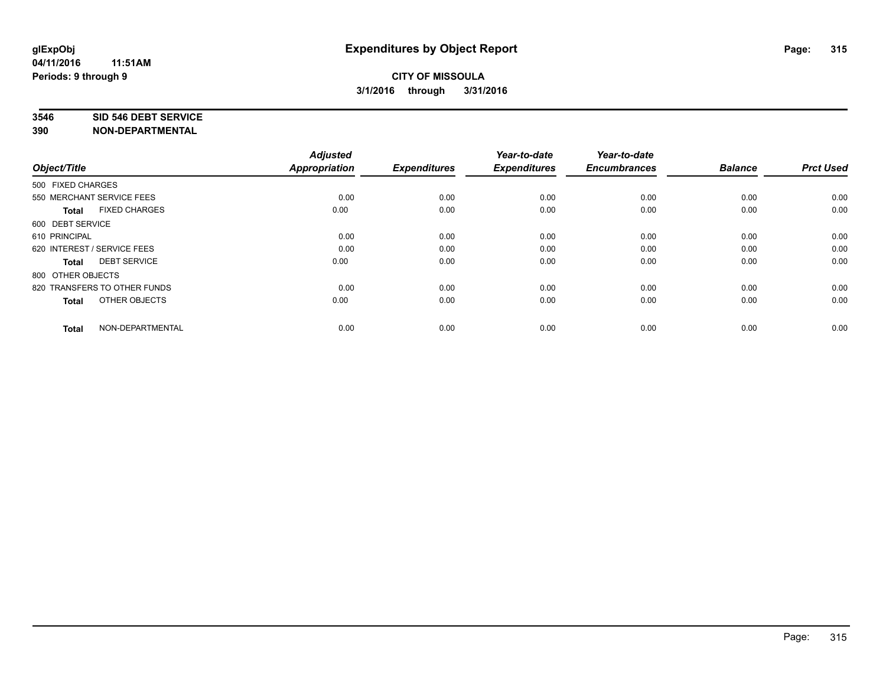# Expenditures by Object Report

glExpObj
04/11/2016 11:51AM
Periods: 9 through 9

**CITY OF MISSOULA**
**3/1/2016 through 3/31/2016**

**3546 SID 546 DEBT SERVICE**
**390 NON-DEPARTMENTAL**

| Object/Title | Adjusted Appropriation | Expenditures | Year-to-date Expenditures | Year-to-date Encumbrances | Balance | Prct Used |
|---|---|---|---|---|---|---|
| 500 FIXED CHARGES | | | | | | |
| 550 MERCHANT SERVICE FEES | 0.00 | 0.00 | 0.00 | 0.00 | 0.00 | 0.00 |
| **Total** FIXED CHARGES | 0.00 | 0.00 | 0.00 | 0.00 | 0.00 | 0.00 |
| 600 DEBT SERVICE | | | | | | |
| 610 PRINCIPAL | 0.00 | 0.00 | 0.00 | 0.00 | 0.00 | 0.00 |
| 620 INTEREST / SERVICE FEES | 0.00 | 0.00 | 0.00 | 0.00 | 0.00 | 0.00 |
| **Total** DEBT SERVICE | 0.00 | 0.00 | 0.00 | 0.00 | 0.00 | 0.00 |
| 800 OTHER OBJECTS | | | | | | |
| 820 TRANSFERS TO OTHER FUNDS | 0.00 | 0.00 | 0.00 | 0.00 | 0.00 | 0.00 |
| **Total** OTHER OBJECTS | 0.00 | 0.00 | 0.00 | 0.00 | 0.00 | 0.00 |
| **Total** NON-DEPARTMENTAL | 0.00 | 0.00 | 0.00 | 0.00 | 0.00 | 0.00 |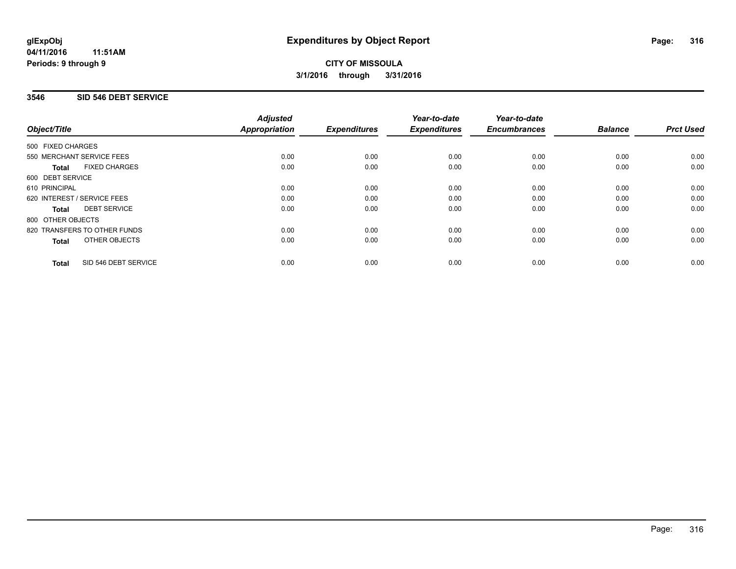# Expenditures by Object Report

glExpObj
04/11/2016 11:51AM
Periods: 9 through 9

**CITY OF MISSOULA**
**3/1/2016 through 3/31/2016**

## 3546 SID 546 DEBT SERVICE

| Object/Title | Adjusted Appropriation | Expenditures | Year-to-date Expenditures | Year-to-date Encumbrances | Balance | Prct Used |
|---|---|---|---|---|---|---|
| 500 FIXED CHARGES | | | | | | |
| 550 MERCHANT SERVICE FEES | 0.00 | 0.00 | 0.00 | 0.00 | 0.00 | 0.00 |
| **Total** FIXED CHARGES | 0.00 | 0.00 | 0.00 | 0.00 | 0.00 | 0.00 |
| 600 DEBT SERVICE | | | | | | |
| 610 PRINCIPAL | 0.00 | 0.00 | 0.00 | 0.00 | 0.00 | 0.00 |
| 620 INTEREST / SERVICE FEES | 0.00 | 0.00 | 0.00 | 0.00 | 0.00 | 0.00 |
| **Total** DEBT SERVICE | 0.00 | 0.00 | 0.00 | 0.00 | 0.00 | 0.00 |
| 800 OTHER OBJECTS | | | | | | |
| 820 TRANSFERS TO OTHER FUNDS | 0.00 | 0.00 | 0.00 | 0.00 | 0.00 | 0.00 |
| **Total** OTHER OBJECTS | 0.00 | 0.00 | 0.00 | 0.00 | 0.00 | 0.00 |
| **Total** SID 546 DEBT SERVICE | 0.00 | 0.00 | 0.00 | 0.00 | 0.00 | 0.00 |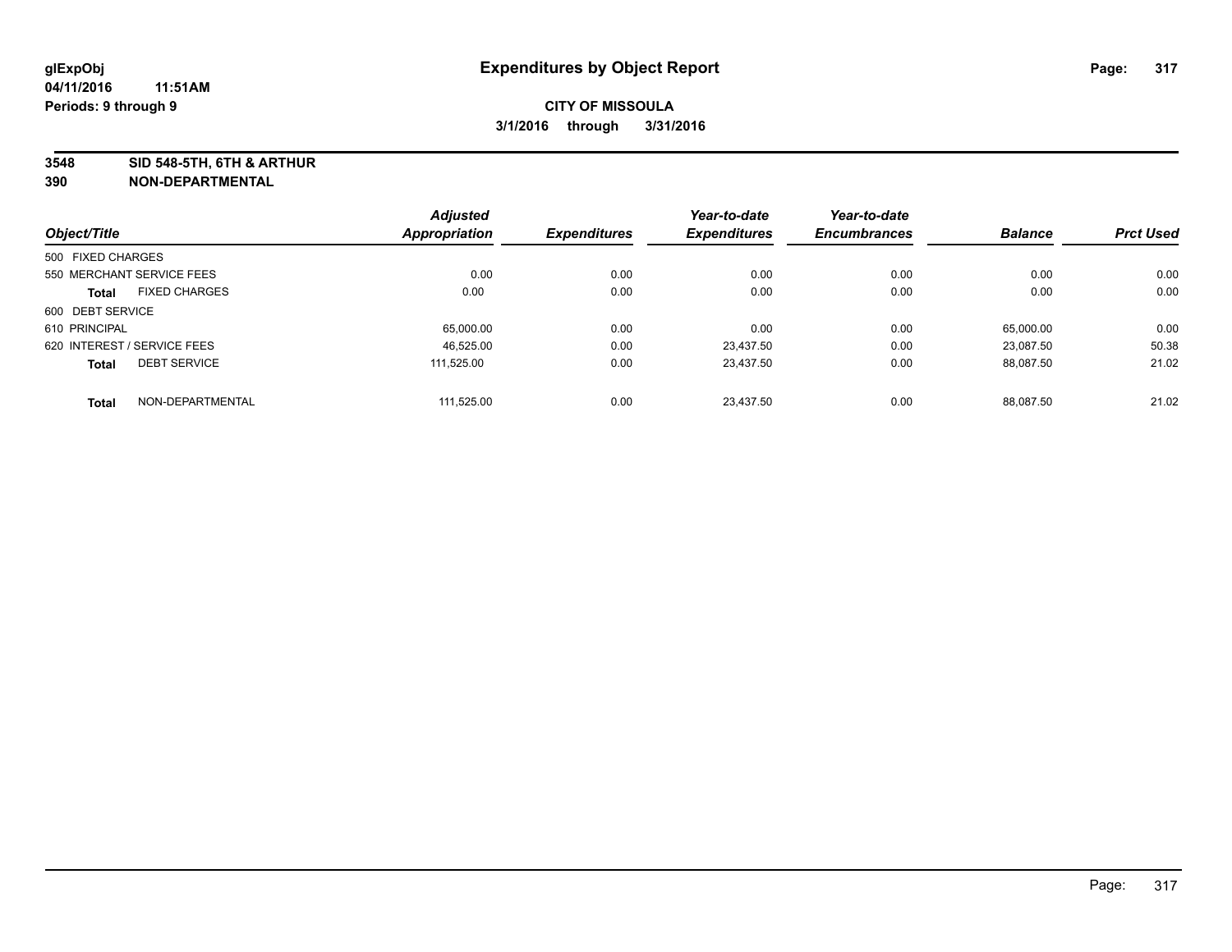**glExpObj** 04/11/2016 11:51AM
**Periods: 9 through 9**

# Expenditures by Object Report

**CITY OF MISSOULA**
**3/1/2016 through 3/31/2016**

**3548 SID 548-5TH, 6TH & ARTHUR**
**390 NON-DEPARTMENTAL**

| Object/Title | Adjusted Appropriation | Expenditures | Year-to-date Expenditures | Year-to-date Encumbrances | Balance | Prct Used |
|---|---|---|---|---|---|---|
| 500 FIXED CHARGES | | | | | | |
| 550 MERCHANT SERVICE FEES | 0.00 | 0.00 | 0.00 | 0.00 | 0.00 | 0.00 |
| **Total** FIXED CHARGES | 0.00 | 0.00 | 0.00 | 0.00 | 0.00 | 0.00 |
| 600 DEBT SERVICE | | | | | | |
| 610 PRINCIPAL | 65,000.00 | 0.00 | 0.00 | 0.00 | 65,000.00 | 0.00 |
| 620 INTEREST / SERVICE FEES | 46,525.00 | 0.00 | 23,437.50 | 0.00 | 23,087.50 | 50.38 |
| **Total** DEBT SERVICE | 111,525.00 | 0.00 | 23,437.50 | 0.00 | 88,087.50 | 21.02 |
| **Total** NON-DEPARTMENTAL | 111,525.00 | 0.00 | 23,437.50 | 0.00 | 88,087.50 | 21.02 |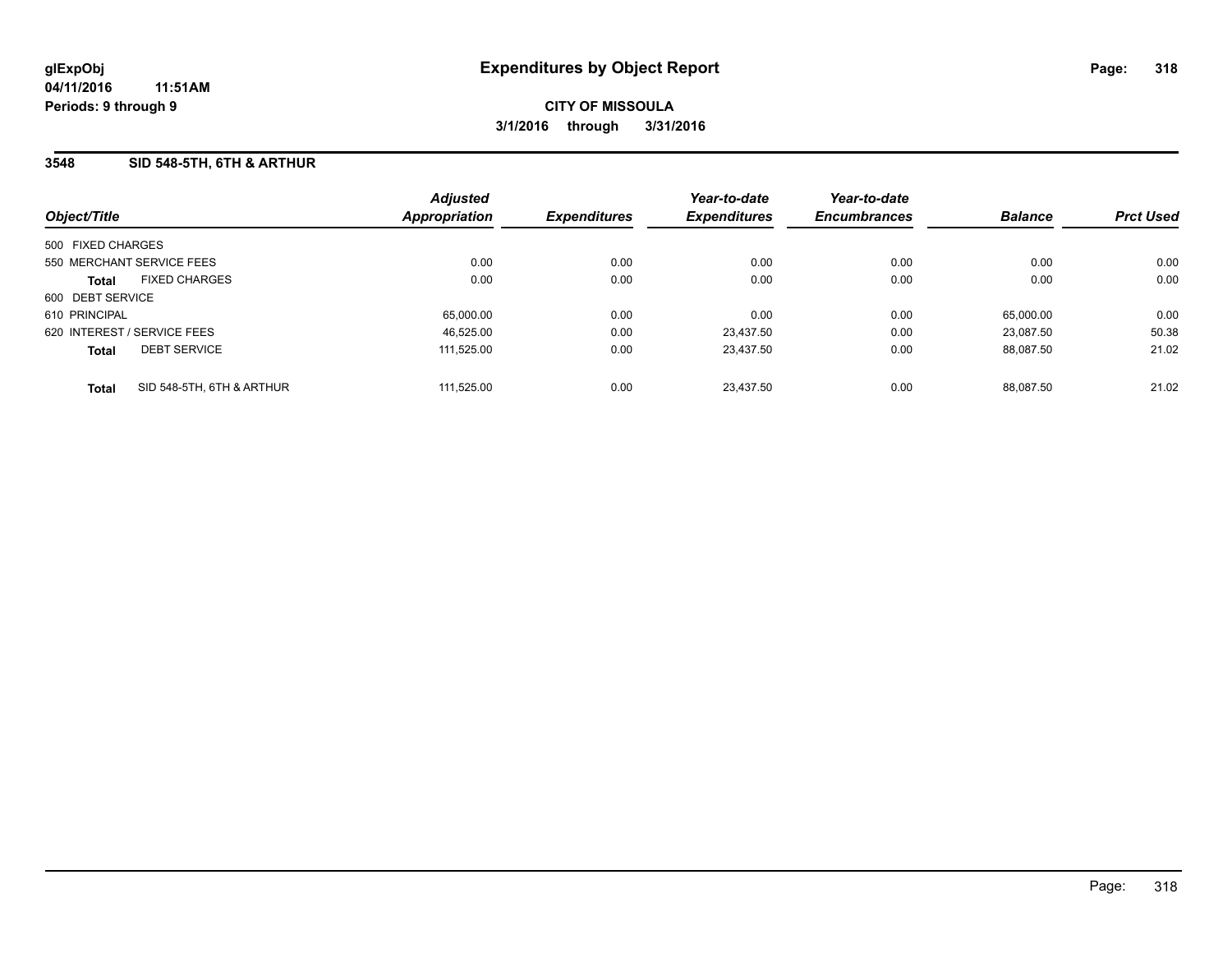# Expenditures by Object Report

glExpObj
04/11/2016 11:51AM
Periods: 9 through 9

**CITY OF MISSOULA**
**3/1/2016 through 3/31/2016**

## 3548 SID 548-5TH, 6TH & ARTHUR

| Object/Title | Adjusted Appropriation | Expenditures | Year-to-date Expenditures | Year-to-date Encumbrances | Balance | Prct Used |
|---|---|---|---|---|---|---|
| 500 FIXED CHARGES | | | | | | |
| 550 MERCHANT SERVICE FEES | 0.00 | 0.00 | 0.00 | 0.00 | 0.00 | 0.00 |
| **Total** FIXED CHARGES | 0.00 | 0.00 | 0.00 | 0.00 | 0.00 | 0.00 |
| 600 DEBT SERVICE | | | | | | |
| 610 PRINCIPAL | 65,000.00 | 0.00 | 0.00 | 0.00 | 65,000.00 | 0.00 |
| 620 INTEREST / SERVICE FEES | 46,525.00 | 0.00 | 23,437.50 | 0.00 | 23,087.50 | 50.38 |
| **Total** DEBT SERVICE | 111,525.00 | 0.00 | 23,437.50 | 0.00 | 88,087.50 | 21.02 |
| **Total** SID 548-5TH, 6TH & ARTHUR | 111,525.00 | 0.00 | 23,437.50 | 0.00 | 88,087.50 | 21.02 |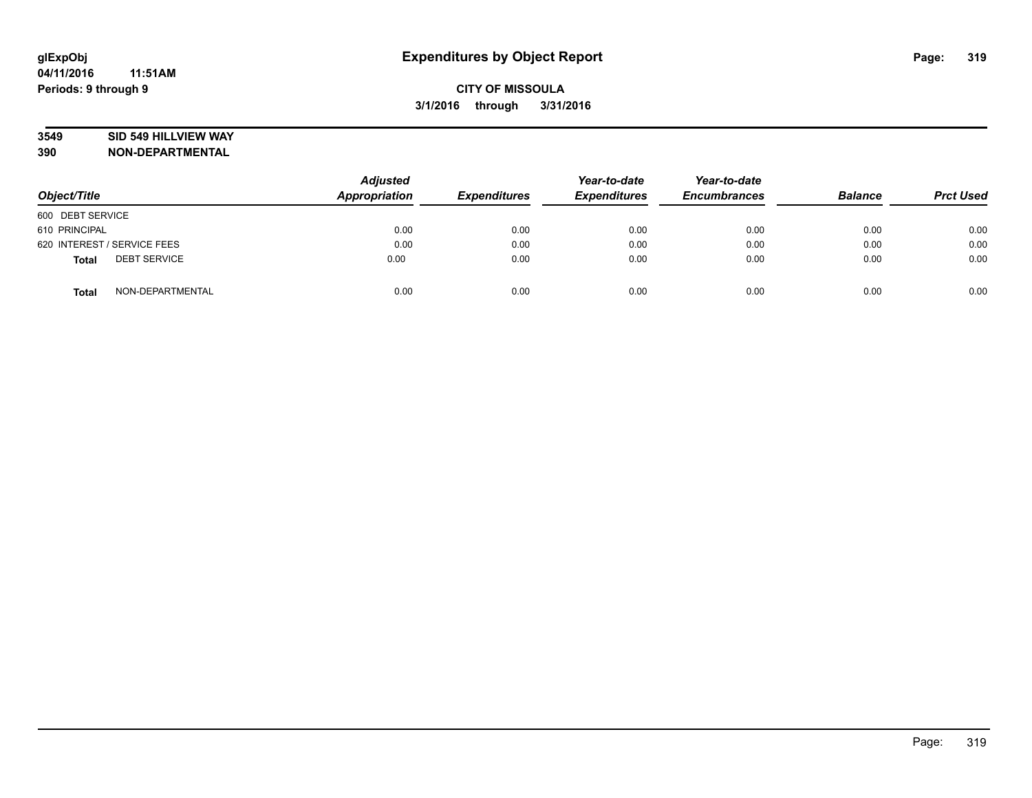glExpObj
04/11/2016 11:51AM
Periods: 9 through 9

# Expenditures by Object Report

**CITY OF MISSOULA**
**3/1/2016 through 3/31/2016**

**3549 SID 549 HILLVIEW WAY**
**390 NON-DEPARTMENTAL**

| Object/Title | Adjusted Appropriation | Expenditures | Year-to-date Expenditures | Year-to-date Encumbrances | Balance | Prct Used |
|---|---|---|---|---|---|---|
| 600 DEBT SERVICE | | | | | | |
| 610 PRINCIPAL | 0.00 | 0.00 | 0.00 | 0.00 | 0.00 | 0.00 |
| 620 INTEREST / SERVICE FEES | 0.00 | 0.00 | 0.00 | 0.00 | 0.00 | 0.00 |
| **Total** DEBT SERVICE | 0.00 | 0.00 | 0.00 | 0.00 | 0.00 | 0.00 |
| **Total** NON-DEPARTMENTAL | 0.00 | 0.00 | 0.00 | 0.00 | 0.00 | 0.00 |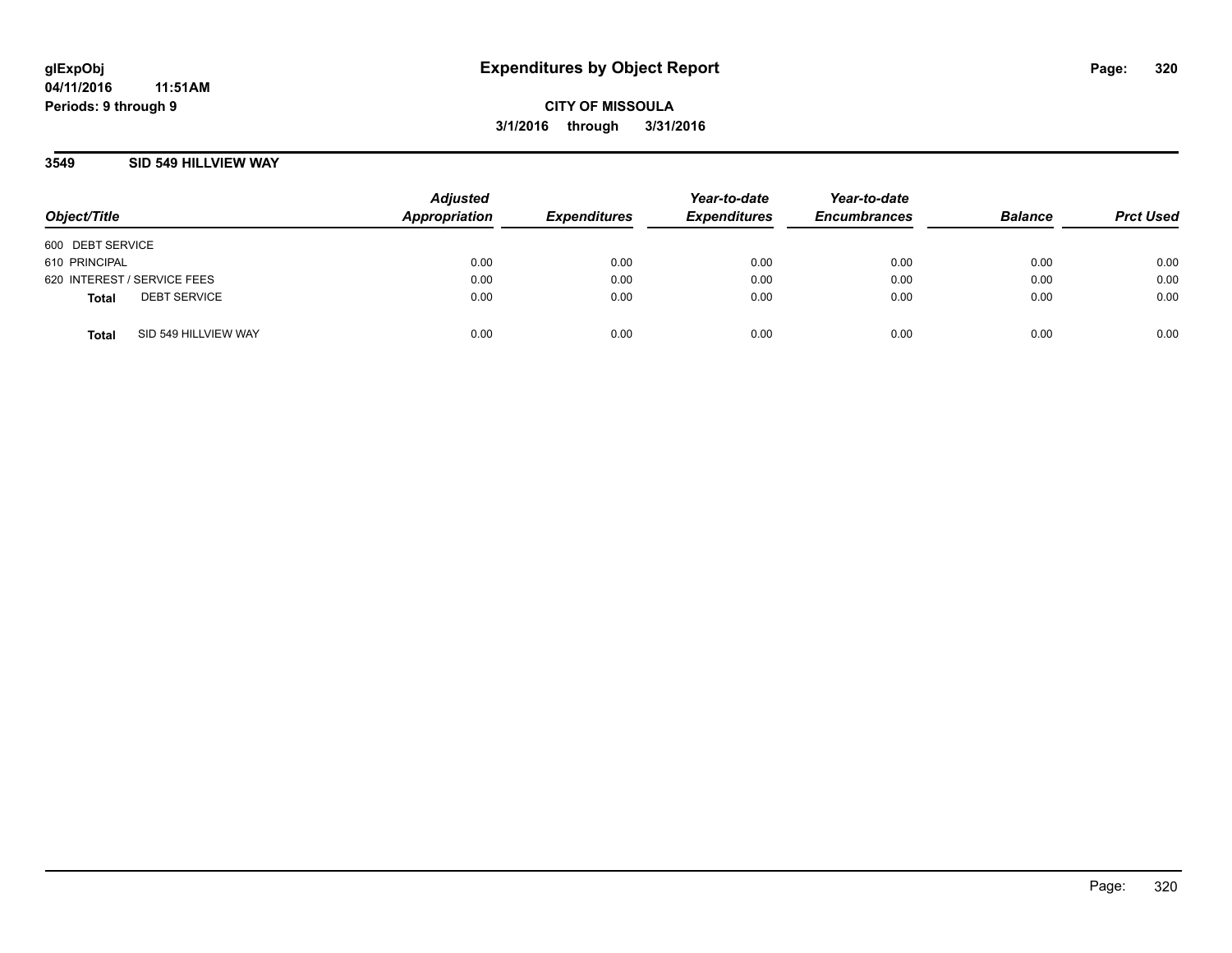glExpObj
04/11/2016 11:51AM
Periods: 9 through 9

# Expenditures by Object Report

**CITY OF MISSOULA**

**3/1/2016 through 3/31/2016**

## 3549 SID 549 HILLVIEW WAY

| Object/Title | Adjusted Appropriation | Expenditures | Year-to-date Expenditures | Year-to-date Encumbrances | Balance | Prct Used |
|---|---|---|---|---|---|---|
| 600 DEBT SERVICE | | | | | | |
| 610 PRINCIPAL | 0.00 | 0.00 | 0.00 | 0.00 | 0.00 | 0.00 |
| 620 INTEREST / SERVICE FEES | 0.00 | 0.00 | 0.00 | 0.00 | 0.00 | 0.00 |
| **Total** DEBT SERVICE | 0.00 | 0.00 | 0.00 | 0.00 | 0.00 | 0.00 |
| **Total** SID 549 HILLVIEW WAY | 0.00 | 0.00 | 0.00 | 0.00 | 0.00 | 0.00 |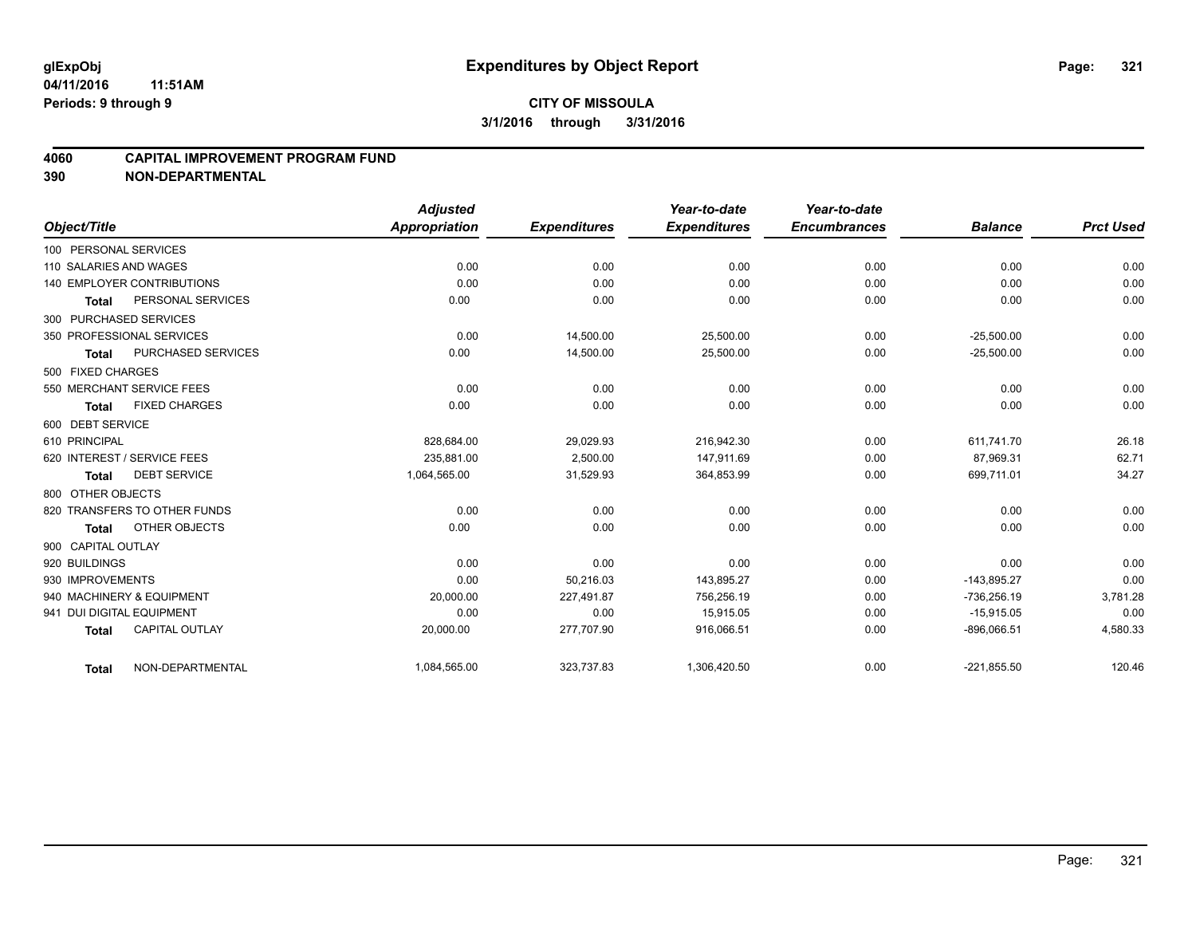**glExpObj**
**04/11/2016 11:51AM**
**Periods: 9 through 9**

# Expenditures by Object Report

**CITY OF MISSOULA**
**3/1/2016 through 3/31/2016**

## 4060 CAPITAL IMPROVEMENT PROGRAM FUND
## 390 NON-DEPARTMENTAL

| Object/Title | Adjusted Appropriation | Expenditures | Year-to-date Expenditures | Year-to-date Encumbrances | Balance | Prct Used |
|---|---|---|---|---|---|---|
| 100 PERSONAL SERVICES | | | | | | |
| 110 SALARIES AND WAGES | 0.00 | 0.00 | 0.00 | 0.00 | 0.00 | 0.00 |
| 140 EMPLOYER CONTRIBUTIONS | 0.00 | 0.00 | 0.00 | 0.00 | 0.00 | 0.00 |
| **Total** PERSONAL SERVICES | 0.00 | 0.00 | 0.00 | 0.00 | 0.00 | 0.00 |
| 300 PURCHASED SERVICES | | | | | | |
| 350 PROFESSIONAL SERVICES | 0.00 | 14,500.00 | 25,500.00 | 0.00 | -25,500.00 | 0.00 |
| **Total** PURCHASED SERVICES | 0.00 | 14,500.00 | 25,500.00 | 0.00 | -25,500.00 | 0.00 |
| 500 FIXED CHARGES | | | | | | |
| 550 MERCHANT SERVICE FEES | 0.00 | 0.00 | 0.00 | 0.00 | 0.00 | 0.00 |
| **Total** FIXED CHARGES | 0.00 | 0.00 | 0.00 | 0.00 | 0.00 | 0.00 |
| 600 DEBT SERVICE | | | | | | |
| 610 PRINCIPAL | 828,684.00 | 29,029.93 | 216,942.30 | 0.00 | 611,741.70 | 26.18 |
| 620 INTEREST / SERVICE FEES | 235,881.00 | 2,500.00 | 147,911.69 | 0.00 | 87,969.31 | 62.71 |
| **Total** DEBT SERVICE | 1,064,565.00 | 31,529.93 | 364,853.99 | 0.00 | 699,711.01 | 34.27 |
| 800 OTHER OBJECTS | | | | | | |
| 820 TRANSFERS TO OTHER FUNDS | 0.00 | 0.00 | 0.00 | 0.00 | 0.00 | 0.00 |
| **Total** OTHER OBJECTS | 0.00 | 0.00 | 0.00 | 0.00 | 0.00 | 0.00 |
| 900 CAPITAL OUTLAY | | | | | | |
| 920 BUILDINGS | 0.00 | 0.00 | 0.00 | 0.00 | 0.00 | 0.00 |
| 930 IMPROVEMENTS | 0.00 | 50,216.03 | 143,895.27 | 0.00 | -143,895.27 | 0.00 |
| 940 MACHINERY & EQUIPMENT | 20,000.00 | 227,491.87 | 756,256.19 | 0.00 | -736,256.19 | 3,781.28 |
| 941 DUI DIGITAL EQUIPMENT | 0.00 | 0.00 | 15,915.05 | 0.00 | -15,915.05 | 0.00 |
| **Total** CAPITAL OUTLAY | 20,000.00 | 277,707.90 | 916,066.51 | 0.00 | -896,066.51 | 4,580.33 |
| **Total** NON-DEPARTMENTAL | 1,084,565.00 | 323,737.83 | 1,306,420.50 | 0.00 | -221,855.50 | 120.46 |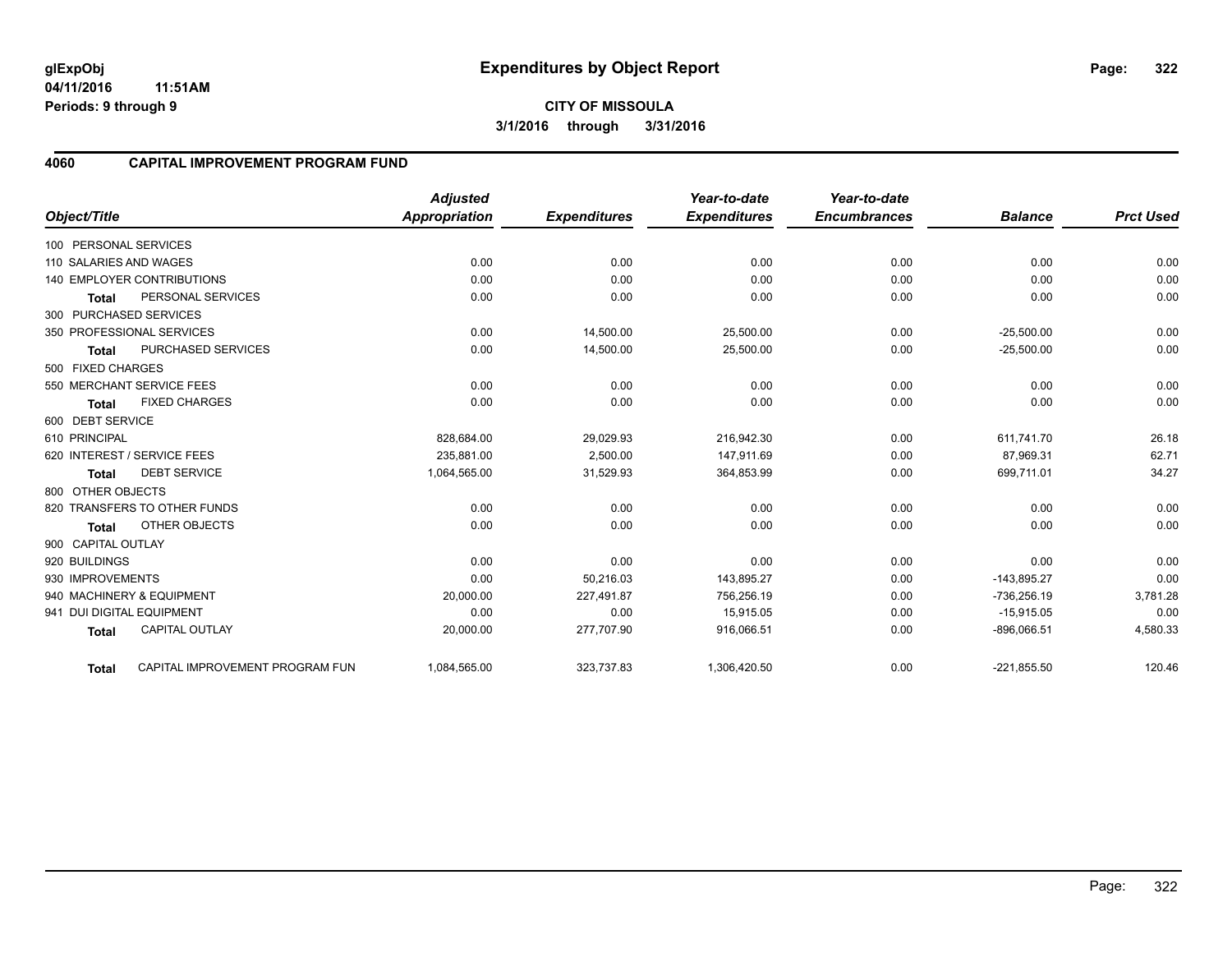glExpObj
04/11/2016 11:51AM
Periods: 9 through 9

# Expenditures by Object Report

**CITY OF MISSOULA**
**3/1/2016 through 3/31/2016**

## 4060 CAPITAL IMPROVEMENT PROGRAM FUND

| Object/Title | Adjusted Appropriation | Expenditures | Year-to-date Expenditures | Year-to-date Encumbrances | Balance | Prct Used |
|---|---|---|---|---|---|---|
| 100 PERSONAL SERVICES | | | | | | |
| 110 SALARIES AND WAGES | 0.00 | 0.00 | 0.00 | 0.00 | 0.00 | 0.00 |
| 140 EMPLOYER CONTRIBUTIONS | 0.00 | 0.00 | 0.00 | 0.00 | 0.00 | 0.00 |
| Total PERSONAL SERVICES | 0.00 | 0.00 | 0.00 | 0.00 | 0.00 | 0.00 |
| 300 PURCHASED SERVICES | | | | | | |
| 350 PROFESSIONAL SERVICES | 0.00 | 14,500.00 | 25,500.00 | 0.00 | -25,500.00 | 0.00 |
| Total PURCHASED SERVICES | 0.00 | 14,500.00 | 25,500.00 | 0.00 | -25,500.00 | 0.00 |
| 500 FIXED CHARGES | | | | | | |
| 550 MERCHANT SERVICE FEES | 0.00 | 0.00 | 0.00 | 0.00 | 0.00 | 0.00 |
| Total FIXED CHARGES | 0.00 | 0.00 | 0.00 | 0.00 | 0.00 | 0.00 |
| 600 DEBT SERVICE | | | | | | |
| 610 PRINCIPAL | 828,684.00 | 29,029.93 | 216,942.30 | 0.00 | 611,741.70 | 26.18 |
| 620 INTEREST / SERVICE FEES | 235,881.00 | 2,500.00 | 147,911.69 | 0.00 | 87,969.31 | 62.71 |
| Total DEBT SERVICE | 1,064,565.00 | 31,529.93 | 364,853.99 | 0.00 | 699,711.01 | 34.27 |
| 800 OTHER OBJECTS | | | | | | |
| 820 TRANSFERS TO OTHER FUNDS | 0.00 | 0.00 | 0.00 | 0.00 | 0.00 | 0.00 |
| Total OTHER OBJECTS | 0.00 | 0.00 | 0.00 | 0.00 | 0.00 | 0.00 |
| 900 CAPITAL OUTLAY | | | | | | |
| 920 BUILDINGS | 0.00 | 0.00 | 0.00 | 0.00 | 0.00 | 0.00 |
| 930 IMPROVEMENTS | 0.00 | 50,216.03 | 143,895.27 | 0.00 | -143,895.27 | 0.00 |
| 940 MACHINERY & EQUIPMENT | 20,000.00 | 227,491.87 | 756,256.19 | 0.00 | -736,256.19 | 3,781.28 |
| 941 DUI DIGITAL EQUIPMENT | 0.00 | 0.00 | 15,915.05 | 0.00 | -15,915.05 | 0.00 |
| Total CAPITAL OUTLAY | 20,000.00 | 277,707.90 | 916,066.51 | 0.00 | -896,066.51 | 4,580.33 |
| Total CAPITAL IMPROVEMENT PROGRAM FUN | 1,084,565.00 | 323,737.83 | 1,306,420.50 | 0.00 | -221,855.50 | 120.46 |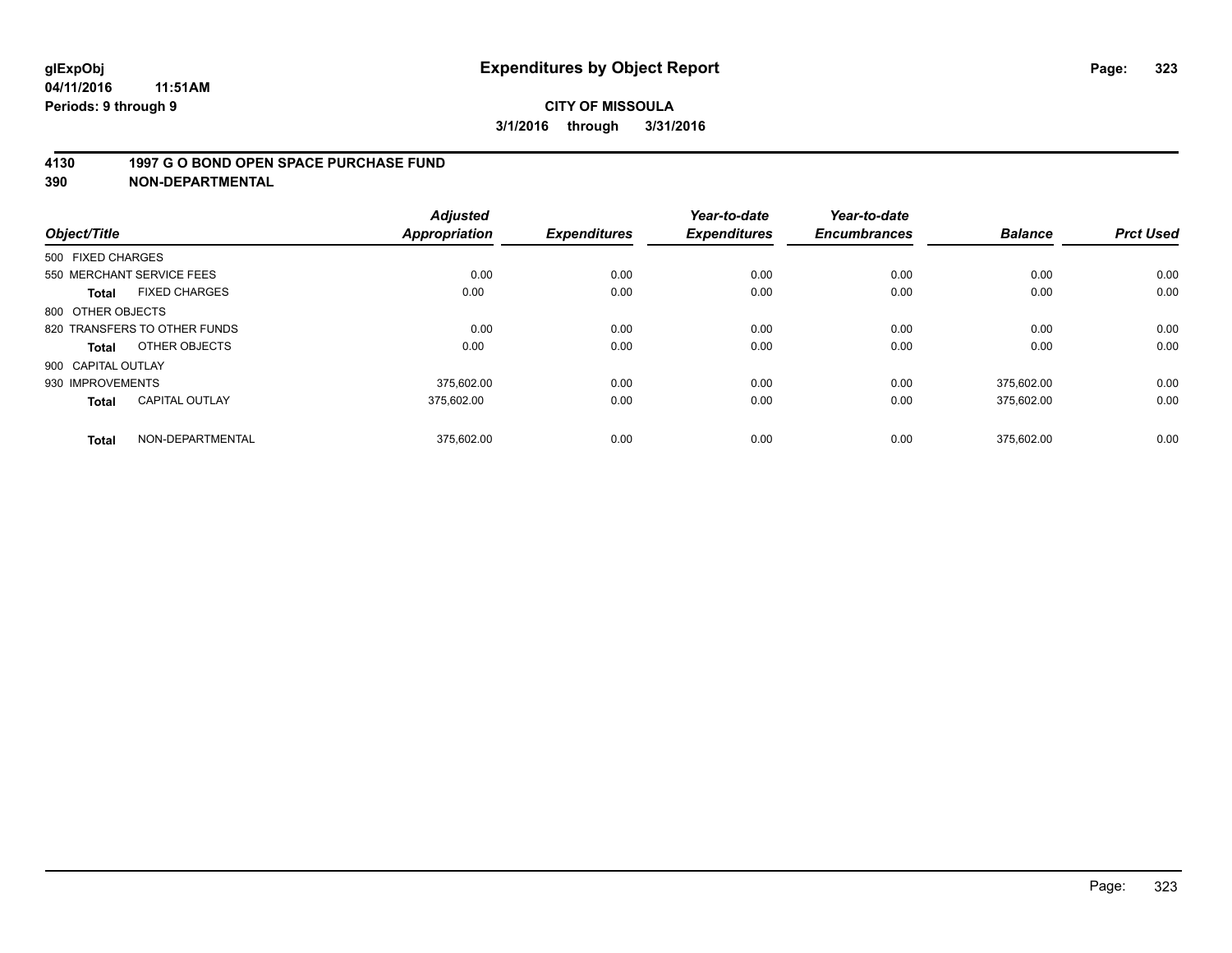**glExpObj** 
**04/11/2016 11:51AM** 
**Periods: 9 through 9**

# Expenditures by Object Report

**CITY OF MISSOULA** 
**3/1/2016 through 3/31/2016**

**4130 1997 G O BOND OPEN SPACE PURCHASE FUND** 
**390 NON-DEPARTMENTAL**

| Object/Title | | Adjusted Appropriation | Expenditures | Year-to-date Expenditures | Year-to-date Encumbrances | Balance | Prct Used |
|---|---|---|---|---|---|---|---|
| 500 FIXED CHARGES | | | | | | | |
| 550 MERCHANT SERVICE FEES | | 0.00 | 0.00 | 0.00 | 0.00 | 0.00 | 0.00 |
| **Total** | FIXED CHARGES | 0.00 | 0.00 | 0.00 | 0.00 | 0.00 | 0.00 |
| 800 OTHER OBJECTS | | | | | | | |
| 820 TRANSFERS TO OTHER FUNDS | | 0.00 | 0.00 | 0.00 | 0.00 | 0.00 | 0.00 |
| **Total** | OTHER OBJECTS | 0.00 | 0.00 | 0.00 | 0.00 | 0.00 | 0.00 |
| 900 CAPITAL OUTLAY | | | | | | | |
| 930 IMPROVEMENTS | | 375,602.00 | 0.00 | 0.00 | 0.00 | 375,602.00 | 0.00 |
| **Total** | CAPITAL OUTLAY | 375,602.00 | 0.00 | 0.00 | 0.00 | 375,602.00 | 0.00 |
| **Total** | NON-DEPARTMENTAL | 375,602.00 | 0.00 | 0.00 | 0.00 | 375,602.00 | 0.00 |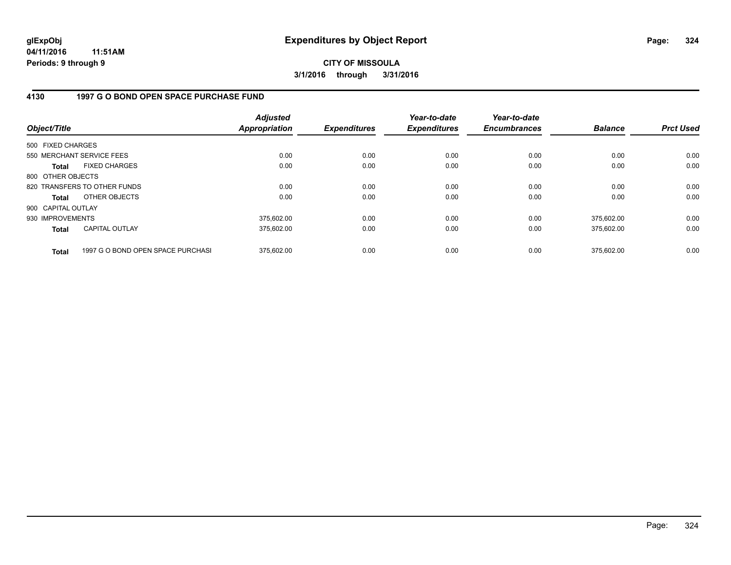**glExpObj** 04/11/2016 11:51AM
**Periods: 9 through 9**

# Expenditures by Object Report

**CITY OF MISSOULA**
**3/1/2016 through 3/31/2016**

## 4130 1997 G O BOND OPEN SPACE PURCHASE FUND

| Object/Title | | Adjusted Appropriation | Expenditures | Year-to-date Expenditures | Year-to-date Encumbrances | Balance | Prct Used |
|---|---|---|---|---|---|---|---|
| 500 FIXED CHARGES | | | | | | | |
| 550 MERCHANT SERVICE FEES | | 0.00 | 0.00 | 0.00 | 0.00 | 0.00 | 0.00 |
| **Total** | FIXED CHARGES | 0.00 | 0.00 | 0.00 | 0.00 | 0.00 | 0.00 |
| 800 OTHER OBJECTS | | | | | | | |
| 820 TRANSFERS TO OTHER FUNDS | | 0.00 | 0.00 | 0.00 | 0.00 | 0.00 | 0.00 |
| **Total** | OTHER OBJECTS | 0.00 | 0.00 | 0.00 | 0.00 | 0.00 | 0.00 |
| 900 CAPITAL OUTLAY | | | | | | | |
| 930 IMPROVEMENTS | | 375,602.00 | 0.00 | 0.00 | 0.00 | 375,602.00 | 0.00 |
| **Total** | CAPITAL OUTLAY | 375,602.00 | 0.00 | 0.00 | 0.00 | 375,602.00 | 0.00 |
| **Total** | 1997 G O BOND OPEN SPACE PURCHASI | 375,602.00 | 0.00 | 0.00 | 0.00 | 375,602.00 | 0.00 |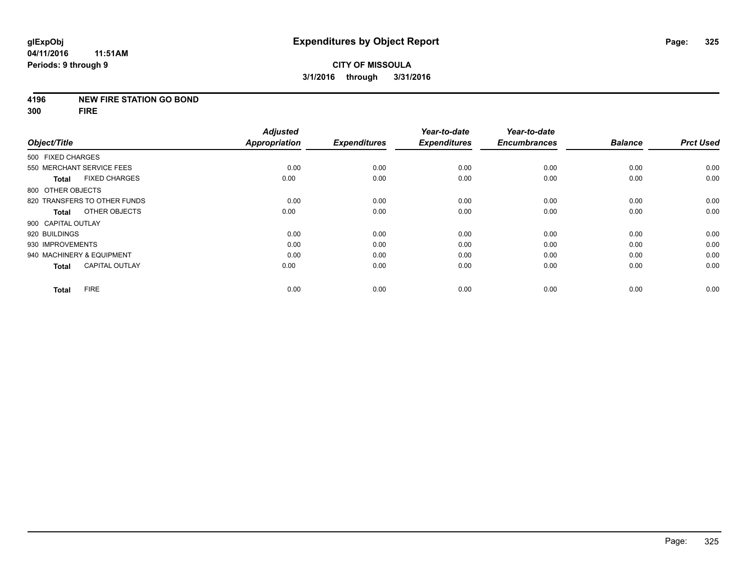# Expenditures by Object Report

glExpObj
04/11/2016 11:51AM
Periods: 9 through 9

**CITY OF MISSOULA**
**3/1/2016 through 3/31/2016**

**4196 NEW FIRE STATION GO BOND**
**300 FIRE**

| Object/Title | Adjusted Appropriation | Expenditures | Year-to-date Expenditures | Year-to-date Encumbrances | Balance | Prct Used |
|---|---|---|---|---|---|---|
| 500 FIXED CHARGES | | | | | | |
| 550 MERCHANT SERVICE FEES | 0.00 | 0.00 | 0.00 | 0.00 | 0.00 | 0.00 |
| **Total** FIXED CHARGES | 0.00 | 0.00 | 0.00 | 0.00 | 0.00 | 0.00 |
| 800 OTHER OBJECTS | | | | | | |
| 820 TRANSFERS TO OTHER FUNDS | 0.00 | 0.00 | 0.00 | 0.00 | 0.00 | 0.00 |
| **Total** OTHER OBJECTS | 0.00 | 0.00 | 0.00 | 0.00 | 0.00 | 0.00 |
| 900 CAPITAL OUTLAY | | | | | | |
| 920 BUILDINGS | 0.00 | 0.00 | 0.00 | 0.00 | 0.00 | 0.00 |
| 930 IMPROVEMENTS | 0.00 | 0.00 | 0.00 | 0.00 | 0.00 | 0.00 |
| 940 MACHINERY & EQUIPMENT | 0.00 | 0.00 | 0.00 | 0.00 | 0.00 | 0.00 |
| **Total** CAPITAL OUTLAY | 0.00 | 0.00 | 0.00 | 0.00 | 0.00 | 0.00 |
| **Total** FIRE | 0.00 | 0.00 | 0.00 | 0.00 | 0.00 | 0.00 |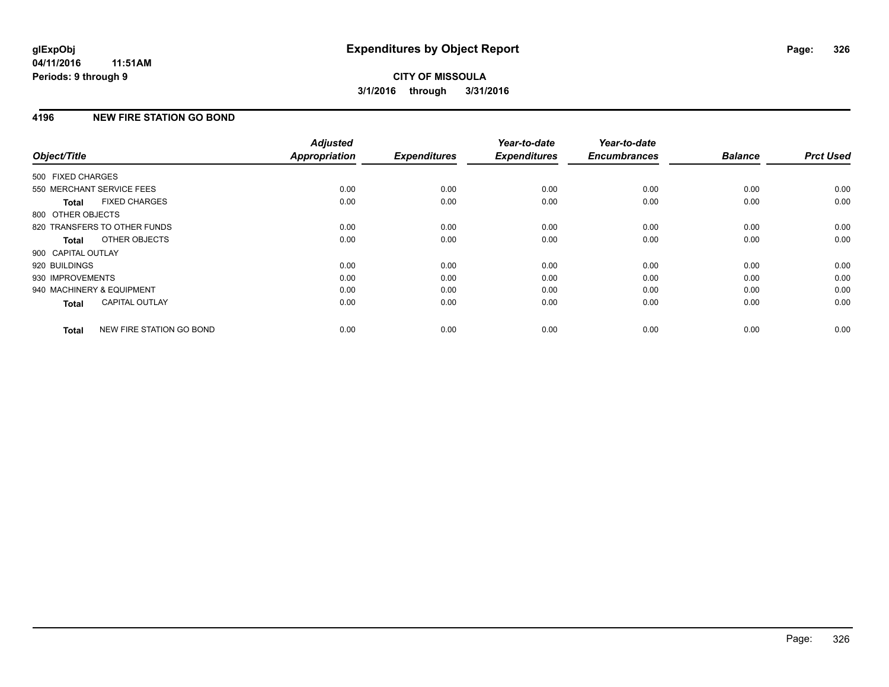**glExpObj**
**04/11/2016 11:51AM**
**Periods: 9 through 9**

# Expenditures by Object Report

**CITY OF MISSOULA**
**3/1/2016 through 3/31/2016**

## 4196 NEW FIRE STATION GO BOND

| Object/Title | Adjusted Appropriation | Expenditures | Year-to-date Expenditures | Year-to-date Encumbrances | Balance | Prct Used |
|---|---|---|---|---|---|---|
| 500 FIXED CHARGES | | | | | | |
| 550 MERCHANT SERVICE FEES | 0.00 | 0.00 | 0.00 | 0.00 | 0.00 | 0.00 |
| **Total** FIXED CHARGES | 0.00 | 0.00 | 0.00 | 0.00 | 0.00 | 0.00 |
| 800 OTHER OBJECTS | | | | | | |
| 820 TRANSFERS TO OTHER FUNDS | 0.00 | 0.00 | 0.00 | 0.00 | 0.00 | 0.00 |
| **Total** OTHER OBJECTS | 0.00 | 0.00 | 0.00 | 0.00 | 0.00 | 0.00 |
| 900 CAPITAL OUTLAY | | | | | | |
| 920 BUILDINGS | 0.00 | 0.00 | 0.00 | 0.00 | 0.00 | 0.00 |
| 930 IMPROVEMENTS | 0.00 | 0.00 | 0.00 | 0.00 | 0.00 | 0.00 |
| 940 MACHINERY & EQUIPMENT | 0.00 | 0.00 | 0.00 | 0.00 | 0.00 | 0.00 |
| **Total** CAPITAL OUTLAY | 0.00 | 0.00 | 0.00 | 0.00 | 0.00 | 0.00 |
| **Total** NEW FIRE STATION GO BOND | 0.00 | 0.00 | 0.00 | 0.00 | 0.00 | 0.00 |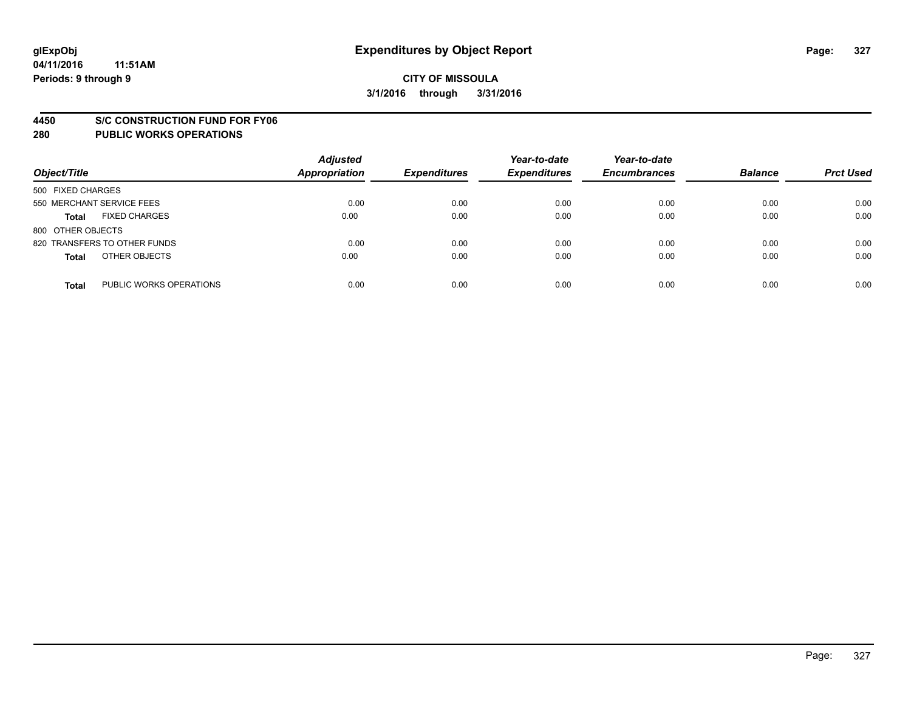**CITY OF MISSOULA**

**3/1/2016 through 3/31/2016**

## 4450 S/C CONSTRUCTION FUND FOR FY06
## 280 PUBLIC WORKS OPERATIONS

| Object/Title | Adjusted Appropriation | Expenditures | Year-to-date Expenditures | Year-to-date Encumbrances | Balance | Prct Used |
|---|---|---|---|---|---|---|
| 500 FIXED CHARGES | | | | | | |
| 550 MERCHANT SERVICE FEES | 0.00 | 0.00 | 0.00 | 0.00 | 0.00 | 0.00 |
| **Total** FIXED CHARGES | 0.00 | 0.00 | 0.00 | 0.00 | 0.00 | 0.00 |
| 800 OTHER OBJECTS | | | | | | |
| 820 TRANSFERS TO OTHER FUNDS | 0.00 | 0.00 | 0.00 | 0.00 | 0.00 | 0.00 |
| **Total** OTHER OBJECTS | 0.00 | 0.00 | 0.00 | 0.00 | 0.00 | 0.00 |
| **Total** PUBLIC WORKS OPERATIONS | 0.00 | 0.00 | 0.00 | 0.00 | 0.00 | 0.00 |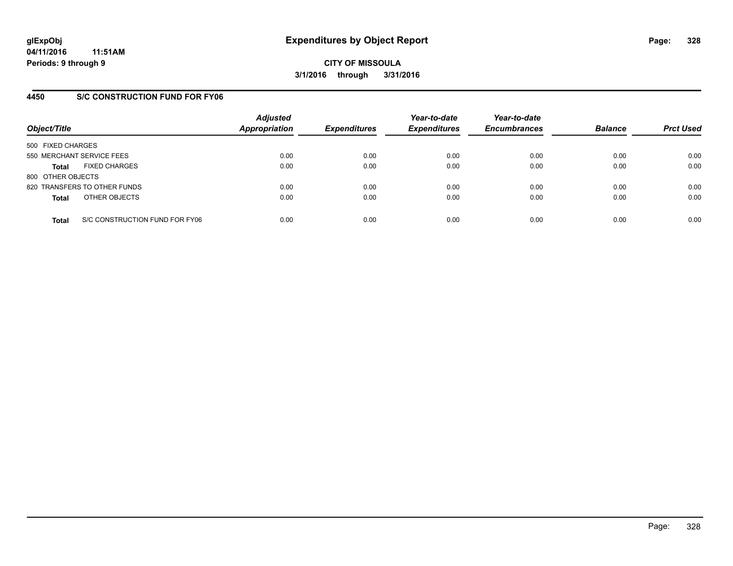# Expenditures by Object Report

glExpObj
04/11/2016 11:51AM
Periods: 9 through 9

**CITY OF MISSOULA**
**3/1/2016 through 3/31/2016**

## 4450 S/C CONSTRUCTION FUND FOR FY06

| Object/Title | Adjusted Appropriation | Expenditures | Year-to-date Expenditures | Year-to-date Encumbrances | Balance | Prct Used |
|---|---|---|---|---|---|---|
| 500 FIXED CHARGES | | | | | | |
| 550 MERCHANT SERVICE FEES | 0.00 | 0.00 | 0.00 | 0.00 | 0.00 | 0.00 |
| **Total** FIXED CHARGES | 0.00 | 0.00 | 0.00 | 0.00 | 0.00 | 0.00 |
| 800 OTHER OBJECTS | | | | | | |
| 820 TRANSFERS TO OTHER FUNDS | 0.00 | 0.00 | 0.00 | 0.00 | 0.00 | 0.00 |
| **Total** OTHER OBJECTS | 0.00 | 0.00 | 0.00 | 0.00 | 0.00 | 0.00 |
| **Total** S/C CONSTRUCTION FUND FOR FY06 | 0.00 | 0.00 | 0.00 | 0.00 | 0.00 | 0.00 |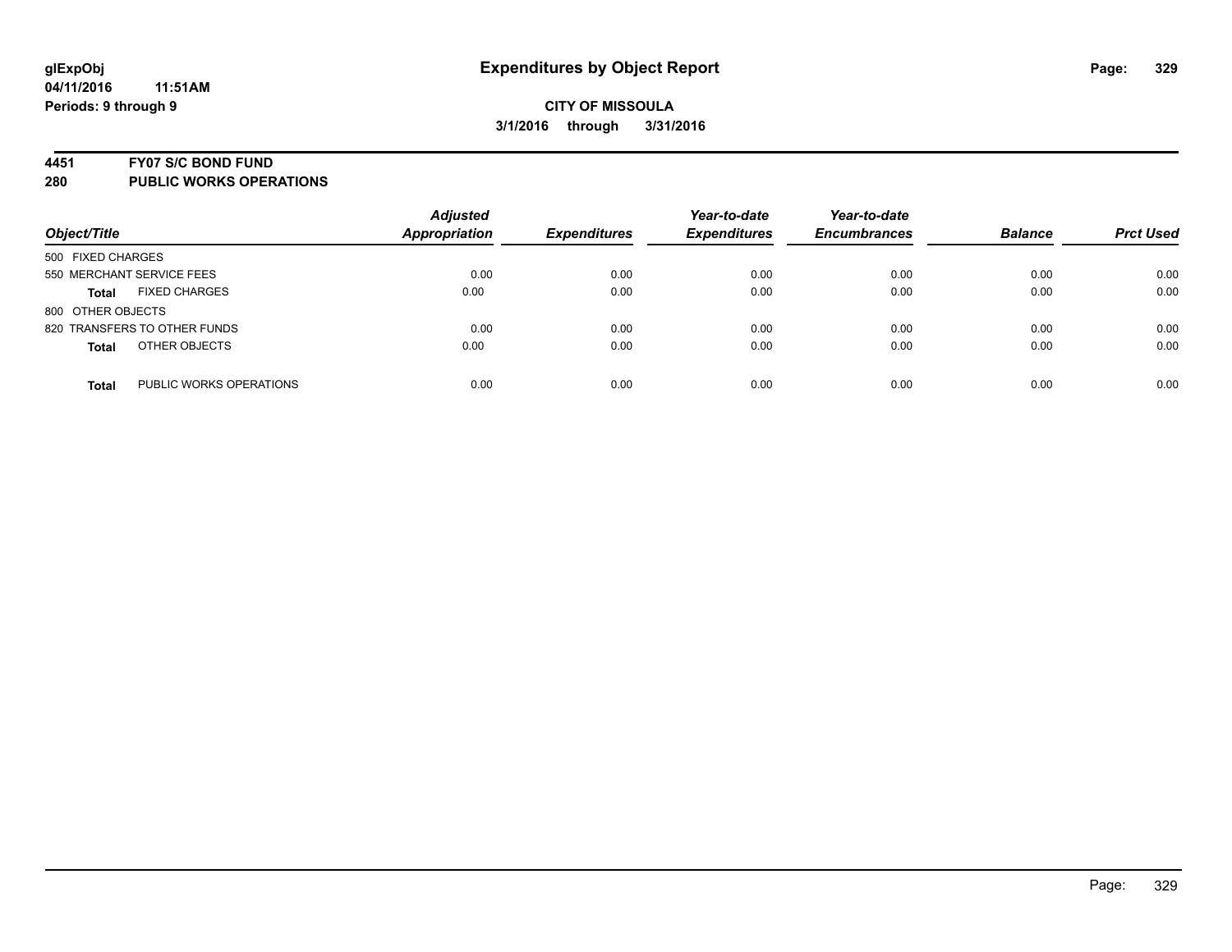**glExpObj**
**04/11/2016 11:51AM**
**Periods: 9 through 9**

# Expenditures by Object Report

**CITY OF MISSOULA**
**3/1/2016 through 3/31/2016**

## 4451 FY07 S/C BOND FUND
## 280 PUBLIC WORKS OPERATIONS

| Object/Title | Adjusted Appropriation | Expenditures | Year-to-date Expenditures | Year-to-date Encumbrances | Balance | Prct Used |
|---|---|---|---|---|---|---|
| 500 FIXED CHARGES | | | | | | |
| 550 MERCHANT SERVICE FEES | 0.00 | 0.00 | 0.00 | 0.00 | 0.00 | 0.00 |
| **Total** FIXED CHARGES | 0.00 | 0.00 | 0.00 | 0.00 | 0.00 | 0.00 |
| 800 OTHER OBJECTS | | | | | | |
| 820 TRANSFERS TO OTHER FUNDS | 0.00 | 0.00 | 0.00 | 0.00 | 0.00 | 0.00 |
| **Total** OTHER OBJECTS | 0.00 | 0.00 | 0.00 | 0.00 | 0.00 | 0.00 |
| **Total** PUBLIC WORKS OPERATIONS | 0.00 | 0.00 | 0.00 | 0.00 | 0.00 | 0.00 |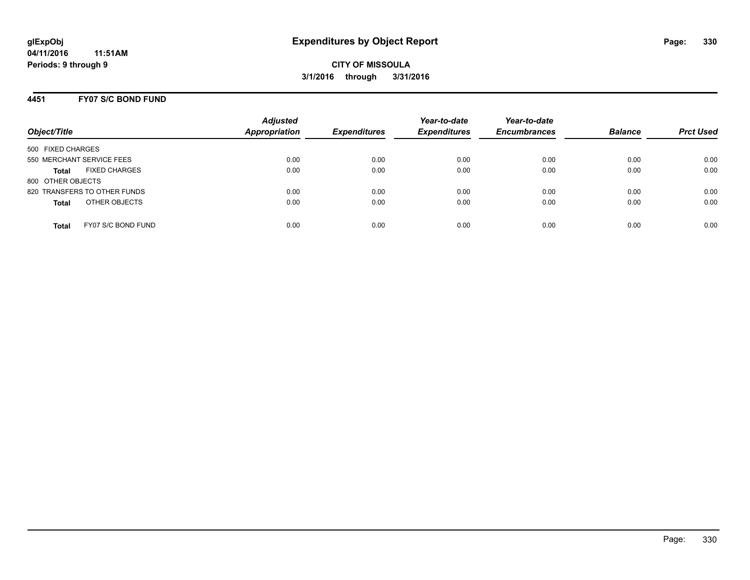# Expenditures by Object Report

glExpObj
04/11/2016 11:51AM
Periods: 9 through 9

**CITY OF MISSOULA**
**3/1/2016 through 3/31/2016**

## 4451 FY07 S/C BOND FUND

| Object/Title | Adjusted Appropriation | Expenditures | Year-to-date Expenditures | Year-to-date Encumbrances | Balance | Prct Used |
|---|---|---|---|---|---|---|
| 500 FIXED CHARGES | | | | | | |
| 550 MERCHANT SERVICE FEES | 0.00 | 0.00 | 0.00 | 0.00 | 0.00 | 0.00 |
| **Total** FIXED CHARGES | 0.00 | 0.00 | 0.00 | 0.00 | 0.00 | 0.00 |
| 800 OTHER OBJECTS | | | | | | |
| 820 TRANSFERS TO OTHER FUNDS | 0.00 | 0.00 | 0.00 | 0.00 | 0.00 | 0.00 |
| **Total** OTHER OBJECTS | 0.00 | 0.00 | 0.00 | 0.00 | 0.00 | 0.00 |
| **Total** FY07 S/C BOND FUND | 0.00 | 0.00 | 0.00 | 0.00 | 0.00 | 0.00 |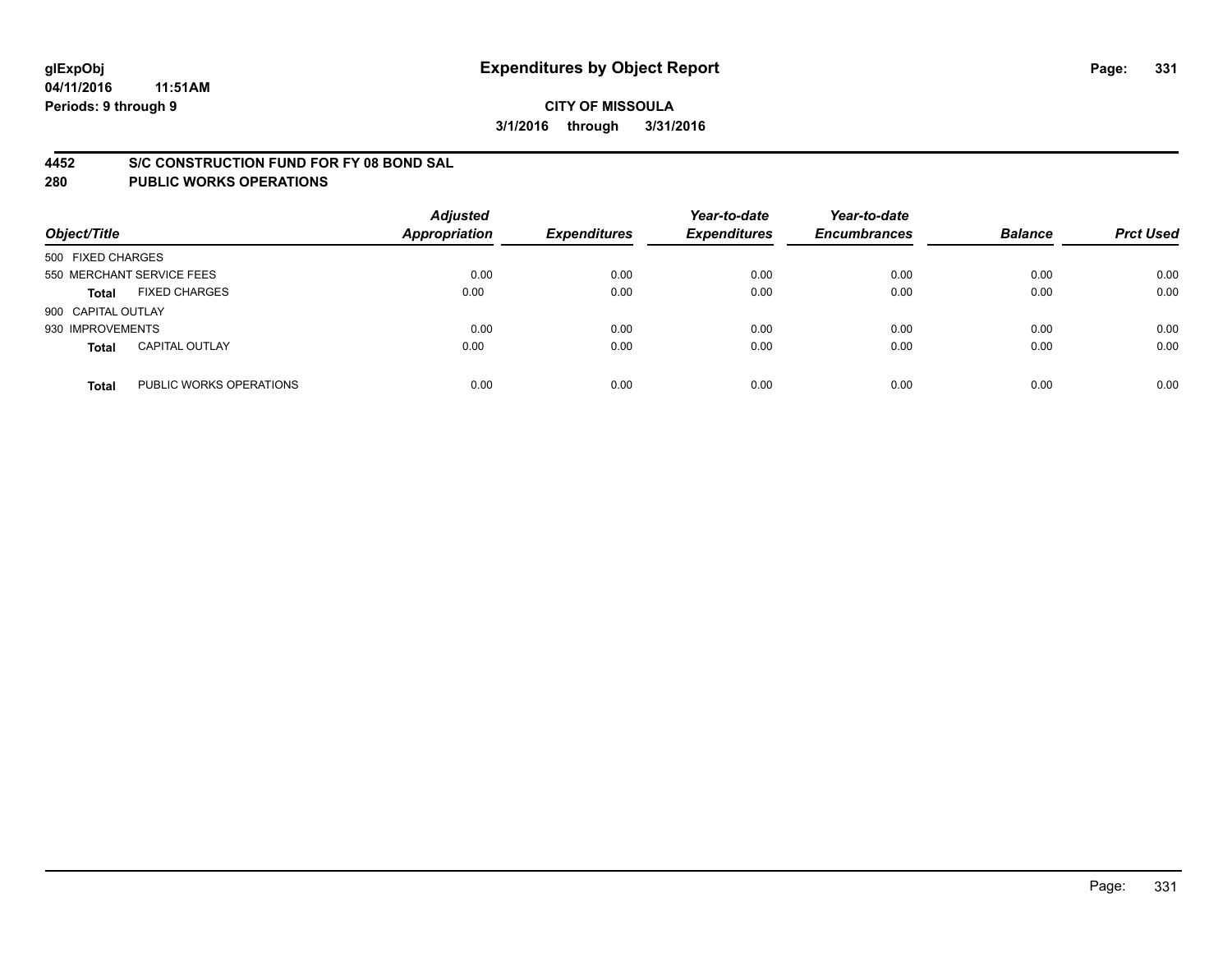glExpObj
04/11/2016 11:51AM
Periods: 9 through 9

# Expenditures by Object Report

**CITY OF MISSOULA**
**3/1/2016 through 3/31/2016**

## 4452 S/C CONSTRUCTION FUND FOR FY 08 BOND SAL
## 280 PUBLIC WORKS OPERATIONS

| Object/Title | | Adjusted Appropriation | Expenditures | Year-to-date Expenditures | Year-to-date Encumbrances | Balance | Prct Used |
|---|---|---|---|---|---|---|---|
| 500 FIXED CHARGES | | | | | | | |
| 550 MERCHANT SERVICE FEES | | 0.00 | 0.00 | 0.00 | 0.00 | 0.00 | 0.00 |
| **Total** | FIXED CHARGES | 0.00 | 0.00 | 0.00 | 0.00 | 0.00 | 0.00 |
| 900 CAPITAL OUTLAY | | | | | | | |
| 930 IMPROVEMENTS | | 0.00 | 0.00 | 0.00 | 0.00 | 0.00 | 0.00 |
| **Total** | CAPITAL OUTLAY | 0.00 | 0.00 | 0.00 | 0.00 | 0.00 | 0.00 |
| **Total** | PUBLIC WORKS OPERATIONS | 0.00 | 0.00 | 0.00 | 0.00 | 0.00 | 0.00 |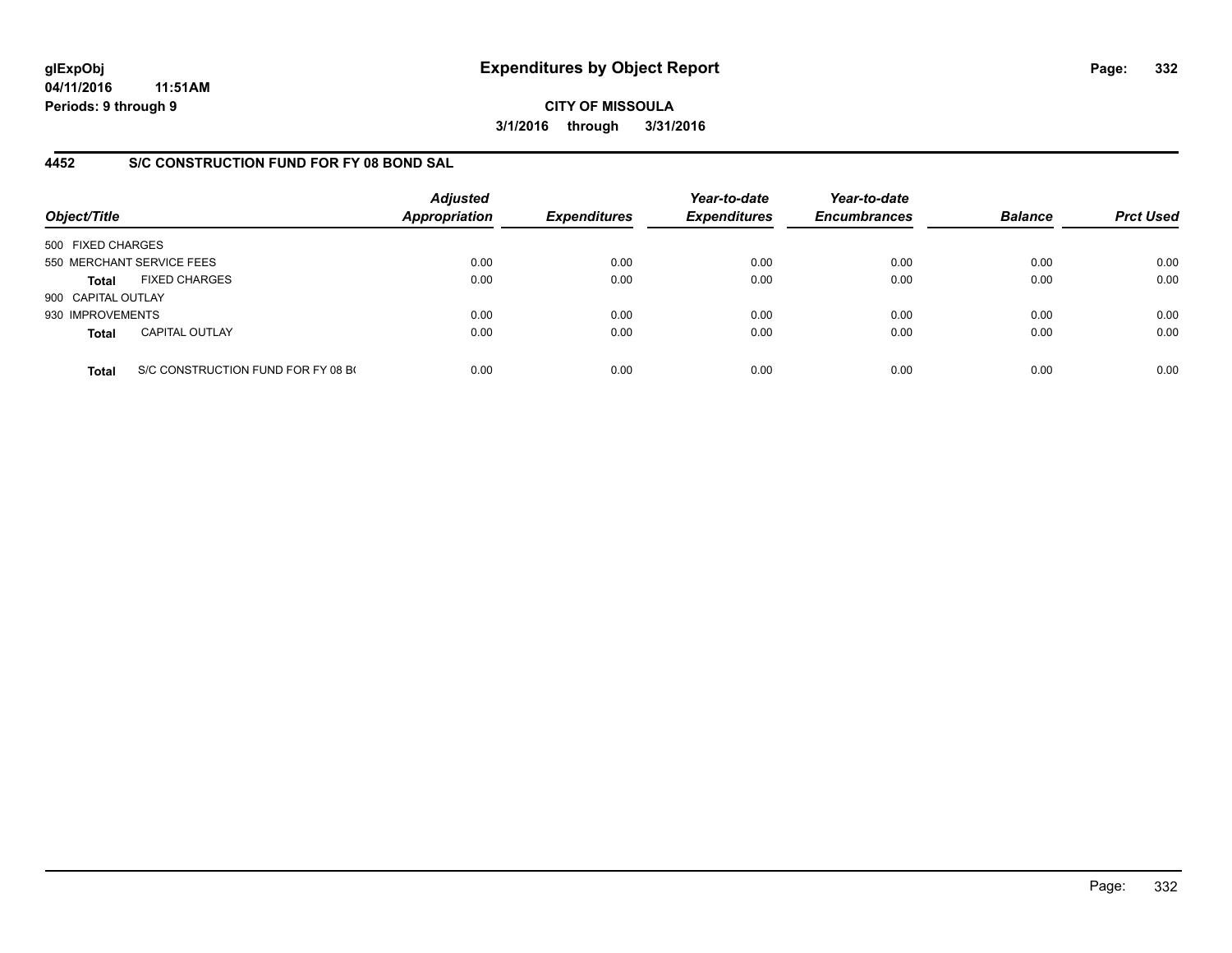**glExpObj**
**04/11/2016 11:51AM**
**Periods: 9 through 9**

# Expenditures by Object Report

**CITY OF MISSOULA**
**3/1/2016 through 3/31/2016**

## 4452 S/C CONSTRUCTION FUND FOR FY 08 BOND SAL

| Object/Title | | Adjusted Appropriation | Expenditures | Year-to-date Expenditures | Year-to-date Encumbrances | Balance | Prct Used |
|---|---|---|---|---|---|---|---|
| 500 FIXED CHARGES | | | | | | | |
| 550 MERCHANT SERVICE FEES | | 0.00 | 0.00 | 0.00 | 0.00 | 0.00 | 0.00 |
| **Total** | FIXED CHARGES | 0.00 | 0.00 | 0.00 | 0.00 | 0.00 | 0.00 |
| 900 CAPITAL OUTLAY | | | | | | | |
| 930 IMPROVEMENTS | | 0.00 | 0.00 | 0.00 | 0.00 | 0.00 | 0.00 |
| **Total** | CAPITAL OUTLAY | 0.00 | 0.00 | 0.00 | 0.00 | 0.00 | 0.00 |
| **Total** | S/C CONSTRUCTION FUND FOR FY 08 B( | 0.00 | 0.00 | 0.00 | 0.00 | 0.00 | 0.00 |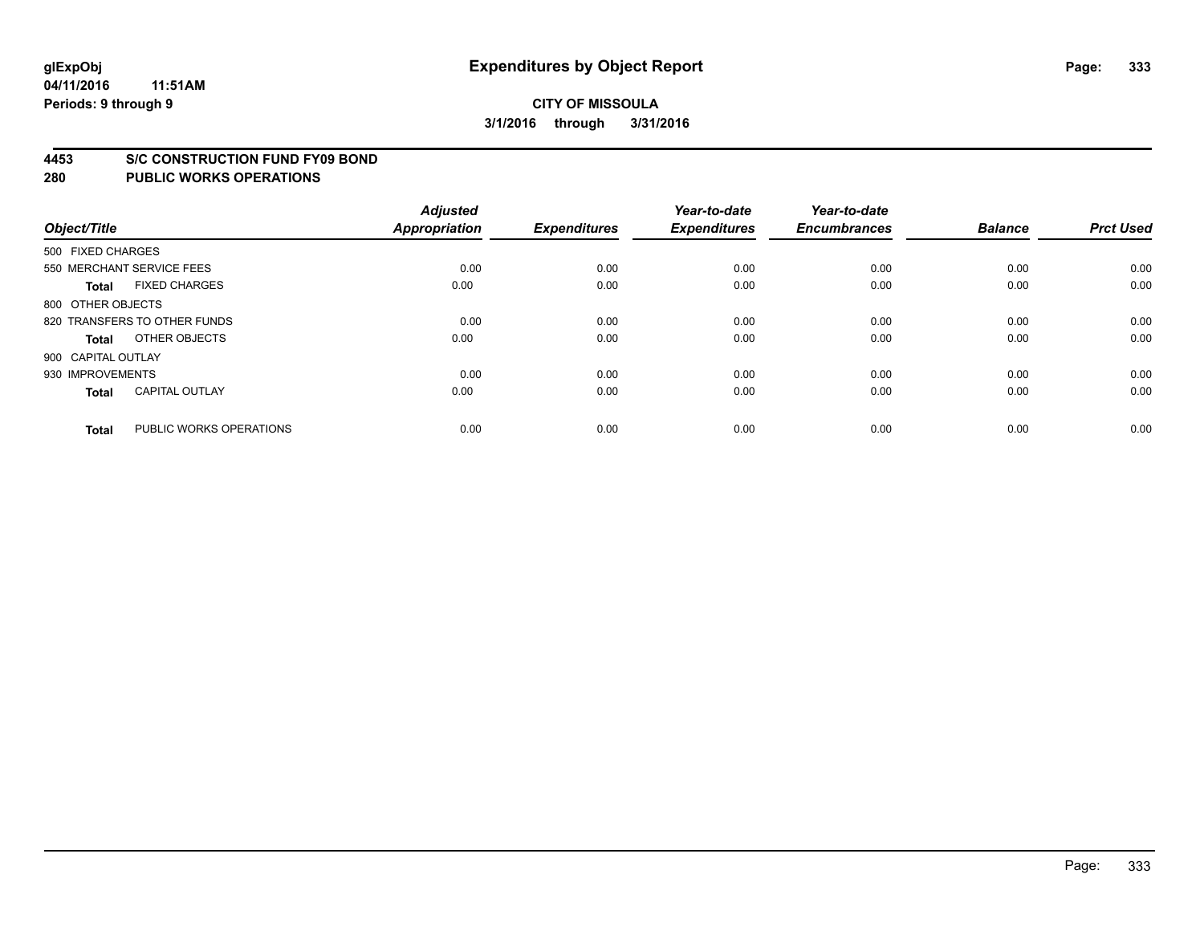**glExpObj** **Expenditures by Object Report**

**04/11/2016 11:51AM**

**Periods: 9 through 9**

**CITY OF MISSOULA**

**3/1/2016 through 3/31/2016**

**4453 S/C CONSTRUCTION FUND FY09 BOND**

**280 PUBLIC WORKS OPERATIONS**

| Object/Title | Adjusted Appropriation | Expenditures | Year-to-date Expenditures | Year-to-date Encumbrances | Balance | Prct Used |
|---|---|---|---|---|---|---|
| 500 FIXED CHARGES | | | | | | |
| 550 MERCHANT SERVICE FEES | 0.00 | 0.00 | 0.00 | 0.00 | 0.00 | 0.00 |
| **Total** FIXED CHARGES | 0.00 | 0.00 | 0.00 | 0.00 | 0.00 | 0.00 |
| 800 OTHER OBJECTS | | | | | | |
| 820 TRANSFERS TO OTHER FUNDS | 0.00 | 0.00 | 0.00 | 0.00 | 0.00 | 0.00 |
| **Total** OTHER OBJECTS | 0.00 | 0.00 | 0.00 | 0.00 | 0.00 | 0.00 |
| 900 CAPITAL OUTLAY | | | | | | |
| 930 IMPROVEMENTS | 0.00 | 0.00 | 0.00 | 0.00 | 0.00 | 0.00 |
| **Total** CAPITAL OUTLAY | 0.00 | 0.00 | 0.00 | 0.00 | 0.00 | 0.00 |
| **Total** PUBLIC WORKS OPERATIONS | 0.00 | 0.00 | 0.00 | 0.00 | 0.00 | 0.00 |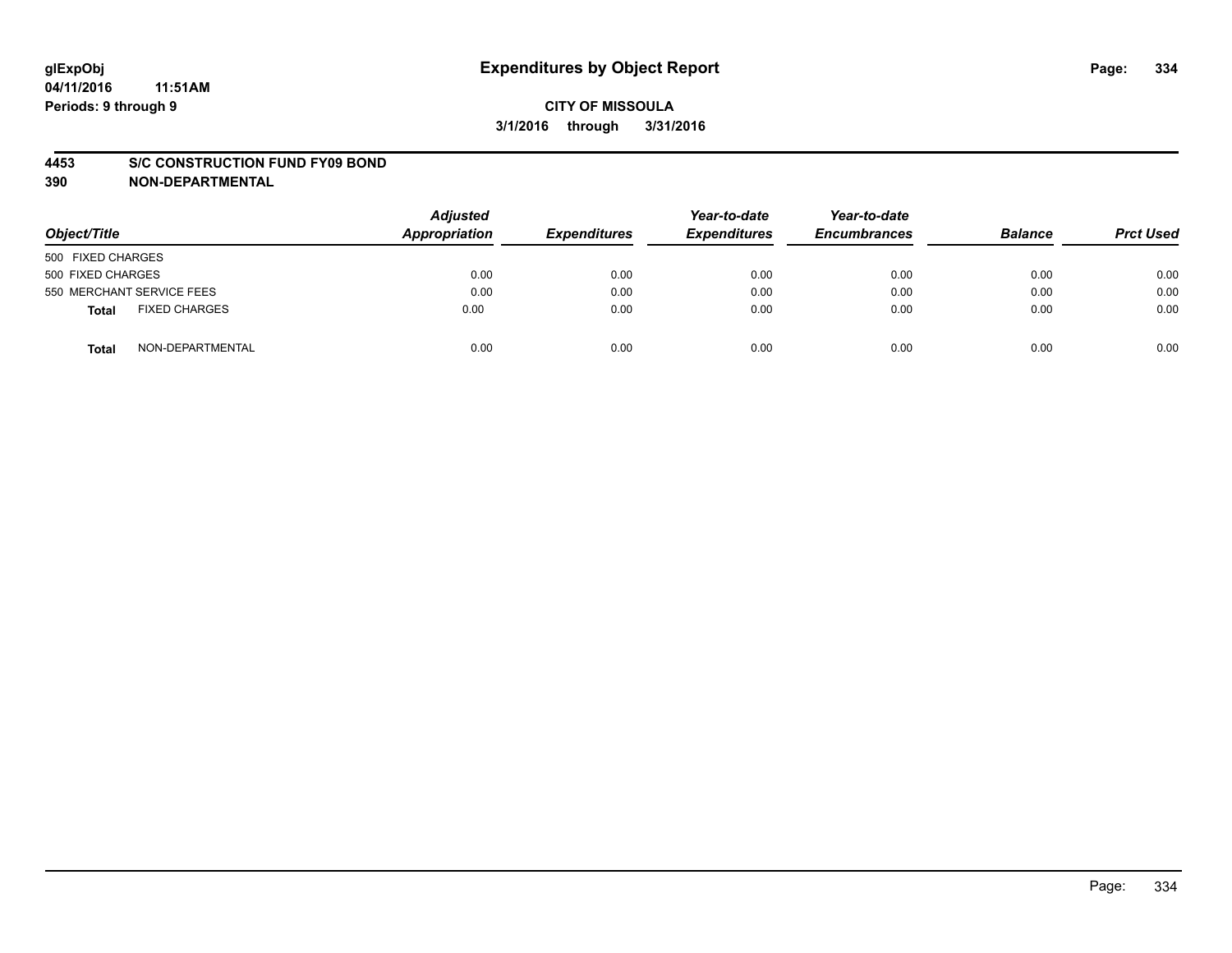**glExpObj** **Expenditures by Object Report**

**04/11/2016 11:51AM**

**Periods: 9 through 9**

**CITY OF MISSOULA**

**3/1/2016 through 3/31/2016**

**4453 S/C CONSTRUCTION FUND FY09 BOND**

**390 NON-DEPARTMENTAL**

| Object/Title | | Adjusted Appropriation | Expenditures | Year-to-date Expenditures | Year-to-date Encumbrances | Balance | Prct Used |
|---|---|---|---|---|---|---|---|
| 500 FIXED CHARGES | | | | | | | |
| 500 FIXED CHARGES | | 0.00 | 0.00 | 0.00 | 0.00 | 0.00 | 0.00 |
| 550 MERCHANT SERVICE FEES | | 0.00 | 0.00 | 0.00 | 0.00 | 0.00 | 0.00 |
| **Total** | FIXED CHARGES | 0.00 | 0.00 | 0.00 | 0.00 | 0.00 | 0.00 |
| **Total** | NON-DEPARTMENTAL | 0.00 | 0.00 | 0.00 | 0.00 | 0.00 | 0.00 |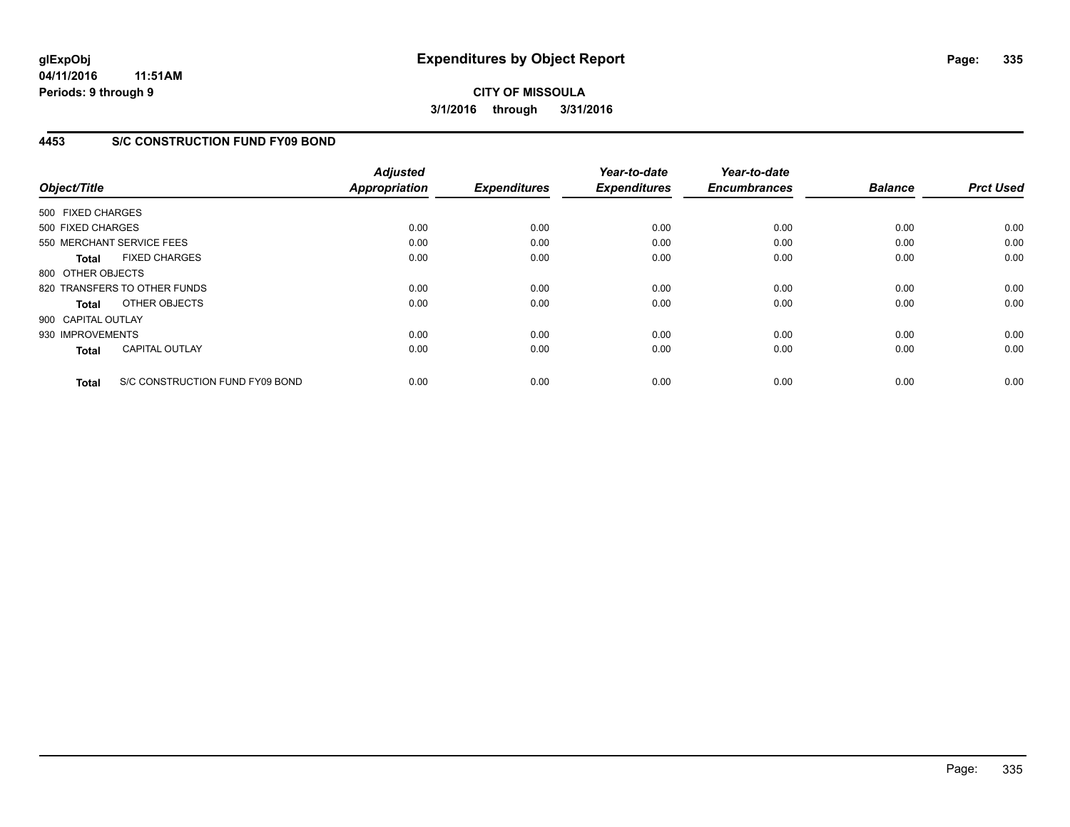**CITY OF MISSOULA**

**3/1/2016 through 3/31/2016**

## 4453 S/C CONSTRUCTION FUND FY09 BOND

| Object/Title | Adjusted Appropriation | Expenditures | Year-to-date Expenditures | Year-to-date Encumbrances | Balance | Prct Used |
|---|---|---|---|---|---|---|
| 500 FIXED CHARGES | | | | | | |
| 500 FIXED CHARGES | 0.00 | 0.00 | 0.00 | 0.00 | 0.00 | 0.00 |
| 550 MERCHANT SERVICE FEES | 0.00 | 0.00 | 0.00 | 0.00 | 0.00 | 0.00 |
| **Total** FIXED CHARGES | 0.00 | 0.00 | 0.00 | 0.00 | 0.00 | 0.00 |
| 800 OTHER OBJECTS | | | | | | |
| 820 TRANSFERS TO OTHER FUNDS | 0.00 | 0.00 | 0.00 | 0.00 | 0.00 | 0.00 |
| **Total** OTHER OBJECTS | 0.00 | 0.00 | 0.00 | 0.00 | 0.00 | 0.00 |
| 900 CAPITAL OUTLAY | | | | | | |
| 930 IMPROVEMENTS | 0.00 | 0.00 | 0.00 | 0.00 | 0.00 | 0.00 |
| **Total** CAPITAL OUTLAY | 0.00 | 0.00 | 0.00 | 0.00 | 0.00 | 0.00 |
| **Total** S/C CONSTRUCTION FUND FY09 BOND | 0.00 | 0.00 | 0.00 | 0.00 | 0.00 | 0.00 |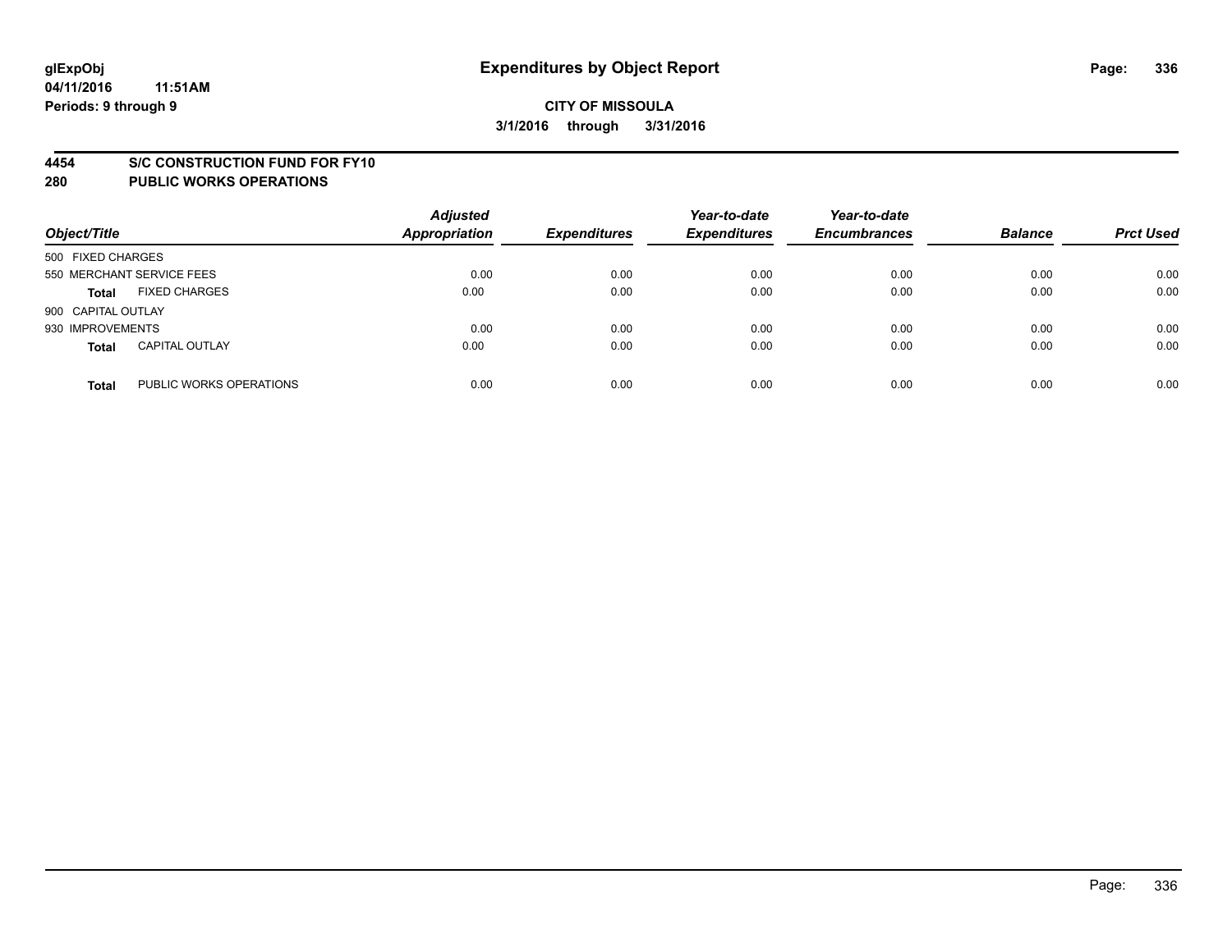glExpObj
04/11/2016 11:51AM
Periods: 9 through 9

# Expenditures by Object Report

**CITY OF MISSOULA**
**3/1/2016 through 3/31/2016**

**4454 S/C CONSTRUCTION FUND FOR FY10**
**280 PUBLIC WORKS OPERATIONS**

| Object/Title | | Adjusted Appropriation | Expenditures | Year-to-date Expenditures | Year-to-date Encumbrances | Balance | Prct Used |
|---|---|---|---|---|---|---|---|
| 500 FIXED CHARGES | | | | | | | |
| 550 MERCHANT SERVICE FEES | | 0.00 | 0.00 | 0.00 | 0.00 | 0.00 | 0.00 |
| **Total** | FIXED CHARGES | 0.00 | 0.00 | 0.00 | 0.00 | 0.00 | 0.00 |
| 900 CAPITAL OUTLAY | | | | | | | |
| 930 IMPROVEMENTS | | 0.00 | 0.00 | 0.00 | 0.00 | 0.00 | 0.00 |
| **Total** | CAPITAL OUTLAY | 0.00 | 0.00 | 0.00 | 0.00 | 0.00 | 0.00 |
| **Total** | PUBLIC WORKS OPERATIONS | 0.00 | 0.00 | 0.00 | 0.00 | 0.00 | 0.00 |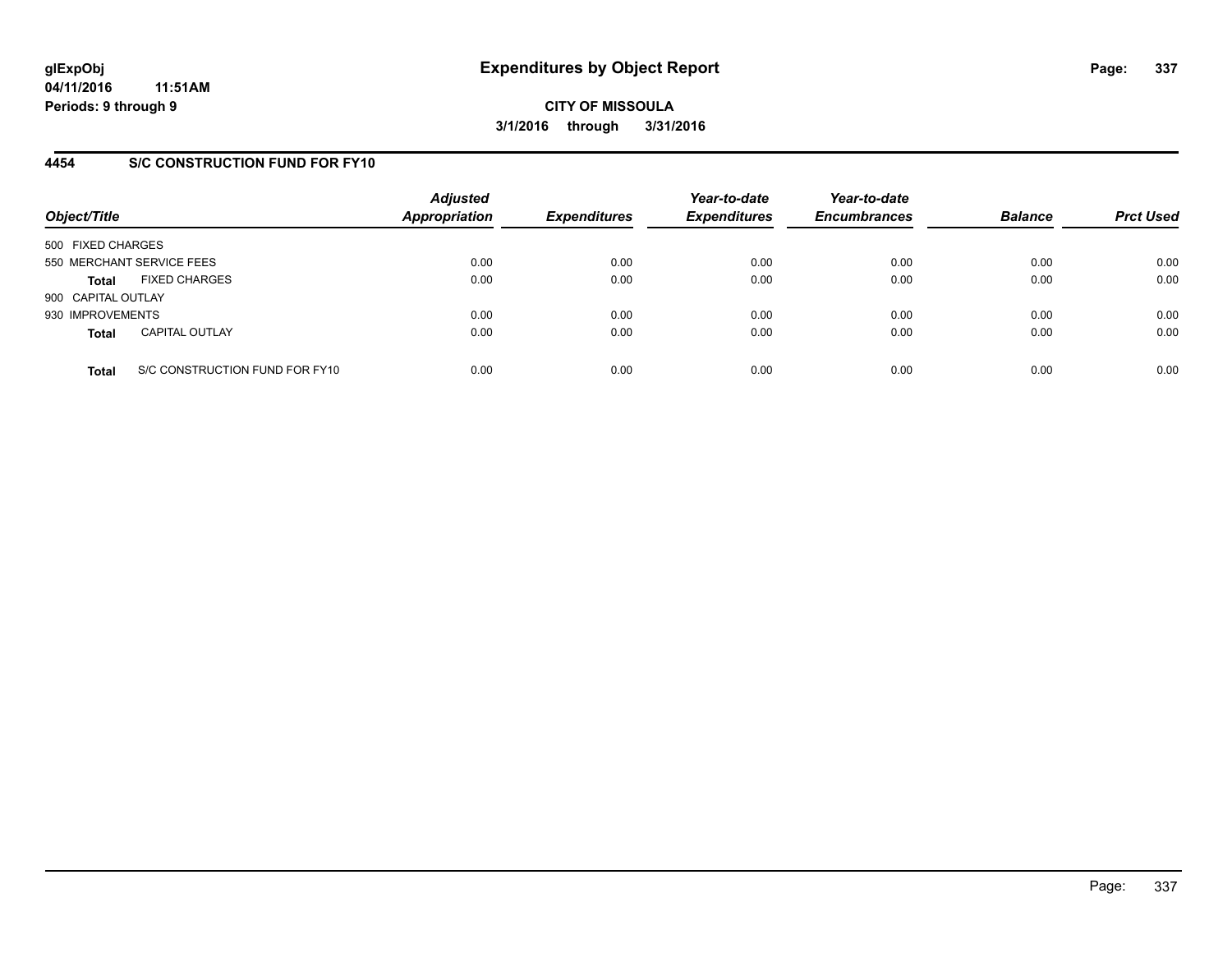**glExpObj**
**04/11/2016 11:51AM**
**Periods: 9 through 9**

# Expenditures by Object Report

**CITY OF MISSOULA**
**3/1/2016 through 3/31/2016**

## 4454 S/C CONSTRUCTION FUND FOR FY10

| Object/Title | Adjusted Appropriation | Expenditures | Year-to-date Expenditures | Year-to-date Encumbrances | Balance | Prct Used |
|---|---|---|---|---|---|---|
| 500 FIXED CHARGES | | | | | | |
| 550 MERCHANT SERVICE FEES | 0.00 | 0.00 | 0.00 | 0.00 | 0.00 | 0.00 |
| **Total** FIXED CHARGES | 0.00 | 0.00 | 0.00 | 0.00 | 0.00 | 0.00 |
| 900 CAPITAL OUTLAY | | | | | | |
| 930 IMPROVEMENTS | 0.00 | 0.00 | 0.00 | 0.00 | 0.00 | 0.00 |
| **Total** CAPITAL OUTLAY | 0.00 | 0.00 | 0.00 | 0.00 | 0.00 | 0.00 |
| **Total** S/C CONSTRUCTION FUND FOR FY10 | 0.00 | 0.00 | 0.00 | 0.00 | 0.00 | 0.00 |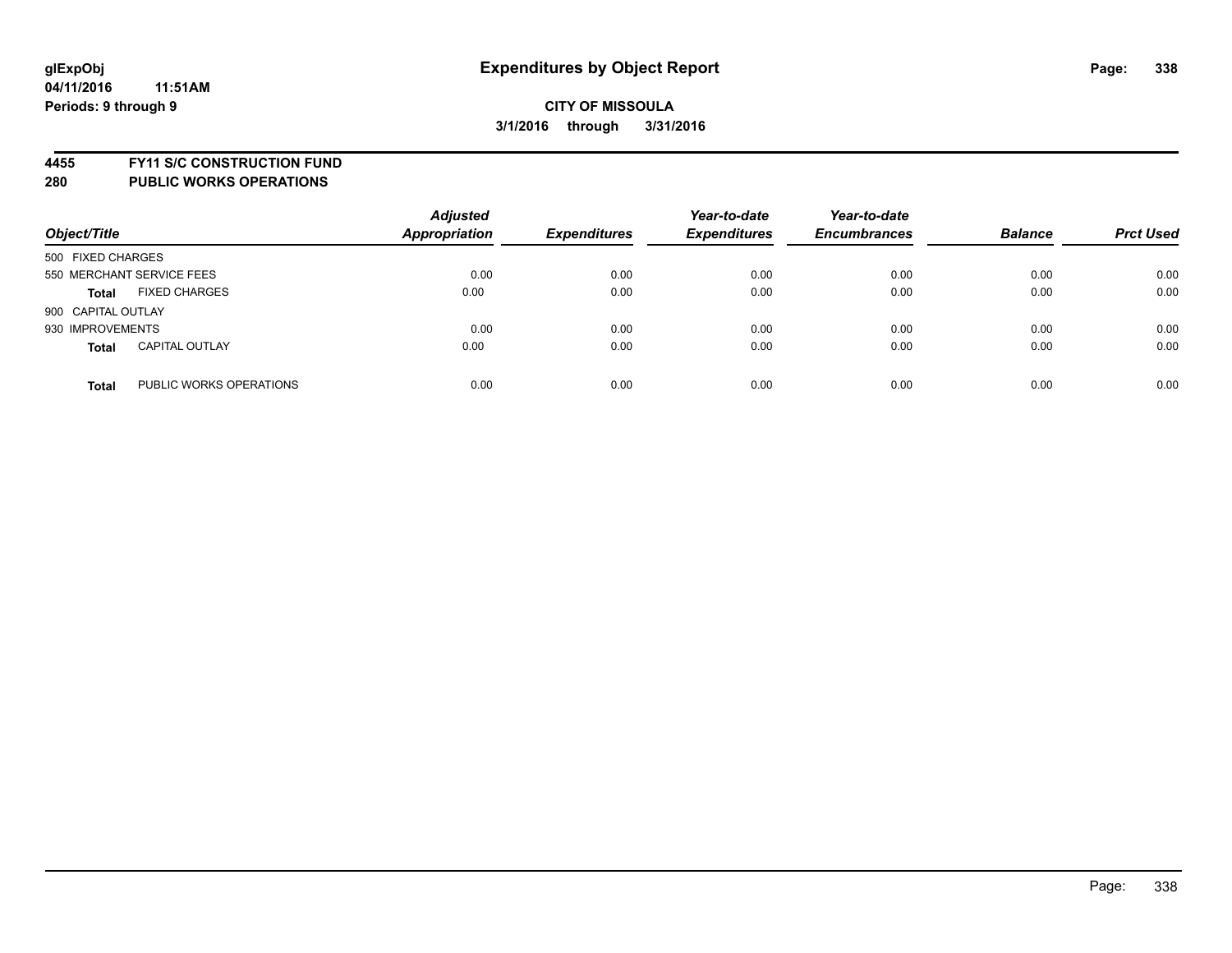# Expenditures by Object Report

**glExpObj**
**04/11/2016 11:51AM**
**Periods: 9 through 9**

**CITY OF MISSOULA**
**3/1/2016 through 3/31/2016**

## 4455 FY11 S/C CONSTRUCTION FUND
## 280 PUBLIC WORKS OPERATIONS

| Object/Title | | Adjusted Appropriation | Expenditures | Year-to-date Expenditures | Year-to-date Encumbrances | Balance | Prct Used |
|---|---|---|---|---|---|---|---|
| 500 FIXED CHARGES | | | | | | | |
| 550 MERCHANT SERVICE FEES | | 0.00 | 0.00 | 0.00 | 0.00 | 0.00 | 0.00 |
| **Total** | FIXED CHARGES | 0.00 | 0.00 | 0.00 | 0.00 | 0.00 | 0.00 |
| 900 CAPITAL OUTLAY | | | | | | | |
| 930 IMPROVEMENTS | | 0.00 | 0.00 | 0.00 | 0.00 | 0.00 | 0.00 |
| **Total** | CAPITAL OUTLAY | 0.00 | 0.00 | 0.00 | 0.00 | 0.00 | 0.00 |
| **Total** | PUBLIC WORKS OPERATIONS | 0.00 | 0.00 | 0.00 | 0.00 | 0.00 | 0.00 |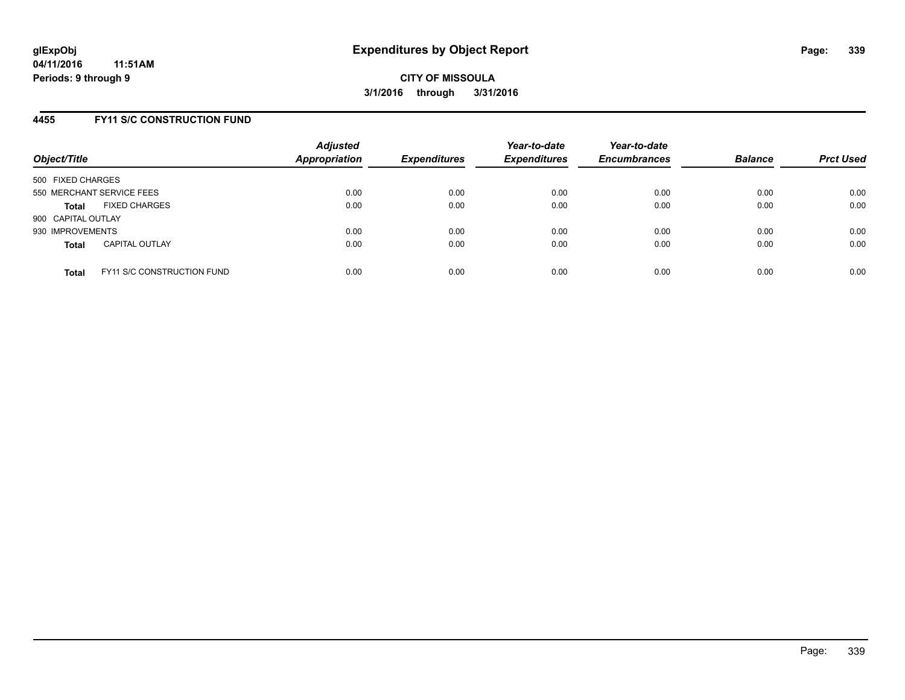**glExpObj**
**04/11/2016 11:51AM**
**Periods: 9 through 9**

# Expenditures by Object Report

**CITY OF MISSOULA**
**3/1/2016 through 3/31/2016**

## 4455 FY11 S/C CONSTRUCTION FUND

| Object/Title | | Adjusted Appropriation | Expenditures | Year-to-date Expenditures | Year-to-date Encumbrances | Balance | Prct Used |
|---|---|---|---|---|---|---|---|
| 500 FIXED CHARGES | | | | | | | |
| 550 MERCHANT SERVICE FEES | | 0.00 | 0.00 | 0.00 | 0.00 | 0.00 | 0.00 |
| **Total** | FIXED CHARGES | 0.00 | 0.00 | 0.00 | 0.00 | 0.00 | 0.00 |
| 900 CAPITAL OUTLAY | | | | | | | |
| 930 IMPROVEMENTS | | 0.00 | 0.00 | 0.00 | 0.00 | 0.00 | 0.00 |
| **Total** | CAPITAL OUTLAY | 0.00 | 0.00 | 0.00 | 0.00 | 0.00 | 0.00 |
| **Total** | FY11 S/C CONSTRUCTION FUND | 0.00 | 0.00 | 0.00 | 0.00 | 0.00 | 0.00 |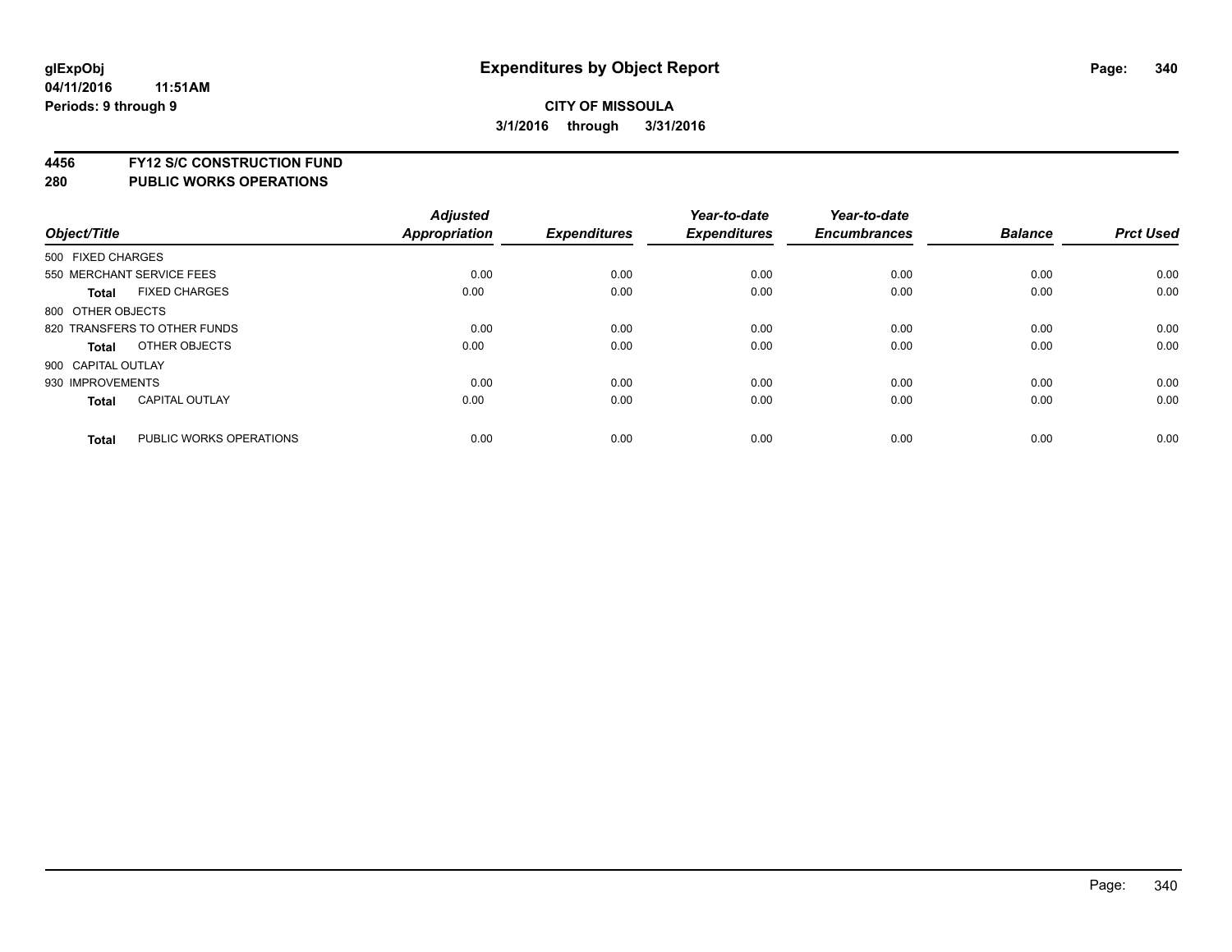glExpObj
04/11/2016 11:51AM
Periods: 9 through 9

# Expenditures by Object Report

**CITY OF MISSOULA**

**3/1/2016 through 3/31/2016**

**4456 FY12 S/C CONSTRUCTION FUND**
**280 PUBLIC WORKS OPERATIONS**

| Object/Title | | Adjusted Appropriation | Expenditures | Year-to-date Expenditures | Year-to-date Encumbrances | Balance | Prct Used |
|---|---|---|---|---|---|---|---|
| 500 FIXED CHARGES | | | | | | | |
| 550 MERCHANT SERVICE FEES | | 0.00 | 0.00 | 0.00 | 0.00 | 0.00 | 0.00 |
| **Total** | FIXED CHARGES | 0.00 | 0.00 | 0.00 | 0.00 | 0.00 | 0.00 |
| 800 OTHER OBJECTS | | | | | | | |
| 820 TRANSFERS TO OTHER FUNDS | | 0.00 | 0.00 | 0.00 | 0.00 | 0.00 | 0.00 |
| **Total** | OTHER OBJECTS | 0.00 | 0.00 | 0.00 | 0.00 | 0.00 | 0.00 |
| 900 CAPITAL OUTLAY | | | | | | | |
| 930 IMPROVEMENTS | | 0.00 | 0.00 | 0.00 | 0.00 | 0.00 | 0.00 |
| **Total** | CAPITAL OUTLAY | 0.00 | 0.00 | 0.00 | 0.00 | 0.00 | 0.00 |
| **Total** | PUBLIC WORKS OPERATIONS | 0.00 | 0.00 | 0.00 | 0.00 | 0.00 | 0.00 |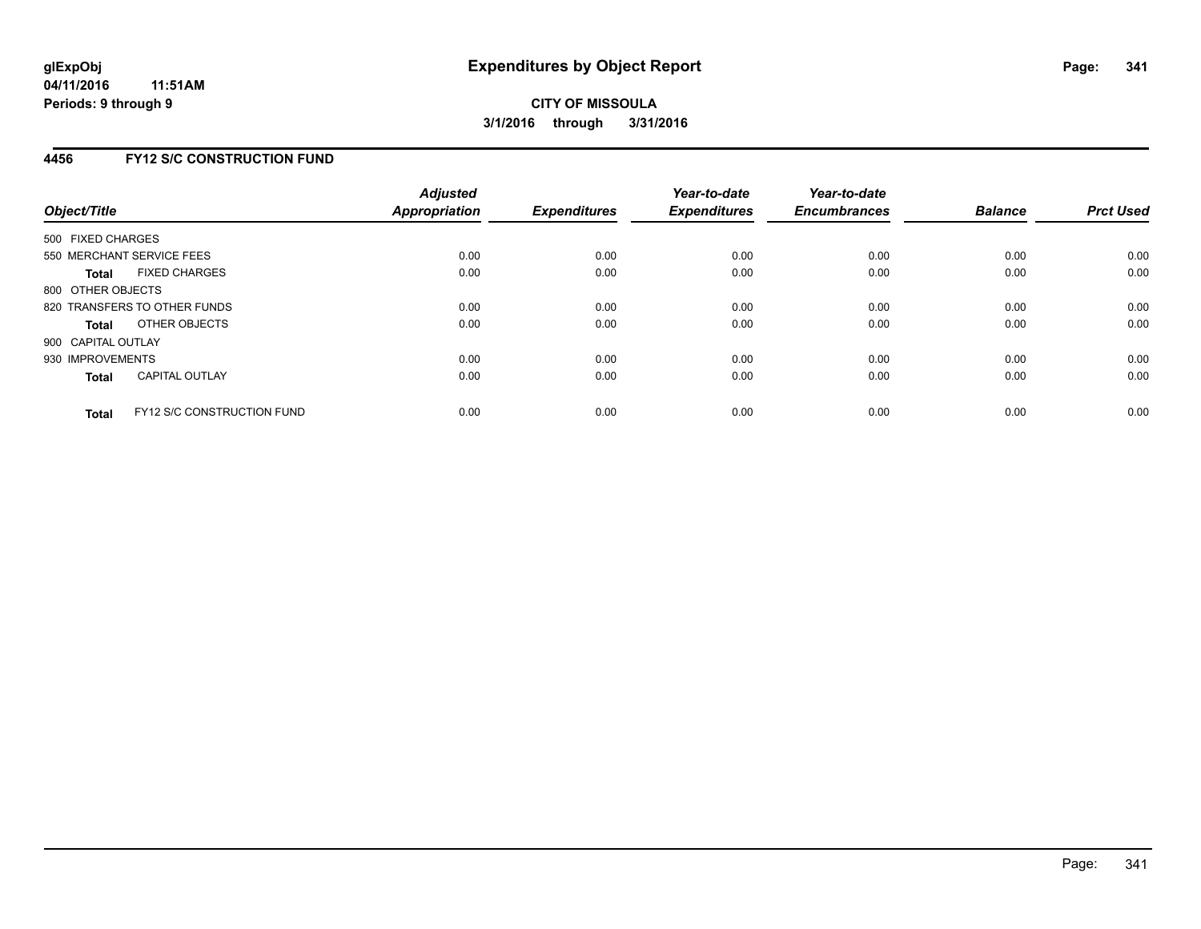# Expenditures by Object Report

**glExpObj**
**04/11/2016 11:51AM**
**Periods: 9 through 9**

**CITY OF MISSOULA**
**3/1/2016 through 3/31/2016**

## 4456 FY12 S/C CONSTRUCTION FUND

| Object/Title | Adjusted Appropriation | Expenditures | Year-to-date Expenditures | Year-to-date Encumbrances | Balance | Prct Used |
|---|---|---|---|---|---|---|
| 500 FIXED CHARGES | | | | | | |
| 550 MERCHANT SERVICE FEES | 0.00 | 0.00 | 0.00 | 0.00 | 0.00 | 0.00 |
| **Total** FIXED CHARGES | 0.00 | 0.00 | 0.00 | 0.00 | 0.00 | 0.00 |
| 800 OTHER OBJECTS | | | | | | |
| 820 TRANSFERS TO OTHER FUNDS | 0.00 | 0.00 | 0.00 | 0.00 | 0.00 | 0.00 |
| **Total** OTHER OBJECTS | 0.00 | 0.00 | 0.00 | 0.00 | 0.00 | 0.00 |
| 900 CAPITAL OUTLAY | | | | | | |
| 930 IMPROVEMENTS | 0.00 | 0.00 | 0.00 | 0.00 | 0.00 | 0.00 |
| **Total** CAPITAL OUTLAY | 0.00 | 0.00 | 0.00 | 0.00 | 0.00 | 0.00 |
| **Total** FY12 S/C CONSTRUCTION FUND | 0.00 | 0.00 | 0.00 | 0.00 | 0.00 | 0.00 |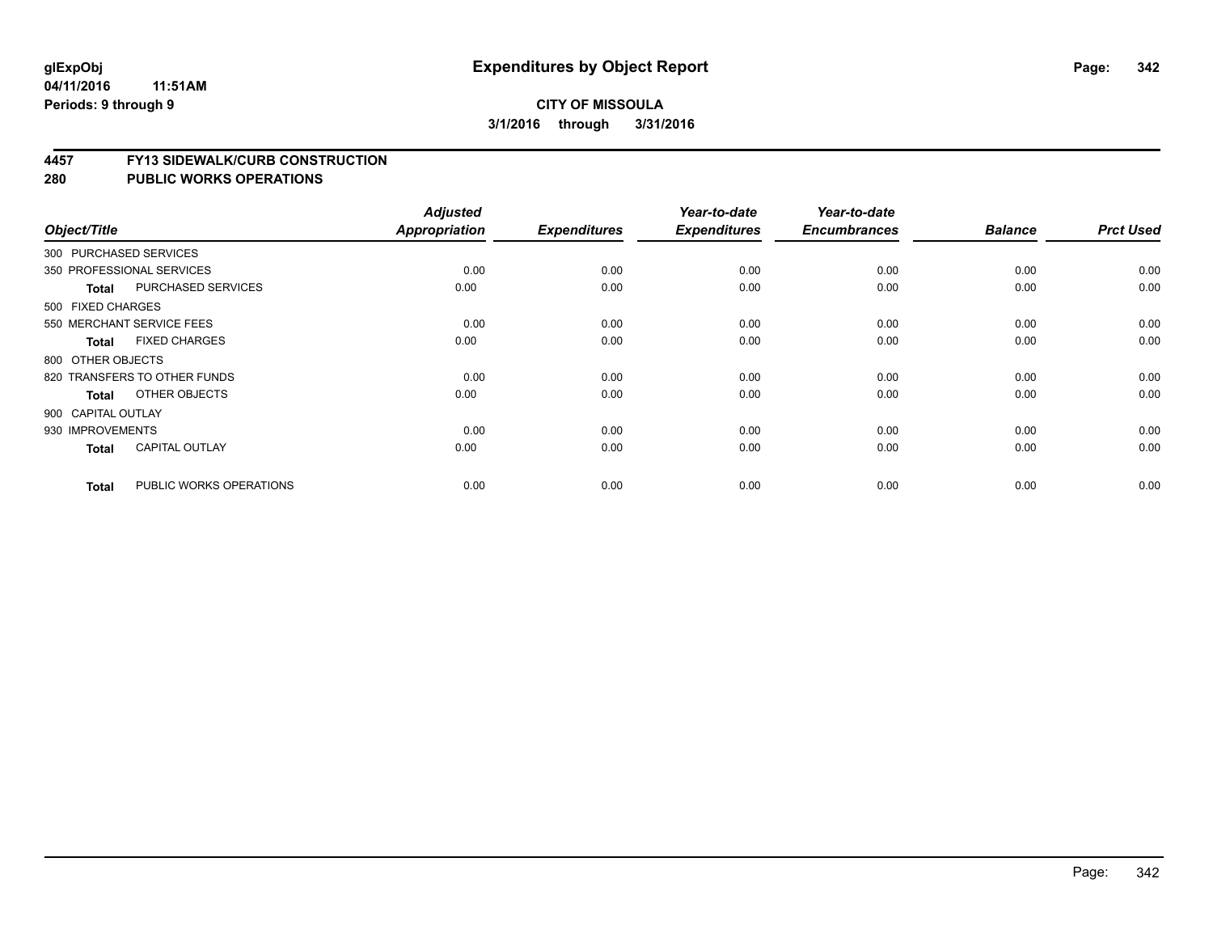**glExpObj**
**04/11/2016 11:51AM**
**Periods: 9 through 9**

# Expenditures by Object Report

**CITY OF MISSOULA**
**3/1/2016 through 3/31/2016**

## 4457 FY13 SIDEWALK/CURB CONSTRUCTION
## 280 PUBLIC WORKS OPERATIONS

| Object/Title | | Adjusted Appropriation | Expenditures | Year-to-date Expenditures | Year-to-date Encumbrances | Balance | Prct Used |
|---|---|---|---|---|---|---|---|
| 300 PURCHASED SERVICES | | | | | | | |
| 350 PROFESSIONAL SERVICES | | 0.00 | 0.00 | 0.00 | 0.00 | 0.00 | 0.00 |
| **Total** | PURCHASED SERVICES | 0.00 | 0.00 | 0.00 | 0.00 | 0.00 | 0.00 |
| 500 FIXED CHARGES | | | | | | | |
| 550 MERCHANT SERVICE FEES | | 0.00 | 0.00 | 0.00 | 0.00 | 0.00 | 0.00 |
| **Total** | FIXED CHARGES | 0.00 | 0.00 | 0.00 | 0.00 | 0.00 | 0.00 |
| 800 OTHER OBJECTS | | | | | | | |
| 820 TRANSFERS TO OTHER FUNDS | | 0.00 | 0.00 | 0.00 | 0.00 | 0.00 | 0.00 |
| **Total** | OTHER OBJECTS | 0.00 | 0.00 | 0.00 | 0.00 | 0.00 | 0.00 |
| 900 CAPITAL OUTLAY | | | | | | | |
| 930 IMPROVEMENTS | | 0.00 | 0.00 | 0.00 | 0.00 | 0.00 | 0.00 |
| **Total** | CAPITAL OUTLAY | 0.00 | 0.00 | 0.00 | 0.00 | 0.00 | 0.00 |
| **Total** | PUBLIC WORKS OPERATIONS | 0.00 | 0.00 | 0.00 | 0.00 | 0.00 | 0.00 |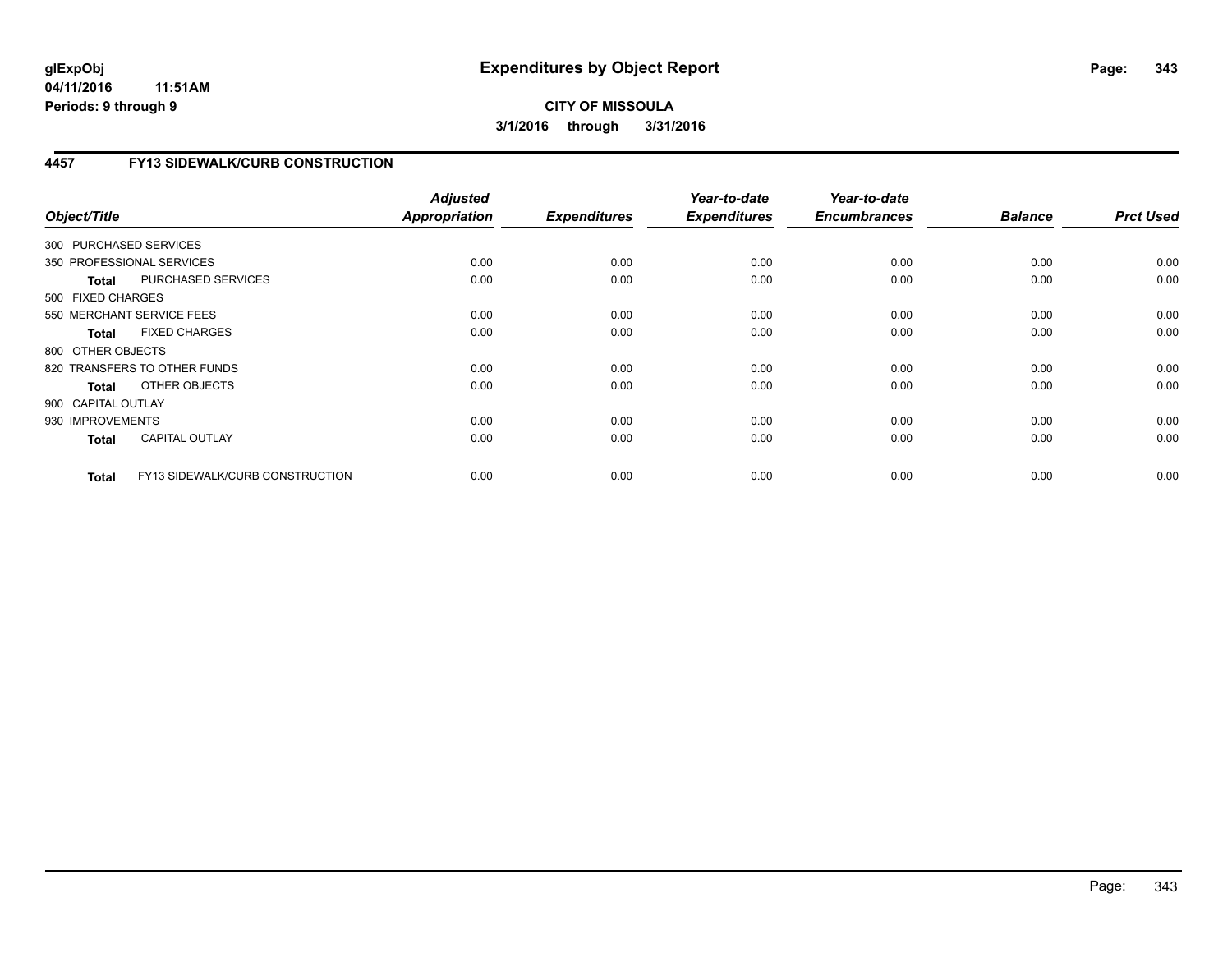**glExpObj** **Expenditures by Object Report**

**04/11/2016 11:51AM**

**Periods: 9 through 9**

**CITY OF MISSOULA**

**3/1/2016 through 3/31/2016**

## 4457 FY13 SIDEWALK/CURB CONSTRUCTION

| Object/Title | | Adjusted Appropriation | Expenditures | Year-to-date Expenditures | Year-to-date Encumbrances | Balance | Prct Used |
|---|---|---|---|---|---|---|---|
| 300 PURCHASED SERVICES | | | | | | | |
| 350 PROFESSIONAL SERVICES | | 0.00 | 0.00 | 0.00 | 0.00 | 0.00 | 0.00 |
| **Total** | PURCHASED SERVICES | 0.00 | 0.00 | 0.00 | 0.00 | 0.00 | 0.00 |
| 500 FIXED CHARGES | | | | | | | |
| 550 MERCHANT SERVICE FEES | | 0.00 | 0.00 | 0.00 | 0.00 | 0.00 | 0.00 |
| **Total** | FIXED CHARGES | 0.00 | 0.00 | 0.00 | 0.00 | 0.00 | 0.00 |
| 800 OTHER OBJECTS | | | | | | | |
| 820 TRANSFERS TO OTHER FUNDS | | 0.00 | 0.00 | 0.00 | 0.00 | 0.00 | 0.00 |
| **Total** | OTHER OBJECTS | 0.00 | 0.00 | 0.00 | 0.00 | 0.00 | 0.00 |
| 900 CAPITAL OUTLAY | | | | | | | |
| 930 IMPROVEMENTS | | 0.00 | 0.00 | 0.00 | 0.00 | 0.00 | 0.00 |
| **Total** | CAPITAL OUTLAY | 0.00 | 0.00 | 0.00 | 0.00 | 0.00 | 0.00 |
| **Total** | FY13 SIDEWALK/CURB CONSTRUCTION | 0.00 | 0.00 | 0.00 | 0.00 | 0.00 | 0.00 |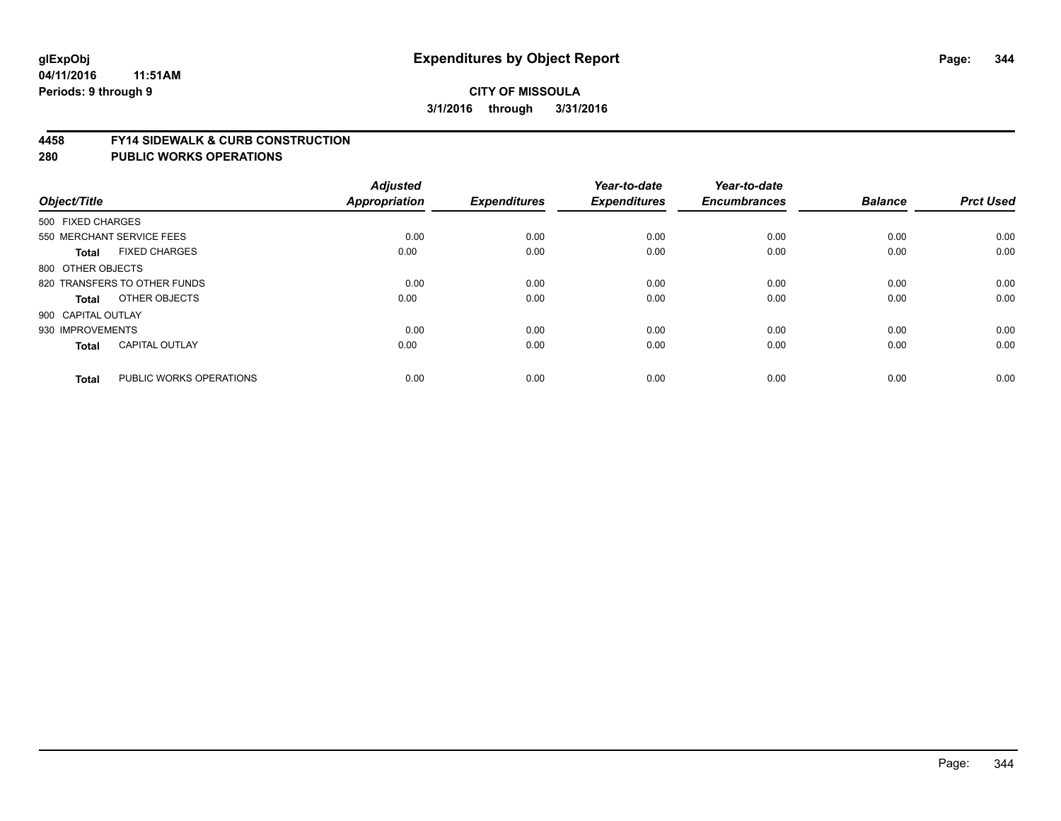# Expenditures by Object Report

glExpObj
04/11/2016 11:51AM
Periods: 9 through 9

**CITY OF MISSOULA**
**3/1/2016 through 3/31/2016**

## 4458 FY14 SIDEWALK & CURB CONSTRUCTION
## 280 PUBLIC WORKS OPERATIONS

| Object/Title | | Adjusted Appropriation | Expenditures | Year-to-date Expenditures | Year-to-date Encumbrances | Balance | Prct Used |
|---|---|---|---|---|---|---|---|
| 500 FIXED CHARGES | | | | | | | |
| 550 MERCHANT SERVICE FEES | | 0.00 | 0.00 | 0.00 | 0.00 | 0.00 | 0.00 |
| **Total** | FIXED CHARGES | 0.00 | 0.00 | 0.00 | 0.00 | 0.00 | 0.00 |
| 800 OTHER OBJECTS | | | | | | | |
| 820 TRANSFERS TO OTHER FUNDS | | 0.00 | 0.00 | 0.00 | 0.00 | 0.00 | 0.00 |
| **Total** | OTHER OBJECTS | 0.00 | 0.00 | 0.00 | 0.00 | 0.00 | 0.00 |
| 900 CAPITAL OUTLAY | | | | | | | |
| 930 IMPROVEMENTS | | 0.00 | 0.00 | 0.00 | 0.00 | 0.00 | 0.00 |
| **Total** | CAPITAL OUTLAY | 0.00 | 0.00 | 0.00 | 0.00 | 0.00 | 0.00 |
| **Total** | PUBLIC WORKS OPERATIONS | 0.00 | 0.00 | 0.00 | 0.00 | 0.00 | 0.00 |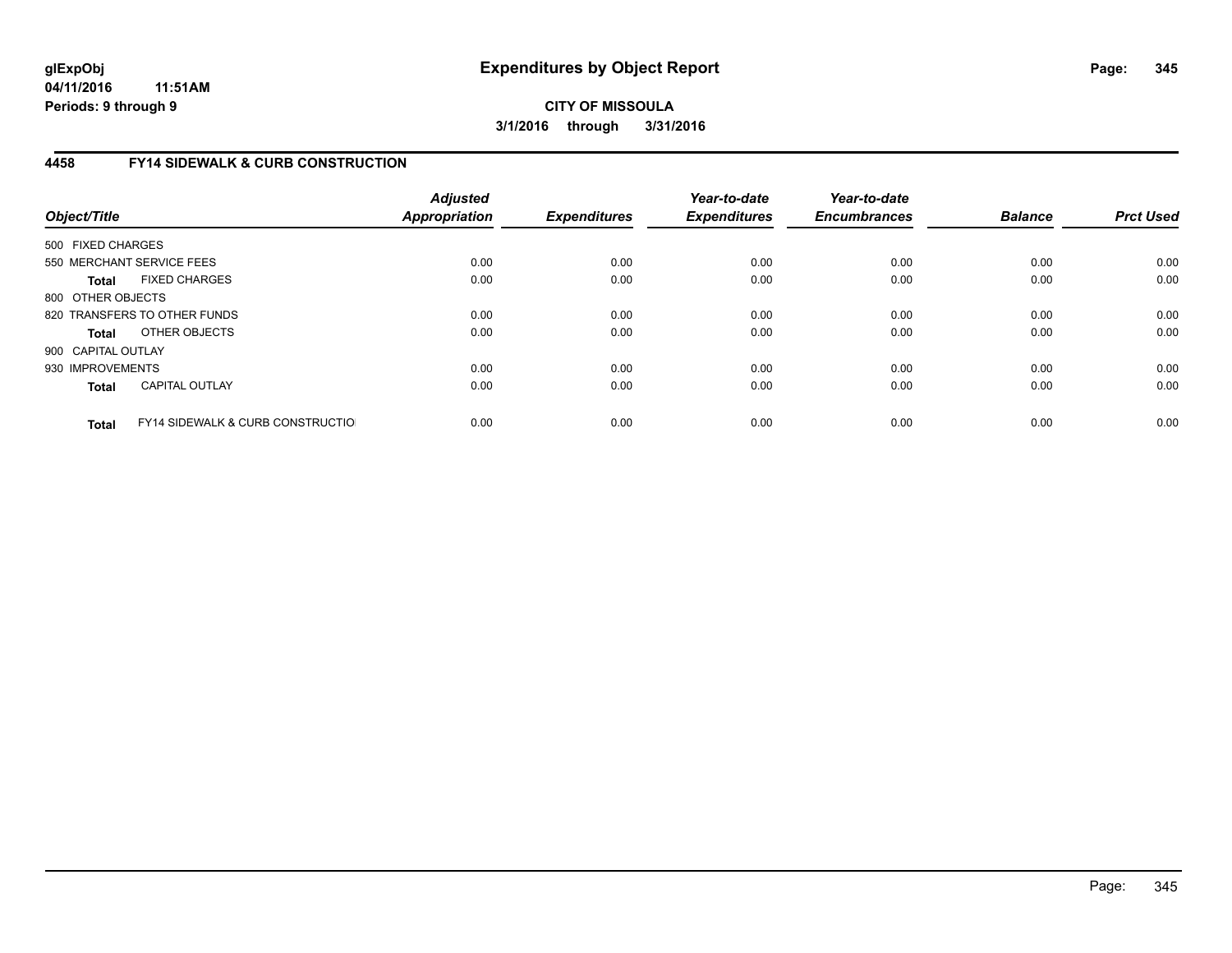**glExpObj** **Expenditures by Object Report**
**04/11/2016 11:51AM**
**Periods: 9 through 9**

**CITY OF MISSOULA**
**3/1/2016 through 3/31/2016**

## 4458 FY14 SIDEWALK & CURB CONSTRUCTION

| Object/Title | | Adjusted Appropriation | Expenditures | Year-to-date Expenditures | Year-to-date Encumbrances | Balance | Prct Used |
|---|---|---|---|---|---|---|---|
| 500 FIXED CHARGES | | | | | | | |
| 550 MERCHANT SERVICE FEES | | 0.00 | 0.00 | 0.00 | 0.00 | 0.00 | 0.00 |
| **Total** | FIXED CHARGES | 0.00 | 0.00 | 0.00 | 0.00 | 0.00 | 0.00 |
| 800 OTHER OBJECTS | | | | | | | |
| 820 TRANSFERS TO OTHER FUNDS | | 0.00 | 0.00 | 0.00 | 0.00 | 0.00 | 0.00 |
| **Total** | OTHER OBJECTS | 0.00 | 0.00 | 0.00 | 0.00 | 0.00 | 0.00 |
| 900 CAPITAL OUTLAY | | | | | | | |
| 930 IMPROVEMENTS | | 0.00 | 0.00 | 0.00 | 0.00 | 0.00 | 0.00 |
| **Total** | CAPITAL OUTLAY | 0.00 | 0.00 | 0.00 | 0.00 | 0.00 | 0.00 |
| **Total** | FY14 SIDEWALK & CURB CONSTRUCTIO | 0.00 | 0.00 | 0.00 | 0.00 | 0.00 | 0.00 |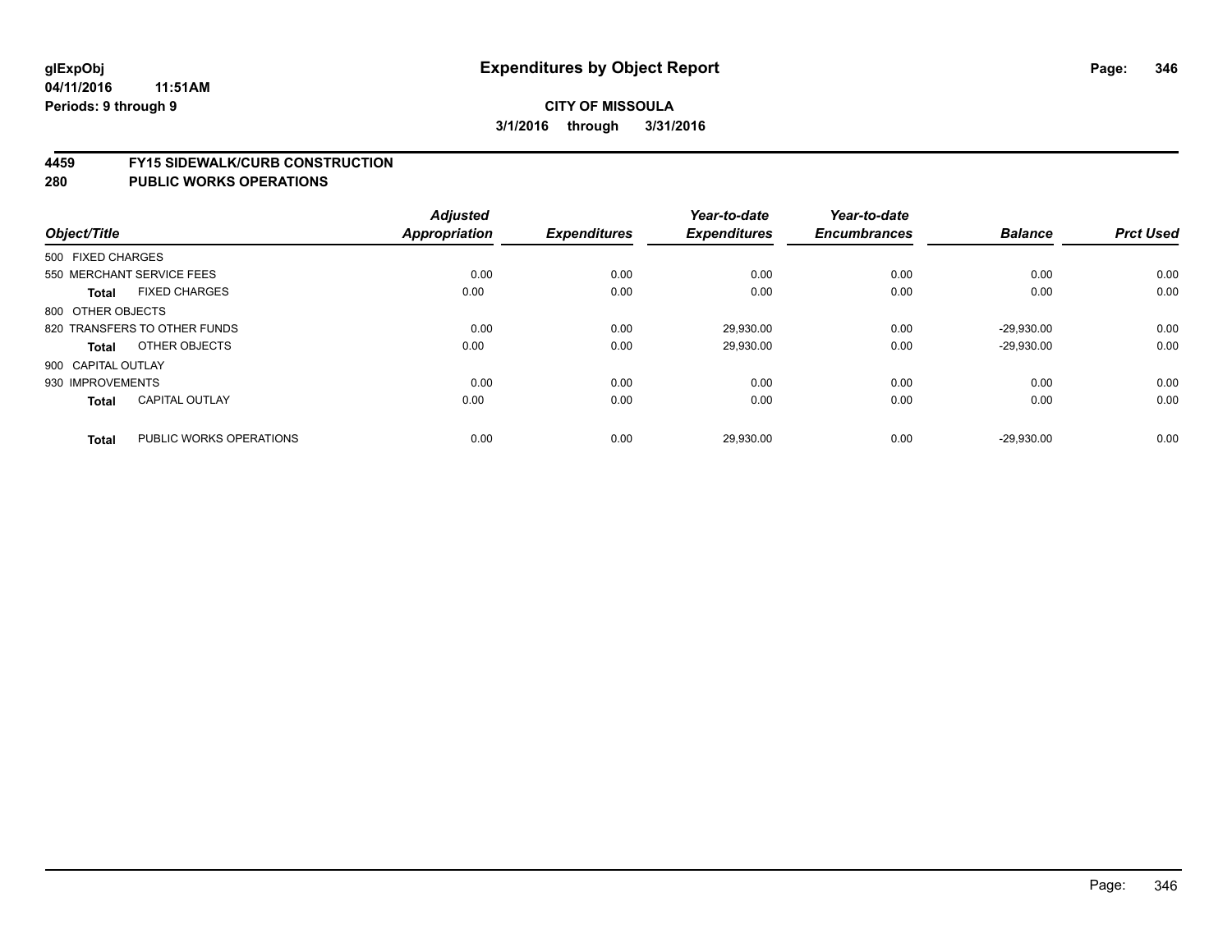**glExpObj** **Expenditures by Object Report**

**04/11/2016 11:51AM**

**Periods: 9 through 9**

**CITY OF MISSOULA**

**3/1/2016 through 3/31/2016**

## 4459 FY15 SIDEWALK/CURB CONSTRUCTION
## 280 PUBLIC WORKS OPERATIONS

| Object/Title | | Adjusted Appropriation | Expenditures | Year-to-date Expenditures | Year-to-date Encumbrances | Balance | Prct Used |
|---|---|---|---|---|---|---|---|
| 500 FIXED CHARGES | | | | | | | |
| 550 MERCHANT SERVICE FEES | | 0.00 | 0.00 | 0.00 | 0.00 | 0.00 | 0.00 |
| **Total** | FIXED CHARGES | 0.00 | 0.00 | 0.00 | 0.00 | 0.00 | 0.00 |
| 800 OTHER OBJECTS | | | | | | | |
| 820 TRANSFERS TO OTHER FUNDS | | 0.00 | 0.00 | 29,930.00 | 0.00 | -29,930.00 | 0.00 |
| **Total** | OTHER OBJECTS | 0.00 | 0.00 | 29,930.00 | 0.00 | -29,930.00 | 0.00 |
| 900 CAPITAL OUTLAY | | | | | | | |
| 930 IMPROVEMENTS | | 0.00 | 0.00 | 0.00 | 0.00 | 0.00 | 0.00 |
| **Total** | CAPITAL OUTLAY | 0.00 | 0.00 | 0.00 | 0.00 | 0.00 | 0.00 |
| **Total** | PUBLIC WORKS OPERATIONS | 0.00 | 0.00 | 29,930.00 | 0.00 | -29,930.00 | 0.00 |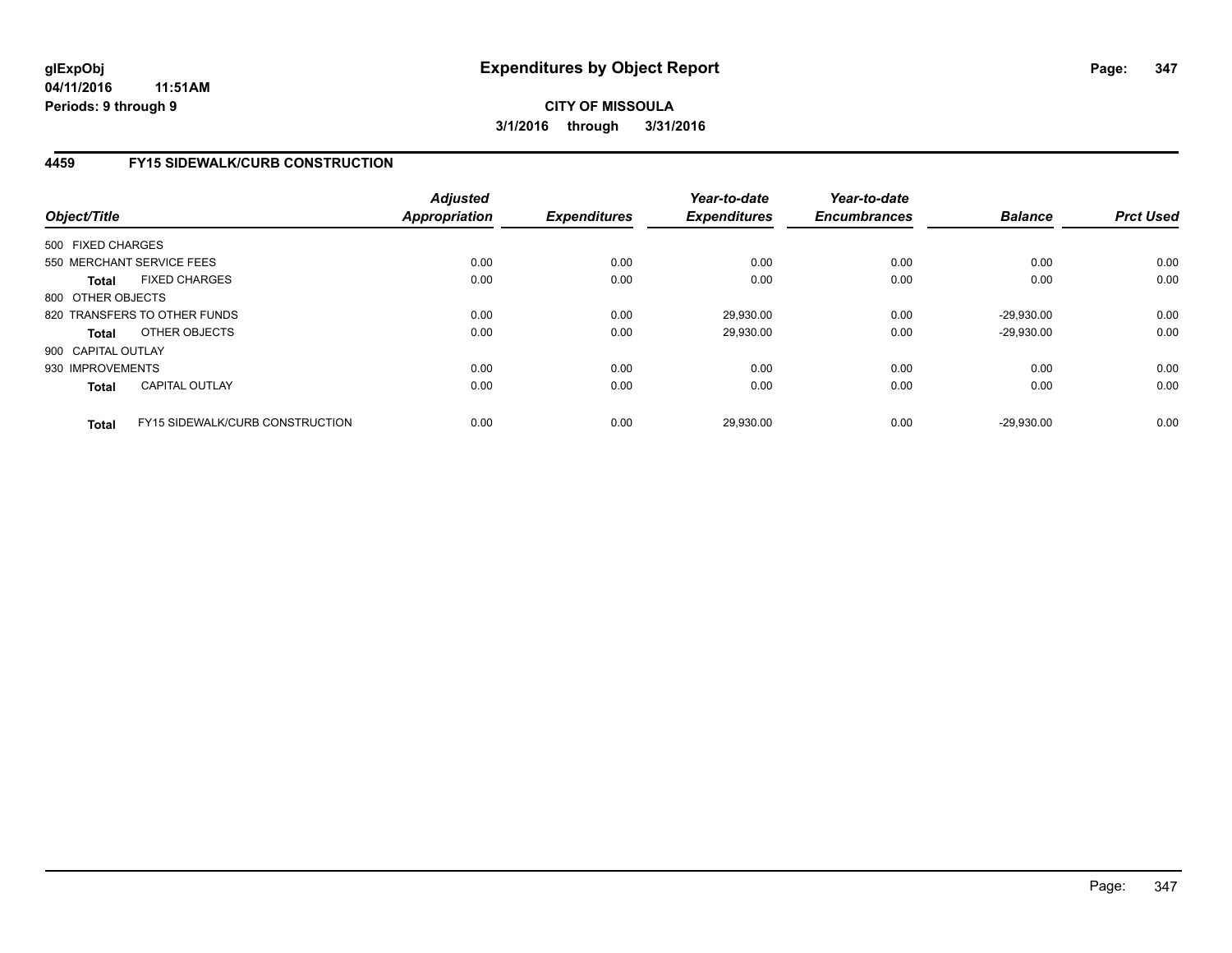**glExpObj**
**04/11/2016 11:51AM**
**Periods: 9 through 9**

# Expenditures by Object Report

**CITY OF MISSOULA**
**3/1/2016 through 3/31/2016**

## 4459 FY15 SIDEWALK/CURB CONSTRUCTION

| Object/Title | Adjusted Appropriation | Expenditures | Year-to-date Expenditures | Year-to-date Encumbrances | Balance | Prct Used |
|---|---|---|---|---|---|---|
| 500 FIXED CHARGES | | | | | | |
| 550 MERCHANT SERVICE FEES | 0.00 | 0.00 | 0.00 | 0.00 | 0.00 | 0.00 |
| **Total** FIXED CHARGES | 0.00 | 0.00 | 0.00 | 0.00 | 0.00 | 0.00 |
| 800 OTHER OBJECTS | | | | | | |
| 820 TRANSFERS TO OTHER FUNDS | 0.00 | 0.00 | 29,930.00 | 0.00 | -29,930.00 | 0.00 |
| **Total** OTHER OBJECTS | 0.00 | 0.00 | 29,930.00 | 0.00 | -29,930.00 | 0.00 |
| 900 CAPITAL OUTLAY | | | | | | |
| 930 IMPROVEMENTS | 0.00 | 0.00 | 0.00 | 0.00 | 0.00 | 0.00 |
| **Total** CAPITAL OUTLAY | 0.00 | 0.00 | 0.00 | 0.00 | 0.00 | 0.00 |
| **Total** FY15 SIDEWALK/CURB CONSTRUCTION | 0.00 | 0.00 | 29,930.00 | 0.00 | -29,930.00 | 0.00 |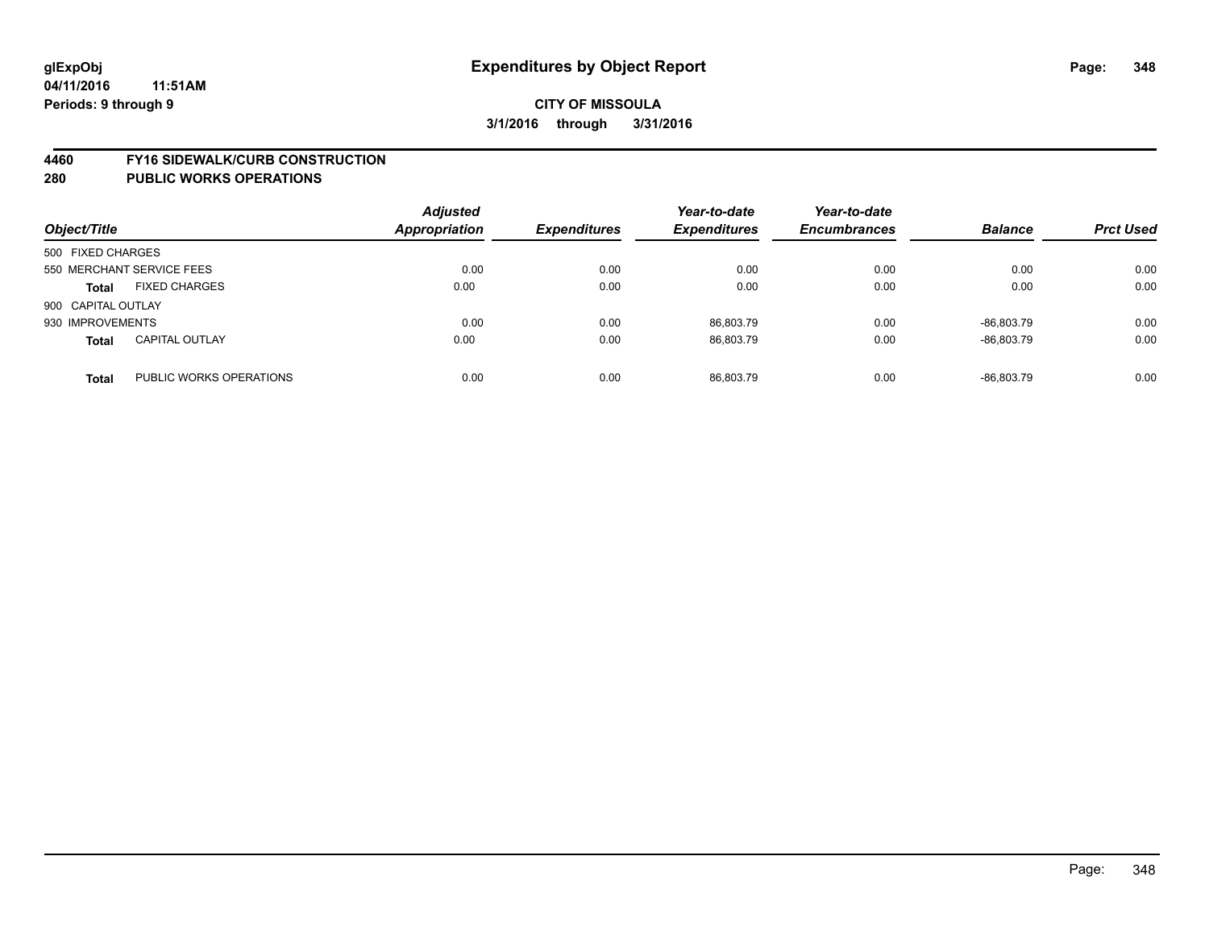# Expenditures by Object Report

glExpObj
04/11/2016 11:51AM
Periods: 9 through 9

**CITY OF MISSOULA**

**3/1/2016 through 3/31/2016**

## 4460 FY16 SIDEWALK/CURB CONSTRUCTION
## 280 PUBLIC WORKS OPERATIONS

| Object/Title | | Adjusted Appropriation | Expenditures | Year-to-date Expenditures | Year-to-date Encumbrances | Balance | Prct Used |
|---|---|---|---|---|---|---|---|
| 500 FIXED CHARGES | | | | | | | |
| 550 MERCHANT SERVICE FEES | | 0.00 | 0.00 | 0.00 | 0.00 | 0.00 | 0.00 |
| **Total** | FIXED CHARGES | 0.00 | 0.00 | 0.00 | 0.00 | 0.00 | 0.00 |
| 900 CAPITAL OUTLAY | | | | | | | |
| 930 IMPROVEMENTS | | 0.00 | 0.00 | 86,803.79 | 0.00 | -86,803.79 | 0.00 |
| **Total** | CAPITAL OUTLAY | 0.00 | 0.00 | 86,803.79 | 0.00 | -86,803.79 | 0.00 |
| **Total** | PUBLIC WORKS OPERATIONS | 0.00 | 0.00 | 86,803.79 | 0.00 | -86,803.79 | 0.00 |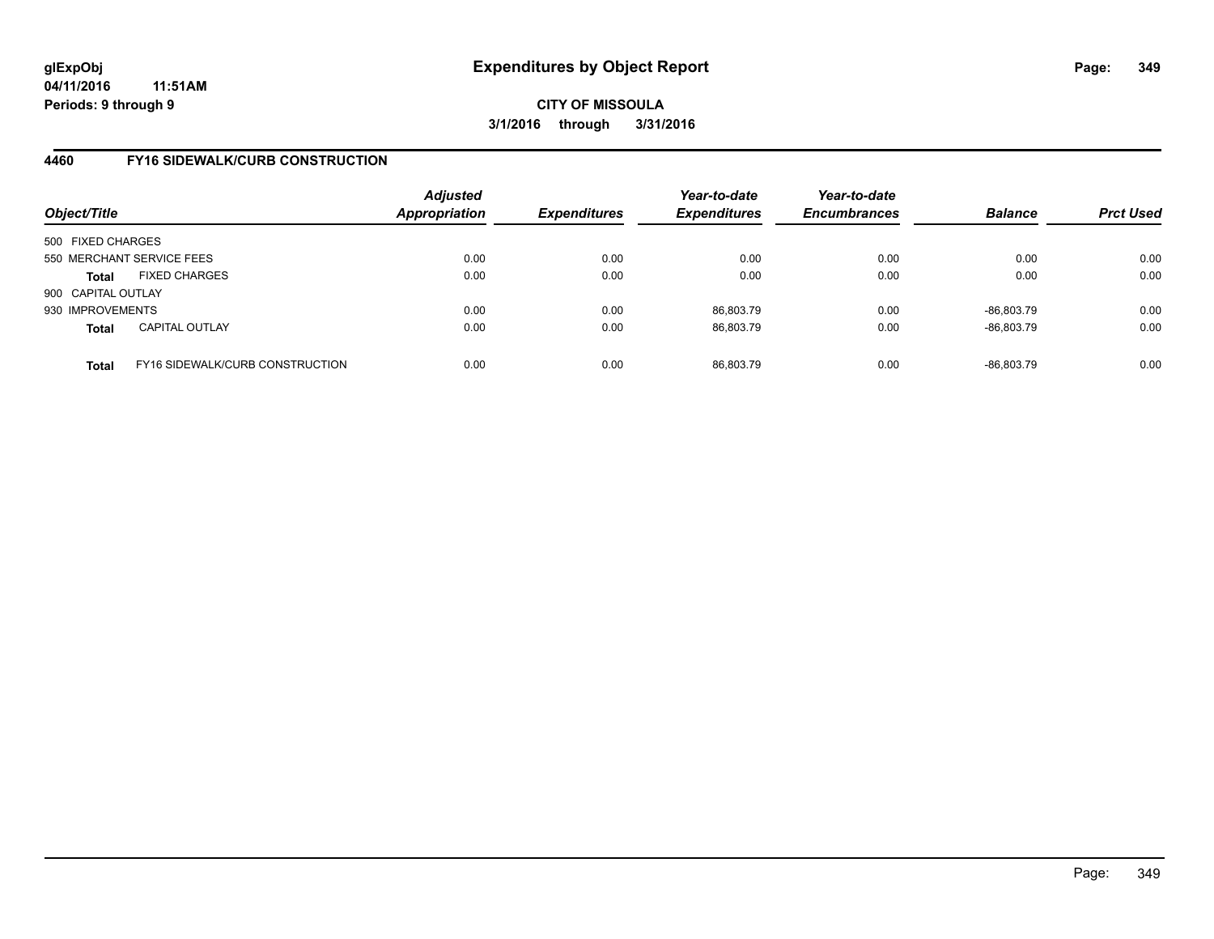**CITY OF MISSOULA**

**3/1/2016 through 3/31/2016**

## 4460 FY16 SIDEWALK/CURB CONSTRUCTION

| Object/Title | | Adjusted Appropriation | Expenditures | Year-to-date Expenditures | Year-to-date Encumbrances | Balance | Prct Used |
|---|---|---|---|---|---|---|---|
| 500 FIXED CHARGES | | | | | | | |
| 550 MERCHANT SERVICE FEES | | 0.00 | 0.00 | 0.00 | 0.00 | 0.00 | 0.00 |
| **Total** | FIXED CHARGES | 0.00 | 0.00 | 0.00 | 0.00 | 0.00 | 0.00 |
| 900 CAPITAL OUTLAY | | | | | | | |
| 930 IMPROVEMENTS | | 0.00 | 0.00 | 86,803.79 | 0.00 | -86,803.79 | 0.00 |
| **Total** | CAPITAL OUTLAY | 0.00 | 0.00 | 86,803.79 | 0.00 | -86,803.79 | 0.00 |
| **Total** | FY16 SIDEWALK/CURB CONSTRUCTION | 0.00 | 0.00 | 86,803.79 | 0.00 | -86,803.79 | 0.00 |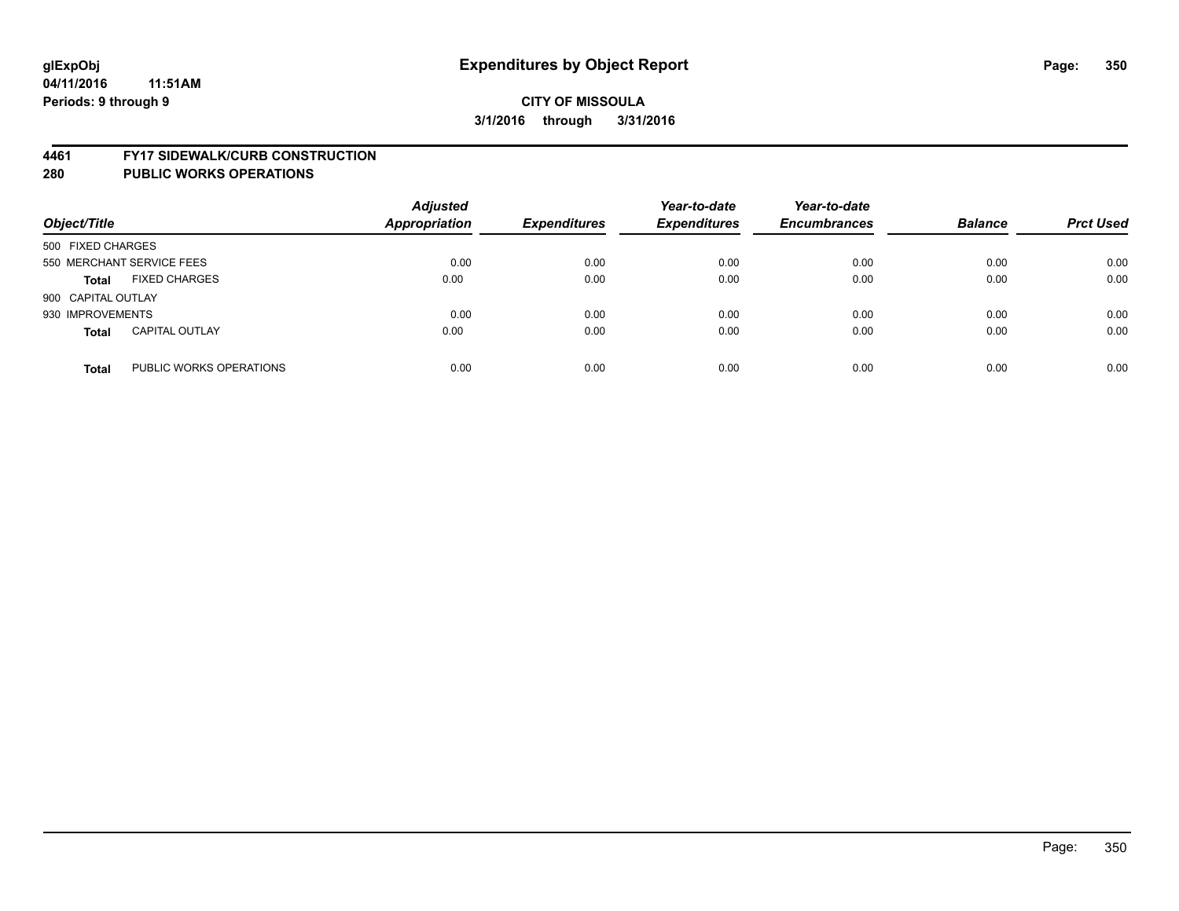glExpObj
04/11/2016 11:51AM
Periods: 9 through 9

# Expenditures by Object Report

**CITY OF MISSOULA**
**3/1/2016 through 3/31/2016**

**4461 FY17 SIDEWALK/CURB CONSTRUCTION**
**280 PUBLIC WORKS OPERATIONS**

| Object/Title | | Adjusted Appropriation | Expenditures | Year-to-date Expenditures | Year-to-date Encumbrances | Balance | Prct Used |
|---|---|---|---|---|---|---|---|
| 500 FIXED CHARGES | | | | | | | |
| 550 MERCHANT SERVICE FEES | | 0.00 | 0.00 | 0.00 | 0.00 | 0.00 | 0.00 |
| **Total** | FIXED CHARGES | 0.00 | 0.00 | 0.00 | 0.00 | 0.00 | 0.00 |
| 900 CAPITAL OUTLAY | | | | | | | |
| 930 IMPROVEMENTS | | 0.00 | 0.00 | 0.00 | 0.00 | 0.00 | 0.00 |
| **Total** | CAPITAL OUTLAY | 0.00 | 0.00 | 0.00 | 0.00 | 0.00 | 0.00 |
| **Total** | PUBLIC WORKS OPERATIONS | 0.00 | 0.00 | 0.00 | 0.00 | 0.00 | 0.00 |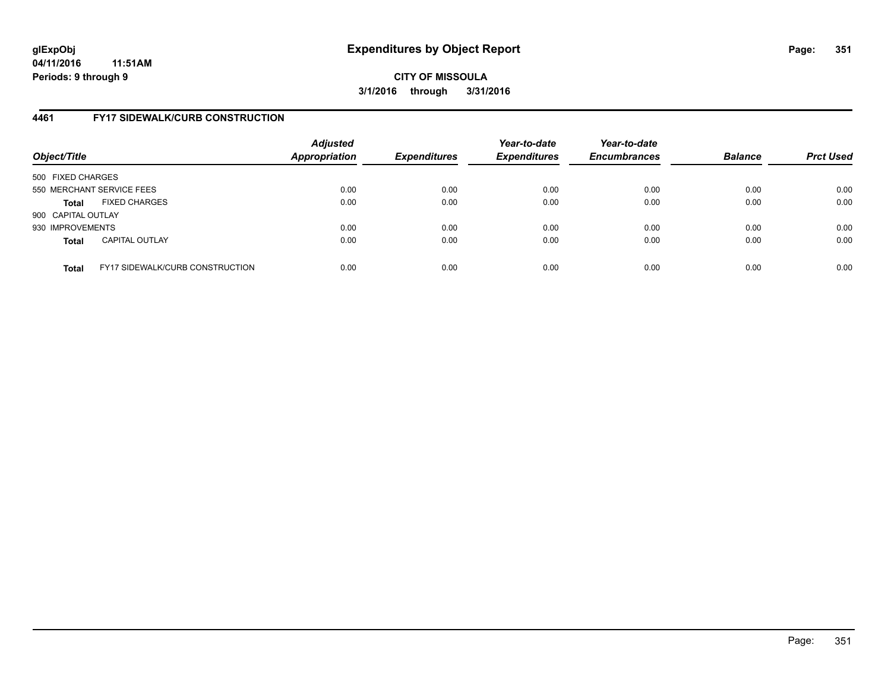**glExpObj**
**04/11/2016 11:51AM**
**Periods: 9 through 9**

# Expenditures by Object Report

**CITY OF MISSOULA**
**3/1/2016 through 3/31/2016**

## 4461 FY17 SIDEWALK/CURB CONSTRUCTION

| Object/Title | | Adjusted Appropriation | Expenditures | Year-to-date Expenditures | Year-to-date Encumbrances | Balance | Prct Used |
|---|---|---|---|---|---|---|---|
| 500 FIXED CHARGES | | | | | | | |
| 550 MERCHANT SERVICE FEES | | 0.00 | 0.00 | 0.00 | 0.00 | 0.00 | 0.00 |
| **Total** | FIXED CHARGES | 0.00 | 0.00 | 0.00 | 0.00 | 0.00 | 0.00 |
| 900 CAPITAL OUTLAY | | | | | | | |
| 930 IMPROVEMENTS | | 0.00 | 0.00 | 0.00 | 0.00 | 0.00 | 0.00 |
| **Total** | CAPITAL OUTLAY | 0.00 | 0.00 | 0.00 | 0.00 | 0.00 | 0.00 |
| **Total** | FY17 SIDEWALK/CURB CONSTRUCTION | 0.00 | 0.00 | 0.00 | 0.00 | 0.00 | 0.00 |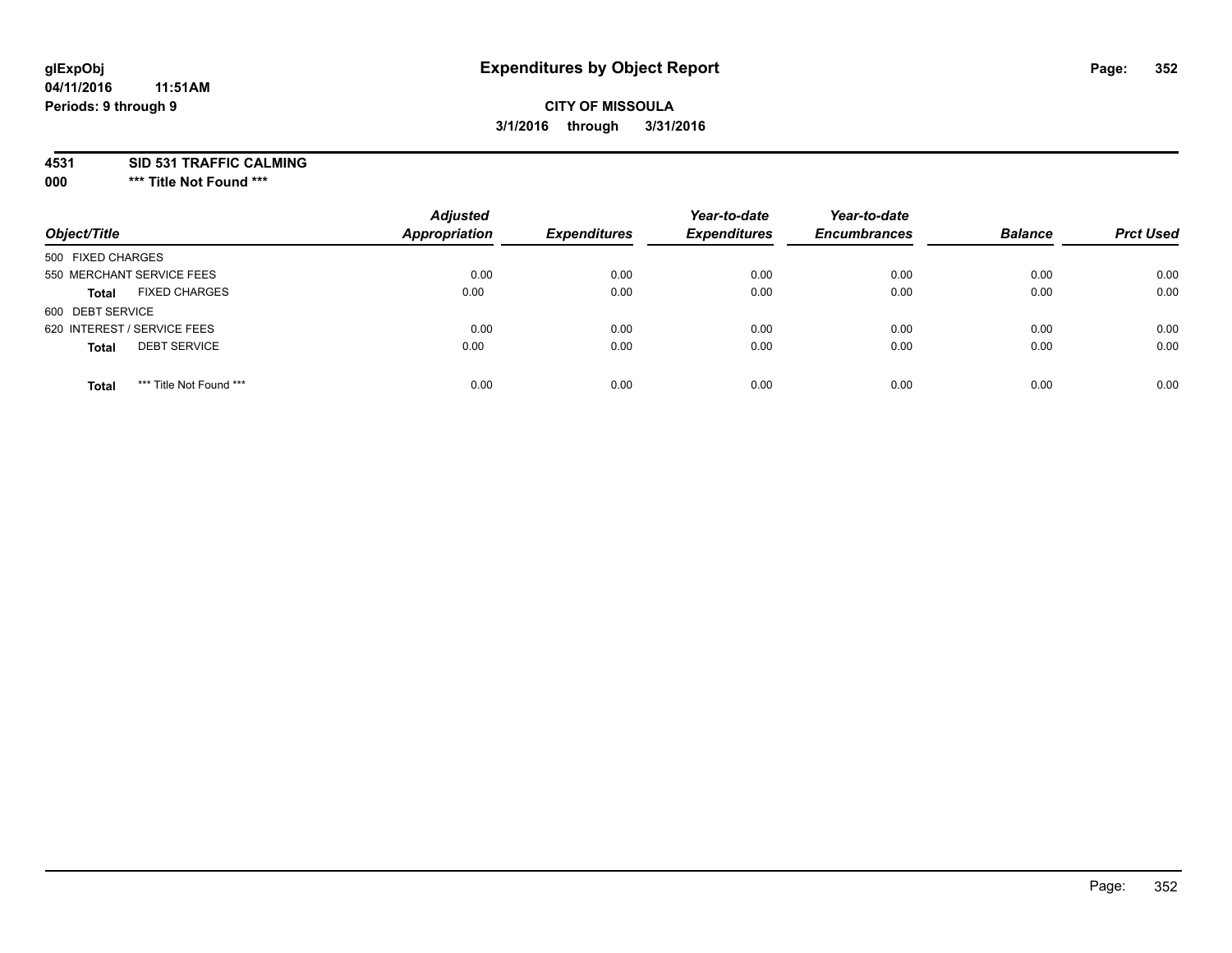**glExpObj** **Expenditures by Object Report**

**04/11/2016 11:51AM**

**Periods: 9 through 9**

**CITY OF MISSOULA**

**3/1/2016 through 3/31/2016**

**4531 SID 531 TRAFFIC CALMING**

**000 \*\*\* Title Not Found \*\*\***

| Object/Title | Adjusted Appropriation | Expenditures | Year-to-date Expenditures | Year-to-date Encumbrances | Balance | Prct Used |
|---|---|---|---|---|---|---|
| 500 FIXED CHARGES | | | | | | |
| 550 MERCHANT SERVICE FEES | 0.00 | 0.00 | 0.00 | 0.00 | 0.00 | 0.00 |
| **Total** FIXED CHARGES | 0.00 | 0.00 | 0.00 | 0.00 | 0.00 | 0.00 |
| 600 DEBT SERVICE | | | | | | |
| 620 INTEREST / SERVICE FEES | 0.00 | 0.00 | 0.00 | 0.00 | 0.00 | 0.00 |
| **Total** DEBT SERVICE | 0.00 | 0.00 | 0.00 | 0.00 | 0.00 | 0.00 |
| **Total** \*\*\* Title Not Found \*\*\* | 0.00 | 0.00 | 0.00 | 0.00 | 0.00 | 0.00 |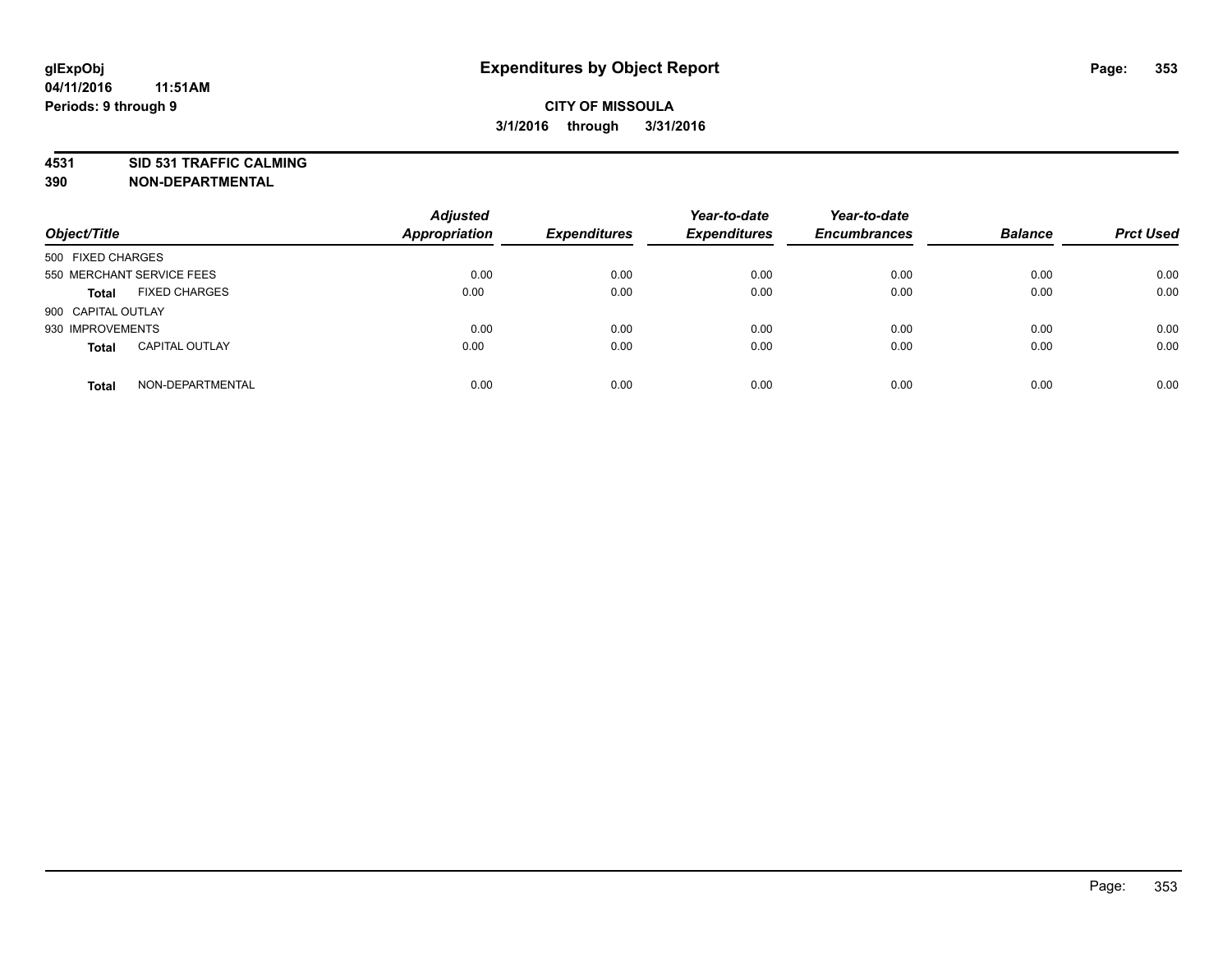glExpObj
04/11/2016 11:51AM
Periods: 9 through 9

# Expenditures by Object Report

**CITY OF MISSOULA**
**3/1/2016 through 3/31/2016**

**4531 SID 531 TRAFFIC CALMING**
**390 NON-DEPARTMENTAL**

| Object/Title | | Adjusted Appropriation | Expenditures | Year-to-date Expenditures | Year-to-date Encumbrances | Balance | Prct Used |
|---|---|---|---|---|---|---|---|
| 500 FIXED CHARGES | | | | | | | |
| 550 MERCHANT SERVICE FEES | | 0.00 | 0.00 | 0.00 | 0.00 | 0.00 | 0.00 |
| **Total** | FIXED CHARGES | 0.00 | 0.00 | 0.00 | 0.00 | 0.00 | 0.00 |
| 900 CAPITAL OUTLAY | | | | | | | |
| 930 IMPROVEMENTS | | 0.00 | 0.00 | 0.00 | 0.00 | 0.00 | 0.00 |
| **Total** | CAPITAL OUTLAY | 0.00 | 0.00 | 0.00 | 0.00 | 0.00 | 0.00 |
| **Total** | NON-DEPARTMENTAL | 0.00 | 0.00 | 0.00 | 0.00 | 0.00 | 0.00 |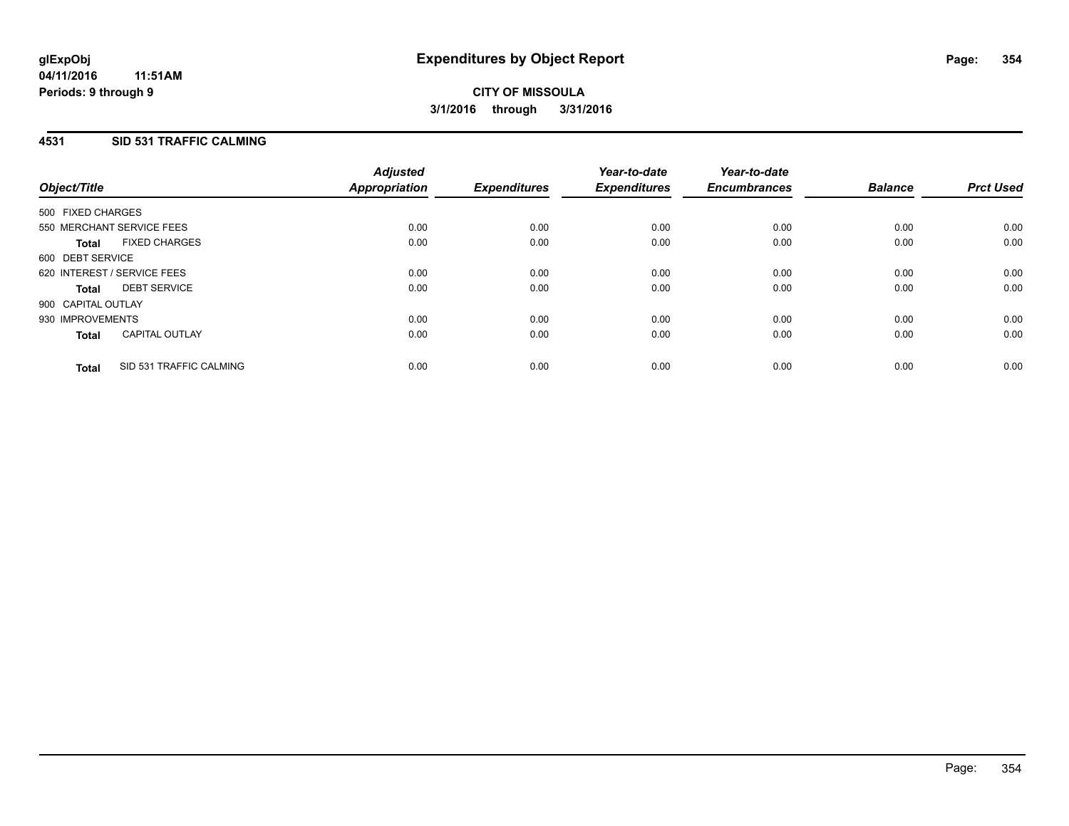**glExpObj**
**04/11/2016 11:51AM**
**Periods: 9 through 9**

# Expenditures by Object Report

**CITY OF MISSOULA**
**3/1/2016 through 3/31/2016**

## 4531 SID 531 TRAFFIC CALMING

| Object/Title | Adjusted Appropriation | Expenditures | Year-to-date Expenditures | Year-to-date Encumbrances | Balance | Prct Used |
|---|---|---|---|---|---|---|
| 500 FIXED CHARGES | | | | | | |
| 550 MERCHANT SERVICE FEES | 0.00 | 0.00 | 0.00 | 0.00 | 0.00 | 0.00 |
| **Total** FIXED CHARGES | 0.00 | 0.00 | 0.00 | 0.00 | 0.00 | 0.00 |
| 600 DEBT SERVICE | | | | | | |
| 620 INTEREST / SERVICE FEES | 0.00 | 0.00 | 0.00 | 0.00 | 0.00 | 0.00 |
| **Total** DEBT SERVICE | 0.00 | 0.00 | 0.00 | 0.00 | 0.00 | 0.00 |
| 900 CAPITAL OUTLAY | | | | | | |
| 930 IMPROVEMENTS | 0.00 | 0.00 | 0.00 | 0.00 | 0.00 | 0.00 |
| **Total** CAPITAL OUTLAY | 0.00 | 0.00 | 0.00 | 0.00 | 0.00 | 0.00 |
| **Total** SID 531 TRAFFIC CALMING | 0.00 | 0.00 | 0.00 | 0.00 | 0.00 | 0.00 |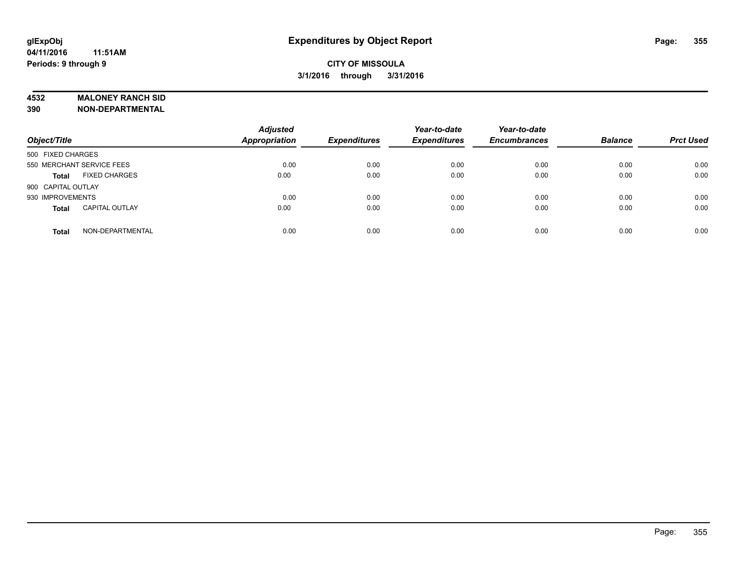**glExpObj**
**04/11/2016 11:51AM**
**Periods: 9 through 9**

# Expenditures by Object Report

**CITY OF MISSOULA**
**3/1/2016 through 3/31/2016**

**4532 MALONEY RANCH SID**
**390 NON-DEPARTMENTAL**

| Object/Title | Adjusted Appropriation | Expenditures | Year-to-date Expenditures | Year-to-date Encumbrances | Balance | Prct Used |
|---|---|---|---|---|---|---|
| 500 FIXED CHARGES | | | | | | |
| 550 MERCHANT SERVICE FEES | 0.00 | 0.00 | 0.00 | 0.00 | 0.00 | 0.00 |
| **Total** FIXED CHARGES | 0.00 | 0.00 | 0.00 | 0.00 | 0.00 | 0.00 |
| 900 CAPITAL OUTLAY | | | | | | |
| 930 IMPROVEMENTS | 0.00 | 0.00 | 0.00 | 0.00 | 0.00 | 0.00 |
| **Total** CAPITAL OUTLAY | 0.00 | 0.00 | 0.00 | 0.00 | 0.00 | 0.00 |
| **Total** NON-DEPARTMENTAL | 0.00 | 0.00 | 0.00 | 0.00 | 0.00 | 0.00 |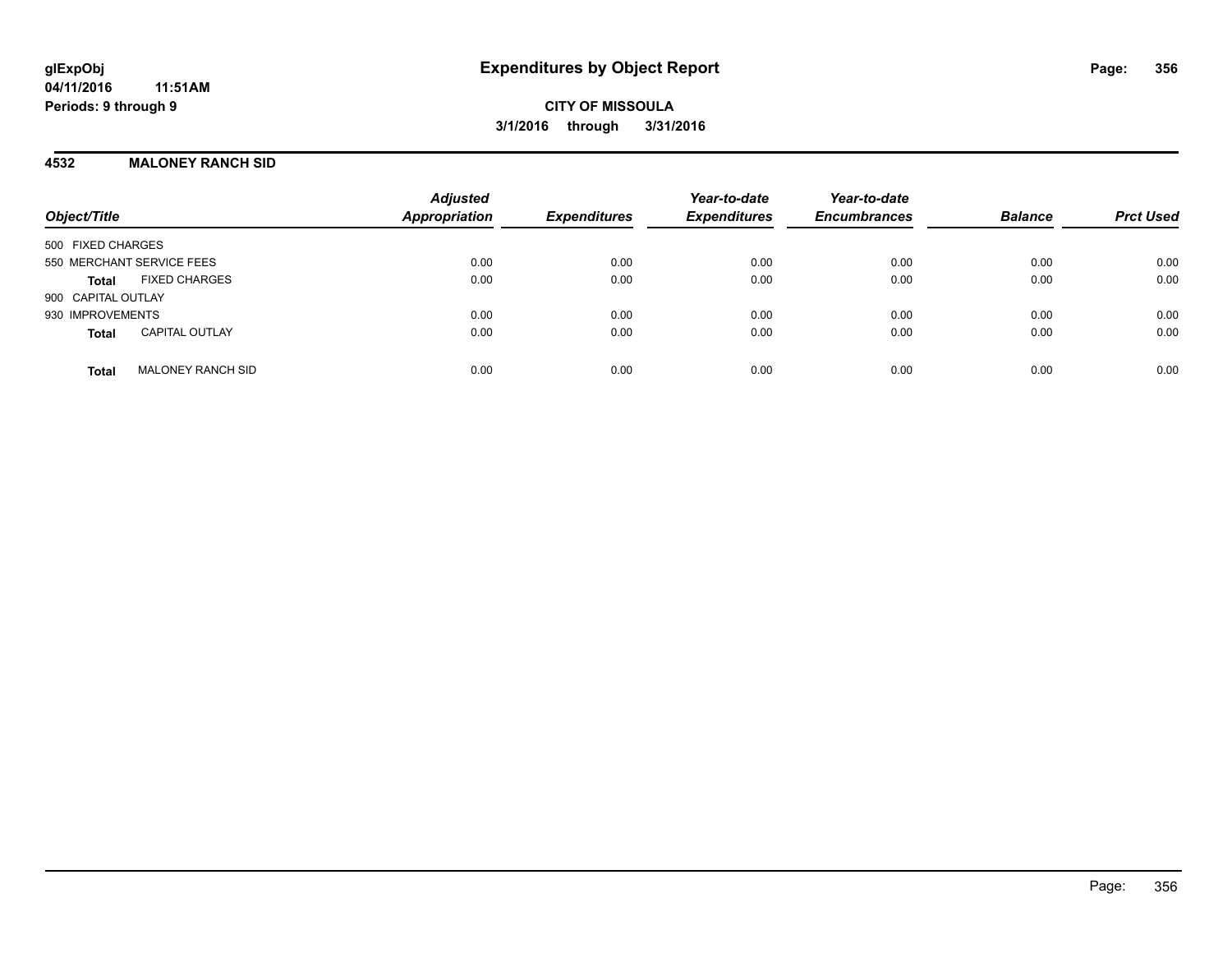**glExpObj** **Expenditures by Object Report**
**04/11/2016 11:51AM**
**Periods: 9 through 9**

**CITY OF MISSOULA**
**3/1/2016 through 3/31/2016**

## 4532 MALONEY RANCH SID

| Object/Title | | *Adjusted Appropriation* | *Expenditures* | *Year-to-date Expenditures* | *Year-to-date Encumbrances* | *Balance* | *Prct Used* |
|---|---|---|---|---|---|---|---|
| 500 FIXED CHARGES | | | | | | | |
| 550 MERCHANT SERVICE FEES | | 0.00 | 0.00 | 0.00 | 0.00 | 0.00 | 0.00 |
| **Total** | FIXED CHARGES | 0.00 | 0.00 | 0.00 | 0.00 | 0.00 | 0.00 |
| 900 CAPITAL OUTLAY | | | | | | | |
| 930 IMPROVEMENTS | | 0.00 | 0.00 | 0.00 | 0.00 | 0.00 | 0.00 |
| **Total** | CAPITAL OUTLAY | 0.00 | 0.00 | 0.00 | 0.00 | 0.00 | 0.00 |
| **Total** | MALONEY RANCH SID | 0.00 | 0.00 | 0.00 | 0.00 | 0.00 | 0.00 |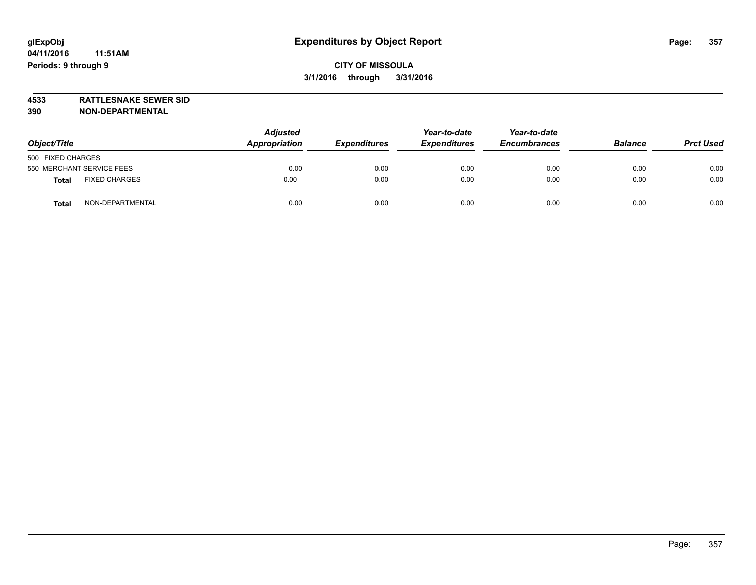**glExpObj**
**04/11/2016 11:51AM**
**Periods: 9 through 9**

# Expenditures by Object Report

**CITY OF MISSOULA**
**3/1/2016 through 3/31/2016**

**4533 RATTLESNAKE SEWER SID**
**390 NON-DEPARTMENTAL**

| Object/Title | | Adjusted Appropriation | Expenditures | Year-to-date Expenditures | Year-to-date Encumbrances | Balance | Prct Used |
|---|---|---|---|---|---|---|---|
| 500 FIXED CHARGES | | | | | | | |
| 550 MERCHANT SERVICE FEES | | 0.00 | 0.00 | 0.00 | 0.00 | 0.00 | 0.00 |
| **Total** | FIXED CHARGES | 0.00 | 0.00 | 0.00 | 0.00 | 0.00 | 0.00 |
| **Total** | NON-DEPARTMENTAL | 0.00 | 0.00 | 0.00 | 0.00 | 0.00 | 0.00 |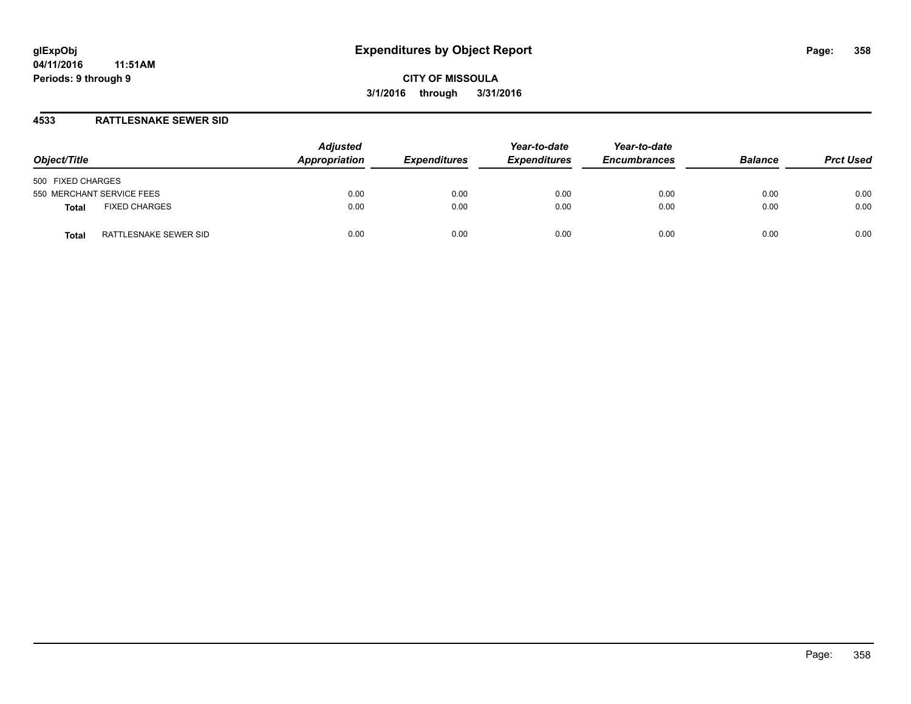# Expenditures by Object Report

glExpObj
04/11/2016 11:51AM
Periods: 9 through 9

**CITY OF MISSOULA**
**3/1/2016 through 3/31/2016**

## 4533 RATTLESNAKE SEWER SID

| Object/Title | | Adjusted Appropriation | Expenditures | Year-to-date Expenditures | Year-to-date Encumbrances | Balance | Prct Used |
|---|---|---|---|---|---|---|---|
| 500 FIXED CHARGES | | | | | | | |
| 550 MERCHANT SERVICE FEES | | 0.00 | 0.00 | 0.00 | 0.00 | 0.00 | 0.00 |
| **Total** | FIXED CHARGES | 0.00 | 0.00 | 0.00 | 0.00 | 0.00 | 0.00 |
| **Total** | RATTLESNAKE SEWER SID | 0.00 | 0.00 | 0.00 | 0.00 | 0.00 | 0.00 |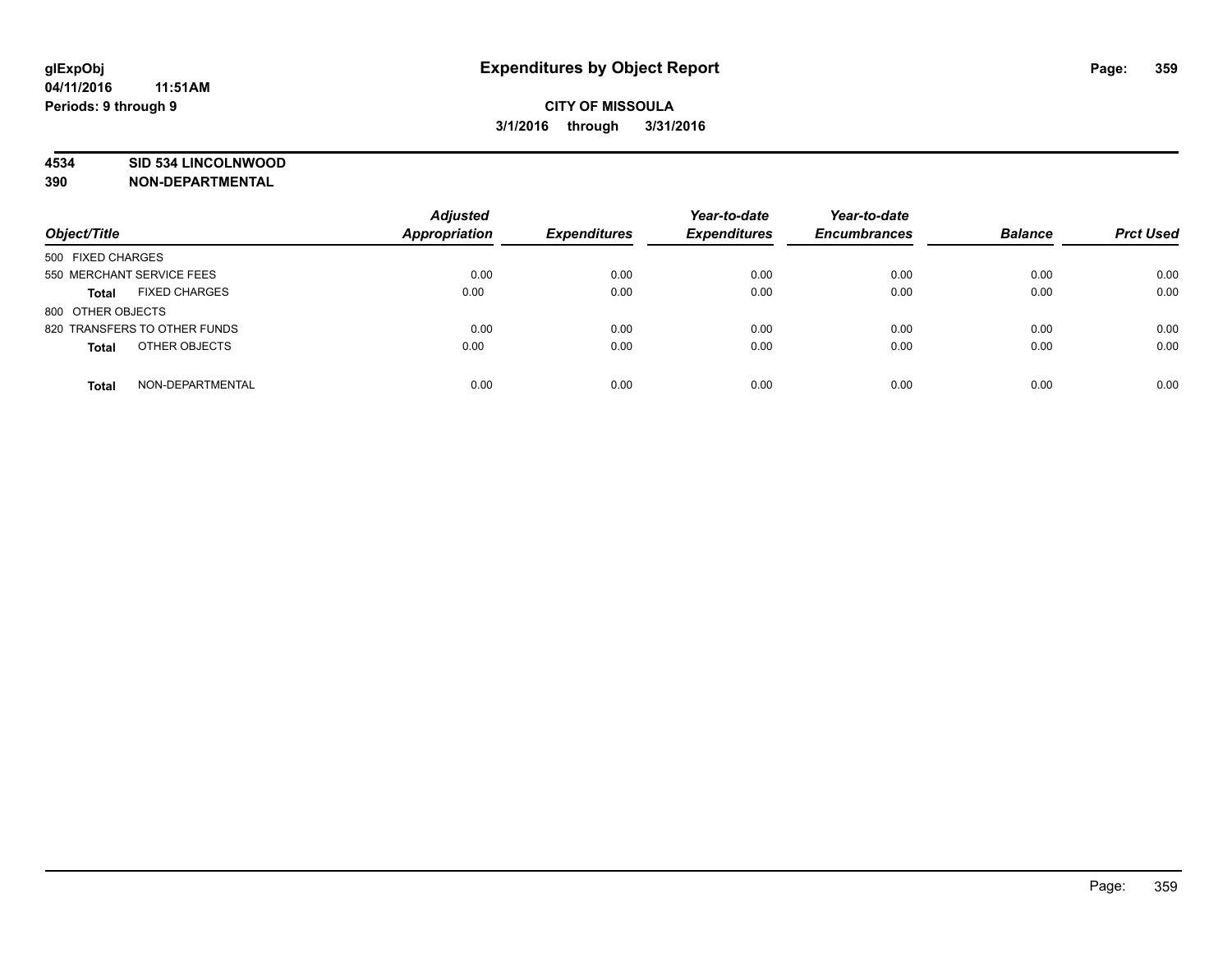# Expenditures by Object Report

glExpObj
04/11/2016 11:51AM
Periods: 9 through 9

**CITY OF MISSOULA**
**3/1/2016 through 3/31/2016**

**4534 SID 534 LINCOLNWOOD**
**390 NON-DEPARTMENTAL**

| Object/Title | Adjusted Appropriation | Expenditures | Year-to-date Expenditures | Year-to-date Encumbrances | Balance | Prct Used |
|---|---|---|---|---|---|---|
| 500 FIXED CHARGES | | | | | | |
| 550 MERCHANT SERVICE FEES | 0.00 | 0.00 | 0.00 | 0.00 | 0.00 | 0.00 |
| **Total** FIXED CHARGES | 0.00 | 0.00 | 0.00 | 0.00 | 0.00 | 0.00 |
| 800 OTHER OBJECTS | | | | | | |
| 820 TRANSFERS TO OTHER FUNDS | 0.00 | 0.00 | 0.00 | 0.00 | 0.00 | 0.00 |
| **Total** OTHER OBJECTS | 0.00 | 0.00 | 0.00 | 0.00 | 0.00 | 0.00 |
| **Total** NON-DEPARTMENTAL | 0.00 | 0.00 | 0.00 | 0.00 | 0.00 | 0.00 |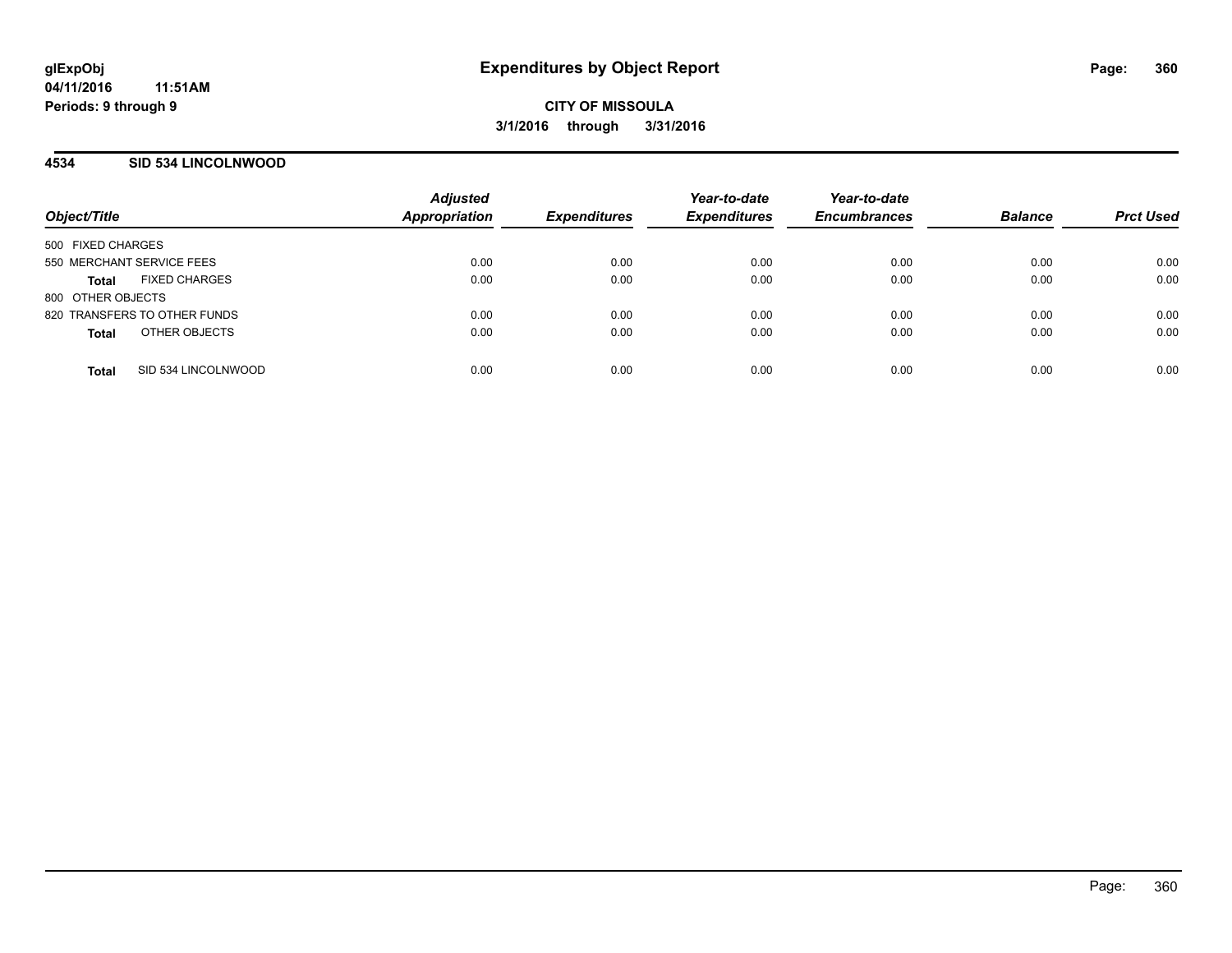glExpObj
04/11/2016 11:51AM
Periods: 9 through 9

# Expenditures by Object Report

**CITY OF MISSOULA**
**3/1/2016 through 3/31/2016**

## 4534 SID 534 LINCOLNWOOD

| Object/Title | Adjusted Appropriation | Expenditures | Year-to-date Expenditures | Year-to-date Encumbrances | Balance | Prct Used |
|---|---|---|---|---|---|---|
| 500 FIXED CHARGES | | | | | | |
| 550 MERCHANT SERVICE FEES | 0.00 | 0.00 | 0.00 | 0.00 | 0.00 | 0.00 |
| **Total** FIXED CHARGES | 0.00 | 0.00 | 0.00 | 0.00 | 0.00 | 0.00 |
| 800 OTHER OBJECTS | | | | | | |
| 820 TRANSFERS TO OTHER FUNDS | 0.00 | 0.00 | 0.00 | 0.00 | 0.00 | 0.00 |
| **Total** OTHER OBJECTS | 0.00 | 0.00 | 0.00 | 0.00 | 0.00 | 0.00 |
| **Total** SID 534 LINCOLNWOOD | 0.00 | 0.00 | 0.00 | 0.00 | 0.00 | 0.00 |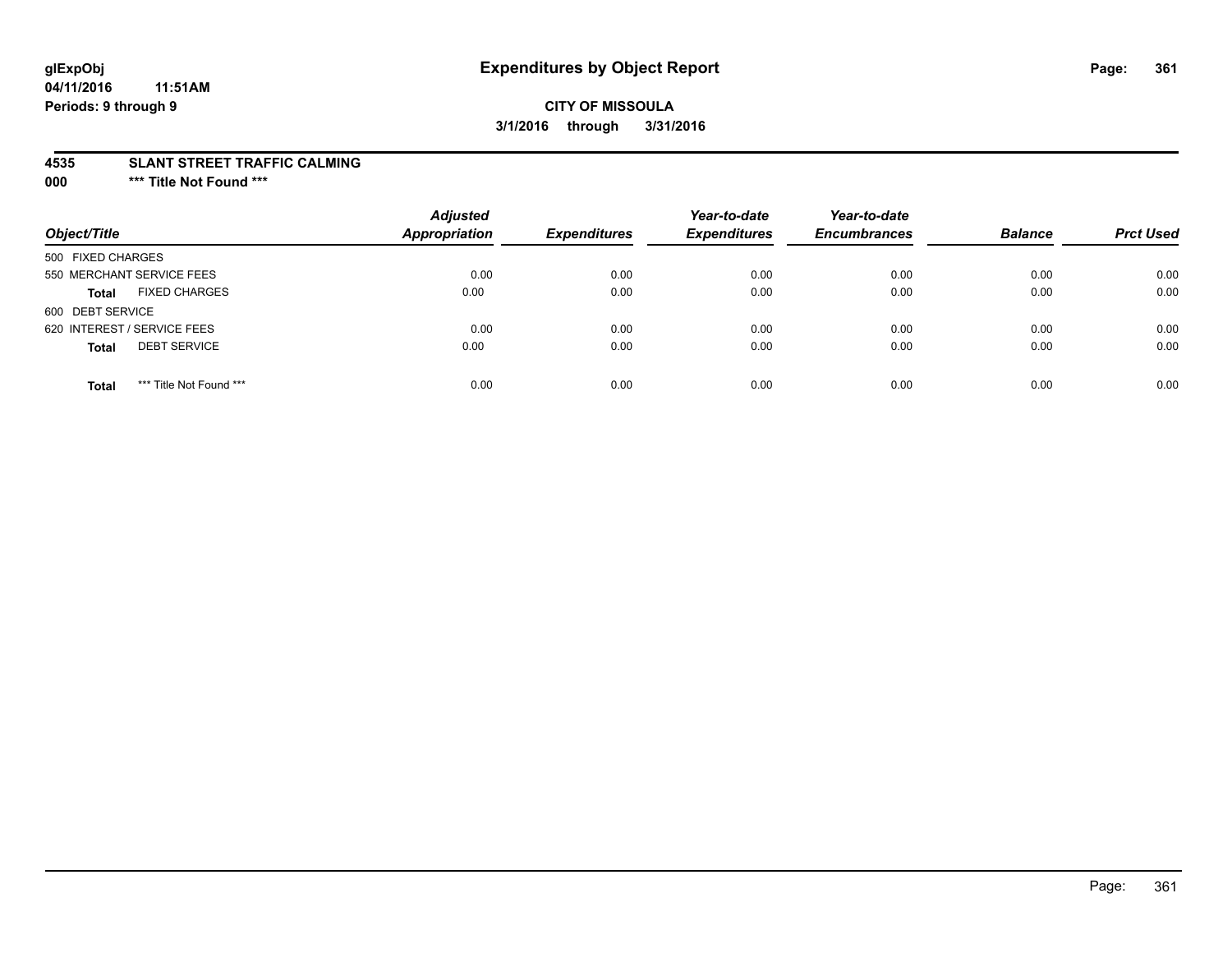# Expenditures by Object Report

glExpObj
04/11/2016 11:51AM
Periods: 9 through 9

**CITY OF MISSOULA**
**3/1/2016 through 3/31/2016**

**4535 SLANT STREET TRAFFIC CALMING**
**000 \*\*\* Title Not Found \*\*\***

| Object/Title | Adjusted Appropriation | Expenditures | Year-to-date Expenditures | Year-to-date Encumbrances | Balance | Prct Used |
|---|---|---|---|---|---|---|
| 500 FIXED CHARGES | | | | | | |
| 550 MERCHANT SERVICE FEES | 0.00 | 0.00 | 0.00 | 0.00 | 0.00 | 0.00 |
| **Total** FIXED CHARGES | 0.00 | 0.00 | 0.00 | 0.00 | 0.00 | 0.00 |
| 600 DEBT SERVICE | | | | | | |
| 620 INTEREST / SERVICE FEES | 0.00 | 0.00 | 0.00 | 0.00 | 0.00 | 0.00 |
| **Total** DEBT SERVICE | 0.00 | 0.00 | 0.00 | 0.00 | 0.00 | 0.00 |
| **Total** *** Title Not Found *** | 0.00 | 0.00 | 0.00 | 0.00 | 0.00 | 0.00 |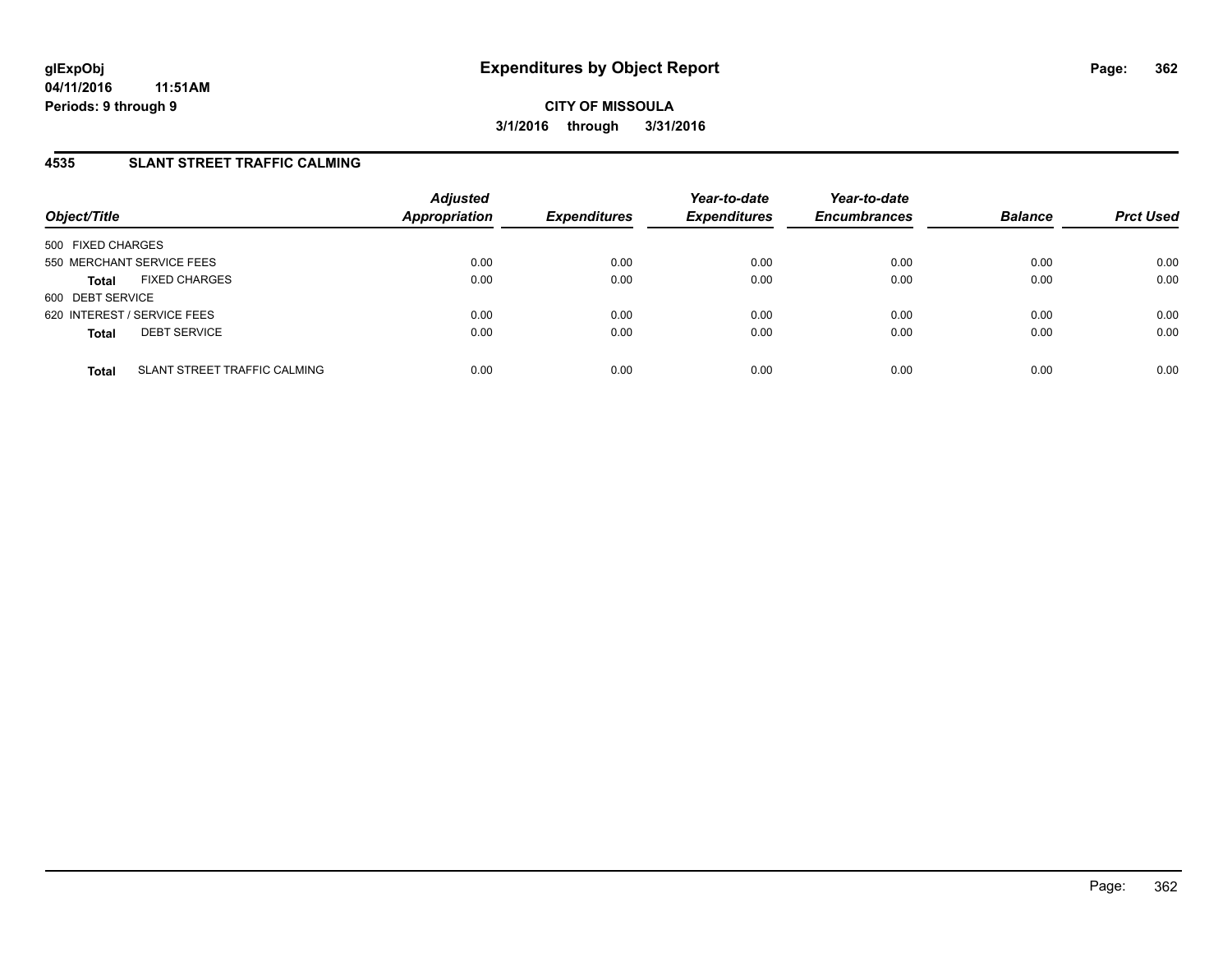# Expenditures by Object Report

glExpObj
04/11/2016 11:51AM
Periods: 9 through 9

**CITY OF MISSOULA**
**3/1/2016 through 3/31/2016**

## 4535 SLANT STREET TRAFFIC CALMING

| Object/Title | | Adjusted Appropriation | Expenditures | Year-to-date Expenditures | Year-to-date Encumbrances | Balance | Prct Used |
|---|---|---|---|---|---|---|---|
| 500 FIXED CHARGES | | | | | | | |
| 550 MERCHANT SERVICE FEES | | 0.00 | 0.00 | 0.00 | 0.00 | 0.00 | 0.00 |
| **Total** | FIXED CHARGES | 0.00 | 0.00 | 0.00 | 0.00 | 0.00 | 0.00 |
| 600 DEBT SERVICE | | | | | | | |
| 620 INTEREST / SERVICE FEES | | 0.00 | 0.00 | 0.00 | 0.00 | 0.00 | 0.00 |
| **Total** | DEBT SERVICE | 0.00 | 0.00 | 0.00 | 0.00 | 0.00 | 0.00 |
| **Total** | SLANT STREET TRAFFIC CALMING | 0.00 | 0.00 | 0.00 | 0.00 | 0.00 | 0.00 |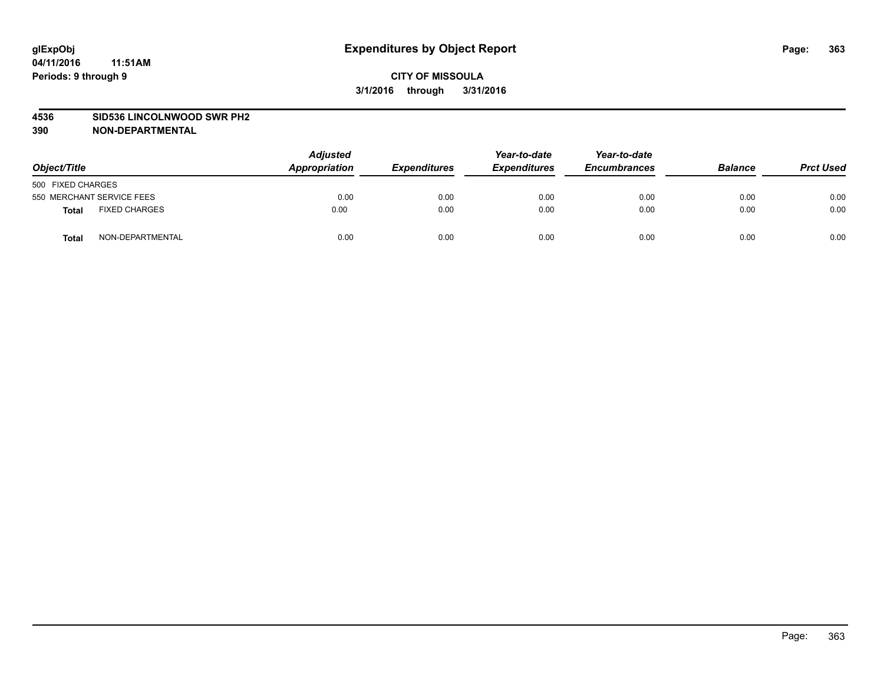**glExpObj** **Expenditures by Object Report**

**04/11/2016 11:51AM**

**Periods: 9 through 9**

**CITY OF MISSOULA**

**3/1/2016 through 3/31/2016**

**4536 SID536 LINCOLNWOOD SWR PH2**

**390 NON-DEPARTMENTAL**

| Object/Title | | Adjusted Appropriation | Expenditures | Year-to-date Expenditures | Year-to-date Encumbrances | Balance | Prct Used |
|---|---|---|---|---|---|---|---|
| 500 FIXED CHARGES | | | | | | | |
| 550 MERCHANT SERVICE FEES | | 0.00 | 0.00 | 0.00 | 0.00 | 0.00 | 0.00 |
| **Total** | FIXED CHARGES | 0.00 | 0.00 | 0.00 | 0.00 | 0.00 | 0.00 |
| **Total** | NON-DEPARTMENTAL | 0.00 | 0.00 | 0.00 | 0.00 | 0.00 | 0.00 |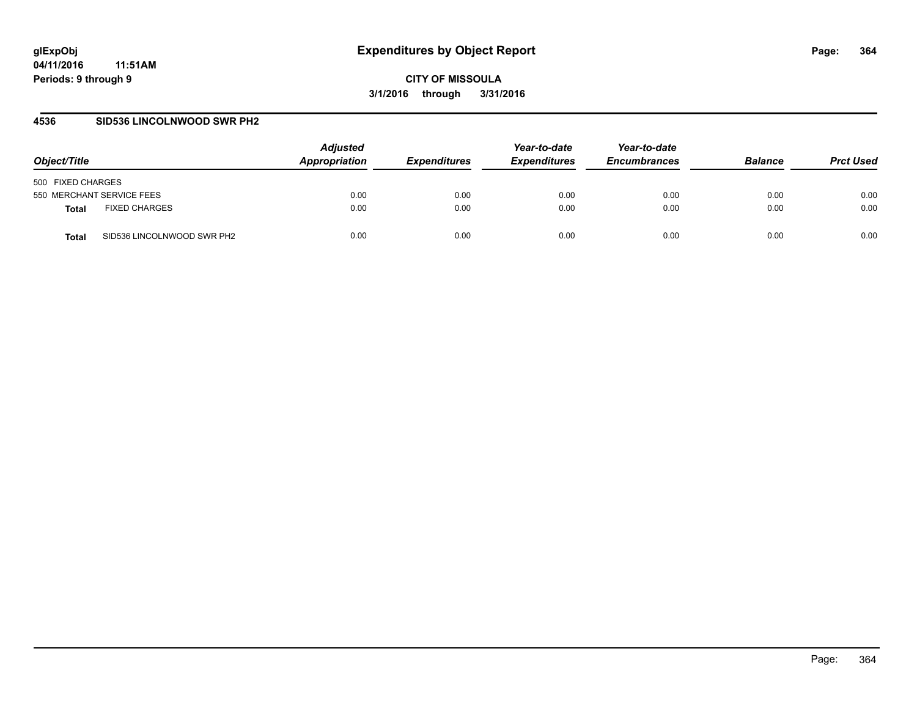# Expenditures by Object Report

**CITY OF MISSOULA**

**3/1/2016 through 3/31/2016**

glExpObj
04/11/2016 11:51AM
Periods: 9 through 9

## 4536 SID536 LINCOLNWOOD SWR PH2

| Object/Title | | Adjusted Appropriation | Expenditures | Year-to-date Expenditures | Year-to-date Encumbrances | Balance | Prct Used |
|---|---|---|---|---|---|---|---|
| 500 FIXED CHARGES | | | | | | | |
| 550 MERCHANT SERVICE FEES | | 0.00 | 0.00 | 0.00 | 0.00 | 0.00 | 0.00 |
| **Total** | FIXED CHARGES | 0.00 | 0.00 | 0.00 | 0.00 | 0.00 | 0.00 |
| **Total** | SID536 LINCOLNWOOD SWR PH2 | 0.00 | 0.00 | 0.00 | 0.00 | 0.00 | 0.00 |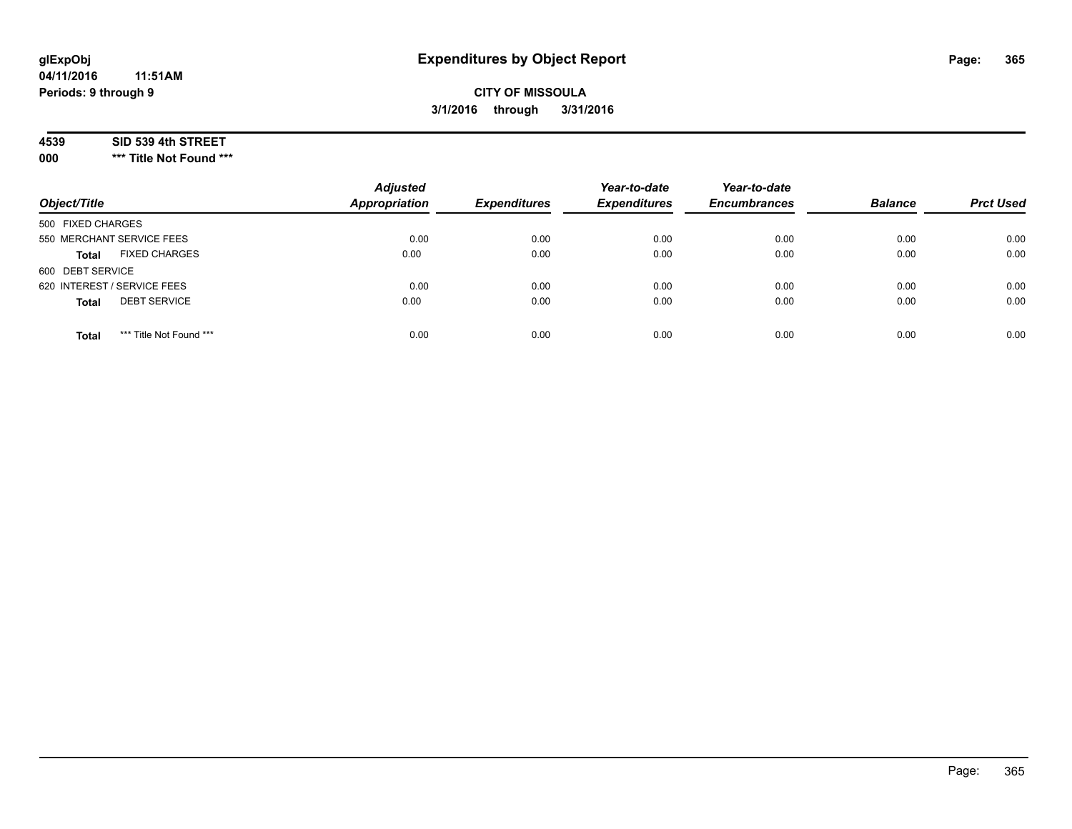**glExpObj** **Expenditures by Object Report**

**04/11/2016 11:51AM**

**Periods: 9 through 9**

**CITY OF MISSOULA**

**3/1/2016 through 3/31/2016**

**4539 SID 539 4th STREET**

**000 \*\*\* Title Not Found \*\*\***

| Object/Title | Adjusted Appropriation | Expenditures | Year-to-date Expenditures | Year-to-date Encumbrances | Balance | Prct Used |
|---|---|---|---|---|---|---|
| 500 FIXED CHARGES | | | | | | |
| 550 MERCHANT SERVICE FEES | 0.00 | 0.00 | 0.00 | 0.00 | 0.00 | 0.00 |
| **Total** FIXED CHARGES | 0.00 | 0.00 | 0.00 | 0.00 | 0.00 | 0.00 |
| 600 DEBT SERVICE | | | | | | |
| 620 INTEREST / SERVICE FEES | 0.00 | 0.00 | 0.00 | 0.00 | 0.00 | 0.00 |
| **Total** DEBT SERVICE | 0.00 | 0.00 | 0.00 | 0.00 | 0.00 | 0.00 |
| **Total** \*\*\* Title Not Found \*\*\* | 0.00 | 0.00 | 0.00 | 0.00 | 0.00 | 0.00 |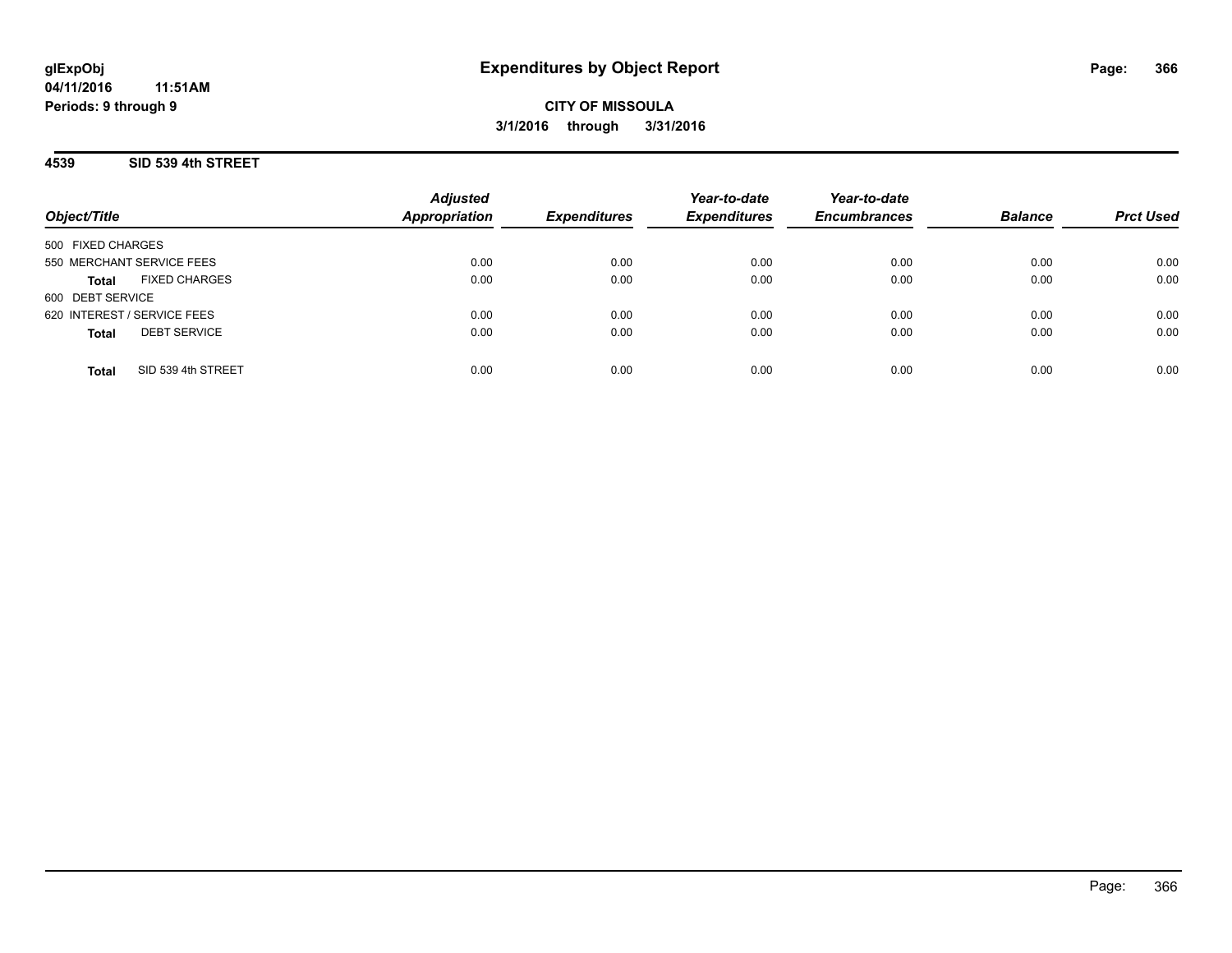glExpObj
04/11/2016 11:51AM
Periods: 9 through 9

# Expenditures by Object Report

**CITY OF MISSOULA**
**3/1/2016 through 3/31/2016**

## 4539 SID 539 4th STREET

| Object/Title | Adjusted Appropriation | Expenditures | Year-to-date Expenditures | Year-to-date Encumbrances | Balance | Prct Used |
|---|---|---|---|---|---|---|
| 500 FIXED CHARGES | | | | | | |
| 550 MERCHANT SERVICE FEES | 0.00 | 0.00 | 0.00 | 0.00 | 0.00 | 0.00 |
| **Total** FIXED CHARGES | 0.00 | 0.00 | 0.00 | 0.00 | 0.00 | 0.00 |
| 600 DEBT SERVICE | | | | | | |
| 620 INTEREST / SERVICE FEES | 0.00 | 0.00 | 0.00 | 0.00 | 0.00 | 0.00 |
| **Total** DEBT SERVICE | 0.00 | 0.00 | 0.00 | 0.00 | 0.00 | 0.00 |
| **Total** SID 539 4th STREET | 0.00 | 0.00 | 0.00 | 0.00 | 0.00 | 0.00 |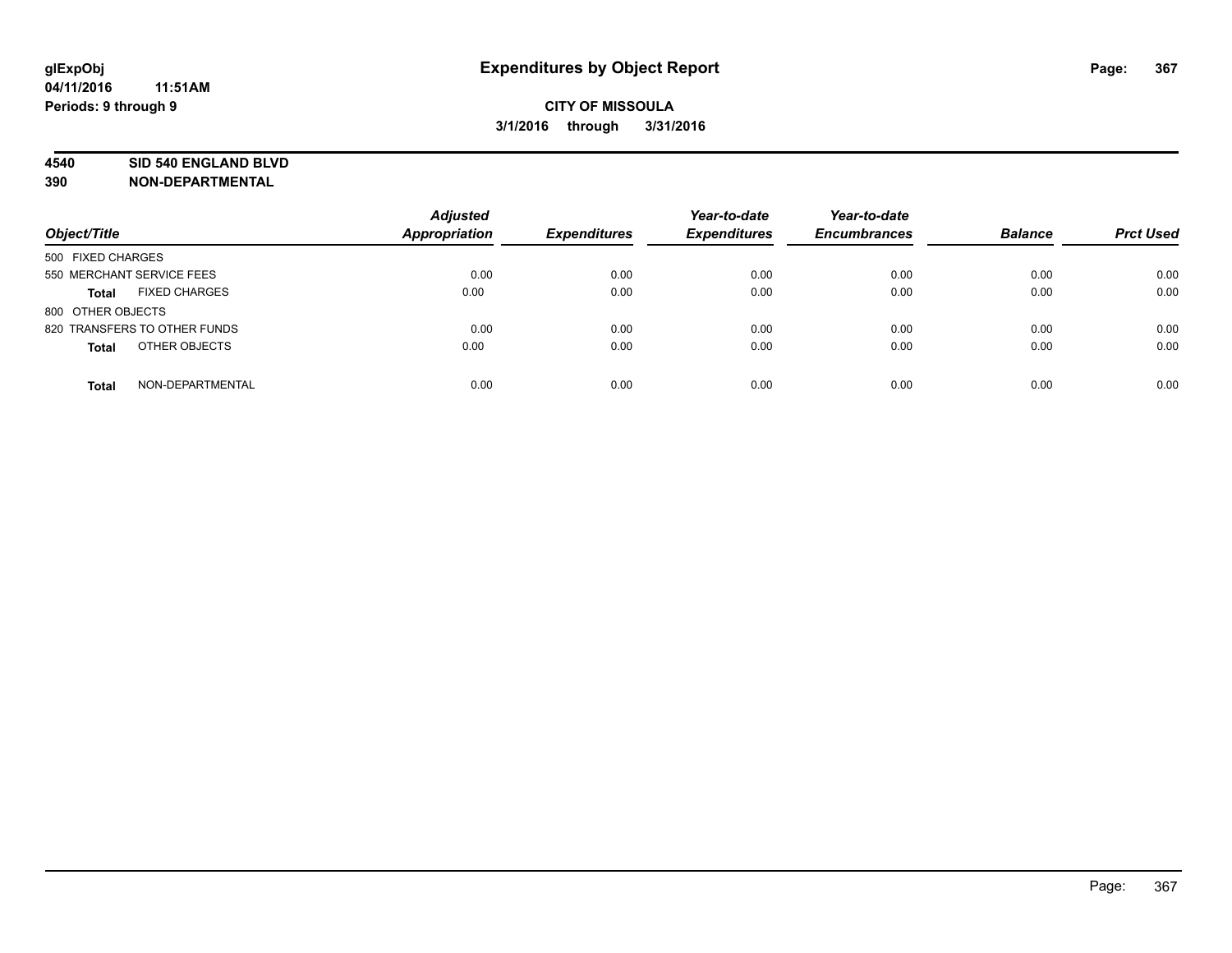**glExpObj**
**04/11/2016 11:51AM**
**Periods: 9 through 9**

# Expenditures by Object Report

**CITY OF MISSOULA**
**3/1/2016 through 3/31/2016**

**4540 SID 540 ENGLAND BLVD**
**390 NON-DEPARTMENTAL**

| Object/Title | Adjusted Appropriation | Expenditures | Year-to-date Expenditures | Year-to-date Encumbrances | Balance | Prct Used |
|---|---|---|---|---|---|---|
| 500 FIXED CHARGES | | | | | | |
| 550 MERCHANT SERVICE FEES | 0.00 | 0.00 | 0.00 | 0.00 | 0.00 | 0.00 |
| **Total** FIXED CHARGES | 0.00 | 0.00 | 0.00 | 0.00 | 0.00 | 0.00 |
| 800 OTHER OBJECTS | | | | | | |
| 820 TRANSFERS TO OTHER FUNDS | 0.00 | 0.00 | 0.00 | 0.00 | 0.00 | 0.00 |
| **Total** OTHER OBJECTS | 0.00 | 0.00 | 0.00 | 0.00 | 0.00 | 0.00 |
| **Total** NON-DEPARTMENTAL | 0.00 | 0.00 | 0.00 | 0.00 | 0.00 | 0.00 |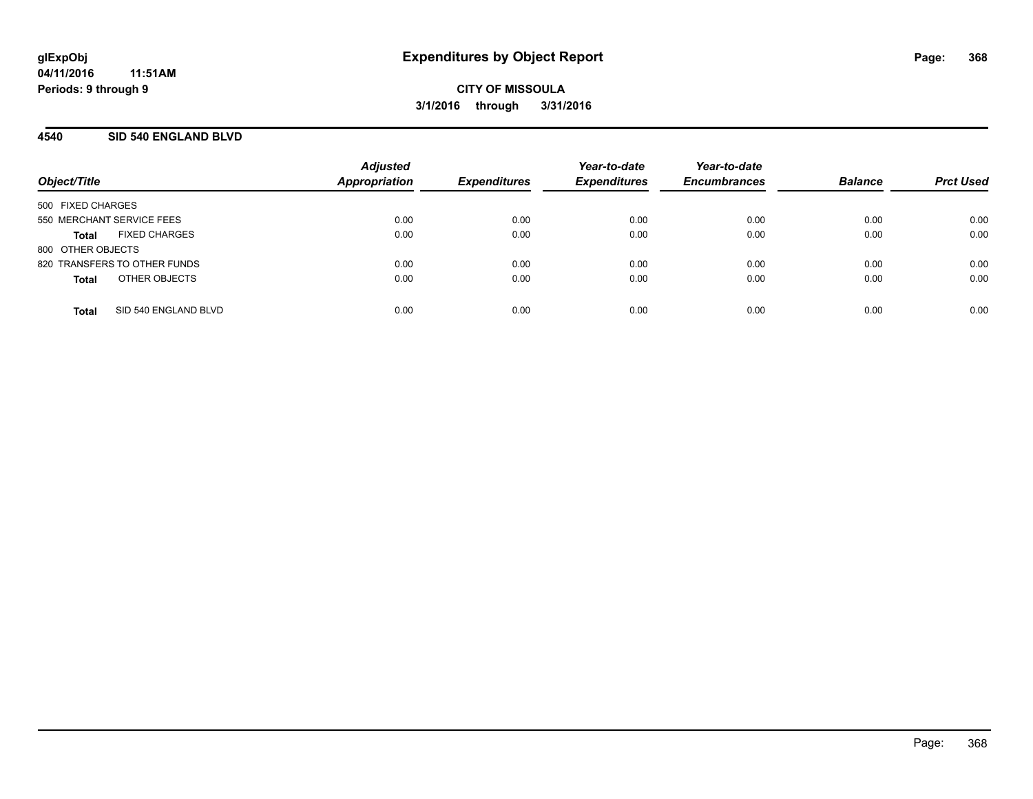glExpObj
04/11/2016 11:51AM
Periods: 9 through 9

# Expenditures by Object Report

**CITY OF MISSOULA**
**3/1/2016 through 3/31/2016**

## 4540 SID 540 ENGLAND BLVD

| Object/Title | Adjusted Appropriation | Expenditures | Year-to-date Expenditures | Year-to-date Encumbrances | Balance | Prct Used |
|---|---|---|---|---|---|---|
| 500 FIXED CHARGES | | | | | | |
| 550 MERCHANT SERVICE FEES | 0.00 | 0.00 | 0.00 | 0.00 | 0.00 | 0.00 |
| **Total** FIXED CHARGES | 0.00 | 0.00 | 0.00 | 0.00 | 0.00 | 0.00 |
| 800 OTHER OBJECTS | | | | | | |
| 820 TRANSFERS TO OTHER FUNDS | 0.00 | 0.00 | 0.00 | 0.00 | 0.00 | 0.00 |
| **Total** OTHER OBJECTS | 0.00 | 0.00 | 0.00 | 0.00 | 0.00 | 0.00 |
| **Total** SID 540 ENGLAND BLVD | 0.00 | 0.00 | 0.00 | 0.00 | 0.00 | 0.00 |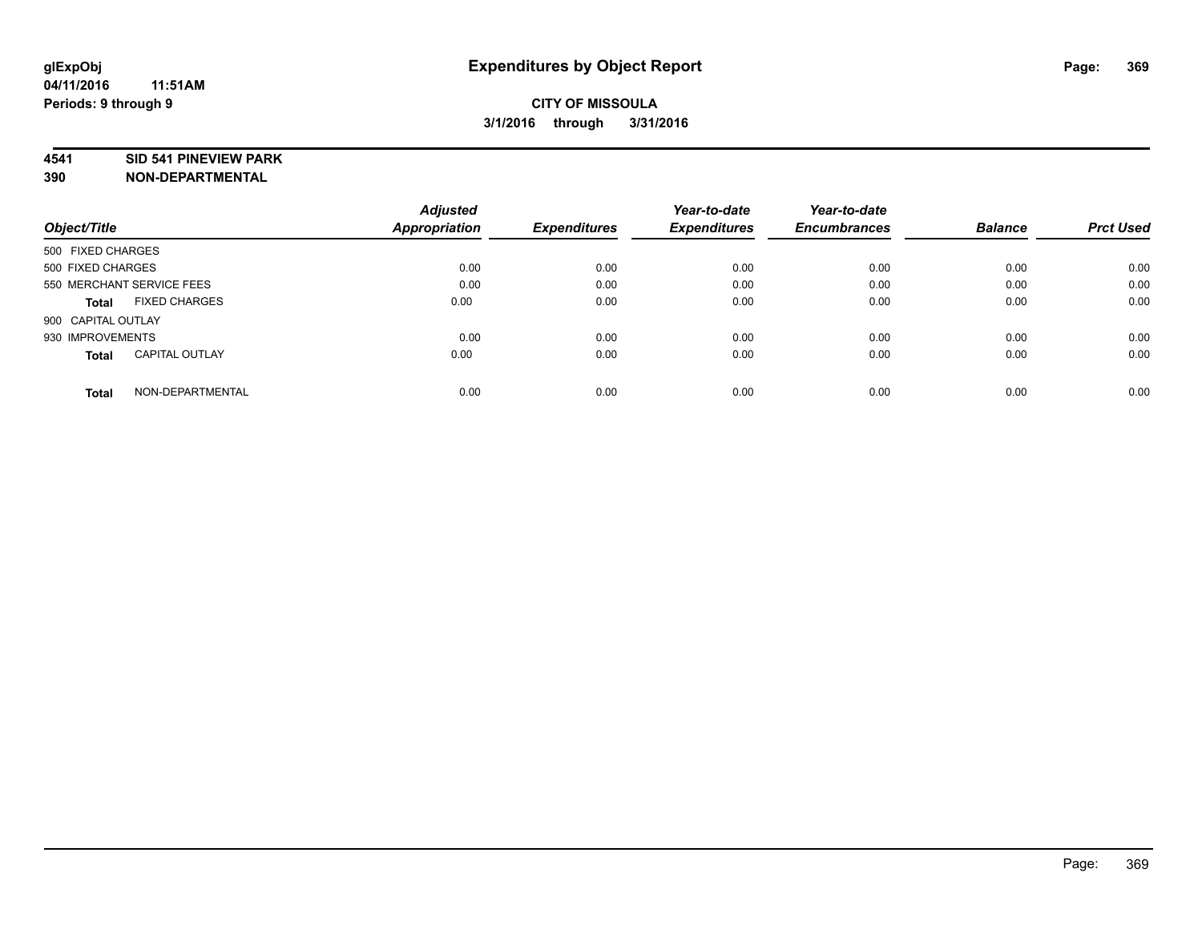**glExpObj**
**04/11/2016 11:51AM**
**Periods: 9 through 9**

# Expenditures by Object Report

**CITY OF MISSOULA**
**3/1/2016 through 3/31/2016**

**4541 SID 541 PINEVIEW PARK**
**390 NON-DEPARTMENTAL**

| Object/Title | Adjusted Appropriation | Expenditures | Year-to-date Expenditures | Year-to-date Encumbrances | Balance | Prct Used |
|---|---|---|---|---|---|---|
| 500 FIXED CHARGES | | | | | | |
| 500 FIXED CHARGES | 0.00 | 0.00 | 0.00 | 0.00 | 0.00 | 0.00 |
| 550 MERCHANT SERVICE FEES | 0.00 | 0.00 | 0.00 | 0.00 | 0.00 | 0.00 |
| **Total** FIXED CHARGES | 0.00 | 0.00 | 0.00 | 0.00 | 0.00 | 0.00 |
| 900 CAPITAL OUTLAY | | | | | | |
| 930 IMPROVEMENTS | 0.00 | 0.00 | 0.00 | 0.00 | 0.00 | 0.00 |
| **Total** CAPITAL OUTLAY | 0.00 | 0.00 | 0.00 | 0.00 | 0.00 | 0.00 |
| **Total** NON-DEPARTMENTAL | 0.00 | 0.00 | 0.00 | 0.00 | 0.00 | 0.00 |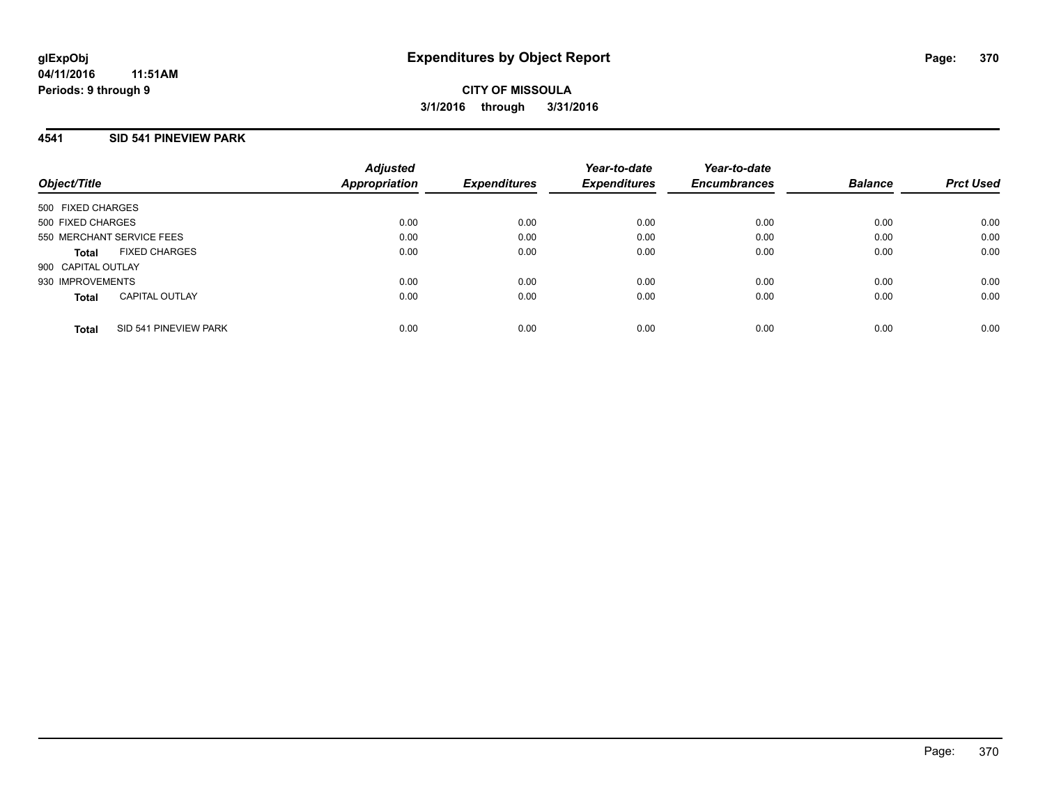**glExpObj**
**04/11/2016 11:51AM**
**Periods: 9 through 9**

# Expenditures by Object Report

**CITY OF MISSOULA**
**3/1/2016 through 3/31/2016**

## 4541 SID 541 PINEVIEW PARK

| Object/Title | Adjusted Appropriation | Expenditures | Year-to-date Expenditures | Year-to-date Encumbrances | Balance | Prct Used |
|---|---|---|---|---|---|---|
| 500 FIXED CHARGES | | | | | | |
| 500 FIXED CHARGES | 0.00 | 0.00 | 0.00 | 0.00 | 0.00 | 0.00 |
| 550 MERCHANT SERVICE FEES | 0.00 | 0.00 | 0.00 | 0.00 | 0.00 | 0.00 |
| **Total** FIXED CHARGES | 0.00 | 0.00 | 0.00 | 0.00 | 0.00 | 0.00 |
| 900 CAPITAL OUTLAY | | | | | | |
| 930 IMPROVEMENTS | 0.00 | 0.00 | 0.00 | 0.00 | 0.00 | 0.00 |
| **Total** CAPITAL OUTLAY | 0.00 | 0.00 | 0.00 | 0.00 | 0.00 | 0.00 |
| **Total** SID 541 PINEVIEW PARK | 0.00 | 0.00 | 0.00 | 0.00 | 0.00 | 0.00 |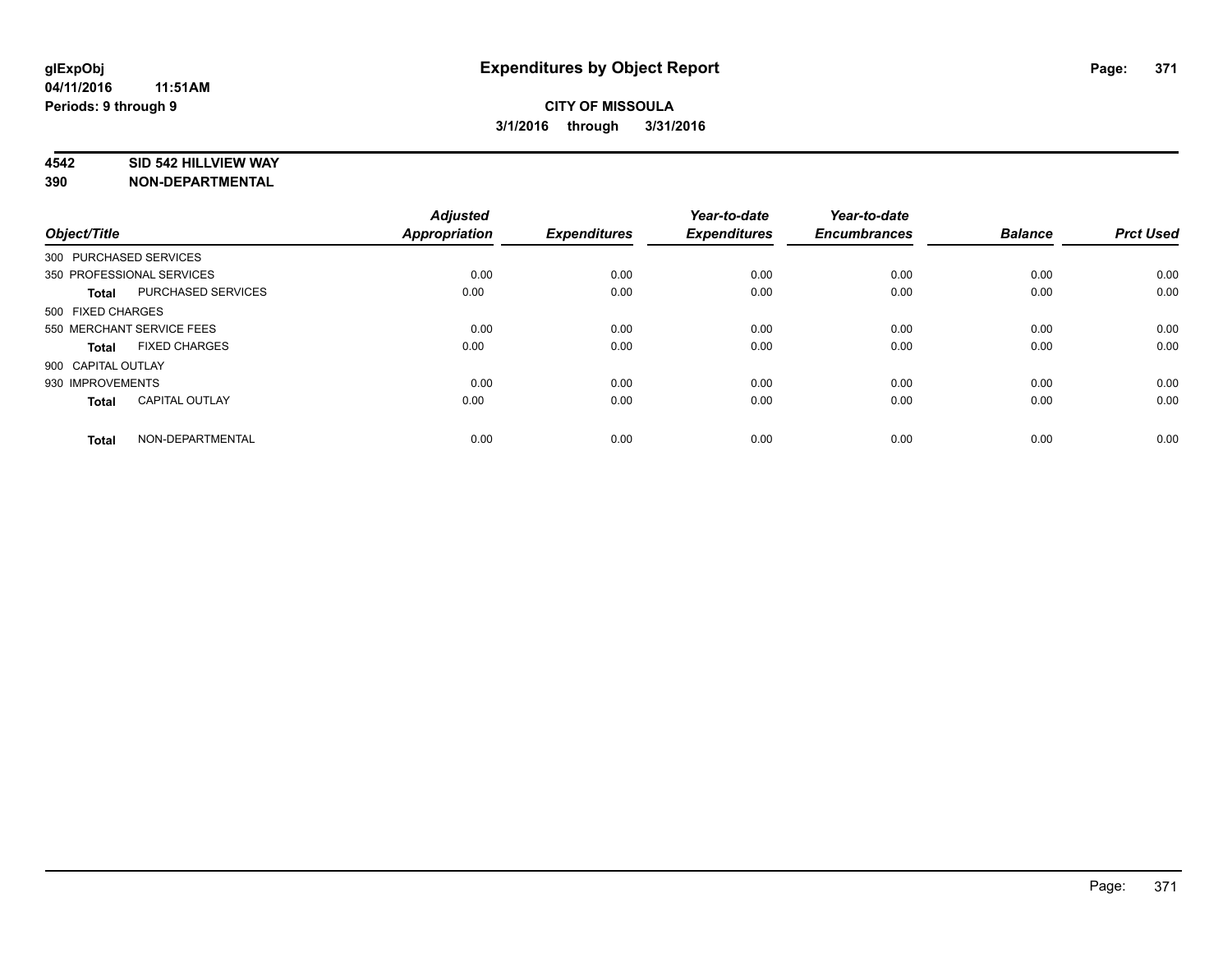glExpObj
04/11/2016 11:51AM
Periods: 9 through 9

# Expenditures by Object Report

**CITY OF MISSOULA**
**3/1/2016 through 3/31/2016**

**4542 SID 542 HILLVIEW WAY**
**390 NON-DEPARTMENTAL**

| Object/Title | | Adjusted Appropriation | Expenditures | Year-to-date Expenditures | Year-to-date Encumbrances | Balance | Prct Used |
|---|---|---|---|---|---|---|---|
| 300 PURCHASED SERVICES | | | | | | | |
| 350 PROFESSIONAL SERVICES | | 0.00 | 0.00 | 0.00 | 0.00 | 0.00 | 0.00 |
| **Total** | PURCHASED SERVICES | 0.00 | 0.00 | 0.00 | 0.00 | 0.00 | 0.00 |
| 500 FIXED CHARGES | | | | | | | |
| 550 MERCHANT SERVICE FEES | | 0.00 | 0.00 | 0.00 | 0.00 | 0.00 | 0.00 |
| **Total** | FIXED CHARGES | 0.00 | 0.00 | 0.00 | 0.00 | 0.00 | 0.00 |
| 900 CAPITAL OUTLAY | | | | | | | |
| 930 IMPROVEMENTS | | 0.00 | 0.00 | 0.00 | 0.00 | 0.00 | 0.00 |
| **Total** | CAPITAL OUTLAY | 0.00 | 0.00 | 0.00 | 0.00 | 0.00 | 0.00 |
| **Total** | NON-DEPARTMENTAL | 0.00 | 0.00 | 0.00 | 0.00 | 0.00 | 0.00 |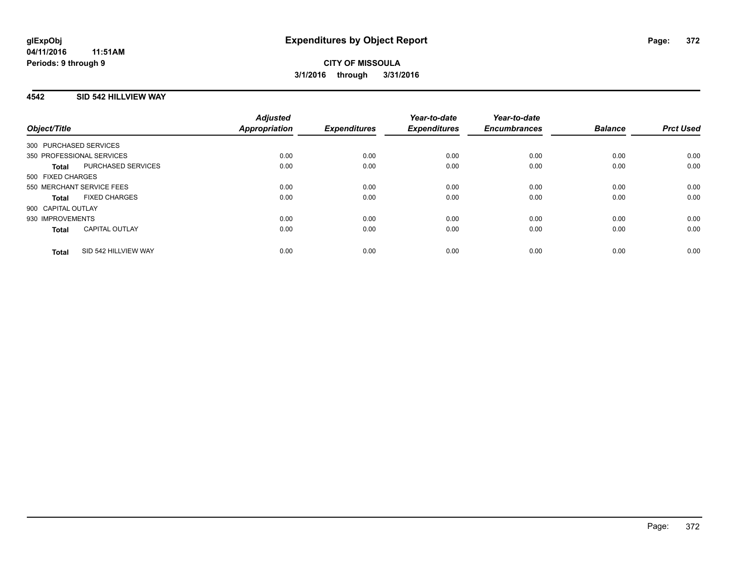**glExpObj**
**04/11/2016 11:51AM**
**Periods: 9 through 9**

# Expenditures by Object Report

**CITY OF MISSOULA**
**3/1/2016 through 3/31/2016**

## 4542 SID 542 HILLVIEW WAY

| Object/Title | Adjusted Appropriation | Expenditures | Year-to-date Expenditures | Year-to-date Encumbrances | Balance | Prct Used |
|---|---|---|---|---|---|---|
| 300 PURCHASED SERVICES | | | | | | |
| 350 PROFESSIONAL SERVICES | 0.00 | 0.00 | 0.00 | 0.00 | 0.00 | 0.00 |
| **Total** PURCHASED SERVICES | 0.00 | 0.00 | 0.00 | 0.00 | 0.00 | 0.00 |
| 500 FIXED CHARGES | | | | | | |
| 550 MERCHANT SERVICE FEES | 0.00 | 0.00 | 0.00 | 0.00 | 0.00 | 0.00 |
| **Total** FIXED CHARGES | 0.00 | 0.00 | 0.00 | 0.00 | 0.00 | 0.00 |
| 900 CAPITAL OUTLAY | | | | | | |
| 930 IMPROVEMENTS | 0.00 | 0.00 | 0.00 | 0.00 | 0.00 | 0.00 |
| **Total** CAPITAL OUTLAY | 0.00 | 0.00 | 0.00 | 0.00 | 0.00 | 0.00 |
| **Total** SID 542 HILLVIEW WAY | 0.00 | 0.00 | 0.00 | 0.00 | 0.00 | 0.00 |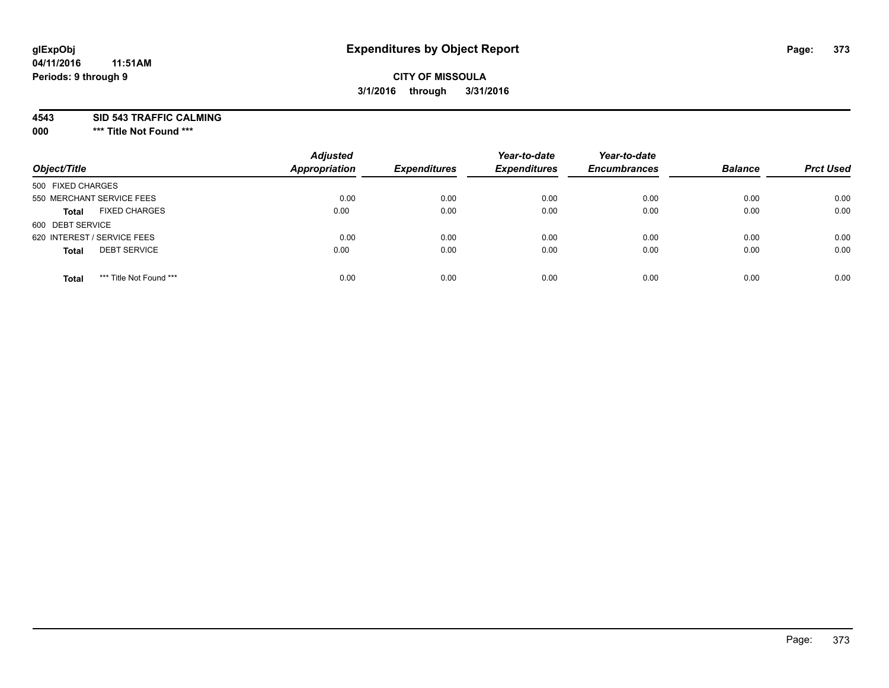# Expenditures by Object Report

glExpObj
04/11/2016 11:51AM
Periods: 9 through 9

**CITY OF MISSOULA**
**3/1/2016 through 3/31/2016**

**4543 SID 543 TRAFFIC CALMING**
**000 *** Title Not Found *****

| Object/Title | | Adjusted Appropriation | Expenditures | Year-to-date Expenditures | Year-to-date Encumbrances | Balance | Prct Used |
|---|---|---|---|---|---|---|---|
| 500 FIXED CHARGES | | | | | | | |
| 550 MERCHANT SERVICE FEES | | 0.00 | 0.00 | 0.00 | 0.00 | 0.00 | 0.00 |
| **Total** | FIXED CHARGES | 0.00 | 0.00 | 0.00 | 0.00 | 0.00 | 0.00 |
| 600 DEBT SERVICE | | | | | | | |
| 620 INTEREST / SERVICE FEES | | 0.00 | 0.00 | 0.00 | 0.00 | 0.00 | 0.00 |
| **Total** | DEBT SERVICE | 0.00 | 0.00 | 0.00 | 0.00 | 0.00 | 0.00 |
| **Total** | *** Title Not Found *** | 0.00 | 0.00 | 0.00 | 0.00 | 0.00 | 0.00 |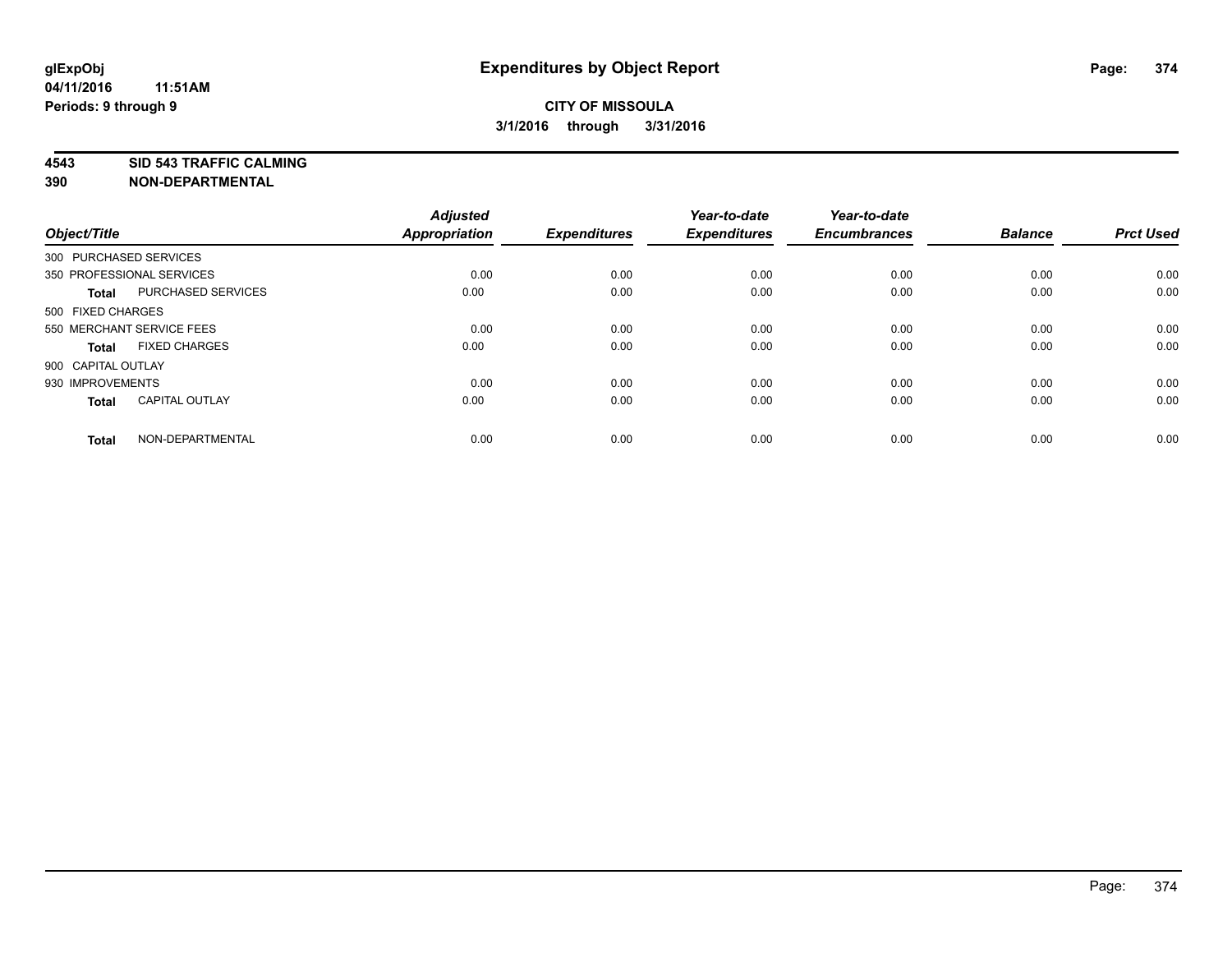# Expenditures by Object Report

glExpObj
04/11/2016 11:51AM
Periods: 9 through 9

**CITY OF MISSOULA**
**3/1/2016 through 3/31/2016**

**4543 SID 543 TRAFFIC CALMING**
**390 NON-DEPARTMENTAL**

| Object/Title | | Adjusted Appropriation | Expenditures | Year-to-date Expenditures | Year-to-date Encumbrances | Balance | Prct Used |
|---|---|---|---|---|---|---|---|
| 300 PURCHASED SERVICES | | | | | | | |
| 350 PROFESSIONAL SERVICES | | 0.00 | 0.00 | 0.00 | 0.00 | 0.00 | 0.00 |
| **Total** | PURCHASED SERVICES | 0.00 | 0.00 | 0.00 | 0.00 | 0.00 | 0.00 |
| 500 FIXED CHARGES | | | | | | | |
| 550 MERCHANT SERVICE FEES | | 0.00 | 0.00 | 0.00 | 0.00 | 0.00 | 0.00 |
| **Total** | FIXED CHARGES | 0.00 | 0.00 | 0.00 | 0.00 | 0.00 | 0.00 |
| 900 CAPITAL OUTLAY | | | | | | | |
| 930 IMPROVEMENTS | | 0.00 | 0.00 | 0.00 | 0.00 | 0.00 | 0.00 |
| **Total** | CAPITAL OUTLAY | 0.00 | 0.00 | 0.00 | 0.00 | 0.00 | 0.00 |
| **Total** | NON-DEPARTMENTAL | 0.00 | 0.00 | 0.00 | 0.00 | 0.00 | 0.00 |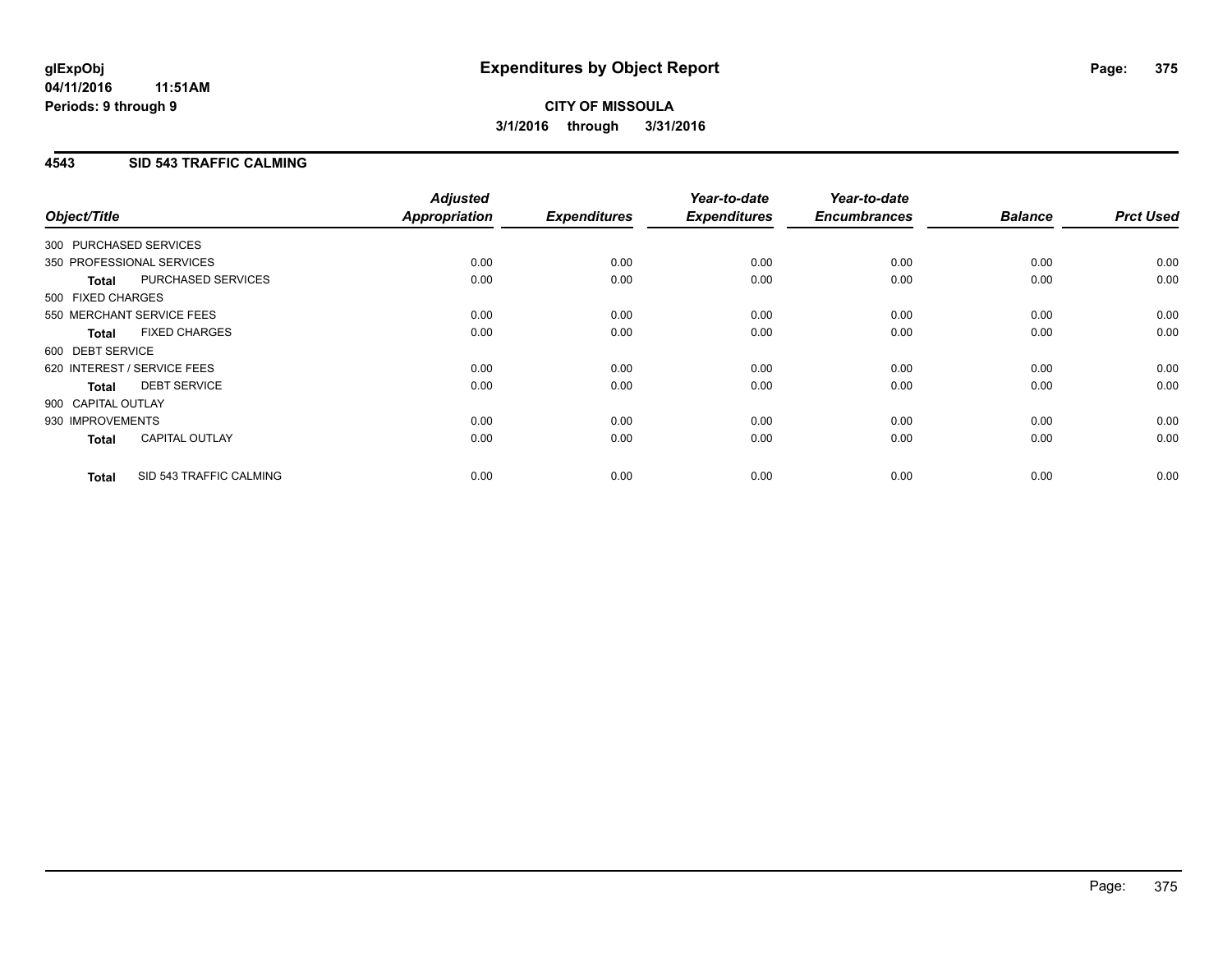# Expenditures by Object Report

**CITY OF MISSOULA**

**3/1/2016 through 3/31/2016**

glExpObj
04/11/2016 11:51AM
Periods: 9 through 9

## 4543 SID 543 TRAFFIC CALMING

| Object/Title | | Adjusted Appropriation | Expenditures | Year-to-date Expenditures | Year-to-date Encumbrances | Balance | Prct Used |
|---|---|---|---|---|---|---|---|
| 300 PURCHASED SERVICES | | | | | | | |
| 350 PROFESSIONAL SERVICES | | 0.00 | 0.00 | 0.00 | 0.00 | 0.00 | 0.00 |
| **Total** | PURCHASED SERVICES | 0.00 | 0.00 | 0.00 | 0.00 | 0.00 | 0.00 |
| 500 FIXED CHARGES | | | | | | | |
| 550 MERCHANT SERVICE FEES | | 0.00 | 0.00 | 0.00 | 0.00 | 0.00 | 0.00 |
| **Total** | FIXED CHARGES | 0.00 | 0.00 | 0.00 | 0.00 | 0.00 | 0.00 |
| 600 DEBT SERVICE | | | | | | | |
| 620 INTEREST / SERVICE FEES | | 0.00 | 0.00 | 0.00 | 0.00 | 0.00 | 0.00 |
| **Total** | DEBT SERVICE | 0.00 | 0.00 | 0.00 | 0.00 | 0.00 | 0.00 |
| 900 CAPITAL OUTLAY | | | | | | | |
| 930 IMPROVEMENTS | | 0.00 | 0.00 | 0.00 | 0.00 | 0.00 | 0.00 |
| **Total** | CAPITAL OUTLAY | 0.00 | 0.00 | 0.00 | 0.00 | 0.00 | 0.00 |
| **Total** | SID 543 TRAFFIC CALMING | 0.00 | 0.00 | 0.00 | 0.00 | 0.00 | 0.00 |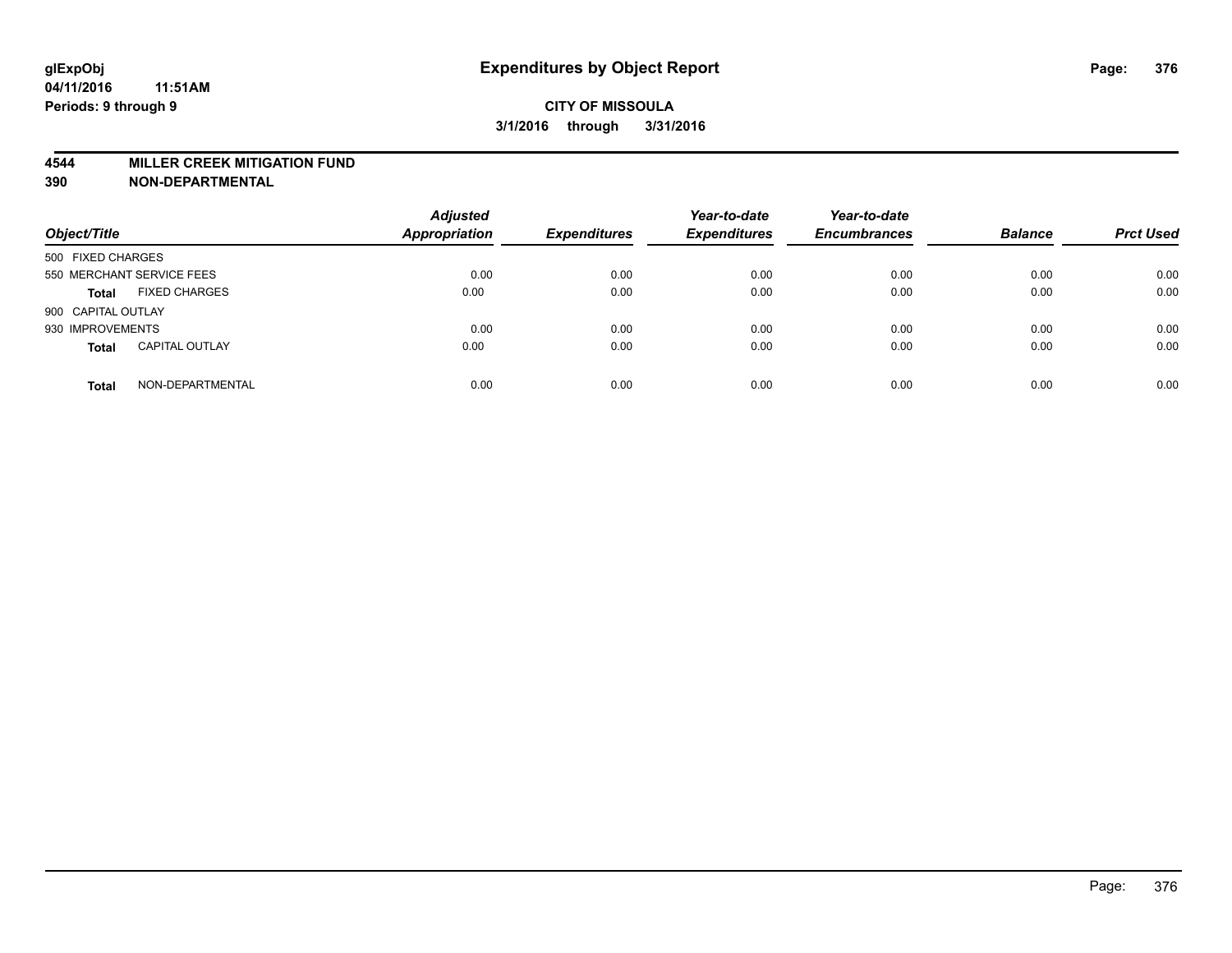# Expenditures by Object Report

glExpObj
04/11/2016 11:51AM
Periods: 9 through 9

**CITY OF MISSOULA**
**3/1/2016 through 3/31/2016**

## 4544 MILLER CREEK MITIGATION FUND
## 390 NON-DEPARTMENTAL

| Object/Title | Adjusted Appropriation | Expenditures | Year-to-date Expenditures | Year-to-date Encumbrances | Balance | Prct Used |
|---|---|---|---|---|---|---|
| 500 FIXED CHARGES | | | | | | |
| 550 MERCHANT SERVICE FEES | 0.00 | 0.00 | 0.00 | 0.00 | 0.00 | 0.00 |
| **Total** FIXED CHARGES | 0.00 | 0.00 | 0.00 | 0.00 | 0.00 | 0.00 |
| 900 CAPITAL OUTLAY | | | | | | |
| 930 IMPROVEMENTS | 0.00 | 0.00 | 0.00 | 0.00 | 0.00 | 0.00 |
| **Total** CAPITAL OUTLAY | 0.00 | 0.00 | 0.00 | 0.00 | 0.00 | 0.00 |
| **Total** NON-DEPARTMENTAL | 0.00 | 0.00 | 0.00 | 0.00 | 0.00 | 0.00 |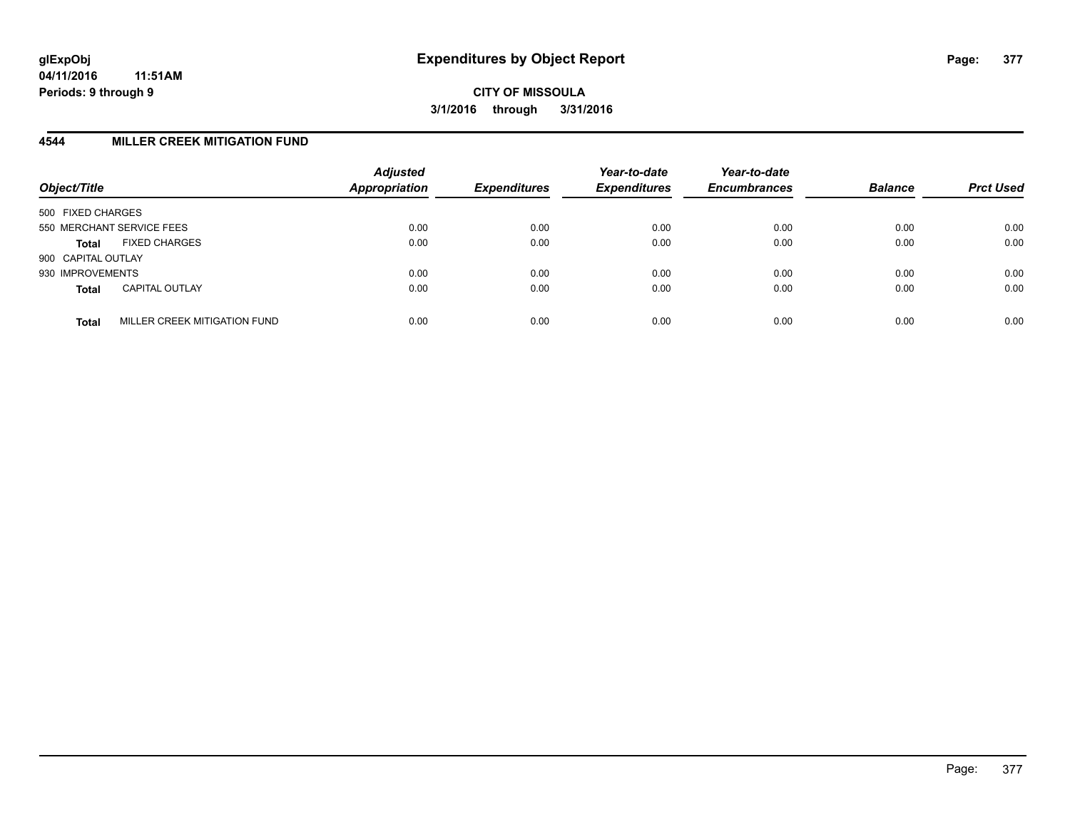# Expenditures by Object Report

glExpObj
04/11/2016 11:51AM
Periods: 9 through 9

**CITY OF MISSOULA**
**3/1/2016 through 3/31/2016**

## 4544 MILLER CREEK MITIGATION FUND

| Object/Title | | *Adjusted Appropriation* | *Expenditures* | *Year-to-date Expenditures* | *Year-to-date Encumbrances* | *Balance* | *Prct Used* |
|---|---|---|---|---|---|---|---|
| 500 FIXED CHARGES | | | | | | | |
| 550 MERCHANT SERVICE FEES | | 0.00 | 0.00 | 0.00 | 0.00 | 0.00 | 0.00 |
| **Total** | FIXED CHARGES | 0.00 | 0.00 | 0.00 | 0.00 | 0.00 | 0.00 |
| 900 CAPITAL OUTLAY | | | | | | | |
| 930 IMPROVEMENTS | | 0.00 | 0.00 | 0.00 | 0.00 | 0.00 | 0.00 |
| **Total** | CAPITAL OUTLAY | 0.00 | 0.00 | 0.00 | 0.00 | 0.00 | 0.00 |
| **Total** | MILLER CREEK MITIGATION FUND | 0.00 | 0.00 | 0.00 | 0.00 | 0.00 | 0.00 |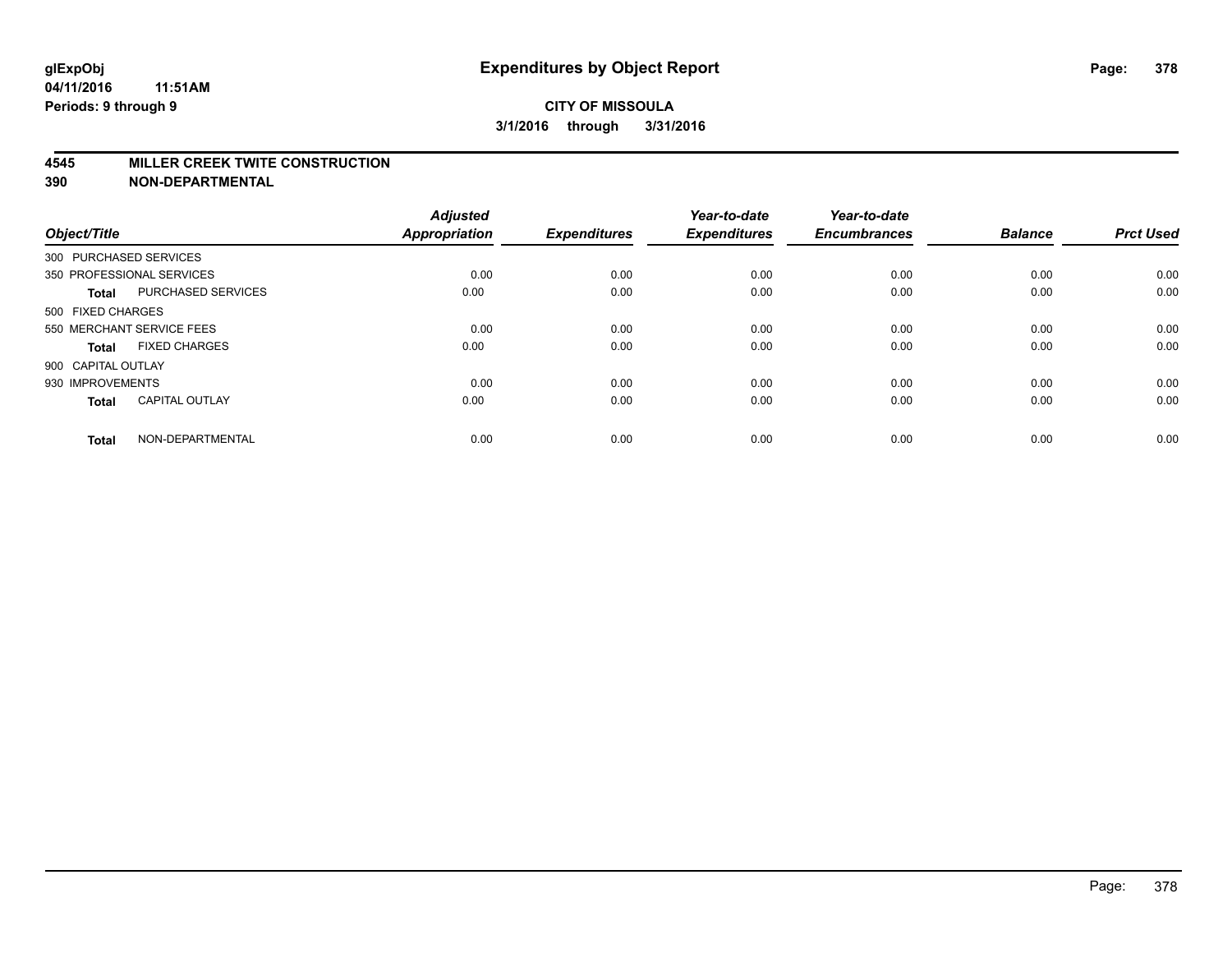# Expenditures by Object Report

glExpObj
04/11/2016 11:51AM
Periods: 9 through 9

**CITY OF MISSOULA**
**3/1/2016 through 3/31/2016**

## 4545 MILLER CREEK TWITE CONSTRUCTION
## 390 NON-DEPARTMENTAL

| Object/Title | | Adjusted Appropriation | Expenditures | Year-to-date Expenditures | Year-to-date Encumbrances | Balance | Prct Used |
|---|---|---|---|---|---|---|---|
| 300 PURCHASED SERVICES | | | | | | | |
| 350 PROFESSIONAL SERVICES | | 0.00 | 0.00 | 0.00 | 0.00 | 0.00 | 0.00 |
| **Total** | PURCHASED SERVICES | 0.00 | 0.00 | 0.00 | 0.00 | 0.00 | 0.00 |
| 500 FIXED CHARGES | | | | | | | |
| 550 MERCHANT SERVICE FEES | | 0.00 | 0.00 | 0.00 | 0.00 | 0.00 | 0.00 |
| **Total** | FIXED CHARGES | 0.00 | 0.00 | 0.00 | 0.00 | 0.00 | 0.00 |
| 900 CAPITAL OUTLAY | | | | | | | |
| 930 IMPROVEMENTS | | 0.00 | 0.00 | 0.00 | 0.00 | 0.00 | 0.00 |
| **Total** | CAPITAL OUTLAY | 0.00 | 0.00 | 0.00 | 0.00 | 0.00 | 0.00 |
| **Total** | NON-DEPARTMENTAL | 0.00 | 0.00 | 0.00 | 0.00 | 0.00 | 0.00 |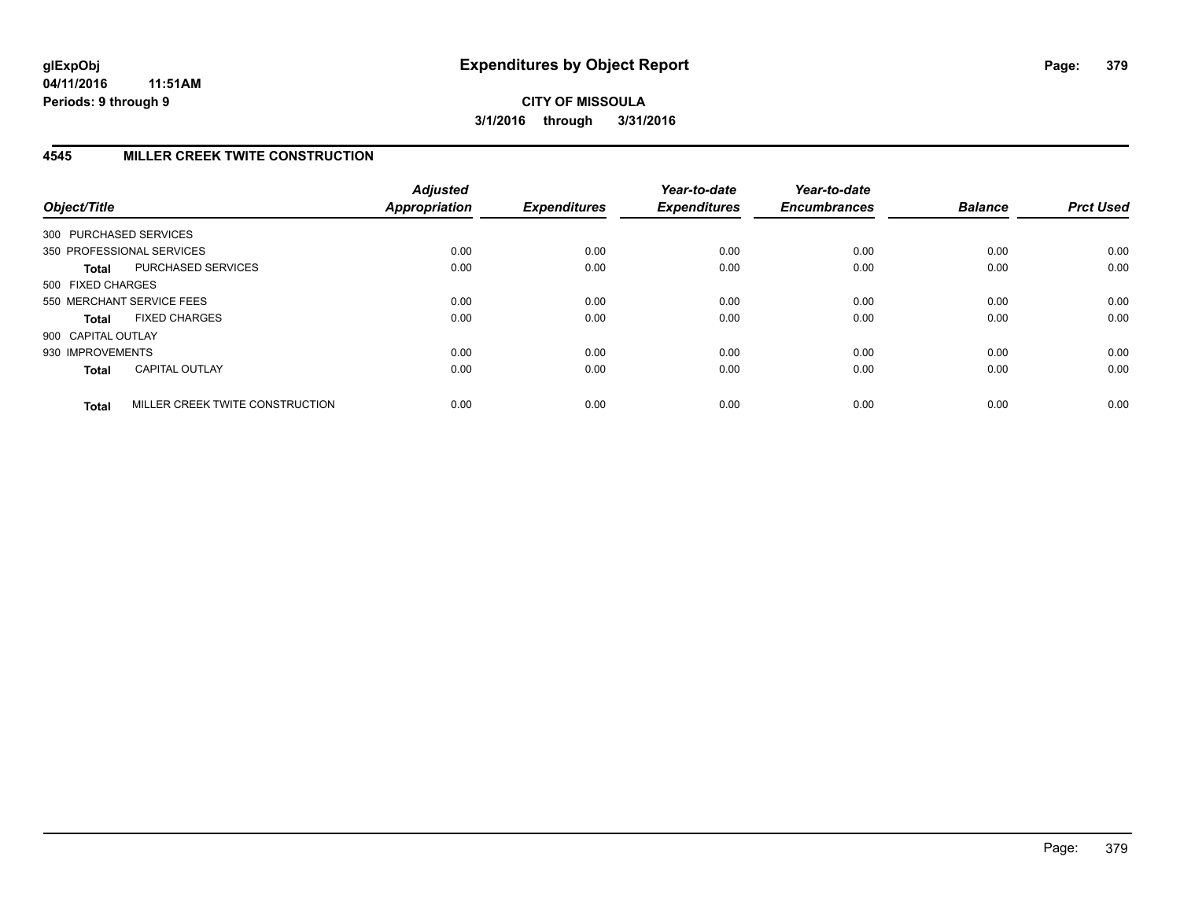**CITY OF MISSOULA**

**3/1/2016 through 3/31/2016**

## 4545 MILLER CREEK TWITE CONSTRUCTION

| Object/Title | | *Adjusted Appropriation* | *Expenditures* | *Year-to-date Expenditures* | *Year-to-date Encumbrances* | *Balance* | *Prct Used* |
|---|---|---|---|---|---|---|---|
| 300 PURCHASED SERVICES | | | | | | | |
| 350 PROFESSIONAL SERVICES | | 0.00 | 0.00 | 0.00 | 0.00 | 0.00 | 0.00 |
| **Total** | PURCHASED SERVICES | 0.00 | 0.00 | 0.00 | 0.00 | 0.00 | 0.00 |
| 500 FIXED CHARGES | | | | | | | |
| 550 MERCHANT SERVICE FEES | | 0.00 | 0.00 | 0.00 | 0.00 | 0.00 | 0.00 |
| **Total** | FIXED CHARGES | 0.00 | 0.00 | 0.00 | 0.00 | 0.00 | 0.00 |
| 900 CAPITAL OUTLAY | | | | | | | |
| 930 IMPROVEMENTS | | 0.00 | 0.00 | 0.00 | 0.00 | 0.00 | 0.00 |
| **Total** | CAPITAL OUTLAY | 0.00 | 0.00 | 0.00 | 0.00 | 0.00 | 0.00 |
| **Total** | MILLER CREEK TWITE CONSTRUCTION | 0.00 | 0.00 | 0.00 | 0.00 | 0.00 | 0.00 |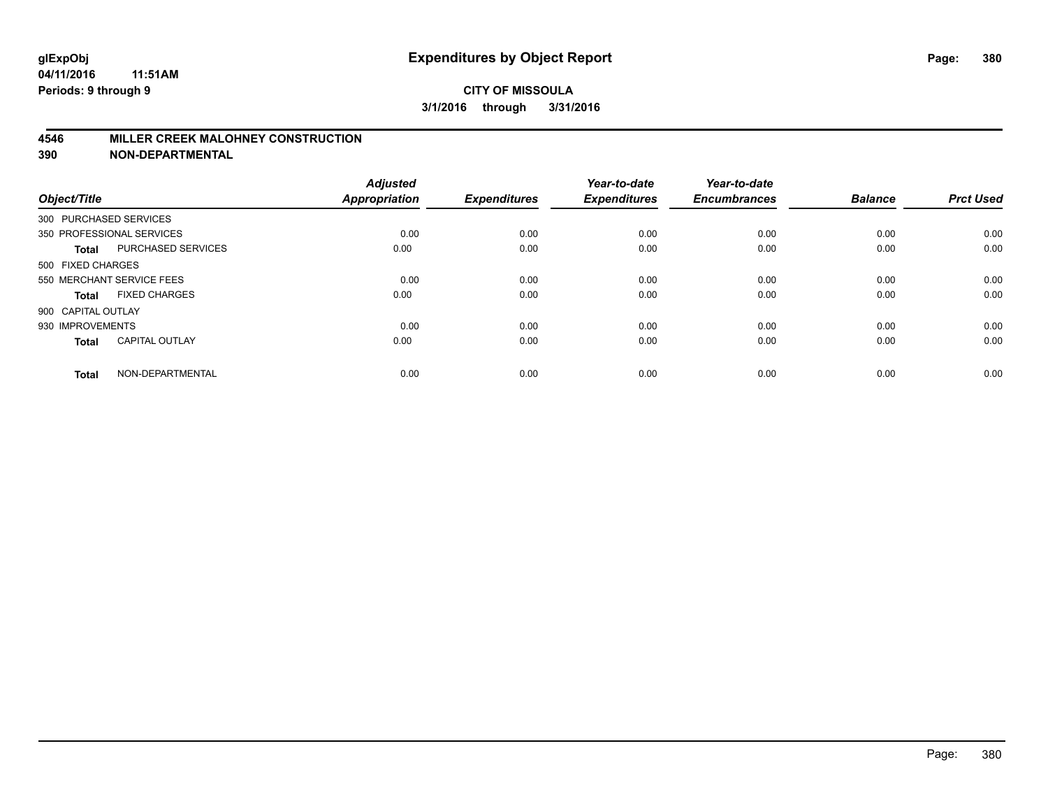## Expenditures by Object Report

glExpObj
04/11/2016 11:51AM
Periods: 9 through 9

**CITY OF MISSOULA**
**3/1/2016 through 3/31/2016**

### 4546 MILLER CREEK MALOHNEY CONSTRUCTION
### 390 NON-DEPARTMENTAL

| Object/Title | | Adjusted Appropriation | Expenditures | Year-to-date Expenditures | Year-to-date Encumbrances | Balance | Prct Used |
|---|---|---|---|---|---|---|---|
| 300 PURCHASED SERVICES | | | | | | | |
| 350 PROFESSIONAL SERVICES | | 0.00 | 0.00 | 0.00 | 0.00 | 0.00 | 0.00 |
| **Total** | PURCHASED SERVICES | 0.00 | 0.00 | 0.00 | 0.00 | 0.00 | 0.00 |
| 500 FIXED CHARGES | | | | | | | |
| 550 MERCHANT SERVICE FEES | | 0.00 | 0.00 | 0.00 | 0.00 | 0.00 | 0.00 |
| **Total** | FIXED CHARGES | 0.00 | 0.00 | 0.00 | 0.00 | 0.00 | 0.00 |
| 900 CAPITAL OUTLAY | | | | | | | |
| 930 IMPROVEMENTS | | 0.00 | 0.00 | 0.00 | 0.00 | 0.00 | 0.00 |
| **Total** | CAPITAL OUTLAY | 0.00 | 0.00 | 0.00 | 0.00 | 0.00 | 0.00 |
| **Total** | NON-DEPARTMENTAL | 0.00 | 0.00 | 0.00 | 0.00 | 0.00 | 0.00 |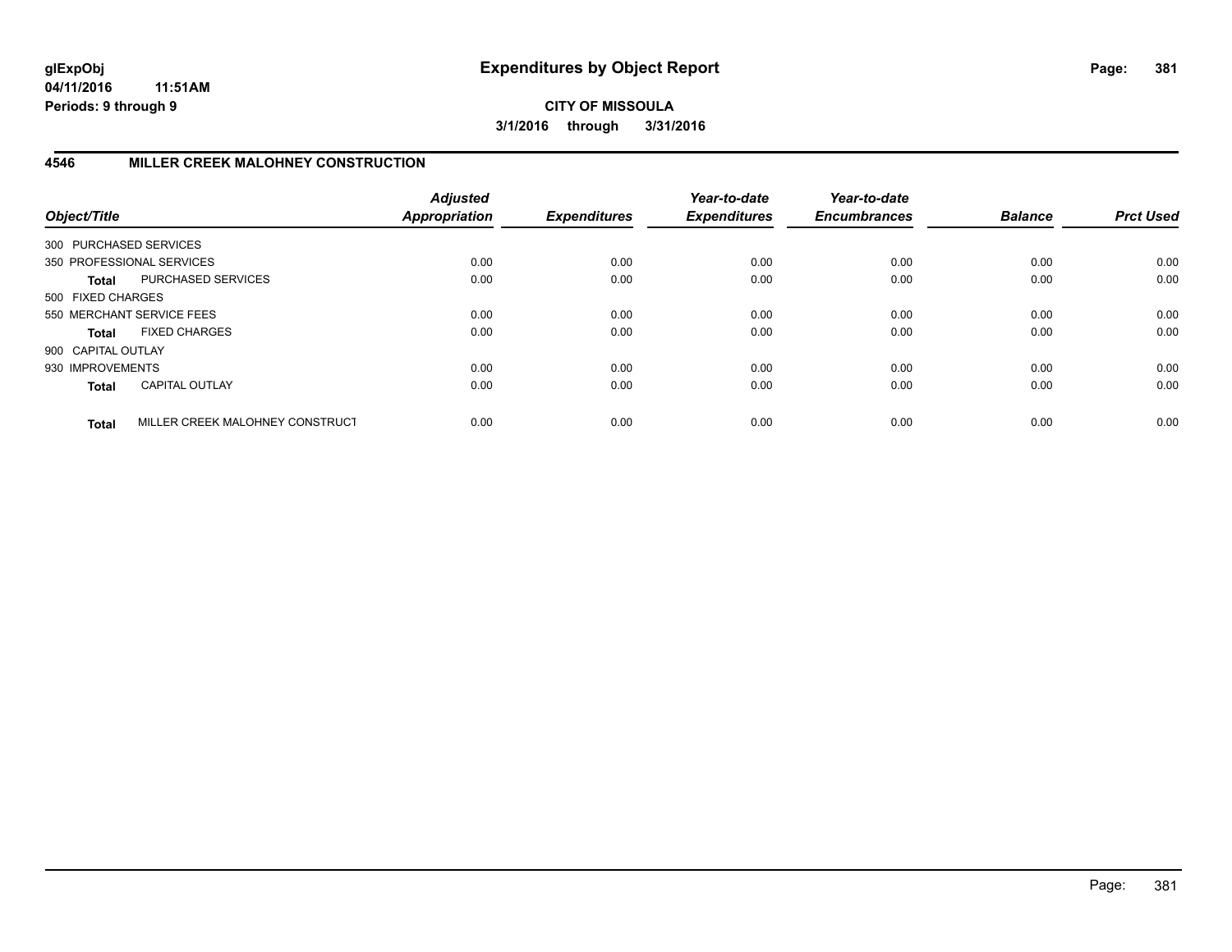**glExpObj**
**04/11/2016 11:51AM**
**Periods: 9 through 9**

# Expenditures by Object Report

**CITY OF MISSOULA**
**3/1/2016 through 3/31/2016**

## 4546 MILLER CREEK MALOHNEY CONSTRUCTION

| Object/Title | | *Adjusted Appropriation* | *Expenditures* | *Year-to-date Expenditures* | *Year-to-date Encumbrances* | *Balance* | *Prct Used* |
|---|---|---|---|---|---|---|---|
| 300 PURCHASED SERVICES | | | | | | | |
| 350 PROFESSIONAL SERVICES | | 0.00 | 0.00 | 0.00 | 0.00 | 0.00 | 0.00 |
| **Total** | PURCHASED SERVICES | 0.00 | 0.00 | 0.00 | 0.00 | 0.00 | 0.00 |
| 500 FIXED CHARGES | | | | | | | |
| 550 MERCHANT SERVICE FEES | | 0.00 | 0.00 | 0.00 | 0.00 | 0.00 | 0.00 |
| **Total** | FIXED CHARGES | 0.00 | 0.00 | 0.00 | 0.00 | 0.00 | 0.00 |
| 900 CAPITAL OUTLAY | | | | | | | |
| 930 IMPROVEMENTS | | 0.00 | 0.00 | 0.00 | 0.00 | 0.00 | 0.00 |
| **Total** | CAPITAL OUTLAY | 0.00 | 0.00 | 0.00 | 0.00 | 0.00 | 0.00 |
| **Total** | MILLER CREEK MALOHNEY CONSTRUCT | 0.00 | 0.00 | 0.00 | 0.00 | 0.00 | 0.00 |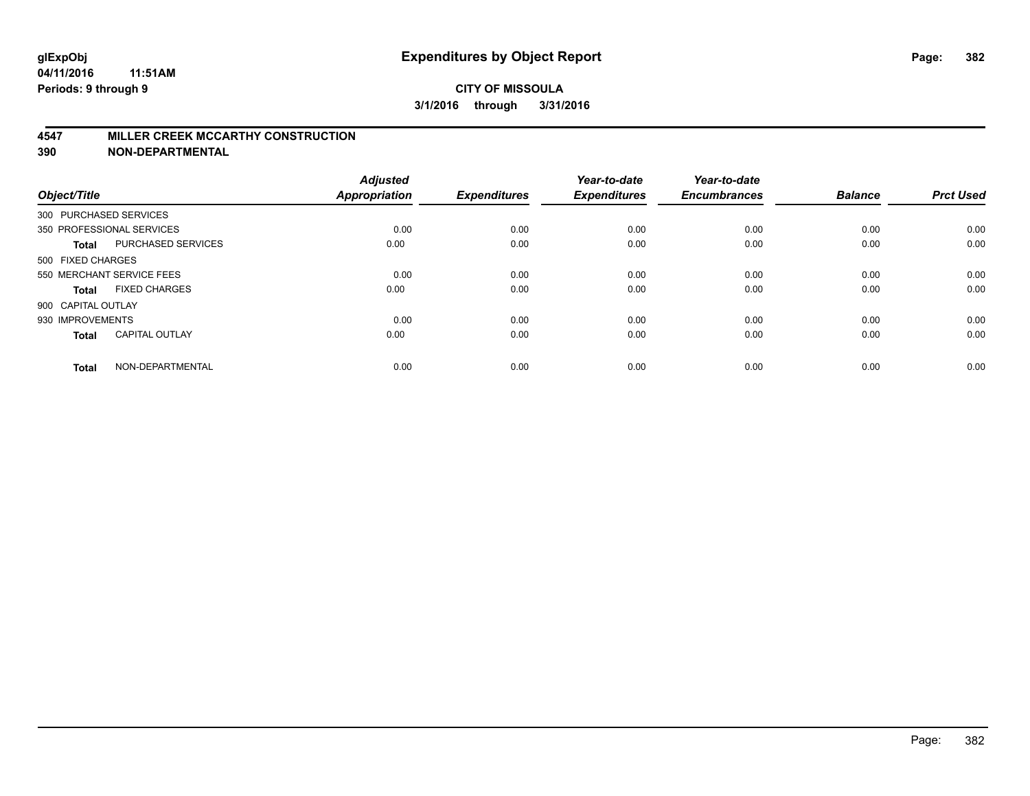**glExpObj** **Expenditures by Object Report**

**04/11/2016 11:51AM**

**Periods: 9 through 9**

**CITY OF MISSOULA**

**3/1/2016 through 3/31/2016**

## 4547 MILLER CREEK MCCARTHY CONSTRUCTION
## 390 NON-DEPARTMENTAL

| Object/Title | | Adjusted Appropriation | Expenditures | Year-to-date Expenditures | Year-to-date Encumbrances | Balance | Prct Used |
|---|---|---|---|---|---|---|---|
| 300 PURCHASED SERVICES | | | | | | | |
| 350 PROFESSIONAL SERVICES | | 0.00 | 0.00 | 0.00 | 0.00 | 0.00 | 0.00 |
| **Total** | PURCHASED SERVICES | 0.00 | 0.00 | 0.00 | 0.00 | 0.00 | 0.00 |
| 500 FIXED CHARGES | | | | | | | |
| 550 MERCHANT SERVICE FEES | | 0.00 | 0.00 | 0.00 | 0.00 | 0.00 | 0.00 |
| **Total** | FIXED CHARGES | 0.00 | 0.00 | 0.00 | 0.00 | 0.00 | 0.00 |
| 900 CAPITAL OUTLAY | | | | | | | |
| 930 IMPROVEMENTS | | 0.00 | 0.00 | 0.00 | 0.00 | 0.00 | 0.00 |
| **Total** | CAPITAL OUTLAY | 0.00 | 0.00 | 0.00 | 0.00 | 0.00 | 0.00 |
| **Total** | NON-DEPARTMENTAL | 0.00 | 0.00 | 0.00 | 0.00 | 0.00 | 0.00 |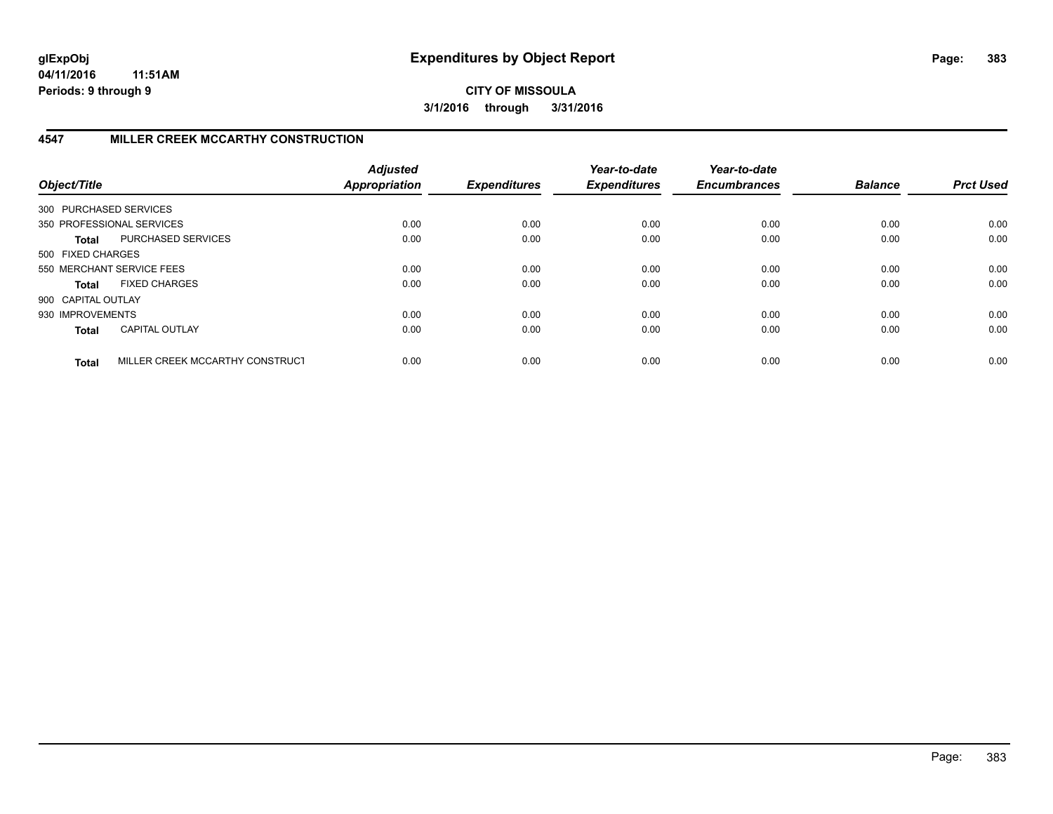**CITY OF MISSOULA**

**3/1/2016 through 3/31/2016**

## 4547 MILLER CREEK MCCARTHY CONSTRUCTION

| Object/Title | | Adjusted Appropriation | Expenditures | Year-to-date Expenditures | Year-to-date Encumbrances | Balance | Prct Used |
|---|---|---|---|---|---|---|---|
| 300 PURCHASED SERVICES | | | | | | | |
| 350 PROFESSIONAL SERVICES | | 0.00 | 0.00 | 0.00 | 0.00 | 0.00 | 0.00 |
| **Total** | PURCHASED SERVICES | 0.00 | 0.00 | 0.00 | 0.00 | 0.00 | 0.00 |
| 500 FIXED CHARGES | | | | | | | |
| 550 MERCHANT SERVICE FEES | | 0.00 | 0.00 | 0.00 | 0.00 | 0.00 | 0.00 |
| **Total** | FIXED CHARGES | 0.00 | 0.00 | 0.00 | 0.00 | 0.00 | 0.00 |
| 900 CAPITAL OUTLAY | | | | | | | |
| 930 IMPROVEMENTS | | 0.00 | 0.00 | 0.00 | 0.00 | 0.00 | 0.00 |
| **Total** | CAPITAL OUTLAY | 0.00 | 0.00 | 0.00 | 0.00 | 0.00 | 0.00 |
| **Total** | MILLER CREEK MCCARTHY CONSTRUCT | 0.00 | 0.00 | 0.00 | 0.00 | 0.00 | 0.00 |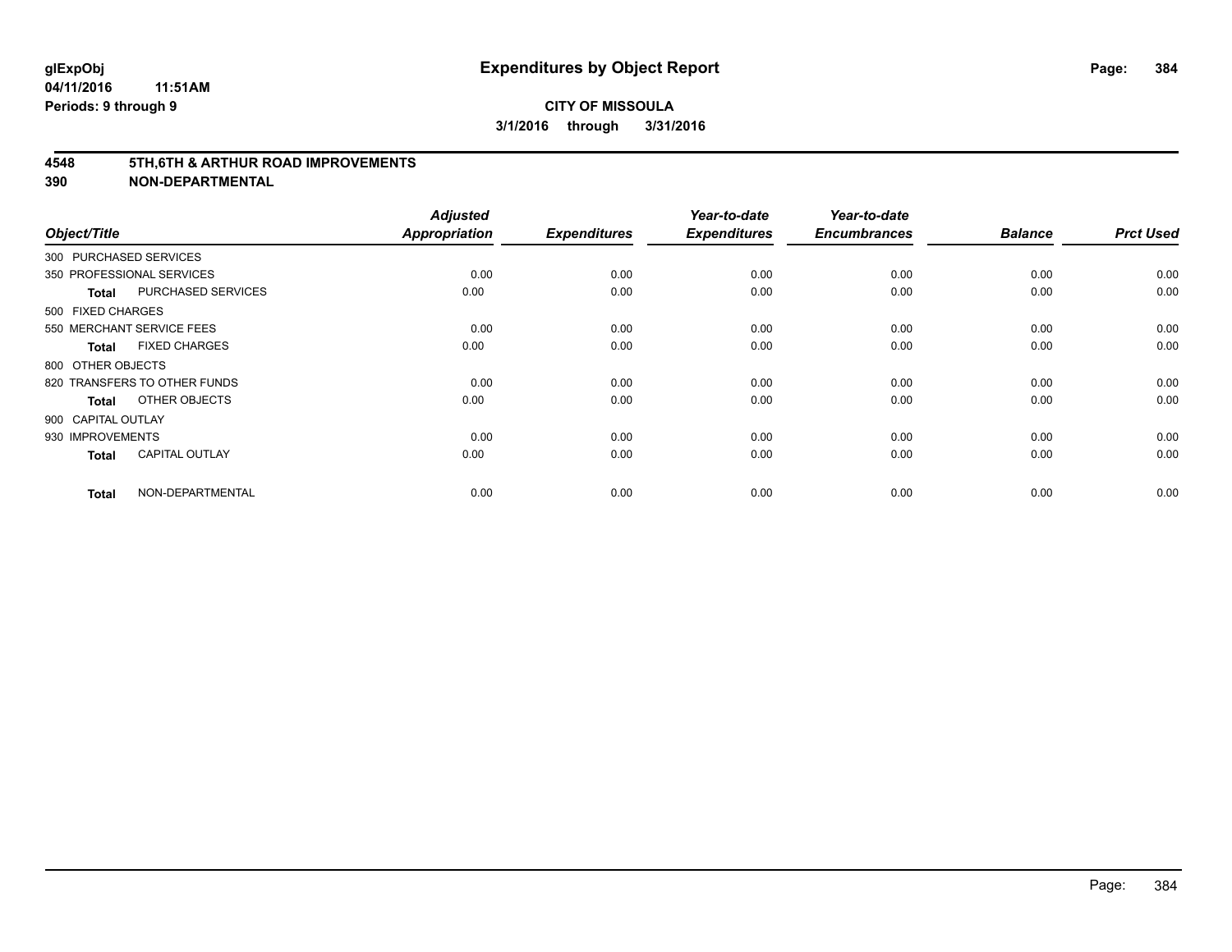**glExpObj** **Expenditures by Object Report**

**04/11/2016 11:51AM**

**Periods: 9 through 9**

**CITY OF MISSOULA**

**3/1/2016 through 3/31/2016**

## 4548 5TH,6TH & ARTHUR ROAD IMPROVEMENTS

## 390 NON-DEPARTMENTAL

| Object/Title | | Adjusted Appropriation | Expenditures | Year-to-date Expenditures | Year-to-date Encumbrances | Balance | Prct Used |
|---|---|---|---|---|---|---|---|
| 300 PURCHASED SERVICES | | | | | | | |
| 350 PROFESSIONAL SERVICES | | 0.00 | 0.00 | 0.00 | 0.00 | 0.00 | 0.00 |
| **Total** | PURCHASED SERVICES | 0.00 | 0.00 | 0.00 | 0.00 | 0.00 | 0.00 |
| 500 FIXED CHARGES | | | | | | | |
| 550 MERCHANT SERVICE FEES | | 0.00 | 0.00 | 0.00 | 0.00 | 0.00 | 0.00 |
| **Total** | FIXED CHARGES | 0.00 | 0.00 | 0.00 | 0.00 | 0.00 | 0.00 |
| 800 OTHER OBJECTS | | | | | | | |
| 820 TRANSFERS TO OTHER FUNDS | | 0.00 | 0.00 | 0.00 | 0.00 | 0.00 | 0.00 |
| **Total** | OTHER OBJECTS | 0.00 | 0.00 | 0.00 | 0.00 | 0.00 | 0.00 |
| 900 CAPITAL OUTLAY | | | | | | | |
| 930 IMPROVEMENTS | | 0.00 | 0.00 | 0.00 | 0.00 | 0.00 | 0.00 |
| **Total** | CAPITAL OUTLAY | 0.00 | 0.00 | 0.00 | 0.00 | 0.00 | 0.00 |
| **Total** | NON-DEPARTMENTAL | 0.00 | 0.00 | 0.00 | 0.00 | 0.00 | 0.00 |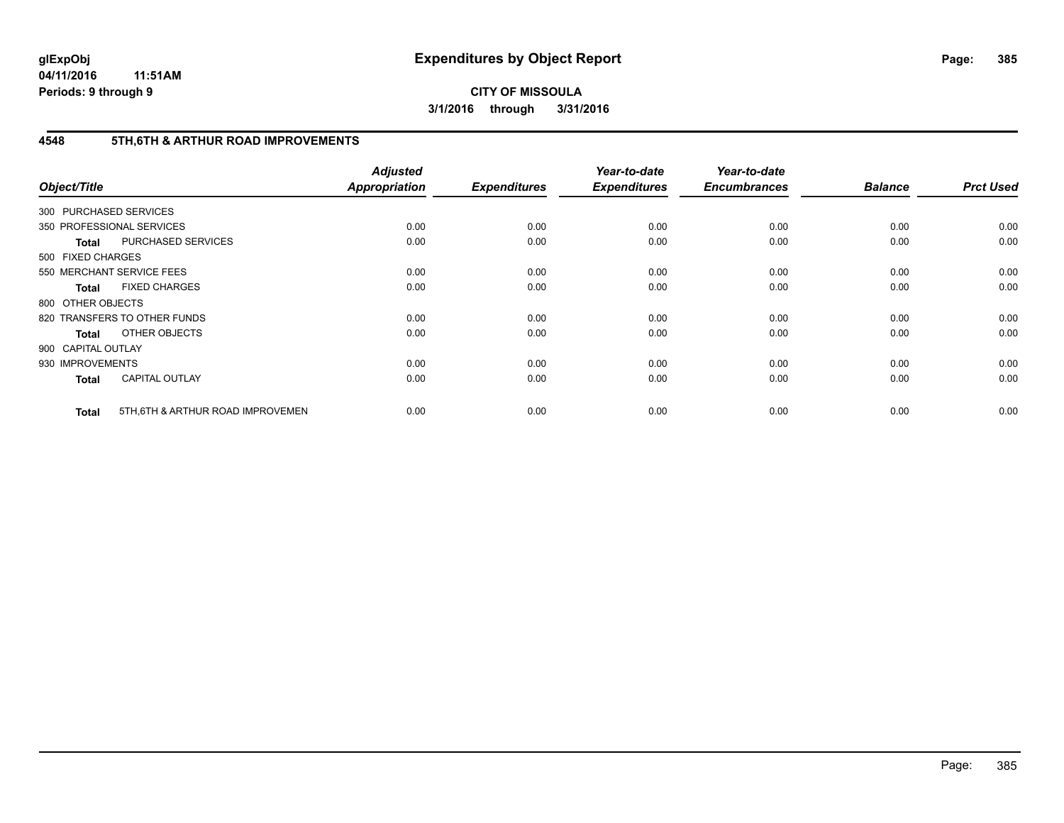glExpObj
04/11/2016 11:51AM
Periods: 9 through 9

# Expenditures by Object Report

**CITY OF MISSOULA**
**3/1/2016 through 3/31/2016**

## 4548 5TH,6TH & ARTHUR ROAD IMPROVEMENTS

| Object/Title | | Adjusted Appropriation | Expenditures | Year-to-date Expenditures | Year-to-date Encumbrances | Balance | Prct Used |
|---|---|---|---|---|---|---|---|
| 300 PURCHASED SERVICES | | | | | | | |
| 350 PROFESSIONAL SERVICES | | 0.00 | 0.00 | 0.00 | 0.00 | 0.00 | 0.00 |
| **Total** | PURCHASED SERVICES | 0.00 | 0.00 | 0.00 | 0.00 | 0.00 | 0.00 |
| 500 FIXED CHARGES | | | | | | | |
| 550 MERCHANT SERVICE FEES | | 0.00 | 0.00 | 0.00 | 0.00 | 0.00 | 0.00 |
| **Total** | FIXED CHARGES | 0.00 | 0.00 | 0.00 | 0.00 | 0.00 | 0.00 |
| 800 OTHER OBJECTS | | | | | | | |
| 820 TRANSFERS TO OTHER FUNDS | | 0.00 | 0.00 | 0.00 | 0.00 | 0.00 | 0.00 |
| **Total** | OTHER OBJECTS | 0.00 | 0.00 | 0.00 | 0.00 | 0.00 | 0.00 |
| 900 CAPITAL OUTLAY | | | | | | | |
| 930 IMPROVEMENTS | | 0.00 | 0.00 | 0.00 | 0.00 | 0.00 | 0.00 |
| **Total** | CAPITAL OUTLAY | 0.00 | 0.00 | 0.00 | 0.00 | 0.00 | 0.00 |
| **Total** | 5TH,6TH & ARTHUR ROAD IMPROVEMEN | 0.00 | 0.00 | 0.00 | 0.00 | 0.00 | 0.00 |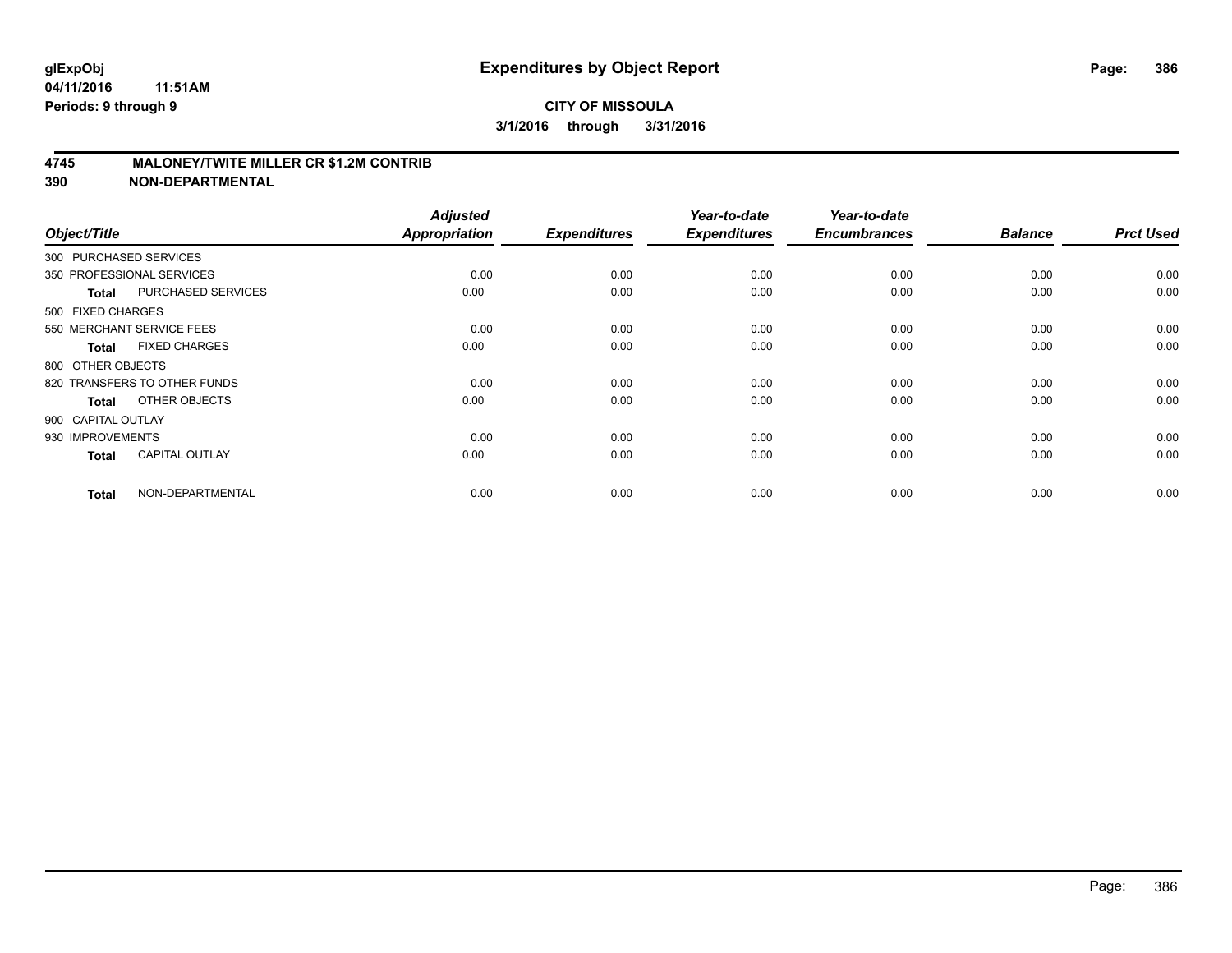# Expenditures by Object Report

glExpObj
04/11/2016 11:51AM
Periods: 9 through 9

**CITY OF MISSOULA**
**3/1/2016 through 3/31/2016**

## 4745 MALONEY/TWITE MILLER CR $1.2M CONTRIB
## 390 NON-DEPARTMENTAL

| Object/Title | | Adjusted Appropriation | Expenditures | Year-to-date Expenditures | Year-to-date Encumbrances | Balance | Prct Used |
|---|---|---|---|---|---|---|---|
| 300 PURCHASED SERVICES | | | | | | | |
| 350 PROFESSIONAL SERVICES | | 0.00 | 0.00 | 0.00 | 0.00 | 0.00 | 0.00 |
| **Total** | PURCHASED SERVICES | 0.00 | 0.00 | 0.00 | 0.00 | 0.00 | 0.00 |
| 500 FIXED CHARGES | | | | | | | |
| 550 MERCHANT SERVICE FEES | | 0.00 | 0.00 | 0.00 | 0.00 | 0.00 | 0.00 |
| **Total** | FIXED CHARGES | 0.00 | 0.00 | 0.00 | 0.00 | 0.00 | 0.00 |
| 800 OTHER OBJECTS | | | | | | | |
| 820 TRANSFERS TO OTHER FUNDS | | 0.00 | 0.00 | 0.00 | 0.00 | 0.00 | 0.00 |
| **Total** | OTHER OBJECTS | 0.00 | 0.00 | 0.00 | 0.00 | 0.00 | 0.00 |
| 900 CAPITAL OUTLAY | | | | | | | |
| 930 IMPROVEMENTS | | 0.00 | 0.00 | 0.00 | 0.00 | 0.00 | 0.00 |
| **Total** | CAPITAL OUTLAY | 0.00 | 0.00 | 0.00 | 0.00 | 0.00 | 0.00 |
| **Total** | NON-DEPARTMENTAL | 0.00 | 0.00 | 0.00 | 0.00 | 0.00 | 0.00 |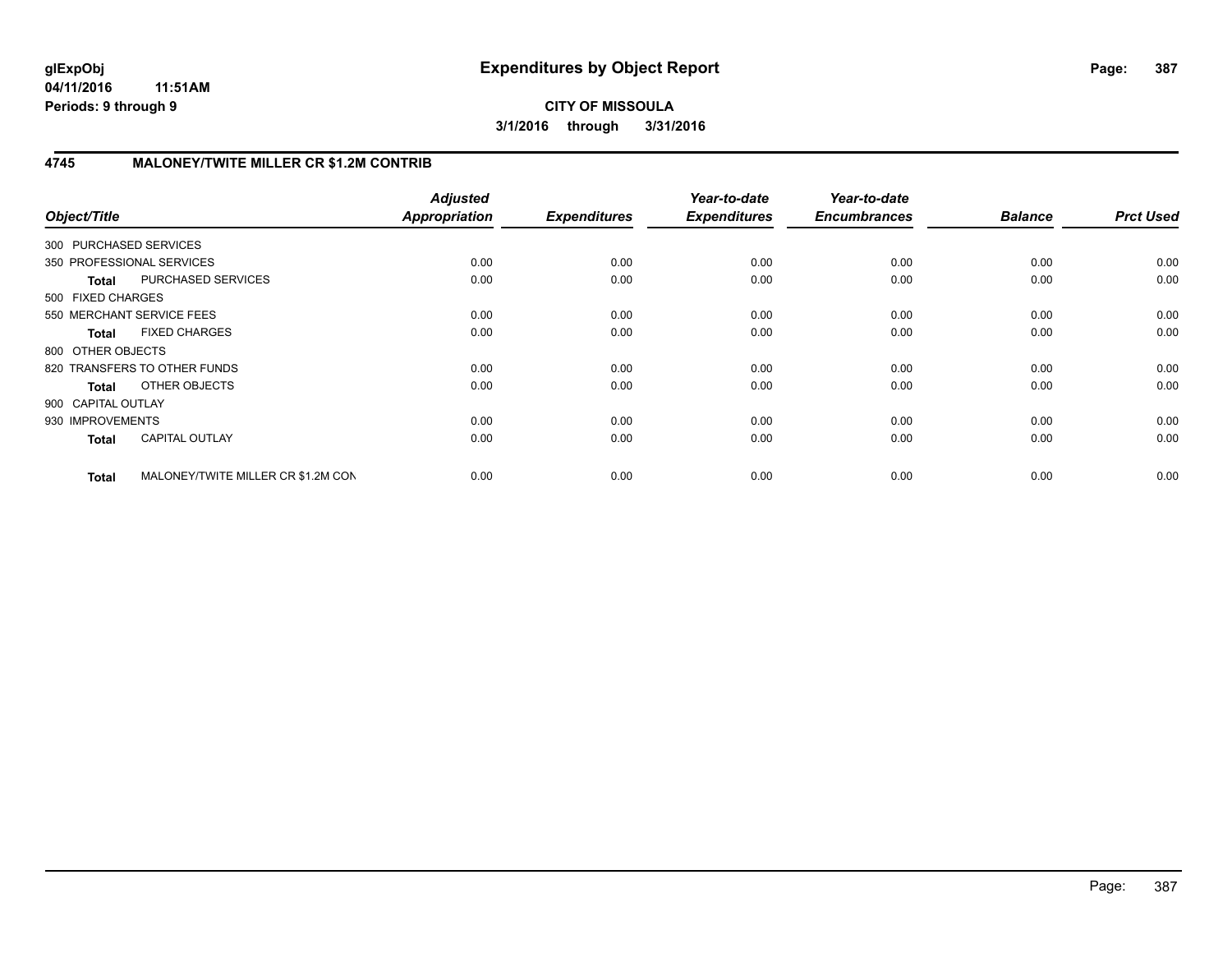**glExpObj** **Expenditures by Object Report**
**04/11/2016 11:51AM**
**Periods: 9 through 9**

**CITY OF MISSOULA**
**3/1/2016 through 3/31/2016**

## 4745 MALONEY/TWITE MILLER CR $1.2M CONTRIB

| Object/Title | | *Adjusted Appropriation* | *Expenditures* | *Year-to-date Expenditures* | *Year-to-date Encumbrances* | *Balance* | *Prct Used* |
|---|---|---|---|---|---|---|---|
| 300 PURCHASED SERVICES | | | | | | | |
| 350 PROFESSIONAL SERVICES | | 0.00 | 0.00 | 0.00 | 0.00 | 0.00 | 0.00 |
| **Total** | PURCHASED SERVICES | 0.00 | 0.00 | 0.00 | 0.00 | 0.00 | 0.00 |
| 500 FIXED CHARGES | | | | | | | |
| 550 MERCHANT SERVICE FEES | | 0.00 | 0.00 | 0.00 | 0.00 | 0.00 | 0.00 |
| **Total** | FIXED CHARGES | 0.00 | 0.00 | 0.00 | 0.00 | 0.00 | 0.00 |
| 800 OTHER OBJECTS | | | | | | | |
| 820 TRANSFERS TO OTHER FUNDS | | 0.00 | 0.00 | 0.00 | 0.00 | 0.00 | 0.00 |
| **Total** | OTHER OBJECTS | 0.00 | 0.00 | 0.00 | 0.00 | 0.00 | 0.00 |
| 900 CAPITAL OUTLAY | | | | | | | |
| 930 IMPROVEMENTS | | 0.00 | 0.00 | 0.00 | 0.00 | 0.00 | 0.00 |
| **Total** | CAPITAL OUTLAY | 0.00 | 0.00 | 0.00 | 0.00 | 0.00 | 0.00 |
| **Total** | MALONEY/TWITE MILLER CR $1.2M CON | 0.00 | 0.00 | 0.00 | 0.00 | 0.00 | 0.00 |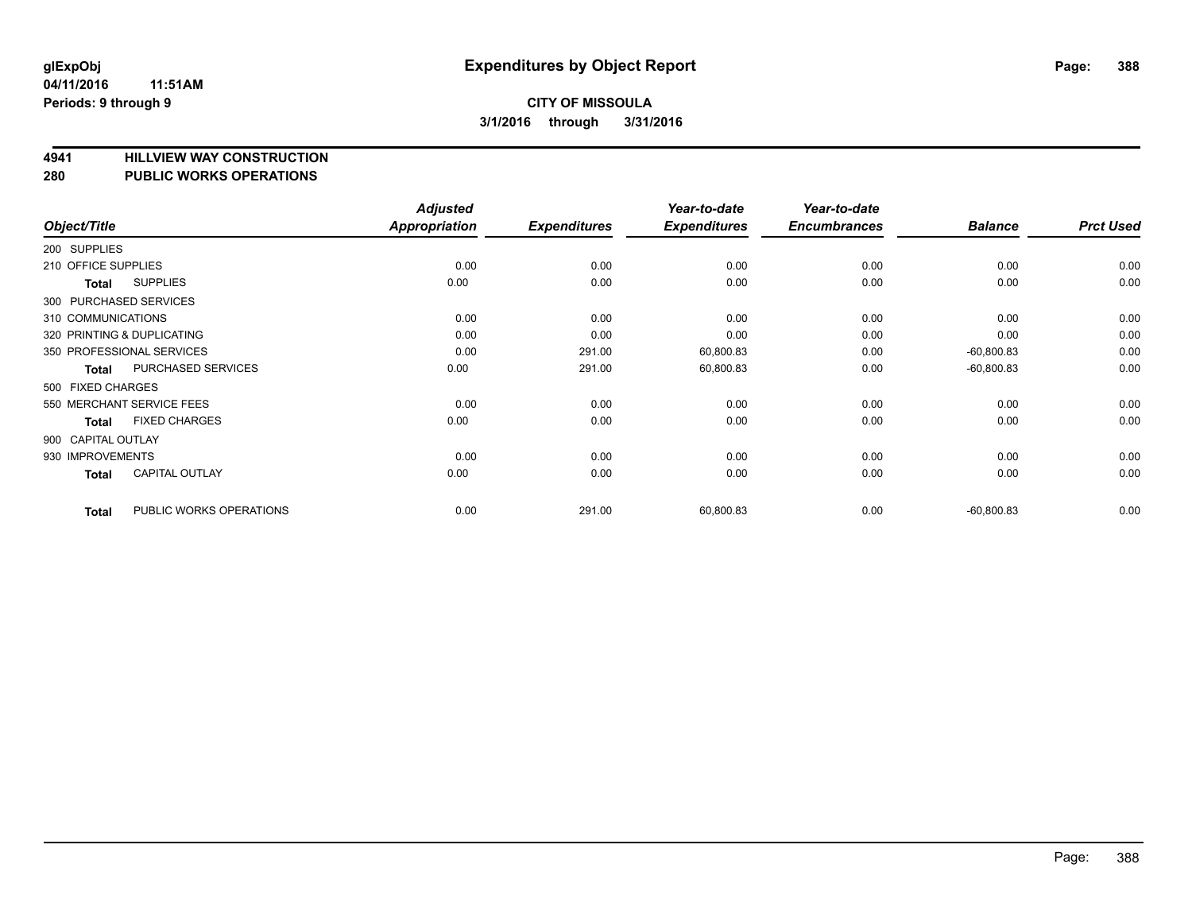**glExpObj** **Expenditures by Object Report**

**04/11/2016 11:51AM**

**Periods: 9 through 9**

**CITY OF MISSOULA**

**3/1/2016 through 3/31/2016**

## 4941 HILLVIEW WAY CONSTRUCTION
## 280 PUBLIC WORKS OPERATIONS

| Object/Title | | Adjusted Appropriation | Expenditures | Year-to-date Expenditures | Year-to-date Encumbrances | Balance | Prct Used |
|---|---|---|---|---|---|---|---|
| 200 SUPPLIES | | | | | | | |
| 210 OFFICE SUPPLIES | | 0.00 | 0.00 | 0.00 | 0.00 | 0.00 | 0.00 |
| **Total** | SUPPLIES | 0.00 | 0.00 | 0.00 | 0.00 | 0.00 | 0.00 |
| 300 PURCHASED SERVICES | | | | | | | |
| 310 COMMUNICATIONS | | 0.00 | 0.00 | 0.00 | 0.00 | 0.00 | 0.00 |
| 320 PRINTING & DUPLICATING | | 0.00 | 0.00 | 0.00 | 0.00 | 0.00 | 0.00 |
| 350 PROFESSIONAL SERVICES | | 0.00 | 291.00 | 60,800.83 | 0.00 | -60,800.83 | 0.00 |
| **Total** | PURCHASED SERVICES | 0.00 | 291.00 | 60,800.83 | 0.00 | -60,800.83 | 0.00 |
| 500 FIXED CHARGES | | | | | | | |
| 550 MERCHANT SERVICE FEES | | 0.00 | 0.00 | 0.00 | 0.00 | 0.00 | 0.00 |
| **Total** | FIXED CHARGES | 0.00 | 0.00 | 0.00 | 0.00 | 0.00 | 0.00 |
| 900 CAPITAL OUTLAY | | | | | | | |
| 930 IMPROVEMENTS | | 0.00 | 0.00 | 0.00 | 0.00 | 0.00 | 0.00 |
| **Total** | CAPITAL OUTLAY | 0.00 | 0.00 | 0.00 | 0.00 | 0.00 | 0.00 |
| **Total** | PUBLIC WORKS OPERATIONS | 0.00 | 291.00 | 60,800.83 | 0.00 | -60,800.83 | 0.00 |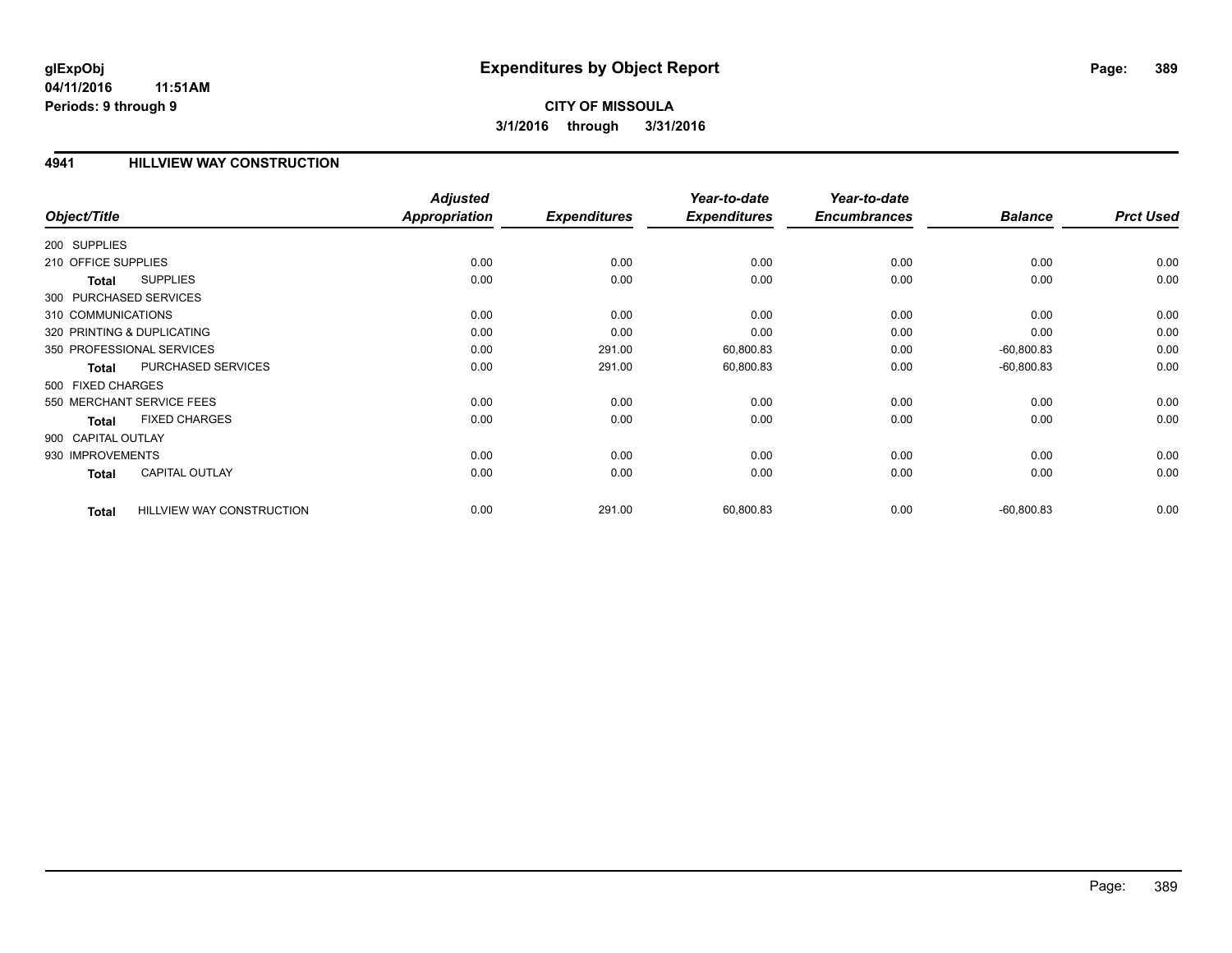# Expenditures by Object Report

glExpObj
04/11/2016 11:51AM
Periods: 9 through 9

**CITY OF MISSOULA**
**3/1/2016 through 3/31/2016**

## 4941 HILLVIEW WAY CONSTRUCTION

| Object/Title | | Adjusted Appropriation | Expenditures | Year-to-date Expenditures | Year-to-date Encumbrances | Balance | Prct Used |
|---|---|---|---|---|---|---|---|
| 200 SUPPLIES | | | | | | | |
| 210 OFFICE SUPPLIES | | 0.00 | 0.00 | 0.00 | 0.00 | 0.00 | 0.00 |
| Total | SUPPLIES | 0.00 | 0.00 | 0.00 | 0.00 | 0.00 | 0.00 |
| 300 PURCHASED SERVICES | | | | | | | |
| 310 COMMUNICATIONS | | 0.00 | 0.00 | 0.00 | 0.00 | 0.00 | 0.00 |
| 320 PRINTING & DUPLICATING | | 0.00 | 0.00 | 0.00 | 0.00 | 0.00 | 0.00 |
| 350 PROFESSIONAL SERVICES | | 0.00 | 291.00 | 60,800.83 | 0.00 | -60,800.83 | 0.00 |
| Total | PURCHASED SERVICES | 0.00 | 291.00 | 60,800.83 | 0.00 | -60,800.83 | 0.00 |
| 500 FIXED CHARGES | | | | | | | |
| 550 MERCHANT SERVICE FEES | | 0.00 | 0.00 | 0.00 | 0.00 | 0.00 | 0.00 |
| Total | FIXED CHARGES | 0.00 | 0.00 | 0.00 | 0.00 | 0.00 | 0.00 |
| 900 CAPITAL OUTLAY | | | | | | | |
| 930 IMPROVEMENTS | | 0.00 | 0.00 | 0.00 | 0.00 | 0.00 | 0.00 |
| Total | CAPITAL OUTLAY | 0.00 | 0.00 | 0.00 | 0.00 | 0.00 | 0.00 |
| Total | HILLVIEW WAY CONSTRUCTION | 0.00 | 291.00 | 60,800.83 | 0.00 | -60,800.83 | 0.00 |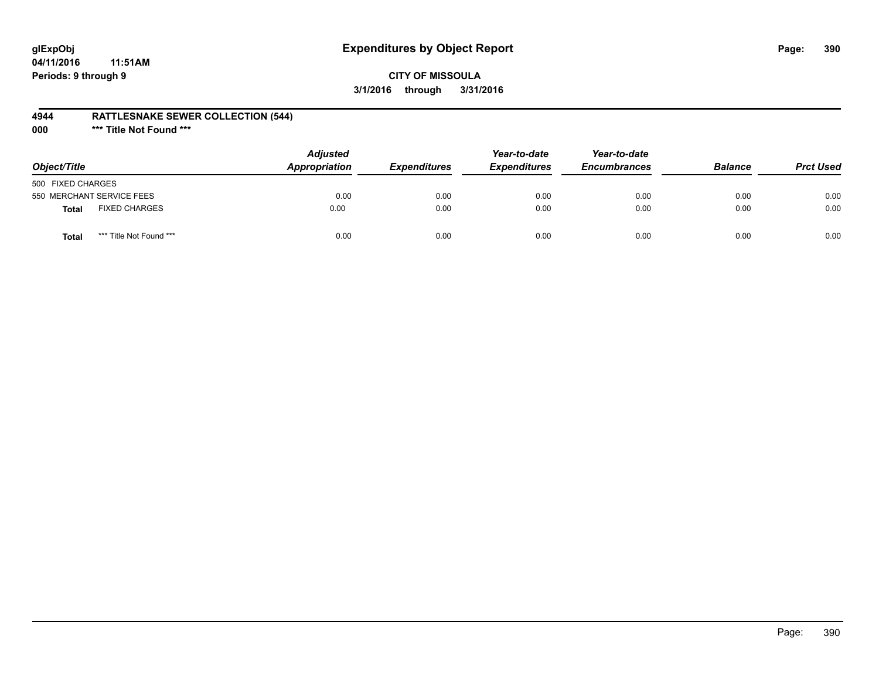# Expenditures by Object Report

glExpObj
04/11/2016 11:51AM
Periods: 9 through 9

**CITY OF MISSOULA**
**3/1/2016 through 3/31/2016**

**4944 RATTLESNAKE SEWER COLLECTION (544)**
**000 *** Title Not Found *****

| Object/Title | | Adjusted Appropriation | Expenditures | Year-to-date Expenditures | Year-to-date Encumbrances | Balance | Prct Used |
|---|---|---|---|---|---|---|---|
| 500 FIXED CHARGES | | | | | | | |
| 550 MERCHANT SERVICE FEES | | 0.00 | 0.00 | 0.00 | 0.00 | 0.00 | 0.00 |
| **Total** | FIXED CHARGES | 0.00 | 0.00 | 0.00 | 0.00 | 0.00 | 0.00 |
| **Total** | *** Title Not Found *** | 0.00 | 0.00 | 0.00 | 0.00 | 0.00 | 0.00 |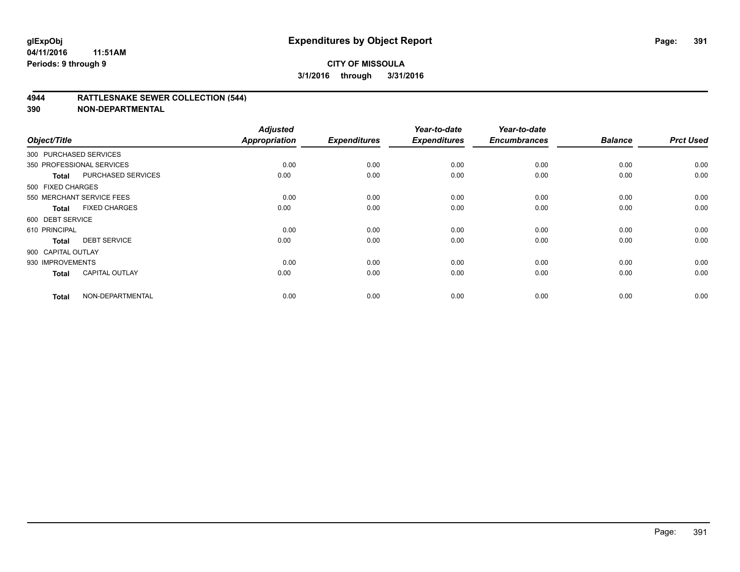**glExpObj** **Expenditures by Object Report**

**04/11/2016 11:51AM**

**Periods: 9 through 9**

**CITY OF MISSOULA**

**3/1/2016 through 3/31/2016**

## 4944 RATTLESNAKE SEWER COLLECTION (544)

## 390 NON-DEPARTMENTAL

| Object/Title | | Adjusted Appropriation | Expenditures | Year-to-date Expenditures | Year-to-date Encumbrances | Balance | Prct Used |
|---|---|---|---|---|---|---|---|
| 300 PURCHASED SERVICES | | | | | | | |
| 350 PROFESSIONAL SERVICES | | 0.00 | 0.00 | 0.00 | 0.00 | 0.00 | 0.00 |
| **Total** | PURCHASED SERVICES | 0.00 | 0.00 | 0.00 | 0.00 | 0.00 | 0.00 |
| 500 FIXED CHARGES | | | | | | | |
| 550 MERCHANT SERVICE FEES | | 0.00 | 0.00 | 0.00 | 0.00 | 0.00 | 0.00 |
| **Total** | FIXED CHARGES | 0.00 | 0.00 | 0.00 | 0.00 | 0.00 | 0.00 |
| 600 DEBT SERVICE | | | | | | | |
| 610 PRINCIPAL | | 0.00 | 0.00 | 0.00 | 0.00 | 0.00 | 0.00 |
| **Total** | DEBT SERVICE | 0.00 | 0.00 | 0.00 | 0.00 | 0.00 | 0.00 |
| 900 CAPITAL OUTLAY | | | | | | | |
| 930 IMPROVEMENTS | | 0.00 | 0.00 | 0.00 | 0.00 | 0.00 | 0.00 |
| **Total** | CAPITAL OUTLAY | 0.00 | 0.00 | 0.00 | 0.00 | 0.00 | 0.00 |
| **Total** | NON-DEPARTMENTAL | 0.00 | 0.00 | 0.00 | 0.00 | 0.00 | 0.00 |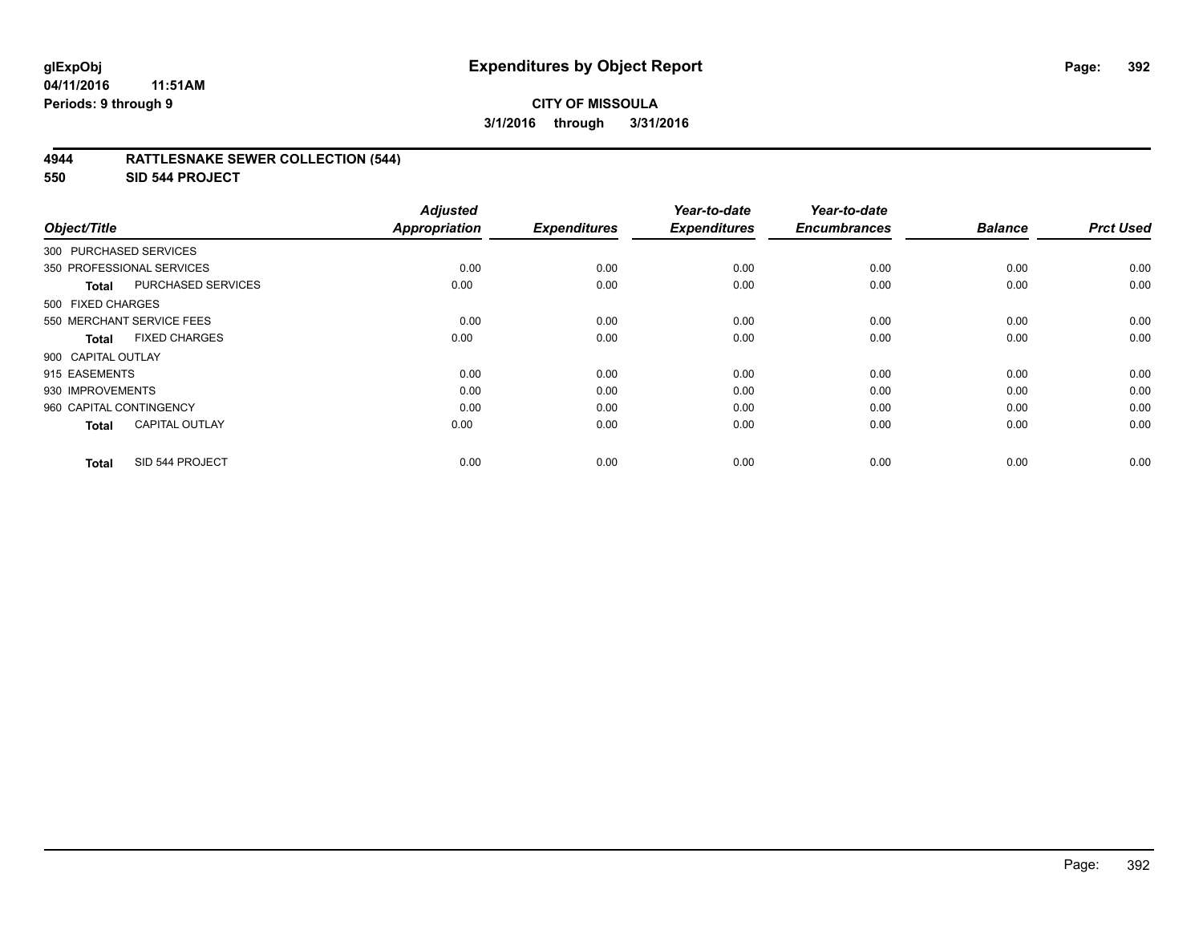# Expenditures by Object Report

glExpObj
04/11/2016 11:51AM
Periods: 9 through 9

**CITY OF MISSOULA**
**3/1/2016 through 3/31/2016**

## 4944 RATTLESNAKE SEWER COLLECTION (544)
## 550 SID 544 PROJECT

| Object/Title | Adjusted Appropriation | Expenditures | Year-to-date Expenditures | Year-to-date Encumbrances | Balance | Prct Used |
|---|---|---|---|---|---|---|
| 300 PURCHASED SERVICES | | | | | | |
| 350 PROFESSIONAL SERVICES | 0.00 | 0.00 | 0.00 | 0.00 | 0.00 | 0.00 |
| **Total** PURCHASED SERVICES | 0.00 | 0.00 | 0.00 | 0.00 | 0.00 | 0.00 |
| 500 FIXED CHARGES | | | | | | |
| 550 MERCHANT SERVICE FEES | 0.00 | 0.00 | 0.00 | 0.00 | 0.00 | 0.00 |
| **Total** FIXED CHARGES | 0.00 | 0.00 | 0.00 | 0.00 | 0.00 | 0.00 |
| 900 CAPITAL OUTLAY | | | | | | |
| 915 EASEMENTS | 0.00 | 0.00 | 0.00 | 0.00 | 0.00 | 0.00 |
| 930 IMPROVEMENTS | 0.00 | 0.00 | 0.00 | 0.00 | 0.00 | 0.00 |
| 960 CAPITAL CONTINGENCY | 0.00 | 0.00 | 0.00 | 0.00 | 0.00 | 0.00 |
| **Total** CAPITAL OUTLAY | 0.00 | 0.00 | 0.00 | 0.00 | 0.00 | 0.00 |
| **Total** SID 544 PROJECT | 0.00 | 0.00 | 0.00 | 0.00 | 0.00 | 0.00 |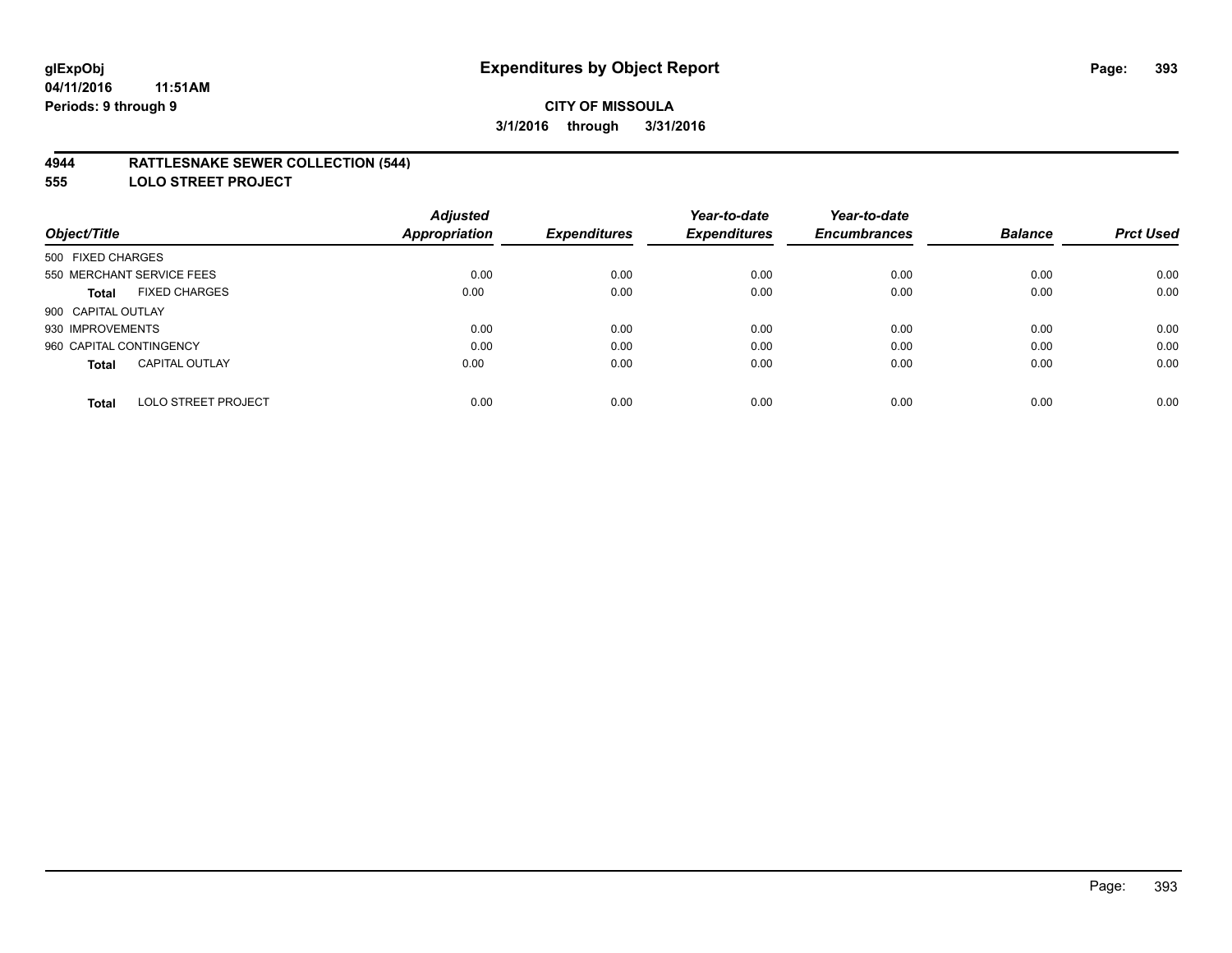**glExpObj**
**04/11/2016 11:51AM**
**Periods: 9 through 9**

# Expenditures by Object Report

**CITY OF MISSOULA**
**3/1/2016 through 3/31/2016**

## 4944 RATTLESNAKE SEWER COLLECTION (544)
## 555 LOLO STREET PROJECT

| Object/Title | Adjusted Appropriation | Expenditures | Year-to-date Expenditures | Year-to-date Encumbrances | Balance | Prct Used |
|---|---|---|---|---|---|---|
| 500 FIXED CHARGES | | | | | | |
| 550 MERCHANT SERVICE FEES | 0.00 | 0.00 | 0.00 | 0.00 | 0.00 | 0.00 |
| **Total** FIXED CHARGES | 0.00 | 0.00 | 0.00 | 0.00 | 0.00 | 0.00 |
| 900 CAPITAL OUTLAY | | | | | | |
| 930 IMPROVEMENTS | 0.00 | 0.00 | 0.00 | 0.00 | 0.00 | 0.00 |
| 960 CAPITAL CONTINGENCY | 0.00 | 0.00 | 0.00 | 0.00 | 0.00 | 0.00 |
| **Total** CAPITAL OUTLAY | 0.00 | 0.00 | 0.00 | 0.00 | 0.00 | 0.00 |
| **Total** LOLO STREET PROJECT | 0.00 | 0.00 | 0.00 | 0.00 | 0.00 | 0.00 |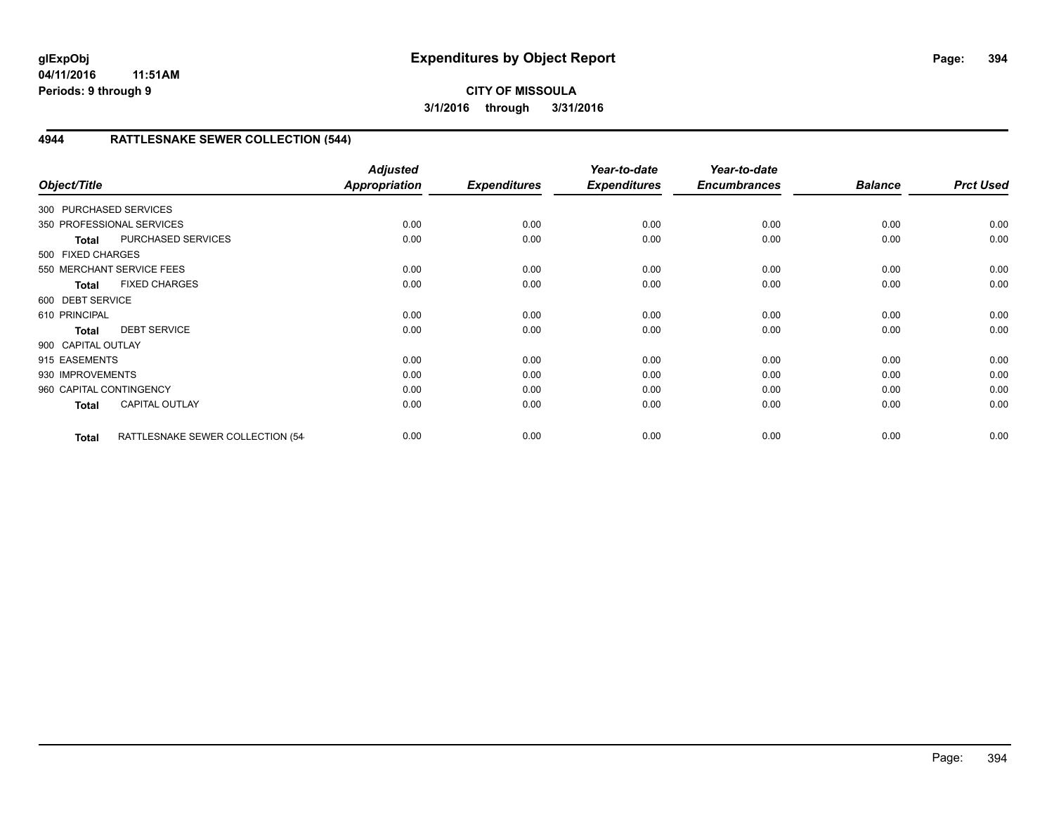**glExpObj**
**04/11/2016 11:51AM**
**Periods: 9 through 9**

# Expenditures by Object Report

**CITY OF MISSOULA**
**3/1/2016 through 3/31/2016**

## 4944 RATTLESNAKE SEWER COLLECTION (544)

| Object/Title | | Adjusted Appropriation | Expenditures | Year-to-date Expenditures | Year-to-date Encumbrances | Balance | Prct Used |
|---|---|---|---|---|---|---|---|
| 300 PURCHASED SERVICES | | | | | | | |
| 350 PROFESSIONAL SERVICES | | 0.00 | 0.00 | 0.00 | 0.00 | 0.00 | 0.00 |
| **Total** | PURCHASED SERVICES | 0.00 | 0.00 | 0.00 | 0.00 | 0.00 | 0.00 |
| 500 FIXED CHARGES | | | | | | | |
| 550 MERCHANT SERVICE FEES | | 0.00 | 0.00 | 0.00 | 0.00 | 0.00 | 0.00 |
| **Total** | FIXED CHARGES | 0.00 | 0.00 | 0.00 | 0.00 | 0.00 | 0.00 |
| 600 DEBT SERVICE | | | | | | | |
| 610 PRINCIPAL | | 0.00 | 0.00 | 0.00 | 0.00 | 0.00 | 0.00 |
| **Total** | DEBT SERVICE | 0.00 | 0.00 | 0.00 | 0.00 | 0.00 | 0.00 |
| 900 CAPITAL OUTLAY | | | | | | | |
| 915 EASEMENTS | | 0.00 | 0.00 | 0.00 | 0.00 | 0.00 | 0.00 |
| 930 IMPROVEMENTS | | 0.00 | 0.00 | 0.00 | 0.00 | 0.00 | 0.00 |
| 960 CAPITAL CONTINGENCY | | 0.00 | 0.00 | 0.00 | 0.00 | 0.00 | 0.00 |
| **Total** | CAPITAL OUTLAY | 0.00 | 0.00 | 0.00 | 0.00 | 0.00 | 0.00 |
| **Total** | RATTLESNAKE SEWER COLLECTION (54 | 0.00 | 0.00 | 0.00 | 0.00 | 0.00 | 0.00 |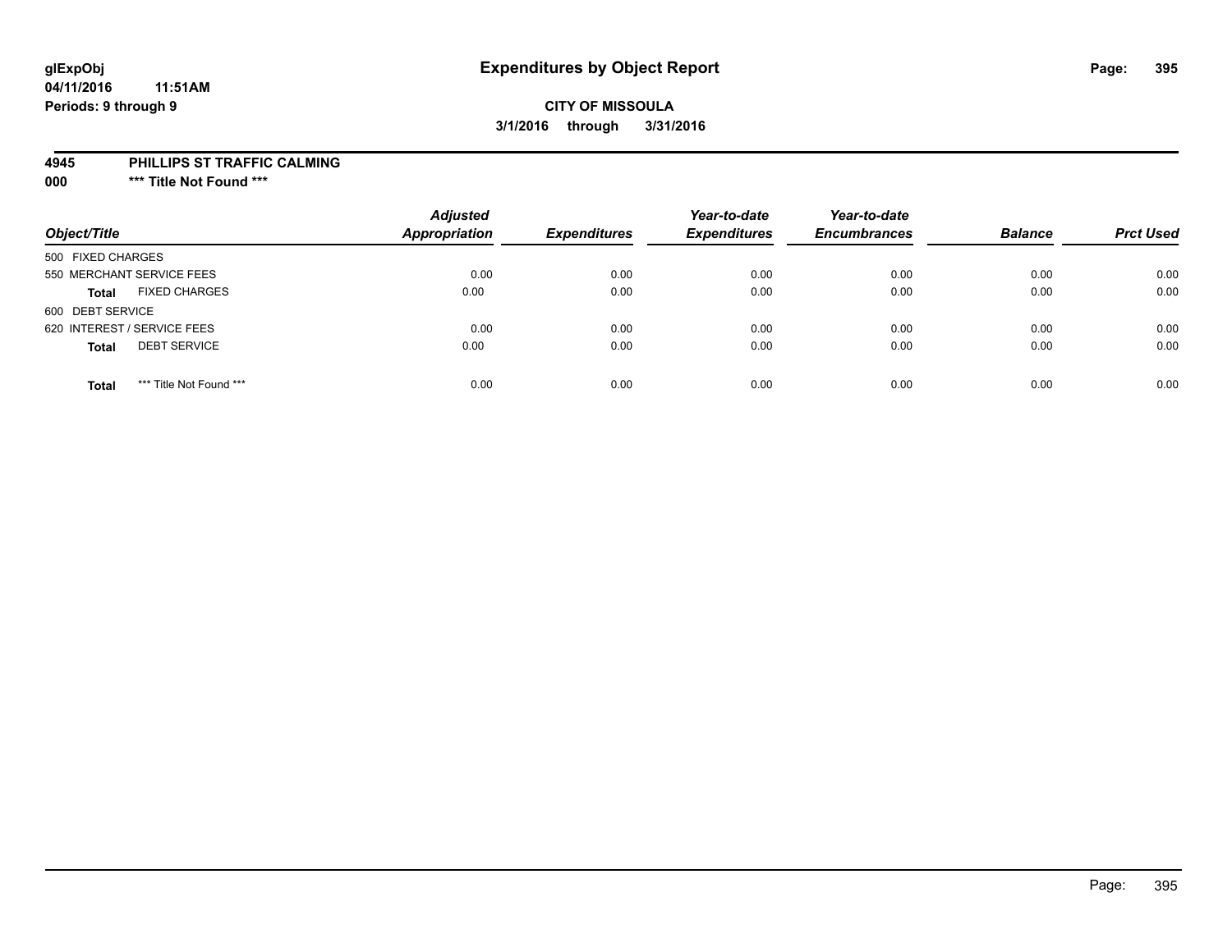glExpObj
04/11/2016 11:51AM
Periods: 9 through 9

# Expenditures by Object Report

**CITY OF MISSOULA**
**3/1/2016 through 3/31/2016**

**4945 PHILLIPS ST TRAFFIC CALMING**
**000 \*\*\* Title Not Found \*\*\***

| Object/Title | | Adjusted Appropriation | Expenditures | Year-to-date Expenditures | Year-to-date Encumbrances | Balance | Prct Used |
|---|---|---|---|---|---|---|---|
| 500 FIXED CHARGES | | | | | | | |
| 550 MERCHANT SERVICE FEES | | 0.00 | 0.00 | 0.00 | 0.00 | 0.00 | 0.00 |
| **Total** | FIXED CHARGES | 0.00 | 0.00 | 0.00 | 0.00 | 0.00 | 0.00 |
| 600 DEBT SERVICE | | | | | | | |
| 620 INTEREST / SERVICE FEES | | 0.00 | 0.00 | 0.00 | 0.00 | 0.00 | 0.00 |
| **Total** | DEBT SERVICE | 0.00 | 0.00 | 0.00 | 0.00 | 0.00 | 0.00 |
| **Total** | *** Title Not Found *** | 0.00 | 0.00 | 0.00 | 0.00 | 0.00 | 0.00 |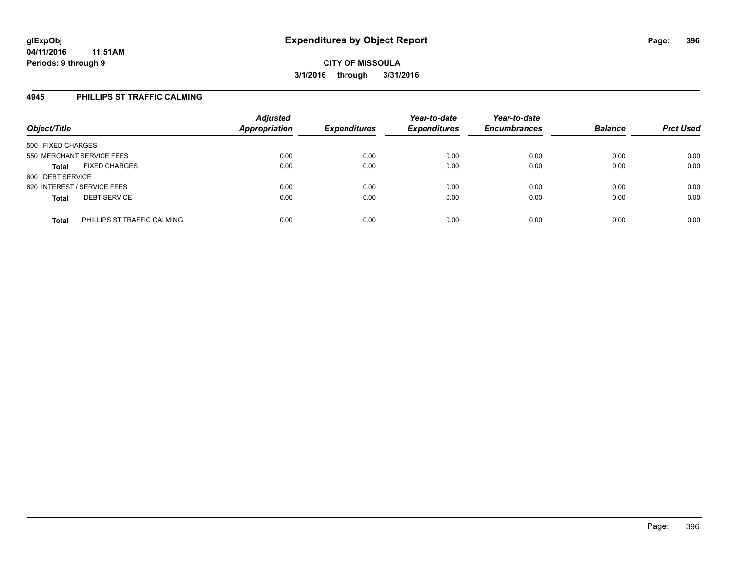# Expenditures by Object Report

glExpObj
04/11/2016 11:51AM
Periods: 9 through 9

**CITY OF MISSOULA**
**3/1/2016 through 3/31/2016**

## 4945 PHILLIPS ST TRAFFIC CALMING

| Object/Title | | Adjusted Appropriation | Expenditures | Year-to-date Expenditures | Year-to-date Encumbrances | Balance | Prct Used |
|---|---|---|---|---|---|---|---|
| 500 FIXED CHARGES | | | | | | | |
| 550 MERCHANT SERVICE FEES | | 0.00 | 0.00 | 0.00 | 0.00 | 0.00 | 0.00 |
| **Total** | FIXED CHARGES | 0.00 | 0.00 | 0.00 | 0.00 | 0.00 | 0.00 |
| 600 DEBT SERVICE | | | | | | | |
| 620 INTEREST / SERVICE FEES | | 0.00 | 0.00 | 0.00 | 0.00 | 0.00 | 0.00 |
| **Total** | DEBT SERVICE | 0.00 | 0.00 | 0.00 | 0.00 | 0.00 | 0.00 |
| **Total** | PHILLIPS ST TRAFFIC CALMING | 0.00 | 0.00 | 0.00 | 0.00 | 0.00 | 0.00 |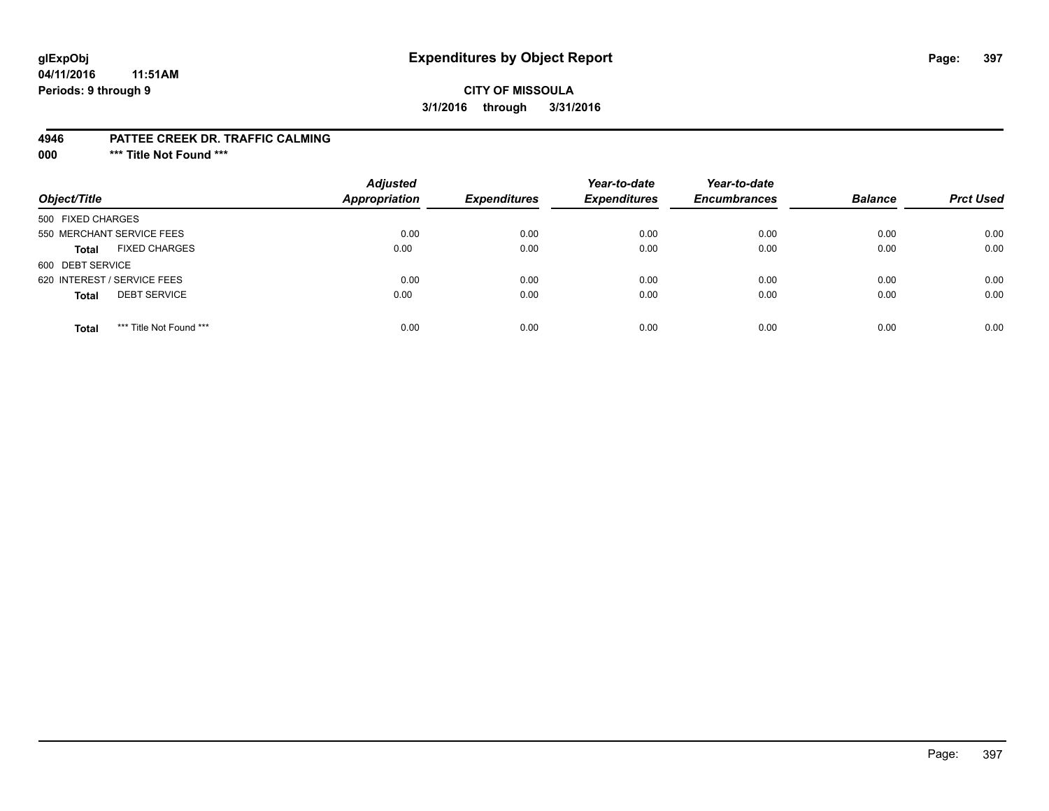**glExpObj** **Expenditures by Object Report**

**04/11/2016 11:51AM**

**Periods: 9 through 9**

**CITY OF MISSOULA**

**3/1/2016 through 3/31/2016**

**4946 PATTEE CREEK DR. TRAFFIC CALMING**

**000 \*\*\* Title Not Found \*\*\***

| Object/Title | Adjusted Appropriation | Expenditures | Year-to-date Expenditures | Year-to-date Encumbrances | Balance | Prct Used |
|---|---|---|---|---|---|---|
| 500 FIXED CHARGES | | | | | | |
| 550 MERCHANT SERVICE FEES | 0.00 | 0.00 | 0.00 | 0.00 | 0.00 | 0.00 |
| **Total** FIXED CHARGES | 0.00 | 0.00 | 0.00 | 0.00 | 0.00 | 0.00 |
| 600 DEBT SERVICE | | | | | | |
| 620 INTEREST / SERVICE FEES | 0.00 | 0.00 | 0.00 | 0.00 | 0.00 | 0.00 |
| **Total** DEBT SERVICE | 0.00 | 0.00 | 0.00 | 0.00 | 0.00 | 0.00 |
| **Total** \*\*\* Title Not Found \*\*\* | 0.00 | 0.00 | 0.00 | 0.00 | 0.00 | 0.00 |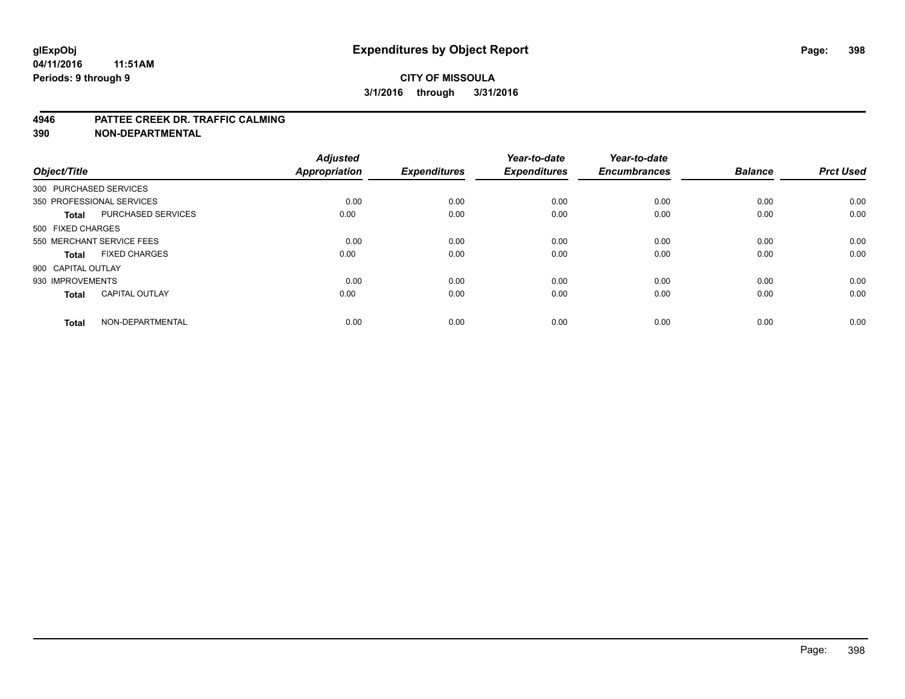**glExpObj**
**04/11/2016 11:51AM**
**Periods: 9 through 9**

# Expenditures by Object Report

**CITY OF MISSOULA**
**3/1/2016 through 3/31/2016**

**4946 PATTEE CREEK DR. TRAFFIC CALMING**
**390 NON-DEPARTMENTAL**

| Object/Title | | Adjusted Appropriation | Expenditures | Year-to-date Expenditures | Year-to-date Encumbrances | Balance | Prct Used |
|---|---|---|---|---|---|---|---|
| 300 PURCHASED SERVICES | | | | | | | |
| 350 PROFESSIONAL SERVICES | | 0.00 | 0.00 | 0.00 | 0.00 | 0.00 | 0.00 |
| **Total** | PURCHASED SERVICES | 0.00 | 0.00 | 0.00 | 0.00 | 0.00 | 0.00 |
| 500 FIXED CHARGES | | | | | | | |
| 550 MERCHANT SERVICE FEES | | 0.00 | 0.00 | 0.00 | 0.00 | 0.00 | 0.00 |
| **Total** | FIXED CHARGES | 0.00 | 0.00 | 0.00 | 0.00 | 0.00 | 0.00 |
| 900 CAPITAL OUTLAY | | | | | | | |
| 930 IMPROVEMENTS | | 0.00 | 0.00 | 0.00 | 0.00 | 0.00 | 0.00 |
| **Total** | CAPITAL OUTLAY | 0.00 | 0.00 | 0.00 | 0.00 | 0.00 | 0.00 |
| **Total** | NON-DEPARTMENTAL | 0.00 | 0.00 | 0.00 | 0.00 | 0.00 | 0.00 |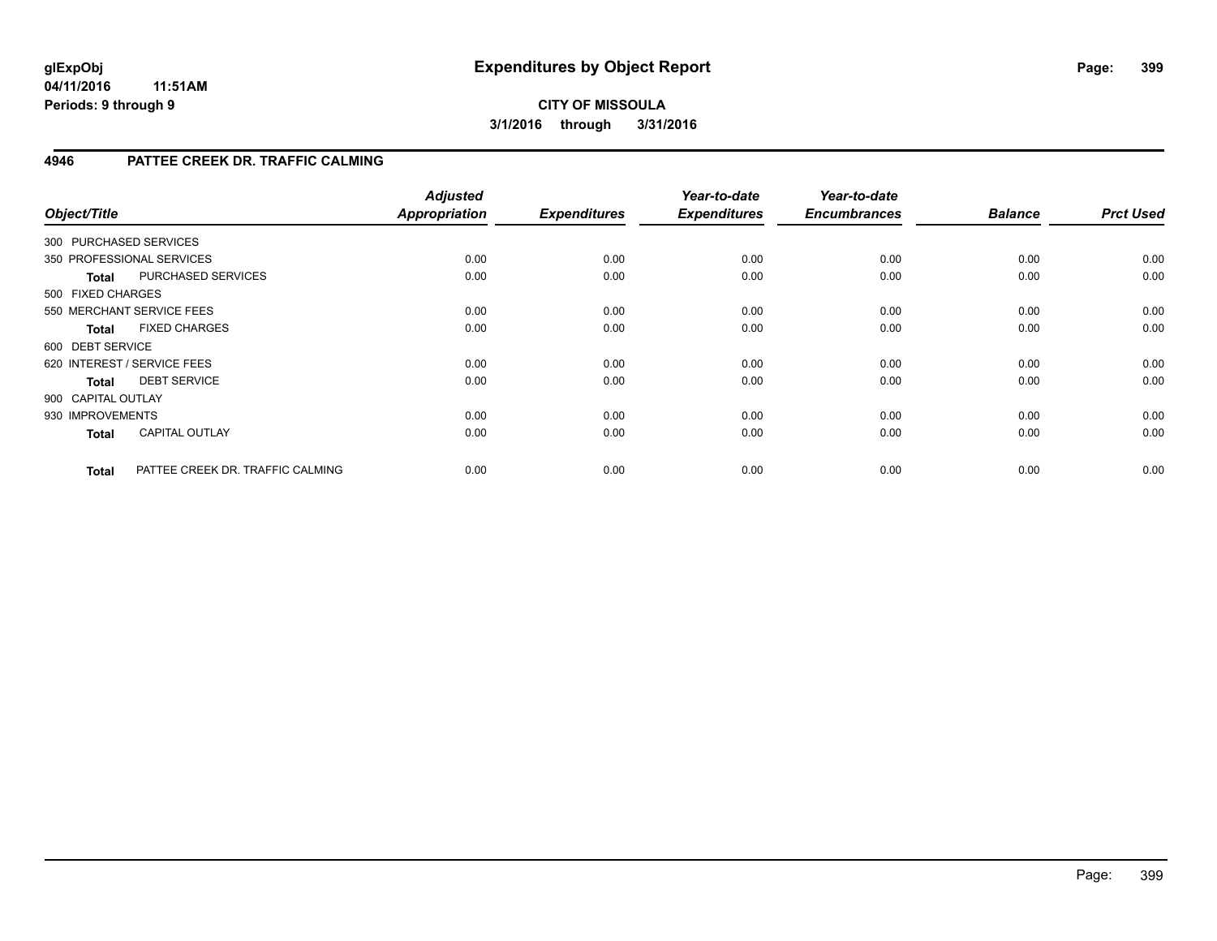**glExpObj**
**04/11/2016 11:51AM**
**Periods: 9 through 9**

# Expenditures by Object Report

**CITY OF MISSOULA**
**3/1/2016 through 3/31/2016**

## 4946 PATTEE CREEK DR. TRAFFIC CALMING

| Object/Title | | Adjusted Appropriation | Expenditures | Year-to-date Expenditures | Year-to-date Encumbrances | Balance | Prct Used |
|---|---|---|---|---|---|---|---|
| 300 PURCHASED SERVICES | | | | | | | |
| 350 PROFESSIONAL SERVICES | | 0.00 | 0.00 | 0.00 | 0.00 | 0.00 | 0.00 |
| **Total** | PURCHASED SERVICES | 0.00 | 0.00 | 0.00 | 0.00 | 0.00 | 0.00 |
| 500 FIXED CHARGES | | | | | | | |
| 550 MERCHANT SERVICE FEES | | 0.00 | 0.00 | 0.00 | 0.00 | 0.00 | 0.00 |
| **Total** | FIXED CHARGES | 0.00 | 0.00 | 0.00 | 0.00 | 0.00 | 0.00 |
| 600 DEBT SERVICE | | | | | | | |
| 620 INTEREST / SERVICE FEES | | 0.00 | 0.00 | 0.00 | 0.00 | 0.00 | 0.00 |
| **Total** | DEBT SERVICE | 0.00 | 0.00 | 0.00 | 0.00 | 0.00 | 0.00 |
| 900 CAPITAL OUTLAY | | | | | | | |
| 930 IMPROVEMENTS | | 0.00 | 0.00 | 0.00 | 0.00 | 0.00 | 0.00 |
| **Total** | CAPITAL OUTLAY | 0.00 | 0.00 | 0.00 | 0.00 | 0.00 | 0.00 |
| **Total** | PATTEE CREEK DR. TRAFFIC CALMING | 0.00 | 0.00 | 0.00 | 0.00 | 0.00 | 0.00 |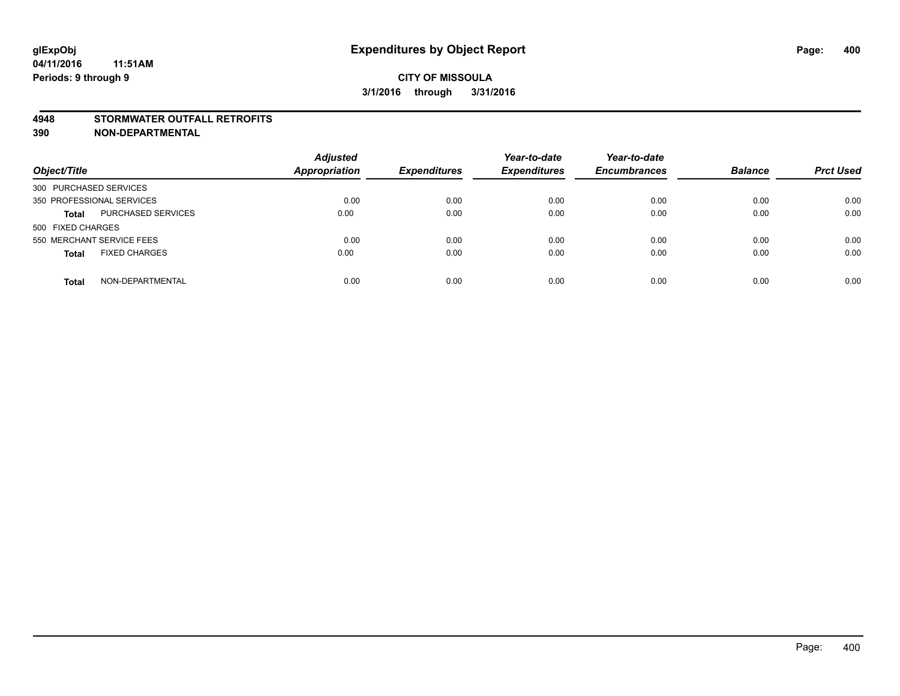# Expenditures by Object Report

glExpObj
04/11/2016 11:51AM
Periods: 9 through 9

**CITY OF MISSOULA**
**3/1/2016 through 3/31/2016**

## 4948 STORMWATER OUTFALL RETROFITS
## 390 NON-DEPARTMENTAL

| Object/Title | | Adjusted Appropriation | Expenditures | Year-to-date Expenditures | Year-to-date Encumbrances | Balance | Prct Used |
|---|---|---|---|---|---|---|---|
| 300 PURCHASED SERVICES | | | | | | | |
| 350 PROFESSIONAL SERVICES | | 0.00 | 0.00 | 0.00 | 0.00 | 0.00 | 0.00 |
| **Total** | PURCHASED SERVICES | 0.00 | 0.00 | 0.00 | 0.00 | 0.00 | 0.00 |
| 500 FIXED CHARGES | | | | | | | |
| 550 MERCHANT SERVICE FEES | | 0.00 | 0.00 | 0.00 | 0.00 | 0.00 | 0.00 |
| **Total** | FIXED CHARGES | 0.00 | 0.00 | 0.00 | 0.00 | 0.00 | 0.00 |
| **Total** | NON-DEPARTMENTAL | 0.00 | 0.00 | 0.00 | 0.00 | 0.00 | 0.00 |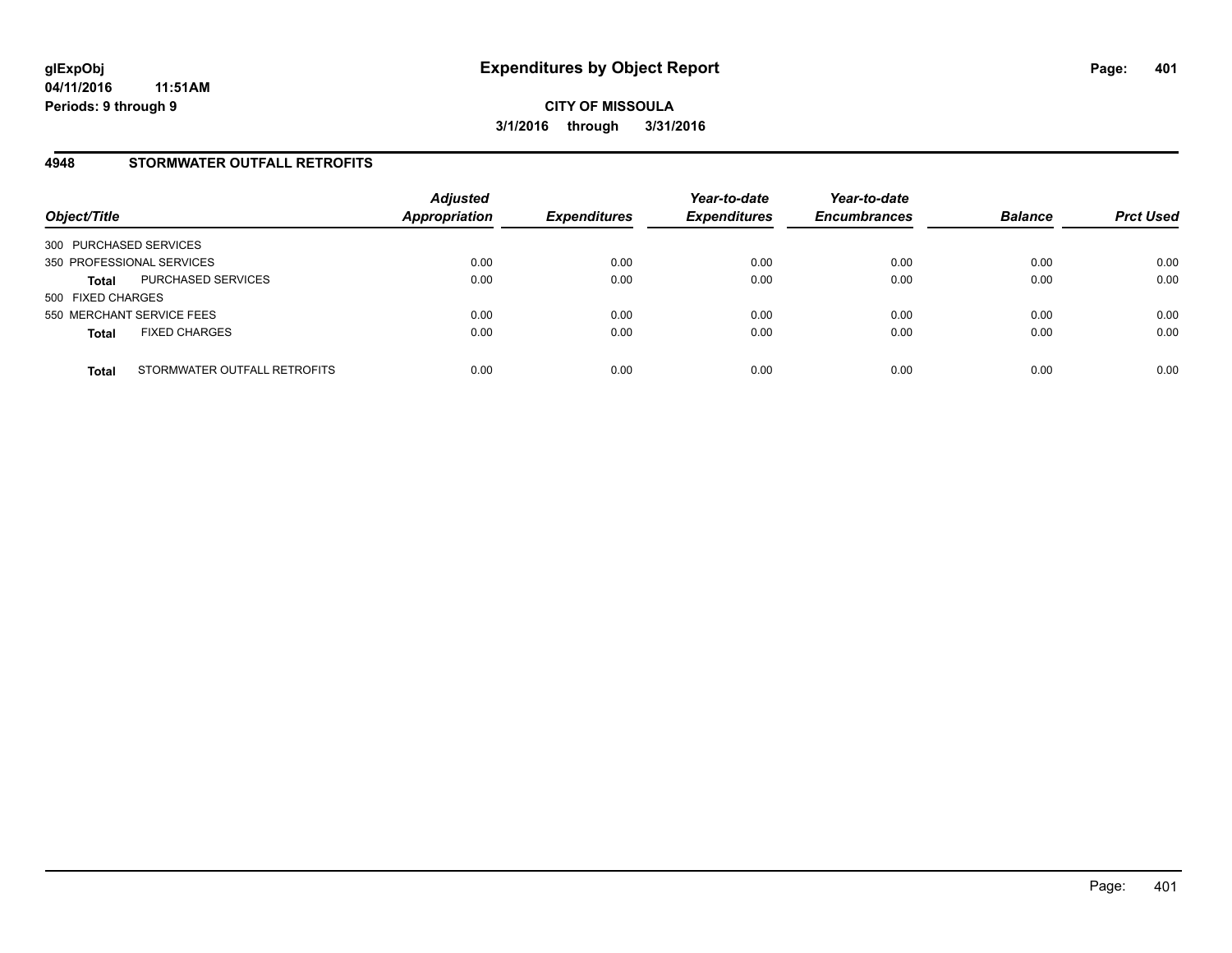**glExpObj** **Expenditures by Object Report**
**04/11/2016 11:51AM**
**Periods: 9 through 9**

**CITY OF MISSOULA**
**3/1/2016 through 3/31/2016**

## 4948 STORMWATER OUTFALL RETROFITS

| Object/Title | | *Adjusted Appropriation* | *Expenditures* | *Year-to-date Expenditures* | *Year-to-date Encumbrances* | *Balance* | *Prct Used* |
|---|---|---|---|---|---|---|---|
| 300 PURCHASED SERVICES | | | | | | | |
| 350 PROFESSIONAL SERVICES | | 0.00 | 0.00 | 0.00 | 0.00 | 0.00 | 0.00 |
| **Total** | PURCHASED SERVICES | 0.00 | 0.00 | 0.00 | 0.00 | 0.00 | 0.00 |
| 500 FIXED CHARGES | | | | | | | |
| 550 MERCHANT SERVICE FEES | | 0.00 | 0.00 | 0.00 | 0.00 | 0.00 | 0.00 |
| **Total** | FIXED CHARGES | 0.00 | 0.00 | 0.00 | 0.00 | 0.00 | 0.00 |
| **Total** | STORMWATER OUTFALL RETROFITS | 0.00 | 0.00 | 0.00 | 0.00 | 0.00 | 0.00 |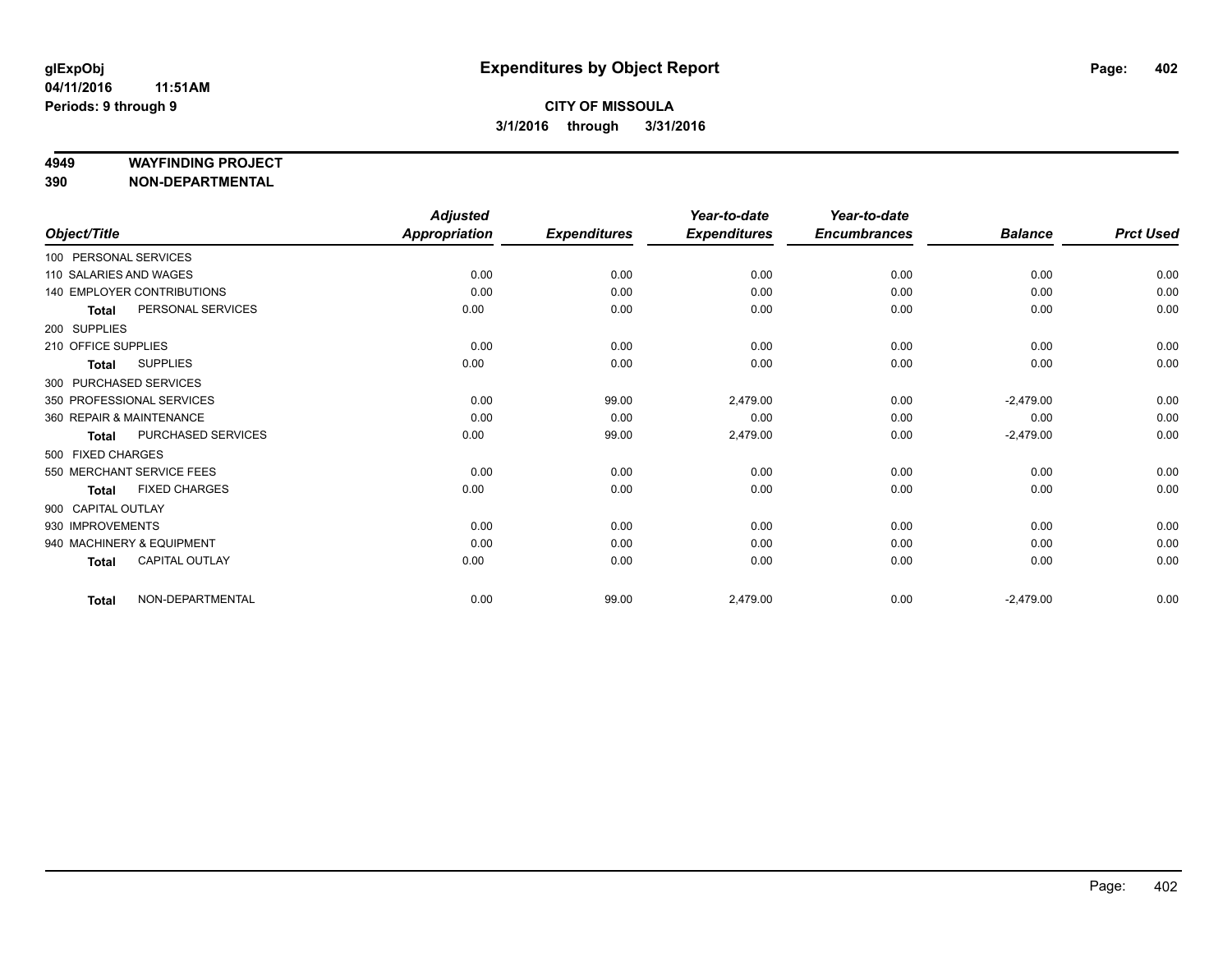**glExpObj**
**04/11/2016 11:51AM**
**Periods: 9 through 9**

# Expenditures by Object Report

**CITY OF MISSOULA**
**3/1/2016 through 3/31/2016**

**4949 WAYFINDING PROJECT**
**390 NON-DEPARTMENTAL**

| Object/Title | Adjusted Appropriation | Expenditures | Year-to-date Expenditures | Year-to-date Encumbrances | Balance | Prct Used |
|---|---|---|---|---|---|---|
| 100 PERSONAL SERVICES | | | | | | |
| 110 SALARIES AND WAGES | 0.00 | 0.00 | 0.00 | 0.00 | 0.00 | 0.00 |
| 140 EMPLOYER CONTRIBUTIONS | 0.00 | 0.00 | 0.00 | 0.00 | 0.00 | 0.00 |
| **Total** PERSONAL SERVICES | 0.00 | 0.00 | 0.00 | 0.00 | 0.00 | 0.00 |
| 200 SUPPLIES | | | | | | |
| 210 OFFICE SUPPLIES | 0.00 | 0.00 | 0.00 | 0.00 | 0.00 | 0.00 |
| **Total** SUPPLIES | 0.00 | 0.00 | 0.00 | 0.00 | 0.00 | 0.00 |
| 300 PURCHASED SERVICES | | | | | | |
| 350 PROFESSIONAL SERVICES | 0.00 | 99.00 | 2,479.00 | 0.00 | -2,479.00 | 0.00 |
| 360 REPAIR & MAINTENANCE | 0.00 | 0.00 | 0.00 | 0.00 | 0.00 | 0.00 |
| **Total** PURCHASED SERVICES | 0.00 | 99.00 | 2,479.00 | 0.00 | -2,479.00 | 0.00 |
| 500 FIXED CHARGES | | | | | | |
| 550 MERCHANT SERVICE FEES | 0.00 | 0.00 | 0.00 | 0.00 | 0.00 | 0.00 |
| **Total** FIXED CHARGES | 0.00 | 0.00 | 0.00 | 0.00 | 0.00 | 0.00 |
| 900 CAPITAL OUTLAY | | | | | | |
| 930 IMPROVEMENTS | 0.00 | 0.00 | 0.00 | 0.00 | 0.00 | 0.00 |
| 940 MACHINERY & EQUIPMENT | 0.00 | 0.00 | 0.00 | 0.00 | 0.00 | 0.00 |
| **Total** CAPITAL OUTLAY | 0.00 | 0.00 | 0.00 | 0.00 | 0.00 | 0.00 |
| **Total** NON-DEPARTMENTAL | 0.00 | 99.00 | 2,479.00 | 0.00 | -2,479.00 | 0.00 |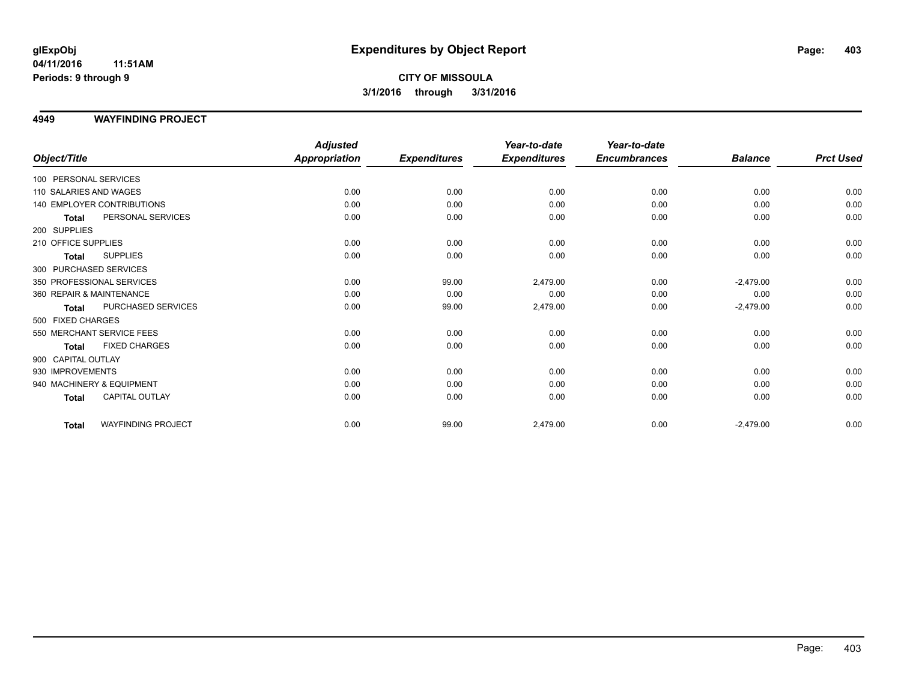**glExpObj**
**04/11/2016 11:51AM**
**Periods: 9 through 9**

# Expenditures by Object Report

**CITY OF MISSOULA**
**3/1/2016 through 3/31/2016**

## 4949 WAYFINDING PROJECT

| Object/Title | Adjusted Appropriation | Expenditures | Year-to-date Expenditures | Year-to-date Encumbrances | Balance | Prct Used |
|---|---|---|---|---|---|---|
| 100 PERSONAL SERVICES | | | | | | |
| 110 SALARIES AND WAGES | 0.00 | 0.00 | 0.00 | 0.00 | 0.00 | 0.00 |
| 140 EMPLOYER CONTRIBUTIONS | 0.00 | 0.00 | 0.00 | 0.00 | 0.00 | 0.00 |
| **Total** PERSONAL SERVICES | 0.00 | 0.00 | 0.00 | 0.00 | 0.00 | 0.00 |
| 200 SUPPLIES | | | | | | |
| 210 OFFICE SUPPLIES | 0.00 | 0.00 | 0.00 | 0.00 | 0.00 | 0.00 |
| **Total** SUPPLIES | 0.00 | 0.00 | 0.00 | 0.00 | 0.00 | 0.00 |
| 300 PURCHASED SERVICES | | | | | | |
| 350 PROFESSIONAL SERVICES | 0.00 | 99.00 | 2,479.00 | 0.00 | -2,479.00 | 0.00 |
| 360 REPAIR & MAINTENANCE | 0.00 | 0.00 | 0.00 | 0.00 | 0.00 | 0.00 |
| **Total** PURCHASED SERVICES | 0.00 | 99.00 | 2,479.00 | 0.00 | -2,479.00 | 0.00 |
| 500 FIXED CHARGES | | | | | | |
| 550 MERCHANT SERVICE FEES | 0.00 | 0.00 | 0.00 | 0.00 | 0.00 | 0.00 |
| **Total** FIXED CHARGES | 0.00 | 0.00 | 0.00 | 0.00 | 0.00 | 0.00 |
| 900 CAPITAL OUTLAY | | | | | | |
| 930 IMPROVEMENTS | 0.00 | 0.00 | 0.00 | 0.00 | 0.00 | 0.00 |
| 940 MACHINERY & EQUIPMENT | 0.00 | 0.00 | 0.00 | 0.00 | 0.00 | 0.00 |
| **Total** CAPITAL OUTLAY | 0.00 | 0.00 | 0.00 | 0.00 | 0.00 | 0.00 |
| **Total** WAYFINDING PROJECT | 0.00 | 99.00 | 2,479.00 | 0.00 | -2,479.00 | 0.00 |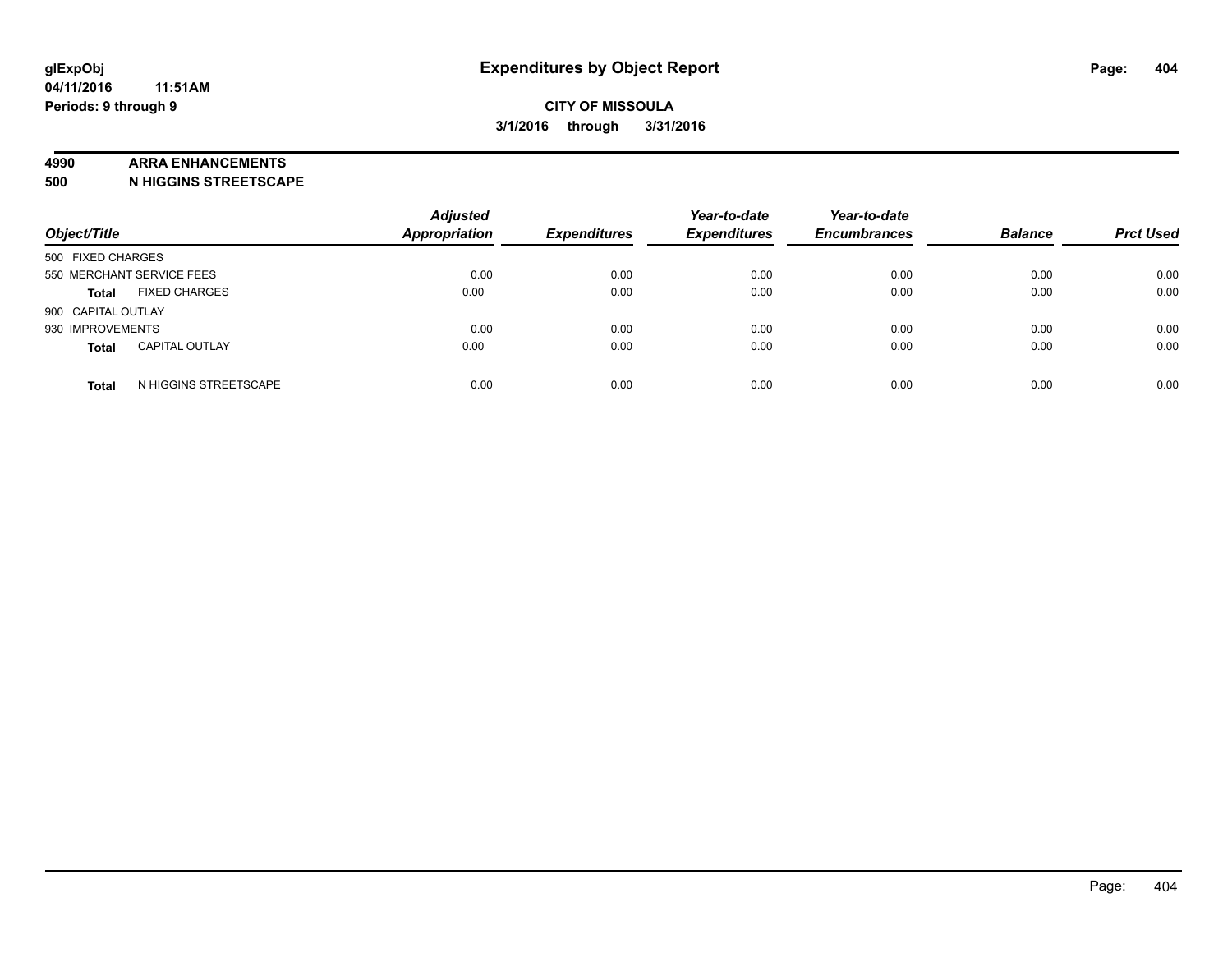**glExpObj**
**04/11/2016 11:51AM**
**Periods: 9 through 9**

# Expenditures by Object Report

**CITY OF MISSOULA**
**3/1/2016 through 3/31/2016**

## 4990 ARRA ENHANCEMENTS
## 500 N HIGGINS STREETSCAPE

| Object/Title | Adjusted Appropriation | Expenditures | Year-to-date Expenditures | Year-to-date Encumbrances | Balance | Prct Used |
|---|---|---|---|---|---|---|
| 500 FIXED CHARGES | | | | | | |
| 550 MERCHANT SERVICE FEES | 0.00 | 0.00 | 0.00 | 0.00 | 0.00 | 0.00 |
| **Total** FIXED CHARGES | 0.00 | 0.00 | 0.00 | 0.00 | 0.00 | 0.00 |
| 900 CAPITAL OUTLAY | | | | | | |
| 930 IMPROVEMENTS | 0.00 | 0.00 | 0.00 | 0.00 | 0.00 | 0.00 |
| **Total** CAPITAL OUTLAY | 0.00 | 0.00 | 0.00 | 0.00 | 0.00 | 0.00 |
| **Total** N HIGGINS STREETSCAPE | 0.00 | 0.00 | 0.00 | 0.00 | 0.00 | 0.00 |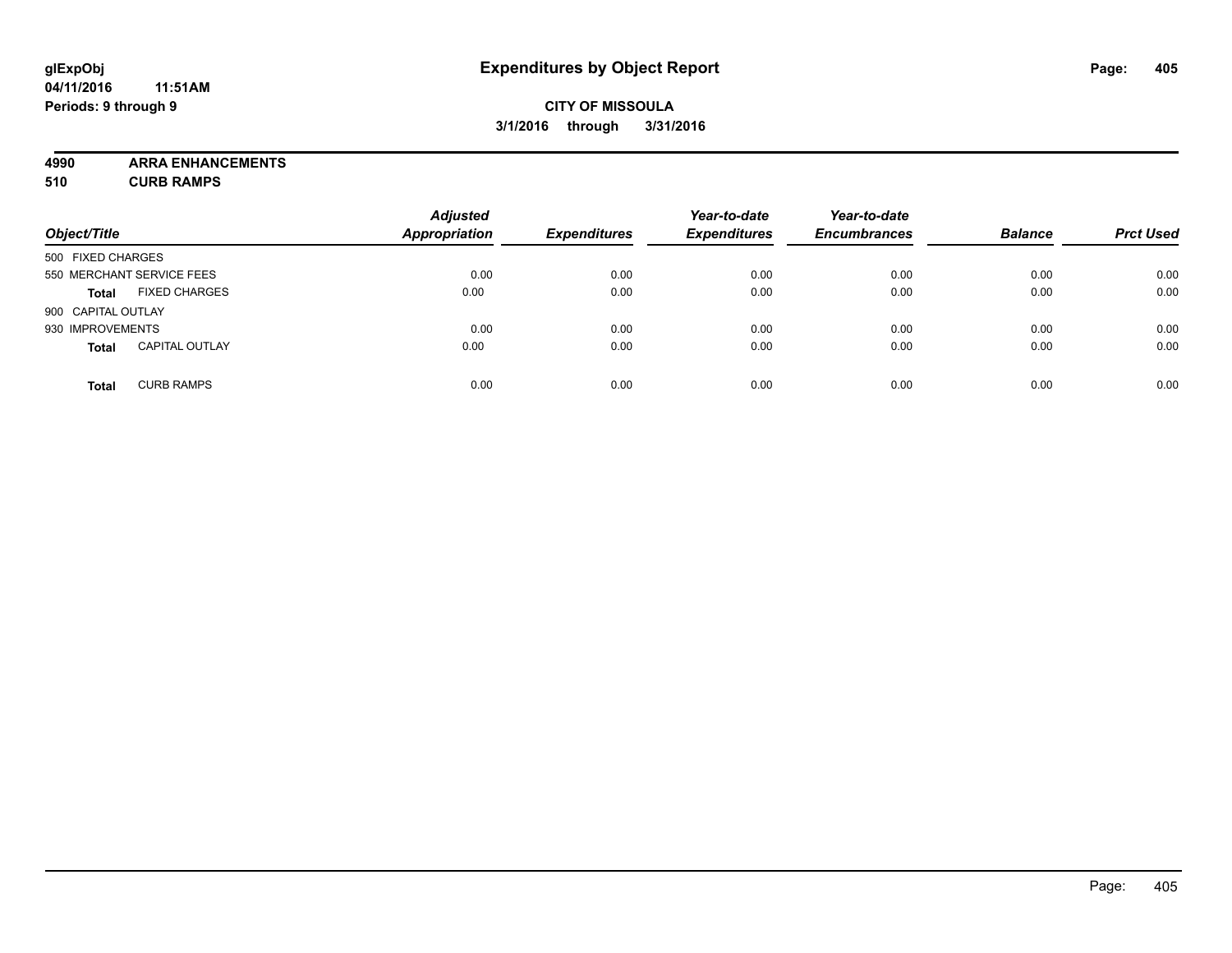**glExpObj** **Expenditures by Object Report**
**04/11/2016 11:51AM**
**Periods: 9 through 9**

**CITY OF MISSOULA**
**3/1/2016 through 3/31/2016**

**4990 ARRA ENHANCEMENTS**
**510 CURB RAMPS**

| Object/Title | | Adjusted Appropriation | Expenditures | Year-to-date Expenditures | Year-to-date Encumbrances | Balance | Prct Used |
|---|---|---|---|---|---|---|---|
| 500 FIXED CHARGES | | | | | | | |
| 550 MERCHANT SERVICE FEES | | 0.00 | 0.00 | 0.00 | 0.00 | 0.00 | 0.00 |
| **Total** | FIXED CHARGES | 0.00 | 0.00 | 0.00 | 0.00 | 0.00 | 0.00 |
| 900 CAPITAL OUTLAY | | | | | | | |
| 930 IMPROVEMENTS | | 0.00 | 0.00 | 0.00 | 0.00 | 0.00 | 0.00 |
| **Total** | CAPITAL OUTLAY | 0.00 | 0.00 | 0.00 | 0.00 | 0.00 | 0.00 |
| **Total** | CURB RAMPS | 0.00 | 0.00 | 0.00 | 0.00 | 0.00 | 0.00 |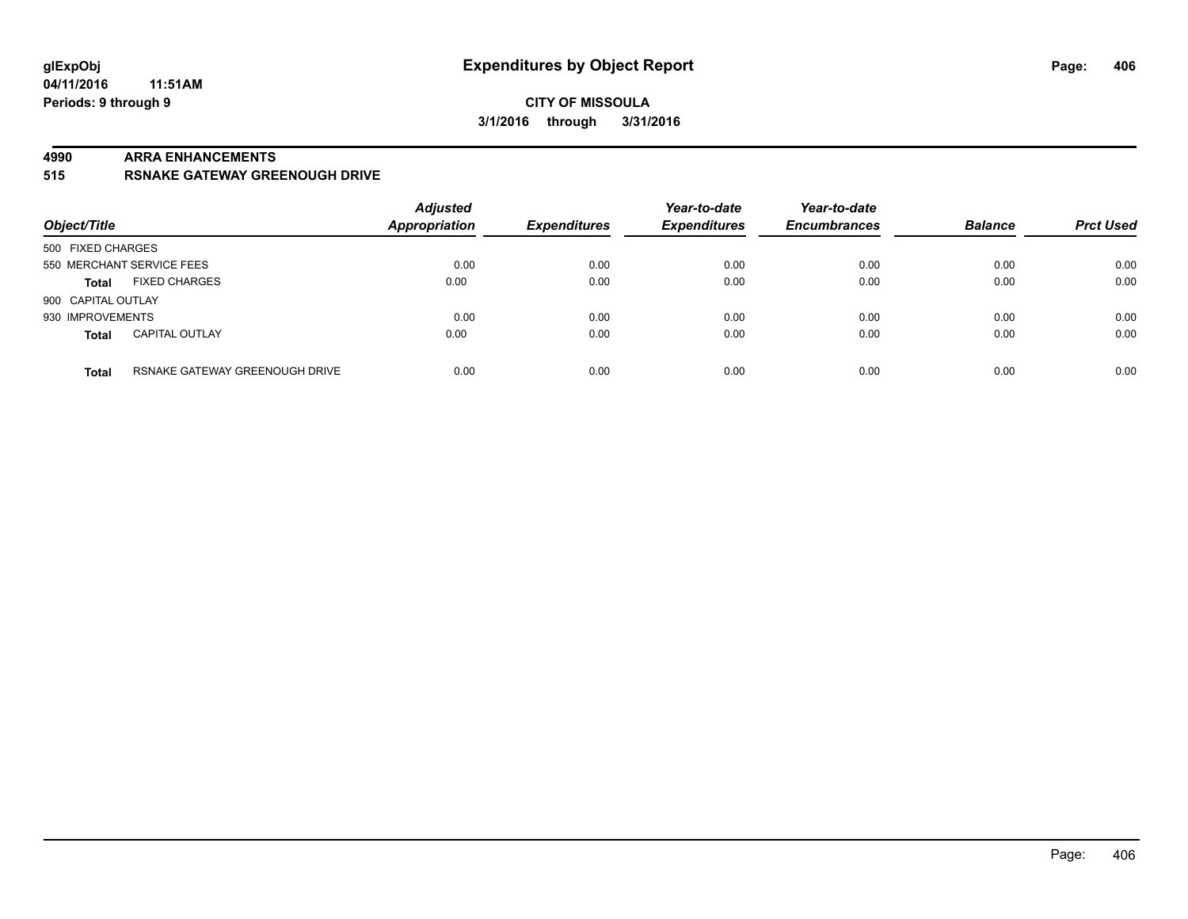**glExpObj** **Expenditures by Object Report**

**04/11/2016 11:51AM**

**Periods: 9 through 9**

**CITY OF MISSOULA**

**3/1/2016 through 3/31/2016**

## 4990 ARRA ENHANCEMENTS

## 515 RSNAKE GATEWAY GREENOUGH DRIVE

| Object/Title | | Adjusted Appropriation | Expenditures | Year-to-date Expenditures | Year-to-date Encumbrances | Balance | Prct Used |
|---|---|---|---|---|---|---|---|
| 500 FIXED CHARGES | | | | | | | |
| 550 MERCHANT SERVICE FEES | | 0.00 | 0.00 | 0.00 | 0.00 | 0.00 | 0.00 |
| **Total** | FIXED CHARGES | 0.00 | 0.00 | 0.00 | 0.00 | 0.00 | 0.00 |
| 900 CAPITAL OUTLAY | | | | | | | |
| 930 IMPROVEMENTS | | 0.00 | 0.00 | 0.00 | 0.00 | 0.00 | 0.00 |
| **Total** | CAPITAL OUTLAY | 0.00 | 0.00 | 0.00 | 0.00 | 0.00 | 0.00 |
| **Total** | RSNAKE GATEWAY GREENOUGH DRIVE | 0.00 | 0.00 | 0.00 | 0.00 | 0.00 | 0.00 |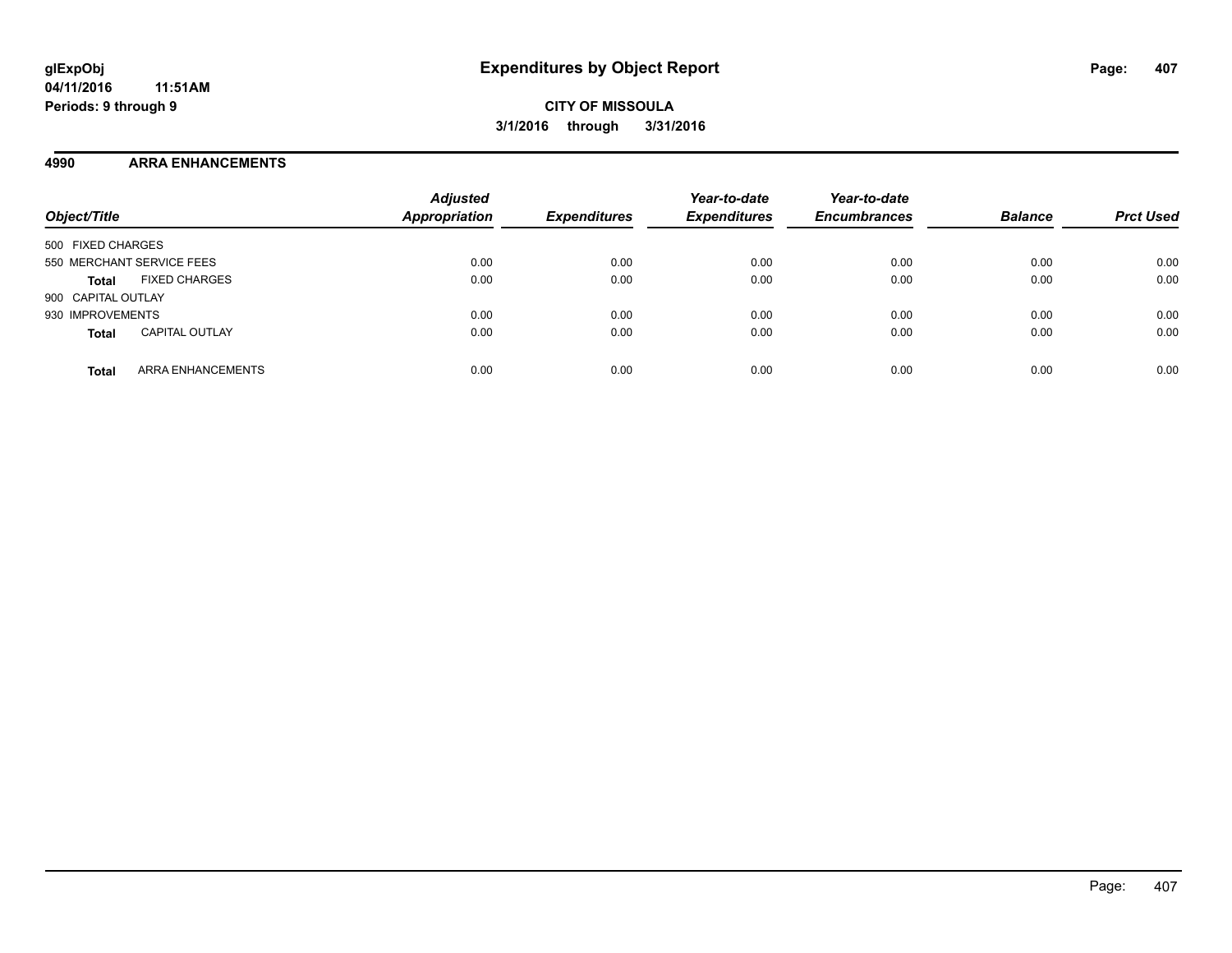**glExpObj** **Expenditures by Object Report**

**04/11/2016 11:51AM**

**Periods: 9 through 9**

**CITY OF MISSOULA**

**3/1/2016 through 3/31/2016**

## 4990 ARRA ENHANCEMENTS

| Object/Title | Adjusted Appropriation | Expenditures | Year-to-date Expenditures | Year-to-date Encumbrances | Balance | Prct Used |
|---|---|---|---|---|---|---|
| 500 FIXED CHARGES | | | | | | |
| 550 MERCHANT SERVICE FEES | 0.00 | 0.00 | 0.00 | 0.00 | 0.00 | 0.00 |
| **Total** FIXED CHARGES | 0.00 | 0.00 | 0.00 | 0.00 | 0.00 | 0.00 |
| 900 CAPITAL OUTLAY | | | | | | |
| 930 IMPROVEMENTS | 0.00 | 0.00 | 0.00 | 0.00 | 0.00 | 0.00 |
| **Total** CAPITAL OUTLAY | 0.00 | 0.00 | 0.00 | 0.00 | 0.00 | 0.00 |
| **Total** ARRA ENHANCEMENTS | 0.00 | 0.00 | 0.00 | 0.00 | 0.00 | 0.00 |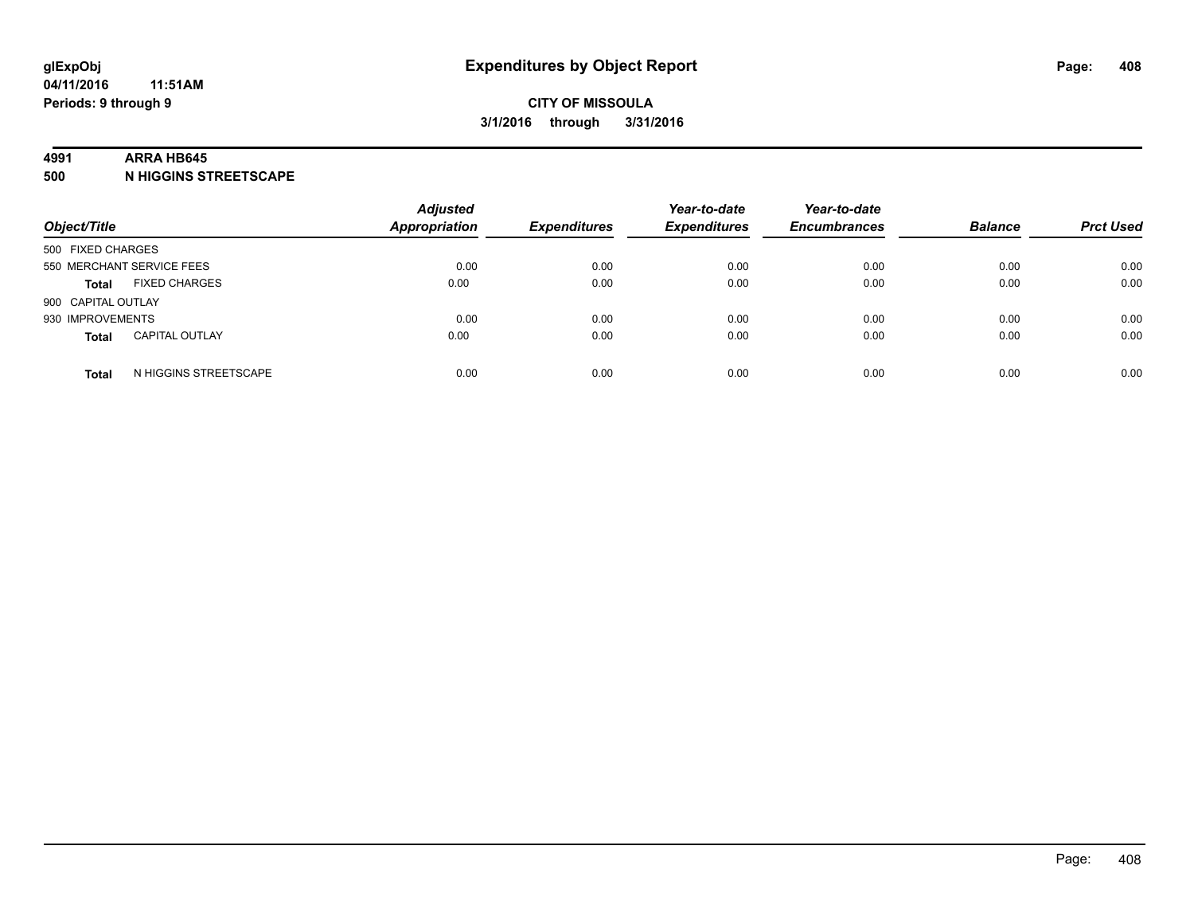**glExpObj** **Expenditures by Object Report**

**04/11/2016 11:51AM**

**Periods: 9 through 9**

**CITY OF MISSOULA**

**3/1/2016 through 3/31/2016**

**4991 ARRA HB645**

**500 N HIGGINS STREETSCAPE**

| Object/Title | | Adjusted Appropriation | Expenditures | Year-to-date Expenditures | Year-to-date Encumbrances | Balance | Prct Used |
|---|---|---|---|---|---|---|---|
| 500 FIXED CHARGES | | | | | | | |
| 550 MERCHANT SERVICE FEES | | 0.00 | 0.00 | 0.00 | 0.00 | 0.00 | 0.00 |
| **Total** | FIXED CHARGES | 0.00 | 0.00 | 0.00 | 0.00 | 0.00 | 0.00 |
| 900 CAPITAL OUTLAY | | | | | | | |
| 930 IMPROVEMENTS | | 0.00 | 0.00 | 0.00 | 0.00 | 0.00 | 0.00 |
| **Total** | CAPITAL OUTLAY | 0.00 | 0.00 | 0.00 | 0.00 | 0.00 | 0.00 |
| **Total** | N HIGGINS STREETSCAPE | 0.00 | 0.00 | 0.00 | 0.00 | 0.00 | 0.00 |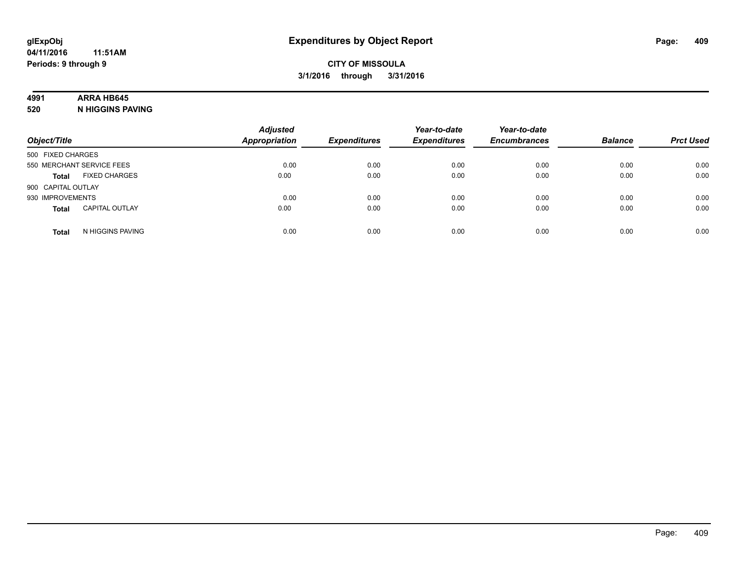**glExpObj**
**04/11/2016 11:51AM**
**Periods: 9 through 9**

# Expenditures by Object Report

**CITY OF MISSOULA**
**3/1/2016 through 3/31/2016**

**4991 ARRA HB645**
**520 N HIGGINS PAVING**

| Object/Title | Adjusted Appropriation | Expenditures | Year-to-date Expenditures | Year-to-date Encumbrances | Balance | Prct Used |
|---|---|---|---|---|---|---|
| 500 FIXED CHARGES | | | | | | |
| 550 MERCHANT SERVICE FEES | 0.00 | 0.00 | 0.00 | 0.00 | 0.00 | 0.00 |
| **Total** FIXED CHARGES | 0.00 | 0.00 | 0.00 | 0.00 | 0.00 | 0.00 |
| 900 CAPITAL OUTLAY | | | | | | |
| 930 IMPROVEMENTS | 0.00 | 0.00 | 0.00 | 0.00 | 0.00 | 0.00 |
| **Total** CAPITAL OUTLAY | 0.00 | 0.00 | 0.00 | 0.00 | 0.00 | 0.00 |
| **Total** N HIGGINS PAVING | 0.00 | 0.00 | 0.00 | 0.00 | 0.00 | 0.00 |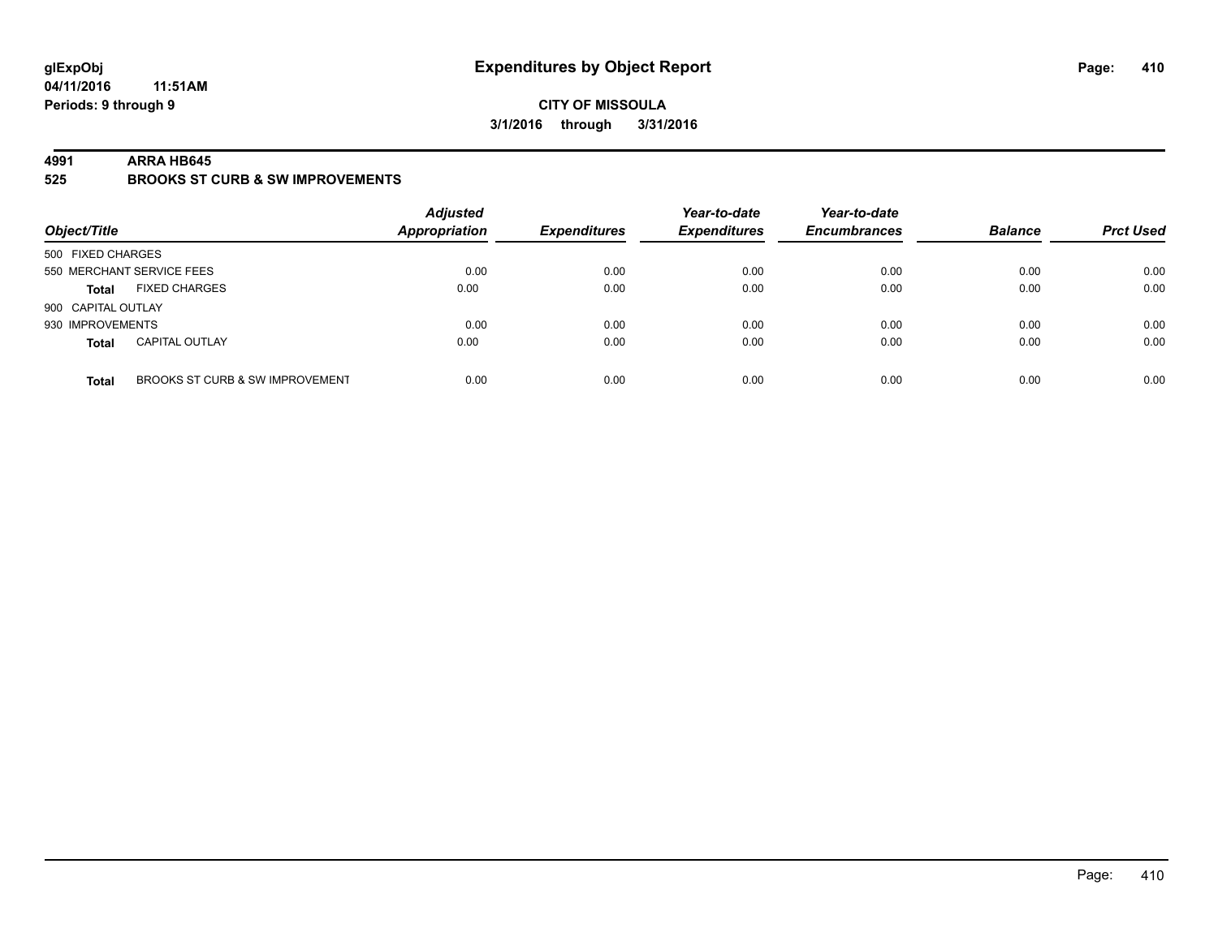**glExpObj** **Expenditures by Object Report**

**04/11/2016 11:51AM**

**Periods: 9 through 9**

**CITY OF MISSOULA**

**3/1/2016 through 3/31/2016**

**4991 ARRA HB645**

**525 BROOKS ST CURB & SW IMPROVEMENTS**

| Object/Title | | Adjusted Appropriation | Expenditures | Year-to-date Expenditures | Year-to-date Encumbrances | Balance | Prct Used |
|---|---|---|---|---|---|---|---|
| 500 FIXED CHARGES | | | | | | | |
| 550 MERCHANT SERVICE FEES | | 0.00 | 0.00 | 0.00 | 0.00 | 0.00 | 0.00 |
| **Total** | FIXED CHARGES | 0.00 | 0.00 | 0.00 | 0.00 | 0.00 | 0.00 |
| 900 CAPITAL OUTLAY | | | | | | | |
| 930 IMPROVEMENTS | | 0.00 | 0.00 | 0.00 | 0.00 | 0.00 | 0.00 |
| **Total** | CAPITAL OUTLAY | 0.00 | 0.00 | 0.00 | 0.00 | 0.00 | 0.00 |
| **Total** | BROOKS ST CURB & SW IMPROVEMENT | 0.00 | 0.00 | 0.00 | 0.00 | 0.00 | 0.00 |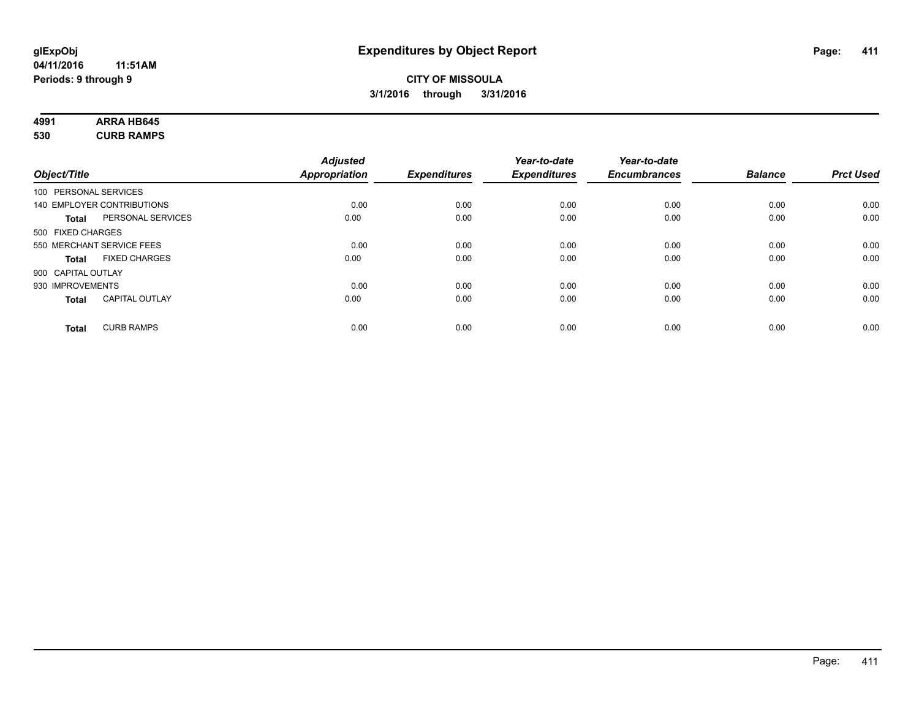**glExpObj**
**04/11/2016 11:51AM**
**Periods: 9 through 9**

# Expenditures by Object Report

**CITY OF MISSOULA**
**3/1/2016 through 3/31/2016**

**4991 ARRA HB645**
**530 CURB RAMPS**

| Object/Title | | Adjusted Appropriation | Expenditures | Year-to-date Expenditures | Year-to-date Encumbrances | Balance | Prct Used |
|---|---|---|---|---|---|---|---|
| 100 PERSONAL SERVICES | | | | | | | |
| 140 EMPLOYER CONTRIBUTIONS | | 0.00 | 0.00 | 0.00 | 0.00 | 0.00 | 0.00 |
| **Total** | PERSONAL SERVICES | 0.00 | 0.00 | 0.00 | 0.00 | 0.00 | 0.00 |
| 500 FIXED CHARGES | | | | | | | |
| 550 MERCHANT SERVICE FEES | | 0.00 | 0.00 | 0.00 | 0.00 | 0.00 | 0.00 |
| **Total** | FIXED CHARGES | 0.00 | 0.00 | 0.00 | 0.00 | 0.00 | 0.00 |
| 900 CAPITAL OUTLAY | | | | | | | |
| 930 IMPROVEMENTS | | 0.00 | 0.00 | 0.00 | 0.00 | 0.00 | 0.00 |
| **Total** | CAPITAL OUTLAY | 0.00 | 0.00 | 0.00 | 0.00 | 0.00 | 0.00 |
| **Total** | CURB RAMPS | 0.00 | 0.00 | 0.00 | 0.00 | 0.00 | 0.00 |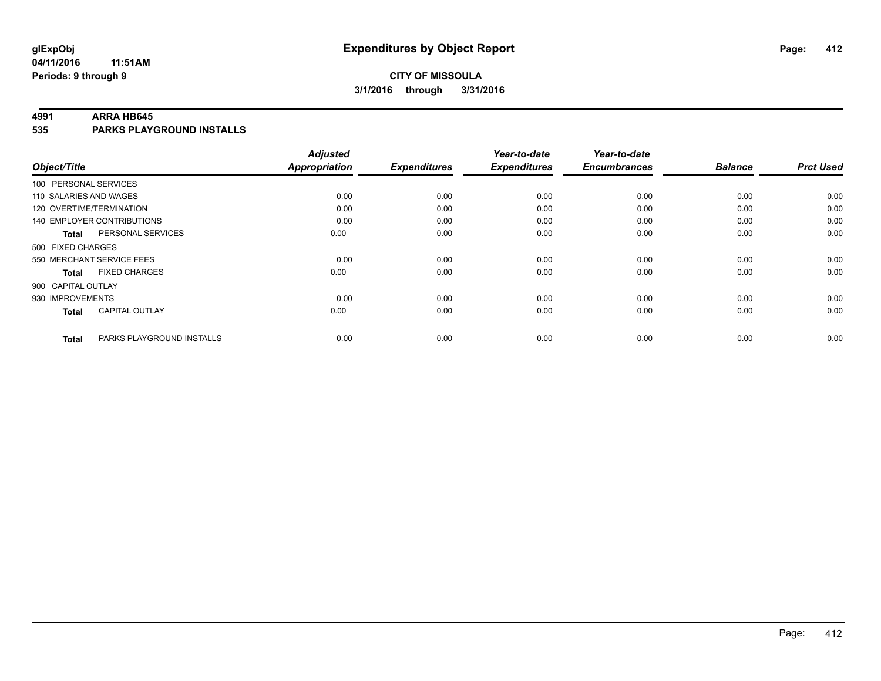**glExpObj**
**04/11/2016 11:51AM**
**Periods: 9 through 9**

# Expenditures by Object Report

**CITY OF MISSOULA**
**3/1/2016 through 3/31/2016**

**4991 ARRA HB645**
**535 PARKS PLAYGROUND INSTALLS**

| Object/Title | Adjusted Appropriation | Expenditures | Year-to-date Expenditures | Year-to-date Encumbrances | Balance | Prct Used |
|---|---|---|---|---|---|---|
| 100 PERSONAL SERVICES | | | | | | |
| 110 SALARIES AND WAGES | 0.00 | 0.00 | 0.00 | 0.00 | 0.00 | 0.00 |
| 120 OVERTIME/TERMINATION | 0.00 | 0.00 | 0.00 | 0.00 | 0.00 | 0.00 |
| 140 EMPLOYER CONTRIBUTIONS | 0.00 | 0.00 | 0.00 | 0.00 | 0.00 | 0.00 |
| **Total** PERSONAL SERVICES | 0.00 | 0.00 | 0.00 | 0.00 | 0.00 | 0.00 |
| 500 FIXED CHARGES | | | | | | |
| 550 MERCHANT SERVICE FEES | 0.00 | 0.00 | 0.00 | 0.00 | 0.00 | 0.00 |
| **Total** FIXED CHARGES | 0.00 | 0.00 | 0.00 | 0.00 | 0.00 | 0.00 |
| 900 CAPITAL OUTLAY | | | | | | |
| 930 IMPROVEMENTS | 0.00 | 0.00 | 0.00 | 0.00 | 0.00 | 0.00 |
| **Total** CAPITAL OUTLAY | 0.00 | 0.00 | 0.00 | 0.00 | 0.00 | 0.00 |
| **Total** PARKS PLAYGROUND INSTALLS | 0.00 | 0.00 | 0.00 | 0.00 | 0.00 | 0.00 |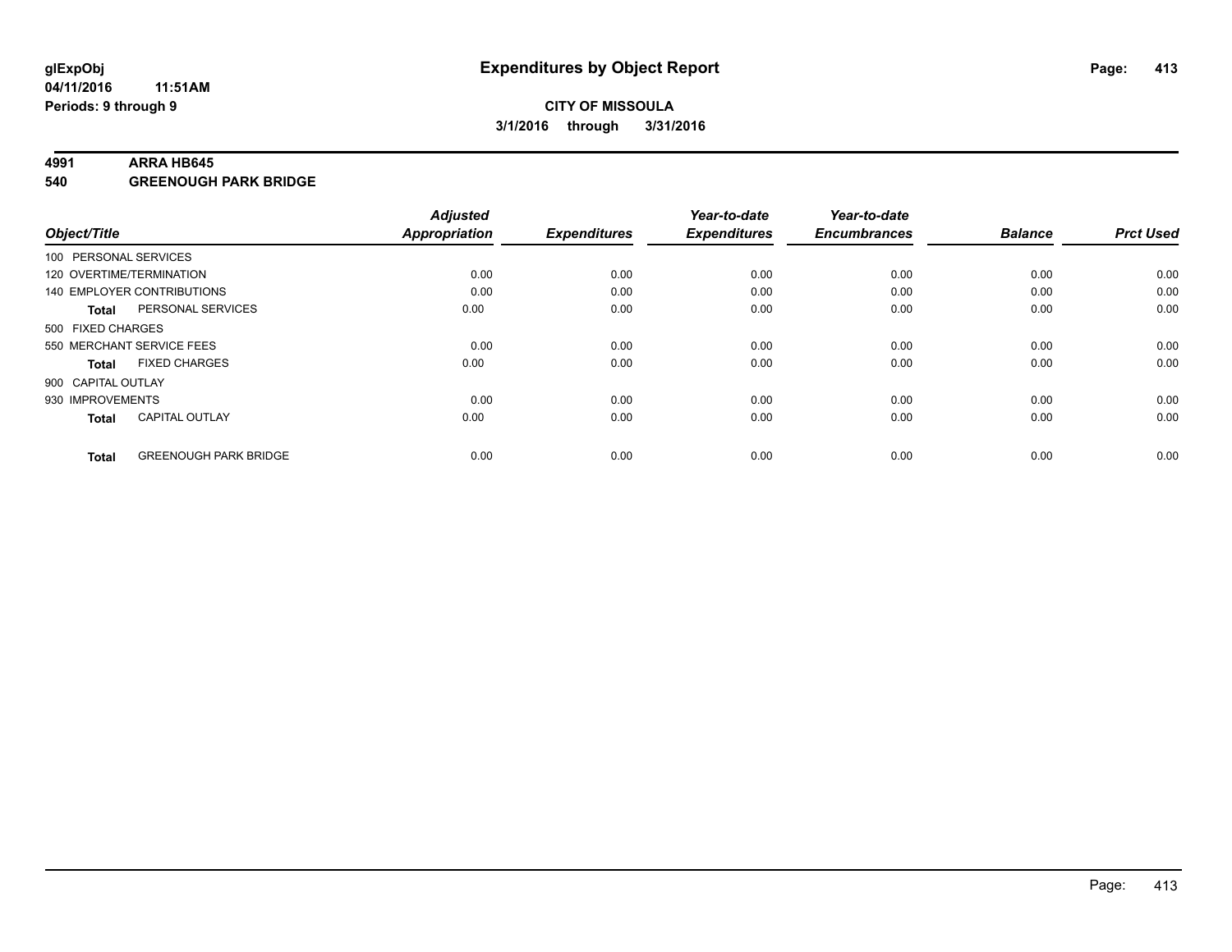# Expenditures by Object Report

glExpObj
04/11/2016 11:51AM
Periods: 9 through 9

**CITY OF MISSOULA**
**3/1/2016 through 3/31/2016**

**4991 ARRA HB645**
**540 GREENOUGH PARK BRIDGE**

| Object/Title | | Adjusted Appropriation | Expenditures | Year-to-date Expenditures | Year-to-date Encumbrances | Balance | Prct Used |
|---|---|---|---|---|---|---|---|
| 100 PERSONAL SERVICES | | | | | | | |
| 120 OVERTIME/TERMINATION | | 0.00 | 0.00 | 0.00 | 0.00 | 0.00 | 0.00 |
| 140 EMPLOYER CONTRIBUTIONS | | 0.00 | 0.00 | 0.00 | 0.00 | 0.00 | 0.00 |
| **Total** | PERSONAL SERVICES | 0.00 | 0.00 | 0.00 | 0.00 | 0.00 | 0.00 |
| 500 FIXED CHARGES | | | | | | | |
| 550 MERCHANT SERVICE FEES | | 0.00 | 0.00 | 0.00 | 0.00 | 0.00 | 0.00 |
| **Total** | FIXED CHARGES | 0.00 | 0.00 | 0.00 | 0.00 | 0.00 | 0.00 |
| 900 CAPITAL OUTLAY | | | | | | | |
| 930 IMPROVEMENTS | | 0.00 | 0.00 | 0.00 | 0.00 | 0.00 | 0.00 |
| **Total** | CAPITAL OUTLAY | 0.00 | 0.00 | 0.00 | 0.00 | 0.00 | 0.00 |
| **Total** | GREENOUGH PARK BRIDGE | 0.00 | 0.00 | 0.00 | 0.00 | 0.00 | 0.00 |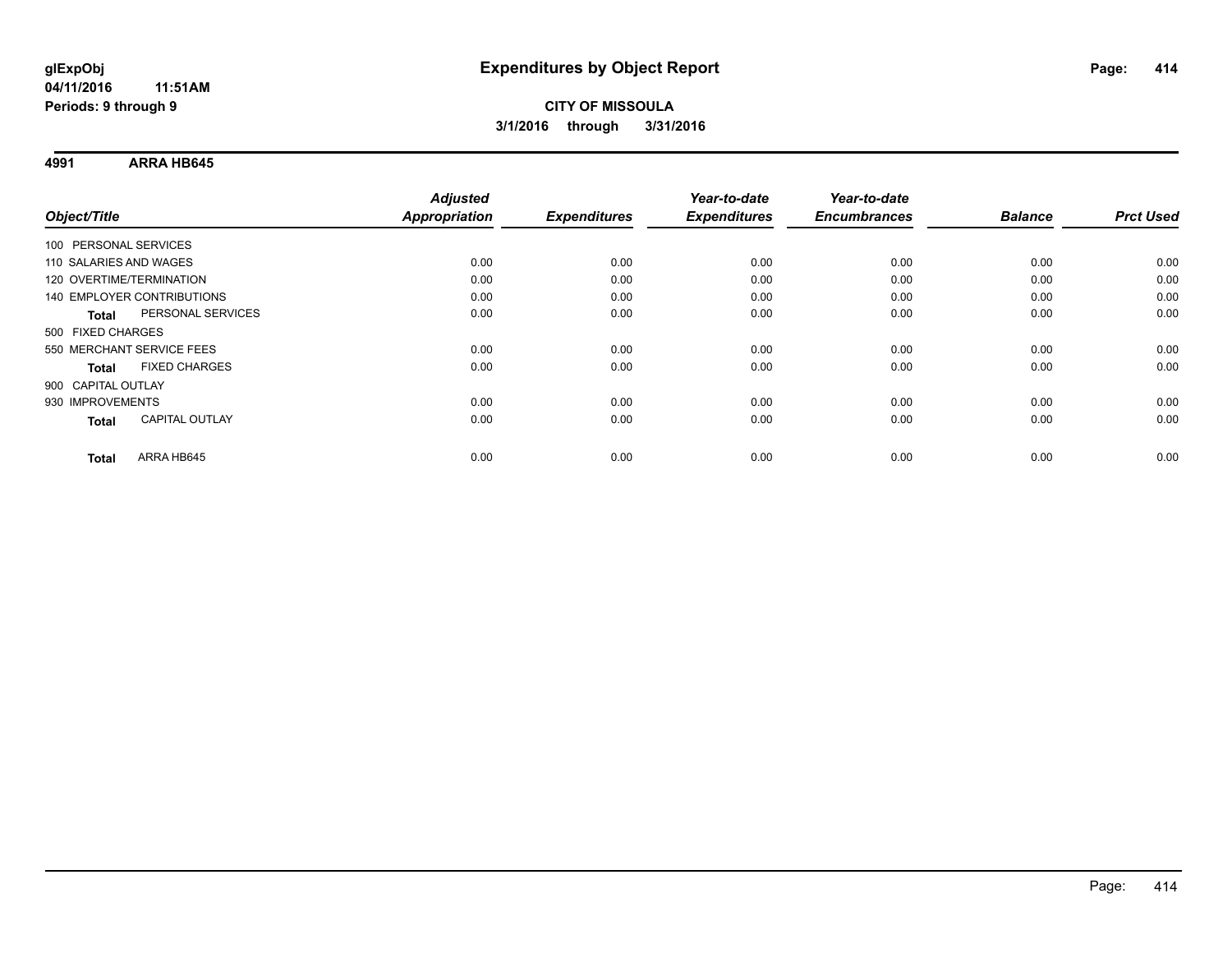**glExpObj**
**04/11/2016 11:51AM**
**Periods: 9 through 9**

# Expenditures by Object Report

**CITY OF MISSOULA**
**3/1/2016 through 3/31/2016**

## 4991 ARRA HB645

| Object/Title | Adjusted Appropriation | Expenditures | Year-to-date Expenditures | Year-to-date Encumbrances | Balance | Prct Used |
|---|---|---|---|---|---|---|
| 100 PERSONAL SERVICES | | | | | | |
| 110 SALARIES AND WAGES | 0.00 | 0.00 | 0.00 | 0.00 | 0.00 | 0.00 |
| 120 OVERTIME/TERMINATION | 0.00 | 0.00 | 0.00 | 0.00 | 0.00 | 0.00 |
| 140 EMPLOYER CONTRIBUTIONS | 0.00 | 0.00 | 0.00 | 0.00 | 0.00 | 0.00 |
| **Total** PERSONAL SERVICES | 0.00 | 0.00 | 0.00 | 0.00 | 0.00 | 0.00 |
| 500 FIXED CHARGES | | | | | | |
| 550 MERCHANT SERVICE FEES | 0.00 | 0.00 | 0.00 | 0.00 | 0.00 | 0.00 |
| **Total** FIXED CHARGES | 0.00 | 0.00 | 0.00 | 0.00 | 0.00 | 0.00 |
| 900 CAPITAL OUTLAY | | | | | | |
| 930 IMPROVEMENTS | 0.00 | 0.00 | 0.00 | 0.00 | 0.00 | 0.00 |
| **Total** CAPITAL OUTLAY | 0.00 | 0.00 | 0.00 | 0.00 | 0.00 | 0.00 |
| **Total** ARRA HB645 | 0.00 | 0.00 | 0.00 | 0.00 | 0.00 | 0.00 |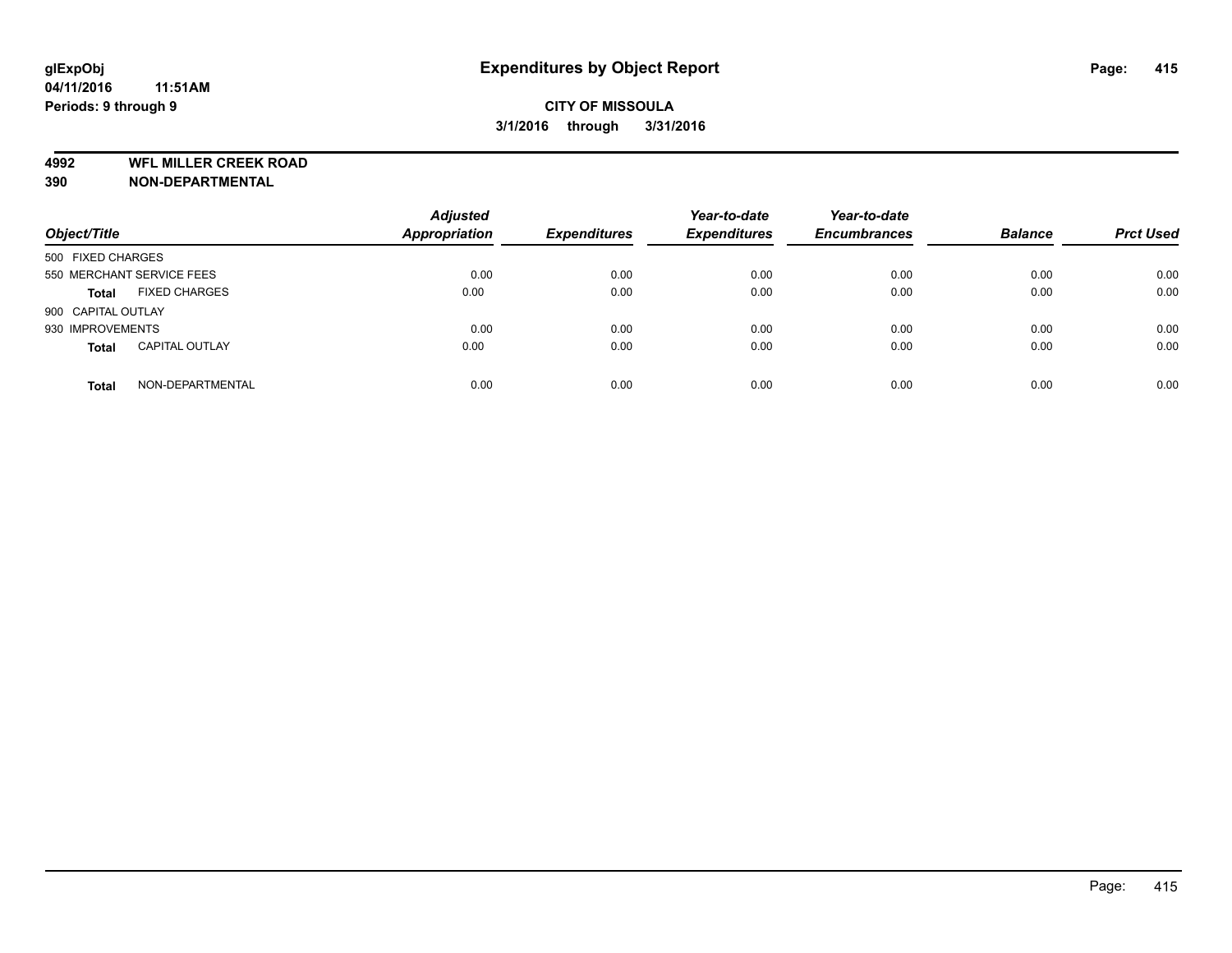# Expenditures by Object Report

glExpObj
04/11/2016 11:51AM
Periods: 9 through 9

**CITY OF MISSOULA**
**3/1/2016 through 3/31/2016**

**4992 WFL MILLER CREEK ROAD**
**390 NON-DEPARTMENTAL**

| Object/Title | | Adjusted Appropriation | Expenditures | Year-to-date Expenditures | Year-to-date Encumbrances | Balance | Prct Used |
|---|---|---|---|---|---|---|---|
| 500 FIXED CHARGES | | | | | | | |
| 550 MERCHANT SERVICE FEES | | 0.00 | 0.00 | 0.00 | 0.00 | 0.00 | 0.00 |
| **Total** | FIXED CHARGES | 0.00 | 0.00 | 0.00 | 0.00 | 0.00 | 0.00 |
| 900 CAPITAL OUTLAY | | | | | | | |
| 930 IMPROVEMENTS | | 0.00 | 0.00 | 0.00 | 0.00 | 0.00 | 0.00 |
| **Total** | CAPITAL OUTLAY | 0.00 | 0.00 | 0.00 | 0.00 | 0.00 | 0.00 |
| **Total** | NON-DEPARTMENTAL | 0.00 | 0.00 | 0.00 | 0.00 | 0.00 | 0.00 |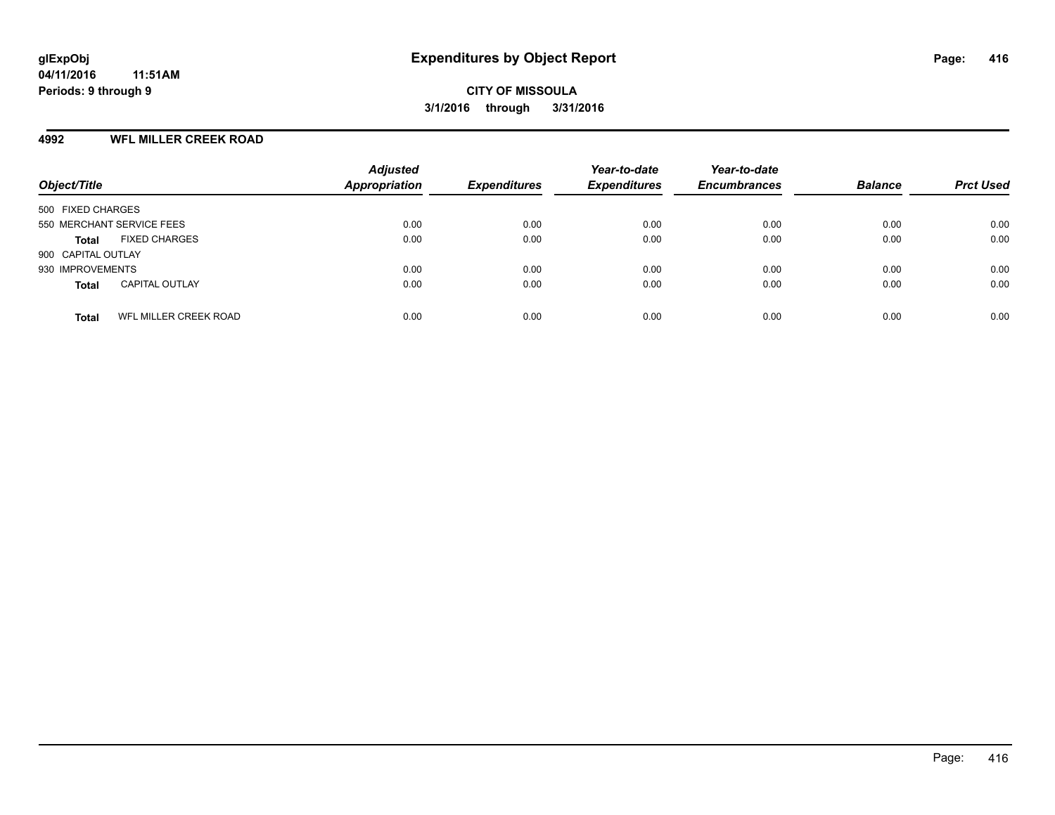**glExpObj**
**04/11/2016 11:51AM**
**Periods: 9 through 9**

# Expenditures by Object Report

**CITY OF MISSOULA**
**3/1/2016 through 3/31/2016**

## 4992 WFL MILLER CREEK ROAD

| Object/Title | | Adjusted Appropriation | Expenditures | Year-to-date Expenditures | Year-to-date Encumbrances | Balance | Prct Used |
|---|---|---|---|---|---|---|---|
| 500 FIXED CHARGES | | | | | | | |
| 550 MERCHANT SERVICE FEES | | 0.00 | 0.00 | 0.00 | 0.00 | 0.00 | 0.00 |
| **Total** | FIXED CHARGES | 0.00 | 0.00 | 0.00 | 0.00 | 0.00 | 0.00 |
| 900 CAPITAL OUTLAY | | | | | | | |
| 930 IMPROVEMENTS | | 0.00 | 0.00 | 0.00 | 0.00 | 0.00 | 0.00 |
| **Total** | CAPITAL OUTLAY | 0.00 | 0.00 | 0.00 | 0.00 | 0.00 | 0.00 |
| **Total** | WFL MILLER CREEK ROAD | 0.00 | 0.00 | 0.00 | 0.00 | 0.00 | 0.00 |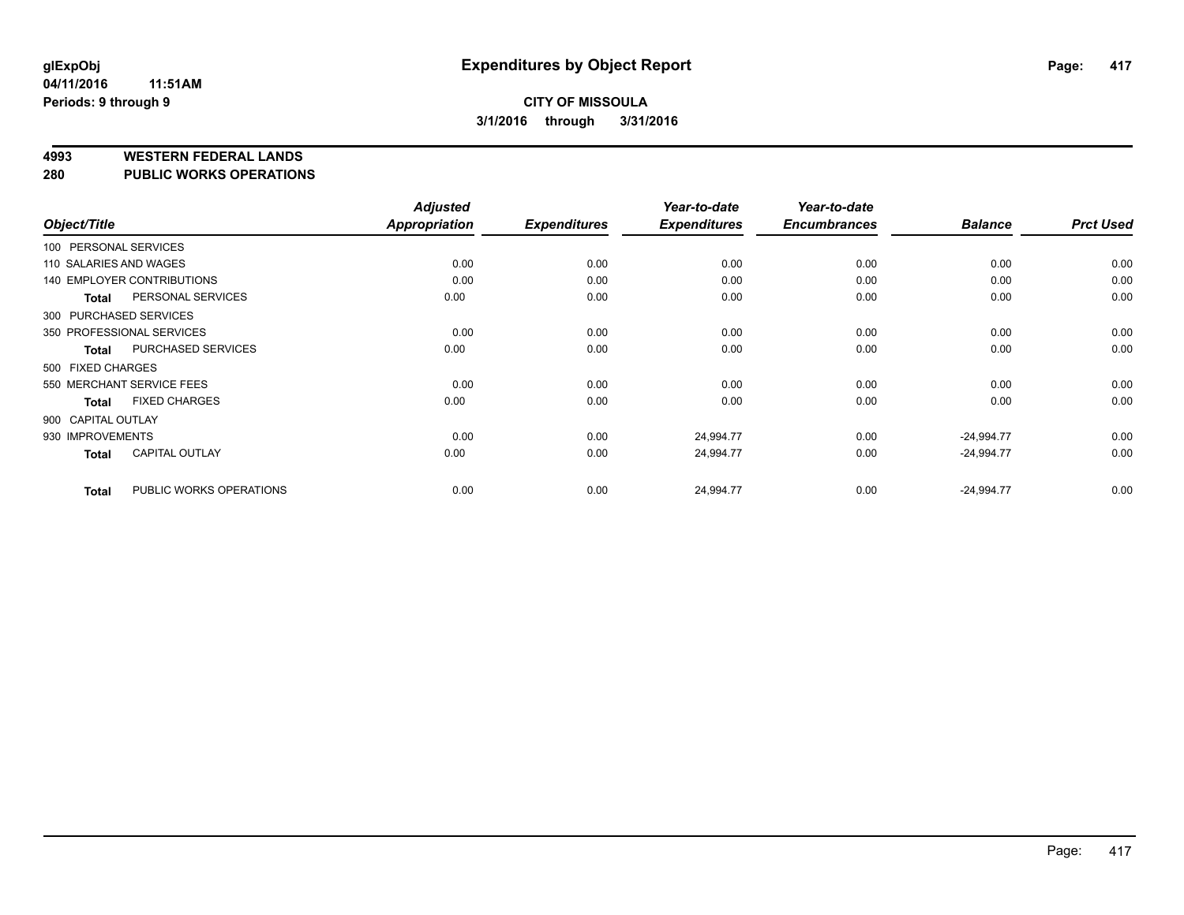# Expenditures by Object Report

glExpObj
04/11/2016 11:51AM
Periods: 9 through 9

**CITY OF MISSOULA**
**3/1/2016 through 3/31/2016**

## 4993 WESTERN FEDERAL LANDS
## 280 PUBLIC WORKS OPERATIONS

| Object/Title | Adjusted Appropriation | Expenditures | Year-to-date Expenditures | Year-to-date Encumbrances | Balance | Prct Used |
|---|---|---|---|---|---|---|
| 100 PERSONAL SERVICES | | | | | | |
| 110 SALARIES AND WAGES | 0.00 | 0.00 | 0.00 | 0.00 | 0.00 | 0.00 |
| 140 EMPLOYER CONTRIBUTIONS | 0.00 | 0.00 | 0.00 | 0.00 | 0.00 | 0.00 |
| **Total** PERSONAL SERVICES | 0.00 | 0.00 | 0.00 | 0.00 | 0.00 | 0.00 |
| 300 PURCHASED SERVICES | | | | | | |
| 350 PROFESSIONAL SERVICES | 0.00 | 0.00 | 0.00 | 0.00 | 0.00 | 0.00 |
| **Total** PURCHASED SERVICES | 0.00 | 0.00 | 0.00 | 0.00 | 0.00 | 0.00 |
| 500 FIXED CHARGES | | | | | | |
| 550 MERCHANT SERVICE FEES | 0.00 | 0.00 | 0.00 | 0.00 | 0.00 | 0.00 |
| **Total** FIXED CHARGES | 0.00 | 0.00 | 0.00 | 0.00 | 0.00 | 0.00 |
| 900 CAPITAL OUTLAY | | | | | | |
| 930 IMPROVEMENTS | 0.00 | 0.00 | 24,994.77 | 0.00 | -24,994.77 | 0.00 |
| **Total** CAPITAL OUTLAY | 0.00 | 0.00 | 24,994.77 | 0.00 | -24,994.77 | 0.00 |
| **Total** PUBLIC WORKS OPERATIONS | 0.00 | 0.00 | 24,994.77 | 0.00 | -24,994.77 | 0.00 |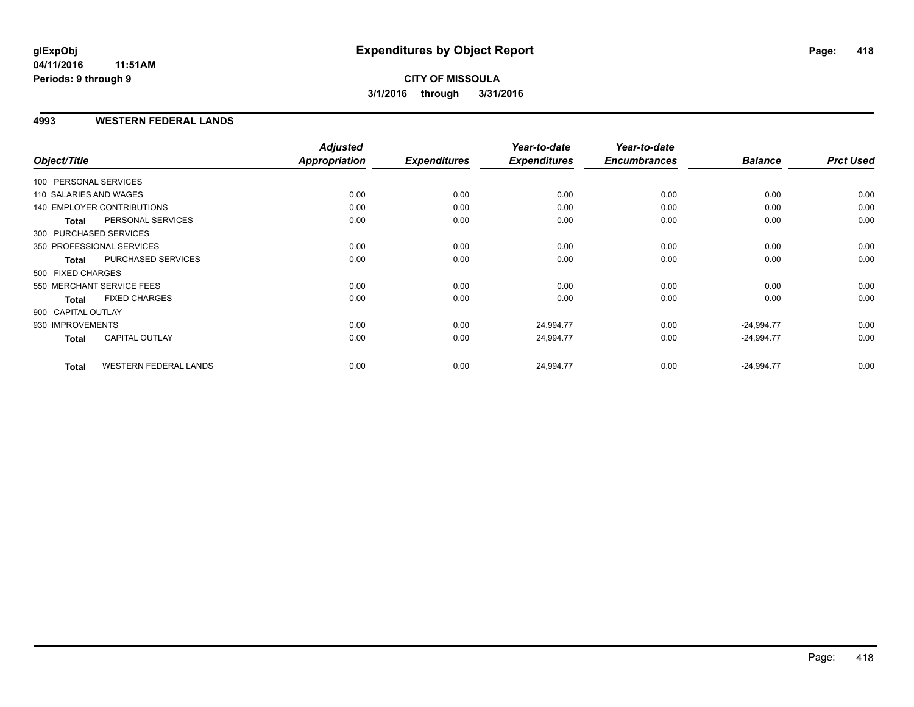**glExpObj** **Expenditures by Object Report**

**04/11/2016 11:51AM**

**Periods: 9 through 9**

**CITY OF MISSOULA**

**3/1/2016 through 3/31/2016**

## 4993 WESTERN FEDERAL LANDS

| Object/Title | Adjusted Appropriation | Expenditures | Year-to-date Expenditures | Year-to-date Encumbrances | Balance | Prct Used |
|---|---|---|---|---|---|---|
| 100 PERSONAL SERVICES | | | | | | |
| 110 SALARIES AND WAGES | 0.00 | 0.00 | 0.00 | 0.00 | 0.00 | 0.00 |
| 140 EMPLOYER CONTRIBUTIONS | 0.00 | 0.00 | 0.00 | 0.00 | 0.00 | 0.00 |
| **Total** PERSONAL SERVICES | 0.00 | 0.00 | 0.00 | 0.00 | 0.00 | 0.00 |
| 300 PURCHASED SERVICES | | | | | | |
| 350 PROFESSIONAL SERVICES | 0.00 | 0.00 | 0.00 | 0.00 | 0.00 | 0.00 |
| **Total** PURCHASED SERVICES | 0.00 | 0.00 | 0.00 | 0.00 | 0.00 | 0.00 |
| 500 FIXED CHARGES | | | | | | |
| 550 MERCHANT SERVICE FEES | 0.00 | 0.00 | 0.00 | 0.00 | 0.00 | 0.00 |
| **Total** FIXED CHARGES | 0.00 | 0.00 | 0.00 | 0.00 | 0.00 | 0.00 |
| 900 CAPITAL OUTLAY | | | | | | |
| 930 IMPROVEMENTS | 0.00 | 0.00 | 24,994.77 | 0.00 | -24,994.77 | 0.00 |
| **Total** CAPITAL OUTLAY | 0.00 | 0.00 | 24,994.77 | 0.00 | -24,994.77 | 0.00 |
| **Total** WESTERN FEDERAL LANDS | 0.00 | 0.00 | 24,994.77 | 0.00 | -24,994.77 | 0.00 |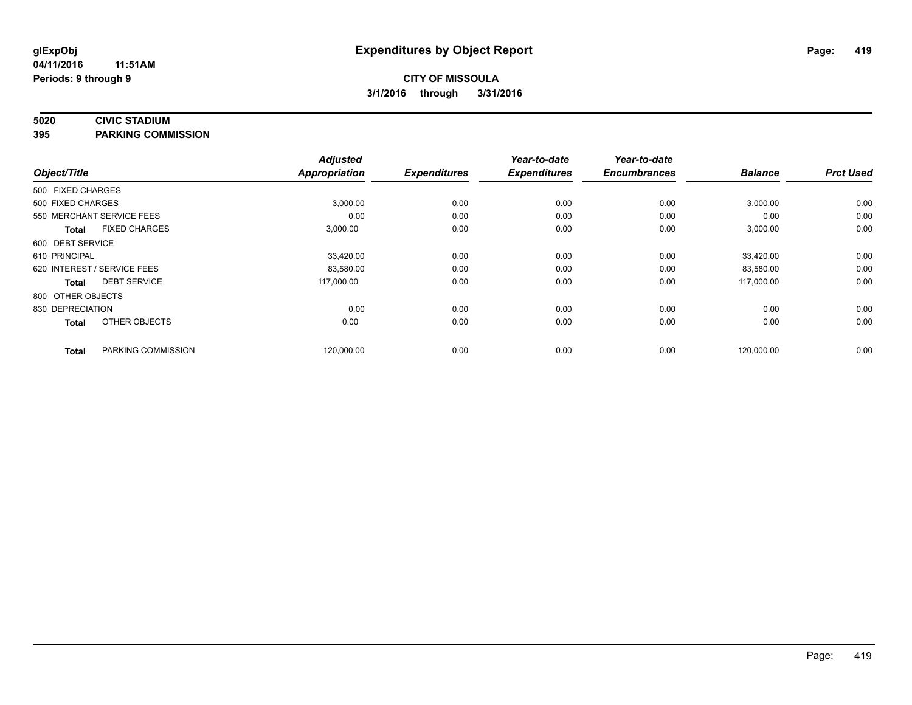# Expenditures by Object Report

glExpObj
04/11/2016 11:51AM
Periods: 9 through 9

**CITY OF MISSOULA**
**3/1/2016 through 3/31/2016**

**5020 CIVIC STADIUM**
**395 PARKING COMMISSION**

| Object/Title | | Adjusted Appropriation | Expenditures | Year-to-date Expenditures | Year-to-date Encumbrances | Balance | Prct Used |
|---|---|---|---|---|---|---|---|
| 500 FIXED CHARGES | | | | | | | |
| 500 FIXED CHARGES | | 3,000.00 | 0.00 | 0.00 | 0.00 | 3,000.00 | 0.00 |
| 550 MERCHANT SERVICE FEES | | 0.00 | 0.00 | 0.00 | 0.00 | 0.00 | 0.00 |
| **Total** | FIXED CHARGES | 3,000.00 | 0.00 | 0.00 | 0.00 | 3,000.00 | 0.00 |
| 600 DEBT SERVICE | | | | | | | |
| 610 PRINCIPAL | | 33,420.00 | 0.00 | 0.00 | 0.00 | 33,420.00 | 0.00 |
| 620 INTEREST / SERVICE FEES | | 83,580.00 | 0.00 | 0.00 | 0.00 | 83,580.00 | 0.00 |
| **Total** | DEBT SERVICE | 117,000.00 | 0.00 | 0.00 | 0.00 | 117,000.00 | 0.00 |
| 800 OTHER OBJECTS | | | | | | | |
| 830 DEPRECIATION | | 0.00 | 0.00 | 0.00 | 0.00 | 0.00 | 0.00 |
| **Total** | OTHER OBJECTS | 0.00 | 0.00 | 0.00 | 0.00 | 0.00 | 0.00 |
| **Total** | PARKING COMMISSION | 120,000.00 | 0.00 | 0.00 | 0.00 | 120,000.00 | 0.00 |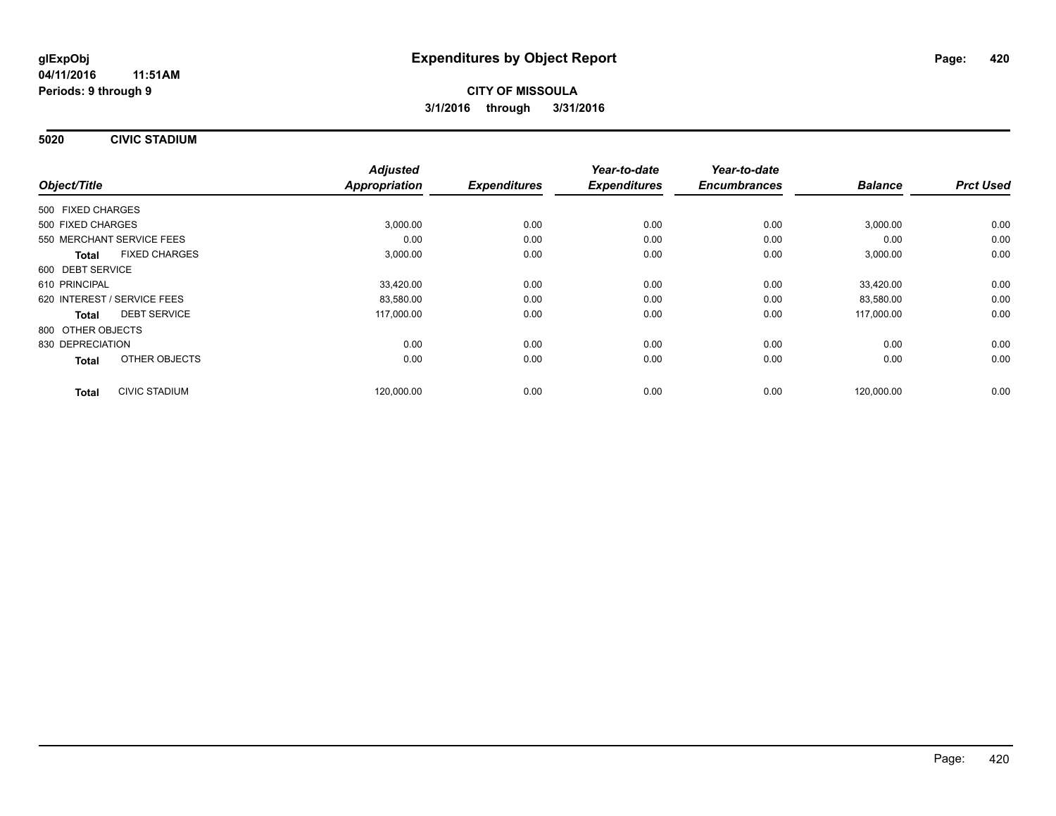**glExpObj** **Expenditures by Object Report**

**04/11/2016 11:51AM**

**Periods: 9 through 9**

**CITY OF MISSOULA**

**3/1/2016 through 3/31/2016**

## 5020 CIVIC STADIUM

| Object/Title | | Adjusted Appropriation | Expenditures | Year-to-date Expenditures | Year-to-date Encumbrances | Balance | Prct Used |
|---|---|---|---|---|---|---|---|
| 500 FIXED CHARGES | | | | | | | |
| 500 FIXED CHARGES | | 3,000.00 | 0.00 | 0.00 | 0.00 | 3,000.00 | 0.00 |
| 550 MERCHANT SERVICE FEES | | 0.00 | 0.00 | 0.00 | 0.00 | 0.00 | 0.00 |
| **Total** | FIXED CHARGES | 3,000.00 | 0.00 | 0.00 | 0.00 | 3,000.00 | 0.00 |
| 600 DEBT SERVICE | | | | | | | |
| 610 PRINCIPAL | | 33,420.00 | 0.00 | 0.00 | 0.00 | 33,420.00 | 0.00 |
| 620 INTEREST / SERVICE FEES | | 83,580.00 | 0.00 | 0.00 | 0.00 | 83,580.00 | 0.00 |
| **Total** | DEBT SERVICE | 117,000.00 | 0.00 | 0.00 | 0.00 | 117,000.00 | 0.00 |
| 800 OTHER OBJECTS | | | | | | | |
| 830 DEPRECIATION | | 0.00 | 0.00 | 0.00 | 0.00 | 0.00 | 0.00 |
| **Total** | OTHER OBJECTS | 0.00 | 0.00 | 0.00 | 0.00 | 0.00 | 0.00 |
| **Total** | CIVIC STADIUM | 120,000.00 | 0.00 | 0.00 | 0.00 | 120,000.00 | 0.00 |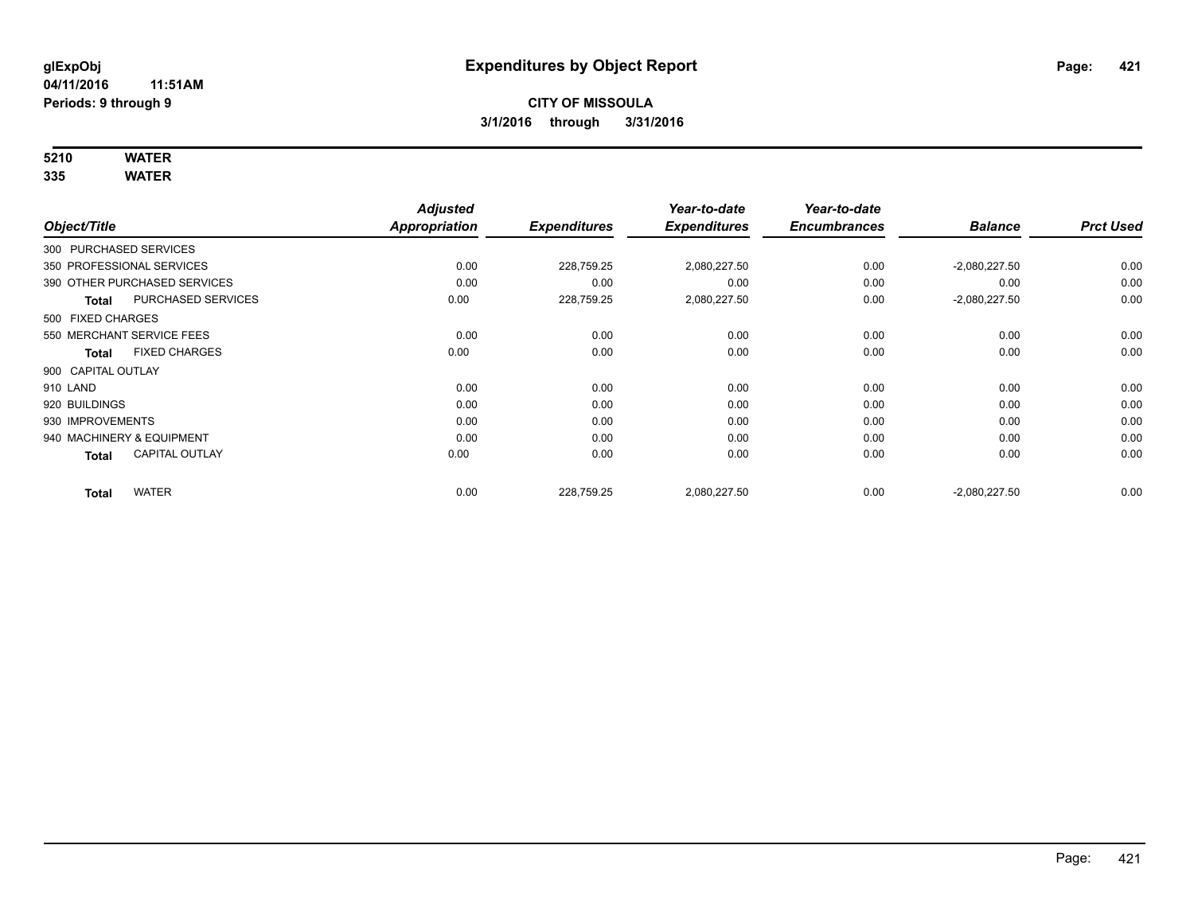# Expenditures by Object Report

glExpObj
04/11/2016 11:51AM
Periods: 9 through 9

**CITY OF MISSOULA**
**3/1/2016 through 3/31/2016**

**5210 WATER**
**335 WATER**

| Object/Title | | Adjusted Appropriation | Expenditures | Year-to-date Expenditures | Year-to-date Encumbrances | Balance | Prct Used |
|---|---|---|---|---|---|---|---|
| 300 PURCHASED SERVICES | | | | | | | |
| 350 PROFESSIONAL SERVICES | | 0.00 | 228,759.25 | 2,080,227.50 | 0.00 | -2,080,227.50 | 0.00 |
| 390 OTHER PURCHASED SERVICES | | 0.00 | 0.00 | 0.00 | 0.00 | 0.00 | 0.00 |
| **Total** | PURCHASED SERVICES | 0.00 | 228,759.25 | 2,080,227.50 | 0.00 | -2,080,227.50 | 0.00 |
| 500 FIXED CHARGES | | | | | | | |
| 550 MERCHANT SERVICE FEES | | 0.00 | 0.00 | 0.00 | 0.00 | 0.00 | 0.00 |
| **Total** | FIXED CHARGES | 0.00 | 0.00 | 0.00 | 0.00 | 0.00 | 0.00 |
| 900 CAPITAL OUTLAY | | | | | | | |
| 910 LAND | | 0.00 | 0.00 | 0.00 | 0.00 | 0.00 | 0.00 |
| 920 BUILDINGS | | 0.00 | 0.00 | 0.00 | 0.00 | 0.00 | 0.00 |
| 930 IMPROVEMENTS | | 0.00 | 0.00 | 0.00 | 0.00 | 0.00 | 0.00 |
| 940 MACHINERY & EQUIPMENT | | 0.00 | 0.00 | 0.00 | 0.00 | 0.00 | 0.00 |
| **Total** | CAPITAL OUTLAY | 0.00 | 0.00 | 0.00 | 0.00 | 0.00 | 0.00 |
| **Total** | WATER | 0.00 | 228,759.25 | 2,080,227.50 | 0.00 | -2,080,227.50 | 0.00 |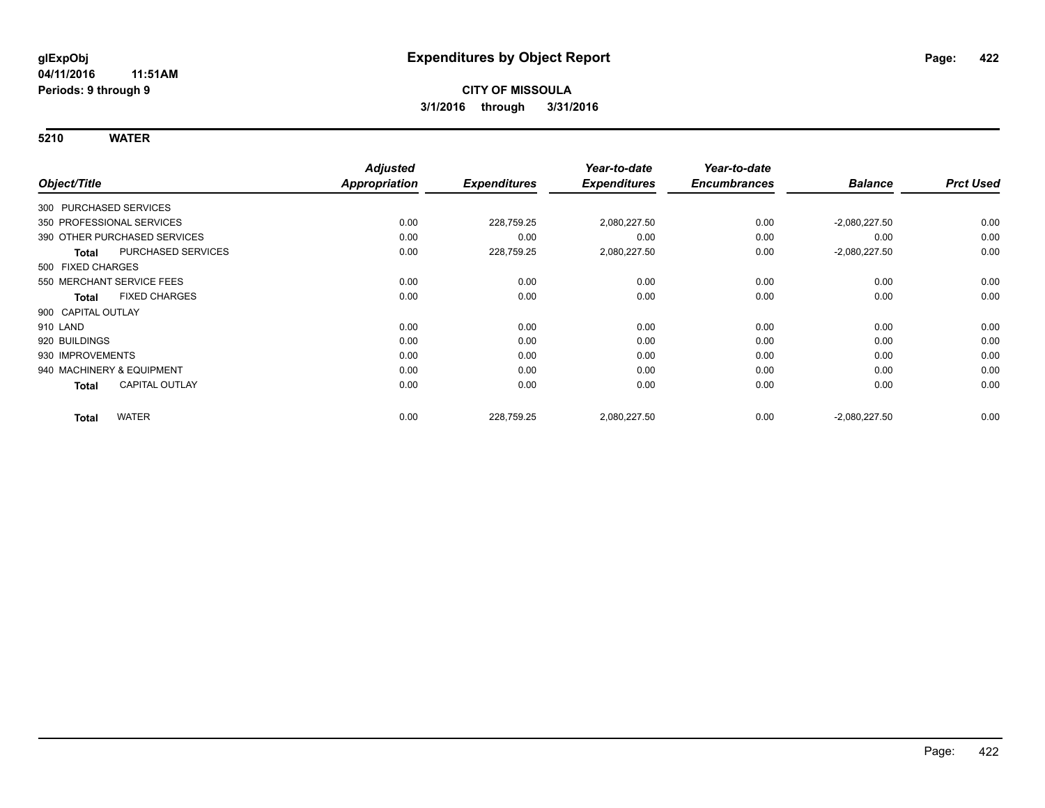# Expenditures by Object Report

glExpObj
04/11/2016 11:51AM
Periods: 9 through 9

**CITY OF MISSOULA**
**3/1/2016 through 3/31/2016**

## 5210 WATER

| Object/Title | | Adjusted Appropriation | Expenditures | Year-to-date Expenditures | Year-to-date Encumbrances | Balance | Prct Used |
|---|---|---|---|---|---|---|---|
| 300 PURCHASED SERVICES | | | | | | | |
| 350 PROFESSIONAL SERVICES | | 0.00 | 228,759.25 | 2,080,227.50 | 0.00 | -2,080,227.50 | 0.00 |
| 390 OTHER PURCHASED SERVICES | | 0.00 | 0.00 | 0.00 | 0.00 | 0.00 | 0.00 |
| **Total** | PURCHASED SERVICES | 0.00 | 228,759.25 | 2,080,227.50 | 0.00 | -2,080,227.50 | 0.00 |
| 500 FIXED CHARGES | | | | | | | |
| 550 MERCHANT SERVICE FEES | | 0.00 | 0.00 | 0.00 | 0.00 | 0.00 | 0.00 |
| **Total** | FIXED CHARGES | 0.00 | 0.00 | 0.00 | 0.00 | 0.00 | 0.00 |
| 900 CAPITAL OUTLAY | | | | | | | |
| 910 LAND | | 0.00 | 0.00 | 0.00 | 0.00 | 0.00 | 0.00 |
| 920 BUILDINGS | | 0.00 | 0.00 | 0.00 | 0.00 | 0.00 | 0.00 |
| 930 IMPROVEMENTS | | 0.00 | 0.00 | 0.00 | 0.00 | 0.00 | 0.00 |
| 940 MACHINERY & EQUIPMENT | | 0.00 | 0.00 | 0.00 | 0.00 | 0.00 | 0.00 |
| **Total** | CAPITAL OUTLAY | 0.00 | 0.00 | 0.00 | 0.00 | 0.00 | 0.00 |
| **Total** | WATER | 0.00 | 228,759.25 | 2,080,227.50 | 0.00 | -2,080,227.50 | 0.00 |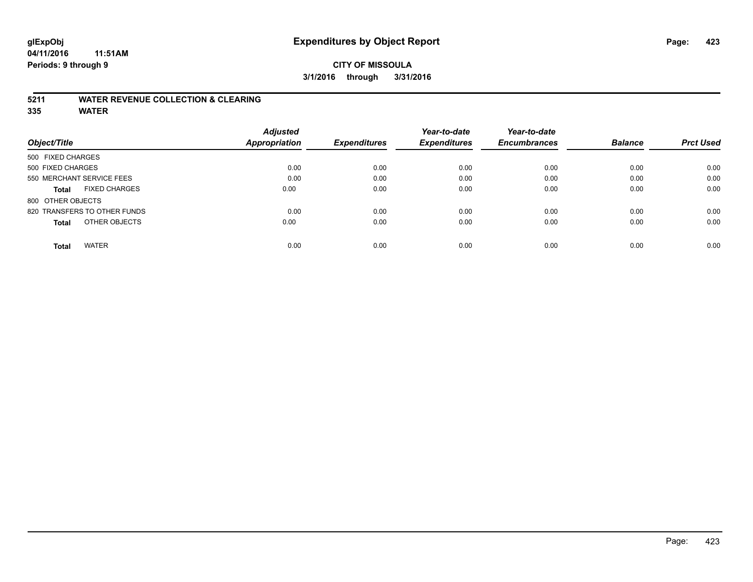# Expenditures by Object Report

glExpObj
04/11/2016 11:51AM
Periods: 9 through 9

**CITY OF MISSOULA**

**3/1/2016 through 3/31/2016**

## 5211 WATER REVENUE COLLECTION & CLEARING
## 335 WATER

| Object/Title | Adjusted Appropriation | Expenditures | Year-to-date Expenditures | Year-to-date Encumbrances | Balance | Prct Used |
|---|---|---|---|---|---|---|
| 500 FIXED CHARGES | | | | | | |
| 500 FIXED CHARGES | 0.00 | 0.00 | 0.00 | 0.00 | 0.00 | 0.00 |
| 550 MERCHANT SERVICE FEES | 0.00 | 0.00 | 0.00 | 0.00 | 0.00 | 0.00 |
| **Total** FIXED CHARGES | 0.00 | 0.00 | 0.00 | 0.00 | 0.00 | 0.00 |
| 800 OTHER OBJECTS | | | | | | |
| 820 TRANSFERS TO OTHER FUNDS | 0.00 | 0.00 | 0.00 | 0.00 | 0.00 | 0.00 |
| **Total** OTHER OBJECTS | 0.00 | 0.00 | 0.00 | 0.00 | 0.00 | 0.00 |
| **Total** WATER | 0.00 | 0.00 | 0.00 | 0.00 | 0.00 | 0.00 |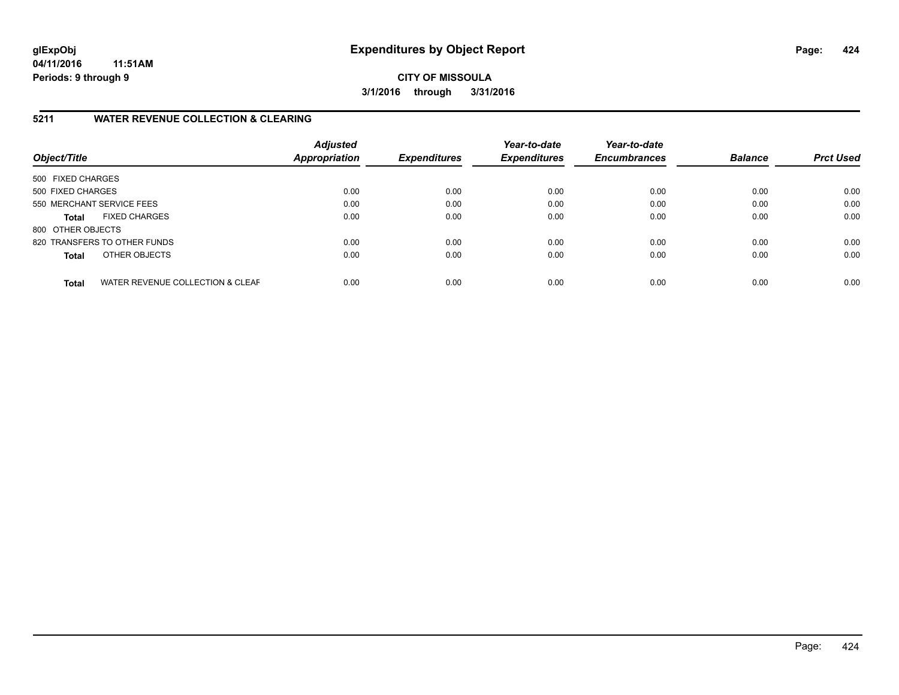**CITY OF MISSOULA**

**3/1/2016 through 3/31/2016**

## 5211 WATER REVENUE COLLECTION & CLEARING

| Object/Title | | Adjusted Appropriation | Expenditures | Year-to-date Expenditures | Year-to-date Encumbrances | Balance | Prct Used |
|---|---|---|---|---|---|---|---|
| 500 FIXED CHARGES | | | | | | | |
| 500 FIXED CHARGES | | 0.00 | 0.00 | 0.00 | 0.00 | 0.00 | 0.00 |
| 550 MERCHANT SERVICE FEES | | 0.00 | 0.00 | 0.00 | 0.00 | 0.00 | 0.00 |
| **Total** | FIXED CHARGES | 0.00 | 0.00 | 0.00 | 0.00 | 0.00 | 0.00 |
| 800 OTHER OBJECTS | | | | | | | |
| 820 TRANSFERS TO OTHER FUNDS | | 0.00 | 0.00 | 0.00 | 0.00 | 0.00 | 0.00 |
| **Total** | OTHER OBJECTS | 0.00 | 0.00 | 0.00 | 0.00 | 0.00 | 0.00 |
| **Total** | WATER REVENUE COLLECTION & CLEAR | 0.00 | 0.00 | 0.00 | 0.00 | 0.00 | 0.00 |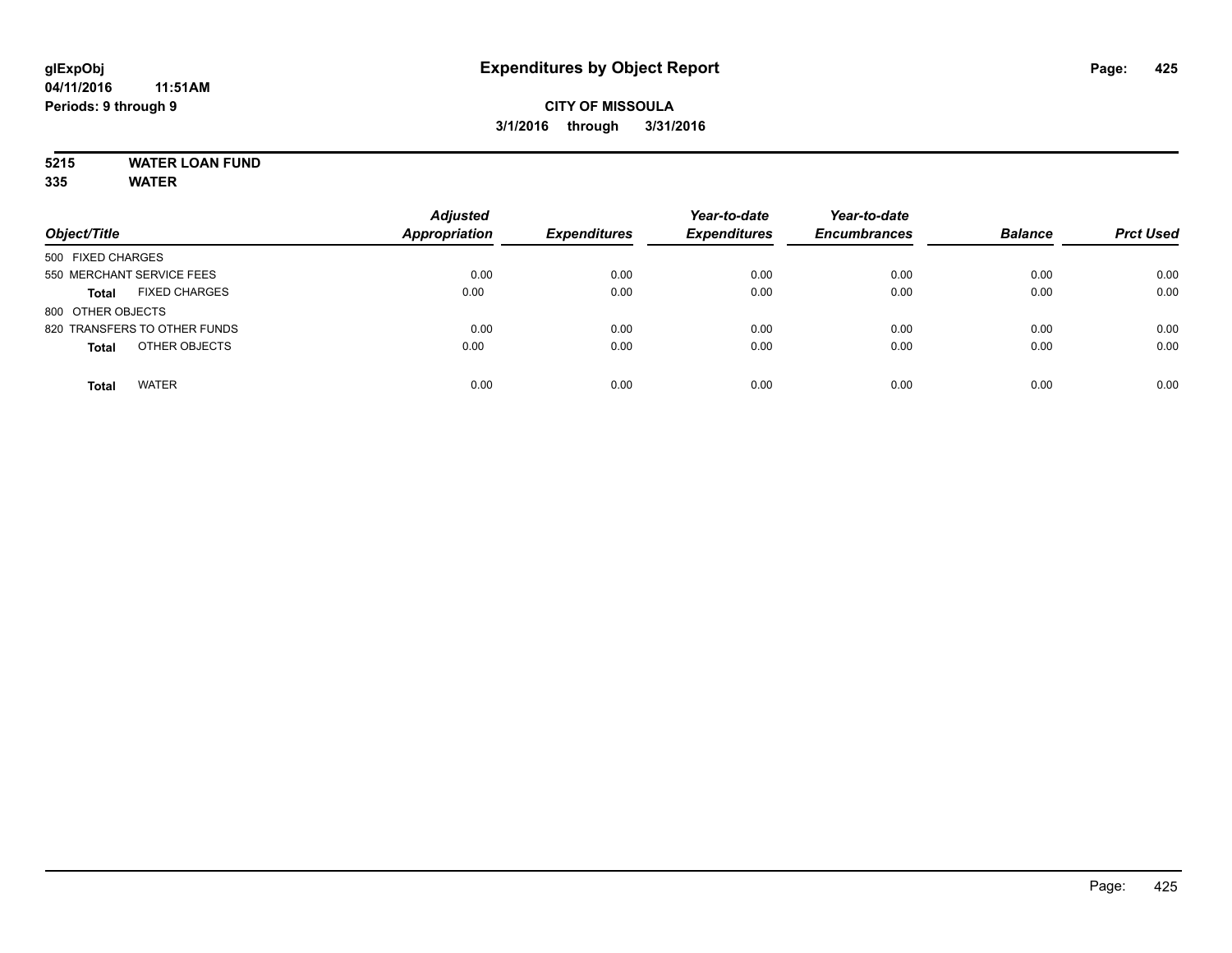# Expenditures by Object Report

glExpObj
04/11/2016 11:51AM
Periods: 9 through 9

**CITY OF MISSOULA**
**3/1/2016 through 3/31/2016**

**5215 WATER LOAN FUND**
**335 WATER**

| Object/Title | Adjusted Appropriation | Expenditures | Year-to-date Expenditures | Year-to-date Encumbrances | Balance | Prct Used |
|---|---|---|---|---|---|---|
| 500 FIXED CHARGES | | | | | | |
| 550 MERCHANT SERVICE FEES | 0.00 | 0.00 | 0.00 | 0.00 | 0.00 | 0.00 |
| **Total** FIXED CHARGES | 0.00 | 0.00 | 0.00 | 0.00 | 0.00 | 0.00 |
| 800 OTHER OBJECTS | | | | | | |
| 820 TRANSFERS TO OTHER FUNDS | 0.00 | 0.00 | 0.00 | 0.00 | 0.00 | 0.00 |
| **Total** OTHER OBJECTS | 0.00 | 0.00 | 0.00 | 0.00 | 0.00 | 0.00 |
| **Total** WATER | 0.00 | 0.00 | 0.00 | 0.00 | 0.00 | 0.00 |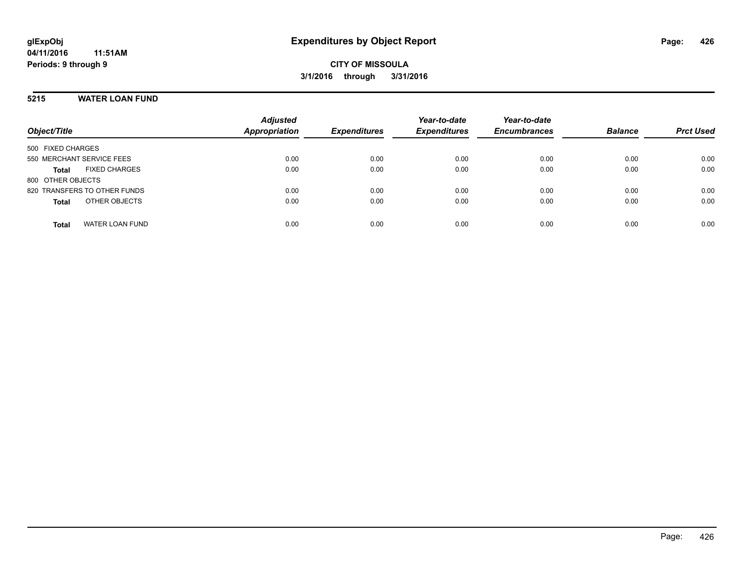# Expenditures by Object Report

glExpObj
04/11/2016 11:51AM
Periods: 9 through 9

**CITY OF MISSOULA**
**3/1/2016 through 3/31/2016**

## 5215 WATER LOAN FUND

| Object/Title | Adjusted Appropriation | Expenditures | Year-to-date Expenditures | Year-to-date Encumbrances | Balance | Prct Used |
|---|---|---|---|---|---|---|
| 500 FIXED CHARGES | | | | | | |
| 550 MERCHANT SERVICE FEES | 0.00 | 0.00 | 0.00 | 0.00 | 0.00 | 0.00 |
| **Total** FIXED CHARGES | 0.00 | 0.00 | 0.00 | 0.00 | 0.00 | 0.00 |
| 800 OTHER OBJECTS | | | | | | |
| 820 TRANSFERS TO OTHER FUNDS | 0.00 | 0.00 | 0.00 | 0.00 | 0.00 | 0.00 |
| **Total** OTHER OBJECTS | 0.00 | 0.00 | 0.00 | 0.00 | 0.00 | 0.00 |
| **Total** WATER LOAN FUND | 0.00 | 0.00 | 0.00 | 0.00 | 0.00 | 0.00 |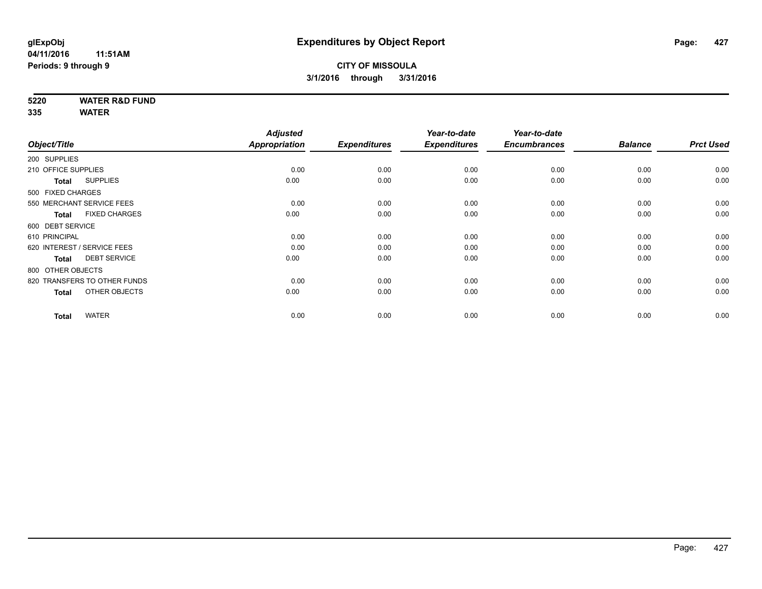**glExpObj**
**04/11/2016 11:51AM**
**Periods: 9 through 9**

# Expenditures by Object Report

**CITY OF MISSOULA**
**3/1/2016 through 3/31/2016**

**5220 WATER R&D FUND**
**335 WATER**

| Object/Title | | Adjusted Appropriation | Expenditures | Year-to-date Expenditures | Year-to-date Encumbrances | Balance | Prct Used |
|---|---|---|---|---|---|---|---|
| 200 SUPPLIES | | | | | | | |
| 210 OFFICE SUPPLIES | | 0.00 | 0.00 | 0.00 | 0.00 | 0.00 | 0.00 |
| **Total** | SUPPLIES | 0.00 | 0.00 | 0.00 | 0.00 | 0.00 | 0.00 |
| 500 FIXED CHARGES | | | | | | | |
| 550 MERCHANT SERVICE FEES | | 0.00 | 0.00 | 0.00 | 0.00 | 0.00 | 0.00 |
| **Total** | FIXED CHARGES | 0.00 | 0.00 | 0.00 | 0.00 | 0.00 | 0.00 |
| 600 DEBT SERVICE | | | | | | | |
| 610 PRINCIPAL | | 0.00 | 0.00 | 0.00 | 0.00 | 0.00 | 0.00 |
| 620 INTEREST / SERVICE FEES | | 0.00 | 0.00 | 0.00 | 0.00 | 0.00 | 0.00 |
| **Total** | DEBT SERVICE | 0.00 | 0.00 | 0.00 | 0.00 | 0.00 | 0.00 |
| 800 OTHER OBJECTS | | | | | | | |
| 820 TRANSFERS TO OTHER FUNDS | | 0.00 | 0.00 | 0.00 | 0.00 | 0.00 | 0.00 |
| **Total** | OTHER OBJECTS | 0.00 | 0.00 | 0.00 | 0.00 | 0.00 | 0.00 |
| **Total** | WATER | 0.00 | 0.00 | 0.00 | 0.00 | 0.00 | 0.00 |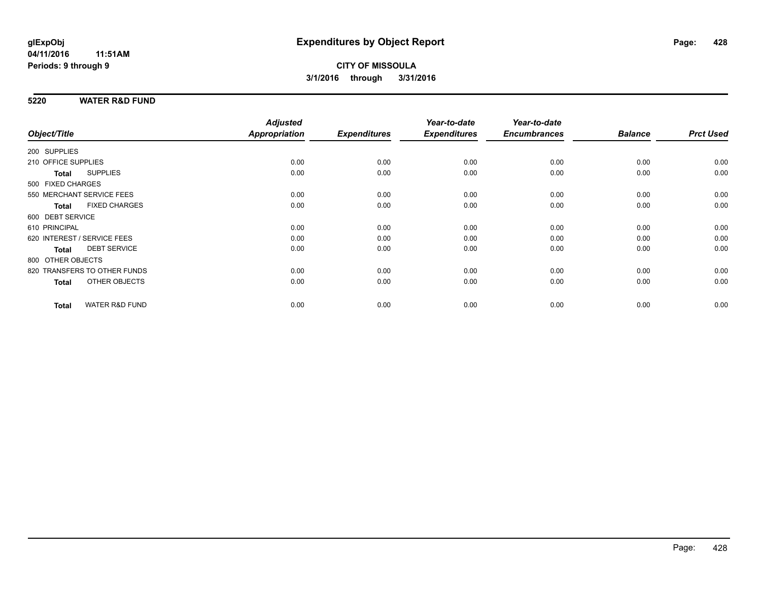**glExpObj**
**04/11/2016 11:51AM**
**Periods: 9 through 9**

# Expenditures by Object Report

**CITY OF MISSOULA**
**3/1/2016 through 3/31/2016**

## 5220 WATER R&D FUND

| Object/Title | Adjusted Appropriation | Expenditures | Year-to-date Expenditures | Year-to-date Encumbrances | Balance | Prct Used |
|---|---|---|---|---|---|---|
| 200 SUPPLIES | | | | | | |
| 210 OFFICE SUPPLIES | 0.00 | 0.00 | 0.00 | 0.00 | 0.00 | 0.00 |
| **Total** SUPPLIES | 0.00 | 0.00 | 0.00 | 0.00 | 0.00 | 0.00 |
| 500 FIXED CHARGES | | | | | | |
| 550 MERCHANT SERVICE FEES | 0.00 | 0.00 | 0.00 | 0.00 | 0.00 | 0.00 |
| **Total** FIXED CHARGES | 0.00 | 0.00 | 0.00 | 0.00 | 0.00 | 0.00 |
| 600 DEBT SERVICE | | | | | | |
| 610 PRINCIPAL | 0.00 | 0.00 | 0.00 | 0.00 | 0.00 | 0.00 |
| 620 INTEREST / SERVICE FEES | 0.00 | 0.00 | 0.00 | 0.00 | 0.00 | 0.00 |
| **Total** DEBT SERVICE | 0.00 | 0.00 | 0.00 | 0.00 | 0.00 | 0.00 |
| 800 OTHER OBJECTS | | | | | | |
| 820 TRANSFERS TO OTHER FUNDS | 0.00 | 0.00 | 0.00 | 0.00 | 0.00 | 0.00 |
| **Total** OTHER OBJECTS | 0.00 | 0.00 | 0.00 | 0.00 | 0.00 | 0.00 |
| **Total** WATER R&D FUND | 0.00 | 0.00 | 0.00 | 0.00 | 0.00 | 0.00 |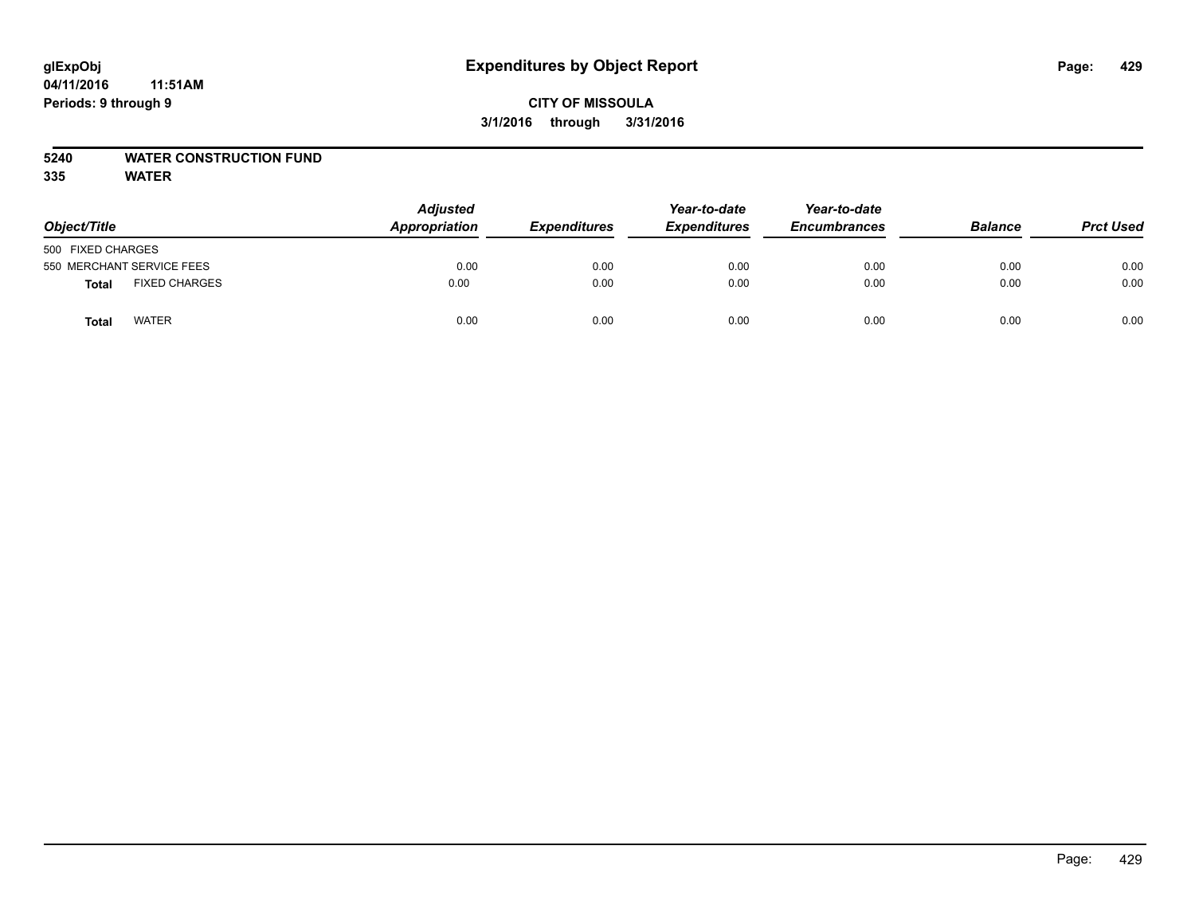# Expenditures by Object Report

glExpObj
04/11/2016 11:51AM
Periods: 9 through 9

**CITY OF MISSOULA**
**3/1/2016 through 3/31/2016**

**5240 WATER CONSTRUCTION FUND**
**335 WATER**

| Object/Title | | Adjusted Appropriation | Expenditures | Year-to-date Expenditures | Year-to-date Encumbrances | Balance | Prct Used |
|---|---|---|---|---|---|---|---|
| 500 FIXED CHARGES | | | | | | | |
| 550 MERCHANT SERVICE FEES | | 0.00 | 0.00 | 0.00 | 0.00 | 0.00 | 0.00 |
| **Total** | FIXED CHARGES | 0.00 | 0.00 | 0.00 | 0.00 | 0.00 | 0.00 |
| **Total** | WATER | 0.00 | 0.00 | 0.00 | 0.00 | 0.00 | 0.00 |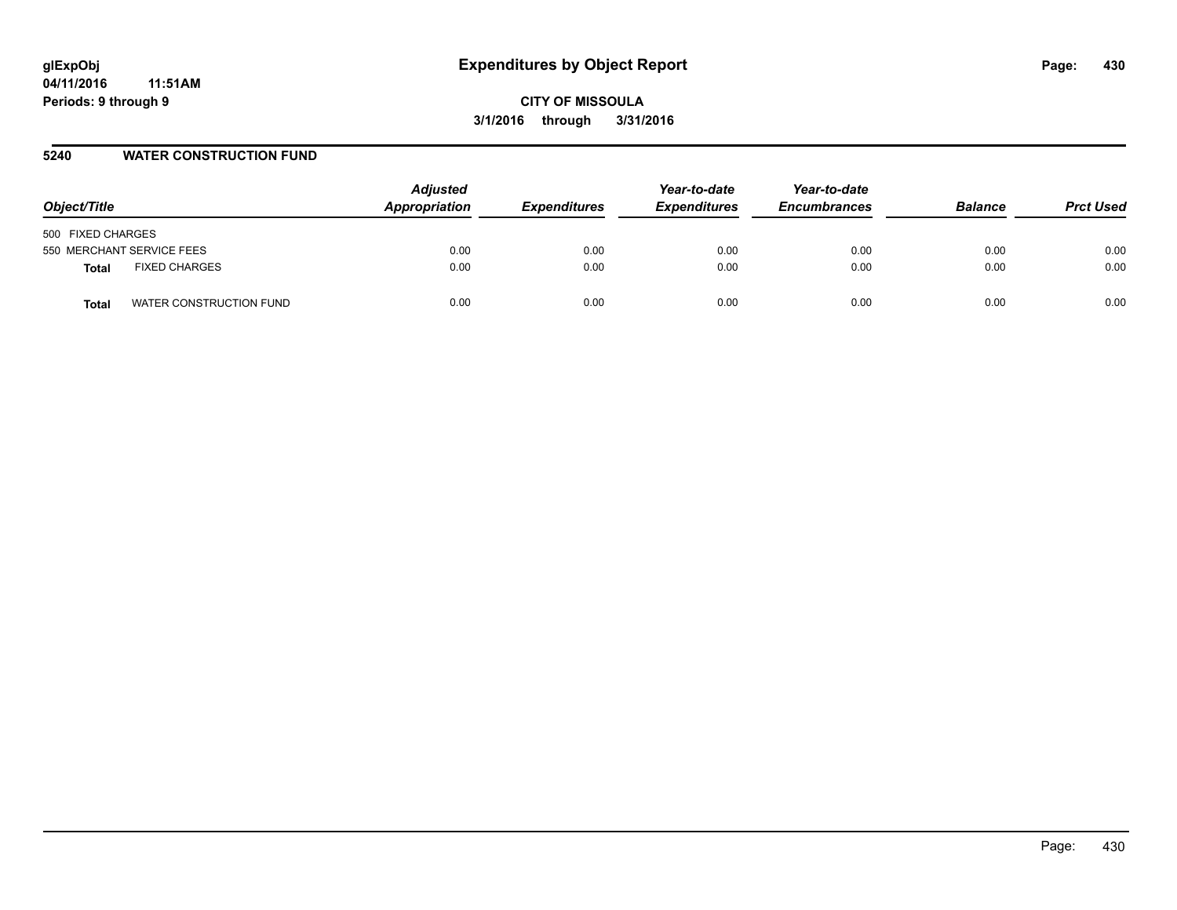glExpObj
04/11/2016 11:51AM
Periods: 9 through 9

# Expenditures by Object Report

CITY OF MISSOULA

3/1/2016 through 3/31/2016

## 5240 WATER CONSTRUCTION FUND

| Object/Title | | Adjusted Appropriation | Expenditures | Year-to-date Expenditures | Year-to-date Encumbrances | Balance | Prct Used |
|---|---|---|---|---|---|---|---|
| 500 FIXED CHARGES | | | | | | | |
| 550 MERCHANT SERVICE FEES | | 0.00 | 0.00 | 0.00 | 0.00 | 0.00 | 0.00 |
| **Total** | FIXED CHARGES | 0.00 | 0.00 | 0.00 | 0.00 | 0.00 | 0.00 |
| **Total** | WATER CONSTRUCTION FUND | 0.00 | 0.00 | 0.00 | 0.00 | 0.00 | 0.00 |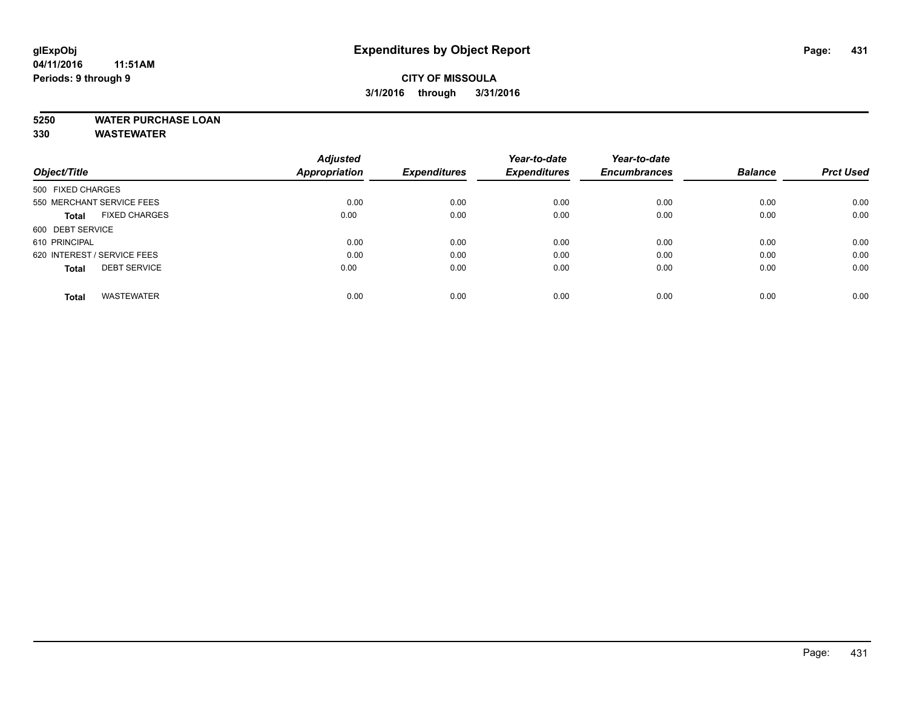**glExpObj**
**04/11/2016 11:51AM**
**Periods: 9 through 9**

# Expenditures by Object Report

**CITY OF MISSOULA**
**3/1/2016 through 3/31/2016**

**5250 WATER PURCHASE LOAN**
**330 WASTEWATER**

| Object/Title | Adjusted Appropriation | Expenditures | Year-to-date Expenditures | Year-to-date Encumbrances | Balance | Prct Used |
|---|---|---|---|---|---|---|
| 500 FIXED CHARGES | | | | | | |
| 550 MERCHANT SERVICE FEES | 0.00 | 0.00 | 0.00 | 0.00 | 0.00 | 0.00 |
| **Total** FIXED CHARGES | 0.00 | 0.00 | 0.00 | 0.00 | 0.00 | 0.00 |
| 600 DEBT SERVICE | | | | | | |
| 610 PRINCIPAL | 0.00 | 0.00 | 0.00 | 0.00 | 0.00 | 0.00 |
| 620 INTEREST / SERVICE FEES | 0.00 | 0.00 | 0.00 | 0.00 | 0.00 | 0.00 |
| **Total** DEBT SERVICE | 0.00 | 0.00 | 0.00 | 0.00 | 0.00 | 0.00 |
| **Total** WASTEWATER | 0.00 | 0.00 | 0.00 | 0.00 | 0.00 | 0.00 |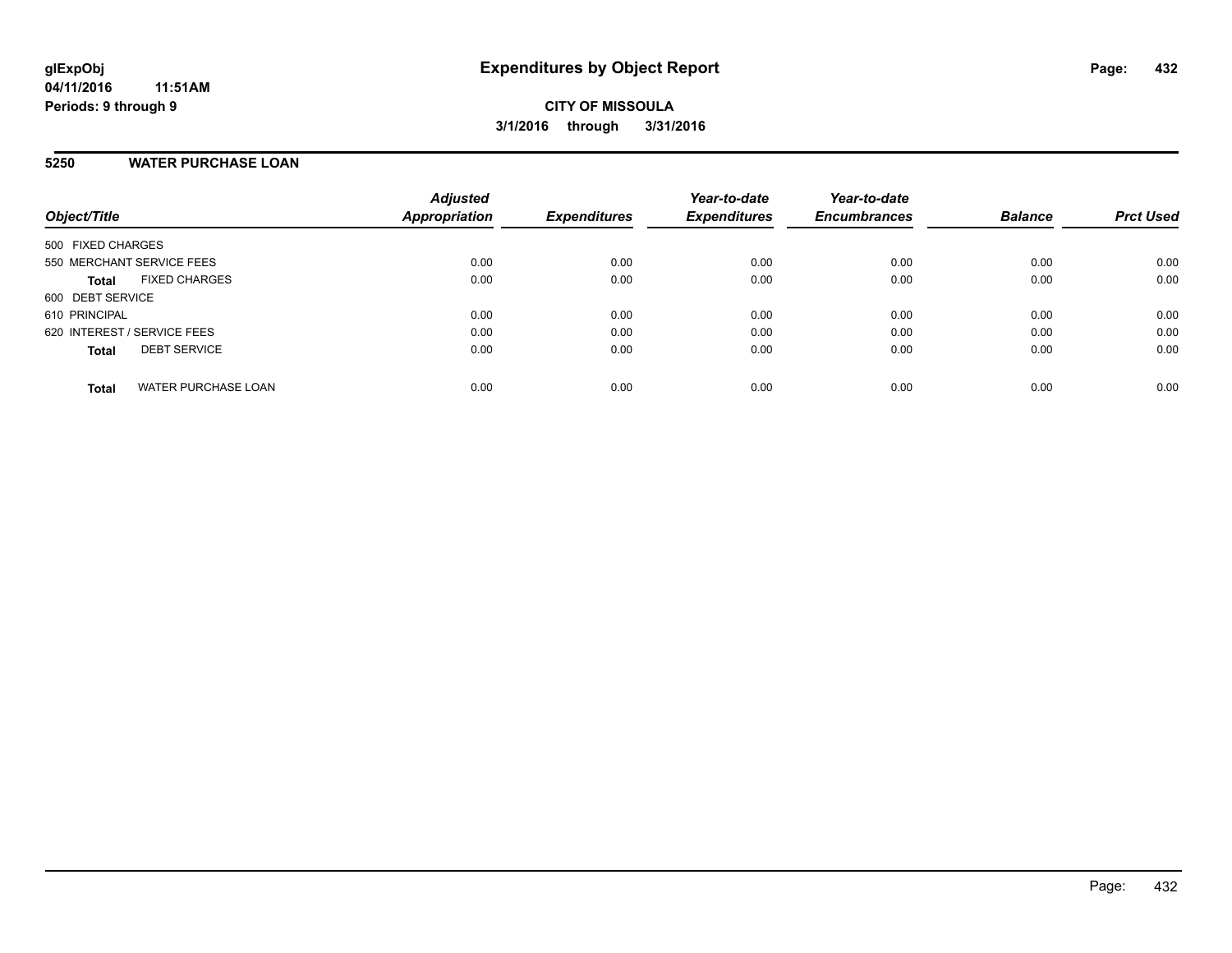**glExpObj** **Expenditures by Object Report**
**04/11/2016 11:51AM**
**Periods: 9 through 9**

**CITY OF MISSOULA**
**3/1/2016 through 3/31/2016**

## 5250 WATER PURCHASE LOAN

| Object/Title | | Adjusted Appropriation | Expenditures | Year-to-date Expenditures | Year-to-date Encumbrances | Balance | Prct Used |
|---|---|---|---|---|---|---|---|
| 500 FIXED CHARGES | | | | | | | |
| 550 MERCHANT SERVICE FEES | | 0.00 | 0.00 | 0.00 | 0.00 | 0.00 | 0.00 |
| **Total** | FIXED CHARGES | 0.00 | 0.00 | 0.00 | 0.00 | 0.00 | 0.00 |
| 600 DEBT SERVICE | | | | | | | |
| 610 PRINCIPAL | | 0.00 | 0.00 | 0.00 | 0.00 | 0.00 | 0.00 |
| 620 INTEREST / SERVICE FEES | | 0.00 | 0.00 | 0.00 | 0.00 | 0.00 | 0.00 |
| **Total** | DEBT SERVICE | 0.00 | 0.00 | 0.00 | 0.00 | 0.00 | 0.00 |
| **Total** | WATER PURCHASE LOAN | 0.00 | 0.00 | 0.00 | 0.00 | 0.00 | 0.00 |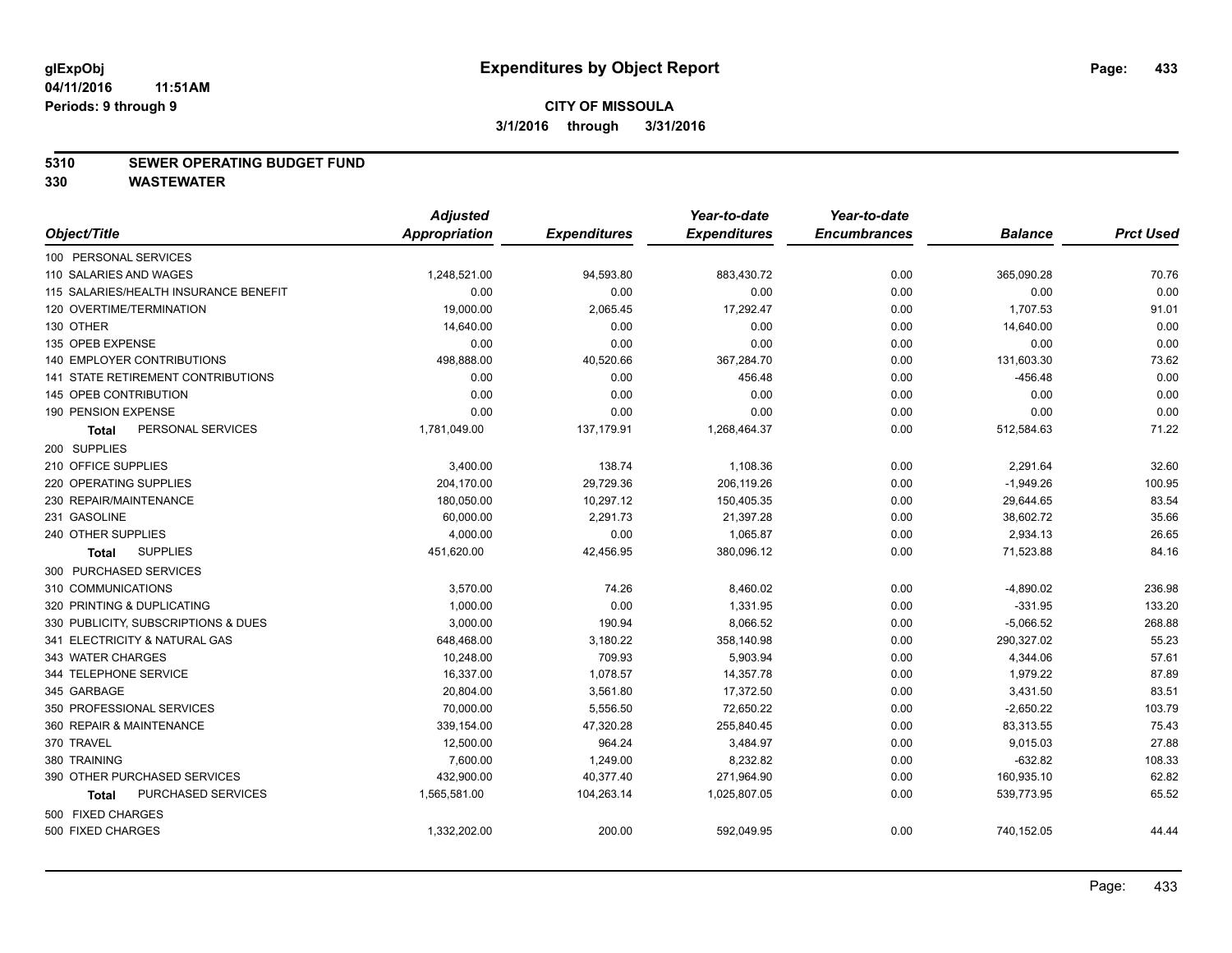glExpObj
04/11/2016 11:51AM
Periods: 9 through 9

# Expenditures by Object Report

**CITY OF MISSOULA**
**3/1/2016 through 3/31/2016**

## 5310 SEWER OPERATING BUDGET FUND
## 330 WASTEWATER

| Object/Title | Adjusted Appropriation | Expenditures | Year-to-date Expenditures | Year-to-date Encumbrances | Balance | Prct Used |
|---|---|---|---|---|---|---|
| 100 PERSONAL SERVICES | | | | | | |
| 110 SALARIES AND WAGES | 1,248,521.00 | 94,593.80 | 883,430.72 | 0.00 | 365,090.28 | 70.76 |
| 115 SALARIES/HEALTH INSURANCE BENEFIT | 0.00 | 0.00 | 0.00 | 0.00 | 0.00 | 0.00 |
| 120 OVERTIME/TERMINATION | 19,000.00 | 2,065.45 | 17,292.47 | 0.00 | 1,707.53 | 91.01 |
| 130 OTHER | 14,640.00 | 0.00 | 0.00 | 0.00 | 14,640.00 | 0.00 |
| 135 OPEB EXPENSE | 0.00 | 0.00 | 0.00 | 0.00 | 0.00 | 0.00 |
| 140 EMPLOYER CONTRIBUTIONS | 498,888.00 | 40,520.66 | 367,284.70 | 0.00 | 131,603.30 | 73.62 |
| 141 STATE RETIREMENT CONTRIBUTIONS | 0.00 | 0.00 | 456.48 | 0.00 | -456.48 | 0.00 |
| 145 OPEB CONTRIBUTION | 0.00 | 0.00 | 0.00 | 0.00 | 0.00 | 0.00 |
| 190 PENSION EXPENSE | 0.00 | 0.00 | 0.00 | 0.00 | 0.00 | 0.00 |
| **Total** PERSONAL SERVICES | 1,781,049.00 | 137,179.91 | 1,268,464.37 | 0.00 | 512,584.63 | 71.22 |
| 200 SUPPLIES | | | | | | |
| 210 OFFICE SUPPLIES | 3,400.00 | 138.74 | 1,108.36 | 0.00 | 2,291.64 | 32.60 |
| 220 OPERATING SUPPLIES | 204,170.00 | 29,729.36 | 206,119.26 | 0.00 | -1,949.26 | 100.95 |
| 230 REPAIR/MAINTENANCE | 180,050.00 | 10,297.12 | 150,405.35 | 0.00 | 29,644.65 | 83.54 |
| 231 GASOLINE | 60,000.00 | 2,291.73 | 21,397.28 | 0.00 | 38,602.72 | 35.66 |
| 240 OTHER SUPPLIES | 4,000.00 | 0.00 | 1,065.87 | 0.00 | 2,934.13 | 26.65 |
| **Total** SUPPLIES | 451,620.00 | 42,456.95 | 380,096.12 | 0.00 | 71,523.88 | 84.16 |
| 300 PURCHASED SERVICES | | | | | | |
| 310 COMMUNICATIONS | 3,570.00 | 74.26 | 8,460.02 | 0.00 | -4,890.02 | 236.98 |
| 320 PRINTING & DUPLICATING | 1,000.00 | 0.00 | 1,331.95 | 0.00 | -331.95 | 133.20 |
| 330 PUBLICITY, SUBSCRIPTIONS & DUES | 3,000.00 | 190.94 | 8,066.52 | 0.00 | -5,066.52 | 268.88 |
| 341 ELECTRICITY & NATURAL GAS | 648,468.00 | 3,180.22 | 358,140.98 | 0.00 | 290,327.02 | 55.23 |
| 343 WATER CHARGES | 10,248.00 | 709.93 | 5,903.94 | 0.00 | 4,344.06 | 57.61 |
| 344 TELEPHONE SERVICE | 16,337.00 | 1,078.57 | 14,357.78 | 0.00 | 1,979.22 | 87.89 |
| 345 GARBAGE | 20,804.00 | 3,561.80 | 17,372.50 | 0.00 | 3,431.50 | 83.51 |
| 350 PROFESSIONAL SERVICES | 70,000.00 | 5,556.50 | 72,650.22 | 0.00 | -2,650.22 | 103.79 |
| 360 REPAIR & MAINTENANCE | 339,154.00 | 47,320.28 | 255,840.45 | 0.00 | 83,313.55 | 75.43 |
| 370 TRAVEL | 12,500.00 | 964.24 | 3,484.97 | 0.00 | 9,015.03 | 27.88 |
| 380 TRAINING | 7,600.00 | 1,249.00 | 8,232.82 | 0.00 | -632.82 | 108.33 |
| 390 OTHER PURCHASED SERVICES | 432,900.00 | 40,377.40 | 271,964.90 | 0.00 | 160,935.10 | 62.82 |
| **Total** PURCHASED SERVICES | 1,565,581.00 | 104,263.14 | 1,025,807.05 | 0.00 | 539,773.95 | 65.52 |
| 500 FIXED CHARGES | | | | | | |
| 500 FIXED CHARGES | 1,332,202.00 | 200.00 | 592,049.95 | 0.00 | 740,152.05 | 44.44 |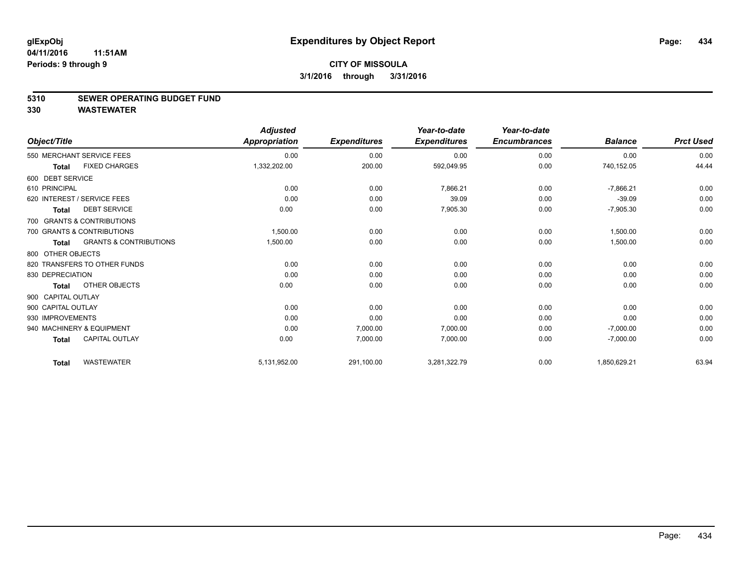**glExpObj**
**04/11/2016 11:51AM**
**Periods: 9 through 9**

# Expenditures by Object Report

**CITY OF MISSOULA**
**3/1/2016 through 3/31/2016**

## 5310 SEWER OPERATING BUDGET FUND
## 330 WASTEWATER

| Object/Title | Adjusted Appropriation | Expenditures | Year-to-date Expenditures | Year-to-date Encumbrances | Balance | Prct Used |
|---|---|---|---|---|---|---|
| 550 MERCHANT SERVICE FEES | 0.00 | 0.00 | 0.00 | 0.00 | 0.00 | 0.00 |
| **Total** FIXED CHARGES | 1,332,202.00 | 200.00 | 592,049.95 | 0.00 | 740,152.05 | 44.44 |
| 600 DEBT SERVICE | | | | | | |
| 610 PRINCIPAL | 0.00 | 0.00 | 7,866.21 | 0.00 | -7,866.21 | 0.00 |
| 620 INTEREST / SERVICE FEES | 0.00 | 0.00 | 39.09 | 0.00 | -39.09 | 0.00 |
| **Total** DEBT SERVICE | 0.00 | 0.00 | 7,905.30 | 0.00 | -7,905.30 | 0.00 |
| 700 GRANTS & CONTRIBUTIONS | | | | | | |
| 700 GRANTS & CONTRIBUTIONS | 1,500.00 | 0.00 | 0.00 | 0.00 | 1,500.00 | 0.00 |
| **Total** GRANTS & CONTRIBUTIONS | 1,500.00 | 0.00 | 0.00 | 0.00 | 1,500.00 | 0.00 |
| 800 OTHER OBJECTS | | | | | | |
| 820 TRANSFERS TO OTHER FUNDS | 0.00 | 0.00 | 0.00 | 0.00 | 0.00 | 0.00 |
| 830 DEPRECIATION | 0.00 | 0.00 | 0.00 | 0.00 | 0.00 | 0.00 |
| **Total** OTHER OBJECTS | 0.00 | 0.00 | 0.00 | 0.00 | 0.00 | 0.00 |
| 900 CAPITAL OUTLAY | | | | | | |
| 900 CAPITAL OUTLAY | 0.00 | 0.00 | 0.00 | 0.00 | 0.00 | 0.00 |
| 930 IMPROVEMENTS | 0.00 | 0.00 | 0.00 | 0.00 | 0.00 | 0.00 |
| 940 MACHINERY & EQUIPMENT | 0.00 | 7,000.00 | 7,000.00 | 0.00 | -7,000.00 | 0.00 |
| **Total** CAPITAL OUTLAY | 0.00 | 7,000.00 | 7,000.00 | 0.00 | -7,000.00 | 0.00 |
| **Total** WASTEWATER | 5,131,952.00 | 291,100.00 | 3,281,322.79 | 0.00 | 1,850,629.21 | 63.94 |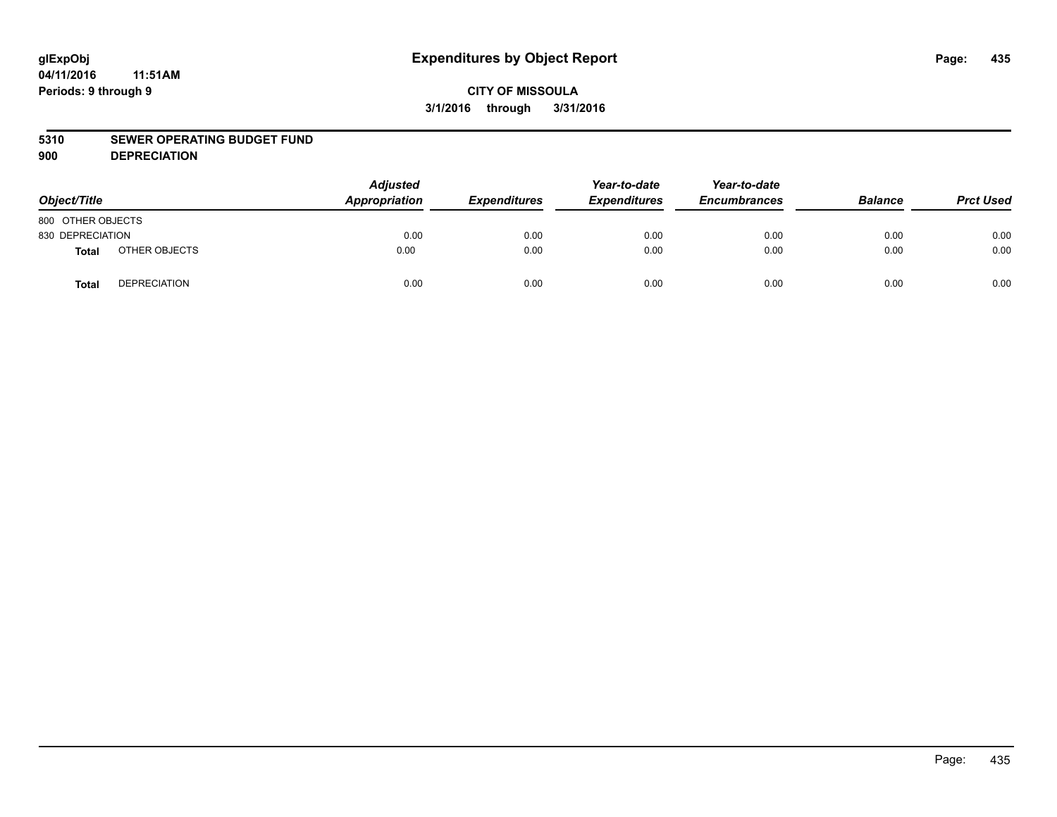# Expenditures by Object Report

glExpObj
04/11/2016 11:51AM
Periods: 9 through 9

**CITY OF MISSOULA**
**3/1/2016 through 3/31/2016**

**5310 SEWER OPERATING BUDGET FUND**
**900 DEPRECIATION**

| Object/Title | | Adjusted Appropriation | Expenditures | Year-to-date Expenditures | Year-to-date Encumbrances | Balance | Prct Used |
|---|---|---|---|---|---|---|---|
| 800 OTHER OBJECTS | | | | | | | |
| 830 DEPRECIATION | | 0.00 | 0.00 | 0.00 | 0.00 | 0.00 | 0.00 |
| **Total** | OTHER OBJECTS | 0.00 | 0.00 | 0.00 | 0.00 | 0.00 | 0.00 |
| **Total** | DEPRECIATION | 0.00 | 0.00 | 0.00 | 0.00 | 0.00 | 0.00 |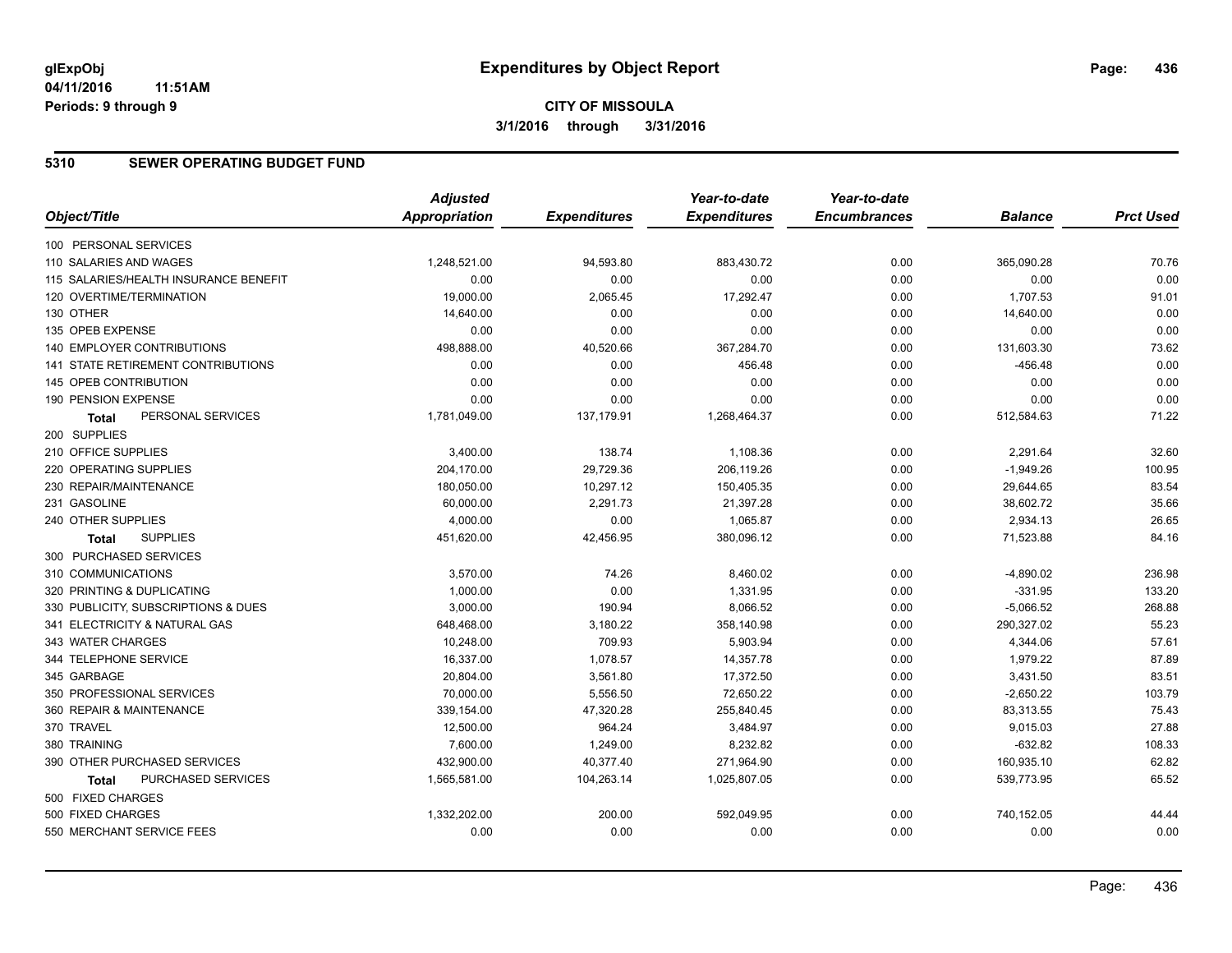**glExpObj**
**04/11/2016 11:51AM**
**Periods: 9 through 9**

# Expenditures by Object Report

**CITY OF MISSOULA**
**3/1/2016 through 3/31/2016**

## 5310 SEWER OPERATING BUDGET FUND

| Object/Title | Adjusted Appropriation | Expenditures | Year-to-date Expenditures | Year-to-date Encumbrances | Balance | Prct Used |
|---|---|---|---|---|---|---|
| 100 PERSONAL SERVICES | | | | | | |
| 110 SALARIES AND WAGES | 1,248,521.00 | 94,593.80 | 883,430.72 | 0.00 | 365,090.28 | 70.76 |
| 115 SALARIES/HEALTH INSURANCE BENEFIT | 0.00 | 0.00 | 0.00 | 0.00 | 0.00 | 0.00 |
| 120 OVERTIME/TERMINATION | 19,000.00 | 2,065.45 | 17,292.47 | 0.00 | 1,707.53 | 91.01 |
| 130 OTHER | 14,640.00 | 0.00 | 0.00 | 0.00 | 14,640.00 | 0.00 |
| 135 OPEB EXPENSE | 0.00 | 0.00 | 0.00 | 0.00 | 0.00 | 0.00 |
| 140 EMPLOYER CONTRIBUTIONS | 498,888.00 | 40,520.66 | 367,284.70 | 0.00 | 131,603.30 | 73.62 |
| 141 STATE RETIREMENT CONTRIBUTIONS | 0.00 | 0.00 | 456.48 | 0.00 | -456.48 | 0.00 |
| 145 OPEB CONTRIBUTION | 0.00 | 0.00 | 0.00 | 0.00 | 0.00 | 0.00 |
| 190 PENSION EXPENSE | 0.00 | 0.00 | 0.00 | 0.00 | 0.00 | 0.00 |
| **Total** PERSONAL SERVICES | 1,781,049.00 | 137,179.91 | 1,268,464.37 | 0.00 | 512,584.63 | 71.22 |
| 200 SUPPLIES | | | | | | |
| 210 OFFICE SUPPLIES | 3,400.00 | 138.74 | 1,108.36 | 0.00 | 2,291.64 | 32.60 |
| 220 OPERATING SUPPLIES | 204,170.00 | 29,729.36 | 206,119.26 | 0.00 | -1,949.26 | 100.95 |
| 230 REPAIR/MAINTENANCE | 180,050.00 | 10,297.12 | 150,405.35 | 0.00 | 29,644.65 | 83.54 |
| 231 GASOLINE | 60,000.00 | 2,291.73 | 21,397.28 | 0.00 | 38,602.72 | 35.66 |
| 240 OTHER SUPPLIES | 4,000.00 | 0.00 | 1,065.87 | 0.00 | 2,934.13 | 26.65 |
| **Total** SUPPLIES | 451,620.00 | 42,456.95 | 380,096.12 | 0.00 | 71,523.88 | 84.16 |
| 300 PURCHASED SERVICES | | | | | | |
| 310 COMMUNICATIONS | 3,570.00 | 74.26 | 8,460.02 | 0.00 | -4,890.02 | 236.98 |
| 320 PRINTING & DUPLICATING | 1,000.00 | 0.00 | 1,331.95 | 0.00 | -331.95 | 133.20 |
| 330 PUBLICITY, SUBSCRIPTIONS & DUES | 3,000.00 | 190.94 | 8,066.52 | 0.00 | -5,066.52 | 268.88 |
| 341 ELECTRICITY & NATURAL GAS | 648,468.00 | 3,180.22 | 358,140.98 | 0.00 | 290,327.02 | 55.23 |
| 343 WATER CHARGES | 10,248.00 | 709.93 | 5,903.94 | 0.00 | 4,344.06 | 57.61 |
| 344 TELEPHONE SERVICE | 16,337.00 | 1,078.57 | 14,357.78 | 0.00 | 1,979.22 | 87.89 |
| 345 GARBAGE | 20,804.00 | 3,561.80 | 17,372.50 | 0.00 | 3,431.50 | 83.51 |
| 350 PROFESSIONAL SERVICES | 70,000.00 | 5,556.50 | 72,650.22 | 0.00 | -2,650.22 | 103.79 |
| 360 REPAIR & MAINTENANCE | 339,154.00 | 47,320.28 | 255,840.45 | 0.00 | 83,313.55 | 75.43 |
| 370 TRAVEL | 12,500.00 | 964.24 | 3,484.97 | 0.00 | 9,015.03 | 27.88 |
| 380 TRAINING | 7,600.00 | 1,249.00 | 8,232.82 | 0.00 | -632.82 | 108.33 |
| 390 OTHER PURCHASED SERVICES | 432,900.00 | 40,377.40 | 271,964.90 | 0.00 | 160,935.10 | 62.82 |
| **Total** PURCHASED SERVICES | 1,565,581.00 | 104,263.14 | 1,025,807.05 | 0.00 | 539,773.95 | 65.52 |
| 500 FIXED CHARGES | | | | | | |
| 500 FIXED CHARGES | 1,332,202.00 | 200.00 | 592,049.95 | 0.00 | 740,152.05 | 44.44 |
| 550 MERCHANT SERVICE FEES | 0.00 | 0.00 | 0.00 | 0.00 | 0.00 | 0.00 |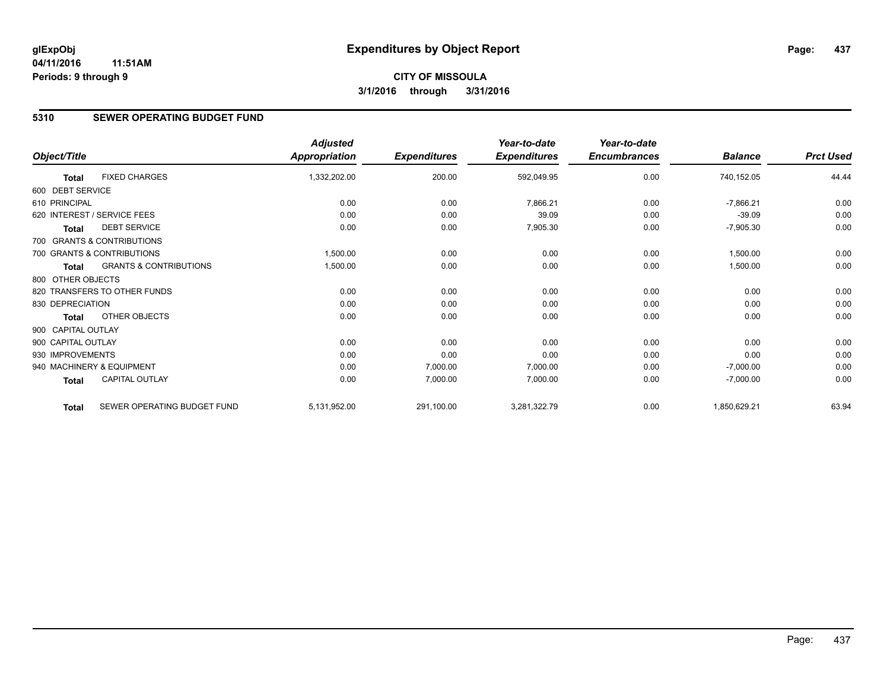**glExpObj**
**04/11/2016 11:51AM**
**Periods: 9 through 9**

# Expenditures by Object Report

**CITY OF MISSOULA**
**3/1/2016 through 3/31/2016**

## 5310 SEWER OPERATING BUDGET FUND

| Object/Title | | Adjusted Appropriation | Expenditures | Year-to-date Expenditures | Year-to-date Encumbrances | Balance | Prct Used |
|---|---|---|---|---|---|---|---|
| **Total** | FIXED CHARGES | 1,332,202.00 | 200.00 | 592,049.95 | 0.00 | 740,152.05 | 44.44 |
| 600 DEBT SERVICE | | | | | | | |
| 610 PRINCIPAL | | 0.00 | 0.00 | 7,866.21 | 0.00 | -7,866.21 | 0.00 |
| 620 INTEREST / SERVICE FEES | | 0.00 | 0.00 | 39.09 | 0.00 | -39.09 | 0.00 |
| **Total** | DEBT SERVICE | 0.00 | 0.00 | 7,905.30 | 0.00 | -7,905.30 | 0.00 |
| 700 GRANTS & CONTRIBUTIONS | | | | | | | |
| 700 GRANTS & CONTRIBUTIONS | | 1,500.00 | 0.00 | 0.00 | 0.00 | 1,500.00 | 0.00 |
| **Total** | GRANTS & CONTRIBUTIONS | 1,500.00 | 0.00 | 0.00 | 0.00 | 1,500.00 | 0.00 |
| 800 OTHER OBJECTS | | | | | | | |
| 820 TRANSFERS TO OTHER FUNDS | | 0.00 | 0.00 | 0.00 | 0.00 | 0.00 | 0.00 |
| 830 DEPRECIATION | | 0.00 | 0.00 | 0.00 | 0.00 | 0.00 | 0.00 |
| **Total** | OTHER OBJECTS | 0.00 | 0.00 | 0.00 | 0.00 | 0.00 | 0.00 |
| 900 CAPITAL OUTLAY | | | | | | | |
| 900 CAPITAL OUTLAY | | 0.00 | 0.00 | 0.00 | 0.00 | 0.00 | 0.00 |
| 930 IMPROVEMENTS | | 0.00 | 0.00 | 0.00 | 0.00 | 0.00 | 0.00 |
| 940 MACHINERY & EQUIPMENT | | 0.00 | 7,000.00 | 7,000.00 | 0.00 | -7,000.00 | 0.00 |
| **Total** | CAPITAL OUTLAY | 0.00 | 7,000.00 | 7,000.00 | 0.00 | -7,000.00 | 0.00 |
| **Total** | SEWER OPERATING BUDGET FUND | 5,131,952.00 | 291,100.00 | 3,281,322.79 | 0.00 | 1,850,629.21 | 63.94 |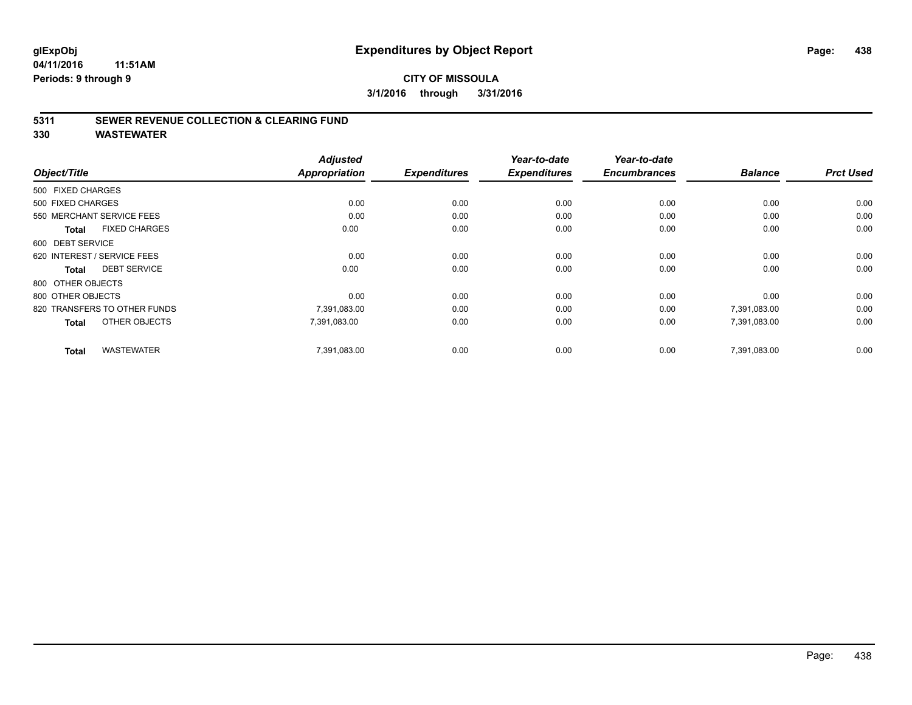**glExpObj**
**04/11/2016 11:51AM**
**Periods: 9 through 9**

# Expenditures by Object Report

**CITY OF MISSOULA**
**3/1/2016 through 3/31/2016**

## 5311 SEWER REVENUE COLLECTION & CLEARING FUND
## 330 WASTEWATER

| Object/Title | Adjusted Appropriation | Expenditures | Year-to-date Expenditures | Year-to-date Encumbrances | Balance | Prct Used |
|---|---|---|---|---|---|---|
| 500 FIXED CHARGES | | | | | | |
| 500 FIXED CHARGES | 0.00 | 0.00 | 0.00 | 0.00 | 0.00 | 0.00 |
| 550 MERCHANT SERVICE FEES | 0.00 | 0.00 | 0.00 | 0.00 | 0.00 | 0.00 |
| **Total** FIXED CHARGES | 0.00 | 0.00 | 0.00 | 0.00 | 0.00 | 0.00 |
| 600 DEBT SERVICE | | | | | | |
| 620 INTEREST / SERVICE FEES | 0.00 | 0.00 | 0.00 | 0.00 | 0.00 | 0.00 |
| **Total** DEBT SERVICE | 0.00 | 0.00 | 0.00 | 0.00 | 0.00 | 0.00 |
| 800 OTHER OBJECTS | | | | | | |
| 800 OTHER OBJECTS | 0.00 | 0.00 | 0.00 | 0.00 | 0.00 | 0.00 |
| 820 TRANSFERS TO OTHER FUNDS | 7,391,083.00 | 0.00 | 0.00 | 0.00 | 7,391,083.00 | 0.00 |
| **Total** OTHER OBJECTS | 7,391,083.00 | 0.00 | 0.00 | 0.00 | 7,391,083.00 | 0.00 |
| **Total** WASTEWATER | 7,391,083.00 | 0.00 | 0.00 | 0.00 | 7,391,083.00 | 0.00 |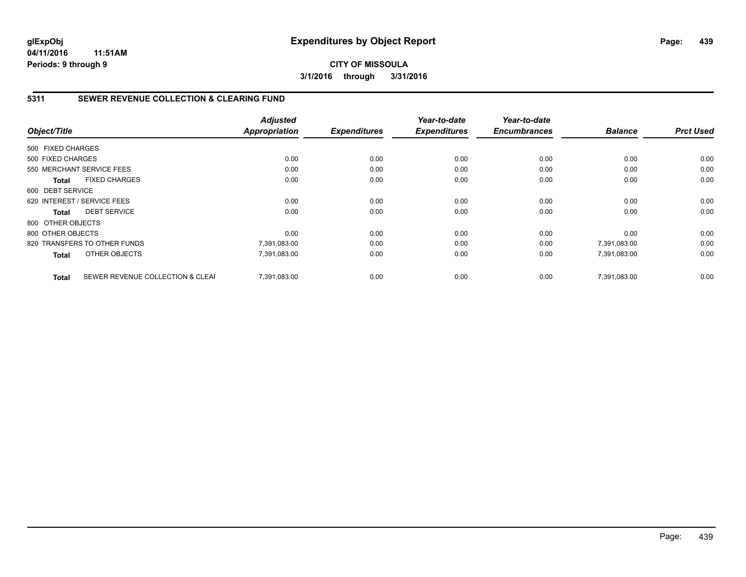**glExpObj**
**04/11/2016 11:51AM**
**Periods: 9 through 9**

# Expenditures by Object Report

**CITY OF MISSOULA**
**3/1/2016 through 3/31/2016**

## 5311 SEWER REVENUE COLLECTION & CLEARING FUND

| Object/Title | | *Adjusted Appropriation* | *Expenditures* | *Year-to-date Expenditures* | *Year-to-date Encumbrances* | *Balance* | *Prct Used* |
|---|---|---|---|---|---|---|---|
| 500 FIXED CHARGES | | | | | | | |
| 500 FIXED CHARGES | | 0.00 | 0.00 | 0.00 | 0.00 | 0.00 | 0.00 |
| 550 MERCHANT SERVICE FEES | | 0.00 | 0.00 | 0.00 | 0.00 | 0.00 | 0.00 |
| **Total** | FIXED CHARGES | 0.00 | 0.00 | 0.00 | 0.00 | 0.00 | 0.00 |
| 600 DEBT SERVICE | | | | | | | |
| 620 INTEREST / SERVICE FEES | | 0.00 | 0.00 | 0.00 | 0.00 | 0.00 | 0.00 |
| **Total** | DEBT SERVICE | 0.00 | 0.00 | 0.00 | 0.00 | 0.00 | 0.00 |
| 800 OTHER OBJECTS | | | | | | | |
| 800 OTHER OBJECTS | | 0.00 | 0.00 | 0.00 | 0.00 | 0.00 | 0.00 |
| 820 TRANSFERS TO OTHER FUNDS | | 7,391,083.00 | 0.00 | 0.00 | 0.00 | 7,391,083.00 | 0.00 |
| **Total** | OTHER OBJECTS | 7,391,083.00 | 0.00 | 0.00 | 0.00 | 7,391,083.00 | 0.00 |
| **Total** | SEWER REVENUE COLLECTION & CLEAI | 7,391,083.00 | 0.00 | 0.00 | 0.00 | 7,391,083.00 | 0.00 |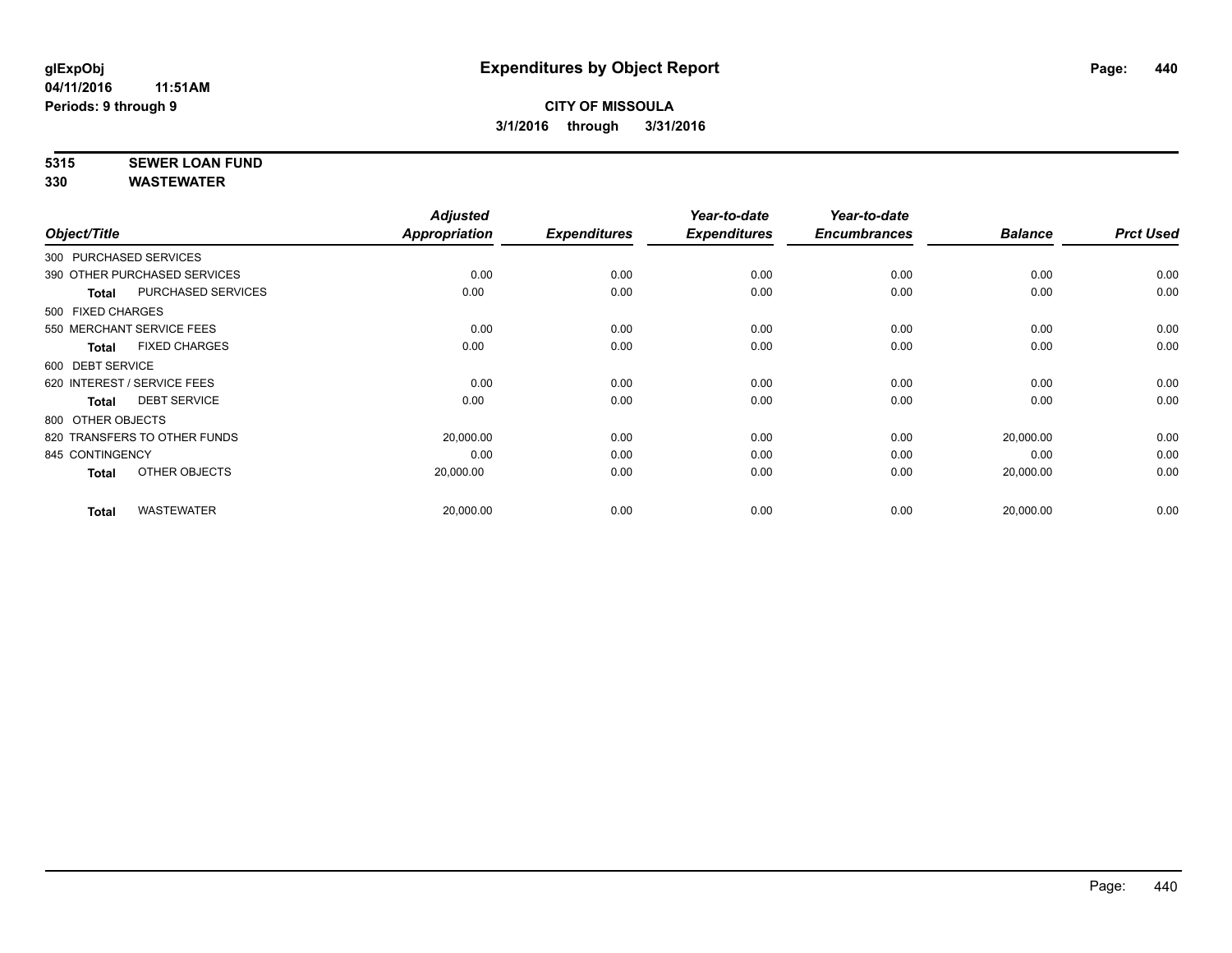# Expenditures by Object Report

glExpObj
04/11/2016 11:51AM
Periods: 9 through 9

**CITY OF MISSOULA**
**3/1/2016 through 3/31/2016**

**5315 SEWER LOAN FUND**
**330 WASTEWATER**

| Object/Title | | Adjusted Appropriation | Expenditures | Year-to-date Expenditures | Year-to-date Encumbrances | Balance | Prct Used |
|---|---|---|---|---|---|---|---|
| 300 PURCHASED SERVICES | | | | | | | |
| 390 OTHER PURCHASED SERVICES | | 0.00 | 0.00 | 0.00 | 0.00 | 0.00 | 0.00 |
| **Total** | PURCHASED SERVICES | 0.00 | 0.00 | 0.00 | 0.00 | 0.00 | 0.00 |
| 500 FIXED CHARGES | | | | | | | |
| 550 MERCHANT SERVICE FEES | | 0.00 | 0.00 | 0.00 | 0.00 | 0.00 | 0.00 |
| **Total** | FIXED CHARGES | 0.00 | 0.00 | 0.00 | 0.00 | 0.00 | 0.00 |
| 600 DEBT SERVICE | | | | | | | |
| 620 INTEREST / SERVICE FEES | | 0.00 | 0.00 | 0.00 | 0.00 | 0.00 | 0.00 |
| **Total** | DEBT SERVICE | 0.00 | 0.00 | 0.00 | 0.00 | 0.00 | 0.00 |
| 800 OTHER OBJECTS | | | | | | | |
| 820 TRANSFERS TO OTHER FUNDS | | 20,000.00 | 0.00 | 0.00 | 0.00 | 20,000.00 | 0.00 |
| 845 CONTINGENCY | | 0.00 | 0.00 | 0.00 | 0.00 | 0.00 | 0.00 |
| **Total** | OTHER OBJECTS | 20,000.00 | 0.00 | 0.00 | 0.00 | 20,000.00 | 0.00 |
| **Total** | WASTEWATER | 20,000.00 | 0.00 | 0.00 | 0.00 | 20,000.00 | 0.00 |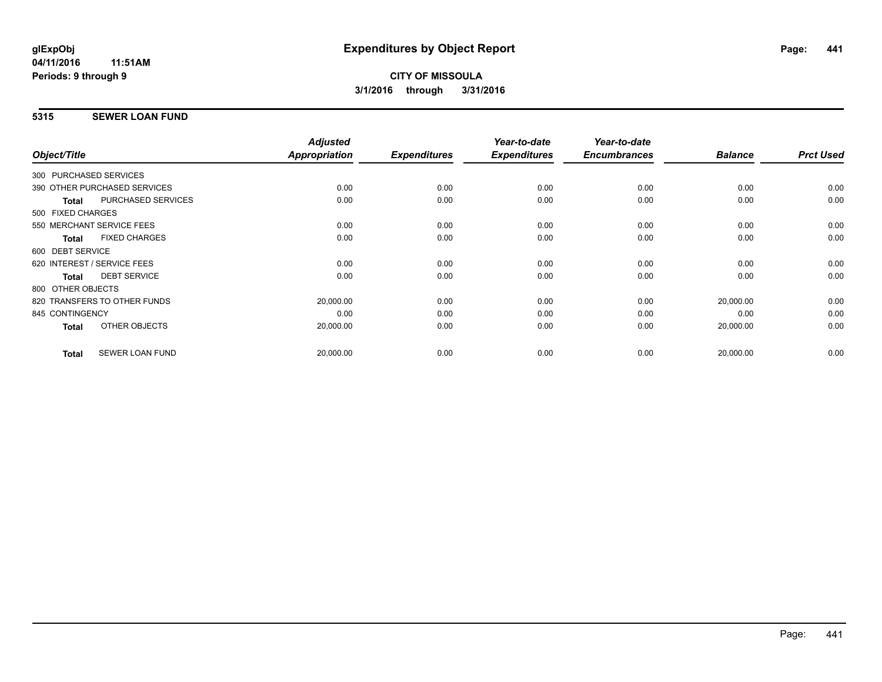**CITY OF MISSOULA**

**3/1/2016 through 3/31/2016**

## 5315 SEWER LOAN FUND

| Object/Title | | Adjusted Appropriation | Expenditures | Year-to-date Expenditures | Year-to-date Encumbrances | Balance | Prct Used |
|---|---|---|---|---|---|---|---|
| 300 PURCHASED SERVICES | | | | | | | |
| 390 OTHER PURCHASED SERVICES | | 0.00 | 0.00 | 0.00 | 0.00 | 0.00 | 0.00 |
| **Total** | PURCHASED SERVICES | 0.00 | 0.00 | 0.00 | 0.00 | 0.00 | 0.00 |
| 500 FIXED CHARGES | | | | | | | |
| 550 MERCHANT SERVICE FEES | | 0.00 | 0.00 | 0.00 | 0.00 | 0.00 | 0.00 |
| **Total** | FIXED CHARGES | 0.00 | 0.00 | 0.00 | 0.00 | 0.00 | 0.00 |
| 600 DEBT SERVICE | | | | | | | |
| 620 INTEREST / SERVICE FEES | | 0.00 | 0.00 | 0.00 | 0.00 | 0.00 | 0.00 |
| **Total** | DEBT SERVICE | 0.00 | 0.00 | 0.00 | 0.00 | 0.00 | 0.00 |
| 800 OTHER OBJECTS | | | | | | | |
| 820 TRANSFERS TO OTHER FUNDS | | 20,000.00 | 0.00 | 0.00 | 0.00 | 20,000.00 | 0.00 |
| 845 CONTINGENCY | | 0.00 | 0.00 | 0.00 | 0.00 | 0.00 | 0.00 |
| **Total** | OTHER OBJECTS | 20,000.00 | 0.00 | 0.00 | 0.00 | 20,000.00 | 0.00 |
| **Total** | SEWER LOAN FUND | 20,000.00 | 0.00 | 0.00 | 0.00 | 20,000.00 | 0.00 |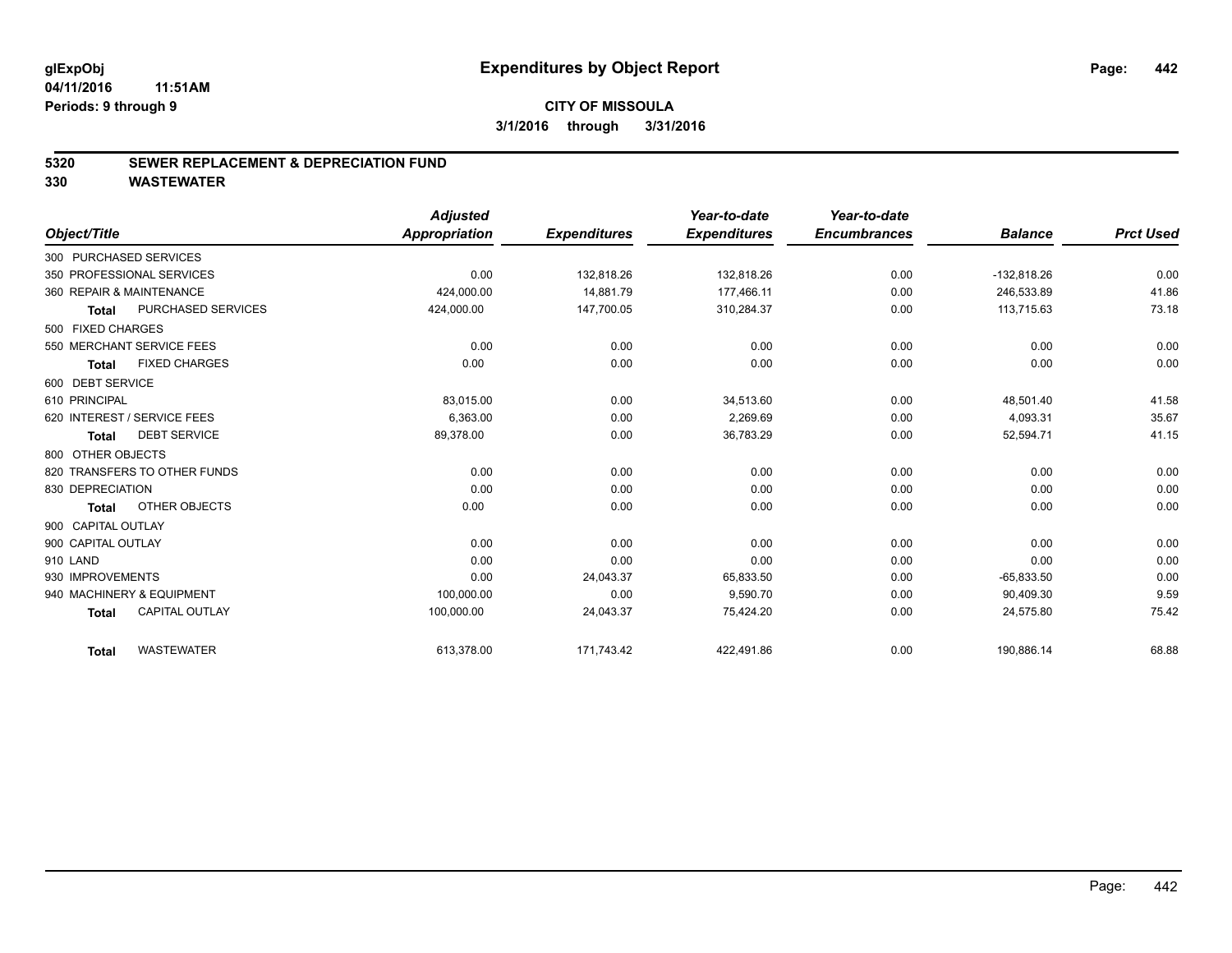glExpObj
04/11/2016 11:51AM
Periods: 9 through 9

# Expenditures by Object Report

**CITY OF MISSOULA**

**3/1/2016 through 3/31/2016**

**5320 SEWER REPLACEMENT & DEPRECIATION FUND**

**330 WASTEWATER**

| Object/Title | | Adjusted Appropriation | Expenditures | Year-to-date Expenditures | Year-to-date Encumbrances | Balance | Prct Used |
|---|---|---|---|---|---|---|---|
| 300 PURCHASED SERVICES | | | | | | | |
| 350 PROFESSIONAL SERVICES | | 0.00 | 132,818.26 | 132,818.26 | 0.00 | -132,818.26 | 0.00 |
| 360 REPAIR & MAINTENANCE | | 424,000.00 | 14,881.79 | 177,466.11 | 0.00 | 246,533.89 | 41.86 |
| Total | PURCHASED SERVICES | 424,000.00 | 147,700.05 | 310,284.37 | 0.00 | 113,715.63 | 73.18 |
| 500 FIXED CHARGES | | | | | | | |
| 550 MERCHANT SERVICE FEES | | 0.00 | 0.00 | 0.00 | 0.00 | 0.00 | 0.00 |
| Total | FIXED CHARGES | 0.00 | 0.00 | 0.00 | 0.00 | 0.00 | 0.00 |
| 600 DEBT SERVICE | | | | | | | |
| 610 PRINCIPAL | | 83,015.00 | 0.00 | 34,513.60 | 0.00 | 48,501.40 | 41.58 |
| 620 INTEREST / SERVICE FEES | | 6,363.00 | 0.00 | 2,269.69 | 0.00 | 4,093.31 | 35.67 |
| Total | DEBT SERVICE | 89,378.00 | 0.00 | 36,783.29 | 0.00 | 52,594.71 | 41.15 |
| 800 OTHER OBJECTS | | | | | | | |
| 820 TRANSFERS TO OTHER FUNDS | | 0.00 | 0.00 | 0.00 | 0.00 | 0.00 | 0.00 |
| 830 DEPRECIATION | | 0.00 | 0.00 | 0.00 | 0.00 | 0.00 | 0.00 |
| Total | OTHER OBJECTS | 0.00 | 0.00 | 0.00 | 0.00 | 0.00 | 0.00 |
| 900 CAPITAL OUTLAY | | | | | | | |
| 900 CAPITAL OUTLAY | | 0.00 | 0.00 | 0.00 | 0.00 | 0.00 | 0.00 |
| 910 LAND | | 0.00 | 0.00 | 0.00 | 0.00 | 0.00 | 0.00 |
| 930 IMPROVEMENTS | | 0.00 | 24,043.37 | 65,833.50 | 0.00 | -65,833.50 | 0.00 |
| 940 MACHINERY & EQUIPMENT | | 100,000.00 | 0.00 | 9,590.70 | 0.00 | 90,409.30 | 9.59 |
| Total | CAPITAL OUTLAY | 100,000.00 | 24,043.37 | 75,424.20 | 0.00 | 24,575.80 | 75.42 |
| Total | WASTEWATER | 613,378.00 | 171,743.42 | 422,491.86 | 0.00 | 190,886.14 | 68.88 |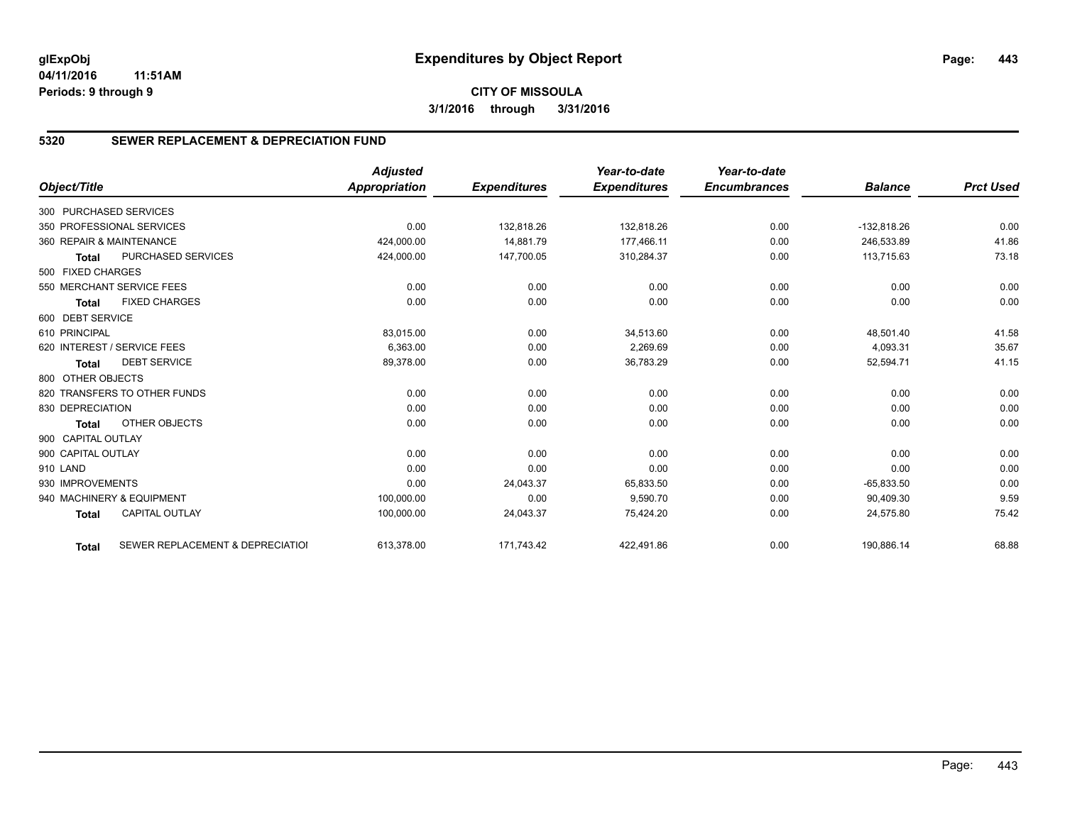**glExpObj**
**04/11/2016 11:51AM**
**Periods: 9 through 9**

# Expenditures by Object Report

**CITY OF MISSOULA**
**3/1/2016 through 3/31/2016**

## 5320 SEWER REPLACEMENT & DEPRECIATION FUND

| Object/Title | | Adjusted Appropriation | Expenditures | Year-to-date Expenditures | Year-to-date Encumbrances | Balance | Prct Used |
|---|---|---|---|---|---|---|---|
| 300 PURCHASED SERVICES | | | | | | | |
| 350 PROFESSIONAL SERVICES | | 0.00 | 132,818.26 | 132,818.26 | 0.00 | -132,818.26 | 0.00 |
| 360 REPAIR & MAINTENANCE | | 424,000.00 | 14,881.79 | 177,466.11 | 0.00 | 246,533.89 | 41.86 |
| **Total** | PURCHASED SERVICES | 424,000.00 | 147,700.05 | 310,284.37 | 0.00 | 113,715.63 | 73.18 |
| 500 FIXED CHARGES | | | | | | | |
| 550 MERCHANT SERVICE FEES | | 0.00 | 0.00 | 0.00 | 0.00 | 0.00 | 0.00 |
| **Total** | FIXED CHARGES | 0.00 | 0.00 | 0.00 | 0.00 | 0.00 | 0.00 |
| 600 DEBT SERVICE | | | | | | | |
| 610 PRINCIPAL | | 83,015.00 | 0.00 | 34,513.60 | 0.00 | 48,501.40 | 41.58 |
| 620 INTEREST / SERVICE FEES | | 6,363.00 | 0.00 | 2,269.69 | 0.00 | 4,093.31 | 35.67 |
| **Total** | DEBT SERVICE | 89,378.00 | 0.00 | 36,783.29 | 0.00 | 52,594.71 | 41.15 |
| 800 OTHER OBJECTS | | | | | | | |
| 820 TRANSFERS TO OTHER FUNDS | | 0.00 | 0.00 | 0.00 | 0.00 | 0.00 | 0.00 |
| 830 DEPRECIATION | | 0.00 | 0.00 | 0.00 | 0.00 | 0.00 | 0.00 |
| **Total** | OTHER OBJECTS | 0.00 | 0.00 | 0.00 | 0.00 | 0.00 | 0.00 |
| 900 CAPITAL OUTLAY | | | | | | | |
| 900 CAPITAL OUTLAY | | 0.00 | 0.00 | 0.00 | 0.00 | 0.00 | 0.00 |
| 910 LAND | | 0.00 | 0.00 | 0.00 | 0.00 | 0.00 | 0.00 |
| 930 IMPROVEMENTS | | 0.00 | 24,043.37 | 65,833.50 | 0.00 | -65,833.50 | 0.00 |
| 940 MACHINERY & EQUIPMENT | | 100,000.00 | 0.00 | 9,590.70 | 0.00 | 90,409.30 | 9.59 |
| **Total** | CAPITAL OUTLAY | 100,000.00 | 24,043.37 | 75,424.20 | 0.00 | 24,575.80 | 75.42 |
| **Total** | SEWER REPLACEMENT & DEPRECIATIOI | 613,378.00 | 171,743.42 | 422,491.86 | 0.00 | 190,886.14 | 68.88 |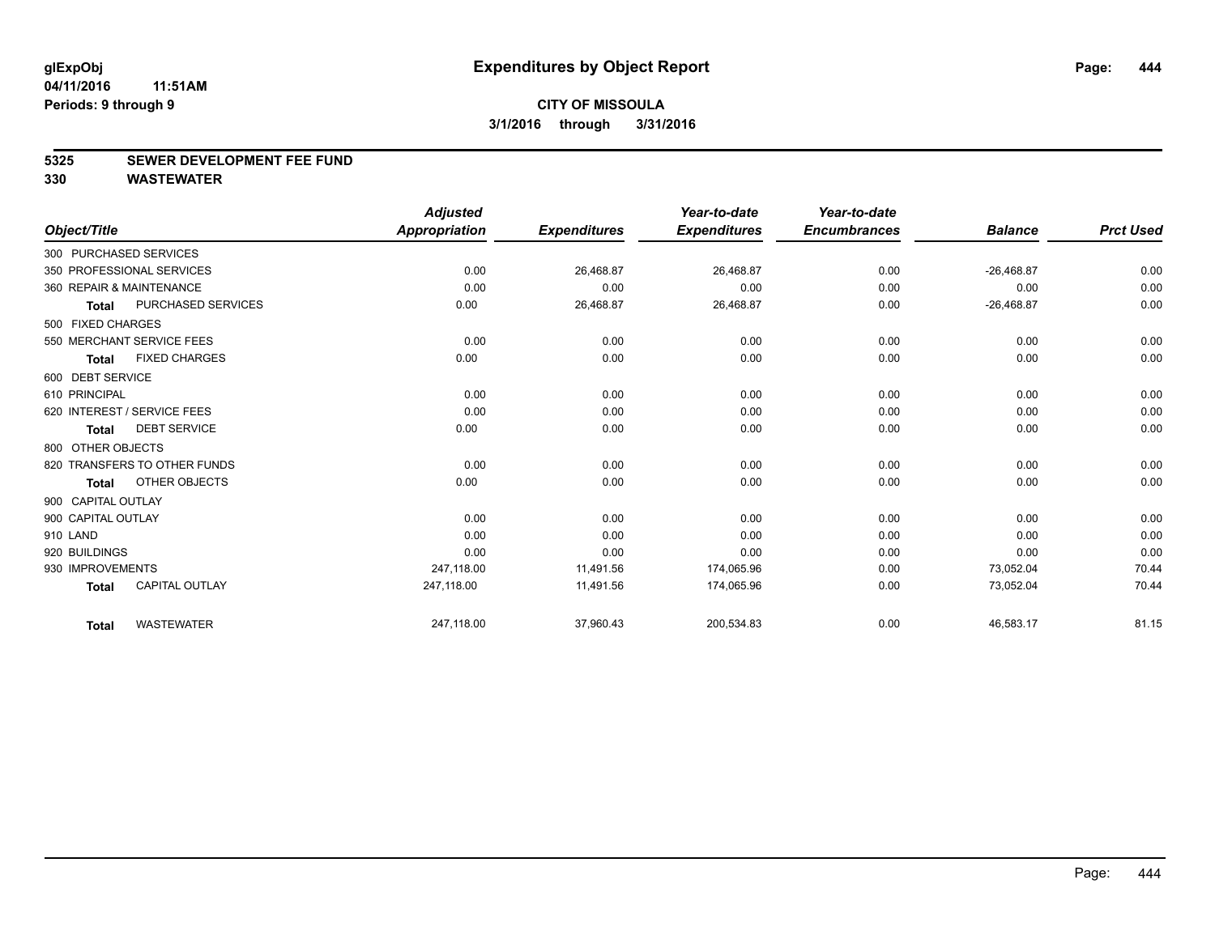**glExpObj**
**04/11/2016 11:51AM**
**Periods: 9 through 9**

# Expenditures by Object Report

**CITY OF MISSOULA**
**3/1/2016 through 3/31/2016**

## 5325 SEWER DEVELOPMENT FEE FUND
## 330 WASTEWATER

| Object/Title | Adjusted Appropriation | Expenditures | Year-to-date Expenditures | Year-to-date Encumbrances | Balance | Prct Used |
|---|---|---|---|---|---|---|
| 300 PURCHASED SERVICES | | | | | | |
| 350 PROFESSIONAL SERVICES | 0.00 | 26,468.87 | 26,468.87 | 0.00 | -26,468.87 | 0.00 |
| 360 REPAIR & MAINTENANCE | 0.00 | 0.00 | 0.00 | 0.00 | 0.00 | 0.00 |
| **Total** PURCHASED SERVICES | 0.00 | 26,468.87 | 26,468.87 | 0.00 | -26,468.87 | 0.00 |
| 500 FIXED CHARGES | | | | | | |
| 550 MERCHANT SERVICE FEES | 0.00 | 0.00 | 0.00 | 0.00 | 0.00 | 0.00 |
| **Total** FIXED CHARGES | 0.00 | 0.00 | 0.00 | 0.00 | 0.00 | 0.00 |
| 600 DEBT SERVICE | | | | | | |
| 610 PRINCIPAL | 0.00 | 0.00 | 0.00 | 0.00 | 0.00 | 0.00 |
| 620 INTEREST / SERVICE FEES | 0.00 | 0.00 | 0.00 | 0.00 | 0.00 | 0.00 |
| **Total** DEBT SERVICE | 0.00 | 0.00 | 0.00 | 0.00 | 0.00 | 0.00 |
| 800 OTHER OBJECTS | | | | | | |
| 820 TRANSFERS TO OTHER FUNDS | 0.00 | 0.00 | 0.00 | 0.00 | 0.00 | 0.00 |
| **Total** OTHER OBJECTS | 0.00 | 0.00 | 0.00 | 0.00 | 0.00 | 0.00 |
| 900 CAPITAL OUTLAY | | | | | | |
| 900 CAPITAL OUTLAY | 0.00 | 0.00 | 0.00 | 0.00 | 0.00 | 0.00 |
| 910 LAND | 0.00 | 0.00 | 0.00 | 0.00 | 0.00 | 0.00 |
| 920 BUILDINGS | 0.00 | 0.00 | 0.00 | 0.00 | 0.00 | 0.00 |
| 930 IMPROVEMENTS | 247,118.00 | 11,491.56 | 174,065.96 | 0.00 | 73,052.04 | 70.44 |
| **Total** CAPITAL OUTLAY | 247,118.00 | 11,491.56 | 174,065.96 | 0.00 | 73,052.04 | 70.44 |
| **Total** WASTEWATER | 247,118.00 | 37,960.43 | 200,534.83 | 0.00 | 46,583.17 | 81.15 |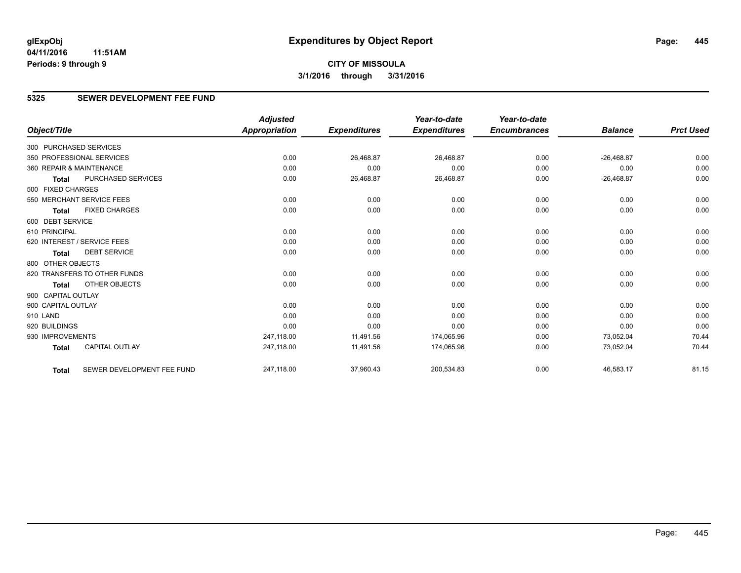# Expenditures by Object Report

glExpObj
04/11/2016 11:51AM
Periods: 9 through 9

**CITY OF MISSOULA**
**3/1/2016 through 3/31/2016**

## 5325 SEWER DEVELOPMENT FEE FUND

| Object/Title | | Adjusted Appropriation | Expenditures | Year-to-date Expenditures | Year-to-date Encumbrances | Balance | Prct Used |
|---|---|---|---|---|---|---|---|
| 300 PURCHASED SERVICES | | | | | | | |
| 350 PROFESSIONAL SERVICES | | 0.00 | 26,468.87 | 26,468.87 | 0.00 | -26,468.87 | 0.00 |
| 360 REPAIR & MAINTENANCE | | 0.00 | 0.00 | 0.00 | 0.00 | 0.00 | 0.00 |
| Total | PURCHASED SERVICES | 0.00 | 26,468.87 | 26,468.87 | 0.00 | -26,468.87 | 0.00 |
| 500 FIXED CHARGES | | | | | | | |
| 550 MERCHANT SERVICE FEES | | 0.00 | 0.00 | 0.00 | 0.00 | 0.00 | 0.00 |
| Total | FIXED CHARGES | 0.00 | 0.00 | 0.00 | 0.00 | 0.00 | 0.00 |
| 600 DEBT SERVICE | | | | | | | |
| 610 PRINCIPAL | | 0.00 | 0.00 | 0.00 | 0.00 | 0.00 | 0.00 |
| 620 INTEREST / SERVICE FEES | | 0.00 | 0.00 | 0.00 | 0.00 | 0.00 | 0.00 |
| Total | DEBT SERVICE | 0.00 | 0.00 | 0.00 | 0.00 | 0.00 | 0.00 |
| 800 OTHER OBJECTS | | | | | | | |
| 820 TRANSFERS TO OTHER FUNDS | | 0.00 | 0.00 | 0.00 | 0.00 | 0.00 | 0.00 |
| Total | OTHER OBJECTS | 0.00 | 0.00 | 0.00 | 0.00 | 0.00 | 0.00 |
| 900 CAPITAL OUTLAY | | | | | | | |
| 900 CAPITAL OUTLAY | | 0.00 | 0.00 | 0.00 | 0.00 | 0.00 | 0.00 |
| 910 LAND | | 0.00 | 0.00 | 0.00 | 0.00 | 0.00 | 0.00 |
| 920 BUILDINGS | | 0.00 | 0.00 | 0.00 | 0.00 | 0.00 | 0.00 |
| 930 IMPROVEMENTS | | 247,118.00 | 11,491.56 | 174,065.96 | 0.00 | 73,052.04 | 70.44 |
| Total | CAPITAL OUTLAY | 247,118.00 | 11,491.56 | 174,065.96 | 0.00 | 73,052.04 | 70.44 |
| Total | SEWER DEVELOPMENT FEE FUND | 247,118.00 | 37,960.43 | 200,534.83 | 0.00 | 46,583.17 | 81.15 |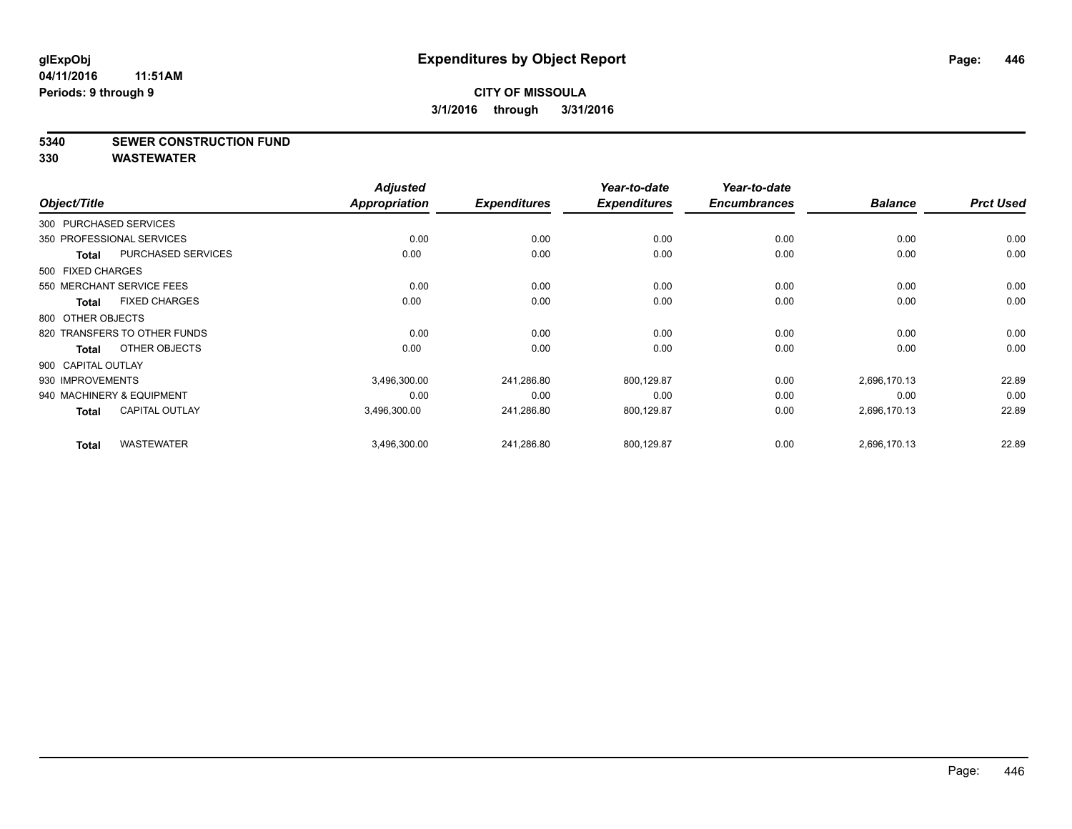**glExpObj**
**04/11/2016 11:51AM**
**Periods: 9 through 9**

# Expenditures by Object Report

**CITY OF MISSOULA**
**3/1/2016 through 3/31/2016**

## 5340 SEWER CONSTRUCTION FUND
## 330 WASTEWATER

| Object/Title | Adjusted Appropriation | Expenditures | Year-to-date Expenditures | Year-to-date Encumbrances | Balance | Prct Used |
|---|---|---|---|---|---|---|
| 300 PURCHASED SERVICES | | | | | | |
| 350 PROFESSIONAL SERVICES | 0.00 | 0.00 | 0.00 | 0.00 | 0.00 | 0.00 |
| **Total** PURCHASED SERVICES | 0.00 | 0.00 | 0.00 | 0.00 | 0.00 | 0.00 |
| 500 FIXED CHARGES | | | | | | |
| 550 MERCHANT SERVICE FEES | 0.00 | 0.00 | 0.00 | 0.00 | 0.00 | 0.00 |
| **Total** FIXED CHARGES | 0.00 | 0.00 | 0.00 | 0.00 | 0.00 | 0.00 |
| 800 OTHER OBJECTS | | | | | | |
| 820 TRANSFERS TO OTHER FUNDS | 0.00 | 0.00 | 0.00 | 0.00 | 0.00 | 0.00 |
| **Total** OTHER OBJECTS | 0.00 | 0.00 | 0.00 | 0.00 | 0.00 | 0.00 |
| 900 CAPITAL OUTLAY | | | | | | |
| 930 IMPROVEMENTS | 3,496,300.00 | 241,286.80 | 800,129.87 | 0.00 | 2,696,170.13 | 22.89 |
| 940 MACHINERY & EQUIPMENT | 0.00 | 0.00 | 0.00 | 0.00 | 0.00 | 0.00 |
| **Total** CAPITAL OUTLAY | 3,496,300.00 | 241,286.80 | 800,129.87 | 0.00 | 2,696,170.13 | 22.89 |
| **Total** WASTEWATER | 3,496,300.00 | 241,286.80 | 800,129.87 | 0.00 | 2,696,170.13 | 22.89 |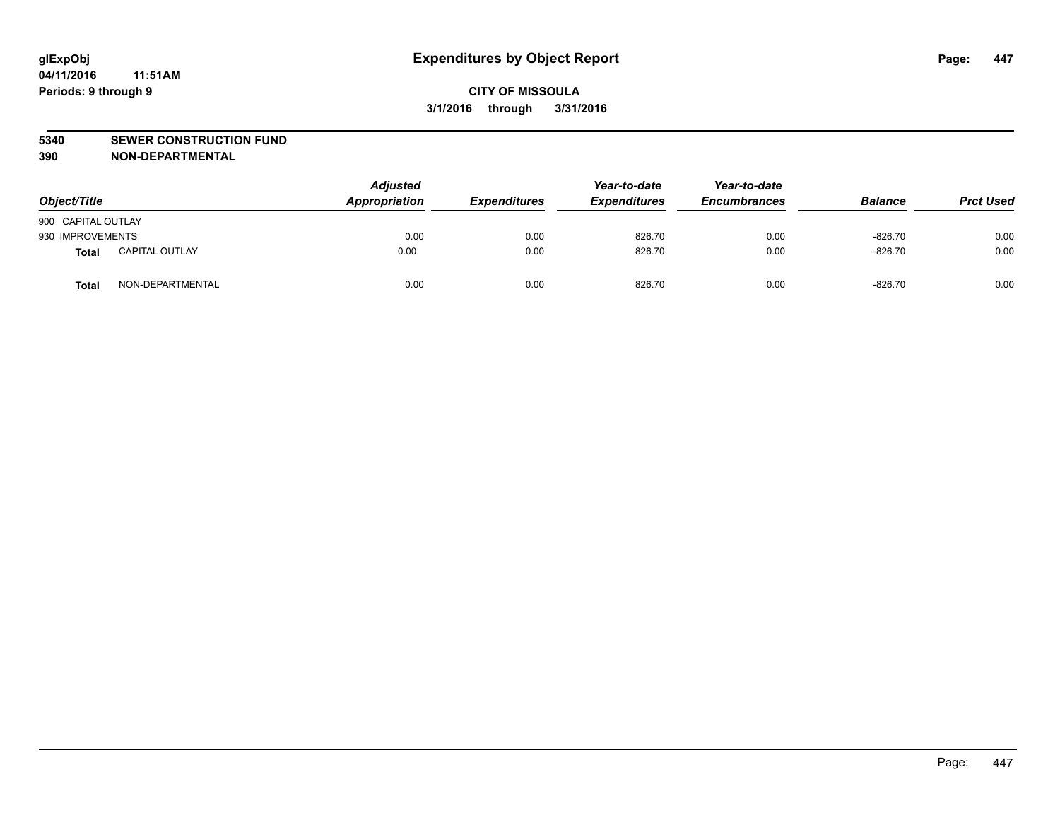# Expenditures by Object Report

glExpObj
04/11/2016 11:51AM
Periods: 9 through 9

**CITY OF MISSOULA**
**3/1/2016 through 3/31/2016**

**5340 SEWER CONSTRUCTION FUND**
**390 NON-DEPARTMENTAL**

| Object/Title | Adjusted Appropriation | Expenditures | Year-to-date Expenditures | Year-to-date Encumbrances | Balance | Prct Used |
|---|---|---|---|---|---|---|
| 900 CAPITAL OUTLAY | | | | | | |
| 930 IMPROVEMENTS | 0.00 | 0.00 | 826.70 | 0.00 | -826.70 | 0.00 |
| **Total** CAPITAL OUTLAY | 0.00 | 0.00 | 826.70 | 0.00 | -826.70 | 0.00 |
| **Total** NON-DEPARTMENTAL | 0.00 | 0.00 | 826.70 | 0.00 | -826.70 | 0.00 |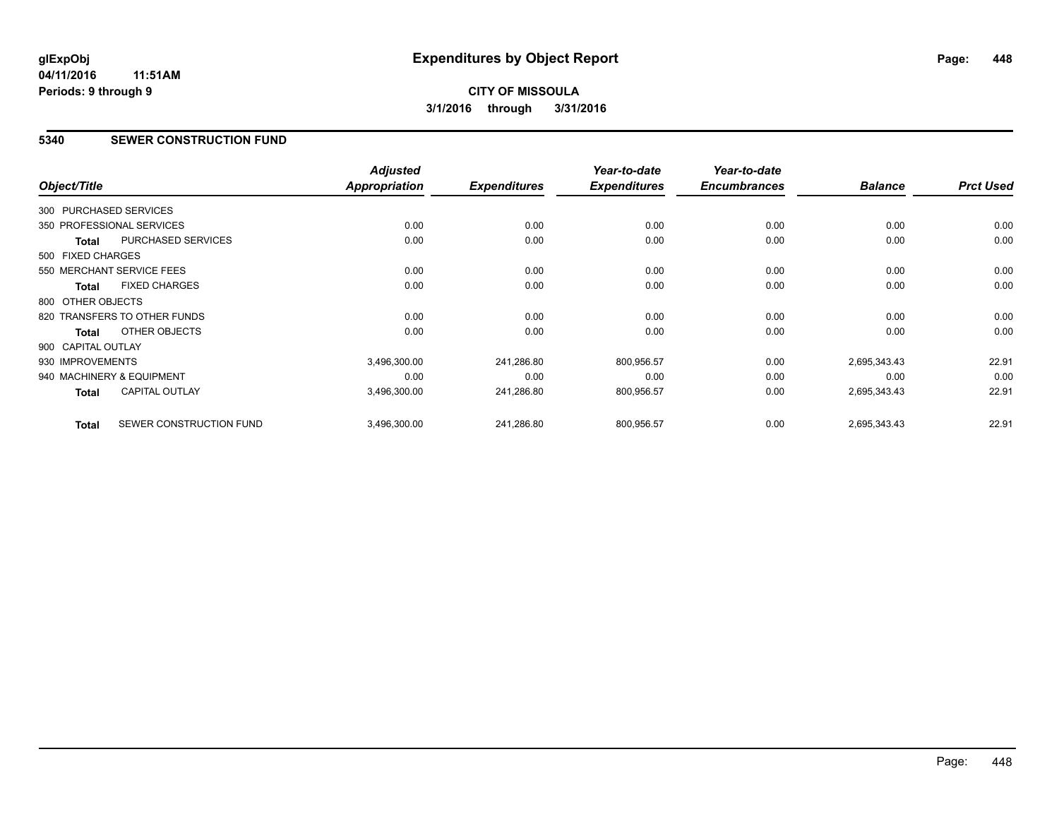# Expenditures by Object Report

glExpObj
04/11/2016 11:51AM
Periods: 9 through 9

**CITY OF MISSOULA**
**3/1/2016 through 3/31/2016**

## 5340 SEWER CONSTRUCTION FUND

| Object/Title | | Adjusted Appropriation | Expenditures | Year-to-date Expenditures | Year-to-date Encumbrances | Balance | Prct Used |
|---|---|---|---|---|---|---|---|
| 300 PURCHASED SERVICES | | | | | | | |
| 350 PROFESSIONAL SERVICES | | 0.00 | 0.00 | 0.00 | 0.00 | 0.00 | 0.00 |
| **Total** | PURCHASED SERVICES | 0.00 | 0.00 | 0.00 | 0.00 | 0.00 | 0.00 |
| 500 FIXED CHARGES | | | | | | | |
| 550 MERCHANT SERVICE FEES | | 0.00 | 0.00 | 0.00 | 0.00 | 0.00 | 0.00 |
| **Total** | FIXED CHARGES | 0.00 | 0.00 | 0.00 | 0.00 | 0.00 | 0.00 |
| 800 OTHER OBJECTS | | | | | | | |
| 820 TRANSFERS TO OTHER FUNDS | | 0.00 | 0.00 | 0.00 | 0.00 | 0.00 | 0.00 |
| **Total** | OTHER OBJECTS | 0.00 | 0.00 | 0.00 | 0.00 | 0.00 | 0.00 |
| 900 CAPITAL OUTLAY | | | | | | | |
| 930 IMPROVEMENTS | | 3,496,300.00 | 241,286.80 | 800,956.57 | 0.00 | 2,695,343.43 | 22.91 |
| 940 MACHINERY & EQUIPMENT | | 0.00 | 0.00 | 0.00 | 0.00 | 0.00 | 0.00 |
| **Total** | CAPITAL OUTLAY | 3,496,300.00 | 241,286.80 | 800,956.57 | 0.00 | 2,695,343.43 | 22.91 |
| **Total** | SEWER CONSTRUCTION FUND | 3,496,300.00 | 241,286.80 | 800,956.57 | 0.00 | 2,695,343.43 | 22.91 |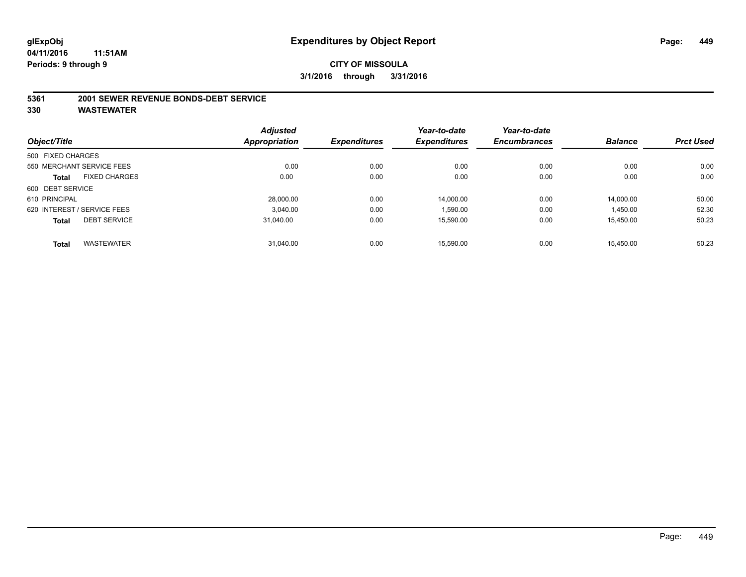**glExpObj**
**04/11/2016 11:51AM**
**Periods: 9 through 9**

# Expenditures by Object Report

**CITY OF MISSOULA**
**3/1/2016 through 3/31/2016**

## 5361 2001 SEWER REVENUE BONDS-DEBT SERVICE
## 330 WASTEWATER

| Object/Title | Adjusted Appropriation | Expenditures | Year-to-date Expenditures | Year-to-date Encumbrances | Balance | Prct Used |
|---|---|---|---|---|---|---|
| 500 FIXED CHARGES | | | | | | |
| 550 MERCHANT SERVICE FEES | 0.00 | 0.00 | 0.00 | 0.00 | 0.00 | 0.00 |
| **Total** FIXED CHARGES | 0.00 | 0.00 | 0.00 | 0.00 | 0.00 | 0.00 |
| 600 DEBT SERVICE | | | | | | |
| 610 PRINCIPAL | 28,000.00 | 0.00 | 14,000.00 | 0.00 | 14,000.00 | 50.00 |
| 620 INTEREST / SERVICE FEES | 3,040.00 | 0.00 | 1,590.00 | 0.00 | 1,450.00 | 52.30 |
| **Total** DEBT SERVICE | 31,040.00 | 0.00 | 15,590.00 | 0.00 | 15,450.00 | 50.23 |
| **Total** WASTEWATER | 31,040.00 | 0.00 | 15,590.00 | 0.00 | 15,450.00 | 50.23 |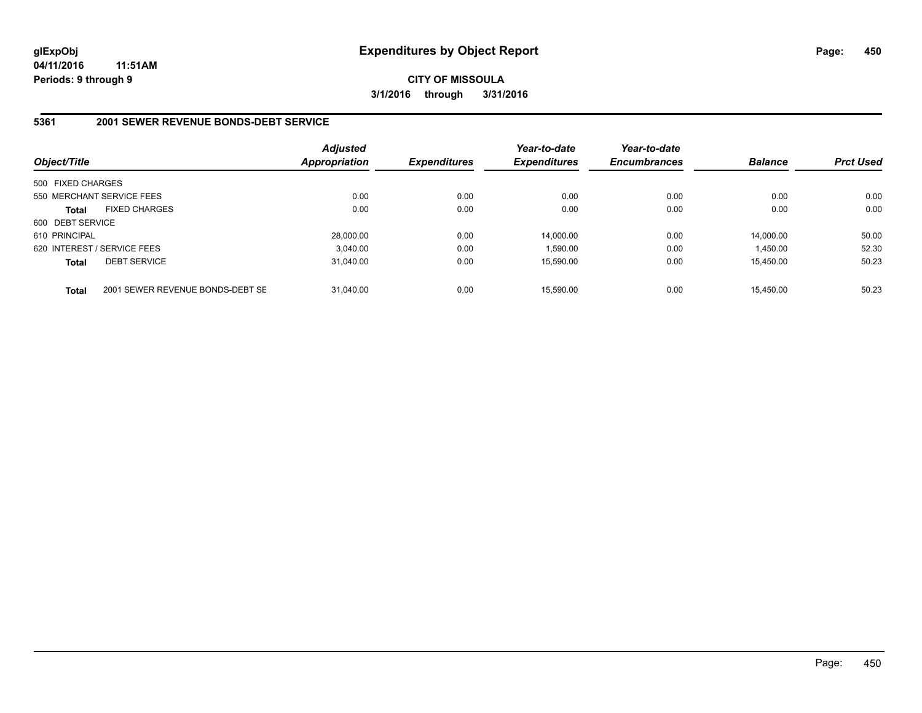# Expenditures by Object Report

glExpObj
04/11/2016 11:51AM
Periods: 9 through 9

**CITY OF MISSOULA**
**3/1/2016 through 3/31/2016**

## 5361 2001 SEWER REVENUE BONDS-DEBT SERVICE

| Object/Title | | Adjusted Appropriation | Expenditures | Year-to-date Expenditures | Year-to-date Encumbrances | Balance | Prct Used |
|---|---|---|---|---|---|---|---|
| 500 FIXED CHARGES | | | | | | | |
| 550 MERCHANT SERVICE FEES | | 0.00 | 0.00 | 0.00 | 0.00 | 0.00 | 0.00 |
| **Total** | FIXED CHARGES | 0.00 | 0.00 | 0.00 | 0.00 | 0.00 | 0.00 |
| 600 DEBT SERVICE | | | | | | | |
| 610 PRINCIPAL | | 28,000.00 | 0.00 | 14,000.00 | 0.00 | 14,000.00 | 50.00 |
| 620 INTEREST / SERVICE FEES | | 3,040.00 | 0.00 | 1,590.00 | 0.00 | 1,450.00 | 52.30 |
| **Total** | DEBT SERVICE | 31,040.00 | 0.00 | 15,590.00 | 0.00 | 15,450.00 | 50.23 |
| **Total** | 2001 SEWER REVENUE BONDS-DEBT SE | 31,040.00 | 0.00 | 15,590.00 | 0.00 | 15,450.00 | 50.23 |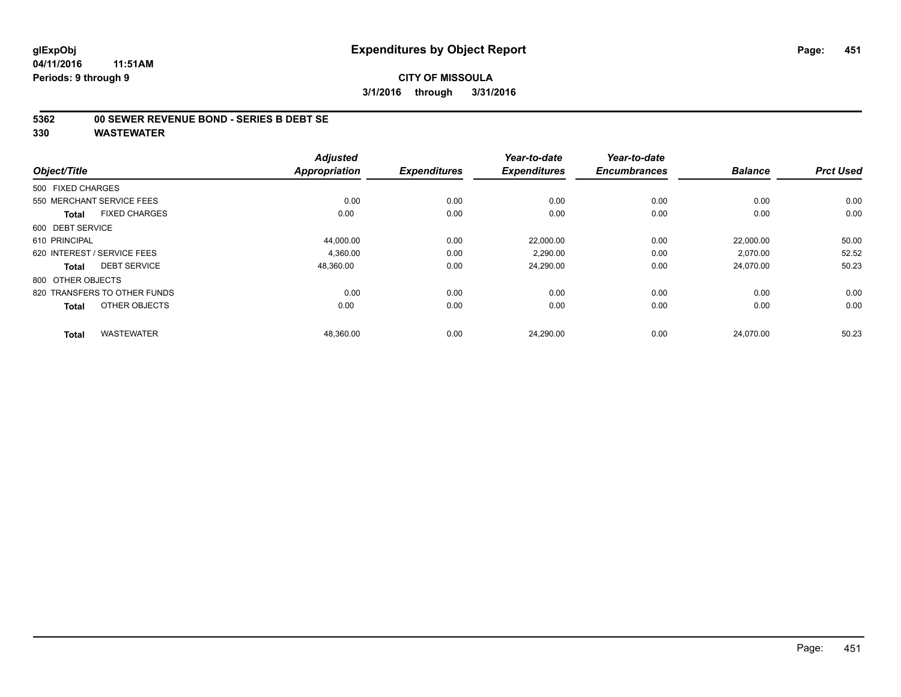# Expenditures by Object Report

glExpObj
04/11/2016 11:51AM
Periods: 9 through 9

**CITY OF MISSOULA**
**3/1/2016 through 3/31/2016**

## 5362 00 SEWER REVENUE BOND - SERIES B DEBT SE
## 330 WASTEWATER

| Object/Title | Adjusted Appropriation | Expenditures | Year-to-date Expenditures | Year-to-date Encumbrances | Balance | Prct Used |
|---|---|---|---|---|---|---|
| 500 FIXED CHARGES | | | | | | |
| 550 MERCHANT SERVICE FEES | 0.00 | 0.00 | 0.00 | 0.00 | 0.00 | 0.00 |
| **Total** FIXED CHARGES | 0.00 | 0.00 | 0.00 | 0.00 | 0.00 | 0.00 |
| 600 DEBT SERVICE | | | | | | |
| 610 PRINCIPAL | 44,000.00 | 0.00 | 22,000.00 | 0.00 | 22,000.00 | 50.00 |
| 620 INTEREST / SERVICE FEES | 4,360.00 | 0.00 | 2,290.00 | 0.00 | 2,070.00 | 52.52 |
| **Total** DEBT SERVICE | 48,360.00 | 0.00 | 24,290.00 | 0.00 | 24,070.00 | 50.23 |
| 800 OTHER OBJECTS | | | | | | |
| 820 TRANSFERS TO OTHER FUNDS | 0.00 | 0.00 | 0.00 | 0.00 | 0.00 | 0.00 |
| **Total** OTHER OBJECTS | 0.00 | 0.00 | 0.00 | 0.00 | 0.00 | 0.00 |
| **Total** WASTEWATER | 48,360.00 | 0.00 | 24,290.00 | 0.00 | 24,070.00 | 50.23 |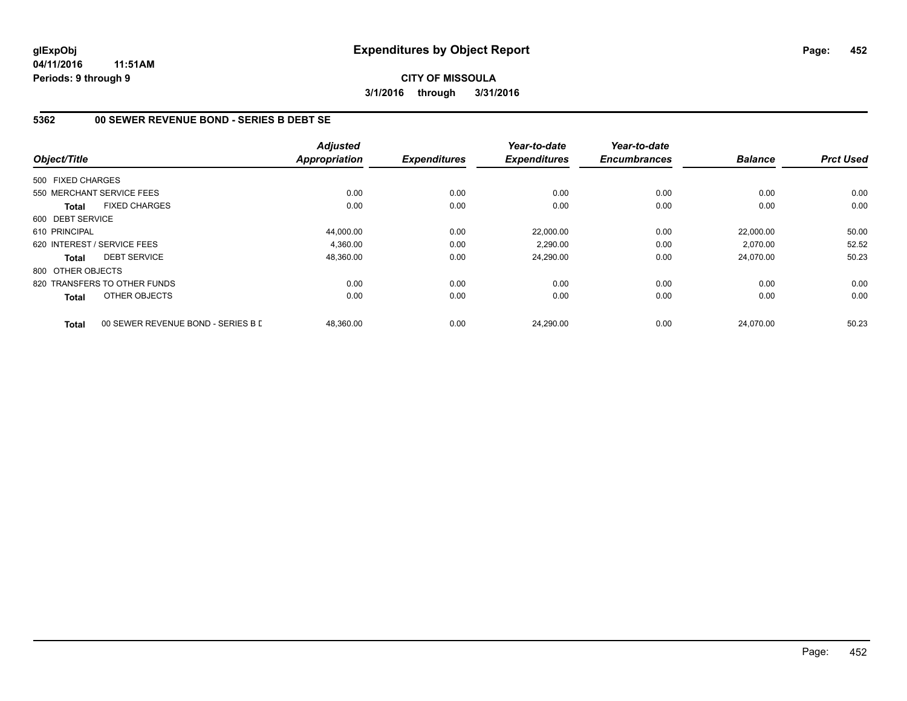# Expenditures by Object Report

glExpObj
04/11/2016 11:51AM
Periods: 9 through 9

**CITY OF MISSOULA**

**3/1/2016 through 3/31/2016**

## 5362 00 SEWER REVENUE BOND - SERIES B DEBT SE

| Object/Title | Adjusted Appropriation | Expenditures | Year-to-date Expenditures | Year-to-date Encumbrances | Balance | Prct Used |
|---|---|---|---|---|---|---|
| 500 FIXED CHARGES | | | | | | |
| 550 MERCHANT SERVICE FEES | 0.00 | 0.00 | 0.00 | 0.00 | 0.00 | 0.00 |
| **Total** FIXED CHARGES | 0.00 | 0.00 | 0.00 | 0.00 | 0.00 | 0.00 |
| 600 DEBT SERVICE | | | | | | |
| 610 PRINCIPAL | 44,000.00 | 0.00 | 22,000.00 | 0.00 | 22,000.00 | 50.00 |
| 620 INTEREST / SERVICE FEES | 4,360.00 | 0.00 | 2,290.00 | 0.00 | 2,070.00 | 52.52 |
| **Total** DEBT SERVICE | 48,360.00 | 0.00 | 24,290.00 | 0.00 | 24,070.00 | 50.23 |
| 800 OTHER OBJECTS | | | | | | |
| 820 TRANSFERS TO OTHER FUNDS | 0.00 | 0.00 | 0.00 | 0.00 | 0.00 | 0.00 |
| **Total** OTHER OBJECTS | 0.00 | 0.00 | 0.00 | 0.00 | 0.00 | 0.00 |
| **Total** 00 SEWER REVENUE BOND - SERIES B D | 48,360.00 | 0.00 | 24,290.00 | 0.00 | 24,070.00 | 50.23 |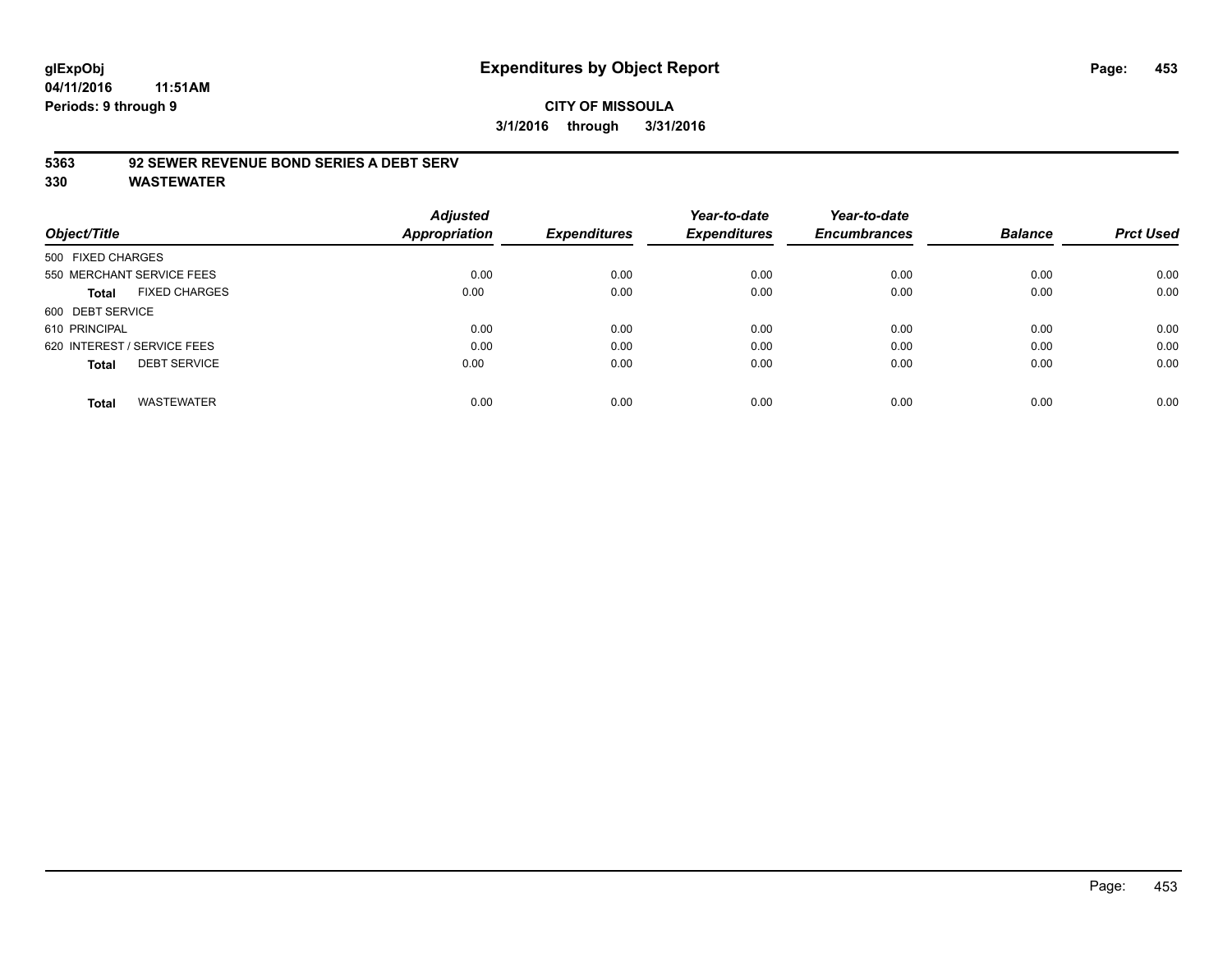glExpObj
04/11/2016 11:51AM
Periods: 9 through 9

# Expenditures by Object Report

**CITY OF MISSOULA**
**3/1/2016 through 3/31/2016**

**5363 92 SEWER REVENUE BOND SERIES A DEBT SERV**
**330 WASTEWATER**

| Object/Title | Adjusted Appropriation | Expenditures | Year-to-date Expenditures | Year-to-date Encumbrances | Balance | Prct Used |
|---|---|---|---|---|---|---|
| 500 FIXED CHARGES | | | | | | |
| 550 MERCHANT SERVICE FEES | 0.00 | 0.00 | 0.00 | 0.00 | 0.00 | 0.00 |
| **Total** FIXED CHARGES | 0.00 | 0.00 | 0.00 | 0.00 | 0.00 | 0.00 |
| 600 DEBT SERVICE | | | | | | |
| 610 PRINCIPAL | 0.00 | 0.00 | 0.00 | 0.00 | 0.00 | 0.00 |
| 620 INTEREST / SERVICE FEES | 0.00 | 0.00 | 0.00 | 0.00 | 0.00 | 0.00 |
| **Total** DEBT SERVICE | 0.00 | 0.00 | 0.00 | 0.00 | 0.00 | 0.00 |
| **Total** WASTEWATER | 0.00 | 0.00 | 0.00 | 0.00 | 0.00 | 0.00 |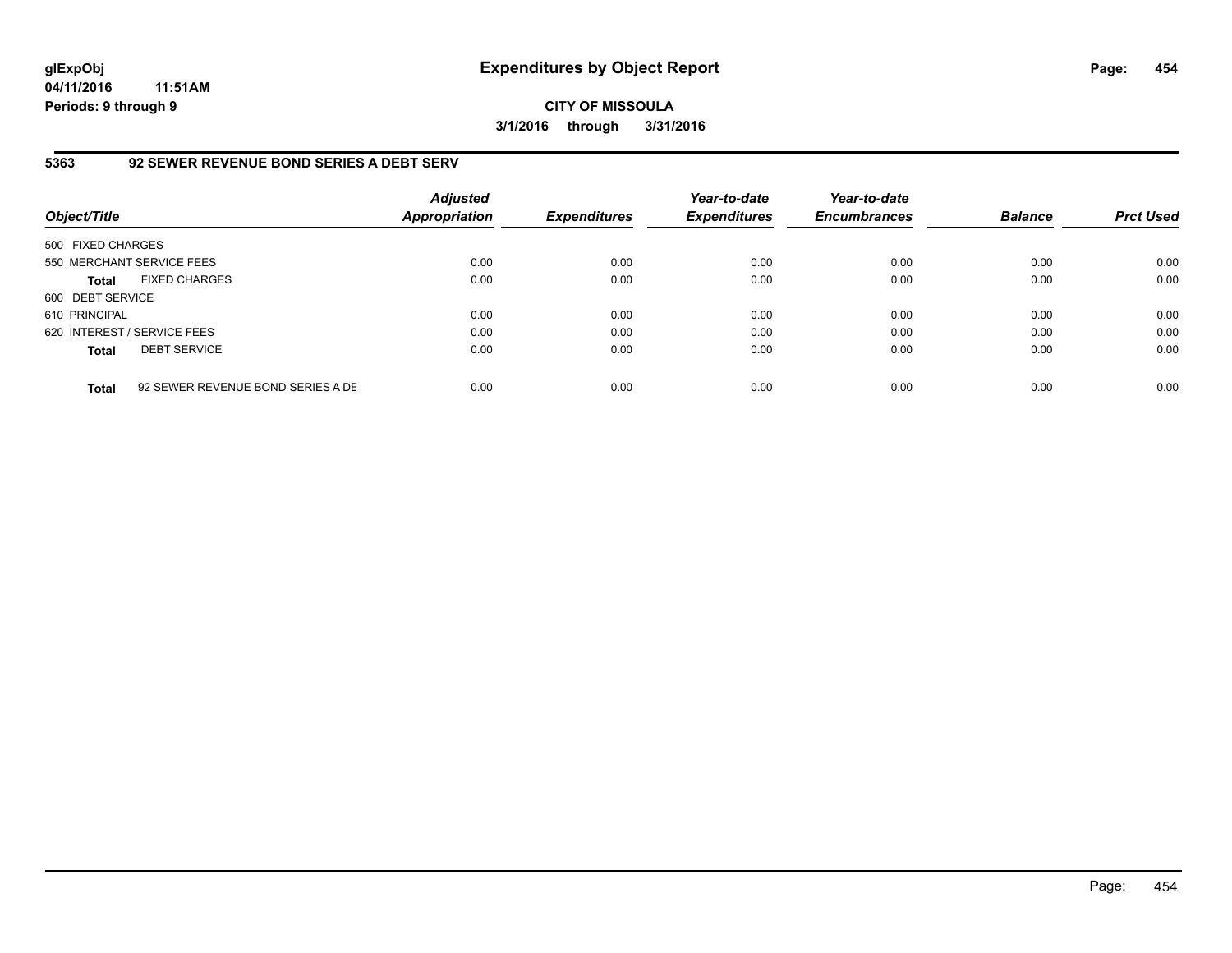**CITY OF MISSOULA**

**3/1/2016 through 3/31/2016**

## 5363 92 SEWER REVENUE BOND SERIES A DEBT SERV

| Object/Title | | Adjusted Appropriation | Expenditures | Year-to-date Expenditures | Year-to-date Encumbrances | Balance | Prct Used |
|---|---|---|---|---|---|---|---|
| 500 FIXED CHARGES | | | | | | | |
| 550 MERCHANT SERVICE FEES | | 0.00 | 0.00 | 0.00 | 0.00 | 0.00 | 0.00 |
| **Total** | FIXED CHARGES | 0.00 | 0.00 | 0.00 | 0.00 | 0.00 | 0.00 |
| 600 DEBT SERVICE | | | | | | | |
| 610 PRINCIPAL | | 0.00 | 0.00 | 0.00 | 0.00 | 0.00 | 0.00 |
| 620 INTEREST / SERVICE FEES | | 0.00 | 0.00 | 0.00 | 0.00 | 0.00 | 0.00 |
| **Total** | DEBT SERVICE | 0.00 | 0.00 | 0.00 | 0.00 | 0.00 | 0.00 |
| **Total** | 92 SEWER REVENUE BOND SERIES A DE | 0.00 | 0.00 | 0.00 | 0.00 | 0.00 | 0.00 |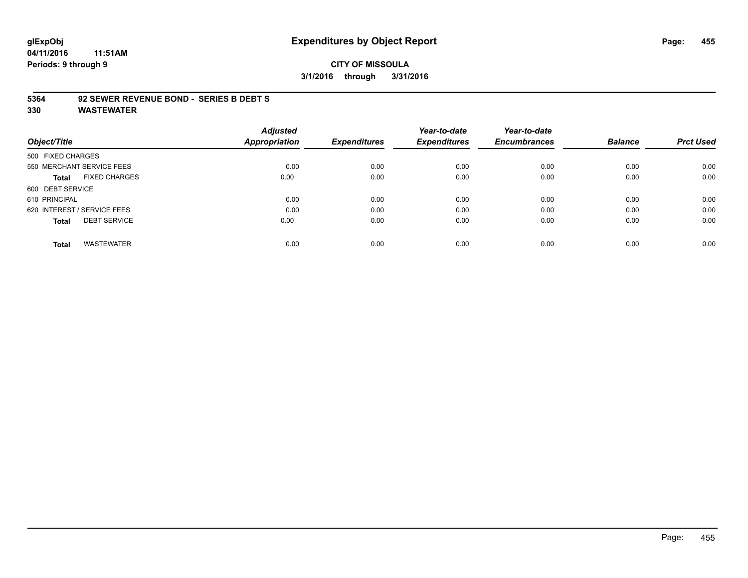**glExpObj** **Expenditures by Object Report**

**04/11/2016 11:51AM**

**Periods: 9 through 9**

**CITY OF MISSOULA**

**3/1/2016 through 3/31/2016**

## 5364 92 SEWER REVENUE BOND - SERIES B DEBT S

## 330 WASTEWATER

| Object/Title | Adjusted Appropriation | Expenditures | Year-to-date Expenditures | Year-to-date Encumbrances | Balance | Prct Used |
|---|---|---|---|---|---|---|
| 500 FIXED CHARGES | | | | | | |
| 550 MERCHANT SERVICE FEES | 0.00 | 0.00 | 0.00 | 0.00 | 0.00 | 0.00 |
| **Total** FIXED CHARGES | 0.00 | 0.00 | 0.00 | 0.00 | 0.00 | 0.00 |
| 600 DEBT SERVICE | | | | | | |
| 610 PRINCIPAL | 0.00 | 0.00 | 0.00 | 0.00 | 0.00 | 0.00 |
| 620 INTEREST / SERVICE FEES | 0.00 | 0.00 | 0.00 | 0.00 | 0.00 | 0.00 |
| **Total** DEBT SERVICE | 0.00 | 0.00 | 0.00 | 0.00 | 0.00 | 0.00 |
| **Total** WASTEWATER | 0.00 | 0.00 | 0.00 | 0.00 | 0.00 | 0.00 |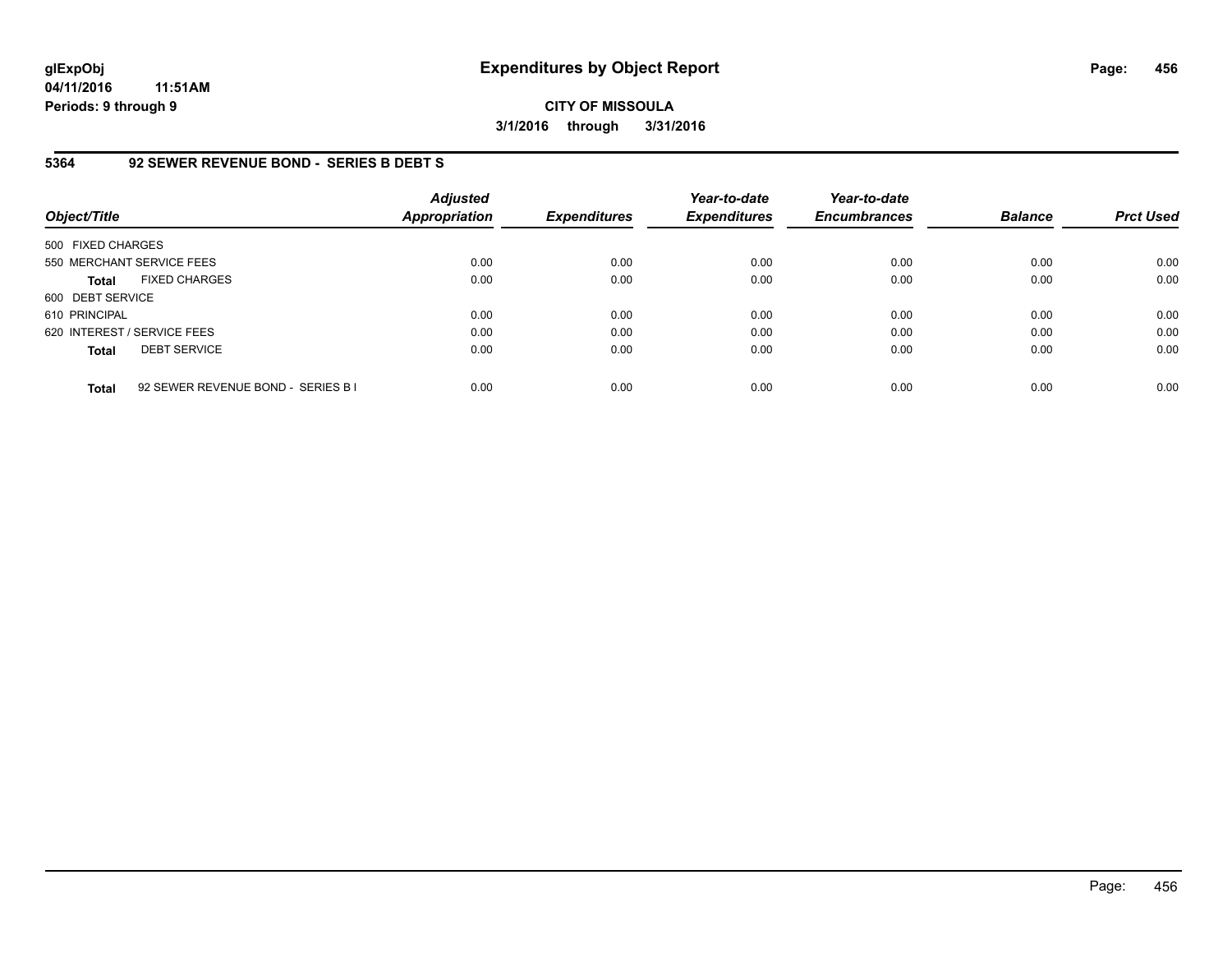**glExpObj**
**04/11/2016 11:51AM**
**Periods: 9 through 9**

# Expenditures by Object Report

**CITY OF MISSOULA**
**3/1/2016 through 3/31/2016**

## 5364 92 SEWER REVENUE BOND - SERIES B DEBT S

| Object/Title | Adjusted Appropriation | Expenditures | Year-to-date Expenditures | Year-to-date Encumbrances | Balance | Prct Used |
|---|---|---|---|---|---|---|
| 500 FIXED CHARGES | | | | | | |
| 550 MERCHANT SERVICE FEES | 0.00 | 0.00 | 0.00 | 0.00 | 0.00 | 0.00 |
| **Total** FIXED CHARGES | 0.00 | 0.00 | 0.00 | 0.00 | 0.00 | 0.00 |
| 600 DEBT SERVICE | | | | | | |
| 610 PRINCIPAL | 0.00 | 0.00 | 0.00 | 0.00 | 0.00 | 0.00 |
| 620 INTEREST / SERVICE FEES | 0.00 | 0.00 | 0.00 | 0.00 | 0.00 | 0.00 |
| **Total** DEBT SERVICE | 0.00 | 0.00 | 0.00 | 0.00 | 0.00 | 0.00 |
| **Total** 92 SEWER REVENUE BOND - SERIES B I | 0.00 | 0.00 | 0.00 | 0.00 | 0.00 | 0.00 |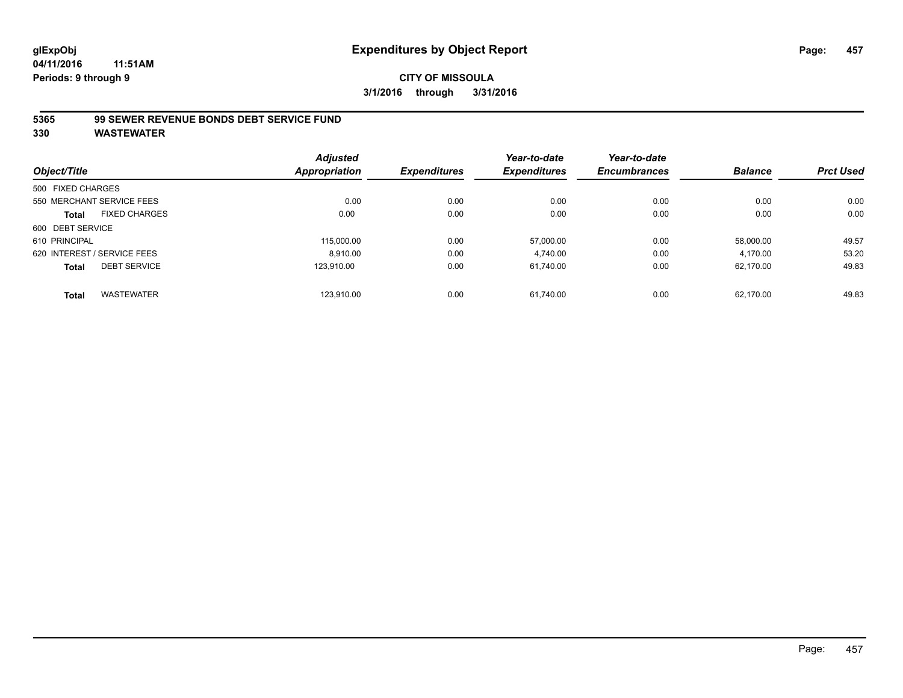**glExpObj** **Expenditures by Object Report**

**04/11/2016 11:51AM**

**Periods: 9 through 9**

**CITY OF MISSOULA**

**3/1/2016 through 3/31/2016**

**5365 99 SEWER REVENUE BONDS DEBT SERVICE FUND**

**330 WASTEWATER**

| Object/Title | Adjusted Appropriation | Expenditures | Year-to-date Expenditures | Year-to-date Encumbrances | Balance | Prct Used |
|---|---|---|---|---|---|---|
| 500 FIXED CHARGES | | | | | | |
| 550 MERCHANT SERVICE FEES | 0.00 | 0.00 | 0.00 | 0.00 | 0.00 | 0.00 |
| **Total** FIXED CHARGES | 0.00 | 0.00 | 0.00 | 0.00 | 0.00 | 0.00 |
| 600 DEBT SERVICE | | | | | | |
| 610 PRINCIPAL | 115,000.00 | 0.00 | 57,000.00 | 0.00 | 58,000.00 | 49.57 |
| 620 INTEREST / SERVICE FEES | 8,910.00 | 0.00 | 4,740.00 | 0.00 | 4,170.00 | 53.20 |
| **Total** DEBT SERVICE | 123,910.00 | 0.00 | 61,740.00 | 0.00 | 62,170.00 | 49.83 |
| **Total** WASTEWATER | 123,910.00 | 0.00 | 61,740.00 | 0.00 | 62,170.00 | 49.83 |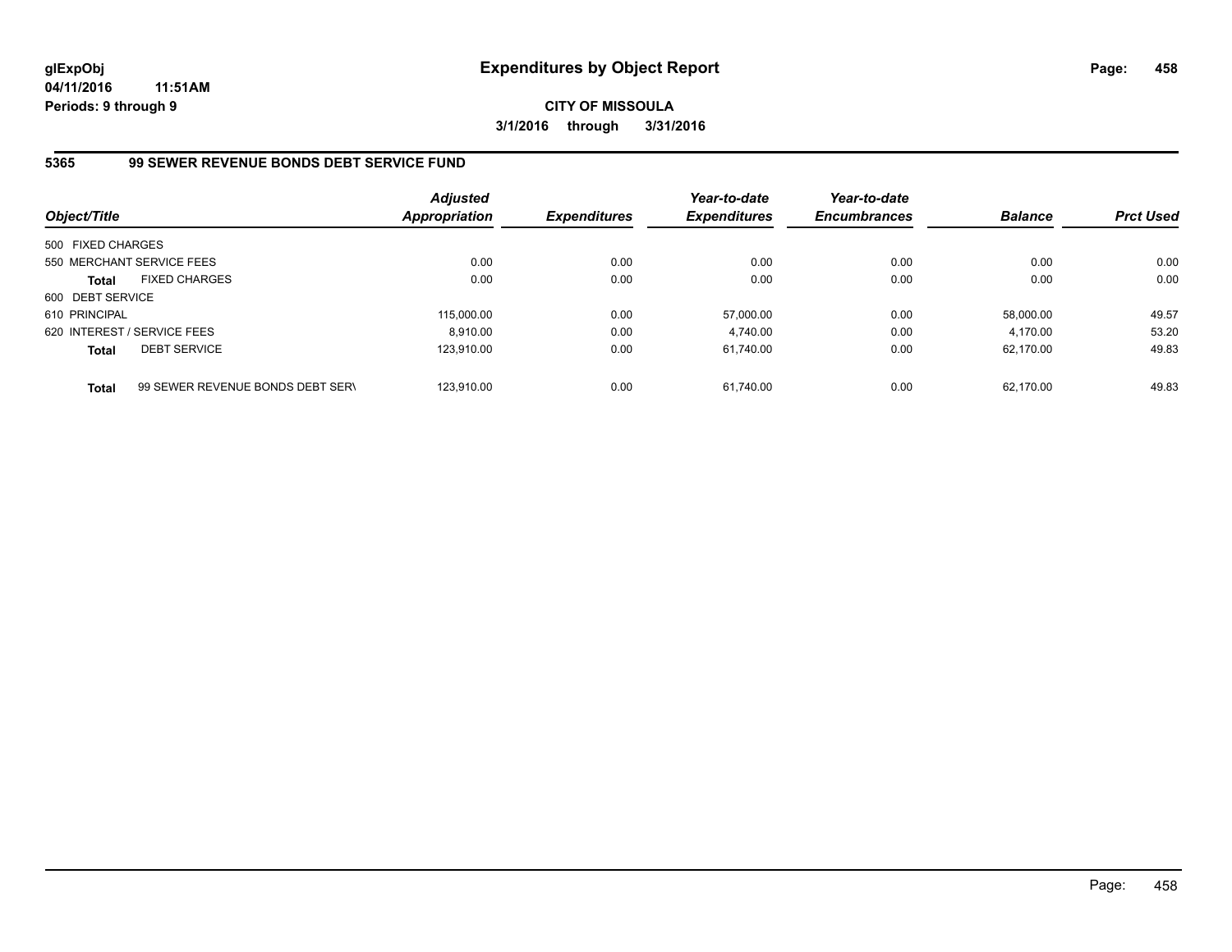**glExpObj** | **Expenditures by Object Report** | **Page: 458**

**04/11/2016 11:51AM**

**Periods: 9 through 9**

**CITY OF MISSOULA**

**3/1/2016 through 3/31/2016**

## 5365 99 SEWER REVENUE BONDS DEBT SERVICE FUND

| Object/Title | Adjusted Appropriation | Expenditures | Year-to-date Expenditures | Year-to-date Encumbrances | Balance | Prct Used |
|---|---|---|---|---|---|---|
| 500 FIXED CHARGES | | | | | | |
| 550 MERCHANT SERVICE FEES | 0.00 | 0.00 | 0.00 | 0.00 | 0.00 | 0.00 |
| **Total** FIXED CHARGES | 0.00 | 0.00 | 0.00 | 0.00 | 0.00 | 0.00 |
| 600 DEBT SERVICE | | | | | | |
| 610 PRINCIPAL | 115,000.00 | 0.00 | 57,000.00 | 0.00 | 58,000.00 | 49.57 |
| 620 INTEREST / SERVICE FEES | 8,910.00 | 0.00 | 4,740.00 | 0.00 | 4,170.00 | 53.20 |
| **Total** DEBT SERVICE | 123,910.00 | 0.00 | 61,740.00 | 0.00 | 62,170.00 | 49.83 |
| **Total** 99 SEWER REVENUE BONDS DEBT SERV | 123,910.00 | 0.00 | 61,740.00 | 0.00 | 62,170.00 | 49.83 |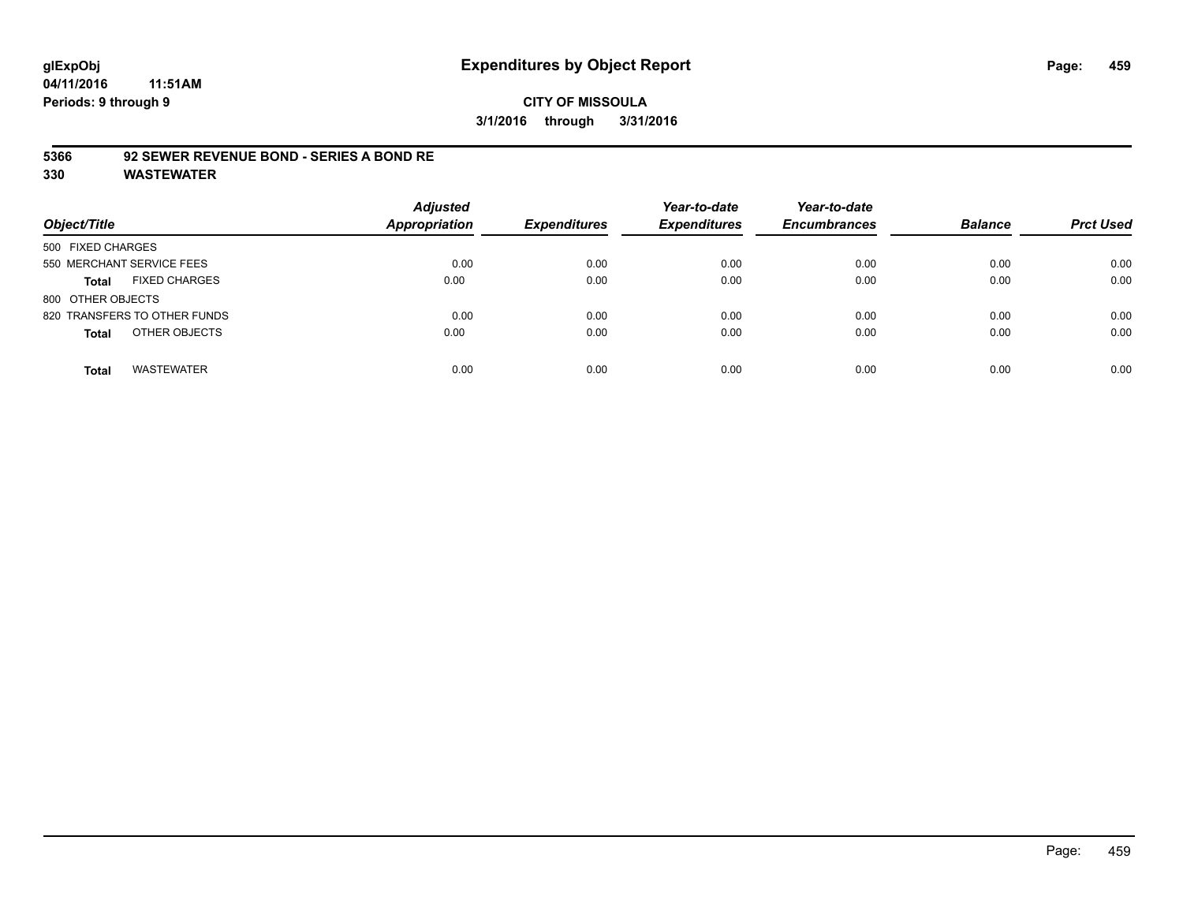glExpObj
04/11/2016 11:51AM
Periods: 9 through 9

# Expenditures by Object Report

**CITY OF MISSOULA**
**3/1/2016 through 3/31/2016**

**5366 92 SEWER REVENUE BOND - SERIES A BOND RE**
**330 WASTEWATER**

| Object/Title | Adjusted Appropriation | Expenditures | Year-to-date Expenditures | Year-to-date Encumbrances | Balance | Prct Used |
|---|---|---|---|---|---|---|
| 500 FIXED CHARGES | | | | | | |
| 550 MERCHANT SERVICE FEES | 0.00 | 0.00 | 0.00 | 0.00 | 0.00 | 0.00 |
| **Total** FIXED CHARGES | 0.00 | 0.00 | 0.00 | 0.00 | 0.00 | 0.00 |
| 800 OTHER OBJECTS | | | | | | |
| 820 TRANSFERS TO OTHER FUNDS | 0.00 | 0.00 | 0.00 | 0.00 | 0.00 | 0.00 |
| **Total** OTHER OBJECTS | 0.00 | 0.00 | 0.00 | 0.00 | 0.00 | 0.00 |
| **Total** WASTEWATER | 0.00 | 0.00 | 0.00 | 0.00 | 0.00 | 0.00 |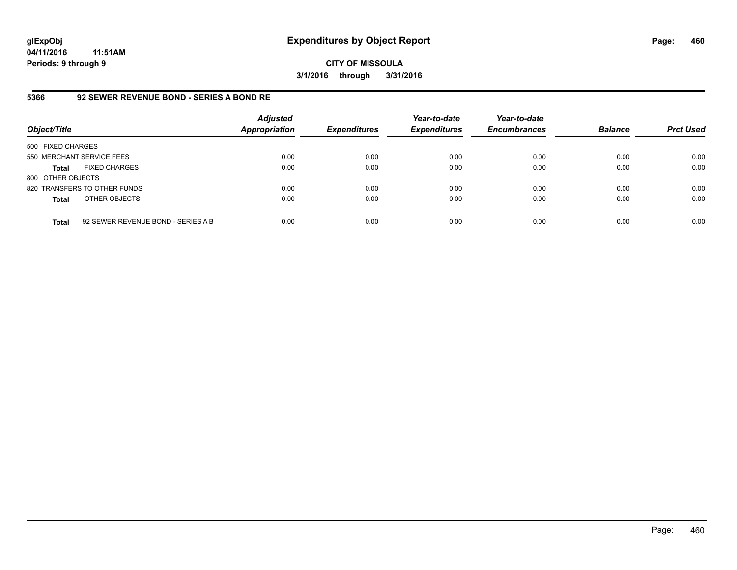**glExpObj** 
**04/11/2016 11:51AM** 
**Periods: 9 through 9**

# Expenditures by Object Report

**CITY OF MISSOULA** 
**3/1/2016 through 3/31/2016**

## 5366 92 SEWER REVENUE BOND - SERIES A BOND RE

| Object/Title | | Adjusted Appropriation | Expenditures | Year-to-date Expenditures | Year-to-date Encumbrances | Balance | Prct Used |
|---|---|---|---|---|---|---|---|
| 500 FIXED CHARGES | | | | | | | |
| 550 MERCHANT SERVICE FEES | | 0.00 | 0.00 | 0.00 | 0.00 | 0.00 | 0.00 |
| **Total** | FIXED CHARGES | 0.00 | 0.00 | 0.00 | 0.00 | 0.00 | 0.00 |
| 800 OTHER OBJECTS | | | | | | | |
| 820 TRANSFERS TO OTHER FUNDS | | 0.00 | 0.00 | 0.00 | 0.00 | 0.00 | 0.00 |
| **Total** | OTHER OBJECTS | 0.00 | 0.00 | 0.00 | 0.00 | 0.00 | 0.00 |
| **Total** | 92 SEWER REVENUE BOND - SERIES A B | 0.00 | 0.00 | 0.00 | 0.00 | 0.00 | 0.00 |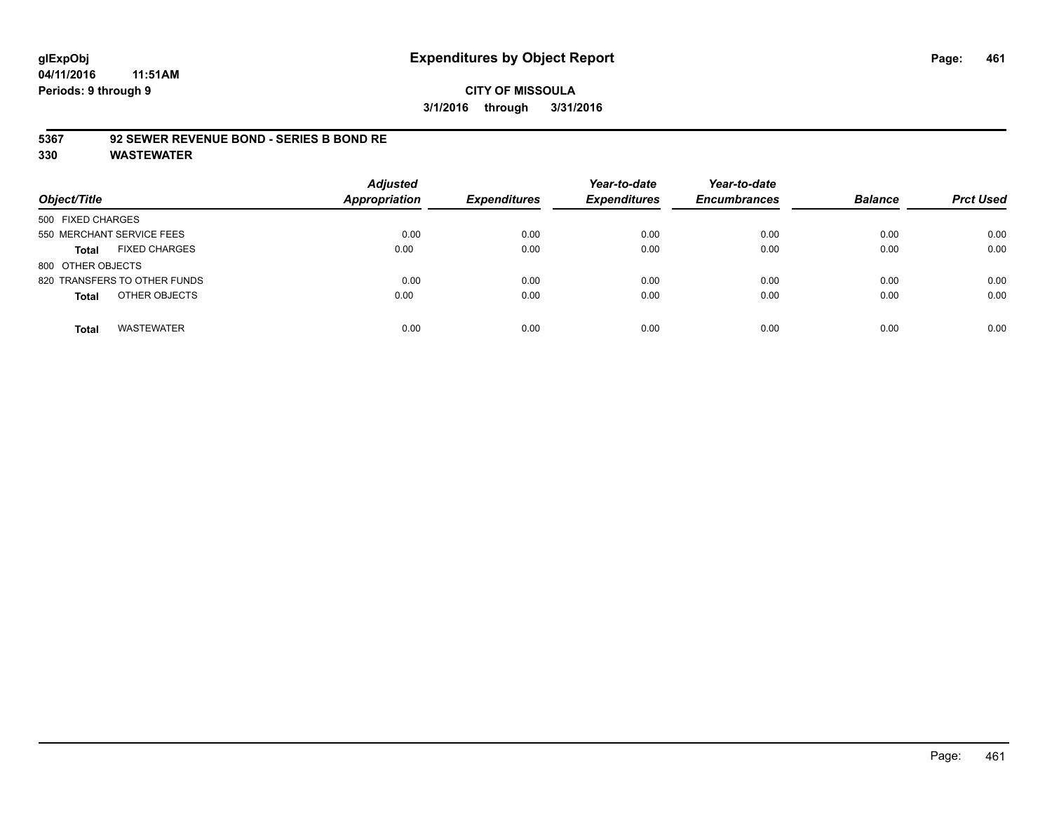glExpObj
04/11/2016 11:51AM
Periods: 9 through 9

# Expenditures by Object Report

**CITY OF MISSOULA**

**3/1/2016 through 3/31/2016**

**5367 92 SEWER REVENUE BOND - SERIES B BOND RE**
**330 WASTEWATER**

| Object/Title | Adjusted Appropriation | Expenditures | Year-to-date Expenditures | Year-to-date Encumbrances | Balance | Prct Used |
|---|---|---|---|---|---|---|
| 500 FIXED CHARGES | | | | | | |
| 550 MERCHANT SERVICE FEES | 0.00 | 0.00 | 0.00 | 0.00 | 0.00 | 0.00 |
| **Total** FIXED CHARGES | 0.00 | 0.00 | 0.00 | 0.00 | 0.00 | 0.00 |
| 800 OTHER OBJECTS | | | | | | |
| 820 TRANSFERS TO OTHER FUNDS | 0.00 | 0.00 | 0.00 | 0.00 | 0.00 | 0.00 |
| **Total** OTHER OBJECTS | 0.00 | 0.00 | 0.00 | 0.00 | 0.00 | 0.00 |
| **Total** WASTEWATER | 0.00 | 0.00 | 0.00 | 0.00 | 0.00 | 0.00 |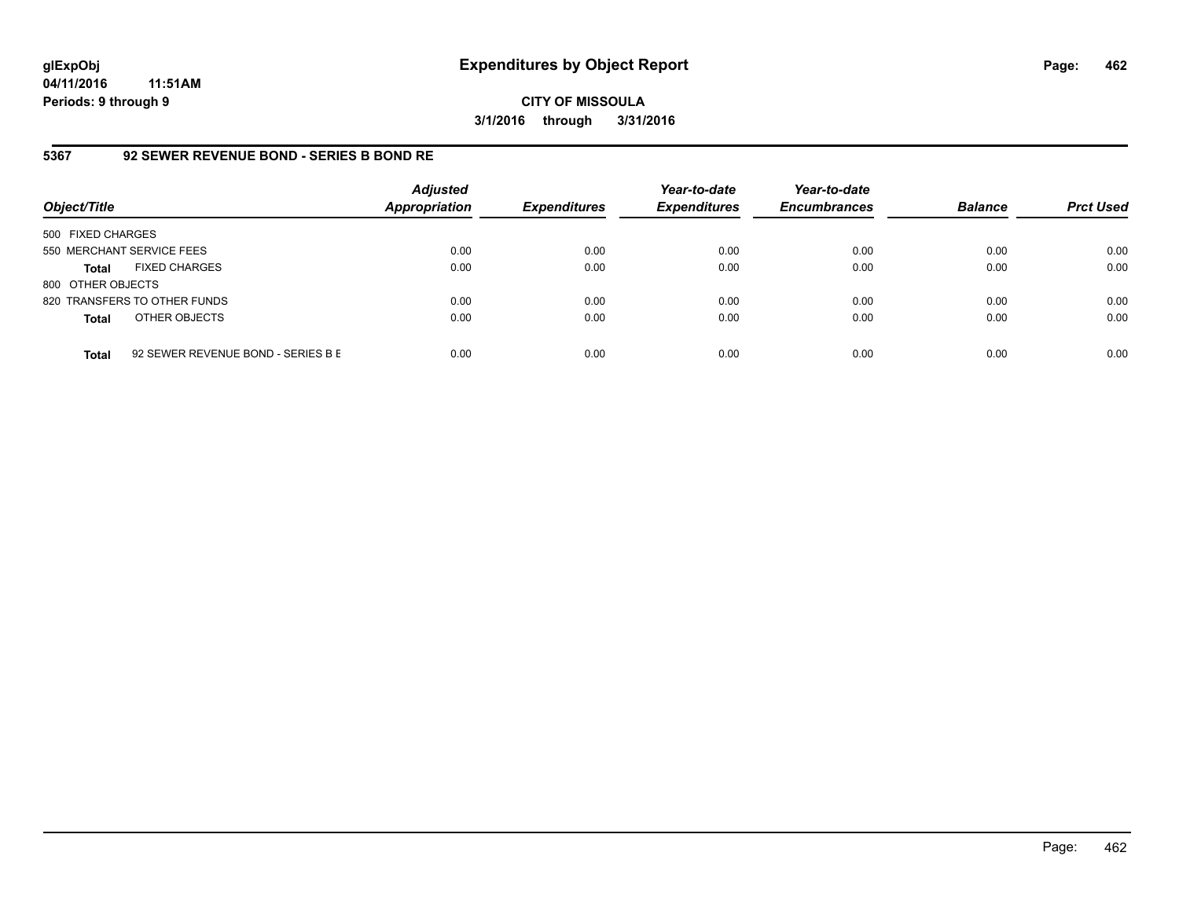**glExpObj** **Expenditures by Object Report**

**04/11/2016 11:51AM**

**Periods: 9 through 9**

**CITY OF MISSOULA**

**3/1/2016 through 3/31/2016**

## 5367 92 SEWER REVENUE BOND - SERIES B BOND RE

| Object/Title | | Adjusted Appropriation | Expenditures | Year-to-date Expenditures | Year-to-date Encumbrances | Balance | Prct Used |
|---|---|---|---|---|---|---|---|
| 500 FIXED CHARGES | | | | | | | |
| 550 MERCHANT SERVICE FEES | | 0.00 | 0.00 | 0.00 | 0.00 | 0.00 | 0.00 |
| **Total** | FIXED CHARGES | 0.00 | 0.00 | 0.00 | 0.00 | 0.00 | 0.00 |
| 800 OTHER OBJECTS | | | | | | | |
| 820 TRANSFERS TO OTHER FUNDS | | 0.00 | 0.00 | 0.00 | 0.00 | 0.00 | 0.00 |
| **Total** | OTHER OBJECTS | 0.00 | 0.00 | 0.00 | 0.00 | 0.00 | 0.00 |
| **Total** | 92 SEWER REVENUE BOND - SERIES B E | 0.00 | 0.00 | 0.00 | 0.00 | 0.00 | 0.00 |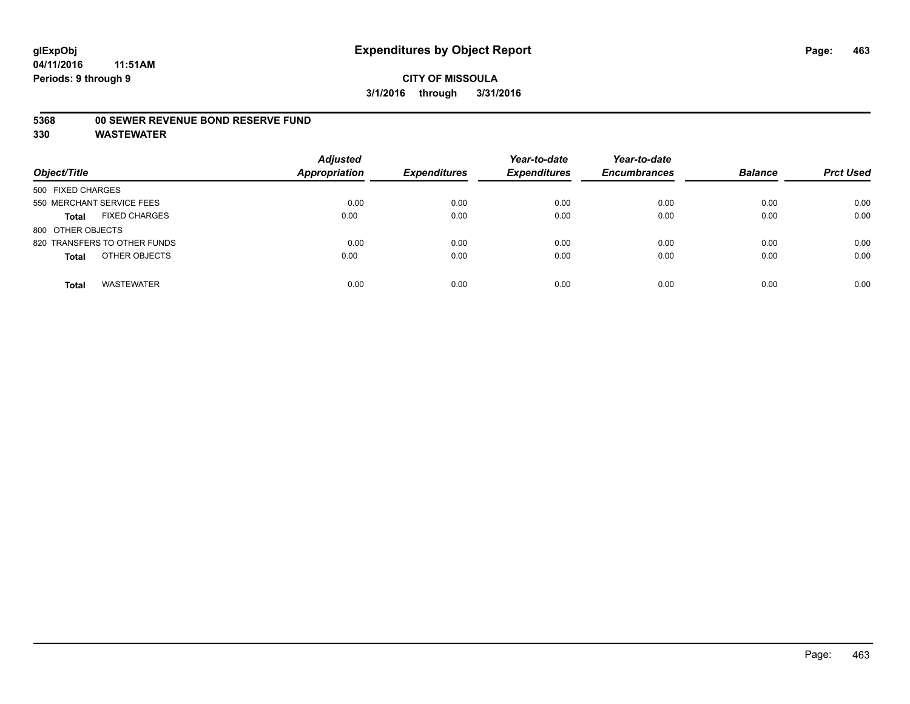# Expenditures by Object Report

glExpObj
04/11/2016 11:51AM
Periods: 9 through 9

**CITY OF MISSOULA**
**3/1/2016 through 3/31/2016**

**5368 00 SEWER REVENUE BOND RESERVE FUND**
**330 WASTEWATER**

| Object/Title | Adjusted Appropriation | Expenditures | Year-to-date Expenditures | Year-to-date Encumbrances | Balance | Prct Used |
|---|---|---|---|---|---|---|
| 500 FIXED CHARGES | | | | | | |
| 550 MERCHANT SERVICE FEES | 0.00 | 0.00 | 0.00 | 0.00 | 0.00 | 0.00 |
| **Total** FIXED CHARGES | 0.00 | 0.00 | 0.00 | 0.00 | 0.00 | 0.00 |
| 800 OTHER OBJECTS | | | | | | |
| 820 TRANSFERS TO OTHER FUNDS | 0.00 | 0.00 | 0.00 | 0.00 | 0.00 | 0.00 |
| **Total** OTHER OBJECTS | 0.00 | 0.00 | 0.00 | 0.00 | 0.00 | 0.00 |
| **Total** WASTEWATER | 0.00 | 0.00 | 0.00 | 0.00 | 0.00 | 0.00 |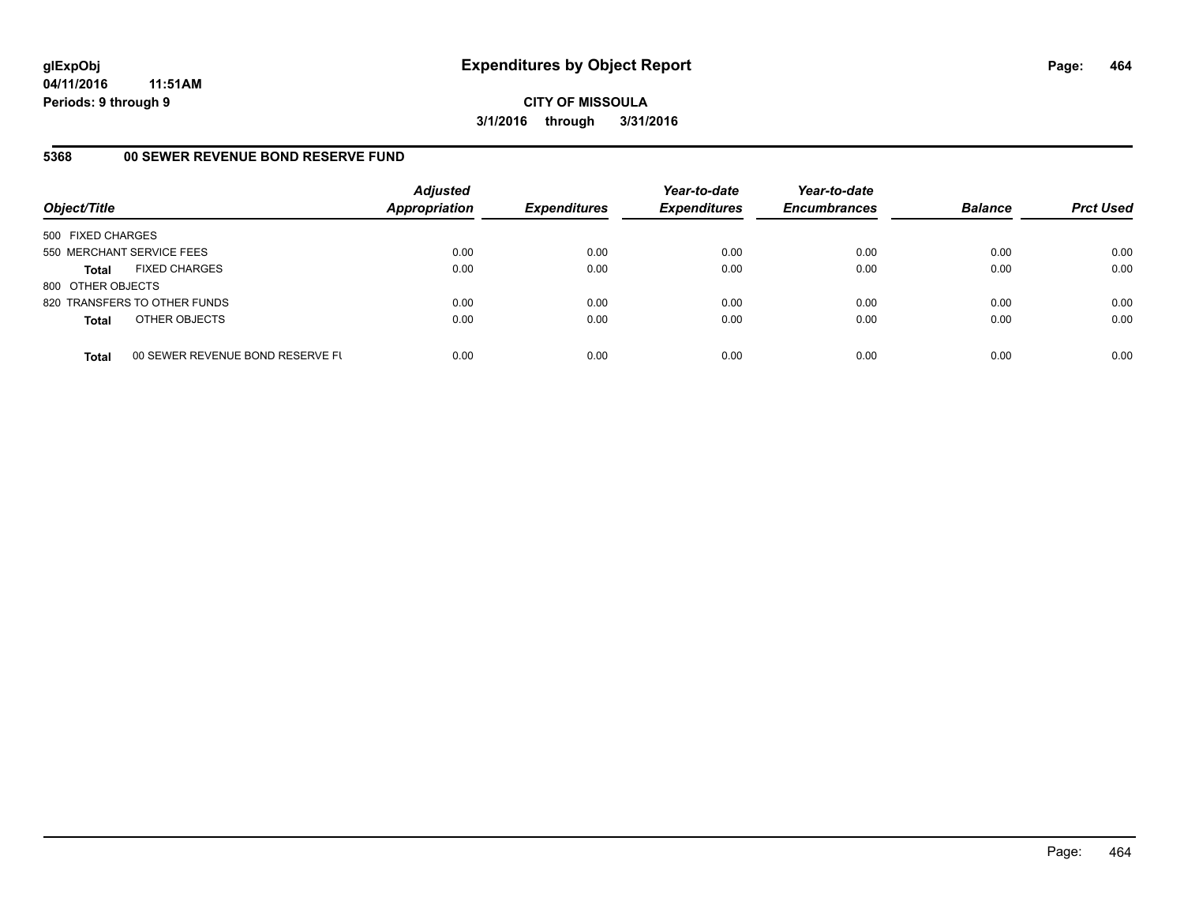glExpObj
04/11/2016 11:51AM
Periods: 9 through 9

# Expenditures by Object Report

**CITY OF MISSOULA**
**3/1/2016 through 3/31/2016**

## 5368 00 SEWER REVENUE BOND RESERVE FUND

| Object/Title | | Adjusted Appropriation | Expenditures | Year-to-date Expenditures | Year-to-date Encumbrances | Balance | Prct Used |
|---|---|---|---|---|---|---|---|
| 500 FIXED CHARGES | | | | | | | |
| 550 MERCHANT SERVICE FEES | | 0.00 | 0.00 | 0.00 | 0.00 | 0.00 | 0.00 |
| **Total** | FIXED CHARGES | 0.00 | 0.00 | 0.00 | 0.00 | 0.00 | 0.00 |
| 800 OTHER OBJECTS | | | | | | | |
| 820 TRANSFERS TO OTHER FUNDS | | 0.00 | 0.00 | 0.00 | 0.00 | 0.00 | 0.00 |
| **Total** | OTHER OBJECTS | 0.00 | 0.00 | 0.00 | 0.00 | 0.00 | 0.00 |
| **Total** | 00 SEWER REVENUE BOND RESERVE FU | 0.00 | 0.00 | 0.00 | 0.00 | 0.00 | 0.00 |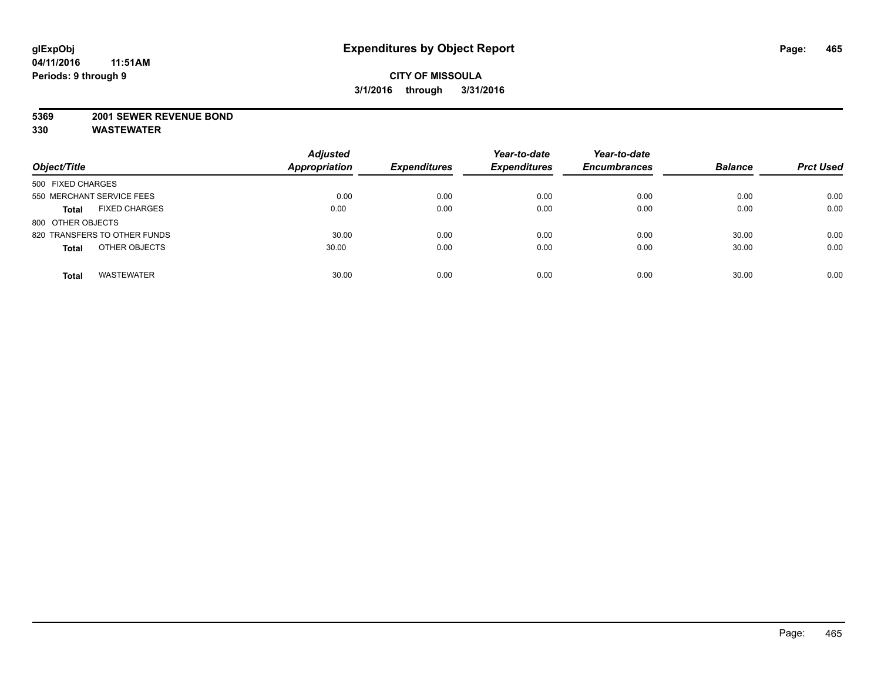**glExpObj**
**04/11/2016 11:51AM**
**Periods: 9 through 9**

# Expenditures by Object Report

**CITY OF MISSOULA**
**3/1/2016 through 3/31/2016**

**5369 2001 SEWER REVENUE BOND**
**330 WASTEWATER**

| Object/Title | Adjusted Appropriation | Expenditures | Year-to-date Expenditures | Year-to-date Encumbrances | Balance | Prct Used |
|---|---|---|---|---|---|---|
| 500 FIXED CHARGES | | | | | | |
| 550 MERCHANT SERVICE FEES | 0.00 | 0.00 | 0.00 | 0.00 | 0.00 | 0.00 |
| **Total** FIXED CHARGES | 0.00 | 0.00 | 0.00 | 0.00 | 0.00 | 0.00 |
| 800 OTHER OBJECTS | | | | | | |
| 820 TRANSFERS TO OTHER FUNDS | 30.00 | 0.00 | 0.00 | 0.00 | 30.00 | 0.00 |
| **Total** OTHER OBJECTS | 30.00 | 0.00 | 0.00 | 0.00 | 30.00 | 0.00 |
| **Total** WASTEWATER | 30.00 | 0.00 | 0.00 | 0.00 | 30.00 | 0.00 |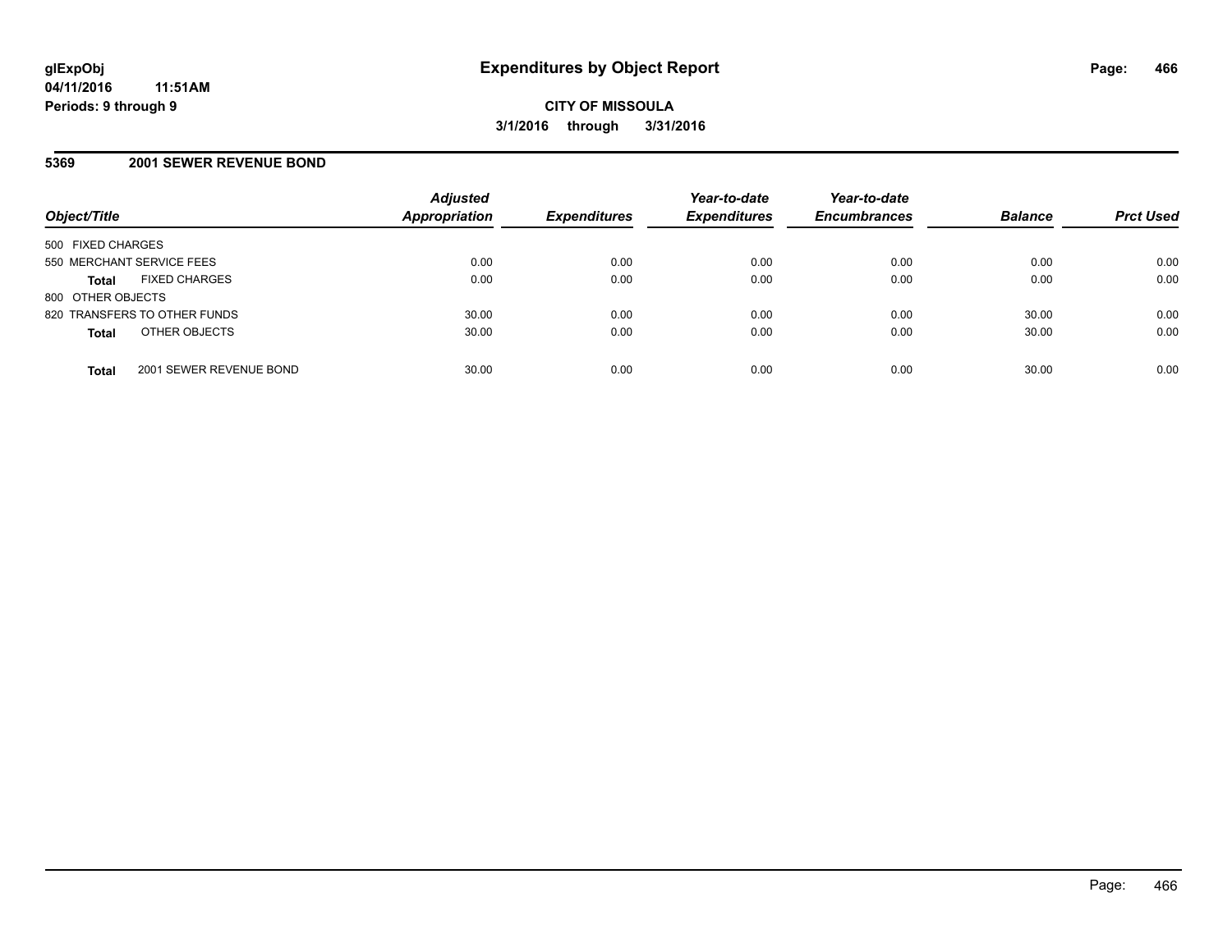# Expenditures by Object Report

**glExpObj**
**04/11/2016 11:51AM**
**Periods: 9 through 9**

**CITY OF MISSOULA**
**3/1/2016 through 3/31/2016**

## 5369 2001 SEWER REVENUE BOND

| Object/Title | Adjusted Appropriation | Expenditures | Year-to-date Expenditures | Year-to-date Encumbrances | Balance | Prct Used |
|---|---|---|---|---|---|---|
| 500 FIXED CHARGES | | | | | | |
| 550 MERCHANT SERVICE FEES | 0.00 | 0.00 | 0.00 | 0.00 | 0.00 | 0.00 |
| **Total** FIXED CHARGES | 0.00 | 0.00 | 0.00 | 0.00 | 0.00 | 0.00 |
| 800 OTHER OBJECTS | | | | | | |
| 820 TRANSFERS TO OTHER FUNDS | 30.00 | 0.00 | 0.00 | 0.00 | 30.00 | 0.00 |
| **Total** OTHER OBJECTS | 30.00 | 0.00 | 0.00 | 0.00 | 30.00 | 0.00 |
| **Total** 2001 SEWER REVENUE BOND | 30.00 | 0.00 | 0.00 | 0.00 | 30.00 | 0.00 |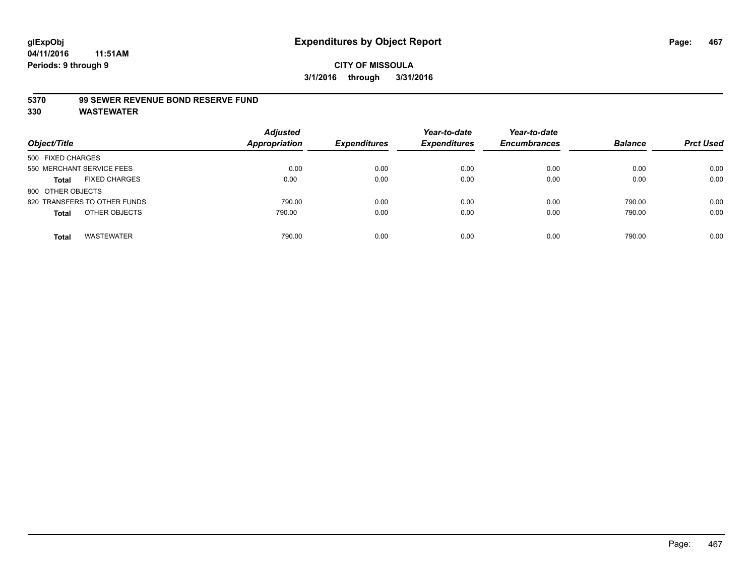**glExpObj**
**04/11/2016 11:51AM**
**Periods: 9 through 9**

# Expenditures by Object Report

**CITY OF MISSOULA**
**3/1/2016 through 3/31/2016**

## 5370 99 SEWER REVENUE BOND RESERVE FUND
## 330 WASTEWATER

| Object/Title | Adjusted Appropriation | Expenditures | Year-to-date Expenditures | Year-to-date Encumbrances | Balance | Prct Used |
|---|---|---|---|---|---|---|
| 500 FIXED CHARGES | | | | | | |
| 550 MERCHANT SERVICE FEES | 0.00 | 0.00 | 0.00 | 0.00 | 0.00 | 0.00 |
| **Total** FIXED CHARGES | 0.00 | 0.00 | 0.00 | 0.00 | 0.00 | 0.00 |
| 800 OTHER OBJECTS | | | | | | |
| 820 TRANSFERS TO OTHER FUNDS | 790.00 | 0.00 | 0.00 | 0.00 | 790.00 | 0.00 |
| **Total** OTHER OBJECTS | 790.00 | 0.00 | 0.00 | 0.00 | 790.00 | 0.00 |
| **Total** WASTEWATER | 790.00 | 0.00 | 0.00 | 0.00 | 790.00 | 0.00 |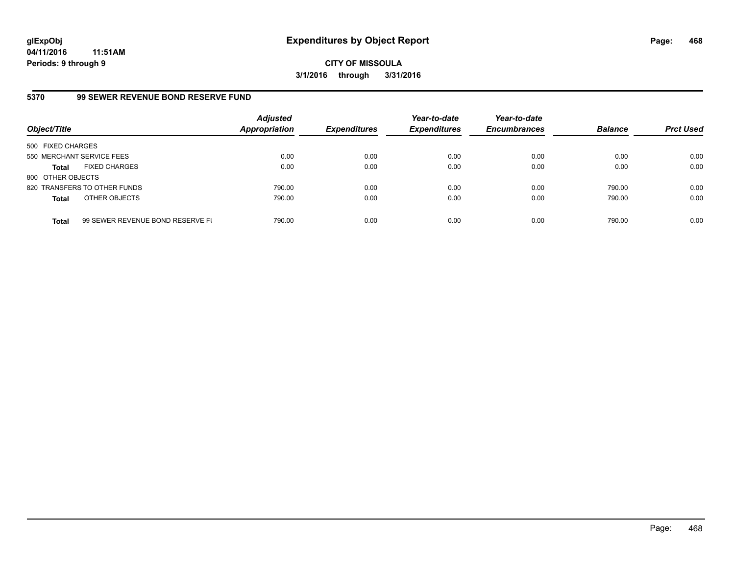# Expenditures by Object Report

**glExpObj**
**04/11/2016 11:51AM**
**Periods: 9 through 9**

**CITY OF MISSOULA**
**3/1/2016 through 3/31/2016**

## 5370 99 SEWER REVENUE BOND RESERVE FUND

| Object/Title | | Adjusted Appropriation | Expenditures | Year-to-date Expenditures | Year-to-date Encumbrances | Balance | Prct Used |
|---|---|---|---|---|---|---|---|
| 500 FIXED CHARGES | | | | | | | |
| 550 MERCHANT SERVICE FEES | | 0.00 | 0.00 | 0.00 | 0.00 | 0.00 | 0.00 |
| **Total** | FIXED CHARGES | 0.00 | 0.00 | 0.00 | 0.00 | 0.00 | 0.00 |
| 800 OTHER OBJECTS | | | | | | | |
| 820 TRANSFERS TO OTHER FUNDS | | 790.00 | 0.00 | 0.00 | 0.00 | 790.00 | 0.00 |
| **Total** | OTHER OBJECTS | 790.00 | 0.00 | 0.00 | 0.00 | 790.00 | 0.00 |
| **Total** | 99 SEWER REVENUE BOND RESERVE FU | 790.00 | 0.00 | 0.00 | 0.00 | 790.00 | 0.00 |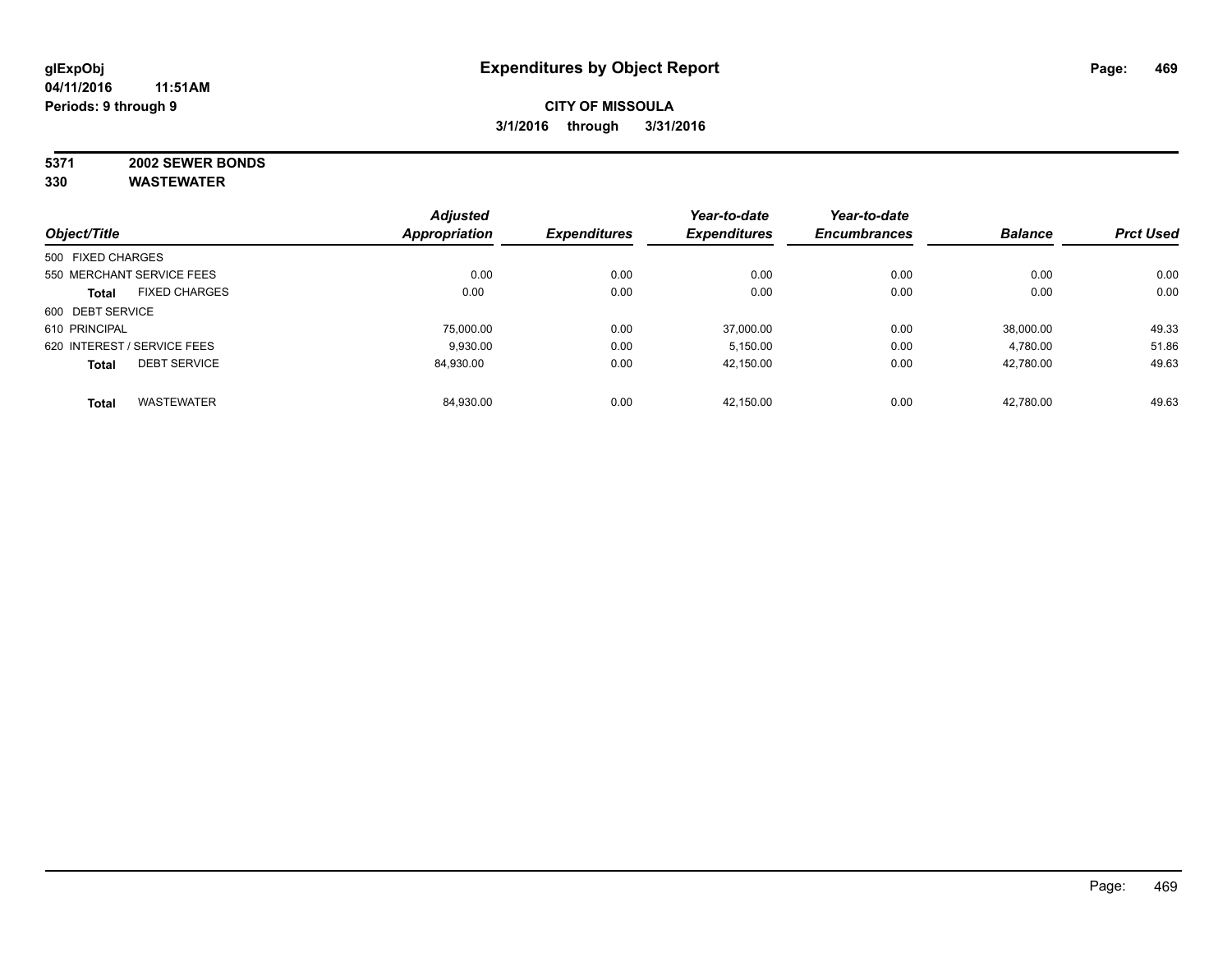**glExpObj** **Expenditures by Object Report**

**04/11/2016 11:51AM**

**Periods: 9 through 9**

**CITY OF MISSOULA**

**3/1/2016 through 3/31/2016**

**5371 2002 SEWER BONDS**

**330 WASTEWATER**

| Object/Title | Adjusted Appropriation | Expenditures | Year-to-date Expenditures | Year-to-date Encumbrances | Balance | Prct Used |
|---|---|---|---|---|---|---|
| 500 FIXED CHARGES | | | | | | |
| 550 MERCHANT SERVICE FEES | 0.00 | 0.00 | 0.00 | 0.00 | 0.00 | 0.00 |
| **Total** FIXED CHARGES | 0.00 | 0.00 | 0.00 | 0.00 | 0.00 | 0.00 |
| 600 DEBT SERVICE | | | | | | |
| 610 PRINCIPAL | 75,000.00 | 0.00 | 37,000.00 | 0.00 | 38,000.00 | 49.33 |
| 620 INTEREST / SERVICE FEES | 9,930.00 | 0.00 | 5,150.00 | 0.00 | 4,780.00 | 51.86 |
| **Total** DEBT SERVICE | 84,930.00 | 0.00 | 42,150.00 | 0.00 | 42,780.00 | 49.63 |
| **Total** WASTEWATER | 84,930.00 | 0.00 | 42,150.00 | 0.00 | 42,780.00 | 49.63 |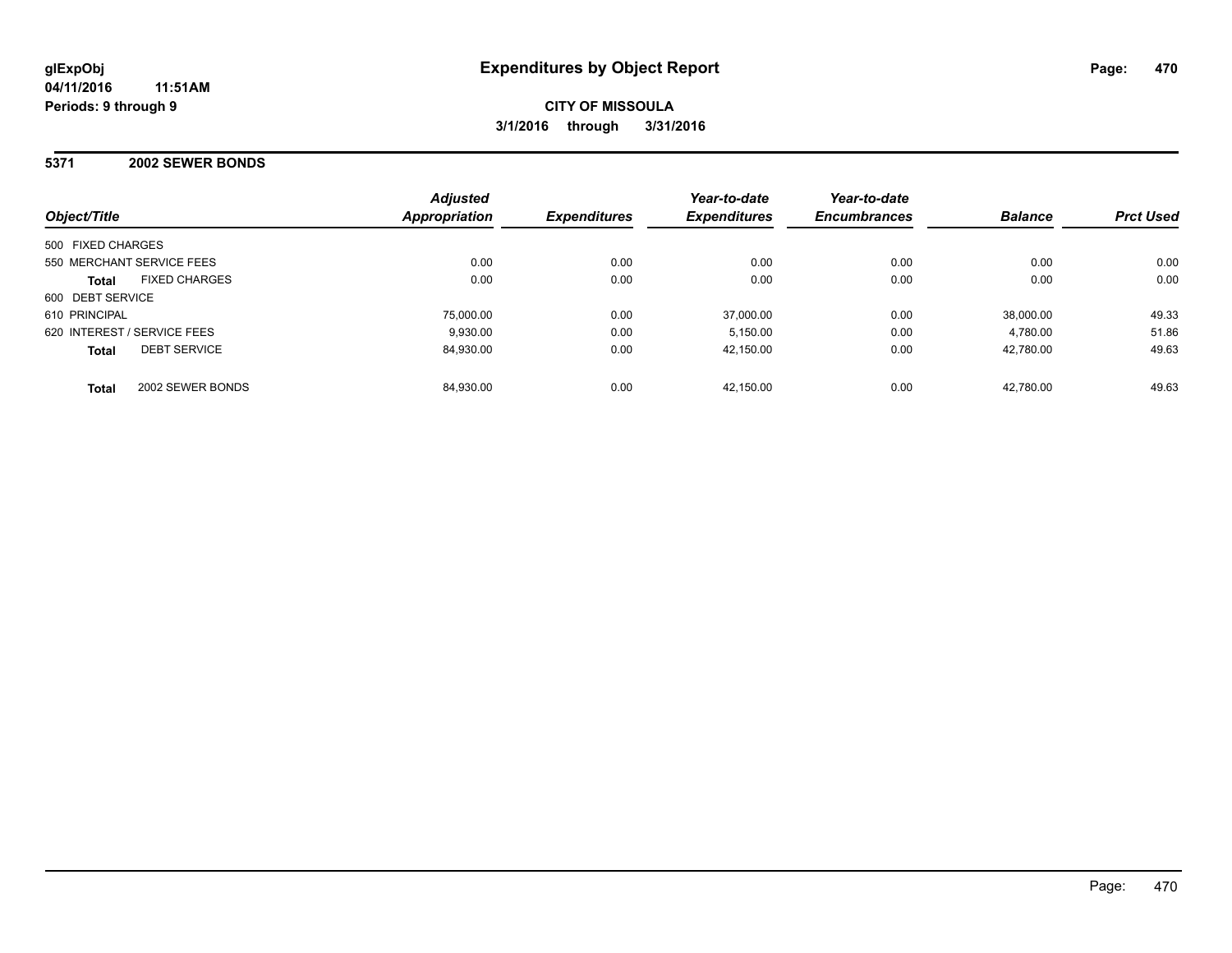**glExpObj**
**04/11/2016 11:51AM**
**Periods: 9 through 9**

# Expenditures by Object Report

**CITY OF MISSOULA**
**3/1/2016 through 3/31/2016**

## 5371 2002 SEWER BONDS

| Object/Title | | Adjusted Appropriation | Expenditures | Year-to-date Expenditures | Year-to-date Encumbrances | Balance | Prct Used |
|---|---|---|---|---|---|---|---|
| 500 FIXED CHARGES | | | | | | | |
| 550 MERCHANT SERVICE FEES | | 0.00 | 0.00 | 0.00 | 0.00 | 0.00 | 0.00 |
| **Total** | FIXED CHARGES | 0.00 | 0.00 | 0.00 | 0.00 | 0.00 | 0.00 |
| 600 DEBT SERVICE | | | | | | | |
| 610 PRINCIPAL | | 75,000.00 | 0.00 | 37,000.00 | 0.00 | 38,000.00 | 49.33 |
| 620 INTEREST / SERVICE FEES | | 9,930.00 | 0.00 | 5,150.00 | 0.00 | 4,780.00 | 51.86 |
| **Total** | DEBT SERVICE | 84,930.00 | 0.00 | 42,150.00 | 0.00 | 42,780.00 | 49.63 |
| **Total** | 2002 SEWER BONDS | 84,930.00 | 0.00 | 42,150.00 | 0.00 | 42,780.00 | 49.63 |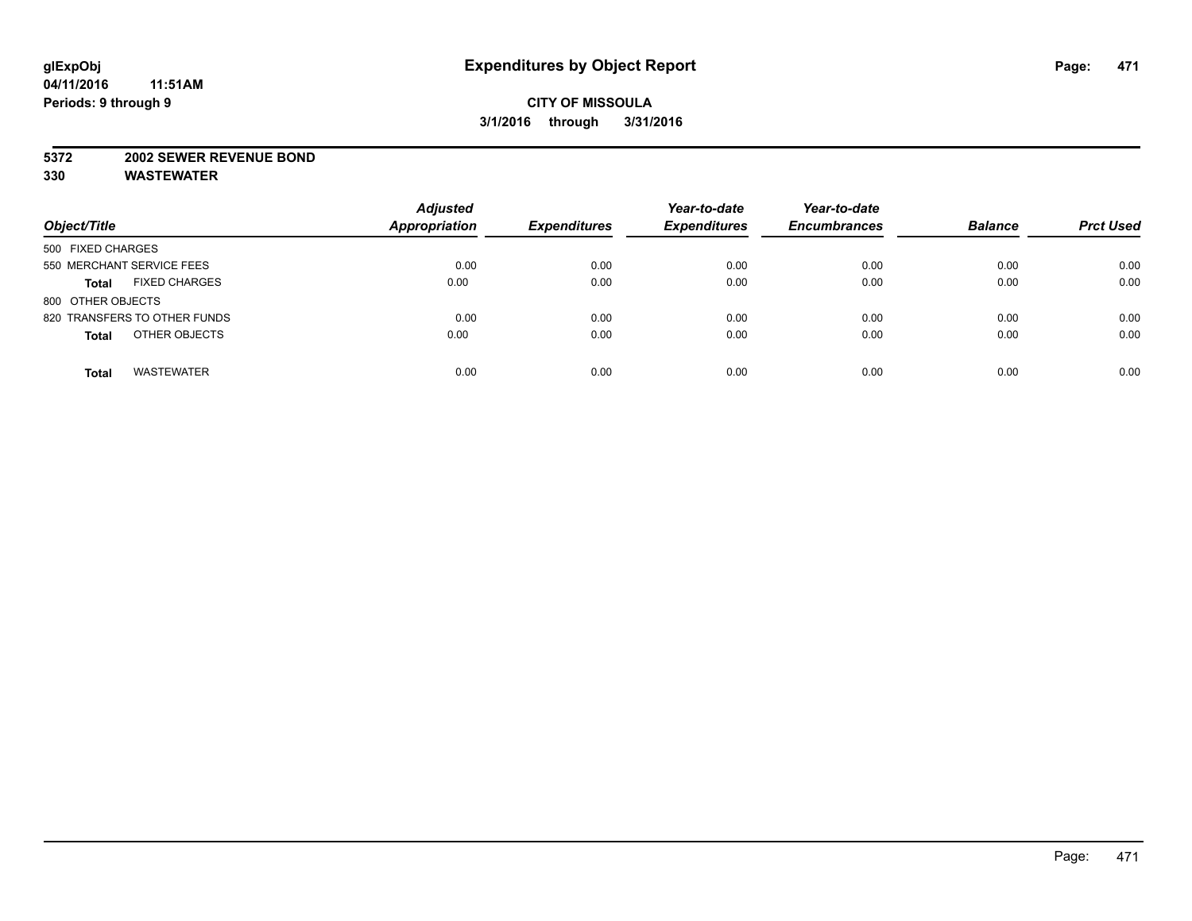**glExpObj**
**04/11/2016 11:51AM**
**Periods: 9 through 9**

# Expenditures by Object Report

**CITY OF MISSOULA**
**3/1/2016 through 3/31/2016**

**5372 2002 SEWER REVENUE BOND**
**330 WASTEWATER**

| Object/Title | | Adjusted Appropriation | Expenditures | Year-to-date Expenditures | Year-to-date Encumbrances | Balance | Prct Used |
|---|---|---|---|---|---|---|---|
| 500 FIXED CHARGES | | | | | | | |
| 550 MERCHANT SERVICE FEES | | 0.00 | 0.00 | 0.00 | 0.00 | 0.00 | 0.00 |
| **Total** | FIXED CHARGES | 0.00 | 0.00 | 0.00 | 0.00 | 0.00 | 0.00 |
| 800 OTHER OBJECTS | | | | | | | |
| 820 TRANSFERS TO OTHER FUNDS | | 0.00 | 0.00 | 0.00 | 0.00 | 0.00 | 0.00 |
| **Total** | OTHER OBJECTS | 0.00 | 0.00 | 0.00 | 0.00 | 0.00 | 0.00 |
| **Total** | WASTEWATER | 0.00 | 0.00 | 0.00 | 0.00 | 0.00 | 0.00 |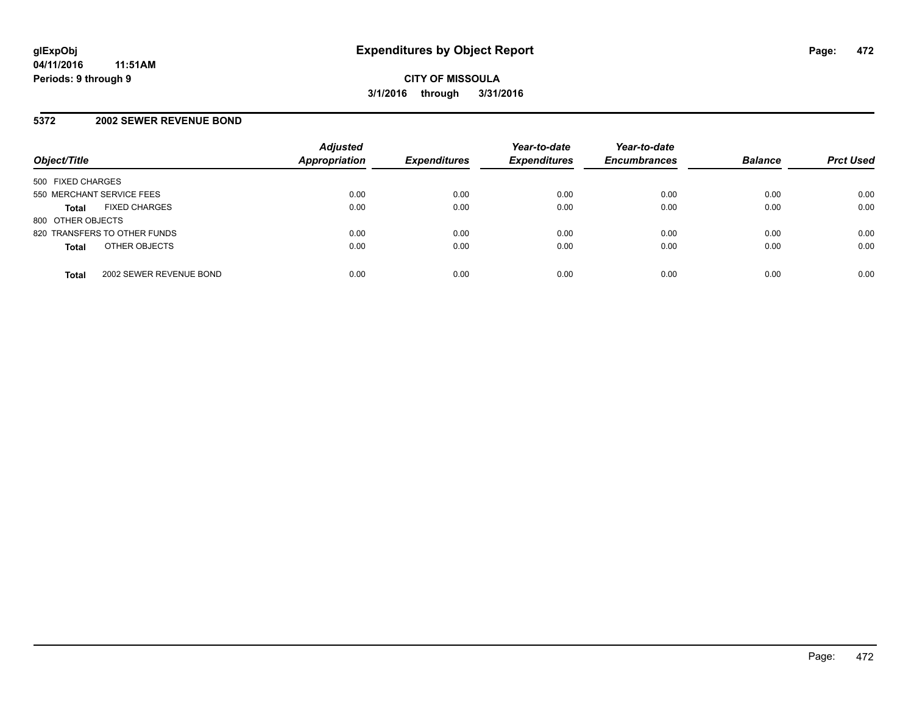**glExpObj**
**04/11/2016 11:51AM**
**Periods: 9 through 9**

# Expenditures by Object Report

**CITY OF MISSOULA**
**3/1/2016 through 3/31/2016**

## 5372 2002 SEWER REVENUE BOND

| Object/Title | | Adjusted Appropriation | Expenditures | Year-to-date Expenditures | Year-to-date Encumbrances | Balance | Prct Used |
|---|---|---|---|---|---|---|---|
| 500 FIXED CHARGES | | | | | | | |
| 550 MERCHANT SERVICE FEES | | 0.00 | 0.00 | 0.00 | 0.00 | 0.00 | 0.00 |
| **Total** | FIXED CHARGES | 0.00 | 0.00 | 0.00 | 0.00 | 0.00 | 0.00 |
| 800 OTHER OBJECTS | | | | | | | |
| 820 TRANSFERS TO OTHER FUNDS | | 0.00 | 0.00 | 0.00 | 0.00 | 0.00 | 0.00 |
| **Total** | OTHER OBJECTS | 0.00 | 0.00 | 0.00 | 0.00 | 0.00 | 0.00 |
| **Total** | 2002 SEWER REVENUE BOND | 0.00 | 0.00 | 0.00 | 0.00 | 0.00 | 0.00 |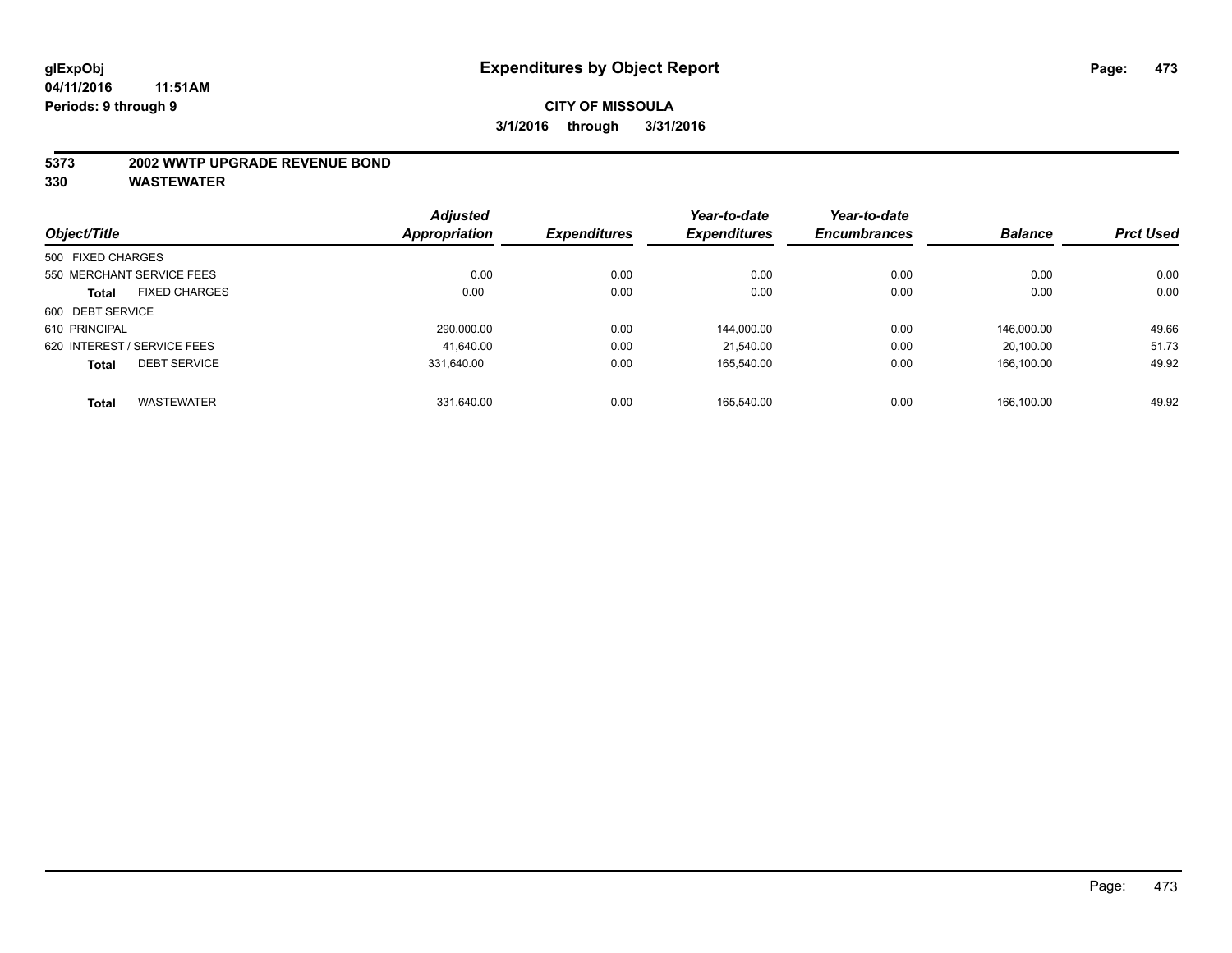# Expenditures by Object Report

glExpObj
04/11/2016 11:51AM
Periods: 9 through 9

**CITY OF MISSOULA**
**3/1/2016 through 3/31/2016**

## 5373 2002 WWTP UPGRADE REVENUE BOND
## 330 WASTEWATER

| Object/Title | Adjusted Appropriation | Expenditures | Year-to-date Expenditures | Year-to-date Encumbrances | Balance | Prct Used |
|---|---|---|---|---|---|---|
| 500 FIXED CHARGES | | | | | | |
| 550 MERCHANT SERVICE FEES | 0.00 | 0.00 | 0.00 | 0.00 | 0.00 | 0.00 |
| **Total** FIXED CHARGES | 0.00 | 0.00 | 0.00 | 0.00 | 0.00 | 0.00 |
| 600 DEBT SERVICE | | | | | | |
| 610 PRINCIPAL | 290,000.00 | 0.00 | 144,000.00 | 0.00 | 146,000.00 | 49.66 |
| 620 INTEREST / SERVICE FEES | 41,640.00 | 0.00 | 21,540.00 | 0.00 | 20,100.00 | 51.73 |
| **Total** DEBT SERVICE | 331,640.00 | 0.00 | 165,540.00 | 0.00 | 166,100.00 | 49.92 |
| **Total** WASTEWATER | 331,640.00 | 0.00 | 165,540.00 | 0.00 | 166,100.00 | 49.92 |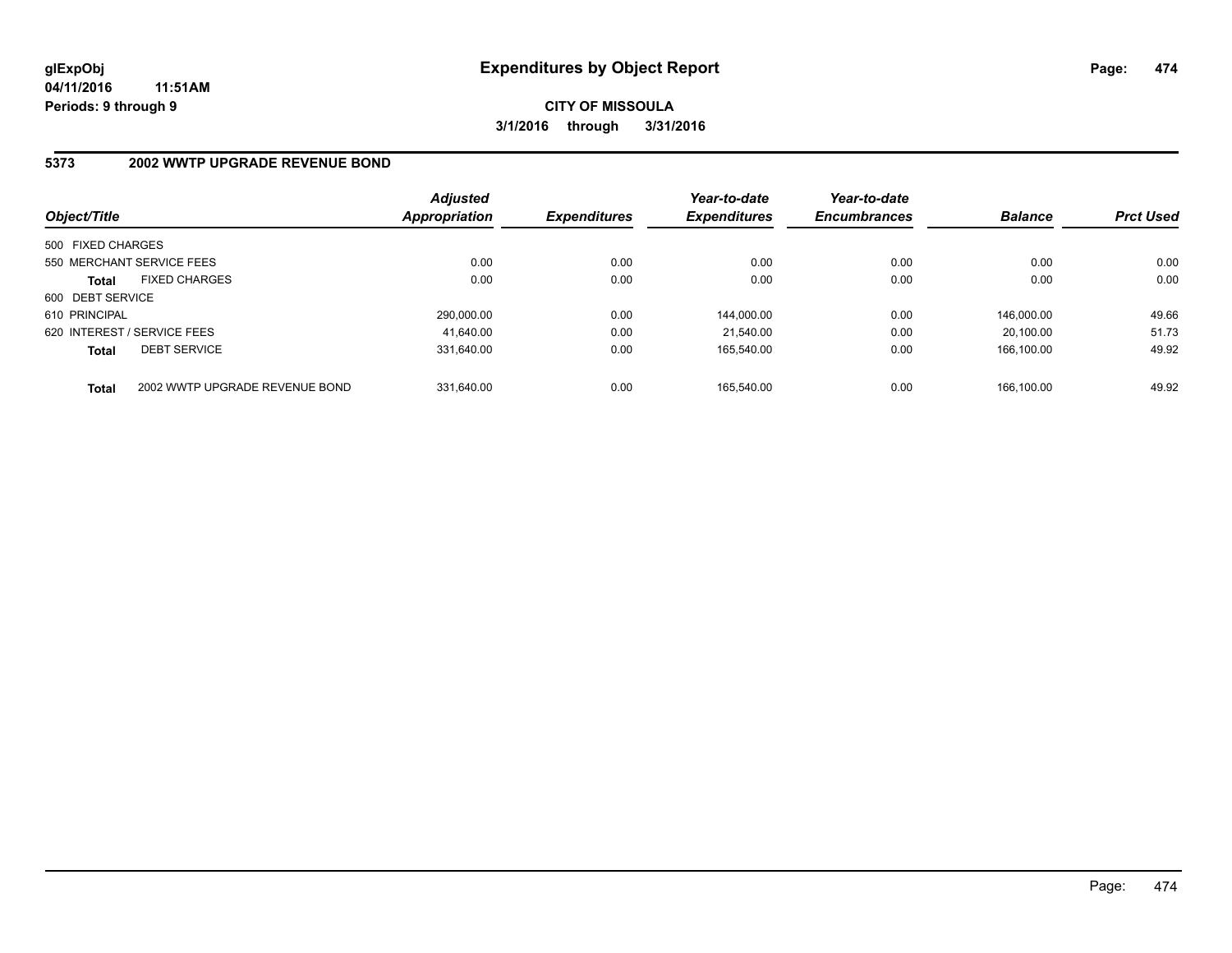**glExpObj**
**04/11/2016 11:51AM**
**Periods: 9 through 9**

# Expenditures by Object Report

**CITY OF MISSOULA**
**3/1/2016 through 3/31/2016**

## 5373 2002 WWTP UPGRADE REVENUE BOND

| Object/Title | | *Adjusted Appropriation* | *Expenditures* | *Year-to-date Expenditures* | *Year-to-date Encumbrances* | *Balance* | *Prct Used* |
|---|---|---|---|---|---|---|---|
| 500 FIXED CHARGES | | | | | | | |
| 550 MERCHANT SERVICE FEES | | 0.00 | 0.00 | 0.00 | 0.00 | 0.00 | 0.00 |
| **Total** | FIXED CHARGES | 0.00 | 0.00 | 0.00 | 0.00 | 0.00 | 0.00 |
| 600 DEBT SERVICE | | | | | | | |
| 610 PRINCIPAL | | 290,000.00 | 0.00 | 144,000.00 | 0.00 | 146,000.00 | 49.66 |
| 620 INTEREST / SERVICE FEES | | 41,640.00 | 0.00 | 21,540.00 | 0.00 | 20,100.00 | 51.73 |
| **Total** | DEBT SERVICE | 331,640.00 | 0.00 | 165,540.00 | 0.00 | 166,100.00 | 49.92 |
| **Total** | 2002 WWTP UPGRADE REVENUE BOND | 331,640.00 | 0.00 | 165,540.00 | 0.00 | 166,100.00 | 49.92 |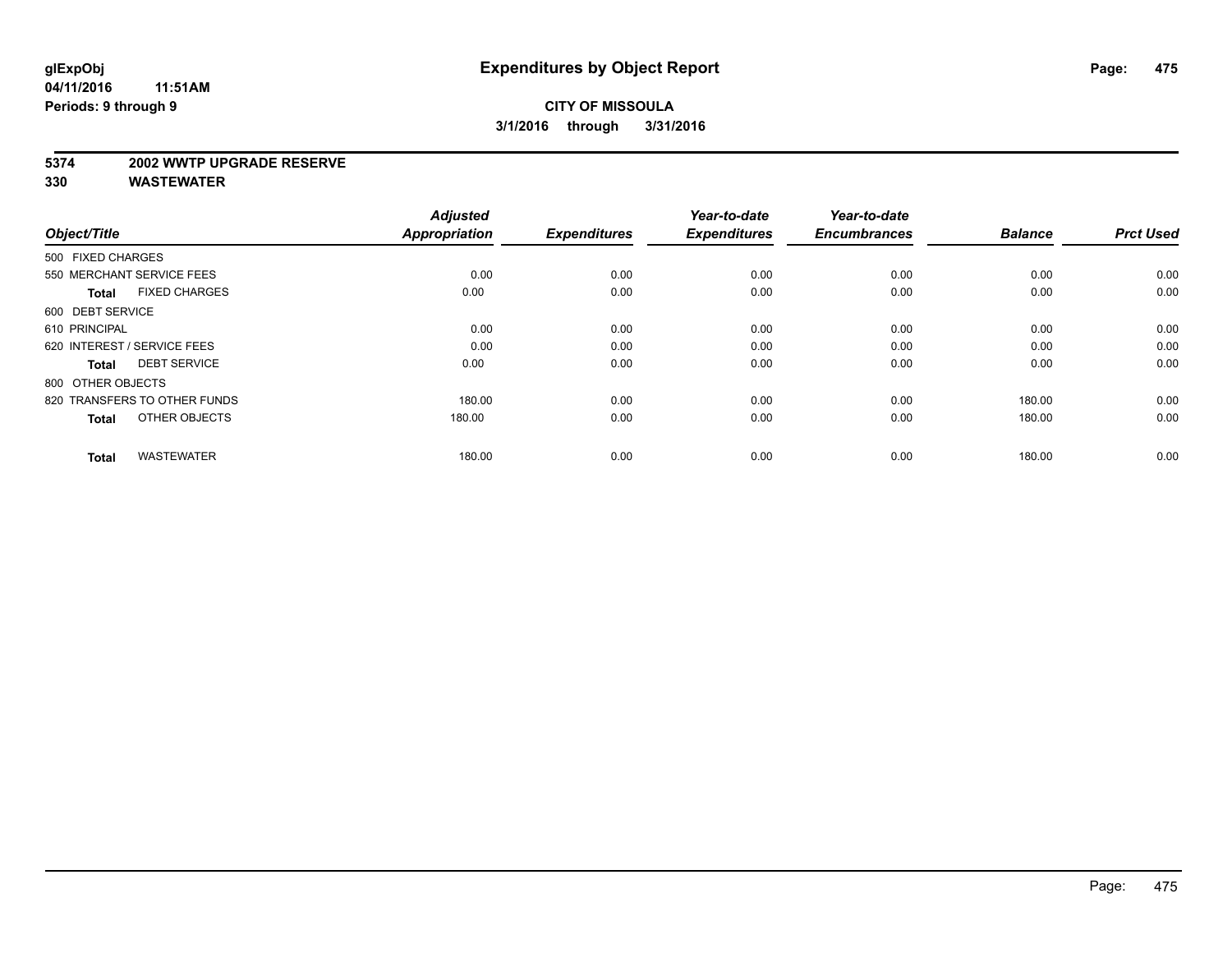glExpObj
04/11/2016 11:51AM
Periods: 9 through 9

# Expenditures by Object Report

**CITY OF MISSOULA**

**3/1/2016 through 3/31/2016**

**5374 2002 WWTP UPGRADE RESERVE**
**330 WASTEWATER**

| Object/Title | Adjusted Appropriation | Expenditures | Year-to-date Expenditures | Year-to-date Encumbrances | Balance | Prct Used |
|---|---|---|---|---|---|---|
| 500 FIXED CHARGES | | | | | | |
| 550 MERCHANT SERVICE FEES | 0.00 | 0.00 | 0.00 | 0.00 | 0.00 | 0.00 |
| **Total** FIXED CHARGES | 0.00 | 0.00 | 0.00 | 0.00 | 0.00 | 0.00 |
| 600 DEBT SERVICE | | | | | | |
| 610 PRINCIPAL | 0.00 | 0.00 | 0.00 | 0.00 | 0.00 | 0.00 |
| 620 INTEREST / SERVICE FEES | 0.00 | 0.00 | 0.00 | 0.00 | 0.00 | 0.00 |
| **Total** DEBT SERVICE | 0.00 | 0.00 | 0.00 | 0.00 | 0.00 | 0.00 |
| 800 OTHER OBJECTS | | | | | | |
| 820 TRANSFERS TO OTHER FUNDS | 180.00 | 0.00 | 0.00 | 0.00 | 180.00 | 0.00 |
| **Total** OTHER OBJECTS | 180.00 | 0.00 | 0.00 | 0.00 | 180.00 | 0.00 |
| **Total** WASTEWATER | 180.00 | 0.00 | 0.00 | 0.00 | 180.00 | 0.00 |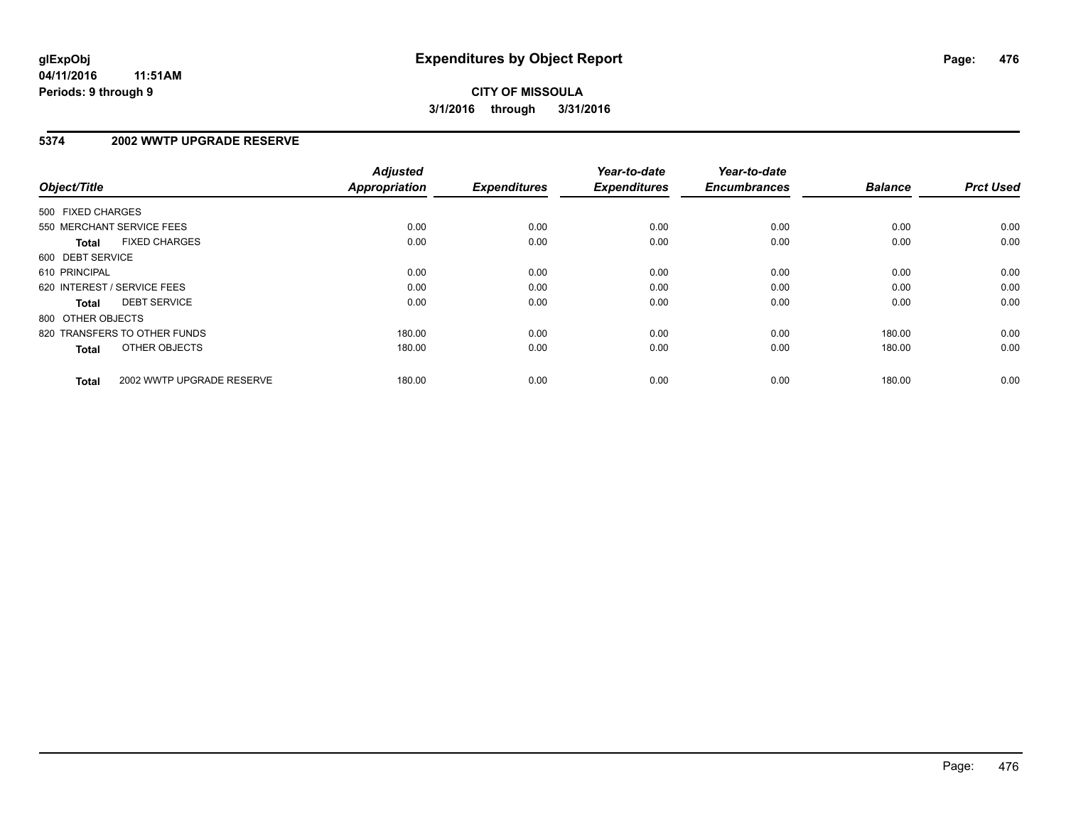**glExpObj**
**04/11/2016 11:51AM**
**Periods: 9 through 9**

# Expenditures by Object Report

**CITY OF MISSOULA**
**3/1/2016 through 3/31/2016**

## 5374 2002 WWTP UPGRADE RESERVE

| Object/Title | Adjusted Appropriation | Expenditures | Year-to-date Expenditures | Year-to-date Encumbrances | Balance | Prct Used |
|---|---|---|---|---|---|---|
| 500 FIXED CHARGES | | | | | | |
| 550 MERCHANT SERVICE FEES | 0.00 | 0.00 | 0.00 | 0.00 | 0.00 | 0.00 |
| **Total** FIXED CHARGES | 0.00 | 0.00 | 0.00 | 0.00 | 0.00 | 0.00 |
| 600 DEBT SERVICE | | | | | | |
| 610 PRINCIPAL | 0.00 | 0.00 | 0.00 | 0.00 | 0.00 | 0.00 |
| 620 INTEREST / SERVICE FEES | 0.00 | 0.00 | 0.00 | 0.00 | 0.00 | 0.00 |
| **Total** DEBT SERVICE | 0.00 | 0.00 | 0.00 | 0.00 | 0.00 | 0.00 |
| 800 OTHER OBJECTS | | | | | | |
| 820 TRANSFERS TO OTHER FUNDS | 180.00 | 0.00 | 0.00 | 0.00 | 180.00 | 0.00 |
| **Total** OTHER OBJECTS | 180.00 | 0.00 | 0.00 | 0.00 | 180.00 | 0.00 |
| **Total** 2002 WWTP UPGRADE RESERVE | 180.00 | 0.00 | 0.00 | 0.00 | 180.00 | 0.00 |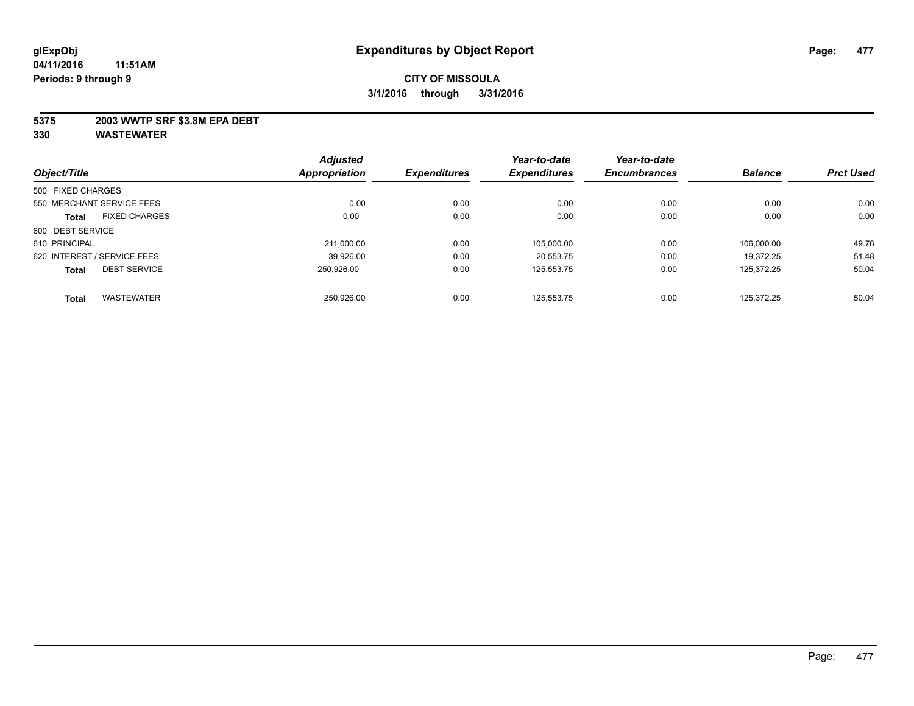# Expenditures by Object Report

glExpObj
04/11/2016 11:51AM
Periods: 9 through 9

**CITY OF MISSOULA**
**3/1/2016 through 3/31/2016**

**5375 2003 WWTP SRF $3.8M EPA DEBT**
**330 WASTEWATER**

| Object/Title | Adjusted Appropriation | Expenditures | Year-to-date Expenditures | Year-to-date Encumbrances | Balance | Prct Used |
|---|---|---|---|---|---|---|
| 500 FIXED CHARGES | | | | | | |
| 550 MERCHANT SERVICE FEES | 0.00 | 0.00 | 0.00 | 0.00 | 0.00 | 0.00 |
| **Total** FIXED CHARGES | 0.00 | 0.00 | 0.00 | 0.00 | 0.00 | 0.00 |
| 600 DEBT SERVICE | | | | | | |
| 610 PRINCIPAL | 211,000.00 | 0.00 | 105,000.00 | 0.00 | 106,000.00 | 49.76 |
| 620 INTEREST / SERVICE FEES | 39,926.00 | 0.00 | 20,553.75 | 0.00 | 19,372.25 | 51.48 |
| **Total** DEBT SERVICE | 250,926.00 | 0.00 | 125,553.75 | 0.00 | 125,372.25 | 50.04 |
| **Total** WASTEWATER | 250,926.00 | 0.00 | 125,553.75 | 0.00 | 125,372.25 | 50.04 |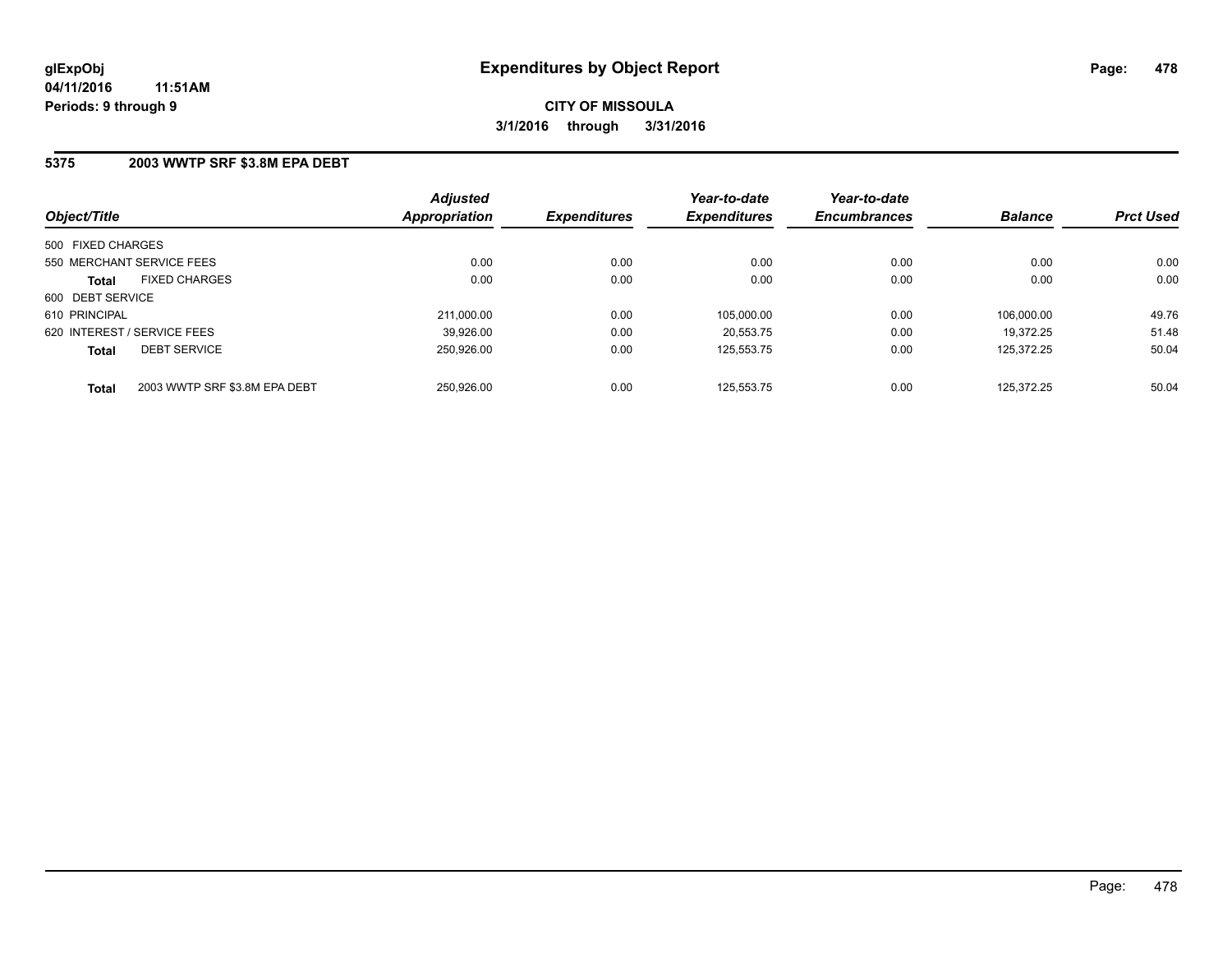**glExpObj**
**04/11/2016 11:51AM**
**Periods: 9 through 9**

# Expenditures by Object Report

**CITY OF MISSOULA**
**3/1/2016 through 3/31/2016**

## 5375 2003 WWTP SRF $3.8M EPA DEBT

| Object/Title | | Adjusted Appropriation | Expenditures | Year-to-date Expenditures | Year-to-date Encumbrances | Balance | Prct Used |
|---|---|---|---|---|---|---|---|
| 500 FIXED CHARGES | | | | | | | |
| 550 MERCHANT SERVICE FEES | | 0.00 | 0.00 | 0.00 | 0.00 | 0.00 | 0.00 |
| **Total** | FIXED CHARGES | 0.00 | 0.00 | 0.00 | 0.00 | 0.00 | 0.00 |
| 600 DEBT SERVICE | | | | | | | |
| 610 PRINCIPAL | | 211,000.00 | 0.00 | 105,000.00 | 0.00 | 106,000.00 | 49.76 |
| 620 INTEREST / SERVICE FEES | | 39,926.00 | 0.00 | 20,553.75 | 0.00 | 19,372.25 | 51.48 |
| **Total** | DEBT SERVICE | 250,926.00 | 0.00 | 125,553.75 | 0.00 | 125,372.25 | 50.04 |
| **Total** | 2003 WWTP SRF $3.8M EPA DEBT | 250,926.00 | 0.00 | 125,553.75 | 0.00 | 125,372.25 | 50.04 |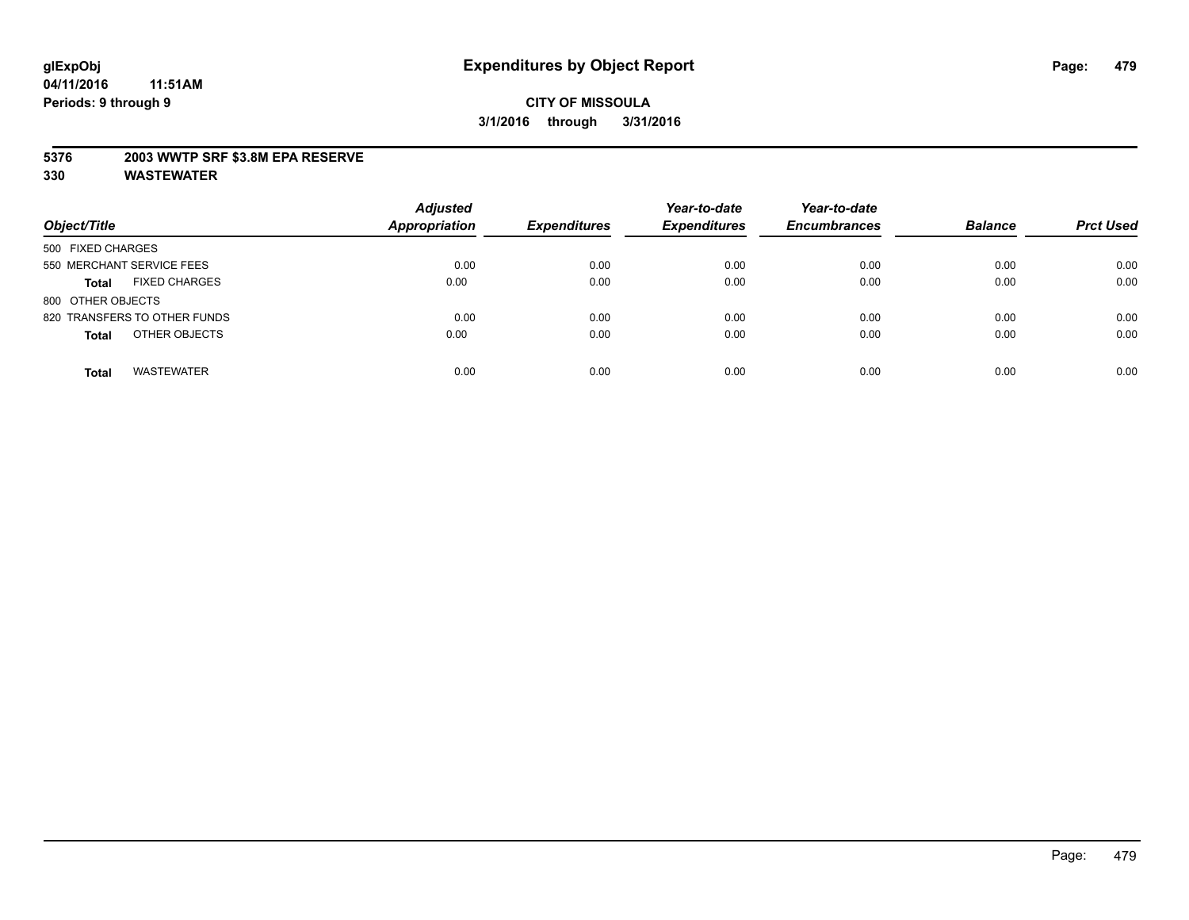**glExpObj** **Expenditures by Object Report**
**04/11/2016 11:51AM**
**Periods: 9 through 9**

**CITY OF MISSOULA**
**3/1/2016 through 3/31/2016**

**5376 2003 WWTP SRF $3.8M EPA RESERVE**
**330 WASTEWATER**

| Object/Title | Adjusted Appropriation | Expenditures | Year-to-date Expenditures | Year-to-date Encumbrances | Balance | Prct Used |
|---|---|---|---|---|---|---|
| 500 FIXED CHARGES | | | | | | |
| 550 MERCHANT SERVICE FEES | 0.00 | 0.00 | 0.00 | 0.00 | 0.00 | 0.00 |
| **Total** FIXED CHARGES | 0.00 | 0.00 | 0.00 | 0.00 | 0.00 | 0.00 |
| 800 OTHER OBJECTS | | | | | | |
| 820 TRANSFERS TO OTHER FUNDS | 0.00 | 0.00 | 0.00 | 0.00 | 0.00 | 0.00 |
| **Total** OTHER OBJECTS | 0.00 | 0.00 | 0.00 | 0.00 | 0.00 | 0.00 |
| **Total** WASTEWATER | 0.00 | 0.00 | 0.00 | 0.00 | 0.00 | 0.00 |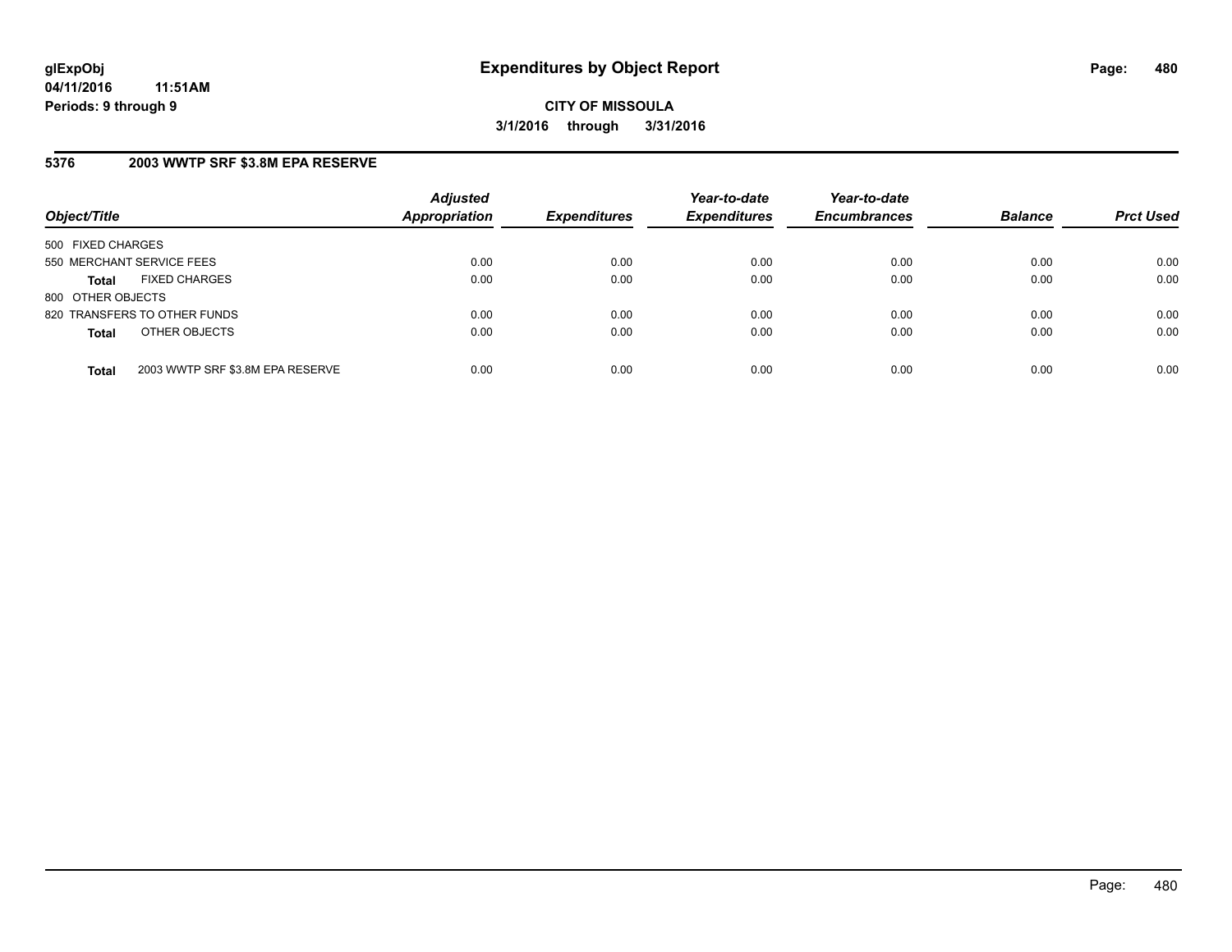**glExpObj** **Expenditures by Object Report**

**04/11/2016 11:51AM**

**Periods: 9 through 9**

**CITY OF MISSOULA**

**3/1/2016 through 3/31/2016**

## 5376 2003 WWTP SRF $3.8M EPA RESERVE

| Object/Title | Adjusted Appropriation | Expenditures | Year-to-date Expenditures | Year-to-date Encumbrances | Balance | Prct Used |
|---|---|---|---|---|---|---|
| 500 FIXED CHARGES | | | | | | |
| 550 MERCHANT SERVICE FEES | 0.00 | 0.00 | 0.00 | 0.00 | 0.00 | 0.00 |
| **Total** FIXED CHARGES | 0.00 | 0.00 | 0.00 | 0.00 | 0.00 | 0.00 |
| 800 OTHER OBJECTS | | | | | | |
| 820 TRANSFERS TO OTHER FUNDS | 0.00 | 0.00 | 0.00 | 0.00 | 0.00 | 0.00 |
| **Total** OTHER OBJECTS | 0.00 | 0.00 | 0.00 | 0.00 | 0.00 | 0.00 |
| **Total** 2003 WWTP SRF $3.8M EPA RESERVE | 0.00 | 0.00 | 0.00 | 0.00 | 0.00 | 0.00 |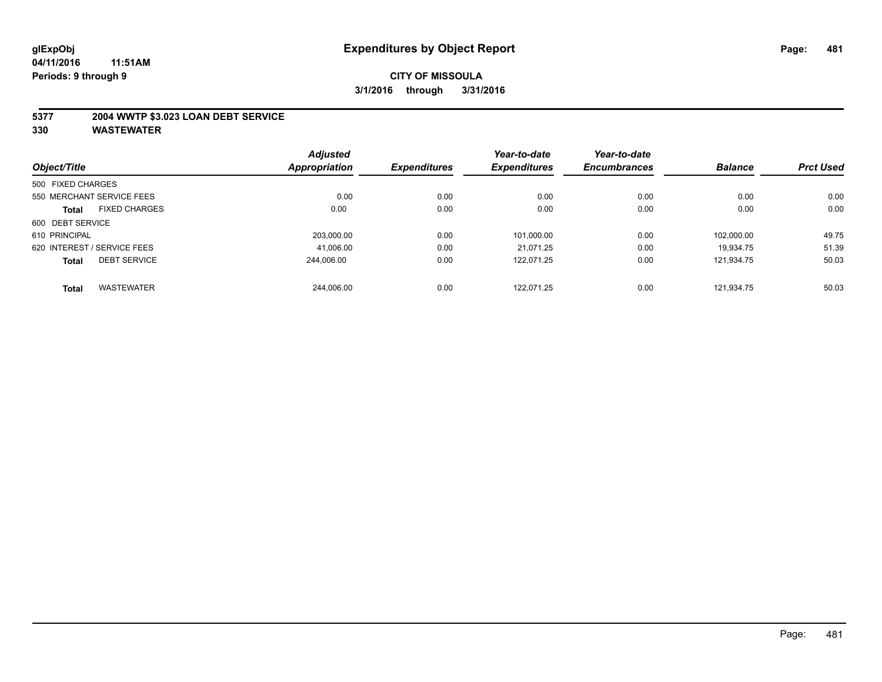**glExpObj** 04/11/2016 11:51AM
**Periods: 9 through 9**

# Expenditures by Object Report

**CITY OF MISSOULA**
**3/1/2016 through 3/31/2016**

## 5377 2004 WWTP $3.023 LOAN DEBT SERVICE
## 330 WASTEWATER

| Object/Title | Adjusted Appropriation | Expenditures | Year-to-date Expenditures | Year-to-date Encumbrances | Balance | Prct Used |
|---|---|---|---|---|---|---|
| 500 FIXED CHARGES | | | | | | |
| 550 MERCHANT SERVICE FEES | 0.00 | 0.00 | 0.00 | 0.00 | 0.00 | 0.00 |
| **Total** FIXED CHARGES | 0.00 | 0.00 | 0.00 | 0.00 | 0.00 | 0.00 |
| 600 DEBT SERVICE | | | | | | |
| 610 PRINCIPAL | 203,000.00 | 0.00 | 101,000.00 | 0.00 | 102,000.00 | 49.75 |
| 620 INTEREST / SERVICE FEES | 41,006.00 | 0.00 | 21,071.25 | 0.00 | 19,934.75 | 51.39 |
| **Total** DEBT SERVICE | 244,006.00 | 0.00 | 122,071.25 | 0.00 | 121,934.75 | 50.03 |
| **Total** WASTEWATER | 244,006.00 | 0.00 | 122,071.25 | 0.00 | 121,934.75 | 50.03 |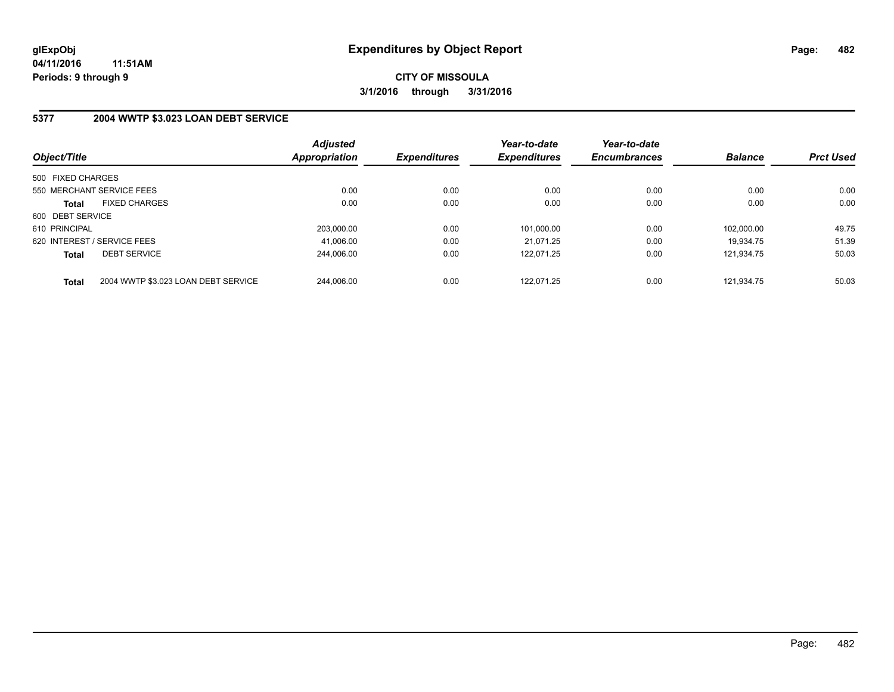**glExpObj** **Expenditures by Object Report**
**04/11/2016 11:51AM**
**Periods: 9 through 9**

**CITY OF MISSOULA**
**3/1/2016 through 3/31/2016**

## 5377 2004 WWTP $3.023 LOAN DEBT SERVICE

| Object/Title | | Adjusted Appropriation | Expenditures | Year-to-date Expenditures | Year-to-date Encumbrances | Balance | Prct Used |
|---|---|---|---|---|---|---|---|
| 500 FIXED CHARGES | | | | | | | |
| 550 MERCHANT SERVICE FEES | | 0.00 | 0.00 | 0.00 | 0.00 | 0.00 | 0.00 |
| **Total** | FIXED CHARGES | 0.00 | 0.00 | 0.00 | 0.00 | 0.00 | 0.00 |
| 600 DEBT SERVICE | | | | | | | |
| 610 PRINCIPAL | | 203,000.00 | 0.00 | 101,000.00 | 0.00 | 102,000.00 | 49.75 |
| 620 INTEREST / SERVICE FEES | | 41,006.00 | 0.00 | 21,071.25 | 0.00 | 19,934.75 | 51.39 |
| **Total** | DEBT SERVICE | 244,006.00 | 0.00 | 122,071.25 | 0.00 | 121,934.75 | 50.03 |
| **Total** | 2004 WWTP $3.023 LOAN DEBT SERVICE | 244,006.00 | 0.00 | 122,071.25 | 0.00 | 121,934.75 | 50.03 |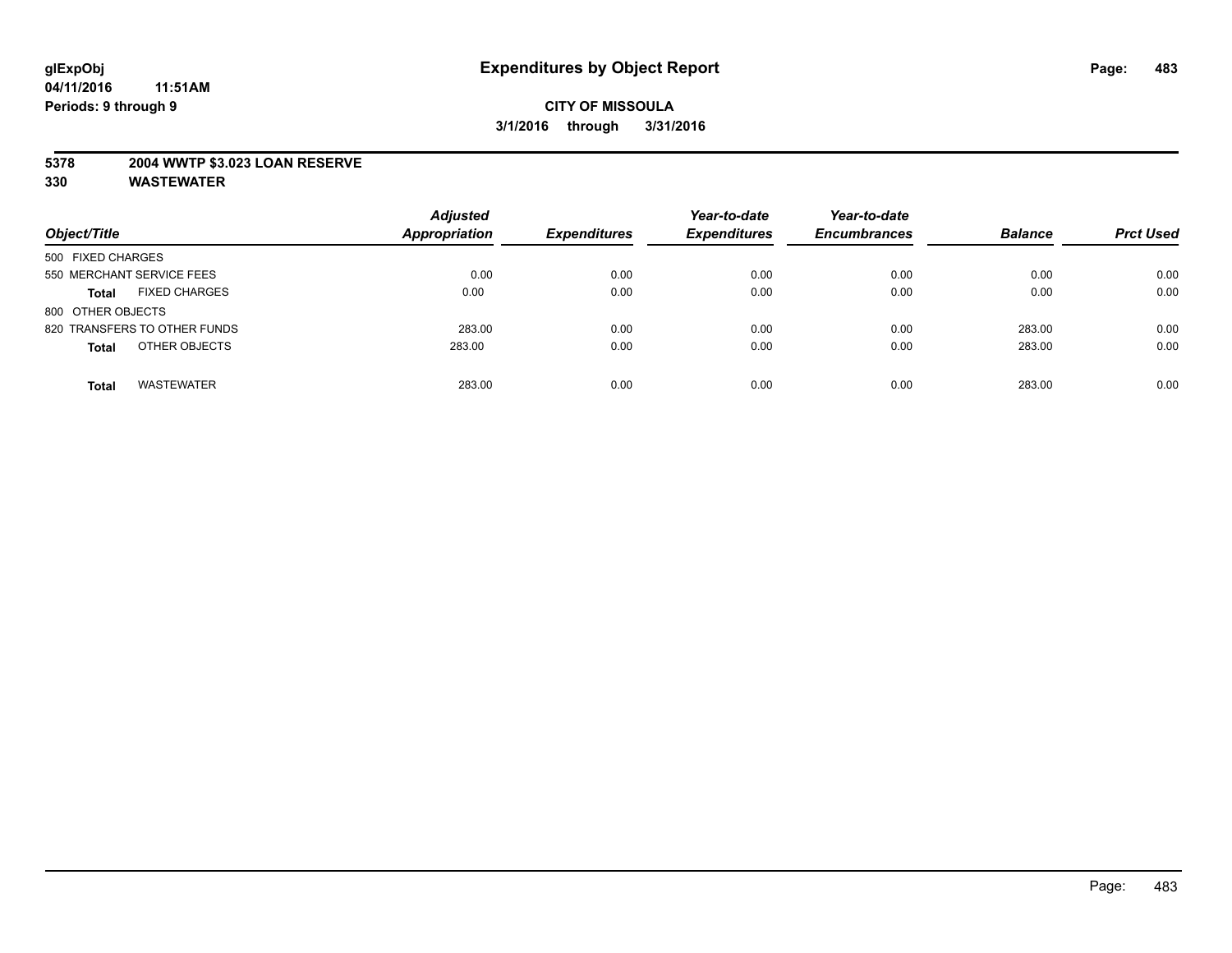**glExpObj**
**04/11/2016 11:51AM**
**Periods: 9 through 9**

# Expenditures by Object Report

**CITY OF MISSOULA**
**3/1/2016 through 3/31/2016**

**5378 2004 WWTP $3.023 LOAN RESERVE**
**330 WASTEWATER**

| Object/Title | | Adjusted Appropriation | Expenditures | Year-to-date Expenditures | Year-to-date Encumbrances | Balance | Prct Used |
|---|---|---|---|---|---|---|---|
| 500 FIXED CHARGES | | | | | | | |
| 550 MERCHANT SERVICE FEES | | 0.00 | 0.00 | 0.00 | 0.00 | 0.00 | 0.00 |
| **Total** | FIXED CHARGES | 0.00 | 0.00 | 0.00 | 0.00 | 0.00 | 0.00 |
| 800 OTHER OBJECTS | | | | | | | |
| 820 TRANSFERS TO OTHER FUNDS | | 283.00 | 0.00 | 0.00 | 0.00 | 283.00 | 0.00 |
| **Total** | OTHER OBJECTS | 283.00 | 0.00 | 0.00 | 0.00 | 283.00 | 0.00 |
| **Total** | WASTEWATER | 283.00 | 0.00 | 0.00 | 0.00 | 283.00 | 0.00 |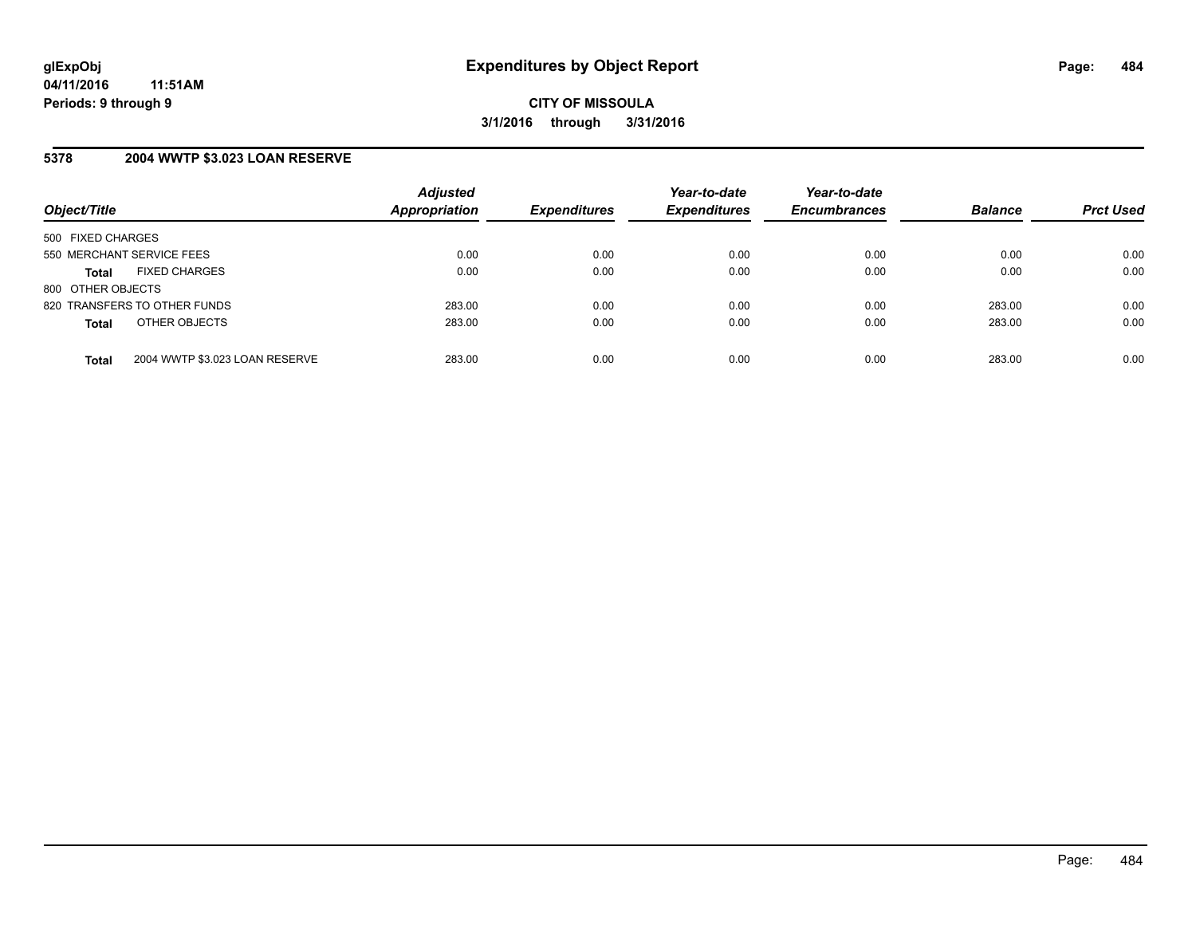**glExpObj**
**04/11/2016 11:51AM**
**Periods: 9 through 9**

# Expenditures by Object Report

**CITY OF MISSOULA**
**3/1/2016 through 3/31/2016**

## 5378 2004 WWTP $3.023 LOAN RESERVE

| Object/Title | Adjusted Appropriation | Expenditures | Year-to-date Expenditures | Year-to-date Encumbrances | Balance | Prct Used |
|---|---|---|---|---|---|---|
| 500 FIXED CHARGES | | | | | | |
| 550 MERCHANT SERVICE FEES | 0.00 | 0.00 | 0.00 | 0.00 | 0.00 | 0.00 |
| **Total** FIXED CHARGES | 0.00 | 0.00 | 0.00 | 0.00 | 0.00 | 0.00 |
| 800 OTHER OBJECTS | | | | | | |
| 820 TRANSFERS TO OTHER FUNDS | 283.00 | 0.00 | 0.00 | 0.00 | 283.00 | 0.00 |
| **Total** OTHER OBJECTS | 283.00 | 0.00 | 0.00 | 0.00 | 283.00 | 0.00 |
| **Total** 2004 WWTP $3.023 LOAN RESERVE | 283.00 | 0.00 | 0.00 | 0.00 | 283.00 | 0.00 |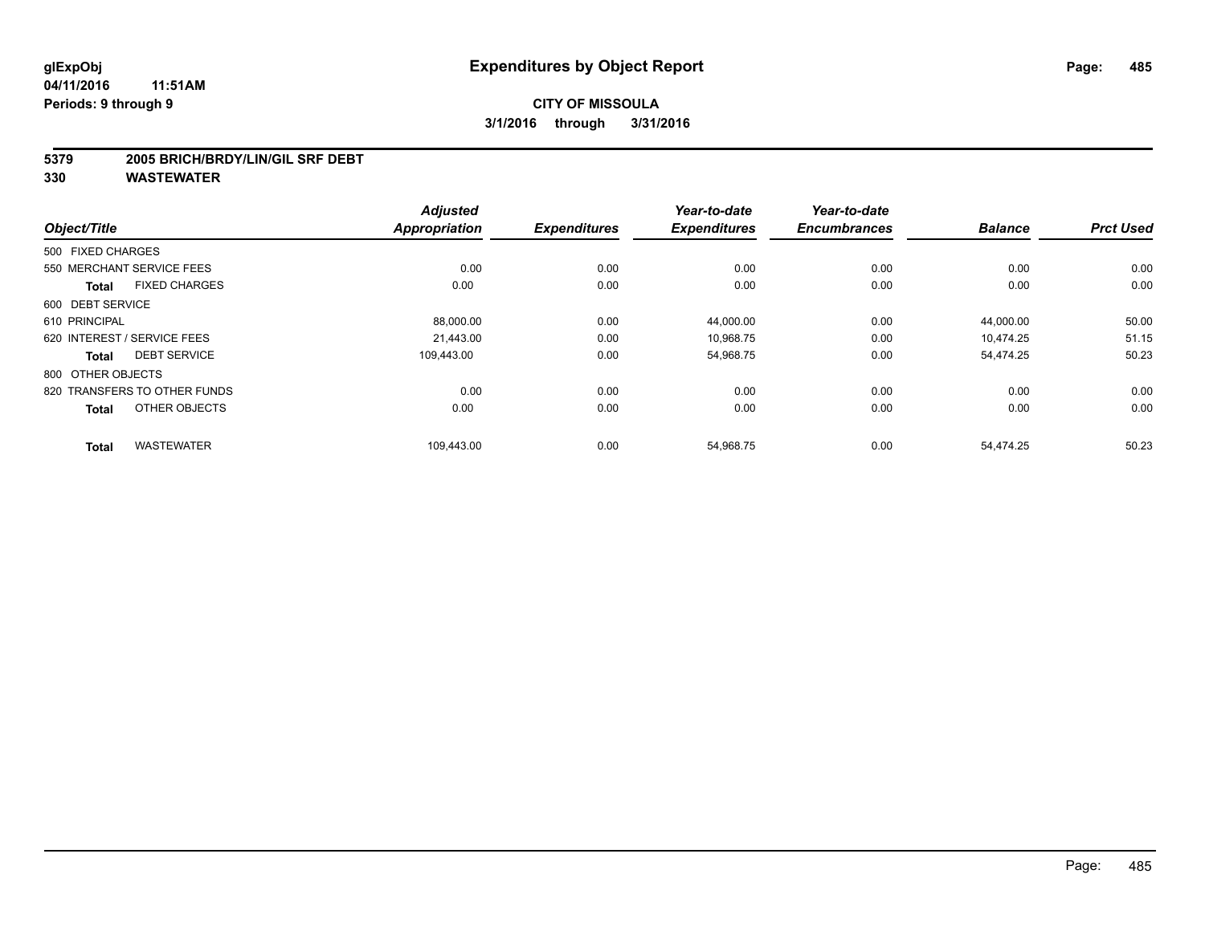**glExpObj** **Expenditures by Object Report**

**04/11/2016 11:51AM**

**Periods: 9 through 9**

**CITY OF MISSOULA**

**3/1/2016 through 3/31/2016**

**5379 2005 BRICH/BRDY/LIN/GIL SRF DEBT**

**330 WASTEWATER**

| Object/Title | Adjusted Appropriation | Expenditures | Year-to-date Expenditures | Year-to-date Encumbrances | Balance | Prct Used |
|---|---|---|---|---|---|---|
| 500 FIXED CHARGES | | | | | | |
| 550 MERCHANT SERVICE FEES | 0.00 | 0.00 | 0.00 | 0.00 | 0.00 | 0.00 |
| **Total** FIXED CHARGES | 0.00 | 0.00 | 0.00 | 0.00 | 0.00 | 0.00 |
| 600 DEBT SERVICE | | | | | | |
| 610 PRINCIPAL | 88,000.00 | 0.00 | 44,000.00 | 0.00 | 44,000.00 | 50.00 |
| 620 INTEREST / SERVICE FEES | 21,443.00 | 0.00 | 10,968.75 | 0.00 | 10,474.25 | 51.15 |
| **Total** DEBT SERVICE | 109,443.00 | 0.00 | 54,968.75 | 0.00 | 54,474.25 | 50.23 |
| 800 OTHER OBJECTS | | | | | | |
| 820 TRANSFERS TO OTHER FUNDS | 0.00 | 0.00 | 0.00 | 0.00 | 0.00 | 0.00 |
| **Total** OTHER OBJECTS | 0.00 | 0.00 | 0.00 | 0.00 | 0.00 | 0.00 |
| **Total** WASTEWATER | 109,443.00 | 0.00 | 54,968.75 | 0.00 | 54,474.25 | 50.23 |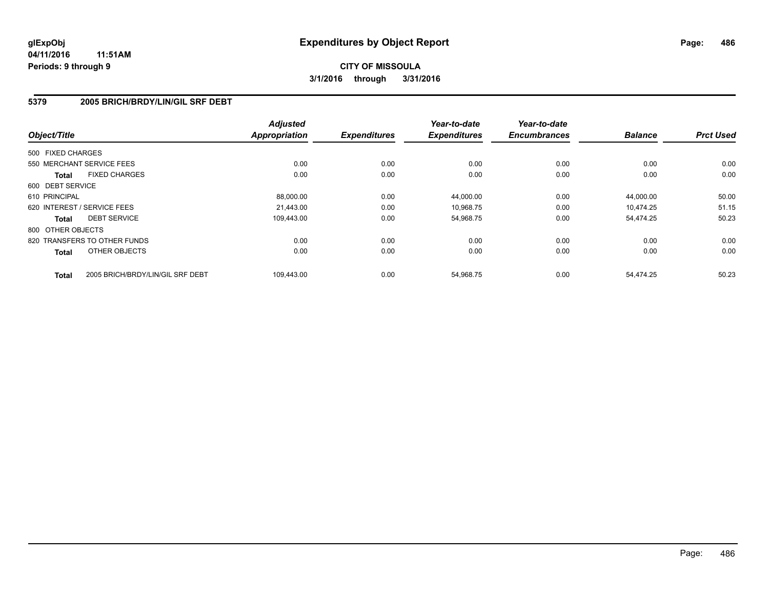# Expenditures by Object Report

glExpObj
04/11/2016 11:51AM
Periods: 9 through 9

**CITY OF MISSOULA**
**3/1/2016 through 3/31/2016**

## 5379 2005 BRICH/BRDY/LIN/GIL SRF DEBT

| Object/Title | | Adjusted Appropriation | Expenditures | Year-to-date Expenditures | Year-to-date Encumbrances | Balance | Prct Used |
|---|---|---|---|---|---|---|---|
| 500 FIXED CHARGES | | | | | | | |
| 550 MERCHANT SERVICE FEES | | 0.00 | 0.00 | 0.00 | 0.00 | 0.00 | 0.00 |
| **Total** | FIXED CHARGES | 0.00 | 0.00 | 0.00 | 0.00 | 0.00 | 0.00 |
| 600 DEBT SERVICE | | | | | | | |
| 610 PRINCIPAL | | 88,000.00 | 0.00 | 44,000.00 | 0.00 | 44,000.00 | 50.00 |
| 620 INTEREST / SERVICE FEES | | 21,443.00 | 0.00 | 10,968.75 | 0.00 | 10,474.25 | 51.15 |
| **Total** | DEBT SERVICE | 109,443.00 | 0.00 | 54,968.75 | 0.00 | 54,474.25 | 50.23 |
| 800 OTHER OBJECTS | | | | | | | |
| 820 TRANSFERS TO OTHER FUNDS | | 0.00 | 0.00 | 0.00 | 0.00 | 0.00 | 0.00 |
| **Total** | OTHER OBJECTS | 0.00 | 0.00 | 0.00 | 0.00 | 0.00 | 0.00 |
| **Total** | 2005 BRICH/BRDY/LIN/GIL SRF DEBT | 109,443.00 | 0.00 | 54,968.75 | 0.00 | 54,474.25 | 50.23 |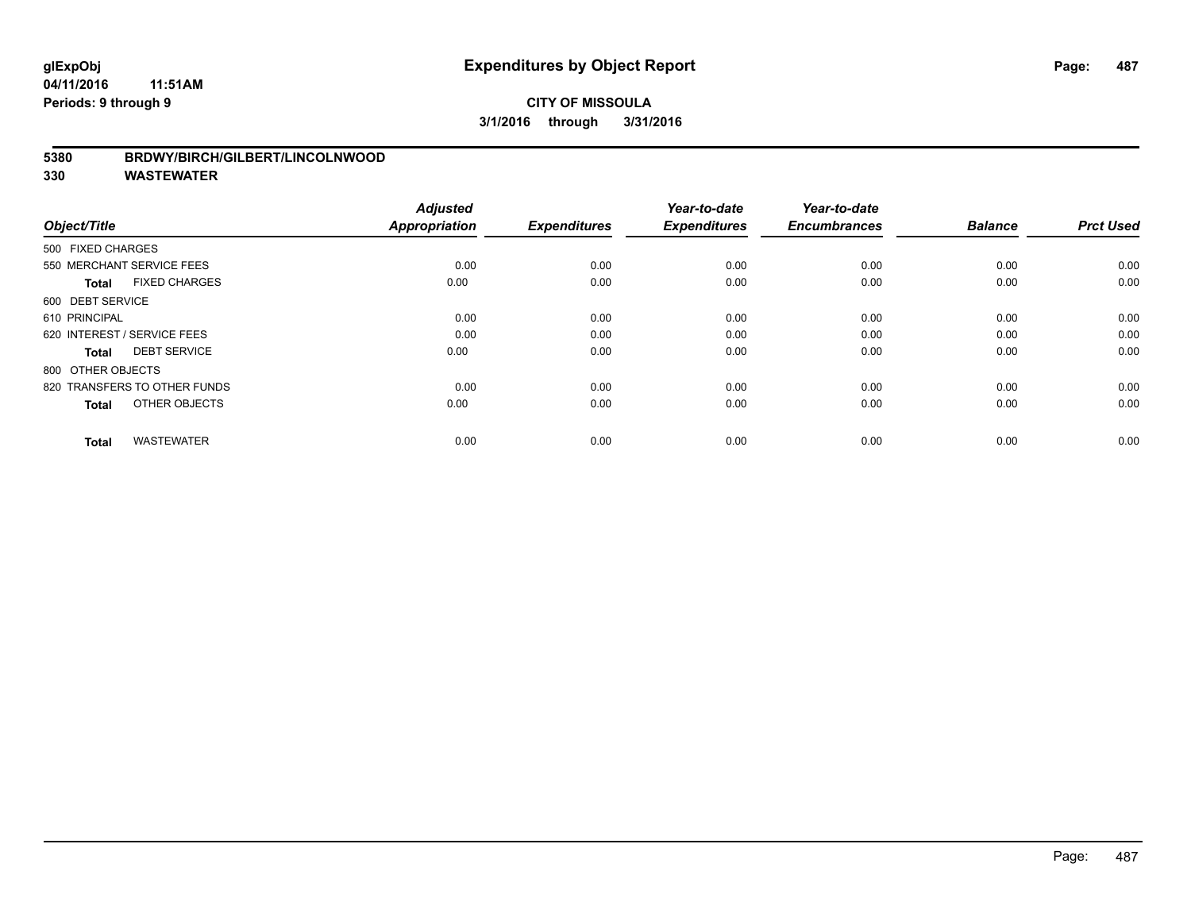# Expenditures by Object Report

glExpObj
04/11/2016 11:51AM
Periods: 9 through 9

**CITY OF MISSOULA**
**3/1/2016 through 3/31/2016**

**5380 BRDWY/BIRCH/GILBERT/LINCOLNWOOD**
**330 WASTEWATER**

| Object/Title | | Adjusted Appropriation | Expenditures | Year-to-date Expenditures | Year-to-date Encumbrances | Balance | Prct Used |
|---|---|---|---|---|---|---|---|
| 500 FIXED CHARGES | | | | | | | |
| 550 MERCHANT SERVICE FEES | | 0.00 | 0.00 | 0.00 | 0.00 | 0.00 | 0.00 |
| **Total** | FIXED CHARGES | 0.00 | 0.00 | 0.00 | 0.00 | 0.00 | 0.00 |
| 600 DEBT SERVICE | | | | | | | |
| 610 PRINCIPAL | | 0.00 | 0.00 | 0.00 | 0.00 | 0.00 | 0.00 |
| 620 INTEREST / SERVICE FEES | | 0.00 | 0.00 | 0.00 | 0.00 | 0.00 | 0.00 |
| **Total** | DEBT SERVICE | 0.00 | 0.00 | 0.00 | 0.00 | 0.00 | 0.00 |
| 800 OTHER OBJECTS | | | | | | | |
| 820 TRANSFERS TO OTHER FUNDS | | 0.00 | 0.00 | 0.00 | 0.00 | 0.00 | 0.00 |
| **Total** | OTHER OBJECTS | 0.00 | 0.00 | 0.00 | 0.00 | 0.00 | 0.00 |
| **Total** | WASTEWATER | 0.00 | 0.00 | 0.00 | 0.00 | 0.00 | 0.00 |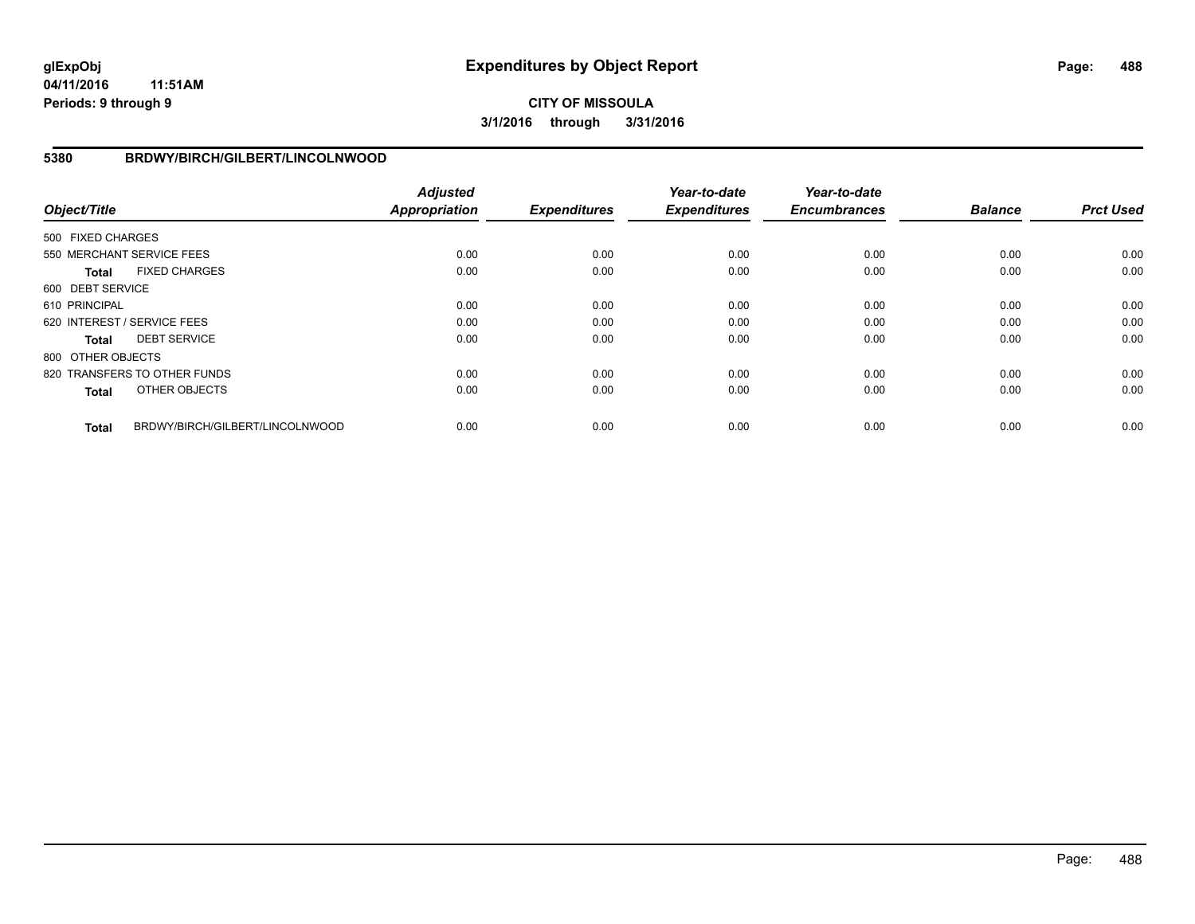# Expenditures by Object Report

glExpObj
04/11/2016 11:51AM
Periods: 9 through 9

**CITY OF MISSOULA**
**3/1/2016 through 3/31/2016**

## 5380 BRDWY/BIRCH/GILBERT/LINCOLNWOOD

| Object/Title | Adjusted Appropriation | Expenditures | Year-to-date Expenditures | Year-to-date Encumbrances | Balance | Prct Used |
|---|---|---|---|---|---|---|
| 500 FIXED CHARGES | | | | | | |
| 550 MERCHANT SERVICE FEES | 0.00 | 0.00 | 0.00 | 0.00 | 0.00 | 0.00 |
| **Total** FIXED CHARGES | 0.00 | 0.00 | 0.00 | 0.00 | 0.00 | 0.00 |
| 600 DEBT SERVICE | | | | | | |
| 610 PRINCIPAL | 0.00 | 0.00 | 0.00 | 0.00 | 0.00 | 0.00 |
| 620 INTEREST / SERVICE FEES | 0.00 | 0.00 | 0.00 | 0.00 | 0.00 | 0.00 |
| **Total** DEBT SERVICE | 0.00 | 0.00 | 0.00 | 0.00 | 0.00 | 0.00 |
| 800 OTHER OBJECTS | | | | | | |
| 820 TRANSFERS TO OTHER FUNDS | 0.00 | 0.00 | 0.00 | 0.00 | 0.00 | 0.00 |
| **Total** OTHER OBJECTS | 0.00 | 0.00 | 0.00 | 0.00 | 0.00 | 0.00 |
| **Total** BRDWY/BIRCH/GILBERT/LINCOLNWOOD | 0.00 | 0.00 | 0.00 | 0.00 | 0.00 | 0.00 |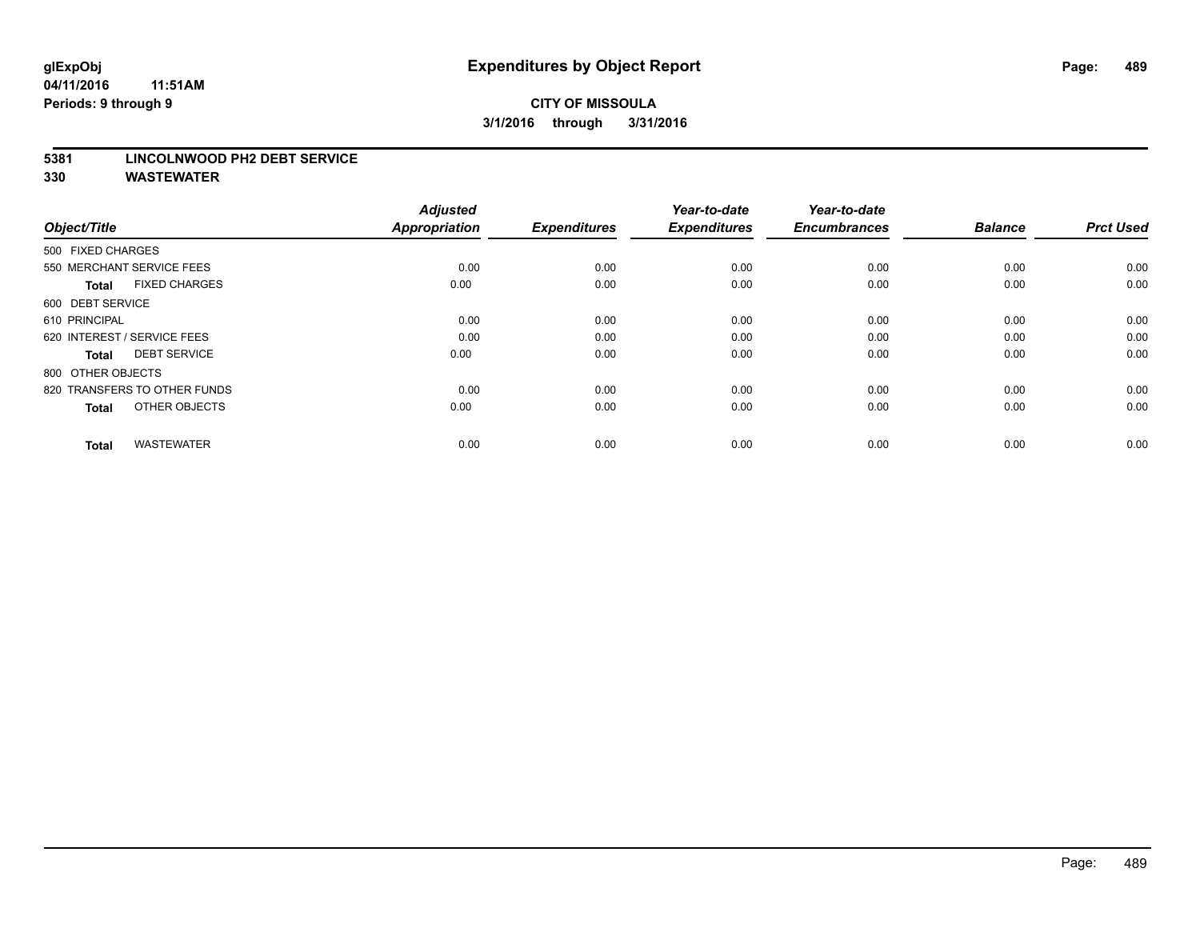glExpObj
04/11/2016 11:51AM
Periods: 9 through 9

# Expenditures by Object Report

**CITY OF MISSOULA**
**3/1/2016 through 3/31/2016**

**5381 LINCOLNWOOD PH2 DEBT SERVICE**
**330 WASTEWATER**

| Object/Title | Adjusted Appropriation | Expenditures | Year-to-date Expenditures | Year-to-date Encumbrances | Balance | Prct Used |
|---|---|---|---|---|---|---|
| 500 FIXED CHARGES | | | | | | |
| 550 MERCHANT SERVICE FEES | 0.00 | 0.00 | 0.00 | 0.00 | 0.00 | 0.00 |
| **Total** FIXED CHARGES | 0.00 | 0.00 | 0.00 | 0.00 | 0.00 | 0.00 |
| 600 DEBT SERVICE | | | | | | |
| 610 PRINCIPAL | 0.00 | 0.00 | 0.00 | 0.00 | 0.00 | 0.00 |
| 620 INTEREST / SERVICE FEES | 0.00 | 0.00 | 0.00 | 0.00 | 0.00 | 0.00 |
| **Total** DEBT SERVICE | 0.00 | 0.00 | 0.00 | 0.00 | 0.00 | 0.00 |
| 800 OTHER OBJECTS | | | | | | |
| 820 TRANSFERS TO OTHER FUNDS | 0.00 | 0.00 | 0.00 | 0.00 | 0.00 | 0.00 |
| **Total** OTHER OBJECTS | 0.00 | 0.00 | 0.00 | 0.00 | 0.00 | 0.00 |
| **Total** WASTEWATER | 0.00 | 0.00 | 0.00 | 0.00 | 0.00 | 0.00 |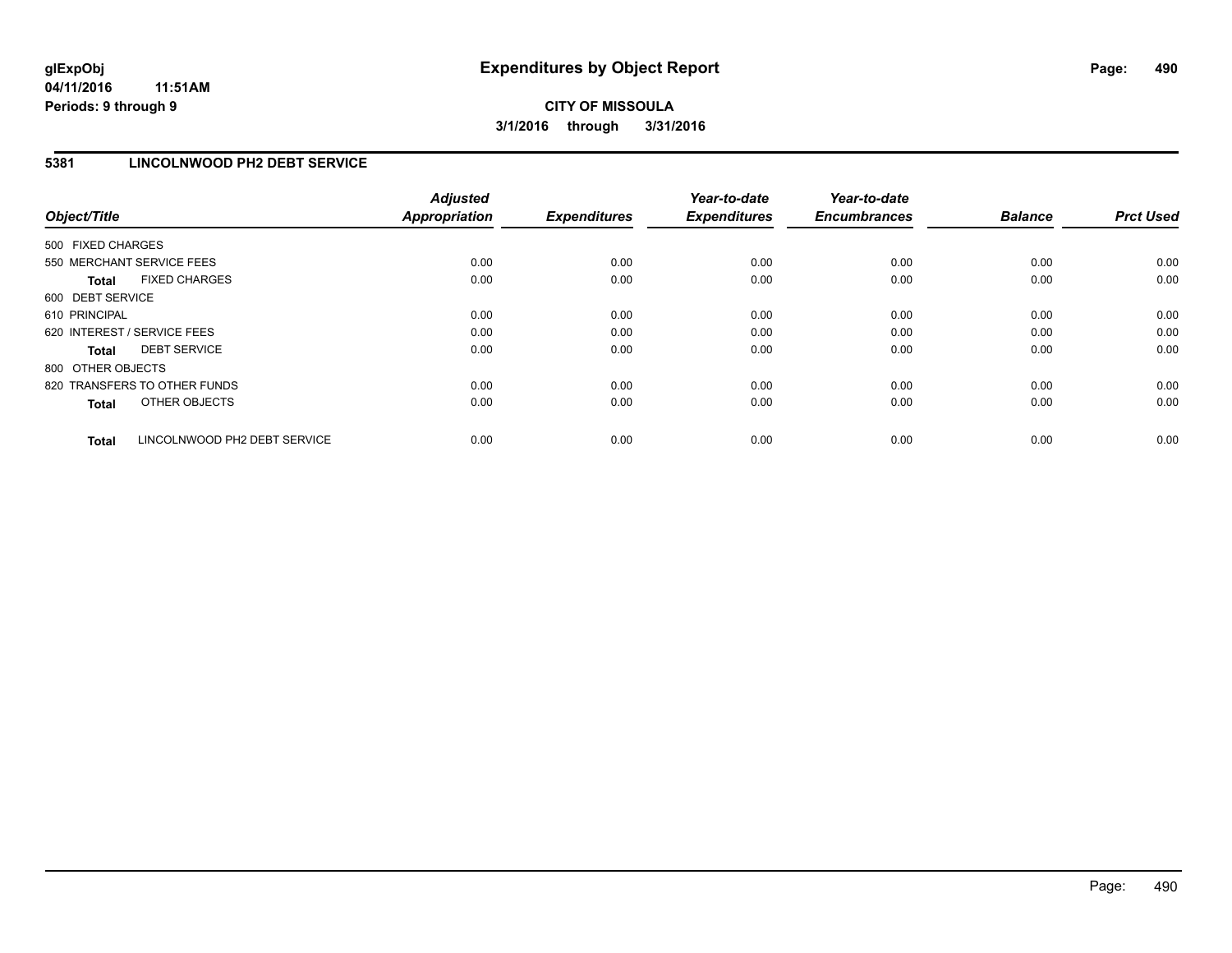glExpObj
04/11/2016 11:51AM
Periods: 9 through 9

# Expenditures by Object Report

**CITY OF MISSOULA**

**3/1/2016 through 3/31/2016**

## 5381 LINCOLNWOOD PH2 DEBT SERVICE

| Object/Title | Adjusted Appropriation | Expenditures | Year-to-date Expenditures | Year-to-date Encumbrances | Balance | Prct Used |
|---|---|---|---|---|---|---|
| 500 FIXED CHARGES | | | | | | |
| 550 MERCHANT SERVICE FEES | 0.00 | 0.00 | 0.00 | 0.00 | 0.00 | 0.00 |
| **Total** FIXED CHARGES | 0.00 | 0.00 | 0.00 | 0.00 | 0.00 | 0.00 |
| 600 DEBT SERVICE | | | | | | |
| 610 PRINCIPAL | 0.00 | 0.00 | 0.00 | 0.00 | 0.00 | 0.00 |
| 620 INTEREST / SERVICE FEES | 0.00 | 0.00 | 0.00 | 0.00 | 0.00 | 0.00 |
| **Total** DEBT SERVICE | 0.00 | 0.00 | 0.00 | 0.00 | 0.00 | 0.00 |
| 800 OTHER OBJECTS | | | | | | |
| 820 TRANSFERS TO OTHER FUNDS | 0.00 | 0.00 | 0.00 | 0.00 | 0.00 | 0.00 |
| **Total** OTHER OBJECTS | 0.00 | 0.00 | 0.00 | 0.00 | 0.00 | 0.00 |
| **Total** LINCOLNWOOD PH2 DEBT SERVICE | 0.00 | 0.00 | 0.00 | 0.00 | 0.00 | 0.00 |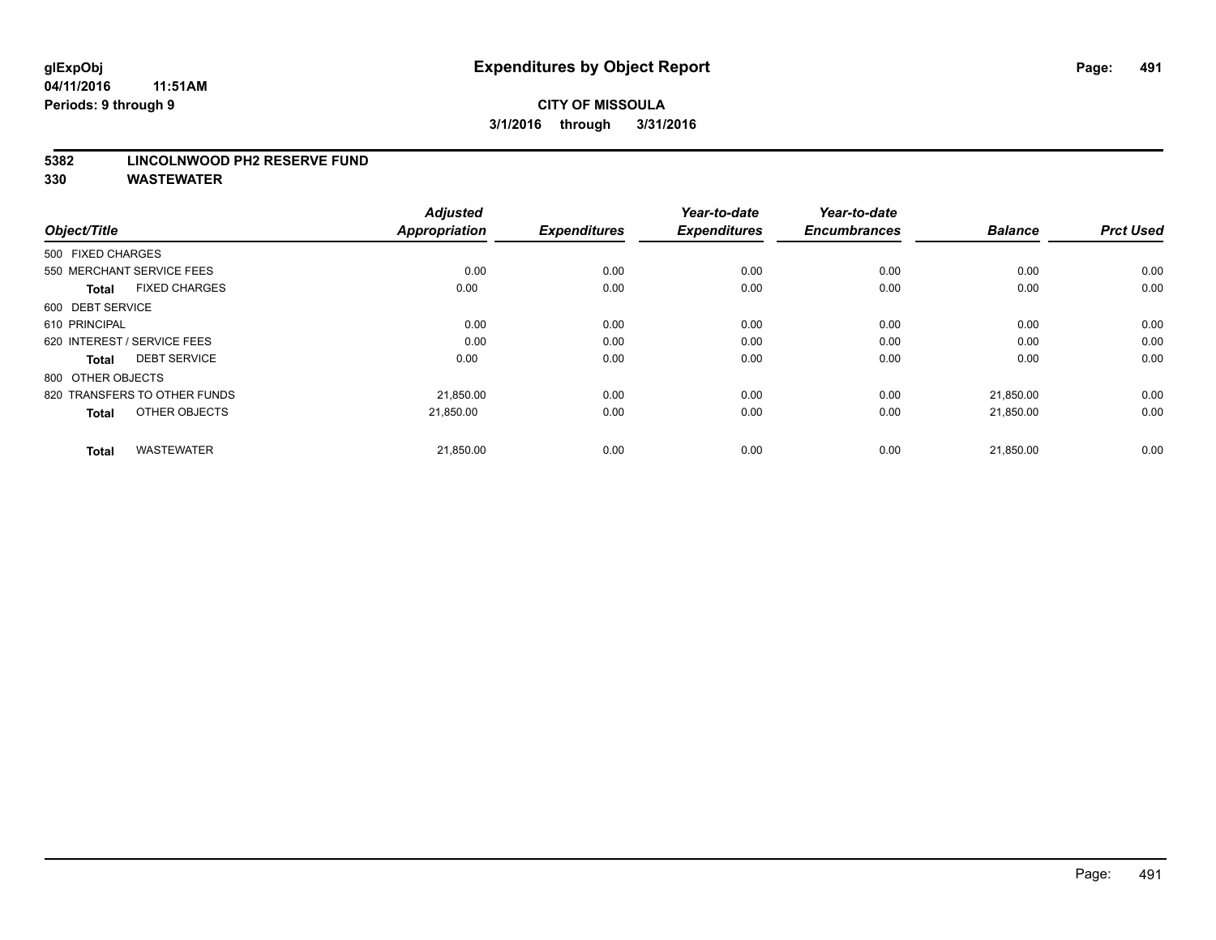**glExpObj**
**04/11/2016 11:51AM**
**Periods: 9 through 9**

# Expenditures by Object Report

**CITY OF MISSOULA**
**3/1/2016 through 3/31/2016**

**5382 LINCOLNWOOD PH2 RESERVE FUND**
**330 WASTEWATER**

| Object/Title | Adjusted Appropriation | Expenditures | Year-to-date Expenditures | Year-to-date Encumbrances | Balance | Prct Used |
|---|---|---|---|---|---|---|
| 500 FIXED CHARGES | | | | | | |
| 550 MERCHANT SERVICE FEES | 0.00 | 0.00 | 0.00 | 0.00 | 0.00 | 0.00 |
| **Total** FIXED CHARGES | 0.00 | 0.00 | 0.00 | 0.00 | 0.00 | 0.00 |
| 600 DEBT SERVICE | | | | | | |
| 610 PRINCIPAL | 0.00 | 0.00 | 0.00 | 0.00 | 0.00 | 0.00 |
| 620 INTEREST / SERVICE FEES | 0.00 | 0.00 | 0.00 | 0.00 | 0.00 | 0.00 |
| **Total** DEBT SERVICE | 0.00 | 0.00 | 0.00 | 0.00 | 0.00 | 0.00 |
| 800 OTHER OBJECTS | | | | | | |
| 820 TRANSFERS TO OTHER FUNDS | 21,850.00 | 0.00 | 0.00 | 0.00 | 21,850.00 | 0.00 |
| **Total** OTHER OBJECTS | 21,850.00 | 0.00 | 0.00 | 0.00 | 21,850.00 | 0.00 |
| **Total** WASTEWATER | 21,850.00 | 0.00 | 0.00 | 0.00 | 21,850.00 | 0.00 |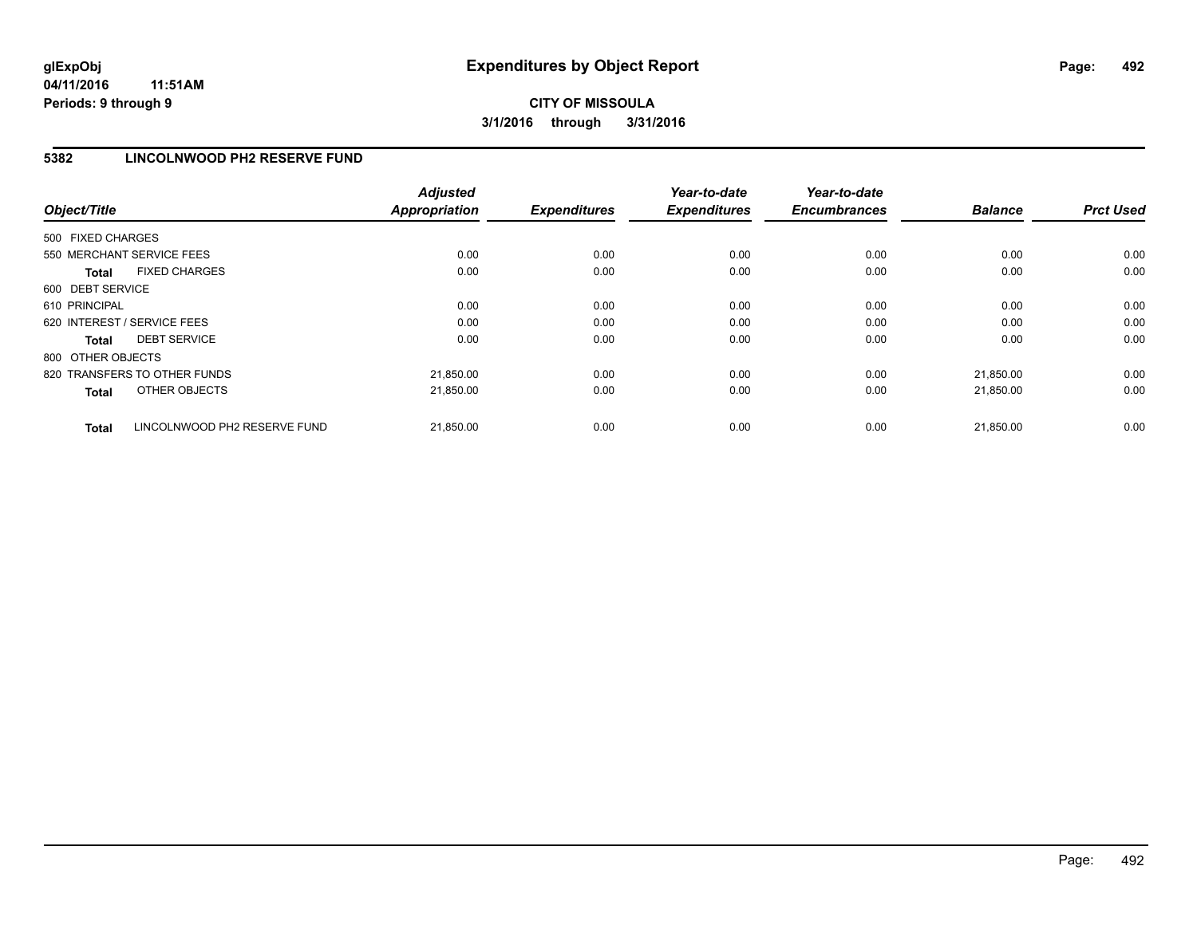# Expenditures by Object Report

glExpObj
04/11/2016 11:51AM
Periods: 9 through 9

**CITY OF MISSOULA**
**3/1/2016 through 3/31/2016**

## 5382 LINCOLNWOOD PH2 RESERVE FUND

| Object/Title | Adjusted Appropriation | Expenditures | Year-to-date Expenditures | Year-to-date Encumbrances | Balance | Prct Used |
|---|---|---|---|---|---|---|
| 500 FIXED CHARGES | | | | | | |
| 550 MERCHANT SERVICE FEES | 0.00 | 0.00 | 0.00 | 0.00 | 0.00 | 0.00 |
| **Total** FIXED CHARGES | 0.00 | 0.00 | 0.00 | 0.00 | 0.00 | 0.00 |
| 600 DEBT SERVICE | | | | | | |
| 610 PRINCIPAL | 0.00 | 0.00 | 0.00 | 0.00 | 0.00 | 0.00 |
| 620 INTEREST / SERVICE FEES | 0.00 | 0.00 | 0.00 | 0.00 | 0.00 | 0.00 |
| **Total** DEBT SERVICE | 0.00 | 0.00 | 0.00 | 0.00 | 0.00 | 0.00 |
| 800 OTHER OBJECTS | | | | | | |
| 820 TRANSFERS TO OTHER FUNDS | 21,850.00 | 0.00 | 0.00 | 0.00 | 21,850.00 | 0.00 |
| **Total** OTHER OBJECTS | 21,850.00 | 0.00 | 0.00 | 0.00 | 21,850.00 | 0.00 |
| **Total** LINCOLNWOOD PH2 RESERVE FUND | 21,850.00 | 0.00 | 0.00 | 0.00 | 21,850.00 | 0.00 |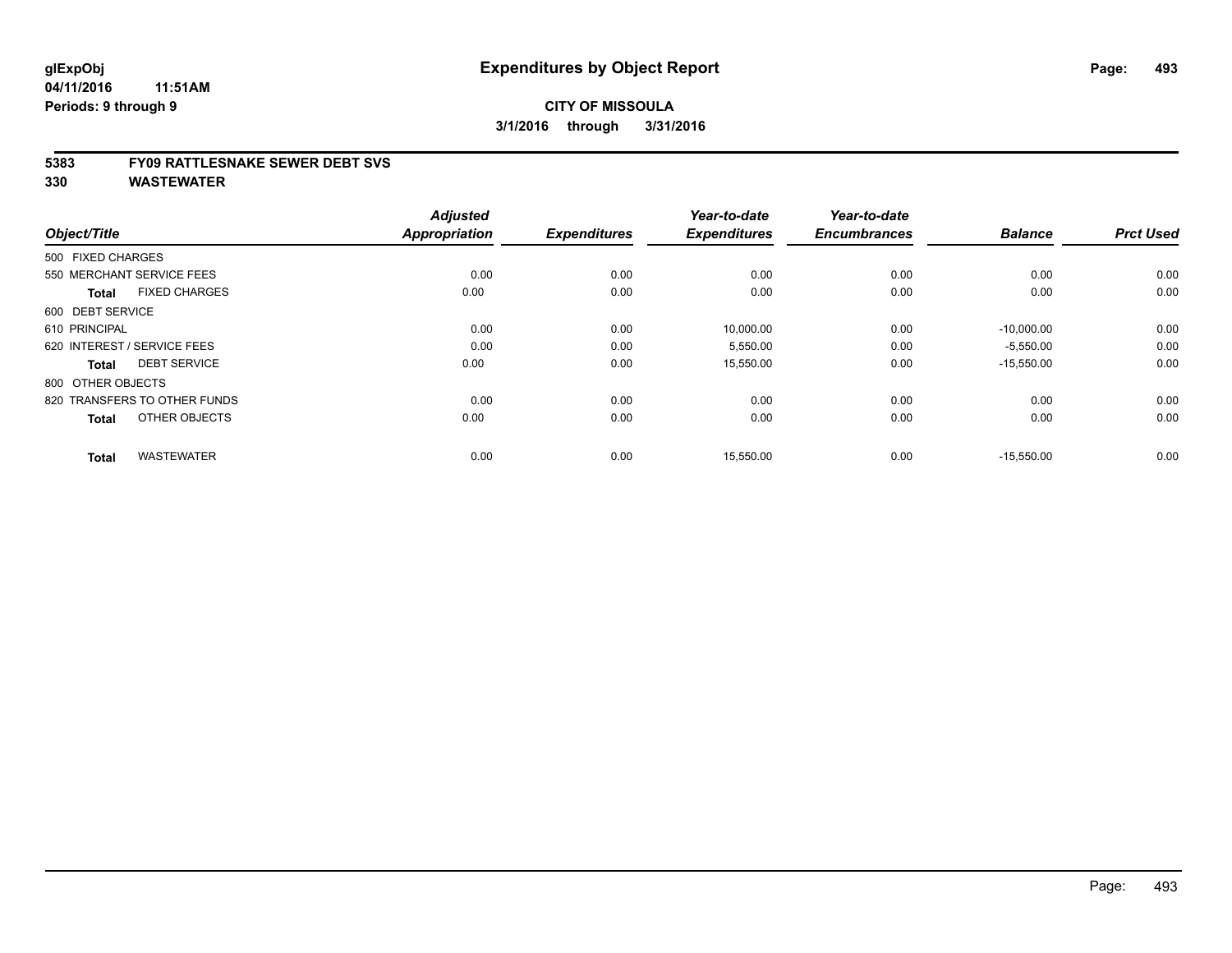**glExpObj** **Expenditures by Object Report**
**04/11/2016 11:51AM**
**Periods: 9 through 9**

**CITY OF MISSOULA**
**3/1/2016 through 3/31/2016**

## 5383 FY09 RATTLESNAKE SEWER DEBT SVS
## 330 WASTEWATER

| Object/Title | Adjusted Appropriation | Expenditures | Year-to-date Expenditures | Year-to-date Encumbrances | Balance | Prct Used |
|---|---|---|---|---|---|---|
| 500 FIXED CHARGES | | | | | | |
| 550 MERCHANT SERVICE FEES | 0.00 | 0.00 | 0.00 | 0.00 | 0.00 | 0.00 |
| **Total** FIXED CHARGES | 0.00 | 0.00 | 0.00 | 0.00 | 0.00 | 0.00 |
| 600 DEBT SERVICE | | | | | | |
| 610 PRINCIPAL | 0.00 | 0.00 | 10,000.00 | 0.00 | -10,000.00 | 0.00 |
| 620 INTEREST / SERVICE FEES | 0.00 | 0.00 | 5,550.00 | 0.00 | -5,550.00 | 0.00 |
| **Total** DEBT SERVICE | 0.00 | 0.00 | 15,550.00 | 0.00 | -15,550.00 | 0.00 |
| 800 OTHER OBJECTS | | | | | | |
| 820 TRANSFERS TO OTHER FUNDS | 0.00 | 0.00 | 0.00 | 0.00 | 0.00 | 0.00 |
| **Total** OTHER OBJECTS | 0.00 | 0.00 | 0.00 | 0.00 | 0.00 | 0.00 |
| **Total** WASTEWATER | 0.00 | 0.00 | 15,550.00 | 0.00 | -15,550.00 | 0.00 |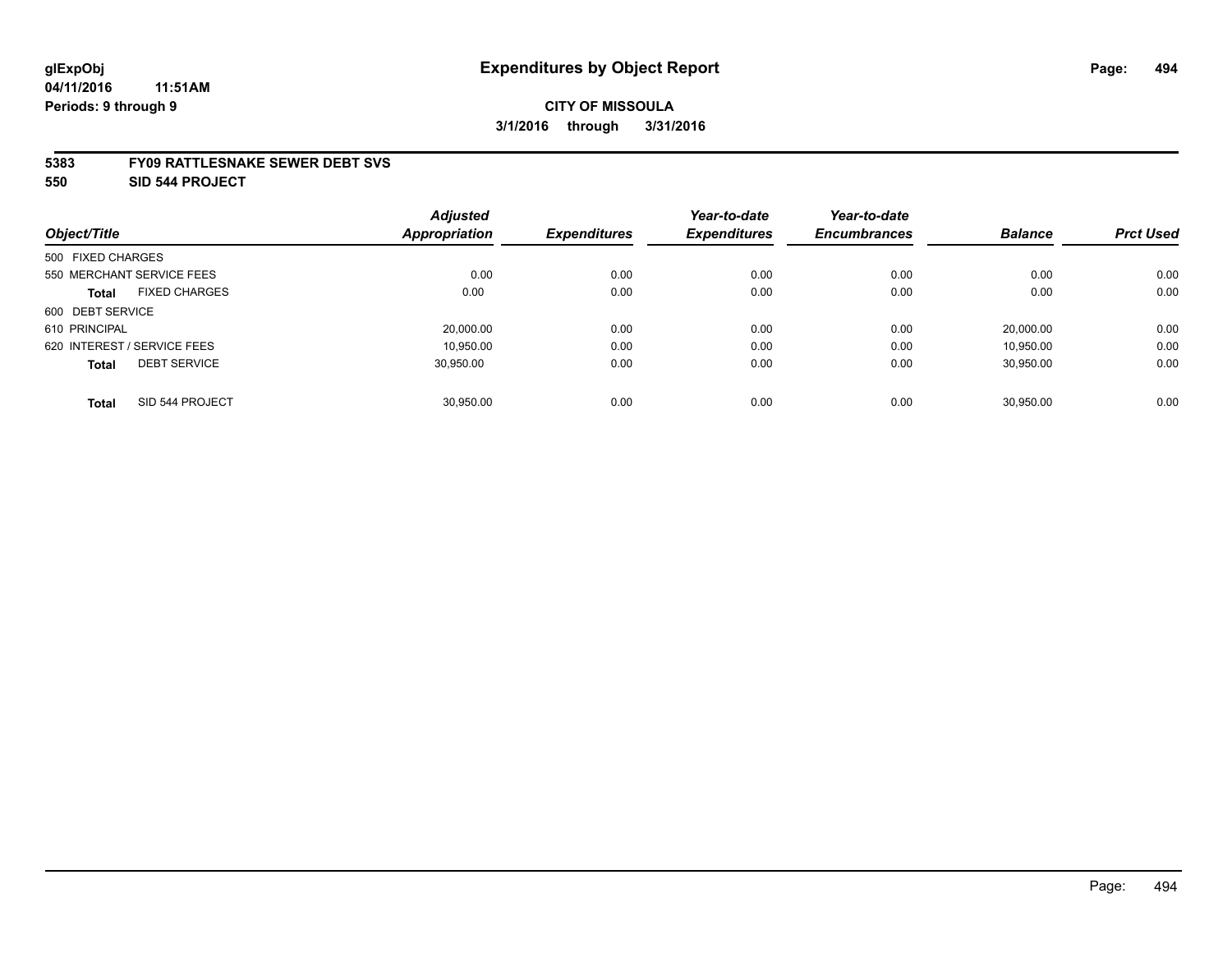**glExpObj**
**04/11/2016 11:51AM**
**Periods: 9 through 9**

# Expenditures by Object Report

**CITY OF MISSOULA**
**3/1/2016 through 3/31/2016**

**5383 FY09 RATTLESNAKE SEWER DEBT SVS**
**550 SID 544 PROJECT**

| Object/Title | Adjusted Appropriation | Expenditures | Year-to-date Expenditures | Year-to-date Encumbrances | Balance | Prct Used |
|---|---|---|---|---|---|---|
| 500 FIXED CHARGES | | | | | | |
| 550 MERCHANT SERVICE FEES | 0.00 | 0.00 | 0.00 | 0.00 | 0.00 | 0.00 |
| **Total** FIXED CHARGES | 0.00 | 0.00 | 0.00 | 0.00 | 0.00 | 0.00 |
| 600 DEBT SERVICE | | | | | | |
| 610 PRINCIPAL | 20,000.00 | 0.00 | 0.00 | 0.00 | 20,000.00 | 0.00 |
| 620 INTEREST / SERVICE FEES | 10,950.00 | 0.00 | 0.00 | 0.00 | 10,950.00 | 0.00 |
| **Total** DEBT SERVICE | 30,950.00 | 0.00 | 0.00 | 0.00 | 30,950.00 | 0.00 |
| **Total** SID 544 PROJECT | 30,950.00 | 0.00 | 0.00 | 0.00 | 30,950.00 | 0.00 |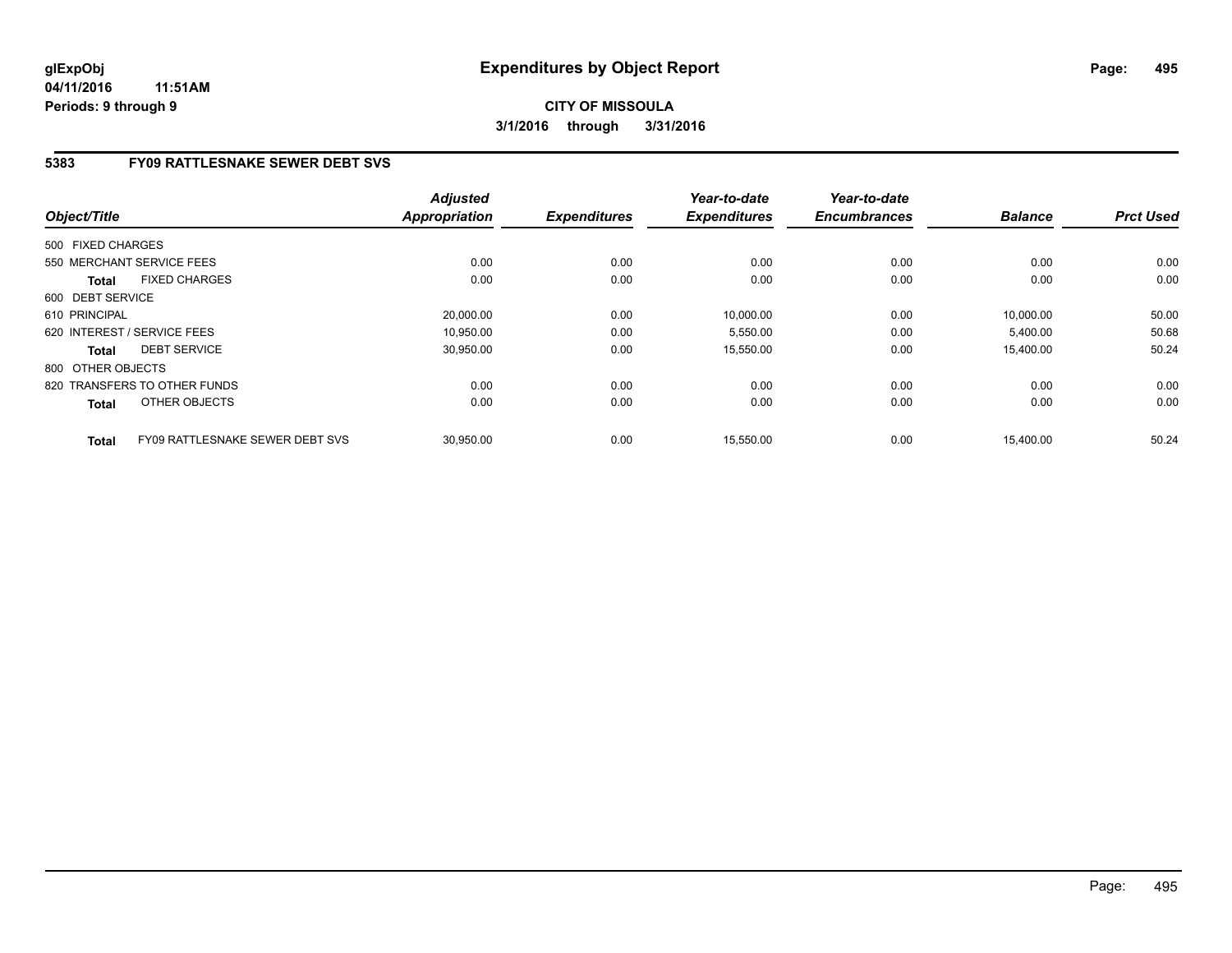**glExpObj**
**04/11/2016 11:51AM**
**Periods: 9 through 9**

# Expenditures by Object Report

**CITY OF MISSOULA**
**3/1/2016 through 3/31/2016**

## 5383 FY09 RATTLESNAKE SEWER DEBT SVS

| Object/Title | Adjusted Appropriation | Expenditures | Year-to-date Expenditures | Year-to-date Encumbrances | Balance | Prct Used |
|---|---|---|---|---|---|---|
| 500 FIXED CHARGES | | | | | | |
| 550 MERCHANT SERVICE FEES | 0.00 | 0.00 | 0.00 | 0.00 | 0.00 | 0.00 |
| **Total** FIXED CHARGES | 0.00 | 0.00 | 0.00 | 0.00 | 0.00 | 0.00 |
| 600 DEBT SERVICE | | | | | | |
| 610 PRINCIPAL | 20,000.00 | 0.00 | 10,000.00 | 0.00 | 10,000.00 | 50.00 |
| 620 INTEREST / SERVICE FEES | 10,950.00 | 0.00 | 5,550.00 | 0.00 | 5,400.00 | 50.68 |
| **Total** DEBT SERVICE | 30,950.00 | 0.00 | 15,550.00 | 0.00 | 15,400.00 | 50.24 |
| 800 OTHER OBJECTS | | | | | | |
| 820 TRANSFERS TO OTHER FUNDS | 0.00 | 0.00 | 0.00 | 0.00 | 0.00 | 0.00 |
| **Total** OTHER OBJECTS | 0.00 | 0.00 | 0.00 | 0.00 | 0.00 | 0.00 |
| **Total** FY09 RATTLESNAKE SEWER DEBT SVS | 30,950.00 | 0.00 | 15,550.00 | 0.00 | 15,400.00 | 50.24 |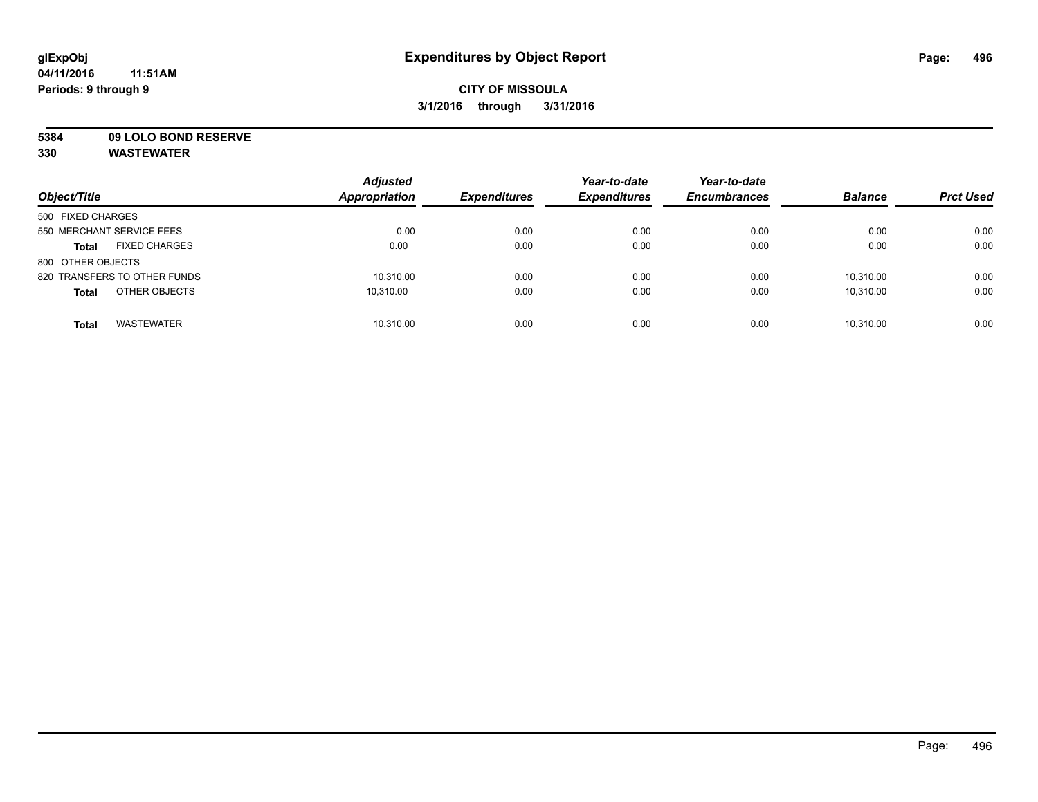**glExpObj**
**04/11/2016 11:51AM**
**Periods: 9 through 9**

# Expenditures by Object Report

**CITY OF MISSOULA**
**3/1/2016 through 3/31/2016**

**5384 09 LOLO BOND RESERVE**
**330 WASTEWATER**

| Object/Title | Adjusted Appropriation | Expenditures | Year-to-date Expenditures | Year-to-date Encumbrances | Balance | Prct Used |
|---|---|---|---|---|---|---|
| 500 FIXED CHARGES | | | | | | |
| 550 MERCHANT SERVICE FEES | 0.00 | 0.00 | 0.00 | 0.00 | 0.00 | 0.00 |
| **Total** FIXED CHARGES | 0.00 | 0.00 | 0.00 | 0.00 | 0.00 | 0.00 |
| 800 OTHER OBJECTS | | | | | | |
| 820 TRANSFERS TO OTHER FUNDS | 10,310.00 | 0.00 | 0.00 | 0.00 | 10,310.00 | 0.00 |
| **Total** OTHER OBJECTS | 10,310.00 | 0.00 | 0.00 | 0.00 | 10,310.00 | 0.00 |
| **Total** WASTEWATER | 10,310.00 | 0.00 | 0.00 | 0.00 | 10,310.00 | 0.00 |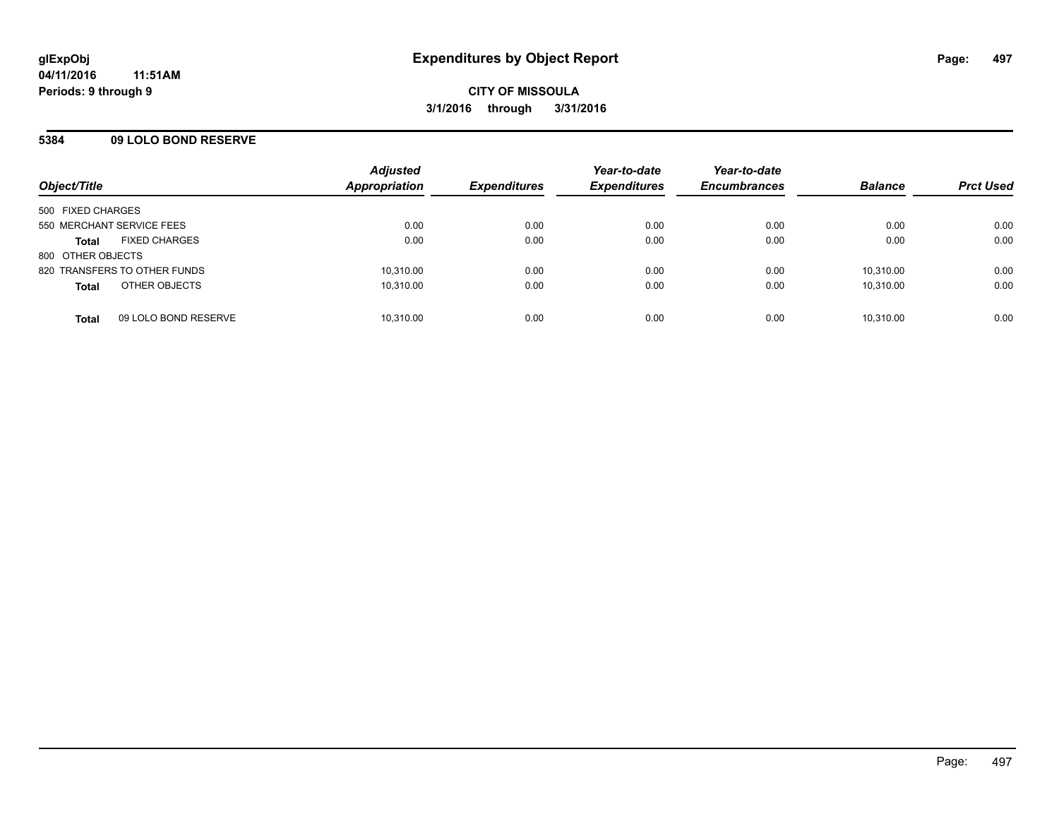**glExpObj**
**04/11/2016 11:51AM**
**Periods: 9 through 9**

# Expenditures by Object Report

**CITY OF MISSOULA**
**3/1/2016 through 3/31/2016**

## 5384 09 LOLO BOND RESERVE

| Object/Title | Adjusted Appropriation | Expenditures | Year-to-date Expenditures | Year-to-date Encumbrances | Balance | Prct Used |
|---|---|---|---|---|---|---|
| 500 FIXED CHARGES | | | | | | |
| 550 MERCHANT SERVICE FEES | 0.00 | 0.00 | 0.00 | 0.00 | 0.00 | 0.00 |
| **Total** FIXED CHARGES | 0.00 | 0.00 | 0.00 | 0.00 | 0.00 | 0.00 |
| 800 OTHER OBJECTS | | | | | | |
| 820 TRANSFERS TO OTHER FUNDS | 10,310.00 | 0.00 | 0.00 | 0.00 | 10,310.00 | 0.00 |
| **Total** OTHER OBJECTS | 10,310.00 | 0.00 | 0.00 | 0.00 | 10,310.00 | 0.00 |
| **Total** 09 LOLO BOND RESERVE | 10,310.00 | 0.00 | 0.00 | 0.00 | 10,310.00 | 0.00 |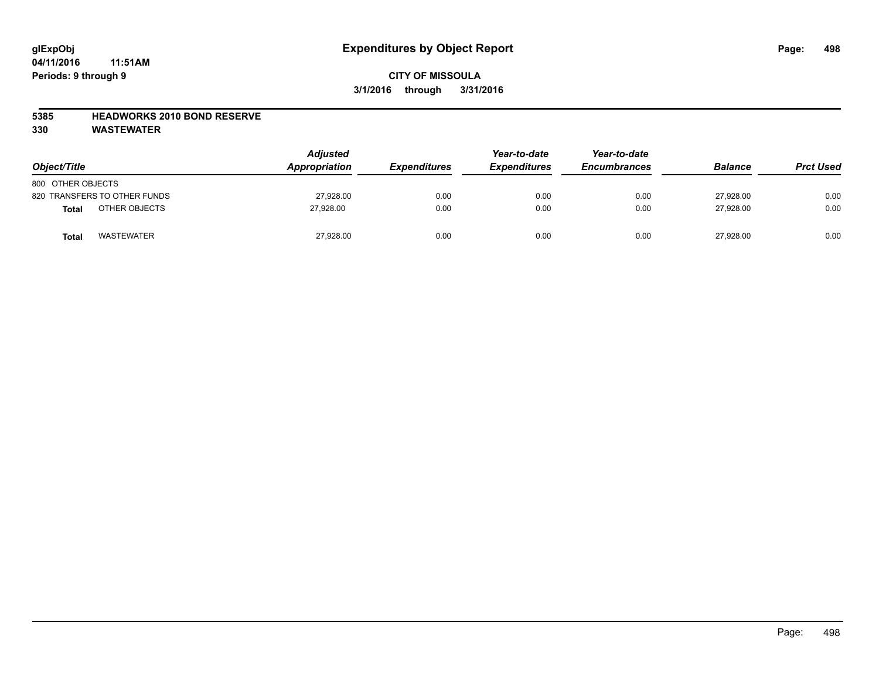**glExpObj**
**04/11/2016 11:51AM**
**Periods: 9 through 9**

# Expenditures by Object Report

**CITY OF MISSOULA**
**3/1/2016 through 3/31/2016**

**5385 HEADWORKS 2010 BOND RESERVE**
**330 WASTEWATER**

| Object/Title | Adjusted Appropriation | Expenditures | Year-to-date Expenditures | Year-to-date Encumbrances | Balance | Prct Used |
|---|---|---|---|---|---|---|
| 800 OTHER OBJECTS | | | | | | |
| 820 TRANSFERS TO OTHER FUNDS | 27,928.00 | 0.00 | 0.00 | 0.00 | 27,928.00 | 0.00 |
| **Total** OTHER OBJECTS | 27,928.00 | 0.00 | 0.00 | 0.00 | 27,928.00 | 0.00 |
| **Total** WASTEWATER | 27,928.00 | 0.00 | 0.00 | 0.00 | 27,928.00 | 0.00 |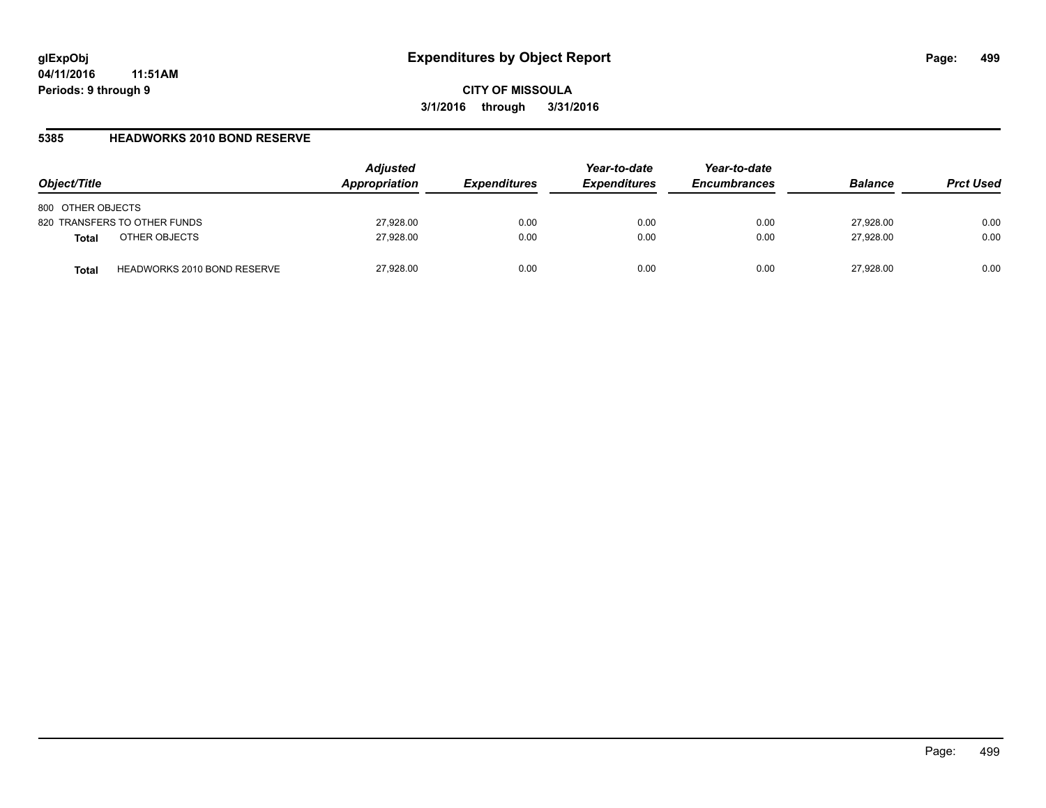# Expenditures by Object Report

glExpObj
04/11/2016 11:51AM
Periods: 9 through 9

**CITY OF MISSOULA**
**3/1/2016 through 3/31/2016**

## 5385 HEADWORKS 2010 BOND RESERVE

| Object/Title | | Adjusted Appropriation | Expenditures | Year-to-date Expenditures | Year-to-date Encumbrances | Balance | Prct Used |
|---|---|---|---|---|---|---|---|
| 800 OTHER OBJECTS | | | | | | | |
| 820 TRANSFERS TO OTHER FUNDS | | 27,928.00 | 0.00 | 0.00 | 0.00 | 27,928.00 | 0.00 |
| **Total** | OTHER OBJECTS | 27,928.00 | 0.00 | 0.00 | 0.00 | 27,928.00 | 0.00 |
| **Total** | HEADWORKS 2010 BOND RESERVE | 27,928.00 | 0.00 | 0.00 | 0.00 | 27,928.00 | 0.00 |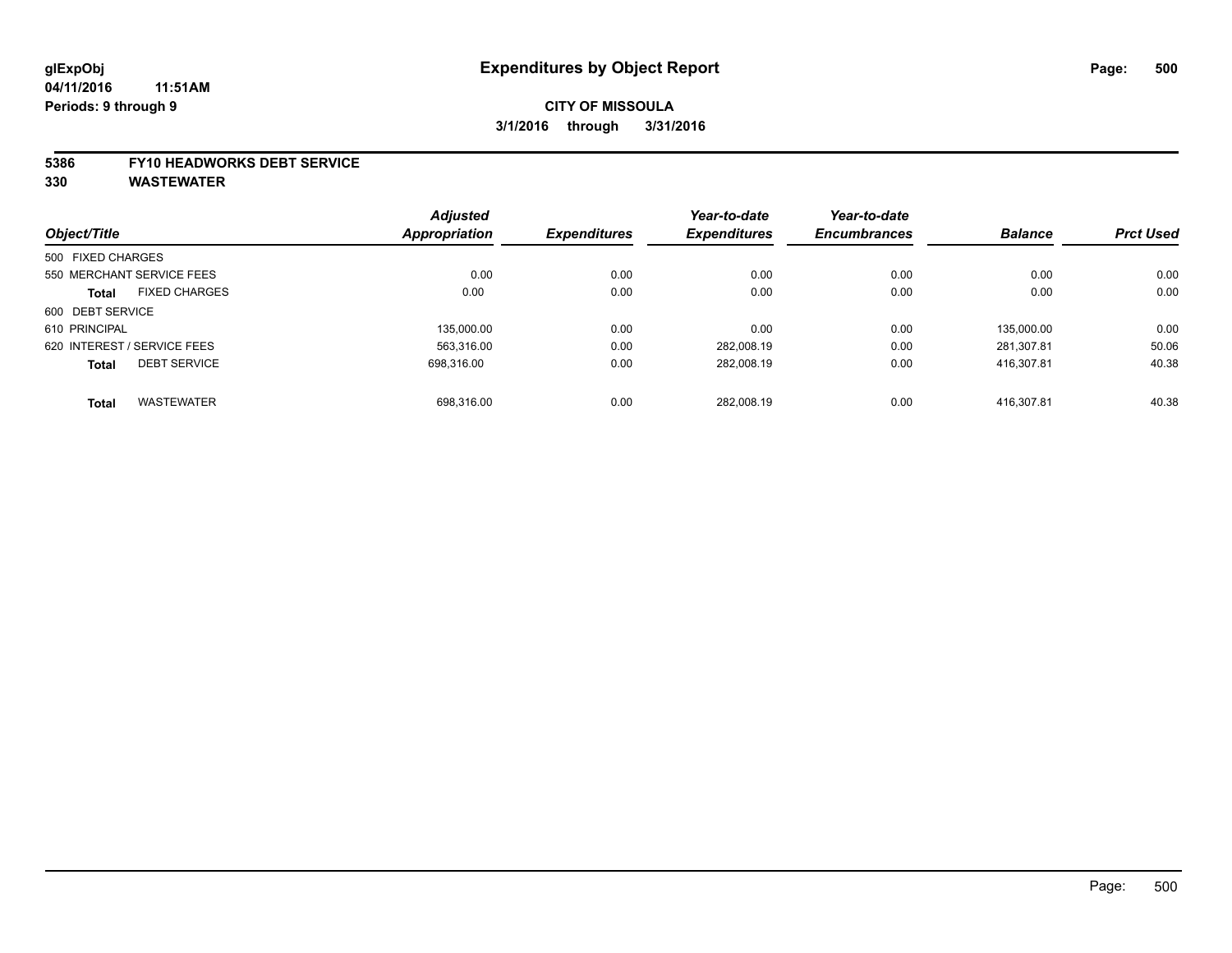**glExpObj**
**04/11/2016 11:51AM**
**Periods: 9 through 9**

# Expenditures by Object Report

**CITY OF MISSOULA**
**3/1/2016 through 3/31/2016**

**5386 FY10 HEADWORKS DEBT SERVICE**
**330 WASTEWATER**

| Object/Title | Adjusted Appropriation | Expenditures | Year-to-date Expenditures | Year-to-date Encumbrances | Balance | Prct Used |
|---|---|---|---|---|---|---|
| 500 FIXED CHARGES | | | | | | |
| 550 MERCHANT SERVICE FEES | 0.00 | 0.00 | 0.00 | 0.00 | 0.00 | 0.00 |
| **Total** FIXED CHARGES | 0.00 | 0.00 | 0.00 | 0.00 | 0.00 | 0.00 |
| 600 DEBT SERVICE | | | | | | |
| 610 PRINCIPAL | 135,000.00 | 0.00 | 0.00 | 0.00 | 135,000.00 | 0.00 |
| 620 INTEREST / SERVICE FEES | 563,316.00 | 0.00 | 282,008.19 | 0.00 | 281,307.81 | 50.06 |
| **Total** DEBT SERVICE | 698,316.00 | 0.00 | 282,008.19 | 0.00 | 416,307.81 | 40.38 |
| **Total** WASTEWATER | 698,316.00 | 0.00 | 282,008.19 | 0.00 | 416,307.81 | 40.38 |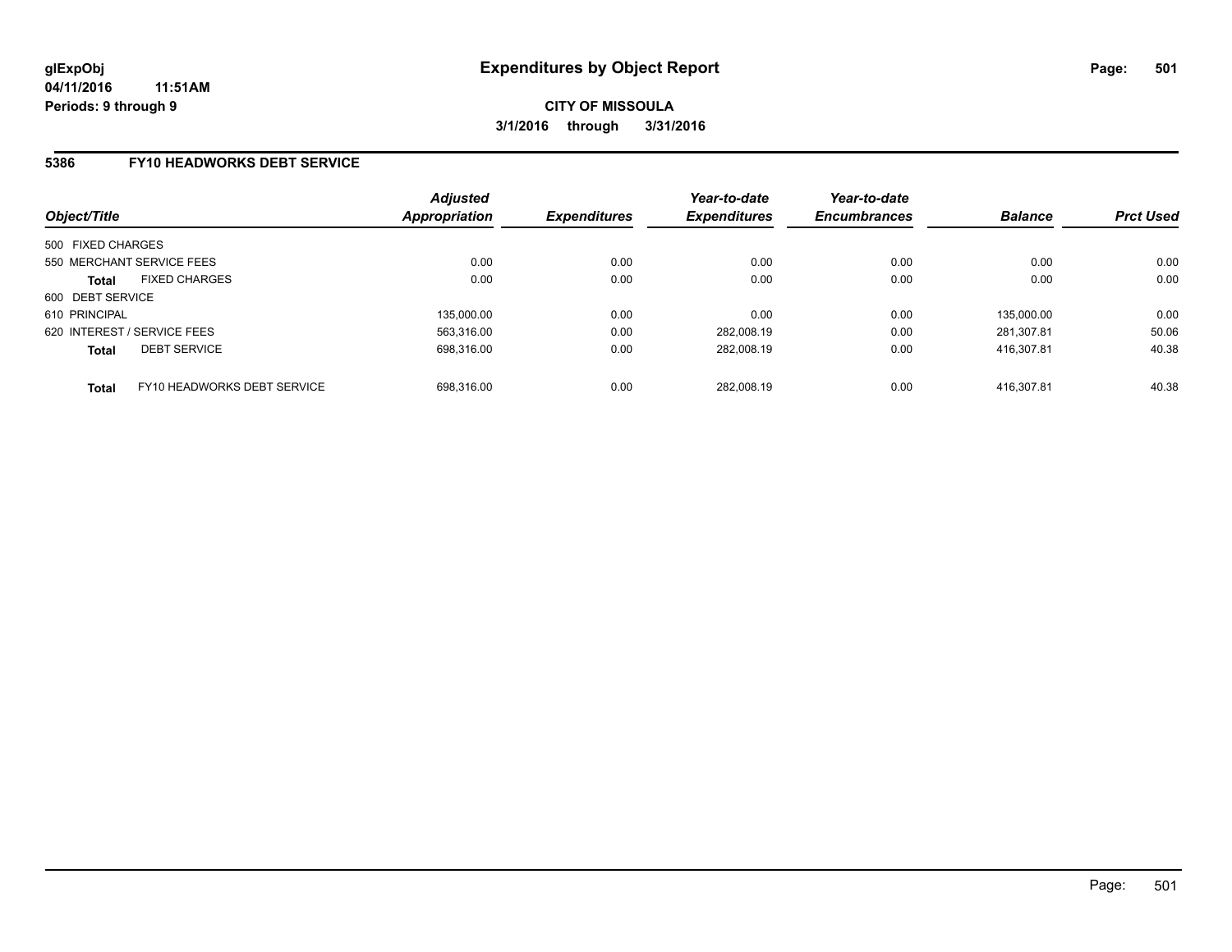**glExpObj**
**04/11/2016 11:51AM**
**Periods: 9 through 9**

# Expenditures by Object Report

**CITY OF MISSOULA**
**3/1/2016 through 3/31/2016**

## 5386 FY10 HEADWORKS DEBT SERVICE

| Object/Title | Adjusted Appropriation | Expenditures | Year-to-date Expenditures | Year-to-date Encumbrances | Balance | Prct Used |
|---|---|---|---|---|---|---|
| 500 FIXED CHARGES | | | | | | |
| 550 MERCHANT SERVICE FEES | 0.00 | 0.00 | 0.00 | 0.00 | 0.00 | 0.00 |
| **Total** FIXED CHARGES | 0.00 | 0.00 | 0.00 | 0.00 | 0.00 | 0.00 |
| 600 DEBT SERVICE | | | | | | |
| 610 PRINCIPAL | 135,000.00 | 0.00 | 0.00 | 0.00 | 135,000.00 | 0.00 |
| 620 INTEREST / SERVICE FEES | 563,316.00 | 0.00 | 282,008.19 | 0.00 | 281,307.81 | 50.06 |
| **Total** DEBT SERVICE | 698,316.00 | 0.00 | 282,008.19 | 0.00 | 416,307.81 | 40.38 |
| **Total** FY10 HEADWORKS DEBT SERVICE | 698,316.00 | 0.00 | 282,008.19 | 0.00 | 416,307.81 | 40.38 |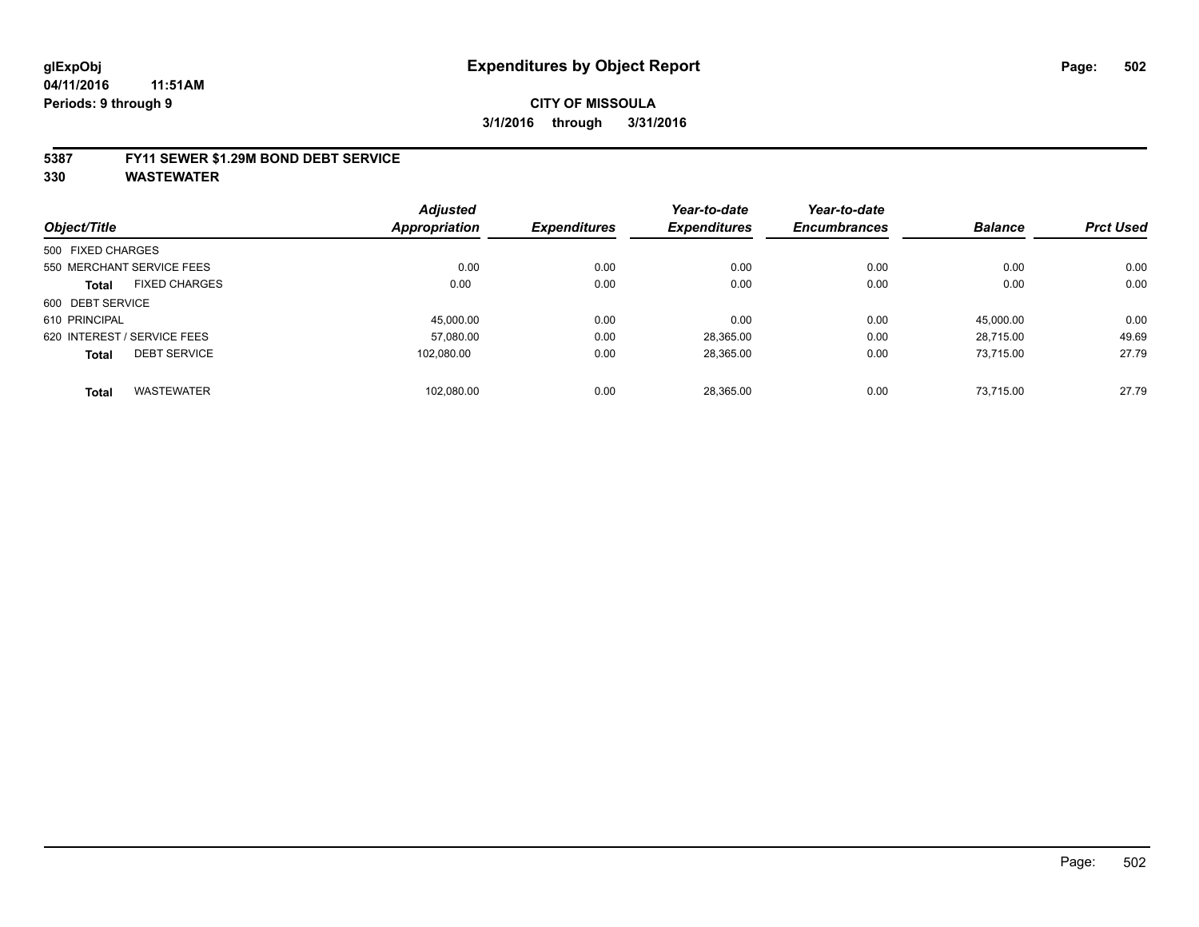# Expenditures by Object Report

glExpObj
04/11/2016 11:51AM
Periods: 9 through 9

**CITY OF MISSOULA**
**3/1/2016 through 3/31/2016**

## 5387 FY11 SEWER $1.29M BOND DEBT SERVICE
## 330 WASTEWATER

| Object/Title | Adjusted Appropriation | Expenditures | Year-to-date Expenditures | Year-to-date Encumbrances | Balance | Prct Used |
|---|---|---|---|---|---|---|
| 500 FIXED CHARGES | | | | | | |
| 550 MERCHANT SERVICE FEES | 0.00 | 0.00 | 0.00 | 0.00 | 0.00 | 0.00 |
| **Total** FIXED CHARGES | 0.00 | 0.00 | 0.00 | 0.00 | 0.00 | 0.00 |
| 600 DEBT SERVICE | | | | | | |
| 610 PRINCIPAL | 45,000.00 | 0.00 | 0.00 | 0.00 | 45,000.00 | 0.00 |
| 620 INTEREST / SERVICE FEES | 57,080.00 | 0.00 | 28,365.00 | 0.00 | 28,715.00 | 49.69 |
| **Total** DEBT SERVICE | 102,080.00 | 0.00 | 28,365.00 | 0.00 | 73,715.00 | 27.79 |
| **Total** WASTEWATER | 102,080.00 | 0.00 | 28,365.00 | 0.00 | 73,715.00 | 27.79 |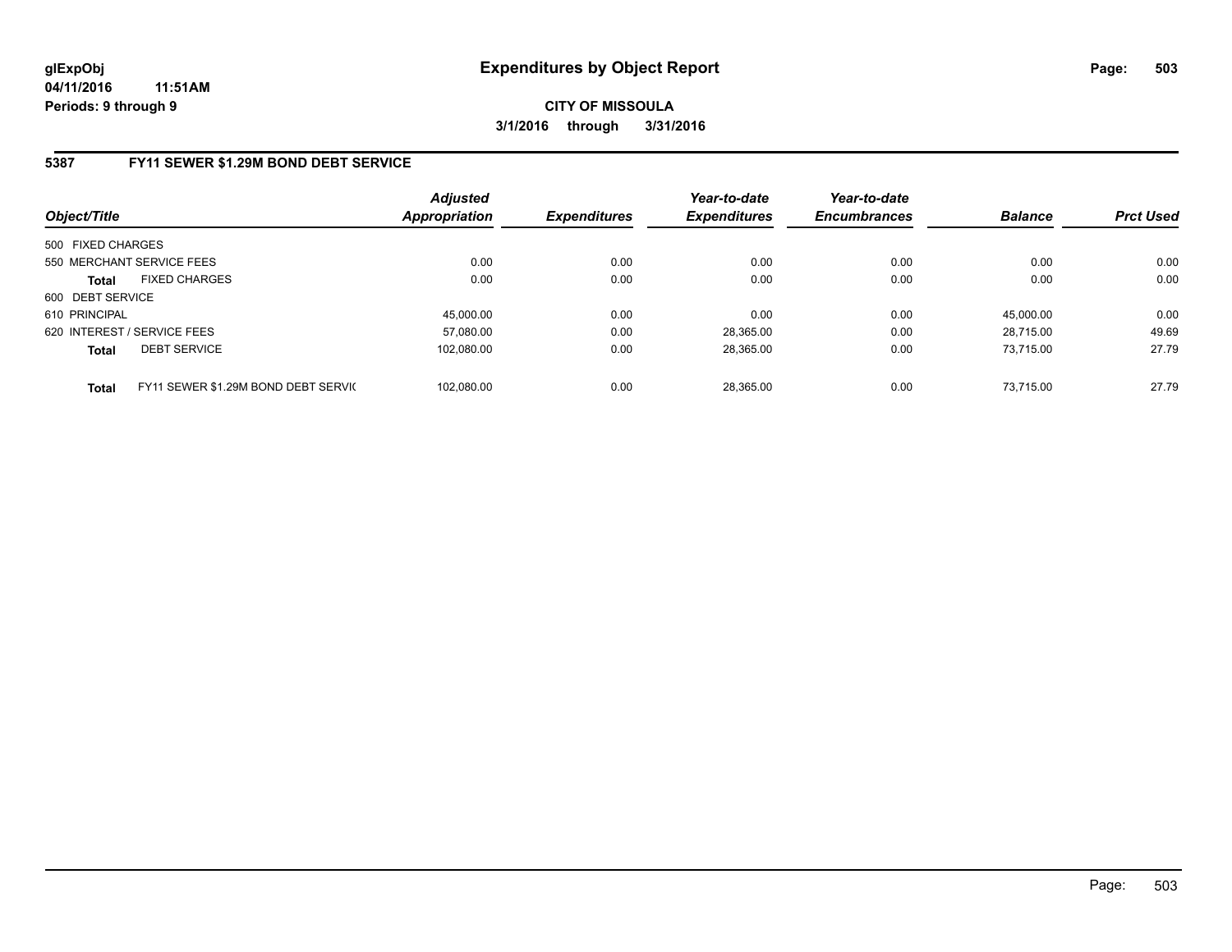glExpObj
04/11/2016 11:51AM
Periods: 9 through 9

# Expenditures by Object Report

**CITY OF MISSOULA**
**3/1/2016 through 3/31/2016**

## 5387 FY11 SEWER $1.29M BOND DEBT SERVICE

| Object/Title | | Adjusted Appropriation | Expenditures | Year-to-date Expenditures | Year-to-date Encumbrances | Balance | Prct Used |
|---|---|---|---|---|---|---|---|
| 500 FIXED CHARGES | | | | | | | |
| 550 MERCHANT SERVICE FEES | | 0.00 | 0.00 | 0.00 | 0.00 | 0.00 | 0.00 |
| **Total** | FIXED CHARGES | 0.00 | 0.00 | 0.00 | 0.00 | 0.00 | 0.00 |
| 600 DEBT SERVICE | | | | | | | |
| 610 PRINCIPAL | | 45,000.00 | 0.00 | 0.00 | 0.00 | 45,000.00 | 0.00 |
| 620 INTEREST / SERVICE FEES | | 57,080.00 | 0.00 | 28,365.00 | 0.00 | 28,715.00 | 49.69 |
| **Total** | DEBT SERVICE | 102,080.00 | 0.00 | 28,365.00 | 0.00 | 73,715.00 | 27.79 |
| **Total** | FY11 SEWER $1.29M BOND DEBT SERVIC | 102,080.00 | 0.00 | 28,365.00 | 0.00 | 73,715.00 | 27.79 |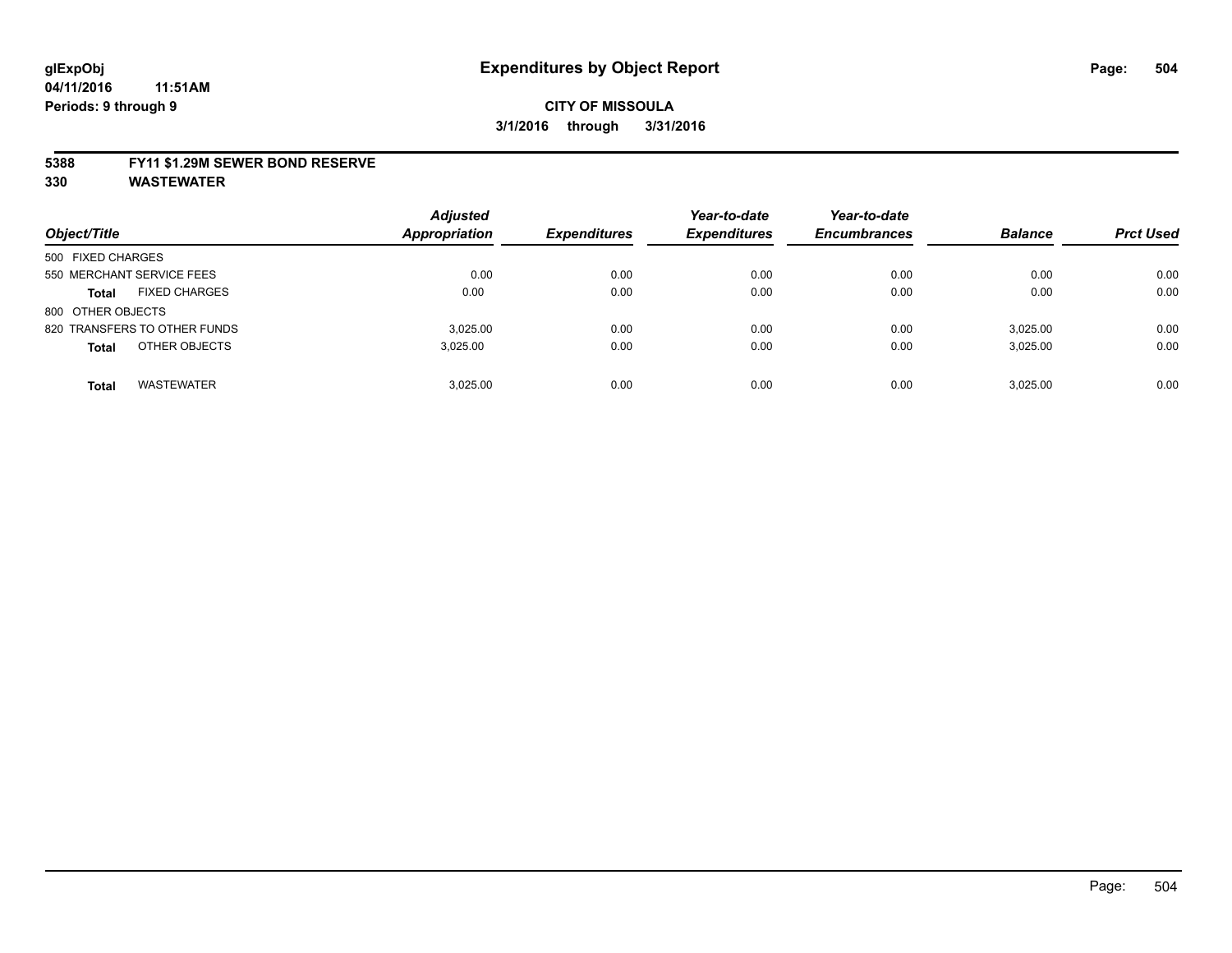# Expenditures by Object Report

glExpObj
04/11/2016 11:51AM
Periods: 9 through 9

**CITY OF MISSOULA**
**3/1/2016 through 3/31/2016**

**5388 FY11 $1.29M SEWER BOND RESERVE**
**330 WASTEWATER**

| Object/Title | | Adjusted Appropriation | Expenditures | Year-to-date Expenditures | Year-to-date Encumbrances | Balance | Prct Used |
|---|---|---|---|---|---|---|---|
| 500 FIXED CHARGES | | | | | | | |
| 550 MERCHANT SERVICE FEES | | 0.00 | 0.00 | 0.00 | 0.00 | 0.00 | 0.00 |
| **Total** | FIXED CHARGES | 0.00 | 0.00 | 0.00 | 0.00 | 0.00 | 0.00 |
| 800 OTHER OBJECTS | | | | | | | |
| 820 TRANSFERS TO OTHER FUNDS | | 3,025.00 | 0.00 | 0.00 | 0.00 | 3,025.00 | 0.00 |
| **Total** | OTHER OBJECTS | 3,025.00 | 0.00 | 0.00 | 0.00 | 3,025.00 | 0.00 |
| **Total** | WASTEWATER | 3,025.00 | 0.00 | 0.00 | 0.00 | 3,025.00 | 0.00 |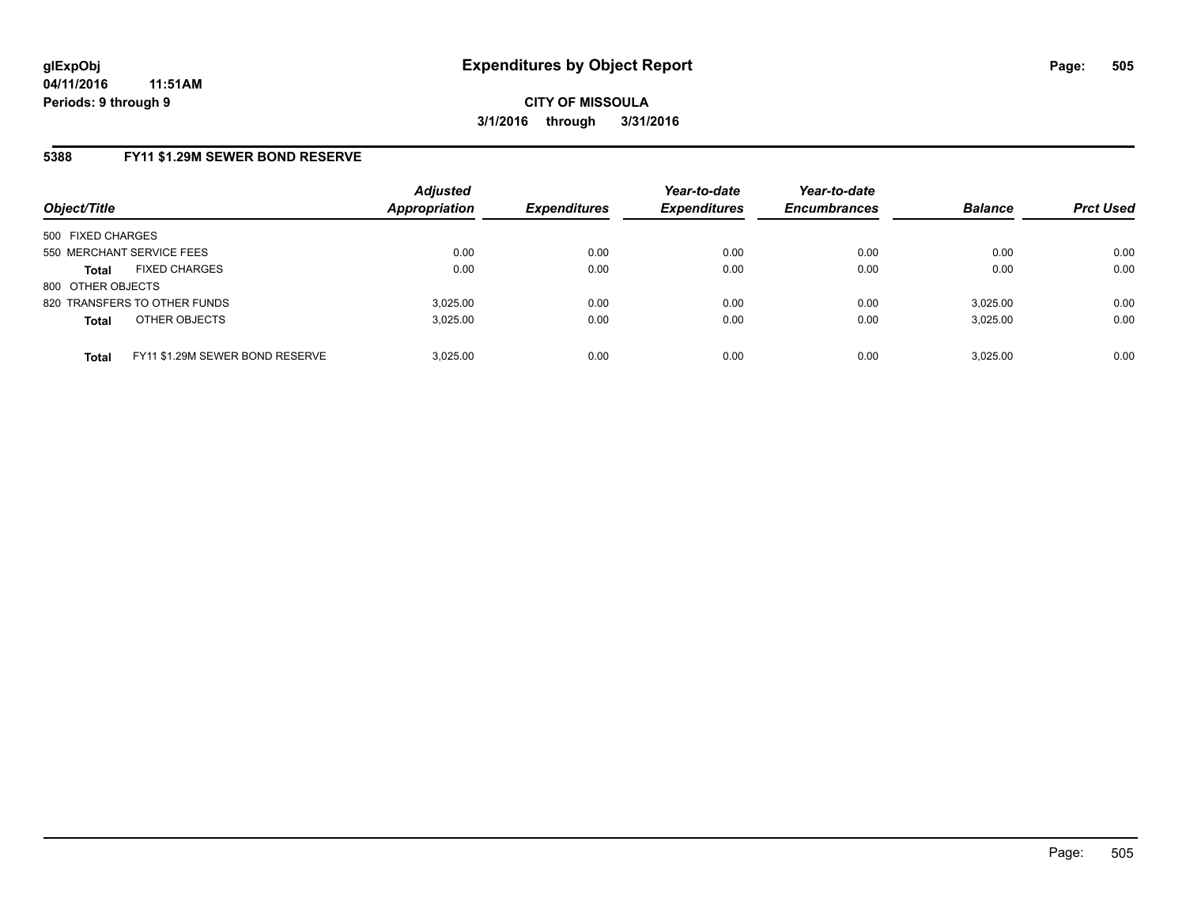**glExpObj**
**04/11/2016 11:51AM**
**Periods: 9 through 9**

# Expenditures by Object Report

**CITY OF MISSOULA**
**3/1/2016 through 3/31/2016**

## 5388 FY11 $1.29M SEWER BOND RESERVE

| Object/Title | Adjusted Appropriation | Expenditures | Year-to-date Expenditures | Year-to-date Encumbrances | Balance | Prct Used |
|---|---|---|---|---|---|---|
| 500 FIXED CHARGES | | | | | | |
| 550 MERCHANT SERVICE FEES | 0.00 | 0.00 | 0.00 | 0.00 | 0.00 | 0.00 |
| **Total** FIXED CHARGES | 0.00 | 0.00 | 0.00 | 0.00 | 0.00 | 0.00 |
| 800 OTHER OBJECTS | | | | | | |
| 820 TRANSFERS TO OTHER FUNDS | 3,025.00 | 0.00 | 0.00 | 0.00 | 3,025.00 | 0.00 |
| **Total** OTHER OBJECTS | 3,025.00 | 0.00 | 0.00 | 0.00 | 3,025.00 | 0.00 |
| **Total** FY11 $1.29M SEWER BOND RESERVE | 3,025.00 | 0.00 | 0.00 | 0.00 | 3,025.00 | 0.00 |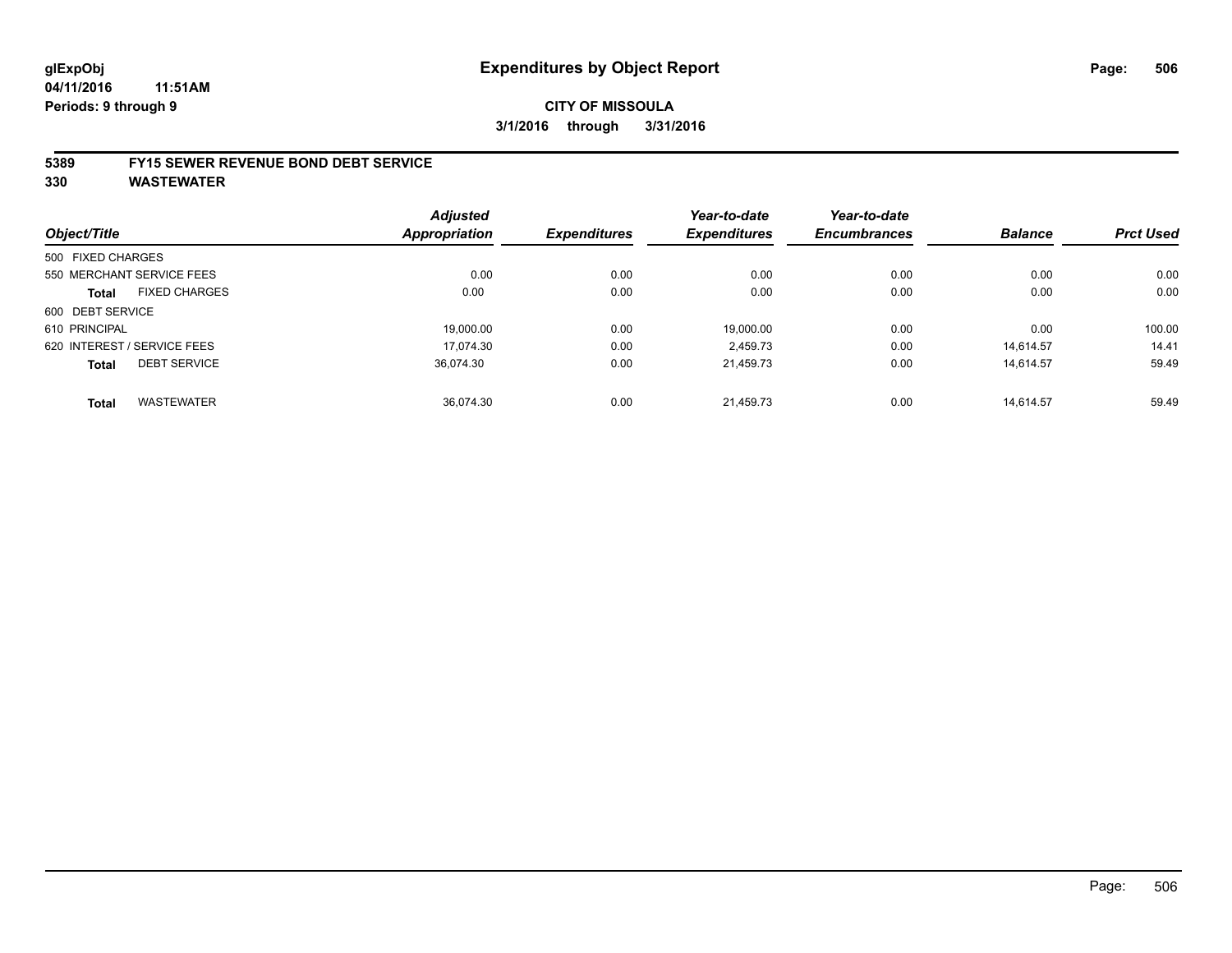**glExpObj**
**04/11/2016 11:51AM**
**Periods: 9 through 9**

# Expenditures by Object Report

**CITY OF MISSOULA**
**3/1/2016 through 3/31/2016**

## 5389 FY15 SEWER REVENUE BOND DEBT SERVICE
## 330 WASTEWATER

| Object/Title | Adjusted Appropriation | Expenditures | Year-to-date Expenditures | Year-to-date Encumbrances | Balance | Prct Used |
|---|---|---|---|---|---|---|
| 500 FIXED CHARGES | | | | | | |
| 550 MERCHANT SERVICE FEES | 0.00 | 0.00 | 0.00 | 0.00 | 0.00 | 0.00 |
| **Total** FIXED CHARGES | 0.00 | 0.00 | 0.00 | 0.00 | 0.00 | 0.00 |
| 600 DEBT SERVICE | | | | | | |
| 610 PRINCIPAL | 19,000.00 | 0.00 | 19,000.00 | 0.00 | 0.00 | 100.00 |
| 620 INTEREST / SERVICE FEES | 17,074.30 | 0.00 | 2,459.73 | 0.00 | 14,614.57 | 14.41 |
| **Total** DEBT SERVICE | 36,074.30 | 0.00 | 21,459.73 | 0.00 | 14,614.57 | 59.49 |
| **Total** WASTEWATER | 36,074.30 | 0.00 | 21,459.73 | 0.00 | 14,614.57 | 59.49 |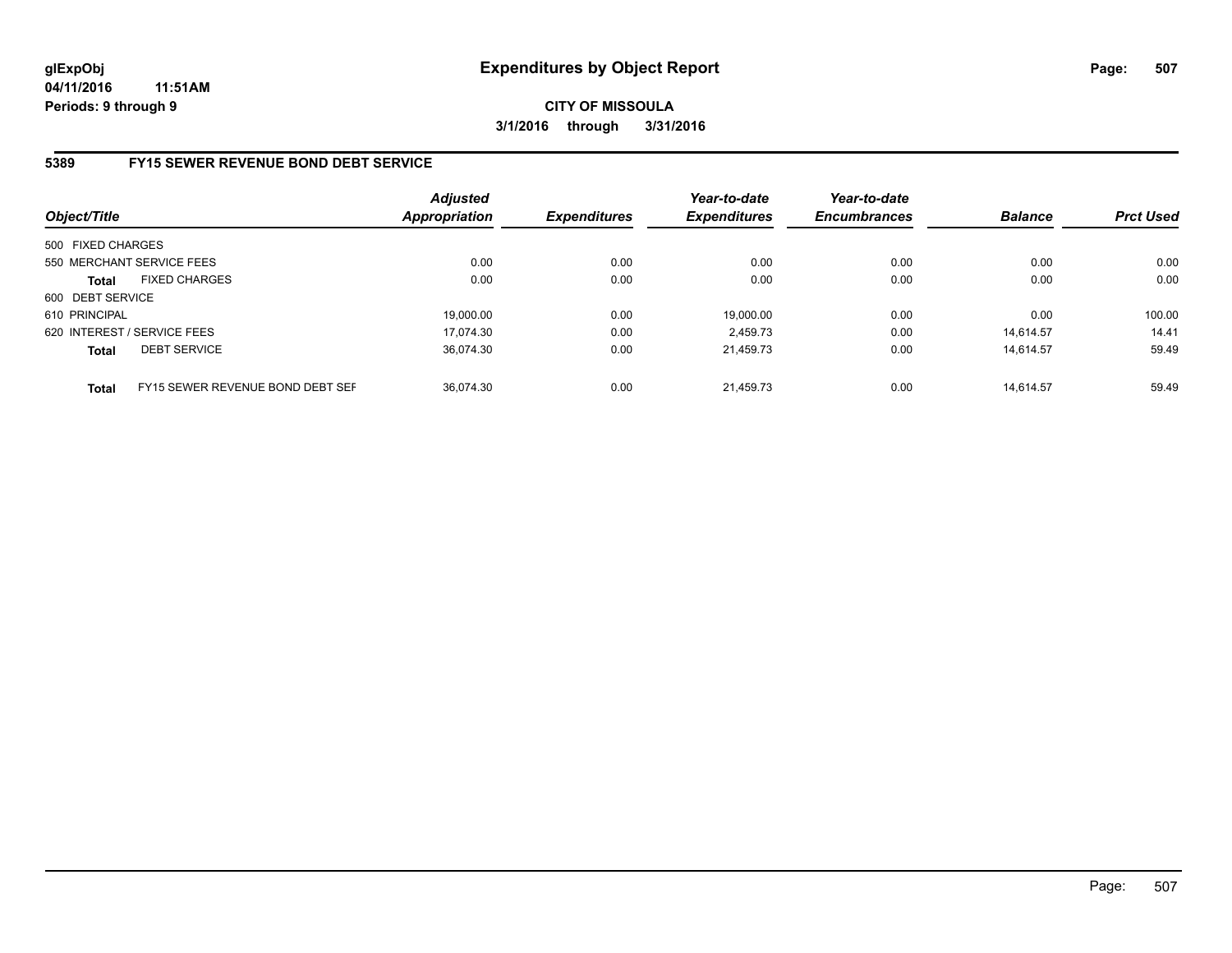**glExpObj**
**04/11/2016 11:51AM**
**Periods: 9 through 9**

# Expenditures by Object Report

**CITY OF MISSOULA**
**3/1/2016 through 3/31/2016**

## 5389 FY15 SEWER REVENUE BOND DEBT SERVICE

| Object/Title | Adjusted Appropriation | Expenditures | Year-to-date Expenditures | Year-to-date Encumbrances | Balance | Prct Used |
|---|---|---|---|---|---|---|
| 500 FIXED CHARGES | | | | | | |
| 550 MERCHANT SERVICE FEES | 0.00 | 0.00 | 0.00 | 0.00 | 0.00 | 0.00 |
| **Total** FIXED CHARGES | 0.00 | 0.00 | 0.00 | 0.00 | 0.00 | 0.00 |
| 600 DEBT SERVICE | | | | | | |
| 610 PRINCIPAL | 19,000.00 | 0.00 | 19,000.00 | 0.00 | 0.00 | 100.00 |
| 620 INTEREST / SERVICE FEES | 17,074.30 | 0.00 | 2,459.73 | 0.00 | 14,614.57 | 14.41 |
| **Total** DEBT SERVICE | 36,074.30 | 0.00 | 21,459.73 | 0.00 | 14,614.57 | 59.49 |
| **Total** FY15 SEWER REVENUE BOND DEBT SEF | 36,074.30 | 0.00 | 21,459.73 | 0.00 | 14,614.57 | 59.49 |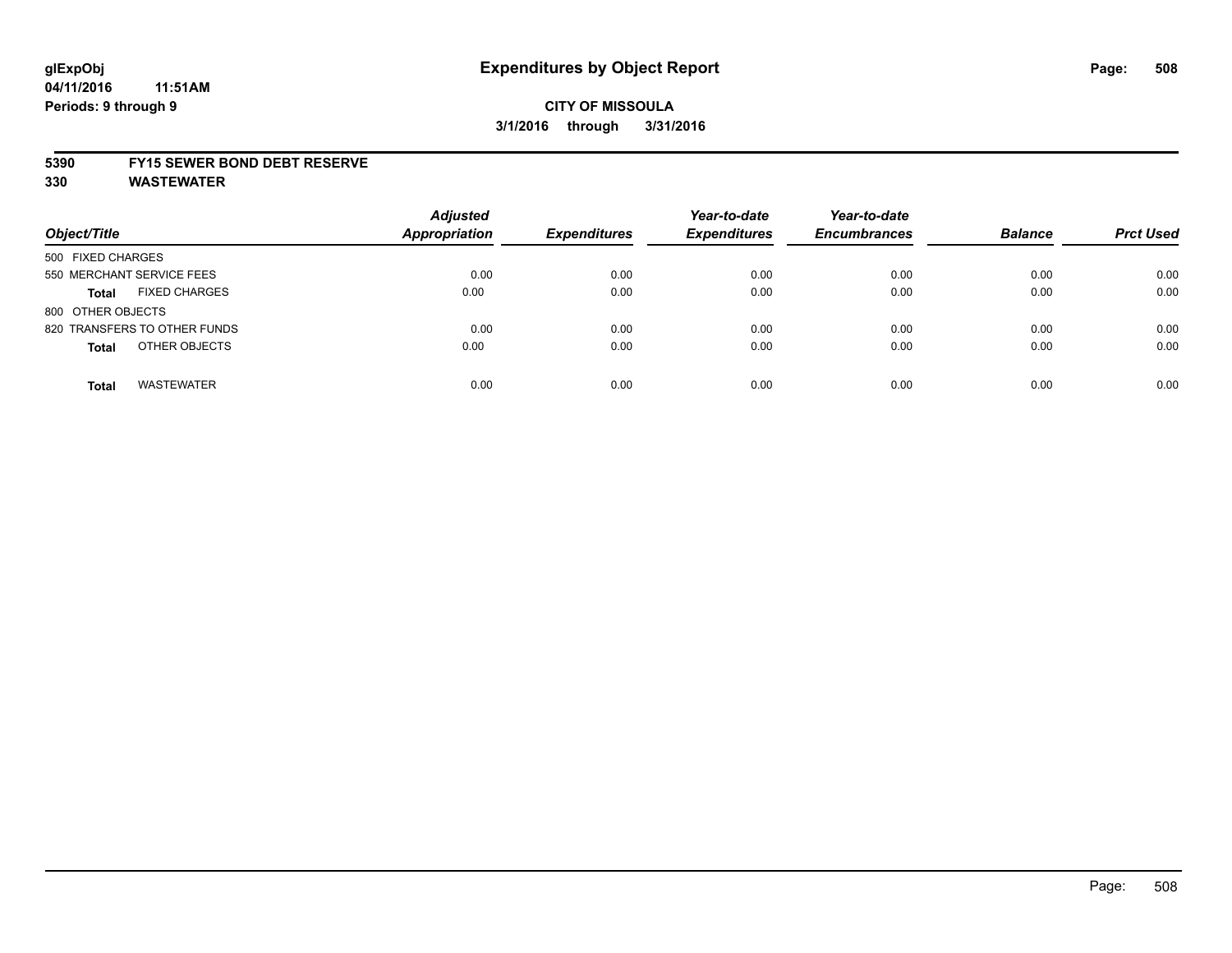**glExpObj**
**04/11/2016 11:51AM**
**Periods: 9 through 9**

# Expenditures by Object Report

**CITY OF MISSOULA**
**3/1/2016 through 3/31/2016**

**5390 FY15 SEWER BOND DEBT RESERVE**
**330 WASTEWATER**

| Object/Title | Adjusted Appropriation | Expenditures | Year-to-date Expenditures | Year-to-date Encumbrances | Balance | Prct Used |
|---|---|---|---|---|---|---|
| 500 FIXED CHARGES | | | | | | |
| 550 MERCHANT SERVICE FEES | 0.00 | 0.00 | 0.00 | 0.00 | 0.00 | 0.00 |
| **Total** FIXED CHARGES | 0.00 | 0.00 | 0.00 | 0.00 | 0.00 | 0.00 |
| 800 OTHER OBJECTS | | | | | | |
| 820 TRANSFERS TO OTHER FUNDS | 0.00 | 0.00 | 0.00 | 0.00 | 0.00 | 0.00 |
| **Total** OTHER OBJECTS | 0.00 | 0.00 | 0.00 | 0.00 | 0.00 | 0.00 |
| **Total** WASTEWATER | 0.00 | 0.00 | 0.00 | 0.00 | 0.00 | 0.00 |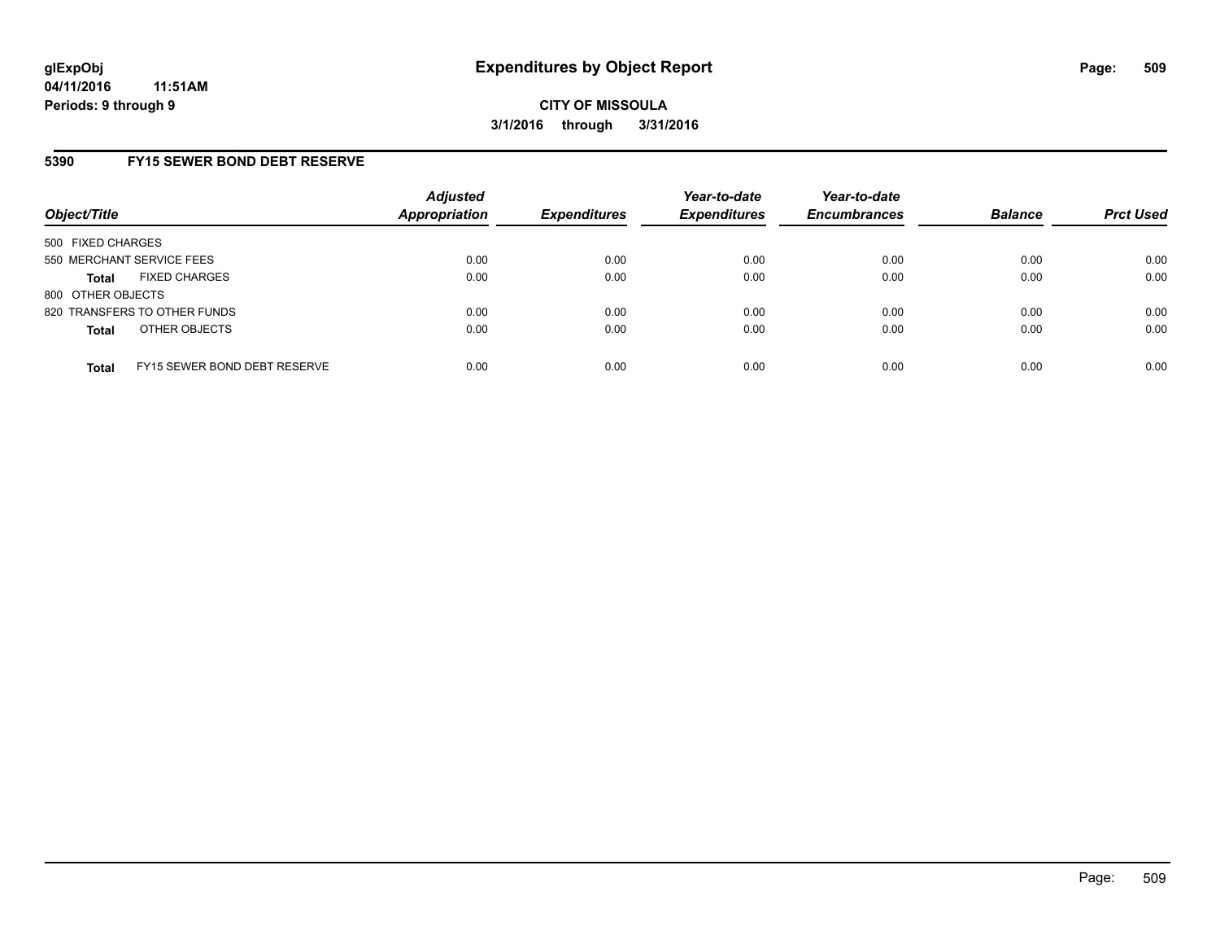**glExpObj**
**04/11/2016 11:51AM**
**Periods: 9 through 9**

# Expenditures by Object Report

**CITY OF MISSOULA**
**3/1/2016 through 3/31/2016**

## 5390 FY15 SEWER BOND DEBT RESERVE

| Object/Title | Adjusted Appropriation | Expenditures | Year-to-date Expenditures | Year-to-date Encumbrances | Balance | Prct Used |
|---|---|---|---|---|---|---|
| 500 FIXED CHARGES | | | | | | |
| 550 MERCHANT SERVICE FEES | 0.00 | 0.00 | 0.00 | 0.00 | 0.00 | 0.00 |
| **Total** FIXED CHARGES | 0.00 | 0.00 | 0.00 | 0.00 | 0.00 | 0.00 |
| 800 OTHER OBJECTS | | | | | | |
| 820 TRANSFERS TO OTHER FUNDS | 0.00 | 0.00 | 0.00 | 0.00 | 0.00 | 0.00 |
| **Total** OTHER OBJECTS | 0.00 | 0.00 | 0.00 | 0.00 | 0.00 | 0.00 |
| **Total** FY15 SEWER BOND DEBT RESERVE | 0.00 | 0.00 | 0.00 | 0.00 | 0.00 | 0.00 |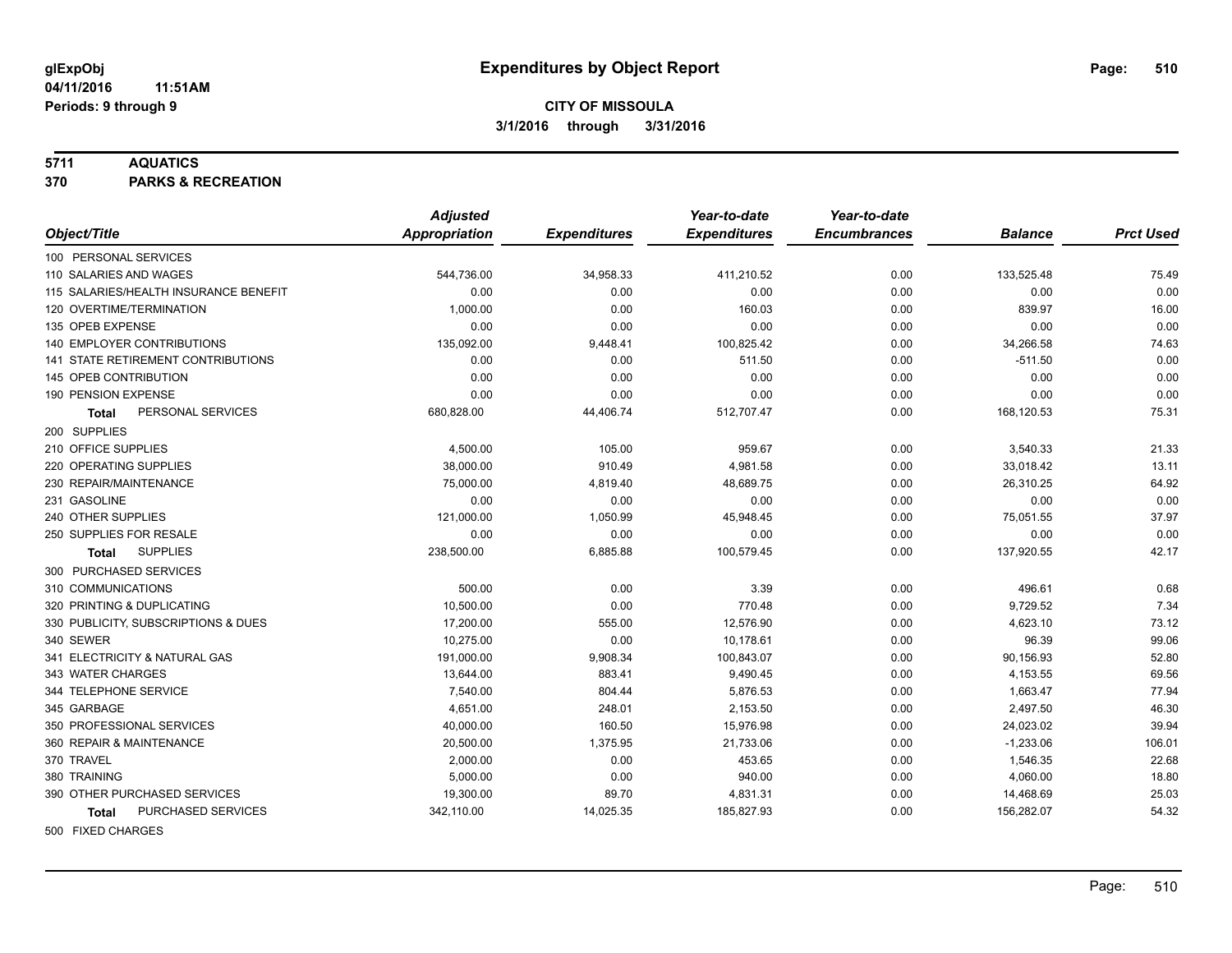glExpObj
04/11/2016 11:51AM
Periods: 9 through 9

# Expenditures by Object Report

**CITY OF MISSOULA**
**3/1/2016 through 3/31/2016**

## 5711 AQUATICS
## 370 PARKS & RECREATION

| Object/Title | Adjusted Appropriation | Expenditures | Year-to-date Expenditures | Year-to-date Encumbrances | Balance | Prct Used |
|---|---|---|---|---|---|---|
| 100 PERSONAL SERVICES | | | | | | |
| 110 SALARIES AND WAGES | 544,736.00 | 34,958.33 | 411,210.52 | 0.00 | 133,525.48 | 75.49 |
| 115 SALARIES/HEALTH INSURANCE BENEFIT | 0.00 | 0.00 | 0.00 | 0.00 | 0.00 | 0.00 |
| 120 OVERTIME/TERMINATION | 1,000.00 | 0.00 | 160.03 | 0.00 | 839.97 | 16.00 |
| 135 OPEB EXPENSE | 0.00 | 0.00 | 0.00 | 0.00 | 0.00 | 0.00 |
| 140 EMPLOYER CONTRIBUTIONS | 135,092.00 | 9,448.41 | 100,825.42 | 0.00 | 34,266.58 | 74.63 |
| 141 STATE RETIREMENT CONTRIBUTIONS | 0.00 | 0.00 | 511.50 | 0.00 | -511.50 | 0.00 |
| 145 OPEB CONTRIBUTION | 0.00 | 0.00 | 0.00 | 0.00 | 0.00 | 0.00 |
| 190 PENSION EXPENSE | 0.00 | 0.00 | 0.00 | 0.00 | 0.00 | 0.00 |
| **Total** PERSONAL SERVICES | 680,828.00 | 44,406.74 | 512,707.47 | 0.00 | 168,120.53 | 75.31 |
| 200 SUPPLIES | | | | | | |
| 210 OFFICE SUPPLIES | 4,500.00 | 105.00 | 959.67 | 0.00 | 3,540.33 | 21.33 |
| 220 OPERATING SUPPLIES | 38,000.00 | 910.49 | 4,981.58 | 0.00 | 33,018.42 | 13.11 |
| 230 REPAIR/MAINTENANCE | 75,000.00 | 4,819.40 | 48,689.75 | 0.00 | 26,310.25 | 64.92 |
| 231 GASOLINE | 0.00 | 0.00 | 0.00 | 0.00 | 0.00 | 0.00 |
| 240 OTHER SUPPLIES | 121,000.00 | 1,050.99 | 45,948.45 | 0.00 | 75,051.55 | 37.97 |
| 250 SUPPLIES FOR RESALE | 0.00 | 0.00 | 0.00 | 0.00 | 0.00 | 0.00 |
| **Total** SUPPLIES | 238,500.00 | 6,885.88 | 100,579.45 | 0.00 | 137,920.55 | 42.17 |
| 300 PURCHASED SERVICES | | | | | | |
| 310 COMMUNICATIONS | 500.00 | 0.00 | 3.39 | 0.00 | 496.61 | 0.68 |
| 320 PRINTING & DUPLICATING | 10,500.00 | 0.00 | 770.48 | 0.00 | 9,729.52 | 7.34 |
| 330 PUBLICITY, SUBSCRIPTIONS & DUES | 17,200.00 | 555.00 | 12,576.90 | 0.00 | 4,623.10 | 73.12 |
| 340 SEWER | 10,275.00 | 0.00 | 10,178.61 | 0.00 | 96.39 | 99.06 |
| 341 ELECTRICITY & NATURAL GAS | 191,000.00 | 9,908.34 | 100,843.07 | 0.00 | 90,156.93 | 52.80 |
| 343 WATER CHARGES | 13,644.00 | 883.41 | 9,490.45 | 0.00 | 4,153.55 | 69.56 |
| 344 TELEPHONE SERVICE | 7,540.00 | 804.44 | 5,876.53 | 0.00 | 1,663.47 | 77.94 |
| 345 GARBAGE | 4,651.00 | 248.01 | 2,153.50 | 0.00 | 2,497.50 | 46.30 |
| 350 PROFESSIONAL SERVICES | 40,000.00 | 160.50 | 15,976.98 | 0.00 | 24,023.02 | 39.94 |
| 360 REPAIR & MAINTENANCE | 20,500.00 | 1,375.95 | 21,733.06 | 0.00 | -1,233.06 | 106.01 |
| 370 TRAVEL | 2,000.00 | 0.00 | 453.65 | 0.00 | 1,546.35 | 22.68 |
| 380 TRAINING | 5,000.00 | 0.00 | 940.00 | 0.00 | 4,060.00 | 18.80 |
| 390 OTHER PURCHASED SERVICES | 19,300.00 | 89.70 | 4,831.31 | 0.00 | 14,468.69 | 25.03 |
| **Total** PURCHASED SERVICES | 342,110.00 | 14,025.35 | 185,827.93 | 0.00 | 156,282.07 | 54.32 |
| 500 FIXED CHARGES | | | | | | |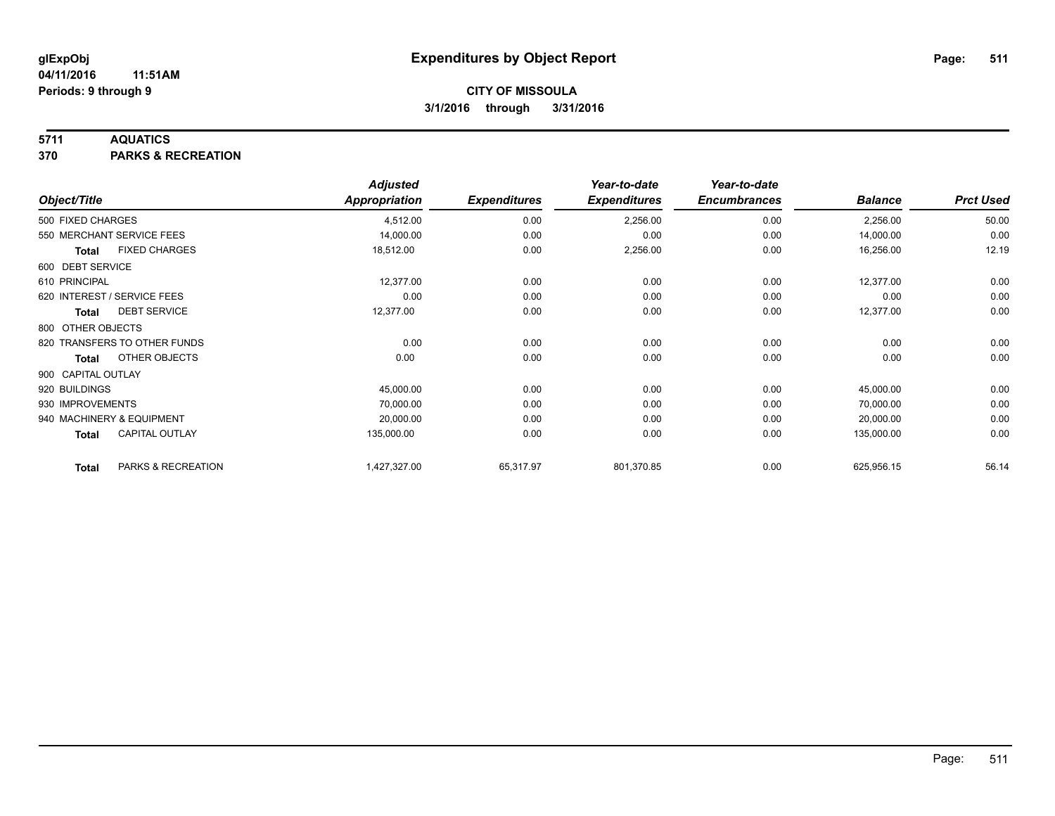**glExpObj** **Expenditures by Object Report**

**04/11/2016 11:51AM**

**Periods: 9 through 9**

**CITY OF MISSOULA**

**3/1/2016 through 3/31/2016**

**5711 AQUATICS**

**370 PARKS & RECREATION**

| Object/Title | | Adjusted Appropriation | Expenditures | Year-to-date Expenditures | Year-to-date Encumbrances | Balance | Prct Used |
|---|---|---|---|---|---|---|---|
| 500 FIXED CHARGES | | 4,512.00 | 0.00 | 2,256.00 | 0.00 | 2,256.00 | 50.00 |
| 550 MERCHANT SERVICE FEES | | 14,000.00 | 0.00 | 0.00 | 0.00 | 14,000.00 | 0.00 |
| **Total** | FIXED CHARGES | 18,512.00 | 0.00 | 2,256.00 | 0.00 | 16,256.00 | 12.19 |
| 600 DEBT SERVICE | | | | | | | |
| 610 PRINCIPAL | | 12,377.00 | 0.00 | 0.00 | 0.00 | 12,377.00 | 0.00 |
| 620 INTEREST / SERVICE FEES | | 0.00 | 0.00 | 0.00 | 0.00 | 0.00 | 0.00 |
| **Total** | DEBT SERVICE | 12,377.00 | 0.00 | 0.00 | 0.00 | 12,377.00 | 0.00 |
| 800 OTHER OBJECTS | | | | | | | |
| 820 TRANSFERS TO OTHER FUNDS | | 0.00 | 0.00 | 0.00 | 0.00 | 0.00 | 0.00 |
| **Total** | OTHER OBJECTS | 0.00 | 0.00 | 0.00 | 0.00 | 0.00 | 0.00 |
| 900 CAPITAL OUTLAY | | | | | | | |
| 920 BUILDINGS | | 45,000.00 | 0.00 | 0.00 | 0.00 | 45,000.00 | 0.00 |
| 930 IMPROVEMENTS | | 70,000.00 | 0.00 | 0.00 | 0.00 | 70,000.00 | 0.00 |
| 940 MACHINERY & EQUIPMENT | | 20,000.00 | 0.00 | 0.00 | 0.00 | 20,000.00 | 0.00 |
| **Total** | CAPITAL OUTLAY | 135,000.00 | 0.00 | 0.00 | 0.00 | 135,000.00 | 0.00 |
| **Total** | PARKS & RECREATION | 1,427,327.00 | 65,317.97 | 801,370.85 | 0.00 | 625,956.15 | 56.14 |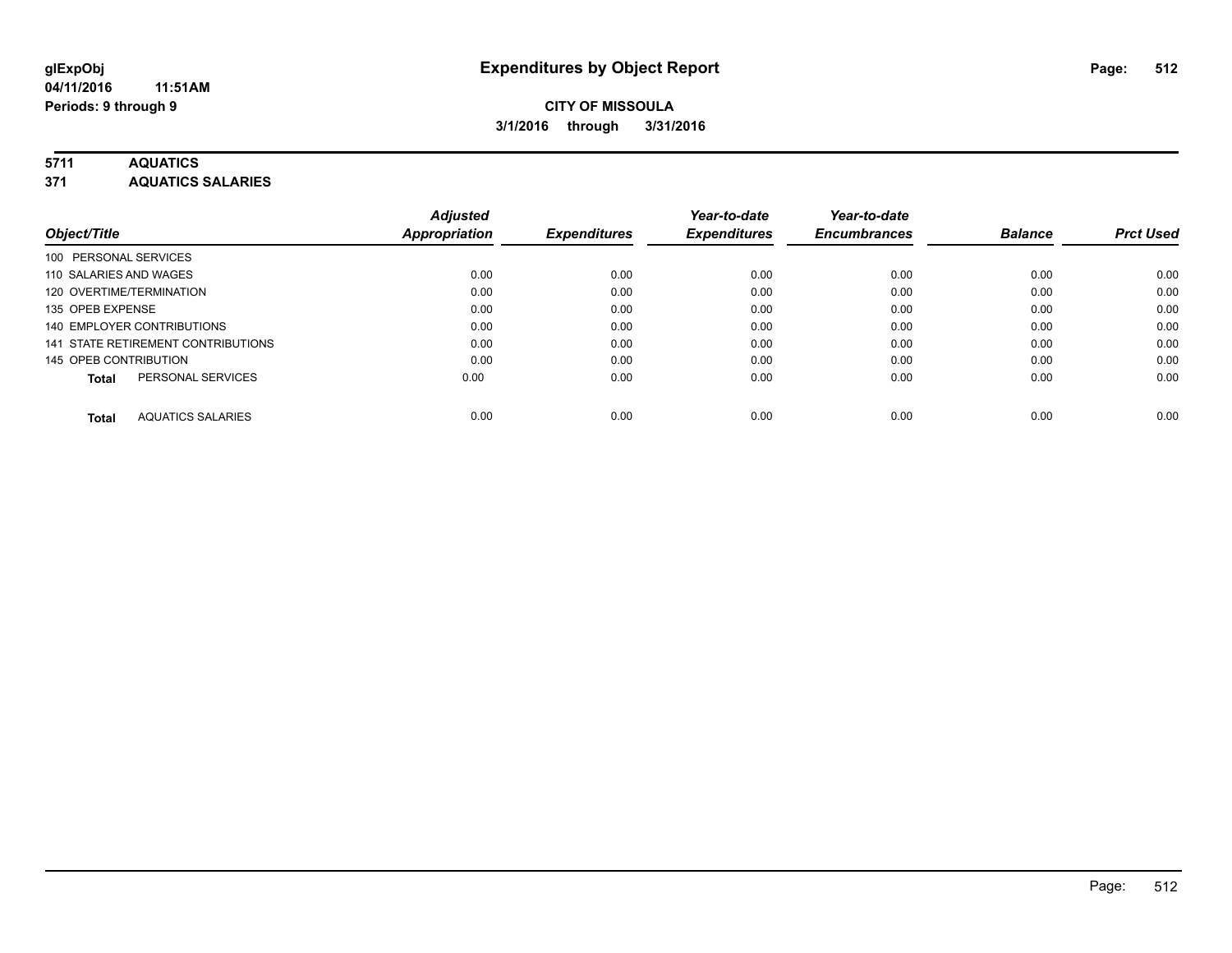**glExpObj**
**04/11/2016 11:51AM**
**Periods: 9 through 9**

# Expenditures by Object Report

**CITY OF MISSOULA**
**3/1/2016 through 3/31/2016**

**5711 AQUATICS**
**371 AQUATICS SALARIES**

| Object/Title | Adjusted Appropriation | Expenditures | Year-to-date Expenditures | Year-to-date Encumbrances | Balance | Prct Used |
|---|---|---|---|---|---|---|
| 100 PERSONAL SERVICES | | | | | | |
| 110 SALARIES AND WAGES | 0.00 | 0.00 | 0.00 | 0.00 | 0.00 | 0.00 |
| 120 OVERTIME/TERMINATION | 0.00 | 0.00 | 0.00 | 0.00 | 0.00 | 0.00 |
| 135 OPEB EXPENSE | 0.00 | 0.00 | 0.00 | 0.00 | 0.00 | 0.00 |
| 140 EMPLOYER CONTRIBUTIONS | 0.00 | 0.00 | 0.00 | 0.00 | 0.00 | 0.00 |
| 141 STATE RETIREMENT CONTRIBUTIONS | 0.00 | 0.00 | 0.00 | 0.00 | 0.00 | 0.00 |
| 145 OPEB CONTRIBUTION | 0.00 | 0.00 | 0.00 | 0.00 | 0.00 | 0.00 |
| **Total** PERSONAL SERVICES | 0.00 | 0.00 | 0.00 | 0.00 | 0.00 | 0.00 |
| **Total** AQUATICS SALARIES | 0.00 | 0.00 | 0.00 | 0.00 | 0.00 | 0.00 |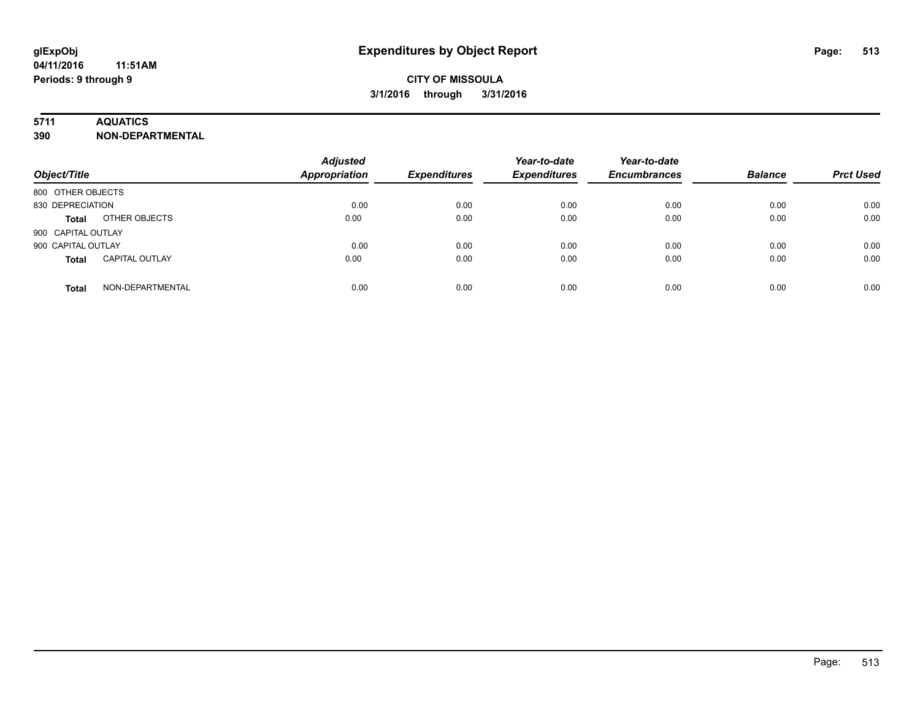# Expenditures by Object Report

glExpObj
04/11/2016 11:51AM
Periods: 9 through 9

**CITY OF MISSOULA**
**3/1/2016 through 3/31/2016**

**5711 AQUATICS**
**390 NON-DEPARTMENTAL**

| Object/Title | | Adjusted Appropriation | Expenditures | Year-to-date Expenditures | Year-to-date Encumbrances | Balance | Prct Used |
|---|---|---|---|---|---|---|---|
| 800 OTHER OBJECTS | | | | | | | |
| 830 DEPRECIATION | | 0.00 | 0.00 | 0.00 | 0.00 | 0.00 | 0.00 |
| **Total** | OTHER OBJECTS | 0.00 | 0.00 | 0.00 | 0.00 | 0.00 | 0.00 |
| 900 CAPITAL OUTLAY | | | | | | | |
| 900 CAPITAL OUTLAY | | 0.00 | 0.00 | 0.00 | 0.00 | 0.00 | 0.00 |
| **Total** | CAPITAL OUTLAY | 0.00 | 0.00 | 0.00 | 0.00 | 0.00 | 0.00 |
| **Total** | NON-DEPARTMENTAL | 0.00 | 0.00 | 0.00 | 0.00 | 0.00 | 0.00 |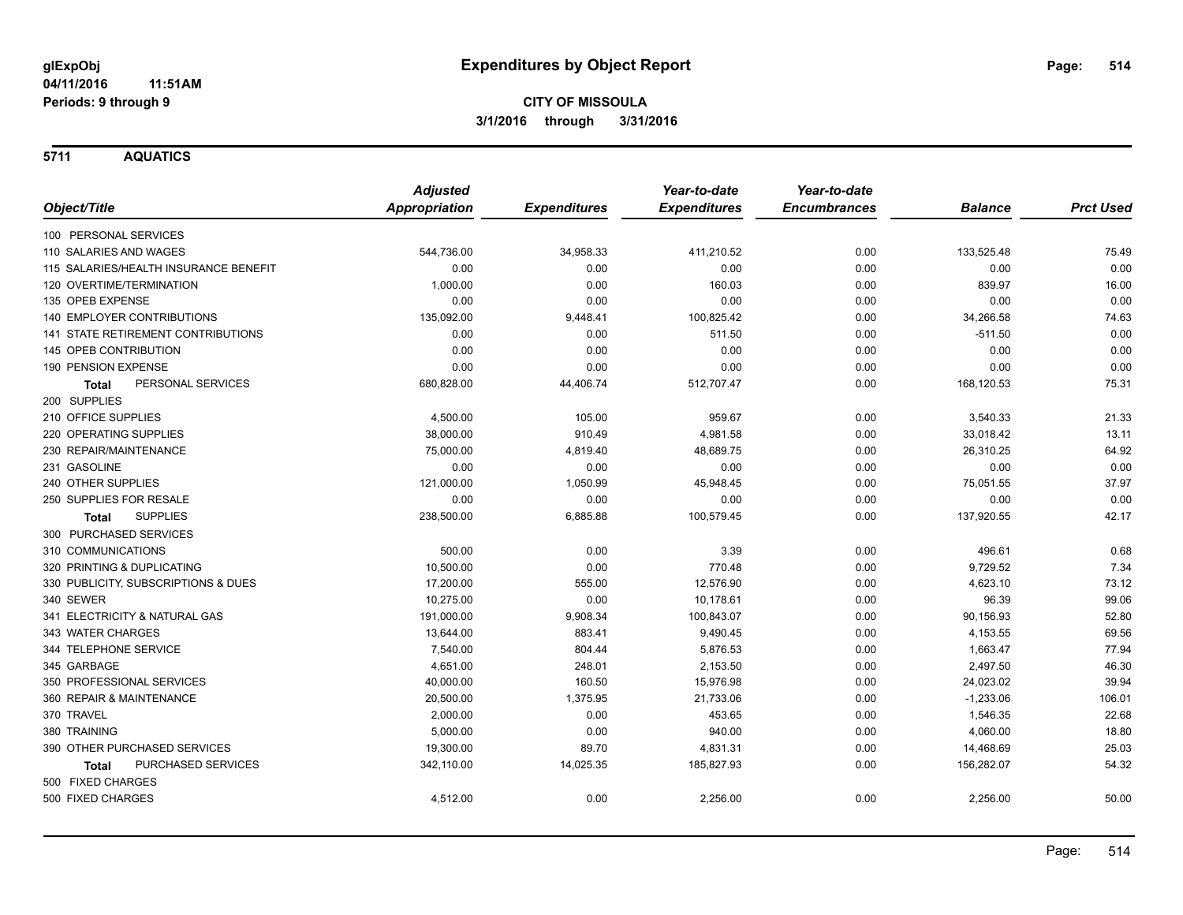# Expenditures by Object Report

glExpObj
04/11/2016 11:51AM
Periods: 9 through 9

**CITY OF MISSOULA**
**3/1/2016 through 3/31/2016**

## 5711 AQUATICS

| Object/Title | Adjusted Appropriation | Expenditures | Year-to-date Expenditures | Year-to-date Encumbrances | Balance | Prct Used |
|---|---|---|---|---|---|---|
| 100 PERSONAL SERVICES | | | | | | |
| 110 SALARIES AND WAGES | 544,736.00 | 34,958.33 | 411,210.52 | 0.00 | 133,525.48 | 75.49 |
| 115 SALARIES/HEALTH INSURANCE BENEFIT | 0.00 | 0.00 | 0.00 | 0.00 | 0.00 | 0.00 |
| 120 OVERTIME/TERMINATION | 1,000.00 | 0.00 | 160.03 | 0.00 | 839.97 | 16.00 |
| 135 OPEB EXPENSE | 0.00 | 0.00 | 0.00 | 0.00 | 0.00 | 0.00 |
| 140 EMPLOYER CONTRIBUTIONS | 135,092.00 | 9,448.41 | 100,825.42 | 0.00 | 34,266.58 | 74.63 |
| 141 STATE RETIREMENT CONTRIBUTIONS | 0.00 | 0.00 | 511.50 | 0.00 | -511.50 | 0.00 |
| 145 OPEB CONTRIBUTION | 0.00 | 0.00 | 0.00 | 0.00 | 0.00 | 0.00 |
| 190 PENSION EXPENSE | 0.00 | 0.00 | 0.00 | 0.00 | 0.00 | 0.00 |
| **Total** PERSONAL SERVICES | 680,828.00 | 44,406.74 | 512,707.47 | 0.00 | 168,120.53 | 75.31 |
| 200 SUPPLIES | | | | | | |
| 210 OFFICE SUPPLIES | 4,500.00 | 105.00 | 959.67 | 0.00 | 3,540.33 | 21.33 |
| 220 OPERATING SUPPLIES | 38,000.00 | 910.49 | 4,981.58 | 0.00 | 33,018.42 | 13.11 |
| 230 REPAIR/MAINTENANCE | 75,000.00 | 4,819.40 | 48,689.75 | 0.00 | 26,310.25 | 64.92 |
| 231 GASOLINE | 0.00 | 0.00 | 0.00 | 0.00 | 0.00 | 0.00 |
| 240 OTHER SUPPLIES | 121,000.00 | 1,050.99 | 45,948.45 | 0.00 | 75,051.55 | 37.97 |
| 250 SUPPLIES FOR RESALE | 0.00 | 0.00 | 0.00 | 0.00 | 0.00 | 0.00 |
| **Total** SUPPLIES | 238,500.00 | 6,885.88 | 100,579.45 | 0.00 | 137,920.55 | 42.17 |
| 300 PURCHASED SERVICES | | | | | | |
| 310 COMMUNICATIONS | 500.00 | 0.00 | 3.39 | 0.00 | 496.61 | 0.68 |
| 320 PRINTING & DUPLICATING | 10,500.00 | 0.00 | 770.48 | 0.00 | 9,729.52 | 7.34 |
| 330 PUBLICITY, SUBSCRIPTIONS & DUES | 17,200.00 | 555.00 | 12,576.90 | 0.00 | 4,623.10 | 73.12 |
| 340 SEWER | 10,275.00 | 0.00 | 10,178.61 | 0.00 | 96.39 | 99.06 |
| 341 ELECTRICITY & NATURAL GAS | 191,000.00 | 9,908.34 | 100,843.07 | 0.00 | 90,156.93 | 52.80 |
| 343 WATER CHARGES | 13,644.00 | 883.41 | 9,490.45 | 0.00 | 4,153.55 | 69.56 |
| 344 TELEPHONE SERVICE | 7,540.00 | 804.44 | 5,876.53 | 0.00 | 1,663.47 | 77.94 |
| 345 GARBAGE | 4,651.00 | 248.01 | 2,153.50 | 0.00 | 2,497.50 | 46.30 |
| 350 PROFESSIONAL SERVICES | 40,000.00 | 160.50 | 15,976.98 | 0.00 | 24,023.02 | 39.94 |
| 360 REPAIR & MAINTENANCE | 20,500.00 | 1,375.95 | 21,733.06 | 0.00 | -1,233.06 | 106.01 |
| 370 TRAVEL | 2,000.00 | 0.00 | 453.65 | 0.00 | 1,546.35 | 22.68 |
| 380 TRAINING | 5,000.00 | 0.00 | 940.00 | 0.00 | 4,060.00 | 18.80 |
| 390 OTHER PURCHASED SERVICES | 19,300.00 | 89.70 | 4,831.31 | 0.00 | 14,468.69 | 25.03 |
| **Total** PURCHASED SERVICES | 342,110.00 | 14,025.35 | 185,827.93 | 0.00 | 156,282.07 | 54.32 |
| 500 FIXED CHARGES | | | | | | |
| 500 FIXED CHARGES | 4,512.00 | 0.00 | 2,256.00 | 0.00 | 2,256.00 | 50.00 |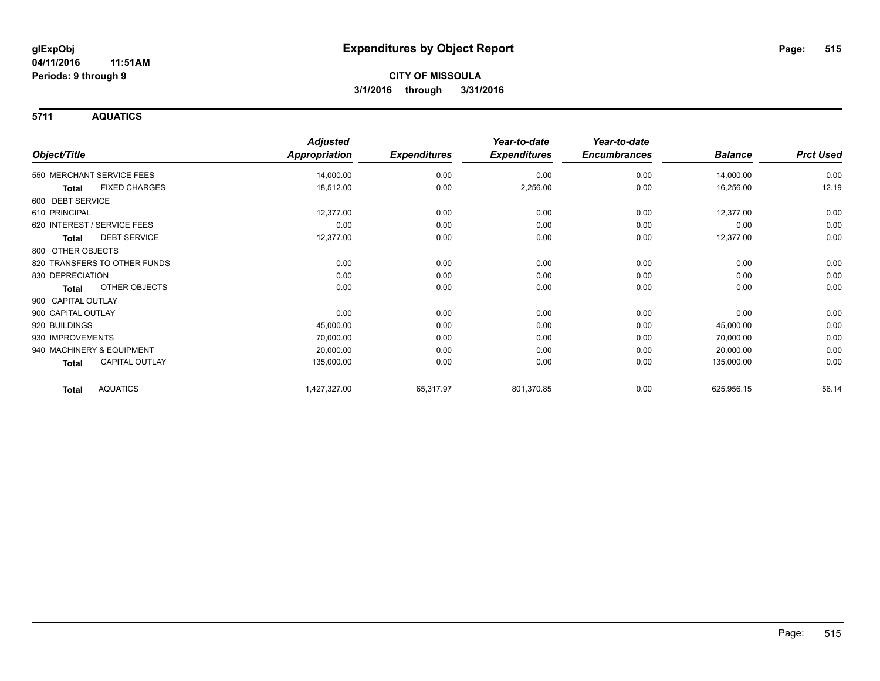**glExpObj**
**04/11/2016 11:51AM**
**Periods: 9 through 9**

# Expenditures by Object Report

**CITY OF MISSOULA**
**3/1/2016 through 3/31/2016**

## 5711 AQUATICS

| Object/Title | Adjusted Appropriation | Expenditures | Year-to-date Expenditures | Year-to-date Encumbrances | Balance | Prct Used |
|---|---|---|---|---|---|---|
| 550 MERCHANT SERVICE FEES | 14,000.00 | 0.00 | 0.00 | 0.00 | 14,000.00 | 0.00 |
| **Total** FIXED CHARGES | 18,512.00 | 0.00 | 2,256.00 | 0.00 | 16,256.00 | 12.19 |
| 600 DEBT SERVICE | | | | | | |
| 610 PRINCIPAL | 12,377.00 | 0.00 | 0.00 | 0.00 | 12,377.00 | 0.00 |
| 620 INTEREST / SERVICE FEES | 0.00 | 0.00 | 0.00 | 0.00 | 0.00 | 0.00 |
| **Total** DEBT SERVICE | 12,377.00 | 0.00 | 0.00 | 0.00 | 12,377.00 | 0.00 |
| 800 OTHER OBJECTS | | | | | | |
| 820 TRANSFERS TO OTHER FUNDS | 0.00 | 0.00 | 0.00 | 0.00 | 0.00 | 0.00 |
| 830 DEPRECIATION | 0.00 | 0.00 | 0.00 | 0.00 | 0.00 | 0.00 |
| **Total** OTHER OBJECTS | 0.00 | 0.00 | 0.00 | 0.00 | 0.00 | 0.00 |
| 900 CAPITAL OUTLAY | | | | | | |
| 900 CAPITAL OUTLAY | 0.00 | 0.00 | 0.00 | 0.00 | 0.00 | 0.00 |
| 920 BUILDINGS | 45,000.00 | 0.00 | 0.00 | 0.00 | 45,000.00 | 0.00 |
| 930 IMPROVEMENTS | 70,000.00 | 0.00 | 0.00 | 0.00 | 70,000.00 | 0.00 |
| 940 MACHINERY & EQUIPMENT | 20,000.00 | 0.00 | 0.00 | 0.00 | 20,000.00 | 0.00 |
| **Total** CAPITAL OUTLAY | 135,000.00 | 0.00 | 0.00 | 0.00 | 135,000.00 | 0.00 |
| **Total** AQUATICS | 1,427,327.00 | 65,317.97 | 801,370.85 | 0.00 | 625,956.15 | 56.14 |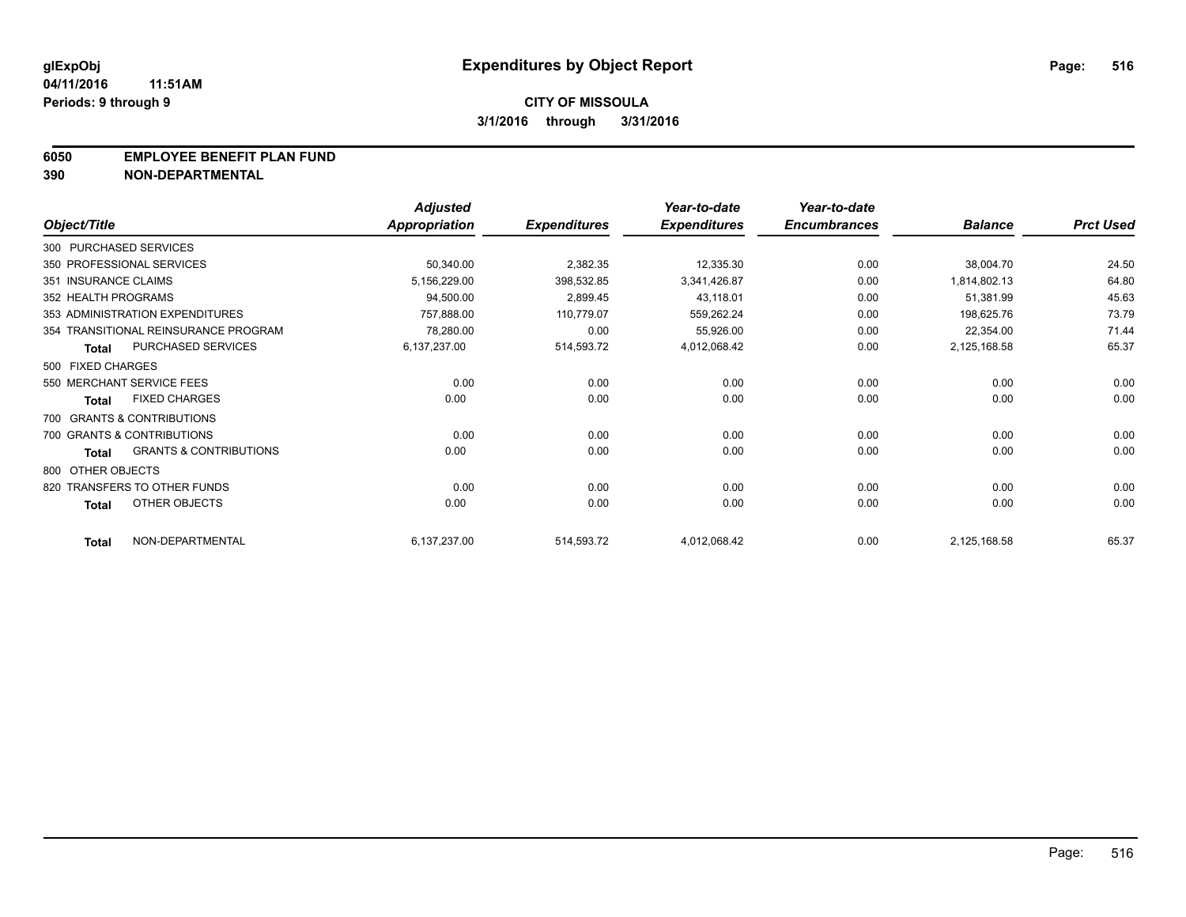# Expenditures by Object Report

glExpObj
04/11/2016 11:51AM
Periods: 9 through 9

**CITY OF MISSOULA**
**3/1/2016 through 3/31/2016**

**6050 EMPLOYEE BENEFIT PLAN FUND**
**390 NON-DEPARTMENTAL**

| Object/Title | Adjusted Appropriation | Expenditures | Year-to-date Expenditures | Year-to-date Encumbrances | Balance | Prct Used |
|---|---|---|---|---|---|---|
| 300 PURCHASED SERVICES | | | | | | |
| 350 PROFESSIONAL SERVICES | 50,340.00 | 2,382.35 | 12,335.30 | 0.00 | 38,004.70 | 24.50 |
| 351 INSURANCE CLAIMS | 5,156,229.00 | 398,532.85 | 3,341,426.87 | 0.00 | 1,814,802.13 | 64.80 |
| 352 HEALTH PROGRAMS | 94,500.00 | 2,899.45 | 43,118.01 | 0.00 | 51,381.99 | 45.63 |
| 353 ADMINISTRATION EXPENDITURES | 757,888.00 | 110,779.07 | 559,262.24 | 0.00 | 198,625.76 | 73.79 |
| 354 TRANSITIONAL REINSURANCE PROGRAM | 78,280.00 | 0.00 | 55,926.00 | 0.00 | 22,354.00 | 71.44 |
| **Total** PURCHASED SERVICES | 6,137,237.00 | 514,593.72 | 4,012,068.42 | 0.00 | 2,125,168.58 | 65.37 |
| 500 FIXED CHARGES | | | | | | |
| 550 MERCHANT SERVICE FEES | 0.00 | 0.00 | 0.00 | 0.00 | 0.00 | 0.00 |
| **Total** FIXED CHARGES | 0.00 | 0.00 | 0.00 | 0.00 | 0.00 | 0.00 |
| 700 GRANTS & CONTRIBUTIONS | | | | | | |
| 700 GRANTS & CONTRIBUTIONS | 0.00 | 0.00 | 0.00 | 0.00 | 0.00 | 0.00 |
| **Total** GRANTS & CONTRIBUTIONS | 0.00 | 0.00 | 0.00 | 0.00 | 0.00 | 0.00 |
| 800 OTHER OBJECTS | | | | | | |
| 820 TRANSFERS TO OTHER FUNDS | 0.00 | 0.00 | 0.00 | 0.00 | 0.00 | 0.00 |
| **Total** OTHER OBJECTS | 0.00 | 0.00 | 0.00 | 0.00 | 0.00 | 0.00 |
| **Total** NON-DEPARTMENTAL | 6,137,237.00 | 514,593.72 | 4,012,068.42 | 0.00 | 2,125,168.58 | 65.37 |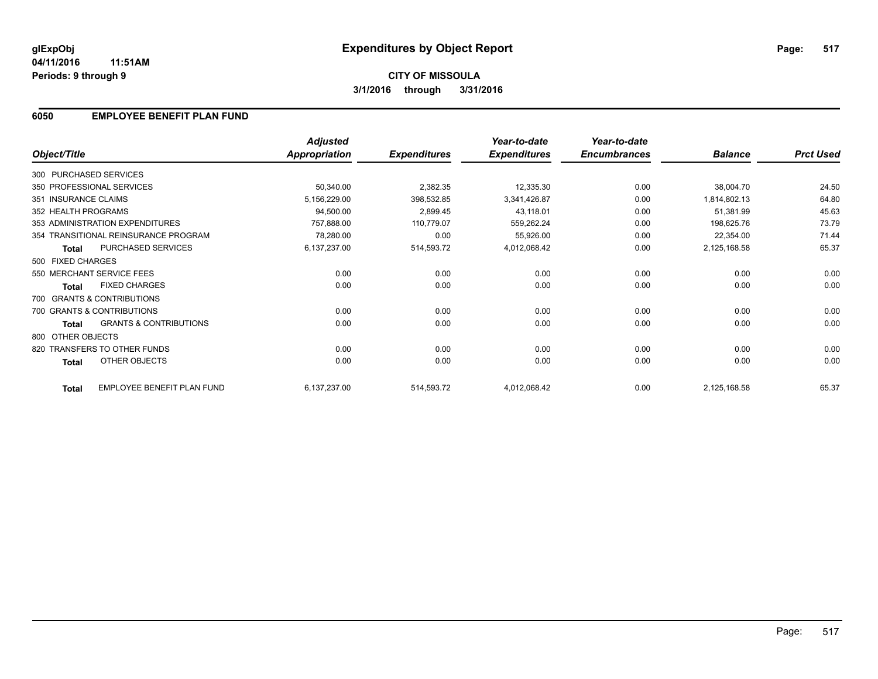**glExpObj** **Expenditures by Object Report**

**04/11/2016 11:51AM**

**Periods: 9 through 9**

**CITY OF MISSOULA**

**3/1/2016 through 3/31/2016**

## 6050 EMPLOYEE BENEFIT PLAN FUND

| Object/Title | | *Adjusted Appropriation* | *Expenditures* | *Year-to-date Expenditures* | *Year-to-date Encumbrances* | *Balance* | *Prct Used* |
|---|---|---|---|---|---|---|---|
| 300 PURCHASED SERVICES | | | | | | | |
| 350 PROFESSIONAL SERVICES | | 50,340.00 | 2,382.35 | 12,335.30 | 0.00 | 38,004.70 | 24.50 |
| 351 INSURANCE CLAIMS | | 5,156,229.00 | 398,532.85 | 3,341,426.87 | 0.00 | 1,814,802.13 | 64.80 |
| 352 HEALTH PROGRAMS | | 94,500.00 | 2,899.45 | 43,118.01 | 0.00 | 51,381.99 | 45.63 |
| 353 ADMINISTRATION EXPENDITURES | | 757,888.00 | 110,779.07 | 559,262.24 | 0.00 | 198,625.76 | 73.79 |
| 354 TRANSITIONAL REINSURANCE PROGRAM | | 78,280.00 | 0.00 | 55,926.00 | 0.00 | 22,354.00 | 71.44 |
| **Total** | PURCHASED SERVICES | 6,137,237.00 | 514,593.72 | 4,012,068.42 | 0.00 | 2,125,168.58 | 65.37 |
| 500 FIXED CHARGES | | | | | | | |
| 550 MERCHANT SERVICE FEES | | 0.00 | 0.00 | 0.00 | 0.00 | 0.00 | 0.00 |
| **Total** | FIXED CHARGES | 0.00 | 0.00 | 0.00 | 0.00 | 0.00 | 0.00 |
| 700 GRANTS & CONTRIBUTIONS | | | | | | | |
| 700 GRANTS & CONTRIBUTIONS | | 0.00 | 0.00 | 0.00 | 0.00 | 0.00 | 0.00 |
| **Total** | GRANTS & CONTRIBUTIONS | 0.00 | 0.00 | 0.00 | 0.00 | 0.00 | 0.00 |
| 800 OTHER OBJECTS | | | | | | | |
| 820 TRANSFERS TO OTHER FUNDS | | 0.00 | 0.00 | 0.00 | 0.00 | 0.00 | 0.00 |
| **Total** | OTHER OBJECTS | 0.00 | 0.00 | 0.00 | 0.00 | 0.00 | 0.00 |
| **Total** | EMPLOYEE BENEFIT PLAN FUND | 6,137,237.00 | 514,593.72 | 4,012,068.42 | 0.00 | 2,125,168.58 | 65.37 |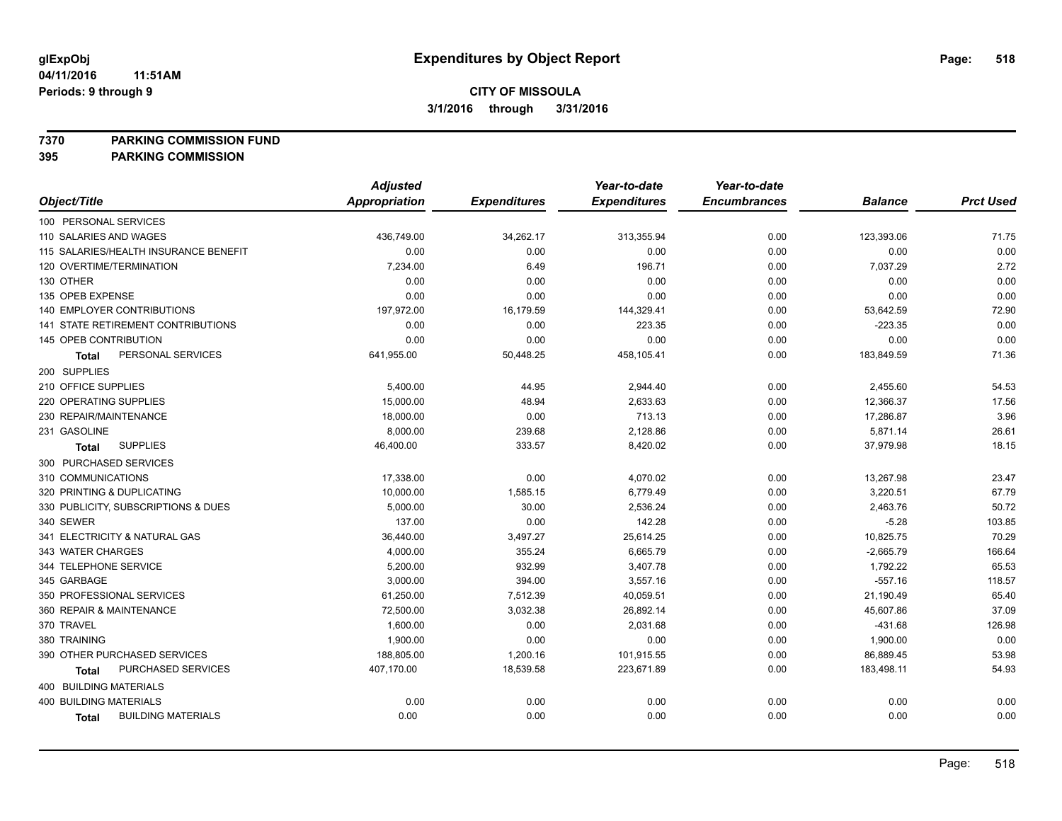**glExpObj**
**04/11/2016 11:51AM**
**Periods: 9 through 9**

# Expenditures by Object Report

**CITY OF MISSOULA**
**3/1/2016 through 3/31/2016**

**7370 PARKING COMMISSION FUND**
**395 PARKING COMMISSION**

| Object/Title | Adjusted Appropriation | Expenditures | Year-to-date Expenditures | Year-to-date Encumbrances | Balance | Prct Used |
|---|---|---|---|---|---|---|
| 100 PERSONAL SERVICES | | | | | | |
| 110 SALARIES AND WAGES | 436,749.00 | 34,262.17 | 313,355.94 | 0.00 | 123,393.06 | 71.75 |
| 115 SALARIES/HEALTH INSURANCE BENEFIT | 0.00 | 0.00 | 0.00 | 0.00 | 0.00 | 0.00 |
| 120 OVERTIME/TERMINATION | 7,234.00 | 6.49 | 196.71 | 0.00 | 7,037.29 | 2.72 |
| 130 OTHER | 0.00 | 0.00 | 0.00 | 0.00 | 0.00 | 0.00 |
| 135 OPEB EXPENSE | 0.00 | 0.00 | 0.00 | 0.00 | 0.00 | 0.00 |
| 140 EMPLOYER CONTRIBUTIONS | 197,972.00 | 16,179.59 | 144,329.41 | 0.00 | 53,642.59 | 72.90 |
| 141 STATE RETIREMENT CONTRIBUTIONS | 0.00 | 0.00 | 223.35 | 0.00 | -223.35 | 0.00 |
| 145 OPEB CONTRIBUTION | 0.00 | 0.00 | 0.00 | 0.00 | 0.00 | 0.00 |
| **Total** PERSONAL SERVICES | 641,955.00 | 50,448.25 | 458,105.41 | 0.00 | 183,849.59 | 71.36 |
| 200 SUPPLIES | | | | | | |
| 210 OFFICE SUPPLIES | 5,400.00 | 44.95 | 2,944.40 | 0.00 | 2,455.60 | 54.53 |
| 220 OPERATING SUPPLIES | 15,000.00 | 48.94 | 2,633.63 | 0.00 | 12,366.37 | 17.56 |
| 230 REPAIR/MAINTENANCE | 18,000.00 | 0.00 | 713.13 | 0.00 | 17,286.87 | 3.96 |
| 231 GASOLINE | 8,000.00 | 239.68 | 2,128.86 | 0.00 | 5,871.14 | 26.61 |
| **Total** SUPPLIES | 46,400.00 | 333.57 | 8,420.02 | 0.00 | 37,979.98 | 18.15 |
| 300 PURCHASED SERVICES | | | | | | |
| 310 COMMUNICATIONS | 17,338.00 | 0.00 | 4,070.02 | 0.00 | 13,267.98 | 23.47 |
| 320 PRINTING & DUPLICATING | 10,000.00 | 1,585.15 | 6,779.49 | 0.00 | 3,220.51 | 67.79 |
| 330 PUBLICITY, SUBSCRIPTIONS & DUES | 5,000.00 | 30.00 | 2,536.24 | 0.00 | 2,463.76 | 50.72 |
| 340 SEWER | 137.00 | 0.00 | 142.28 | 0.00 | -5.28 | 103.85 |
| 341 ELECTRICITY & NATURAL GAS | 36,440.00 | 3,497.27 | 25,614.25 | 0.00 | 10,825.75 | 70.29 |
| 343 WATER CHARGES | 4,000.00 | 355.24 | 6,665.79 | 0.00 | -2,665.79 | 166.64 |
| 344 TELEPHONE SERVICE | 5,200.00 | 932.99 | 3,407.78 | 0.00 | 1,792.22 | 65.53 |
| 345 GARBAGE | 3,000.00 | 394.00 | 3,557.16 | 0.00 | -557.16 | 118.57 |
| 350 PROFESSIONAL SERVICES | 61,250.00 | 7,512.39 | 40,059.51 | 0.00 | 21,190.49 | 65.40 |
| 360 REPAIR & MAINTENANCE | 72,500.00 | 3,032.38 | 26,892.14 | 0.00 | 45,607.86 | 37.09 |
| 370 TRAVEL | 1,600.00 | 0.00 | 2,031.68 | 0.00 | -431.68 | 126.98 |
| 380 TRAINING | 1,900.00 | 0.00 | 0.00 | 0.00 | 1,900.00 | 0.00 |
| 390 OTHER PURCHASED SERVICES | 188,805.00 | 1,200.16 | 101,915.55 | 0.00 | 86,889.45 | 53.98 |
| **Total** PURCHASED SERVICES | 407,170.00 | 18,539.58 | 223,671.89 | 0.00 | 183,498.11 | 54.93 |
| 400 BUILDING MATERIALS | | | | | | |
| 400 BUILDING MATERIALS | 0.00 | 0.00 | 0.00 | 0.00 | 0.00 | 0.00 |
| **Total** BUILDING MATERIALS | 0.00 | 0.00 | 0.00 | 0.00 | 0.00 | 0.00 |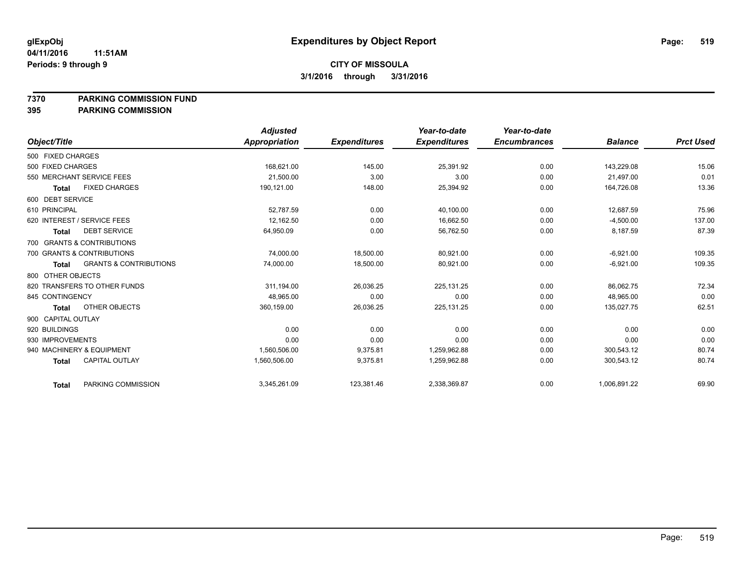# Expenditures by Object Report

glExpObj
04/11/2016 11:51AM
Periods: 9 through 9

**CITY OF MISSOULA**
**3/1/2016 through 3/31/2016**

**7370 PARKING COMMISSION FUND**
**395 PARKING COMMISSION**

| Object/Title | | Adjusted Appropriation | Expenditures | Year-to-date Expenditures | Year-to-date Encumbrances | Balance | Prct Used |
|---|---|---|---|---|---|---|---|
| 500 FIXED CHARGES | | | | | | | |
| 500 FIXED CHARGES | | 168,621.00 | 145.00 | 25,391.92 | 0.00 | 143,229.08 | 15.06 |
| 550 MERCHANT SERVICE FEES | | 21,500.00 | 3.00 | 3.00 | 0.00 | 21,497.00 | 0.01 |
| **Total** | FIXED CHARGES | 190,121.00 | 148.00 | 25,394.92 | 0.00 | 164,726.08 | 13.36 |
| 600 DEBT SERVICE | | | | | | | |
| 610 PRINCIPAL | | 52,787.59 | 0.00 | 40,100.00 | 0.00 | 12,687.59 | 75.96 |
| 620 INTEREST / SERVICE FEES | | 12,162.50 | 0.00 | 16,662.50 | 0.00 | -4,500.00 | 137.00 |
| **Total** | DEBT SERVICE | 64,950.09 | 0.00 | 56,762.50 | 0.00 | 8,187.59 | 87.39 |
| 700 GRANTS & CONTRIBUTIONS | | | | | | | |
| 700 GRANTS & CONTRIBUTIONS | | 74,000.00 | 18,500.00 | 80,921.00 | 0.00 | -6,921.00 | 109.35 |
| **Total** | GRANTS & CONTRIBUTIONS | 74,000.00 | 18,500.00 | 80,921.00 | 0.00 | -6,921.00 | 109.35 |
| 800 OTHER OBJECTS | | | | | | | |
| 820 TRANSFERS TO OTHER FUNDS | | 311,194.00 | 26,036.25 | 225,131.25 | 0.00 | 86,062.75 | 72.34 |
| 845 CONTINGENCY | | 48,965.00 | 0.00 | 0.00 | 0.00 | 48,965.00 | 0.00 |
| **Total** | OTHER OBJECTS | 360,159.00 | 26,036.25 | 225,131.25 | 0.00 | 135,027.75 | 62.51 |
| 900 CAPITAL OUTLAY | | | | | | | |
| 920 BUILDINGS | | 0.00 | 0.00 | 0.00 | 0.00 | 0.00 | 0.00 |
| 930 IMPROVEMENTS | | 0.00 | 0.00 | 0.00 | 0.00 | 0.00 | 0.00 |
| 940 MACHINERY & EQUIPMENT | | 1,560,506.00 | 9,375.81 | 1,259,962.88 | 0.00 | 300,543.12 | 80.74 |
| **Total** | CAPITAL OUTLAY | 1,560,506.00 | 9,375.81 | 1,259,962.88 | 0.00 | 300,543.12 | 80.74 |
| **Total** | PARKING COMMISSION | 3,345,261.09 | 123,381.46 | 2,338,369.87 | 0.00 | 1,006,891.22 | 69.90 |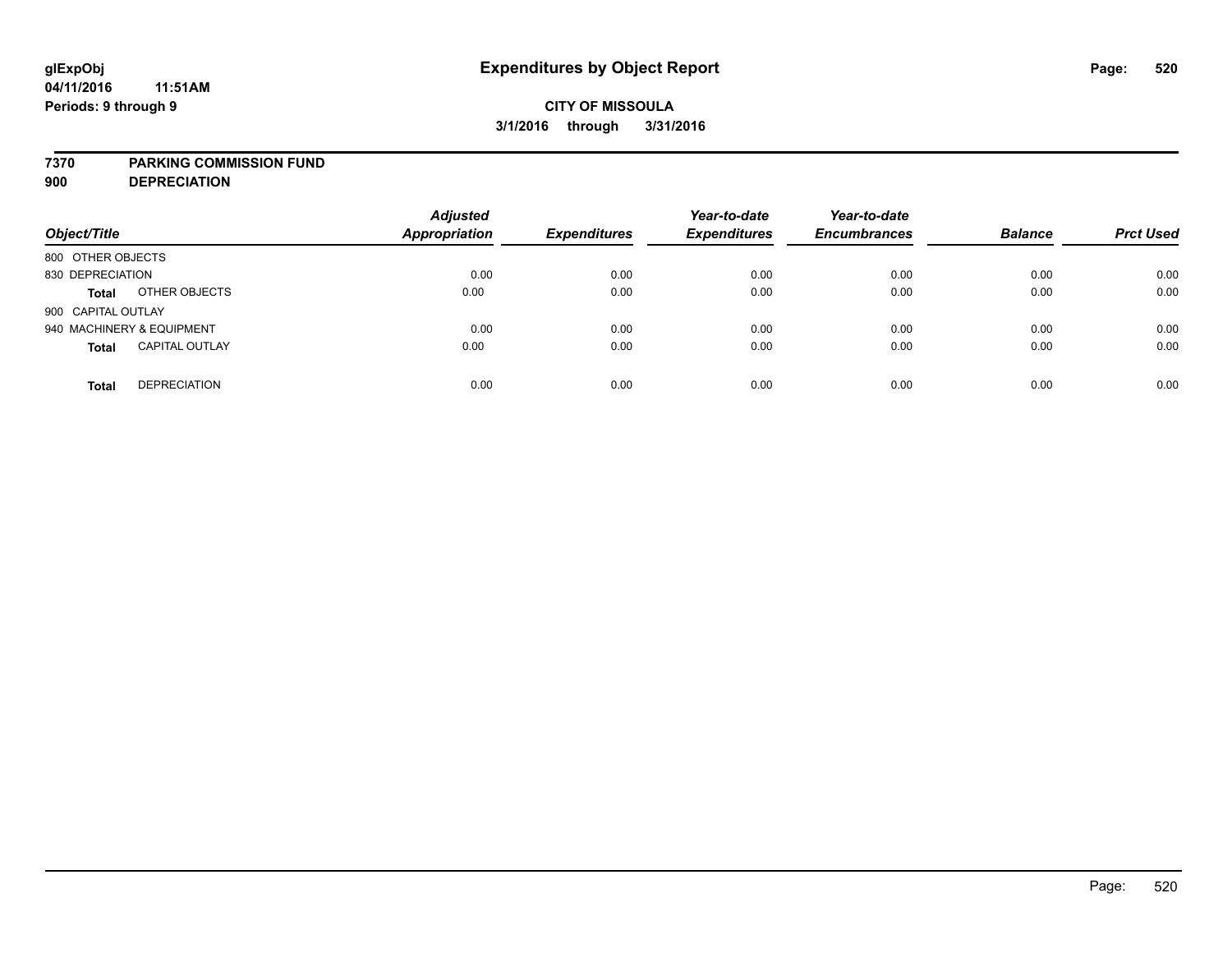glExpObj
04/11/2016 11:51AM
Periods: 9 through 9

# Expenditures by Object Report

**CITY OF MISSOULA**

**3/1/2016 through 3/31/2016**

**7370 PARKING COMMISSION FUND**
**900 DEPRECIATION**

| Object/Title | | Adjusted Appropriation | Expenditures | Year-to-date Expenditures | Year-to-date Encumbrances | Balance | Prct Used |
|---|---|---|---|---|---|---|---|
| 800 OTHER OBJECTS | | | | | | | |
| 830 DEPRECIATION | | 0.00 | 0.00 | 0.00 | 0.00 | 0.00 | 0.00 |
| **Total** | OTHER OBJECTS | 0.00 | 0.00 | 0.00 | 0.00 | 0.00 | 0.00 |
| 900 CAPITAL OUTLAY | | | | | | | |
| 940 MACHINERY & EQUIPMENT | | 0.00 | 0.00 | 0.00 | 0.00 | 0.00 | 0.00 |
| **Total** | CAPITAL OUTLAY | 0.00 | 0.00 | 0.00 | 0.00 | 0.00 | 0.00 |
| **Total** | DEPRECIATION | 0.00 | 0.00 | 0.00 | 0.00 | 0.00 | 0.00 |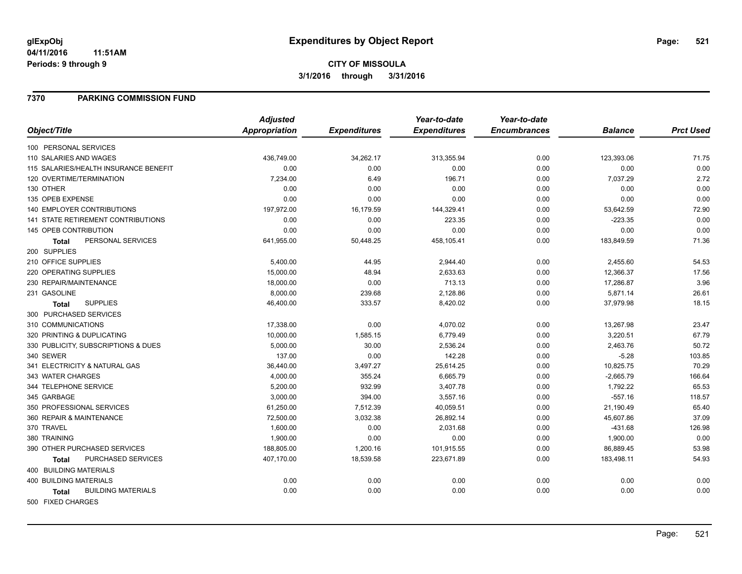**glExpObj**
**04/11/2016 11:51AM**
**Periods: 9 through 9**

# Expenditures by Object Report

**CITY OF MISSOULA**
**3/1/2016 through 3/31/2016**

## 7370 PARKING COMMISSION FUND

| Object/Title | Adjusted Appropriation | Expenditures | Year-to-date Expenditures | Year-to-date Encumbrances | Balance | Prct Used |
|---|---|---|---|---|---|---|
| 100 PERSONAL SERVICES | | | | | | |
| 110 SALARIES AND WAGES | 436,749.00 | 34,262.17 | 313,355.94 | 0.00 | 123,393.06 | 71.75 |
| 115 SALARIES/HEALTH INSURANCE BENEFIT | 0.00 | 0.00 | 0.00 | 0.00 | 0.00 | 0.00 |
| 120 OVERTIME/TERMINATION | 7,234.00 | 6.49 | 196.71 | 0.00 | 7,037.29 | 2.72 |
| 130 OTHER | 0.00 | 0.00 | 0.00 | 0.00 | 0.00 | 0.00 |
| 135 OPEB EXPENSE | 0.00 | 0.00 | 0.00 | 0.00 | 0.00 | 0.00 |
| 140 EMPLOYER CONTRIBUTIONS | 197,972.00 | 16,179.59 | 144,329.41 | 0.00 | 53,642.59 | 72.90 |
| 141 STATE RETIREMENT CONTRIBUTIONS | 0.00 | 0.00 | 223.35 | 0.00 | -223.35 | 0.00 |
| 145 OPEB CONTRIBUTION | 0.00 | 0.00 | 0.00 | 0.00 | 0.00 | 0.00 |
| **Total** PERSONAL SERVICES | 641,955.00 | 50,448.25 | 458,105.41 | 0.00 | 183,849.59 | 71.36 |
| 200 SUPPLIES | | | | | | |
| 210 OFFICE SUPPLIES | 5,400.00 | 44.95 | 2,944.40 | 0.00 | 2,455.60 | 54.53 |
| 220 OPERATING SUPPLIES | 15,000.00 | 48.94 | 2,633.63 | 0.00 | 12,366.37 | 17.56 |
| 230 REPAIR/MAINTENANCE | 18,000.00 | 0.00 | 713.13 | 0.00 | 17,286.87 | 3.96 |
| 231 GASOLINE | 8,000.00 | 239.68 | 2,128.86 | 0.00 | 5,871.14 | 26.61 |
| **Total** SUPPLIES | 46,400.00 | 333.57 | 8,420.02 | 0.00 | 37,979.98 | 18.15 |
| 300 PURCHASED SERVICES | | | | | | |
| 310 COMMUNICATIONS | 17,338.00 | 0.00 | 4,070.02 | 0.00 | 13,267.98 | 23.47 |
| 320 PRINTING & DUPLICATING | 10,000.00 | 1,585.15 | 6,779.49 | 0.00 | 3,220.51 | 67.79 |
| 330 PUBLICITY, SUBSCRIPTIONS & DUES | 5,000.00 | 30.00 | 2,536.24 | 0.00 | 2,463.76 | 50.72 |
| 340 SEWER | 137.00 | 0.00 | 142.28 | 0.00 | -5.28 | 103.85 |
| 341 ELECTRICITY & NATURAL GAS | 36,440.00 | 3,497.27 | 25,614.25 | 0.00 | 10,825.75 | 70.29 |
| 343 WATER CHARGES | 4,000.00 | 355.24 | 6,665.79 | 0.00 | -2,665.79 | 166.64 |
| 344 TELEPHONE SERVICE | 5,200.00 | 932.99 | 3,407.78 | 0.00 | 1,792.22 | 65.53 |
| 345 GARBAGE | 3,000.00 | 394.00 | 3,557.16 | 0.00 | -557.16 | 118.57 |
| 350 PROFESSIONAL SERVICES | 61,250.00 | 7,512.39 | 40,059.51 | 0.00 | 21,190.49 | 65.40 |
| 360 REPAIR & MAINTENANCE | 72,500.00 | 3,032.38 | 26,892.14 | 0.00 | 45,607.86 | 37.09 |
| 370 TRAVEL | 1,600.00 | 0.00 | 2,031.68 | 0.00 | -431.68 | 126.98 |
| 380 TRAINING | 1,900.00 | 0.00 | 0.00 | 0.00 | 1,900.00 | 0.00 |
| 390 OTHER PURCHASED SERVICES | 188,805.00 | 1,200.16 | 101,915.55 | 0.00 | 86,889.45 | 53.98 |
| **Total** PURCHASED SERVICES | 407,170.00 | 18,539.58 | 223,671.89 | 0.00 | 183,498.11 | 54.93 |
| 400 BUILDING MATERIALS | | | | | | |
| 400 BUILDING MATERIALS | 0.00 | 0.00 | 0.00 | 0.00 | 0.00 | 0.00 |
| **Total** BUILDING MATERIALS | 0.00 | 0.00 | 0.00 | 0.00 | 0.00 | 0.00 |
| 500 FIXED CHARGES | | | | | | |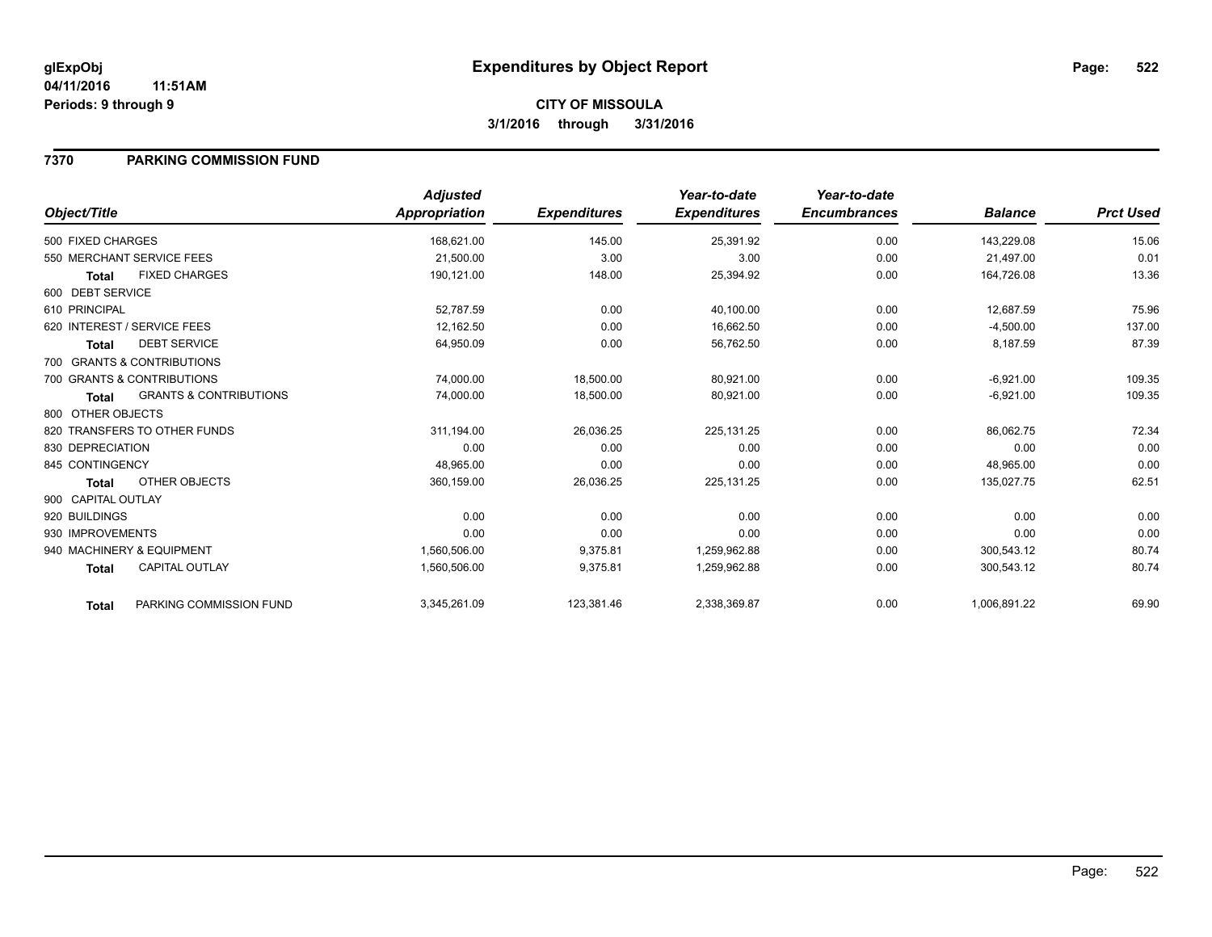# Expenditures by Object Report

glExpObj
04/11/2016 11:51AM
Periods: 9 through 9

**CITY OF MISSOULA**
**3/1/2016 through 3/31/2016**

## 7370 PARKING COMMISSION FUND

| Object/Title | | Adjusted Appropriation | Expenditures | Year-to-date Expenditures | Year-to-date Encumbrances | Balance | Prct Used |
|---|---|---|---|---|---|---|---|
| 500 FIXED CHARGES | | 168,621.00 | 145.00 | 25,391.92 | 0.00 | 143,229.08 | 15.06 |
| 550 MERCHANT SERVICE FEES | | 21,500.00 | 3.00 | 3.00 | 0.00 | 21,497.00 | 0.01 |
| **Total** | FIXED CHARGES | 190,121.00 | 148.00 | 25,394.92 | 0.00 | 164,726.08 | 13.36 |
| 600 DEBT SERVICE | | | | | | | |
| 610 PRINCIPAL | | 52,787.59 | 0.00 | 40,100.00 | 0.00 | 12,687.59 | 75.96 |
| 620 INTEREST / SERVICE FEES | | 12,162.50 | 0.00 | 16,662.50 | 0.00 | -4,500.00 | 137.00 |
| **Total** | DEBT SERVICE | 64,950.09 | 0.00 | 56,762.50 | 0.00 | 8,187.59 | 87.39 |
| 700 GRANTS & CONTRIBUTIONS | | | | | | | |
| 700 GRANTS & CONTRIBUTIONS | | 74,000.00 | 18,500.00 | 80,921.00 | 0.00 | -6,921.00 | 109.35 |
| **Total** | GRANTS & CONTRIBUTIONS | 74,000.00 | 18,500.00 | 80,921.00 | 0.00 | -6,921.00 | 109.35 |
| 800 OTHER OBJECTS | | | | | | | |
| 820 TRANSFERS TO OTHER FUNDS | | 311,194.00 | 26,036.25 | 225,131.25 | 0.00 | 86,062.75 | 72.34 |
| 830 DEPRECIATION | | 0.00 | 0.00 | 0.00 | 0.00 | 0.00 | 0.00 |
| 845 CONTINGENCY | | 48,965.00 | 0.00 | 0.00 | 0.00 | 48,965.00 | 0.00 |
| **Total** | OTHER OBJECTS | 360,159.00 | 26,036.25 | 225,131.25 | 0.00 | 135,027.75 | 62.51 |
| 900 CAPITAL OUTLAY | | | | | | | |
| 920 BUILDINGS | | 0.00 | 0.00 | 0.00 | 0.00 | 0.00 | 0.00 |
| 930 IMPROVEMENTS | | 0.00 | 0.00 | 0.00 | 0.00 | 0.00 | 0.00 |
| 940 MACHINERY & EQUIPMENT | | 1,560,506.00 | 9,375.81 | 1,259,962.88 | 0.00 | 300,543.12 | 80.74 |
| **Total** | CAPITAL OUTLAY | 1,560,506.00 | 9,375.81 | 1,259,962.88 | 0.00 | 300,543.12 | 80.74 |
| **Total** | PARKING COMMISSION FUND | 3,345,261.09 | 123,381.46 | 2,338,369.87 | 0.00 | 1,006,891.22 | 69.90 |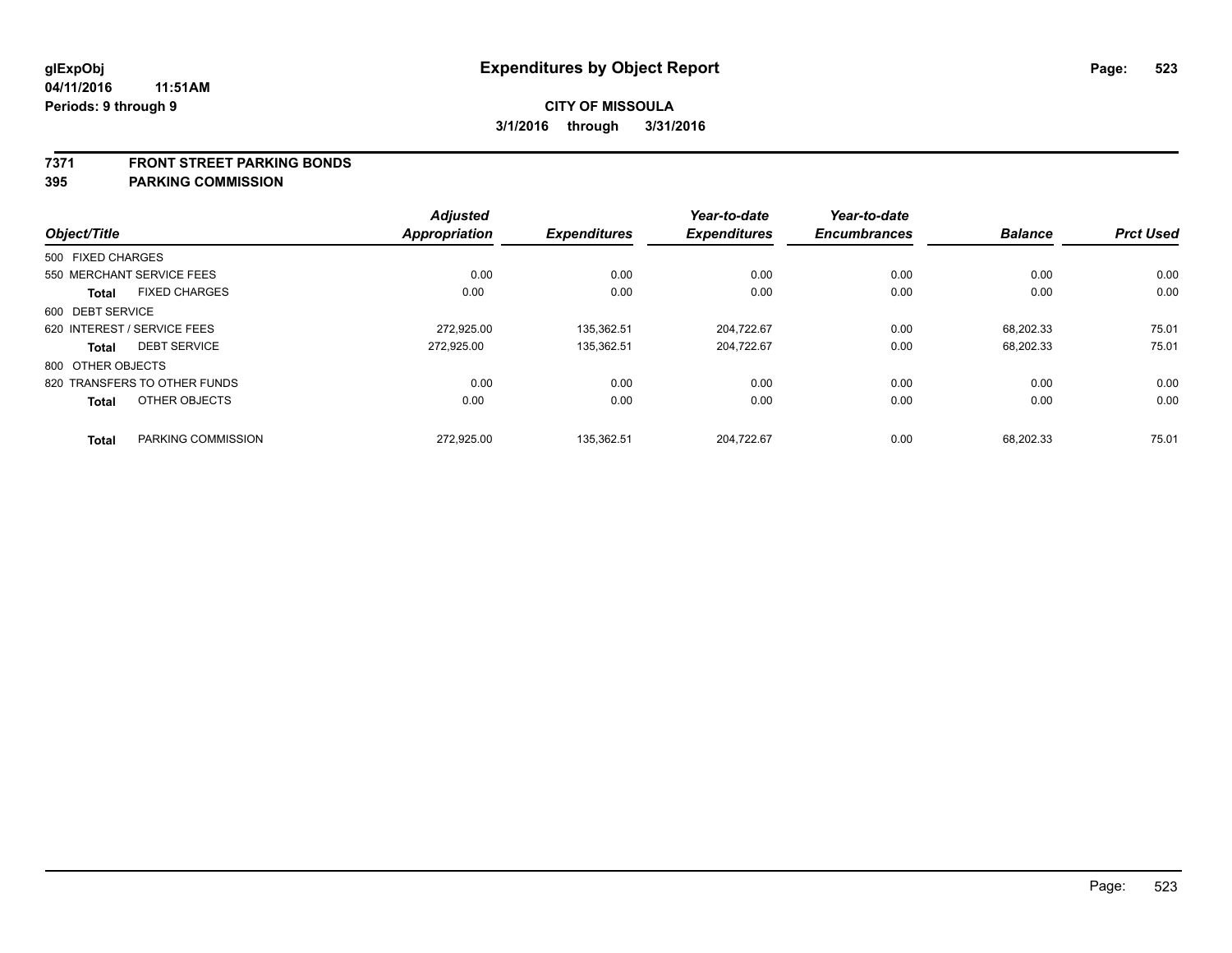**glExpObj** **Expenditures by Object Report**

**04/11/2016 11:51AM**

**Periods: 9 through 9**

**CITY OF MISSOULA**

**3/1/2016 through 3/31/2016**

**7371 FRONT STREET PARKING BONDS**

**395 PARKING COMMISSION**

| Object/Title | | Adjusted Appropriation | Expenditures | Year-to-date Expenditures | Year-to-date Encumbrances | Balance | Prct Used |
|---|---|---|---|---|---|---|---|
| 500 FIXED CHARGES | | | | | | | |
| 550 MERCHANT SERVICE FEES | | 0.00 | 0.00 | 0.00 | 0.00 | 0.00 | 0.00 |
| **Total** | FIXED CHARGES | 0.00 | 0.00 | 0.00 | 0.00 | 0.00 | 0.00 |
| 600 DEBT SERVICE | | | | | | | |
| 620 INTEREST / SERVICE FEES | | 272,925.00 | 135,362.51 | 204,722.67 | 0.00 | 68,202.33 | 75.01 |
| **Total** | DEBT SERVICE | 272,925.00 | 135,362.51 | 204,722.67 | 0.00 | 68,202.33 | 75.01 |
| 800 OTHER OBJECTS | | | | | | | |
| 820 TRANSFERS TO OTHER FUNDS | | 0.00 | 0.00 | 0.00 | 0.00 | 0.00 | 0.00 |
| **Total** | OTHER OBJECTS | 0.00 | 0.00 | 0.00 | 0.00 | 0.00 | 0.00 |
| **Total** | PARKING COMMISSION | 272,925.00 | 135,362.51 | 204,722.67 | 0.00 | 68,202.33 | 75.01 |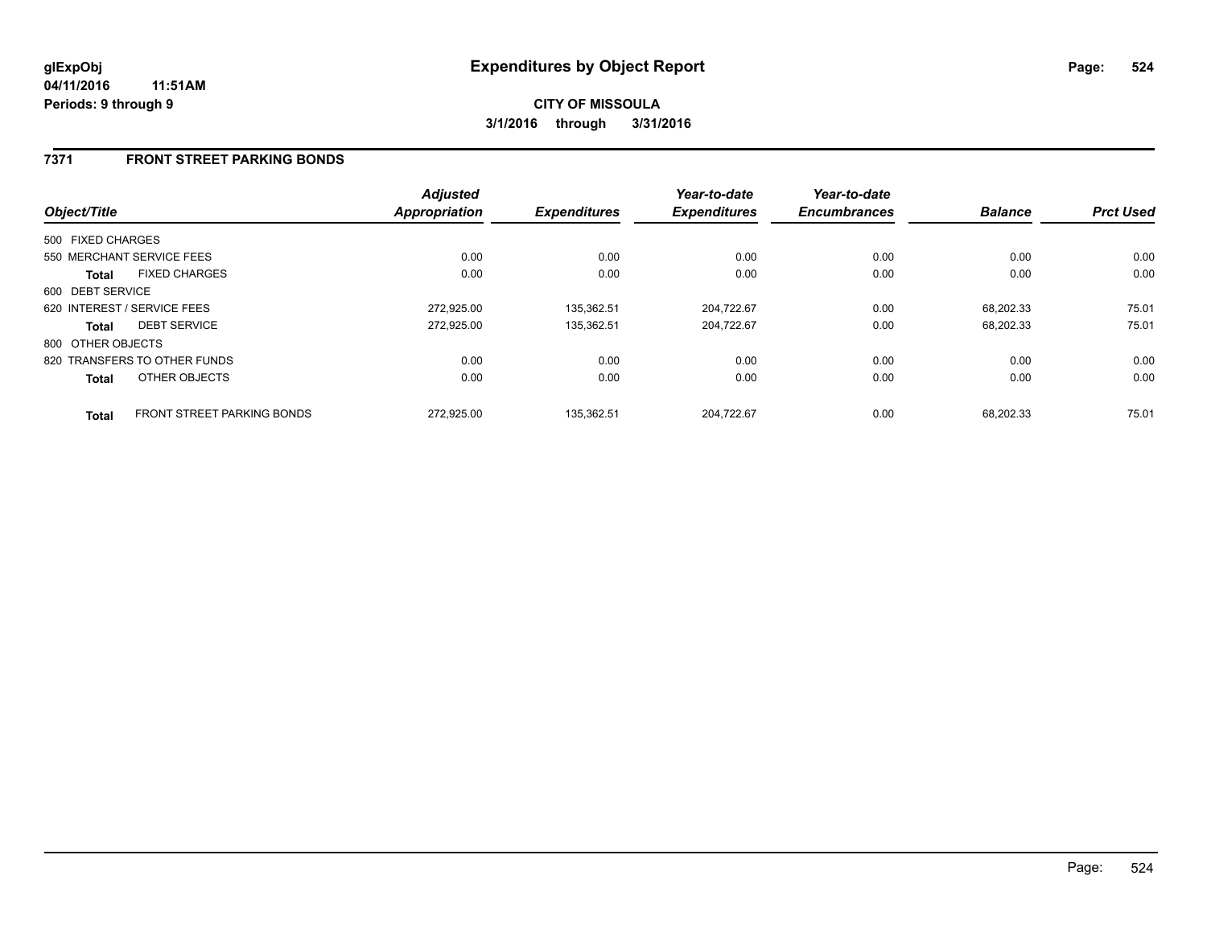**glExpObj**
**04/11/2016 11:51AM**
**Periods: 9 through 9**

# Expenditures by Object Report

**CITY OF MISSOULA**
**3/1/2016 through 3/31/2016**

## 7371 FRONT STREET PARKING BONDS

| Object/Title | | *Adjusted Appropriation* | *Expenditures* | *Year-to-date Expenditures* | *Year-to-date Encumbrances* | *Balance* | *Prct Used* |
|---|---|---|---|---|---|---|---|
| 500 FIXED CHARGES | | | | | | | |
| 550 MERCHANT SERVICE FEES | | 0.00 | 0.00 | 0.00 | 0.00 | 0.00 | 0.00 |
| **Total** | FIXED CHARGES | 0.00 | 0.00 | 0.00 | 0.00 | 0.00 | 0.00 |
| 600 DEBT SERVICE | | | | | | | |
| 620 INTEREST / SERVICE FEES | | 272,925.00 | 135,362.51 | 204,722.67 | 0.00 | 68,202.33 | 75.01 |
| **Total** | DEBT SERVICE | 272,925.00 | 135,362.51 | 204,722.67 | 0.00 | 68,202.33 | 75.01 |
| 800 OTHER OBJECTS | | | | | | | |
| 820 TRANSFERS TO OTHER FUNDS | | 0.00 | 0.00 | 0.00 | 0.00 | 0.00 | 0.00 |
| **Total** | OTHER OBJECTS | 0.00 | 0.00 | 0.00 | 0.00 | 0.00 | 0.00 |
| **Total** | FRONT STREET PARKING BONDS | 272,925.00 | 135,362.51 | 204,722.67 | 0.00 | 68,202.33 | 75.01 |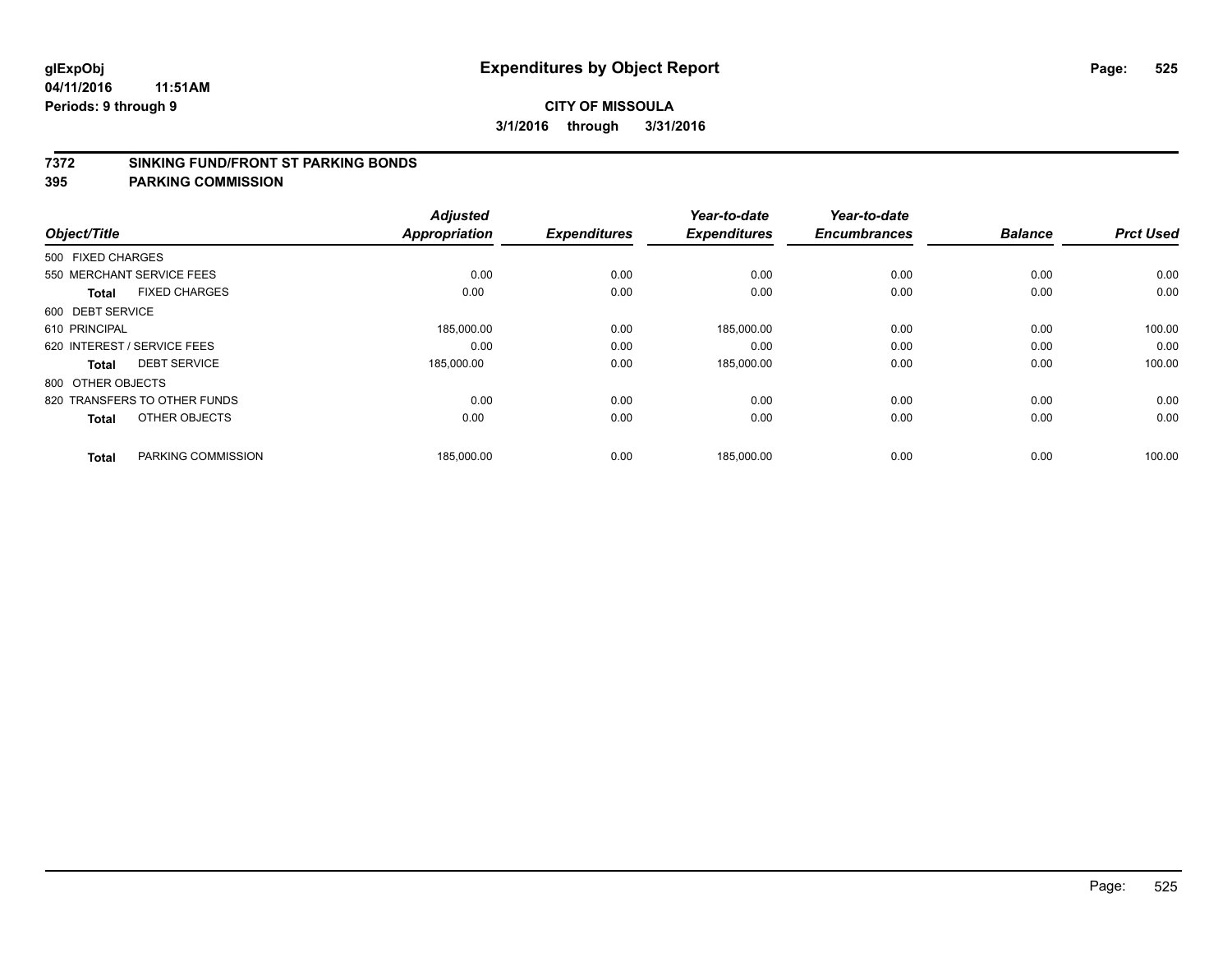# Expenditures by Object Report

glExpObj
04/11/2016 11:51AM
Periods: 9 through 9

**CITY OF MISSOULA**
**3/1/2016 through 3/31/2016**

## 7372 SINKING FUND/FRONT ST PARKING BONDS
## 395 PARKING COMMISSION

| Object/Title | Adjusted Appropriation | Expenditures | Year-to-date Expenditures | Year-to-date Encumbrances | Balance | Prct Used |
|---|---|---|---|---|---|---|
| 500 FIXED CHARGES | | | | | | |
| 550 MERCHANT SERVICE FEES | 0.00 | 0.00 | 0.00 | 0.00 | 0.00 | 0.00 |
| **Total** FIXED CHARGES | 0.00 | 0.00 | 0.00 | 0.00 | 0.00 | 0.00 |
| 600 DEBT SERVICE | | | | | | |
| 610 PRINCIPAL | 185,000.00 | 0.00 | 185,000.00 | 0.00 | 0.00 | 100.00 |
| 620 INTEREST / SERVICE FEES | 0.00 | 0.00 | 0.00 | 0.00 | 0.00 | 0.00 |
| **Total** DEBT SERVICE | 185,000.00 | 0.00 | 185,000.00 | 0.00 | 0.00 | 100.00 |
| 800 OTHER OBJECTS | | | | | | |
| 820 TRANSFERS TO OTHER FUNDS | 0.00 | 0.00 | 0.00 | 0.00 | 0.00 | 0.00 |
| **Total** OTHER OBJECTS | 0.00 | 0.00 | 0.00 | 0.00 | 0.00 | 0.00 |
| **Total** PARKING COMMISSION | 185,000.00 | 0.00 | 185,000.00 | 0.00 | 0.00 | 100.00 |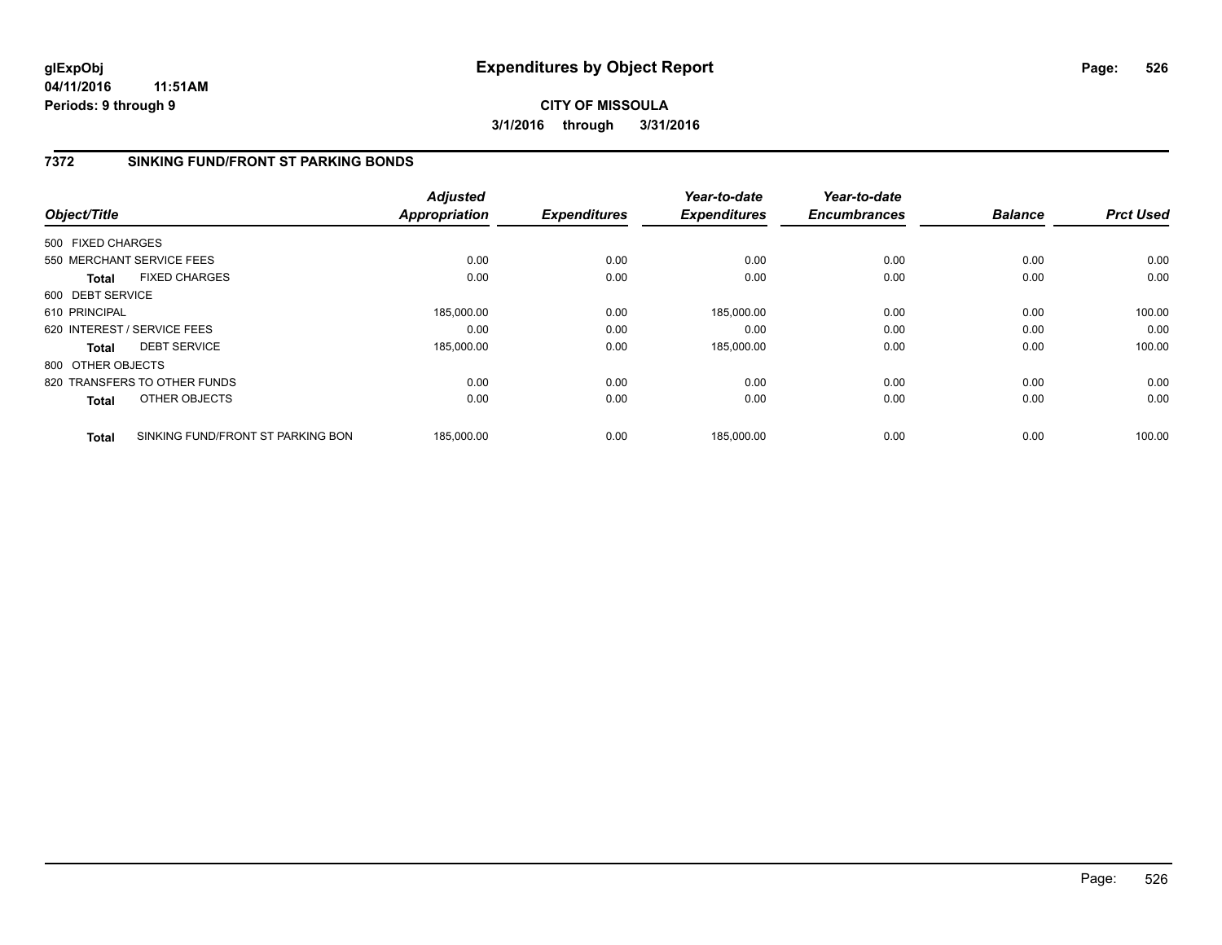**glExpObj** **Expenditures by Object Report**

**04/11/2016 11:51AM**

**Periods: 9 through 9**

**CITY OF MISSOULA**

**3/1/2016 through 3/31/2016**

## 7372 SINKING FUND/FRONT ST PARKING BONDS

| Object/Title | | Adjusted Appropriation | Expenditures | Year-to-date Expenditures | Year-to-date Encumbrances | Balance | Prct Used |
|---|---|---|---|---|---|---|---|
| 500 FIXED CHARGES | | | | | | | |
| 550 MERCHANT SERVICE FEES | | 0.00 | 0.00 | 0.00 | 0.00 | 0.00 | 0.00 |
| **Total** | FIXED CHARGES | 0.00 | 0.00 | 0.00 | 0.00 | 0.00 | 0.00 |
| 600 DEBT SERVICE | | | | | | | |
| 610 PRINCIPAL | | 185,000.00 | 0.00 | 185,000.00 | 0.00 | 0.00 | 100.00 |
| 620 INTEREST / SERVICE FEES | | 0.00 | 0.00 | 0.00 | 0.00 | 0.00 | 0.00 |
| **Total** | DEBT SERVICE | 185,000.00 | 0.00 | 185,000.00 | 0.00 | 0.00 | 100.00 |
| 800 OTHER OBJECTS | | | | | | | |
| 820 TRANSFERS TO OTHER FUNDS | | 0.00 | 0.00 | 0.00 | 0.00 | 0.00 | 0.00 |
| **Total** | OTHER OBJECTS | 0.00 | 0.00 | 0.00 | 0.00 | 0.00 | 0.00 |
| **Total** | SINKING FUND/FRONT ST PARKING BON | 185,000.00 | 0.00 | 185,000.00 | 0.00 | 0.00 | 100.00 |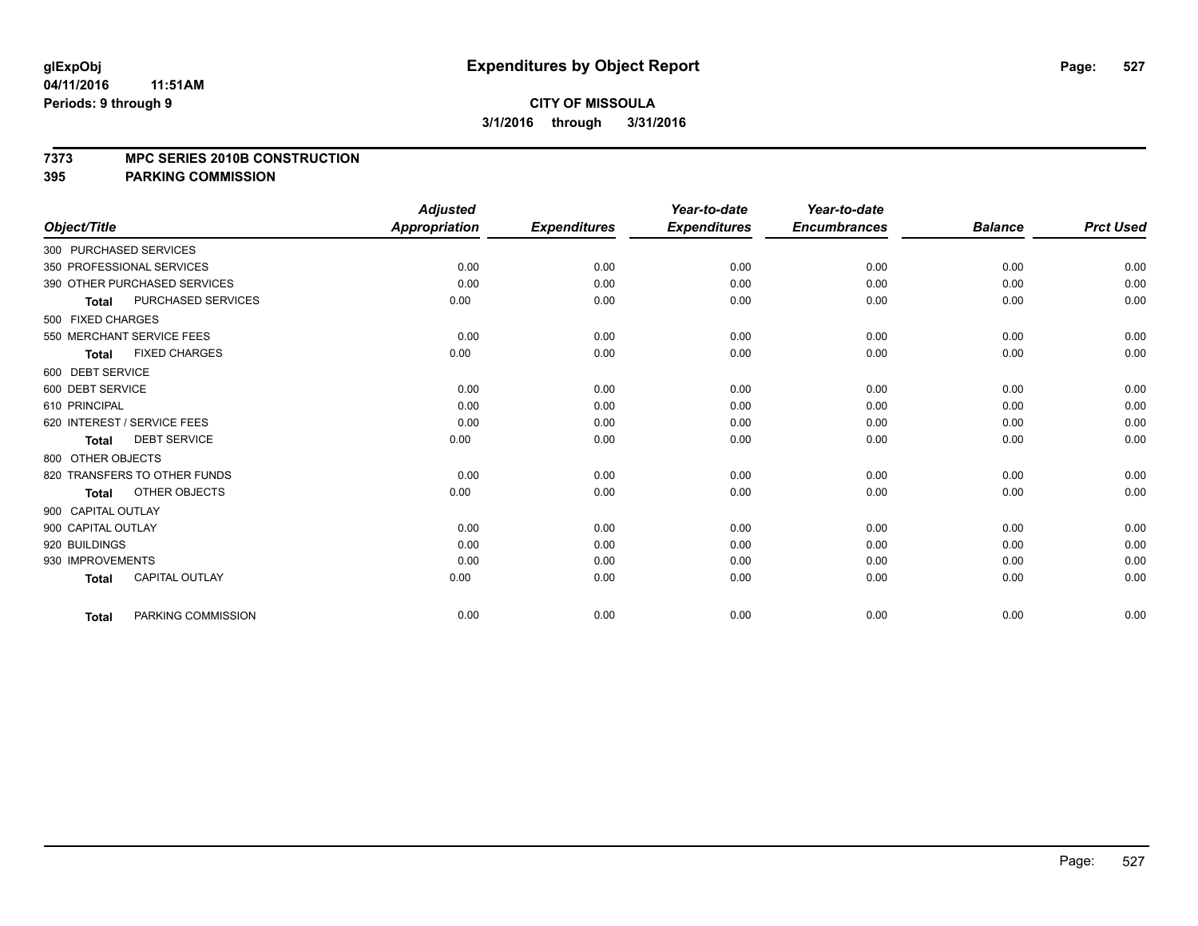**glExpObj**
**04/11/2016 11:51AM**
**Periods: 9 through 9**

# Expenditures by Object Report

**CITY OF MISSOULA**
**3/1/2016 through 3/31/2016**

## 7373 MPC SERIES 2010B CONSTRUCTION
## 395 PARKING COMMISSION

| Object/Title | Adjusted Appropriation | Expenditures | Year-to-date Expenditures | Year-to-date Encumbrances | Balance | Prct Used |
|---|---|---|---|---|---|---|
| 300 PURCHASED SERVICES | | | | | | |
| 350 PROFESSIONAL SERVICES | 0.00 | 0.00 | 0.00 | 0.00 | 0.00 | 0.00 |
| 390 OTHER PURCHASED SERVICES | 0.00 | 0.00 | 0.00 | 0.00 | 0.00 | 0.00 |
| **Total** PURCHASED SERVICES | 0.00 | 0.00 | 0.00 | 0.00 | 0.00 | 0.00 |
| 500 FIXED CHARGES | | | | | | |
| 550 MERCHANT SERVICE FEES | 0.00 | 0.00 | 0.00 | 0.00 | 0.00 | 0.00 |
| **Total** FIXED CHARGES | 0.00 | 0.00 | 0.00 | 0.00 | 0.00 | 0.00 |
| 600 DEBT SERVICE | | | | | | |
| 600 DEBT SERVICE | 0.00 | 0.00 | 0.00 | 0.00 | 0.00 | 0.00 |
| 610 PRINCIPAL | 0.00 | 0.00 | 0.00 | 0.00 | 0.00 | 0.00 |
| 620 INTEREST / SERVICE FEES | 0.00 | 0.00 | 0.00 | 0.00 | 0.00 | 0.00 |
| **Total** DEBT SERVICE | 0.00 | 0.00 | 0.00 | 0.00 | 0.00 | 0.00 |
| 800 OTHER OBJECTS | | | | | | |
| 820 TRANSFERS TO OTHER FUNDS | 0.00 | 0.00 | 0.00 | 0.00 | 0.00 | 0.00 |
| **Total** OTHER OBJECTS | 0.00 | 0.00 | 0.00 | 0.00 | 0.00 | 0.00 |
| 900 CAPITAL OUTLAY | | | | | | |
| 900 CAPITAL OUTLAY | 0.00 | 0.00 | 0.00 | 0.00 | 0.00 | 0.00 |
| 920 BUILDINGS | 0.00 | 0.00 | 0.00 | 0.00 | 0.00 | 0.00 |
| 930 IMPROVEMENTS | 0.00 | 0.00 | 0.00 | 0.00 | 0.00 | 0.00 |
| **Total** CAPITAL OUTLAY | 0.00 | 0.00 | 0.00 | 0.00 | 0.00 | 0.00 |
| **Total** PARKING COMMISSION | 0.00 | 0.00 | 0.00 | 0.00 | 0.00 | 0.00 |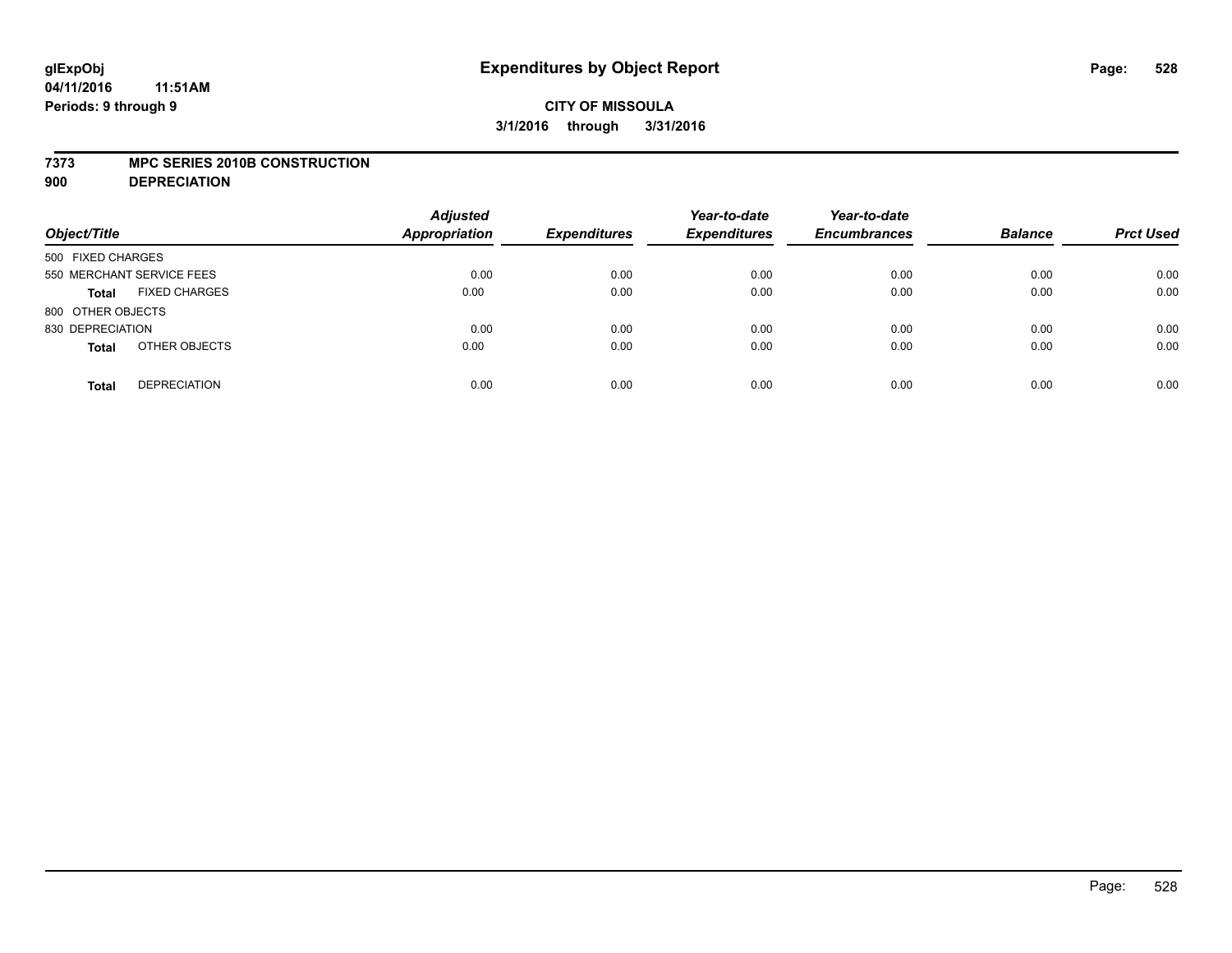glExpObj
04/11/2016 11:51AM
Periods: 9 through 9

# Expenditures by Object Report

**CITY OF MISSOULA**
**3/1/2016 through 3/31/2016**

**7373 MPC SERIES 2010B CONSTRUCTION**
**900 DEPRECIATION**

| Object/Title | | Adjusted Appropriation | Expenditures | Year-to-date Expenditures | Year-to-date Encumbrances | Balance | Prct Used |
|---|---|---|---|---|---|---|---|
| 500 FIXED CHARGES | | | | | | | |
| 550 MERCHANT SERVICE FEES | | 0.00 | 0.00 | 0.00 | 0.00 | 0.00 | 0.00 |
| **Total** | FIXED CHARGES | 0.00 | 0.00 | 0.00 | 0.00 | 0.00 | 0.00 |
| 800 OTHER OBJECTS | | | | | | | |
| 830 DEPRECIATION | | 0.00 | 0.00 | 0.00 | 0.00 | 0.00 | 0.00 |
| **Total** | OTHER OBJECTS | 0.00 | 0.00 | 0.00 | 0.00 | 0.00 | 0.00 |
| **Total** | DEPRECIATION | 0.00 | 0.00 | 0.00 | 0.00 | 0.00 | 0.00 |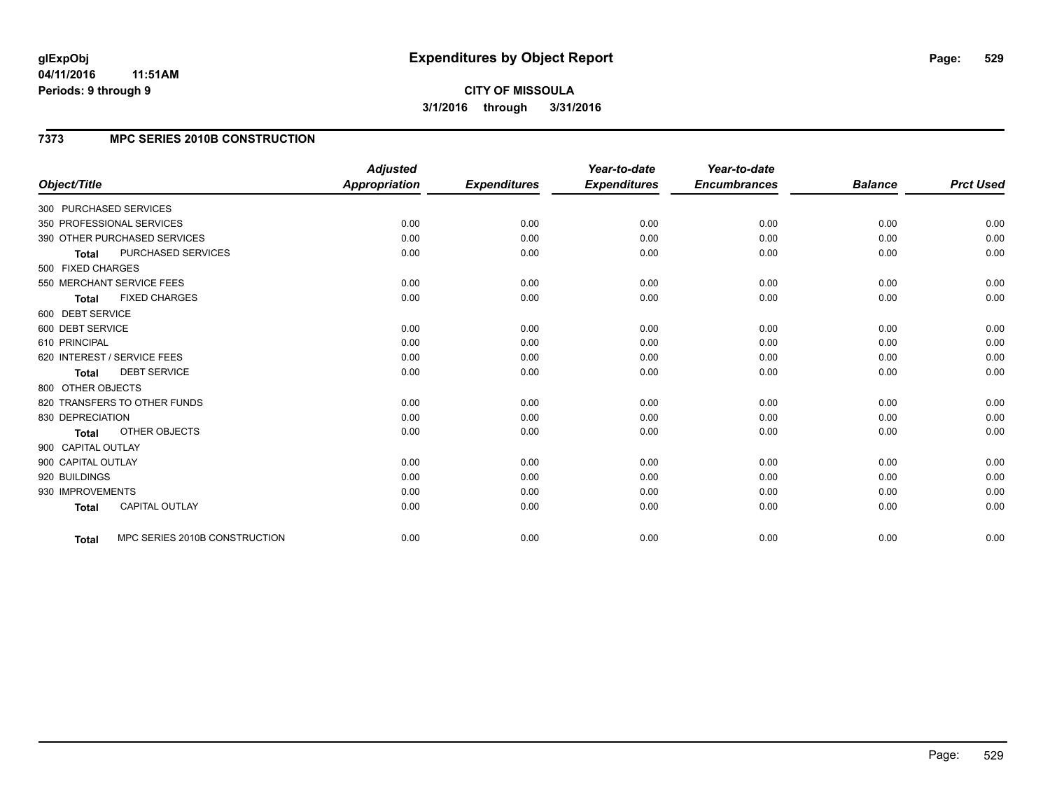**glExpObj**
**04/11/2016 11:51AM**
**Periods: 9 through 9**

# Expenditures by Object Report

**CITY OF MISSOULA**
**3/1/2016 through 3/31/2016**

## 7373 MPC SERIES 2010B CONSTRUCTION

| Object/Title | Adjusted Appropriation | Expenditures | Year-to-date Expenditures | Year-to-date Encumbrances | Balance | Prct Used |
|---|---|---|---|---|---|---|
| 300 PURCHASED SERVICES | | | | | | |
| 350 PROFESSIONAL SERVICES | 0.00 | 0.00 | 0.00 | 0.00 | 0.00 | 0.00 |
| 390 OTHER PURCHASED SERVICES | 0.00 | 0.00 | 0.00 | 0.00 | 0.00 | 0.00 |
| **Total** PURCHASED SERVICES | 0.00 | 0.00 | 0.00 | 0.00 | 0.00 | 0.00 |
| 500 FIXED CHARGES | | | | | | |
| 550 MERCHANT SERVICE FEES | 0.00 | 0.00 | 0.00 | 0.00 | 0.00 | 0.00 |
| **Total** FIXED CHARGES | 0.00 | 0.00 | 0.00 | 0.00 | 0.00 | 0.00 |
| 600 DEBT SERVICE | | | | | | |
| 600 DEBT SERVICE | 0.00 | 0.00 | 0.00 | 0.00 | 0.00 | 0.00 |
| 610 PRINCIPAL | 0.00 | 0.00 | 0.00 | 0.00 | 0.00 | 0.00 |
| 620 INTEREST / SERVICE FEES | 0.00 | 0.00 | 0.00 | 0.00 | 0.00 | 0.00 |
| **Total** DEBT SERVICE | 0.00 | 0.00 | 0.00 | 0.00 | 0.00 | 0.00 |
| 800 OTHER OBJECTS | | | | | | |
| 820 TRANSFERS TO OTHER FUNDS | 0.00 | 0.00 | 0.00 | 0.00 | 0.00 | 0.00 |
| 830 DEPRECIATION | 0.00 | 0.00 | 0.00 | 0.00 | 0.00 | 0.00 |
| **Total** OTHER OBJECTS | 0.00 | 0.00 | 0.00 | 0.00 | 0.00 | 0.00 |
| 900 CAPITAL OUTLAY | | | | | | |
| 900 CAPITAL OUTLAY | 0.00 | 0.00 | 0.00 | 0.00 | 0.00 | 0.00 |
| 920 BUILDINGS | 0.00 | 0.00 | 0.00 | 0.00 | 0.00 | 0.00 |
| 930 IMPROVEMENTS | 0.00 | 0.00 | 0.00 | 0.00 | 0.00 | 0.00 |
| **Total** CAPITAL OUTLAY | 0.00 | 0.00 | 0.00 | 0.00 | 0.00 | 0.00 |
| **Total** MPC SERIES 2010B CONSTRUCTION | 0.00 | 0.00 | 0.00 | 0.00 | 0.00 | 0.00 |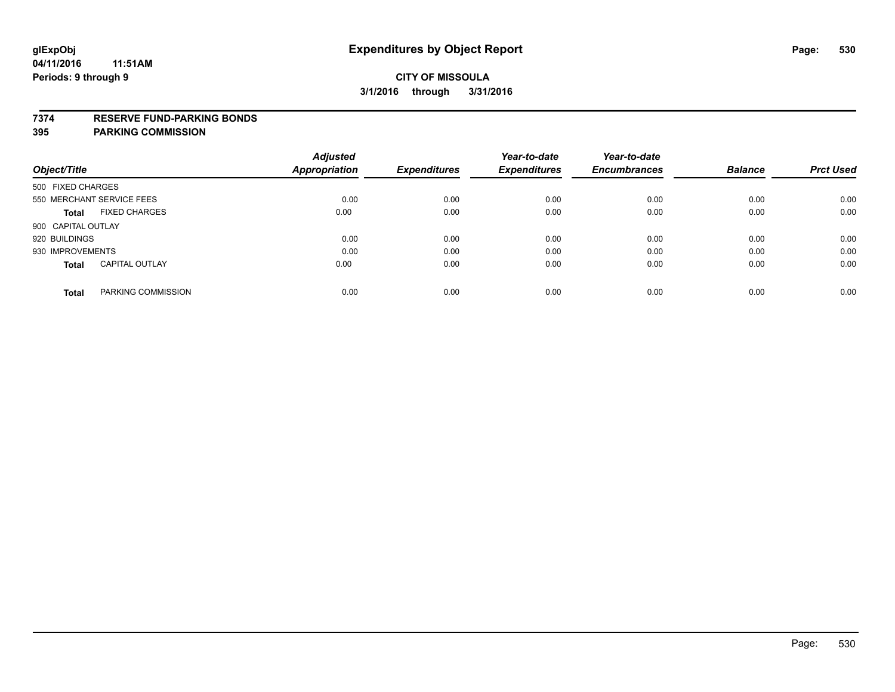**glExpObj**
**04/11/2016 11:51AM**
**Periods: 9 through 9**

# Expenditures by Object Report

**CITY OF MISSOULA**
**3/1/2016 through 3/31/2016**

**7374 RESERVE FUND-PARKING BONDS**
**395 PARKING COMMISSION**

| Object/Title | | Adjusted Appropriation | Expenditures | Year-to-date Expenditures | Year-to-date Encumbrances | Balance | Prct Used |
|---|---|---|---|---|---|---|---|
| 500 FIXED CHARGES | | | | | | | |
| 550 MERCHANT SERVICE FEES | | 0.00 | 0.00 | 0.00 | 0.00 | 0.00 | 0.00 |
| **Total** | FIXED CHARGES | 0.00 | 0.00 | 0.00 | 0.00 | 0.00 | 0.00 |
| 900 CAPITAL OUTLAY | | | | | | | |
| 920 BUILDINGS | | 0.00 | 0.00 | 0.00 | 0.00 | 0.00 | 0.00 |
| 930 IMPROVEMENTS | | 0.00 | 0.00 | 0.00 | 0.00 | 0.00 | 0.00 |
| **Total** | CAPITAL OUTLAY | 0.00 | 0.00 | 0.00 | 0.00 | 0.00 | 0.00 |
| **Total** | PARKING COMMISSION | 0.00 | 0.00 | 0.00 | 0.00 | 0.00 | 0.00 |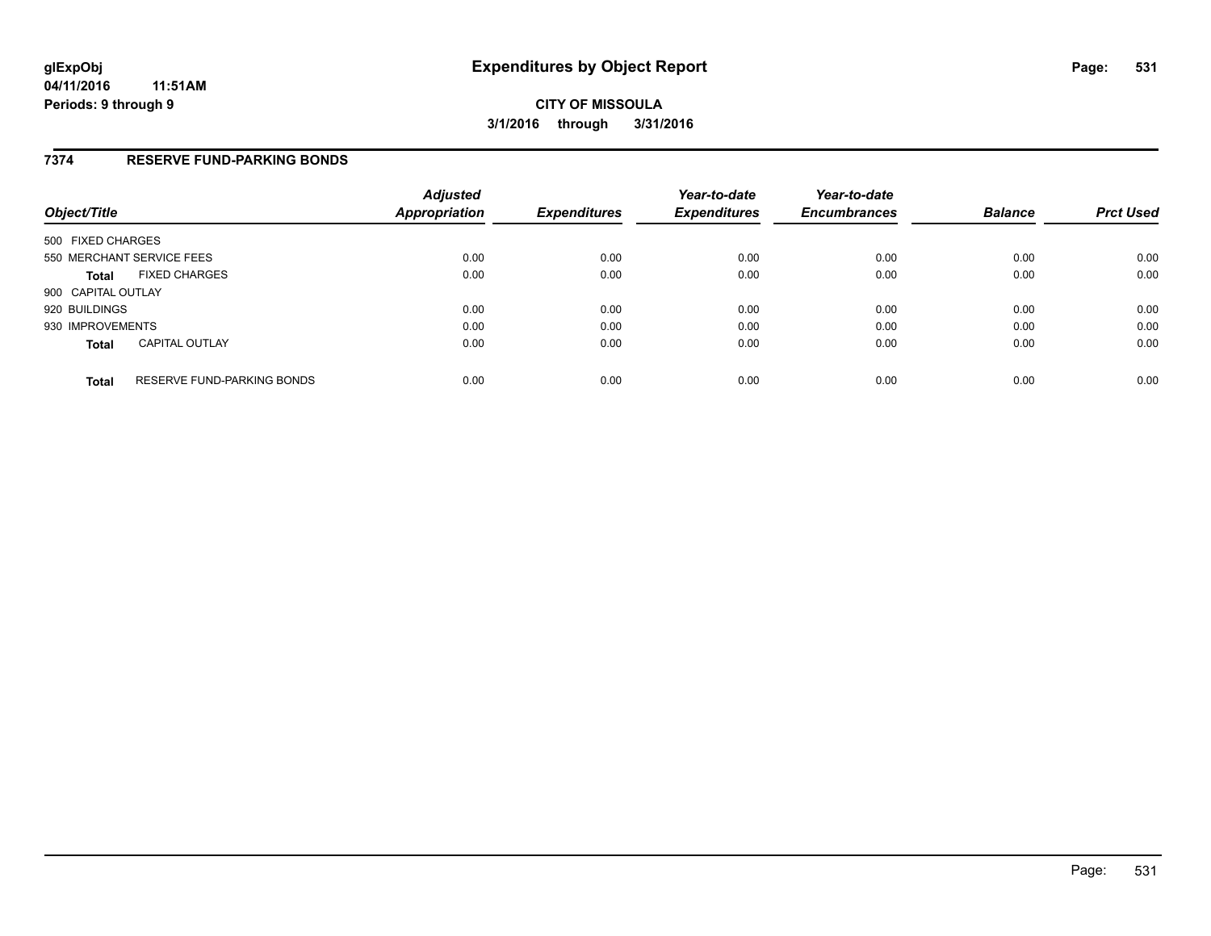# Expenditures by Object Report

glExpObj
04/11/2016 11:51AM
Periods: 9 through 9

**CITY OF MISSOULA**
**3/1/2016 through 3/31/2016**

## 7374 RESERVE FUND-PARKING BONDS

| Object/Title | | Adjusted Appropriation | Expenditures | Year-to-date Expenditures | Year-to-date Encumbrances | Balance | Prct Used |
|---|---|---|---|---|---|---|---|
| 500 FIXED CHARGES | | | | | | | |
| 550 MERCHANT SERVICE FEES | | 0.00 | 0.00 | 0.00 | 0.00 | 0.00 | 0.00 |
| **Total** | FIXED CHARGES | 0.00 | 0.00 | 0.00 | 0.00 | 0.00 | 0.00 |
| 900 CAPITAL OUTLAY | | | | | | | |
| 920 BUILDINGS | | 0.00 | 0.00 | 0.00 | 0.00 | 0.00 | 0.00 |
| 930 IMPROVEMENTS | | 0.00 | 0.00 | 0.00 | 0.00 | 0.00 | 0.00 |
| **Total** | CAPITAL OUTLAY | 0.00 | 0.00 | 0.00 | 0.00 | 0.00 | 0.00 |
| **Total** | RESERVE FUND-PARKING BONDS | 0.00 | 0.00 | 0.00 | 0.00 | 0.00 | 0.00 |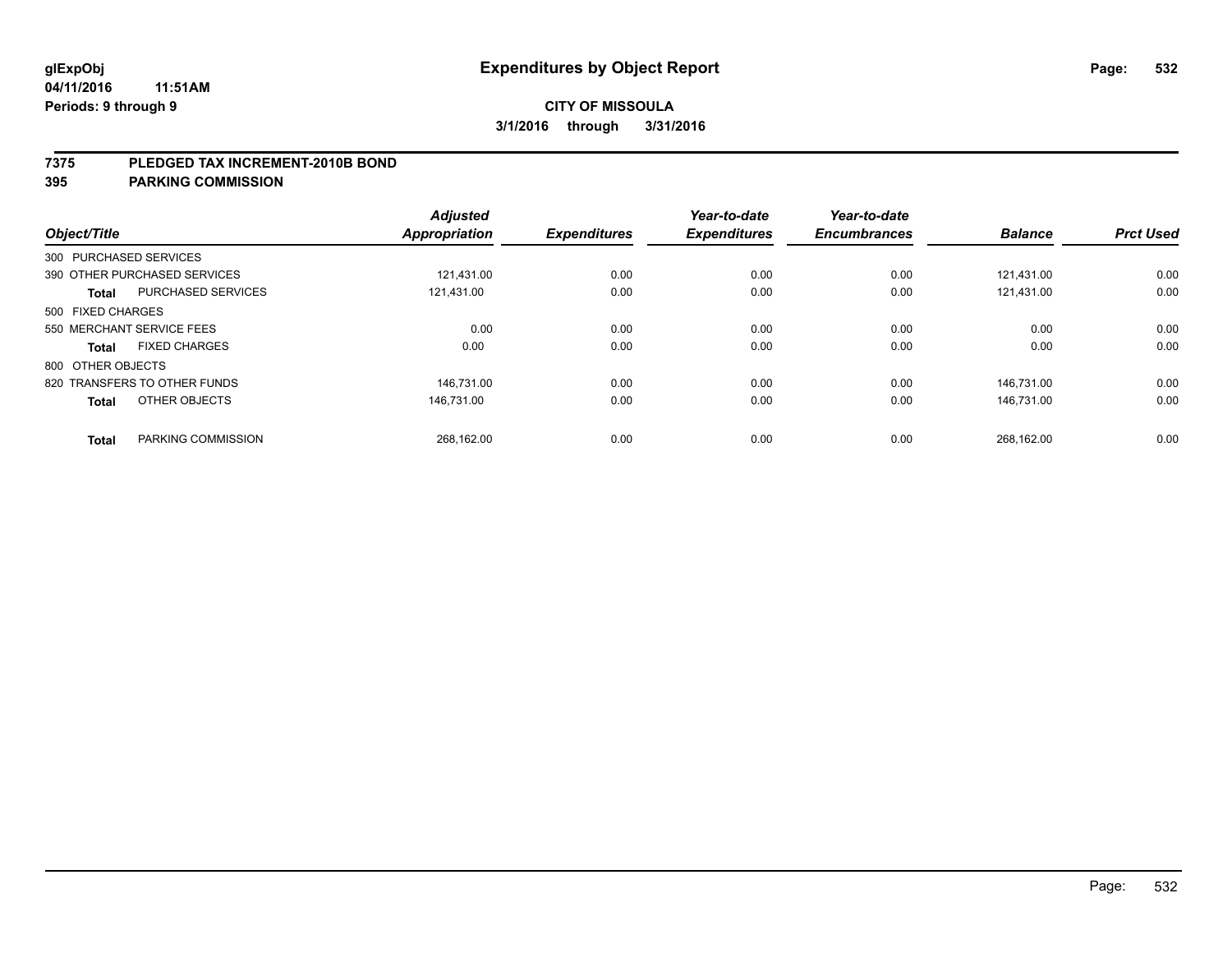**glExpObj** &nbsp; **Expenditures by Object Report**

**04/11/2016 11:51AM**

**Periods: 9 through 9**

**CITY OF MISSOULA**

**3/1/2016 through 3/31/2016**

## 7375 PLEDGED TAX INCREMENT-2010B BOND

## 395 PARKING COMMISSION

| Object/Title | | Adjusted Appropriation | Expenditures | Year-to-date Expenditures | Year-to-date Encumbrances | Balance | Prct Used |
|---|---|---|---|---|---|---|---|
| 300 PURCHASED SERVICES | | | | | | | |
| 390 OTHER PURCHASED SERVICES | | 121,431.00 | 0.00 | 0.00 | 0.00 | 121,431.00 | 0.00 |
| **Total** | PURCHASED SERVICES | 121,431.00 | 0.00 | 0.00 | 0.00 | 121,431.00 | 0.00 |
| 500 FIXED CHARGES | | | | | | | |
| 550 MERCHANT SERVICE FEES | | 0.00 | 0.00 | 0.00 | 0.00 | 0.00 | 0.00 |
| **Total** | FIXED CHARGES | 0.00 | 0.00 | 0.00 | 0.00 | 0.00 | 0.00 |
| 800 OTHER OBJECTS | | | | | | | |
| 820 TRANSFERS TO OTHER FUNDS | | 146,731.00 | 0.00 | 0.00 | 0.00 | 146,731.00 | 0.00 |
| **Total** | OTHER OBJECTS | 146,731.00 | 0.00 | 0.00 | 0.00 | 146,731.00 | 0.00 |
| **Total** | PARKING COMMISSION | 268,162.00 | 0.00 | 0.00 | 0.00 | 268,162.00 | 0.00 |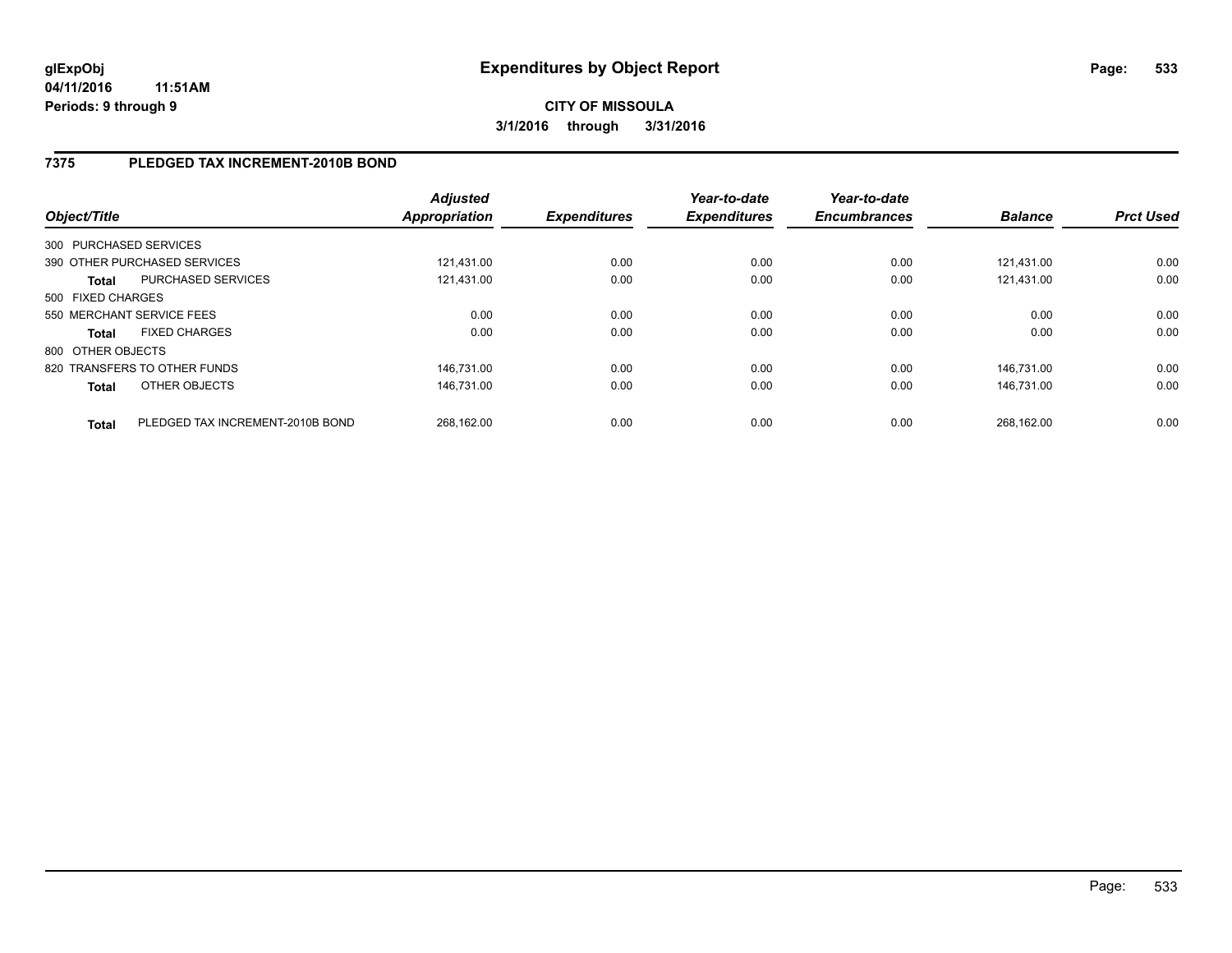**glExpObj** **Expenditures by Object Report**
**04/11/2016 11:51AM**
**Periods: 9 through 9**

**CITY OF MISSOULA**
**3/1/2016 through 3/31/2016**

## 7375 PLEDGED TAX INCREMENT-2010B BOND

| Object/Title | | Adjusted Appropriation | Expenditures | Year-to-date Expenditures | Year-to-date Encumbrances | Balance | Prct Used |
|---|---|---|---|---|---|---|---|
| 300 PURCHASED SERVICES | | | | | | | |
| 390 OTHER PURCHASED SERVICES | | 121,431.00 | 0.00 | 0.00 | 0.00 | 121,431.00 | 0.00 |
| **Total** | PURCHASED SERVICES | 121,431.00 | 0.00 | 0.00 | 0.00 | 121,431.00 | 0.00 |
| 500 FIXED CHARGES | | | | | | | |
| 550 MERCHANT SERVICE FEES | | 0.00 | 0.00 | 0.00 | 0.00 | 0.00 | 0.00 |
| **Total** | FIXED CHARGES | 0.00 | 0.00 | 0.00 | 0.00 | 0.00 | 0.00 |
| 800 OTHER OBJECTS | | | | | | | |
| 820 TRANSFERS TO OTHER FUNDS | | 146,731.00 | 0.00 | 0.00 | 0.00 | 146,731.00 | 0.00 |
| **Total** | OTHER OBJECTS | 146,731.00 | 0.00 | 0.00 | 0.00 | 146,731.00 | 0.00 |
| **Total** | PLEDGED TAX INCREMENT-2010B BOND | 268,162.00 | 0.00 | 0.00 | 0.00 | 268,162.00 | 0.00 |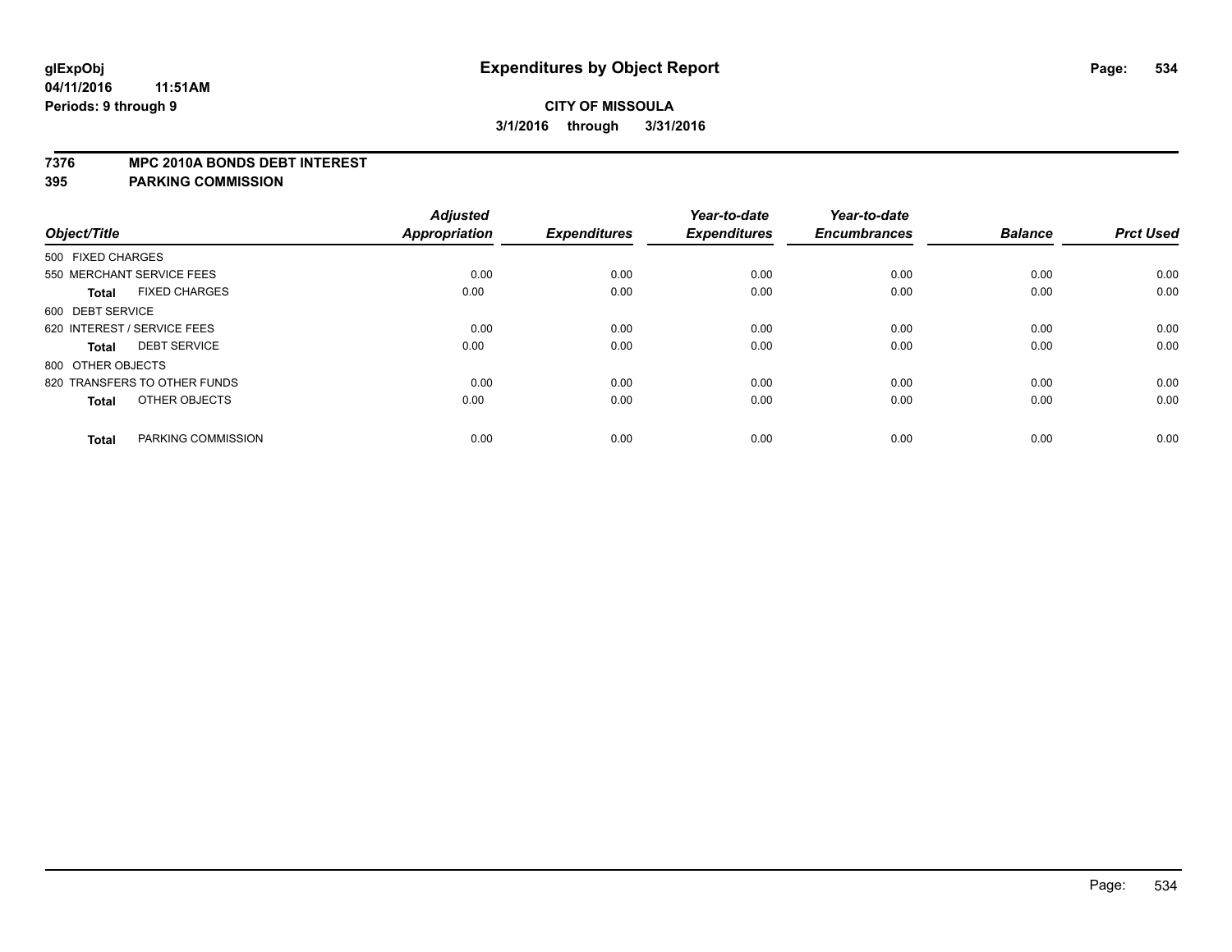# Expenditures by Object Report

glExpObj
04/11/2016 11:51AM
Periods: 9 through 9

**CITY OF MISSOULA**
**3/1/2016 through 3/31/2016**

**7376 MPC 2010A BONDS DEBT INTEREST**
**395 PARKING COMMISSION**

| Object/Title | Adjusted Appropriation | Expenditures | Year-to-date Expenditures | Year-to-date Encumbrances | Balance | Prct Used |
|---|---|---|---|---|---|---|
| 500 FIXED CHARGES | | | | | | |
| 550 MERCHANT SERVICE FEES | 0.00 | 0.00 | 0.00 | 0.00 | 0.00 | 0.00 |
| **Total** FIXED CHARGES | 0.00 | 0.00 | 0.00 | 0.00 | 0.00 | 0.00 |
| 600 DEBT SERVICE | | | | | | |
| 620 INTEREST / SERVICE FEES | 0.00 | 0.00 | 0.00 | 0.00 | 0.00 | 0.00 |
| **Total** DEBT SERVICE | 0.00 | 0.00 | 0.00 | 0.00 | 0.00 | 0.00 |
| 800 OTHER OBJECTS | | | | | | |
| 820 TRANSFERS TO OTHER FUNDS | 0.00 | 0.00 | 0.00 | 0.00 | 0.00 | 0.00 |
| **Total** OTHER OBJECTS | 0.00 | 0.00 | 0.00 | 0.00 | 0.00 | 0.00 |
| **Total** PARKING COMMISSION | 0.00 | 0.00 | 0.00 | 0.00 | 0.00 | 0.00 |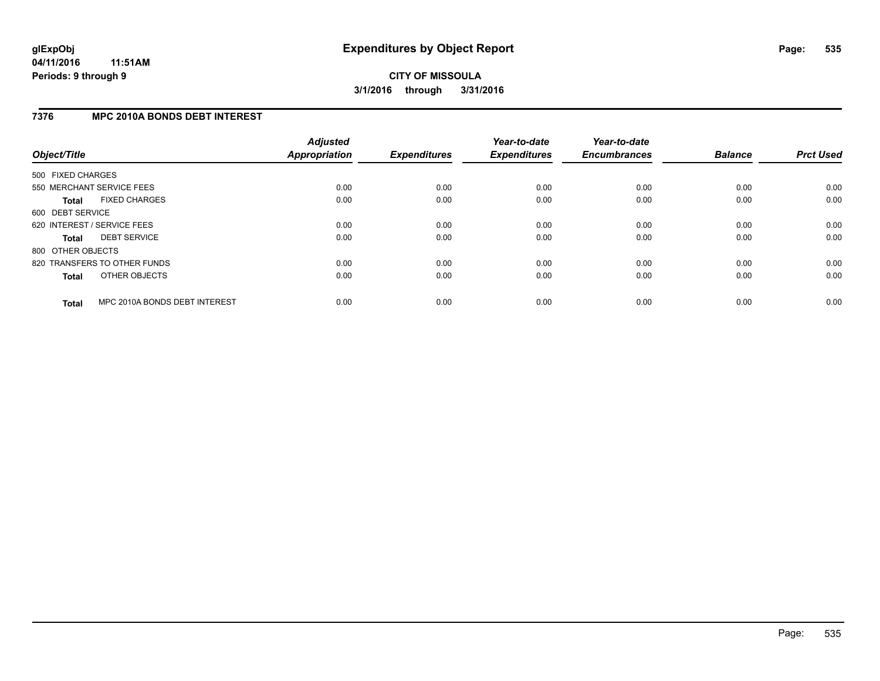# Expenditures by Object Report

glExpObj
04/11/2016 11:51AM
Periods: 9 through 9

**CITY OF MISSOULA**
**3/1/2016 through 3/31/2016**

## 7376 MPC 2010A BONDS DEBT INTEREST

| Object/Title | Adjusted Appropriation | Expenditures | Year-to-date Expenditures | Year-to-date Encumbrances | Balance | Prct Used |
|---|---|---|---|---|---|---|
| 500 FIXED CHARGES | | | | | | |
| 550 MERCHANT SERVICE FEES | 0.00 | 0.00 | 0.00 | 0.00 | 0.00 | 0.00 |
| **Total** FIXED CHARGES | 0.00 | 0.00 | 0.00 | 0.00 | 0.00 | 0.00 |
| 600 DEBT SERVICE | | | | | | |
| 620 INTEREST / SERVICE FEES | 0.00 | 0.00 | 0.00 | 0.00 | 0.00 | 0.00 |
| **Total** DEBT SERVICE | 0.00 | 0.00 | 0.00 | 0.00 | 0.00 | 0.00 |
| 800 OTHER OBJECTS | | | | | | |
| 820 TRANSFERS TO OTHER FUNDS | 0.00 | 0.00 | 0.00 | 0.00 | 0.00 | 0.00 |
| **Total** OTHER OBJECTS | 0.00 | 0.00 | 0.00 | 0.00 | 0.00 | 0.00 |
| **Total** MPC 2010A BONDS DEBT INTEREST | 0.00 | 0.00 | 0.00 | 0.00 | 0.00 | 0.00 |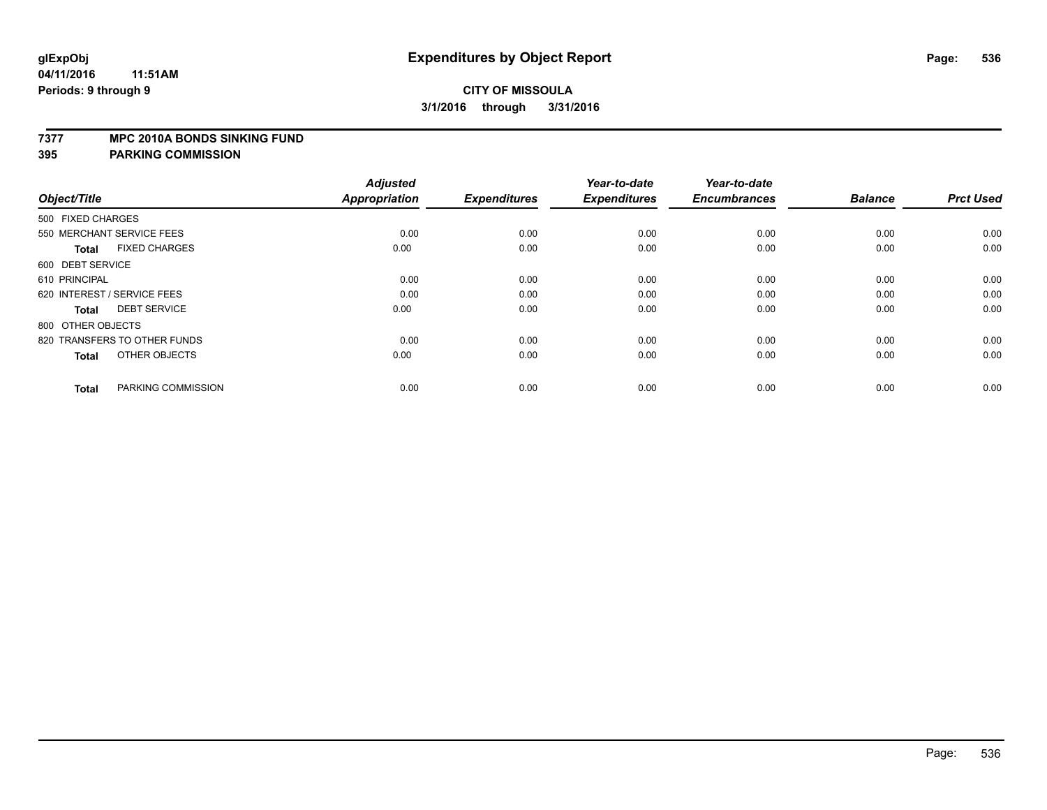# Expenditures by Object Report

glExpObj
04/11/2016 11:51AM
Periods: 9 through 9

**CITY OF MISSOULA**
**3/1/2016 through 3/31/2016**

## 7377 MPC 2010A BONDS SINKING FUND
## 395 PARKING COMMISSION

| Object/Title | Adjusted Appropriation | Expenditures | Year-to-date Expenditures | Year-to-date Encumbrances | Balance | Prct Used |
|---|---|---|---|---|---|---|
| 500 FIXED CHARGES | | | | | | |
| 550 MERCHANT SERVICE FEES | 0.00 | 0.00 | 0.00 | 0.00 | 0.00 | 0.00 |
| **Total** FIXED CHARGES | 0.00 | 0.00 | 0.00 | 0.00 | 0.00 | 0.00 |
| 600 DEBT SERVICE | | | | | | |
| 610 PRINCIPAL | 0.00 | 0.00 | 0.00 | 0.00 | 0.00 | 0.00 |
| 620 INTEREST / SERVICE FEES | 0.00 | 0.00 | 0.00 | 0.00 | 0.00 | 0.00 |
| **Total** DEBT SERVICE | 0.00 | 0.00 | 0.00 | 0.00 | 0.00 | 0.00 |
| 800 OTHER OBJECTS | | | | | | |
| 820 TRANSFERS TO OTHER FUNDS | 0.00 | 0.00 | 0.00 | 0.00 | 0.00 | 0.00 |
| **Total** OTHER OBJECTS | 0.00 | 0.00 | 0.00 | 0.00 | 0.00 | 0.00 |
| **Total** PARKING COMMISSION | 0.00 | 0.00 | 0.00 | 0.00 | 0.00 | 0.00 |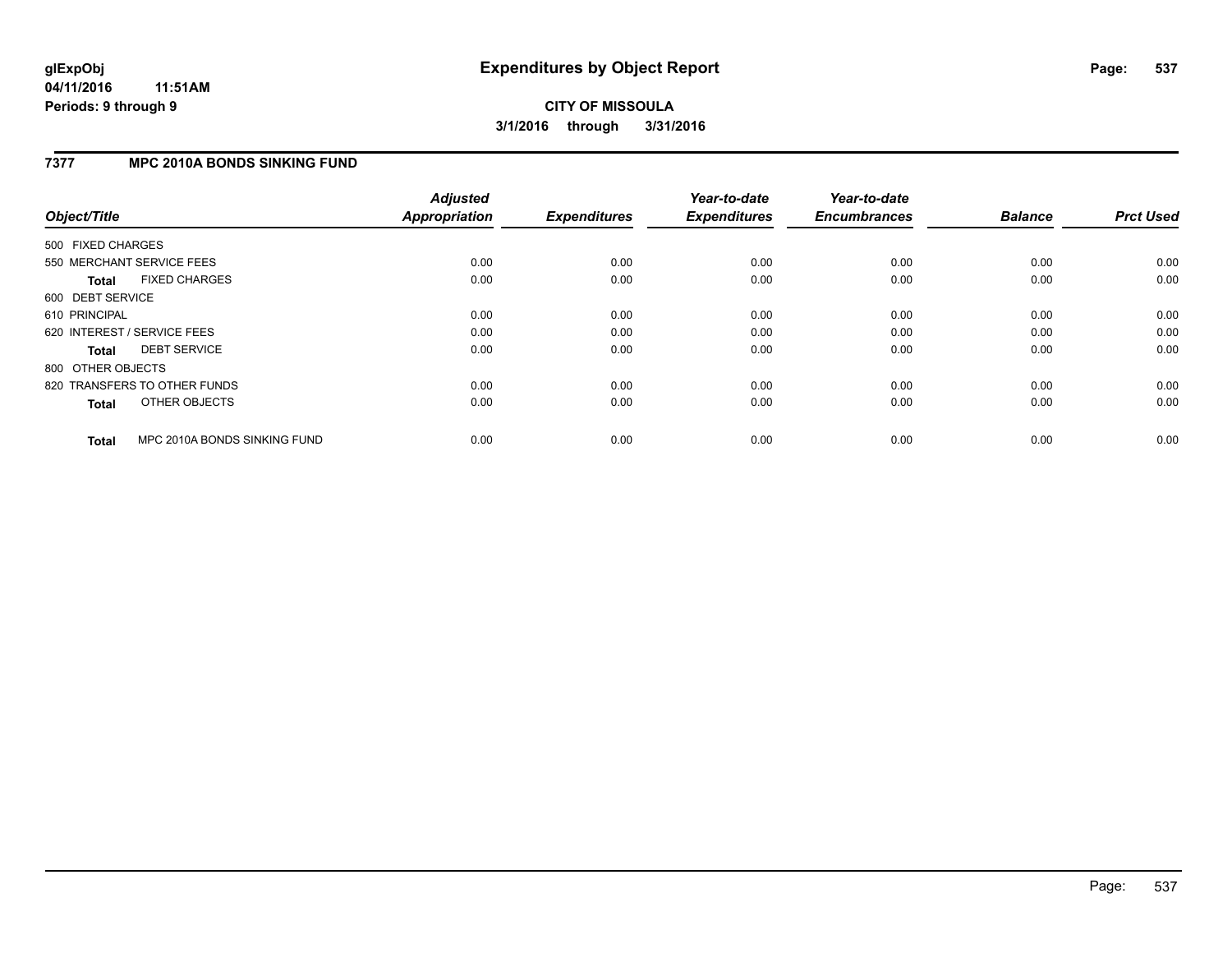glExpObj
04/11/2016 11:51AM
Periods: 9 through 9

# Expenditures by Object Report

**CITY OF MISSOULA**
**3/1/2016 through 3/31/2016**

## 7377 MPC 2010A BONDS SINKING FUND

| Object/Title | Adjusted Appropriation | Expenditures | Year-to-date Expenditures | Year-to-date Encumbrances | Balance | Prct Used |
|---|---|---|---|---|---|---|
| 500 FIXED CHARGES | | | | | | |
| 550 MERCHANT SERVICE FEES | 0.00 | 0.00 | 0.00 | 0.00 | 0.00 | 0.00 |
| **Total** FIXED CHARGES | 0.00 | 0.00 | 0.00 | 0.00 | 0.00 | 0.00 |
| 600 DEBT SERVICE | | | | | | |
| 610 PRINCIPAL | 0.00 | 0.00 | 0.00 | 0.00 | 0.00 | 0.00 |
| 620 INTEREST / SERVICE FEES | 0.00 | 0.00 | 0.00 | 0.00 | 0.00 | 0.00 |
| **Total** DEBT SERVICE | 0.00 | 0.00 | 0.00 | 0.00 | 0.00 | 0.00 |
| 800 OTHER OBJECTS | | | | | | |
| 820 TRANSFERS TO OTHER FUNDS | 0.00 | 0.00 | 0.00 | 0.00 | 0.00 | 0.00 |
| **Total** OTHER OBJECTS | 0.00 | 0.00 | 0.00 | 0.00 | 0.00 | 0.00 |
| **Total** MPC 2010A BONDS SINKING FUND | 0.00 | 0.00 | 0.00 | 0.00 | 0.00 | 0.00 |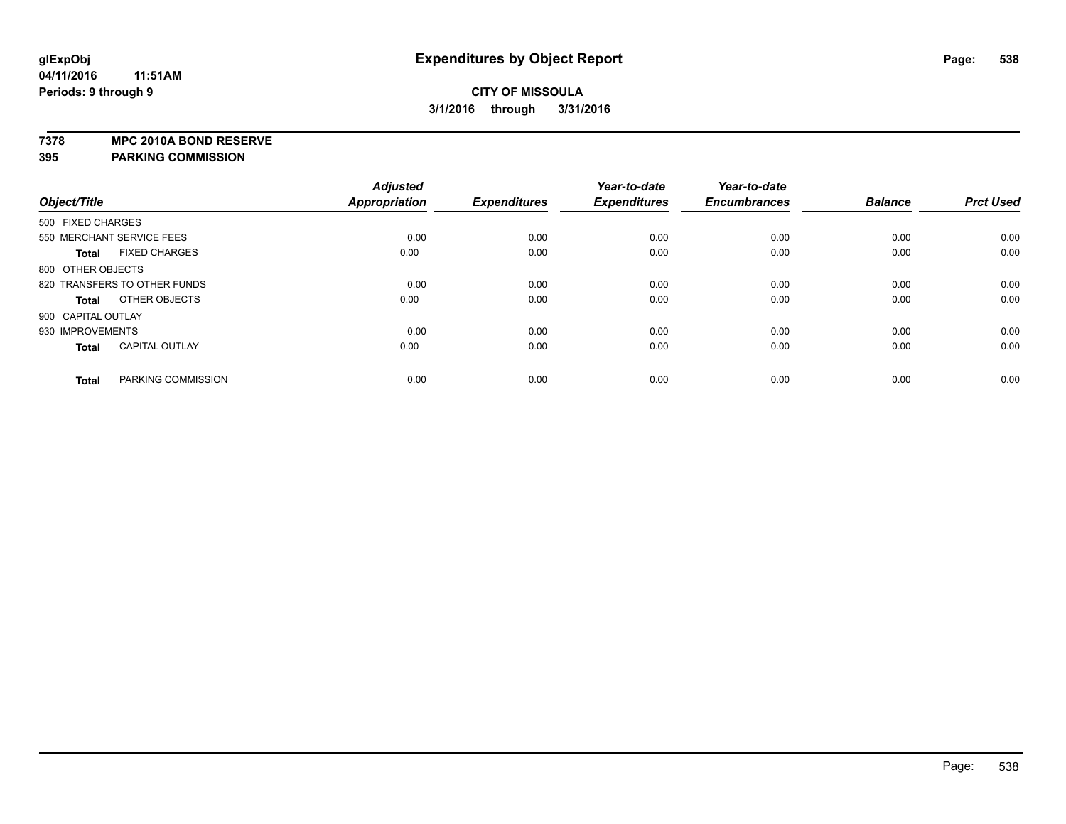# Expenditures by Object Report

glExpObj
04/11/2016 11:51AM
Periods: 9 through 9

**CITY OF MISSOULA**
**3/1/2016 through 3/31/2016**

**7378 MPC 2010A BOND RESERVE**
**395 PARKING COMMISSION**

| Object/Title | Adjusted Appropriation | Expenditures | Year-to-date Expenditures | Year-to-date Encumbrances | Balance | Prct Used |
|---|---|---|---|---|---|---|
| 500 FIXED CHARGES | | | | | | |
| 550 MERCHANT SERVICE FEES | 0.00 | 0.00 | 0.00 | 0.00 | 0.00 | 0.00 |
| **Total** FIXED CHARGES | 0.00 | 0.00 | 0.00 | 0.00 | 0.00 | 0.00 |
| 800 OTHER OBJECTS | | | | | | |
| 820 TRANSFERS TO OTHER FUNDS | 0.00 | 0.00 | 0.00 | 0.00 | 0.00 | 0.00 |
| **Total** OTHER OBJECTS | 0.00 | 0.00 | 0.00 | 0.00 | 0.00 | 0.00 |
| 900 CAPITAL OUTLAY | | | | | | |
| 930 IMPROVEMENTS | 0.00 | 0.00 | 0.00 | 0.00 | 0.00 | 0.00 |
| **Total** CAPITAL OUTLAY | 0.00 | 0.00 | 0.00 | 0.00 | 0.00 | 0.00 |
| **Total** PARKING COMMISSION | 0.00 | 0.00 | 0.00 | 0.00 | 0.00 | 0.00 |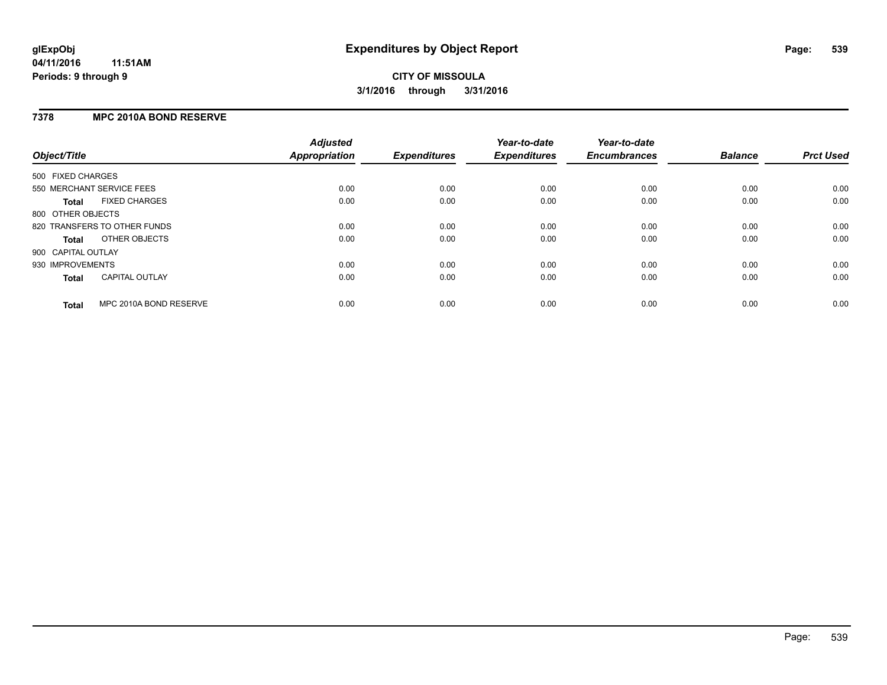# Expenditures by Object Report

glExpObj
04/11/2016 11:51AM
Periods: 9 through 9

**CITY OF MISSOULA**
**3/1/2016 through 3/31/2016**

## 7378 MPC 2010A BOND RESERVE

| Object/Title | Adjusted Appropriation | Expenditures | Year-to-date Expenditures | Year-to-date Encumbrances | Balance | Prct Used |
|---|---|---|---|---|---|---|
| 500 FIXED CHARGES | | | | | | |
| 550 MERCHANT SERVICE FEES | 0.00 | 0.00 | 0.00 | 0.00 | 0.00 | 0.00 |
| **Total** FIXED CHARGES | 0.00 | 0.00 | 0.00 | 0.00 | 0.00 | 0.00 |
| 800 OTHER OBJECTS | | | | | | |
| 820 TRANSFERS TO OTHER FUNDS | 0.00 | 0.00 | 0.00 | 0.00 | 0.00 | 0.00 |
| **Total** OTHER OBJECTS | 0.00 | 0.00 | 0.00 | 0.00 | 0.00 | 0.00 |
| 900 CAPITAL OUTLAY | | | | | | |
| 930 IMPROVEMENTS | 0.00 | 0.00 | 0.00 | 0.00 | 0.00 | 0.00 |
| **Total** CAPITAL OUTLAY | 0.00 | 0.00 | 0.00 | 0.00 | 0.00 | 0.00 |
| **Total** MPC 2010A BOND RESERVE | 0.00 | 0.00 | 0.00 | 0.00 | 0.00 | 0.00 |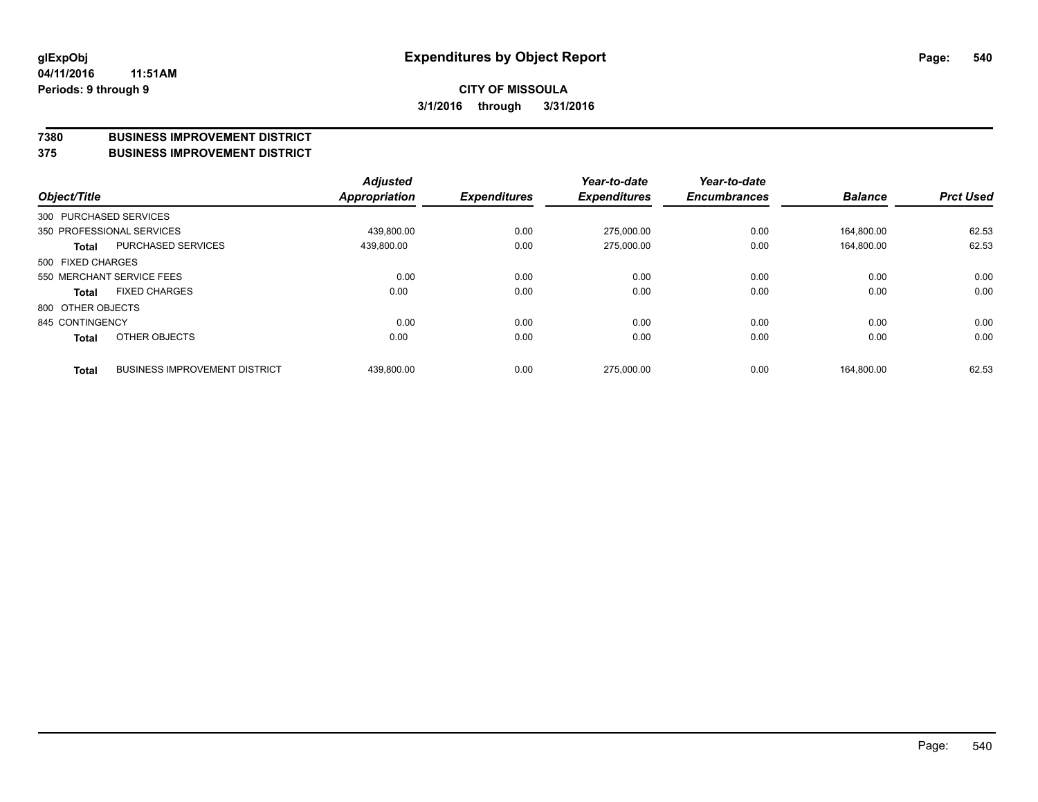**glExpObj**
**04/11/2016 11:51AM**
**Periods: 9 through 9**

# Expenditures by Object Report

**CITY OF MISSOULA**
**3/1/2016 through 3/31/2016**

**7380 BUSINESS IMPROVEMENT DISTRICT**
**375 BUSINESS IMPROVEMENT DISTRICT**

| Object/Title | | Adjusted Appropriation | Expenditures | Year-to-date Expenditures | Year-to-date Encumbrances | Balance | Prct Used |
|---|---|---|---|---|---|---|---|
| 300 PURCHASED SERVICES | | | | | | | |
| 350 PROFESSIONAL SERVICES | | 439,800.00 | 0.00 | 275,000.00 | 0.00 | 164,800.00 | 62.53 |
| **Total** | PURCHASED SERVICES | 439,800.00 | 0.00 | 275,000.00 | 0.00 | 164,800.00 | 62.53 |
| 500 FIXED CHARGES | | | | | | | |
| 550 MERCHANT SERVICE FEES | | 0.00 | 0.00 | 0.00 | 0.00 | 0.00 | 0.00 |
| **Total** | FIXED CHARGES | 0.00 | 0.00 | 0.00 | 0.00 | 0.00 | 0.00 |
| 800 OTHER OBJECTS | | | | | | | |
| 845 CONTINGENCY | | 0.00 | 0.00 | 0.00 | 0.00 | 0.00 | 0.00 |
| **Total** | OTHER OBJECTS | 0.00 | 0.00 | 0.00 | 0.00 | 0.00 | 0.00 |
| **Total** | BUSINESS IMPROVEMENT DISTRICT | 439,800.00 | 0.00 | 275,000.00 | 0.00 | 164,800.00 | 62.53 |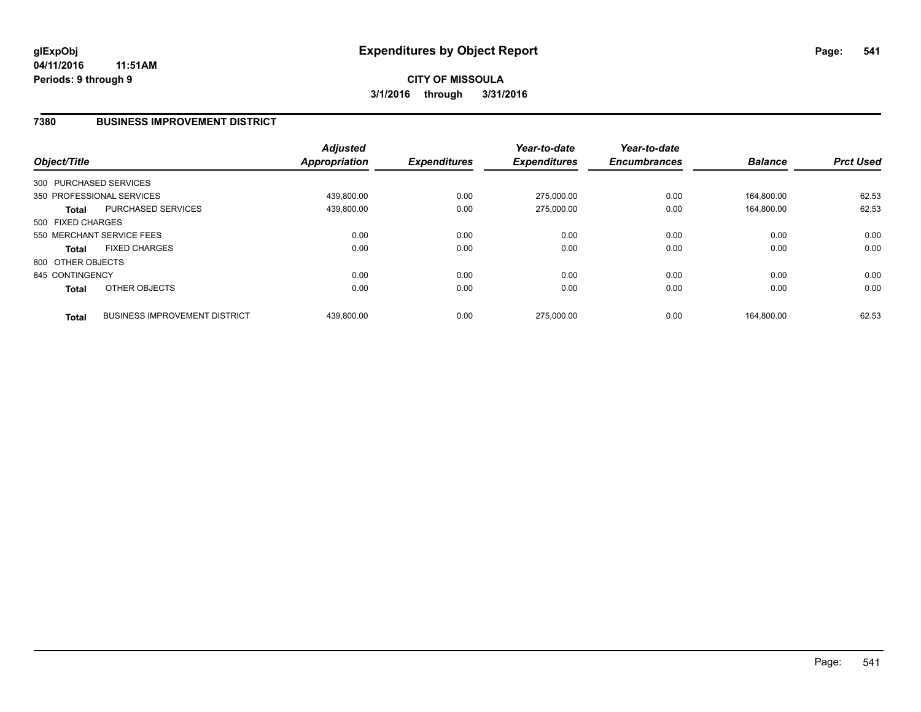**glExpObj**
**04/11/2016 11:51AM**
**Periods: 9 through 9**

# Expenditures by Object Report

**CITY OF MISSOULA**
**3/1/2016 through 3/31/2016**

## 7380 BUSINESS IMPROVEMENT DISTRICT

| Object/Title | | Adjusted Appropriation | Expenditures | Year-to-date Expenditures | Year-to-date Encumbrances | Balance | Prct Used |
|---|---|---|---|---|---|---|---|
| 300 PURCHASED SERVICES | | | | | | | |
| 350 PROFESSIONAL SERVICES | | 439,800.00 | 0.00 | 275,000.00 | 0.00 | 164,800.00 | 62.53 |
| **Total** | PURCHASED SERVICES | 439,800.00 | 0.00 | 275,000.00 | 0.00 | 164,800.00 | 62.53 |
| 500 FIXED CHARGES | | | | | | | |
| 550 MERCHANT SERVICE FEES | | 0.00 | 0.00 | 0.00 | 0.00 | 0.00 | 0.00 |
| **Total** | FIXED CHARGES | 0.00 | 0.00 | 0.00 | 0.00 | 0.00 | 0.00 |
| 800 OTHER OBJECTS | | | | | | | |
| 845 CONTINGENCY | | 0.00 | 0.00 | 0.00 | 0.00 | 0.00 | 0.00 |
| **Total** | OTHER OBJECTS | 0.00 | 0.00 | 0.00 | 0.00 | 0.00 | 0.00 |
| **Total** | BUSINESS IMPROVEMENT DISTRICT | 439,800.00 | 0.00 | 275,000.00 | 0.00 | 164,800.00 | 62.53 |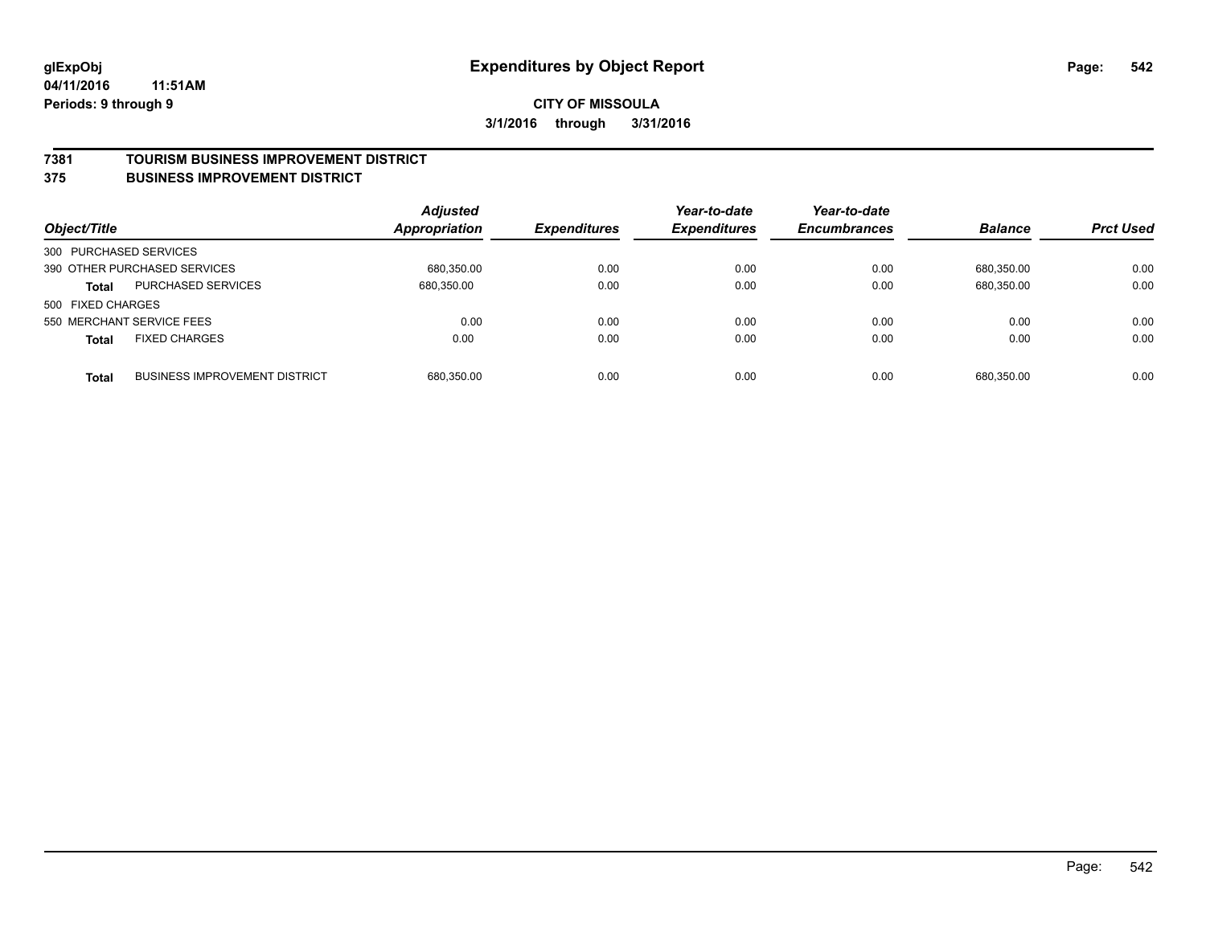glExpObj
04/11/2016 11:51AM
Periods: 9 through 9

# Expenditures by Object Report

**CITY OF MISSOULA**
**3/1/2016 through 3/31/2016**

## 7381 TOURISM BUSINESS IMPROVEMENT DISTRICT
## 375 BUSINESS IMPROVEMENT DISTRICT

| Object/Title | | Adjusted Appropriation | Expenditures | Year-to-date Expenditures | Year-to-date Encumbrances | Balance | Prct Used |
|---|---|---|---|---|---|---|---|
| 300 PURCHASED SERVICES | | | | | | | |
| 390 OTHER PURCHASED SERVICES | | 680,350.00 | 0.00 | 0.00 | 0.00 | 680,350.00 | 0.00 |
| **Total** | PURCHASED SERVICES | 680,350.00 | 0.00 | 0.00 | 0.00 | 680,350.00 | 0.00 |
| 500 FIXED CHARGES | | | | | | | |
| 550 MERCHANT SERVICE FEES | | 0.00 | 0.00 | 0.00 | 0.00 | 0.00 | 0.00 |
| **Total** | FIXED CHARGES | 0.00 | 0.00 | 0.00 | 0.00 | 0.00 | 0.00 |
| **Total** | BUSINESS IMPROVEMENT DISTRICT | 680,350.00 | 0.00 | 0.00 | 0.00 | 680,350.00 | 0.00 |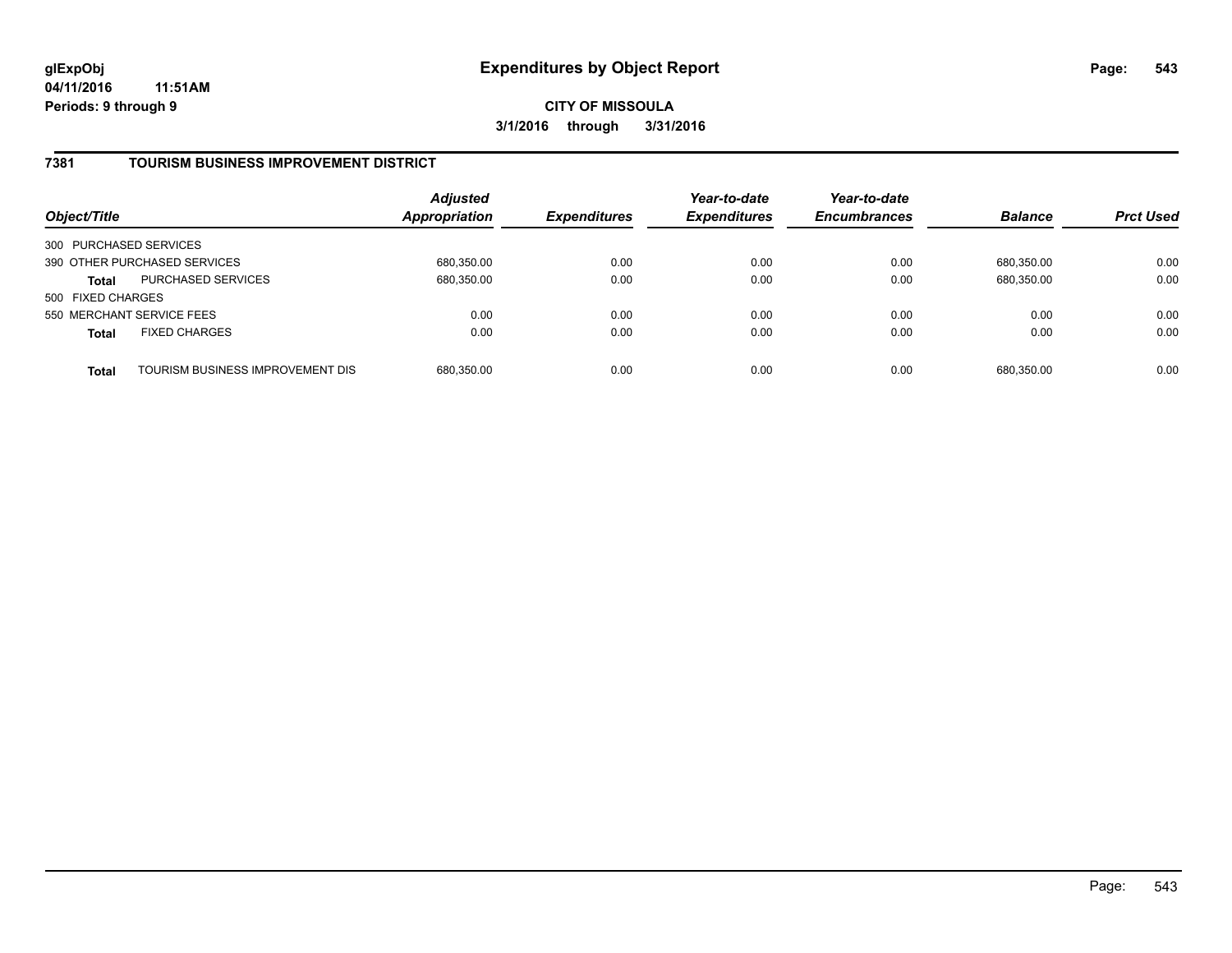**glExpObj** **Expenditures by Object Report**
**04/11/2016 11:51AM**
**Periods: 9 through 9**

**CITY OF MISSOULA**
**3/1/2016 through 3/31/2016**

## 7381 TOURISM BUSINESS IMPROVEMENT DISTRICT

| Object/Title | | Adjusted Appropriation | Expenditures | Year-to-date Expenditures | Year-to-date Encumbrances | Balance | Prct Used |
|---|---|---|---|---|---|---|---|
| 300 PURCHASED SERVICES | | | | | | | |
| 390 OTHER PURCHASED SERVICES | | 680,350.00 | 0.00 | 0.00 | 0.00 | 680,350.00 | 0.00 |
| **Total** | PURCHASED SERVICES | 680,350.00 | 0.00 | 0.00 | 0.00 | 680,350.00 | 0.00 |
| 500 FIXED CHARGES | | | | | | | |
| 550 MERCHANT SERVICE FEES | | 0.00 | 0.00 | 0.00 | 0.00 | 0.00 | 0.00 |
| **Total** | FIXED CHARGES | 0.00 | 0.00 | 0.00 | 0.00 | 0.00 | 0.00 |
| **Total** | TOURISM BUSINESS IMPROVEMENT DIS | 680,350.00 | 0.00 | 0.00 | 0.00 | 680,350.00 | 0.00 |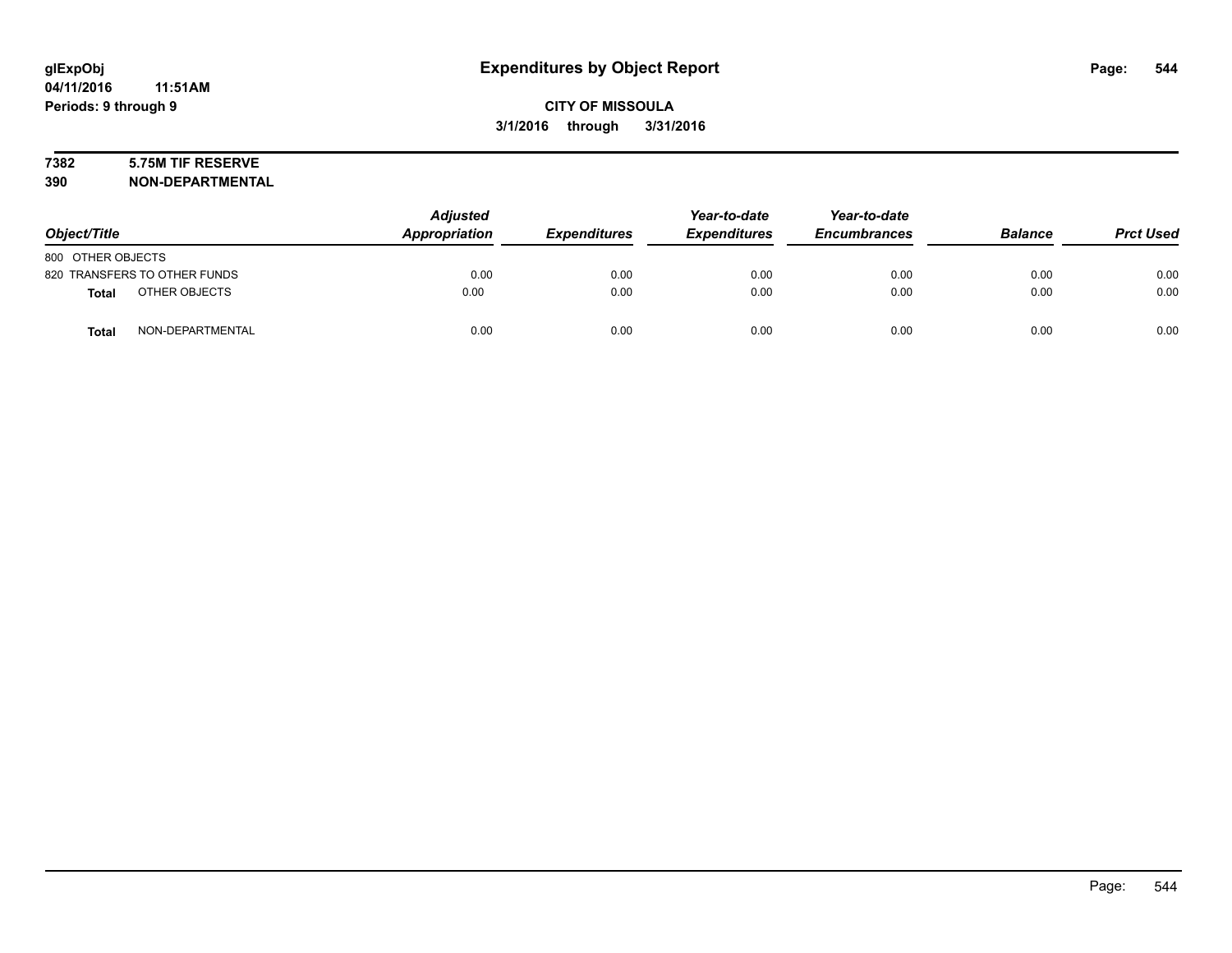# Expenditures by Object Report

**glExpObj**
**04/11/2016 11:51AM**
**Periods: 9 through 9**

**CITY OF MISSOULA**
**3/1/2016 through 3/31/2016**

**7382 5.75M TIF RESERVE**
**390 NON-DEPARTMENTAL**

| Object/Title | Adjusted Appropriation | Expenditures | Year-to-date Expenditures | Year-to-date Encumbrances | Balance | Prct Used |
|---|---|---|---|---|---|---|
| 800 OTHER OBJECTS | | | | | | |
| 820 TRANSFERS TO OTHER FUNDS | 0.00 | 0.00 | 0.00 | 0.00 | 0.00 | 0.00 |
| **Total** OTHER OBJECTS | 0.00 | 0.00 | 0.00 | 0.00 | 0.00 | 0.00 |
| **Total** NON-DEPARTMENTAL | 0.00 | 0.00 | 0.00 | 0.00 | 0.00 | 0.00 |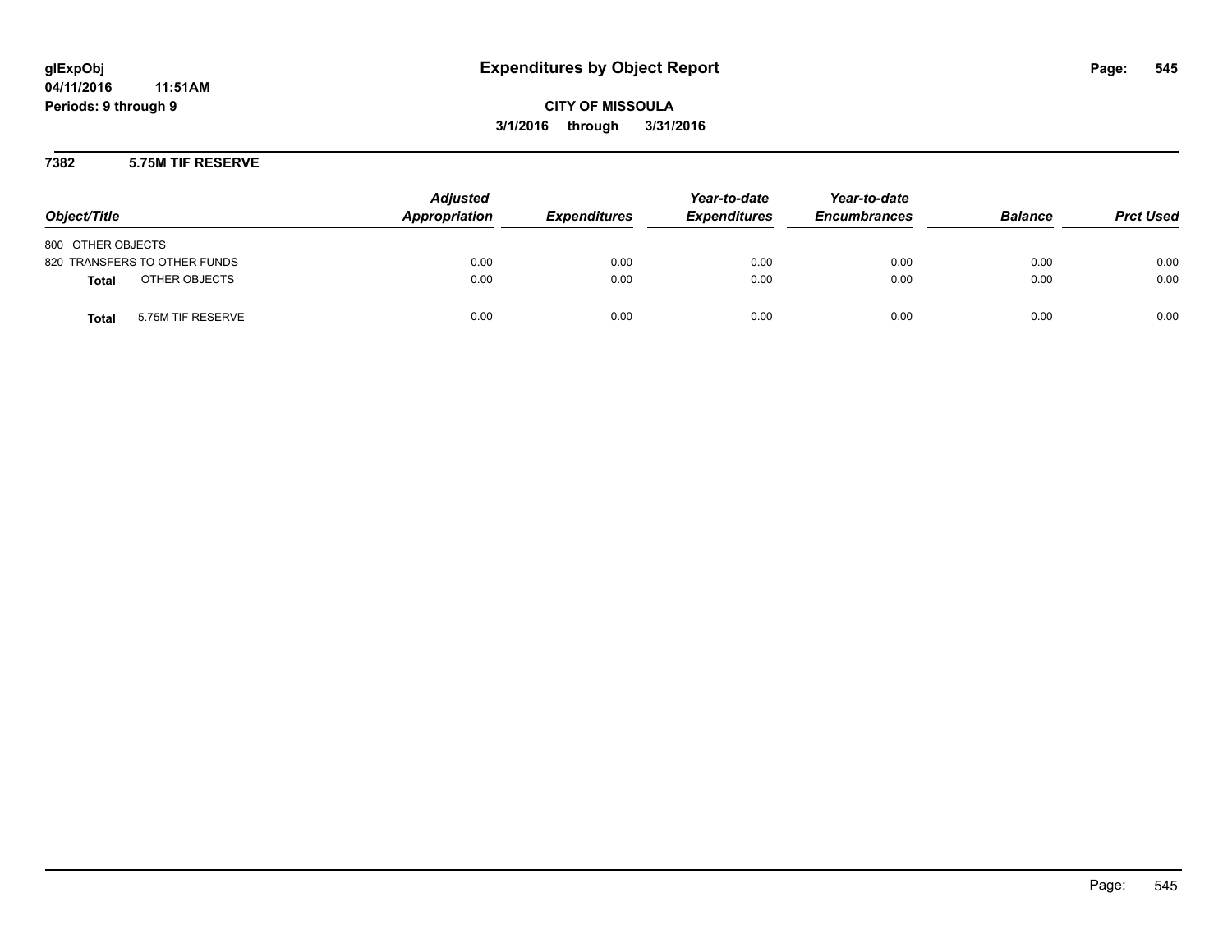glExpObj
04/11/2016 11:51AM
Periods: 9 through 9

# Expenditures by Object Report

CITY OF MISSOULA
3/1/2016 through 3/31/2016

## 7382 5.75M TIF RESERVE

| Object/Title | Adjusted Appropriation | Expenditures | Year-to-date Expenditures | Year-to-date Encumbrances | Balance | Prct Used |
|---|---|---|---|---|---|---|
| 800 OTHER OBJECTS | | | | | | |
| 820 TRANSFERS TO OTHER FUNDS | 0.00 | 0.00 | 0.00 | 0.00 | 0.00 | 0.00 |
| **Total** OTHER OBJECTS | 0.00 | 0.00 | 0.00 | 0.00 | 0.00 | 0.00 |
| **Total** 5.75M TIF RESERVE | 0.00 | 0.00 | 0.00 | 0.00 | 0.00 | 0.00 |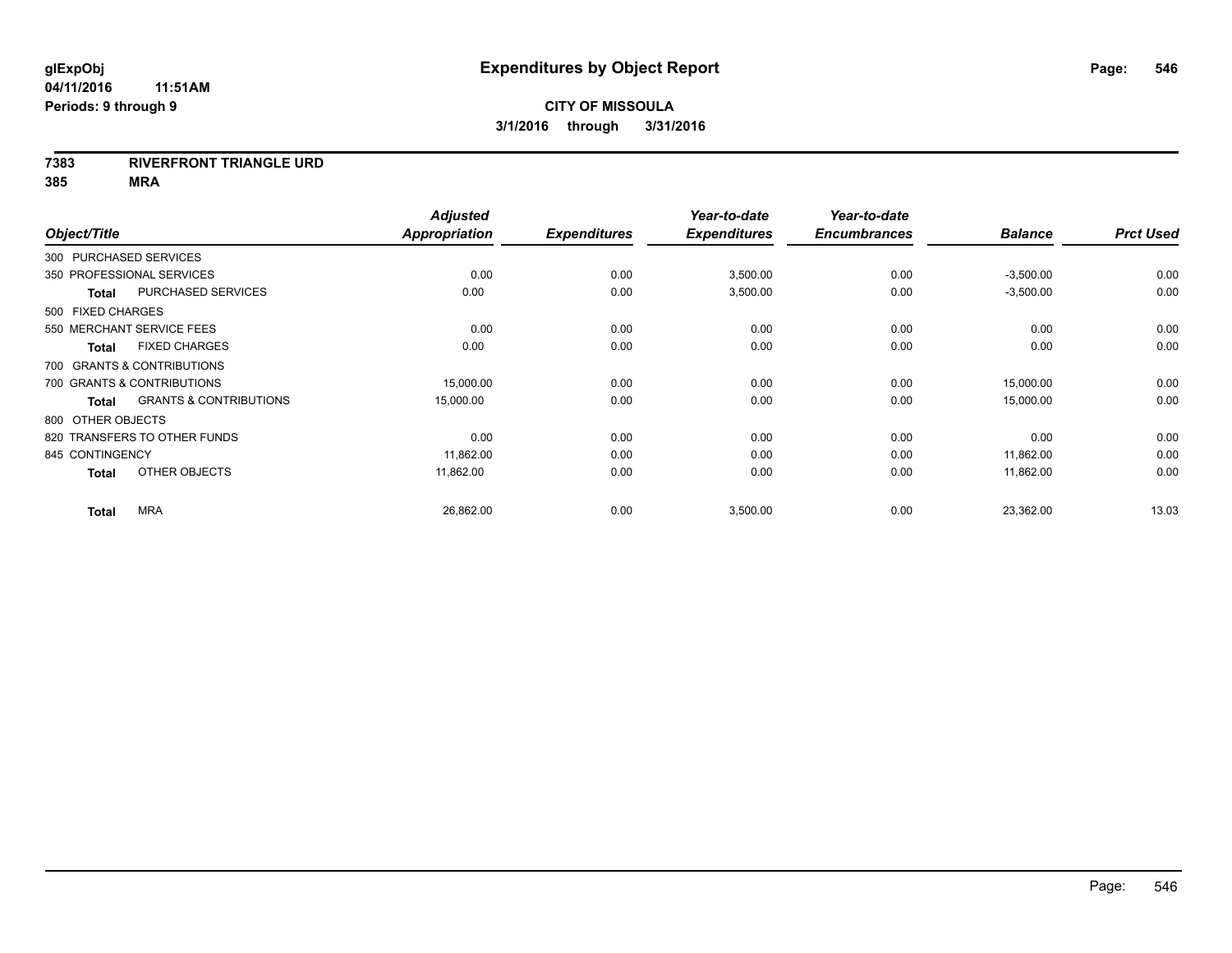**glExpObj**
**04/11/2016 11:51AM**
**Periods: 9 through 9**

# Expenditures by Object Report

**CITY OF MISSOULA**
**3/1/2016 through 3/31/2016**

**7383 RIVERFRONT TRIANGLE URD**
**385 MRA**

| Object/Title | Adjusted Appropriation | Expenditures | Year-to-date Expenditures | Year-to-date Encumbrances | Balance | Prct Used |
|---|---|---|---|---|---|---|
| 300 PURCHASED SERVICES | | | | | | |
| 350 PROFESSIONAL SERVICES | 0.00 | 0.00 | 3,500.00 | 0.00 | -3,500.00 | 0.00 |
| **Total** PURCHASED SERVICES | 0.00 | 0.00 | 3,500.00 | 0.00 | -3,500.00 | 0.00 |
| 500 FIXED CHARGES | | | | | | |
| 550 MERCHANT SERVICE FEES | 0.00 | 0.00 | 0.00 | 0.00 | 0.00 | 0.00 |
| **Total** FIXED CHARGES | 0.00 | 0.00 | 0.00 | 0.00 | 0.00 | 0.00 |
| 700 GRANTS & CONTRIBUTIONS | | | | | | |
| 700 GRANTS & CONTRIBUTIONS | 15,000.00 | 0.00 | 0.00 | 0.00 | 15,000.00 | 0.00 |
| **Total** GRANTS & CONTRIBUTIONS | 15,000.00 | 0.00 | 0.00 | 0.00 | 15,000.00 | 0.00 |
| 800 OTHER OBJECTS | | | | | | |
| 820 TRANSFERS TO OTHER FUNDS | 0.00 | 0.00 | 0.00 | 0.00 | 0.00 | 0.00 |
| 845 CONTINGENCY | 11,862.00 | 0.00 | 0.00 | 0.00 | 11,862.00 | 0.00 |
| **Total** OTHER OBJECTS | 11,862.00 | 0.00 | 0.00 | 0.00 | 11,862.00 | 0.00 |
| **Total** MRA | 26,862.00 | 0.00 | 3,500.00 | 0.00 | 23,362.00 | 13.03 |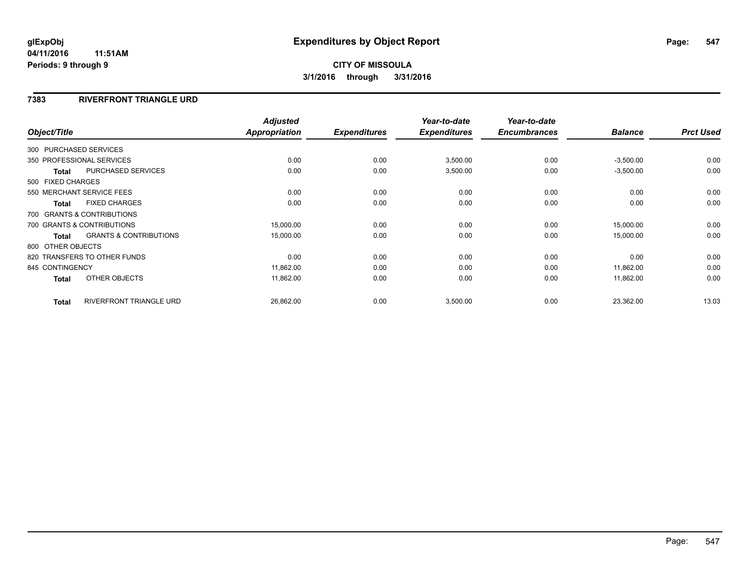**glExpObj** **Expenditures by Object Report**

**04/11/2016 11:51AM**

**Periods: 9 through 9**

**CITY OF MISSOULA**

**3/1/2016 through 3/31/2016**

## 7383 RIVERFRONT TRIANGLE URD

| Object/Title | Adjusted Appropriation | Expenditures | Year-to-date Expenditures | Year-to-date Encumbrances | Balance | Prct Used |
|---|---|---|---|---|---|---|
| 300 PURCHASED SERVICES | | | | | | |
| 350 PROFESSIONAL SERVICES | 0.00 | 0.00 | 3,500.00 | 0.00 | -3,500.00 | 0.00 |
| **Total** PURCHASED SERVICES | 0.00 | 0.00 | 3,500.00 | 0.00 | -3,500.00 | 0.00 |
| 500 FIXED CHARGES | | | | | | |
| 550 MERCHANT SERVICE FEES | 0.00 | 0.00 | 0.00 | 0.00 | 0.00 | 0.00 |
| **Total** FIXED CHARGES | 0.00 | 0.00 | 0.00 | 0.00 | 0.00 | 0.00 |
| 700 GRANTS & CONTRIBUTIONS | | | | | | |
| 700 GRANTS & CONTRIBUTIONS | 15,000.00 | 0.00 | 0.00 | 0.00 | 15,000.00 | 0.00 |
| **Total** GRANTS & CONTRIBUTIONS | 15,000.00 | 0.00 | 0.00 | 0.00 | 15,000.00 | 0.00 |
| 800 OTHER OBJECTS | | | | | | |
| 820 TRANSFERS TO OTHER FUNDS | 0.00 | 0.00 | 0.00 | 0.00 | 0.00 | 0.00 |
| 845 CONTINGENCY | 11,862.00 | 0.00 | 0.00 | 0.00 | 11,862.00 | 0.00 |
| **Total** OTHER OBJECTS | 11,862.00 | 0.00 | 0.00 | 0.00 | 11,862.00 | 0.00 |
| **Total** RIVERFRONT TRIANGLE URD | 26,862.00 | 0.00 | 3,500.00 | 0.00 | 23,362.00 | 13.03 |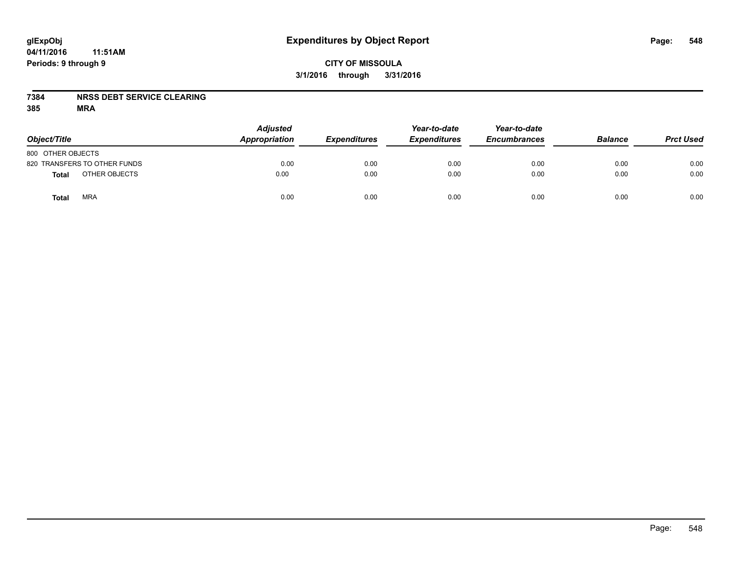**glExpObj**
**04/11/2016 11:51AM**
**Periods: 9 through 9**

# Expenditures by Object Report

**CITY OF MISSOULA**
**3/1/2016 through 3/31/2016**

**7384 NRSS DEBT SERVICE CLEARING**
**385 MRA**

| Object/Title | Adjusted Appropriation | Expenditures | Year-to-date Expenditures | Year-to-date Encumbrances | Balance | Prct Used |
|---|---|---|---|---|---|---|
| 800 OTHER OBJECTS | | | | | | |
| 820 TRANSFERS TO OTHER FUNDS | 0.00 | 0.00 | 0.00 | 0.00 | 0.00 | 0.00 |
| **Total** OTHER OBJECTS | 0.00 | 0.00 | 0.00 | 0.00 | 0.00 | 0.00 |
| **Total** MRA | 0.00 | 0.00 | 0.00 | 0.00 | 0.00 | 0.00 |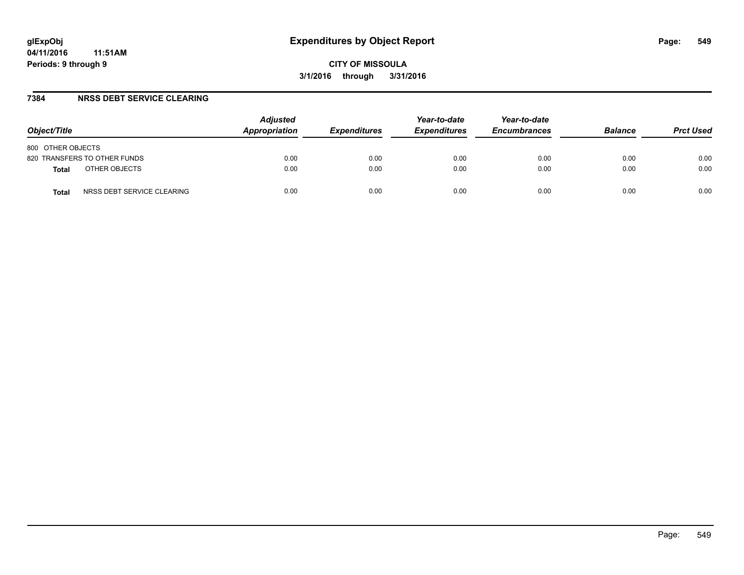**glExpObj**
**04/11/2016 11:51AM**
**Periods: 9 through 9**

# Expenditures by Object Report

**CITY OF MISSOULA**
**3/1/2016 through 3/31/2016**

## 7384 NRSS DEBT SERVICE CLEARING

| Object/Title | Adjusted Appropriation | Expenditures | Year-to-date Expenditures | Year-to-date Encumbrances | Balance | Prct Used |
|---|---|---|---|---|---|---|
| 800 OTHER OBJECTS | | | | | | |
| 820 TRANSFERS TO OTHER FUNDS | 0.00 | 0.00 | 0.00 | 0.00 | 0.00 | 0.00 |
| **Total** OTHER OBJECTS | 0.00 | 0.00 | 0.00 | 0.00 | 0.00 | 0.00 |
| **Total** NRSS DEBT SERVICE CLEARING | 0.00 | 0.00 | 0.00 | 0.00 | 0.00 | 0.00 |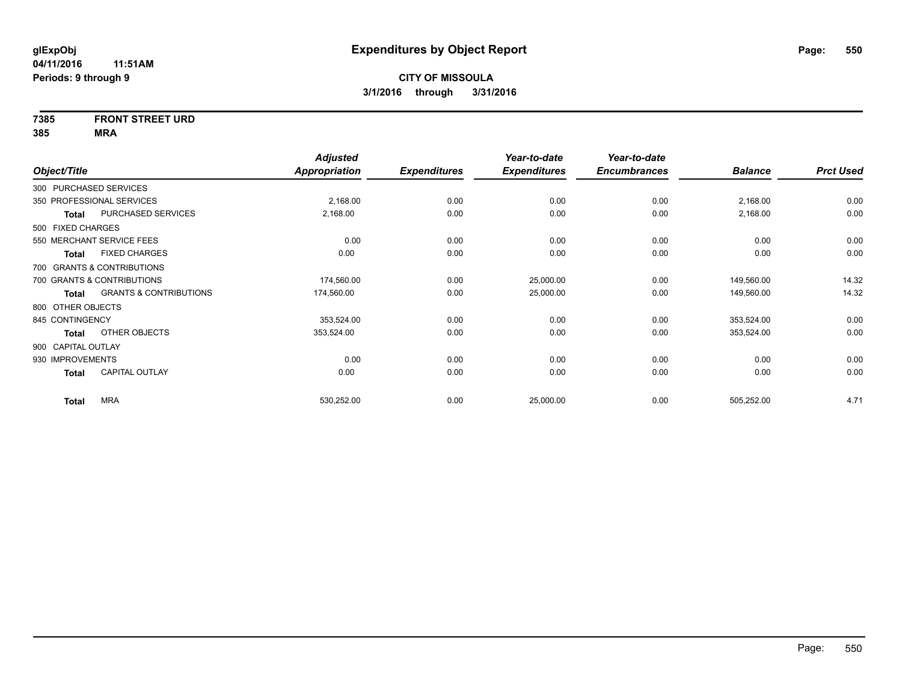**glExpObj** **Expenditures by Object Report**

**04/11/2016 11:51AM**

**Periods: 9 through 9**

**CITY OF MISSOULA**

**3/1/2016 through 3/31/2016**

**7385 FRONT STREET URD**

**385 MRA**

| Object/Title | | Adjusted Appropriation | Expenditures | Year-to-date Expenditures | Year-to-date Encumbrances | Balance | Prct Used |
|---|---|---|---|---|---|---|---|
| 300 PURCHASED SERVICES | | | | | | | |
| 350 PROFESSIONAL SERVICES | | 2,168.00 | 0.00 | 0.00 | 0.00 | 2,168.00 | 0.00 |
| **Total** | PURCHASED SERVICES | 2,168.00 | 0.00 | 0.00 | 0.00 | 2,168.00 | 0.00 |
| 500 FIXED CHARGES | | | | | | | |
| 550 MERCHANT SERVICE FEES | | 0.00 | 0.00 | 0.00 | 0.00 | 0.00 | 0.00 |
| **Total** | FIXED CHARGES | 0.00 | 0.00 | 0.00 | 0.00 | 0.00 | 0.00 |
| 700 GRANTS & CONTRIBUTIONS | | | | | | | |
| 700 GRANTS & CONTRIBUTIONS | | 174,560.00 | 0.00 | 25,000.00 | 0.00 | 149,560.00 | 14.32 |
| **Total** | GRANTS & CONTRIBUTIONS | 174,560.00 | 0.00 | 25,000.00 | 0.00 | 149,560.00 | 14.32 |
| 800 OTHER OBJECTS | | | | | | | |
| 845 CONTINGENCY | | 353,524.00 | 0.00 | 0.00 | 0.00 | 353,524.00 | 0.00 |
| **Total** | OTHER OBJECTS | 353,524.00 | 0.00 | 0.00 | 0.00 | 353,524.00 | 0.00 |
| 900 CAPITAL OUTLAY | | | | | | | |
| 930 IMPROVEMENTS | | 0.00 | 0.00 | 0.00 | 0.00 | 0.00 | 0.00 |
| **Total** | CAPITAL OUTLAY | 0.00 | 0.00 | 0.00 | 0.00 | 0.00 | 0.00 |
| **Total** | MRA | 530,252.00 | 0.00 | 25,000.00 | 0.00 | 505,252.00 | 4.71 |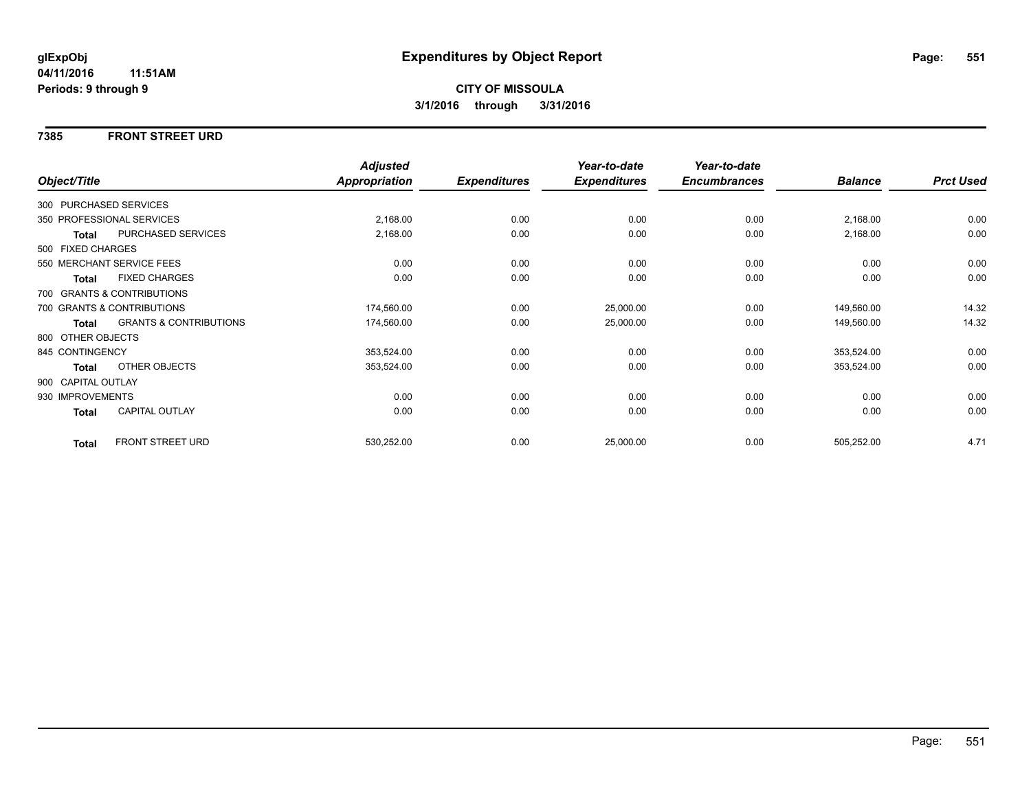**glExpObj** 04/11/2016 11:51AM
**Periods: 9 through 9**

# Expenditures by Object Report

**CITY OF MISSOULA**
**3/1/2016 through 3/31/2016**

## 7385 FRONT STREET URD

| Object/Title | | Adjusted Appropriation | Expenditures | Year-to-date Expenditures | Year-to-date Encumbrances | Balance | Prct Used |
|---|---|---|---|---|---|---|---|
| 300 PURCHASED SERVICES | | | | | | | |
| 350 PROFESSIONAL SERVICES | | 2,168.00 | 0.00 | 0.00 | 0.00 | 2,168.00 | 0.00 |
| **Total** | PURCHASED SERVICES | 2,168.00 | 0.00 | 0.00 | 0.00 | 2,168.00 | 0.00 |
| 500 FIXED CHARGES | | | | | | | |
| 550 MERCHANT SERVICE FEES | | 0.00 | 0.00 | 0.00 | 0.00 | 0.00 | 0.00 |
| **Total** | FIXED CHARGES | 0.00 | 0.00 | 0.00 | 0.00 | 0.00 | 0.00 |
| 700 GRANTS & CONTRIBUTIONS | | | | | | | |
| 700 GRANTS & CONTRIBUTIONS | | 174,560.00 | 0.00 | 25,000.00 | 0.00 | 149,560.00 | 14.32 |
| **Total** | GRANTS & CONTRIBUTIONS | 174,560.00 | 0.00 | 25,000.00 | 0.00 | 149,560.00 | 14.32 |
| 800 OTHER OBJECTS | | | | | | | |
| 845 CONTINGENCY | | 353,524.00 | 0.00 | 0.00 | 0.00 | 353,524.00 | 0.00 |
| **Total** | OTHER OBJECTS | 353,524.00 | 0.00 | 0.00 | 0.00 | 353,524.00 | 0.00 |
| 900 CAPITAL OUTLAY | | | | | | | |
| 930 IMPROVEMENTS | | 0.00 | 0.00 | 0.00 | 0.00 | 0.00 | 0.00 |
| **Total** | CAPITAL OUTLAY | 0.00 | 0.00 | 0.00 | 0.00 | 0.00 | 0.00 |
| **Total** | FRONT STREET URD | 530,252.00 | 0.00 | 25,000.00 | 0.00 | 505,252.00 | 4.71 |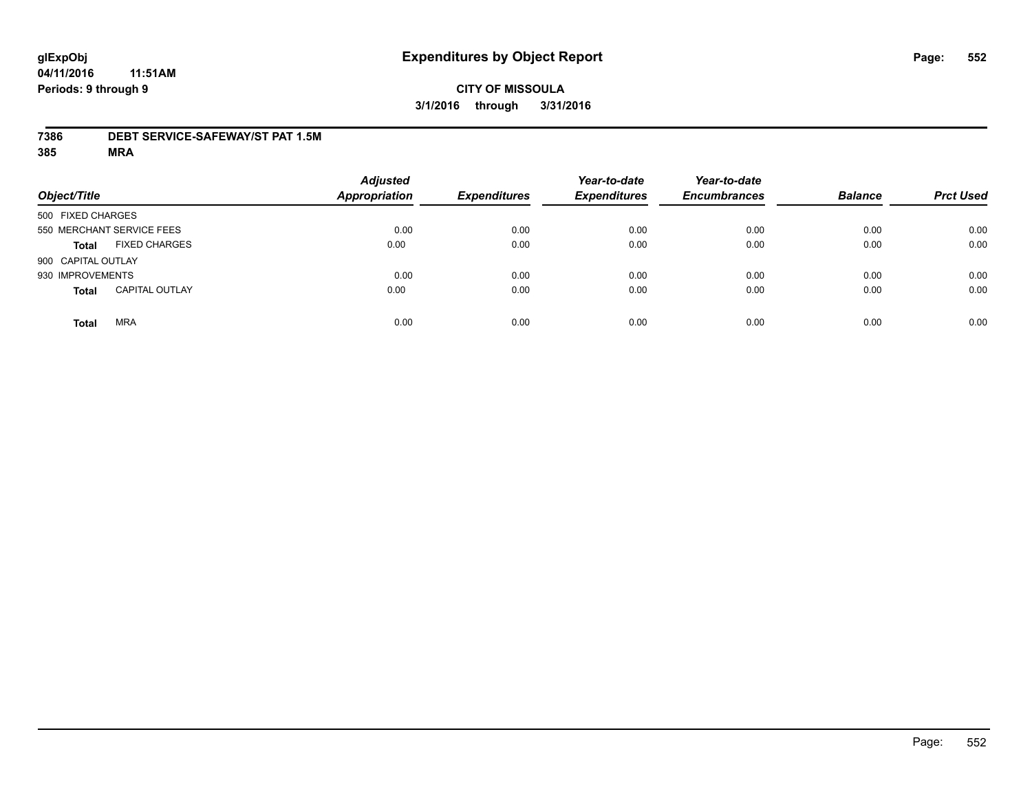**glExpObj**
**04/11/2016 11:51AM**
**Periods: 9 through 9**

# Expenditures by Object Report

**CITY OF MISSOULA**
**3/1/2016 through 3/31/2016**

**7386 DEBT SERVICE-SAFEWAY/ST PAT 1.5M**
**385 MRA**

| Object/Title | Adjusted Appropriation | Expenditures | Year-to-date Expenditures | Year-to-date Encumbrances | Balance | Prct Used |
|---|---|---|---|---|---|---|
| 500 FIXED CHARGES | | | | | | |
| 550 MERCHANT SERVICE FEES | 0.00 | 0.00 | 0.00 | 0.00 | 0.00 | 0.00 |
| **Total** FIXED CHARGES | 0.00 | 0.00 | 0.00 | 0.00 | 0.00 | 0.00 |
| 900 CAPITAL OUTLAY | | | | | | |
| 930 IMPROVEMENTS | 0.00 | 0.00 | 0.00 | 0.00 | 0.00 | 0.00 |
| **Total** CAPITAL OUTLAY | 0.00 | 0.00 | 0.00 | 0.00 | 0.00 | 0.00 |
| **Total** MRA | 0.00 | 0.00 | 0.00 | 0.00 | 0.00 | 0.00 |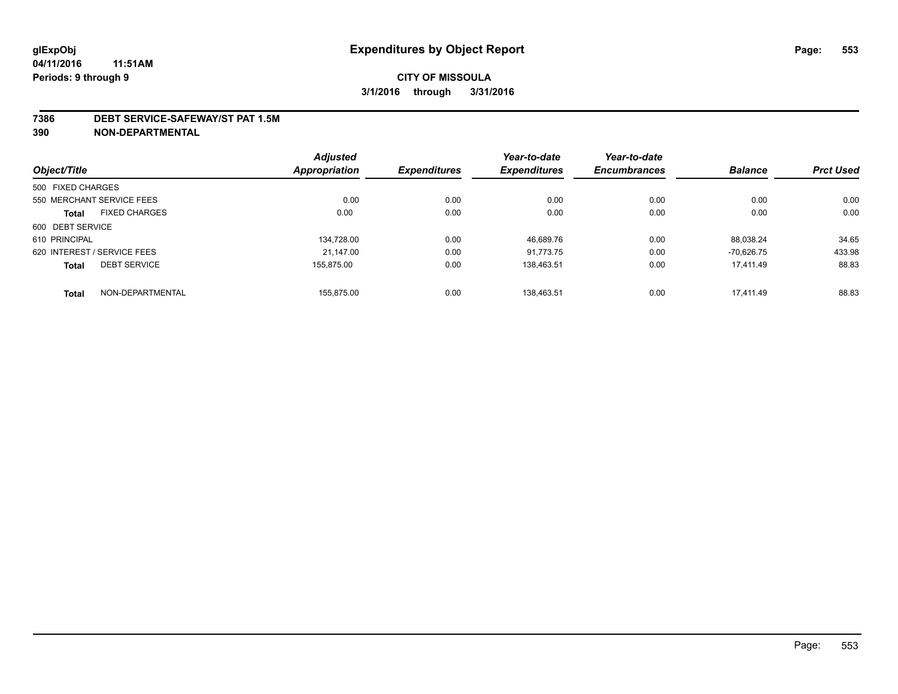# Expenditures by Object Report

glExpObj
04/11/2016 11:51AM
Periods: 9 through 9

**CITY OF MISSOULA**
**3/1/2016 through 3/31/2016**

## 7386 DEBT SERVICE-SAFEWAY/ST PAT 1.5M
## 390 NON-DEPARTMENTAL

| Object/Title | | Adjusted Appropriation | Expenditures | Year-to-date Expenditures | Year-to-date Encumbrances | Balance | Prct Used |
|---|---|---|---|---|---|---|---|
| 500 FIXED CHARGES | | | | | | | |
| 550 MERCHANT SERVICE FEES | | 0.00 | 0.00 | 0.00 | 0.00 | 0.00 | 0.00 |
| **Total** | FIXED CHARGES | 0.00 | 0.00 | 0.00 | 0.00 | 0.00 | 0.00 |
| 600 DEBT SERVICE | | | | | | | |
| 610 PRINCIPAL | | 134,728.00 | 0.00 | 46,689.76 | 0.00 | 88,038.24 | 34.65 |
| 620 INTEREST / SERVICE FEES | | 21,147.00 | 0.00 | 91,773.75 | 0.00 | -70,626.75 | 433.98 |
| **Total** | DEBT SERVICE | 155,875.00 | 0.00 | 138,463.51 | 0.00 | 17,411.49 | 88.83 |
| **Total** | NON-DEPARTMENTAL | 155,875.00 | 0.00 | 138,463.51 | 0.00 | 17,411.49 | 88.83 |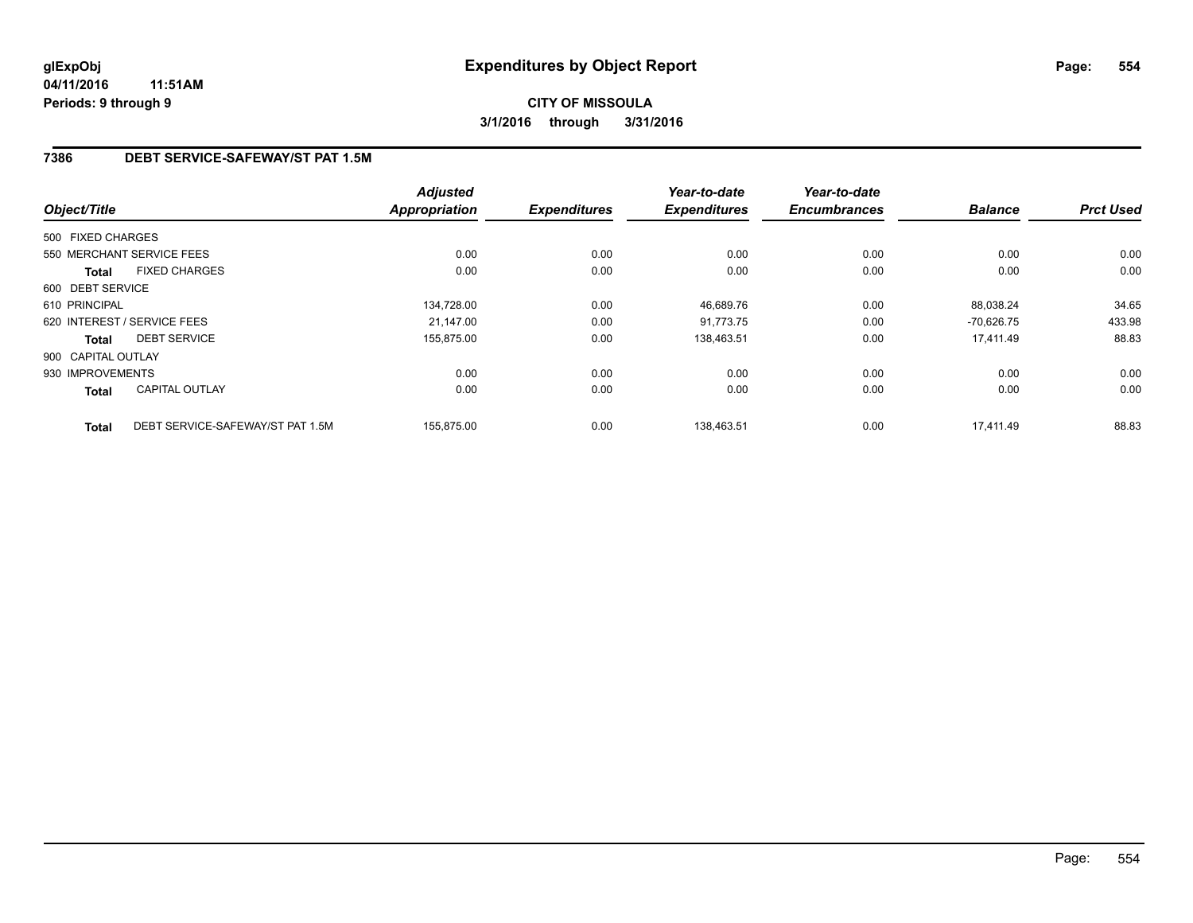# Expenditures by Object Report

**glExpObj**
**04/11/2016 11:51AM**
**Periods: 9 through 9**

**CITY OF MISSOULA**
**3/1/2016 through 3/31/2016**

## 7386 DEBT SERVICE-SAFEWAY/ST PAT 1.5M

| Object/Title | | Adjusted Appropriation | Expenditures | Year-to-date Expenditures | Year-to-date Encumbrances | Balance | Prct Used |
|---|---|---|---|---|---|---|---|
| 500 FIXED CHARGES | | | | | | | |
| 550 MERCHANT SERVICE FEES | | 0.00 | 0.00 | 0.00 | 0.00 | 0.00 | 0.00 |
| **Total** | FIXED CHARGES | 0.00 | 0.00 | 0.00 | 0.00 | 0.00 | 0.00 |
| 600 DEBT SERVICE | | | | | | | |
| 610 PRINCIPAL | | 134,728.00 | 0.00 | 46,689.76 | 0.00 | 88,038.24 | 34.65 |
| 620 INTEREST / SERVICE FEES | | 21,147.00 | 0.00 | 91,773.75 | 0.00 | -70,626.75 | 433.98 |
| **Total** | DEBT SERVICE | 155,875.00 | 0.00 | 138,463.51 | 0.00 | 17,411.49 | 88.83 |
| 900 CAPITAL OUTLAY | | | | | | | |
| 930 IMPROVEMENTS | | 0.00 | 0.00 | 0.00 | 0.00 | 0.00 | 0.00 |
| **Total** | CAPITAL OUTLAY | 0.00 | 0.00 | 0.00 | 0.00 | 0.00 | 0.00 |
| **Total** | DEBT SERVICE-SAFEWAY/ST PAT 1.5M | 155,875.00 | 0.00 | 138,463.51 | 0.00 | 17,411.49 | 88.83 |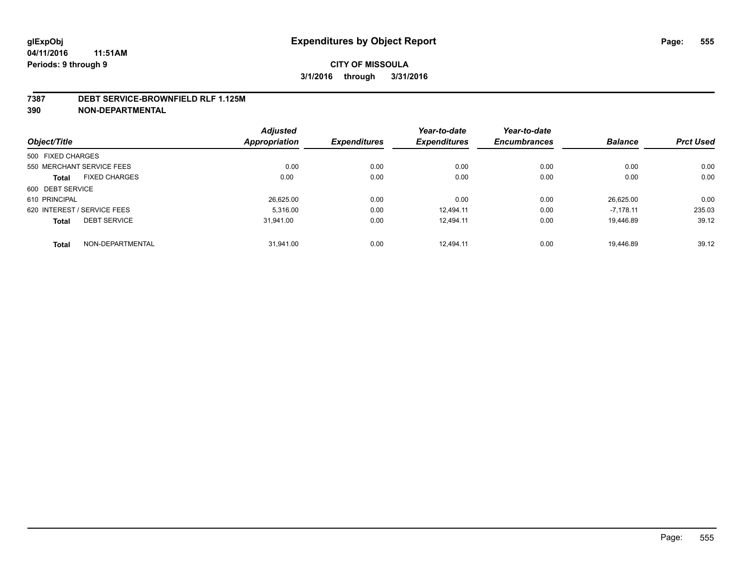**glExpObj** | **Expenditures by Object Report**

**04/11/2016 11:51AM**

**Periods: 9 through 9**

**CITY OF MISSOULA**

**3/1/2016 through 3/31/2016**

## 7387 DEBT SERVICE-BROWNFIELD RLF 1.125M
## 390 NON-DEPARTMENTAL

| Object/Title | | Adjusted Appropriation | Expenditures | Year-to-date Expenditures | Year-to-date Encumbrances | Balance | Prct Used |
|---|---|---|---|---|---|---|---|
| 500 FIXED CHARGES | | | | | | | |
| 550 MERCHANT SERVICE FEES | | 0.00 | 0.00 | 0.00 | 0.00 | 0.00 | 0.00 |
| **Total** | FIXED CHARGES | 0.00 | 0.00 | 0.00 | 0.00 | 0.00 | 0.00 |
| 600 DEBT SERVICE | | | | | | | |
| 610 PRINCIPAL | | 26,625.00 | 0.00 | 0.00 | 0.00 | 26,625.00 | 0.00 |
| 620 INTEREST / SERVICE FEES | | 5,316.00 | 0.00 | 12,494.11 | 0.00 | -7,178.11 | 235.03 |
| **Total** | DEBT SERVICE | 31,941.00 | 0.00 | 12,494.11 | 0.00 | 19,446.89 | 39.12 |
| **Total** | NON-DEPARTMENTAL | 31,941.00 | 0.00 | 12,494.11 | 0.00 | 19,446.89 | 39.12 |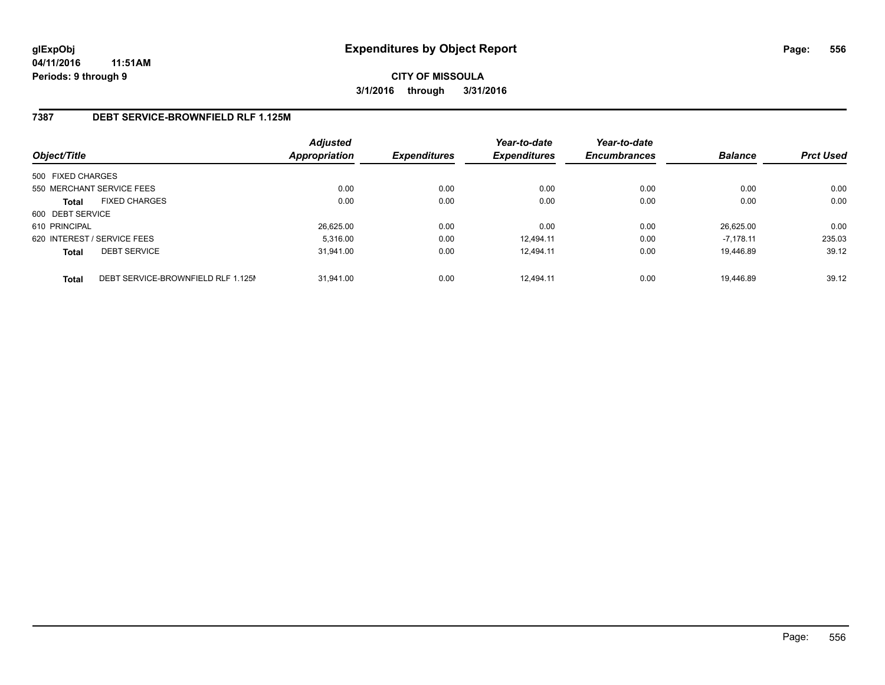**glExpObj** **Expenditures by Object Report**

**04/11/2016 11:51AM**

**Periods: 9 through 9**

**CITY OF MISSOULA**

**3/1/2016 through 3/31/2016**

## 7387 DEBT SERVICE-BROWNFIELD RLF 1.125M

| Object/Title | | Adjusted Appropriation | Expenditures | Year-to-date Expenditures | Year-to-date Encumbrances | Balance | Prct Used |
|---|---|---|---|---|---|---|---|
| 500 FIXED CHARGES | | | | | | | |
| 550 MERCHANT SERVICE FEES | | 0.00 | 0.00 | 0.00 | 0.00 | 0.00 | 0.00 |
| **Total** | FIXED CHARGES | 0.00 | 0.00 | 0.00 | 0.00 | 0.00 | 0.00 |
| 600 DEBT SERVICE | | | | | | | |
| 610 PRINCIPAL | | 26,625.00 | 0.00 | 0.00 | 0.00 | 26,625.00 | 0.00 |
| 620 INTEREST / SERVICE FEES | | 5,316.00 | 0.00 | 12,494.11 | 0.00 | -7,178.11 | 235.03 |
| **Total** | DEBT SERVICE | 31,941.00 | 0.00 | 12,494.11 | 0.00 | 19,446.89 | 39.12 |
| **Total** | DEBT SERVICE-BROWNFIELD RLF 1.125M | 31,941.00 | 0.00 | 12,494.11 | 0.00 | 19,446.89 | 39.12 |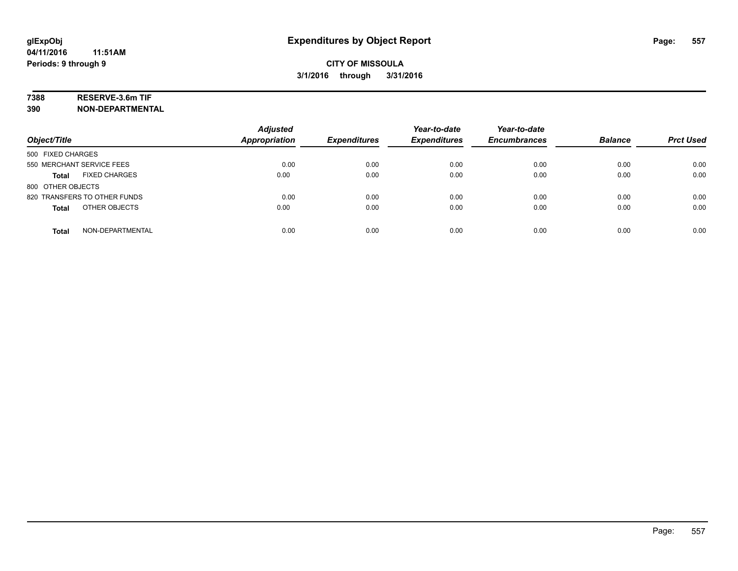**glExpObj** **Expenditures by Object Report**
**04/11/2016 11:51AM**
**Periods: 9 through 9**

**CITY OF MISSOULA**
**3/1/2016 through 3/31/2016**

**7388 RESERVE-3.6m TIF**
**390 NON-DEPARTMENTAL**

| Object/Title | Adjusted Appropriation | Expenditures | Year-to-date Expenditures | Year-to-date Encumbrances | Balance | Prct Used |
|---|---|---|---|---|---|---|
| 500 FIXED CHARGES | | | | | | |
| 550 MERCHANT SERVICE FEES | 0.00 | 0.00 | 0.00 | 0.00 | 0.00 | 0.00 |
| **Total** FIXED CHARGES | 0.00 | 0.00 | 0.00 | 0.00 | 0.00 | 0.00 |
| 800 OTHER OBJECTS | | | | | | |
| 820 TRANSFERS TO OTHER FUNDS | 0.00 | 0.00 | 0.00 | 0.00 | 0.00 | 0.00 |
| **Total** OTHER OBJECTS | 0.00 | 0.00 | 0.00 | 0.00 | 0.00 | 0.00 |
| **Total** NON-DEPARTMENTAL | 0.00 | 0.00 | 0.00 | 0.00 | 0.00 | 0.00 |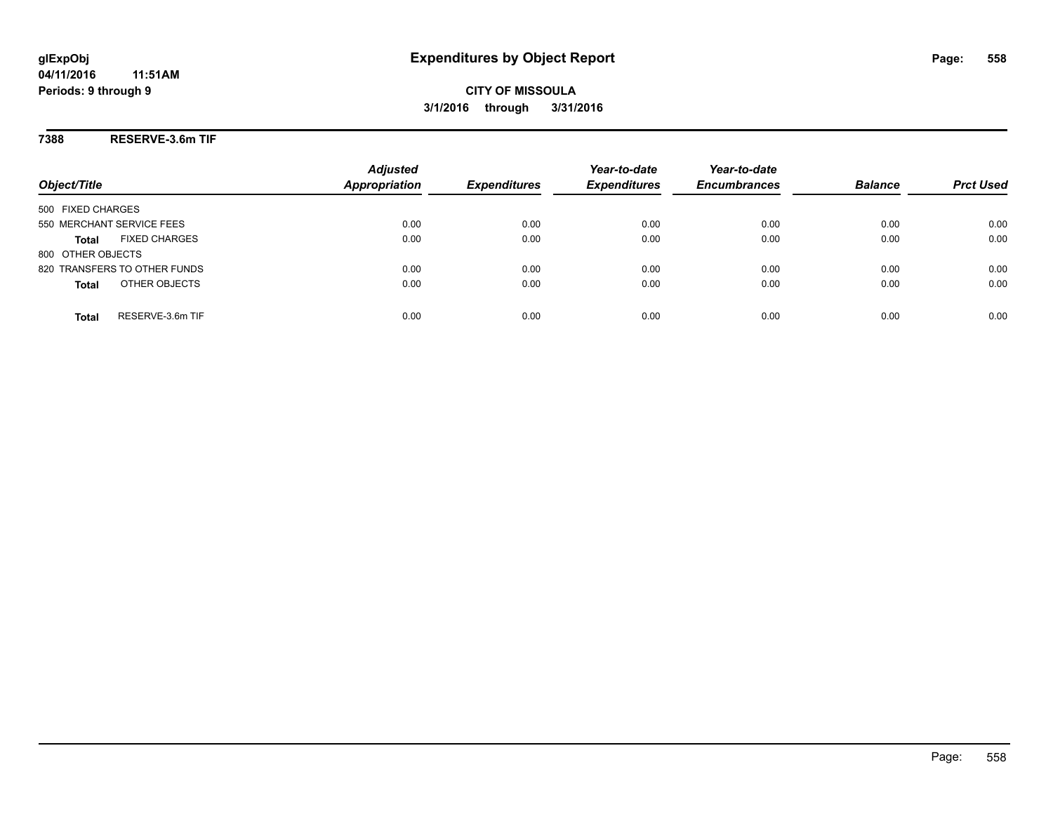# Expenditures by Object Report

glExpObj
04/11/2016 11:51AM
Periods: 9 through 9

**CITY OF MISSOULA**
**3/1/2016 through 3/31/2016**

## 7388 RESERVE-3.6m TIF

| Object/Title | Adjusted Appropriation | Expenditures | Year-to-date Expenditures | Year-to-date Encumbrances | Balance | Prct Used |
|---|---|---|---|---|---|---|
| 500 FIXED CHARGES | | | | | | |
| 550 MERCHANT SERVICE FEES | 0.00 | 0.00 | 0.00 | 0.00 | 0.00 | 0.00 |
| **Total** FIXED CHARGES | 0.00 | 0.00 | 0.00 | 0.00 | 0.00 | 0.00 |
| 800 OTHER OBJECTS | | | | | | |
| 820 TRANSFERS TO OTHER FUNDS | 0.00 | 0.00 | 0.00 | 0.00 | 0.00 | 0.00 |
| **Total** OTHER OBJECTS | 0.00 | 0.00 | 0.00 | 0.00 | 0.00 | 0.00 |
| **Total** RESERVE-3.6m TIF | 0.00 | 0.00 | 0.00 | 0.00 | 0.00 | 0.00 |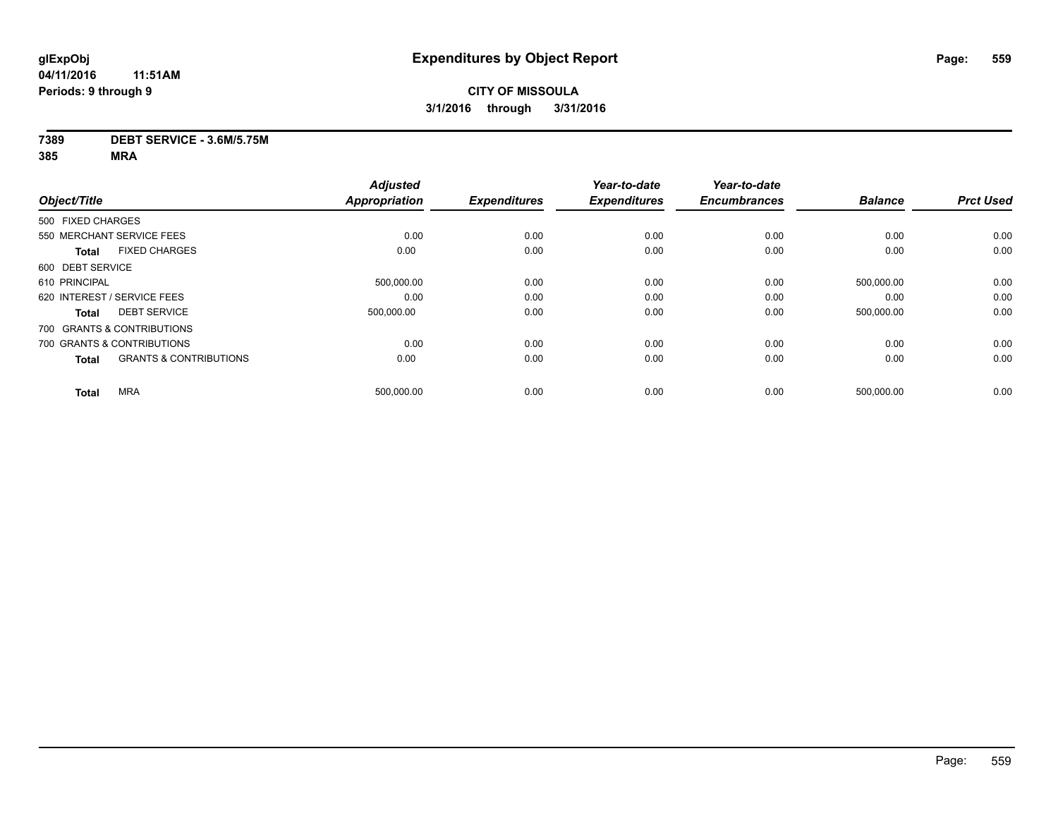# Expenditures by Object Report

glExpObj
04/11/2016 11:51AM
Periods: 9 through 9

**CITY OF MISSOULA**
**3/1/2016 through 3/31/2016**

**7389 DEBT SERVICE - 3.6M/5.75M**
**385 MRA**

| Object/Title | | Adjusted Appropriation | Expenditures | Year-to-date Expenditures | Year-to-date Encumbrances | Balance | Prct Used |
|---|---|---|---|---|---|---|---|
| 500 FIXED CHARGES | | | | | | | |
| 550 MERCHANT SERVICE FEES | | 0.00 | 0.00 | 0.00 | 0.00 | 0.00 | 0.00 |
| **Total** | FIXED CHARGES | 0.00 | 0.00 | 0.00 | 0.00 | 0.00 | 0.00 |
| 600 DEBT SERVICE | | | | | | | |
| 610 PRINCIPAL | | 500,000.00 | 0.00 | 0.00 | 0.00 | 500,000.00 | 0.00 |
| 620 INTEREST / SERVICE FEES | | 0.00 | 0.00 | 0.00 | 0.00 | 0.00 | 0.00 |
| **Total** | DEBT SERVICE | 500,000.00 | 0.00 | 0.00 | 0.00 | 500,000.00 | 0.00 |
| 700 GRANTS & CONTRIBUTIONS | | | | | | | |
| 700 GRANTS & CONTRIBUTIONS | | 0.00 | 0.00 | 0.00 | 0.00 | 0.00 | 0.00 |
| **Total** | GRANTS & CONTRIBUTIONS | 0.00 | 0.00 | 0.00 | 0.00 | 0.00 | 0.00 |
| **Total** | MRA | 500,000.00 | 0.00 | 0.00 | 0.00 | 500,000.00 | 0.00 |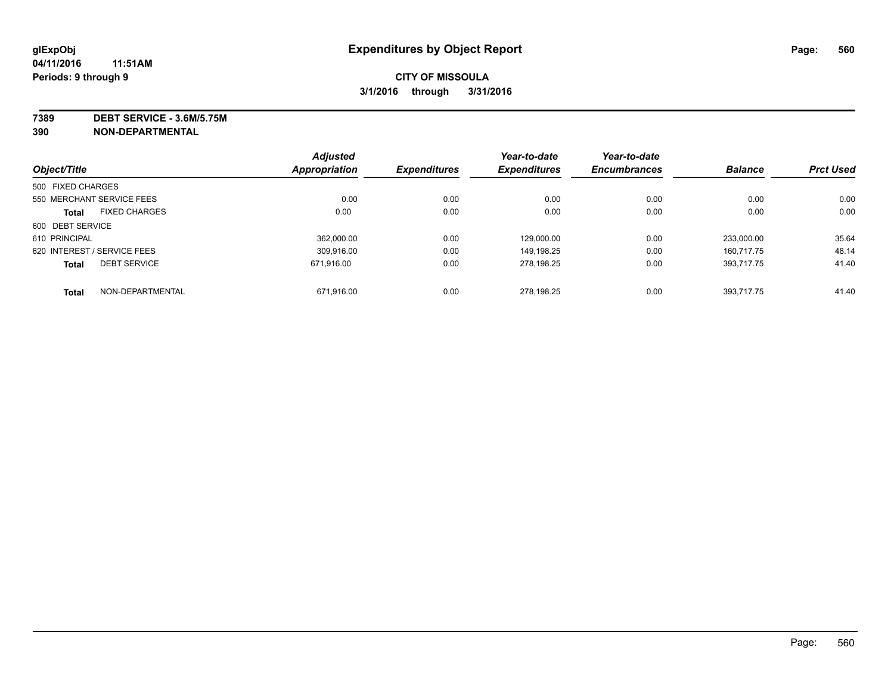**glExpObj**
**04/11/2016 11:51AM**
**Periods: 9 through 9**

# Expenditures by Object Report

**CITY OF MISSOULA**
**3/1/2016 through 3/31/2016**

**7389 DEBT SERVICE - 3.6M/5.75M**
**390 NON-DEPARTMENTAL**

| Object/Title | Adjusted Appropriation | Expenditures | Year-to-date Expenditures | Year-to-date Encumbrances | Balance | Prct Used |
|---|---|---|---|---|---|---|
| 500 FIXED CHARGES | | | | | | |
| 550 MERCHANT SERVICE FEES | 0.00 | 0.00 | 0.00 | 0.00 | 0.00 | 0.00 |
| **Total** FIXED CHARGES | 0.00 | 0.00 | 0.00 | 0.00 | 0.00 | 0.00 |
| 600 DEBT SERVICE | | | | | | |
| 610 PRINCIPAL | 362,000.00 | 0.00 | 129,000.00 | 0.00 | 233,000.00 | 35.64 |
| 620 INTEREST / SERVICE FEES | 309,916.00 | 0.00 | 149,198.25 | 0.00 | 160,717.75 | 48.14 |
| **Total** DEBT SERVICE | 671,916.00 | 0.00 | 278,198.25 | 0.00 | 393,717.75 | 41.40 |
| **Total** NON-DEPARTMENTAL | 671,916.00 | 0.00 | 278,198.25 | 0.00 | 393,717.75 | 41.40 |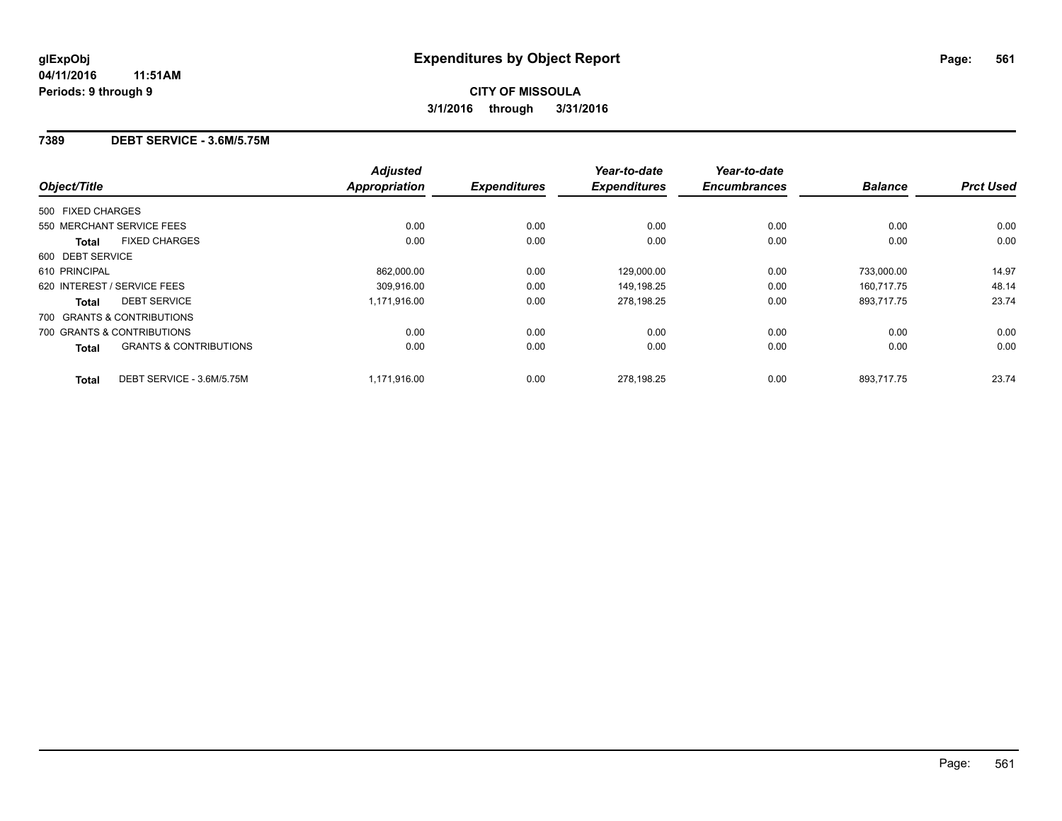**glExpObj**
**04/11/2016 11:51AM**
**Periods: 9 through 9**

# Expenditures by Object Report

**CITY OF MISSOULA**
**3/1/2016 through 3/31/2016**

## 7389 DEBT SERVICE - 3.6M/5.75M

| Object/Title | Adjusted Appropriation | Expenditures | Year-to-date Expenditures | Year-to-date Encumbrances | Balance | Prct Used |
|---|---|---|---|---|---|---|
| 500 FIXED CHARGES | | | | | | |
| 550 MERCHANT SERVICE FEES | 0.00 | 0.00 | 0.00 | 0.00 | 0.00 | 0.00 |
| **Total** FIXED CHARGES | 0.00 | 0.00 | 0.00 | 0.00 | 0.00 | 0.00 |
| 600 DEBT SERVICE | | | | | | |
| 610 PRINCIPAL | 862,000.00 | 0.00 | 129,000.00 | 0.00 | 733,000.00 | 14.97 |
| 620 INTEREST / SERVICE FEES | 309,916.00 | 0.00 | 149,198.25 | 0.00 | 160,717.75 | 48.14 |
| **Total** DEBT SERVICE | 1,171,916.00 | 0.00 | 278,198.25 | 0.00 | 893,717.75 | 23.74 |
| 700 GRANTS & CONTRIBUTIONS | | | | | | |
| 700 GRANTS & CONTRIBUTIONS | 0.00 | 0.00 | 0.00 | 0.00 | 0.00 | 0.00 |
| **Total** GRANTS & CONTRIBUTIONS | 0.00 | 0.00 | 0.00 | 0.00 | 0.00 | 0.00 |
| **Total** DEBT SERVICE - 3.6M/5.75M | 1,171,916.00 | 0.00 | 278,198.25 | 0.00 | 893,717.75 | 23.74 |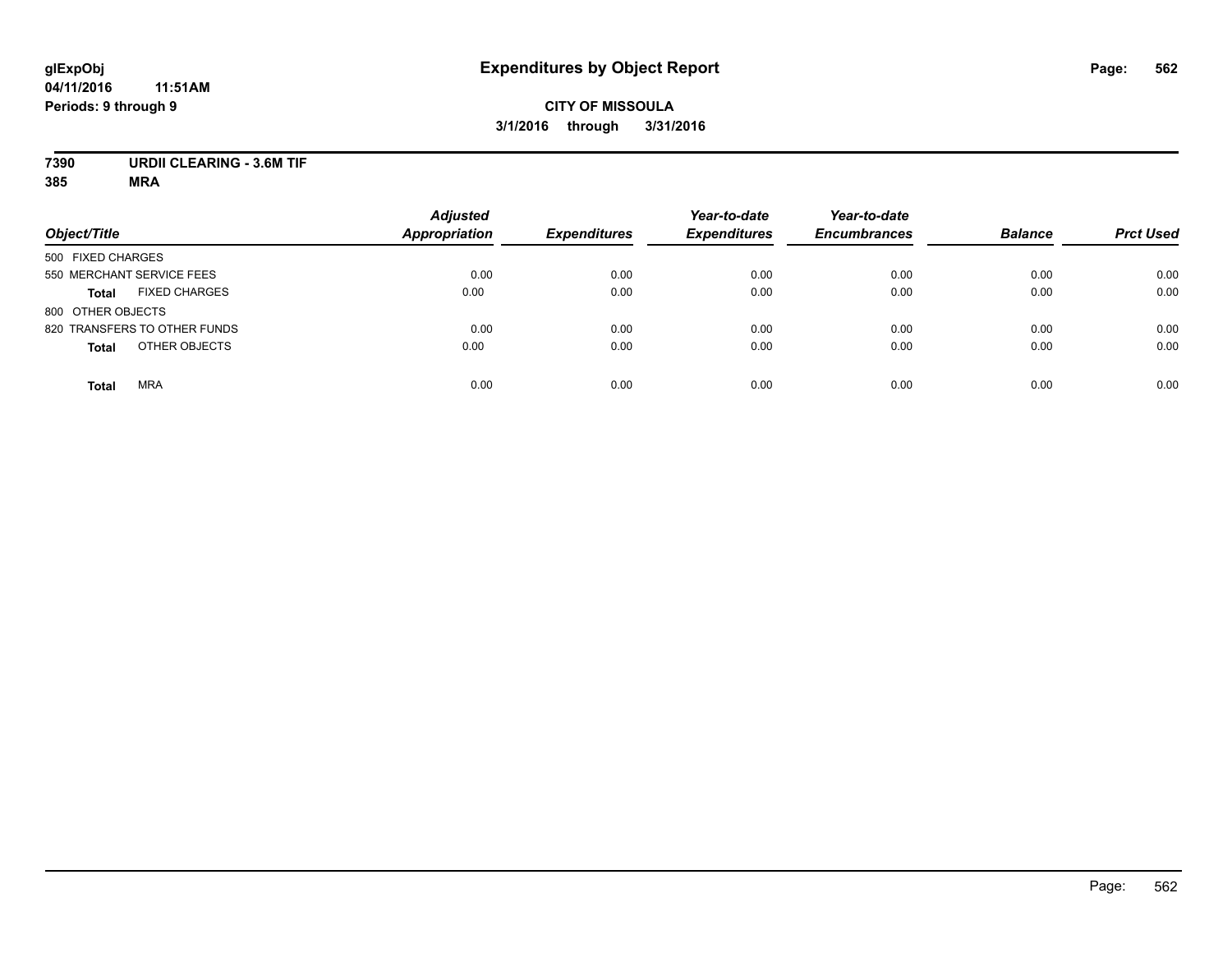**glExpObj**
**04/11/2016 11:51AM**
**Periods: 9 through 9**

# Expenditures by Object Report

**CITY OF MISSOULA**
**3/1/2016 through 3/31/2016**

**7390 URDII CLEARING - 3.6M TIF**
**385 MRA**

| Object/Title | Adjusted Appropriation | Expenditures | Year-to-date Expenditures | Year-to-date Encumbrances | Balance | Prct Used |
|---|---|---|---|---|---|---|
| 500 FIXED CHARGES | | | | | | |
| 550 MERCHANT SERVICE FEES | 0.00 | 0.00 | 0.00 | 0.00 | 0.00 | 0.00 |
| **Total** FIXED CHARGES | 0.00 | 0.00 | 0.00 | 0.00 | 0.00 | 0.00 |
| 800 OTHER OBJECTS | | | | | | |
| 820 TRANSFERS TO OTHER FUNDS | 0.00 | 0.00 | 0.00 | 0.00 | 0.00 | 0.00 |
| **Total** OTHER OBJECTS | 0.00 | 0.00 | 0.00 | 0.00 | 0.00 | 0.00 |
| **Total** MRA | 0.00 | 0.00 | 0.00 | 0.00 | 0.00 | 0.00 |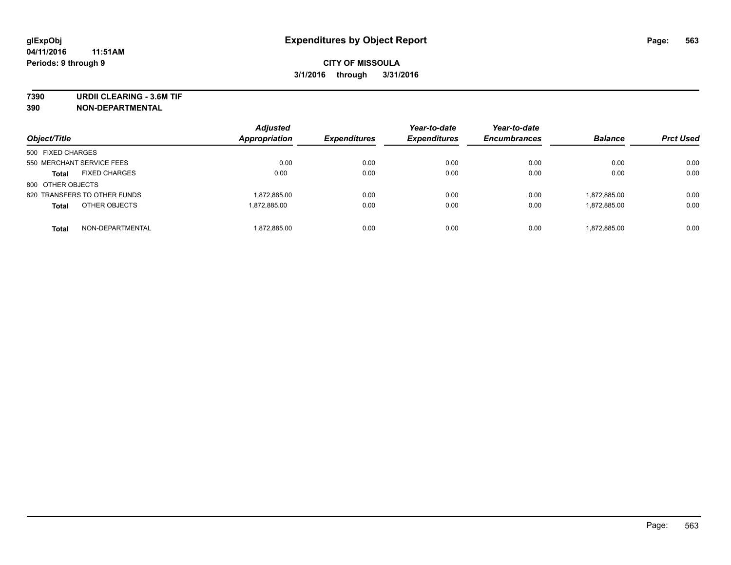# Expenditures by Object Report

glExpObj
04/11/2016 11:51AM
Periods: 9 through 9

**CITY OF MISSOULA**
**3/1/2016 through 3/31/2016**

## 7390 URDII CLEARING - 3.6M TIF
## 390 NON-DEPARTMENTAL

| Object/Title | Adjusted Appropriation | Expenditures | Year-to-date Expenditures | Year-to-date Encumbrances | Balance | Prct Used |
|---|---|---|---|---|---|---|
| 500 FIXED CHARGES | | | | | | |
| 550 MERCHANT SERVICE FEES | 0.00 | 0.00 | 0.00 | 0.00 | 0.00 | 0.00 |
| **Total** FIXED CHARGES | 0.00 | 0.00 | 0.00 | 0.00 | 0.00 | 0.00 |
| 800 OTHER OBJECTS | | | | | | |
| 820 TRANSFERS TO OTHER FUNDS | 1,872,885.00 | 0.00 | 0.00 | 0.00 | 1,872,885.00 | 0.00 |
| **Total** OTHER OBJECTS | 1,872,885.00 | 0.00 | 0.00 | 0.00 | 1,872,885.00 | 0.00 |
| **Total** NON-DEPARTMENTAL | 1,872,885.00 | 0.00 | 0.00 | 0.00 | 1,872,885.00 | 0.00 |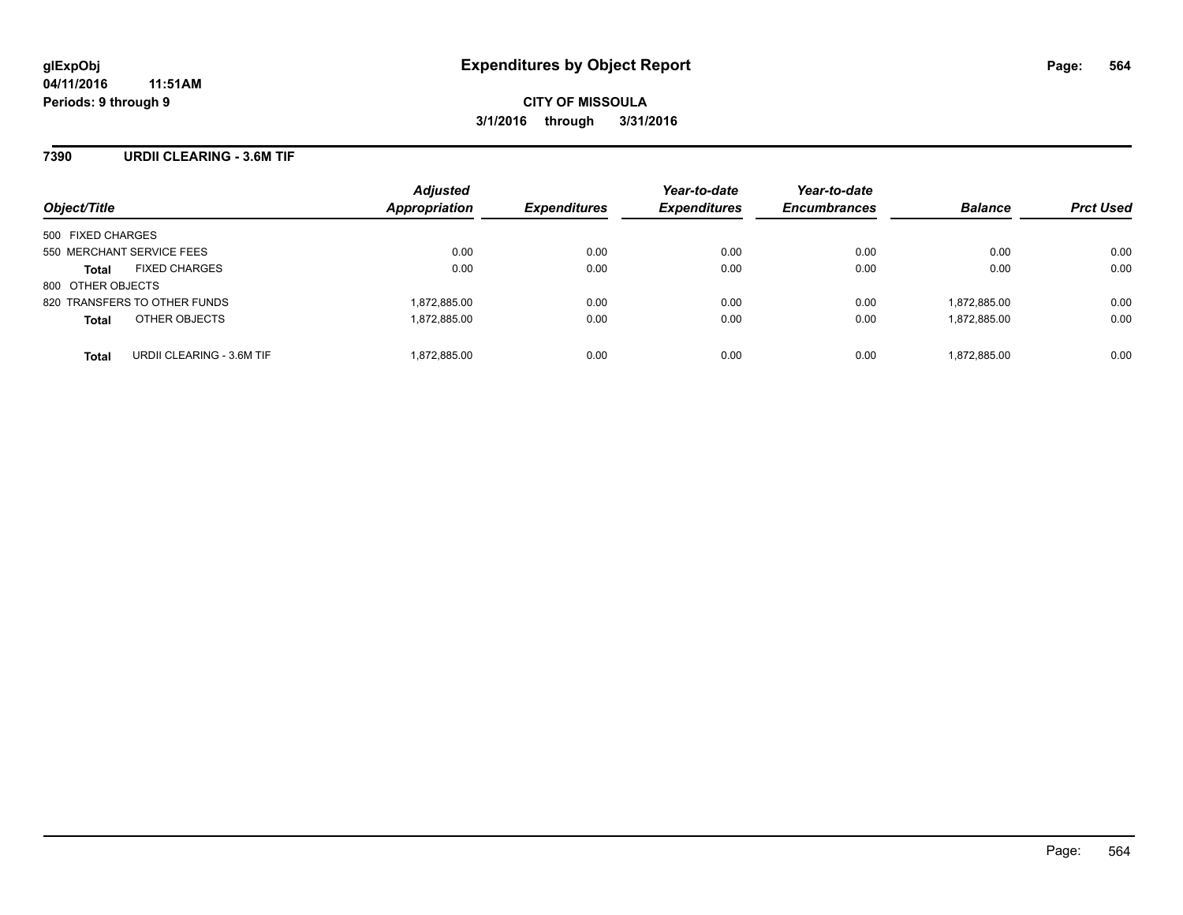# Expenditures by Object Report

glExpObj
04/11/2016 11:51AM
Periods: 9 through 9

**CITY OF MISSOULA**

**3/1/2016 through 3/31/2016**

## 7390 URDII CLEARING - 3.6M TIF

| Object/Title | Adjusted Appropriation | Expenditures | Year-to-date Expenditures | Year-to-date Encumbrances | Balance | Prct Used |
|---|---|---|---|---|---|---|
| 500 FIXED CHARGES | | | | | | |
| 550 MERCHANT SERVICE FEES | 0.00 | 0.00 | 0.00 | 0.00 | 0.00 | 0.00 |
| **Total** FIXED CHARGES | 0.00 | 0.00 | 0.00 | 0.00 | 0.00 | 0.00 |
| 800 OTHER OBJECTS | | | | | | |
| 820 TRANSFERS TO OTHER FUNDS | 1,872,885.00 | 0.00 | 0.00 | 0.00 | 1,872,885.00 | 0.00 |
| **Total** OTHER OBJECTS | 1,872,885.00 | 0.00 | 0.00 | 0.00 | 1,872,885.00 | 0.00 |
| **Total** URDII CLEARING - 3.6M TIF | 1,872,885.00 | 0.00 | 0.00 | 0.00 | 1,872,885.00 | 0.00 |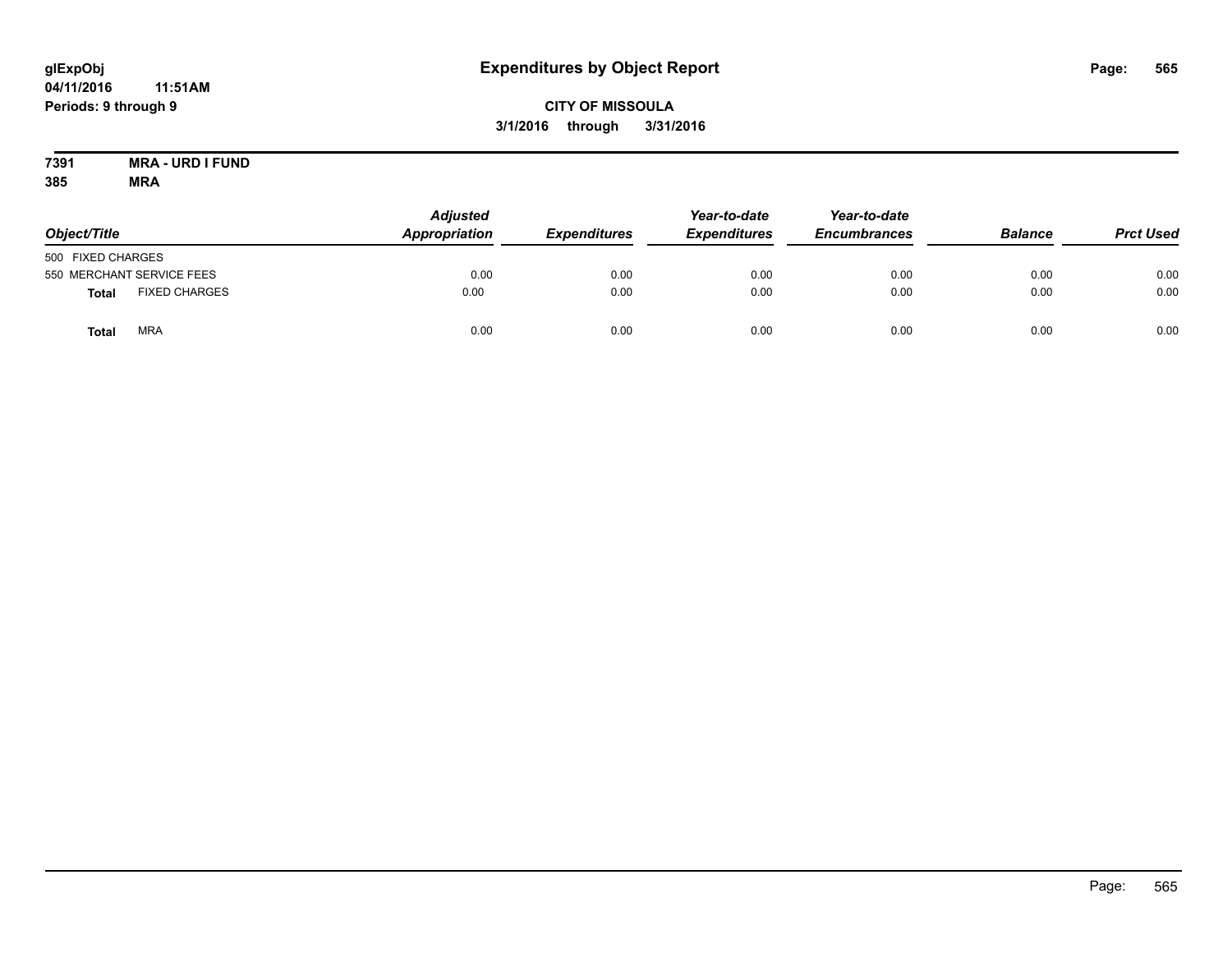# Expenditures by Object Report

glExpObj
04/11/2016 11:51AM
Periods: 9 through 9

**CITY OF MISSOULA**
**3/1/2016 through 3/31/2016**

**7391 MRA - URD I FUND**
**385 MRA**

| Object/Title | Adjusted Appropriation | Expenditures | Year-to-date Expenditures | Year-to-date Encumbrances | Balance | Prct Used |
|---|---|---|---|---|---|---|
| 500 FIXED CHARGES | | | | | | |
| 550 MERCHANT SERVICE FEES | 0.00 | 0.00 | 0.00 | 0.00 | 0.00 | 0.00 |
| **Total** FIXED CHARGES | 0.00 | 0.00 | 0.00 | 0.00 | 0.00 | 0.00 |
| **Total** MRA | 0.00 | 0.00 | 0.00 | 0.00 | 0.00 | 0.00 |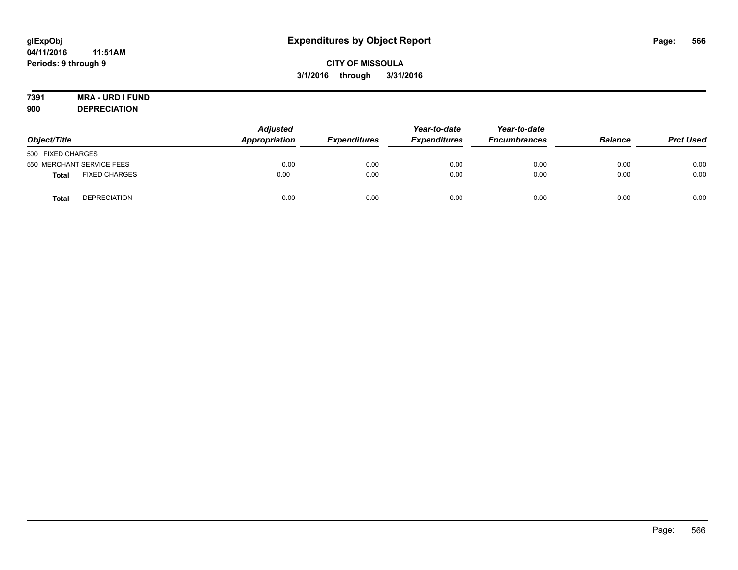# Expenditures by Object Report

glExpObj
04/11/2016 11:51AM
Periods: 9 through 9

**CITY OF MISSOULA**
**3/1/2016 through 3/31/2016**

**7391 MRA - URD I FUND**
**900 DEPRECIATION**

| Object/Title | | Adjusted Appropriation | Expenditures | Year-to-date Expenditures | Year-to-date Encumbrances | Balance | Prct Used |
|---|---|---|---|---|---|---|---|
| 500 FIXED CHARGES | | | | | | | |
| 550 MERCHANT SERVICE FEES | | 0.00 | 0.00 | 0.00 | 0.00 | 0.00 | 0.00 |
| **Total** | FIXED CHARGES | 0.00 | 0.00 | 0.00 | 0.00 | 0.00 | 0.00 |
| **Total** | DEPRECIATION | 0.00 | 0.00 | 0.00 | 0.00 | 0.00 | 0.00 |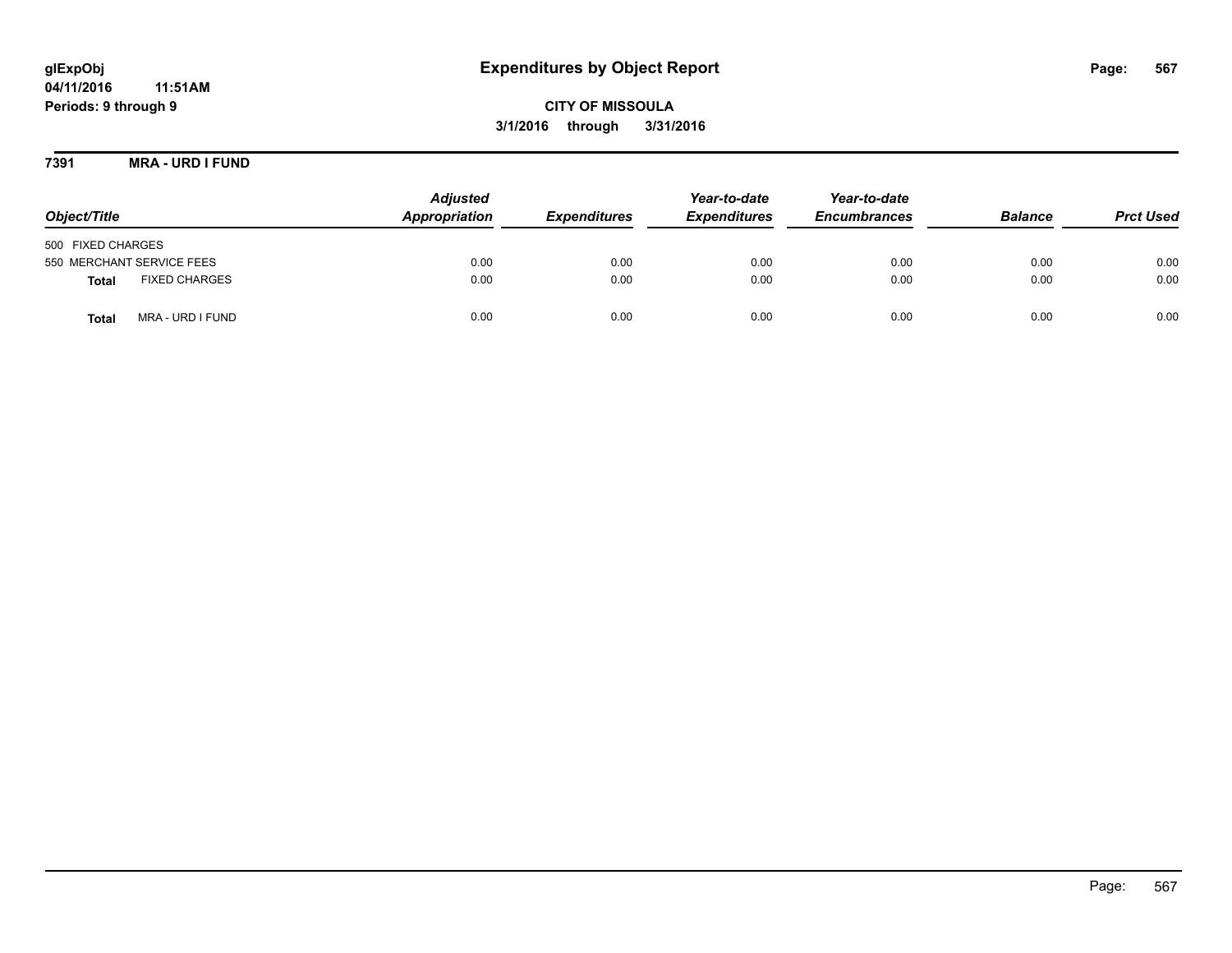glExpObj
04/11/2016 11:51AM
Periods: 9 through 9

# Expenditures by Object Report

**CITY OF MISSOULA**
**3/1/2016 through 3/31/2016**

## 7391 MRA - URD I FUND

| Object/Title | | Adjusted Appropriation | Expenditures | Year-to-date Expenditures | Year-to-date Encumbrances | Balance | Prct Used |
|---|---|---|---|---|---|---|---|
| 500 FIXED CHARGES | | | | | | | |
| 550 MERCHANT SERVICE FEES | | 0.00 | 0.00 | 0.00 | 0.00 | 0.00 | 0.00 |
| **Total** | FIXED CHARGES | 0.00 | 0.00 | 0.00 | 0.00 | 0.00 | 0.00 |
| **Total** | MRA - URD I FUND | 0.00 | 0.00 | 0.00 | 0.00 | 0.00 | 0.00 |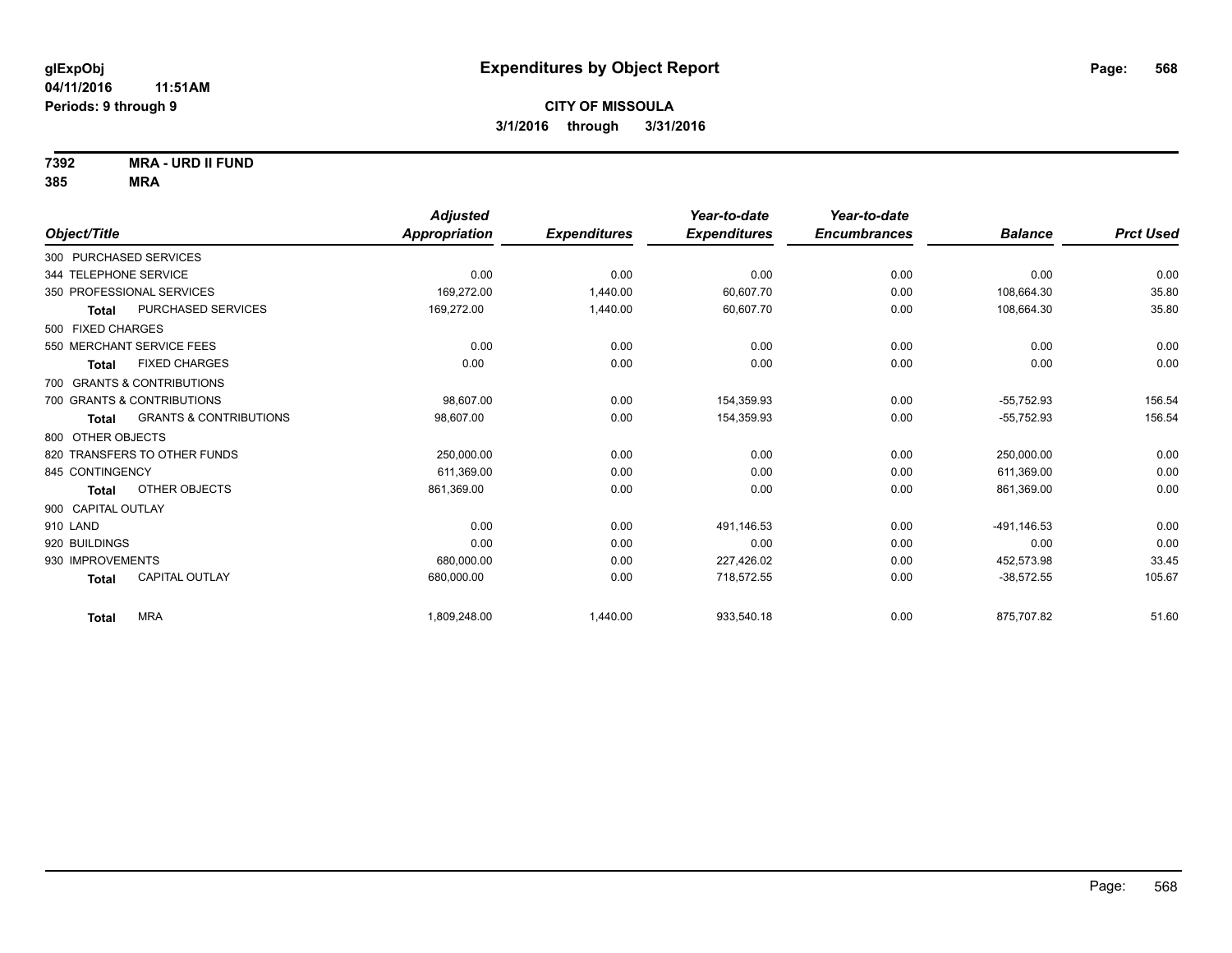# Expenditures by Object Report

glExpObj
04/11/2016 11:51AM
Periods: 9 through 9

**CITY OF MISSOULA**
**3/1/2016 through 3/31/2016**

**7392 MRA - URD II FUND**
**385 MRA**

| Object/Title | | Adjusted Appropriation | Expenditures | Year-to-date Expenditures | Year-to-date Encumbrances | Balance | Prct Used |
|---|---|---|---|---|---|---|---|
| 300 PURCHASED SERVICES | | | | | | | |
| 344 TELEPHONE SERVICE | | 0.00 | 0.00 | 0.00 | 0.00 | 0.00 | 0.00 |
| 350 PROFESSIONAL SERVICES | | 169,272.00 | 1,440.00 | 60,607.70 | 0.00 | 108,664.30 | 35.80 |
| **Total** | PURCHASED SERVICES | 169,272.00 | 1,440.00 | 60,607.70 | 0.00 | 108,664.30 | 35.80 |
| 500 FIXED CHARGES | | | | | | | |
| 550 MERCHANT SERVICE FEES | | 0.00 | 0.00 | 0.00 | 0.00 | 0.00 | 0.00 |
| **Total** | FIXED CHARGES | 0.00 | 0.00 | 0.00 | 0.00 | 0.00 | 0.00 |
| 700 GRANTS & CONTRIBUTIONS | | | | | | | |
| 700 GRANTS & CONTRIBUTIONS | | 98,607.00 | 0.00 | 154,359.93 | 0.00 | -55,752.93 | 156.54 |
| **Total** | GRANTS & CONTRIBUTIONS | 98,607.00 | 0.00 | 154,359.93 | 0.00 | -55,752.93 | 156.54 |
| 800 OTHER OBJECTS | | | | | | | |
| 820 TRANSFERS TO OTHER FUNDS | | 250,000.00 | 0.00 | 0.00 | 0.00 | 250,000.00 | 0.00 |
| 845 CONTINGENCY | | 611,369.00 | 0.00 | 0.00 | 0.00 | 611,369.00 | 0.00 |
| **Total** | OTHER OBJECTS | 861,369.00 | 0.00 | 0.00 | 0.00 | 861,369.00 | 0.00 |
| 900 CAPITAL OUTLAY | | | | | | | |
| 910 LAND | | 0.00 | 0.00 | 491,146.53 | 0.00 | -491,146.53 | 0.00 |
| 920 BUILDINGS | | 0.00 | 0.00 | 0.00 | 0.00 | 0.00 | 0.00 |
| 930 IMPROVEMENTS | | 680,000.00 | 0.00 | 227,426.02 | 0.00 | 452,573.98 | 33.45 |
| **Total** | CAPITAL OUTLAY | 680,000.00 | 0.00 | 718,572.55 | 0.00 | -38,572.55 | 105.67 |
| **Total** | MRA | 1,809,248.00 | 1,440.00 | 933,540.18 | 0.00 | 875,707.82 | 51.60 |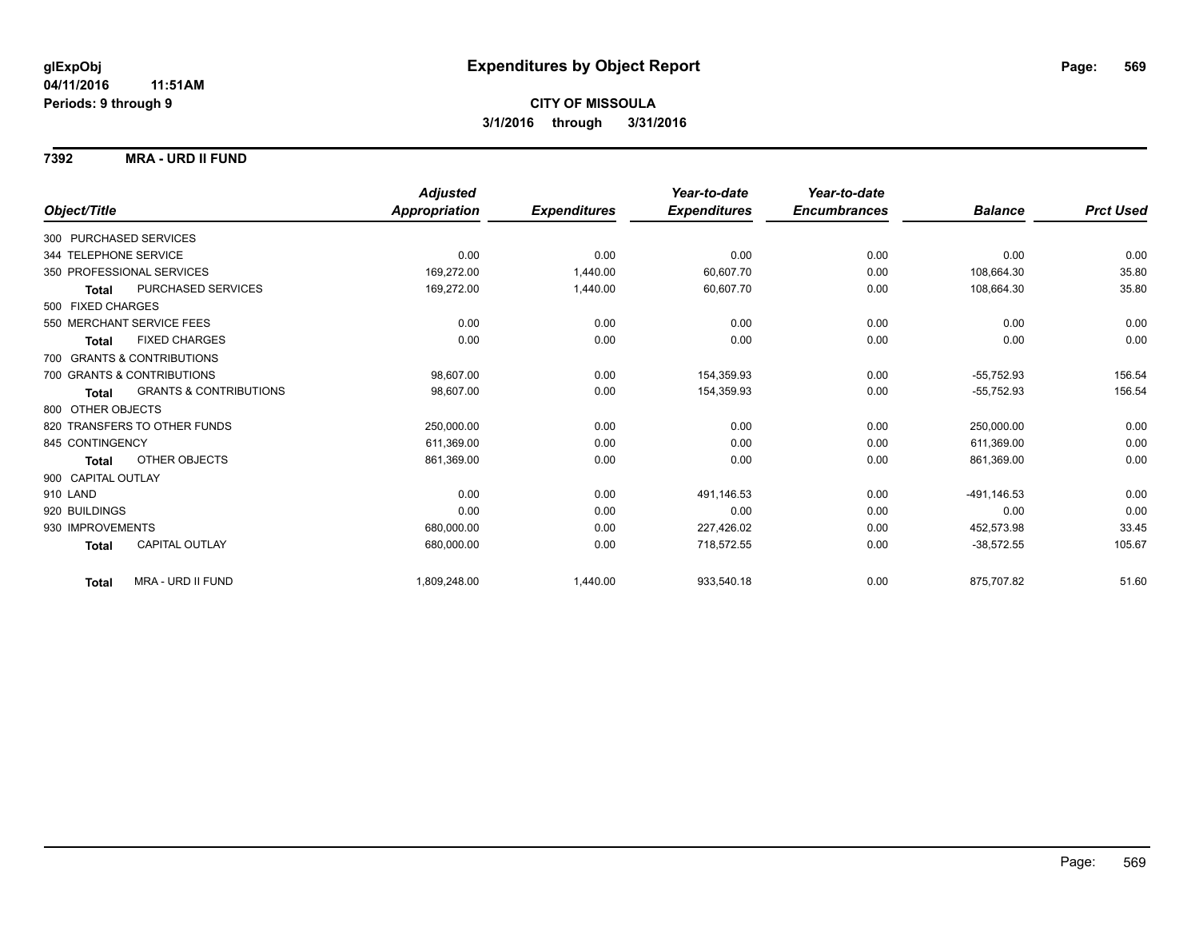**glExpObj** **04/11/2016 11:51AM** **Periods: 9 through 9**

# Expenditures by Object Report

**CITY OF MISSOULA**
**3/1/2016 through 3/31/2016**

## 7392 MRA - URD II FUND

| Object/Title | | Adjusted Appropriation | Expenditures | Year-to-date Expenditures | Year-to-date Encumbrances | Balance | Prct Used |
|---|---|---|---|---|---|---|---|
| 300 PURCHASED SERVICES | | | | | | | |
| 344 TELEPHONE SERVICE | | 0.00 | 0.00 | 0.00 | 0.00 | 0.00 | 0.00 |
| 350 PROFESSIONAL SERVICES | | 169,272.00 | 1,440.00 | 60,607.70 | 0.00 | 108,664.30 | 35.80 |
| **Total** | PURCHASED SERVICES | 169,272.00 | 1,440.00 | 60,607.70 | 0.00 | 108,664.30 | 35.80 |
| 500 FIXED CHARGES | | | | | | | |
| 550 MERCHANT SERVICE FEES | | 0.00 | 0.00 | 0.00 | 0.00 | 0.00 | 0.00 |
| **Total** | FIXED CHARGES | 0.00 | 0.00 | 0.00 | 0.00 | 0.00 | 0.00 |
| 700 GRANTS & CONTRIBUTIONS | | | | | | | |
| 700 GRANTS & CONTRIBUTIONS | | 98,607.00 | 0.00 | 154,359.93 | 0.00 | -55,752.93 | 156.54 |
| **Total** | GRANTS & CONTRIBUTIONS | 98,607.00 | 0.00 | 154,359.93 | 0.00 | -55,752.93 | 156.54 |
| 800 OTHER OBJECTS | | | | | | | |
| 820 TRANSFERS TO OTHER FUNDS | | 250,000.00 | 0.00 | 0.00 | 0.00 | 250,000.00 | 0.00 |
| 845 CONTINGENCY | | 611,369.00 | 0.00 | 0.00 | 0.00 | 611,369.00 | 0.00 |
| **Total** | OTHER OBJECTS | 861,369.00 | 0.00 | 0.00 | 0.00 | 861,369.00 | 0.00 |
| 900 CAPITAL OUTLAY | | | | | | | |
| 910 LAND | | 0.00 | 0.00 | 491,146.53 | 0.00 | -491,146.53 | 0.00 |
| 920 BUILDINGS | | 0.00 | 0.00 | 0.00 | 0.00 | 0.00 | 0.00 |
| 930 IMPROVEMENTS | | 680,000.00 | 0.00 | 227,426.02 | 0.00 | 452,573.98 | 33.45 |
| **Total** | CAPITAL OUTLAY | 680,000.00 | 0.00 | 718,572.55 | 0.00 | -38,572.55 | 105.67 |
| **Total** | MRA - URD II FUND | 1,809,248.00 | 1,440.00 | 933,540.18 | 0.00 | 875,707.82 | 51.60 |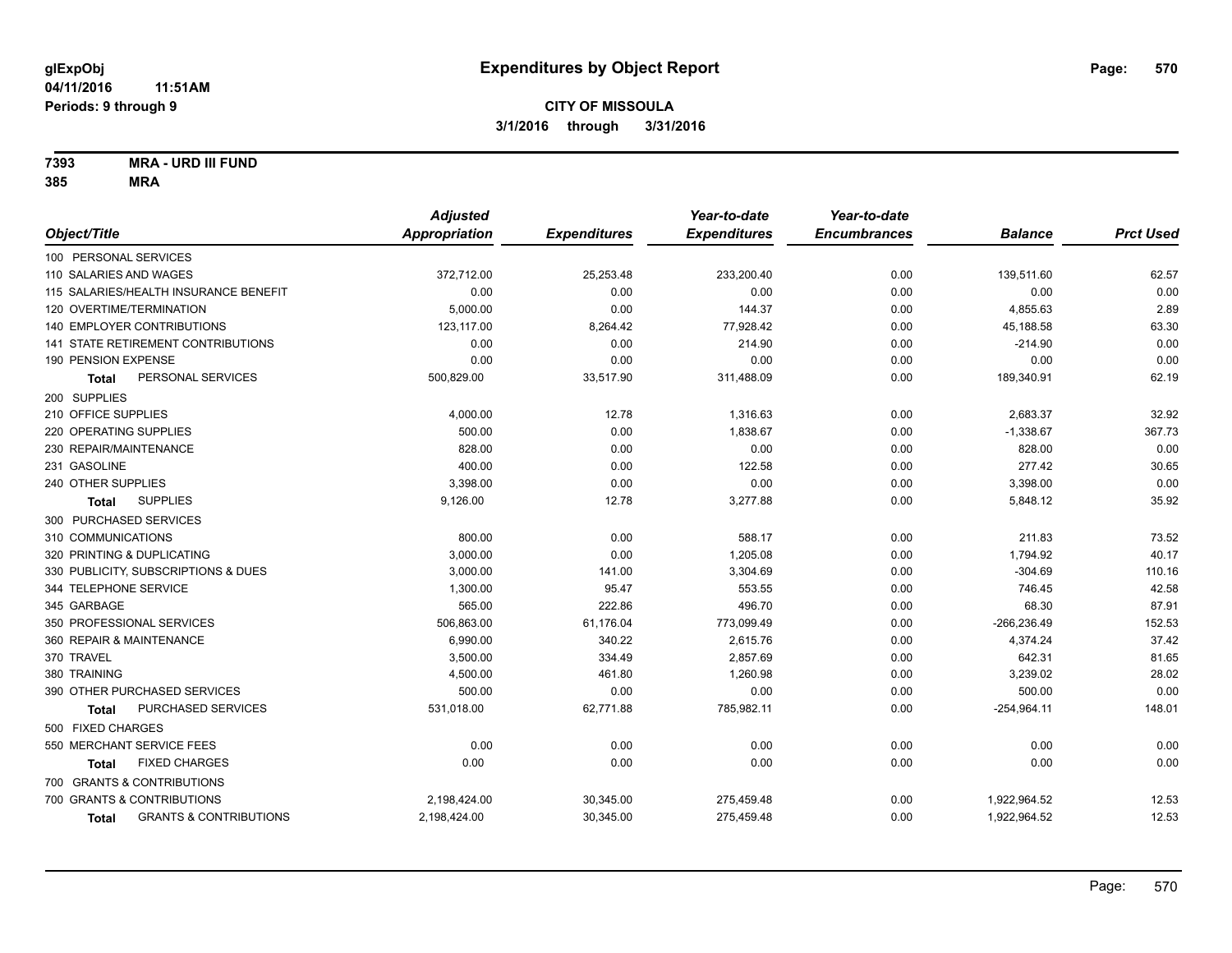# Expenditures by Object Report

**glExpObj**
**04/11/2016 11:51AM**
**Periods: 9 through 9**

**CITY OF MISSOULA**
**3/1/2016 through 3/31/2016**

**7393 MRA - URD III FUND**
**385 MRA**

| Object/Title | Adjusted Appropriation | Expenditures | Year-to-date Expenditures | Year-to-date Encumbrances | Balance | Prct Used |
|---|---|---|---|---|---|---|
| 100 PERSONAL SERVICES | | | | | | |
| 110 SALARIES AND WAGES | 372,712.00 | 25,253.48 | 233,200.40 | 0.00 | 139,511.60 | 62.57 |
| 115 SALARIES/HEALTH INSURANCE BENEFIT | 0.00 | 0.00 | 0.00 | 0.00 | 0.00 | 0.00 |
| 120 OVERTIME/TERMINATION | 5,000.00 | 0.00 | 144.37 | 0.00 | 4,855.63 | 2.89 |
| 140 EMPLOYER CONTRIBUTIONS | 123,117.00 | 8,264.42 | 77,928.42 | 0.00 | 45,188.58 | 63.30 |
| 141 STATE RETIREMENT CONTRIBUTIONS | 0.00 | 0.00 | 214.90 | 0.00 | -214.90 | 0.00 |
| 190 PENSION EXPENSE | 0.00 | 0.00 | 0.00 | 0.00 | 0.00 | 0.00 |
| **Total** PERSONAL SERVICES | 500,829.00 | 33,517.90 | 311,488.09 | 0.00 | 189,340.91 | 62.19 |
| 200 SUPPLIES | | | | | | |
| 210 OFFICE SUPPLIES | 4,000.00 | 12.78 | 1,316.63 | 0.00 | 2,683.37 | 32.92 |
| 220 OPERATING SUPPLIES | 500.00 | 0.00 | 1,838.67 | 0.00 | -1,338.67 | 367.73 |
| 230 REPAIR/MAINTENANCE | 828.00 | 0.00 | 0.00 | 0.00 | 828.00 | 0.00 |
| 231 GASOLINE | 400.00 | 0.00 | 122.58 | 0.00 | 277.42 | 30.65 |
| 240 OTHER SUPPLIES | 3,398.00 | 0.00 | 0.00 | 0.00 | 3,398.00 | 0.00 |
| **Total** SUPPLIES | 9,126.00 | 12.78 | 3,277.88 | 0.00 | 5,848.12 | 35.92 |
| 300 PURCHASED SERVICES | | | | | | |
| 310 COMMUNICATIONS | 800.00 | 0.00 | 588.17 | 0.00 | 211.83 | 73.52 |
| 320 PRINTING & DUPLICATING | 3,000.00 | 0.00 | 1,205.08 | 0.00 | 1,794.92 | 40.17 |
| 330 PUBLICITY, SUBSCRIPTIONS & DUES | 3,000.00 | 141.00 | 3,304.69 | 0.00 | -304.69 | 110.16 |
| 344 TELEPHONE SERVICE | 1,300.00 | 95.47 | 553.55 | 0.00 | 746.45 | 42.58 |
| 345 GARBAGE | 565.00 | 222.86 | 496.70 | 0.00 | 68.30 | 87.91 |
| 350 PROFESSIONAL SERVICES | 506,863.00 | 61,176.04 | 773,099.49 | 0.00 | -266,236.49 | 152.53 |
| 360 REPAIR & MAINTENANCE | 6,990.00 | 340.22 | 2,615.76 | 0.00 | 4,374.24 | 37.42 |
| 370 TRAVEL | 3,500.00 | 334.49 | 2,857.69 | 0.00 | 642.31 | 81.65 |
| 380 TRAINING | 4,500.00 | 461.80 | 1,260.98 | 0.00 | 3,239.02 | 28.02 |
| 390 OTHER PURCHASED SERVICES | 500.00 | 0.00 | 0.00 | 0.00 | 500.00 | 0.00 |
| **Total** PURCHASED SERVICES | 531,018.00 | 62,771.88 | 785,982.11 | 0.00 | -254,964.11 | 148.01 |
| 500 FIXED CHARGES | | | | | | |
| 550 MERCHANT SERVICE FEES | 0.00 | 0.00 | 0.00 | 0.00 | 0.00 | 0.00 |
| **Total** FIXED CHARGES | 0.00 | 0.00 | 0.00 | 0.00 | 0.00 | 0.00 |
| 700 GRANTS & CONTRIBUTIONS | | | | | | |
| 700 GRANTS & CONTRIBUTIONS | 2,198,424.00 | 30,345.00 | 275,459.48 | 0.00 | 1,922,964.52 | 12.53 |
| **Total** GRANTS & CONTRIBUTIONS | 2,198,424.00 | 30,345.00 | 275,459.48 | 0.00 | 1,922,964.52 | 12.53 |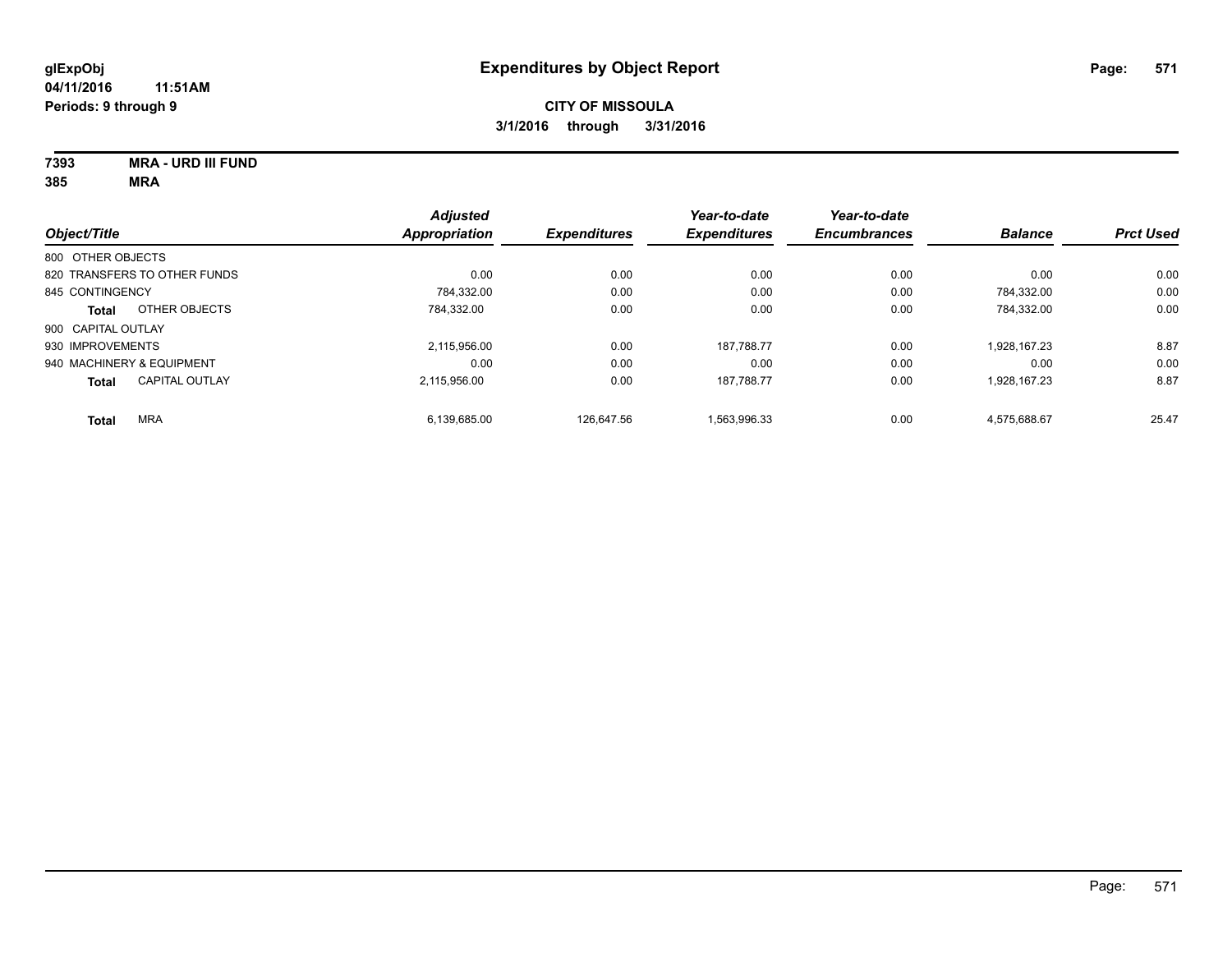# Expenditures by Object Report

glExpObj
04/11/2016 11:51AM
Periods: 9 through 9

**CITY OF MISSOULA**
**3/1/2016 through 3/31/2016**

**7393 MRA - URD III FUND**
**385 MRA**

| Object/Title | | Adjusted Appropriation | Expenditures | Year-to-date Expenditures | Year-to-date Encumbrances | Balance | Prct Used |
|---|---|---|---|---|---|---|---|
| 800 OTHER OBJECTS | | | | | | | |
| 820 TRANSFERS TO OTHER FUNDS | | 0.00 | 0.00 | 0.00 | 0.00 | 0.00 | 0.00 |
| 845 CONTINGENCY | | 784,332.00 | 0.00 | 0.00 | 0.00 | 784,332.00 | 0.00 |
| **Total** | OTHER OBJECTS | 784,332.00 | 0.00 | 0.00 | 0.00 | 784,332.00 | 0.00 |
| 900 CAPITAL OUTLAY | | | | | | | |
| 930 IMPROVEMENTS | | 2,115,956.00 | 0.00 | 187,788.77 | 0.00 | 1,928,167.23 | 8.87 |
| 940 MACHINERY & EQUIPMENT | | 0.00 | 0.00 | 0.00 | 0.00 | 0.00 | 0.00 |
| **Total** | CAPITAL OUTLAY | 2,115,956.00 | 0.00 | 187,788.77 | 0.00 | 1,928,167.23 | 8.87 |
| **Total** | MRA | 6,139,685.00 | 126,647.56 | 1,563,996.33 | 0.00 | 4,575,688.67 | 25.47 |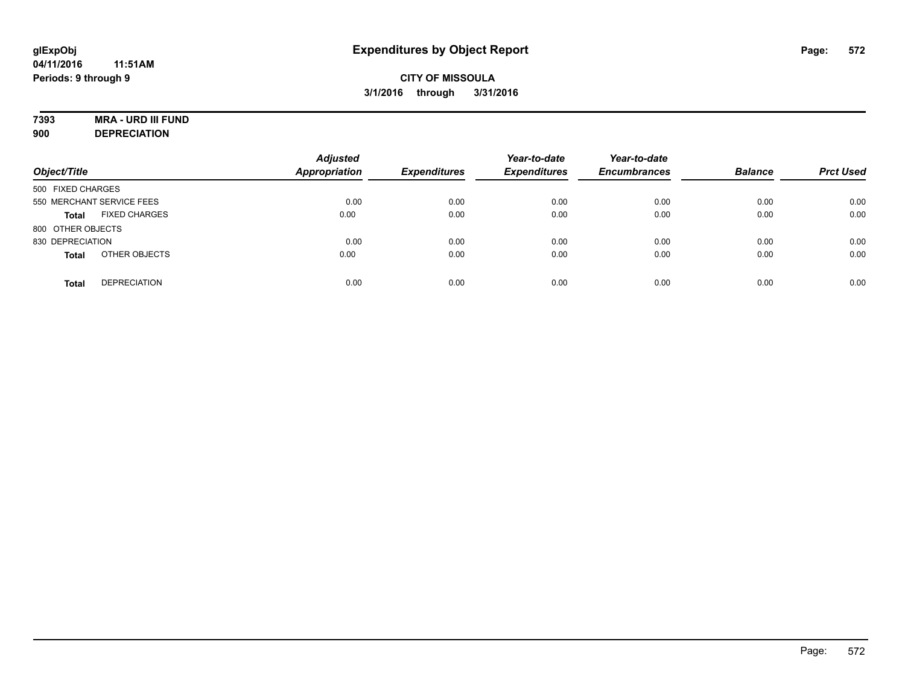**glExpObj** **Expenditures by Object Report**
**04/11/2016 11:51AM**
**Periods: 9 through 9**

**CITY OF MISSOULA**
**3/1/2016 through 3/31/2016**

**7393 MRA - URD III FUND**
**900 DEPRECIATION**

| Object/Title | | Adjusted Appropriation | Expenditures | Year-to-date Expenditures | Year-to-date Encumbrances | Balance | Prct Used |
|---|---|---|---|---|---|---|---|
| 500 FIXED CHARGES | | | | | | | |
| 550 MERCHANT SERVICE FEES | | 0.00 | 0.00 | 0.00 | 0.00 | 0.00 | 0.00 |
| **Total** | FIXED CHARGES | 0.00 | 0.00 | 0.00 | 0.00 | 0.00 | 0.00 |
| 800 OTHER OBJECTS | | | | | | | |
| 830 DEPRECIATION | | 0.00 | 0.00 | 0.00 | 0.00 | 0.00 | 0.00 |
| **Total** | OTHER OBJECTS | 0.00 | 0.00 | 0.00 | 0.00 | 0.00 | 0.00 |
| **Total** | DEPRECIATION | 0.00 | 0.00 | 0.00 | 0.00 | 0.00 | 0.00 |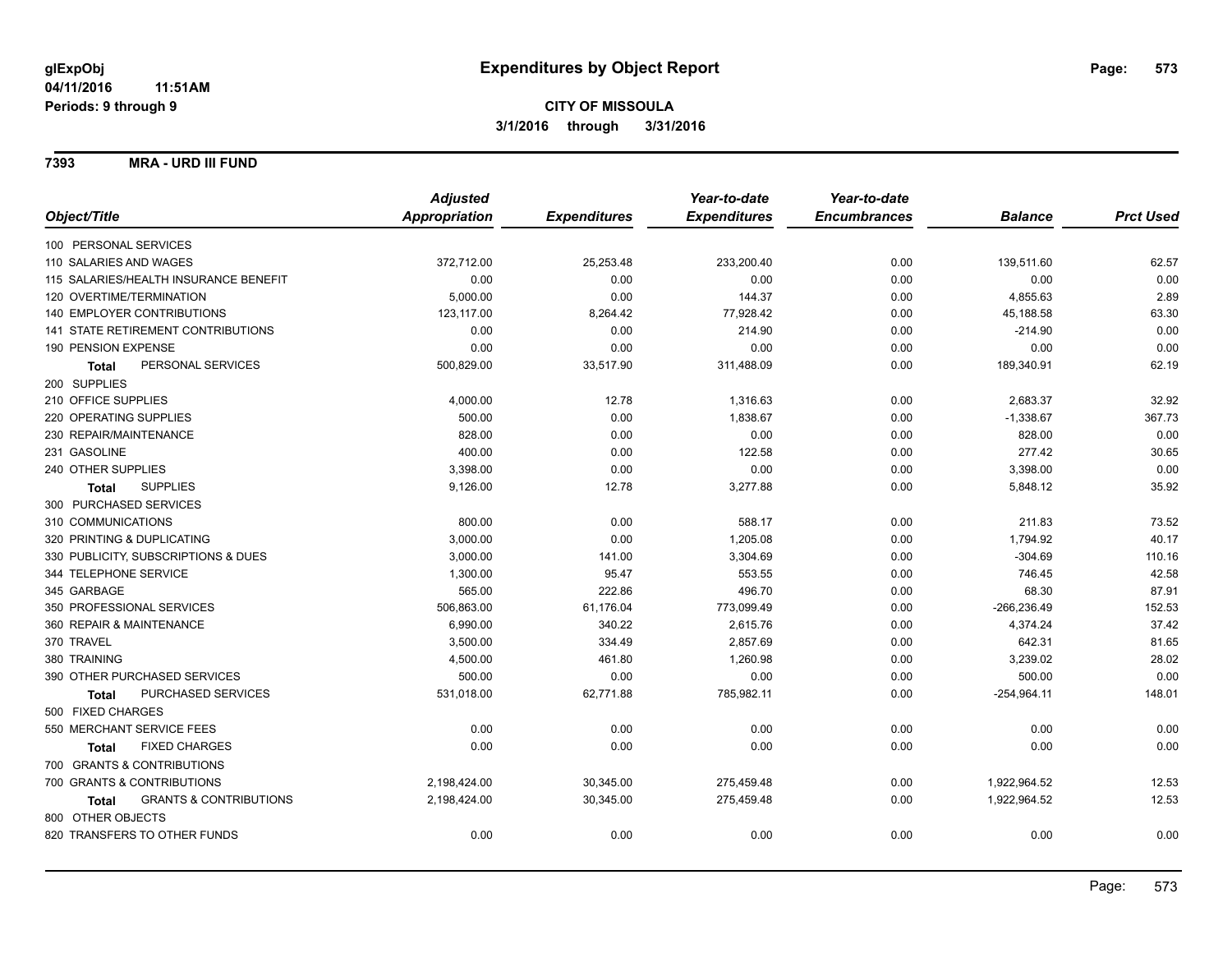glExpObj
04/11/2016 11:51AM
Periods: 9 through 9

# Expenditures by Object Report

**CITY OF MISSOULA**
**3/1/2016 through 3/31/2016**

**7393 MRA - URD III FUND**

| Object/Title | Adjusted Appropriation | Expenditures | Year-to-date Expenditures | Year-to-date Encumbrances | Balance | Prct Used |
|---|---|---|---|---|---|---|
| 100 PERSONAL SERVICES | | | | | | |
| 110 SALARIES AND WAGES | 372,712.00 | 25,253.48 | 233,200.40 | 0.00 | 139,511.60 | 62.57 |
| 115 SALARIES/HEALTH INSURANCE BENEFIT | 0.00 | 0.00 | 0.00 | 0.00 | 0.00 | 0.00 |
| 120 OVERTIME/TERMINATION | 5,000.00 | 0.00 | 144.37 | 0.00 | 4,855.63 | 2.89 |
| 140 EMPLOYER CONTRIBUTIONS | 123,117.00 | 8,264.42 | 77,928.42 | 0.00 | 45,188.58 | 63.30 |
| 141 STATE RETIREMENT CONTRIBUTIONS | 0.00 | 0.00 | 214.90 | 0.00 | -214.90 | 0.00 |
| 190 PENSION EXPENSE | 0.00 | 0.00 | 0.00 | 0.00 | 0.00 | 0.00 |
| **Total** PERSONAL SERVICES | 500,829.00 | 33,517.90 | 311,488.09 | 0.00 | 189,340.91 | 62.19 |
| 200 SUPPLIES | | | | | | |
| 210 OFFICE SUPPLIES | 4,000.00 | 12.78 | 1,316.63 | 0.00 | 2,683.37 | 32.92 |
| 220 OPERATING SUPPLIES | 500.00 | 0.00 | 1,838.67 | 0.00 | -1,338.67 | 367.73 |
| 230 REPAIR/MAINTENANCE | 828.00 | 0.00 | 0.00 | 0.00 | 828.00 | 0.00 |
| 231 GASOLINE | 400.00 | 0.00 | 122.58 | 0.00 | 277.42 | 30.65 |
| 240 OTHER SUPPLIES | 3,398.00 | 0.00 | 0.00 | 0.00 | 3,398.00 | 0.00 |
| **Total** SUPPLIES | 9,126.00 | 12.78 | 3,277.88 | 0.00 | 5,848.12 | 35.92 |
| 300 PURCHASED SERVICES | | | | | | |
| 310 COMMUNICATIONS | 800.00 | 0.00 | 588.17 | 0.00 | 211.83 | 73.52 |
| 320 PRINTING & DUPLICATING | 3,000.00 | 0.00 | 1,205.08 | 0.00 | 1,794.92 | 40.17 |
| 330 PUBLICITY, SUBSCRIPTIONS & DUES | 3,000.00 | 141.00 | 3,304.69 | 0.00 | -304.69 | 110.16 |
| 344 TELEPHONE SERVICE | 1,300.00 | 95.47 | 553.55 | 0.00 | 746.45 | 42.58 |
| 345 GARBAGE | 565.00 | 222.86 | 496.70 | 0.00 | 68.30 | 87.91 |
| 350 PROFESSIONAL SERVICES | 506,863.00 | 61,176.04 | 773,099.49 | 0.00 | -266,236.49 | 152.53 |
| 360 REPAIR & MAINTENANCE | 6,990.00 | 340.22 | 2,615.76 | 0.00 | 4,374.24 | 37.42 |
| 370 TRAVEL | 3,500.00 | 334.49 | 2,857.69 | 0.00 | 642.31 | 81.65 |
| 380 TRAINING | 4,500.00 | 461.80 | 1,260.98 | 0.00 | 3,239.02 | 28.02 |
| 390 OTHER PURCHASED SERVICES | 500.00 | 0.00 | 0.00 | 0.00 | 500.00 | 0.00 |
| **Total** PURCHASED SERVICES | 531,018.00 | 62,771.88 | 785,982.11 | 0.00 | -254,964.11 | 148.01 |
| 500 FIXED CHARGES | | | | | | |
| 550 MERCHANT SERVICE FEES | 0.00 | 0.00 | 0.00 | 0.00 | 0.00 | 0.00 |
| **Total** FIXED CHARGES | 0.00 | 0.00 | 0.00 | 0.00 | 0.00 | 0.00 |
| 700 GRANTS & CONTRIBUTIONS | | | | | | |
| 700 GRANTS & CONTRIBUTIONS | 2,198,424.00 | 30,345.00 | 275,459.48 | 0.00 | 1,922,964.52 | 12.53 |
| **Total** GRANTS & CONTRIBUTIONS | 2,198,424.00 | 30,345.00 | 275,459.48 | 0.00 | 1,922,964.52 | 12.53 |
| 800 OTHER OBJECTS | | | | | | |
| 820 TRANSFERS TO OTHER FUNDS | 0.00 | 0.00 | 0.00 | 0.00 | 0.00 | 0.00 |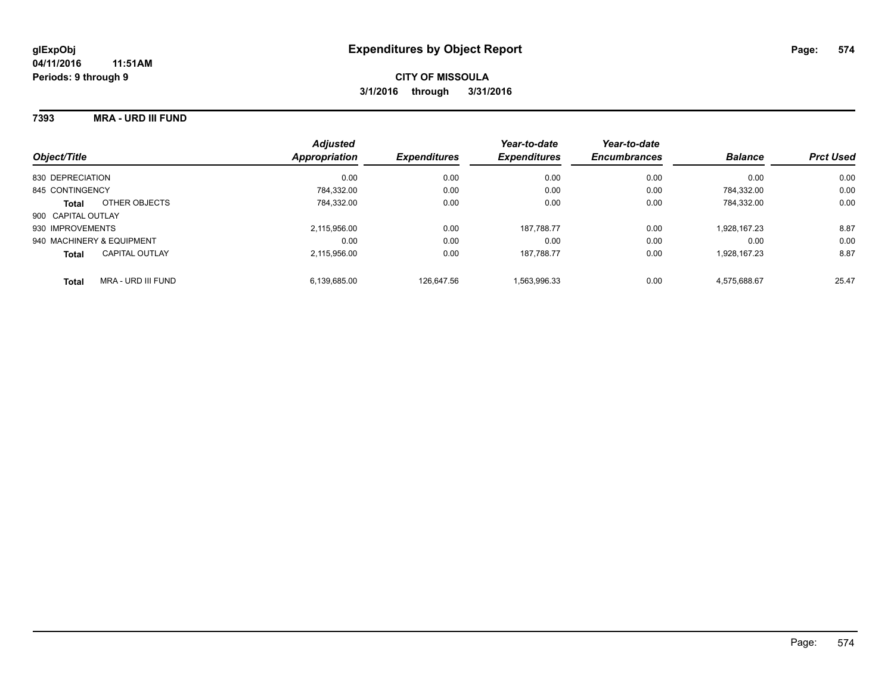**glExpObj** **Expenditures by Object Report**

**04/11/2016 11:51AM**

**Periods: 9 through 9**

**CITY OF MISSOULA**

**3/1/2016 through 3/31/2016**

**7393 MRA - URD III FUND**

| Object/Title | Adjusted Appropriation | Expenditures | Year-to-date Expenditures | Year-to-date Encumbrances | Balance | Prct Used |
|---|---|---|---|---|---|---|
| 830 DEPRECIATION | 0.00 | 0.00 | 0.00 | 0.00 | 0.00 | 0.00 |
| 845 CONTINGENCY | 784,332.00 | 0.00 | 0.00 | 0.00 | 784,332.00 | 0.00 |
| **Total** OTHER OBJECTS | 784,332.00 | 0.00 | 0.00 | 0.00 | 784,332.00 | 0.00 |
| 900 CAPITAL OUTLAY | | | | | | |
| 930 IMPROVEMENTS | 2,115,956.00 | 0.00 | 187,788.77 | 0.00 | 1,928,167.23 | 8.87 |
| 940 MACHINERY & EQUIPMENT | 0.00 | 0.00 | 0.00 | 0.00 | 0.00 | 0.00 |
| **Total** CAPITAL OUTLAY | 2,115,956.00 | 0.00 | 187,788.77 | 0.00 | 1,928,167.23 | 8.87 |
| **Total** MRA - URD III FUND | 6,139,685.00 | 126,647.56 | 1,563,996.33 | 0.00 | 4,575,688.67 | 25.47 |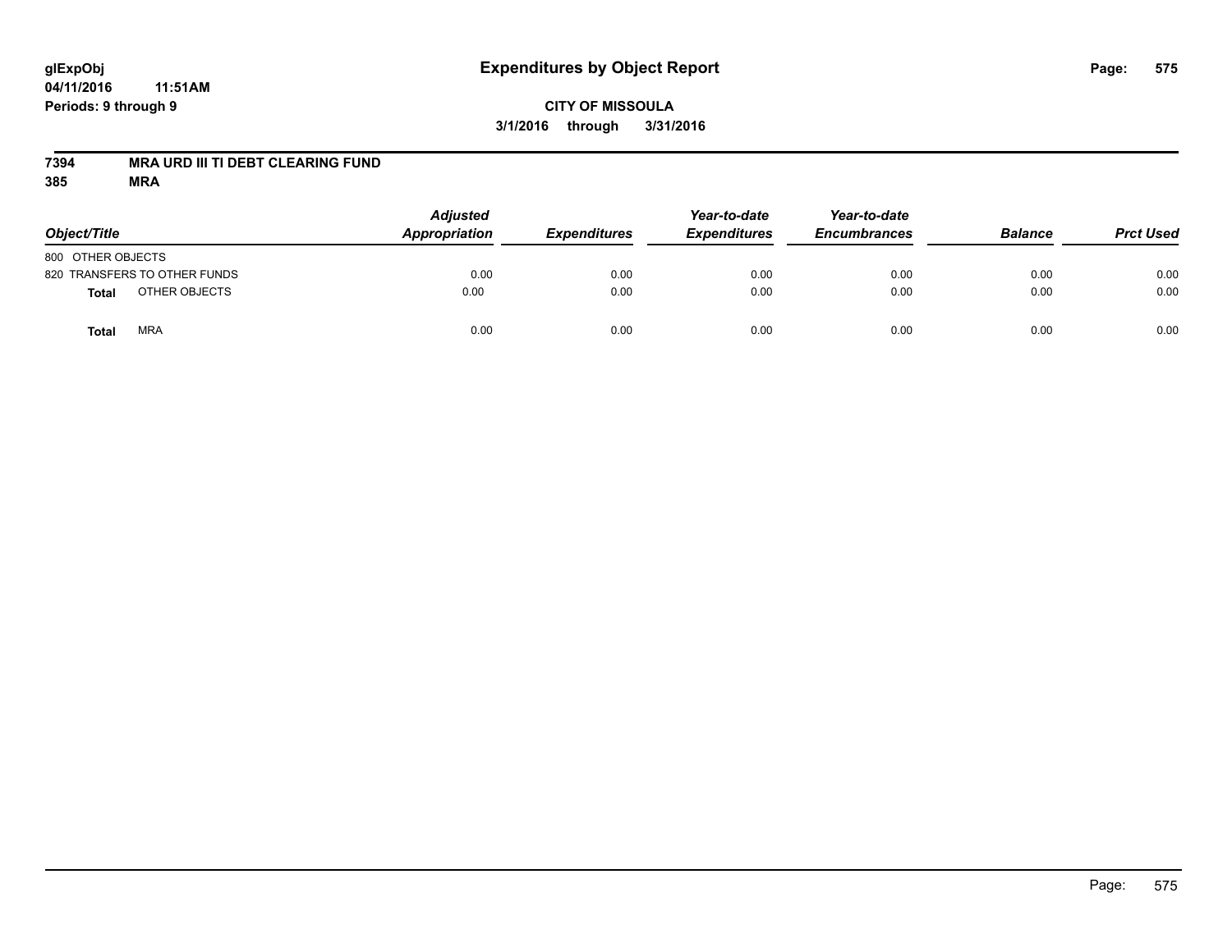# Expenditures by Object Report

glExpObj
04/11/2016 11:51AM
Periods: 9 through 9

**CITY OF MISSOULA**
**3/1/2016 through 3/31/2016**

**7394 MRA URD III TI DEBT CLEARING FUND**
**385 MRA**

| Object/Title | | Adjusted Appropriation | Expenditures | Year-to-date Expenditures | Year-to-date Encumbrances | Balance | Prct Used |
|---|---|---|---|---|---|---|---|
| 800 OTHER OBJECTS | | | | | | | |
| 820 TRANSFERS TO OTHER FUNDS | | 0.00 | 0.00 | 0.00 | 0.00 | 0.00 | 0.00 |
| **Total** | OTHER OBJECTS | 0.00 | 0.00 | 0.00 | 0.00 | 0.00 | 0.00 |
| **Total** | MRA | 0.00 | 0.00 | 0.00 | 0.00 | 0.00 | 0.00 |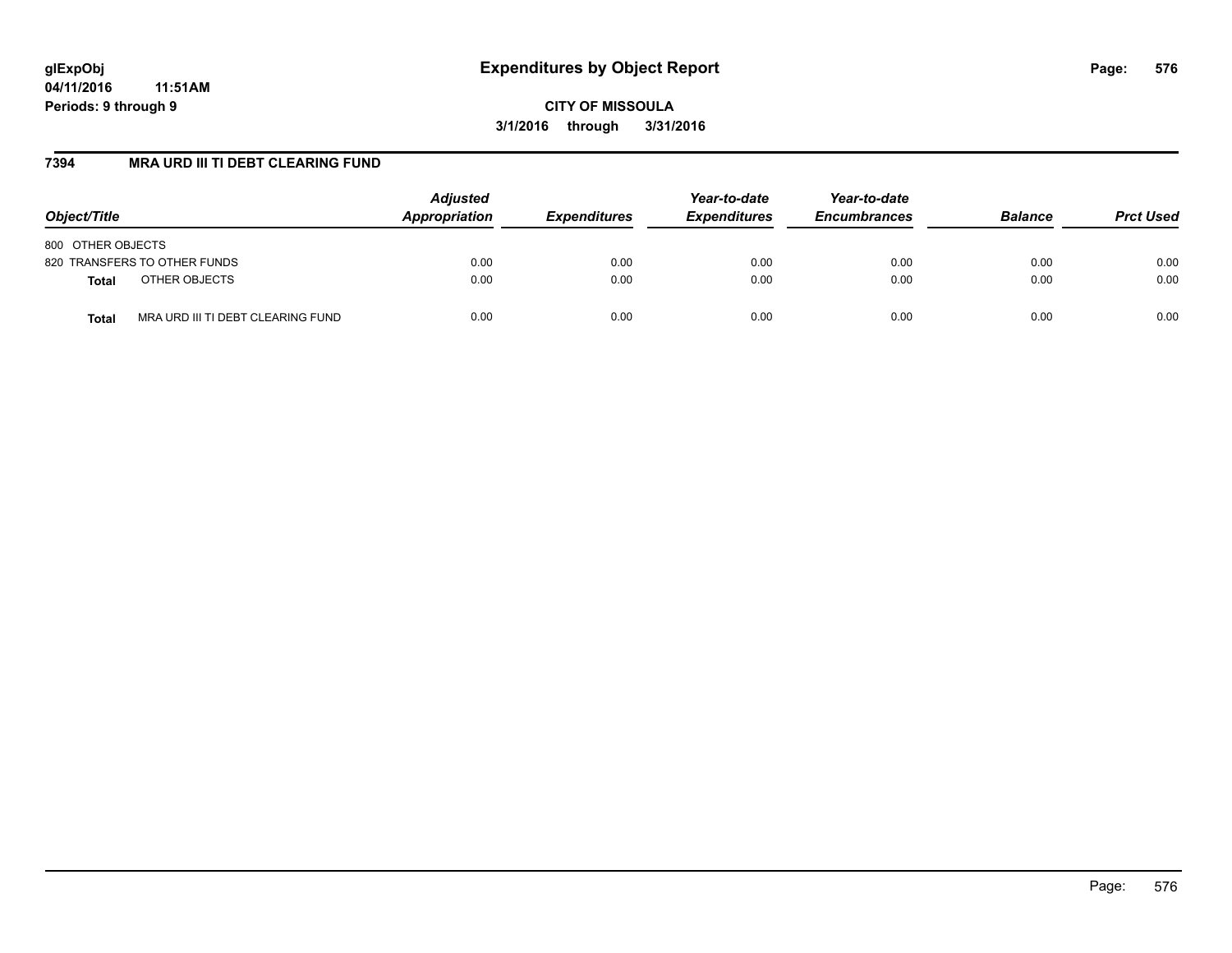**glExpObj**
**04/11/2016 11:51AM**
**Periods: 9 through 9**

# Expenditures by Object Report

**CITY OF MISSOULA**
**3/1/2016 through 3/31/2016**

## 7394 MRA URD III TI DEBT CLEARING FUND

| Object/Title | | Adjusted Appropriation | Expenditures | Year-to-date Expenditures | Year-to-date Encumbrances | Balance | Prct Used |
|---|---|---|---|---|---|---|---|
| 800 OTHER OBJECTS | | | | | | | |
| 820 TRANSFERS TO OTHER FUNDS | | 0.00 | 0.00 | 0.00 | 0.00 | 0.00 | 0.00 |
| **Total** | OTHER OBJECTS | 0.00 | 0.00 | 0.00 | 0.00 | 0.00 | 0.00 |
| **Total** | MRA URD III TI DEBT CLEARING FUND | 0.00 | 0.00 | 0.00 | 0.00 | 0.00 | 0.00 |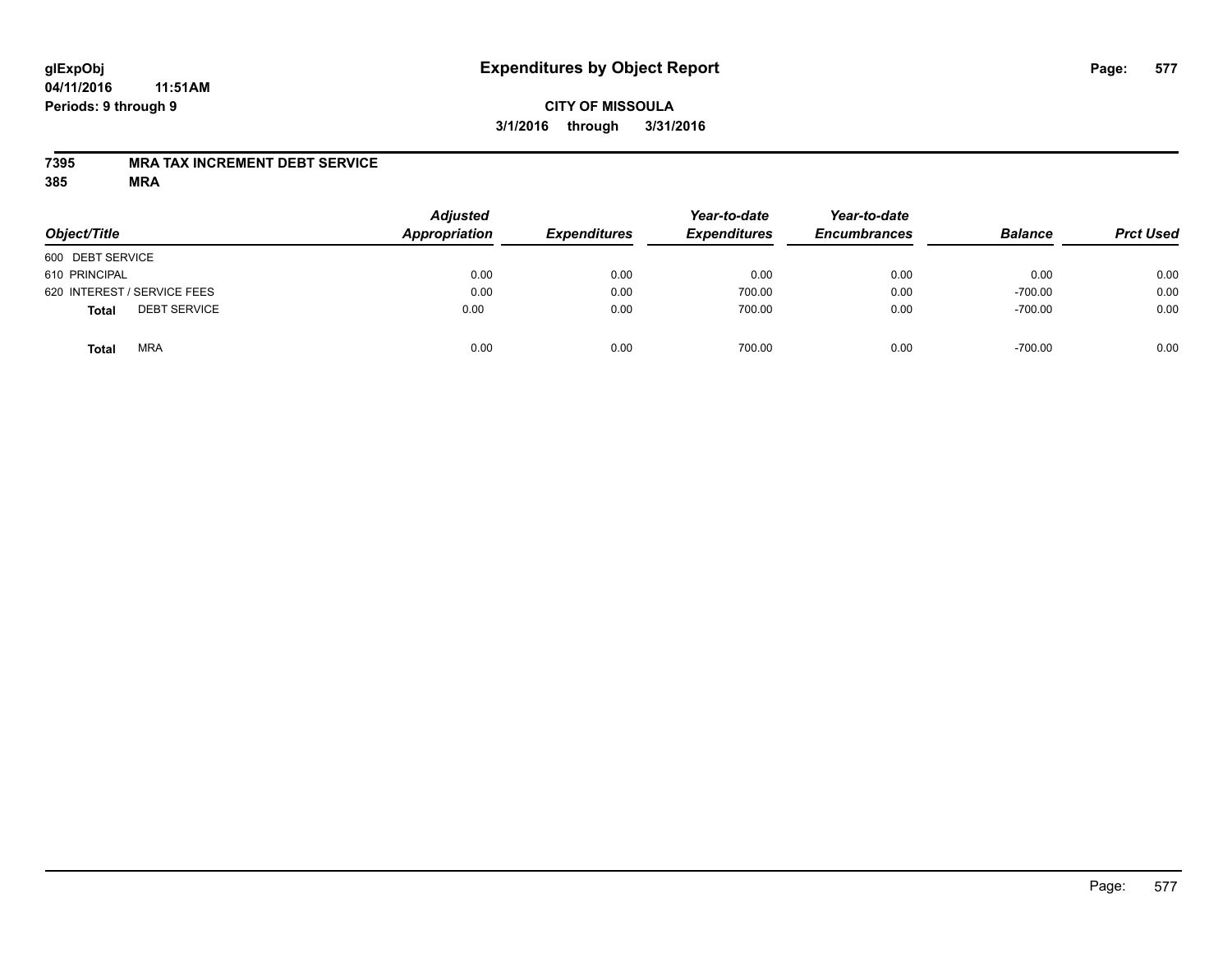**glExpObj** **Expenditures by Object Report**

**04/11/2016 11:51AM**

**Periods: 9 through 9**

**CITY OF MISSOULA**

**3/1/2016 through 3/31/2016**

**7395 MRA TAX INCREMENT DEBT SERVICE**

**385 MRA**

| Object/Title | Adjusted Appropriation | Expenditures | Year-to-date Expenditures | Year-to-date Encumbrances | Balance | Prct Used |
|---|---|---|---|---|---|---|
| 600 DEBT SERVICE | | | | | | |
| 610 PRINCIPAL | 0.00 | 0.00 | 0.00 | 0.00 | 0.00 | 0.00 |
| 620 INTEREST / SERVICE FEES | 0.00 | 0.00 | 700.00 | 0.00 | -700.00 | 0.00 |
| **Total** DEBT SERVICE | 0.00 | 0.00 | 700.00 | 0.00 | -700.00 | 0.00 |
| **Total** MRA | 0.00 | 0.00 | 700.00 | 0.00 | -700.00 | 0.00 |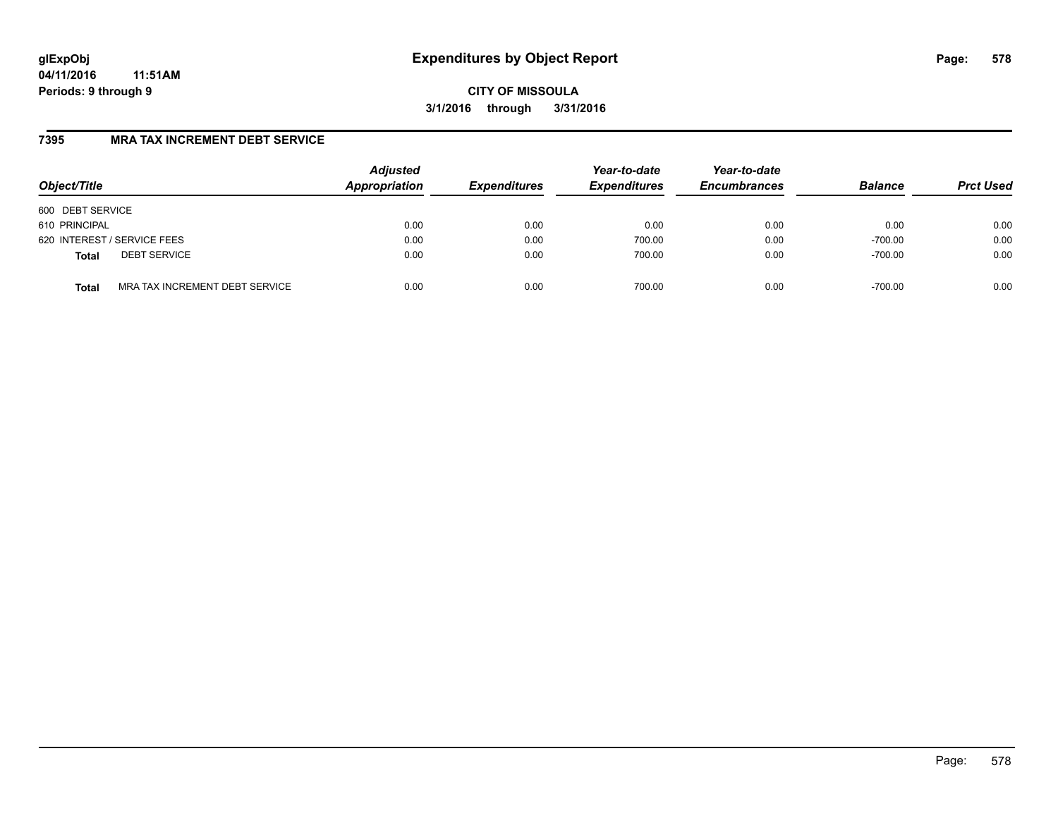# Expenditures by Object Report

glExpObj
04/11/2016 11:51AM
Periods: 9 through 9

**CITY OF MISSOULA**
**3/1/2016 through 3/31/2016**

## 7395 MRA TAX INCREMENT DEBT SERVICE

| Object/Title | Adjusted Appropriation | Expenditures | Year-to-date Expenditures | Year-to-date Encumbrances | Balance | Prct Used |
|---|---|---|---|---|---|---|
| 600 DEBT SERVICE | | | | | | |
| 610 PRINCIPAL | 0.00 | 0.00 | 0.00 | 0.00 | 0.00 | 0.00 |
| 620 INTEREST / SERVICE FEES | 0.00 | 0.00 | 700.00 | 0.00 | -700.00 | 0.00 |
| **Total** DEBT SERVICE | 0.00 | 0.00 | 700.00 | 0.00 | -700.00 | 0.00 |
| **Total** MRA TAX INCREMENT DEBT SERVICE | 0.00 | 0.00 | 700.00 | 0.00 | -700.00 | 0.00 |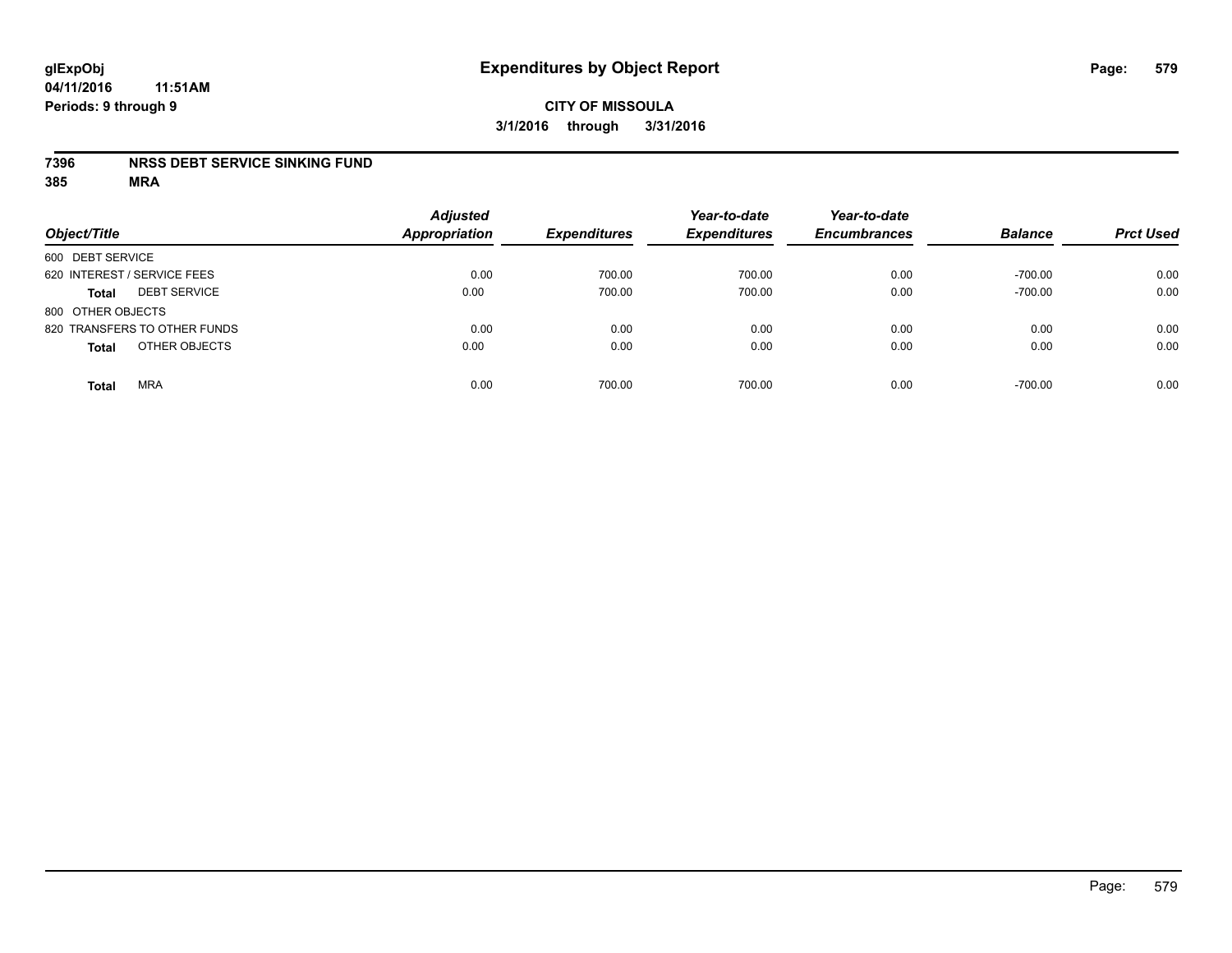**glExpObj**
**04/11/2016 11:51AM**
**Periods: 9 through 9**

# Expenditures by Object Report

**CITY OF MISSOULA**
**3/1/2016 through 3/31/2016**

**7396 NRSS DEBT SERVICE SINKING FUND**
**385 MRA**

| Object/Title | Adjusted Appropriation | Expenditures | Year-to-date Expenditures | Year-to-date Encumbrances | Balance | Prct Used |
|---|---|---|---|---|---|---|
| 600 DEBT SERVICE | | | | | | |
| 620 INTEREST / SERVICE FEES | 0.00 | 700.00 | 700.00 | 0.00 | -700.00 | 0.00 |
| **Total** DEBT SERVICE | 0.00 | 700.00 | 700.00 | 0.00 | -700.00 | 0.00 |
| 800 OTHER OBJECTS | | | | | | |
| 820 TRANSFERS TO OTHER FUNDS | 0.00 | 0.00 | 0.00 | 0.00 | 0.00 | 0.00 |
| **Total** OTHER OBJECTS | 0.00 | 0.00 | 0.00 | 0.00 | 0.00 | 0.00 |
| **Total** MRA | 0.00 | 700.00 | 700.00 | 0.00 | -700.00 | 0.00 |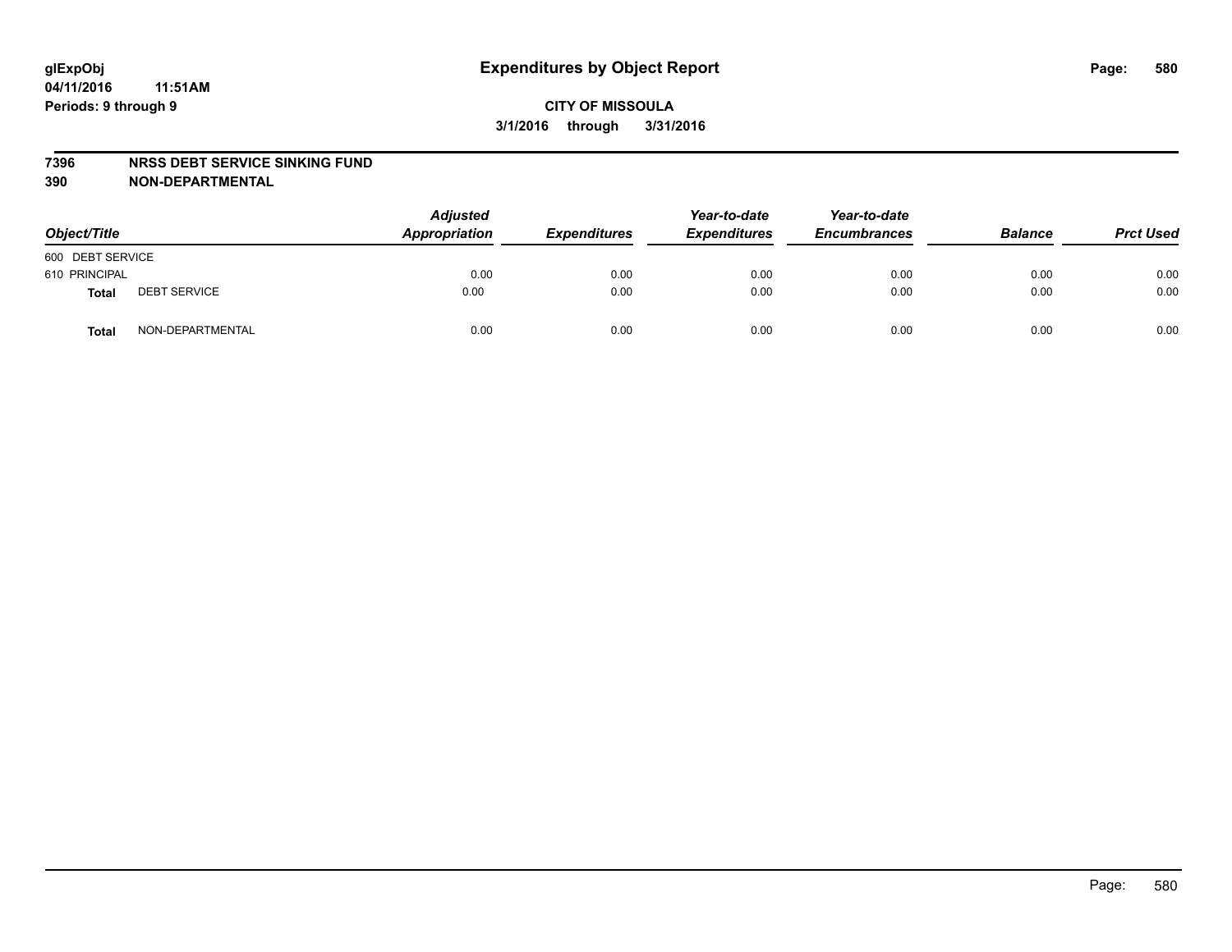# Expenditures by Object Report

glExpObj
04/11/2016 11:51AM
Periods: 9 through 9

**CITY OF MISSOULA**
**3/1/2016 through 3/31/2016**

**7396 NRSS DEBT SERVICE SINKING FUND**
**390 NON-DEPARTMENTAL**

| Object/Title | | Adjusted Appropriation | Expenditures | Year-to-date Expenditures | Year-to-date Encumbrances | Balance | Prct Used |
|---|---|---|---|---|---|---|---|
| 600 DEBT SERVICE | | | | | | | |
| 610 PRINCIPAL | | 0.00 | 0.00 | 0.00 | 0.00 | 0.00 | 0.00 |
| **Total** | DEBT SERVICE | 0.00 | 0.00 | 0.00 | 0.00 | 0.00 | 0.00 |
| **Total** | NON-DEPARTMENTAL | 0.00 | 0.00 | 0.00 | 0.00 | 0.00 | 0.00 |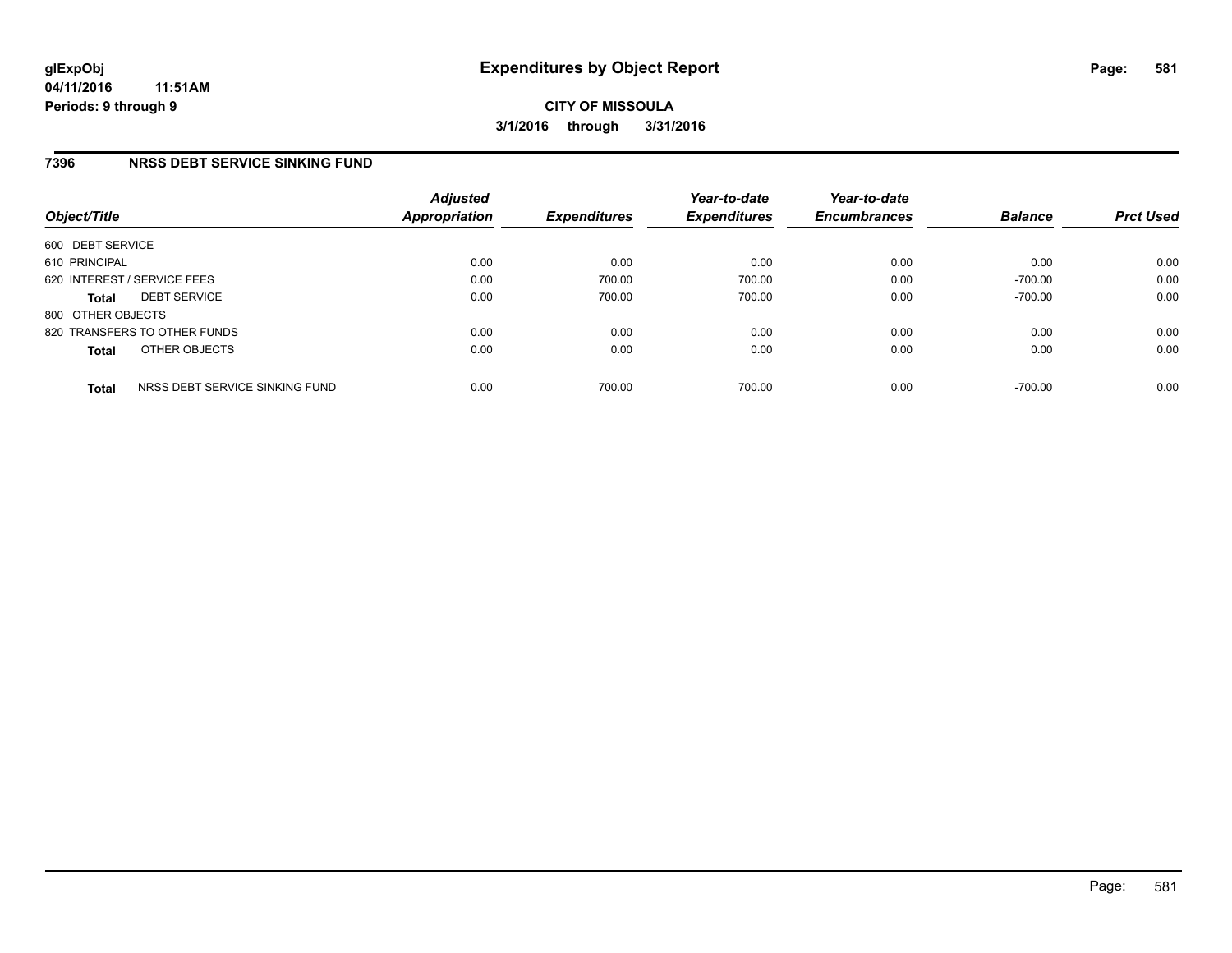**glExpObj** **Expenditures by Object Report**
**04/11/2016 11:51AM**
**Periods: 9 through 9**

**CITY OF MISSOULA**
**3/1/2016 through 3/31/2016**

## 7396 NRSS DEBT SERVICE SINKING FUND

| Object/Title | | Adjusted Appropriation | Expenditures | Year-to-date Expenditures | Year-to-date Encumbrances | Balance | Prct Used |
|---|---|---|---|---|---|---|---|
| 600 DEBT SERVICE | | | | | | | |
| 610 PRINCIPAL | | 0.00 | 0.00 | 0.00 | 0.00 | 0.00 | 0.00 |
| 620 INTEREST / SERVICE FEES | | 0.00 | 700.00 | 700.00 | 0.00 | -700.00 | 0.00 |
| **Total** | DEBT SERVICE | 0.00 | 700.00 | 700.00 | 0.00 | -700.00 | 0.00 |
| 800 OTHER OBJECTS | | | | | | | |
| 820 TRANSFERS TO OTHER FUNDS | | 0.00 | 0.00 | 0.00 | 0.00 | 0.00 | 0.00 |
| **Total** | OTHER OBJECTS | 0.00 | 0.00 | 0.00 | 0.00 | 0.00 | 0.00 |
| **Total** | NRSS DEBT SERVICE SINKING FUND | 0.00 | 700.00 | 700.00 | 0.00 | -700.00 | 0.00 |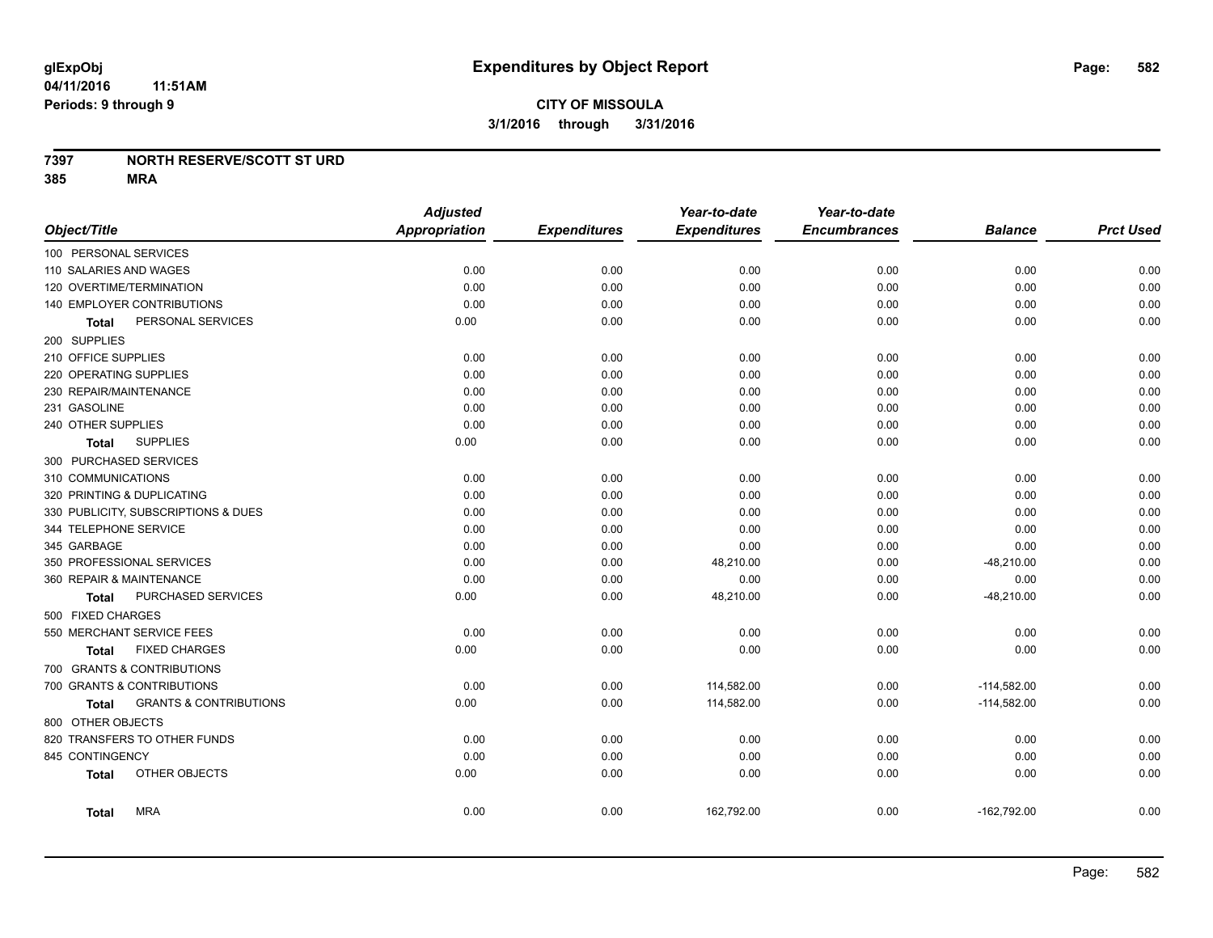# Expenditures by Object Report

glExpObj
04/11/2016 11:51AM
Periods: 9 through 9

**CITY OF MISSOULA**
**3/1/2016 through 3/31/2016**

**7397 NORTH RESERVE/SCOTT ST URD**
**385 MRA**

| Object/Title | Adjusted Appropriation | Expenditures | Year-to-date Expenditures | Year-to-date Encumbrances | Balance | Prct Used |
|---|---|---|---|---|---|---|
| 100 PERSONAL SERVICES | | | | | | |
| 110 SALARIES AND WAGES | 0.00 | 0.00 | 0.00 | 0.00 | 0.00 | 0.00 |
| 120 OVERTIME/TERMINATION | 0.00 | 0.00 | 0.00 | 0.00 | 0.00 | 0.00 |
| 140 EMPLOYER CONTRIBUTIONS | 0.00 | 0.00 | 0.00 | 0.00 | 0.00 | 0.00 |
| **Total** PERSONAL SERVICES | 0.00 | 0.00 | 0.00 | 0.00 | 0.00 | 0.00 |
| 200 SUPPLIES | | | | | | |
| 210 OFFICE SUPPLIES | 0.00 | 0.00 | 0.00 | 0.00 | 0.00 | 0.00 |
| 220 OPERATING SUPPLIES | 0.00 | 0.00 | 0.00 | 0.00 | 0.00 | 0.00 |
| 230 REPAIR/MAINTENANCE | 0.00 | 0.00 | 0.00 | 0.00 | 0.00 | 0.00 |
| 231 GASOLINE | 0.00 | 0.00 | 0.00 | 0.00 | 0.00 | 0.00 |
| 240 OTHER SUPPLIES | 0.00 | 0.00 | 0.00 | 0.00 | 0.00 | 0.00 |
| **Total** SUPPLIES | 0.00 | 0.00 | 0.00 | 0.00 | 0.00 | 0.00 |
| 300 PURCHASED SERVICES | | | | | | |
| 310 COMMUNICATIONS | 0.00 | 0.00 | 0.00 | 0.00 | 0.00 | 0.00 |
| 320 PRINTING & DUPLICATING | 0.00 | 0.00 | 0.00 | 0.00 | 0.00 | 0.00 |
| 330 PUBLICITY, SUBSCRIPTIONS & DUES | 0.00 | 0.00 | 0.00 | 0.00 | 0.00 | 0.00 |
| 344 TELEPHONE SERVICE | 0.00 | 0.00 | 0.00 | 0.00 | 0.00 | 0.00 |
| 345 GARBAGE | 0.00 | 0.00 | 0.00 | 0.00 | 0.00 | 0.00 |
| 350 PROFESSIONAL SERVICES | 0.00 | 0.00 | 48,210.00 | 0.00 | -48,210.00 | 0.00 |
| 360 REPAIR & MAINTENANCE | 0.00 | 0.00 | 0.00 | 0.00 | 0.00 | 0.00 |
| **Total** PURCHASED SERVICES | 0.00 | 0.00 | 48,210.00 | 0.00 | -48,210.00 | 0.00 |
| 500 FIXED CHARGES | | | | | | |
| 550 MERCHANT SERVICE FEES | 0.00 | 0.00 | 0.00 | 0.00 | 0.00 | 0.00 |
| **Total** FIXED CHARGES | 0.00 | 0.00 | 0.00 | 0.00 | 0.00 | 0.00 |
| 700 GRANTS & CONTRIBUTIONS | | | | | | |
| 700 GRANTS & CONTRIBUTIONS | 0.00 | 0.00 | 114,582.00 | 0.00 | -114,582.00 | 0.00 |
| **Total** GRANTS & CONTRIBUTIONS | 0.00 | 0.00 | 114,582.00 | 0.00 | -114,582.00 | 0.00 |
| 800 OTHER OBJECTS | | | | | | |
| 820 TRANSFERS TO OTHER FUNDS | 0.00 | 0.00 | 0.00 | 0.00 | 0.00 | 0.00 |
| 845 CONTINGENCY | 0.00 | 0.00 | 0.00 | 0.00 | 0.00 | 0.00 |
| **Total** OTHER OBJECTS | 0.00 | 0.00 | 0.00 | 0.00 | 0.00 | 0.00 |
| **Total** MRA | 0.00 | 0.00 | 162,792.00 | 0.00 | -162,792.00 | 0.00 |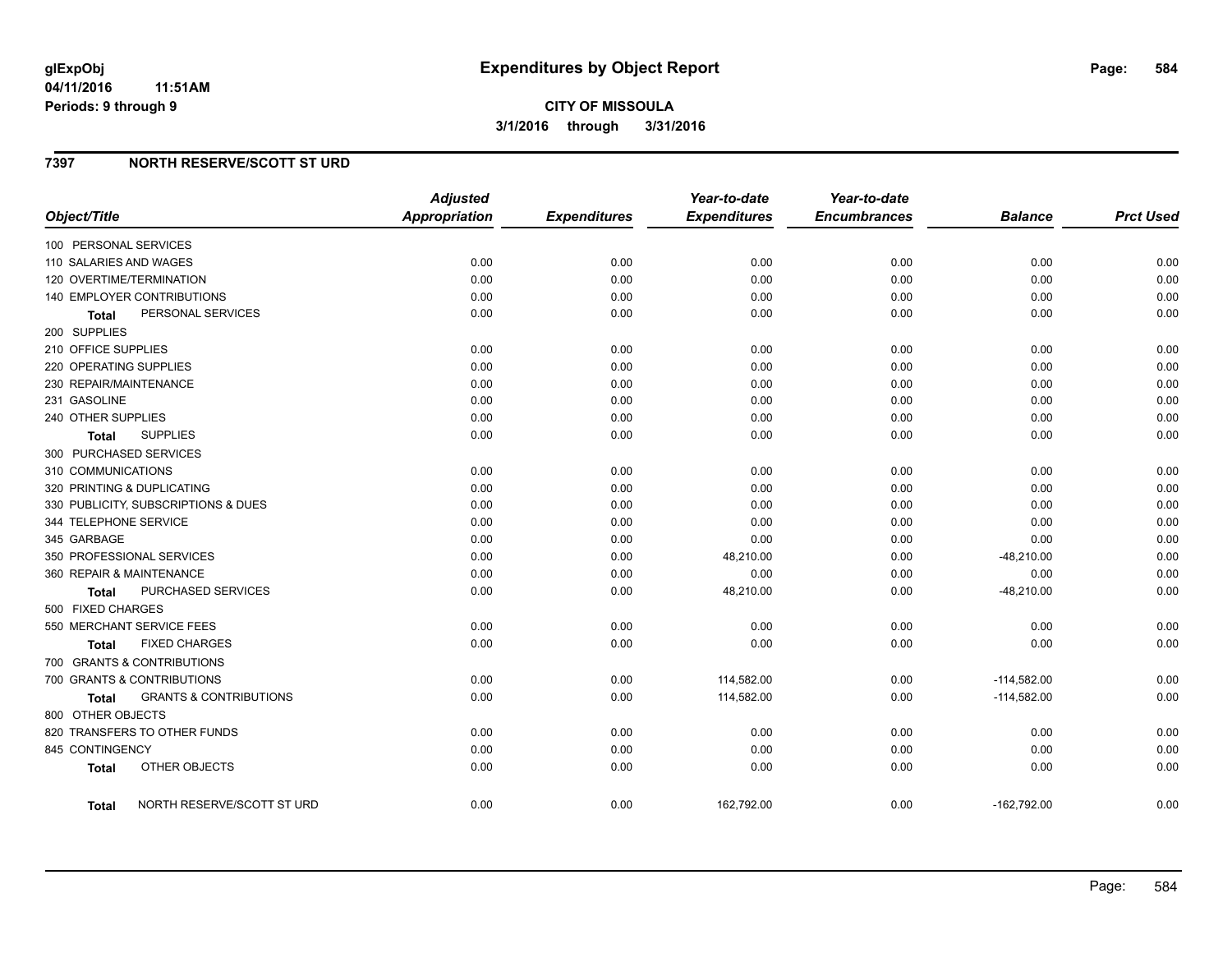glExpObj
04/11/2016 11:51AM
Periods: 9 through 9

# Expenditures by Object Report

**CITY OF MISSOULA**
**3/1/2016 through 3/31/2016**

## 7397 NORTH RESERVE/SCOTT ST URD

| Object/Title | Adjusted Appropriation | Expenditures | Year-to-date Expenditures | Year-to-date Encumbrances | Balance | Prct Used |
|---|---|---|---|---|---|---|
| 100 PERSONAL SERVICES | | | | | | |
| 110 SALARIES AND WAGES | 0.00 | 0.00 | 0.00 | 0.00 | 0.00 | 0.00 |
| 120 OVERTIME/TERMINATION | 0.00 | 0.00 | 0.00 | 0.00 | 0.00 | 0.00 |
| 140 EMPLOYER CONTRIBUTIONS | 0.00 | 0.00 | 0.00 | 0.00 | 0.00 | 0.00 |
| **Total** PERSONAL SERVICES | 0.00 | 0.00 | 0.00 | 0.00 | 0.00 | 0.00 |
| 200 SUPPLIES | | | | | | |
| 210 OFFICE SUPPLIES | 0.00 | 0.00 | 0.00 | 0.00 | 0.00 | 0.00 |
| 220 OPERATING SUPPLIES | 0.00 | 0.00 | 0.00 | 0.00 | 0.00 | 0.00 |
| 230 REPAIR/MAINTENANCE | 0.00 | 0.00 | 0.00 | 0.00 | 0.00 | 0.00 |
| 231 GASOLINE | 0.00 | 0.00 | 0.00 | 0.00 | 0.00 | 0.00 |
| 240 OTHER SUPPLIES | 0.00 | 0.00 | 0.00 | 0.00 | 0.00 | 0.00 |
| **Total** SUPPLIES | 0.00 | 0.00 | 0.00 | 0.00 | 0.00 | 0.00 |
| 300 PURCHASED SERVICES | | | | | | |
| 310 COMMUNICATIONS | 0.00 | 0.00 | 0.00 | 0.00 | 0.00 | 0.00 |
| 320 PRINTING & DUPLICATING | 0.00 | 0.00 | 0.00 | 0.00 | 0.00 | 0.00 |
| 330 PUBLICITY, SUBSCRIPTIONS & DUES | 0.00 | 0.00 | 0.00 | 0.00 | 0.00 | 0.00 |
| 344 TELEPHONE SERVICE | 0.00 | 0.00 | 0.00 | 0.00 | 0.00 | 0.00 |
| 345 GARBAGE | 0.00 | 0.00 | 0.00 | 0.00 | 0.00 | 0.00 |
| 350 PROFESSIONAL SERVICES | 0.00 | 0.00 | 48,210.00 | 0.00 | -48,210.00 | 0.00 |
| 360 REPAIR & MAINTENANCE | 0.00 | 0.00 | 0.00 | 0.00 | 0.00 | 0.00 |
| **Total** PURCHASED SERVICES | 0.00 | 0.00 | 48,210.00 | 0.00 | -48,210.00 | 0.00 |
| 500 FIXED CHARGES | | | | | | |
| 550 MERCHANT SERVICE FEES | 0.00 | 0.00 | 0.00 | 0.00 | 0.00 | 0.00 |
| **Total** FIXED CHARGES | 0.00 | 0.00 | 0.00 | 0.00 | 0.00 | 0.00 |
| 700 GRANTS & CONTRIBUTIONS | | | | | | |
| 700 GRANTS & CONTRIBUTIONS | 0.00 | 0.00 | 114,582.00 | 0.00 | -114,582.00 | 0.00 |
| **Total** GRANTS & CONTRIBUTIONS | 0.00 | 0.00 | 114,582.00 | 0.00 | -114,582.00 | 0.00 |
| 800 OTHER OBJECTS | | | | | | |
| 820 TRANSFERS TO OTHER FUNDS | 0.00 | 0.00 | 0.00 | 0.00 | 0.00 | 0.00 |
| 845 CONTINGENCY | 0.00 | 0.00 | 0.00 | 0.00 | 0.00 | 0.00 |
| **Total** OTHER OBJECTS | 0.00 | 0.00 | 0.00 | 0.00 | 0.00 | 0.00 |
| **Total** NORTH RESERVE/SCOTT ST URD | 0.00 | 0.00 | 162,792.00 | 0.00 | -162,792.00 | 0.00 |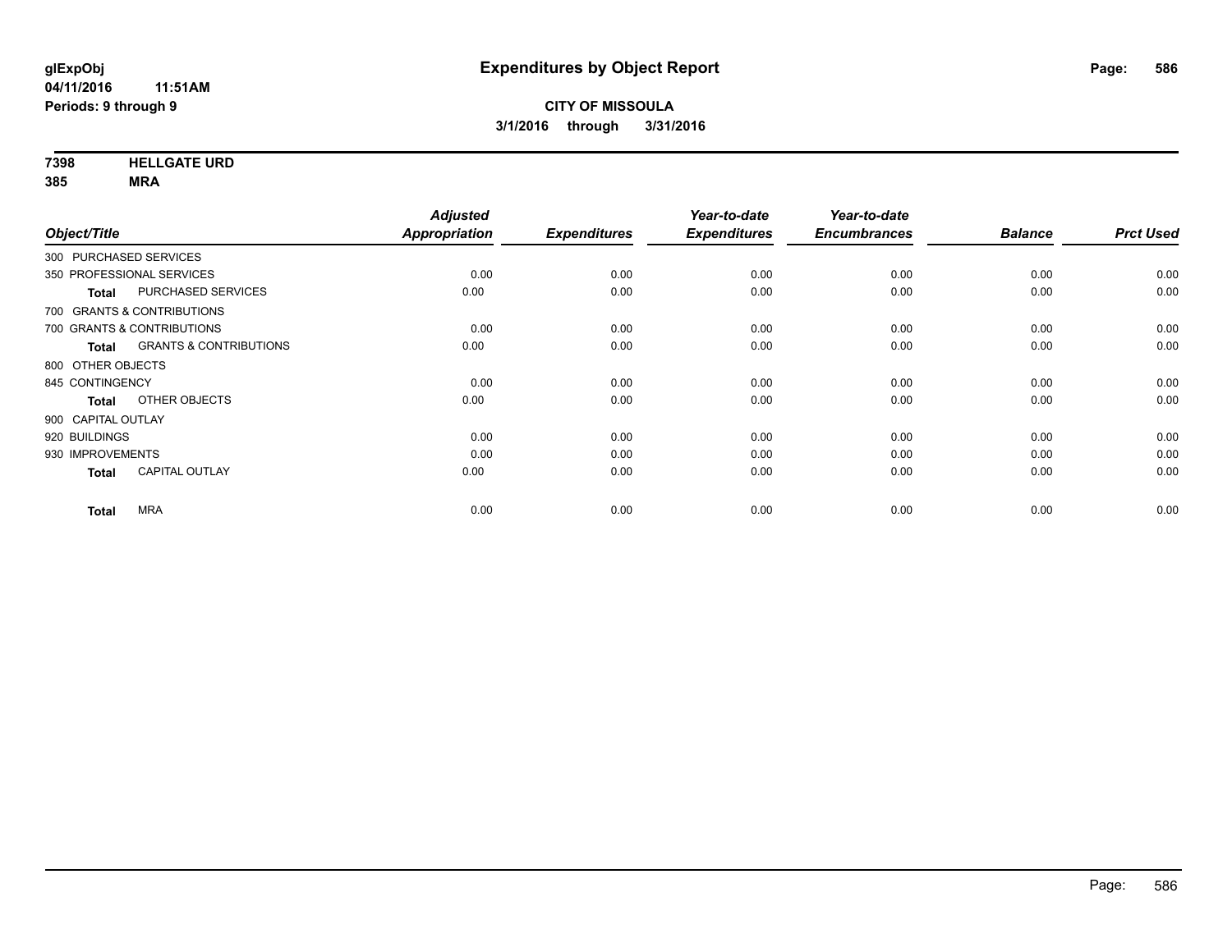# Expenditures by Object Report

glExpObj
04/11/2016 11:51AM
Periods: 9 through 9

**CITY OF MISSOULA**
**3/1/2016 through 3/31/2016**

**7398 HELLGATE URD**
**385 MRA**

| Object/Title | | Adjusted Appropriation | Expenditures | Year-to-date Expenditures | Year-to-date Encumbrances | Balance | Prct Used |
|---|---|---|---|---|---|---|---|
| 300 PURCHASED SERVICES | | | | | | | |
| 350 PROFESSIONAL SERVICES | | 0.00 | 0.00 | 0.00 | 0.00 | 0.00 | 0.00 |
| **Total** | PURCHASED SERVICES | 0.00 | 0.00 | 0.00 | 0.00 | 0.00 | 0.00 |
| 700 GRANTS & CONTRIBUTIONS | | | | | | | |
| 700 GRANTS & CONTRIBUTIONS | | 0.00 | 0.00 | 0.00 | 0.00 | 0.00 | 0.00 |
| **Total** | GRANTS & CONTRIBUTIONS | 0.00 | 0.00 | 0.00 | 0.00 | 0.00 | 0.00 |
| 800 OTHER OBJECTS | | | | | | | |
| 845 CONTINGENCY | | 0.00 | 0.00 | 0.00 | 0.00 | 0.00 | 0.00 |
| **Total** | OTHER OBJECTS | 0.00 | 0.00 | 0.00 | 0.00 | 0.00 | 0.00 |
| 900 CAPITAL OUTLAY | | | | | | | |
| 920 BUILDINGS | | 0.00 | 0.00 | 0.00 | 0.00 | 0.00 | 0.00 |
| 930 IMPROVEMENTS | | 0.00 | 0.00 | 0.00 | 0.00 | 0.00 | 0.00 |
| **Total** | CAPITAL OUTLAY | 0.00 | 0.00 | 0.00 | 0.00 | 0.00 | 0.00 |
| **Total** | MRA | 0.00 | 0.00 | 0.00 | 0.00 | 0.00 | 0.00 |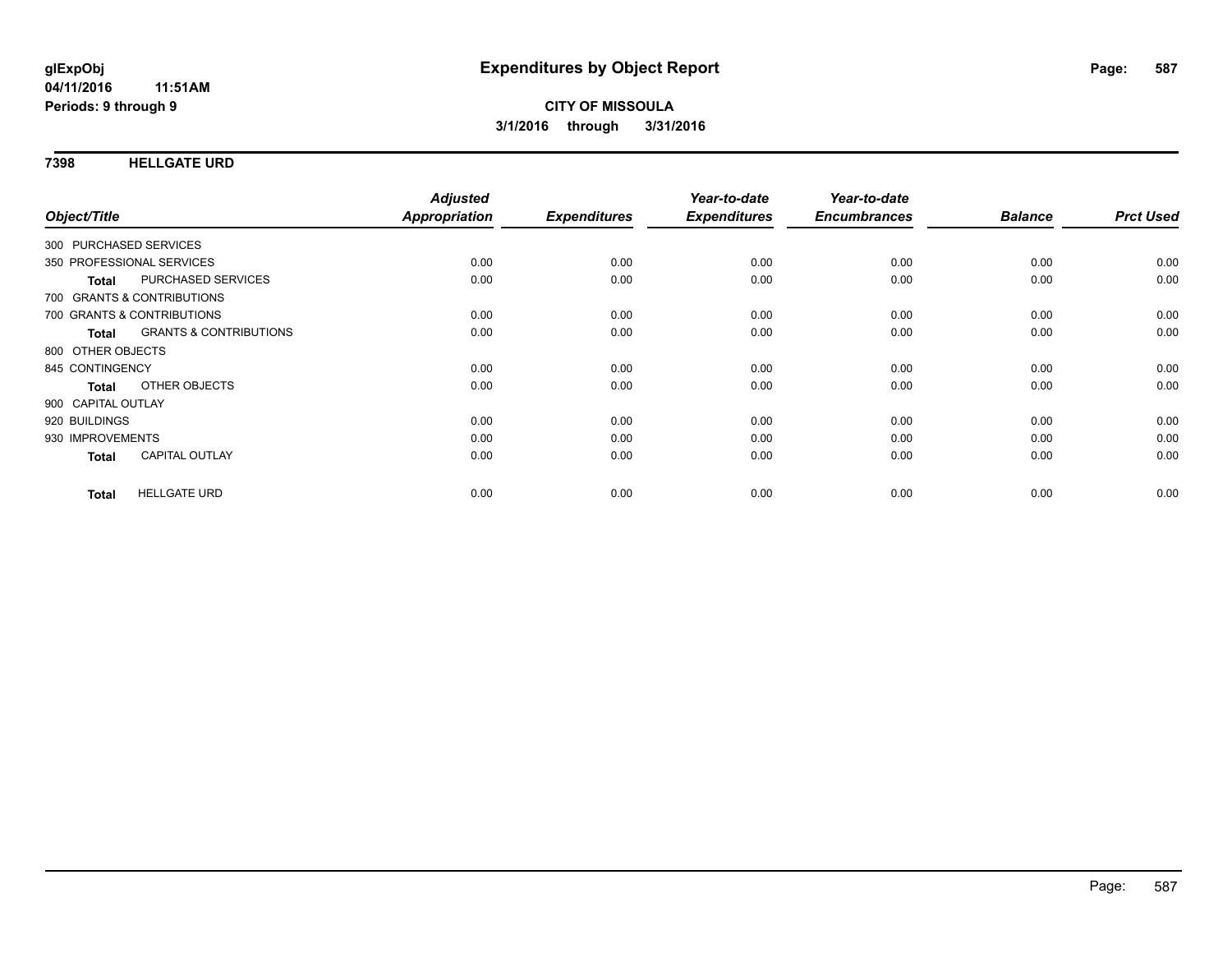**glExpObj**
**04/11/2016 11:51AM**
**Periods: 9 through 9**

# Expenditures by Object Report

**CITY OF MISSOULA**
**3/1/2016 through 3/31/2016**

## 7398 HELLGATE URD

| Object/Title | | Adjusted Appropriation | Expenditures | Year-to-date Expenditures | Year-to-date Encumbrances | Balance | Prct Used |
|---|---|---|---|---|---|---|---|
| 300 PURCHASED SERVICES | | | | | | | |
| 350 PROFESSIONAL SERVICES | | 0.00 | 0.00 | 0.00 | 0.00 | 0.00 | 0.00 |
| **Total** | PURCHASED SERVICES | 0.00 | 0.00 | 0.00 | 0.00 | 0.00 | 0.00 |
| 700 GRANTS & CONTRIBUTIONS | | | | | | | |
| 700 GRANTS & CONTRIBUTIONS | | 0.00 | 0.00 | 0.00 | 0.00 | 0.00 | 0.00 |
| **Total** | GRANTS & CONTRIBUTIONS | 0.00 | 0.00 | 0.00 | 0.00 | 0.00 | 0.00 |
| 800 OTHER OBJECTS | | | | | | | |
| 845 CONTINGENCY | | 0.00 | 0.00 | 0.00 | 0.00 | 0.00 | 0.00 |
| **Total** | OTHER OBJECTS | 0.00 | 0.00 | 0.00 | 0.00 | 0.00 | 0.00 |
| 900 CAPITAL OUTLAY | | | | | | | |
| 920 BUILDINGS | | 0.00 | 0.00 | 0.00 | 0.00 | 0.00 | 0.00 |
| 930 IMPROVEMENTS | | 0.00 | 0.00 | 0.00 | 0.00 | 0.00 | 0.00 |
| **Total** | CAPITAL OUTLAY | 0.00 | 0.00 | 0.00 | 0.00 | 0.00 | 0.00 |
| **Total** | HELLGATE URD | 0.00 | 0.00 | 0.00 | 0.00 | 0.00 | 0.00 |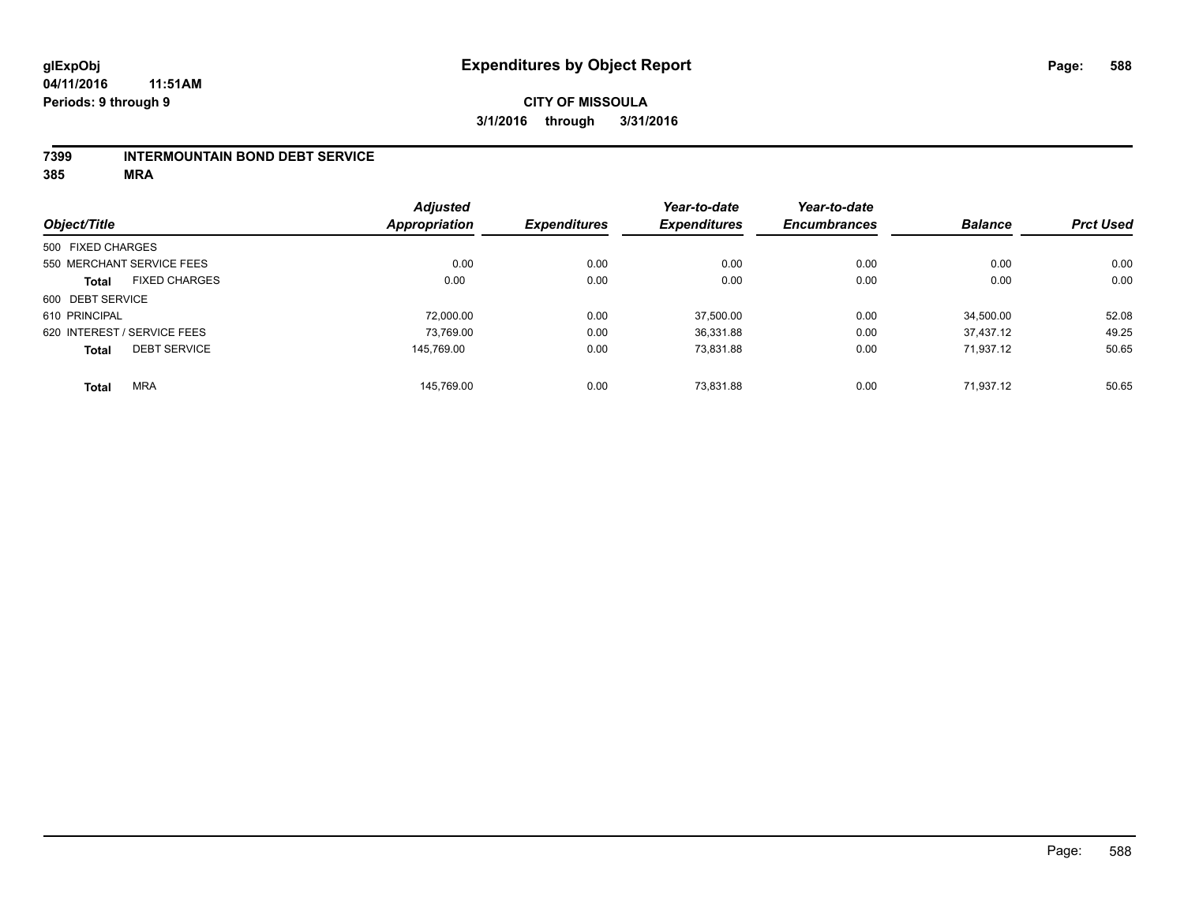**glExpObj**
**04/11/2016 11:51AM**
**Periods: 9 through 9**

# Expenditures by Object Report

**CITY OF MISSOULA**
**3/1/2016 through 3/31/2016**

**7399 INTERMOUNTAIN BOND DEBT SERVICE**
**385 MRA**

| Object/Title | Adjusted Appropriation | Expenditures | Year-to-date Expenditures | Year-to-date Encumbrances | Balance | Prct Used |
|---|---|---|---|---|---|---|
| 500 FIXED CHARGES | | | | | | |
| 550 MERCHANT SERVICE FEES | 0.00 | 0.00 | 0.00 | 0.00 | 0.00 | 0.00 |
| **Total** FIXED CHARGES | 0.00 | 0.00 | 0.00 | 0.00 | 0.00 | 0.00 |
| 600 DEBT SERVICE | | | | | | |
| 610 PRINCIPAL | 72,000.00 | 0.00 | 37,500.00 | 0.00 | 34,500.00 | 52.08 |
| 620 INTEREST / SERVICE FEES | 73,769.00 | 0.00 | 36,331.88 | 0.00 | 37,437.12 | 49.25 |
| **Total** DEBT SERVICE | 145,769.00 | 0.00 | 73,831.88 | 0.00 | 71,937.12 | 50.65 |
| **Total** MRA | 145,769.00 | 0.00 | 73,831.88 | 0.00 | 71,937.12 | 50.65 |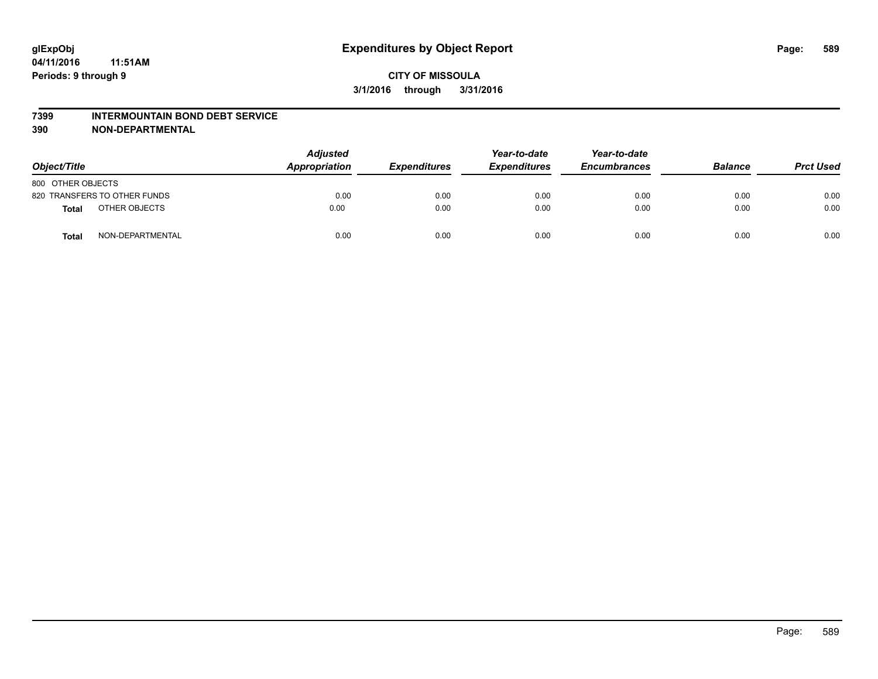**glExpObj** **Expenditures by Object Report**
**04/11/2016 11:51AM**
**Periods: 9 through 9**

**CITY OF MISSOULA**
**3/1/2016 through 3/31/2016**

## 7399 INTERMOUNTAIN BOND DEBT SERVICE
## 390 NON-DEPARTMENTAL

| Object/Title | | Adjusted Appropriation | Expenditures | Year-to-date Expenditures | Year-to-date Encumbrances | Balance | Prct Used |
|---|---|---|---|---|---|---|---|
| 800 OTHER OBJECTS | | | | | | | |
| 820 TRANSFERS TO OTHER FUNDS | | 0.00 | 0.00 | 0.00 | 0.00 | 0.00 | 0.00 |
| **Total** | OTHER OBJECTS | 0.00 | 0.00 | 0.00 | 0.00 | 0.00 | 0.00 |
| **Total** | NON-DEPARTMENTAL | 0.00 | 0.00 | 0.00 | 0.00 | 0.00 | 0.00 |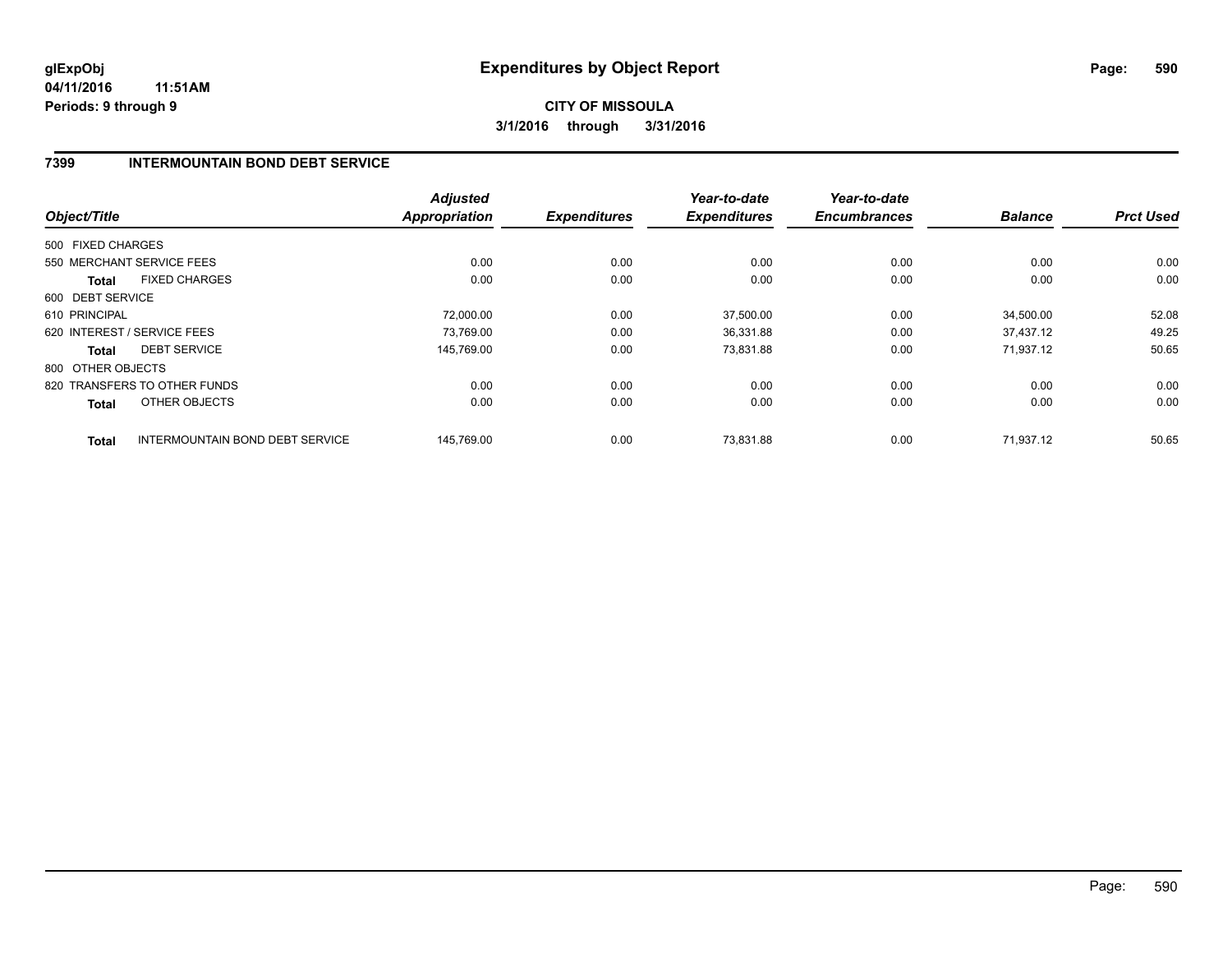**glExpObj**
**04/11/2016 11:51AM**
**Periods: 9 through 9**

# Expenditures by Object Report

**CITY OF MISSOULA**
**3/1/2016 through 3/31/2016**

## 7399 INTERMOUNTAIN BOND DEBT SERVICE

| Object/Title | | Adjusted Appropriation | Expenditures | Year-to-date Expenditures | Year-to-date Encumbrances | Balance | Prct Used |
|---|---|---|---|---|---|---|---|
| 500 FIXED CHARGES | | | | | | | |
| 550 MERCHANT SERVICE FEES | | 0.00 | 0.00 | 0.00 | 0.00 | 0.00 | 0.00 |
| **Total** | FIXED CHARGES | 0.00 | 0.00 | 0.00 | 0.00 | 0.00 | 0.00 |
| 600 DEBT SERVICE | | | | | | | |
| 610 PRINCIPAL | | 72,000.00 | 0.00 | 37,500.00 | 0.00 | 34,500.00 | 52.08 |
| 620 INTEREST / SERVICE FEES | | 73,769.00 | 0.00 | 36,331.88 | 0.00 | 37,437.12 | 49.25 |
| **Total** | DEBT SERVICE | 145,769.00 | 0.00 | 73,831.88 | 0.00 | 71,937.12 | 50.65 |
| 800 OTHER OBJECTS | | | | | | | |
| 820 TRANSFERS TO OTHER FUNDS | | 0.00 | 0.00 | 0.00 | 0.00 | 0.00 | 0.00 |
| **Total** | OTHER OBJECTS | 0.00 | 0.00 | 0.00 | 0.00 | 0.00 | 0.00 |
| **Total** | INTERMOUNTAIN BOND DEBT SERVICE | 145,769.00 | 0.00 | 73,831.88 | 0.00 | 71,937.12 | 50.65 |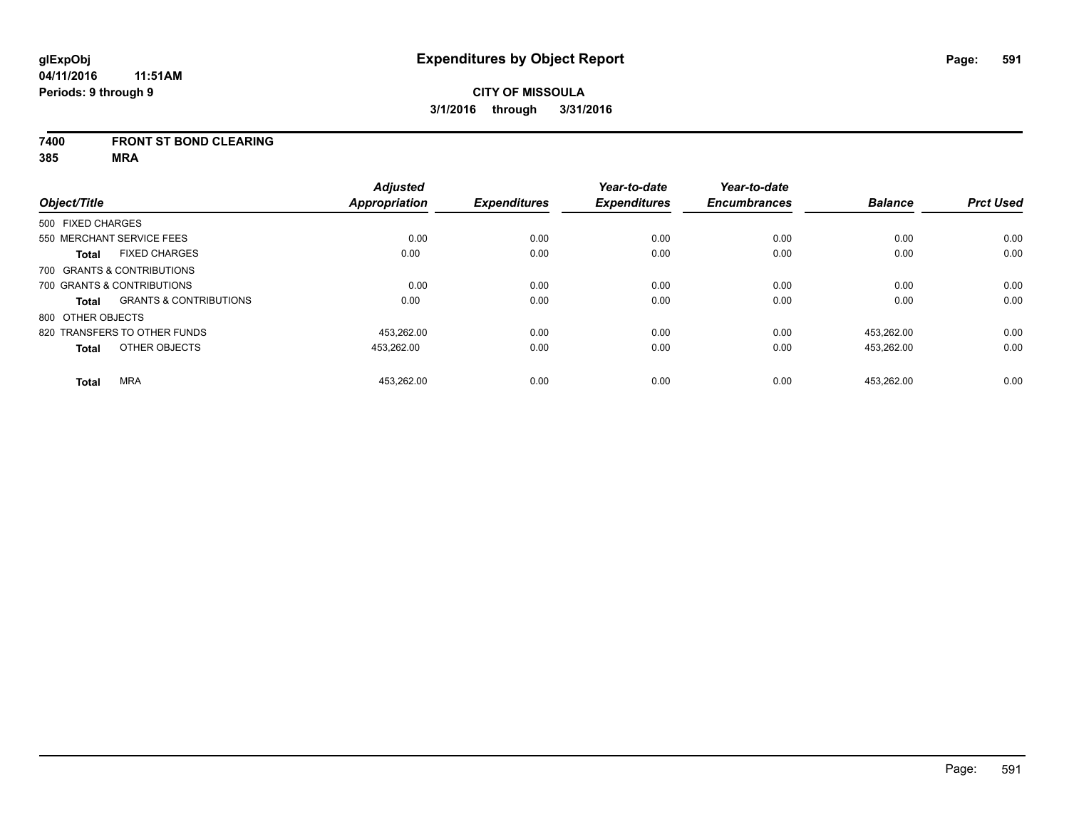# Expenditures by Object Report

glExpObj
04/11/2016 11:51AM
Periods: 9 through 9

**CITY OF MISSOULA**
**3/1/2016 through 3/31/2016**

**7400 FRONT ST BOND CLEARING**
**385 MRA**

| Object/Title | Adjusted Appropriation | Expenditures | Year-to-date Expenditures | Year-to-date Encumbrances | Balance | Prct Used |
|---|---|---|---|---|---|---|
| 500 FIXED CHARGES | | | | | | |
| 550 MERCHANT SERVICE FEES | 0.00 | 0.00 | 0.00 | 0.00 | 0.00 | 0.00 |
| **Total** FIXED CHARGES | 0.00 | 0.00 | 0.00 | 0.00 | 0.00 | 0.00 |
| 700 GRANTS & CONTRIBUTIONS | | | | | | |
| 700 GRANTS & CONTRIBUTIONS | 0.00 | 0.00 | 0.00 | 0.00 | 0.00 | 0.00 |
| **Total** GRANTS & CONTRIBUTIONS | 0.00 | 0.00 | 0.00 | 0.00 | 0.00 | 0.00 |
| 800 OTHER OBJECTS | | | | | | |
| 820 TRANSFERS TO OTHER FUNDS | 453,262.00 | 0.00 | 0.00 | 0.00 | 453,262.00 | 0.00 |
| **Total** OTHER OBJECTS | 453,262.00 | 0.00 | 0.00 | 0.00 | 453,262.00 | 0.00 |
| **Total** MRA | 453,262.00 | 0.00 | 0.00 | 0.00 | 453,262.00 | 0.00 |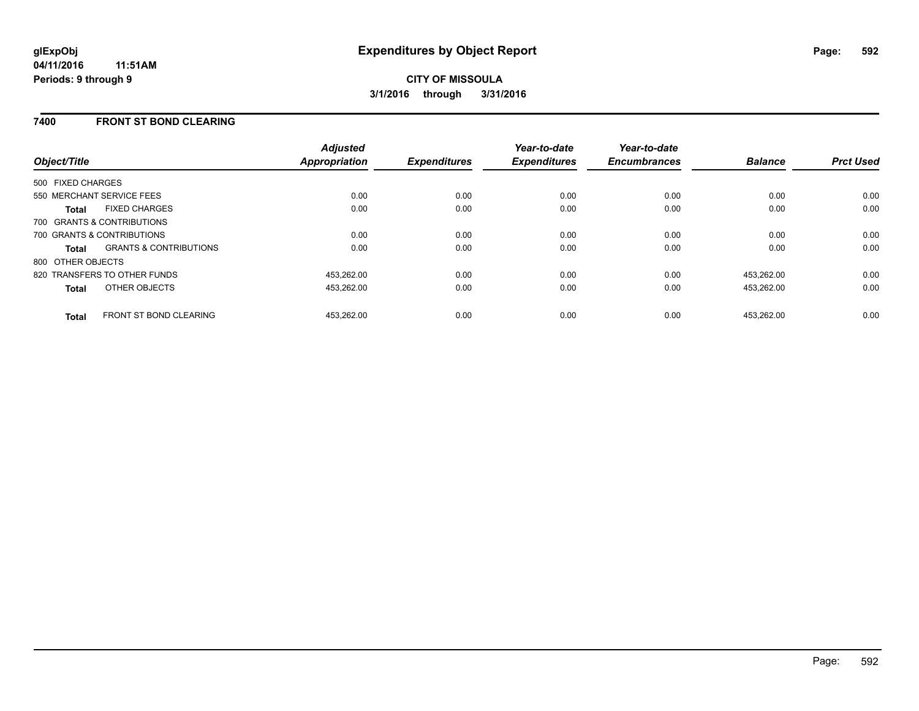# Expenditures by Object Report

**glExpObj**
**04/11/2016 11:51AM**
**Periods: 9 through 9**

**CITY OF MISSOULA**
**3/1/2016 through 3/31/2016**

## 7400 FRONT ST BOND CLEARING

| Object/Title | | Adjusted Appropriation | Expenditures | Year-to-date Expenditures | Year-to-date Encumbrances | Balance | Prct Used |
|---|---|---|---|---|---|---|---|
| 500 FIXED CHARGES | | | | | | | |
| 550 MERCHANT SERVICE FEES | | 0.00 | 0.00 | 0.00 | 0.00 | 0.00 | 0.00 |
| **Total** | FIXED CHARGES | 0.00 | 0.00 | 0.00 | 0.00 | 0.00 | 0.00 |
| 700 GRANTS & CONTRIBUTIONS | | | | | | | |
| 700 GRANTS & CONTRIBUTIONS | | 0.00 | 0.00 | 0.00 | 0.00 | 0.00 | 0.00 |
| **Total** | GRANTS & CONTRIBUTIONS | 0.00 | 0.00 | 0.00 | 0.00 | 0.00 | 0.00 |
| 800 OTHER OBJECTS | | | | | | | |
| 820 TRANSFERS TO OTHER FUNDS | | 453,262.00 | 0.00 | 0.00 | 0.00 | 453,262.00 | 0.00 |
| **Total** | OTHER OBJECTS | 453,262.00 | 0.00 | 0.00 | 0.00 | 453,262.00 | 0.00 |
| **Total** | FRONT ST BOND CLEARING | 453,262.00 | 0.00 | 0.00 | 0.00 | 453,262.00 | 0.00 |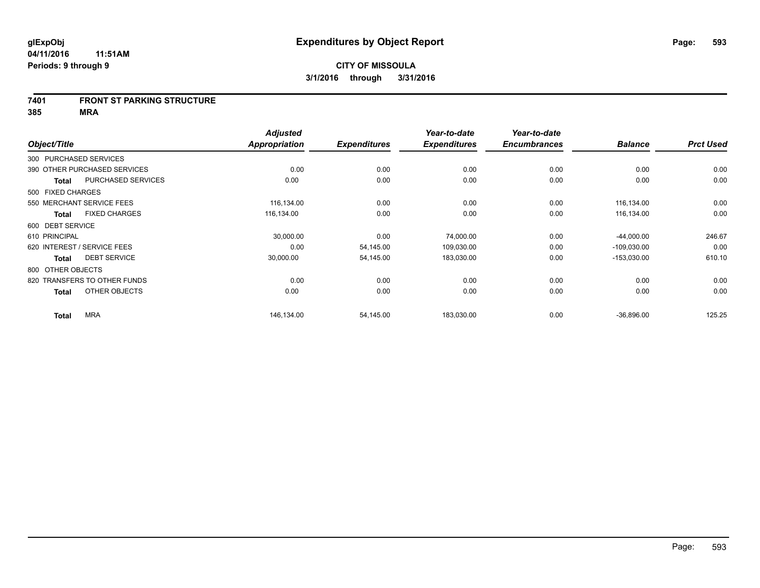# Expenditures by Object Report

glExpObj
04/11/2016 11:51AM
Periods: 9 through 9

**CITY OF MISSOULA**
**3/1/2016 through 3/31/2016**

**7401 FRONT ST PARKING STRUCTURE**
**385 MRA**

| Object/Title | | Adjusted Appropriation | Expenditures | Year-to-date Expenditures | Year-to-date Encumbrances | Balance | Prct Used |
|---|---|---|---|---|---|---|---|
| 300 PURCHASED SERVICES | | | | | | | |
| 390 OTHER PURCHASED SERVICES | | 0.00 | 0.00 | 0.00 | 0.00 | 0.00 | 0.00 |
| **Total** | PURCHASED SERVICES | 0.00 | 0.00 | 0.00 | 0.00 | 0.00 | 0.00 |
| 500 FIXED CHARGES | | | | | | | |
| 550 MERCHANT SERVICE FEES | | 116,134.00 | 0.00 | 0.00 | 0.00 | 116,134.00 | 0.00 |
| **Total** | FIXED CHARGES | 116,134.00 | 0.00 | 0.00 | 0.00 | 116,134.00 | 0.00 |
| 600 DEBT SERVICE | | | | | | | |
| 610 PRINCIPAL | | 30,000.00 | 0.00 | 74,000.00 | 0.00 | -44,000.00 | 246.67 |
| 620 INTEREST / SERVICE FEES | | 0.00 | 54,145.00 | 109,030.00 | 0.00 | -109,030.00 | 0.00 |
| **Total** | DEBT SERVICE | 30,000.00 | 54,145.00 | 183,030.00 | 0.00 | -153,030.00 | 610.10 |
| 800 OTHER OBJECTS | | | | | | | |
| 820 TRANSFERS TO OTHER FUNDS | | 0.00 | 0.00 | 0.00 | 0.00 | 0.00 | 0.00 |
| **Total** | OTHER OBJECTS | 0.00 | 0.00 | 0.00 | 0.00 | 0.00 | 0.00 |
| **Total** | MRA | 146,134.00 | 54,145.00 | 183,030.00 | 0.00 | -36,896.00 | 125.25 |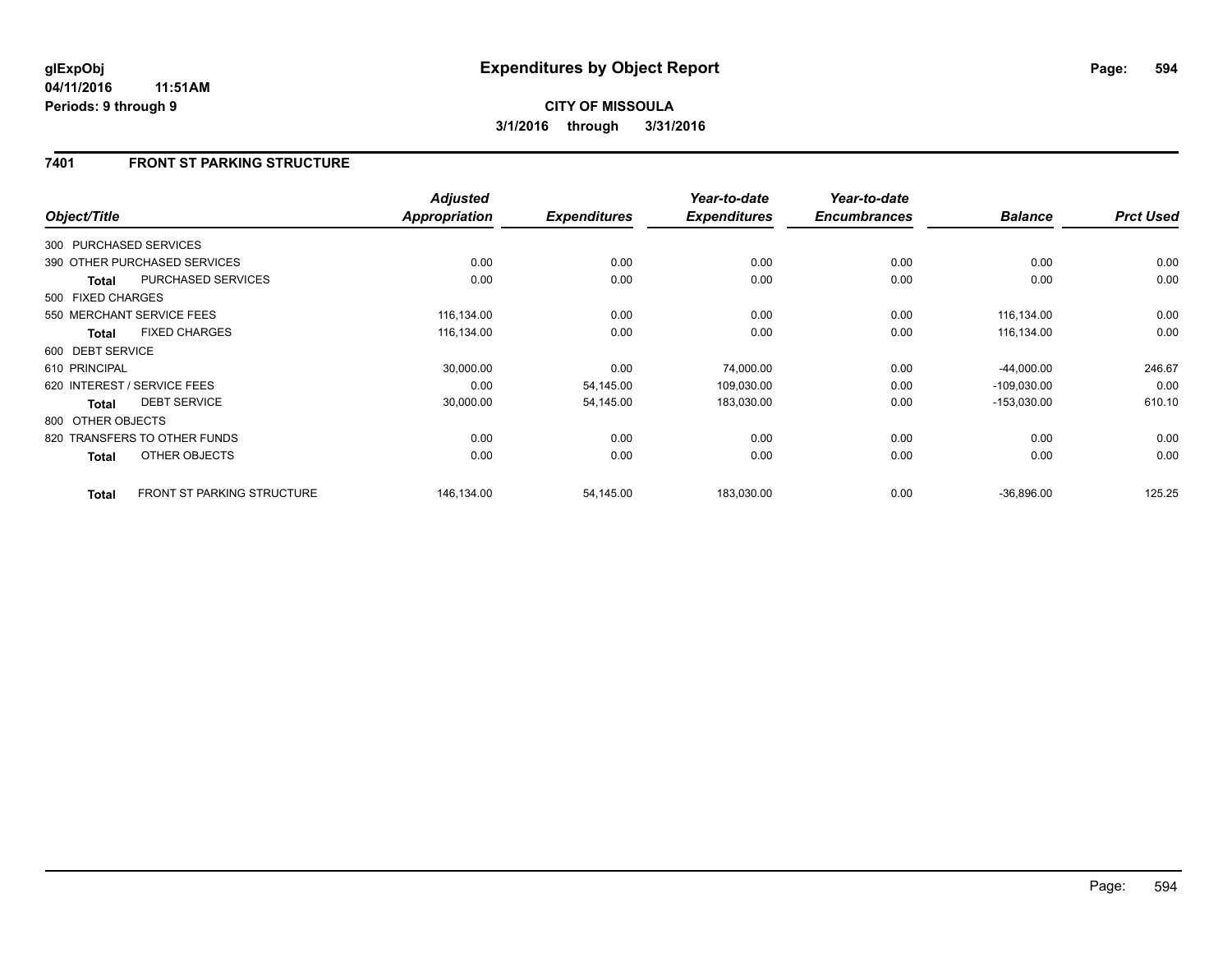**glExpObj** 04/11/2016 11:51AM
**Periods: 9 through 9**

# Expenditures by Object Report

**CITY OF MISSOULA**
**3/1/2016 through 3/31/2016**

## 7401 FRONT ST PARKING STRUCTURE

| Object/Title | | Adjusted Appropriation | Expenditures | Year-to-date Expenditures | Year-to-date Encumbrances | Balance | Prct Used |
|---|---|---|---|---|---|---|---|
| 300 PURCHASED SERVICES | | | | | | | |
| 390 OTHER PURCHASED SERVICES | | 0.00 | 0.00 | 0.00 | 0.00 | 0.00 | 0.00 |
| Total | PURCHASED SERVICES | 0.00 | 0.00 | 0.00 | 0.00 | 0.00 | 0.00 |
| 500 FIXED CHARGES | | | | | | | |
| 550 MERCHANT SERVICE FEES | | 116,134.00 | 0.00 | 0.00 | 0.00 | 116,134.00 | 0.00 |
| Total | FIXED CHARGES | 116,134.00 | 0.00 | 0.00 | 0.00 | 116,134.00 | 0.00 |
| 600 DEBT SERVICE | | | | | | | |
| 610 PRINCIPAL | | 30,000.00 | 0.00 | 74,000.00 | 0.00 | -44,000.00 | 246.67 |
| 620 INTEREST / SERVICE FEES | | 0.00 | 54,145.00 | 109,030.00 | 0.00 | -109,030.00 | 0.00 |
| Total | DEBT SERVICE | 30,000.00 | 54,145.00 | 183,030.00 | 0.00 | -153,030.00 | 610.10 |
| 800 OTHER OBJECTS | | | | | | | |
| 820 TRANSFERS TO OTHER FUNDS | | 0.00 | 0.00 | 0.00 | 0.00 | 0.00 | 0.00 |
| Total | OTHER OBJECTS | 0.00 | 0.00 | 0.00 | 0.00 | 0.00 | 0.00 |
| Total | FRONT ST PARKING STRUCTURE | 146,134.00 | 54,145.00 | 183,030.00 | 0.00 | -36,896.00 | 125.25 |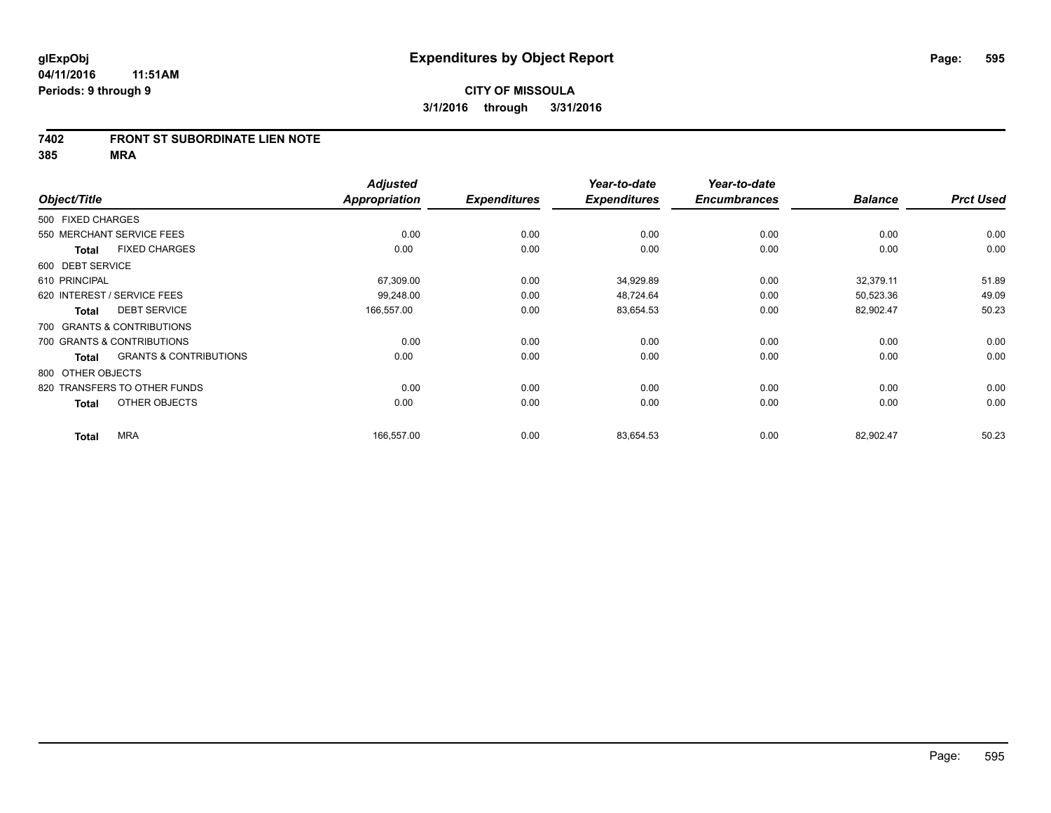# Expenditures by Object Report

glExpObj
04/11/2016 11:51AM
Periods: 9 through 9

**CITY OF MISSOULA**
**3/1/2016 through 3/31/2016**

## 7402 FRONT ST SUBORDINATE LIEN NOTE
## 385 MRA

| Object/Title | Adjusted Appropriation | Expenditures | Year-to-date Expenditures | Year-to-date Encumbrances | Balance | Prct Used |
|---|---|---|---|---|---|---|
| 500 FIXED CHARGES | | | | | | |
| 550 MERCHANT SERVICE FEES | 0.00 | 0.00 | 0.00 | 0.00 | 0.00 | 0.00 |
| **Total** FIXED CHARGES | 0.00 | 0.00 | 0.00 | 0.00 | 0.00 | 0.00 |
| 600 DEBT SERVICE | | | | | | |
| 610 PRINCIPAL | 67,309.00 | 0.00 | 34,929.89 | 0.00 | 32,379.11 | 51.89 |
| 620 INTEREST / SERVICE FEES | 99,248.00 | 0.00 | 48,724.64 | 0.00 | 50,523.36 | 49.09 |
| **Total** DEBT SERVICE | 166,557.00 | 0.00 | 83,654.53 | 0.00 | 82,902.47 | 50.23 |
| 700 GRANTS & CONTRIBUTIONS | | | | | | |
| 700 GRANTS & CONTRIBUTIONS | 0.00 | 0.00 | 0.00 | 0.00 | 0.00 | 0.00 |
| **Total** GRANTS & CONTRIBUTIONS | 0.00 | 0.00 | 0.00 | 0.00 | 0.00 | 0.00 |
| 800 OTHER OBJECTS | | | | | | |
| 820 TRANSFERS TO OTHER FUNDS | 0.00 | 0.00 | 0.00 | 0.00 | 0.00 | 0.00 |
| **Total** OTHER OBJECTS | 0.00 | 0.00 | 0.00 | 0.00 | 0.00 | 0.00 |
| **Total** MRA | 166,557.00 | 0.00 | 83,654.53 | 0.00 | 82,902.47 | 50.23 |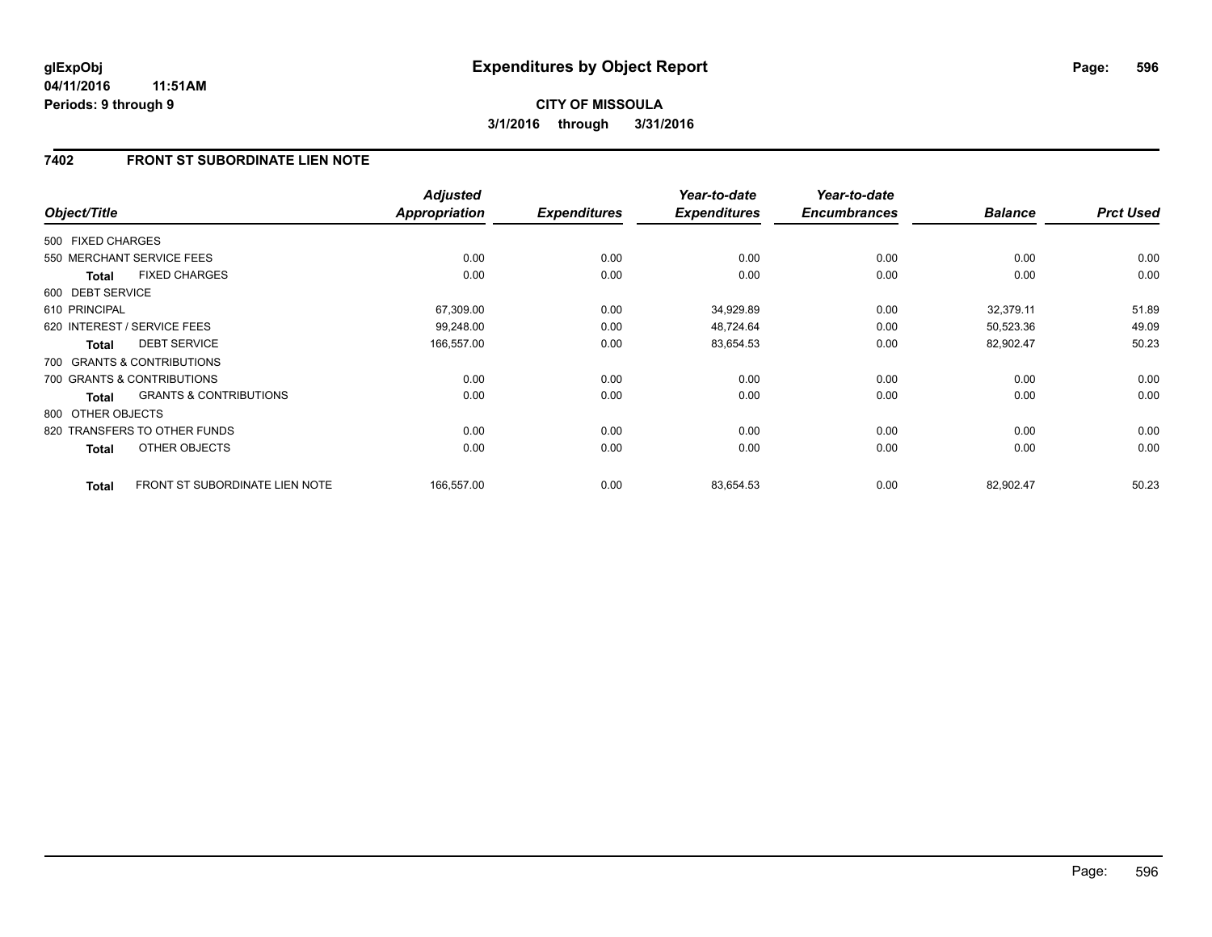**glExpObj**
**04/11/2016 11:51AM**
**Periods: 9 through 9**

# Expenditures by Object Report

**CITY OF MISSOULA**
**3/1/2016 through 3/31/2016**

## 7402 FRONT ST SUBORDINATE LIEN NOTE

| Object/Title | | Adjusted Appropriation | Expenditures | Year-to-date Expenditures | Year-to-date Encumbrances | Balance | Prct Used |
|---|---|---|---|---|---|---|---|
| 500 FIXED CHARGES | | | | | | | |
| 550 MERCHANT SERVICE FEES | | 0.00 | 0.00 | 0.00 | 0.00 | 0.00 | 0.00 |
| **Total** | FIXED CHARGES | 0.00 | 0.00 | 0.00 | 0.00 | 0.00 | 0.00 |
| 600 DEBT SERVICE | | | | | | | |
| 610 PRINCIPAL | | 67,309.00 | 0.00 | 34,929.89 | 0.00 | 32,379.11 | 51.89 |
| 620 INTEREST / SERVICE FEES | | 99,248.00 | 0.00 | 48,724.64 | 0.00 | 50,523.36 | 49.09 |
| **Total** | DEBT SERVICE | 166,557.00 | 0.00 | 83,654.53 | 0.00 | 82,902.47 | 50.23 |
| 700 GRANTS & CONTRIBUTIONS | | | | | | | |
| 700 GRANTS & CONTRIBUTIONS | | 0.00 | 0.00 | 0.00 | 0.00 | 0.00 | 0.00 |
| **Total** | GRANTS & CONTRIBUTIONS | 0.00 | 0.00 | 0.00 | 0.00 | 0.00 | 0.00 |
| 800 OTHER OBJECTS | | | | | | | |
| 820 TRANSFERS TO OTHER FUNDS | | 0.00 | 0.00 | 0.00 | 0.00 | 0.00 | 0.00 |
| **Total** | OTHER OBJECTS | 0.00 | 0.00 | 0.00 | 0.00 | 0.00 | 0.00 |
| **Total** | FRONT ST SUBORDINATE LIEN NOTE | 166,557.00 | 0.00 | 83,654.53 | 0.00 | 82,902.47 | 50.23 |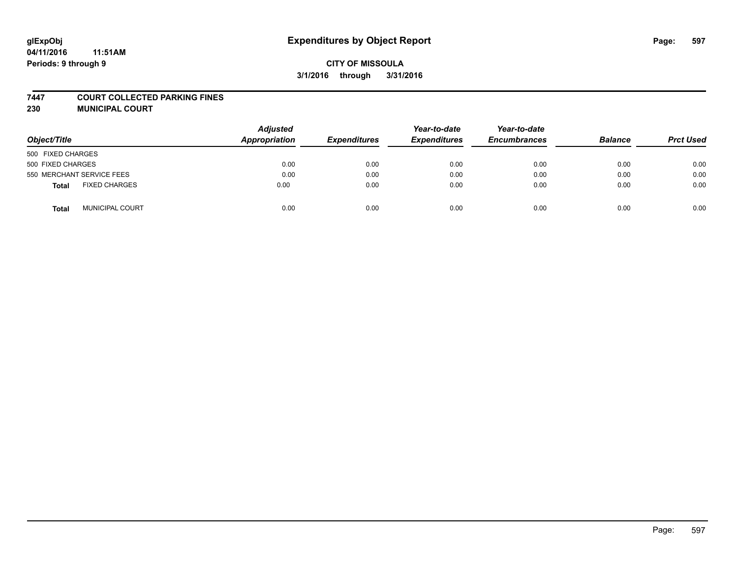# Expenditures by Object Report

glExpObj
04/11/2016 11:51AM
Periods: 9 through 9

**CITY OF MISSOULA**
**3/1/2016 through 3/31/2016**

**7447 COURT COLLECTED PARKING FINES**
**230 MUNICIPAL COURT**

| Object/Title | Adjusted Appropriation | Expenditures | Year-to-date Expenditures | Year-to-date Encumbrances | Balance | Prct Used |
|---|---|---|---|---|---|---|
| 500 FIXED CHARGES | | | | | | |
| 500 FIXED CHARGES | 0.00 | 0.00 | 0.00 | 0.00 | 0.00 | 0.00 |
| 550 MERCHANT SERVICE FEES | 0.00 | 0.00 | 0.00 | 0.00 | 0.00 | 0.00 |
| **Total** FIXED CHARGES | 0.00 | 0.00 | 0.00 | 0.00 | 0.00 | 0.00 |
| **Total** MUNICIPAL COURT | 0.00 | 0.00 | 0.00 | 0.00 | 0.00 | 0.00 |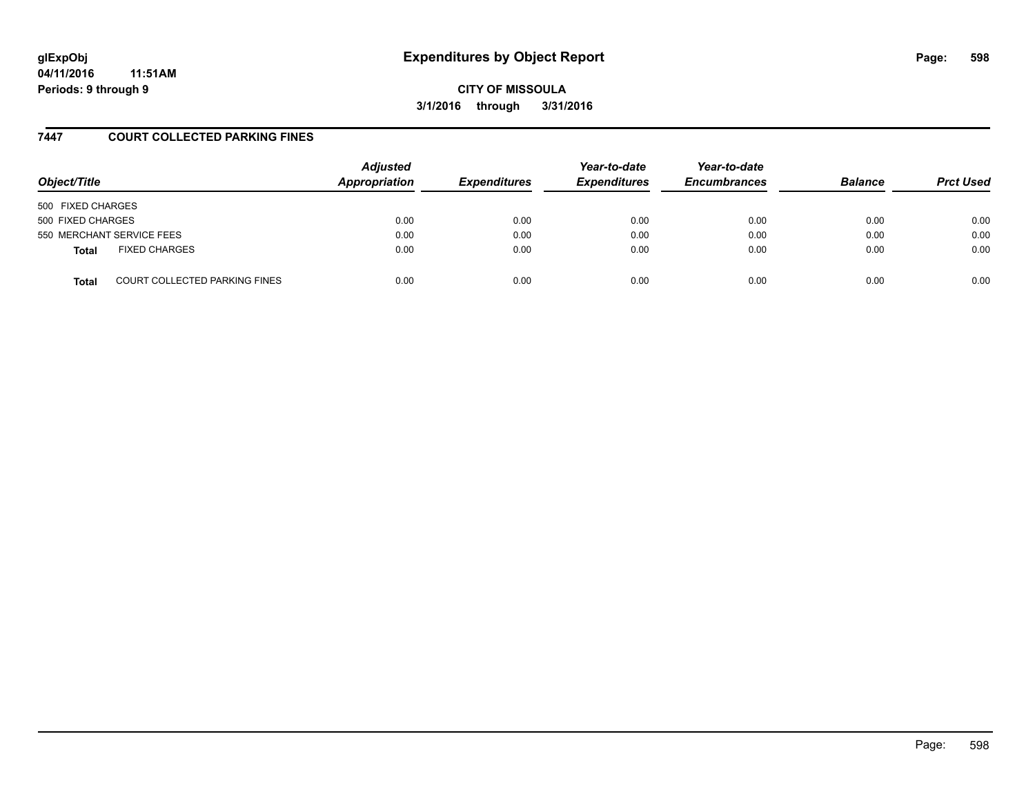# Expenditures by Object Report

glExpObj
04/11/2016 11:51AM
Periods: 9 through 9

**CITY OF MISSOULA**
**3/1/2016 through 3/31/2016**

## 7447 COURT COLLECTED PARKING FINES

| Object/Title | | Adjusted Appropriation | Expenditures | Year-to-date Expenditures | Year-to-date Encumbrances | Balance | Prct Used |
|---|---|---|---|---|---|---|---|
| 500 FIXED CHARGES | | | | | | | |
| 500 FIXED CHARGES | | 0.00 | 0.00 | 0.00 | 0.00 | 0.00 | 0.00 |
| 550 MERCHANT SERVICE FEES | | 0.00 | 0.00 | 0.00 | 0.00 | 0.00 | 0.00 |
| **Total** | FIXED CHARGES | 0.00 | 0.00 | 0.00 | 0.00 | 0.00 | 0.00 |
| **Total** | COURT COLLECTED PARKING FINES | 0.00 | 0.00 | 0.00 | 0.00 | 0.00 | 0.00 |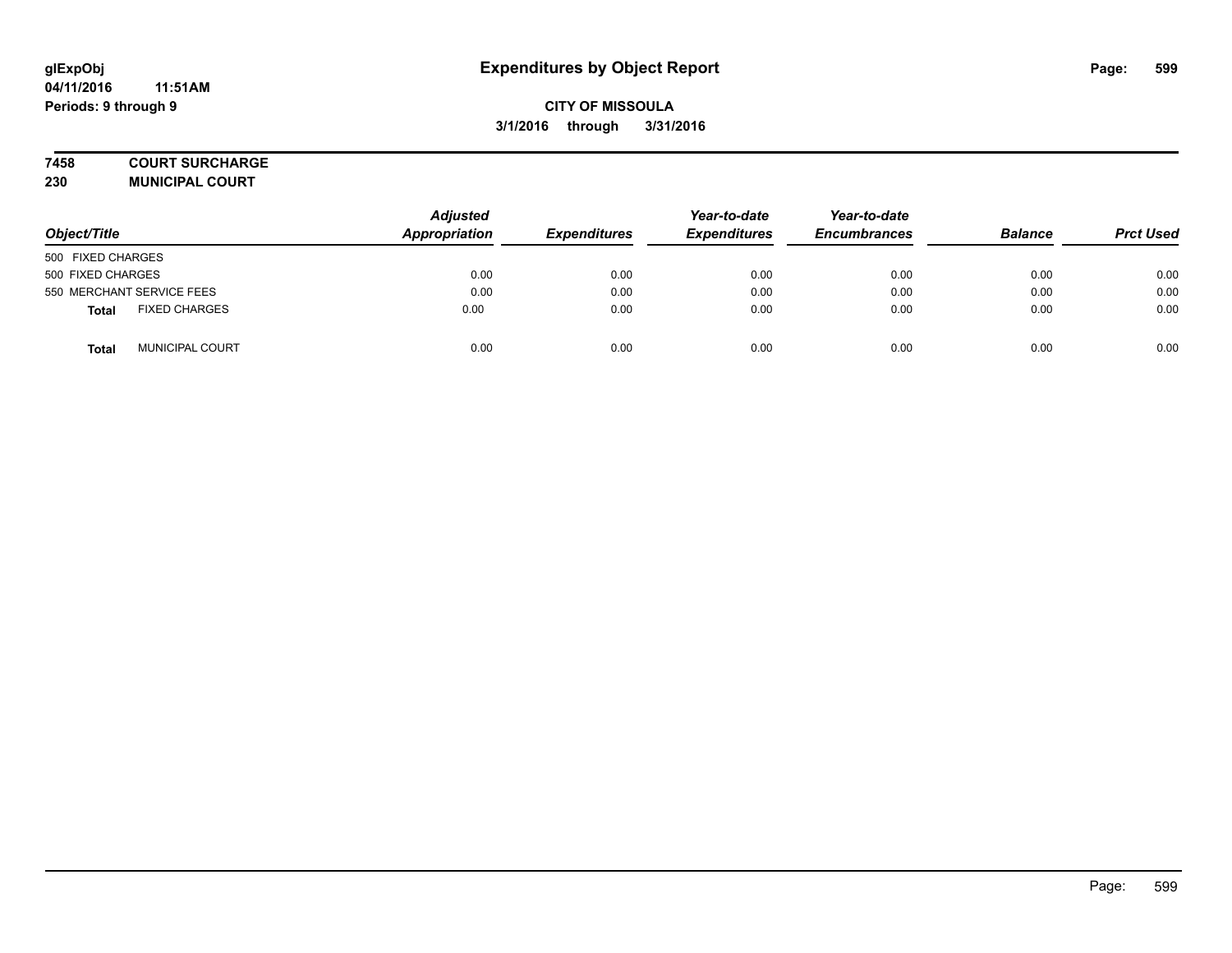# Expenditures by Object Report

glExpObj
04/11/2016 11:51AM
Periods: 9 through 9

**CITY OF MISSOULA**
**3/1/2016 through 3/31/2016**

**7458 COURT SURCHARGE**
**230 MUNICIPAL COURT**

| Object/Title | Adjusted Appropriation | Expenditures | Year-to-date Expenditures | Year-to-date Encumbrances | Balance | Prct Used |
|---|---|---|---|---|---|---|
| 500 FIXED CHARGES | | | | | | |
| 500 FIXED CHARGES | 0.00 | 0.00 | 0.00 | 0.00 | 0.00 | 0.00 |
| 550 MERCHANT SERVICE FEES | 0.00 | 0.00 | 0.00 | 0.00 | 0.00 | 0.00 |
| **Total** FIXED CHARGES | 0.00 | 0.00 | 0.00 | 0.00 | 0.00 | 0.00 |
| **Total** MUNICIPAL COURT | 0.00 | 0.00 | 0.00 | 0.00 | 0.00 | 0.00 |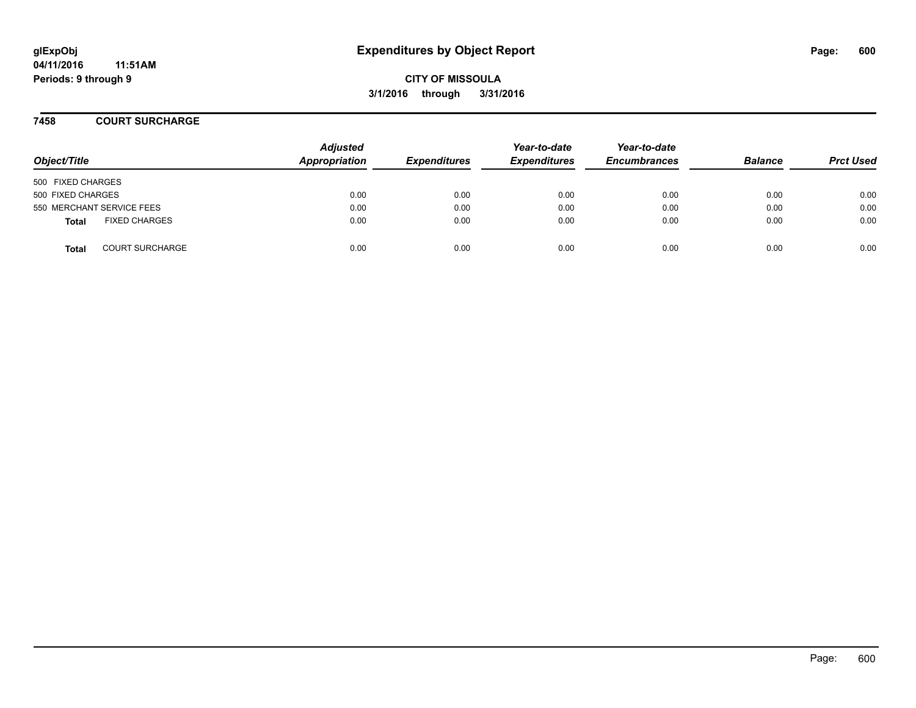**glExpObj** **Expenditures by Object Report**

**04/11/2016 11:51AM**

**Periods: 9 through 9**

**CITY OF MISSOULA**

**3/1/2016 through 3/31/2016**

## 7458 COURT SURCHARGE

| Object/Title | Adjusted Appropriation | Expenditures | Year-to-date Expenditures | Year-to-date Encumbrances | Balance | Prct Used |
|---|---|---|---|---|---|---|
| 500 FIXED CHARGES | | | | | | |
| 500 FIXED CHARGES | 0.00 | 0.00 | 0.00 | 0.00 | 0.00 | 0.00 |
| 550 MERCHANT SERVICE FEES | 0.00 | 0.00 | 0.00 | 0.00 | 0.00 | 0.00 |
| **Total** FIXED CHARGES | 0.00 | 0.00 | 0.00 | 0.00 | 0.00 | 0.00 |
| **Total** COURT SURCHARGE | 0.00 | 0.00 | 0.00 | 0.00 | 0.00 | 0.00 |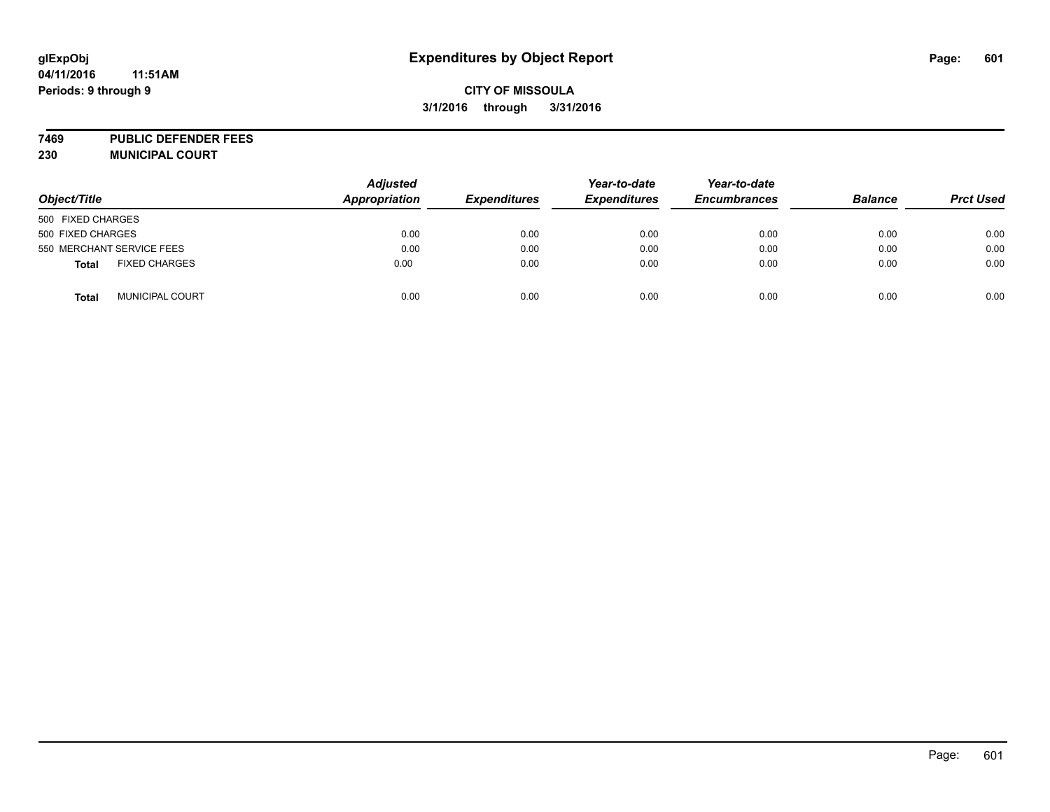**glExpObj** **Expenditures by Object Report**
**04/11/2016 11:51AM**
**Periods: 9 through 9**

**CITY OF MISSOULA**
**3/1/2016 through 3/31/2016**

**7469 PUBLIC DEFENDER FEES**
**230 MUNICIPAL COURT**

| Object/Title | | Adjusted Appropriation | Expenditures | Year-to-date Expenditures | Year-to-date Encumbrances | Balance | Prct Used |
|---|---|---|---|---|---|---|---|
| 500 FIXED CHARGES | | | | | | | |
| 500 FIXED CHARGES | | 0.00 | 0.00 | 0.00 | 0.00 | 0.00 | 0.00 |
| 550 MERCHANT SERVICE FEES | | 0.00 | 0.00 | 0.00 | 0.00 | 0.00 | 0.00 |
| **Total** | FIXED CHARGES | 0.00 | 0.00 | 0.00 | 0.00 | 0.00 | 0.00 |
| **Total** | MUNICIPAL COURT | 0.00 | 0.00 | 0.00 | 0.00 | 0.00 | 0.00 |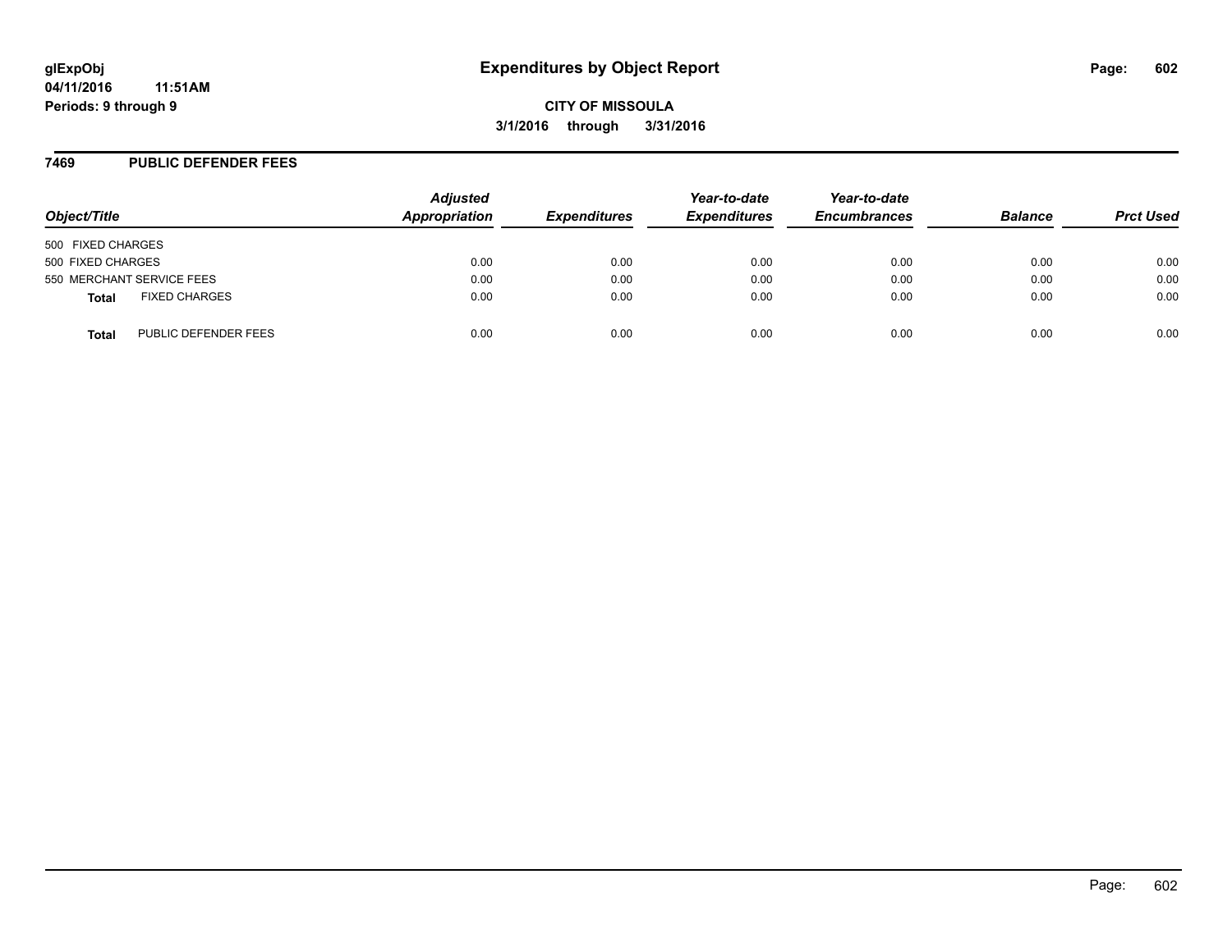# Expenditures by Object Report

**CITY OF MISSOULA**

**3/1/2016 through 3/31/2016**

glExpObj
04/11/2016 11:51AM
Periods: 9 through 9

## 7469 PUBLIC DEFENDER FEES

| Object/Title | Adjusted Appropriation | Expenditures | Year-to-date Expenditures | Year-to-date Encumbrances | Balance | Prct Used |
|---|---|---|---|---|---|---|
| 500 FIXED CHARGES | | | | | | |
| 500 FIXED CHARGES | 0.00 | 0.00 | 0.00 | 0.00 | 0.00 | 0.00 |
| 550 MERCHANT SERVICE FEES | 0.00 | 0.00 | 0.00 | 0.00 | 0.00 | 0.00 |
| **Total** FIXED CHARGES | 0.00 | 0.00 | 0.00 | 0.00 | 0.00 | 0.00 |
| **Total** PUBLIC DEFENDER FEES | 0.00 | 0.00 | 0.00 | 0.00 | 0.00 | 0.00 |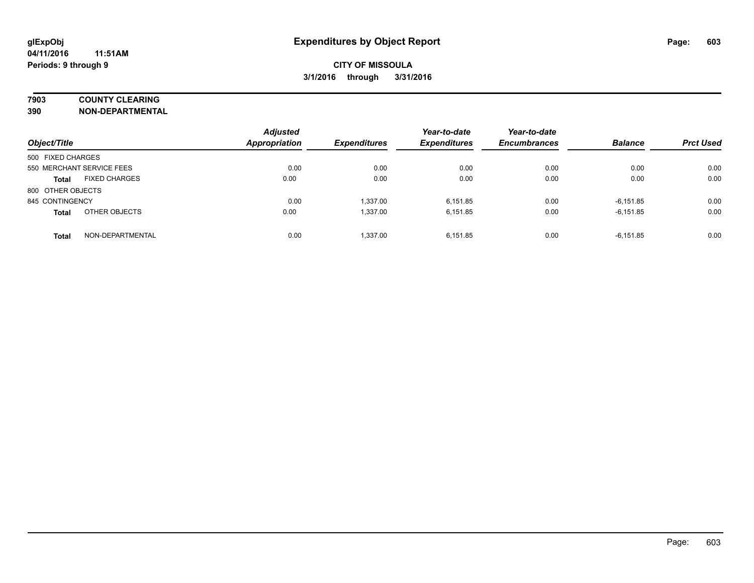# Expenditures by Object Report

glExpObj
04/11/2016 11:51AM
Periods: 9 through 9

**CITY OF MISSOULA**
**3/1/2016 through 3/31/2016**

## 7903 COUNTY CLEARING
## 390 NON-DEPARTMENTAL

| Object/Title | | Adjusted Appropriation | Expenditures | Year-to-date Expenditures | Year-to-date Encumbrances | Balance | Prct Used |
|---|---|---|---|---|---|---|---|
| 500 FIXED CHARGES | | | | | | | |
| 550 MERCHANT SERVICE FEES | | 0.00 | 0.00 | 0.00 | 0.00 | 0.00 | 0.00 |
| **Total** | FIXED CHARGES | 0.00 | 0.00 | 0.00 | 0.00 | 0.00 | 0.00 |
| 800 OTHER OBJECTS | | | | | | | |
| 845 CONTINGENCY | | 0.00 | 1,337.00 | 6,151.85 | 0.00 | -6,151.85 | 0.00 |
| **Total** | OTHER OBJECTS | 0.00 | 1,337.00 | 6,151.85 | 0.00 | -6,151.85 | 0.00 |
| **Total** | NON-DEPARTMENTAL | 0.00 | 1,337.00 | 6,151.85 | 0.00 | -6,151.85 | 0.00 |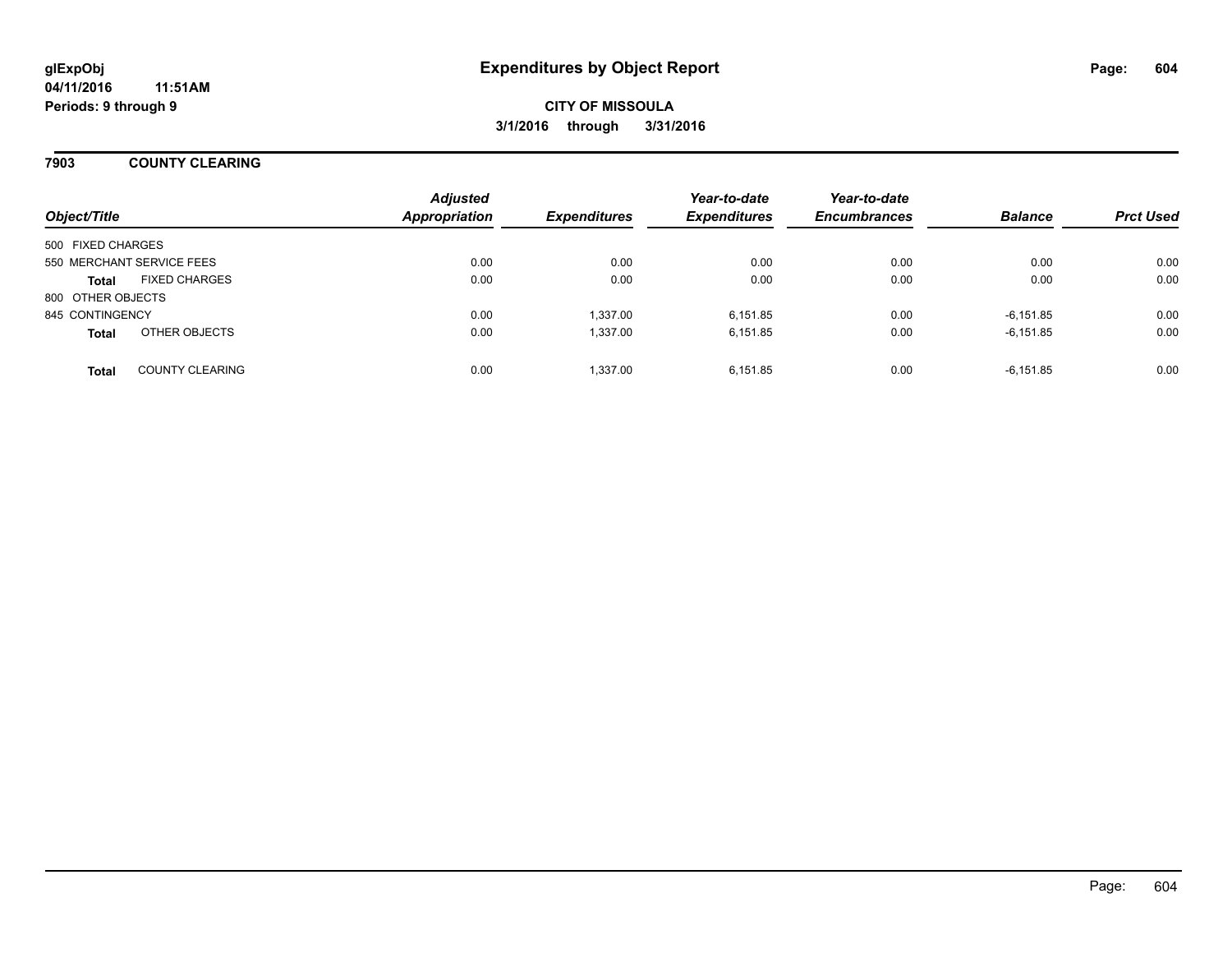**glExpObj** **Expenditures by Object Report**

**04/11/2016 11:51AM**

**Periods: 9 through 9**

**CITY OF MISSOULA**

**3/1/2016 through 3/31/2016**

## 7903 COUNTY CLEARING

| Object/Title | | Adjusted Appropriation | Expenditures | Year-to-date Expenditures | Year-to-date Encumbrances | Balance | Prct Used |
|---|---|---|---|---|---|---|---|
| 500 FIXED CHARGES | | | | | | | |
| 550 MERCHANT SERVICE FEES | | 0.00 | 0.00 | 0.00 | 0.00 | 0.00 | 0.00 |
| **Total** | FIXED CHARGES | 0.00 | 0.00 | 0.00 | 0.00 | 0.00 | 0.00 |
| 800 OTHER OBJECTS | | | | | | | |
| 845 CONTINGENCY | | 0.00 | 1,337.00 | 6,151.85 | 0.00 | -6,151.85 | 0.00 |
| **Total** | OTHER OBJECTS | 0.00 | 1,337.00 | 6,151.85 | 0.00 | -6,151.85 | 0.00 |
| **Total** | COUNTY CLEARING | 0.00 | 1,337.00 | 6,151.85 | 0.00 | -6,151.85 | 0.00 |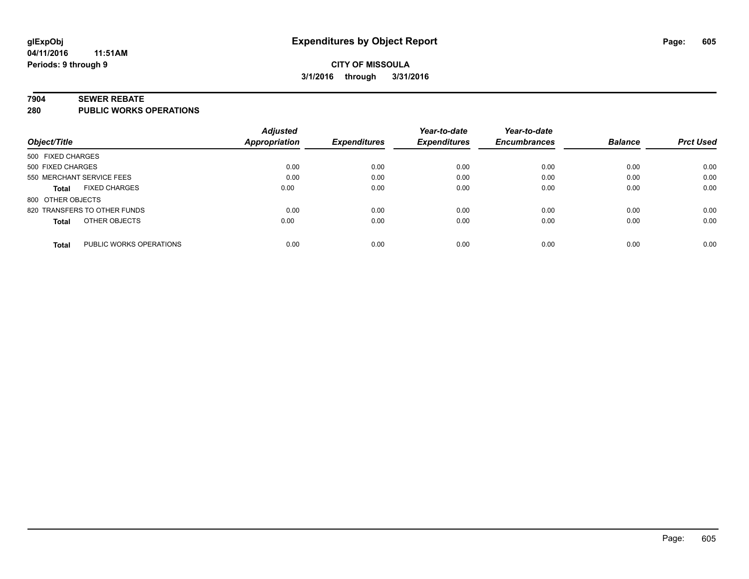**CITY OF MISSOULA**

**3/1/2016 through 3/31/2016**

## 7904 SEWER REBATE
## 280 PUBLIC WORKS OPERATIONS

| Object/Title | Adjusted Appropriation | Expenditures | Year-to-date Expenditures | Year-to-date Encumbrances | Balance | Prct Used |
|---|---|---|---|---|---|---|
| 500 FIXED CHARGES | | | | | | |
| 500 FIXED CHARGES | 0.00 | 0.00 | 0.00 | 0.00 | 0.00 | 0.00 |
| 550 MERCHANT SERVICE FEES | 0.00 | 0.00 | 0.00 | 0.00 | 0.00 | 0.00 |
| **Total** FIXED CHARGES | 0.00 | 0.00 | 0.00 | 0.00 | 0.00 | 0.00 |
| 800 OTHER OBJECTS | | | | | | |
| 820 TRANSFERS TO OTHER FUNDS | 0.00 | 0.00 | 0.00 | 0.00 | 0.00 | 0.00 |
| **Total** OTHER OBJECTS | 0.00 | 0.00 | 0.00 | 0.00 | 0.00 | 0.00 |
| **Total** PUBLIC WORKS OPERATIONS | 0.00 | 0.00 | 0.00 | 0.00 | 0.00 | 0.00 |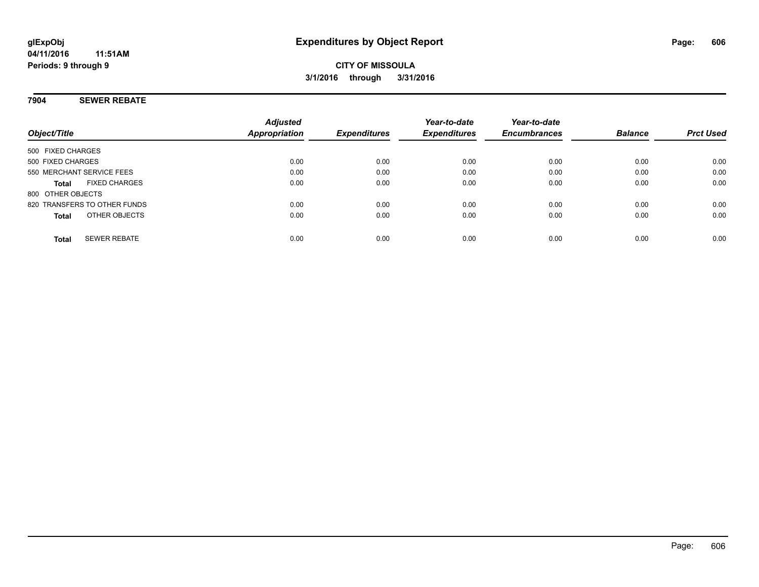**glExpObj** **Expenditures by Object Report**
**04/11/2016 11:51AM**
**Periods: 9 through 9**

**CITY OF MISSOULA**
**3/1/2016 through 3/31/2016**

## 7904 SEWER REBATE

| Object/Title | Adjusted Appropriation | Expenditures | Year-to-date Expenditures | Year-to-date Encumbrances | Balance | Prct Used |
|---|---|---|---|---|---|---|
| 500 FIXED CHARGES | | | | | | |
| 500 FIXED CHARGES | 0.00 | 0.00 | 0.00 | 0.00 | 0.00 | 0.00 |
| 550 MERCHANT SERVICE FEES | 0.00 | 0.00 | 0.00 | 0.00 | 0.00 | 0.00 |
| **Total** FIXED CHARGES | 0.00 | 0.00 | 0.00 | 0.00 | 0.00 | 0.00 |
| 800 OTHER OBJECTS | | | | | | |
| 820 TRANSFERS TO OTHER FUNDS | 0.00 | 0.00 | 0.00 | 0.00 | 0.00 | 0.00 |
| **Total** OTHER OBJECTS | 0.00 | 0.00 | 0.00 | 0.00 | 0.00 | 0.00 |
| **Total** SEWER REBATE | 0.00 | 0.00 | 0.00 | 0.00 | 0.00 | 0.00 |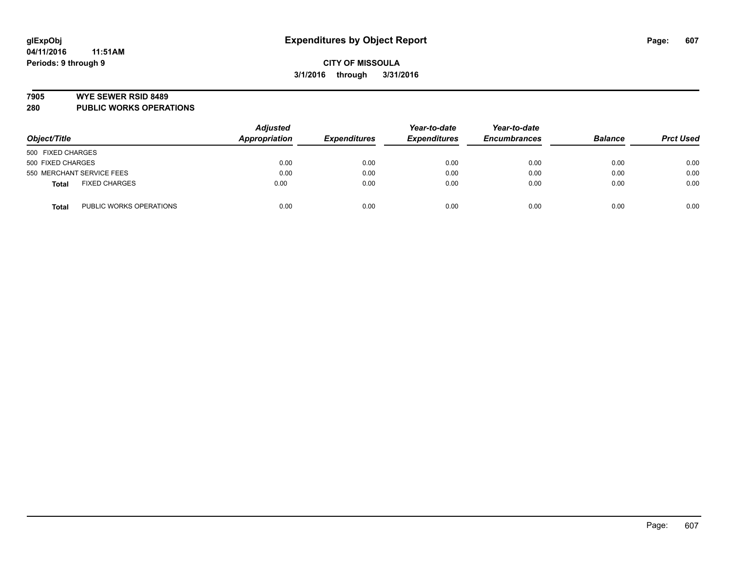# Expenditures by Object Report

glExpObj
04/11/2016 11:51AM
Periods: 9 through 9

**CITY OF MISSOULA**
**3/1/2016 through 3/31/2016**

## 7905 WYE SEWER RSID 8489
## 280 PUBLIC WORKS OPERATIONS

| Object/Title | | Adjusted Appropriation | Expenditures | Year-to-date Expenditures | Year-to-date Encumbrances | Balance | Prct Used |
|---|---|---|---|---|---|---|---|
| 500 FIXED CHARGES | | | | | | | |
| 500 FIXED CHARGES | | 0.00 | 0.00 | 0.00 | 0.00 | 0.00 | 0.00 |
| 550 MERCHANT SERVICE FEES | | 0.00 | 0.00 | 0.00 | 0.00 | 0.00 | 0.00 |
| **Total** | FIXED CHARGES | 0.00 | 0.00 | 0.00 | 0.00 | 0.00 | 0.00 |
| **Total** | PUBLIC WORKS OPERATIONS | 0.00 | 0.00 | 0.00 | 0.00 | 0.00 | 0.00 |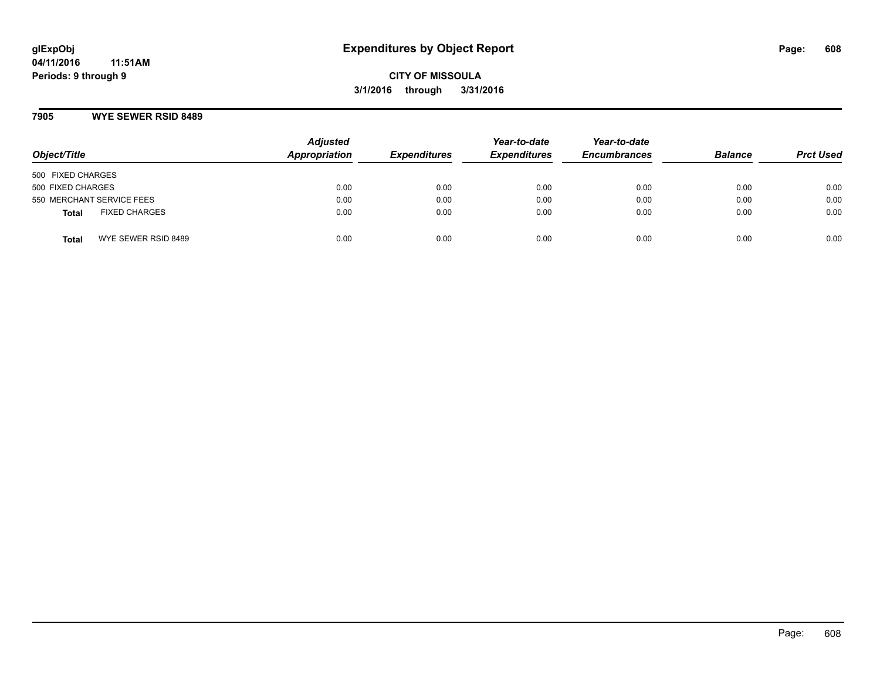**glExpObj** **Expenditures by Object Report**

**04/11/2016 11:51AM**

**Periods: 9 through 9**

**CITY OF MISSOULA**

**3/1/2016 through 3/31/2016**

## 7905 WYE SEWER RSID 8489

| Object/Title | Adjusted Appropriation | Expenditures | Year-to-date Expenditures | Year-to-date Encumbrances | Balance | Prct Used |
|---|---|---|---|---|---|---|
| 500 FIXED CHARGES | | | | | | |
| 500 FIXED CHARGES | 0.00 | 0.00 | 0.00 | 0.00 | 0.00 | 0.00 |
| 550 MERCHANT SERVICE FEES | 0.00 | 0.00 | 0.00 | 0.00 | 0.00 | 0.00 |
| **Total** FIXED CHARGES | 0.00 | 0.00 | 0.00 | 0.00 | 0.00 | 0.00 |
| **Total** WYE SEWER RSID 8489 | 0.00 | 0.00 | 0.00 | 0.00 | 0.00 | 0.00 |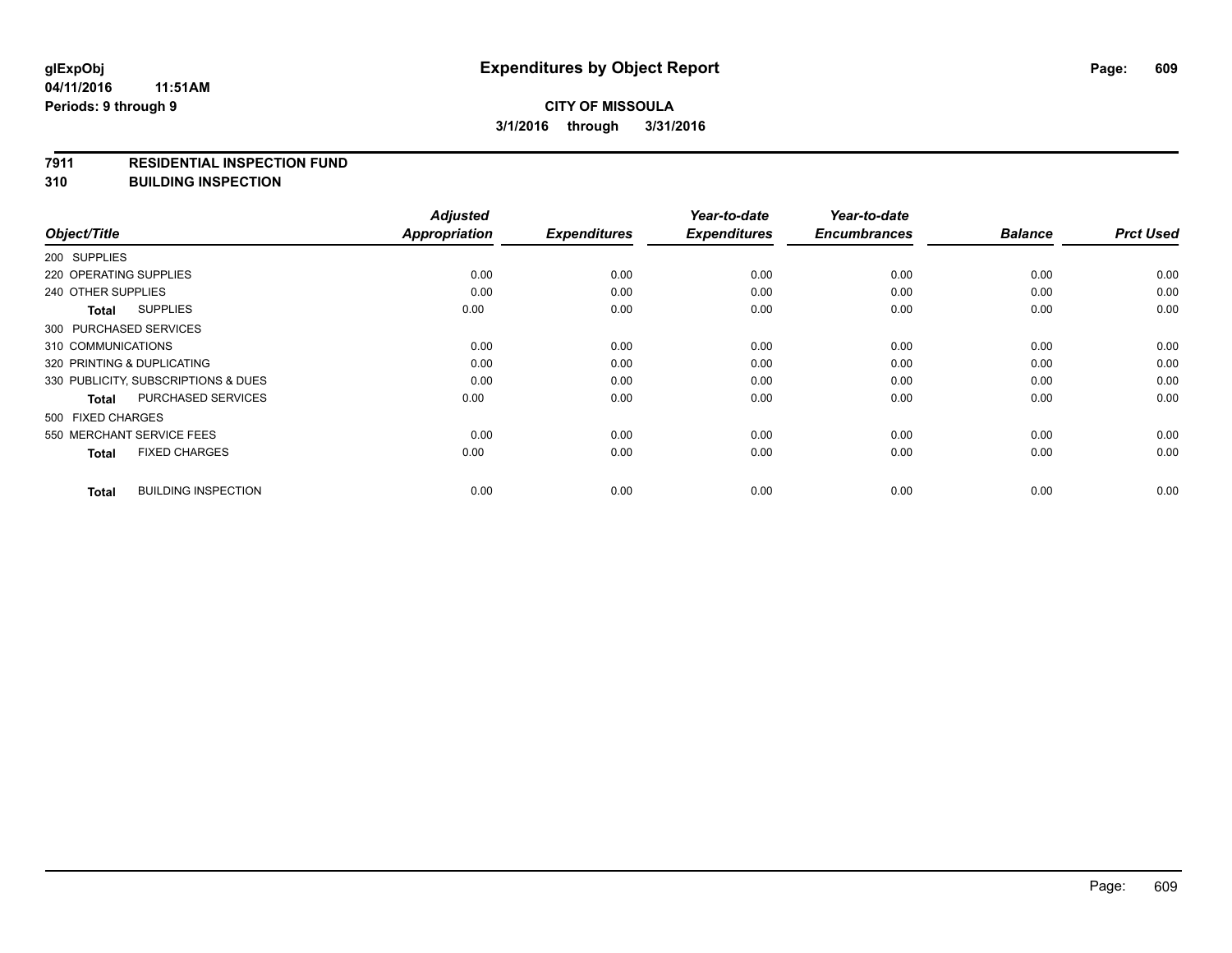# Expenditures by Object Report

glExpObj
04/11/2016 11:51AM
Periods: 9 through 9

**CITY OF MISSOULA**
**3/1/2016 through 3/31/2016**

## 7911 RESIDENTIAL INSPECTION FUND
## 310 BUILDING INSPECTION

| Object/Title | Adjusted Appropriation | Expenditures | Year-to-date Expenditures | Year-to-date Encumbrances | Balance | Prct Used |
|---|---|---|---|---|---|---|
| 200 SUPPLIES | | | | | | |
| 220 OPERATING SUPPLIES | 0.00 | 0.00 | 0.00 | 0.00 | 0.00 | 0.00 |
| 240 OTHER SUPPLIES | 0.00 | 0.00 | 0.00 | 0.00 | 0.00 | 0.00 |
| **Total** SUPPLIES | 0.00 | 0.00 | 0.00 | 0.00 | 0.00 | 0.00 |
| 300 PURCHASED SERVICES | | | | | | |
| 310 COMMUNICATIONS | 0.00 | 0.00 | 0.00 | 0.00 | 0.00 | 0.00 |
| 320 PRINTING & DUPLICATING | 0.00 | 0.00 | 0.00 | 0.00 | 0.00 | 0.00 |
| 330 PUBLICITY, SUBSCRIPTIONS & DUES | 0.00 | 0.00 | 0.00 | 0.00 | 0.00 | 0.00 |
| **Total** PURCHASED SERVICES | 0.00 | 0.00 | 0.00 | 0.00 | 0.00 | 0.00 |
| 500 FIXED CHARGES | | | | | | |
| 550 MERCHANT SERVICE FEES | 0.00 | 0.00 | 0.00 | 0.00 | 0.00 | 0.00 |
| **Total** FIXED CHARGES | 0.00 | 0.00 | 0.00 | 0.00 | 0.00 | 0.00 |
| **Total** BUILDING INSPECTION | 0.00 | 0.00 | 0.00 | 0.00 | 0.00 | 0.00 |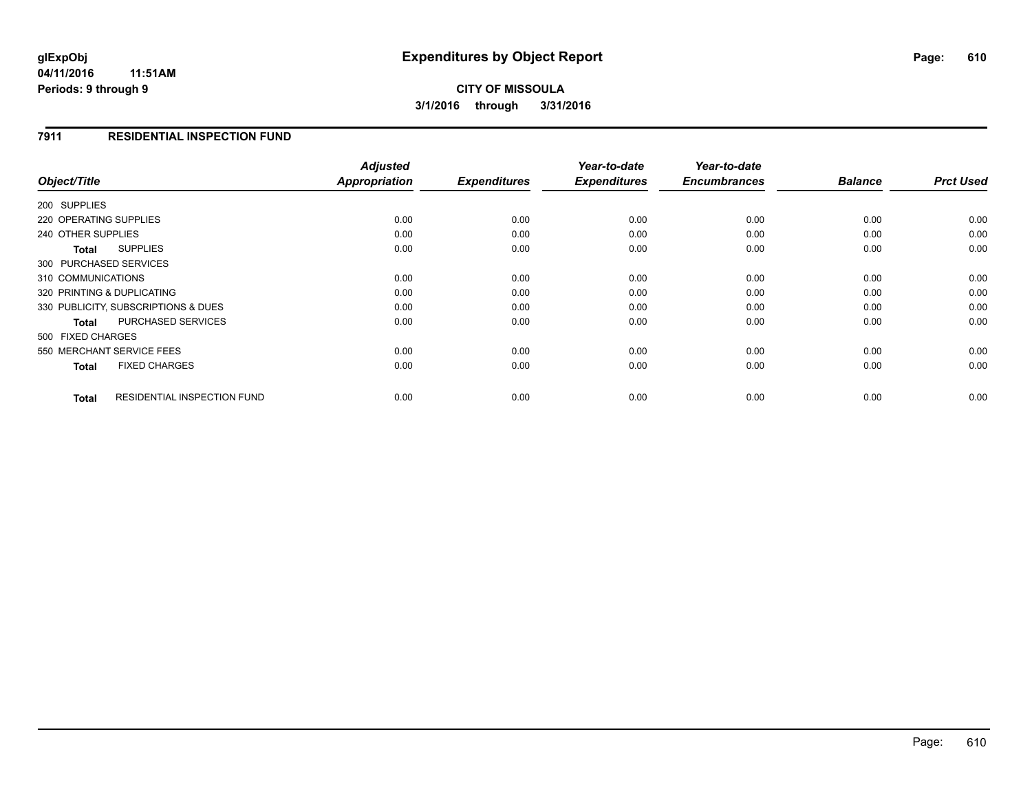# Expenditures by Object Report

glExpObj
04/11/2016 11:51AM
Periods: 9 through 9

**CITY OF MISSOULA**
**3/1/2016 through 3/31/2016**

## 7911 RESIDENTIAL INSPECTION FUND

| Object/Title | Adjusted Appropriation | Expenditures | Year-to-date Expenditures | Year-to-date Encumbrances | Balance | Prct Used |
|---|---|---|---|---|---|---|
| 200 SUPPLIES | | | | | | |
| 220 OPERATING SUPPLIES | 0.00 | 0.00 | 0.00 | 0.00 | 0.00 | 0.00 |
| 240 OTHER SUPPLIES | 0.00 | 0.00 | 0.00 | 0.00 | 0.00 | 0.00 |
| **Total** SUPPLIES | 0.00 | 0.00 | 0.00 | 0.00 | 0.00 | 0.00 |
| 300 PURCHASED SERVICES | | | | | | |
| 310 COMMUNICATIONS | 0.00 | 0.00 | 0.00 | 0.00 | 0.00 | 0.00 |
| 320 PRINTING & DUPLICATING | 0.00 | 0.00 | 0.00 | 0.00 | 0.00 | 0.00 |
| 330 PUBLICITY, SUBSCRIPTIONS & DUES | 0.00 | 0.00 | 0.00 | 0.00 | 0.00 | 0.00 |
| **Total** PURCHASED SERVICES | 0.00 | 0.00 | 0.00 | 0.00 | 0.00 | 0.00 |
| 500 FIXED CHARGES | | | | | | |
| 550 MERCHANT SERVICE FEES | 0.00 | 0.00 | 0.00 | 0.00 | 0.00 | 0.00 |
| **Total** FIXED CHARGES | 0.00 | 0.00 | 0.00 | 0.00 | 0.00 | 0.00 |
| **Total** RESIDENTIAL INSPECTION FUND | 0.00 | 0.00 | 0.00 | 0.00 | 0.00 | 0.00 |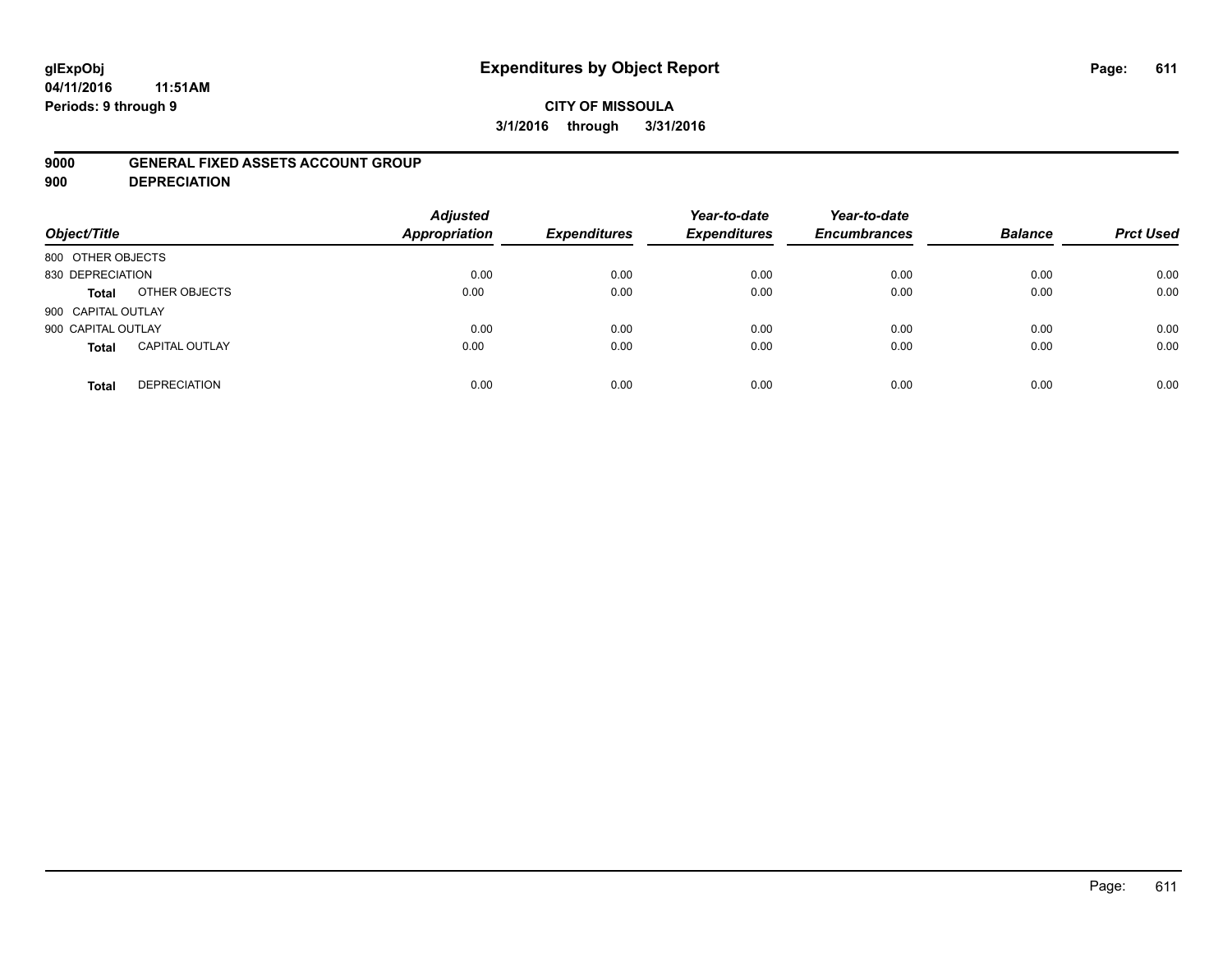glExpObj
04/11/2016 11:51AM
Periods: 9 through 9

# Expenditures by Object Report

**CITY OF MISSOULA**

**3/1/2016 through 3/31/2016**

**9000 GENERAL FIXED ASSETS ACCOUNT GROUP**
**900 DEPRECIATION**

| Object/Title | | Adjusted Appropriation | Expenditures | Year-to-date Expenditures | Year-to-date Encumbrances | Balance | Prct Used |
|---|---|---|---|---|---|---|---|
| 800 OTHER OBJECTS | | | | | | | |
| 830 DEPRECIATION | | 0.00 | 0.00 | 0.00 | 0.00 | 0.00 | 0.00 |
| **Total** | OTHER OBJECTS | 0.00 | 0.00 | 0.00 | 0.00 | 0.00 | 0.00 |
| 900 CAPITAL OUTLAY | | | | | | | |
| 900 CAPITAL OUTLAY | | 0.00 | 0.00 | 0.00 | 0.00 | 0.00 | 0.00 |
| **Total** | CAPITAL OUTLAY | 0.00 | 0.00 | 0.00 | 0.00 | 0.00 | 0.00 |
| **Total** | DEPRECIATION | 0.00 | 0.00 | 0.00 | 0.00 | 0.00 | 0.00 |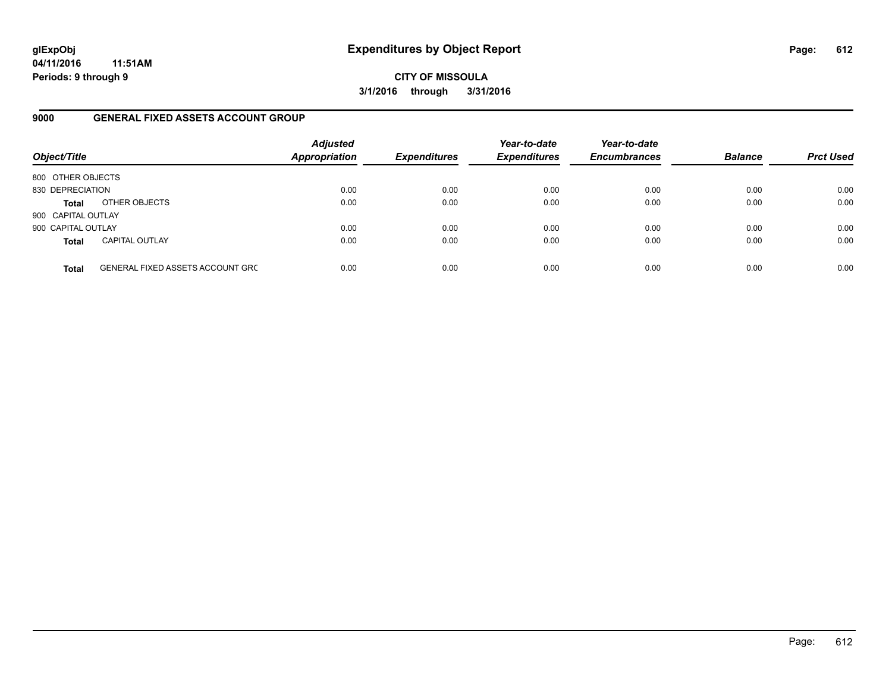**glExpObj** **Expenditures by Object Report**

**04/11/2016 11:51AM**

**Periods: 9 through 9**

**CITY OF MISSOULA**

**3/1/2016 through 3/31/2016**

## 9000 GENERAL FIXED ASSETS ACCOUNT GROUP

| Object/Title | | Adjusted Appropriation | Expenditures | Year-to-date Expenditures | Year-to-date Encumbrances | Balance | Prct Used |
|---|---|---|---|---|---|---|---|
| 800 OTHER OBJECTS | | | | | | | |
| 830 DEPRECIATION | | 0.00 | 0.00 | 0.00 | 0.00 | 0.00 | 0.00 |
| **Total** | OTHER OBJECTS | 0.00 | 0.00 | 0.00 | 0.00 | 0.00 | 0.00 |
| 900 CAPITAL OUTLAY | | | | | | | |
| 900 CAPITAL OUTLAY | | 0.00 | 0.00 | 0.00 | 0.00 | 0.00 | 0.00 |
| **Total** | CAPITAL OUTLAY | 0.00 | 0.00 | 0.00 | 0.00 | 0.00 | 0.00 |
| **Total** | GENERAL FIXED ASSETS ACCOUNT GRC | 0.00 | 0.00 | 0.00 | 0.00 | 0.00 | 0.00 |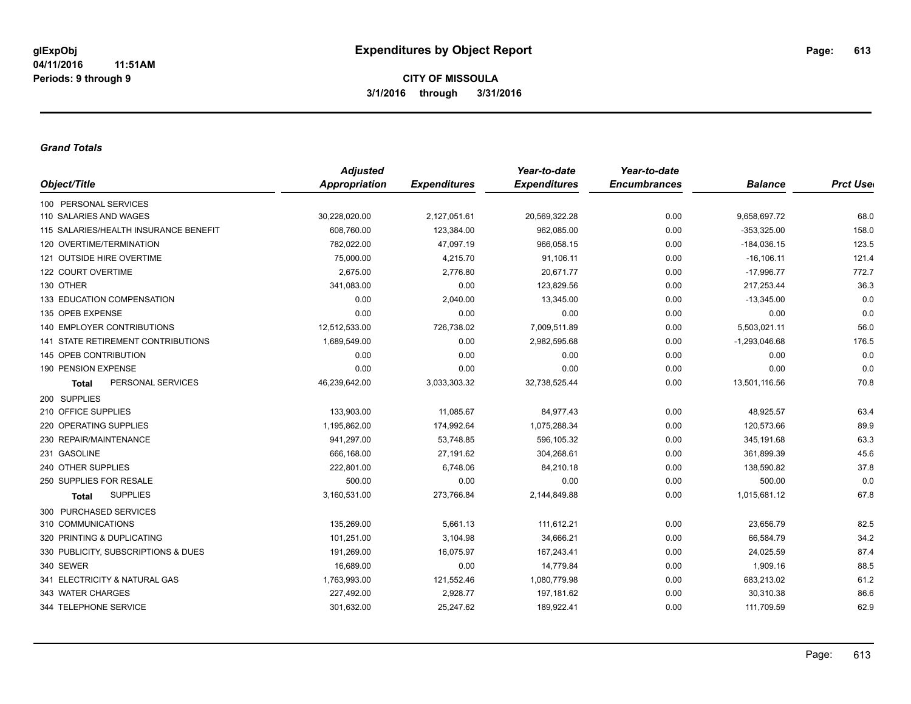**glExpObj**
**04/11/2016 11:51AM**
**Periods: 9 through 9**

# Expenditures by Object Report

**CITY OF MISSOULA**
**3/1/2016 through 3/31/2016**

### *Grand Totals*

| Object/Title | Adjusted Appropriation | Expenditures | Year-to-date Expenditures | Year-to-date Encumbrances | Balance | Prct Used |
|---|---|---|---|---|---|---|
| 100 PERSONAL SERVICES | | | | | | |
| 110 SALARIES AND WAGES | 30,228,020.00 | 2,127,051.61 | 20,569,322.28 | 0.00 | 9,658,697.72 | 68.0 |
| 115 SALARIES/HEALTH INSURANCE BENEFIT | 608,760.00 | 123,384.00 | 962,085.00 | 0.00 | -353,325.00 | 158.0 |
| 120 OVERTIME/TERMINATION | 782,022.00 | 47,097.19 | 966,058.15 | 0.00 | -184,036.15 | 123.5 |
| 121 OUTSIDE HIRE OVERTIME | 75,000.00 | 4,215.70 | 91,106.11 | 0.00 | -16,106.11 | 121.4 |
| 122 COURT OVERTIME | 2,675.00 | 2,776.80 | 20,671.77 | 0.00 | -17,996.77 | 772.7 |
| 130 OTHER | 341,083.00 | 0.00 | 123,829.56 | 0.00 | 217,253.44 | 36.3 |
| 133 EDUCATION COMPENSATION | 0.00 | 2,040.00 | 13,345.00 | 0.00 | -13,345.00 | 0.0 |
| 135 OPEB EXPENSE | 0.00 | 0.00 | 0.00 | 0.00 | 0.00 | 0.0 |
| 140 EMPLOYER CONTRIBUTIONS | 12,512,533.00 | 726,738.02 | 7,009,511.89 | 0.00 | 5,503,021.11 | 56.0 |
| 141 STATE RETIREMENT CONTRIBUTIONS | 1,689,549.00 | 0.00 | 2,982,595.68 | 0.00 | -1,293,046.68 | 176.5 |
| 145 OPEB CONTRIBUTION | 0.00 | 0.00 | 0.00 | 0.00 | 0.00 | 0.0 |
| 190 PENSION EXPENSE | 0.00 | 0.00 | 0.00 | 0.00 | 0.00 | 0.0 |
| **Total** PERSONAL SERVICES | 46,239,642.00 | 3,033,303.32 | 32,738,525.44 | 0.00 | 13,501,116.56 | 70.8 |
| 200 SUPPLIES | | | | | | |
| 210 OFFICE SUPPLIES | 133,903.00 | 11,085.67 | 84,977.43 | 0.00 | 48,925.57 | 63.4 |
| 220 OPERATING SUPPLIES | 1,195,862.00 | 174,992.64 | 1,075,288.34 | 0.00 | 120,573.66 | 89.9 |
| 230 REPAIR/MAINTENANCE | 941,297.00 | 53,748.85 | 596,105.32 | 0.00 | 345,191.68 | 63.3 |
| 231 GASOLINE | 666,168.00 | 27,191.62 | 304,268.61 | 0.00 | 361,899.39 | 45.6 |
| 240 OTHER SUPPLIES | 222,801.00 | 6,748.06 | 84,210.18 | 0.00 | 138,590.82 | 37.8 |
| 250 SUPPLIES FOR RESALE | 500.00 | 0.00 | 0.00 | 0.00 | 500.00 | 0.0 |
| **Total** SUPPLIES | 3,160,531.00 | 273,766.84 | 2,144,849.88 | 0.00 | 1,015,681.12 | 67.8 |
| 300 PURCHASED SERVICES | | | | | | |
| 310 COMMUNICATIONS | 135,269.00 | 5,661.13 | 111,612.21 | 0.00 | 23,656.79 | 82.5 |
| 320 PRINTING & DUPLICATING | 101,251.00 | 3,104.98 | 34,666.21 | 0.00 | 66,584.79 | 34.2 |
| 330 PUBLICITY, SUBSCRIPTIONS & DUES | 191,269.00 | 16,075.97 | 167,243.41 | 0.00 | 24,025.59 | 87.4 |
| 340 SEWER | 16,689.00 | 0.00 | 14,779.84 | 0.00 | 1,909.16 | 88.5 |
| 341 ELECTRICITY & NATURAL GAS | 1,763,993.00 | 121,552.46 | 1,080,779.98 | 0.00 | 683,213.02 | 61.2 |
| 343 WATER CHARGES | 227,492.00 | 2,928.77 | 197,181.62 | 0.00 | 30,310.38 | 86.6 |
| 344 TELEPHONE SERVICE | 301,632.00 | 25,247.62 | 189,922.41 | 0.00 | 111,709.59 | 62.9 |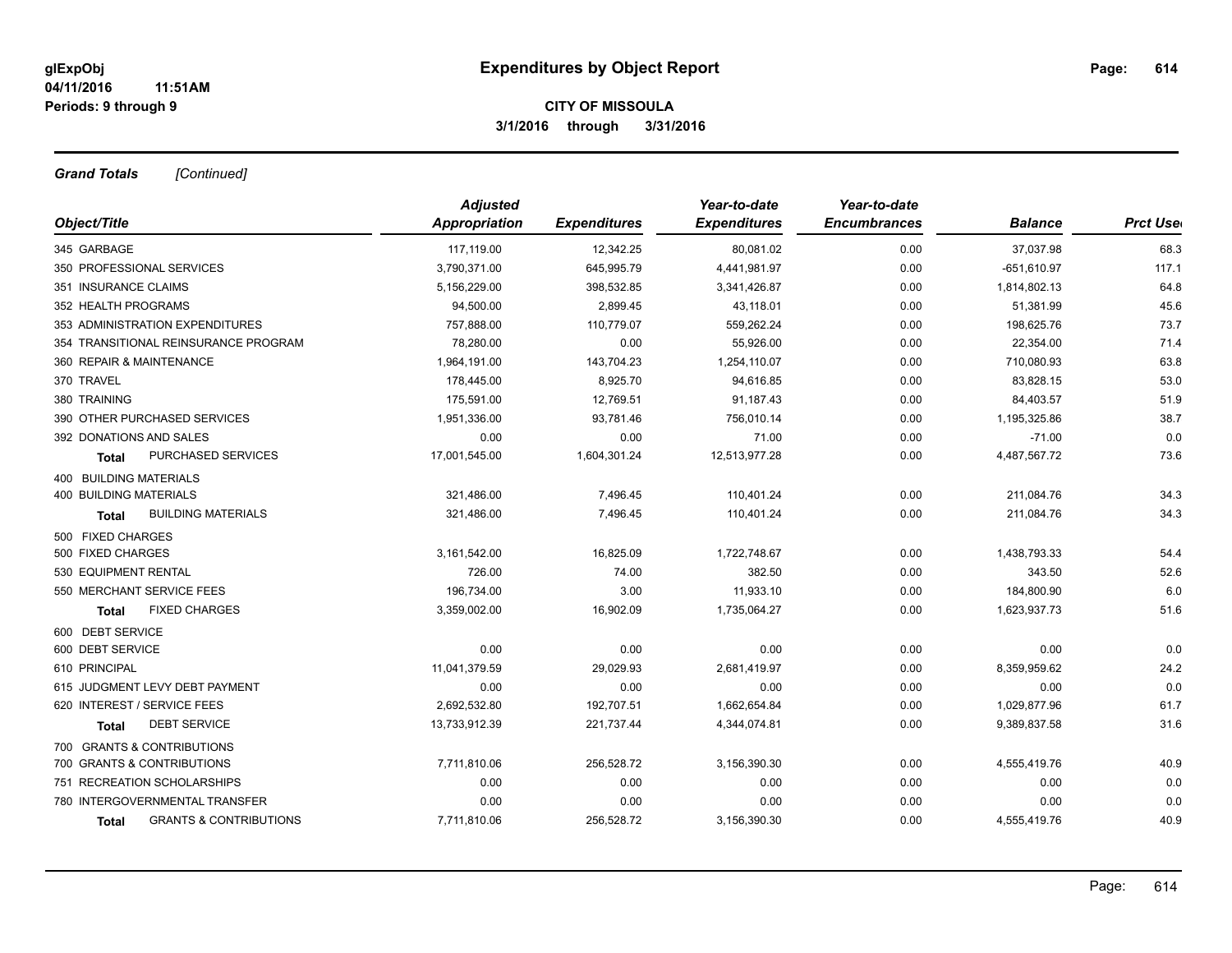**Expenditures by Object Report**

**CITY OF MISSOULA**

**3/1/2016 through 3/31/2016**

glExpObj
04/11/2016 11:51AM
Periods: 9 through 9

***Grand Totals*** *[Continued]*

| Object/Title | Adjusted Appropriation | Expenditures | Year-to-date Expenditures | Year-to-date Encumbrances | Balance | Prct Used |
|---|---|---|---|---|---|---|
| 345 GARBAGE | 117,119.00 | 12,342.25 | 80,081.02 | 0.00 | 37,037.98 | 68.3 |
| 350 PROFESSIONAL SERVICES | 3,790,371.00 | 645,995.79 | 4,441,981.97 | 0.00 | -651,610.97 | 117.1 |
| 351 INSURANCE CLAIMS | 5,156,229.00 | 398,532.85 | 3,341,426.87 | 0.00 | 1,814,802.13 | 64.8 |
| 352 HEALTH PROGRAMS | 94,500.00 | 2,899.45 | 43,118.01 | 0.00 | 51,381.99 | 45.6 |
| 353 ADMINISTRATION EXPENDITURES | 757,888.00 | 110,779.07 | 559,262.24 | 0.00 | 198,625.76 | 73.7 |
| 354 TRANSITIONAL REINSURANCE PROGRAM | 78,280.00 | 0.00 | 55,926.00 | 0.00 | 22,354.00 | 71.4 |
| 360 REPAIR & MAINTENANCE | 1,964,191.00 | 143,704.23 | 1,254,110.07 | 0.00 | 710,080.93 | 63.8 |
| 370 TRAVEL | 178,445.00 | 8,925.70 | 94,616.85 | 0.00 | 83,828.15 | 53.0 |
| 380 TRAINING | 175,591.00 | 12,769.51 | 91,187.43 | 0.00 | 84,403.57 | 51.9 |
| 390 OTHER PURCHASED SERVICES | 1,951,336.00 | 93,781.46 | 756,010.14 | 0.00 | 1,195,325.86 | 38.7 |
| 392 DONATIONS AND SALES | 0.00 | 0.00 | 71.00 | 0.00 | -71.00 | 0.0 |
| **Total** PURCHASED SERVICES | 17,001,545.00 | 1,604,301.24 | 12,513,977.28 | 0.00 | 4,487,567.72 | 73.6 |
| 400 BUILDING MATERIALS | | | | | | |
| 400 BUILDING MATERIALS | 321,486.00 | 7,496.45 | 110,401.24 | 0.00 | 211,084.76 | 34.3 |
| **Total** BUILDING MATERIALS | 321,486.00 | 7,496.45 | 110,401.24 | 0.00 | 211,084.76 | 34.3 |
| 500 FIXED CHARGES | | | | | | |
| 500 FIXED CHARGES | 3,161,542.00 | 16,825.09 | 1,722,748.67 | 0.00 | 1,438,793.33 | 54.4 |
| 530 EQUIPMENT RENTAL | 726.00 | 74.00 | 382.50 | 0.00 | 343.50 | 52.6 |
| 550 MERCHANT SERVICE FEES | 196,734.00 | 3.00 | 11,933.10 | 0.00 | 184,800.90 | 6.0 |
| **Total** FIXED CHARGES | 3,359,002.00 | 16,902.09 | 1,735,064.27 | 0.00 | 1,623,937.73 | 51.6 |
| 600 DEBT SERVICE | | | | | | |
| 600 DEBT SERVICE | 0.00 | 0.00 | 0.00 | 0.00 | 0.00 | 0.0 |
| 610 PRINCIPAL | 11,041,379.59 | 29,029.93 | 2,681,419.97 | 0.00 | 8,359,959.62 | 24.2 |
| 615 JUDGMENT LEVY DEBT PAYMENT | 0.00 | 0.00 | 0.00 | 0.00 | 0.00 | 0.0 |
| 620 INTEREST / SERVICE FEES | 2,692,532.80 | 192,707.51 | 1,662,654.84 | 0.00 | 1,029,877.96 | 61.7 |
| **Total** DEBT SERVICE | 13,733,912.39 | 221,737.44 | 4,344,074.81 | 0.00 | 9,389,837.58 | 31.6 |
| 700 GRANTS & CONTRIBUTIONS | | | | | | |
| 700 GRANTS & CONTRIBUTIONS | 7,711,810.06 | 256,528.72 | 3,156,390.30 | 0.00 | 4,555,419.76 | 40.9 |
| 751 RECREATION SCHOLARSHIPS | 0.00 | 0.00 | 0.00 | 0.00 | 0.00 | 0.0 |
| 780 INTERGOVERNMENTAL TRANSFER | 0.00 | 0.00 | 0.00 | 0.00 | 0.00 | 0.0 |
| **Total** GRANTS & CONTRIBUTIONS | 7,711,810.06 | 256,528.72 | 3,156,390.30 | 0.00 | 4,555,419.76 | 40.9 |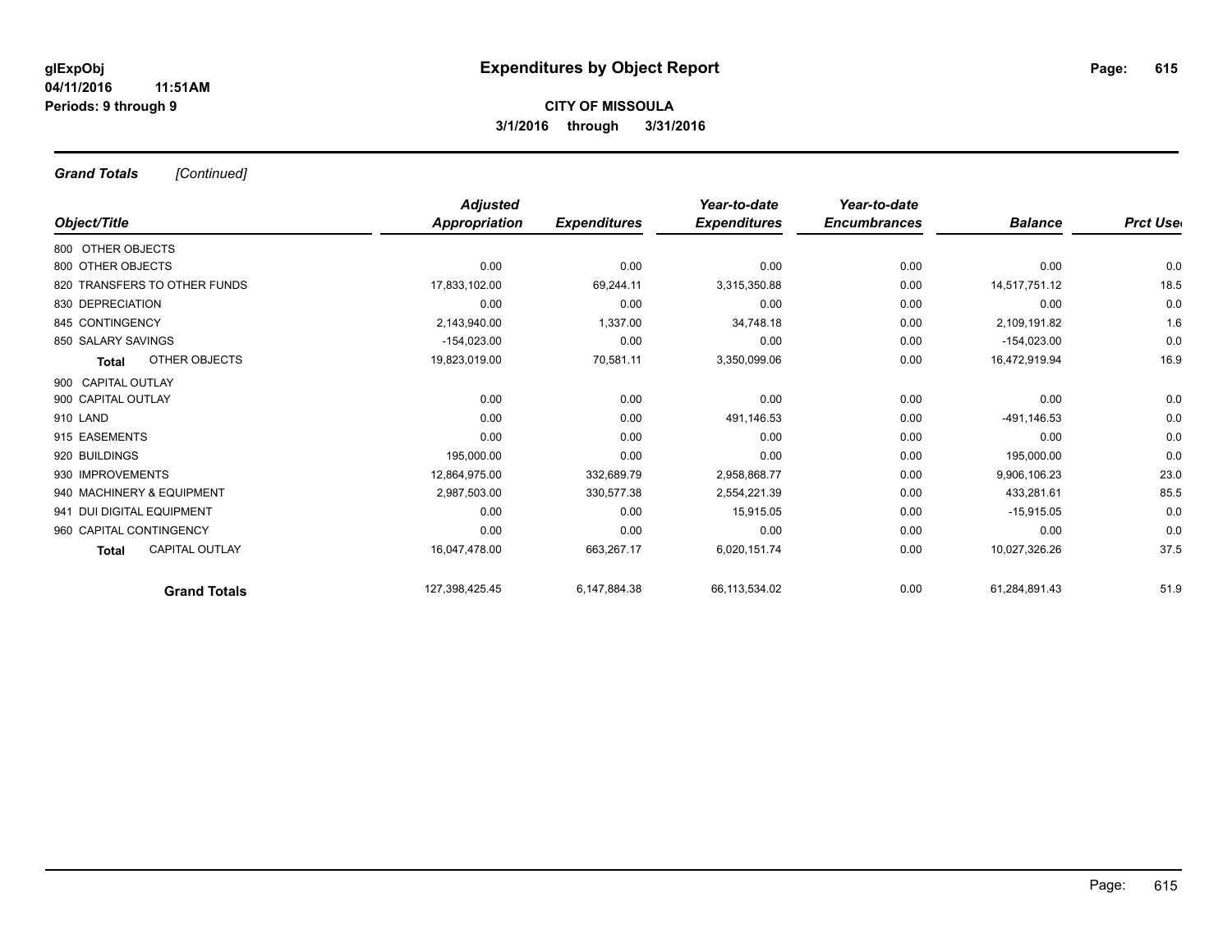# Expenditures by Object Report

glExpObj
04/11/2016 11:51AM
Periods: 9 through 9

**CITY OF MISSOULA**
**3/1/2016 through 3/31/2016**

***Grand Totals*** *[Continued]*

| Object/Title | Adjusted Appropriation | Expenditures | Year-to-date Expenditures | Year-to-date Encumbrances | Balance | Prct Used |
|---|---|---|---|---|---|---|
| 800 OTHER OBJECTS | | | | | | |
| 800 OTHER OBJECTS | 0.00 | 0.00 | 0.00 | 0.00 | 0.00 | 0.0 |
| 820 TRANSFERS TO OTHER FUNDS | 17,833,102.00 | 69,244.11 | 3,315,350.88 | 0.00 | 14,517,751.12 | 18.5 |
| 830 DEPRECIATION | 0.00 | 0.00 | 0.00 | 0.00 | 0.00 | 0.0 |
| 845 CONTINGENCY | 2,143,940.00 | 1,337.00 | 34,748.18 | 0.00 | 2,109,191.82 | 1.6 |
| 850 SALARY SAVINGS | -154,023.00 | 0.00 | 0.00 | 0.00 | -154,023.00 | 0.0 |
| **Total** OTHER OBJECTS | 19,823,019.00 | 70,581.11 | 3,350,099.06 | 0.00 | 16,472,919.94 | 16.9 |
| 900 CAPITAL OUTLAY | | | | | | |
| 900 CAPITAL OUTLAY | 0.00 | 0.00 | 0.00 | 0.00 | 0.00 | 0.0 |
| 910 LAND | 0.00 | 0.00 | 491,146.53 | 0.00 | -491,146.53 | 0.0 |
| 915 EASEMENTS | 0.00 | 0.00 | 0.00 | 0.00 | 0.00 | 0.0 |
| 920 BUILDINGS | 195,000.00 | 0.00 | 0.00 | 0.00 | 195,000.00 | 0.0 |
| 930 IMPROVEMENTS | 12,864,975.00 | 332,689.79 | 2,958,868.77 | 0.00 | 9,906,106.23 | 23.0 |
| 940 MACHINERY & EQUIPMENT | 2,987,503.00 | 330,577.38 | 2,554,221.39 | 0.00 | 433,281.61 | 85.5 |
| 941 DUI DIGITAL EQUIPMENT | 0.00 | 0.00 | 15,915.05 | 0.00 | -15,915.05 | 0.0 |
| 960 CAPITAL CONTINGENCY | 0.00 | 0.00 | 0.00 | 0.00 | 0.00 | 0.0 |
| **Total** CAPITAL OUTLAY | 16,047,478.00 | 663,267.17 | 6,020,151.74 | 0.00 | 10,027,326.26 | 37.5 |
| **Grand Totals** | 127,398,425.45 | 6,147,884.38 | 66,113,534.02 | 0.00 | 61,284,891.43 | 51.9 |